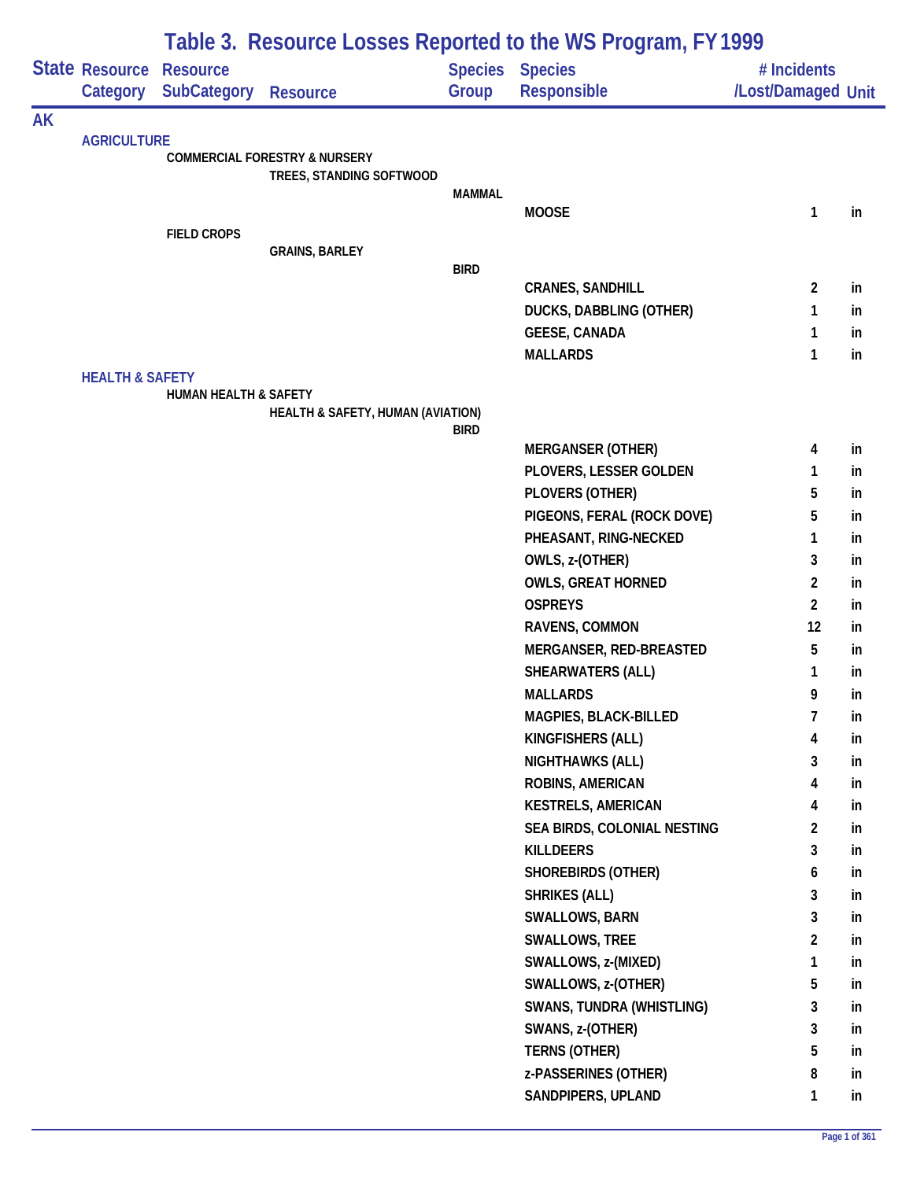# Table 3. Resource Losses Reported to the WS Program, FY 1999

| State | Resource Category | Resource SubCategory | Resource | Species Group | Species Responsible | # Incidents /Lost/Damaged | Unit |
|---|---|---|---|---|---|---|---|
| AK | | | | | | | |
| | AGRICULTURE | | | | | | |
| | | COMMERCIAL FORESTRY & NURSERY | | | | | |
| | | | TREES, STANDING SOFTWOOD | | | | |
| | | | | MAMMAL | | | |
| | | | | | MOOSE | 1 | in |
| | | FIELD CROPS | | | | | |
| | | | GRAINS, BARLEY | | | | |
| | | | | BIRD | | | |
| | | | | | CRANES, SANDHILL | 2 | in |
| | | | | | DUCKS, DABBLING (OTHER) | 1 | in |
| | | | | | GEESE, CANADA | 1 | in |
| | | | | | MALLARDS | 1 | in |
| | HEALTH & SAFETY | | | | | | |
| | | HUMAN HEALTH & SAFETY | | | | | |
| | | | HEALTH & SAFETY, HUMAN (AVIATION) | | | | |
| | | | | BIRD | | | |
| | | | | | MERGANSER (OTHER) | 4 | in |
| | | | | | PLOVERS, LESSER GOLDEN | 1 | in |
| | | | | | PLOVERS (OTHER) | 5 | in |
| | | | | | PIGEONS, FERAL (ROCK DOVE) | 5 | in |
| | | | | | PHEASANT, RING-NECKED | 1 | in |
| | | | | | OWLS, z-(OTHER) | 3 | in |
| | | | | | OWLS, GREAT HORNED | 2 | in |
| | | | | | OSPREYS | 2 | in |
| | | | | | RAVENS, COMMON | 12 | in |
| | | | | | MERGANSER, RED-BREASTED | 5 | in |
| | | | | | SHEARWATERS (ALL) | 1 | in |
| | | | | | MALLARDS | 9 | in |
| | | | | | MAGPIES, BLACK-BILLED | 7 | in |
| | | | | | KINGFISHERS (ALL) | 4 | in |
| | | | | | NIGHTHAWKS (ALL) | 3 | in |
| | | | | | ROBINS, AMERICAN | 4 | in |
| | | | | | KESTRELS, AMERICAN | 4 | in |
| | | | | | SEA BIRDS, COLONIAL NESTING | 2 | in |
| | | | | | KILLDEERS | 3 | in |
| | | | | | SHOREBIRDS (OTHER) | 6 | in |
| | | | | | SHRIKES (ALL) | 3 | in |
| | | | | | SWALLOWS, BARN | 3 | in |
| | | | | | SWALLOWS, TREE | 2 | in |
| | | | | | SWALLOWS, z-(MIXED) | 1 | in |
| | | | | | SWALLOWS, z-(OTHER) | 5 | in |
| | | | | | SWANS, TUNDRA (WHISTLING) | 3 | in |
| | | | | | SWANS, z-(OTHER) | 3 | in |
| | | | | | TERNS (OTHER) | 5 | in |
| | | | | | z-PASSERINES (OTHER) | 8 | in |
| | | | | | SANDPIPERS, UPLAND | 1 | in |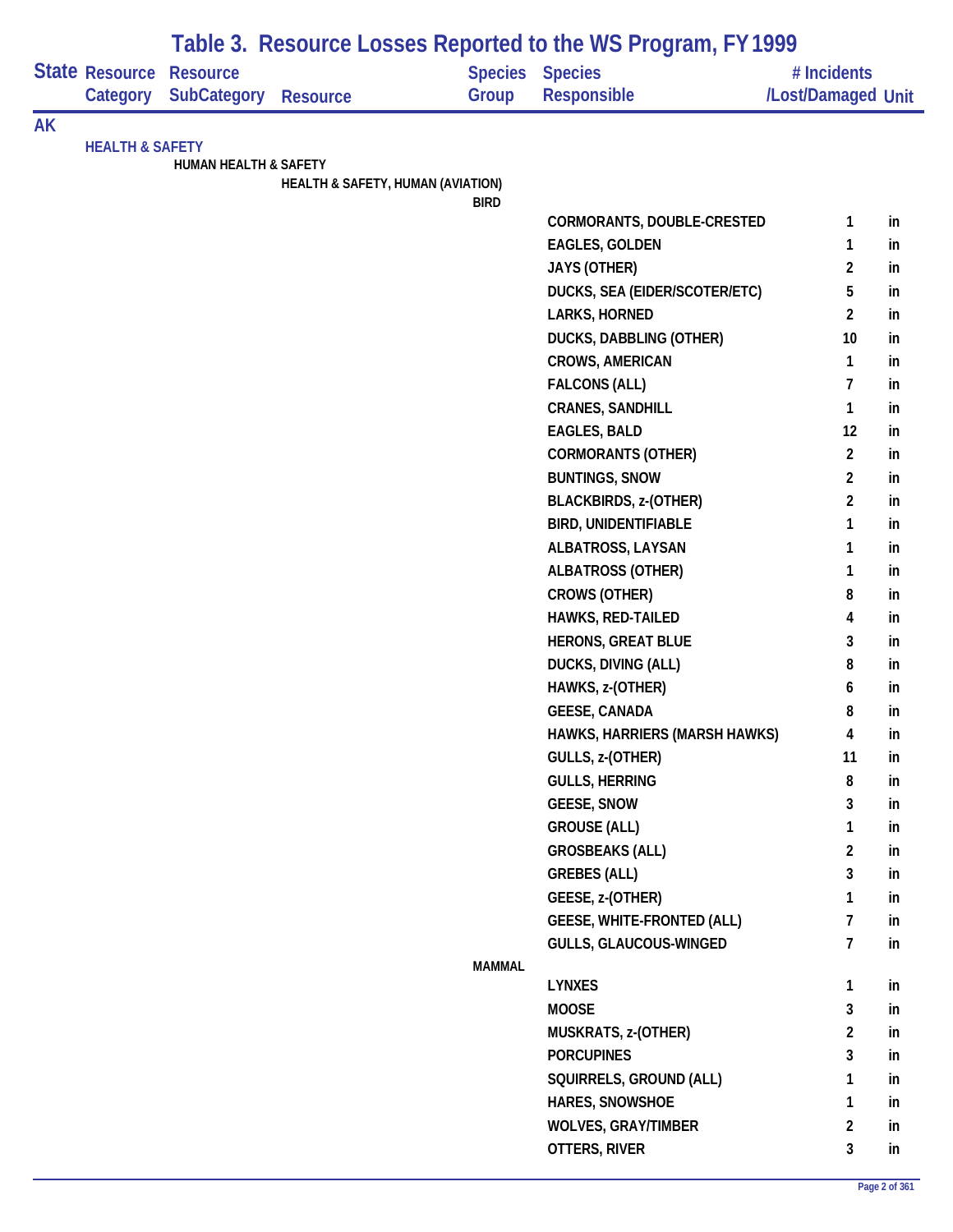# Table 3. Resource Losses Reported to the WS Program, FY 1999

| State | Resource Category | Resource SubCategory | Resource | Species Group | Species Responsible | # Incidents /Lost/Damaged | Unit |
|---|---|---|---|---|---|---|---|
| AK | | | | | | | |
| | HEALTH & SAFETY | | | | | | |
| | | HUMAN HEALTH & SAFETY | | | | | |
| | | | HEALTH & SAFETY, HUMAN (AVIATION) | | | | |
| | | | | BIRD | | | |
| | | | | | CORMORANTS, DOUBLE-CRESTED | 1 | in |
| | | | | | EAGLES, GOLDEN | 1 | in |
| | | | | | JAYS (OTHER) | 2 | in |
| | | | | | DUCKS, SEA (EIDER/SCOTER/ETC) | 5 | in |
| | | | | | LARKS, HORNED | 2 | in |
| | | | | | DUCKS, DABBLING (OTHER) | 10 | in |
| | | | | | CROWS, AMERICAN | 1 | in |
| | | | | | FALCONS (ALL) | 7 | in |
| | | | | | CRANES, SANDHILL | 1 | in |
| | | | | | EAGLES, BALD | 12 | in |
| | | | | | CORMORANTS (OTHER) | 2 | in |
| | | | | | BUNTINGS, SNOW | 2 | in |
| | | | | | BLACKBIRDS, z-(OTHER) | 2 | in |
| | | | | | BIRD, UNIDENTIFIABLE | 1 | in |
| | | | | | ALBATROSS, LAYSAN | 1 | in |
| | | | | | ALBATROSS (OTHER) | 1 | in |
| | | | | | CROWS (OTHER) | 8 | in |
| | | | | | HAWKS, RED-TAILED | 4 | in |
| | | | | | HERONS, GREAT BLUE | 3 | in |
| | | | | | DUCKS, DIVING (ALL) | 8 | in |
| | | | | | HAWKS, z-(OTHER) | 6 | in |
| | | | | | GEESE, CANADA | 8 | in |
| | | | | | HAWKS, HARRIERS (MARSH HAWKS) | 4 | in |
| | | | | | GULLS, z-(OTHER) | 11 | in |
| | | | | | GULLS, HERRING | 8 | in |
| | | | | | GEESE, SNOW | 3 | in |
| | | | | | GROUSE (ALL) | 1 | in |
| | | | | | GROSBEAKS (ALL) | 2 | in |
| | | | | | GREBES (ALL) | 3 | in |
| | | | | | GEESE, z-(OTHER) | 1 | in |
| | | | | | GEESE, WHITE-FRONTED (ALL) | 7 | in |
| | | | | | GULLS, GLAUCOUS-WINGED | 7 | in |
| | | | | MAMMAL | | | |
| | | | | | LYNXES | 1 | in |
| | | | | | MOOSE | 3 | in |
| | | | | | MUSKRATS, z-(OTHER) | 2 | in |
| | | | | | PORCUPINES | 3 | in |
| | | | | | SQUIRRELS, GROUND (ALL) | 1 | in |
| | | | | | HARES, SNOWSHOE | 1 | in |
| | | | | | WOLVES, GRAY/TIMBER | 2 | in |
| | | | | | OTTERS, RIVER | 3 | in |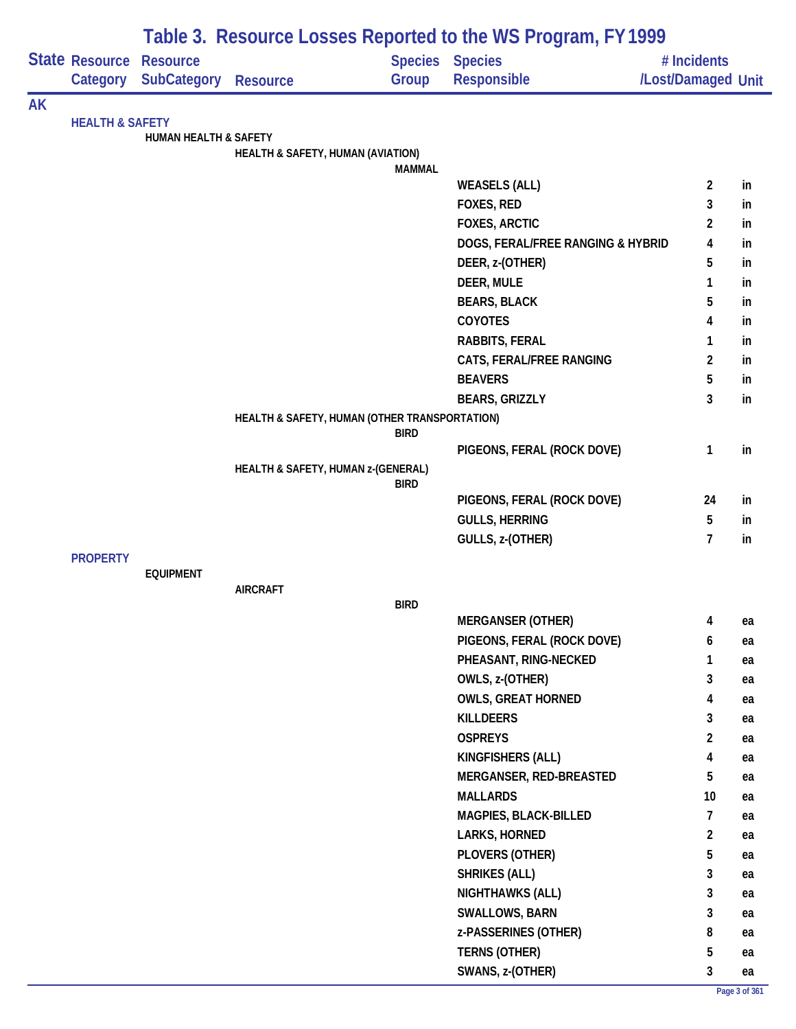# Table 3. Resource Losses Reported to the WS Program, FY 1999

| State | Resource Category | Resource SubCategory | Resource | Species Group | Species Responsible | # Incidents /Lost/Damaged | Unit |
|---|---|---|---|---|---|---|---|
| AK | | | | | | | |
| | HEALTH & SAFETY | | | | | | |
| | | HUMAN HEALTH & SAFETY | | | | | |
| | | | HEALTH & SAFETY, HUMAN (AVIATION) | | | | |
| | | | | MAMMAL | | | |
| | | | | | WEASELS (ALL) | 2 | in |
| | | | | | FOXES, RED | 3 | in |
| | | | | | FOXES, ARCTIC | 2 | in |
| | | | | | DOGS, FERAL/FREE RANGING & HYBRID | 4 | in |
| | | | | | DEER, z-(OTHER) | 5 | in |
| | | | | | DEER, MULE | 1 | in |
| | | | | | BEARS, BLACK | 5 | in |
| | | | | | COYOTES | 4 | in |
| | | | | | RABBITS, FERAL | 1 | in |
| | | | | | CATS, FERAL/FREE RANGING | 2 | in |
| | | | | | BEAVERS | 5 | in |
| | | | | | BEARS, GRIZZLY | 3 | in |
| | | | HEALTH & SAFETY, HUMAN (OTHER TRANSPORTATION) | | | | |
| | | | | BIRD | | | |
| | | | | | PIGEONS, FERAL (ROCK DOVE) | 1 | in |
| | | | HEALTH & SAFETY, HUMAN z-(GENERAL) | | | | |
| | | | | BIRD | | | |
| | | | | | PIGEONS, FERAL (ROCK DOVE) | 24 | in |
| | | | | | GULLS, HERRING | 5 | in |
| | | | | | GULLS, z-(OTHER) | 7 | in |
| | PROPERTY | | | | | | |
| | | EQUIPMENT | | | | | |
| | | | AIRCRAFT | | | | |
| | | | | BIRD | | | |
| | | | | | MERGANSER (OTHER) | 4 | ea |
| | | | | | PIGEONS, FERAL (ROCK DOVE) | 6 | ea |
| | | | | | PHEASANT, RING-NECKED | 1 | ea |
| | | | | | OWLS, z-(OTHER) | 3 | ea |
| | | | | | OWLS, GREAT HORNED | 4 | ea |
| | | | | | KILLDEERS | 3 | ea |
| | | | | | OSPREYS | 2 | ea |
| | | | | | KINGFISHERS (ALL) | 4 | ea |
| | | | | | MERGANSER, RED-BREASTED | 5 | ea |
| | | | | | MALLARDS | 10 | ea |
| | | | | | MAGPIES, BLACK-BILLED | 7 | ea |
| | | | | | LARKS, HORNED | 2 | ea |
| | | | | | PLOVERS (OTHER) | 5 | ea |
| | | | | | SHRIKES (ALL) | 3 | ea |
| | | | | | NIGHTHAWKS (ALL) | 3 | ea |
| | | | | | SWALLOWS, BARN | 3 | ea |
| | | | | | z-PASSERINES (OTHER) | 8 | ea |
| | | | | | TERNS (OTHER) | 5 | ea |
| | | | | | SWANS, z-(OTHER) | 3 | ea |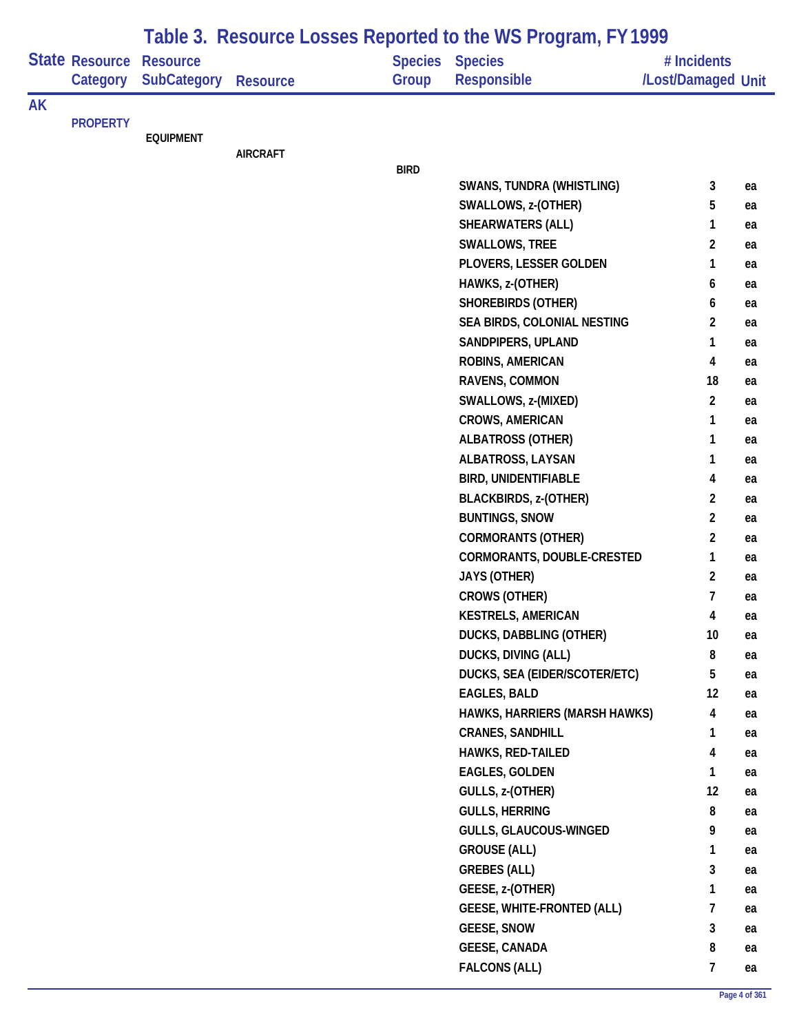# Table 3. Resource Losses Reported to the WS Program, FY 1999

| State | Resource Category | Resource SubCategory | Resource | Species Group | Species Responsible | # Incidents /Lost/Damaged | Unit |
|---|---|---|---|---|---|---|---|
| AK | | | | | | | |
| | PROPERTY | | | | | | |
| | | EQUIPMENT | | | | | |
| | | | AIRCRAFT | | | | |
| | | | | BIRD | | | |
| | | | | | SWANS, TUNDRA (WHISTLING) | 3 | ea |
| | | | | | SWALLOWS, z-(OTHER) | 5 | ea |
| | | | | | SHEARWATERS (ALL) | 1 | ea |
| | | | | | SWALLOWS, TREE | 2 | ea |
| | | | | | PLOVERS, LESSER GOLDEN | 1 | ea |
| | | | | | HAWKS, z-(OTHER) | 6 | ea |
| | | | | | SHOREBIRDS (OTHER) | 6 | ea |
| | | | | | SEA BIRDS, COLONIAL NESTING | 2 | ea |
| | | | | | SANDPIPERS, UPLAND | 1 | ea |
| | | | | | ROBINS, AMERICAN | 4 | ea |
| | | | | | RAVENS, COMMON | 18 | ea |
| | | | | | SWALLOWS, z-(MIXED) | 2 | ea |
| | | | | | CROWS, AMERICAN | 1 | ea |
| | | | | | ALBATROSS (OTHER) | 1 | ea |
| | | | | | ALBATROSS, LAYSAN | 1 | ea |
| | | | | | BIRD, UNIDENTIFIABLE | 4 | ea |
| | | | | | BLACKBIRDS, z-(OTHER) | 2 | ea |
| | | | | | BUNTINGS, SNOW | 2 | ea |
| | | | | | CORMORANTS (OTHER) | 2 | ea |
| | | | | | CORMORANTS, DOUBLE-CRESTED | 1 | ea |
| | | | | | JAYS (OTHER) | 2 | ea |
| | | | | | CROWS (OTHER) | 7 | ea |
| | | | | | KESTRELS, AMERICAN | 4 | ea |
| | | | | | DUCKS, DABBLING (OTHER) | 10 | ea |
| | | | | | DUCKS, DIVING (ALL) | 8 | ea |
| | | | | | DUCKS, SEA (EIDER/SCOTER/ETC) | 5 | ea |
| | | | | | EAGLES, BALD | 12 | ea |
| | | | | | HAWKS, HARRIERS (MARSH HAWKS) | 4 | ea |
| | | | | | CRANES, SANDHILL | 1 | ea |
| | | | | | HAWKS, RED-TAILED | 4 | ea |
| | | | | | EAGLES, GOLDEN | 1 | ea |
| | | | | | GULLS, z-(OTHER) | 12 | ea |
| | | | | | GULLS, HERRING | 8 | ea |
| | | | | | GULLS, GLAUCOUS-WINGED | 9 | ea |
| | | | | | GROUSE (ALL) | 1 | ea |
| | | | | | GREBES (ALL) | 3 | ea |
| | | | | | GEESE, z-(OTHER) | 1 | ea |
| | | | | | GEESE, WHITE-FRONTED (ALL) | 7 | ea |
| | | | | | GEESE, SNOW | 3 | ea |
| | | | | | GEESE, CANADA | 8 | ea |
| | | | | | FALCONS (ALL) | 7 | ea |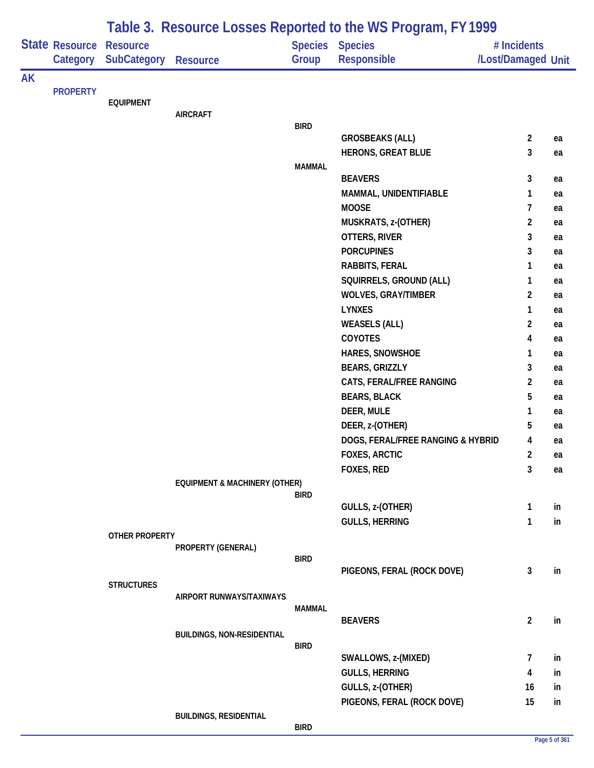# Table 3. Resource Losses Reported to the WS Program, FY 1999

| State | Resource Category | Resource SubCategory | Resource | Species Group | Species Responsible | # Incidents /Lost/Damaged | Unit |
|---|---|---|---|---|---|---|---|
| AK | | | | | | | |
| | PROPERTY | | | | | | |
| | | EQUIPMENT | | | | | |
| | | | AIRCRAFT | | | | |
| | | | | BIRD | | | |
| | | | | | GROSBEAKS (ALL) | 2 | ea |
| | | | | | HERONS, GREAT BLUE | 3 | ea |
| | | | | MAMMAL | | | |
| | | | | | BEAVERS | 3 | ea |
| | | | | | MAMMAL, UNIDENTIFIABLE | 1 | ea |
| | | | | | MOOSE | 7 | ea |
| | | | | | MUSKRATS, z-(OTHER) | 2 | ea |
| | | | | | OTTERS, RIVER | 3 | ea |
| | | | | | PORCUPINES | 3 | ea |
| | | | | | RABBITS, FERAL | 1 | ea |
| | | | | | SQUIRRELS, GROUND (ALL) | 1 | ea |
| | | | | | WOLVES, GRAY/TIMBER | 2 | ea |
| | | | | | LYNXES | 1 | ea |
| | | | | | WEASELS (ALL) | 2 | ea |
| | | | | | COYOTES | 4 | ea |
| | | | | | HARES, SNOWSHOE | 1 | ea |
| | | | | | BEARS, GRIZZLY | 3 | ea |
| | | | | | CATS, FERAL/FREE RANGING | 2 | ea |
| | | | | | BEARS, BLACK | 5 | ea |
| | | | | | DEER, MULE | 1 | ea |
| | | | | | DEER, z-(OTHER) | 5 | ea |
| | | | | | DOGS, FERAL/FREE RANGING & HYBRID | 4 | ea |
| | | | | | FOXES, ARCTIC | 2 | ea |
| | | | | | FOXES, RED | 3 | ea |
| | | | EQUIPMENT & MACHINERY (OTHER) | | | | |
| | | | | BIRD | | | |
| | | | | | GULLS, z-(OTHER) | 1 | in |
| | | | | | GULLS, HERRING | 1 | in |
| | | OTHER PROPERTY | | | | | |
| | | | PROPERTY (GENERAL) | | | | |
| | | | | BIRD | | | |
| | | | | | PIGEONS, FERAL (ROCK DOVE) | 3 | in |
| | | STRUCTURES | | | | | |
| | | | AIRPORT RUNWAYS/TAXIWAYS | | | | |
| | | | | MAMMAL | | | |
| | | | | | BEAVERS | 2 | in |
| | | | BUILDINGS, NON-RESIDENTIAL | | | | |
| | | | | BIRD | | | |
| | | | | | SWALLOWS, z-(MIXED) | 7 | in |
| | | | | | GULLS, HERRING | 4 | in |
| | | | | | GULLS, z-(OTHER) | 16 | in |
| | | | | | PIGEONS, FERAL (ROCK DOVE) | 15 | in |
| | | | BUILDINGS, RESIDENTIAL | | | | |
| | | | | BIRD | | | |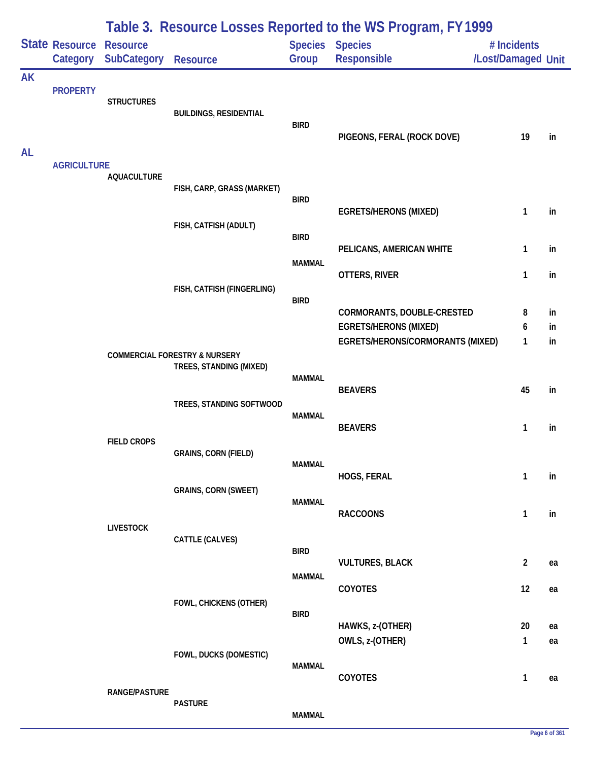# Table 3. Resource Losses Reported to the WS Program, FY 1999

| State | Resource Category | Resource SubCategory | Resource | Species Group | Species Responsible | # Incidents /Lost/Damaged | Unit |
|---|---|---|---|---|---|---|---|
| AK | | | | | | | |
| | PROPERTY | | | | | | |
| | | STRUCTURES | | | | | |
| | | | BUILDINGS, RESIDENTIAL | | | | |
| | | | | BIRD | | | |
| | | | | | PIGEONS, FERAL (ROCK DOVE) | 19 | in |
| AL | | | | | | | |
| | AGRICULTURE | | | | | | |
| | | AQUACULTURE | | | | | |
| | | | FISH, CARP, GRASS (MARKET) | | | | |
| | | | | BIRD | | | |
| | | | | | EGRETS/HERONS (MIXED) | 1 | in |
| | | | FISH, CATFISH (ADULT) | | | | |
| | | | | BIRD | | | |
| | | | | | PELICANS, AMERICAN WHITE | 1 | in |
| | | | | MAMMAL | | | |
| | | | | | OTTERS, RIVER | 1 | in |
| | | | FISH, CATFISH (FINGERLING) | | | | |
| | | | | BIRD | | | |
| | | | | | CORMORANTS, DOUBLE-CRESTED | 8 | in |
| | | | | | EGRETS/HERONS (MIXED) | 6 | in |
| | | | | | EGRETS/HERONS/CORMORANTS (MIXED) | 1 | in |
| | | COMMERCIAL FORESTRY & NURSERY | | | | | |
| | | | TREES, STANDING (MIXED) | | | | |
| | | | | MAMMAL | | | |
| | | | | | BEAVERS | 45 | in |
| | | | TREES, STANDING SOFTWOOD | | | | |
| | | | | MAMMAL | | | |
| | | | | | BEAVERS | 1 | in |
| | | FIELD CROPS | | | | | |
| | | | GRAINS, CORN (FIELD) | | | | |
| | | | | MAMMAL | | | |
| | | | | | HOGS, FERAL | 1 | in |
| | | | GRAINS, CORN (SWEET) | | | | |
| | | | | MAMMAL | | | |
| | | | | | RACCOONS | 1 | in |
| | | LIVESTOCK | | | | | |
| | | | CATTLE (CALVES) | | | | |
| | | | | BIRD | | | |
| | | | | | VULTURES, BLACK | 2 | ea |
| | | | | MAMMAL | | | |
| | | | | | COYOTES | 12 | ea |
| | | | FOWL, CHICKENS (OTHER) | | | | |
| | | | | BIRD | | | |
| | | | | | HAWKS, z-(OTHER) | 20 | ea |
| | | | | | OWLS, z-(OTHER) | 1 | ea |
| | | | FOWL, DUCKS (DOMESTIC) | | | | |
| | | | | MAMMAL | | | |
| | | | | | COYOTES | 1 | ea |
| | | RANGE/PASTURE | | | | | |
| | | | PASTURE | | | | |
| | | | | MAMMAL | | | |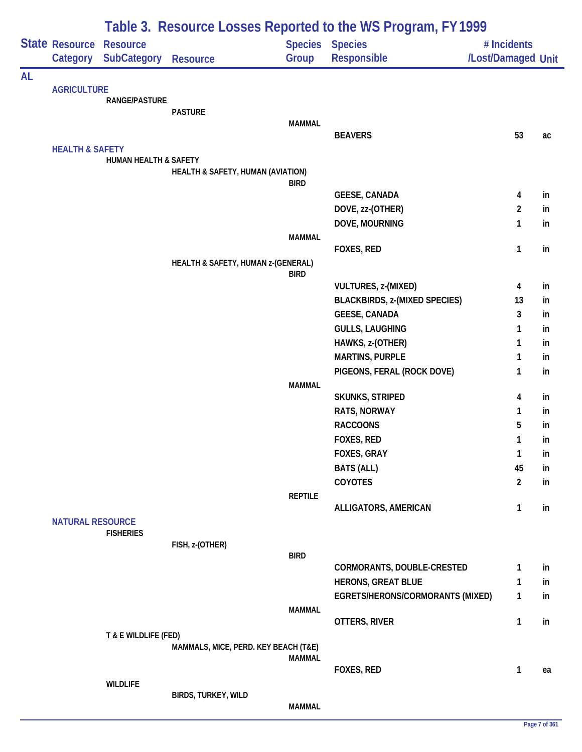# Table 3. Resource Losses Reported to the WS Program, FY 1999

| State | Resource Category | Resource SubCategory | Resource | Species Group | Species Responsible | # Incidents /Lost/Damaged | Unit |
|---|---|---|---|---|---|---|---|
| AL | | | | | | | |
| | AGRICULTURE | | | | | | |
| | | RANGE/PASTURE | | | | | |
| | | | PASTURE | | | | |
| | | | | MAMMAL | | | |
| | | | | | BEAVERS | 53 | ac |
| | HEALTH & SAFETY | | | | | | |
| | | HUMAN HEALTH & SAFETY | | | | | |
| | | | HEALTH & SAFETY, HUMAN (AVIATION) | | | | |
| | | | | BIRD | | | |
| | | | | | GEESE, CANADA | 4 | in |
| | | | | | DOVE, zz-(OTHER) | 2 | in |
| | | | | | DOVE, MOURNING | 1 | in |
| | | | | MAMMAL | | | |
| | | | | | FOXES, RED | 1 | in |
| | | | HEALTH & SAFETY, HUMAN z-(GENERAL) | | | | |
| | | | | BIRD | | | |
| | | | | | VULTURES, z-(MIXED) | 4 | in |
| | | | | | BLACKBIRDS, z-(MIXED SPECIES) | 13 | in |
| | | | | | GEESE, CANADA | 3 | in |
| | | | | | GULLS, LAUGHING | 1 | in |
| | | | | | HAWKS, z-(OTHER) | 1 | in |
| | | | | | MARTINS, PURPLE | 1 | in |
| | | | | | PIGEONS, FERAL (ROCK DOVE) | 1 | in |
| | | | | MAMMAL | | | |
| | | | | | SKUNKS, STRIPED | 4 | in |
| | | | | | RATS, NORWAY | 1 | in |
| | | | | | RACCOONS | 5 | in |
| | | | | | FOXES, RED | 1 | in |
| | | | | | FOXES, GRAY | 1 | in |
| | | | | | BATS (ALL) | 45 | in |
| | | | | | COYOTES | 2 | in |
| | | | | REPTILE | | | |
| | | | | | ALLIGATORS, AMERICAN | 1 | in |
| | NATURAL RESOURCE | | | | | | |
| | | FISHERIES | | | | | |
| | | | FISH, z-(OTHER) | | | | |
| | | | | BIRD | | | |
| | | | | | CORMORANTS, DOUBLE-CRESTED | 1 | in |
| | | | | | HERONS, GREAT BLUE | 1 | in |
| | | | | | EGRETS/HERONS/CORMORANTS (MIXED) | 1 | in |
| | | | | MAMMAL | | | |
| | | | | | OTTERS, RIVER | 1 | in |
| | | T & E WILDLIFE (FED) | | | | | |
| | | | MAMMALS, MICE, PERD. KEY BEACH (T&E) | | | | |
| | | | | MAMMAL | | | |
| | | | | | FOXES, RED | 1 | ea |
| | | WILDLIFE | | | | | |
| | | | BIRDS, TURKEY, WILD | | | | |
| | | | | MAMMAL | | | |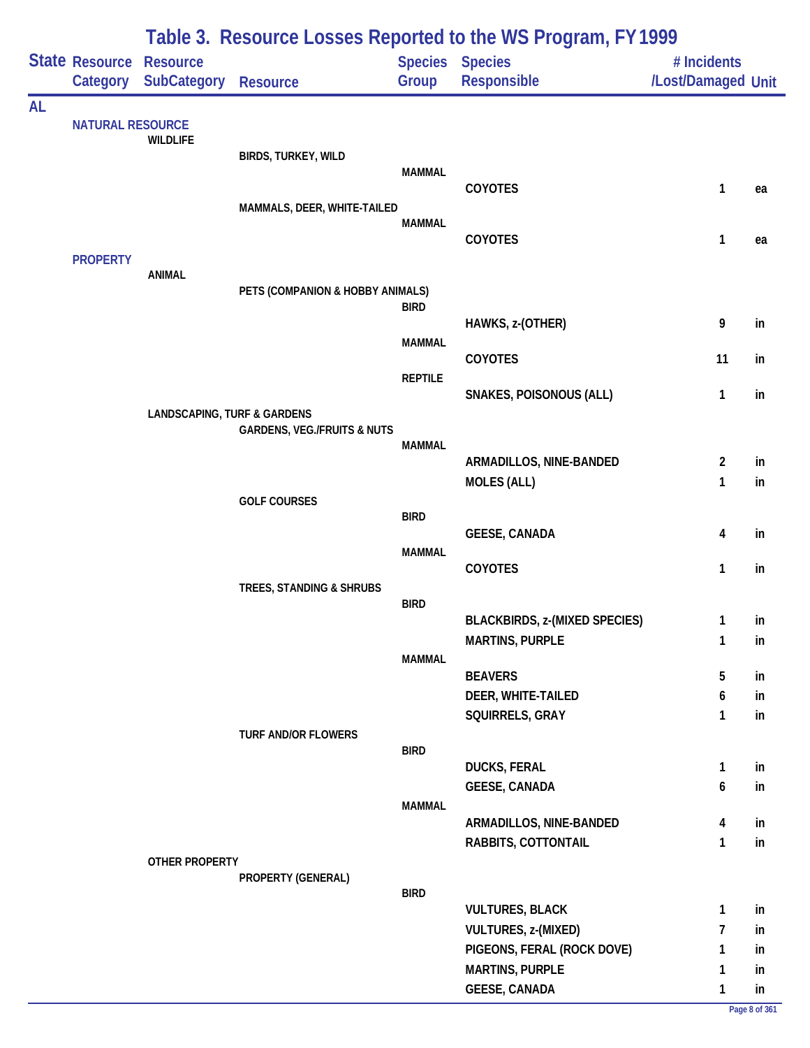# Table 3. Resource Losses Reported to the WS Program, FY 1999

| State | Resource Category | Resource SubCategory | Resource | Species Group | Species Responsible | # Incidents /Lost/Damaged | Unit |
|---|---|---|---|---|---|---|---|
| AL | | | | | | | |
| | NATURAL RESOURCE | | | | | | |
| | | WILDLIFE | | | | | |
| | | | BIRDS, TURKEY, WILD | | | | |
| | | | | MAMMAL | | | |
| | | | | | COYOTES | 1 | ea |
| | | | MAMMALS, DEER, WHITE-TAILED | | | | |
| | | | | MAMMAL | | | |
| | | | | | COYOTES | 1 | ea |
| | PROPERTY | | | | | | |
| | | ANIMAL | | | | | |
| | | | PETS (COMPANION & HOBBY ANIMALS) | | | | |
| | | | | BIRD | | | |
| | | | | | HAWKS, z-(OTHER) | 9 | in |
| | | | | MAMMAL | | | |
| | | | | | COYOTES | 11 | in |
| | | | | REPTILE | | | |
| | | | | | SNAKES, POISONOUS (ALL) | 1 | in |
| | | LANDSCAPING, TURF & GARDENS | | | | | |
| | | | GARDENS, VEG./FRUITS & NUTS | | | | |
| | | | | MAMMAL | | | |
| | | | | | ARMADILLOS, NINE-BANDED | 2 | in |
| | | | | | MOLES (ALL) | 1 | in |
| | | | GOLF COURSES | | | | |
| | | | | BIRD | | | |
| | | | | | GEESE, CANADA | 4 | in |
| | | | | MAMMAL | | | |
| | | | | | COYOTES | 1 | in |
| | | | TREES, STANDING & SHRUBS | | | | |
| | | | | BIRD | | | |
| | | | | | BLACKBIRDS, z-(MIXED SPECIES) | 1 | in |
| | | | | | MARTINS, PURPLE | 1 | in |
| | | | | MAMMAL | | | |
| | | | | | BEAVERS | 5 | in |
| | | | | | DEER, WHITE-TAILED | 6 | in |
| | | | | | SQUIRRELS, GRAY | 1 | in |
| | | | TURF AND/OR FLOWERS | | | | |
| | | | | BIRD | | | |
| | | | | | DUCKS, FERAL | 1 | in |
| | | | | | GEESE, CANADA | 6 | in |
| | | | | MAMMAL | | | |
| | | | | | ARMADILLOS, NINE-BANDED | 4 | in |
| | | | | | RABBITS, COTTONTAIL | 1 | in |
| | | OTHER PROPERTY | | | | | |
| | | | PROPERTY (GENERAL) | | | | |
| | | | | BIRD | | | |
| | | | | | VULTURES, BLACK | 1 | in |
| | | | | | VULTURES, z-(MIXED) | 7 | in |
| | | | | | PIGEONS, FERAL (ROCK DOVE) | 1 | in |
| | | | | | MARTINS, PURPLE | 1 | in |
| | | | | | GEESE, CANADA | 1 | in |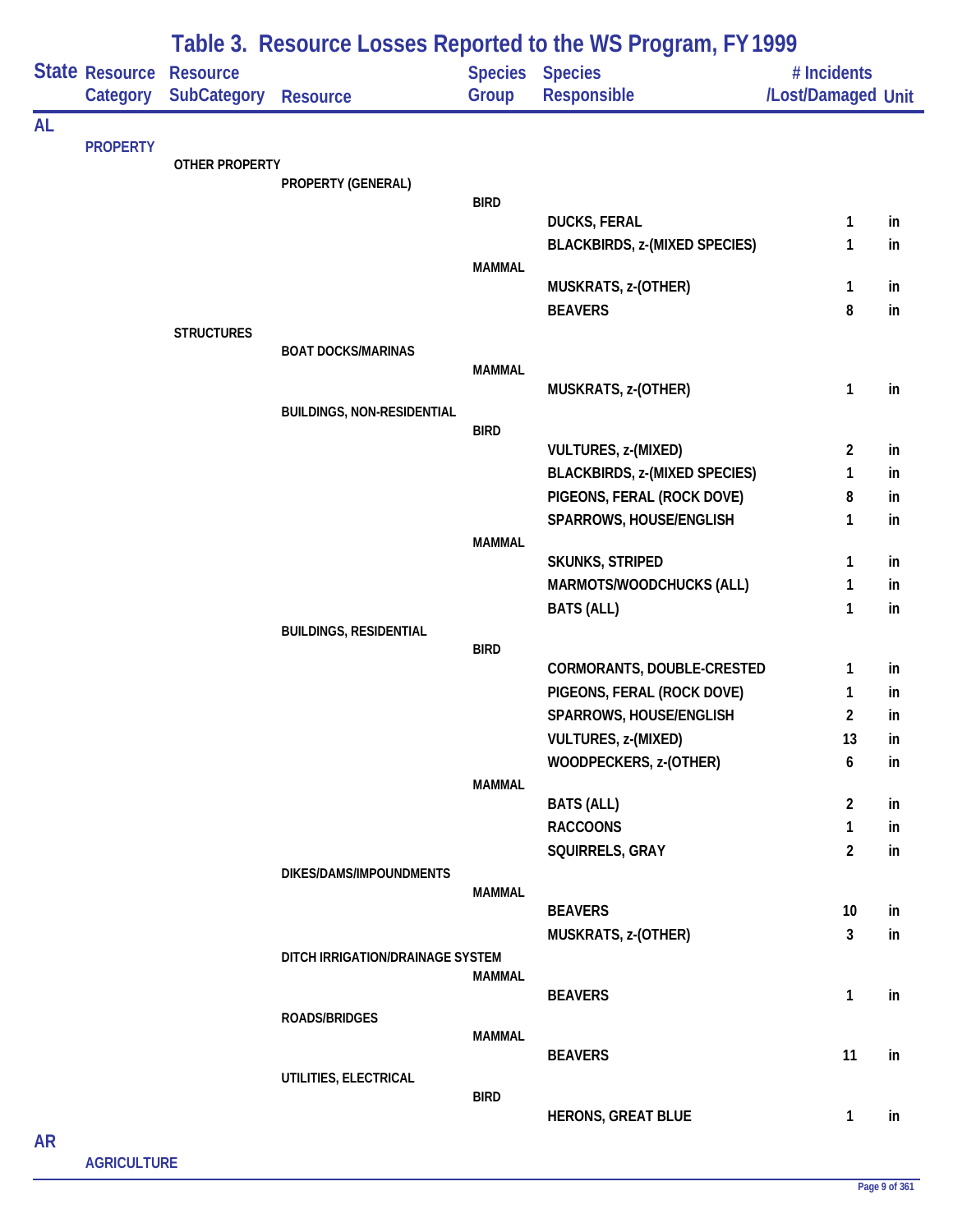# Table 3. Resource Losses Reported to the WS Program, FY 1999

| State | Resource Category | Resource SubCategory | Resource | Species Group | Species Responsible | # Incidents /Lost/Damaged | Unit |
|---|---|---|---|---|---|---|---|
| AL | | | | | | | |
| | PROPERTY | | | | | | |
| | | OTHER PROPERTY | | | | | |
| | | | PROPERTY (GENERAL) | | | | |
| | | | | BIRD | | | |
| | | | | | DUCKS, FERAL | 1 | in |
| | | | | | BLACKBIRDS, z-(MIXED SPECIES) | 1 | in |
| | | | | MAMMAL | | | |
| | | | | | MUSKRATS, z-(OTHER) | 1 | in |
| | | | | | BEAVERS | 8 | in |
| | | STRUCTURES | | | | | |
| | | | BOAT DOCKS/MARINAS | | | | |
| | | | | MAMMAL | | | |
| | | | | | MUSKRATS, z-(OTHER) | 1 | in |
| | | | BUILDINGS, NON-RESIDENTIAL | | | | |
| | | | | BIRD | | | |
| | | | | | VULTURES, z-(MIXED) | 2 | in |
| | | | | | BLACKBIRDS, z-(MIXED SPECIES) | 1 | in |
| | | | | | PIGEONS, FERAL (ROCK DOVE) | 8 | in |
| | | | | | SPARROWS, HOUSE/ENGLISH | 1 | in |
| | | | | MAMMAL | | | |
| | | | | | SKUNKS, STRIPED | 1 | in |
| | | | | | MARMOTS/WOODCHUCKS (ALL) | 1 | in |
| | | | | | BATS (ALL) | 1 | in |
| | | | BUILDINGS, RESIDENTIAL | | | | |
| | | | | BIRD | | | |
| | | | | | CORMORANTS, DOUBLE-CRESTED | 1 | in |
| | | | | | PIGEONS, FERAL (ROCK DOVE) | 1 | in |
| | | | | | SPARROWS, HOUSE/ENGLISH | 2 | in |
| | | | | | VULTURES, z-(MIXED) | 13 | in |
| | | | | | WOODPECKERS, z-(OTHER) | 6 | in |
| | | | | MAMMAL | | | |
| | | | | | BATS (ALL) | 2 | in |
| | | | | | RACCOONS | 1 | in |
| | | | | | SQUIRRELS, GRAY | 2 | in |
| | | | DIKES/DAMS/IMPOUNDMENTS | | | | |
| | | | | MAMMAL | | | |
| | | | | | BEAVERS | 10 | in |
| | | | | | MUSKRATS, z-(OTHER) | 3 | in |
| | | | DITCH IRRIGATION/DRAINAGE SYSTEM | | | | |
| | | | | MAMMAL | | | |
| | | | | | BEAVERS | 1 | in |
| | | | ROADS/BRIDGES | | | | |
| | | | | MAMMAL | | | |
| | | | | | BEAVERS | 11 | in |
| | | | UTILITIES, ELECTRICAL | | | | |
| | | | | BIRD | | | |
| | | | | | HERONS, GREAT BLUE | 1 | in |
| AR | | | | | | | |
| | AGRICULTURE | | | | | | |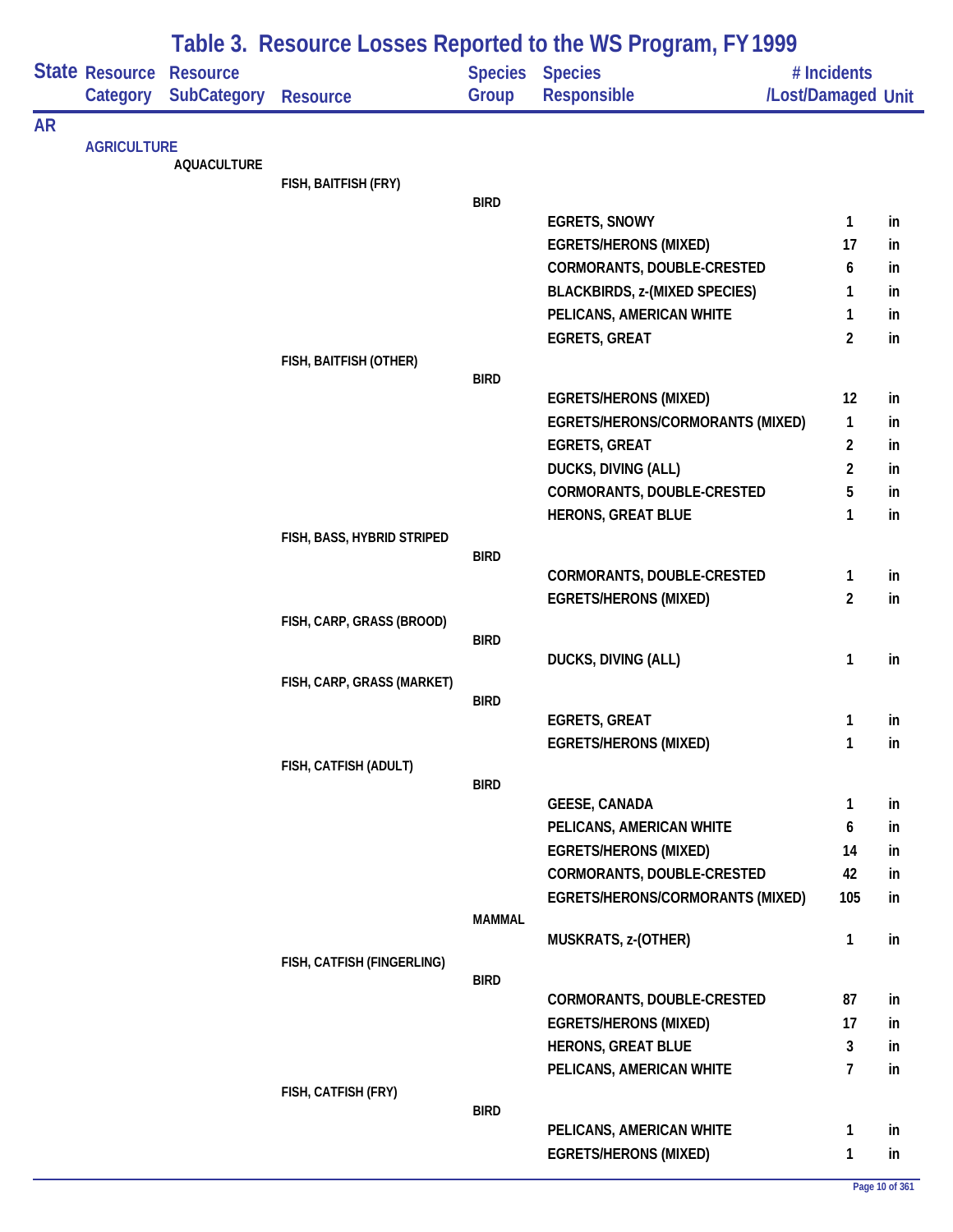# Table 3. Resource Losses Reported to the WS Program, FY 1999

| State | Resource Category | Resource SubCategory | Resource | Species Group | Species Responsible | # Incidents /Lost/Damaged | Unit |
|---|---|---|---|---|---|---|---|
| AR | | | | | | | |
| | AGRICULTURE | | | | | | |
| | | AQUACULTURE | | | | | |
| | | | FISH, BAITFISH (FRY) | | | | |
| | | | | BIRD | | | |
| | | | | | EGRETS, SNOWY | 1 | in |
| | | | | | EGRETS/HERONS (MIXED) | 17 | in |
| | | | | | CORMORANTS, DOUBLE-CRESTED | 6 | in |
| | | | | | BLACKBIRDS, z-(MIXED SPECIES) | 1 | in |
| | | | | | PELICANS, AMERICAN WHITE | 1 | in |
| | | | | | EGRETS, GREAT | 2 | in |
| | | | FISH, BAITFISH (OTHER) | | | | |
| | | | | BIRD | | | |
| | | | | | EGRETS/HERONS (MIXED) | 12 | in |
| | | | | | EGRETS/HERONS/CORMORANTS (MIXED) | 1 | in |
| | | | | | EGRETS, GREAT | 2 | in |
| | | | | | DUCKS, DIVING (ALL) | 2 | in |
| | | | | | CORMORANTS, DOUBLE-CRESTED | 5 | in |
| | | | | | HERONS, GREAT BLUE | 1 | in |
| | | | FISH, BASS, HYBRID STRIPED | | | | |
| | | | | BIRD | | | |
| | | | | | CORMORANTS, DOUBLE-CRESTED | 1 | in |
| | | | | | EGRETS/HERONS (MIXED) | 2 | in |
| | | | FISH, CARP, GRASS (BROOD) | | | | |
| | | | | BIRD | | | |
| | | | | | DUCKS, DIVING (ALL) | 1 | in |
| | | | FISH, CARP, GRASS (MARKET) | | | | |
| | | | | BIRD | | | |
| | | | | | EGRETS, GREAT | 1 | in |
| | | | | | EGRETS/HERONS (MIXED) | 1 | in |
| | | | FISH, CATFISH (ADULT) | | | | |
| | | | | BIRD | | | |
| | | | | | GEESE, CANADA | 1 | in |
| | | | | | PELICANS, AMERICAN WHITE | 6 | in |
| | | | | | EGRETS/HERONS (MIXED) | 14 | in |
| | | | | | CORMORANTS, DOUBLE-CRESTED | 42 | in |
| | | | | | EGRETS/HERONS/CORMORANTS (MIXED) | 105 | in |
| | | | | MAMMAL | | | |
| | | | | | MUSKRATS, z-(OTHER) | 1 | in |
| | | | FISH, CATFISH (FINGERLING) | | | | |
| | | | | BIRD | | | |
| | | | | | CORMORANTS, DOUBLE-CRESTED | 87 | in |
| | | | | | EGRETS/HERONS (MIXED) | 17 | in |
| | | | | | HERONS, GREAT BLUE | 3 | in |
| | | | | | PELICANS, AMERICAN WHITE | 7 | in |
| | | | FISH, CATFISH (FRY) | | | | |
| | | | | BIRD | | | |
| | | | | | PELICANS, AMERICAN WHITE | 1 | in |
| | | | | | EGRETS/HERONS (MIXED) | 1 | in |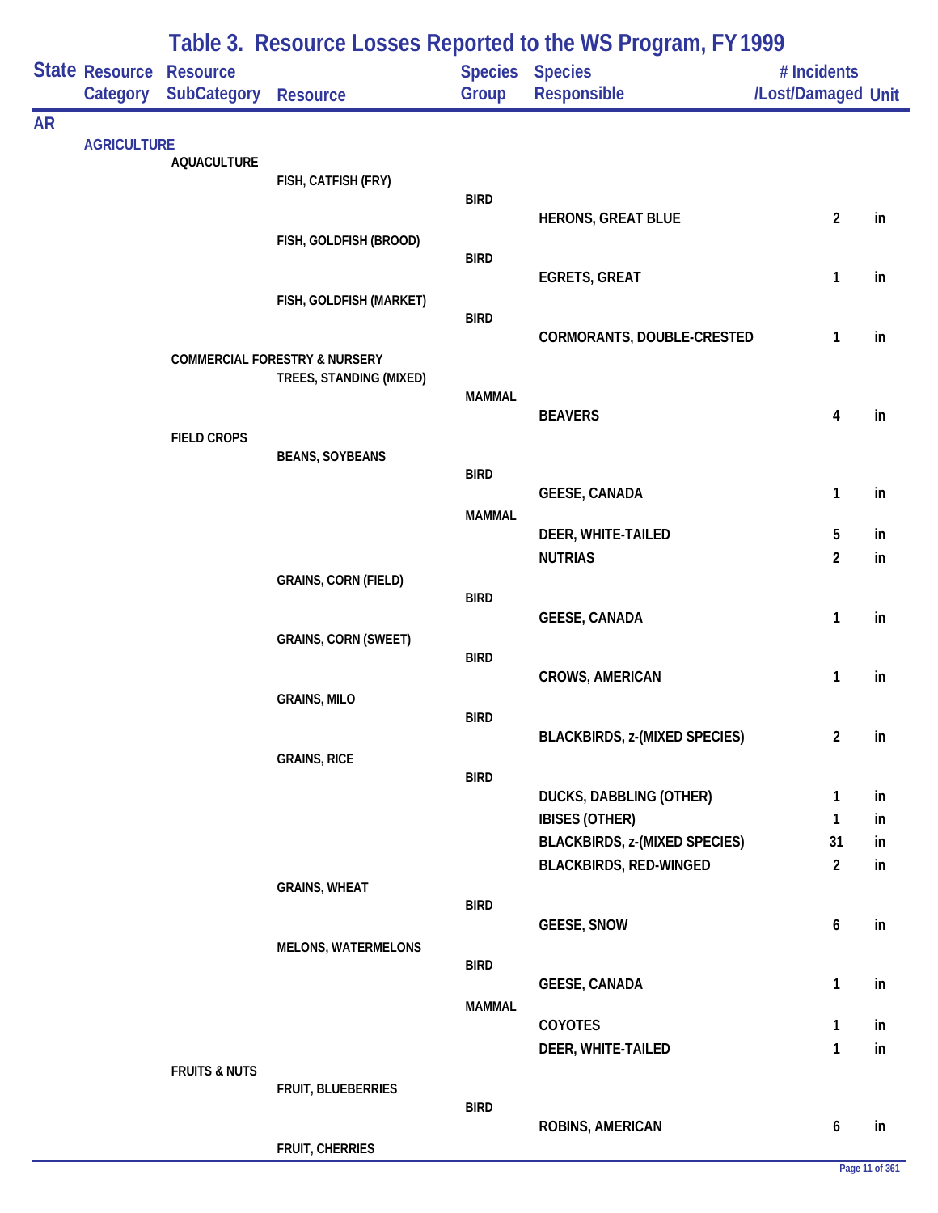# Table 3. Resource Losses Reported to the WS Program, FY 1999

| State | Resource Category | Resource SubCategory | Resource | Species Group | Species Responsible | # Incidents /Lost/Damaged | Unit |
|---|---|---|---|---|---|---|---|
| AR | | | | | | | |
| | AGRICULTURE | | | | | | |
| | | AQUACULTURE | | | | | |
| | | | FISH, CATFISH (FRY) | | | | |
| | | | | BIRD | | | |
| | | | | | HERONS, GREAT BLUE | 2 | in |
| | | | FISH, GOLDFISH (BROOD) | | | | |
| | | | | BIRD | | | |
| | | | | | EGRETS, GREAT | 1 | in |
| | | | FISH, GOLDFISH (MARKET) | | | | |
| | | | | BIRD | | | |
| | | | | | CORMORANTS, DOUBLE-CRESTED | 1 | in |
| | | COMMERCIAL FORESTRY & NURSERY | | | | | |
| | | | TREES, STANDING (MIXED) | | | | |
| | | | | MAMMAL | | | |
| | | | | | BEAVERS | 4 | in |
| | | FIELD CROPS | | | | | |
| | | | BEANS, SOYBEANS | | | | |
| | | | | BIRD | | | |
| | | | | | GEESE, CANADA | 1 | in |
| | | | | MAMMAL | | | |
| | | | | | DEER, WHITE-TAILED | 5 | in |
| | | | | | NUTRIAS | 2 | in |
| | | | GRAINS, CORN (FIELD) | | | | |
| | | | | BIRD | | | |
| | | | | | GEESE, CANADA | 1 | in |
| | | | GRAINS, CORN (SWEET) | | | | |
| | | | | BIRD | | | |
| | | | | | CROWS, AMERICAN | 1 | in |
| | | | GRAINS, MILO | | | | |
| | | | | BIRD | | | |
| | | | | | BLACKBIRDS, z-(MIXED SPECIES) | 2 | in |
| | | | GRAINS, RICE | | | | |
| | | | | BIRD | | | |
| | | | | | DUCKS, DABBLING (OTHER) | 1 | in |
| | | | | | IBISES (OTHER) | 1 | in |
| | | | | | BLACKBIRDS, z-(MIXED SPECIES) | 31 | in |
| | | | | | BLACKBIRDS, RED-WINGED | 2 | in |
| | | | GRAINS, WHEAT | | | | |
| | | | | BIRD | | | |
| | | | | | GEESE, SNOW | 6 | in |
| | | | MELONS, WATERMELONS | | | | |
| | | | | BIRD | | | |
| | | | | | GEESE, CANADA | 1 | in |
| | | | | MAMMAL | | | |
| | | | | | COYOTES | 1 | in |
| | | | | | DEER, WHITE-TAILED | 1 | in |
| | | FRUITS & NUTS | | | | | |
| | | | FRUIT, BLUEBERRIES | | | | |
| | | | | BIRD | | | |
| | | | | | ROBINS, AMERICAN | 6 | in |
| | | | FRUIT, CHERRIES | | | | |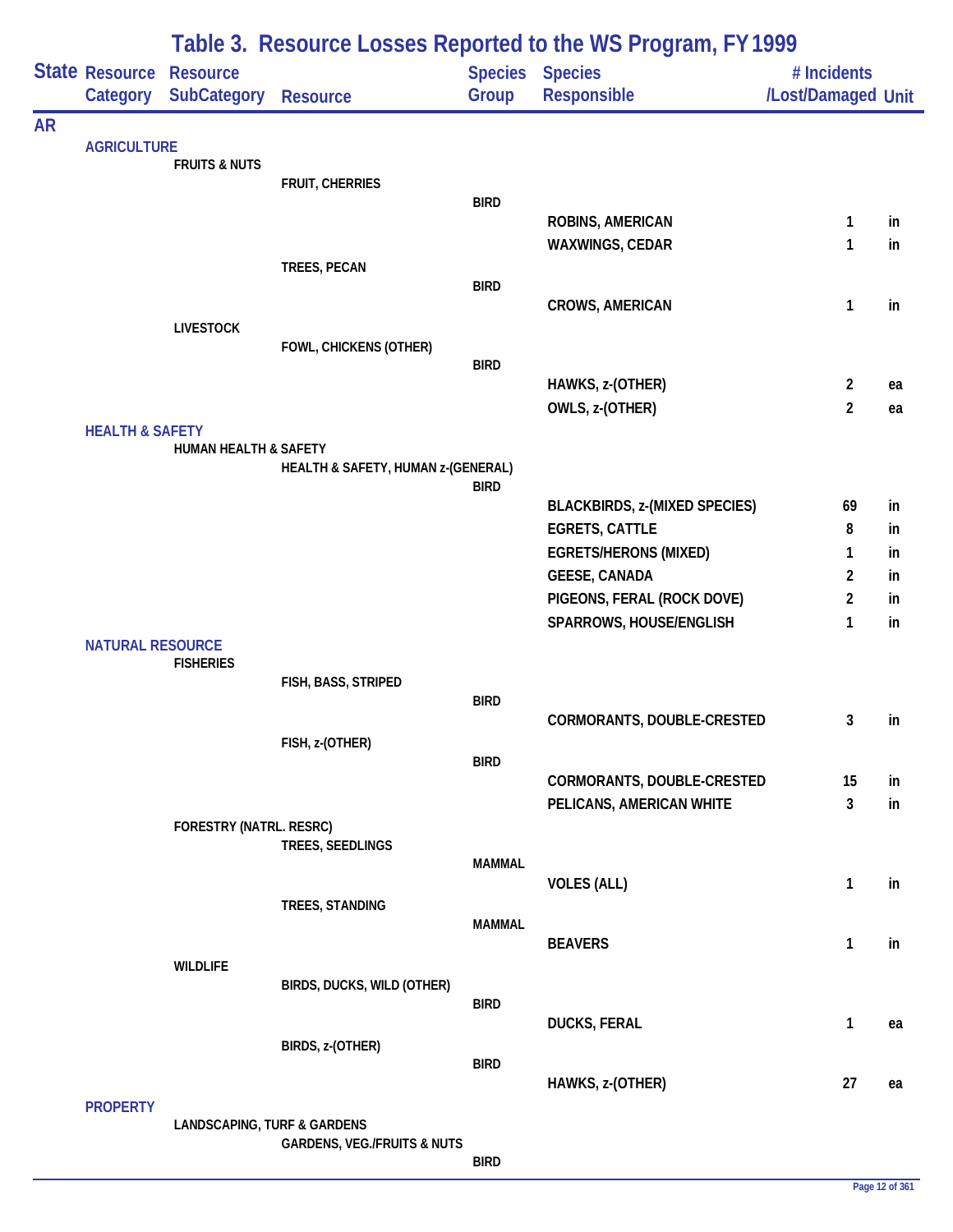# Table 3. Resource Losses Reported to the WS Program, FY 1999

| State | Resource Category | Resource SubCategory | Resource | Species Group | Species Responsible | # Incidents /Lost/Damaged | Unit |
|---|---|---|---|---|---|---|---|
| AR | | | | | | | |
| | AGRICULTURE | | | | | | |
| | | FRUITS & NUTS | | | | | |
| | | | FRUIT, CHERRIES | | | | |
| | | | | BIRD | | | |
| | | | | | ROBINS, AMERICAN | 1 | in |
| | | | | | WAXWINGS, CEDAR | 1 | in |
| | | | TREES, PECAN | | | | |
| | | | | BIRD | | | |
| | | | | | CROWS, AMERICAN | 1 | in |
| | | LIVESTOCK | | | | | |
| | | | FOWL, CHICKENS (OTHER) | | | | |
| | | | | BIRD | | | |
| | | | | | HAWKS, z-(OTHER) | 2 | ea |
| | | | | | OWLS, z-(OTHER) | 2 | ea |
| | HEALTH & SAFETY | | | | | | |
| | | HUMAN HEALTH & SAFETY | | | | | |
| | | | HEALTH & SAFETY, HUMAN z-(GENERAL) | | | | |
| | | | | BIRD | | | |
| | | | | | BLACKBIRDS, z-(MIXED SPECIES) | 69 | in |
| | | | | | EGRETS, CATTLE | 8 | in |
| | | | | | EGRETS/HERONS (MIXED) | 1 | in |
| | | | | | GEESE, CANADA | 2 | in |
| | | | | | PIGEONS, FERAL (ROCK DOVE) | 2 | in |
| | | | | | SPARROWS, HOUSE/ENGLISH | 1 | in |
| | NATURAL RESOURCE | | | | | | |
| | | FISHERIES | | | | | |
| | | | FISH, BASS, STRIPED | | | | |
| | | | | BIRD | | | |
| | | | | | CORMORANTS, DOUBLE-CRESTED | 3 | in |
| | | | FISH, z-(OTHER) | | | | |
| | | | | BIRD | | | |
| | | | | | CORMORANTS, DOUBLE-CRESTED | 15 | in |
| | | | | | PELICANS, AMERICAN WHITE | 3 | in |
| | | FORESTRY (NATRL. RESRC) | | | | | |
| | | | TREES, SEEDLINGS | | | | |
| | | | | MAMMAL | | | |
| | | | | | VOLES (ALL) | 1 | in |
| | | | TREES, STANDING | | | | |
| | | | | MAMMAL | | | |
| | | | | | BEAVERS | 1 | in |
| | | WILDLIFE | | | | | |
| | | | BIRDS, DUCKS, WILD (OTHER) | | | | |
| | | | | BIRD | | | |
| | | | | | DUCKS, FERAL | 1 | ea |
| | | | BIRDS, z-(OTHER) | | | | |
| | | | | BIRD | | | |
| | | | | | HAWKS, z-(OTHER) | 27 | ea |
| | PROPERTY | | | | | | |
| | | LANDSCAPING, TURF & GARDENS | | | | | |
| | | | GARDENS, VEG./FRUITS & NUTS | | | | |
| | | | | BIRD | | | |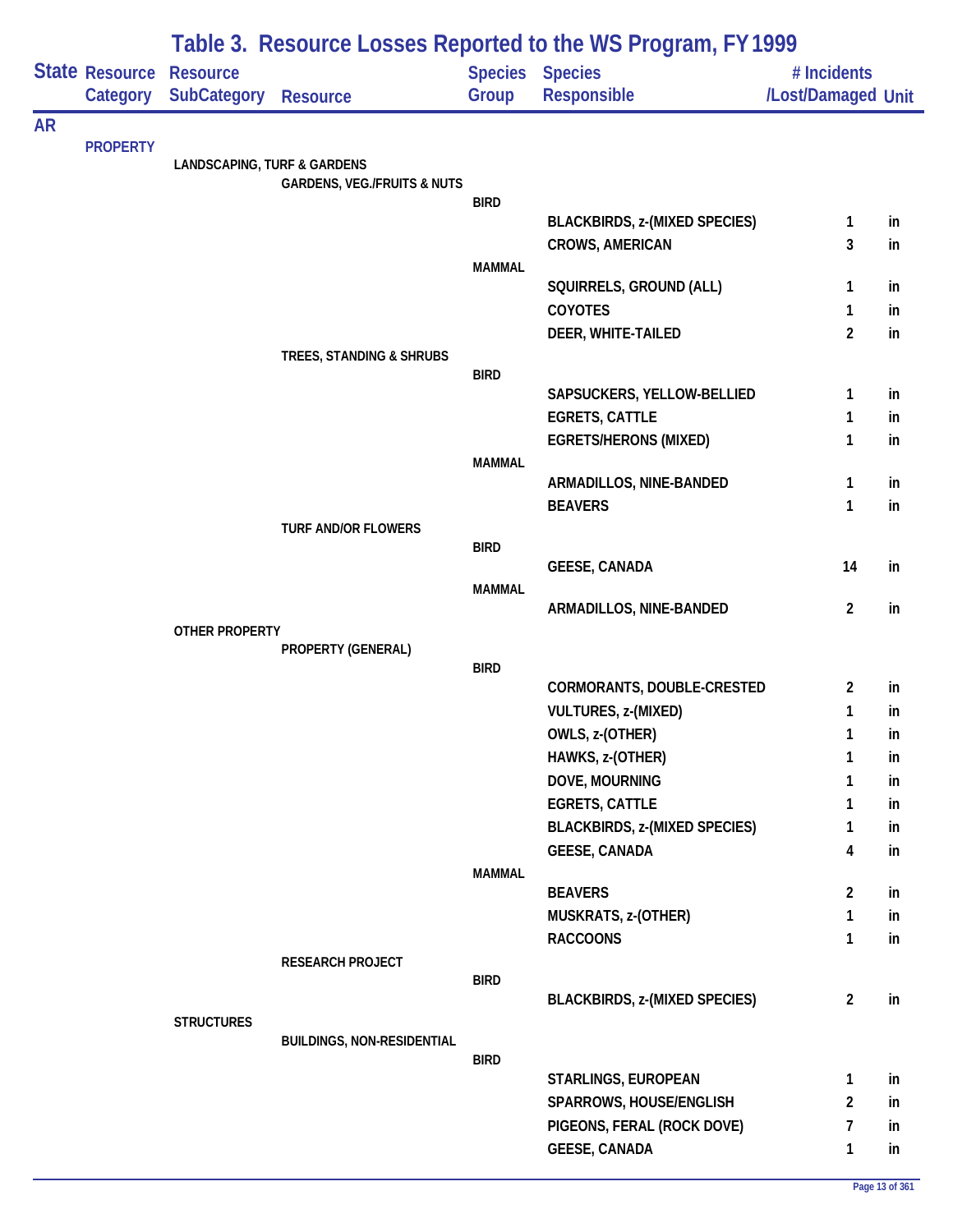# Table 3. Resource Losses Reported to the WS Program, FY 1999

| State | Resource Category | Resource SubCategory | Resource | Species Group | Species Responsible | # Incidents /Lost/Damaged | Unit |
|---|---|---|---|---|---|---|---|
| AR | | | | | | | |
| | PROPERTY | | | | | | |
| | | LANDSCAPING, TURF & GARDENS | | | | | |
| | | | GARDENS, VEG./FRUITS & NUTS | | | | |
| | | | | BIRD | | | |
| | | | | | BLACKBIRDS, z-(MIXED SPECIES) | 1 | in |
| | | | | | CROWS, AMERICAN | 3 | in |
| | | | | MAMMAL | | | |
| | | | | | SQUIRRELS, GROUND (ALL) | 1 | in |
| | | | | | COYOTES | 1 | in |
| | | | | | DEER, WHITE-TAILED | 2 | in |
| | | | TREES, STANDING & SHRUBS | | | | |
| | | | | BIRD | | | |
| | | | | | SAPSUCKERS, YELLOW-BELLIED | 1 | in |
| | | | | | EGRETS, CATTLE | 1 | in |
| | | | | | EGRETS/HERONS (MIXED) | 1 | in |
| | | | | MAMMAL | | | |
| | | | | | ARMADILLOS, NINE-BANDED | 1 | in |
| | | | | | BEAVERS | 1 | in |
| | | | TURF AND/OR FLOWERS | | | | |
| | | | | BIRD | | | |
| | | | | | GEESE, CANADA | 14 | in |
| | | | | MAMMAL | | | |
| | | | | | ARMADILLOS, NINE-BANDED | 2 | in |
| | | OTHER PROPERTY | | | | | |
| | | | PROPERTY (GENERAL) | | | | |
| | | | | BIRD | | | |
| | | | | | CORMORANTS, DOUBLE-CRESTED | 2 | in |
| | | | | | VULTURES, z-(MIXED) | 1 | in |
| | | | | | OWLS, z-(OTHER) | 1 | in |
| | | | | | HAWKS, z-(OTHER) | 1 | in |
| | | | | | DOVE, MOURNING | 1 | in |
| | | | | | EGRETS, CATTLE | 1 | in |
| | | | | | BLACKBIRDS, z-(MIXED SPECIES) | 1 | in |
| | | | | | GEESE, CANADA | 4 | in |
| | | | | MAMMAL | | | |
| | | | | | BEAVERS | 2 | in |
| | | | | | MUSKRATS, z-(OTHER) | 1 | in |
| | | | | | RACCOONS | 1 | in |
| | | | RESEARCH PROJECT | | | | |
| | | | | BIRD | | | |
| | | | | | BLACKBIRDS, z-(MIXED SPECIES) | 2 | in |
| | | STRUCTURES | | | | | |
| | | | BUILDINGS, NON-RESIDENTIAL | | | | |
| | | | | BIRD | | | |
| | | | | | STARLINGS, EUROPEAN | 1 | in |
| | | | | | SPARROWS, HOUSE/ENGLISH | 2 | in |
| | | | | | PIGEONS, FERAL (ROCK DOVE) | 7 | in |
| | | | | | GEESE, CANADA | 1 | in |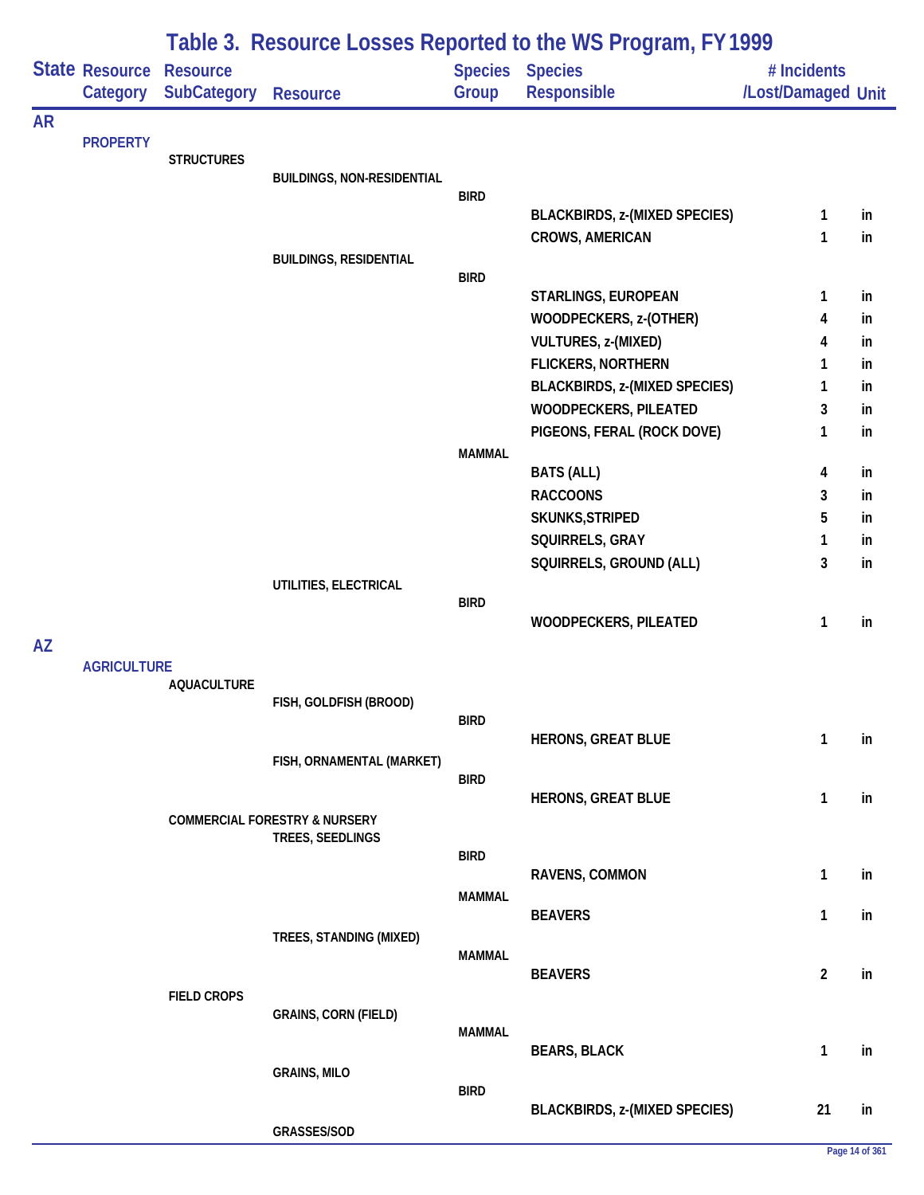# Table 3. Resource Losses Reported to the WS Program, FY 1999

| State | Resource Category | Resource SubCategory | Resource | Species Group | Species Responsible | # Incidents /Lost/Damaged | Unit |
|---|---|---|---|---|---|---|---|
| AR | | | | | | | |
| | PROPERTY | | | | | | |
| | | STRUCTURES | | | | | |
| | | | BUILDINGS, NON-RESIDENTIAL | | | | |
| | | | | BIRD | | | |
| | | | | | BLACKBIRDS, z-(MIXED SPECIES) | 1 | in |
| | | | | | CROWS, AMERICAN | 1 | in |
| | | | BUILDINGS, RESIDENTIAL | | | | |
| | | | | BIRD | | | |
| | | | | | STARLINGS, EUROPEAN | 1 | in |
| | | | | | WOODPECKERS, z-(OTHER) | 4 | in |
| | | | | | VULTURES, z-(MIXED) | 4 | in |
| | | | | | FLICKERS, NORTHERN | 1 | in |
| | | | | | BLACKBIRDS, z-(MIXED SPECIES) | 1 | in |
| | | | | | WOODPECKERS, PILEATED | 3 | in |
| | | | | | PIGEONS, FERAL (ROCK DOVE) | 1 | in |
| | | | | MAMMAL | | | |
| | | | | | BATS (ALL) | 4 | in |
| | | | | | RACCOONS | 3 | in |
| | | | | | SKUNKS,STRIPED | 5 | in |
| | | | | | SQUIRRELS, GRAY | 1 | in |
| | | | | | SQUIRRELS, GROUND (ALL) | 3 | in |
| | | | UTILITIES, ELECTRICAL | | | | |
| | | | | BIRD | | | |
| | | | | | WOODPECKERS, PILEATED | 1 | in |
| AZ | | | | | | | |
| | AGRICULTURE | | | | | | |
| | | AQUACULTURE | | | | | |
| | | | FISH, GOLDFISH (BROOD) | | | | |
| | | | | BIRD | | | |
| | | | | | HERONS, GREAT BLUE | 1 | in |
| | | | FISH, ORNAMENTAL (MARKET) | | | | |
| | | | | BIRD | | | |
| | | | | | HERONS, GREAT BLUE | 1 | in |
| | | COMMERCIAL FORESTRY & NURSERY | | | | | |
| | | | TREES, SEEDLINGS | | | | |
| | | | | BIRD | | | |
| | | | | | RAVENS, COMMON | 1 | in |
| | | | | MAMMAL | | | |
| | | | | | BEAVERS | 1 | in |
| | | | TREES, STANDING (MIXED) | | | | |
| | | | | MAMMAL | | | |
| | | | | | BEAVERS | 2 | in |
| | | FIELD CROPS | | | | | |
| | | | GRAINS, CORN (FIELD) | | | | |
| | | | | MAMMAL | | | |
| | | | | | BEARS, BLACK | 1 | in |
| | | | GRAINS, MILO | | | | |
| | | | | BIRD | | | |
| | | | | | BLACKBIRDS, z-(MIXED SPECIES) | 21 | in |
| | | | GRASSES/SOD | | | | |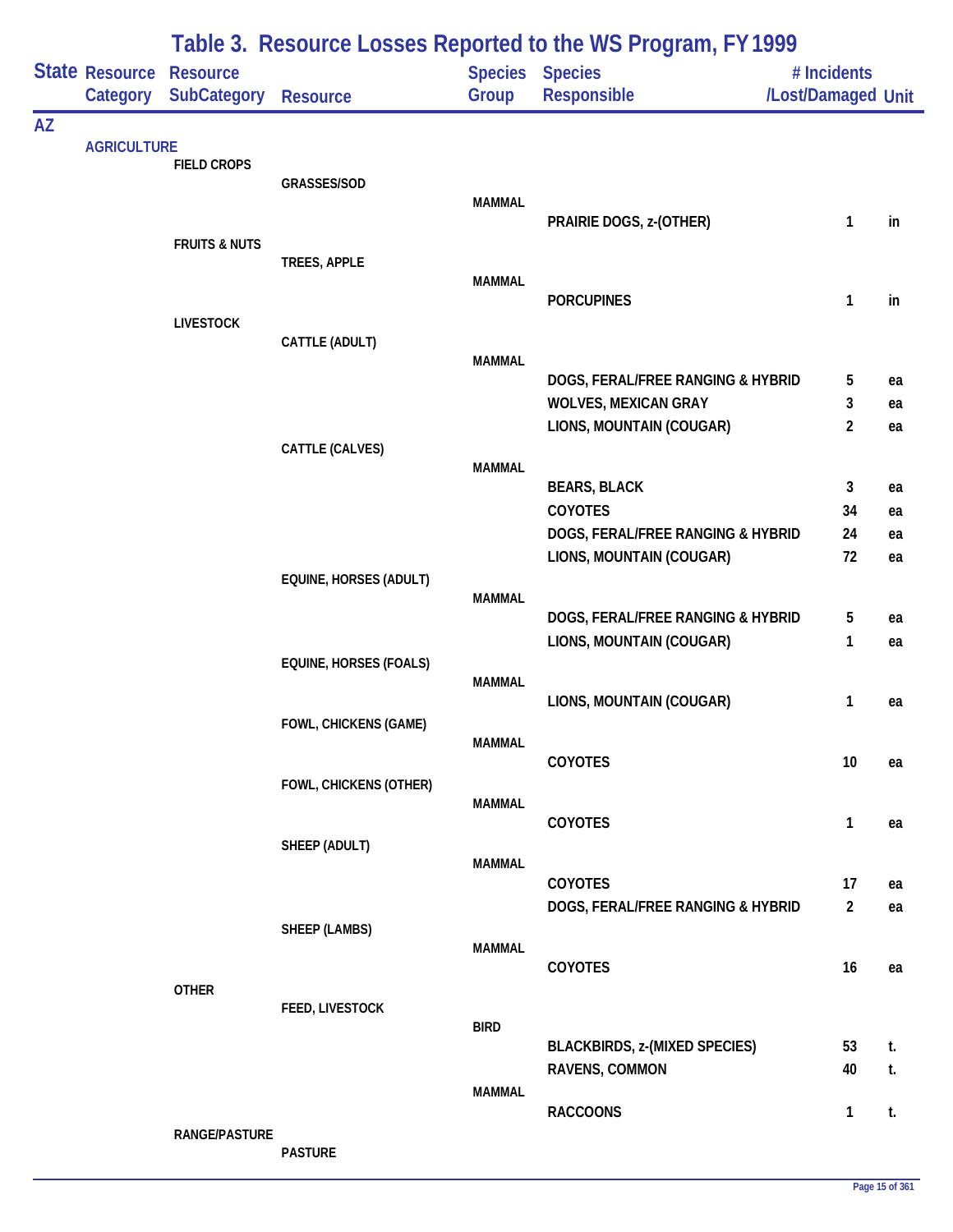# Table 3. Resource Losses Reported to the WS Program, FY 1999

| State | Resource Category | Resource SubCategory | Resource | Species Group | Species Responsible | # Incidents /Lost/Damaged | Unit |
|---|---|---|---|---|---|---|---|
| AZ | | | | | | | |
| | AGRICULTURE | | | | | | |
| | | FIELD CROPS | | | | | |
| | | | GRASSES/SOD | | | | |
| | | | | MAMMAL | | | |
| | | | | | PRAIRIE DOGS, z-(OTHER) | 1 | in |
| | | FRUITS & NUTS | | | | | |
| | | | TREES, APPLE | | | | |
| | | | | MAMMAL | | | |
| | | | | | PORCUPINES | 1 | in |
| | | LIVESTOCK | | | | | |
| | | | CATTLE (ADULT) | | | | |
| | | | | MAMMAL | | | |
| | | | | | DOGS, FERAL/FREE RANGING & HYBRID | 5 | ea |
| | | | | | WOLVES, MEXICAN GRAY | 3 | ea |
| | | | | | LIONS, MOUNTAIN (COUGAR) | 2 | ea |
| | | | CATTLE (CALVES) | | | | |
| | | | | MAMMAL | | | |
| | | | | | BEARS, BLACK | 3 | ea |
| | | | | | COYOTES | 34 | ea |
| | | | | | DOGS, FERAL/FREE RANGING & HYBRID | 24 | ea |
| | | | | | LIONS, MOUNTAIN (COUGAR) | 72 | ea |
| | | | EQUINE, HORSES (ADULT) | | | | |
| | | | | MAMMAL | | | |
| | | | | | DOGS, FERAL/FREE RANGING & HYBRID | 5 | ea |
| | | | | | LIONS, MOUNTAIN (COUGAR) | 1 | ea |
| | | | EQUINE, HORSES (FOALS) | | | | |
| | | | | MAMMAL | | | |
| | | | | | LIONS, MOUNTAIN (COUGAR) | 1 | ea |
| | | | FOWL, CHICKENS (GAME) | | | | |
| | | | | MAMMAL | | | |
| | | | | | COYOTES | 10 | ea |
| | | | FOWL, CHICKENS (OTHER) | | | | |
| | | | | MAMMAL | | | |
| | | | | | COYOTES | 1 | ea |
| | | | SHEEP (ADULT) | | | | |
| | | | | MAMMAL | | | |
| | | | | | COYOTES | 17 | ea |
| | | | | | DOGS, FERAL/FREE RANGING & HYBRID | 2 | ea |
| | | | SHEEP (LAMBS) | | | | |
| | | | | MAMMAL | | | |
| | | | | | COYOTES | 16 | ea |
| | | OTHER | | | | | |
| | | | FEED, LIVESTOCK | | | | |
| | | | | BIRD | | | |
| | | | | | BLACKBIRDS, z-(MIXED SPECIES) | 53 | t. |
| | | | | | RAVENS, COMMON | 40 | t. |
| | | | | MAMMAL | | | |
| | | | | | RACCOONS | 1 | t. |
| | | RANGE/PASTURE | | | | | |
| | | | PASTURE | | | | |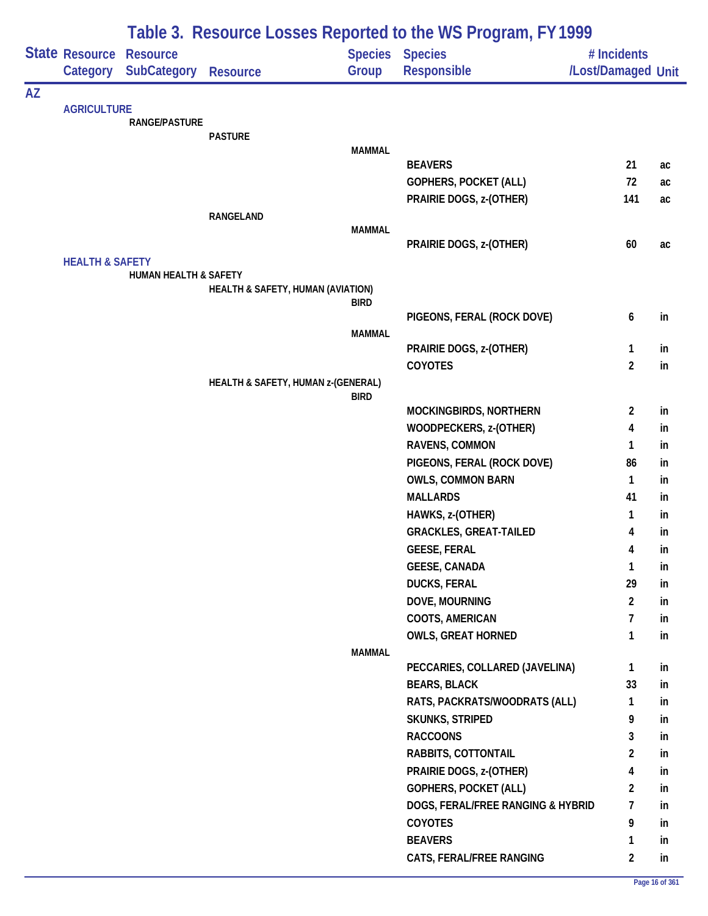# Table 3. Resource Losses Reported to the WS Program, FY 1999

| State | Resource Category | Resource SubCategory | Resource | Species Group | Species Responsible | # Incidents /Lost/Damaged | Unit |
|---|---|---|---|---|---|---|---|
| AZ | | | | | | | |
| | AGRICULTURE | | | | | | |
| | | RANGE/PASTURE | | | | | |
| | | | PASTURE | | | | |
| | | | | MAMMAL | | | |
| | | | | | BEAVERS | 21 | ac |
| | | | | | GOPHERS, POCKET (ALL) | 72 | ac |
| | | | | | PRAIRIE DOGS, z-(OTHER) | 141 | ac |
| | | | RANGELAND | | | | |
| | | | | MAMMAL | | | |
| | | | | | PRAIRIE DOGS, z-(OTHER) | 60 | ac |
| | HEALTH & SAFETY | | | | | | |
| | | HUMAN HEALTH & SAFETY | | | | | |
| | | | HEALTH & SAFETY, HUMAN (AVIATION) | | | | |
| | | | | BIRD | | | |
| | | | | | PIGEONS, FERAL (ROCK DOVE) | 6 | in |
| | | | | MAMMAL | | | |
| | | | | | PRAIRIE DOGS, z-(OTHER) | 1 | in |
| | | | | | COYOTES | 2 | in |
| | | | HEALTH & SAFETY, HUMAN z-(GENERAL) | | | | |
| | | | | BIRD | | | |
| | | | | | MOCKINGBIRDS, NORTHERN | 2 | in |
| | | | | | WOODPECKERS, z-(OTHER) | 4 | in |
| | | | | | RAVENS, COMMON | 1 | in |
| | | | | | PIGEONS, FERAL (ROCK DOVE) | 86 | in |
| | | | | | OWLS, COMMON BARN | 1 | in |
| | | | | | MALLARDS | 41 | in |
| | | | | | HAWKS, z-(OTHER) | 1 | in |
| | | | | | GRACKLES, GREAT-TAILED | 4 | in |
| | | | | | GEESE, FERAL | 4 | in |
| | | | | | GEESE, CANADA | 1 | in |
| | | | | | DUCKS, FERAL | 29 | in |
| | | | | | DOVE, MOURNING | 2 | in |
| | | | | | COOTS, AMERICAN | 7 | in |
| | | | | | OWLS, GREAT HORNED | 1 | in |
| | | | | MAMMAL | | | |
| | | | | | PECCARIES, COLLARED (JAVELINA) | 1 | in |
| | | | | | BEARS, BLACK | 33 | in |
| | | | | | RATS, PACKRATS/WOODRATS (ALL) | 1 | in |
| | | | | | SKUNKS, STRIPED | 9 | in |
| | | | | | RACCOONS | 3 | in |
| | | | | | RABBITS, COTTONTAIL | 2 | in |
| | | | | | PRAIRIE DOGS, z-(OTHER) | 4 | in |
| | | | | | GOPHERS, POCKET (ALL) | 2 | in |
| | | | | | DOGS, FERAL/FREE RANGING & HYBRID | 7 | in |
| | | | | | COYOTES | 9 | in |
| | | | | | BEAVERS | 1 | in |
| | | | | | CATS, FERAL/FREE RANGING | 2 | in |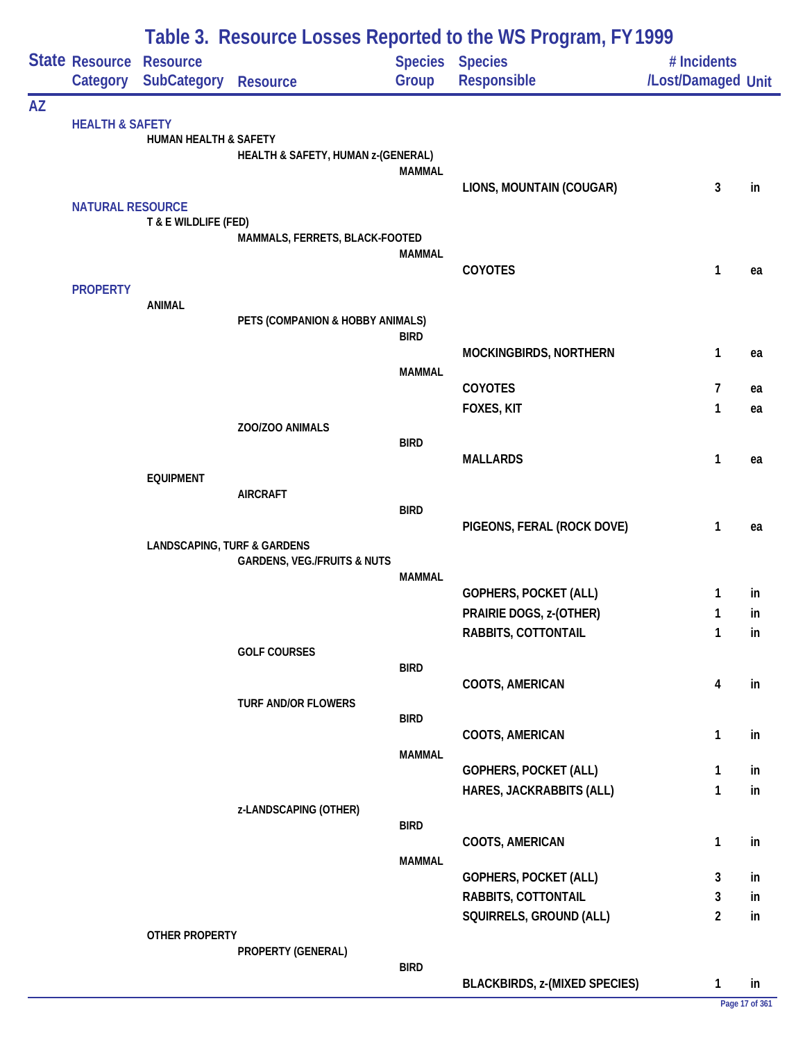# Table 3. Resource Losses Reported to the WS Program, FY 1999

| State | Resource Category | Resource SubCategory | Resource | Species Group | Species Responsible | # Incidents /Lost/Damaged | Unit |
|---|---|---|---|---|---|---|---|
| AZ | | | | | | | |
| | HEALTH & SAFETY | | | | | | |
| | | HUMAN HEALTH & SAFETY | | | | | |
| | | | HEALTH & SAFETY, HUMAN z-(GENERAL) | | | | |
| | | | | MAMMAL | | | |
| | | | | | LIONS, MOUNTAIN (COUGAR) | 3 | in |
| | NATURAL RESOURCE | | | | | | |
| | | T & E WILDLIFE (FED) | | | | | |
| | | | MAMMALS, FERRETS, BLACK-FOOTED | | | | |
| | | | | MAMMAL | | | |
| | | | | | COYOTES | 1 | ea |
| | PROPERTY | | | | | | |
| | | ANIMAL | | | | | |
| | | | PETS (COMPANION & HOBBY ANIMALS) | | | | |
| | | | | BIRD | | | |
| | | | | | MOCKINGBIRDS, NORTHERN | 1 | ea |
| | | | | MAMMAL | | | |
| | | | | | COYOTES | 7 | ea |
| | | | | | FOXES, KIT | 1 | ea |
| | | | ZOO/ZOO ANIMALS | | | | |
| | | | | BIRD | | | |
| | | | | | MALLARDS | 1 | ea |
| | | EQUIPMENT | | | | | |
| | | | AIRCRAFT | | | | |
| | | | | BIRD | | | |
| | | | | | PIGEONS, FERAL (ROCK DOVE) | 1 | ea |
| | | LANDSCAPING, TURF & GARDENS | | | | | |
| | | | GARDENS, VEG./FRUITS & NUTS | | | | |
| | | | | MAMMAL | | | |
| | | | | | GOPHERS, POCKET (ALL) | 1 | in |
| | | | | | PRAIRIE DOGS, z-(OTHER) | 1 | in |
| | | | | | RABBITS, COTTONTAIL | 1 | in |
| | | | GOLF COURSES | | | | |
| | | | | BIRD | | | |
| | | | | | COOTS, AMERICAN | 4 | in |
| | | | TURF AND/OR FLOWERS | | | | |
| | | | | BIRD | | | |
| | | | | | COOTS, AMERICAN | 1 | in |
| | | | | MAMMAL | | | |
| | | | | | GOPHERS, POCKET (ALL) | 1 | in |
| | | | | | HARES, JACKRABBITS (ALL) | 1 | in |
| | | | z-LANDSCAPING (OTHER) | | | | |
| | | | | BIRD | | | |
| | | | | | COOTS, AMERICAN | 1 | in |
| | | | | MAMMAL | | | |
| | | | | | GOPHERS, POCKET (ALL) | 3 | in |
| | | | | | RABBITS, COTTONTAIL | 3 | in |
| | | | | | SQUIRRELS, GROUND (ALL) | 2 | in |
| | | OTHER PROPERTY | | | | | |
| | | | PROPERTY (GENERAL) | | | | |
| | | | | BIRD | | | |
| | | | | | BLACKBIRDS, z-(MIXED SPECIES) | 1 | in |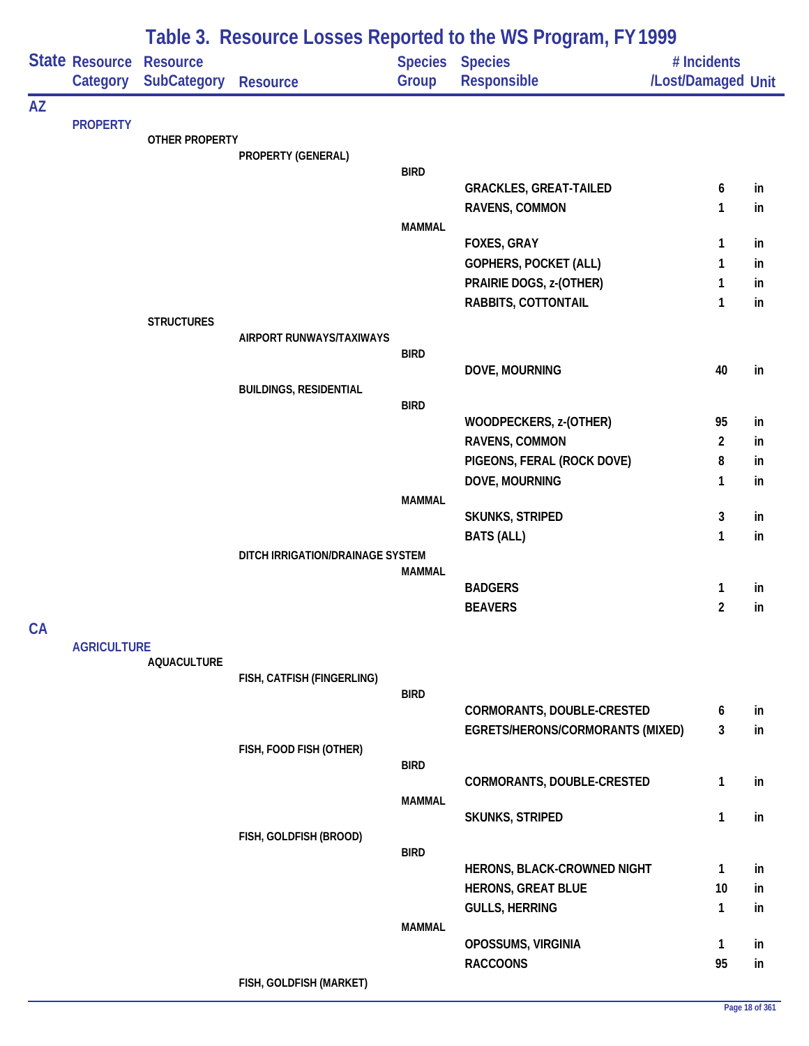# Table 3. Resource Losses Reported to the WS Program, FY 1999

| State | Resource Category | Resource SubCategory | Resource | Species Group | Species Responsible | # Incidents /Lost/Damaged | Unit |
|---|---|---|---|---|---|---|---|
| AZ | | | | | | | |
| | PROPERTY | | | | | | |
| | | OTHER PROPERTY | | | | | |
| | | | PROPERTY (GENERAL) | | | | |
| | | | | BIRD | | | |
| | | | | | GRACKLES, GREAT-TAILED | 6 | in |
| | | | | | RAVENS, COMMON | 1 | in |
| | | | | MAMMAL | | | |
| | | | | | FOXES, GRAY | 1 | in |
| | | | | | GOPHERS, POCKET (ALL) | 1 | in |
| | | | | | PRAIRIE DOGS, z-(OTHER) | 1 | in |
| | | | | | RABBITS, COTTONTAIL | 1 | in |
| | | STRUCTURES | | | | | |
| | | | AIRPORT RUNWAYS/TAXIWAYS | | | | |
| | | | | BIRD | | | |
| | | | | | DOVE, MOURNING | 40 | in |
| | | | BUILDINGS, RESIDENTIAL | | | | |
| | | | | BIRD | | | |
| | | | | | WOODPECKERS, z-(OTHER) | 95 | in |
| | | | | | RAVENS, COMMON | 2 | in |
| | | | | | PIGEONS, FERAL (ROCK DOVE) | 8 | in |
| | | | | | DOVE, MOURNING | 1 | in |
| | | | | MAMMAL | | | |
| | | | | | SKUNKS, STRIPED | 3 | in |
| | | | | | BATS (ALL) | 1 | in |
| | | | DITCH IRRIGATION/DRAINAGE SYSTEM | | | | |
| | | | | MAMMAL | | | |
| | | | | | BADGERS | 1 | in |
| | | | | | BEAVERS | 2 | in |
| CA | | | | | | | |
| | AGRICULTURE | | | | | | |
| | | AQUACULTURE | | | | | |
| | | | FISH, CATFISH (FINGERLING) | | | | |
| | | | | BIRD | | | |
| | | | | | CORMORANTS, DOUBLE-CRESTED | 6 | in |
| | | | | | EGRETS/HERONS/CORMORANTS (MIXED) | 3 | in |
| | | | FISH, FOOD FISH (OTHER) | | | | |
| | | | | BIRD | | | |
| | | | | | CORMORANTS, DOUBLE-CRESTED | 1 | in |
| | | | | MAMMAL | | | |
| | | | | | SKUNKS, STRIPED | 1 | in |
| | | | FISH, GOLDFISH (BROOD) | | | | |
| | | | | BIRD | | | |
| | | | | | HERONS, BLACK-CROWNED NIGHT | 1 | in |
| | | | | | HERONS, GREAT BLUE | 10 | in |
| | | | | | GULLS, HERRING | 1 | in |
| | | | | MAMMAL | | | |
| | | | | | OPOSSUMS, VIRGINIA | 1 | in |
| | | | | | RACCOONS | 95 | in |
| | | | FISH, GOLDFISH (MARKET) | | | | |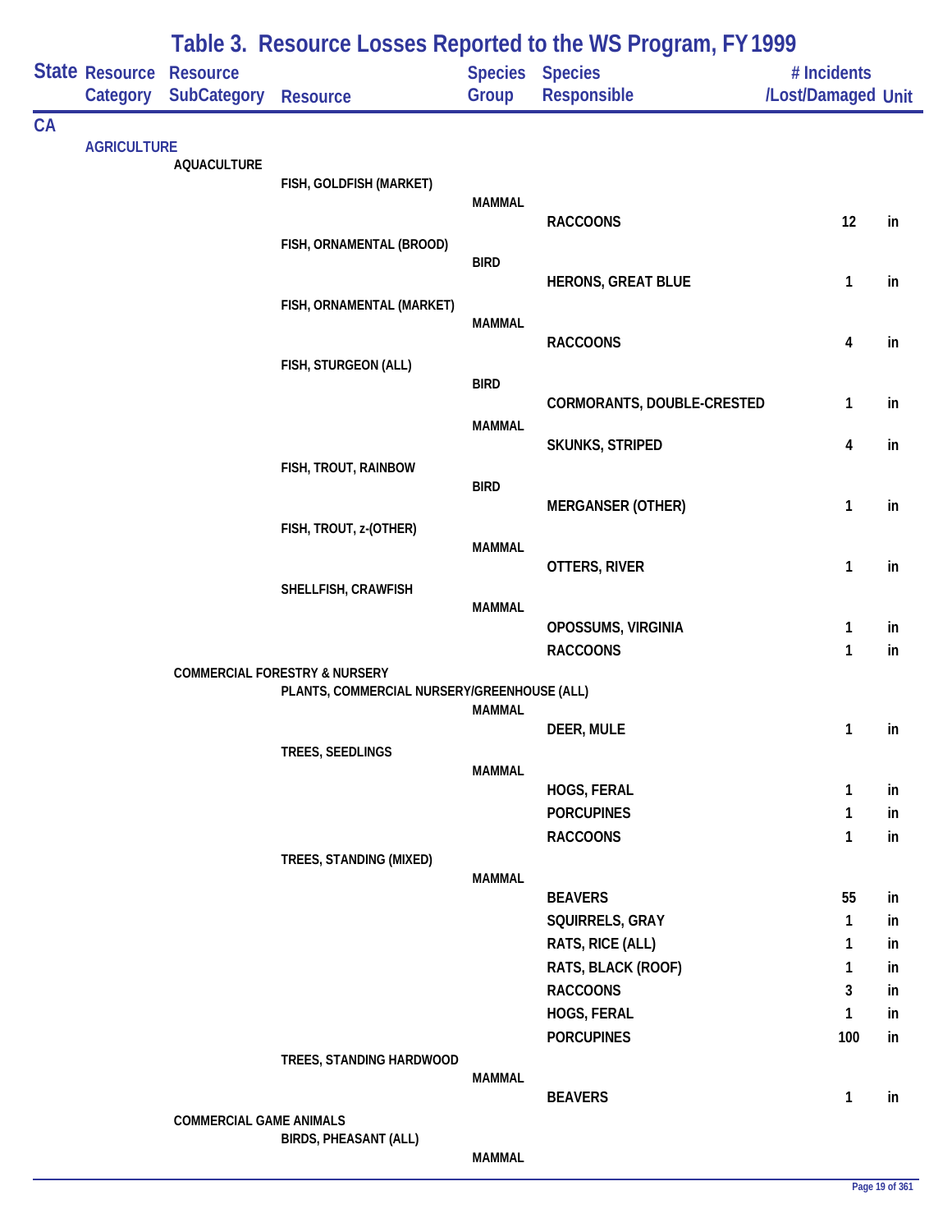# Table 3. Resource Losses Reported to the WS Program, FY 1999

| State | Resource Category | Resource SubCategory | Resource | Species Group | Species Responsible | # Incidents /Lost/Damaged | Unit |
|---|---|---|---|---|---|---|---|
| CA | | | | | | | |
| | AGRICULTURE | | | | | | |
| | | AQUACULTURE | | | | | |
| | | | FISH, GOLDFISH (MARKET) | | | | |
| | | | | MAMMAL | | | |
| | | | | | RACCOONS | 12 | in |
| | | | FISH, ORNAMENTAL (BROOD) | | | | |
| | | | | BIRD | | | |
| | | | | | HERONS, GREAT BLUE | 1 | in |
| | | | FISH, ORNAMENTAL (MARKET) | | | | |
| | | | | MAMMAL | | | |
| | | | | | RACCOONS | 4 | in |
| | | | FISH, STURGEON (ALL) | | | | |
| | | | | BIRD | | | |
| | | | | | CORMORANTS, DOUBLE-CRESTED | 1 | in |
| | | | | MAMMAL | | | |
| | | | | | SKUNKS, STRIPED | 4 | in |
| | | | FISH, TROUT, RAINBOW | | | | |
| | | | | BIRD | | | |
| | | | | | MERGANSER (OTHER) | 1 | in |
| | | | FISH, TROUT, z-(OTHER) | | | | |
| | | | | MAMMAL | | | |
| | | | | | OTTERS, RIVER | 1 | in |
| | | | SHELLFISH, CRAWFISH | | | | |
| | | | | MAMMAL | | | |
| | | | | | OPOSSUMS, VIRGINIA | 1 | in |
| | | | | | RACCOONS | 1 | in |
| | | COMMERCIAL FORESTRY & NURSERY | | | | | |
| | | | PLANTS, COMMERCIAL NURSERY/GREENHOUSE (ALL) | | | | |
| | | | | MAMMAL | | | |
| | | | | | DEER, MULE | 1 | in |
| | | | TREES, SEEDLINGS | | | | |
| | | | | MAMMAL | | | |
| | | | | | HOGS, FERAL | 1 | in |
| | | | | | PORCUPINES | 1 | in |
| | | | | | RACCOONS | 1 | in |
| | | | TREES, STANDING (MIXED) | | | | |
| | | | | MAMMAL | | | |
| | | | | | BEAVERS | 55 | in |
| | | | | | SQUIRRELS, GRAY | 1 | in |
| | | | | | RATS, RICE (ALL) | 1 | in |
| | | | | | RATS, BLACK (ROOF) | 1 | in |
| | | | | | RACCOONS | 3 | in |
| | | | | | HOGS, FERAL | 1 | in |
| | | | | | PORCUPINES | 100 | in |
| | | | TREES, STANDING HARDWOOD | | | | |
| | | | | MAMMAL | | | |
| | | | | | BEAVERS | 1 | in |
| | | COMMERCIAL GAME ANIMALS | | | | | |
| | | | BIRDS, PHEASANT (ALL) | | | | |
| | | | | MAMMAL | | | |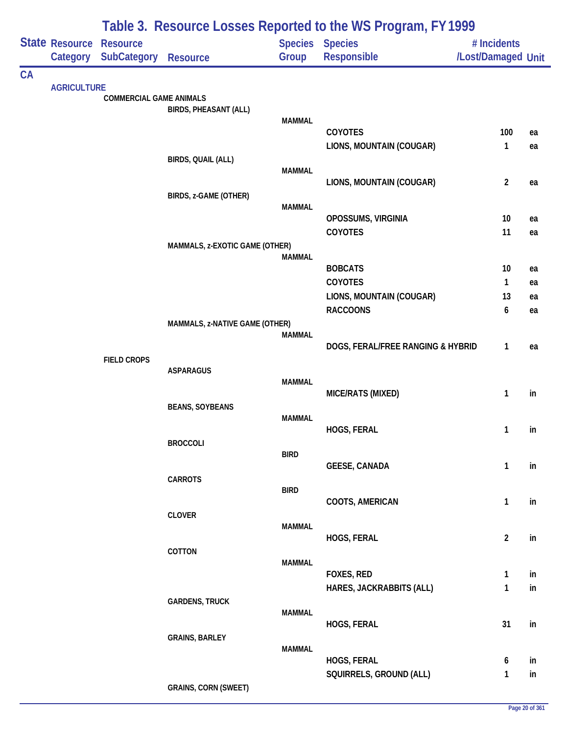# Table 3. Resource Losses Reported to the WS Program, FY 1999

| State | Resource Category | Resource SubCategory | Resource | Species Group | Species Responsible | # Incidents /Lost/Damaged | Unit |
|---|---|---|---|---|---|---|---|
| CA | | | | | | | |
| | AGRICULTURE | | | | | | |
| | | COMMERCIAL GAME ANIMALS | | | | | |
| | | | BIRDS, PHEASANT (ALL) | | | | |
| | | | | MAMMAL | | | |
| | | | | | COYOTES | 100 | ea |
| | | | | | LIONS, MOUNTAIN (COUGAR) | 1 | ea |
| | | | BIRDS, QUAIL (ALL) | | | | |
| | | | | MAMMAL | | | |
| | | | | | LIONS, MOUNTAIN (COUGAR) | 2 | ea |
| | | | BIRDS, z-GAME (OTHER) | | | | |
| | | | | MAMMAL | | | |
| | | | | | OPOSSUMS, VIRGINIA | 10 | ea |
| | | | | | COYOTES | 11 | ea |
| | | | MAMMALS, z-EXOTIC GAME (OTHER) | | | | |
| | | | | MAMMAL | | | |
| | | | | | BOBCATS | 10 | ea |
| | | | | | COYOTES | 1 | ea |
| | | | | | LIONS, MOUNTAIN (COUGAR) | 13 | ea |
| | | | | | RACCOONS | 6 | ea |
| | | | MAMMALS, z-NATIVE GAME (OTHER) | | | | |
| | | | | MAMMAL | | | |
| | | | | | DOGS, FERAL/FREE RANGING & HYBRID | 1 | ea |
| | | FIELD CROPS | | | | | |
| | | | ASPARAGUS | | | | |
| | | | | MAMMAL | | | |
| | | | | | MICE/RATS (MIXED) | 1 | in |
| | | | BEANS, SOYBEANS | | | | |
| | | | | MAMMAL | | | |
| | | | | | HOGS, FERAL | 1 | in |
| | | | BROCCOLI | | | | |
| | | | | BIRD | | | |
| | | | | | GEESE, CANADA | 1 | in |
| | | | CARROTS | | | | |
| | | | | BIRD | | | |
| | | | | | COOTS, AMERICAN | 1 | in |
| | | | CLOVER | | | | |
| | | | | MAMMAL | | | |
| | | | | | HOGS, FERAL | 2 | in |
| | | | COTTON | | | | |
| | | | | MAMMAL | | | |
| | | | | | FOXES, RED | 1 | in |
| | | | | | HARES, JACKRABBITS (ALL) | 1 | in |
| | | | GARDENS, TRUCK | | | | |
| | | | | MAMMAL | | | |
| | | | | | HOGS, FERAL | 31 | in |
| | | | GRAINS, BARLEY | | | | |
| | | | | MAMMAL | | | |
| | | | | | HOGS, FERAL | 6 | in |
| | | | | | SQUIRRELS, GROUND (ALL) | 1 | in |
| | | | GRAINS, CORN (SWEET) | | | | |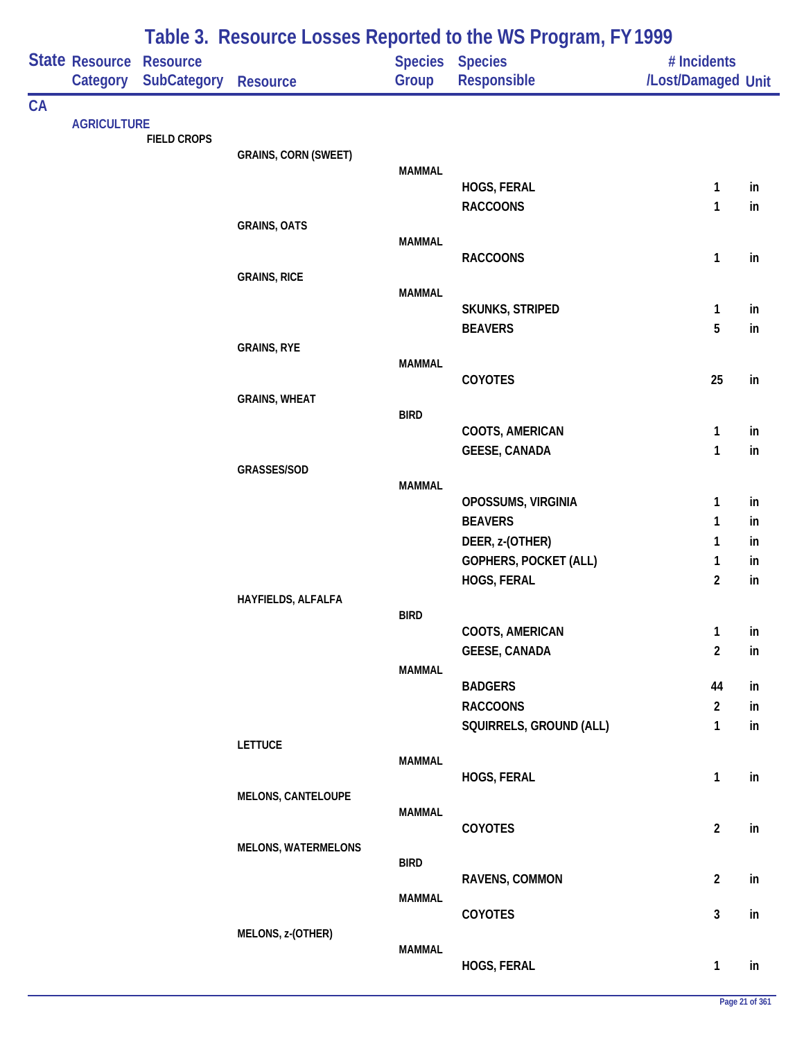# Table 3. Resource Losses Reported to the WS Program, FY 1999

| State | Resource Category | Resource SubCategory | Resource | Species Group | Species Responsible | # Incidents /Lost/Damaged | Unit |
|---|---|---|---|---|---|---|---|
| CA | | | | | | | |
| | AGRICULTURE | | | | | | |
| | | FIELD CROPS | | | | | |
| | | | GRAINS, CORN (SWEET) | | | | |
| | | | | MAMMAL | | | |
| | | | | | HOGS, FERAL | 1 | in |
| | | | | | RACCOONS | 1 | in |
| | | | GRAINS, OATS | | | | |
| | | | | MAMMAL | | | |
| | | | | | RACCOONS | 1 | in |
| | | | GRAINS, RICE | | | | |
| | | | | MAMMAL | | | |
| | | | | | SKUNKS, STRIPED | 1 | in |
| | | | | | BEAVERS | 5 | in |
| | | | GRAINS, RYE | | | | |
| | | | | MAMMAL | | | |
| | | | | | COYOTES | 25 | in |
| | | | GRAINS, WHEAT | | | | |
| | | | | BIRD | | | |
| | | | | | COOTS, AMERICAN | 1 | in |
| | | | | | GEESE, CANADA | 1 | in |
| | | | GRASSES/SOD | | | | |
| | | | | MAMMAL | | | |
| | | | | | OPOSSUMS, VIRGINIA | 1 | in |
| | | | | | BEAVERS | 1 | in |
| | | | | | DEER, z-(OTHER) | 1 | in |
| | | | | | GOPHERS, POCKET (ALL) | 1 | in |
| | | | | | HOGS, FERAL | 2 | in |
| | | | HAYFIELDS, ALFALFA | | | | |
| | | | | BIRD | | | |
| | | | | | COOTS, AMERICAN | 1 | in |
| | | | | | GEESE, CANADA | 2 | in |
| | | | | MAMMAL | | | |
| | | | | | BADGERS | 44 | in |
| | | | | | RACCOONS | 2 | in |
| | | | | | SQUIRRELS, GROUND (ALL) | 1 | in |
| | | | LETTUCE | | | | |
| | | | | MAMMAL | | | |
| | | | | | HOGS, FERAL | 1 | in |
| | | | MELONS, CANTELOUPE | | | | |
| | | | | MAMMAL | | | |
| | | | | | COYOTES | 2 | in |
| | | | MELONS, WATERMELONS | | | | |
| | | | | BIRD | | | |
| | | | | | RAVENS, COMMON | 2 | in |
| | | | | MAMMAL | | | |
| | | | | | COYOTES | 3 | in |
| | | | MELONS, z-(OTHER) | | | | |
| | | | | MAMMAL | | | |
| | | | | | HOGS, FERAL | 1 | in |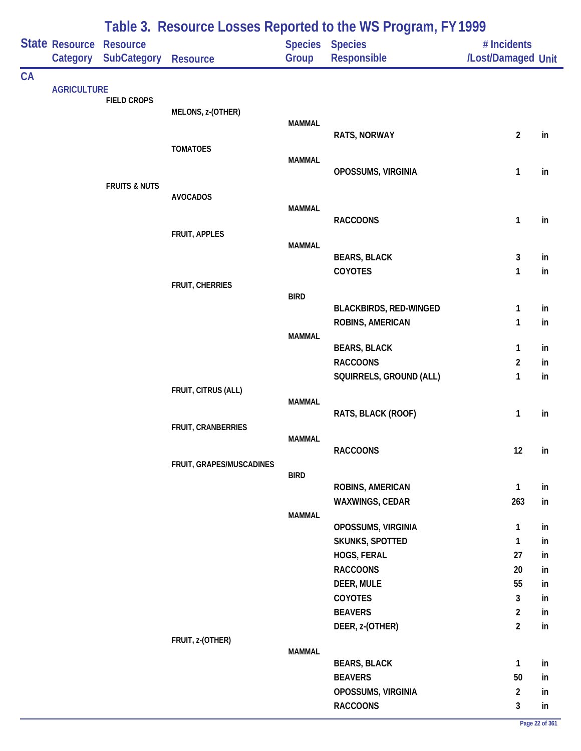# Table 3. Resource Losses Reported to the WS Program, FY 1999

| State | Resource Category | Resource SubCategory | Resource | Species Group | Species Responsible | # Incidents /Lost/Damaged | Unit |
|---|---|---|---|---|---|---|---|
| CA | | | | | | | |
| | AGRICULTURE | | | | | | |
| | | FIELD CROPS | | | | | |
| | | | MELONS, z-(OTHER) | | | | |
| | | | | MAMMAL | | | |
| | | | | | RATS, NORWAY | 2 | in |
| | | | TOMATOES | | | | |
| | | | | MAMMAL | | | |
| | | | | | OPOSSUMS, VIRGINIA | 1 | in |
| | | FRUITS & NUTS | | | | | |
| | | | AVOCADOS | | | | |
| | | | | MAMMAL | | | |
| | | | | | RACCOONS | 1 | in |
| | | | FRUIT, APPLES | | | | |
| | | | | MAMMAL | | | |
| | | | | | BEARS, BLACK | 3 | in |
| | | | | | COYOTES | 1 | in |
| | | | FRUIT, CHERRIES | | | | |
| | | | | BIRD | | | |
| | | | | | BLACKBIRDS, RED-WINGED | 1 | in |
| | | | | | ROBINS, AMERICAN | 1 | in |
| | | | | MAMMAL | | | |
| | | | | | BEARS, BLACK | 1 | in |
| | | | | | RACCOONS | 2 | in |
| | | | | | SQUIRRELS, GROUND (ALL) | 1 | in |
| | | | FRUIT, CITRUS (ALL) | | | | |
| | | | | MAMMAL | | | |
| | | | | | RATS, BLACK (ROOF) | 1 | in |
| | | | FRUIT, CRANBERRIES | | | | |
| | | | | MAMMAL | | | |
| | | | | | RACCOONS | 12 | in |
| | | | FRUIT, GRAPES/MUSCADINES | | | | |
| | | | | BIRD | | | |
| | | | | | ROBINS, AMERICAN | 1 | in |
| | | | | | WAXWINGS, CEDAR | 263 | in |
| | | | | MAMMAL | | | |
| | | | | | OPOSSUMS, VIRGINIA | 1 | in |
| | | | | | SKUNKS, SPOTTED | 1 | in |
| | | | | | HOGS, FERAL | 27 | in |
| | | | | | RACCOONS | 20 | in |
| | | | | | DEER, MULE | 55 | in |
| | | | | | COYOTES | 3 | in |
| | | | | | BEAVERS | 2 | in |
| | | | | | DEER, z-(OTHER) | 2 | in |
| | | | FRUIT, z-(OTHER) | | | | |
| | | | | MAMMAL | | | |
| | | | | | BEARS, BLACK | 1 | in |
| | | | | | BEAVERS | 50 | in |
| | | | | | OPOSSUMS, VIRGINIA | 2 | in |
| | | | | | RACCOONS | 3 | in |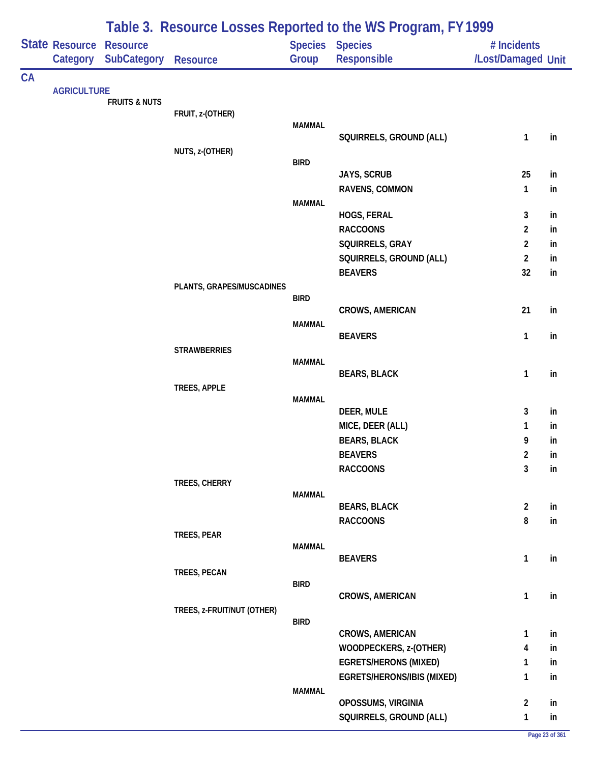# Table 3. Resource Losses Reported to the WS Program, FY 1999

| State | Resource Category | Resource SubCategory | Resource | Species Group | Species Responsible | # Incidents /Lost/Damaged | Unit |
|---|---|---|---|---|---|---|---|
| CA | | | | | | | |
| | AGRICULTURE | | | | | | |
| | | FRUITS & NUTS | | | | | |
| | | | FRUIT, z-(OTHER) | | | | |
| | | | | MAMMAL | | | |
| | | | | | SQUIRRELS, GROUND (ALL) | 1 | in |
| | | | NUTS, z-(OTHER) | | | | |
| | | | | BIRD | | | |
| | | | | | JAYS, SCRUB | 25 | in |
| | | | | | RAVENS, COMMON | 1 | in |
| | | | | MAMMAL | | | |
| | | | | | HOGS, FERAL | 3 | in |
| | | | | | RACCOONS | 2 | in |
| | | | | | SQUIRRELS, GRAY | 2 | in |
| | | | | | SQUIRRELS, GROUND (ALL) | 2 | in |
| | | | | | BEAVERS | 32 | in |
| | | | PLANTS, GRAPES/MUSCADINES | | | | |
| | | | | BIRD | | | |
| | | | | | CROWS, AMERICAN | 21 | in |
| | | | | MAMMAL | | | |
| | | | | | BEAVERS | 1 | in |
| | | | STRAWBERRIES | | | | |
| | | | | MAMMAL | | | |
| | | | | | BEARS, BLACK | 1 | in |
| | | | TREES, APPLE | | | | |
| | | | | MAMMAL | | | |
| | | | | | DEER, MULE | 3 | in |
| | | | | | MICE, DEER (ALL) | 1 | in |
| | | | | | BEARS, BLACK | 9 | in |
| | | | | | BEAVERS | 2 | in |
| | | | | | RACCOONS | 3 | in |
| | | | TREES, CHERRY | | | | |
| | | | | MAMMAL | | | |
| | | | | | BEARS, BLACK | 2 | in |
| | | | | | RACCOONS | 8 | in |
| | | | TREES, PEAR | | | | |
| | | | | MAMMAL | | | |
| | | | | | BEAVERS | 1 | in |
| | | | TREES, PECAN | | | | |
| | | | | BIRD | | | |
| | | | | | CROWS, AMERICAN | 1 | in |
| | | | TREES, z-FRUIT/NUT (OTHER) | | | | |
| | | | | BIRD | | | |
| | | | | | CROWS, AMERICAN | 1 | in |
| | | | | | WOODPECKERS, z-(OTHER) | 4 | in |
| | | | | | EGRETS/HERONS (MIXED) | 1 | in |
| | | | | | EGRETS/HERONS/IBIS (MIXED) | 1 | in |
| | | | | MAMMAL | | | |
| | | | | | OPOSSUMS, VIRGINIA | 2 | in |
| | | | | | SQUIRRELS, GROUND (ALL) | 1 | in |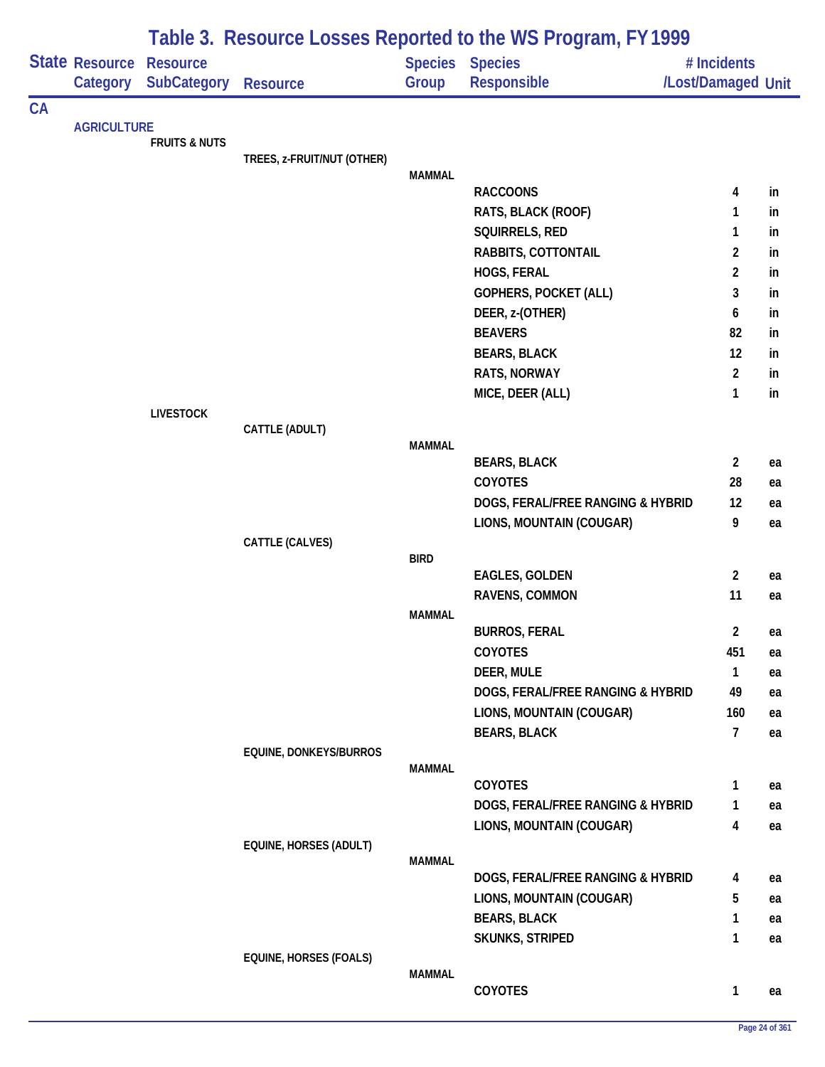# Table 3. Resource Losses Reported to the WS Program, FY 1999

| State | Resource Category | Resource SubCategory | Resource | Species Group | Species Responsible | # Incidents /Lost/Damaged | Unit |
|---|---|---|---|---|---|---|---|
| CA | | | | | | | |
| | AGRICULTURE | | | | | | |
| | | FRUITS & NUTS | | | | | |
| | | | TREES, z-FRUIT/NUT (OTHER) | | | | |
| | | | | MAMMAL | | | |
| | | | | | RACCOONS | 4 | in |
| | | | | | RATS, BLACK (ROOF) | 1 | in |
| | | | | | SQUIRRELS, RED | 1 | in |
| | | | | | RABBITS, COTTONTAIL | 2 | in |
| | | | | | HOGS, FERAL | 2 | in |
| | | | | | GOPHERS, POCKET (ALL) | 3 | in |
| | | | | | DEER, z-(OTHER) | 6 | in |
| | | | | | BEAVERS | 82 | in |
| | | | | | BEARS, BLACK | 12 | in |
| | | | | | RATS, NORWAY | 2 | in |
| | | | | | MICE, DEER (ALL) | 1 | in |
| | | LIVESTOCK | | | | | |
| | | | CATTLE (ADULT) | | | | |
| | | | | MAMMAL | | | |
| | | | | | BEARS, BLACK | 2 | ea |
| | | | | | COYOTES | 28 | ea |
| | | | | | DOGS, FERAL/FREE RANGING & HYBRID | 12 | ea |
| | | | | | LIONS, MOUNTAIN (COUGAR) | 9 | ea |
| | | | CATTLE (CALVES) | | | | |
| | | | | BIRD | | | |
| | | | | | EAGLES, GOLDEN | 2 | ea |
| | | | | | RAVENS, COMMON | 11 | ea |
| | | | | MAMMAL | | | |
| | | | | | BURROS, FERAL | 2 | ea |
| | | | | | COYOTES | 451 | ea |
| | | | | | DEER, MULE | 1 | ea |
| | | | | | DOGS, FERAL/FREE RANGING & HYBRID | 49 | ea |
| | | | | | LIONS, MOUNTAIN (COUGAR) | 160 | ea |
| | | | | | BEARS, BLACK | 7 | ea |
| | | | EQUINE, DONKEYS/BURROS | | | | |
| | | | | MAMMAL | | | |
| | | | | | COYOTES | 1 | ea |
| | | | | | DOGS, FERAL/FREE RANGING & HYBRID | 1 | ea |
| | | | | | LIONS, MOUNTAIN (COUGAR) | 4 | ea |
| | | | EQUINE, HORSES (ADULT) | | | | |
| | | | | MAMMAL | | | |
| | | | | | DOGS, FERAL/FREE RANGING & HYBRID | 4 | ea |
| | | | | | LIONS, MOUNTAIN (COUGAR) | 5 | ea |
| | | | | | BEARS, BLACK | 1 | ea |
| | | | | | SKUNKS, STRIPED | 1 | ea |
| | | | EQUINE, HORSES (FOALS) | | | | |
| | | | | MAMMAL | | | |
| | | | | | COYOTES | 1 | ea |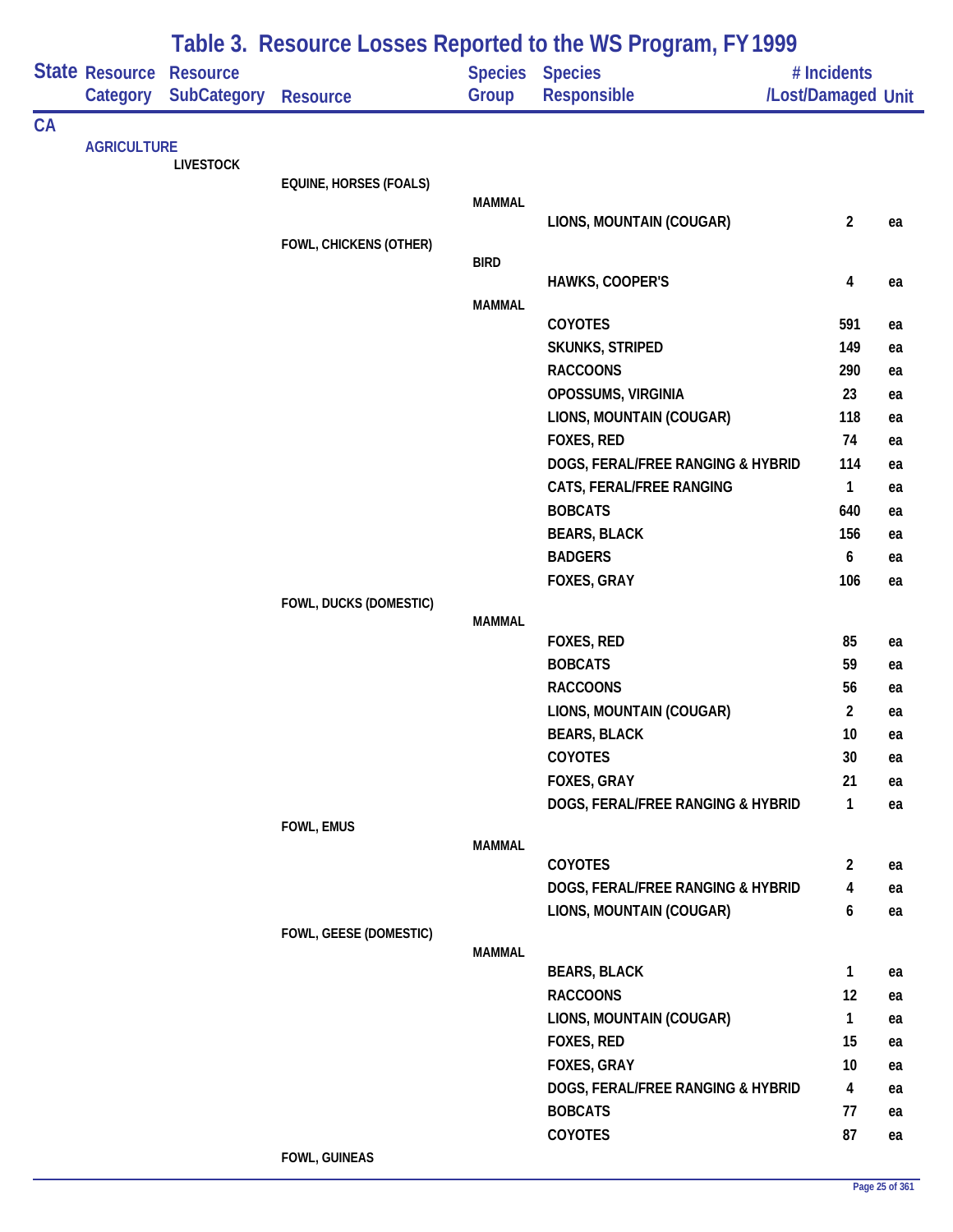# Table 3. Resource Losses Reported to the WS Program, FY 1999

| State | Resource Category | Resource SubCategory | Resource | Species Group | Species Responsible | # Incidents /Lost/Damaged | Unit |
|---|---|---|---|---|---|---|---|
| CA | | | | | | | |
| | AGRICULTURE | | | | | | |
| | | LIVESTOCK | | | | | |
| | | | EQUINE, HORSES (FOALS) | | | | |
| | | | | MAMMAL | | | |
| | | | | | LIONS, MOUNTAIN (COUGAR) | 2 | ea |
| | | | FOWL, CHICKENS (OTHER) | | | | |
| | | | | BIRD | | | |
| | | | | | HAWKS, COOPER'S | 4 | ea |
| | | | | MAMMAL | | | |
| | | | | | COYOTES | 591 | ea |
| | | | | | SKUNKS, STRIPED | 149 | ea |
| | | | | | RACCOONS | 290 | ea |
| | | | | | OPOSSUMS, VIRGINIA | 23 | ea |
| | | | | | LIONS, MOUNTAIN (COUGAR) | 118 | ea |
| | | | | | FOXES, RED | 74 | ea |
| | | | | | DOGS, FERAL/FREE RANGING & HYBRID | 114 | ea |
| | | | | | CATS, FERAL/FREE RANGING | 1 | ea |
| | | | | | BOBCATS | 640 | ea |
| | | | | | BEARS, BLACK | 156 | ea |
| | | | | | BADGERS | 6 | ea |
| | | | | | FOXES, GRAY | 106 | ea |
| | | | FOWL, DUCKS (DOMESTIC) | | | | |
| | | | | MAMMAL | | | |
| | | | | | FOXES, RED | 85 | ea |
| | | | | | BOBCATS | 59 | ea |
| | | | | | RACCOONS | 56 | ea |
| | | | | | LIONS, MOUNTAIN (COUGAR) | 2 | ea |
| | | | | | BEARS, BLACK | 10 | ea |
| | | | | | COYOTES | 30 | ea |
| | | | | | FOXES, GRAY | 21 | ea |
| | | | | | DOGS, FERAL/FREE RANGING & HYBRID | 1 | ea |
| | | | FOWL, EMUS | | | | |
| | | | | MAMMAL | | | |
| | | | | | COYOTES | 2 | ea |
| | | | | | DOGS, FERAL/FREE RANGING & HYBRID | 4 | ea |
| | | | | | LIONS, MOUNTAIN (COUGAR) | 6 | ea |
| | | | FOWL, GEESE (DOMESTIC) | | | | |
| | | | | MAMMAL | | | |
| | | | | | BEARS, BLACK | 1 | ea |
| | | | | | RACCOONS | 12 | ea |
| | | | | | LIONS, MOUNTAIN (COUGAR) | 1 | ea |
| | | | | | FOXES, RED | 15 | ea |
| | | | | | FOXES, GRAY | 10 | ea |
| | | | | | DOGS, FERAL/FREE RANGING & HYBRID | 4 | ea |
| | | | | | BOBCATS | 77 | ea |
| | | | | | COYOTES | 87 | ea |
| | | | FOWL, GUINEAS | | | | |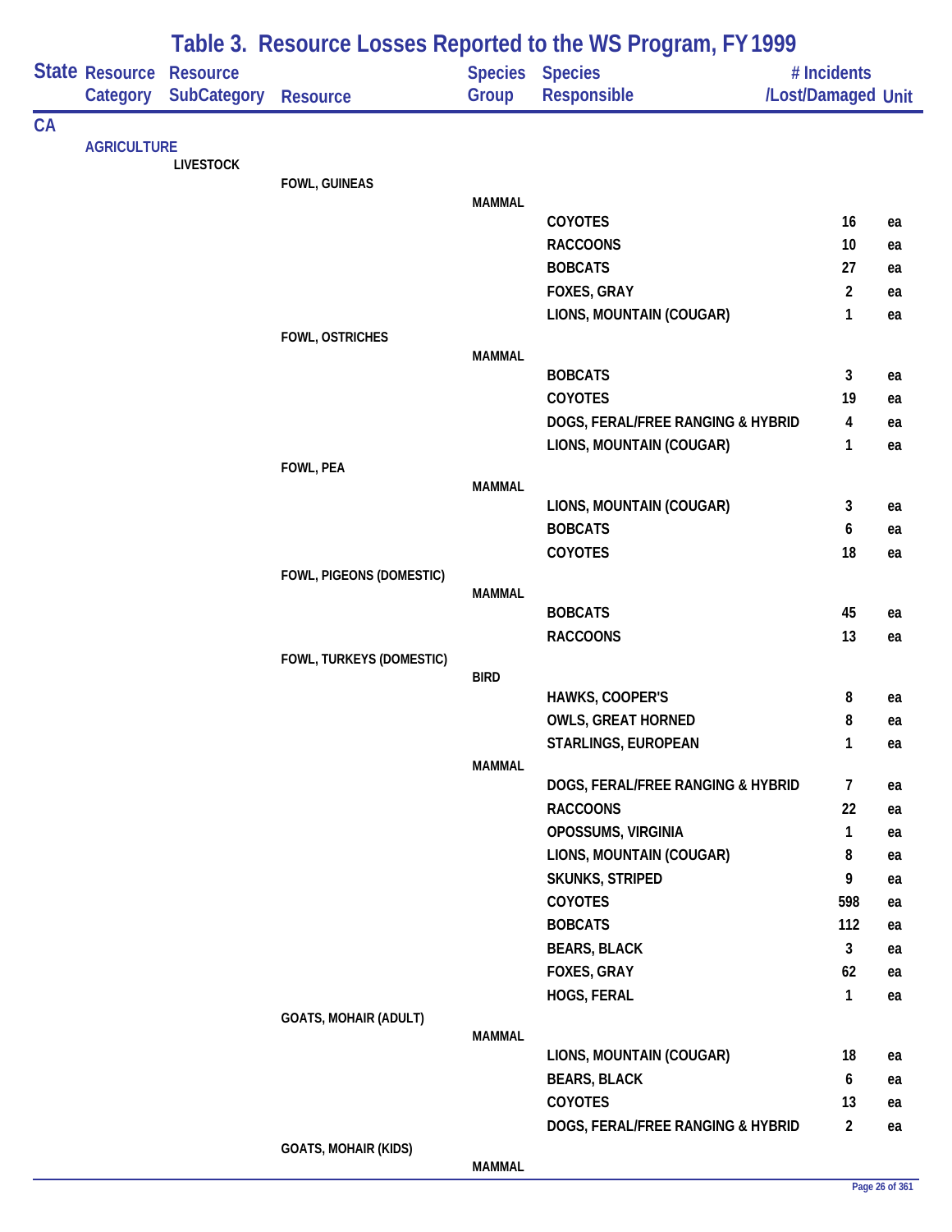# Table 3. Resource Losses Reported to the WS Program, FY 1999

| State | Resource Category | Resource SubCategory | Resource | Species Group | Species Responsible | # Incidents /Lost/Damaged | Unit |
|---|---|---|---|---|---|---|---|
| CA | | | | | | | |
| | AGRICULTURE | | | | | | |
| | | LIVESTOCK | | | | | |
| | | | FOWL, GUINEAS | | | | |
| | | | | MAMMAL | | | |
| | | | | | COYOTES | 16 | ea |
| | | | | | RACCOONS | 10 | ea |
| | | | | | BOBCATS | 27 | ea |
| | | | | | FOXES, GRAY | 2 | ea |
| | | | | | LIONS, MOUNTAIN (COUGAR) | 1 | ea |
| | | | FOWL, OSTRICHES | | | | |
| | | | | MAMMAL | | | |
| | | | | | BOBCATS | 3 | ea |
| | | | | | COYOTES | 19 | ea |
| | | | | | DOGS, FERAL/FREE RANGING & HYBRID | 4 | ea |
| | | | | | LIONS, MOUNTAIN (COUGAR) | 1 | ea |
| | | | FOWL, PEA | | | | |
| | | | | MAMMAL | | | |
| | | | | | LIONS, MOUNTAIN (COUGAR) | 3 | ea |
| | | | | | BOBCATS | 6 | ea |
| | | | | | COYOTES | 18 | ea |
| | | | FOWL, PIGEONS (DOMESTIC) | | | | |
| | | | | MAMMAL | | | |
| | | | | | BOBCATS | 45 | ea |
| | | | | | RACCOONS | 13 | ea |
| | | | FOWL, TURKEYS (DOMESTIC) | | | | |
| | | | | BIRD | | | |
| | | | | | HAWKS, COOPER'S | 8 | ea |
| | | | | | OWLS, GREAT HORNED | 8 | ea |
| | | | | | STARLINGS, EUROPEAN | 1 | ea |
| | | | | MAMMAL | | | |
| | | | | | DOGS, FERAL/FREE RANGING & HYBRID | 7 | ea |
| | | | | | RACCOONS | 22 | ea |
| | | | | | OPOSSUMS, VIRGINIA | 1 | ea |
| | | | | | LIONS, MOUNTAIN (COUGAR) | 8 | ea |
| | | | | | SKUNKS, STRIPED | 9 | ea |
| | | | | | COYOTES | 598 | ea |
| | | | | | BOBCATS | 112 | ea |
| | | | | | BEARS, BLACK | 3 | ea |
| | | | | | FOXES, GRAY | 62 | ea |
| | | | | | HOGS, FERAL | 1 | ea |
| | | | GOATS, MOHAIR (ADULT) | | | | |
| | | | | MAMMAL | | | |
| | | | | | LIONS, MOUNTAIN (COUGAR) | 18 | ea |
| | | | | | BEARS, BLACK | 6 | ea |
| | | | | | COYOTES | 13 | ea |
| | | | | | DOGS, FERAL/FREE RANGING & HYBRID | 2 | ea |
| | | | GOATS, MOHAIR (KIDS) | | | | |
| | | | | MAMMAL | | | |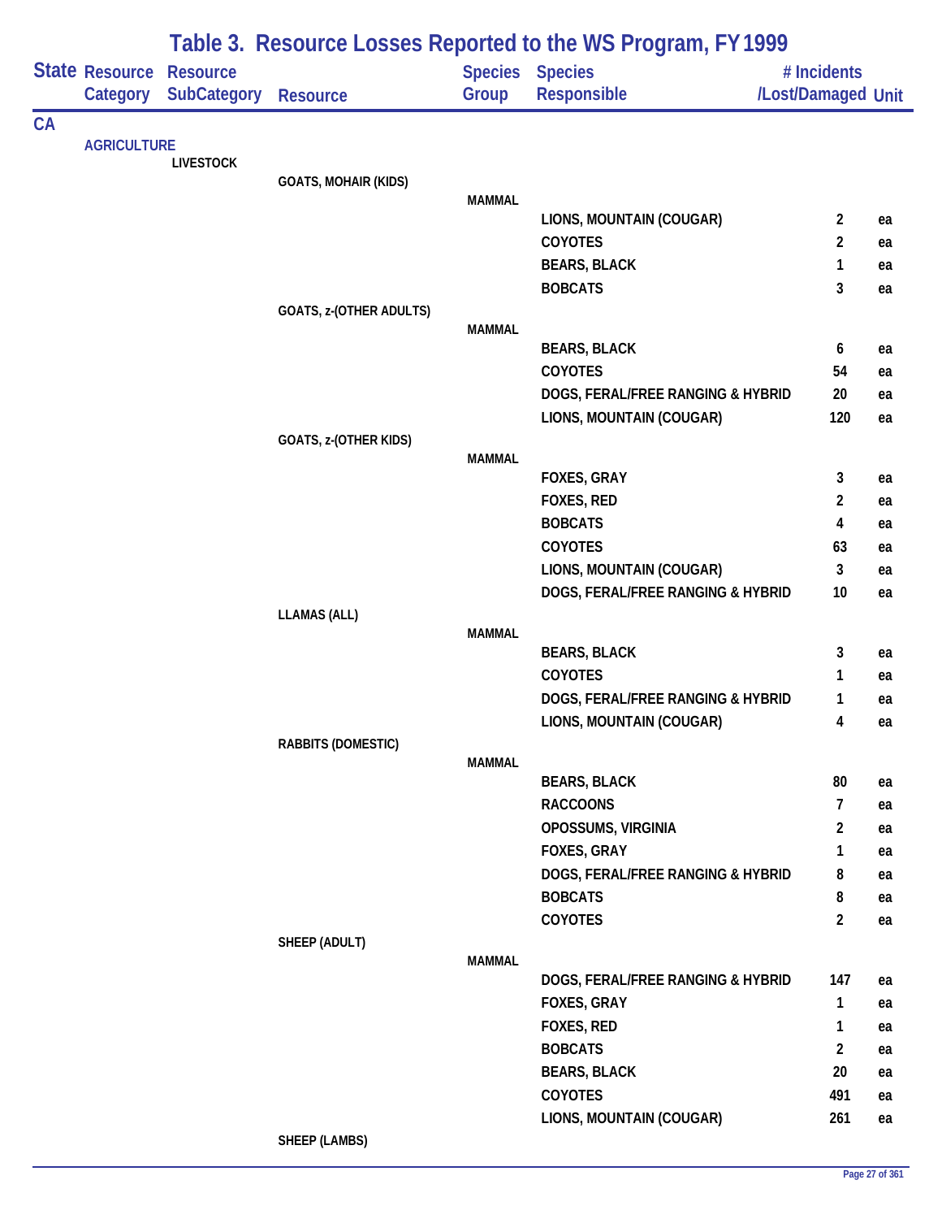# Table 3. Resource Losses Reported to the WS Program, FY 1999

| State | Resource Category | Resource SubCategory | Resource | Species Group | Species Responsible | # Incidents /Lost/Damaged | Unit |
|---|---|---|---|---|---|---|---|
| CA | | | | | | | |
| | AGRICULTURE | | | | | | |
| | | LIVESTOCK | | | | | |
| | | | GOATS, MOHAIR (KIDS) | | | | |
| | | | | MAMMAL | | | |
| | | | | | LIONS, MOUNTAIN (COUGAR) | 2 | ea |
| | | | | | COYOTES | 2 | ea |
| | | | | | BEARS, BLACK | 1 | ea |
| | | | | | BOBCATS | 3 | ea |
| | | | GOATS, z-(OTHER ADULTS) | | | | |
| | | | | MAMMAL | | | |
| | | | | | BEARS, BLACK | 6 | ea |
| | | | | | COYOTES | 54 | ea |
| | | | | | DOGS, FERAL/FREE RANGING & HYBRID | 20 | ea |
| | | | | | LIONS, MOUNTAIN (COUGAR) | 120 | ea |
| | | | GOATS, z-(OTHER KIDS) | | | | |
| | | | | MAMMAL | | | |
| | | | | | FOXES, GRAY | 3 | ea |
| | | | | | FOXES, RED | 2 | ea |
| | | | | | BOBCATS | 4 | ea |
| | | | | | COYOTES | 63 | ea |
| | | | | | LIONS, MOUNTAIN (COUGAR) | 3 | ea |
| | | | | | DOGS, FERAL/FREE RANGING & HYBRID | 10 | ea |
| | | | LLAMAS (ALL) | | | | |
| | | | | MAMMAL | | | |
| | | | | | BEARS, BLACK | 3 | ea |
| | | | | | COYOTES | 1 | ea |
| | | | | | DOGS, FERAL/FREE RANGING & HYBRID | 1 | ea |
| | | | | | LIONS, MOUNTAIN (COUGAR) | 4 | ea |
| | | | RABBITS (DOMESTIC) | | | | |
| | | | | MAMMAL | | | |
| | | | | | BEARS, BLACK | 80 | ea |
| | | | | | RACCOONS | 7 | ea |
| | | | | | OPOSSUMS, VIRGINIA | 2 | ea |
| | | | | | FOXES, GRAY | 1 | ea |
| | | | | | DOGS, FERAL/FREE RANGING & HYBRID | 8 | ea |
| | | | | | BOBCATS | 8 | ea |
| | | | | | COYOTES | 2 | ea |
| | | | SHEEP (ADULT) | | | | |
| | | | | MAMMAL | | | |
| | | | | | DOGS, FERAL/FREE RANGING & HYBRID | 147 | ea |
| | | | | | FOXES, GRAY | 1 | ea |
| | | | | | FOXES, RED | 1 | ea |
| | | | | | BOBCATS | 2 | ea |
| | | | | | BEARS, BLACK | 20 | ea |
| | | | | | COYOTES | 491 | ea |
| | | | | | LIONS, MOUNTAIN (COUGAR) | 261 | ea |
| | | | SHEEP (LAMBS) | | | | |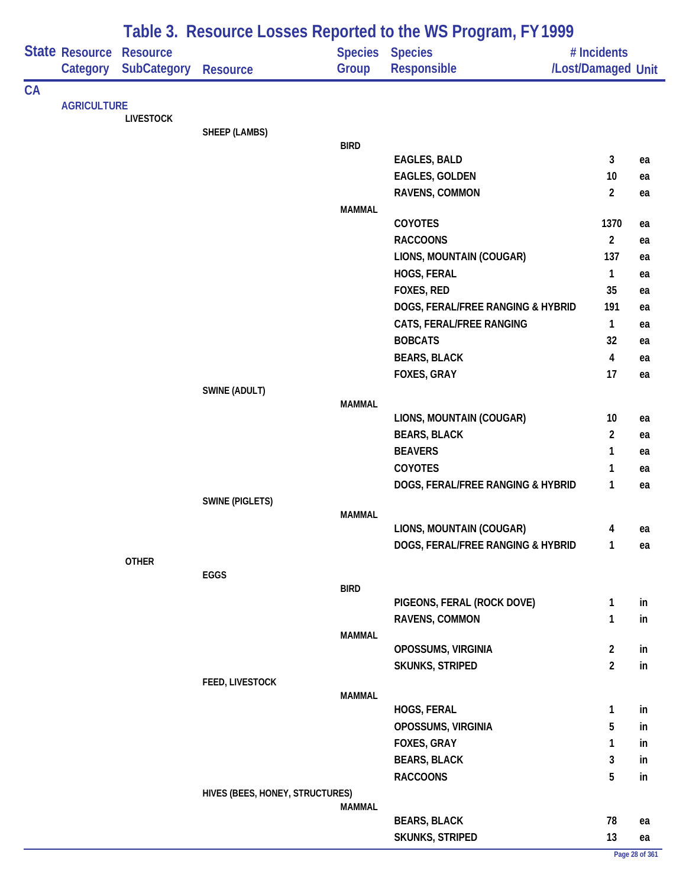# Table 3. Resource Losses Reported to the WS Program, FY 1999

| State | Resource Category | Resource SubCategory | Resource | Species Group | Species Responsible | # Incidents /Lost/Damaged | Unit |
|---|---|---|---|---|---|---|---|
| CA | | | | | | | |
| | AGRICULTURE | | | | | | |
| | | LIVESTOCK | | | | | |
| | | | SHEEP (LAMBS) | | | | |
| | | | | BIRD | | | |
| | | | | | EAGLES, BALD | 3 | ea |
| | | | | | EAGLES, GOLDEN | 10 | ea |
| | | | | | RAVENS, COMMON | 2 | ea |
| | | | | MAMMAL | | | |
| | | | | | COYOTES | 1370 | ea |
| | | | | | RACCOONS | 2 | ea |
| | | | | | LIONS, MOUNTAIN (COUGAR) | 137 | ea |
| | | | | | HOGS, FERAL | 1 | ea |
| | | | | | FOXES, RED | 35 | ea |
| | | | | | DOGS, FERAL/FREE RANGING & HYBRID | 191 | ea |
| | | | | | CATS, FERAL/FREE RANGING | 1 | ea |
| | | | | | BOBCATS | 32 | ea |
| | | | | | BEARS, BLACK | 4 | ea |
| | | | | | FOXES, GRAY | 17 | ea |
| | | | SWINE (ADULT) | | | | |
| | | | | MAMMAL | | | |
| | | | | | LIONS, MOUNTAIN (COUGAR) | 10 | ea |
| | | | | | BEARS, BLACK | 2 | ea |
| | | | | | BEAVERS | 1 | ea |
| | | | | | COYOTES | 1 | ea |
| | | | | | DOGS, FERAL/FREE RANGING & HYBRID | 1 | ea |
| | | | SWINE (PIGLETS) | | | | |
| | | | | MAMMAL | | | |
| | | | | | LIONS, MOUNTAIN (COUGAR) | 4 | ea |
| | | | | | DOGS, FERAL/FREE RANGING & HYBRID | 1 | ea |
| | | OTHER | | | | | |
| | | | EGGS | | | | |
| | | | | BIRD | | | |
| | | | | | PIGEONS, FERAL (ROCK DOVE) | 1 | in |
| | | | | | RAVENS, COMMON | 1 | in |
| | | | | MAMMAL | | | |
| | | | | | OPOSSUMS, VIRGINIA | 2 | in |
| | | | | | SKUNKS, STRIPED | 2 | in |
| | | | FEED, LIVESTOCK | | | | |
| | | | | MAMMAL | | | |
| | | | | | HOGS, FERAL | 1 | in |
| | | | | | OPOSSUMS, VIRGINIA | 5 | in |
| | | | | | FOXES, GRAY | 1 | in |
| | | | | | BEARS, BLACK | 3 | in |
| | | | | | RACCOONS | 5 | in |
| | | | HIVES (BEES, HONEY, STRUCTURES) | | | | |
| | | | | MAMMAL | | | |
| | | | | | BEARS, BLACK | 78 | ea |
| | | | | | SKUNKS, STRIPED | 13 | ea |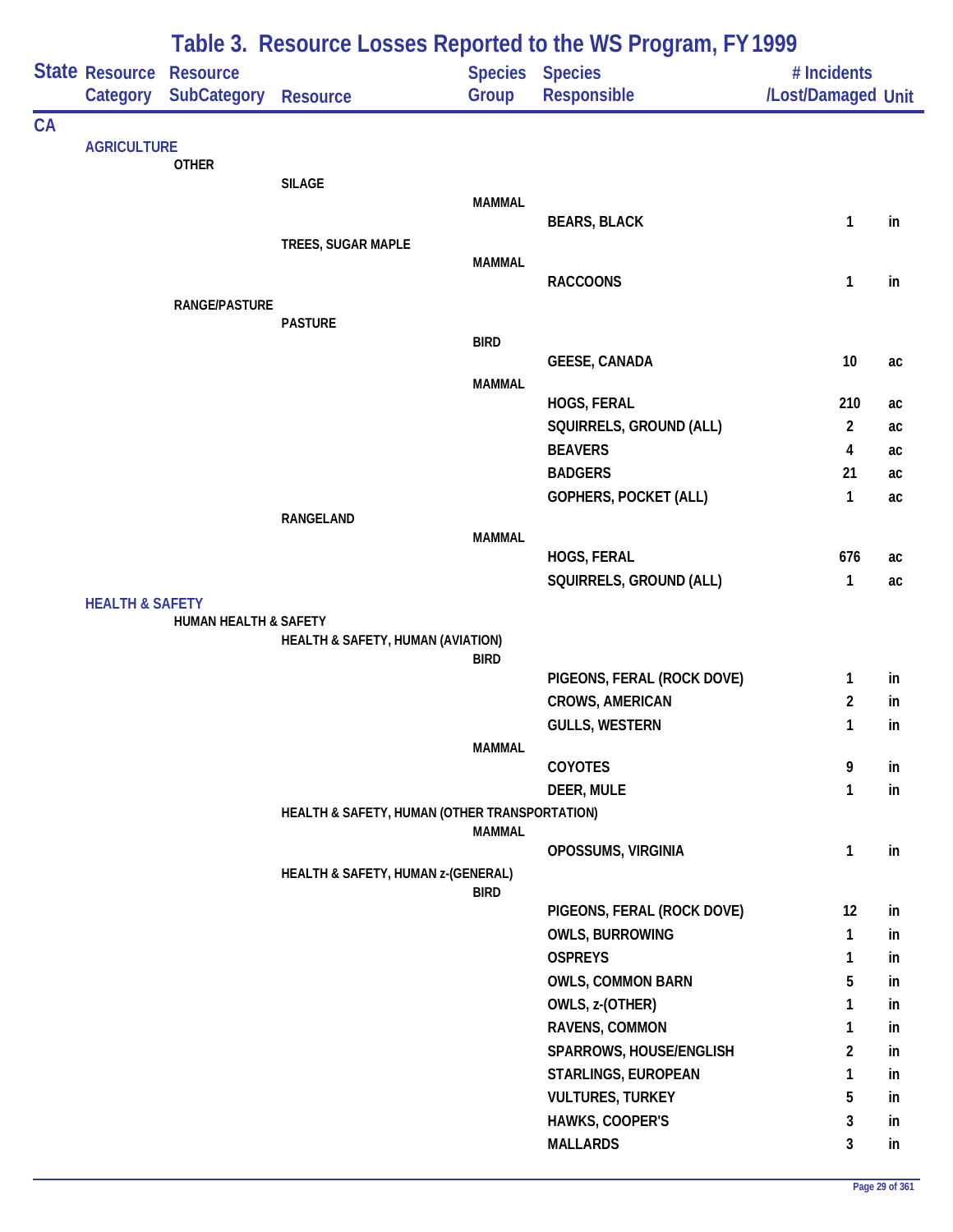# Table 3. Resource Losses Reported to the WS Program, FY 1999

| State | Resource Category | Resource SubCategory | Resource | Species Group | Species Responsible | # Incidents /Lost/Damaged | Unit |
|---|---|---|---|---|---|---|---|
| CA | | | | | | | |
| | AGRICULTURE | | | | | | |
| | | OTHER | | | | | |
| | | | SILAGE | | | | |
| | | | | MAMMAL | | | |
| | | | | | BEARS, BLACK | 1 | in |
| | | | TREES, SUGAR MAPLE | | | | |
| | | | | MAMMAL | | | |
| | | | | | RACCOONS | 1 | in |
| | | RANGE/PASTURE | | | | | |
| | | | PASTURE | | | | |
| | | | | BIRD | | | |
| | | | | | GEESE, CANADA | 10 | ac |
| | | | | MAMMAL | | | |
| | | | | | HOGS, FERAL | 210 | ac |
| | | | | | SQUIRRELS, GROUND (ALL) | 2 | ac |
| | | | | | BEAVERS | 4 | ac |
| | | | | | BADGERS | 21 | ac |
| | | | | | GOPHERS, POCKET (ALL) | 1 | ac |
| | | | RANGELAND | | | | |
| | | | | MAMMAL | | | |
| | | | | | HOGS, FERAL | 676 | ac |
| | | | | | SQUIRRELS, GROUND (ALL) | 1 | ac |
| | HEALTH & SAFETY | | | | | | |
| | | HUMAN HEALTH & SAFETY | | | | | |
| | | | HEALTH & SAFETY, HUMAN (AVIATION) | | | | |
| | | | | BIRD | | | |
| | | | | | PIGEONS, FERAL (ROCK DOVE) | 1 | in |
| | | | | | CROWS, AMERICAN | 2 | in |
| | | | | | GULLS, WESTERN | 1 | in |
| | | | | MAMMAL | | | |
| | | | | | COYOTES | 9 | in |
| | | | | | DEER, MULE | 1 | in |
| | | | HEALTH & SAFETY, HUMAN (OTHER TRANSPORTATION) | | | | |
| | | | | MAMMAL | | | |
| | | | | | OPOSSUMS, VIRGINIA | 1 | in |
| | | | HEALTH & SAFETY, HUMAN z-(GENERAL) | | | | |
| | | | | BIRD | | | |
| | | | | | PIGEONS, FERAL (ROCK DOVE) | 12 | in |
| | | | | | OWLS, BURROWING | 1 | in |
| | | | | | OSPREYS | 1 | in |
| | | | | | OWLS, COMMON BARN | 5 | in |
| | | | | | OWLS, z-(OTHER) | 1 | in |
| | | | | | RAVENS, COMMON | 1 | in |
| | | | | | SPARROWS, HOUSE/ENGLISH | 2 | in |
| | | | | | STARLINGS, EUROPEAN | 1 | in |
| | | | | | VULTURES, TURKEY | 5 | in |
| | | | | | HAWKS, COOPER'S | 3 | in |
| | | | | | MALLARDS | 3 | in |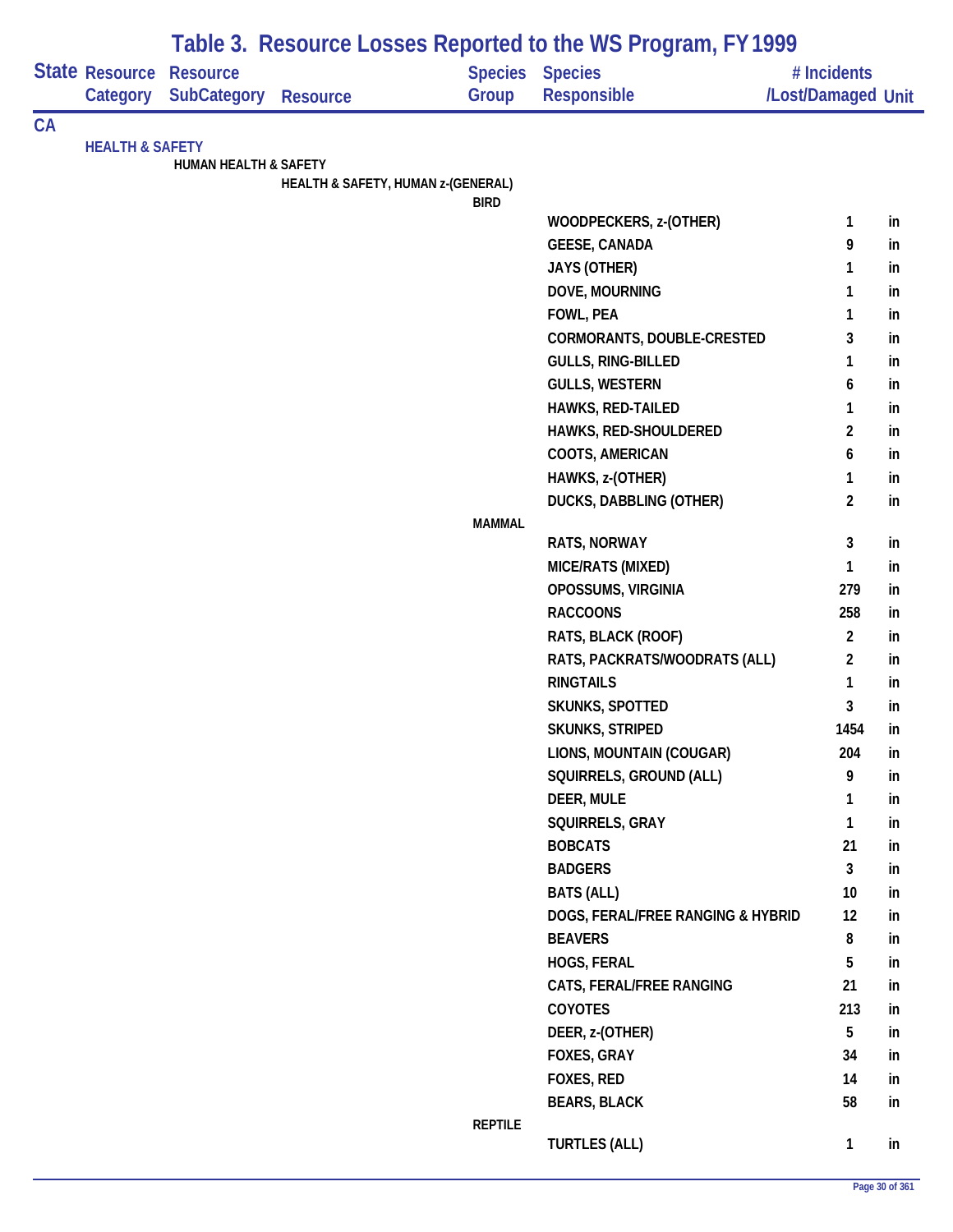# Table 3. Resource Losses Reported to the WS Program, FY 1999

| State | Resource Category | Resource SubCategory | Resource | Species Group | Species Responsible | # Incidents /Lost/Damaged | Unit |
|---|---|---|---|---|---|---|---|
| CA | | | | | | | |
| | HEALTH & SAFETY | | | | | | |
| | | HUMAN HEALTH & SAFETY | | | | | |
| | | | HEALTH & SAFETY, HUMAN z-(GENERAL) | | | | |
| | | | | BIRD | | | |
| | | | | | WOODPECKERS, z-(OTHER) | 1 | in |
| | | | | | GEESE, CANADA | 9 | in |
| | | | | | JAYS (OTHER) | 1 | in |
| | | | | | DOVE, MOURNING | 1 | in |
| | | | | | FOWL, PEA | 1 | in |
| | | | | | CORMORANTS, DOUBLE-CRESTED | 3 | in |
| | | | | | GULLS, RING-BILLED | 1 | in |
| | | | | | GULLS, WESTERN | 6 | in |
| | | | | | HAWKS, RED-TAILED | 1 | in |
| | | | | | HAWKS, RED-SHOULDERED | 2 | in |
| | | | | | COOTS, AMERICAN | 6 | in |
| | | | | | HAWKS, z-(OTHER) | 1 | in |
| | | | | | DUCKS, DABBLING (OTHER) | 2 | in |
| | | | | MAMMAL | | | |
| | | | | | RATS, NORWAY | 3 | in |
| | | | | | MICE/RATS (MIXED) | 1 | in |
| | | | | | OPOSSUMS, VIRGINIA | 279 | in |
| | | | | | RACCOONS | 258 | in |
| | | | | | RATS, BLACK (ROOF) | 2 | in |
| | | | | | RATS, PACKRATS/WOODRATS (ALL) | 2 | in |
| | | | | | RINGTAILS | 1 | in |
| | | | | | SKUNKS, SPOTTED | 3 | in |
| | | | | | SKUNKS, STRIPED | 1454 | in |
| | | | | | LIONS, MOUNTAIN (COUGAR) | 204 | in |
| | | | | | SQUIRRELS, GROUND (ALL) | 9 | in |
| | | | | | DEER, MULE | 1 | in |
| | | | | | SQUIRRELS, GRAY | 1 | in |
| | | | | | BOBCATS | 21 | in |
| | | | | | BADGERS | 3 | in |
| | | | | | BATS (ALL) | 10 | in |
| | | | | | DOGS, FERAL/FREE RANGING & HYBRID | 12 | in |
| | | | | | BEAVERS | 8 | in |
| | | | | | HOGS, FERAL | 5 | in |
| | | | | | CATS, FERAL/FREE RANGING | 21 | in |
| | | | | | COYOTES | 213 | in |
| | | | | | DEER, z-(OTHER) | 5 | in |
| | | | | | FOXES, GRAY | 34 | in |
| | | | | | FOXES, RED | 14 | in |
| | | | | | BEARS, BLACK | 58 | in |
| | | | | REPTILE | | | |
| | | | | | TURTLES (ALL) | 1 | in |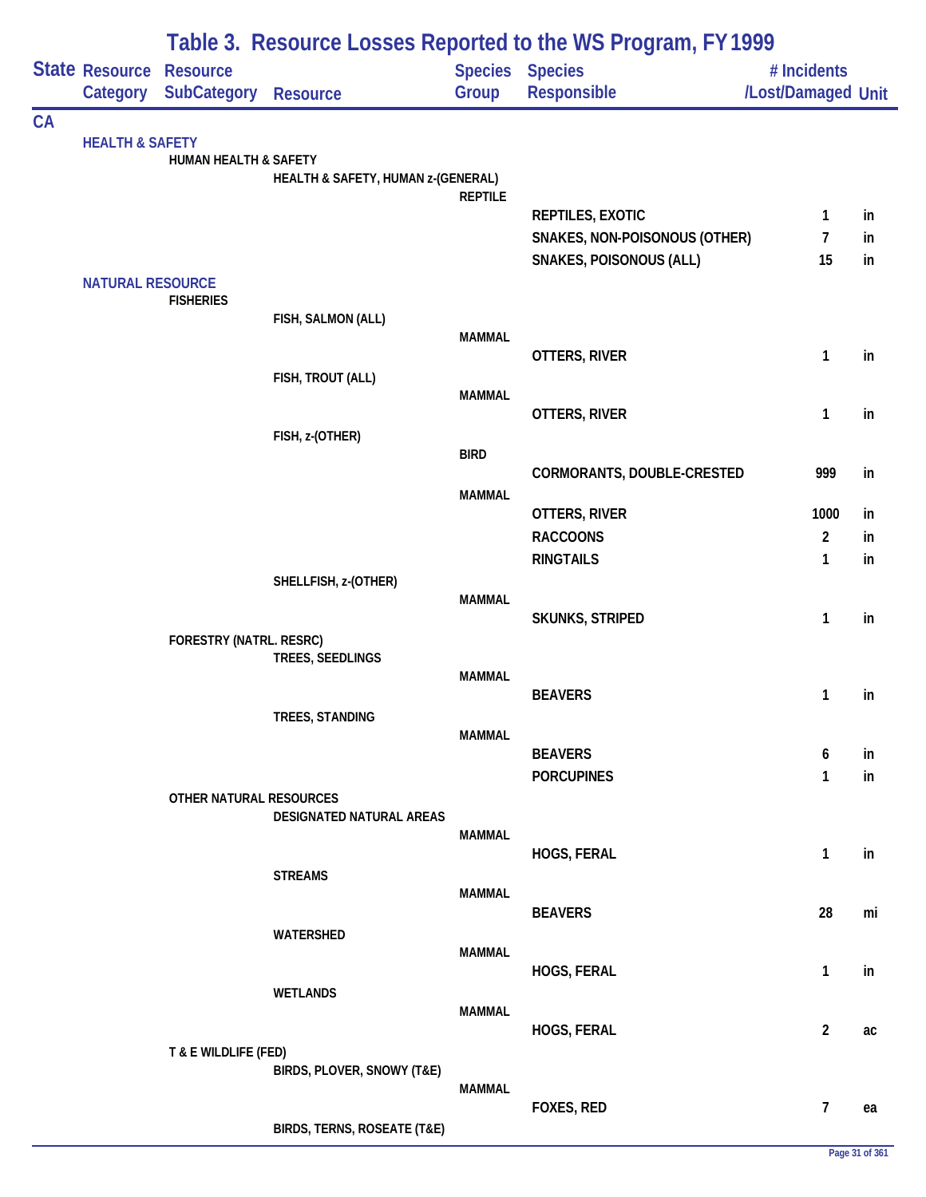# Table 3. Resource Losses Reported to the WS Program, FY 1999

| State | Resource Category | Resource SubCategory | Resource | Species Group | Species Responsible | # Incidents /Lost/Damaged | Unit |
|---|---|---|---|---|---|---|---|
| CA | | | | | | | |
| | HEALTH & SAFETY | | | | | | |
| | | HUMAN HEALTH & SAFETY | | | | | |
| | | | HEALTH & SAFETY, HUMAN z-(GENERAL) | | | | |
| | | | | REPTILE | | | |
| | | | | | REPTILES, EXOTIC | 1 | in |
| | | | | | SNAKES, NON-POISONOUS (OTHER) | 7 | in |
| | | | | | SNAKES, POISONOUS (ALL) | 15 | in |
| | NATURAL RESOURCE | | | | | | |
| | | FISHERIES | | | | | |
| | | | FISH, SALMON (ALL) | | | | |
| | | | | MAMMAL | | | |
| | | | | | OTTERS, RIVER | 1 | in |
| | | | FISH, TROUT (ALL) | | | | |
| | | | | MAMMAL | | | |
| | | | | | OTTERS, RIVER | 1 | in |
| | | | FISH, z-(OTHER) | | | | |
| | | | | BIRD | | | |
| | | | | | CORMORANTS, DOUBLE-CRESTED | 999 | in |
| | | | | MAMMAL | | | |
| | | | | | OTTERS, RIVER | 1000 | in |
| | | | | | RACCOONS | 2 | in |
| | | | | | RINGTAILS | 1 | in |
| | | | SHELLFISH, z-(OTHER) | | | | |
| | | | | MAMMAL | | | |
| | | | | | SKUNKS, STRIPED | 1 | in |
| | | FORESTRY (NATRL. RESRC) | | | | | |
| | | | TREES, SEEDLINGS | | | | |
| | | | | MAMMAL | | | |
| | | | | | BEAVERS | 1 | in |
| | | | TREES, STANDING | | | | |
| | | | | MAMMAL | | | |
| | | | | | BEAVERS | 6 | in |
| | | | | | PORCUPINES | 1 | in |
| | | OTHER NATURAL RESOURCES | | | | | |
| | | | DESIGNATED NATURAL AREAS | | | | |
| | | | | MAMMAL | | | |
| | | | | | HOGS, FERAL | 1 | in |
| | | | STREAMS | | | | |
| | | | | MAMMAL | | | |
| | | | | | BEAVERS | 28 | mi |
| | | | WATERSHED | | | | |
| | | | | MAMMAL | | | |
| | | | | | HOGS, FERAL | 1 | in |
| | | | WETLANDS | | | | |
| | | | | MAMMAL | | | |
| | | | | | HOGS, FERAL | 2 | ac |
| | | T & E WILDLIFE (FED) | | | | | |
| | | | BIRDS, PLOVER, SNOWY (T&E) | | | | |
| | | | | MAMMAL | | | |
| | | | | | FOXES, RED | 7 | ea |
| | | | BIRDS, TERNS, ROSEATE (T&E) | | | | |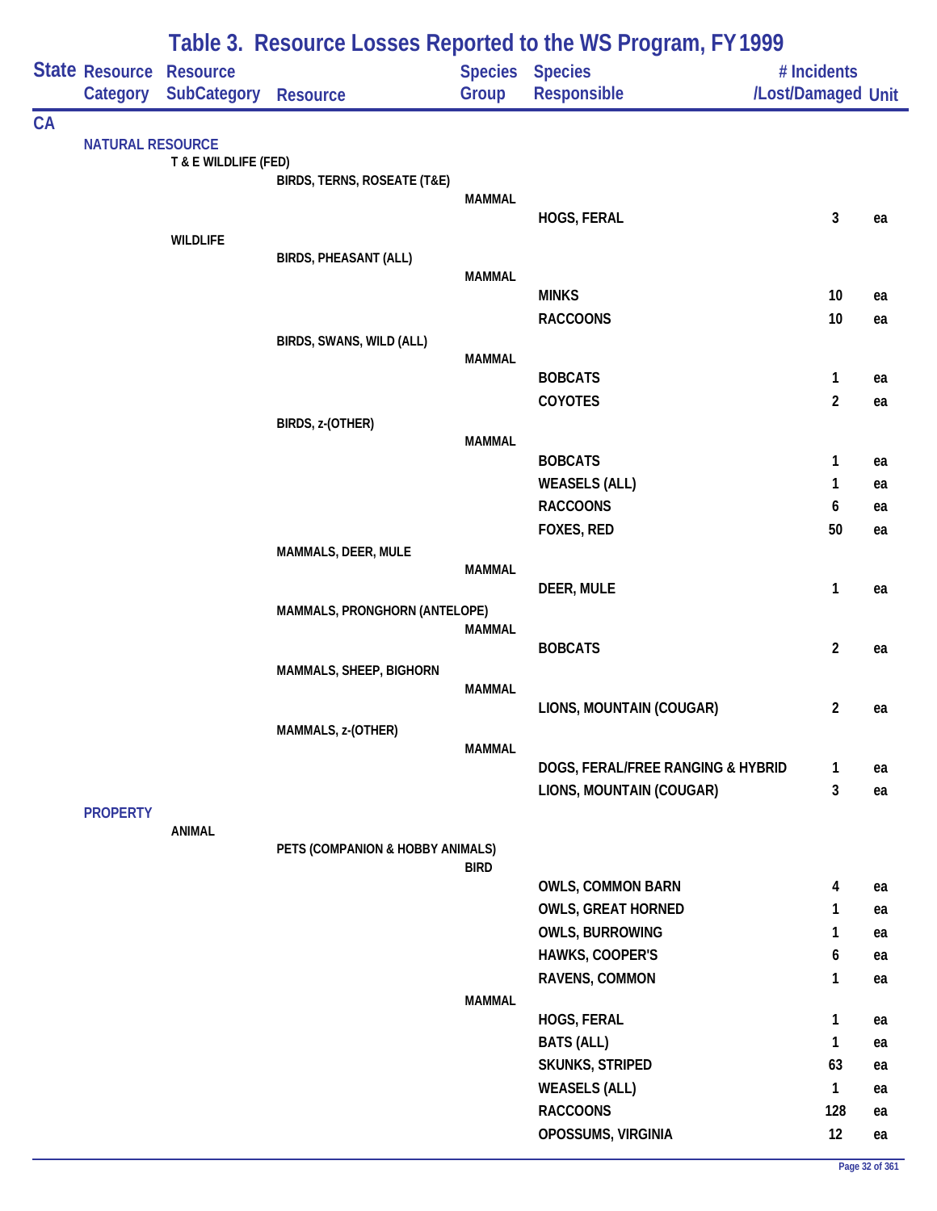# Table 3. Resource Losses Reported to the WS Program, FY 1999

| State | Resource Category | Resource SubCategory | Resource | Species Group | Species Responsible | # Incidents /Lost/Damaged | Unit |
|---|---|---|---|---|---|---|---|
| CA | | | | | | | |
| | NATURAL RESOURCE | | | | | | |
| | | T & E WILDLIFE (FED) | | | | | |
| | | | BIRDS, TERNS, ROSEATE (T&E) | | | | |
| | | | | MAMMAL | | | |
| | | | | | HOGS, FERAL | 3 | ea |
| | | WILDLIFE | | | | | |
| | | | BIRDS, PHEASANT (ALL) | | | | |
| | | | | MAMMAL | | | |
| | | | | | MINKS | 10 | ea |
| | | | | | RACCOONS | 10 | ea |
| | | | BIRDS, SWANS, WILD (ALL) | | | | |
| | | | | MAMMAL | | | |
| | | | | | BOBCATS | 1 | ea |
| | | | | | COYOTES | 2 | ea |
| | | | BIRDS, z-(OTHER) | | | | |
| | | | | MAMMAL | | | |
| | | | | | BOBCATS | 1 | ea |
| | | | | | WEASELS (ALL) | 1 | ea |
| | | | | | RACCOONS | 6 | ea |
| | | | | | FOXES, RED | 50 | ea |
| | | | MAMMALS, DEER, MULE | | | | |
| | | | | MAMMAL | | | |
| | | | | | DEER, MULE | 1 | ea |
| | | | MAMMALS, PRONGHORN (ANTELOPE) | | | | |
| | | | | MAMMAL | | | |
| | | | | | BOBCATS | 2 | ea |
| | | | MAMMALS, SHEEP, BIGHORN | | | | |
| | | | | MAMMAL | | | |
| | | | | | LIONS, MOUNTAIN (COUGAR) | 2 | ea |
| | | | MAMMALS, z-(OTHER) | | | | |
| | | | | MAMMAL | | | |
| | | | | | DOGS, FERAL/FREE RANGING & HYBRID | 1 | ea |
| | | | | | LIONS, MOUNTAIN (COUGAR) | 3 | ea |
| | PROPERTY | | | | | | |
| | | ANIMAL | | | | | |
| | | | PETS (COMPANION & HOBBY ANIMALS) | | | | |
| | | | | BIRD | | | |
| | | | | | OWLS, COMMON BARN | 4 | ea |
| | | | | | OWLS, GREAT HORNED | 1 | ea |
| | | | | | OWLS, BURROWING | 1 | ea |
| | | | | | HAWKS, COOPER'S | 6 | ea |
| | | | | | RAVENS, COMMON | 1 | ea |
| | | | | MAMMAL | | | |
| | | | | | HOGS, FERAL | 1 | ea |
| | | | | | BATS (ALL) | 1 | ea |
| | | | | | SKUNKS, STRIPED | 63 | ea |
| | | | | | WEASELS (ALL) | 1 | ea |
| | | | | | RACCOONS | 128 | ea |
| | | | | | OPOSSUMS, VIRGINIA | 12 | ea |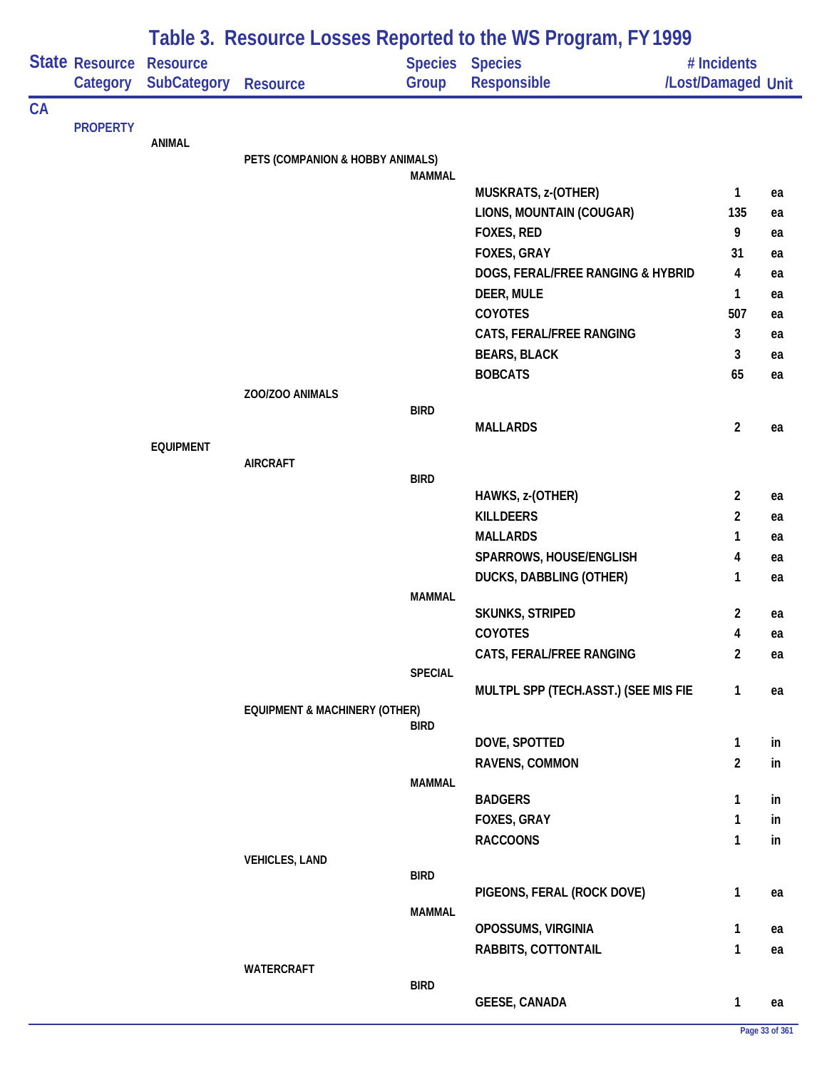# Table 3. Resource Losses Reported to the WS Program, FY 1999

| State | Resource Category | Resource SubCategory | Resource | Species Group | Species Responsible | # Incidents /Lost/Damaged | Unit |
|---|---|---|---|---|---|---|---|
| CA | | | | | | | |
| | PROPERTY | | | | | | |
| | | ANIMAL | | | | | |
| | | | PETS (COMPANION & HOBBY ANIMALS) | | | | |
| | | | | MAMMAL | | | |
| | | | | | MUSKRATS, z-(OTHER) | 1 | ea |
| | | | | | LIONS, MOUNTAIN (COUGAR) | 135 | ea |
| | | | | | FOXES, RED | 9 | ea |
| | | | | | FOXES, GRAY | 31 | ea |
| | | | | | DOGS, FERAL/FREE RANGING & HYBRID | 4 | ea |
| | | | | | DEER, MULE | 1 | ea |
| | | | | | COYOTES | 507 | ea |
| | | | | | CATS, FERAL/FREE RANGING | 3 | ea |
| | | | | | BEARS, BLACK | 3 | ea |
| | | | | | BOBCATS | 65 | ea |
| | | | ZOO/ZOO ANIMALS | | | | |
| | | | | BIRD | | | |
| | | | | | MALLARDS | 2 | ea |
| | | EQUIPMENT | | | | | |
| | | | AIRCRAFT | | | | |
| | | | | BIRD | | | |
| | | | | | HAWKS, z-(OTHER) | 2 | ea |
| | | | | | KILLDEERS | 2 | ea |
| | | | | | MALLARDS | 1 | ea |
| | | | | | SPARROWS, HOUSE/ENGLISH | 4 | ea |
| | | | | | DUCKS, DABBLING (OTHER) | 1 | ea |
| | | | | MAMMAL | | | |
| | | | | | SKUNKS, STRIPED | 2 | ea |
| | | | | | COYOTES | 4 | ea |
| | | | | | CATS, FERAL/FREE RANGING | 2 | ea |
| | | | | SPECIAL | | | |
| | | | | | MULTPL SPP (TECH.ASST.) (SEE MIS FIE | 1 | ea |
| | | | EQUIPMENT & MACHINERY (OTHER) | | | | |
| | | | | BIRD | | | |
| | | | | | DOVE, SPOTTED | 1 | in |
| | | | | | RAVENS, COMMON | 2 | in |
| | | | | MAMMAL | | | |
| | | | | | BADGERS | 1 | in |
| | | | | | FOXES, GRAY | 1 | in |
| | | | | | RACCOONS | 1 | in |
| | | | VEHICLES, LAND | | | | |
| | | | | BIRD | | | |
| | | | | | PIGEONS, FERAL (ROCK DOVE) | 1 | ea |
| | | | | MAMMAL | | | |
| | | | | | OPOSSUMS, VIRGINIA | 1 | ea |
| | | | | | RABBITS, COTTONTAIL | 1 | ea |
| | | | WATERCRAFT | | | | |
| | | | | BIRD | | | |
| | | | | | GEESE, CANADA | 1 | ea |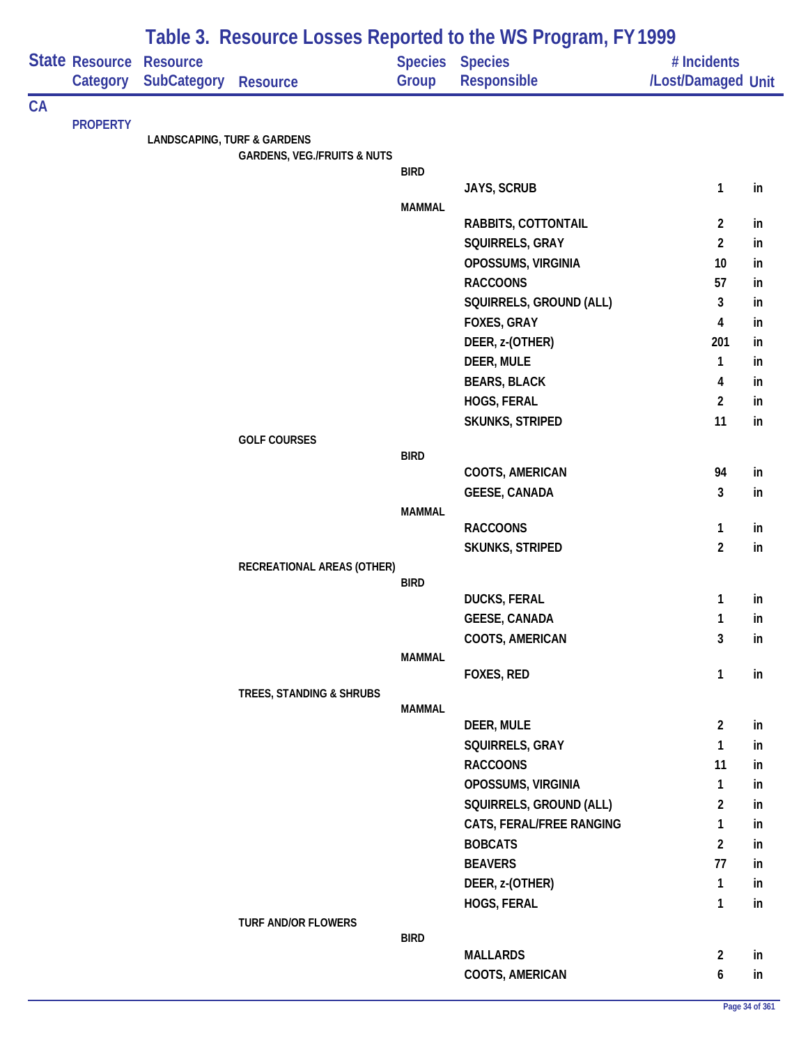# Table 3. Resource Losses Reported to the WS Program, FY 1999

| State | Resource Category | Resource SubCategory | Resource | Species Group | Species Responsible | # Incidents /Lost/Damaged | Unit |
|---|---|---|---|---|---|---|---|
| CA | | | | | | | |
| | PROPERTY | | | | | | |
| | | LANDSCAPING, TURF & GARDENS | | | | | |
| | | | GARDENS, VEG./FRUITS & NUTS | | | | |
| | | | | BIRD | | | |
| | | | | | JAYS, SCRUB | 1 | in |
| | | | | MAMMAL | | | |
| | | | | | RABBITS, COTTONTAIL | 2 | in |
| | | | | | SQUIRRELS, GRAY | 2 | in |
| | | | | | OPOSSUMS, VIRGINIA | 10 | in |
| | | | | | RACCOONS | 57 | in |
| | | | | | SQUIRRELS, GROUND (ALL) | 3 | in |
| | | | | | FOXES, GRAY | 4 | in |
| | | | | | DEER, z-(OTHER) | 201 | in |
| | | | | | DEER, MULE | 1 | in |
| | | | | | BEARS, BLACK | 4 | in |
| | | | | | HOGS, FERAL | 2 | in |
| | | | | | SKUNKS, STRIPED | 11 | in |
| | | | GOLF COURSES | | | | |
| | | | | BIRD | | | |
| | | | | | COOTS, AMERICAN | 94 | in |
| | | | | | GEESE, CANADA | 3 | in |
| | | | | MAMMAL | | | |
| | | | | | RACCOONS | 1 | in |
| | | | | | SKUNKS, STRIPED | 2 | in |
| | | | RECREATIONAL AREAS (OTHER) | | | | |
| | | | | BIRD | | | |
| | | | | | DUCKS, FERAL | 1 | in |
| | | | | | GEESE, CANADA | 1 | in |
| | | | | | COOTS, AMERICAN | 3 | in |
| | | | | MAMMAL | | | |
| | | | | | FOXES, RED | 1 | in |
| | | | TREES, STANDING & SHRUBS | | | | |
| | | | | MAMMAL | | | |
| | | | | | DEER, MULE | 2 | in |
| | | | | | SQUIRRELS, GRAY | 1 | in |
| | | | | | RACCOONS | 11 | in |
| | | | | | OPOSSUMS, VIRGINIA | 1 | in |
| | | | | | SQUIRRELS, GROUND (ALL) | 2 | in |
| | | | | | CATS, FERAL/FREE RANGING | 1 | in |
| | | | | | BOBCATS | 2 | in |
| | | | | | BEAVERS | 77 | in |
| | | | | | DEER, z-(OTHER) | 1 | in |
| | | | | | HOGS, FERAL | 1 | in |
| | | | TURF AND/OR FLOWERS | | | | |
| | | | | BIRD | | | |
| | | | | | MALLARDS | 2 | in |
| | | | | | COOTS, AMERICAN | 6 | in |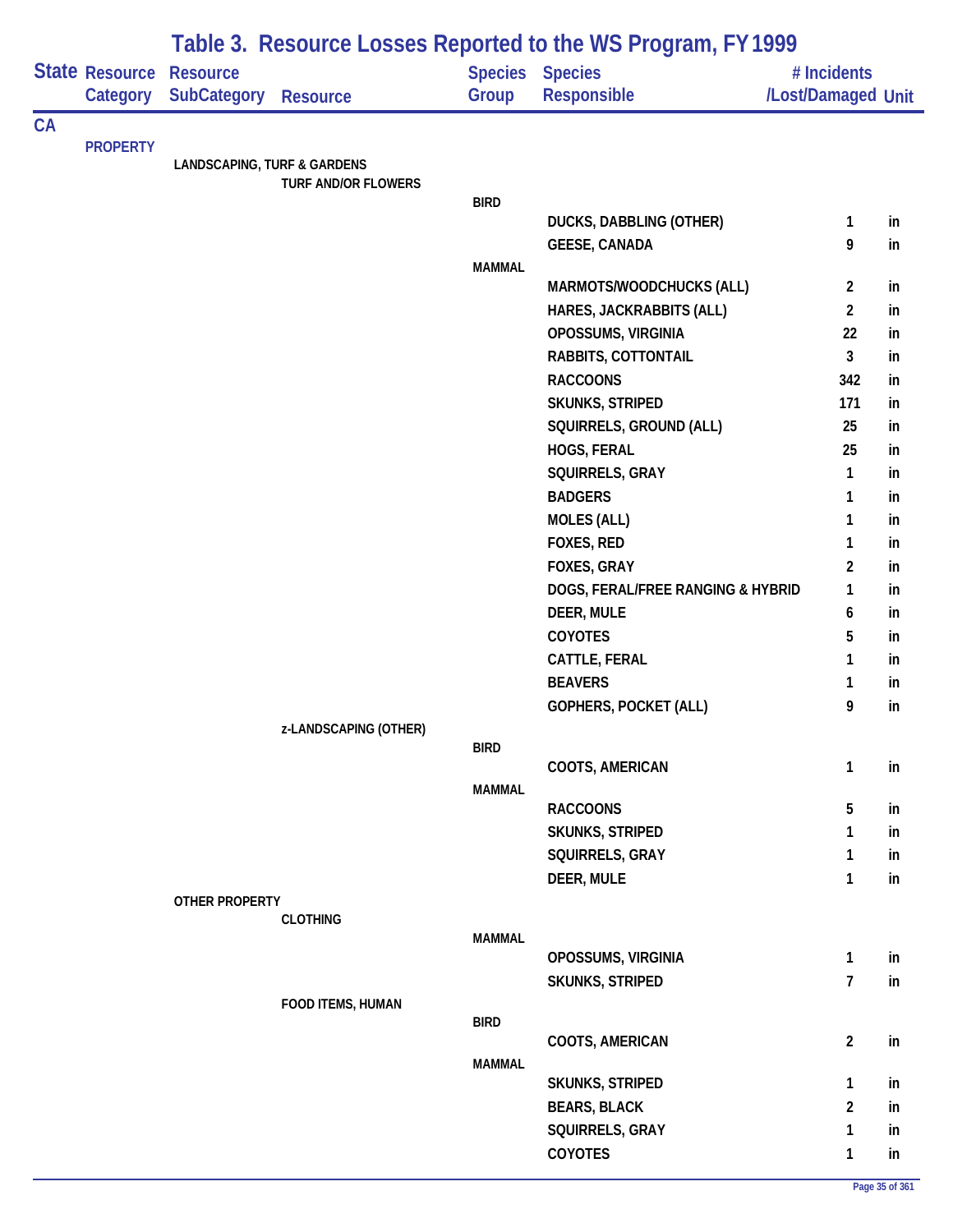# Table 3. Resource Losses Reported to the WS Program, FY 1999

| State | Resource Category | Resource SubCategory | Resource | Species Group | Species Responsible | # Incidents /Lost/Damaged | Unit |
|---|---|---|---|---|---|---|---|
| CA | | | | | | | |
| | PROPERTY | | | | | | |
| | | LANDSCAPING, TURF & GARDENS | | | | | |
| | | | TURF AND/OR FLOWERS | | | | |
| | | | | BIRD | | | |
| | | | | | DUCKS, DABBLING (OTHER) | 1 | in |
| | | | | | GEESE, CANADA | 9 | in |
| | | | | MAMMAL | | | |
| | | | | | MARMOTS/WOODCHUCKS (ALL) | 2 | in |
| | | | | | HARES, JACKRABBITS (ALL) | 2 | in |
| | | | | | OPOSSUMS, VIRGINIA | 22 | in |
| | | | | | RABBITS, COTTONTAIL | 3 | in |
| | | | | | RACCOONS | 342 | in |
| | | | | | SKUNKS, STRIPED | 171 | in |
| | | | | | SQUIRRELS, GROUND (ALL) | 25 | in |
| | | | | | HOGS, FERAL | 25 | in |
| | | | | | SQUIRRELS, GRAY | 1 | in |
| | | | | | BADGERS | 1 | in |
| | | | | | MOLES (ALL) | 1 | in |
| | | | | | FOXES, RED | 1 | in |
| | | | | | FOXES, GRAY | 2 | in |
| | | | | | DOGS, FERAL/FREE RANGING & HYBRID | 1 | in |
| | | | | | DEER, MULE | 6 | in |
| | | | | | COYOTES | 5 | in |
| | | | | | CATTLE, FERAL | 1 | in |
| | | | | | BEAVERS | 1 | in |
| | | | | | GOPHERS, POCKET (ALL) | 9 | in |
| | | | z-LANDSCAPING (OTHER) | | | | |
| | | | | BIRD | | | |
| | | | | | COOTS, AMERICAN | 1 | in |
| | | | | MAMMAL | | | |
| | | | | | RACCOONS | 5 | in |
| | | | | | SKUNKS, STRIPED | 1 | in |
| | | | | | SQUIRRELS, GRAY | 1 | in |
| | | | | | DEER, MULE | 1 | in |
| | | OTHER PROPERTY | | | | | |
| | | | CLOTHING | | | | |
| | | | | MAMMAL | | | |
| | | | | | OPOSSUMS, VIRGINIA | 1 | in |
| | | | | | SKUNKS, STRIPED | 7 | in |
| | | | FOOD ITEMS, HUMAN | | | | |
| | | | | BIRD | | | |
| | | | | | COOTS, AMERICAN | 2 | in |
| | | | | MAMMAL | | | |
| | | | | | SKUNKS, STRIPED | 1 | in |
| | | | | | BEARS, BLACK | 2 | in |
| | | | | | SQUIRRELS, GRAY | 1 | in |
| | | | | | COYOTES | 1 | in |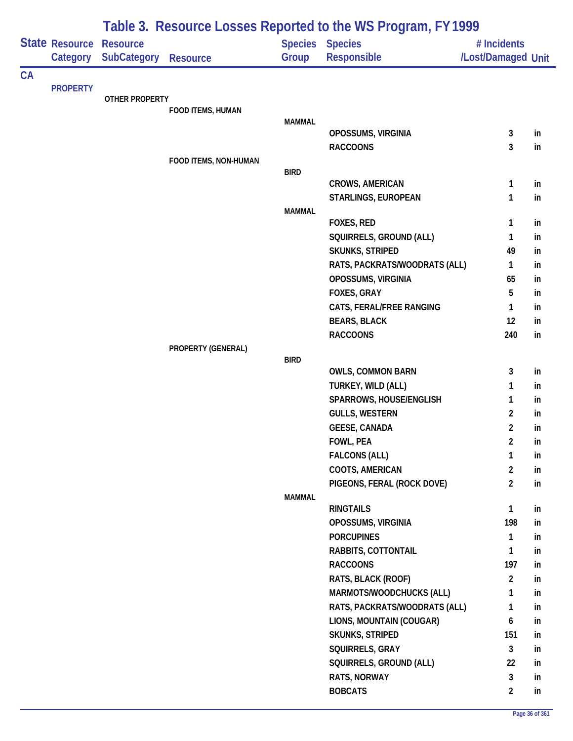# Table 3. Resource Losses Reported to the WS Program, FY 1999

| State | Resource Category | Resource SubCategory | Resource | Species Group | Species Responsible | # Incidents /Lost/Damaged | Unit |
|---|---|---|---|---|---|---|---|
| CA | | | | | | | |
| | PROPERTY | | | | | | |
| | | OTHER PROPERTY | | | | | |
| | | | FOOD ITEMS, HUMAN | | | | |
| | | | | MAMMAL | | | |
| | | | | | OPOSSUMS, VIRGINIA | 3 | in |
| | | | | | RACCOONS | 3 | in |
| | | | FOOD ITEMS, NON-HUMAN | | | | |
| | | | | BIRD | | | |
| | | | | | CROWS, AMERICAN | 1 | in |
| | | | | | STARLINGS, EUROPEAN | 1 | in |
| | | | | MAMMAL | | | |
| | | | | | FOXES, RED | 1 | in |
| | | | | | SQUIRRELS, GROUND (ALL) | 1 | in |
| | | | | | SKUNKS, STRIPED | 49 | in |
| | | | | | RATS, PACKRATS/WOODRATS (ALL) | 1 | in |
| | | | | | OPOSSUMS, VIRGINIA | 65 | in |
| | | | | | FOXES, GRAY | 5 | in |
| | | | | | CATS, FERAL/FREE RANGING | 1 | in |
| | | | | | BEARS, BLACK | 12 | in |
| | | | | | RACCOONS | 240 | in |
| | | | PROPERTY (GENERAL) | | | | |
| | | | | BIRD | | | |
| | | | | | OWLS, COMMON BARN | 3 | in |
| | | | | | TURKEY, WILD (ALL) | 1 | in |
| | | | | | SPARROWS, HOUSE/ENGLISH | 1 | in |
| | | | | | GULLS, WESTERN | 2 | in |
| | | | | | GEESE, CANADA | 2 | in |
| | | | | | FOWL, PEA | 2 | in |
| | | | | | FALCONS (ALL) | 1 | in |
| | | | | | COOTS, AMERICAN | 2 | in |
| | | | | | PIGEONS, FERAL (ROCK DOVE) | 2 | in |
| | | | | MAMMAL | | | |
| | | | | | RINGTAILS | 1 | in |
| | | | | | OPOSSUMS, VIRGINIA | 198 | in |
| | | | | | PORCUPINES | 1 | in |
| | | | | | RABBITS, COTTONTAIL | 1 | in |
| | | | | | RACCOONS | 197 | in |
| | | | | | RATS, BLACK (ROOF) | 2 | in |
| | | | | | MARMOTS/WOODCHUCKS (ALL) | 1 | in |
| | | | | | RATS, PACKRATS/WOODRATS (ALL) | 1 | in |
| | | | | | LIONS, MOUNTAIN (COUGAR) | 6 | in |
| | | | | | SKUNKS, STRIPED | 151 | in |
| | | | | | SQUIRRELS, GRAY | 3 | in |
| | | | | | SQUIRRELS, GROUND (ALL) | 22 | in |
| | | | | | RATS, NORWAY | 3 | in |
| | | | | | BOBCATS | 2 | in |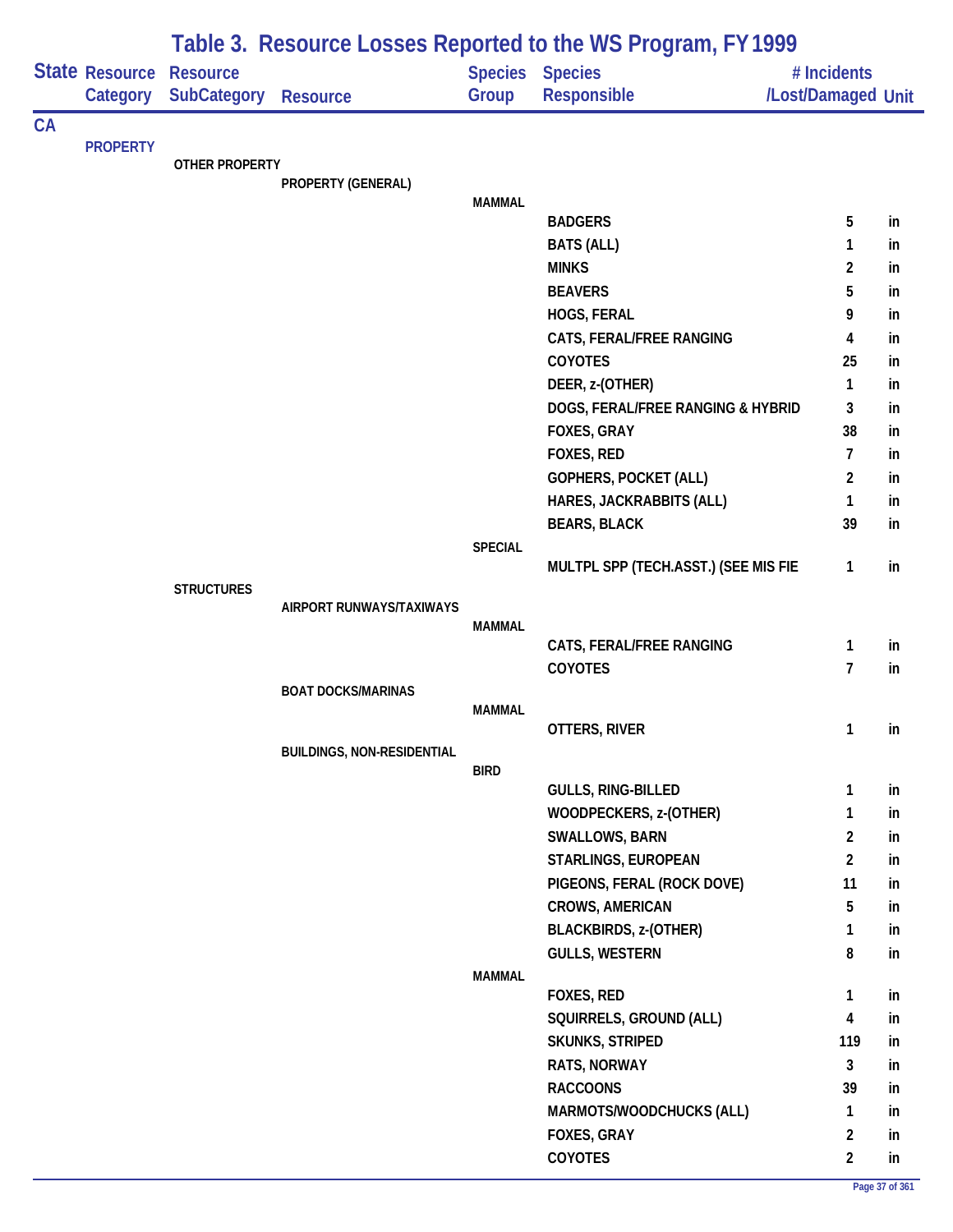# Table 3. Resource Losses Reported to the WS Program, FY 1999

| State | Resource Category | Resource SubCategory | Resource | Species Group | Species Responsible | # Incidents /Lost/Damaged | Unit |
|---|---|---|---|---|---|---|---|
| CA | | | | | | | |
| | PROPERTY | | | | | | |
| | | OTHER PROPERTY | | | | | |
| | | | PROPERTY (GENERAL) | | | | |
| | | | | MAMMAL | | | |
| | | | | | BADGERS | 5 | in |
| | | | | | BATS (ALL) | 1 | in |
| | | | | | MINKS | 2 | in |
| | | | | | BEAVERS | 5 | in |
| | | | | | HOGS, FERAL | 9 | in |
| | | | | | CATS, FERAL/FREE RANGING | 4 | in |
| | | | | | COYOTES | 25 | in |
| | | | | | DEER, z-(OTHER) | 1 | in |
| | | | | | DOGS, FERAL/FREE RANGING & HYBRID | 3 | in |
| | | | | | FOXES, GRAY | 38 | in |
| | | | | | FOXES, RED | 7 | in |
| | | | | | GOPHERS, POCKET (ALL) | 2 | in |
| | | | | | HARES, JACKRABBITS (ALL) | 1 | in |
| | | | | | BEARS, BLACK | 39 | in |
| | | | | SPECIAL | | | |
| | | | | | MULTPL SPP (TECH.ASST.) (SEE MIS FIE | 1 | in |
| | | STRUCTURES | | | | | |
| | | | AIRPORT RUNWAYS/TAXIWAYS | | | | |
| | | | | MAMMAL | | | |
| | | | | | CATS, FERAL/FREE RANGING | 1 | in |
| | | | | | COYOTES | 7 | in |
| | | | BOAT DOCKS/MARINAS | | | | |
| | | | | MAMMAL | | | |
| | | | | | OTTERS, RIVER | 1 | in |
| | | | BUILDINGS, NON-RESIDENTIAL | | | | |
| | | | | BIRD | | | |
| | | | | | GULLS, RING-BILLED | 1 | in |
| | | | | | WOODPECKERS, z-(OTHER) | 1 | in |
| | | | | | SWALLOWS, BARN | 2 | in |
| | | | | | STARLINGS, EUROPEAN | 2 | in |
| | | | | | PIGEONS, FERAL (ROCK DOVE) | 11 | in |
| | | | | | CROWS, AMERICAN | 5 | in |
| | | | | | BLACKBIRDS, z-(OTHER) | 1 | in |
| | | | | | GULLS, WESTERN | 8 | in |
| | | | | MAMMAL | | | |
| | | | | | FOXES, RED | 1 | in |
| | | | | | SQUIRRELS, GROUND (ALL) | 4 | in |
| | | | | | SKUNKS, STRIPED | 119 | in |
| | | | | | RATS, NORWAY | 3 | in |
| | | | | | RACCOONS | 39 | in |
| | | | | | MARMOTS/WOODCHUCKS (ALL) | 1 | in |
| | | | | | FOXES, GRAY | 2 | in |
| | | | | | COYOTES | 2 | in |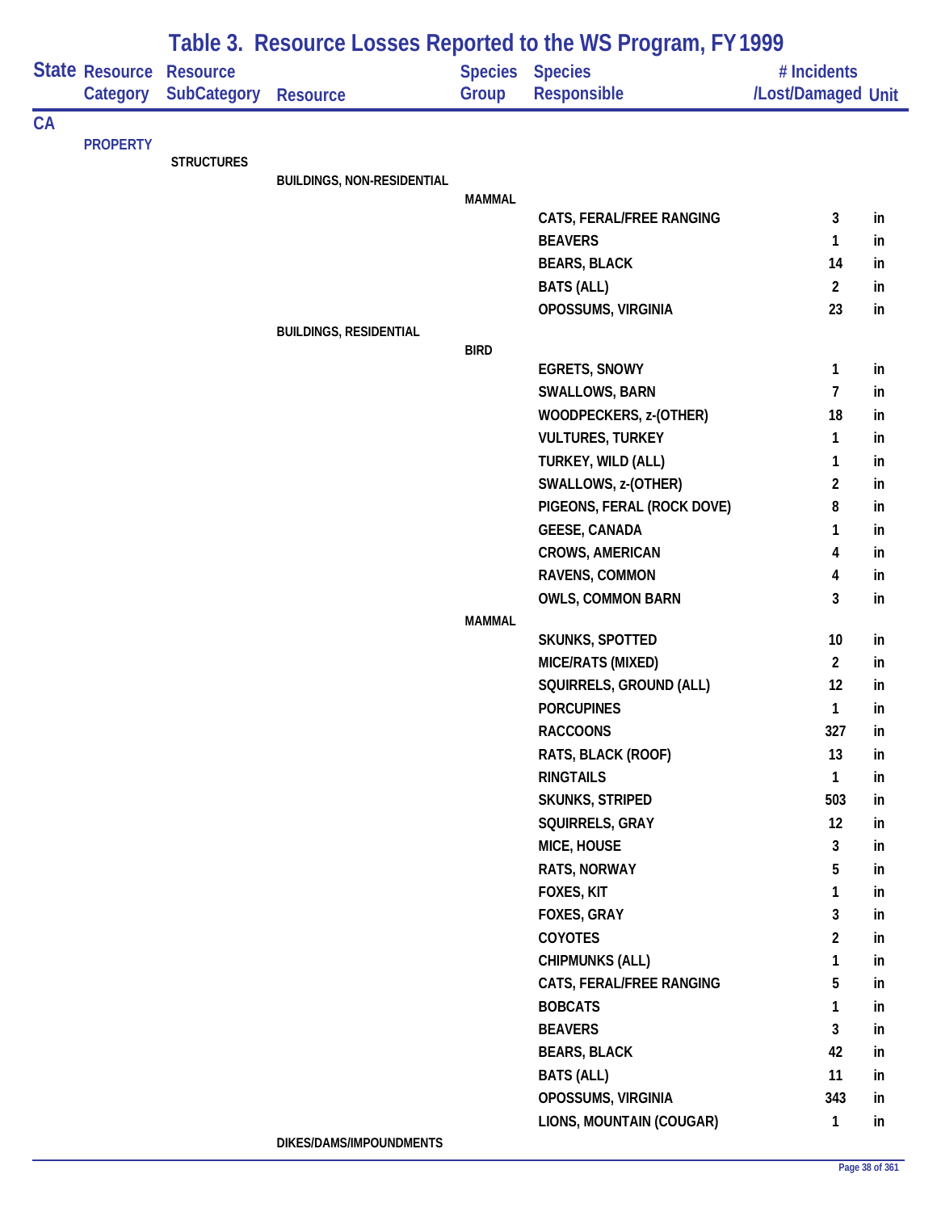# Table 3. Resource Losses Reported to the WS Program, FY 1999

| State | Resource Category | Resource SubCategory | Resource | Species Group | Species Responsible | # Incidents /Lost/Damaged | Unit |
|---|---|---|---|---|---|---|---|
| CA | | | | | | | |
| | PROPERTY | | | | | | |
| | | STRUCTURES | | | | | |
| | | | BUILDINGS, NON-RESIDENTIAL | | | | |
| | | | | MAMMAL | | | |
| | | | | | CATS, FERAL/FREE RANGING | 3 | in |
| | | | | | BEAVERS | 1 | in |
| | | | | | BEARS, BLACK | 14 | in |
| | | | | | BATS (ALL) | 2 | in |
| | | | | | OPOSSUMS, VIRGINIA | 23 | in |
| | | | BUILDINGS, RESIDENTIAL | | | | |
| | | | | BIRD | | | |
| | | | | | EGRETS, SNOWY | 1 | in |
| | | | | | SWALLOWS, BARN | 7 | in |
| | | | | | WOODPECKERS, z-(OTHER) | 18 | in |
| | | | | | VULTURES, TURKEY | 1 | in |
| | | | | | TURKEY, WILD (ALL) | 1 | in |
| | | | | | SWALLOWS, z-(OTHER) | 2 | in |
| | | | | | PIGEONS, FERAL (ROCK DOVE) | 8 | in |
| | | | | | GEESE, CANADA | 1 | in |
| | | | | | CROWS, AMERICAN | 4 | in |
| | | | | | RAVENS, COMMON | 4 | in |
| | | | | | OWLS, COMMON BARN | 3 | in |
| | | | | MAMMAL | | | |
| | | | | | SKUNKS, SPOTTED | 10 | in |
| | | | | | MICE/RATS (MIXED) | 2 | in |
| | | | | | SQUIRRELS, GROUND (ALL) | 12 | in |
| | | | | | PORCUPINES | 1 | in |
| | | | | | RACCOONS | 327 | in |
| | | | | | RATS, BLACK (ROOF) | 13 | in |
| | | | | | RINGTAILS | 1 | in |
| | | | | | SKUNKS, STRIPED | 503 | in |
| | | | | | SQUIRRELS, GRAY | 12 | in |
| | | | | | MICE, HOUSE | 3 | in |
| | | | | | RATS, NORWAY | 5 | in |
| | | | | | FOXES, KIT | 1 | in |
| | | | | | FOXES, GRAY | 3 | in |
| | | | | | COYOTES | 2 | in |
| | | | | | CHIPMUNKS (ALL) | 1 | in |
| | | | | | CATS, FERAL/FREE RANGING | 5 | in |
| | | | | | BOBCATS | 1 | in |
| | | | | | BEAVERS | 3 | in |
| | | | | | BEARS, BLACK | 42 | in |
| | | | | | BATS (ALL) | 11 | in |
| | | | | | OPOSSUMS, VIRGINIA | 343 | in |
| | | | | | LIONS, MOUNTAIN (COUGAR) | 1 | in |
| | | | DIKES/DAMS/IMPOUNDMENTS | | | | |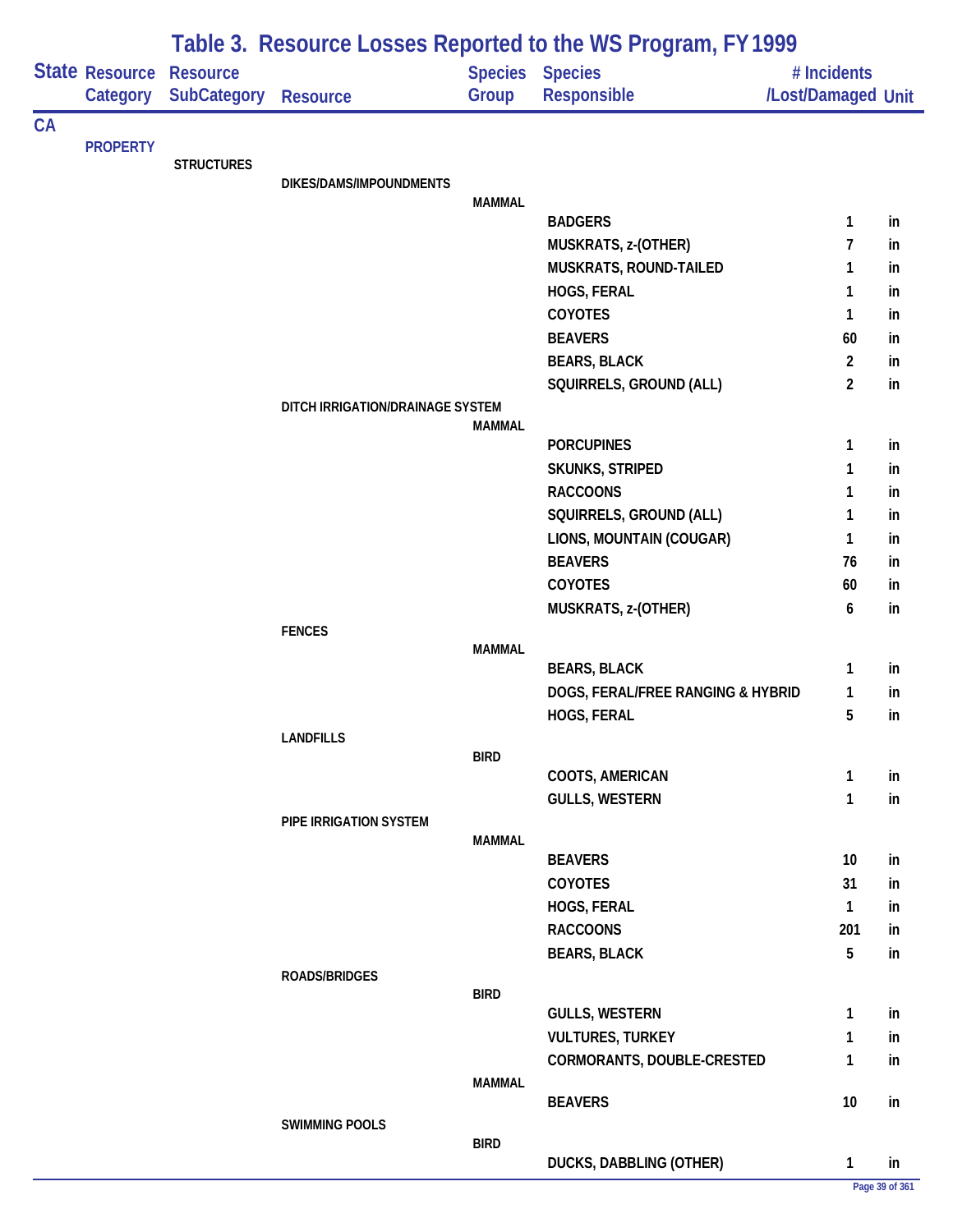# Table 3. Resource Losses Reported to the WS Program, FY 1999

| State | Resource Category | Resource SubCategory | Resource | Species Group | Species Responsible | # Incidents /Lost/Damaged | Unit |
|---|---|---|---|---|---|---|---|
| CA | | | | | | | |
| | PROPERTY | | | | | | |
| | | STRUCTURES | | | | | |
| | | | DIKES/DAMS/IMPOUNDMENTS | | | | |
| | | | | MAMMAL | | | |
| | | | | | BADGERS | 1 | in |
| | | | | | MUSKRATS, z-(OTHER) | 7 | in |
| | | | | | MUSKRATS, ROUND-TAILED | 1 | in |
| | | | | | HOGS, FERAL | 1 | in |
| | | | | | COYOTES | 1 | in |
| | | | | | BEAVERS | 60 | in |
| | | | | | BEARS, BLACK | 2 | in |
| | | | | | SQUIRRELS, GROUND (ALL) | 2 | in |
| | | | DITCH IRRIGATION/DRAINAGE SYSTEM | | | | |
| | | | | MAMMAL | | | |
| | | | | | PORCUPINES | 1 | in |
| | | | | | SKUNKS, STRIPED | 1 | in |
| | | | | | RACCOONS | 1 | in |
| | | | | | SQUIRRELS, GROUND (ALL) | 1 | in |
| | | | | | LIONS, MOUNTAIN (COUGAR) | 1 | in |
| | | | | | BEAVERS | 76 | in |
| | | | | | COYOTES | 60 | in |
| | | | | | MUSKRATS, z-(OTHER) | 6 | in |
| | | | FENCES | | | | |
| | | | | MAMMAL | | | |
| | | | | | BEARS, BLACK | 1 | in |
| | | | | | DOGS, FERAL/FREE RANGING & HYBRID | 1 | in |
| | | | | | HOGS, FERAL | 5 | in |
| | | | LANDFILLS | | | | |
| | | | | BIRD | | | |
| | | | | | COOTS, AMERICAN | 1 | in |
| | | | | | GULLS, WESTERN | 1 | in |
| | | | PIPE IRRIGATION SYSTEM | | | | |
| | | | | MAMMAL | | | |
| | | | | | BEAVERS | 10 | in |
| | | | | | COYOTES | 31 | in |
| | | | | | HOGS, FERAL | 1 | in |
| | | | | | RACCOONS | 201 | in |
| | | | | | BEARS, BLACK | 5 | in |
| | | | ROADS/BRIDGES | | | | |
| | | | | BIRD | | | |
| | | | | | GULLS, WESTERN | 1 | in |
| | | | | | VULTURES, TURKEY | 1 | in |
| | | | | | CORMORANTS, DOUBLE-CRESTED | 1 | in |
| | | | | MAMMAL | | | |
| | | | | | BEAVERS | 10 | in |
| | | | SWIMMING POOLS | | | | |
| | | | | BIRD | | | |
| | | | | | DUCKS, DABBLING (OTHER) | 1 | in |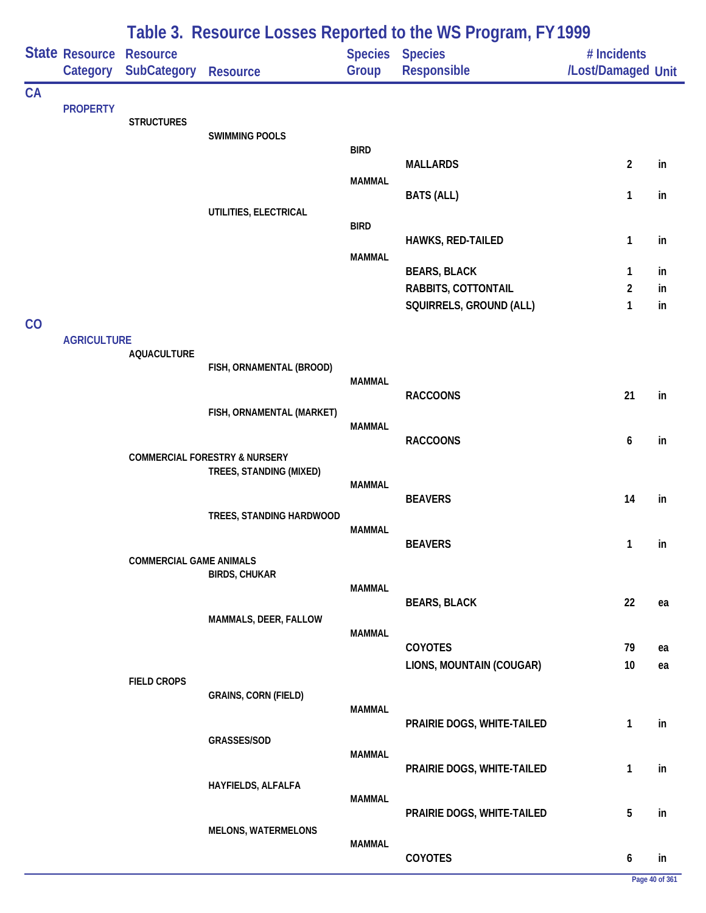## Table 3. Resource Losses Reported to the WS Program, FY 1999

| State | Resource Category | Resource SubCategory | Resource | Species Group | Species Responsible | # Incidents /Lost/Damaged | Unit |
|---|---|---|---|---|---|---|---|
| CA | | | | | | | |
| | PROPERTY | | | | | | |
| | | STRUCTURES | | | | | |
| | | | SWIMMING POOLS | | | | |
| | | | | BIRD | | | |
| | | | | | MALLARDS | 2 | in |
| | | | | MAMMAL | | | |
| | | | | | BATS (ALL) | 1 | in |
| | | | UTILITIES, ELECTRICAL | | | | |
| | | | | BIRD | | | |
| | | | | | HAWKS, RED-TAILED | 1 | in |
| | | | | MAMMAL | | | |
| | | | | | BEARS, BLACK | 1 | in |
| | | | | | RABBITS, COTTONTAIL | 2 | in |
| | | | | | SQUIRRELS, GROUND (ALL) | 1 | in |
| CO | | | | | | | |
| | AGRICULTURE | | | | | | |
| | | AQUACULTURE | | | | | |
| | | | FISH, ORNAMENTAL (BROOD) | | | | |
| | | | | MAMMAL | | | |
| | | | | | RACCOONS | 21 | in |
| | | | FISH, ORNAMENTAL (MARKET) | | | | |
| | | | | MAMMAL | | | |
| | | | | | RACCOONS | 6 | in |
| | | COMMERCIAL FORESTRY & NURSERY | | | | | |
| | | | TREES, STANDING (MIXED) | | | | |
| | | | | MAMMAL | | | |
| | | | | | BEAVERS | 14 | in |
| | | | TREES, STANDING HARDWOOD | | | | |
| | | | | MAMMAL | | | |
| | | | | | BEAVERS | 1 | in |
| | | COMMERCIAL GAME ANIMALS | | | | | |
| | | | BIRDS, CHUKAR | | | | |
| | | | | MAMMAL | | | |
| | | | | | BEARS, BLACK | 22 | ea |
| | | | MAMMALS, DEER, FALLOW | | | | |
| | | | | MAMMAL | | | |
| | | | | | COYOTES | 79 | ea |
| | | | | | LIONS, MOUNTAIN (COUGAR) | 10 | ea |
| | | FIELD CROPS | | | | | |
| | | | GRAINS, CORN (FIELD) | | | | |
| | | | | MAMMAL | | | |
| | | | | | PRAIRIE DOGS, WHITE-TAILED | 1 | in |
| | | | GRASSES/SOD | | | | |
| | | | | MAMMAL | | | |
| | | | | | PRAIRIE DOGS, WHITE-TAILED | 1 | in |
| | | | HAYFIELDS, ALFALFA | | | | |
| | | | | MAMMAL | | | |
| | | | | | PRAIRIE DOGS, WHITE-TAILED | 5 | in |
| | | | MELONS, WATERMELONS | | | | |
| | | | | MAMMAL | | | |
| | | | | | COYOTES | 6 | in |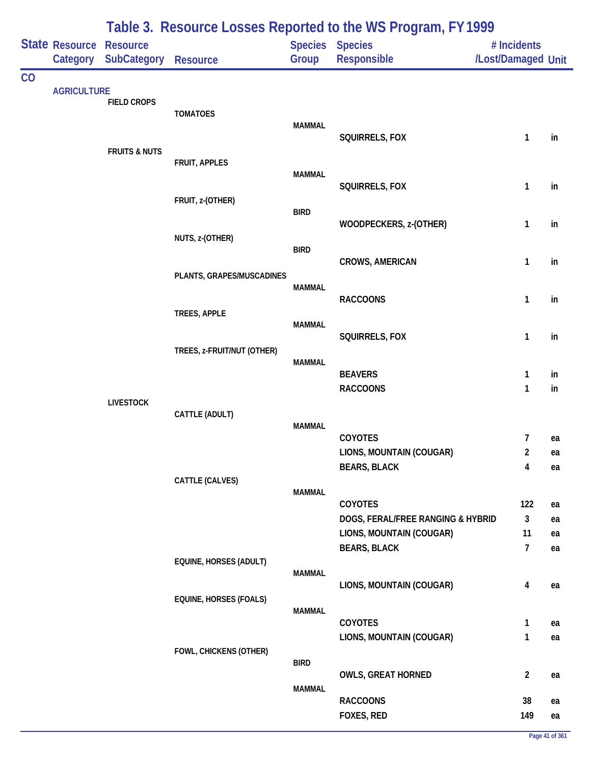# Table 3. Resource Losses Reported to the WS Program, FY 1999

| State | Resource Category | Resource SubCategory | Resource | Species Group | Species Responsible | # Incidents /Lost/Damaged | Unit |
|---|---|---|---|---|---|---|---|
| CO | | | | | | | |
| | AGRICULTURE | | | | | | |
| | | FIELD CROPS | | | | | |
| | | | TOMATOES | | | | |
| | | | | MAMMAL | | | |
| | | | | | SQUIRRELS, FOX | 1 | in |
| | | FRUITS & NUTS | | | | | |
| | | | FRUIT, APPLES | | | | |
| | | | | MAMMAL | | | |
| | | | | | SQUIRRELS, FOX | 1 | in |
| | | | FRUIT, z-(OTHER) | | | | |
| | | | | BIRD | | | |
| | | | | | WOODPECKERS, z-(OTHER) | 1 | in |
| | | | NUTS, z-(OTHER) | | | | |
| | | | | BIRD | | | |
| | | | | | CROWS, AMERICAN | 1 | in |
| | | | PLANTS, GRAPES/MUSCADINES | | | | |
| | | | | MAMMAL | | | |
| | | | | | RACCOONS | 1 | in |
| | | | TREES, APPLE | | | | |
| | | | | MAMMAL | | | |
| | | | | | SQUIRRELS, FOX | 1 | in |
| | | | TREES, z-FRUIT/NUT (OTHER) | | | | |
| | | | | MAMMAL | | | |
| | | | | | BEAVERS | 1 | in |
| | | | | | RACCOONS | 1 | in |
| | | LIVESTOCK | | | | | |
| | | | CATTLE (ADULT) | | | | |
| | | | | MAMMAL | | | |
| | | | | | COYOTES | 7 | ea |
| | | | | | LIONS, MOUNTAIN (COUGAR) | 2 | ea |
| | | | | | BEARS, BLACK | 4 | ea |
| | | | CATTLE (CALVES) | | | | |
| | | | | MAMMAL | | | |
| | | | | | COYOTES | 122 | ea |
| | | | | | DOGS, FERAL/FREE RANGING & HYBRID | 3 | ea |
| | | | | | LIONS, MOUNTAIN (COUGAR) | 11 | ea |
| | | | | | BEARS, BLACK | 7 | ea |
| | | | EQUINE, HORSES (ADULT) | | | | |
| | | | | MAMMAL | | | |
| | | | | | LIONS, MOUNTAIN (COUGAR) | 4 | ea |
| | | | EQUINE, HORSES (FOALS) | | | | |
| | | | | MAMMAL | | | |
| | | | | | COYOTES | 1 | ea |
| | | | | | LIONS, MOUNTAIN (COUGAR) | 1 | ea |
| | | | FOWL, CHICKENS (OTHER) | | | | |
| | | | | BIRD | | | |
| | | | | | OWLS, GREAT HORNED | 2 | ea |
| | | | | MAMMAL | | | |
| | | | | | RACCOONS | 38 | ea |
| | | | | | FOXES, RED | 149 | ea |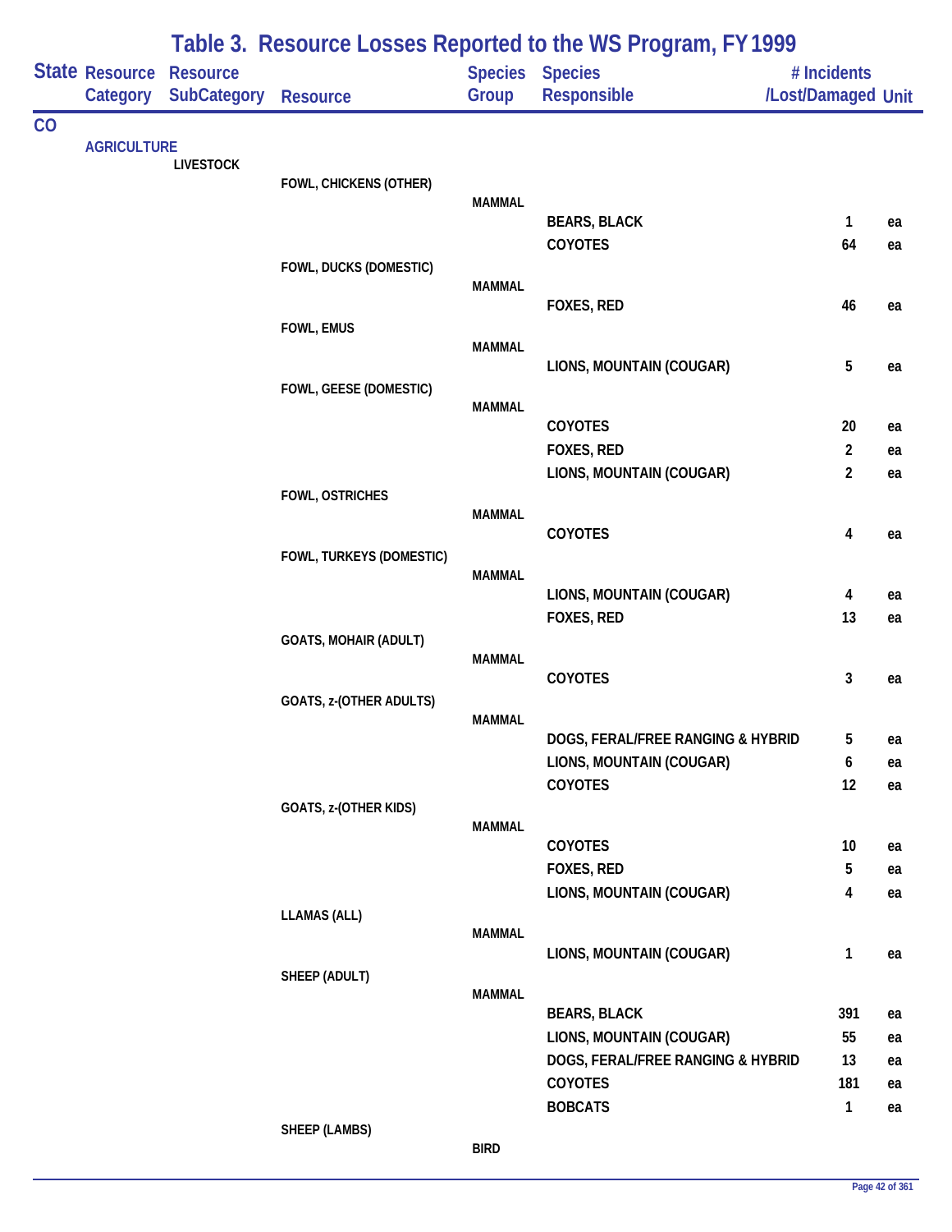# Table 3. Resource Losses Reported to the WS Program, FY 1999

| State | Resource Category | Resource SubCategory | Resource | Species Group | Species Responsible | # Incidents /Lost/Damaged | Unit |
|---|---|---|---|---|---|---|---|
| CO | | | | | | | |
| | AGRICULTURE | | | | | | |
| | | LIVESTOCK | | | | | |
| | | | FOWL, CHICKENS (OTHER) | | | | |
| | | | | MAMMAL | | | |
| | | | | | BEARS, BLACK | 1 | ea |
| | | | | | COYOTES | 64 | ea |
| | | | FOWL, DUCKS (DOMESTIC) | | | | |
| | | | | MAMMAL | | | |
| | | | | | FOXES, RED | 46 | ea |
| | | | FOWL, EMUS | | | | |
| | | | | MAMMAL | | | |
| | | | | | LIONS, MOUNTAIN (COUGAR) | 5 | ea |
| | | | FOWL, GEESE (DOMESTIC) | | | | |
| | | | | MAMMAL | | | |
| | | | | | COYOTES | 20 | ea |
| | | | | | FOXES, RED | 2 | ea |
| | | | | | LIONS, MOUNTAIN (COUGAR) | 2 | ea |
| | | | FOWL, OSTRICHES | | | | |
| | | | | MAMMAL | | | |
| | | | | | COYOTES | 4 | ea |
| | | | FOWL, TURKEYS (DOMESTIC) | | | | |
| | | | | MAMMAL | | | |
| | | | | | LIONS, MOUNTAIN (COUGAR) | 4 | ea |
| | | | | | FOXES, RED | 13 | ea |
| | | | GOATS, MOHAIR (ADULT) | | | | |
| | | | | MAMMAL | | | |
| | | | | | COYOTES | 3 | ea |
| | | | GOATS, z-(OTHER ADULTS) | | | | |
| | | | | MAMMAL | | | |
| | | | | | DOGS, FERAL/FREE RANGING & HYBRID | 5 | ea |
| | | | | | LIONS, MOUNTAIN (COUGAR) | 6 | ea |
| | | | | | COYOTES | 12 | ea |
| | | | GOATS, z-(OTHER KIDS) | | | | |
| | | | | MAMMAL | | | |
| | | | | | COYOTES | 10 | ea |
| | | | | | FOXES, RED | 5 | ea |
| | | | | | LIONS, MOUNTAIN (COUGAR) | 4 | ea |
| | | | LLAMAS (ALL) | | | | |
| | | | | MAMMAL | | | |
| | | | | | LIONS, MOUNTAIN (COUGAR) | 1 | ea |
| | | | SHEEP (ADULT) | | | | |
| | | | | MAMMAL | | | |
| | | | | | BEARS, BLACK | 391 | ea |
| | | | | | LIONS, MOUNTAIN (COUGAR) | 55 | ea |
| | | | | | DOGS, FERAL/FREE RANGING & HYBRID | 13 | ea |
| | | | | | COYOTES | 181 | ea |
| | | | | | BOBCATS | 1 | ea |
| | | | SHEEP (LAMBS) | | | | |
| | | | | BIRD | | | |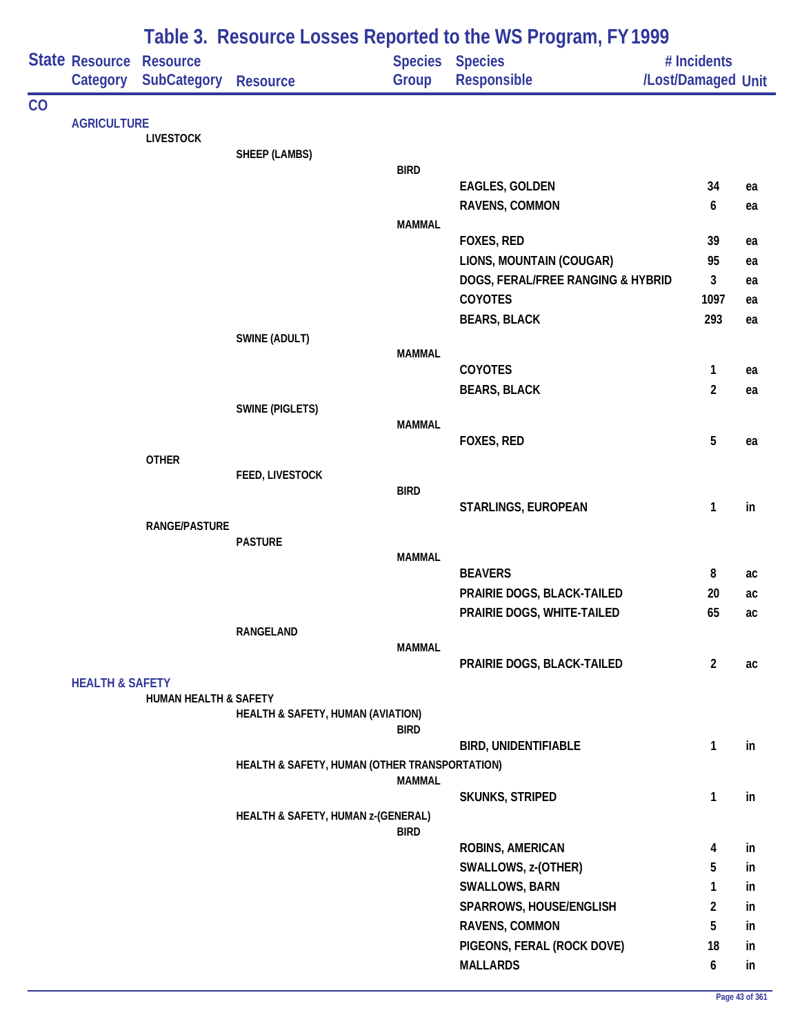# Table 3. Resource Losses Reported to the WS Program, FY 1999

| State | Resource Category | Resource SubCategory | Resource | Species Group | Species Responsible | # Incidents /Lost/Damaged | Unit |
|---|---|---|---|---|---|---|---|
| CO | | | | | | | |
| | AGRICULTURE | | | | | | |
| | | LIVESTOCK | | | | | |
| | | | SHEEP (LAMBS) | | | | |
| | | | | BIRD | | | |
| | | | | | EAGLES, GOLDEN | 34 | ea |
| | | | | | RAVENS, COMMON | 6 | ea |
| | | | | MAMMAL | | | |
| | | | | | FOXES, RED | 39 | ea |
| | | | | | LIONS, MOUNTAIN (COUGAR) | 95 | ea |
| | | | | | DOGS, FERAL/FREE RANGING & HYBRID | 3 | ea |
| | | | | | COYOTES | 1097 | ea |
| | | | | | BEARS, BLACK | 293 | ea |
| | | | SWINE (ADULT) | | | | |
| | | | | MAMMAL | | | |
| | | | | | COYOTES | 1 | ea |
| | | | | | BEARS, BLACK | 2 | ea |
| | | | SWINE (PIGLETS) | | | | |
| | | | | MAMMAL | | | |
| | | | | | FOXES, RED | 5 | ea |
| | | OTHER | | | | | |
| | | | FEED, LIVESTOCK | | | | |
| | | | | BIRD | | | |
| | | | | | STARLINGS, EUROPEAN | 1 | in |
| | | RANGE/PASTURE | | | | | |
| | | | PASTURE | | | | |
| | | | | MAMMAL | | | |
| | | | | | BEAVERS | 8 | ac |
| | | | | | PRAIRIE DOGS, BLACK-TAILED | 20 | ac |
| | | | | | PRAIRIE DOGS, WHITE-TAILED | 65 | ac |
| | | | RANGELAND | | | | |
| | | | | MAMMAL | | | |
| | | | | | PRAIRIE DOGS, BLACK-TAILED | 2 | ac |
| | HEALTH & SAFETY | | | | | | |
| | | HUMAN HEALTH & SAFETY | | | | | |
| | | | HEALTH & SAFETY, HUMAN (AVIATION) | | | | |
| | | | | BIRD | | | |
| | | | | | BIRD, UNIDENTIFIABLE | 1 | in |
| | | | HEALTH & SAFETY, HUMAN (OTHER TRANSPORTATION) | | | | |
| | | | | MAMMAL | | | |
| | | | | | SKUNKS, STRIPED | 1 | in |
| | | | HEALTH & SAFETY, HUMAN z-(GENERAL) | | | | |
| | | | | BIRD | | | |
| | | | | | ROBINS, AMERICAN | 4 | in |
| | | | | | SWALLOWS, z-(OTHER) | 5 | in |
| | | | | | SWALLOWS, BARN | 1 | in |
| | | | | | SPARROWS, HOUSE/ENGLISH | 2 | in |
| | | | | | RAVENS, COMMON | 5 | in |
| | | | | | PIGEONS, FERAL (ROCK DOVE) | 18 | in |
| | | | | | MALLARDS | 6 | in |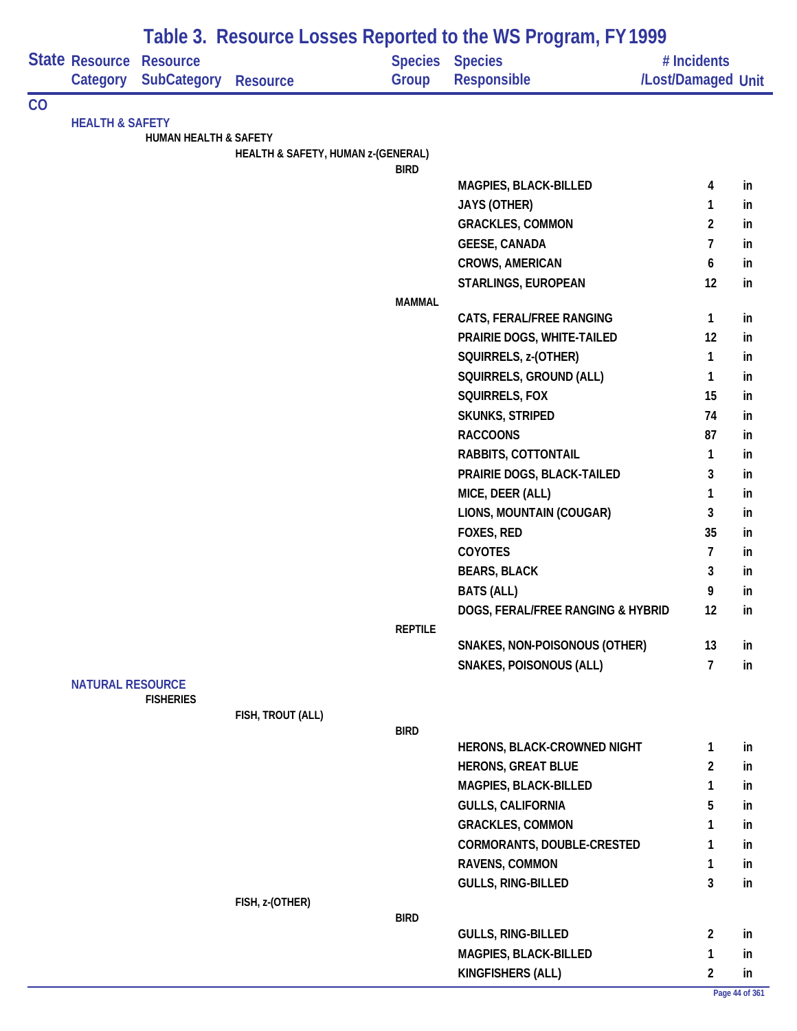# Table 3. Resource Losses Reported to the WS Program, FY 1999

| State | Resource Category | Resource SubCategory | Resource | Species Group | Species Responsible | # Incidents /Lost/Damaged | Unit |
|---|---|---|---|---|---|---|---|
| CO | | | | | | | |
| | HEALTH & SAFETY | | | | | | |
| | | HUMAN HEALTH & SAFETY | | | | | |
| | | | HEALTH & SAFETY, HUMAN z-(GENERAL) | | | | |
| | | | | BIRD | | | |
| | | | | | MAGPIES, BLACK-BILLED | 4 | in |
| | | | | | JAYS (OTHER) | 1 | in |
| | | | | | GRACKLES, COMMON | 2 | in |
| | | | | | GEESE, CANADA | 7 | in |
| | | | | | CROWS, AMERICAN | 6 | in |
| | | | | | STARLINGS, EUROPEAN | 12 | in |
| | | | | MAMMAL | | | |
| | | | | | CATS, FERAL/FREE RANGING | 1 | in |
| | | | | | PRAIRIE DOGS, WHITE-TAILED | 12 | in |
| | | | | | SQUIRRELS, z-(OTHER) | 1 | in |
| | | | | | SQUIRRELS, GROUND (ALL) | 1 | in |
| | | | | | SQUIRRELS, FOX | 15 | in |
| | | | | | SKUNKS, STRIPED | 74 | in |
| | | | | | RACCOONS | 87 | in |
| | | | | | RABBITS, COTTONTAIL | 1 | in |
| | | | | | PRAIRIE DOGS, BLACK-TAILED | 3 | in |
| | | | | | MICE, DEER (ALL) | 1 | in |
| | | | | | LIONS, MOUNTAIN (COUGAR) | 3 | in |
| | | | | | FOXES, RED | 35 | in |
| | | | | | COYOTES | 7 | in |
| | | | | | BEARS, BLACK | 3 | in |
| | | | | | BATS (ALL) | 9 | in |
| | | | | | DOGS, FERAL/FREE RANGING & HYBRID | 12 | in |
| | | | | REPTILE | | | |
| | | | | | SNAKES, NON-POISONOUS (OTHER) | 13 | in |
| | | | | | SNAKES, POISONOUS (ALL) | 7 | in |
| | NATURAL RESOURCE | | | | | | |
| | | FISHERIES | | | | | |
| | | | FISH, TROUT (ALL) | | | | |
| | | | | BIRD | | | |
| | | | | | HERONS, BLACK-CROWNED NIGHT | 1 | in |
| | | | | | HERONS, GREAT BLUE | 2 | in |
| | | | | | MAGPIES, BLACK-BILLED | 1 | in |
| | | | | | GULLS, CALIFORNIA | 5 | in |
| | | | | | GRACKLES, COMMON | 1 | in |
| | | | | | CORMORANTS, DOUBLE-CRESTED | 1 | in |
| | | | | | RAVENS, COMMON | 1 | in |
| | | | | | GULLS, RING-BILLED | 3 | in |
| | | | FISH, z-(OTHER) | | | | |
| | | | | BIRD | | | |
| | | | | | GULLS, RING-BILLED | 2 | in |
| | | | | | MAGPIES, BLACK-BILLED | 1 | in |
| | | | | | KINGFISHERS (ALL) | 2 | in |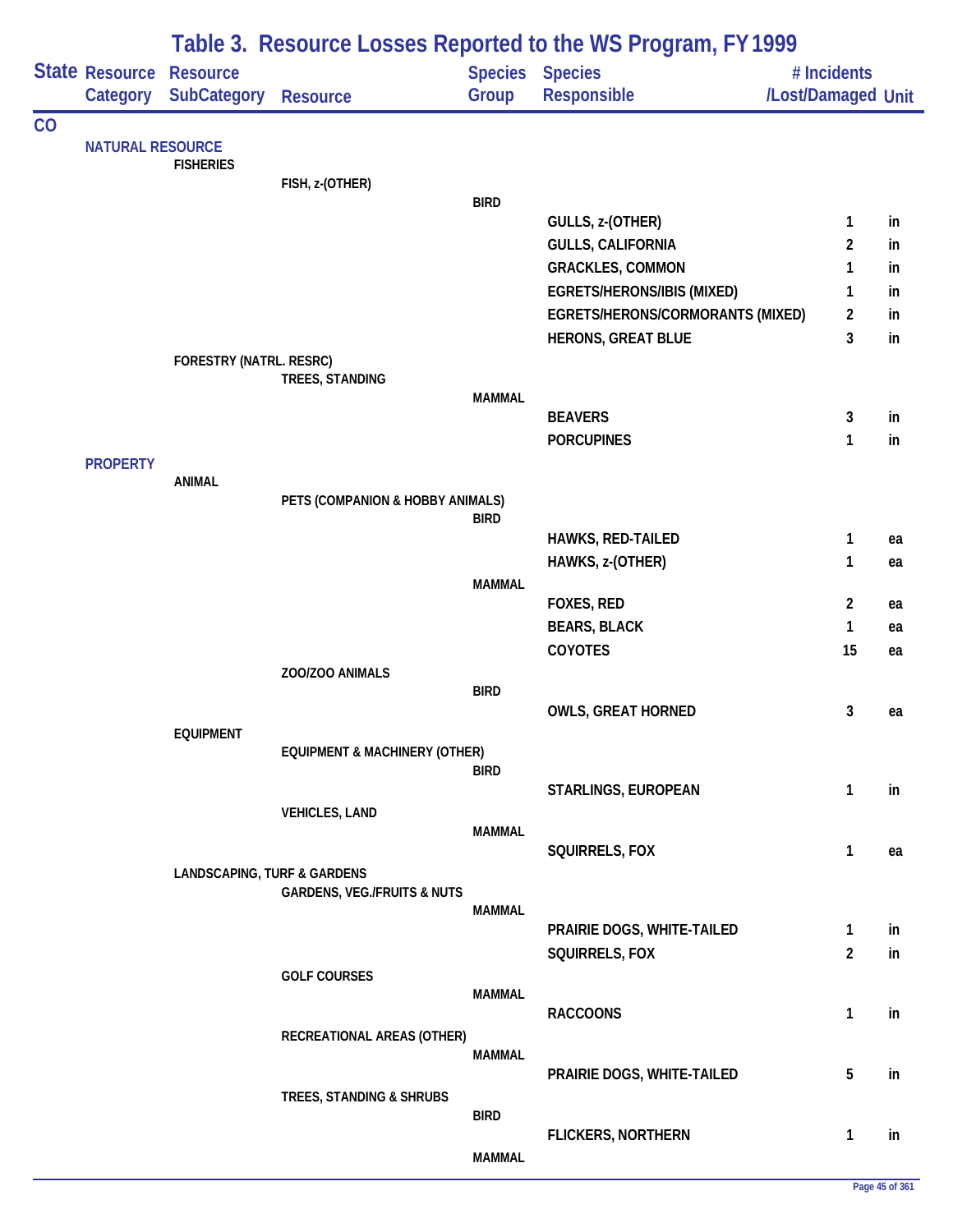# Table 3. Resource Losses Reported to the WS Program, FY 1999

| State | Resource Category | Resource SubCategory | Resource | Species Group | Species Responsible | # Incidents /Lost/Damaged | Unit |
|---|---|---|---|---|---|---|---|
| CO | | | | | | | |
| | NATURAL RESOURCE | | | | | | |
| | | FISHERIES | | | | | |
| | | | FISH, z-(OTHER) | | | | |
| | | | | BIRD | | | |
| | | | | | GULLS, z-(OTHER) | 1 | in |
| | | | | | GULLS, CALIFORNIA | 2 | in |
| | | | | | GRACKLES, COMMON | 1 | in |
| | | | | | EGRETS/HERONS/IBIS (MIXED) | 1 | in |
| | | | | | EGRETS/HERONS/CORMORANTS (MIXED) | 2 | in |
| | | | | | HERONS, GREAT BLUE | 3 | in |
| | | FORESTRY (NATRL. RESRC) | | | | | |
| | | | TREES, STANDING | | | | |
| | | | | MAMMAL | | | |
| | | | | | BEAVERS | 3 | in |
| | | | | | PORCUPINES | 1 | in |
| | PROPERTY | | | | | | |
| | | ANIMAL | | | | | |
| | | | PETS (COMPANION & HOBBY ANIMALS) | | | | |
| | | | | BIRD | | | |
| | | | | | HAWKS, RED-TAILED | 1 | ea |
| | | | | | HAWKS, z-(OTHER) | 1 | ea |
| | | | | MAMMAL | | | |
| | | | | | FOXES, RED | 2 | ea |
| | | | | | BEARS, BLACK | 1 | ea |
| | | | | | COYOTES | 15 | ea |
| | | | ZOO/ZOO ANIMALS | | | | |
| | | | | BIRD | | | |
| | | | | | OWLS, GREAT HORNED | 3 | ea |
| | | EQUIPMENT | | | | | |
| | | | EQUIPMENT & MACHINERY (OTHER) | | | | |
| | | | | BIRD | | | |
| | | | | | STARLINGS, EUROPEAN | 1 | in |
| | | | VEHICLES, LAND | | | | |
| | | | | MAMMAL | | | |
| | | | | | SQUIRRELS, FOX | 1 | ea |
| | | LANDSCAPING, TURF & GARDENS | | | | | |
| | | | GARDENS, VEG./FRUITS & NUTS | | | | |
| | | | | MAMMAL | | | |
| | | | | | PRAIRIE DOGS, WHITE-TAILED | 1 | in |
| | | | | | SQUIRRELS, FOX | 2 | in |
| | | | GOLF COURSES | | | | |
| | | | | MAMMAL | | | |
| | | | | | RACCOONS | 1 | in |
| | | | RECREATIONAL AREAS (OTHER) | | | | |
| | | | | MAMMAL | | | |
| | | | | | PRAIRIE DOGS, WHITE-TAILED | 5 | in |
| | | | TREES, STANDING & SHRUBS | | | | |
| | | | | BIRD | | | |
| | | | | | FLICKERS, NORTHERN | 1 | in |
| | | | | MAMMAL | | | |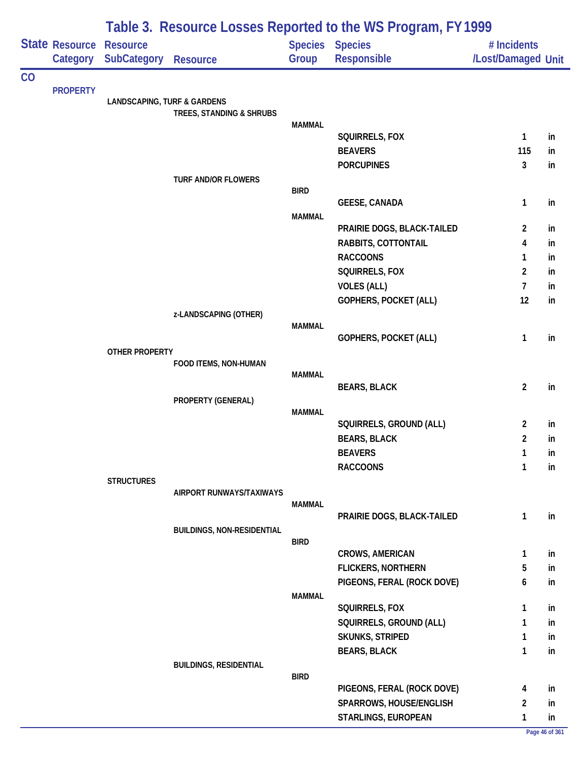# Table 3. Resource Losses Reported to the WS Program, FY 1999

| State | Resource Category | Resource SubCategory | Resource | Species Group | Species Responsible | # Incidents /Lost/Damaged | Unit |
|---|---|---|---|---|---|---|---|
| CO | | | | | | | |
| | PROPERTY | | | | | | |
| | | LANDSCAPING, TURF & GARDENS | | | | | |
| | | | TREES, STANDING & SHRUBS | | | | |
| | | | | MAMMAL | | | |
| | | | | | SQUIRRELS, FOX | 1 | in |
| | | | | | BEAVERS | 115 | in |
| | | | | | PORCUPINES | 3 | in |
| | | | TURF AND/OR FLOWERS | | | | |
| | | | | BIRD | | | |
| | | | | | GEESE, CANADA | 1 | in |
| | | | | MAMMAL | | | |
| | | | | | PRAIRIE DOGS, BLACK-TAILED | 2 | in |
| | | | | | RABBITS, COTTONTAIL | 4 | in |
| | | | | | RACCOONS | 1 | in |
| | | | | | SQUIRRELS, FOX | 2 | in |
| | | | | | VOLES (ALL) | 7 | in |
| | | | | | GOPHERS, POCKET (ALL) | 12 | in |
| | | | z-LANDSCAPING (OTHER) | | | | |
| | | | | MAMMAL | | | |
| | | | | | GOPHERS, POCKET (ALL) | 1 | in |
| | | OTHER PROPERTY | | | | | |
| | | | FOOD ITEMS, NON-HUMAN | | | | |
| | | | | MAMMAL | | | |
| | | | | | BEARS, BLACK | 2 | in |
| | | | PROPERTY (GENERAL) | | | | |
| | | | | MAMMAL | | | |
| | | | | | SQUIRRELS, GROUND (ALL) | 2 | in |
| | | | | | BEARS, BLACK | 2 | in |
| | | | | | BEAVERS | 1 | in |
| | | | | | RACCOONS | 1 | in |
| | | STRUCTURES | | | | | |
| | | | AIRPORT RUNWAYS/TAXIWAYS | | | | |
| | | | | MAMMAL | | | |
| | | | | | PRAIRIE DOGS, BLACK-TAILED | 1 | in |
| | | | BUILDINGS, NON-RESIDENTIAL | | | | |
| | | | | BIRD | | | |
| | | | | | CROWS, AMERICAN | 1 | in |
| | | | | | FLICKERS, NORTHERN | 5 | in |
| | | | | | PIGEONS, FERAL (ROCK DOVE) | 6 | in |
| | | | | MAMMAL | | | |
| | | | | | SQUIRRELS, FOX | 1 | in |
| | | | | | SQUIRRELS, GROUND (ALL) | 1 | in |
| | | | | | SKUNKS, STRIPED | 1 | in |
| | | | | | BEARS, BLACK | 1 | in |
| | | | BUILDINGS, RESIDENTIAL | | | | |
| | | | | BIRD | | | |
| | | | | | PIGEONS, FERAL (ROCK DOVE) | 4 | in |
| | | | | | SPARROWS, HOUSE/ENGLISH | 2 | in |
| | | | | | STARLINGS, EUROPEAN | 1 | in |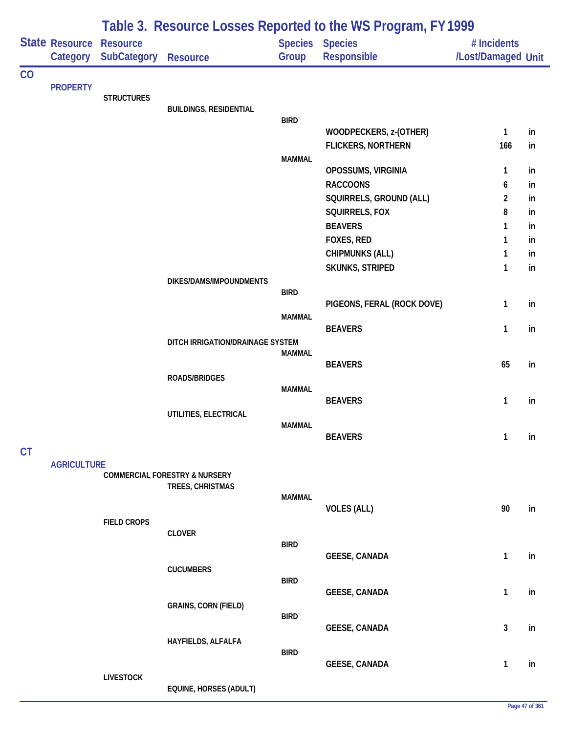# Table 3. Resource Losses Reported to the WS Program, FY 1999

| State | Resource Category | Resource SubCategory | Resource | Species Group | Species Responsible | # Incidents /Lost/Damaged | Unit |
|---|---|---|---|---|---|---|---|
| CO | | | | | | | |
| | PROPERTY | | | | | | |
| | | STRUCTURES | | | | | |
| | | | BUILDINGS, RESIDENTIAL | | | | |
| | | | | BIRD | | | |
| | | | | | WOODPECKERS, z-(OTHER) | 1 | in |
| | | | | | FLICKERS, NORTHERN | 166 | in |
| | | | | MAMMAL | | | |
| | | | | | OPOSSUMS, VIRGINIA | 1 | in |
| | | | | | RACCOONS | 6 | in |
| | | | | | SQUIRRELS, GROUND (ALL) | 2 | in |
| | | | | | SQUIRRELS, FOX | 8 | in |
| | | | | | BEAVERS | 1 | in |
| | | | | | FOXES, RED | 1 | in |
| | | | | | CHIPMUNKS (ALL) | 1 | in |
| | | | | | SKUNKS, STRIPED | 1 | in |
| | | | DIKES/DAMS/IMPOUNDMENTS | | | | |
| | | | | BIRD | | | |
| | | | | | PIGEONS, FERAL (ROCK DOVE) | 1 | in |
| | | | | MAMMAL | | | |
| | | | | | BEAVERS | 1 | in |
| | | | DITCH IRRIGATION/DRAINAGE SYSTEM | | | | |
| | | | | MAMMAL | | | |
| | | | | | BEAVERS | 65 | in |
| | | | ROADS/BRIDGES | | | | |
| | | | | MAMMAL | | | |
| | | | | | BEAVERS | 1 | in |
| | | | UTILITIES, ELECTRICAL | | | | |
| | | | | MAMMAL | | | |
| | | | | | BEAVERS | 1 | in |
| CT | | | | | | | |
| | AGRICULTURE | | | | | | |
| | | COMMERCIAL FORESTRY & NURSERY | | | | | |
| | | | TREES, CHRISTMAS | | | | |
| | | | | MAMMAL | | | |
| | | | | | VOLES (ALL) | 90 | in |
| | | FIELD CROPS | | | | | |
| | | | CLOVER | | | | |
| | | | | BIRD | | | |
| | | | | | GEESE, CANADA | 1 | in |
| | | | CUCUMBERS | | | | |
| | | | | BIRD | | | |
| | | | | | GEESE, CANADA | 1 | in |
| | | | GRAINS, CORN (FIELD) | | | | |
| | | | | BIRD | | | |
| | | | | | GEESE, CANADA | 3 | in |
| | | | HAYFIELDS, ALFALFA | | | | |
| | | | | BIRD | | | |
| | | | | | GEESE, CANADA | 1 | in |
| | | LIVESTOCK | | | | | |
| | | | EQUINE, HORSES (ADULT) | | | | |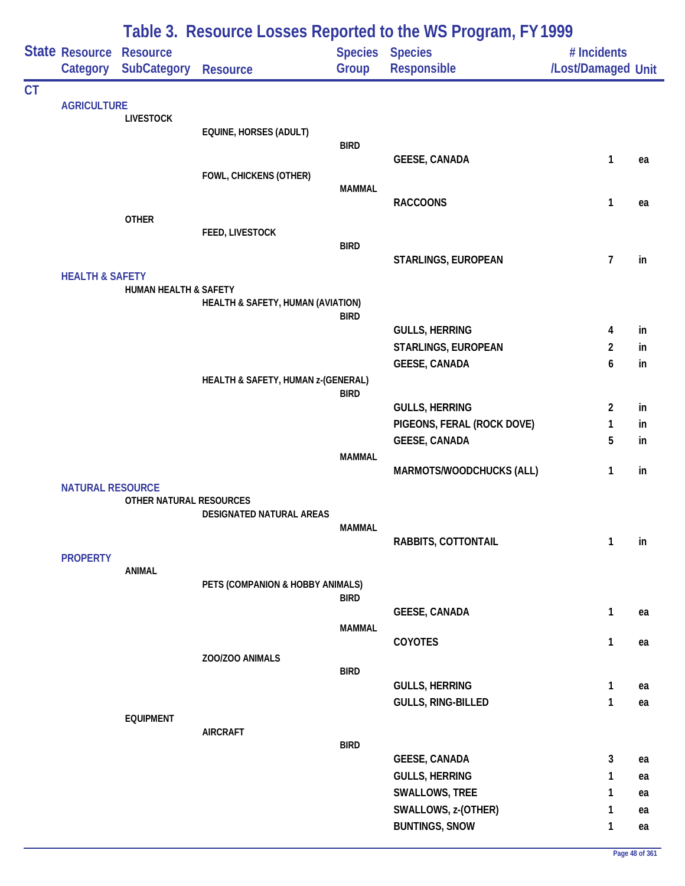# Table 3. Resource Losses Reported to the WS Program, FY 1999

| State | Resource Category | Resource SubCategory | Resource | Species Group | Species Responsible | # Incidents /Lost/Damaged | Unit |
|---|---|---|---|---|---|---|---|
| CT | | | | | | | |
| | AGRICULTURE | | | | | | |
| | | LIVESTOCK | | | | | |
| | | | EQUINE, HORSES (ADULT) | | | | |
| | | | | BIRD | | | |
| | | | | | GEESE, CANADA | 1 | ea |
| | | | FOWL, CHICKENS (OTHER) | | | | |
| | | | | MAMMAL | | | |
| | | | | | RACCOONS | 1 | ea |
| | | OTHER | | | | | |
| | | | FEED, LIVESTOCK | | | | |
| | | | | BIRD | | | |
| | | | | | STARLINGS, EUROPEAN | 7 | in |
| | HEALTH & SAFETY | | | | | | |
| | | HUMAN HEALTH & SAFETY | | | | | |
| | | | HEALTH & SAFETY, HUMAN (AVIATION) | | | | |
| | | | | BIRD | | | |
| | | | | | GULLS, HERRING | 4 | in |
| | | | | | STARLINGS, EUROPEAN | 2 | in |
| | | | | | GEESE, CANADA | 6 | in |
| | | | HEALTH & SAFETY, HUMAN z-(GENERAL) | | | | |
| | | | | BIRD | | | |
| | | | | | GULLS, HERRING | 2 | in |
| | | | | | PIGEONS, FERAL (ROCK DOVE) | 1 | in |
| | | | | | GEESE, CANADA | 5 | in |
| | | | | MAMMAL | | | |
| | | | | | MARMOTS/WOODCHUCKS (ALL) | 1 | in |
| | NATURAL RESOURCE | | | | | | |
| | | OTHER NATURAL RESOURCES | | | | | |
| | | | DESIGNATED NATURAL AREAS | | | | |
| | | | | MAMMAL | | | |
| | | | | | RABBITS, COTTONTAIL | 1 | in |
| | PROPERTY | | | | | | |
| | | ANIMAL | | | | | |
| | | | PETS (COMPANION & HOBBY ANIMALS) | | | | |
| | | | | BIRD | | | |
| | | | | | GEESE, CANADA | 1 | ea |
| | | | | MAMMAL | | | |
| | | | | | COYOTES | 1 | ea |
| | | | ZOO/ZOO ANIMALS | | | | |
| | | | | BIRD | | | |
| | | | | | GULLS, HERRING | 1 | ea |
| | | | | | GULLS, RING-BILLED | 1 | ea |
| | | EQUIPMENT | | | | | |
| | | | AIRCRAFT | | | | |
| | | | | BIRD | | | |
| | | | | | GEESE, CANADA | 3 | ea |
| | | | | | GULLS, HERRING | 1 | ea |
| | | | | | SWALLOWS, TREE | 1 | ea |
| | | | | | SWALLOWS, z-(OTHER) | 1 | ea |
| | | | | | BUNTINGS, SNOW | 1 | ea |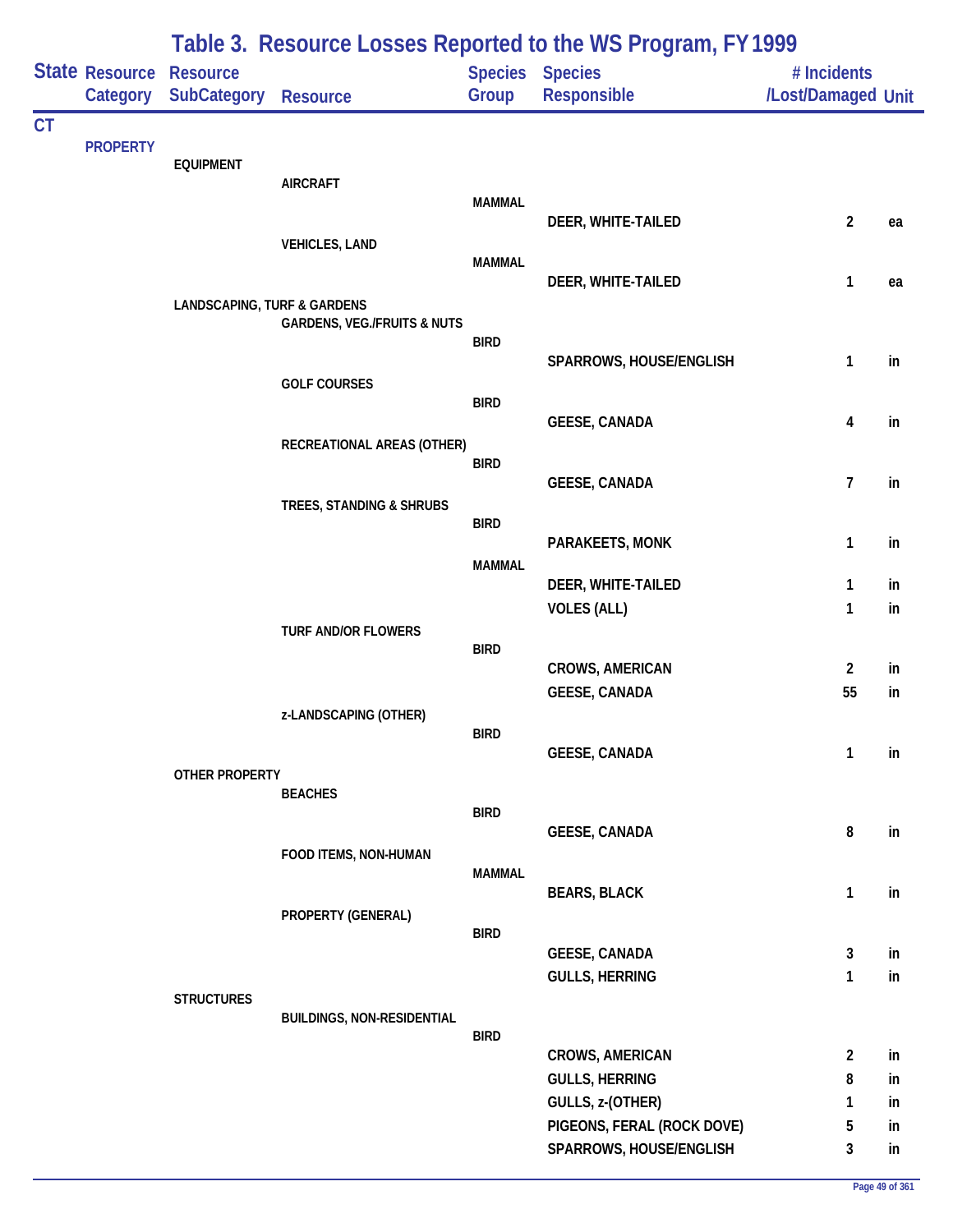# Table 3. Resource Losses Reported to the WS Program, FY 1999

| State | Resource Category | Resource SubCategory | Resource | Species Group | Species Responsible | # Incidents /Lost/Damaged | Unit |
|---|---|---|---|---|---|---|---|
| CT | | | | | | | |
| | PROPERTY | | | | | | |
| | | EQUIPMENT | | | | | |
| | | | AIRCRAFT | | | | |
| | | | | MAMMAL | | | |
| | | | | | DEER, WHITE-TAILED | 2 | ea |
| | | | VEHICLES, LAND | | | | |
| | | | | MAMMAL | | | |
| | | | | | DEER, WHITE-TAILED | 1 | ea |
| | | LANDSCAPING, TURF & GARDENS | | | | | |
| | | | GARDENS, VEG./FRUITS & NUTS | | | | |
| | | | | BIRD | | | |
| | | | | | SPARROWS, HOUSE/ENGLISH | 1 | in |
| | | | GOLF COURSES | | | | |
| | | | | BIRD | | | |
| | | | | | GEESE, CANADA | 4 | in |
| | | | RECREATIONAL AREAS (OTHER) | | | | |
| | | | | BIRD | | | |
| | | | | | GEESE, CANADA | 7 | in |
| | | | TREES, STANDING & SHRUBS | | | | |
| | | | | BIRD | | | |
| | | | | | PARAKEETS, MONK | 1 | in |
| | | | | MAMMAL | | | |
| | | | | | DEER, WHITE-TAILED | 1 | in |
| | | | | | VOLES (ALL) | 1 | in |
| | | | TURF AND/OR FLOWERS | | | | |
| | | | | BIRD | | | |
| | | | | | CROWS, AMERICAN | 2 | in |
| | | | | | GEESE, CANADA | 55 | in |
| | | | z-LANDSCAPING (OTHER) | | | | |
| | | | | BIRD | | | |
| | | | | | GEESE, CANADA | 1 | in |
| | | OTHER PROPERTY | | | | | |
| | | | BEACHES | | | | |
| | | | | BIRD | | | |
| | | | | | GEESE, CANADA | 8 | in |
| | | | FOOD ITEMS, NON-HUMAN | | | | |
| | | | | MAMMAL | | | |
| | | | | | BEARS, BLACK | 1 | in |
| | | | PROPERTY (GENERAL) | | | | |
| | | | | BIRD | | | |
| | | | | | GEESE, CANADA | 3 | in |
| | | | | | GULLS, HERRING | 1 | in |
| | | STRUCTURES | | | | | |
| | | | BUILDINGS, NON-RESIDENTIAL | | | | |
| | | | | BIRD | | | |
| | | | | | CROWS, AMERICAN | 2 | in |
| | | | | | GULLS, HERRING | 8 | in |
| | | | | | GULLS, z-(OTHER) | 1 | in |
| | | | | | PIGEONS, FERAL (ROCK DOVE) | 5 | in |
| | | | | | SPARROWS, HOUSE/ENGLISH | 3 | in |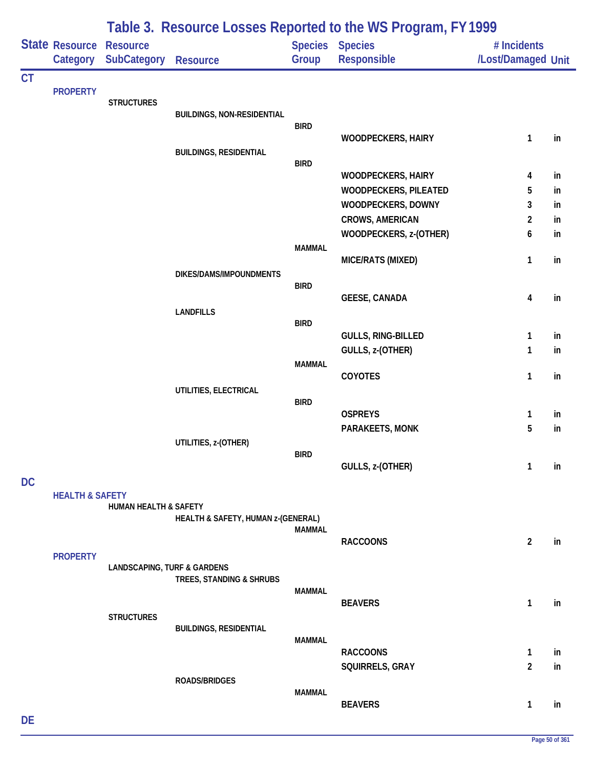# Table 3. Resource Losses Reported to the WS Program, FY 1999

| State | Resource Category | Resource SubCategory | Resource | Species Group | Species Responsible | # Incidents /Lost/Damaged | Unit |
|---|---|---|---|---|---|---|---|
| CT | | | | | | | |
| | PROPERTY | | | | | | |
| | | STRUCTURES | | | | | |
| | | | BUILDINGS, NON-RESIDENTIAL | | | | |
| | | | | BIRD | | | |
| | | | | | WOODPECKERS, HAIRY | 1 | in |
| | | | BUILDINGS, RESIDENTIAL | | | | |
| | | | | BIRD | | | |
| | | | | | WOODPECKERS, HAIRY | 4 | in |
| | | | | | WOODPECKERS, PILEATED | 5 | in |
| | | | | | WOODPECKERS, DOWNY | 3 | in |
| | | | | | CROWS, AMERICAN | 2 | in |
| | | | | | WOODPECKERS, z-(OTHER) | 6 | in |
| | | | | MAMMAL | | | |
| | | | | | MICE/RATS (MIXED) | 1 | in |
| | | | DIKES/DAMS/IMPOUNDMENTS | | | | |
| | | | | BIRD | | | |
| | | | | | GEESE, CANADA | 4 | in |
| | | | LANDFILLS | | | | |
| | | | | BIRD | | | |
| | | | | | GULLS, RING-BILLED | 1 | in |
| | | | | | GULLS, z-(OTHER) | 1 | in |
| | | | | MAMMAL | | | |
| | | | | | COYOTES | 1 | in |
| | | | UTILITIES, ELECTRICAL | | | | |
| | | | | BIRD | | | |
| | | | | | OSPREYS | 1 | in |
| | | | | | PARAKEETS, MONK | 5 | in |
| | | | UTILITIES, z-(OTHER) | | | | |
| | | | | BIRD | | | |
| | | | | | GULLS, z-(OTHER) | 1 | in |
| DC | | | | | | | |
| | HEALTH & SAFETY | | | | | | |
| | | HUMAN HEALTH & SAFETY | | | | | |
| | | | HEALTH & SAFETY, HUMAN z-(GENERAL) | | | | |
| | | | | MAMMAL | | | |
| | | | | | RACCOONS | 2 | in |
| | PROPERTY | | | | | | |
| | | LANDSCAPING, TURF & GARDENS | | | | | |
| | | | TREES, STANDING & SHRUBS | | | | |
| | | | | MAMMAL | | | |
| | | | | | BEAVERS | 1 | in |
| | | STRUCTURES | | | | | |
| | | | BUILDINGS, RESIDENTIAL | | | | |
| | | | | MAMMAL | | | |
| | | | | | RACCOONS | 1 | in |
| | | | | | SQUIRRELS, GRAY | 2 | in |
| | | | ROADS/BRIDGES | | | | |
| | | | | MAMMAL | | | |
| | | | | | BEAVERS | 1 | in |
| DE | | | | | | | |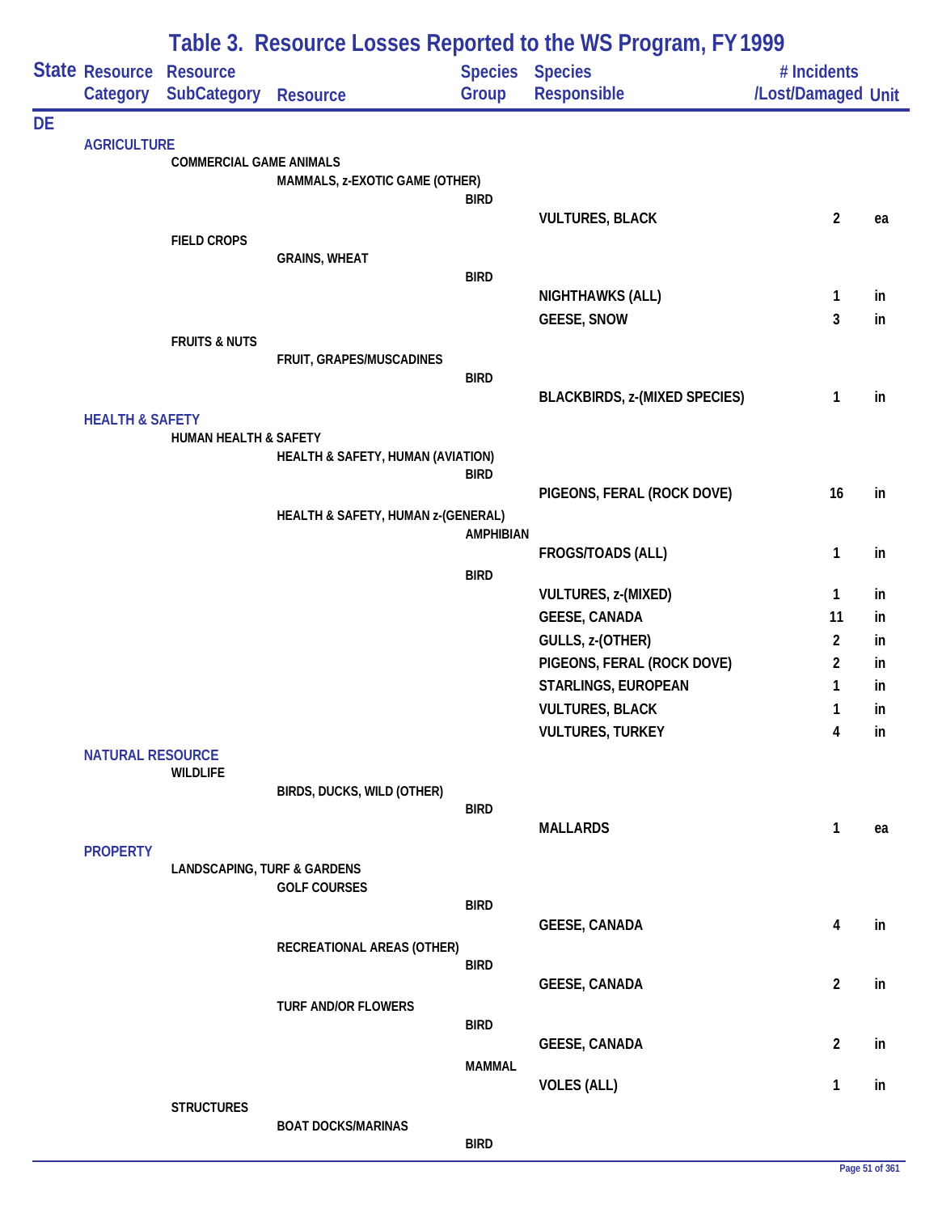# Table 3. Resource Losses Reported to the WS Program, FY 1999

| State | Resource Category | Resource SubCategory | Resource | Species Group | Species Responsible | # Incidents /Lost/Damaged | Unit |
|---|---|---|---|---|---|---|---|
| DE | | | | | | | |
| | AGRICULTURE | | | | | | |
| | | COMMERCIAL GAME ANIMALS | | | | | |
| | | | MAMMALS, z-EXOTIC GAME (OTHER) | | | | |
| | | | | BIRD | | | |
| | | | | | VULTURES, BLACK | 2 | ea |
| | | FIELD CROPS | | | | | |
| | | | GRAINS, WHEAT | | | | |
| | | | | BIRD | | | |
| | | | | | NIGHTHAWKS (ALL) | 1 | in |
| | | | | | GEESE, SNOW | 3 | in |
| | | FRUITS & NUTS | | | | | |
| | | | FRUIT, GRAPES/MUSCADINES | | | | |
| | | | | BIRD | | | |
| | | | | | BLACKBIRDS, z-(MIXED SPECIES) | 1 | in |
| | HEALTH & SAFETY | | | | | | |
| | | HUMAN HEALTH & SAFETY | | | | | |
| | | | HEALTH & SAFETY, HUMAN (AVIATION) | | | | |
| | | | | BIRD | | | |
| | | | | | PIGEONS, FERAL (ROCK DOVE) | 16 | in |
| | | | HEALTH & SAFETY, HUMAN z-(GENERAL) | | | | |
| | | | | AMPHIBIAN | | | |
| | | | | | FROGS/TOADS (ALL) | 1 | in |
| | | | | BIRD | | | |
| | | | | | VULTURES, z-(MIXED) | 1 | in |
| | | | | | GEESE, CANADA | 11 | in |
| | | | | | GULLS, z-(OTHER) | 2 | in |
| | | | | | PIGEONS, FERAL (ROCK DOVE) | 2 | in |
| | | | | | STARLINGS, EUROPEAN | 1 | in |
| | | | | | VULTURES, BLACK | 1 | in |
| | | | | | VULTURES, TURKEY | 4 | in |
| | NATURAL RESOURCE | | | | | | |
| | | WILDLIFE | | | | | |
| | | | BIRDS, DUCKS, WILD (OTHER) | | | | |
| | | | | BIRD | | | |
| | | | | | MALLARDS | 1 | ea |
| | PROPERTY | | | | | | |
| | | LANDSCAPING, TURF & GARDENS | | | | | |
| | | | GOLF COURSES | | | | |
| | | | | BIRD | | | |
| | | | | | GEESE, CANADA | 4 | in |
| | | | RECREATIONAL AREAS (OTHER) | | | | |
| | | | | BIRD | | | |
| | | | | | GEESE, CANADA | 2 | in |
| | | | TURF AND/OR FLOWERS | | | | |
| | | | | BIRD | | | |
| | | | | | GEESE, CANADA | 2 | in |
| | | | | MAMMAL | | | |
| | | | | | VOLES (ALL) | 1 | in |
| | | STRUCTURES | | | | | |
| | | | BOAT DOCKS/MARINAS | | | | |
| | | | | BIRD | | | |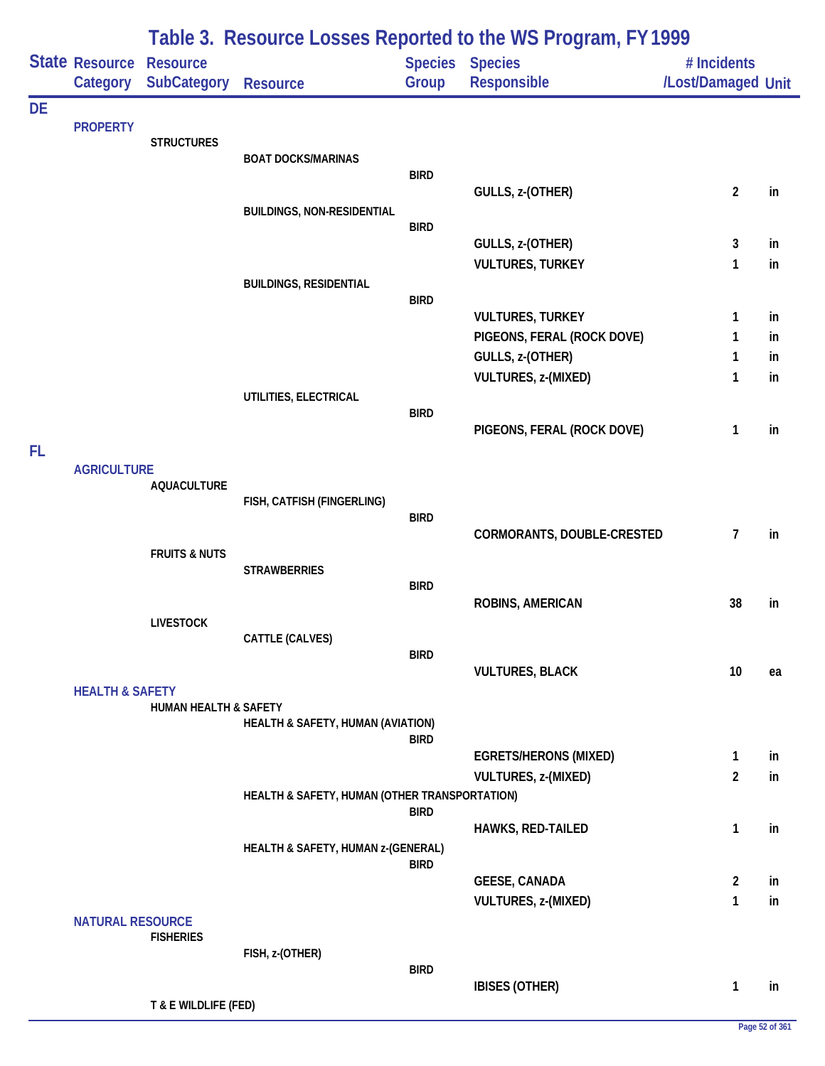## Table 3. Resource Losses Reported to the WS Program, FY 1999

| State | Resource Category | Resource SubCategory | Resource | Species Group | Species Responsible | # Incidents /Lost/Damaged | Unit |
|---|---|---|---|---|---|---|---|
| DE | | | | | | | |
| | PROPERTY | | | | | | |
| | | STRUCTURES | | | | | |
| | | | BOAT DOCKS/MARINAS | | | | |
| | | | | BIRD | | | |
| | | | | | GULLS, z-(OTHER) | 2 | in |
| | | | BUILDINGS, NON-RESIDENTIAL | | | | |
| | | | | BIRD | | | |
| | | | | | GULLS, z-(OTHER) | 3 | in |
| | | | | | VULTURES, TURKEY | 1 | in |
| | | | BUILDINGS, RESIDENTIAL | | | | |
| | | | | BIRD | | | |
| | | | | | VULTURES, TURKEY | 1 | in |
| | | | | | PIGEONS, FERAL (ROCK DOVE) | 1 | in |
| | | | | | GULLS, z-(OTHER) | 1 | in |
| | | | | | VULTURES, z-(MIXED) | 1 | in |
| | | | UTILITIES, ELECTRICAL | | | | |
| | | | | BIRD | | | |
| | | | | | PIGEONS, FERAL (ROCK DOVE) | 1 | in |
| FL | | | | | | | |
| | AGRICULTURE | | | | | | |
| | | AQUACULTURE | | | | | |
| | | | FISH, CATFISH (FINGERLING) | | | | |
| | | | | BIRD | | | |
| | | | | | CORMORANTS, DOUBLE-CRESTED | 7 | in |
| | | FRUITS & NUTS | | | | | |
| | | | STRAWBERRIES | | | | |
| | | | | BIRD | | | |
| | | | | | ROBINS, AMERICAN | 38 | in |
| | | LIVESTOCK | | | | | |
| | | | CATTLE (CALVES) | | | | |
| | | | | BIRD | | | |
| | | | | | VULTURES, BLACK | 10 | ea |
| | HEALTH & SAFETY | | | | | | |
| | | HUMAN HEALTH & SAFETY | | | | | |
| | | | HEALTH & SAFETY, HUMAN (AVIATION) | | | | |
| | | | | BIRD | | | |
| | | | | | EGRETS/HERONS (MIXED) | 1 | in |
| | | | | | VULTURES, z-(MIXED) | 2 | in |
| | | | HEALTH & SAFETY, HUMAN (OTHER TRANSPORTATION) | | | | |
| | | | | BIRD | | | |
| | | | | | HAWKS, RED-TAILED | 1 | in |
| | | | HEALTH & SAFETY, HUMAN z-(GENERAL) | | | | |
| | | | | BIRD | | | |
| | | | | | GEESE, CANADA | 2 | in |
| | | | | | VULTURES, z-(MIXED) | 1 | in |
| | NATURAL RESOURCE | | | | | | |
| | | FISHERIES | | | | | |
| | | | FISH, z-(OTHER) | | | | |
| | | | | BIRD | | | |
| | | | | | IBISES (OTHER) | 1 | in |
| | | T & E WILDLIFE (FED) | | | | | |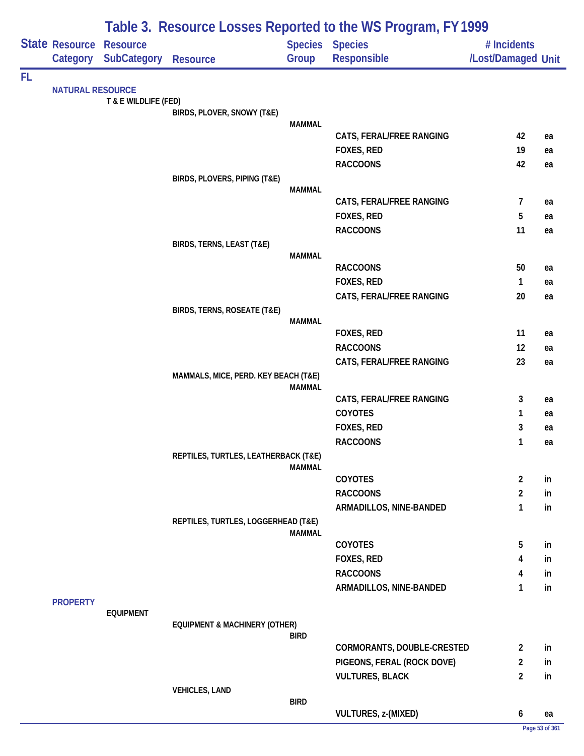# Table 3. Resource Losses Reported to the WS Program, FY 1999

| State | Resource Category | Resource SubCategory | Resource | Species Group | Species Responsible | # Incidents /Lost/Damaged | Unit |
|---|---|---|---|---|---|---|---|
| FL | | | | | | | |
| | NATURAL RESOURCE | | | | | | |
| | | T & E WILDLIFE (FED) | | | | | |
| | | | BIRDS, PLOVER, SNOWY (T&E) | | | | |
| | | | | MAMMAL | | | |
| | | | | | CATS, FERAL/FREE RANGING | 42 | ea |
| | | | | | FOXES, RED | 19 | ea |
| | | | | | RACCOONS | 42 | ea |
| | | | BIRDS, PLOVERS, PIPING (T&E) | | | | |
| | | | | MAMMAL | | | |
| | | | | | CATS, FERAL/FREE RANGING | 7 | ea |
| | | | | | FOXES, RED | 5 | ea |
| | | | | | RACCOONS | 11 | ea |
| | | | BIRDS, TERNS, LEAST (T&E) | | | | |
| | | | | MAMMAL | | | |
| | | | | | RACCOONS | 50 | ea |
| | | | | | FOXES, RED | 1 | ea |
| | | | | | CATS, FERAL/FREE RANGING | 20 | ea |
| | | | BIRDS, TERNS, ROSEATE (T&E) | | | | |
| | | | | MAMMAL | | | |
| | | | | | FOXES, RED | 11 | ea |
| | | | | | RACCOONS | 12 | ea |
| | | | | | CATS, FERAL/FREE RANGING | 23 | ea |
| | | | MAMMALS, MICE, PERD. KEY BEACH (T&E) | | | | |
| | | | | MAMMAL | | | |
| | | | | | CATS, FERAL/FREE RANGING | 3 | ea |
| | | | | | COYOTES | 1 | ea |
| | | | | | FOXES, RED | 3 | ea |
| | | | | | RACCOONS | 1 | ea |
| | | | REPTILES, TURTLES, LEATHERBACK (T&E) | | | | |
| | | | | MAMMAL | | | |
| | | | | | COYOTES | 2 | in |
| | | | | | RACCOONS | 2 | in |
| | | | | | ARMADILLOS, NINE-BANDED | 1 | in |
| | | | REPTILES, TURTLES, LOGGERHEAD (T&E) | | | | |
| | | | | MAMMAL | | | |
| | | | | | COYOTES | 5 | in |
| | | | | | FOXES, RED | 4 | in |
| | | | | | RACCOONS | 4 | in |
| | | | | | ARMADILLOS, NINE-BANDED | 1 | in |
| | PROPERTY | | | | | | |
| | | EQUIPMENT | | | | | |
| | | | EQUIPMENT & MACHINERY (OTHER) | | | | |
| | | | | BIRD | | | |
| | | | | | CORMORANTS, DOUBLE-CRESTED | 2 | in |
| | | | | | PIGEONS, FERAL (ROCK DOVE) | 2 | in |
| | | | | | VULTURES, BLACK | 2 | in |
| | | | VEHICLES, LAND | | | | |
| | | | | BIRD | | | |
| | | | | | VULTURES, z-(MIXED) | 6 | ea |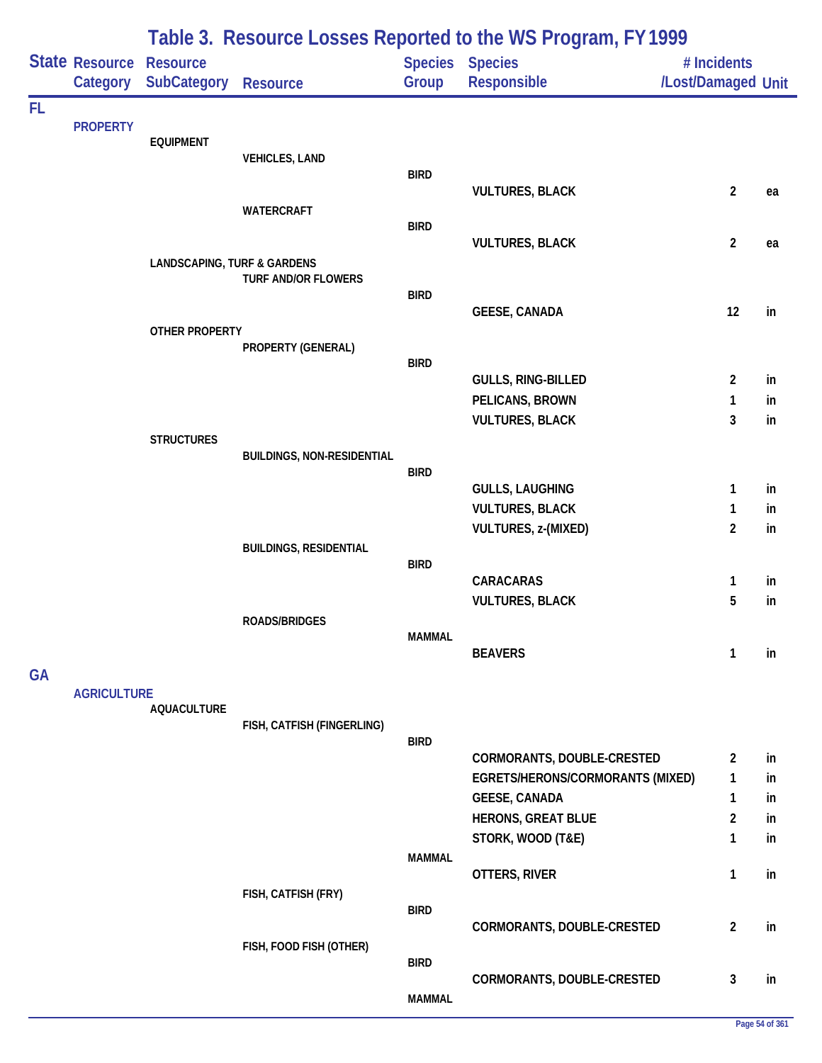## Table 3. Resource Losses Reported to the WS Program, FY 1999

| State | Resource Category | Resource SubCategory | Resource | Species Group | Species Responsible | # Incidents /Lost/Damaged | Unit |
|---|---|---|---|---|---|---|---|
| FL | | | | | | | |
| | PROPERTY | | | | | | |
| | | EQUIPMENT | | | | | |
| | | | VEHICLES, LAND | | | | |
| | | | | BIRD | | | |
| | | | | | VULTURES, BLACK | 2 | ea |
| | | | WATERCRAFT | | | | |
| | | | | BIRD | | | |
| | | | | | VULTURES, BLACK | 2 | ea |
| | | LANDSCAPING, TURF & GARDENS | | | | | |
| | | | TURF AND/OR FLOWERS | | | | |
| | | | | BIRD | | | |
| | | | | | GEESE, CANADA | 12 | in |
| | | OTHER PROPERTY | | | | | |
| | | | PROPERTY (GENERAL) | | | | |
| | | | | BIRD | | | |
| | | | | | GULLS, RING-BILLED | 2 | in |
| | | | | | PELICANS, BROWN | 1 | in |
| | | | | | VULTURES, BLACK | 3 | in |
| | | STRUCTURES | | | | | |
| | | | BUILDINGS, NON-RESIDENTIAL | | | | |
| | | | | BIRD | | | |
| | | | | | GULLS, LAUGHING | 1 | in |
| | | | | | VULTURES, BLACK | 1 | in |
| | | | | | VULTURES, z-(MIXED) | 2 | in |
| | | | BUILDINGS, RESIDENTIAL | | | | |
| | | | | BIRD | | | |
| | | | | | CARACARAS | 1 | in |
| | | | | | VULTURES, BLACK | 5 | in |
| | | | ROADS/BRIDGES | | | | |
| | | | | MAMMAL | | | |
| | | | | | BEAVERS | 1 | in |
| GA | | | | | | | |
| | AGRICULTURE | | | | | | |
| | | AQUACULTURE | | | | | |
| | | | FISH, CATFISH (FINGERLING) | | | | |
| | | | | BIRD | | | |
| | | | | | CORMORANTS, DOUBLE-CRESTED | 2 | in |
| | | | | | EGRETS/HERONS/CORMORANTS (MIXED) | 1 | in |
| | | | | | GEESE, CANADA | 1 | in |
| | | | | | HERONS, GREAT BLUE | 2 | in |
| | | | | | STORK, WOOD (T&E) | 1 | in |
| | | | | MAMMAL | | | |
| | | | | | OTTERS, RIVER | 1 | in |
| | | | FISH, CATFISH (FRY) | | | | |
| | | | | BIRD | | | |
| | | | | | CORMORANTS, DOUBLE-CRESTED | 2 | in |
| | | | FISH, FOOD FISH (OTHER) | | | | |
| | | | | BIRD | | | |
| | | | | | CORMORANTS, DOUBLE-CRESTED | 3 | in |
| | | | | MAMMAL | | | |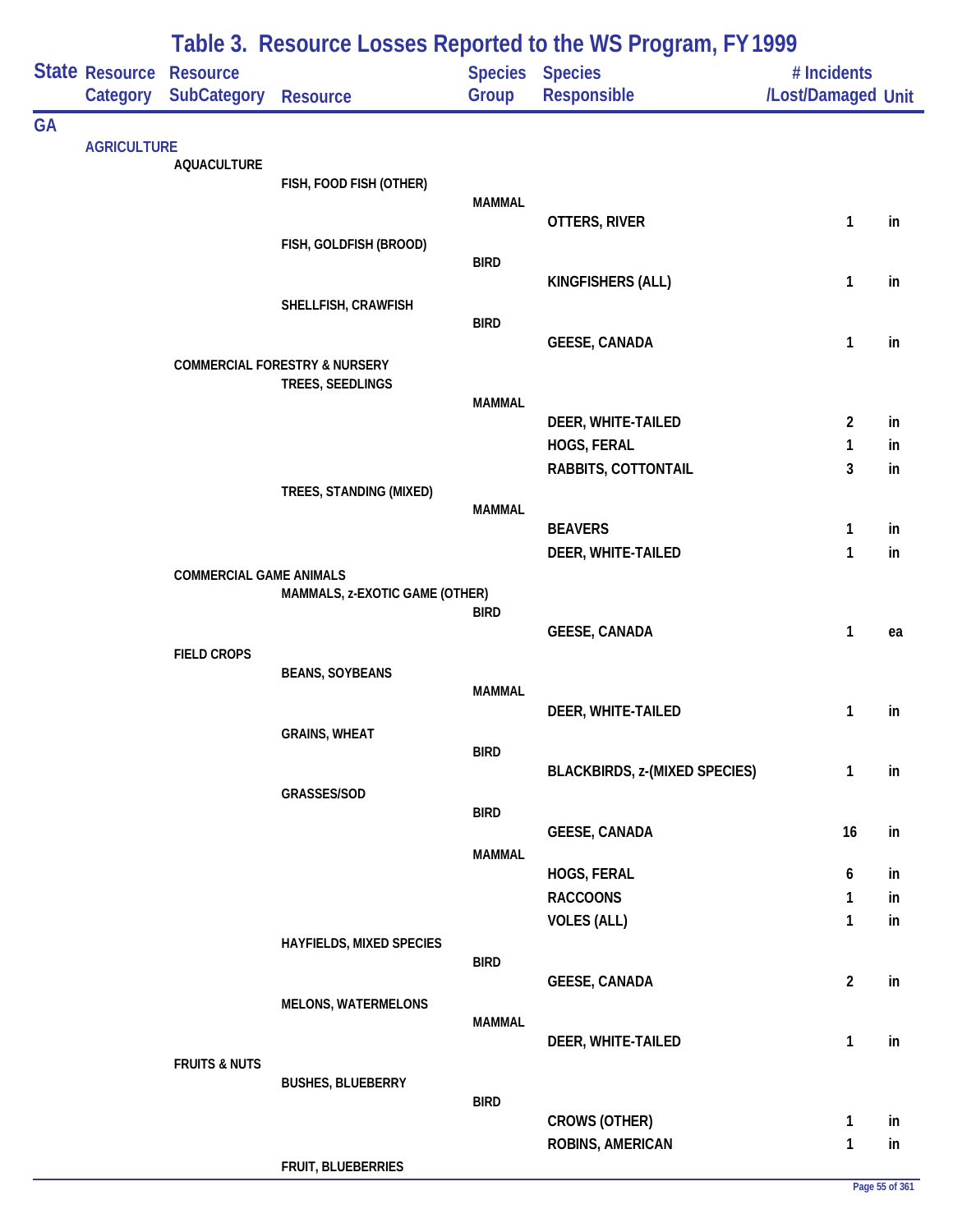## Table 3. Resource Losses Reported to the WS Program, FY 1999

| State | Resource Category | Resource SubCategory | Resource | Species Group | Species Responsible | # Incidents /Lost/Damaged | Unit |
|---|---|---|---|---|---|---|---|
| GA | | | | | | | |
| | AGRICULTURE | | | | | | |
| | | AQUACULTURE | | | | | |
| | | | FISH, FOOD FISH (OTHER) | | | | |
| | | | | MAMMAL | | | |
| | | | | | OTTERS, RIVER | 1 | in |
| | | | FISH, GOLDFISH (BROOD) | | | | |
| | | | | BIRD | | | |
| | | | | | KINGFISHERS (ALL) | 1 | in |
| | | | SHELLFISH, CRAWFISH | | | | |
| | | | | BIRD | | | |
| | | | | | GEESE, CANADA | 1 | in |
| | | COMMERCIAL FORESTRY & NURSERY | | | | | |
| | | | TREES, SEEDLINGS | | | | |
| | | | | MAMMAL | | | |
| | | | | | DEER, WHITE-TAILED | 2 | in |
| | | | | | HOGS, FERAL | 1 | in |
| | | | | | RABBITS, COTTONTAIL | 3 | in |
| | | | TREES, STANDING (MIXED) | | | | |
| | | | | MAMMAL | | | |
| | | | | | BEAVERS | 1 | in |
| | | | | | DEER, WHITE-TAILED | 1 | in |
| | | COMMERCIAL GAME ANIMALS | | | | | |
| | | | MAMMALS, z-EXOTIC GAME (OTHER) | | | | |
| | | | | BIRD | | | |
| | | | | | GEESE, CANADA | 1 | ea |
| | | FIELD CROPS | | | | | |
| | | | BEANS, SOYBEANS | | | | |
| | | | | MAMMAL | | | |
| | | | | | DEER, WHITE-TAILED | 1 | in |
| | | | GRAINS, WHEAT | | | | |
| | | | | BIRD | | | |
| | | | | | BLACKBIRDS, z-(MIXED SPECIES) | 1 | in |
| | | | GRASSES/SOD | | | | |
| | | | | BIRD | | | |
| | | | | | GEESE, CANADA | 16 | in |
| | | | | MAMMAL | | | |
| | | | | | HOGS, FERAL | 6 | in |
| | | | | | RACCOONS | 1 | in |
| | | | | | VOLES (ALL) | 1 | in |
| | | | HAYFIELDS, MIXED SPECIES | | | | |
| | | | | BIRD | | | |
| | | | | | GEESE, CANADA | 2 | in |
| | | | MELONS, WATERMELONS | | | | |
| | | | | MAMMAL | | | |
| | | | | | DEER, WHITE-TAILED | 1 | in |
| | | FRUITS & NUTS | | | | | |
| | | | BUSHES, BLUEBERRY | | | | |
| | | | | BIRD | | | |
| | | | | | CROWS (OTHER) | 1 | in |
| | | | | | ROBINS, AMERICAN | 1 | in |
| | | | FRUIT, BLUEBERRIES | | | | |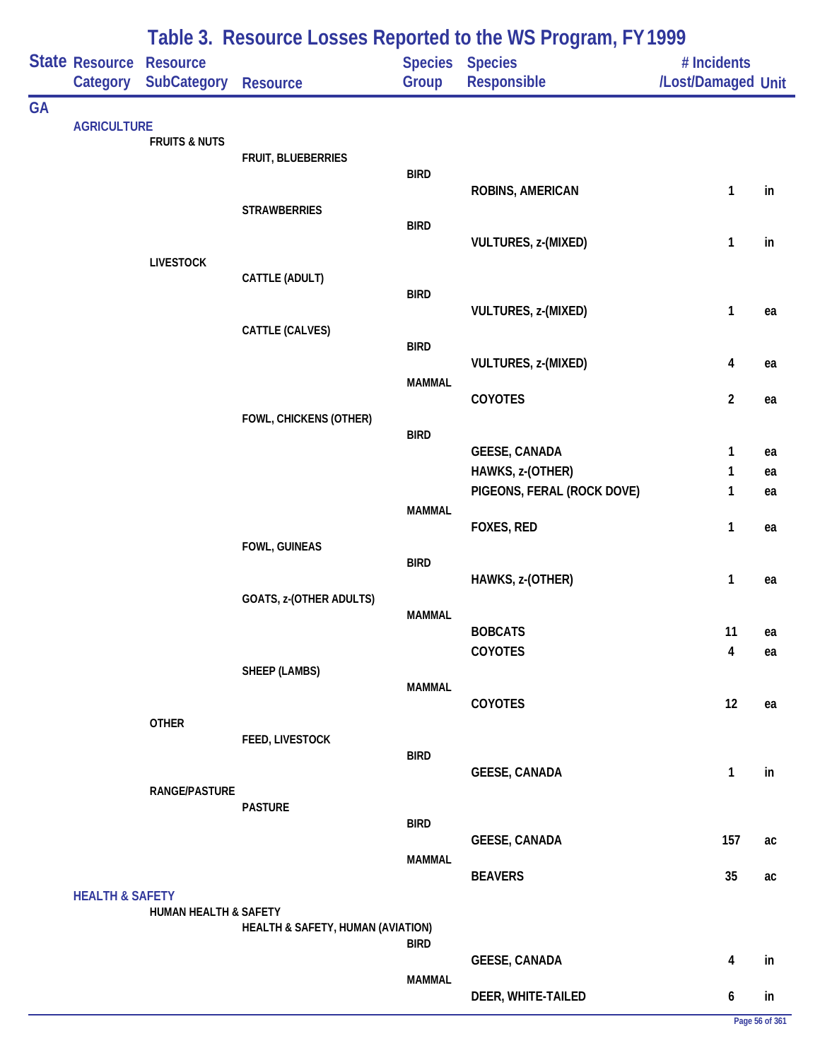# Table 3. Resource Losses Reported to the WS Program, FY 1999

| State | Resource Category | Resource SubCategory | Resource | Species Group | Species Responsible | # Incidents /Lost/Damaged | Unit |
|---|---|---|---|---|---|---|---|
| GA | | | | | | | |
| | AGRICULTURE | | | | | | |
| | | FRUITS & NUTS | | | | | |
| | | | FRUIT, BLUEBERRIES | | | | |
| | | | | BIRD | | | |
| | | | | | ROBINS, AMERICAN | 1 | in |
| | | | STRAWBERRIES | | | | |
| | | | | BIRD | | | |
| | | | | | VULTURES, z-(MIXED) | 1 | in |
| | | LIVESTOCK | | | | | |
| | | | CATTLE (ADULT) | | | | |
| | | | | BIRD | | | |
| | | | | | VULTURES, z-(MIXED) | 1 | ea |
| | | | CATTLE (CALVES) | | | | |
| | | | | BIRD | | | |
| | | | | | VULTURES, z-(MIXED) | 4 | ea |
| | | | | MAMMAL | | | |
| | | | | | COYOTES | 2 | ea |
| | | | FOWL, CHICKENS (OTHER) | | | | |
| | | | | BIRD | | | |
| | | | | | GEESE, CANADA | 1 | ea |
| | | | | | HAWKS, z-(OTHER) | 1 | ea |
| | | | | | PIGEONS, FERAL (ROCK DOVE) | 1 | ea |
| | | | | MAMMAL | | | |
| | | | | | FOXES, RED | 1 | ea |
| | | | FOWL, GUINEAS | | | | |
| | | | | BIRD | | | |
| | | | | | HAWKS, z-(OTHER) | 1 | ea |
| | | | GOATS, z-(OTHER ADULTS) | | | | |
| | | | | MAMMAL | | | |
| | | | | | BOBCATS | 11 | ea |
| | | | | | COYOTES | 4 | ea |
| | | | SHEEP (LAMBS) | | | | |
| | | | | MAMMAL | | | |
| | | | | | COYOTES | 12 | ea |
| | | OTHER | | | | | |
| | | | FEED, LIVESTOCK | | | | |
| | | | | BIRD | | | |
| | | | | | GEESE, CANADA | 1 | in |
| | | RANGE/PASTURE | | | | | |
| | | | PASTURE | | | | |
| | | | | BIRD | | | |
| | | | | | GEESE, CANADA | 157 | ac |
| | | | | MAMMAL | | | |
| | | | | | BEAVERS | 35 | ac |
| | HEALTH & SAFETY | | | | | | |
| | | HUMAN HEALTH & SAFETY | | | | | |
| | | | HEALTH & SAFETY, HUMAN (AVIATION) | | | | |
| | | | | BIRD | | | |
| | | | | | GEESE, CANADA | 4 | in |
| | | | | MAMMAL | | | |
| | | | | | DEER, WHITE-TAILED | 6 | in |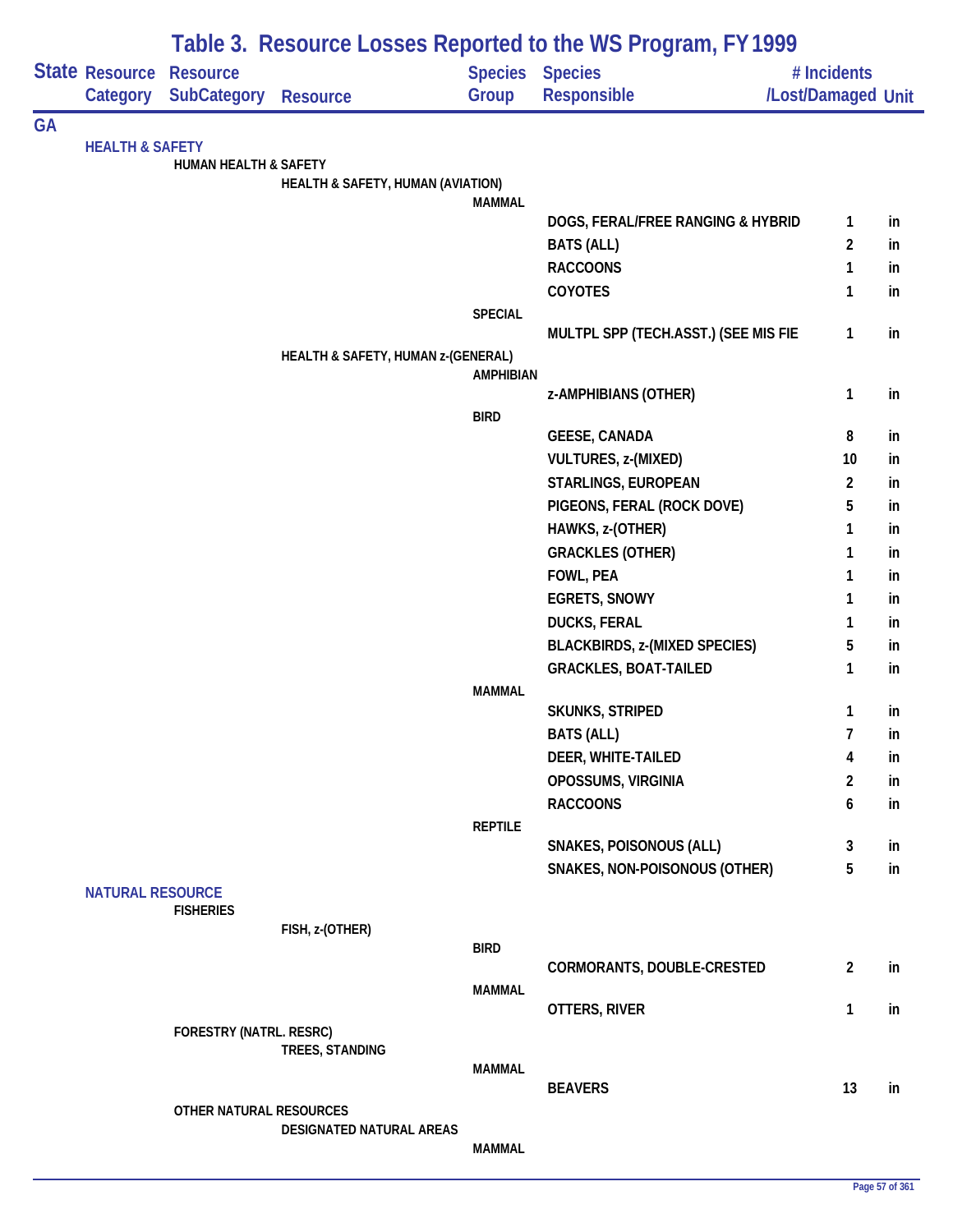# Table 3. Resource Losses Reported to the WS Program, FY 1999

| State | Resource Category | Resource SubCategory | Resource | Species Group | Species Responsible | # Incidents /Lost/Damaged | Unit |
|---|---|---|---|---|---|---|---|
| GA | | | | | | | |
| | HEALTH & SAFETY | | | | | | |
| | | HUMAN HEALTH & SAFETY | | | | | |
| | | | HEALTH & SAFETY, HUMAN (AVIATION) | | | | |
| | | | | MAMMAL | | | |
| | | | | | DOGS, FERAL/FREE RANGING & HYBRID | 1 | in |
| | | | | | BATS (ALL) | 2 | in |
| | | | | | RACCOONS | 1 | in |
| | | | | | COYOTES | 1 | in |
| | | | | SPECIAL | | | |
| | | | | | MULTPL SPP (TECH.ASST.) (SEE MIS FIE | 1 | in |
| | | | HEALTH & SAFETY, HUMAN z-(GENERAL) | | | | |
| | | | | AMPHIBIAN | | | |
| | | | | | z-AMPHIBIANS (OTHER) | 1 | in |
| | | | | BIRD | | | |
| | | | | | GEESE, CANADA | 8 | in |
| | | | | | VULTURES, z-(MIXED) | 10 | in |
| | | | | | STARLINGS, EUROPEAN | 2 | in |
| | | | | | PIGEONS, FERAL (ROCK DOVE) | 5 | in |
| | | | | | HAWKS, z-(OTHER) | 1 | in |
| | | | | | GRACKLES (OTHER) | 1 | in |
| | | | | | FOWL, PEA | 1 | in |
| | | | | | EGRETS, SNOWY | 1 | in |
| | | | | | DUCKS, FERAL | 1 | in |
| | | | | | BLACKBIRDS, z-(MIXED SPECIES) | 5 | in |
| | | | | | GRACKLES, BOAT-TAILED | 1 | in |
| | | | | MAMMAL | | | |
| | | | | | SKUNKS, STRIPED | 1 | in |
| | | | | | BATS (ALL) | 7 | in |
| | | | | | DEER, WHITE-TAILED | 4 | in |
| | | | | | OPOSSUMS, VIRGINIA | 2 | in |
| | | | | | RACCOONS | 6 | in |
| | | | | REPTILE | | | |
| | | | | | SNAKES, POISONOUS (ALL) | 3 | in |
| | | | | | SNAKES, NON-POISONOUS (OTHER) | 5 | in |
| | NATURAL RESOURCE | | | | | | |
| | | FISHERIES | | | | | |
| | | | FISH, z-(OTHER) | | | | |
| | | | | BIRD | | | |
| | | | | | CORMORANTS, DOUBLE-CRESTED | 2 | in |
| | | | | MAMMAL | | | |
| | | | | | OTTERS, RIVER | 1 | in |
| | | FORESTRY (NATRL. RESRC) | | | | | |
| | | | TREES, STANDING | | | | |
| | | | | MAMMAL | | | |
| | | | | | BEAVERS | 13 | in |
| | | OTHER NATURAL RESOURCES | | | | | |
| | | | DESIGNATED NATURAL AREAS | | | | |
| | | | | MAMMAL | | | |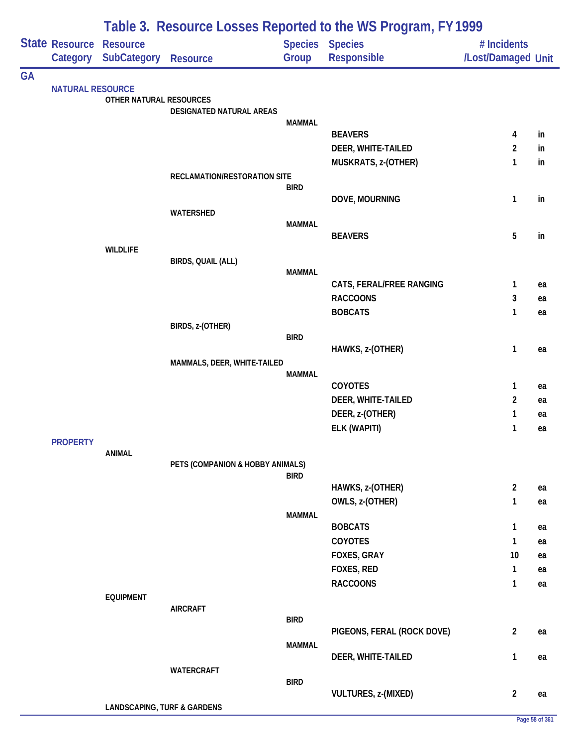# Table 3. Resource Losses Reported to the WS Program, FY 1999

| State | Resource Category | Resource SubCategory | Resource | Species Group | Species Responsible | # Incidents /Lost/Damaged | Unit |
|---|---|---|---|---|---|---|---|
| GA | | | | | | | |
| | NATURAL RESOURCE | | | | | | |
| | | OTHER NATURAL RESOURCES | | | | | |
| | | | DESIGNATED NATURAL AREAS | | | | |
| | | | | MAMMAL | | | |
| | | | | | BEAVERS | 4 | in |
| | | | | | DEER, WHITE-TAILED | 2 | in |
| | | | | | MUSKRATS, z-(OTHER) | 1 | in |
| | | | RECLAMATION/RESTORATION SITE | | | | |
| | | | | BIRD | | | |
| | | | | | DOVE, MOURNING | 1 | in |
| | | | WATERSHED | | | | |
| | | | | MAMMAL | | | |
| | | | | | BEAVERS | 5 | in |
| | | WILDLIFE | | | | | |
| | | | BIRDS, QUAIL (ALL) | | | | |
| | | | | MAMMAL | | | |
| | | | | | CATS, FERAL/FREE RANGING | 1 | ea |
| | | | | | RACCOONS | 3 | ea |
| | | | | | BOBCATS | 1 | ea |
| | | | BIRDS, z-(OTHER) | | | | |
| | | | | BIRD | | | |
| | | | | | HAWKS, z-(OTHER) | 1 | ea |
| | | | MAMMALS, DEER, WHITE-TAILED | | | | |
| | | | | MAMMAL | | | |
| | | | | | COYOTES | 1 | ea |
| | | | | | DEER, WHITE-TAILED | 2 | ea |
| | | | | | DEER, z-(OTHER) | 1 | ea |
| | | | | | ELK (WAPITI) | 1 | ea |
| | PROPERTY | | | | | | |
| | | ANIMAL | | | | | |
| | | | PETS (COMPANION & HOBBY ANIMALS) | | | | |
| | | | | BIRD | | | |
| | | | | | HAWKS, z-(OTHER) | 2 | ea |
| | | | | | OWLS, z-(OTHER) | 1 | ea |
| | | | | MAMMAL | | | |
| | | | | | BOBCATS | 1 | ea |
| | | | | | COYOTES | 1 | ea |
| | | | | | FOXES, GRAY | 10 | ea |
| | | | | | FOXES, RED | 1 | ea |
| | | | | | RACCOONS | 1 | ea |
| | | EQUIPMENT | | | | | |
| | | | AIRCRAFT | | | | |
| | | | | BIRD | | | |
| | | | | | PIGEONS, FERAL (ROCK DOVE) | 2 | ea |
| | | | | MAMMAL | | | |
| | | | | | DEER, WHITE-TAILED | 1 | ea |
| | | | WATERCRAFT | | | | |
| | | | | BIRD | | | |
| | | | | | VULTURES, z-(MIXED) | 2 | ea |
| | | LANDSCAPING, TURF & GARDENS | | | | | |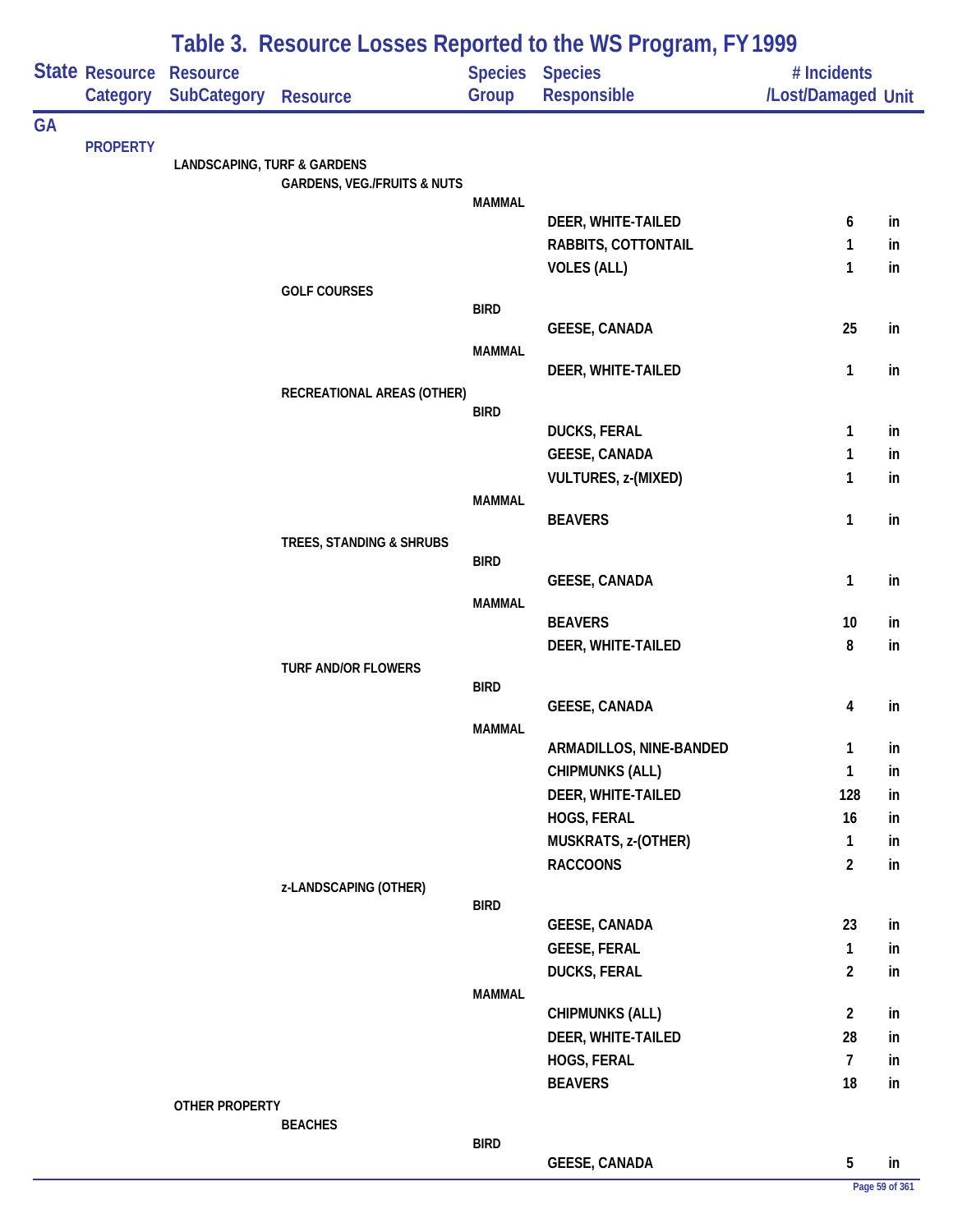# Table 3. Resource Losses Reported to the WS Program, FY 1999

| State | Resource Category | Resource SubCategory | Resource | Species Group | Species Responsible | # Incidents /Lost/Damaged | Unit |
|---|---|---|---|---|---|---|---|
| GA | | | | | | | |
| | PROPERTY | | | | | | |
| | | LANDSCAPING, TURF & GARDENS | | | | | |
| | | | GARDENS, VEG./FRUITS & NUTS | | | | |
| | | | | MAMMAL | | | |
| | | | | | DEER, WHITE-TAILED | 6 | in |
| | | | | | RABBITS, COTTONTAIL | 1 | in |
| | | | | | VOLES (ALL) | 1 | in |
| | | | GOLF COURSES | | | | |
| | | | | BIRD | | | |
| | | | | | GEESE, CANADA | 25 | in |
| | | | | MAMMAL | | | |
| | | | | | DEER, WHITE-TAILED | 1 | in |
| | | | RECREATIONAL AREAS (OTHER) | | | | |
| | | | | BIRD | | | |
| | | | | | DUCKS, FERAL | 1 | in |
| | | | | | GEESE, CANADA | 1 | in |
| | | | | | VULTURES, z-(MIXED) | 1 | in |
| | | | | MAMMAL | | | |
| | | | | | BEAVERS | 1 | in |
| | | | TREES, STANDING & SHRUBS | | | | |
| | | | | BIRD | | | |
| | | | | | GEESE, CANADA | 1 | in |
| | | | | MAMMAL | | | |
| | | | | | BEAVERS | 10 | in |
| | | | | | DEER, WHITE-TAILED | 8 | in |
| | | | TURF AND/OR FLOWERS | | | | |
| | | | | BIRD | | | |
| | | | | | GEESE, CANADA | 4 | in |
| | | | | MAMMAL | | | |
| | | | | | ARMADILLOS, NINE-BANDED | 1 | in |
| | | | | | CHIPMUNKS (ALL) | 1 | in |
| | | | | | DEER, WHITE-TAILED | 128 | in |
| | | | | | HOGS, FERAL | 16 | in |
| | | | | | MUSKRATS, z-(OTHER) | 1 | in |
| | | | | | RACCOONS | 2 | in |
| | | | z-LANDSCAPING (OTHER) | | | | |
| | | | | BIRD | | | |
| | | | | | GEESE, CANADA | 23 | in |
| | | | | | GEESE, FERAL | 1 | in |
| | | | | | DUCKS, FERAL | 2 | in |
| | | | | MAMMAL | | | |
| | | | | | CHIPMUNKS (ALL) | 2 | in |
| | | | | | DEER, WHITE-TAILED | 28 | in |
| | | | | | HOGS, FERAL | 7 | in |
| | | | | | BEAVERS | 18 | in |
| | | OTHER PROPERTY | | | | | |
| | | | BEACHES | | | | |
| | | | | BIRD | | | |
| | | | | | GEESE, CANADA | 5 | in |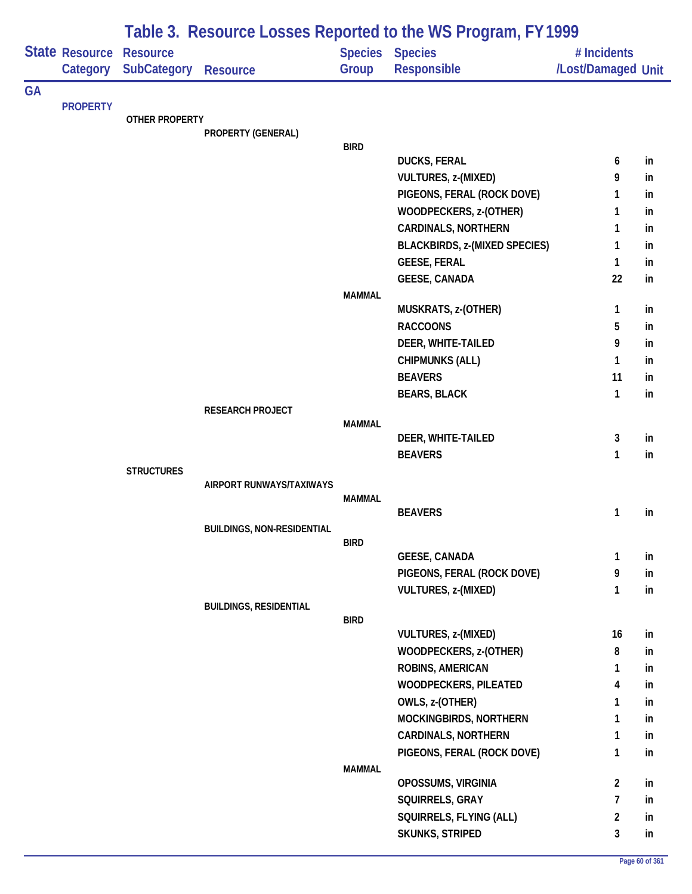# Table 3. Resource Losses Reported to the WS Program, FY 1999

| State | Resource Category | Resource SubCategory | Resource | Species Group | Species Responsible | # Incidents /Lost/Damaged | Unit |
|---|---|---|---|---|---|---|---|
| GA | | | | | | | |
| | PROPERTY | | | | | | |
| | | OTHER PROPERTY | | | | | |
| | | | PROPERTY (GENERAL) | | | | |
| | | | | BIRD | | | |
| | | | | | DUCKS, FERAL | 6 | in |
| | | | | | VULTURES, z-(MIXED) | 9 | in |
| | | | | | PIGEONS, FERAL (ROCK DOVE) | 1 | in |
| | | | | | WOODPECKERS, z-(OTHER) | 1 | in |
| | | | | | CARDINALS, NORTHERN | 1 | in |
| | | | | | BLACKBIRDS, z-(MIXED SPECIES) | 1 | in |
| | | | | | GEESE, FERAL | 1 | in |
| | | | | | GEESE, CANADA | 22 | in |
| | | | | MAMMAL | | | |
| | | | | | MUSKRATS, z-(OTHER) | 1 | in |
| | | | | | RACCOONS | 5 | in |
| | | | | | DEER, WHITE-TAILED | 9 | in |
| | | | | | CHIPMUNKS (ALL) | 1 | in |
| | | | | | BEAVERS | 11 | in |
| | | | | | BEARS, BLACK | 1 | in |
| | | | RESEARCH PROJECT | | | | |
| | | | | MAMMAL | | | |
| | | | | | DEER, WHITE-TAILED | 3 | in |
| | | | | | BEAVERS | 1 | in |
| | | STRUCTURES | | | | | |
| | | | AIRPORT RUNWAYS/TAXIWAYS | | | | |
| | | | | MAMMAL | | | |
| | | | | | BEAVERS | 1 | in |
| | | | BUILDINGS, NON-RESIDENTIAL | | | | |
| | | | | BIRD | | | |
| | | | | | GEESE, CANADA | 1 | in |
| | | | | | PIGEONS, FERAL (ROCK DOVE) | 9 | in |
| | | | | | VULTURES, z-(MIXED) | 1 | in |
| | | | BUILDINGS, RESIDENTIAL | | | | |
| | | | | BIRD | | | |
| | | | | | VULTURES, z-(MIXED) | 16 | in |
| | | | | | WOODPECKERS, z-(OTHER) | 8 | in |
| | | | | | ROBINS, AMERICAN | 1 | in |
| | | | | | WOODPECKERS, PILEATED | 4 | in |
| | | | | | OWLS, z-(OTHER) | 1 | in |
| | | | | | MOCKINGBIRDS, NORTHERN | 1 | in |
| | | | | | CARDINALS, NORTHERN | 1 | in |
| | | | | | PIGEONS, FERAL (ROCK DOVE) | 1 | in |
| | | | | MAMMAL | | | |
| | | | | | OPOSSUMS, VIRGINIA | 2 | in |
| | | | | | SQUIRRELS, GRAY | 7 | in |
| | | | | | SQUIRRELS, FLYING (ALL) | 2 | in |
| | | | | | SKUNKS, STRIPED | 3 | in |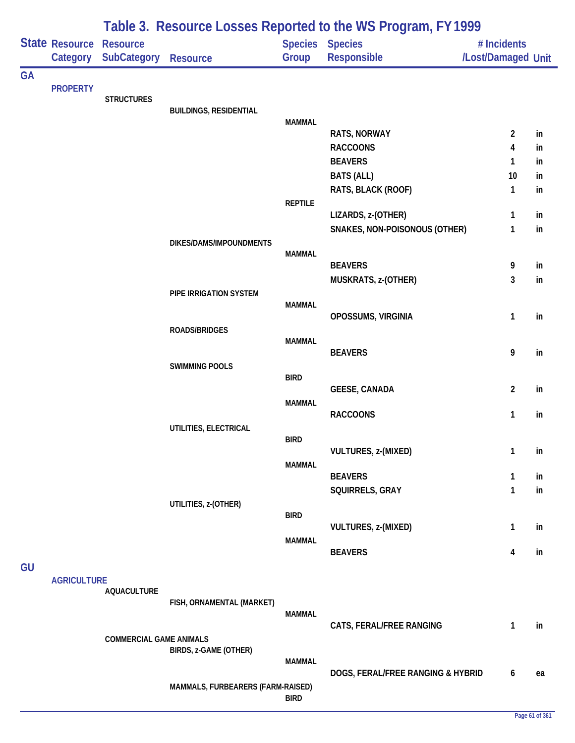# Table 3. Resource Losses Reported to the WS Program, FY 1999

| State | Resource Category | Resource SubCategory | Resource | Species Group | Species Responsible | # Incidents /Lost/Damaged | Unit |
|---|---|---|---|---|---|---|---|
| GA | | | | | | | |
| | PROPERTY | | | | | | |
| | | STRUCTURES | | | | | |
| | | | BUILDINGS, RESIDENTIAL | | | | |
| | | | | MAMMAL | | | |
| | | | | | RATS, NORWAY | 2 | in |
| | | | | | RACCOONS | 4 | in |
| | | | | | BEAVERS | 1 | in |
| | | | | | BATS (ALL) | 10 | in |
| | | | | | RATS, BLACK (ROOF) | 1 | in |
| | | | | REPTILE | | | |
| | | | | | LIZARDS, z-(OTHER) | 1 | in |
| | | | | | SNAKES, NON-POISONOUS (OTHER) | 1 | in |
| | | | DIKES/DAMS/IMPOUNDMENTS | | | | |
| | | | | MAMMAL | | | |
| | | | | | BEAVERS | 9 | in |
| | | | | | MUSKRATS, z-(OTHER) | 3 | in |
| | | | PIPE IRRIGATION SYSTEM | | | | |
| | | | | MAMMAL | | | |
| | | | | | OPOSSUMS, VIRGINIA | 1 | in |
| | | | ROADS/BRIDGES | | | | |
| | | | | MAMMAL | | | |
| | | | | | BEAVERS | 9 | in |
| | | | SWIMMING POOLS | | | | |
| | | | | BIRD | | | |
| | | | | | GEESE, CANADA | 2 | in |
| | | | | MAMMAL | | | |
| | | | | | RACCOONS | 1 | in |
| | | | UTILITIES, ELECTRICAL | | | | |
| | | | | BIRD | | | |
| | | | | | VULTURES, z-(MIXED) | 1 | in |
| | | | | MAMMAL | | | |
| | | | | | BEAVERS | 1 | in |
| | | | | | SQUIRRELS, GRAY | 1 | in |
| | | | UTILITIES, z-(OTHER) | | | | |
| | | | | BIRD | | | |
| | | | | | VULTURES, z-(MIXED) | 1 | in |
| | | | | MAMMAL | | | |
| | | | | | BEAVERS | 4 | in |
| GU | | | | | | | |
| | AGRICULTURE | | | | | | |
| | | AQUACULTURE | | | | | |
| | | | FISH, ORNAMENTAL (MARKET) | | | | |
| | | | | MAMMAL | | | |
| | | | | | CATS, FERAL/FREE RANGING | 1 | in |
| | | COMMERCIAL GAME ANIMALS | | | | | |
| | | | BIRDS, z-GAME (OTHER) | | | | |
| | | | | MAMMAL | | | |
| | | | | | DOGS, FERAL/FREE RANGING & HYBRID | 6 | ea |
| | | | MAMMALS, FURBEARERS (FARM-RAISED) | | | | |
| | | | | BIRD | | | |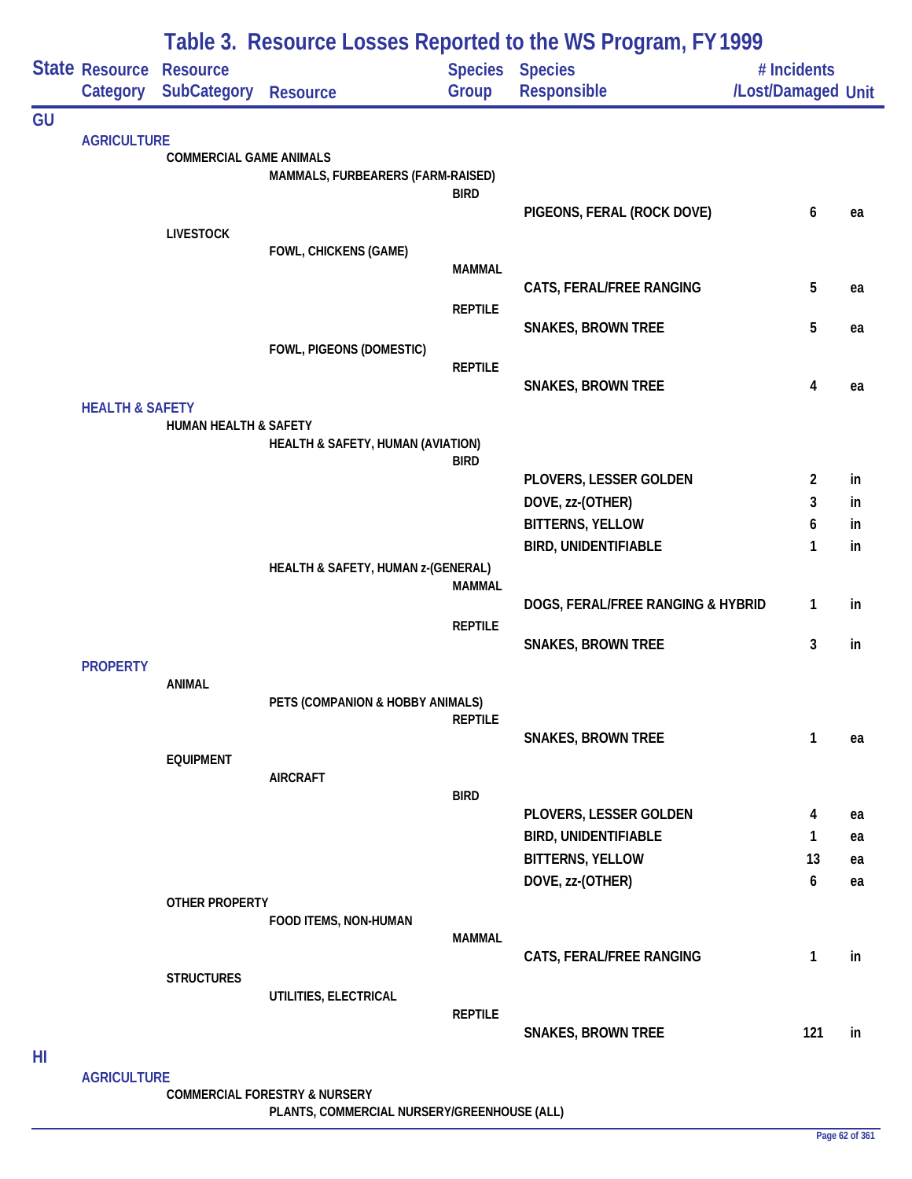# Table 3. Resource Losses Reported to the WS Program, FY 1999

| State | Resource Category | Resource SubCategory | Resource | Species Group | Species Responsible | # Incidents /Lost/Damaged | Unit |
|---|---|---|---|---|---|---|---|
| GU | | | | | | | |
| | AGRICULTURE | | | | | | |
| | | COMMERCIAL GAME ANIMALS | | | | | |
| | | | MAMMALS, FURBEARERS (FARM-RAISED) | | | | |
| | | | | BIRD | | | |
| | | | | | PIGEONS, FERAL (ROCK DOVE) | 6 | ea |
| | | LIVESTOCK | | | | | |
| | | | FOWL, CHICKENS (GAME) | | | | |
| | | | | MAMMAL | | | |
| | | | | | CATS, FERAL/FREE RANGING | 5 | ea |
| | | | | REPTILE | | | |
| | | | | | SNAKES, BROWN TREE | 5 | ea |
| | | | FOWL, PIGEONS (DOMESTIC) | | | | |
| | | | | REPTILE | | | |
| | | | | | SNAKES, BROWN TREE | 4 | ea |
| | HEALTH & SAFETY | | | | | | |
| | | HUMAN HEALTH & SAFETY | | | | | |
| | | | HEALTH & SAFETY, HUMAN (AVIATION) | | | | |
| | | | | BIRD | | | |
| | | | | | PLOVERS, LESSER GOLDEN | 2 | in |
| | | | | | DOVE, zz-(OTHER) | 3 | in |
| | | | | | BITTERNS, YELLOW | 6 | in |
| | | | | | BIRD, UNIDENTIFIABLE | 1 | in |
| | | | HEALTH & SAFETY, HUMAN z-(GENERAL) | | | | |
| | | | | MAMMAL | | | |
| | | | | | DOGS, FERAL/FREE RANGING & HYBRID | 1 | in |
| | | | | REPTILE | | | |
| | | | | | SNAKES, BROWN TREE | 3 | in |
| | PROPERTY | | | | | | |
| | | ANIMAL | | | | | |
| | | | PETS (COMPANION & HOBBY ANIMALS) | | | | |
| | | | | REPTILE | | | |
| | | | | | SNAKES, BROWN TREE | 1 | ea |
| | | EQUIPMENT | | | | | |
| | | | AIRCRAFT | | | | |
| | | | | BIRD | | | |
| | | | | | PLOVERS, LESSER GOLDEN | 4 | ea |
| | | | | | BIRD, UNIDENTIFIABLE | 1 | ea |
| | | | | | BITTERNS, YELLOW | 13 | ea |
| | | | | | DOVE, zz-(OTHER) | 6 | ea |
| | | OTHER PROPERTY | | | | | |
| | | | FOOD ITEMS, NON-HUMAN | | | | |
| | | | | MAMMAL | | | |
| | | | | | CATS, FERAL/FREE RANGING | 1 | in |
| | | STRUCTURES | | | | | |
| | | | UTILITIES, ELECTRICAL | | | | |
| | | | | REPTILE | | | |
| | | | | | SNAKES, BROWN TREE | 121 | in |
| HI | | | | | | | |
| | AGRICULTURE | | | | | | |
| | | COMMERCIAL FORESTRY & NURSERY | | | | | |
| | | | PLANTS, COMMERCIAL NURSERY/GREENHOUSE (ALL) | | | | |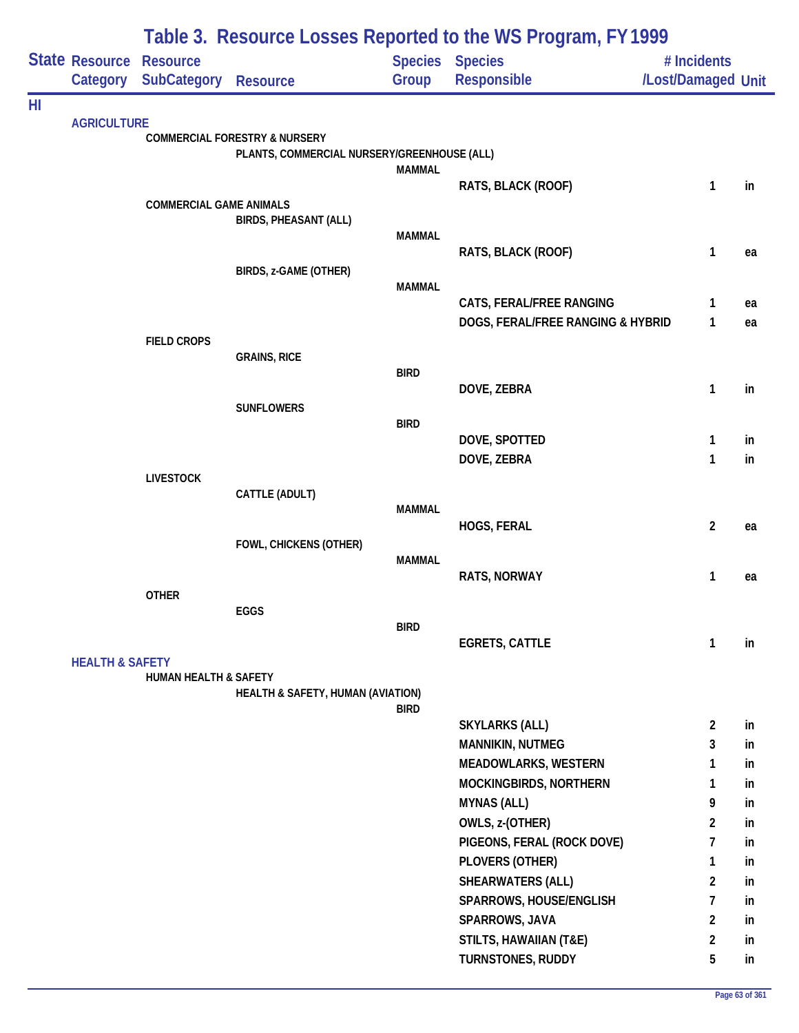# Table 3. Resource Losses Reported to the WS Program, FY 1999

| State | Resource Category | Resource SubCategory | Resource | Species Group | Species Responsible | # Incidents /Lost/Damaged | Unit |
|---|---|---|---|---|---|---|---|
| HI | | | | | | | |
| | AGRICULTURE | | | | | | |
| | | COMMERCIAL FORESTRY & NURSERY | | | | | |
| | | | PLANTS, COMMERCIAL NURSERY/GREENHOUSE (ALL) | | | | |
| | | | | MAMMAL | | | |
| | | | | | RATS, BLACK (ROOF) | 1 | in |
| | | COMMERCIAL GAME ANIMALS | | | | | |
| | | | BIRDS, PHEASANT (ALL) | | | | |
| | | | | MAMMAL | | | |
| | | | | | RATS, BLACK (ROOF) | 1 | ea |
| | | | BIRDS, z-GAME (OTHER) | | | | |
| | | | | MAMMAL | | | |
| | | | | | CATS, FERAL/FREE RANGING | 1 | ea |
| | | | | | DOGS, FERAL/FREE RANGING & HYBRID | 1 | ea |
| | | FIELD CROPS | | | | | |
| | | | GRAINS, RICE | | | | |
| | | | | BIRD | | | |
| | | | | | DOVE, ZEBRA | 1 | in |
| | | | SUNFLOWERS | | | | |
| | | | | BIRD | | | |
| | | | | | DOVE, SPOTTED | 1 | in |
| | | | | | DOVE, ZEBRA | 1 | in |
| | | LIVESTOCK | | | | | |
| | | | CATTLE (ADULT) | | | | |
| | | | | MAMMAL | | | |
| | | | | | HOGS, FERAL | 2 | ea |
| | | | FOWL, CHICKENS (OTHER) | | | | |
| | | | | MAMMAL | | | |
| | | | | | RATS, NORWAY | 1 | ea |
| | | OTHER | | | | | |
| | | | EGGS | | | | |
| | | | | BIRD | | | |
| | | | | | EGRETS, CATTLE | 1 | in |
| | HEALTH & SAFETY | | | | | | |
| | | HUMAN HEALTH & SAFETY | | | | | |
| | | | HEALTH & SAFETY, HUMAN (AVIATION) | | | | |
| | | | | BIRD | | | |
| | | | | | SKYLARKS (ALL) | 2 | in |
| | | | | | MANNIKIN, NUTMEG | 3 | in |
| | | | | | MEADOWLARKS, WESTERN | 1 | in |
| | | | | | MOCKINGBIRDS, NORTHERN | 1 | in |
| | | | | | MYNAS (ALL) | 9 | in |
| | | | | | OWLS, z-(OTHER) | 2 | in |
| | | | | | PIGEONS, FERAL (ROCK DOVE) | 7 | in |
| | | | | | PLOVERS (OTHER) | 1 | in |
| | | | | | SHEARWATERS (ALL) | 2 | in |
| | | | | | SPARROWS, HOUSE/ENGLISH | 7 | in |
| | | | | | SPARROWS, JAVA | 2 | in |
| | | | | | STILTS, HAWAIIAN (T&E) | 2 | in |
| | | | | | TURNSTONES, RUDDY | 5 | in |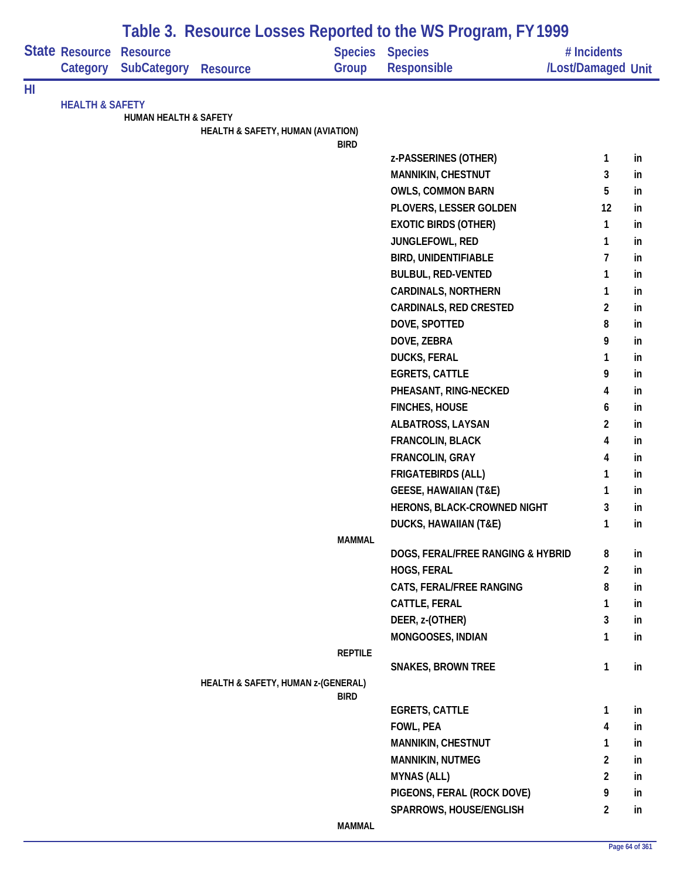# Table 3. Resource Losses Reported to the WS Program, FY 1999

| State | Resource Category | Resource SubCategory | Resource | Species Group | Species Responsible | # Incidents /Lost/Damaged | Unit |
|---|---|---|---|---|---|---|---|
| HI | | | | | | | |
| | HEALTH & SAFETY | | | | | | |
| | | HUMAN HEALTH & SAFETY | | | | | |
| | | | HEALTH & SAFETY, HUMAN (AVIATION) | | | | |
| | | | | BIRD | | | |
| | | | | | z-PASSERINES (OTHER) | 1 | in |
| | | | | | MANNIKIN, CHESTNUT | 3 | in |
| | | | | | OWLS, COMMON BARN | 5 | in |
| | | | | | PLOVERS, LESSER GOLDEN | 12 | in |
| | | | | | EXOTIC BIRDS (OTHER) | 1 | in |
| | | | | | JUNGLEFOWL, RED | 1 | in |
| | | | | | BIRD, UNIDENTIFIABLE | 7 | in |
| | | | | | BULBUL, RED-VENTED | 1 | in |
| | | | | | CARDINALS, NORTHERN | 1 | in |
| | | | | | CARDINALS, RED CRESTED | 2 | in |
| | | | | | DOVE, SPOTTED | 8 | in |
| | | | | | DOVE, ZEBRA | 9 | in |
| | | | | | DUCKS, FERAL | 1 | in |
| | | | | | EGRETS, CATTLE | 9 | in |
| | | | | | PHEASANT, RING-NECKED | 4 | in |
| | | | | | FINCHES, HOUSE | 6 | in |
| | | | | | ALBATROSS, LAYSAN | 2 | in |
| | | | | | FRANCOLIN, BLACK | 4 | in |
| | | | | | FRANCOLIN, GRAY | 4 | in |
| | | | | | FRIGATEBIRDS (ALL) | 1 | in |
| | | | | | GEESE, HAWAIIAN (T&E) | 1 | in |
| | | | | | HERONS, BLACK-CROWNED NIGHT | 3 | in |
| | | | | | DUCKS, HAWAIIAN (T&E) | 1 | in |
| | | | | MAMMAL | | | |
| | | | | | DOGS, FERAL/FREE RANGING & HYBRID | 8 | in |
| | | | | | HOGS, FERAL | 2 | in |
| | | | | | CATS, FERAL/FREE RANGING | 8 | in |
| | | | | | CATTLE, FERAL | 1 | in |
| | | | | | DEER, z-(OTHER) | 3 | in |
| | | | | | MONGOOSES, INDIAN | 1 | in |
| | | | | REPTILE | | | |
| | | | | | SNAKES, BROWN TREE | 1 | in |
| | | | HEALTH & SAFETY, HUMAN z-(GENERAL) | | | | |
| | | | | BIRD | | | |
| | | | | | EGRETS, CATTLE | 1 | in |
| | | | | | FOWL, PEA | 4 | in |
| | | | | | MANNIKIN, CHESTNUT | 1 | in |
| | | | | | MANNIKIN, NUTMEG | 2 | in |
| | | | | | MYNAS (ALL) | 2 | in |
| | | | | | PIGEONS, FERAL (ROCK DOVE) | 9 | in |
| | | | | | SPARROWS, HOUSE/ENGLISH | 2 | in |
| | | | | MAMMAL | | | |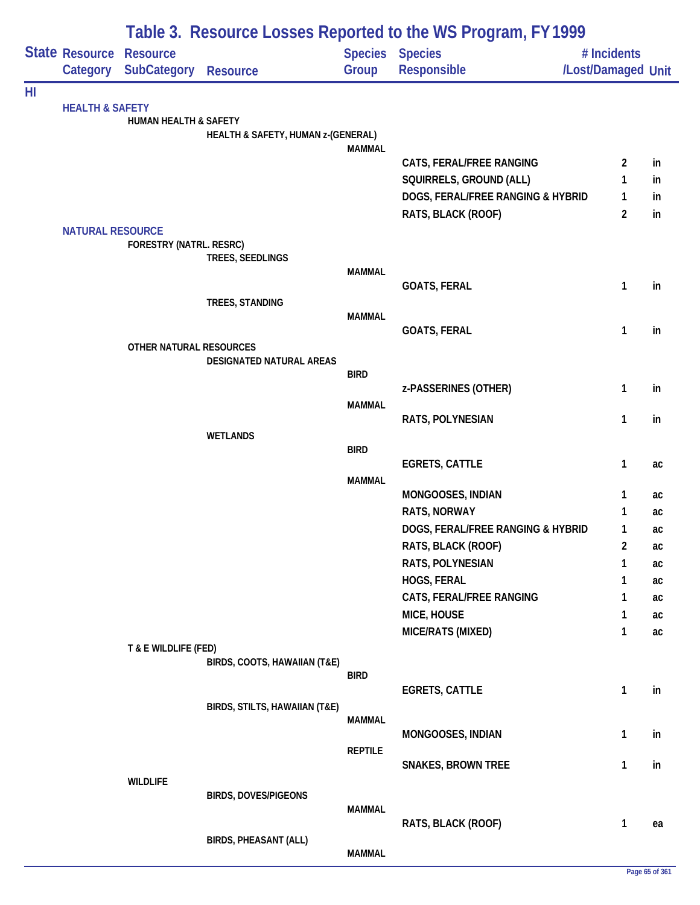# Table 3. Resource Losses Reported to the WS Program, FY 1999

| State | Resource Category | Resource SubCategory | Resource | Species Group | Species Responsible | # Incidents /Lost/Damaged | Unit |
|---|---|---|---|---|---|---|---|
| HI | | | | | | | |
| | HEALTH & SAFETY | | | | | | |
| | | HUMAN HEALTH & SAFETY | | | | | |
| | | | HEALTH & SAFETY, HUMAN z-(GENERAL) | | | | |
| | | | | MAMMAL | | | |
| | | | | | CATS, FERAL/FREE RANGING | 2 | in |
| | | | | | SQUIRRELS, GROUND (ALL) | 1 | in |
| | | | | | DOGS, FERAL/FREE RANGING & HYBRID | 1 | in |
| | | | | | RATS, BLACK (ROOF) | 2 | in |
| | NATURAL RESOURCE | | | | | | |
| | | FORESTRY (NATRL. RESRC) | | | | | |
| | | | TREES, SEEDLINGS | | | | |
| | | | | MAMMAL | | | |
| | | | | | GOATS, FERAL | 1 | in |
| | | | TREES, STANDING | | | | |
| | | | | MAMMAL | | | |
| | | | | | GOATS, FERAL | 1 | in |
| | | OTHER NATURAL RESOURCES | | | | | |
| | | | DESIGNATED NATURAL AREAS | | | | |
| | | | | BIRD | | | |
| | | | | | z-PASSERINES (OTHER) | 1 | in |
| | | | | MAMMAL | | | |
| | | | | | RATS, POLYNESIAN | 1 | in |
| | | | WETLANDS | | | | |
| | | | | BIRD | | | |
| | | | | | EGRETS, CATTLE | 1 | ac |
| | | | | MAMMAL | | | |
| | | | | | MONGOOSES, INDIAN | 1 | ac |
| | | | | | RATS, NORWAY | 1 | ac |
| | | | | | DOGS, FERAL/FREE RANGING & HYBRID | 1 | ac |
| | | | | | RATS, BLACK (ROOF) | 2 | ac |
| | | | | | RATS, POLYNESIAN | 1 | ac |
| | | | | | HOGS, FERAL | 1 | ac |
| | | | | | CATS, FERAL/FREE RANGING | 1 | ac |
| | | | | | MICE, HOUSE | 1 | ac |
| | | | | | MICE/RATS (MIXED) | 1 | ac |
| | | T & E WILDLIFE (FED) | | | | | |
| | | | BIRDS, COOTS, HAWAIIAN (T&E) | | | | |
| | | | | BIRD | | | |
| | | | | | EGRETS, CATTLE | 1 | in |
| | | | BIRDS, STILTS, HAWAIIAN (T&E) | | | | |
| | | | | MAMMAL | | | |
| | | | | | MONGOOSES, INDIAN | 1 | in |
| | | | | REPTILE | | | |
| | | | | | SNAKES, BROWN TREE | 1 | in |
| | | WILDLIFE | | | | | |
| | | | BIRDS, DOVES/PIGEONS | | | | |
| | | | | MAMMAL | | | |
| | | | | | RATS, BLACK (ROOF) | 1 | ea |
| | | | BIRDS, PHEASANT (ALL) | | | | |
| | | | | MAMMAL | | | |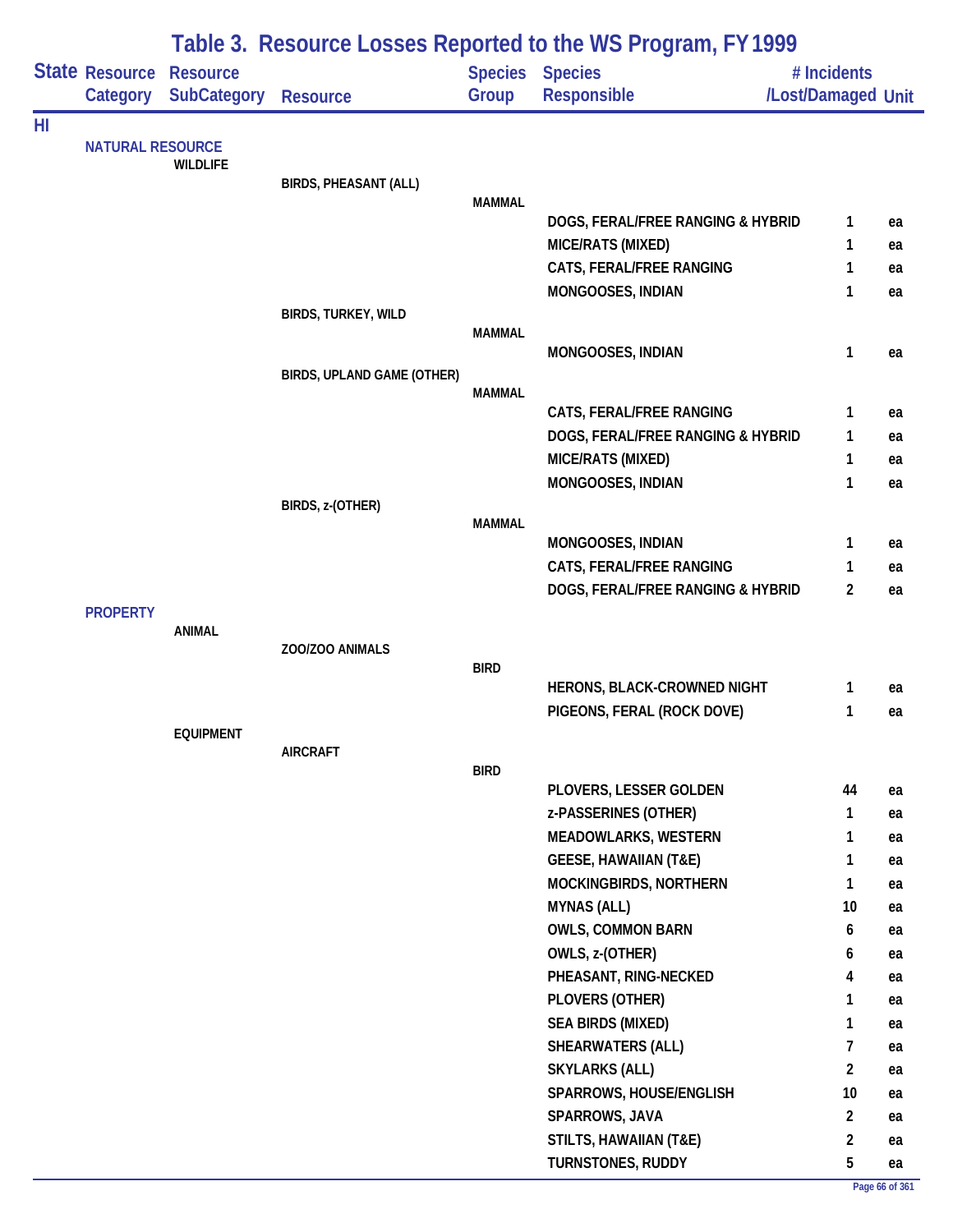# Table 3. Resource Losses Reported to the WS Program, FY 1999

| State | Resource Category | Resource SubCategory | Resource | Species Group | Species Responsible | # Incidents /Lost/Damaged | Unit |
|---|---|---|---|---|---|---|---|
| HI | | | | | | | |
| | NATURAL RESOURCE | | | | | | |
| | | WILDLIFE | | | | | |
| | | | BIRDS, PHEASANT (ALL) | | | | |
| | | | | MAMMAL | | | |
| | | | | | DOGS, FERAL/FREE RANGING & HYBRID | 1 | ea |
| | | | | | MICE/RATS (MIXED) | 1 | ea |
| | | | | | CATS, FERAL/FREE RANGING | 1 | ea |
| | | | | | MONGOOSES, INDIAN | 1 | ea |
| | | | BIRDS, TURKEY, WILD | | | | |
| | | | | MAMMAL | | | |
| | | | | | MONGOOSES, INDIAN | 1 | ea |
| | | | BIRDS, UPLAND GAME (OTHER) | | | | |
| | | | | MAMMAL | | | |
| | | | | | CATS, FERAL/FREE RANGING | 1 | ea |
| | | | | | DOGS, FERAL/FREE RANGING & HYBRID | 1 | ea |
| | | | | | MICE/RATS (MIXED) | 1 | ea |
| | | | | | MONGOOSES, INDIAN | 1 | ea |
| | | | BIRDS, z-(OTHER) | | | | |
| | | | | MAMMAL | | | |
| | | | | | MONGOOSES, INDIAN | 1 | ea |
| | | | | | CATS, FERAL/FREE RANGING | 1 | ea |
| | | | | | DOGS, FERAL/FREE RANGING & HYBRID | 2 | ea |
| | PROPERTY | | | | | | |
| | | ANIMAL | | | | | |
| | | | ZOO/ZOO ANIMALS | | | | |
| | | | | BIRD | | | |
| | | | | | HERONS, BLACK-CROWNED NIGHT | 1 | ea |
| | | | | | PIGEONS, FERAL (ROCK DOVE) | 1 | ea |
| | | EQUIPMENT | | | | | |
| | | | AIRCRAFT | | | | |
| | | | | BIRD | | | |
| | | | | | PLOVERS, LESSER GOLDEN | 44 | ea |
| | | | | | z-PASSERINES (OTHER) | 1 | ea |
| | | | | | MEADOWLARKS, WESTERN | 1 | ea |
| | | | | | GEESE, HAWAIIAN (T&E) | 1 | ea |
| | | | | | MOCKINGBIRDS, NORTHERN | 1 | ea |
| | | | | | MYNAS (ALL) | 10 | ea |
| | | | | | OWLS, COMMON BARN | 6 | ea |
| | | | | | OWLS, z-(OTHER) | 6 | ea |
| | | | | | PHEASANT, RING-NECKED | 4 | ea |
| | | | | | PLOVERS (OTHER) | 1 | ea |
| | | | | | SEA BIRDS (MIXED) | 1 | ea |
| | | | | | SHEARWATERS (ALL) | 7 | ea |
| | | | | | SKYLARKS (ALL) | 2 | ea |
| | | | | | SPARROWS, HOUSE/ENGLISH | 10 | ea |
| | | | | | SPARROWS, JAVA | 2 | ea |
| | | | | | STILTS, HAWAIIAN (T&E) | 2 | ea |
| | | | | | TURNSTONES, RUDDY | 5 | ea |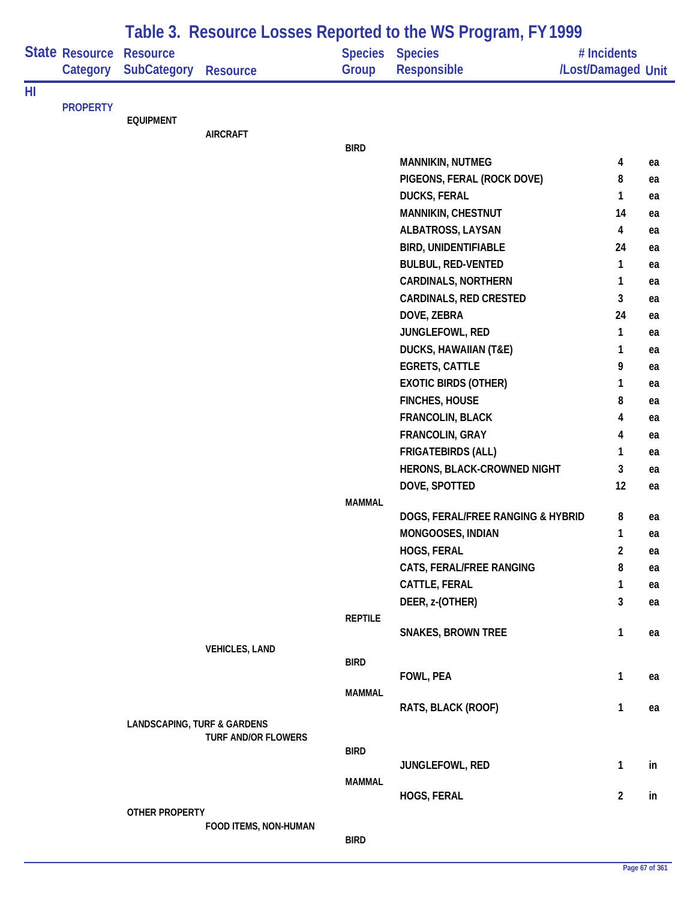# Table 3. Resource Losses Reported to the WS Program, FY 1999

| State | Resource Category | Resource SubCategory | Resource | Species Group | Species Responsible | # Incidents /Lost/Damaged | Unit |
|---|---|---|---|---|---|---|---|
| HI | | | | | | | |
| | PROPERTY | | | | | | |
| | | EQUIPMENT | | | | | |
| | | | AIRCRAFT | | | | |
| | | | | BIRD | | | |
| | | | | | MANNIKIN, NUTMEG | 4 | ea |
| | | | | | PIGEONS, FERAL (ROCK DOVE) | 8 | ea |
| | | | | | DUCKS, FERAL | 1 | ea |
| | | | | | MANNIKIN, CHESTNUT | 14 | ea |
| | | | | | ALBATROSS, LAYSAN | 4 | ea |
| | | | | | BIRD, UNIDENTIFIABLE | 24 | ea |
| | | | | | BULBUL, RED-VENTED | 1 | ea |
| | | | | | CARDINALS, NORTHERN | 1 | ea |
| | | | | | CARDINALS, RED CRESTED | 3 | ea |
| | | | | | DOVE, ZEBRA | 24 | ea |
| | | | | | JUNGLEFOWL, RED | 1 | ea |
| | | | | | DUCKS, HAWAIIAN (T&E) | 1 | ea |
| | | | | | EGRETS, CATTLE | 9 | ea |
| | | | | | EXOTIC BIRDS (OTHER) | 1 | ea |
| | | | | | FINCHES, HOUSE | 8 | ea |
| | | | | | FRANCOLIN, BLACK | 4 | ea |
| | | | | | FRANCOLIN, GRAY | 4 | ea |
| | | | | | FRIGATEBIRDS (ALL) | 1 | ea |
| | | | | | HERONS, BLACK-CROWNED NIGHT | 3 | ea |
| | | | | | DOVE, SPOTTED | 12 | ea |
| | | | | MAMMAL | | | |
| | | | | | DOGS, FERAL/FREE RANGING & HYBRID | 8 | ea |
| | | | | | MONGOOSES, INDIAN | 1 | ea |
| | | | | | HOGS, FERAL | 2 | ea |
| | | | | | CATS, FERAL/FREE RANGING | 8 | ea |
| | | | | | CATTLE, FERAL | 1 | ea |
| | | | | | DEER, z-(OTHER) | 3 | ea |
| | | | | REPTILE | | | |
| | | | | | SNAKES, BROWN TREE | 1 | ea |
| | | | VEHICLES, LAND | | | | |
| | | | | BIRD | | | |
| | | | | | FOWL, PEA | 1 | ea |
| | | | | MAMMAL | | | |
| | | | | | RATS, BLACK (ROOF) | 1 | ea |
| | | LANDSCAPING, TURF & GARDENS | | | | | |
| | | | TURF AND/OR FLOWERS | | | | |
| | | | | BIRD | | | |
| | | | | | JUNGLEFOWL, RED | 1 | in |
| | | | | MAMMAL | | | |
| | | | | | HOGS, FERAL | 2 | in |
| | | OTHER PROPERTY | | | | | |
| | | | FOOD ITEMS, NON-HUMAN | | | | |
| | | | | BIRD | | | |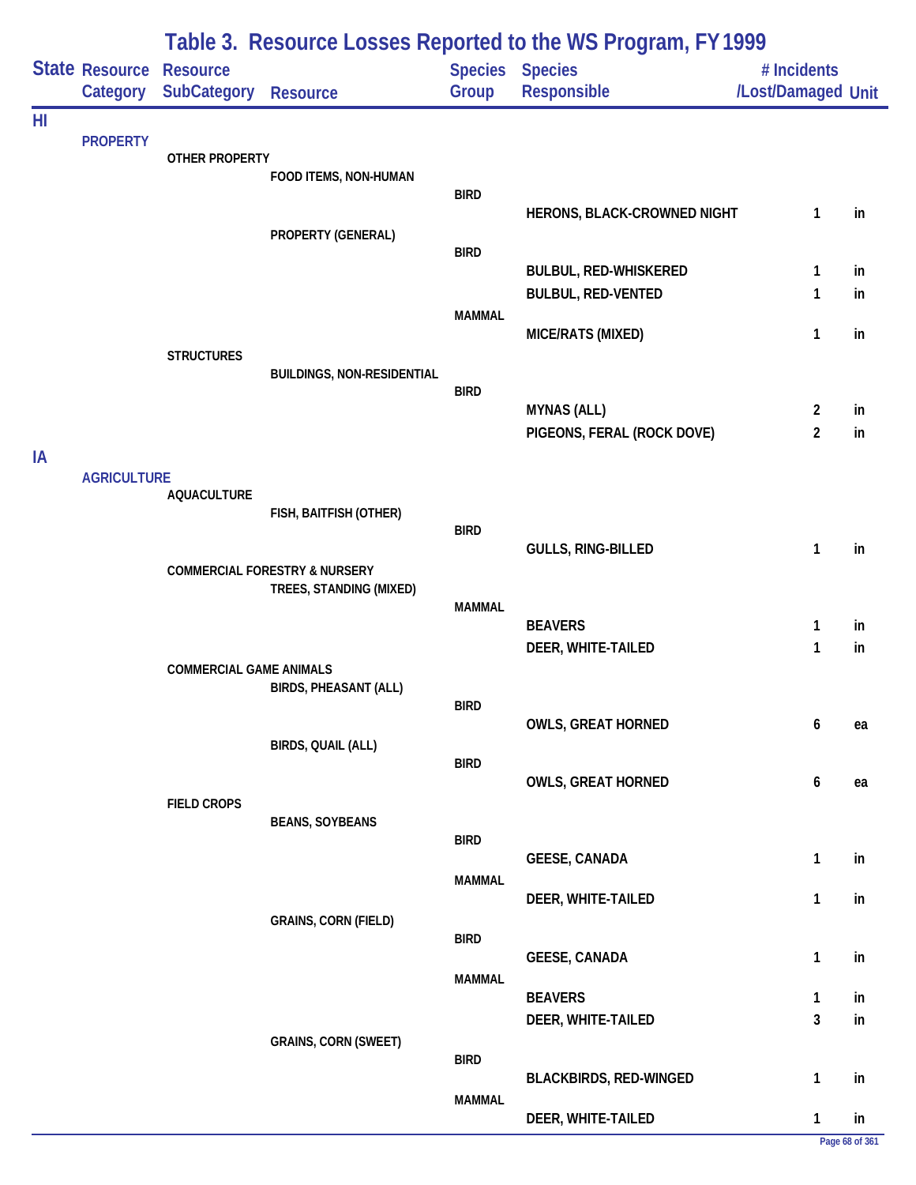# Table 3. Resource Losses Reported to the WS Program, FY 1999

| State | Resource Category | Resource SubCategory | Resource | Species Group | Species Responsible | # Incidents /Lost/Damaged | Unit |
|---|---|---|---|---|---|---|---|
| HI | | | | | | | |
| | PROPERTY | | | | | | |
| | | OTHER PROPERTY | | | | | |
| | | | FOOD ITEMS, NON-HUMAN | | | | |
| | | | | BIRD | | | |
| | | | | | HERONS, BLACK-CROWNED NIGHT | 1 | in |
| | | | PROPERTY (GENERAL) | | | | |
| | | | | BIRD | | | |
| | | | | | BULBUL, RED-WHISKERED | 1 | in |
| | | | | | BULBUL, RED-VENTED | 1 | in |
| | | | | MAMMAL | | | |
| | | | | | MICE/RATS (MIXED) | 1 | in |
| | | STRUCTURES | | | | | |
| | | | BUILDINGS, NON-RESIDENTIAL | | | | |
| | | | | BIRD | | | |
| | | | | | MYNAS (ALL) | 2 | in |
| | | | | | PIGEONS, FERAL (ROCK DOVE) | 2 | in |
| IA | | | | | | | |
| | AGRICULTURE | | | | | | |
| | | AQUACULTURE | | | | | |
| | | | FISH, BAITFISH (OTHER) | | | | |
| | | | | BIRD | | | |
| | | | | | GULLS, RING-BILLED | 1 | in |
| | | COMMERCIAL FORESTRY & NURSERY | | | | | |
| | | | TREES, STANDING (MIXED) | | | | |
| | | | | MAMMAL | | | |
| | | | | | BEAVERS | 1 | in |
| | | | | | DEER, WHITE-TAILED | 1 | in |
| | | COMMERCIAL GAME ANIMALS | | | | | |
| | | | BIRDS, PHEASANT (ALL) | | | | |
| | | | | BIRD | | | |
| | | | | | OWLS, GREAT HORNED | 6 | ea |
| | | | BIRDS, QUAIL (ALL) | | | | |
| | | | | BIRD | | | |
| | | | | | OWLS, GREAT HORNED | 6 | ea |
| | | FIELD CROPS | | | | | |
| | | | BEANS, SOYBEANS | | | | |
| | | | | BIRD | | | |
| | | | | | GEESE, CANADA | 1 | in |
| | | | | MAMMAL | | | |
| | | | | | DEER, WHITE-TAILED | 1 | in |
| | | | GRAINS, CORN (FIELD) | | | | |
| | | | | BIRD | | | |
| | | | | | GEESE, CANADA | 1 | in |
| | | | | MAMMAL | | | |
| | | | | | BEAVERS | 1 | in |
| | | | | | DEER, WHITE-TAILED | 3 | in |
| | | | GRAINS, CORN (SWEET) | | | | |
| | | | | BIRD | | | |
| | | | | | BLACKBIRDS, RED-WINGED | 1 | in |
| | | | | MAMMAL | | | |
| | | | | | DEER, WHITE-TAILED | 1 | in |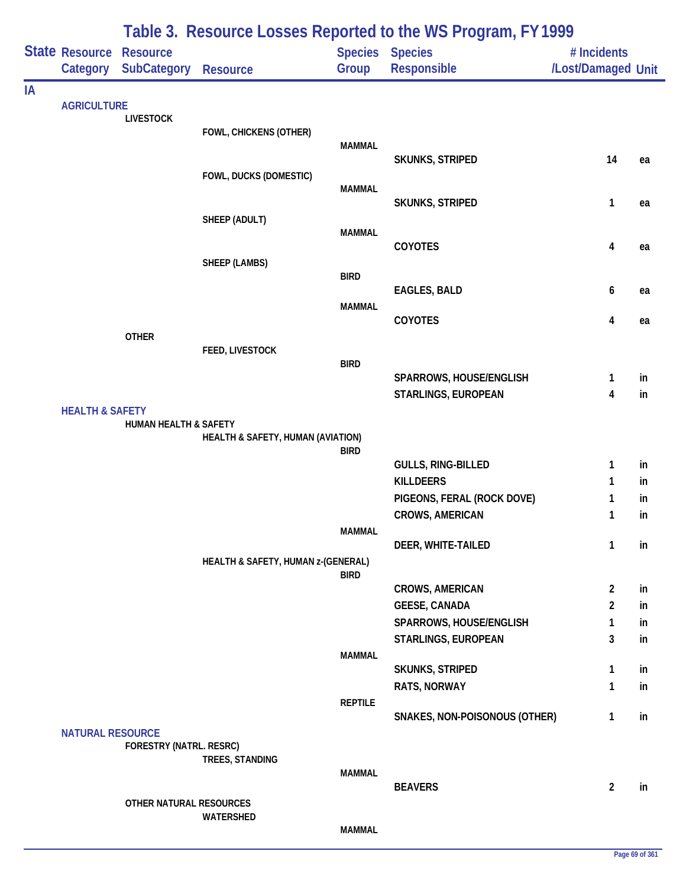# Table 3. Resource Losses Reported to the WS Program, FY 1999

| State | Resource Category | Resource SubCategory | Resource | Species Group | Species Responsible | # Incidents /Lost/Damaged | Unit |
|---|---|---|---|---|---|---|---|
| IA | | | | | | | |
| | AGRICULTURE | | | | | | |
| | | LIVESTOCK | | | | | |
| | | | FOWL, CHICKENS (OTHER) | | | | |
| | | | | MAMMAL | | | |
| | | | | | SKUNKS, STRIPED | 14 | ea |
| | | | FOWL, DUCKS (DOMESTIC) | | | | |
| | | | | MAMMAL | | | |
| | | | | | SKUNKS, STRIPED | 1 | ea |
| | | | SHEEP (ADULT) | | | | |
| | | | | MAMMAL | | | |
| | | | | | COYOTES | 4 | ea |
| | | | SHEEP (LAMBS) | | | | |
| | | | | BIRD | | | |
| | | | | | EAGLES, BALD | 6 | ea |
| | | | | MAMMAL | | | |
| | | | | | COYOTES | 4 | ea |
| | | OTHER | | | | | |
| | | | FEED, LIVESTOCK | | | | |
| | | | | BIRD | | | |
| | | | | | SPARROWS, HOUSE/ENGLISH | 1 | in |
| | | | | | STARLINGS, EUROPEAN | 4 | in |
| | HEALTH & SAFETY | | | | | | |
| | | HUMAN HEALTH & SAFETY | | | | | |
| | | | HEALTH & SAFETY, HUMAN (AVIATION) | | | | |
| | | | | BIRD | | | |
| | | | | | GULLS, RING-BILLED | 1 | in |
| | | | | | KILLDEERS | 1 | in |
| | | | | | PIGEONS, FERAL (ROCK DOVE) | 1 | in |
| | | | | | CROWS, AMERICAN | 1 | in |
| | | | | MAMMAL | | | |
| | | | | | DEER, WHITE-TAILED | 1 | in |
| | | | HEALTH & SAFETY, HUMAN z-(GENERAL) | | | | |
| | | | | BIRD | | | |
| | | | | | CROWS, AMERICAN | 2 | in |
| | | | | | GEESE, CANADA | 2 | in |
| | | | | | SPARROWS, HOUSE/ENGLISH | 1 | in |
| | | | | | STARLINGS, EUROPEAN | 3 | in |
| | | | | MAMMAL | | | |
| | | | | | SKUNKS, STRIPED | 1 | in |
| | | | | | RATS, NORWAY | 1 | in |
| | | | | REPTILE | | | |
| | | | | | SNAKES, NON-POISONOUS (OTHER) | 1 | in |
| | NATURAL RESOURCE | | | | | | |
| | | FORESTRY (NATRL. RESRC) | | | | | |
| | | | TREES, STANDING | | | | |
| | | | | MAMMAL | | | |
| | | | | | BEAVERS | 2 | in |
| | | OTHER NATURAL RESOURCES | | | | | |
| | | | WATERSHED | | | | |
| | | | | MAMMAL | | | |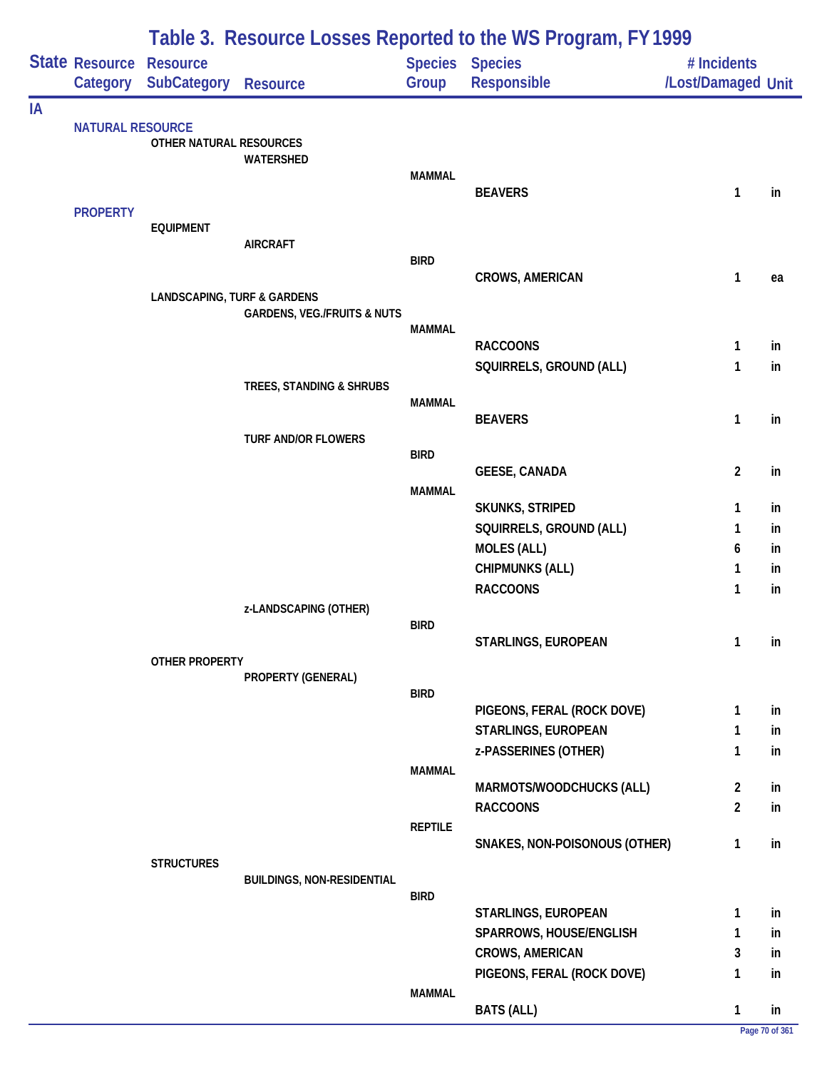# Table 3. Resource Losses Reported to the WS Program, FY 1999

| State | Resource Category | Resource SubCategory | Resource | Species Group | Species Responsible | # Incidents /Lost/Damaged | Unit |
|---|---|---|---|---|---|---|---|
| IA | | | | | | | |
| | NATURAL RESOURCE | | | | | | |
| | | OTHER NATURAL RESOURCES | | | | | |
| | | | WATERSHED | | | | |
| | | | | MAMMAL | | | |
| | | | | | BEAVERS | 1 | in |
| | PROPERTY | | | | | | |
| | | EQUIPMENT | | | | | |
| | | | AIRCRAFT | | | | |
| | | | | BIRD | | | |
| | | | | | CROWS, AMERICAN | 1 | ea |
| | | LANDSCAPING, TURF & GARDENS | | | | | |
| | | | GARDENS, VEG./FRUITS & NUTS | | | | |
| | | | | MAMMAL | | | |
| | | | | | RACCOONS | 1 | in |
| | | | | | SQUIRRELS, GROUND (ALL) | 1 | in |
| | | | TREES, STANDING & SHRUBS | | | | |
| | | | | MAMMAL | | | |
| | | | | | BEAVERS | 1 | in |
| | | | TURF AND/OR FLOWERS | | | | |
| | | | | BIRD | | | |
| | | | | | GEESE, CANADA | 2 | in |
| | | | | MAMMAL | | | |
| | | | | | SKUNKS, STRIPED | 1 | in |
| | | | | | SQUIRRELS, GROUND (ALL) | 1 | in |
| | | | | | MOLES (ALL) | 6 | in |
| | | | | | CHIPMUNKS (ALL) | 1 | in |
| | | | | | RACCOONS | 1 | in |
| | | | z-LANDSCAPING (OTHER) | | | | |
| | | | | BIRD | | | |
| | | | | | STARLINGS, EUROPEAN | 1 | in |
| | | OTHER PROPERTY | | | | | |
| | | | PROPERTY (GENERAL) | | | | |
| | | | | BIRD | | | |
| | | | | | PIGEONS, FERAL (ROCK DOVE) | 1 | in |
| | | | | | STARLINGS, EUROPEAN | 1 | in |
| | | | | | z-PASSERINES (OTHER) | 1 | in |
| | | | | MAMMAL | | | |
| | | | | | MARMOTS/WOODCHUCKS (ALL) | 2 | in |
| | | | | | RACCOONS | 2 | in |
| | | | | REPTILE | | | |
| | | | | | SNAKES, NON-POISONOUS (OTHER) | 1 | in |
| | | STRUCTURES | | | | | |
| | | | BUILDINGS, NON-RESIDENTIAL | | | | |
| | | | | BIRD | | | |
| | | | | | STARLINGS, EUROPEAN | 1 | in |
| | | | | | SPARROWS, HOUSE/ENGLISH | 1 | in |
| | | | | | CROWS, AMERICAN | 3 | in |
| | | | | | PIGEONS, FERAL (ROCK DOVE) | 1 | in |
| | | | | MAMMAL | | | |
| | | | | | BATS (ALL) | 1 | in |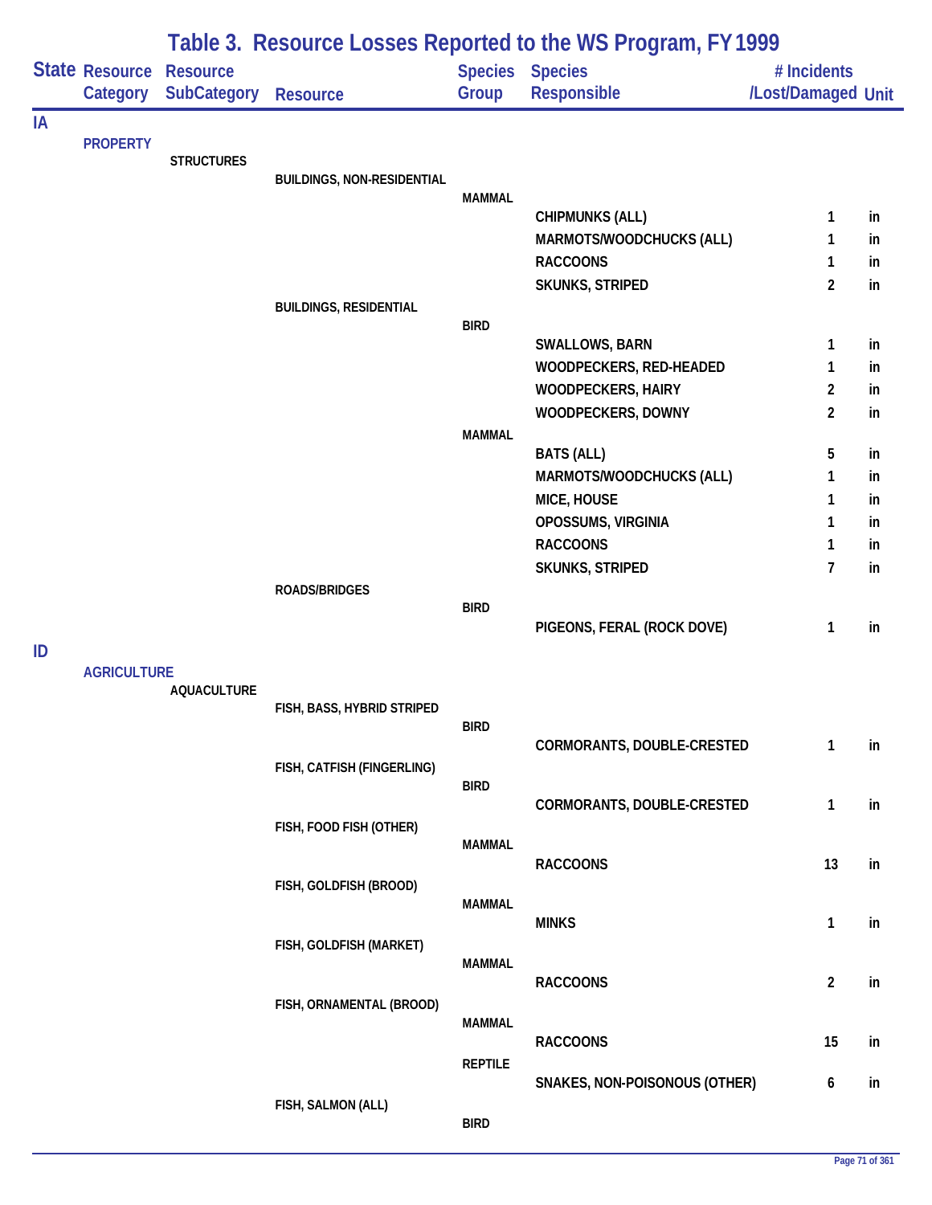# Table 3. Resource Losses Reported to the WS Program, FY 1999

| State | Resource Category | Resource SubCategory | Resource | Species Group | Species Responsible | # Incidents /Lost/Damaged | Unit |
|---|---|---|---|---|---|---|---|
| IA | | | | | | | |
| | PROPERTY | | | | | | |
| | | STRUCTURES | | | | | |
| | | | BUILDINGS, NON-RESIDENTIAL | | | | |
| | | | | MAMMAL | | | |
| | | | | | CHIPMUNKS (ALL) | 1 | in |
| | | | | | MARMOTS/WOODCHUCKS (ALL) | 1 | in |
| | | | | | RACCOONS | 1 | in |
| | | | | | SKUNKS, STRIPED | 2 | in |
| | | | BUILDINGS, RESIDENTIAL | | | | |
| | | | | BIRD | | | |
| | | | | | SWALLOWS, BARN | 1 | in |
| | | | | | WOODPECKERS, RED-HEADED | 1 | in |
| | | | | | WOODPECKERS, HAIRY | 2 | in |
| | | | | | WOODPECKERS, DOWNY | 2 | in |
| | | | | MAMMAL | | | |
| | | | | | BATS (ALL) | 5 | in |
| | | | | | MARMOTS/WOODCHUCKS (ALL) | 1 | in |
| | | | | | MICE, HOUSE | 1 | in |
| | | | | | OPOSSUMS, VIRGINIA | 1 | in |
| | | | | | RACCOONS | 1 | in |
| | | | | | SKUNKS, STRIPED | 7 | in |
| | | | ROADS/BRIDGES | | | | |
| | | | | BIRD | | | |
| | | | | | PIGEONS, FERAL (ROCK DOVE) | 1 | in |
| ID | | | | | | | |
| | AGRICULTURE | | | | | | |
| | | AQUACULTURE | | | | | |
| | | | FISH, BASS, HYBRID STRIPED | | | | |
| | | | | BIRD | | | |
| | | | | | CORMORANTS, DOUBLE-CRESTED | 1 | in |
| | | | FISH, CATFISH (FINGERLING) | | | | |
| | | | | BIRD | | | |
| | | | | | CORMORANTS, DOUBLE-CRESTED | 1 | in |
| | | | FISH, FOOD FISH (OTHER) | | | | |
| | | | | MAMMAL | | | |
| | | | | | RACCOONS | 13 | in |
| | | | FISH, GOLDFISH (BROOD) | | | | |
| | | | | MAMMAL | | | |
| | | | | | MINKS | 1 | in |
| | | | FISH, GOLDFISH (MARKET) | | | | |
| | | | | MAMMAL | | | |
| | | | | | RACCOONS | 2 | in |
| | | | FISH, ORNAMENTAL (BROOD) | | | | |
| | | | | MAMMAL | | | |
| | | | | | RACCOONS | 15 | in |
| | | | | REPTILE | | | |
| | | | | | SNAKES, NON-POISONOUS (OTHER) | 6 | in |
| | | | FISH, SALMON (ALL) | | | | |
| | | | | BIRD | | | |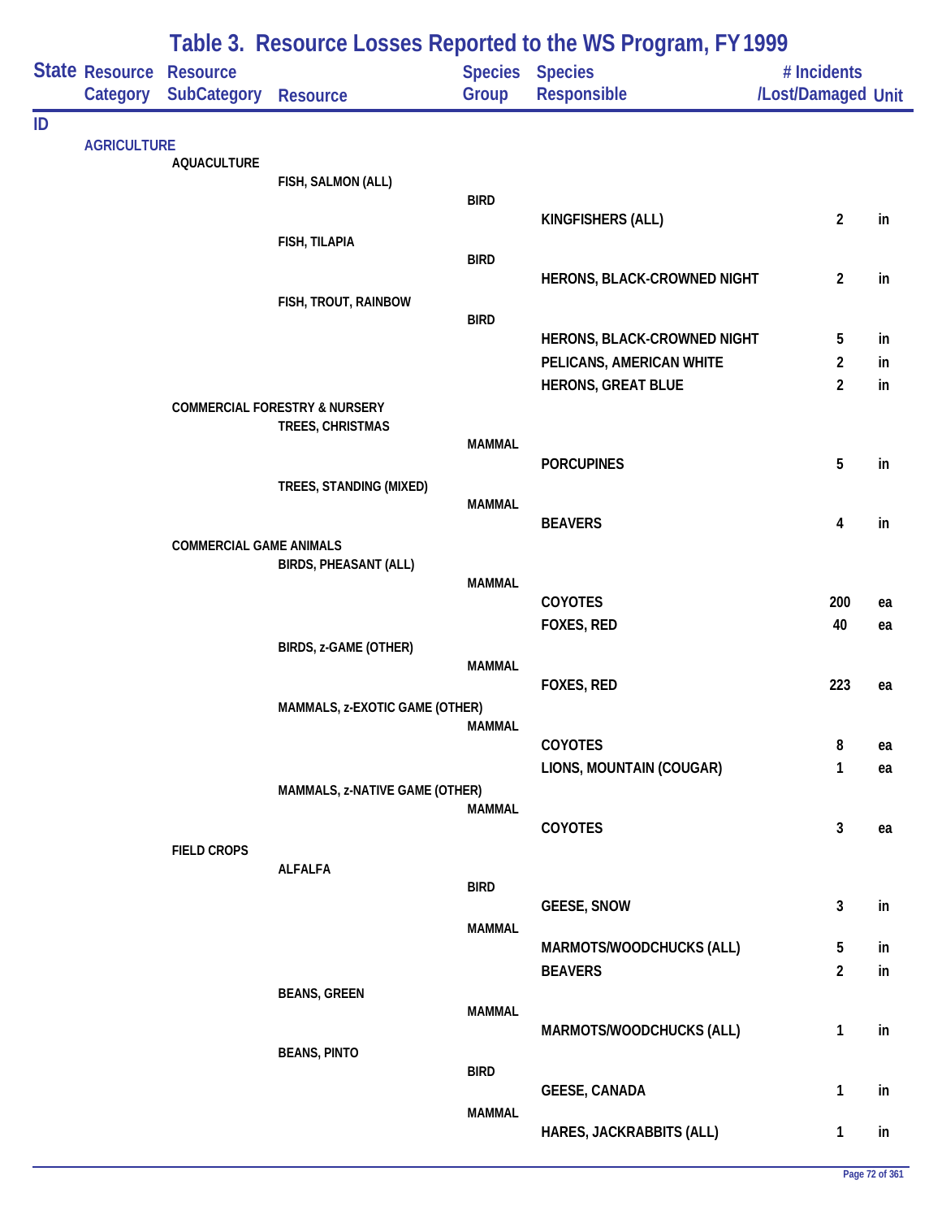# Table 3. Resource Losses Reported to the WS Program, FY 1999

| State | Resource Category | Resource SubCategory | Resource | Species Group | Species Responsible | # Incidents /Lost/Damaged | Unit |
|---|---|---|---|---|---|---|---|
| ID | | | | | | | |
| | AGRICULTURE | | | | | | |
| | | AQUACULTURE | | | | | |
| | | | FISH, SALMON (ALL) | | | | |
| | | | | BIRD | | | |
| | | | | | KINGFISHERS (ALL) | 2 | in |
| | | | FISH, TILAPIA | | | | |
| | | | | BIRD | | | |
| | | | | | HERONS, BLACK-CROWNED NIGHT | 2 | in |
| | | | FISH, TROUT, RAINBOW | | | | |
| | | | | BIRD | | | |
| | | | | | HERONS, BLACK-CROWNED NIGHT | 5 | in |
| | | | | | PELICANS, AMERICAN WHITE | 2 | in |
| | | | | | HERONS, GREAT BLUE | 2 | in |
| | | COMMERCIAL FORESTRY & NURSERY | | | | | |
| | | | TREES, CHRISTMAS | | | | |
| | | | | MAMMAL | | | |
| | | | | | PORCUPINES | 5 | in |
| | | | TREES, STANDING (MIXED) | | | | |
| | | | | MAMMAL | | | |
| | | | | | BEAVERS | 4 | in |
| | | COMMERCIAL GAME ANIMALS | | | | | |
| | | | BIRDS, PHEASANT (ALL) | | | | |
| | | | | MAMMAL | | | |
| | | | | | COYOTES | 200 | ea |
| | | | | | FOXES, RED | 40 | ea |
| | | | BIRDS, z-GAME (OTHER) | | | | |
| | | | | MAMMAL | | | |
| | | | | | FOXES, RED | 223 | ea |
| | | | MAMMALS, z-EXOTIC GAME (OTHER) | | | | |
| | | | | MAMMAL | | | |
| | | | | | COYOTES | 8 | ea |
| | | | | | LIONS, MOUNTAIN (COUGAR) | 1 | ea |
| | | | MAMMALS, z-NATIVE GAME (OTHER) | | | | |
| | | | | MAMMAL | | | |
| | | | | | COYOTES | 3 | ea |
| | | FIELD CROPS | | | | | |
| | | | ALFALFA | | | | |
| | | | | BIRD | | | |
| | | | | | GEESE, SNOW | 3 | in |
| | | | | MAMMAL | | | |
| | | | | | MARMOTS/WOODCHUCKS (ALL) | 5 | in |
| | | | | | BEAVERS | 2 | in |
| | | | BEANS, GREEN | | | | |
| | | | | MAMMAL | | | |
| | | | | | MARMOTS/WOODCHUCKS (ALL) | 1 | in |
| | | | BEANS, PINTO | | | | |
| | | | | BIRD | | | |
| | | | | | GEESE, CANADA | 1 | in |
| | | | | MAMMAL | | | |
| | | | | | HARES, JACKRABBITS (ALL) | 1 | in |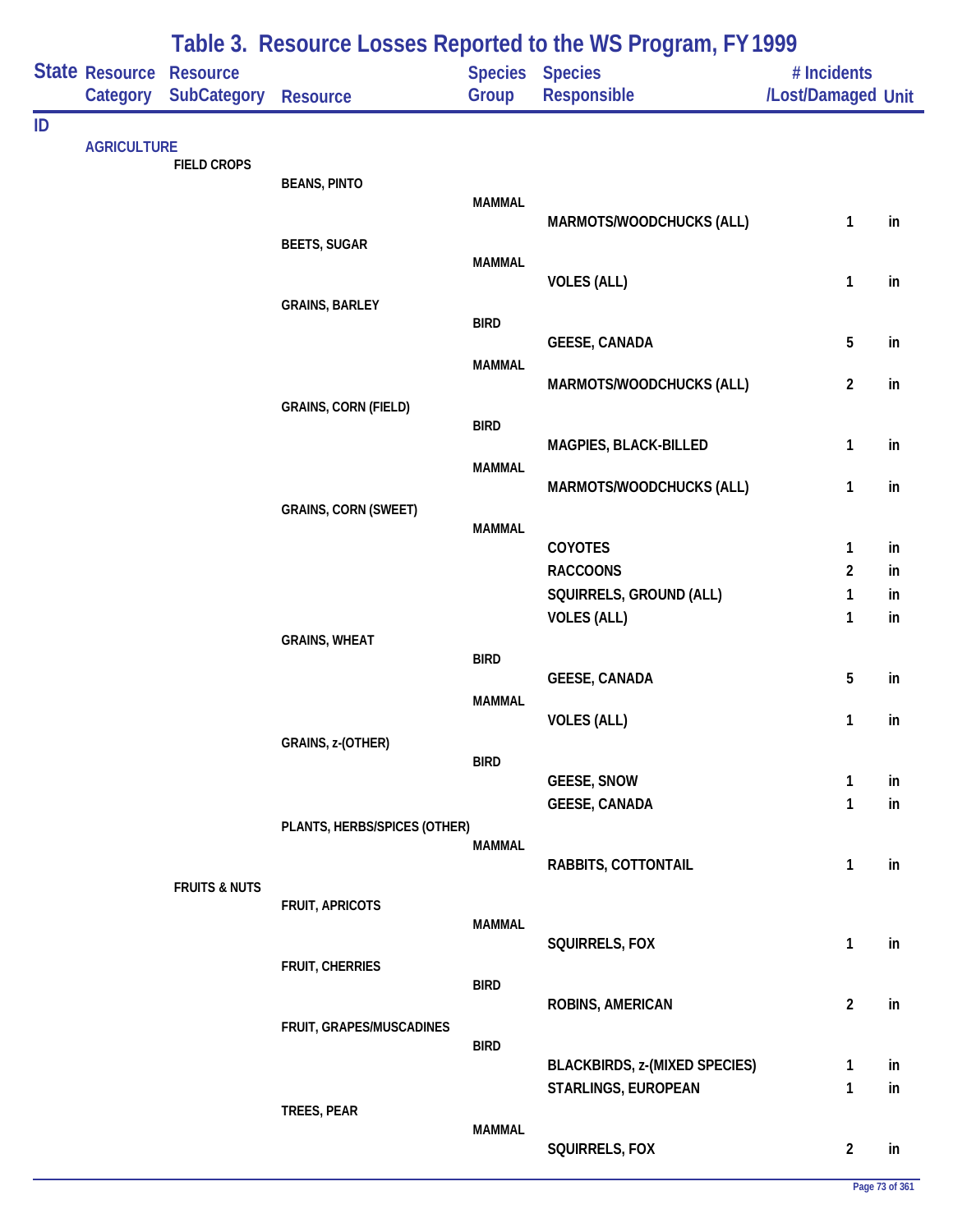# Table 3. Resource Losses Reported to the WS Program, FY 1999

| State | Resource Category | Resource SubCategory | Resource | Species Group | Species Responsible | # Incidents /Lost/Damaged | Unit |
|---|---|---|---|---|---|---|---|
| ID | | | | | | | |
| | AGRICULTURE | | | | | | |
| | | FIELD CROPS | | | | | |
| | | | BEANS, PINTO | | | | |
| | | | | MAMMAL | | | |
| | | | | | MARMOTS/WOODCHUCKS (ALL) | 1 | in |
| | | | BEETS, SUGAR | | | | |
| | | | | MAMMAL | | | |
| | | | | | VOLES (ALL) | 1 | in |
| | | | GRAINS, BARLEY | | | | |
| | | | | BIRD | | | |
| | | | | | GEESE, CANADA | 5 | in |
| | | | | MAMMAL | | | |
| | | | | | MARMOTS/WOODCHUCKS (ALL) | 2 | in |
| | | | GRAINS, CORN (FIELD) | | | | |
| | | | | BIRD | | | |
| | | | | | MAGPIES, BLACK-BILLED | 1 | in |
| | | | | MAMMAL | | | |
| | | | | | MARMOTS/WOODCHUCKS (ALL) | 1 | in |
| | | | GRAINS, CORN (SWEET) | | | | |
| | | | | MAMMAL | | | |
| | | | | | COYOTES | 1 | in |
| | | | | | RACCOONS | 2 | in |
| | | | | | SQUIRRELS, GROUND (ALL) | 1 | in |
| | | | | | VOLES (ALL) | 1 | in |
| | | | GRAINS, WHEAT | | | | |
| | | | | BIRD | | | |
| | | | | | GEESE, CANADA | 5 | in |
| | | | | MAMMAL | | | |
| | | | | | VOLES (ALL) | 1 | in |
| | | | GRAINS, z-(OTHER) | | | | |
| | | | | BIRD | | | |
| | | | | | GEESE, SNOW | 1 | in |
| | | | | | GEESE, CANADA | 1 | in |
| | | | PLANTS, HERBS/SPICES (OTHER) | | | | |
| | | | | MAMMAL | | | |
| | | | | | RABBITS, COTTONTAIL | 1 | in |
| | | FRUITS & NUTS | | | | | |
| | | | FRUIT, APRICOTS | | | | |
| | | | | MAMMAL | | | |
| | | | | | SQUIRRELS, FOX | 1 | in |
| | | | FRUIT, CHERRIES | | | | |
| | | | | BIRD | | | |
| | | | | | ROBINS, AMERICAN | 2 | in |
| | | | FRUIT, GRAPES/MUSCADINES | | | | |
| | | | | BIRD | | | |
| | | | | | BLACKBIRDS, z-(MIXED SPECIES) | 1 | in |
| | | | | | STARLINGS, EUROPEAN | 1 | in |
| | | | TREES, PEAR | | | | |
| | | | | MAMMAL | | | |
| | | | | | SQUIRRELS, FOX | 2 | in |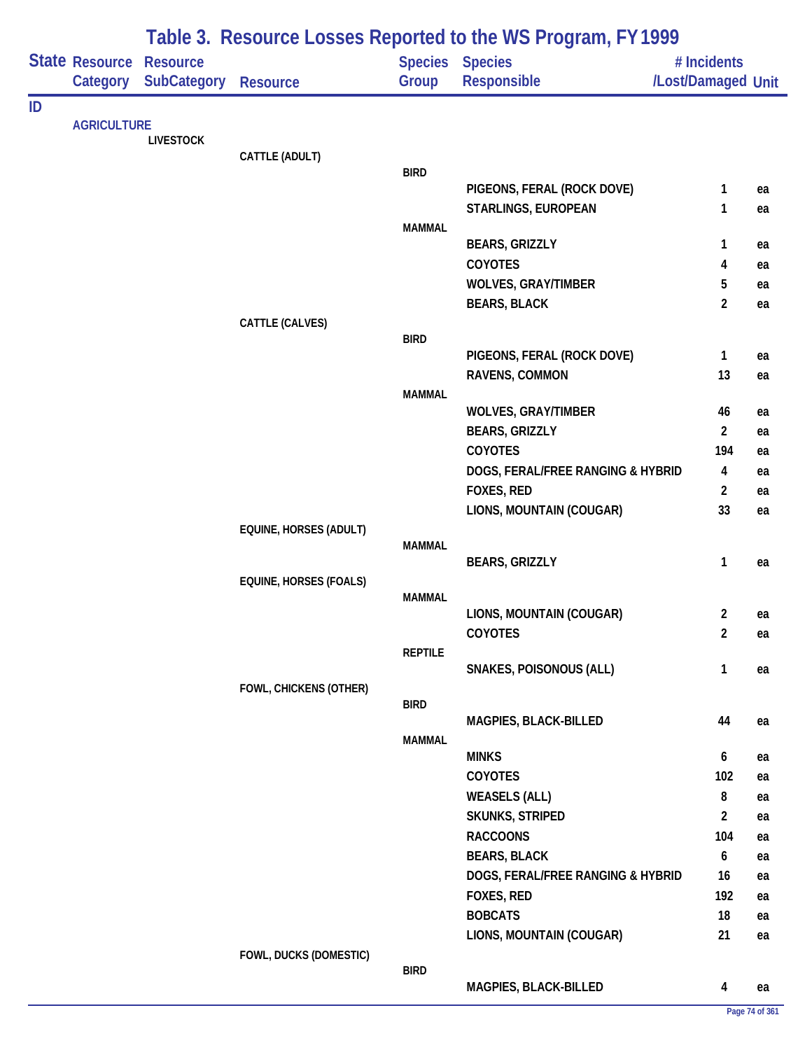# Table 3. Resource Losses Reported to the WS Program, FY 1999

| State | Resource Category | Resource SubCategory | Resource | Species Group | Species Responsible | # Incidents /Lost/Damaged | Unit |
|---|---|---|---|---|---|---|---|
| ID | | | | | | | |
| | AGRICULTURE | | | | | | |
| | | LIVESTOCK | | | | | |
| | | | CATTLE (ADULT) | | | | |
| | | | | BIRD | | | |
| | | | | | PIGEONS, FERAL (ROCK DOVE) | 1 | ea |
| | | | | | STARLINGS, EUROPEAN | 1 | ea |
| | | | | MAMMAL | | | |
| | | | | | BEARS, GRIZZLY | 1 | ea |
| | | | | | COYOTES | 4 | ea |
| | | | | | WOLVES, GRAY/TIMBER | 5 | ea |
| | | | | | BEARS, BLACK | 2 | ea |
| | | | CATTLE (CALVES) | | | | |
| | | | | BIRD | | | |
| | | | | | PIGEONS, FERAL (ROCK DOVE) | 1 | ea |
| | | | | | RAVENS, COMMON | 13 | ea |
| | | | | MAMMAL | | | |
| | | | | | WOLVES, GRAY/TIMBER | 46 | ea |
| | | | | | BEARS, GRIZZLY | 2 | ea |
| | | | | | COYOTES | 194 | ea |
| | | | | | DOGS, FERAL/FREE RANGING & HYBRID | 4 | ea |
| | | | | | FOXES, RED | 2 | ea |
| | | | | | LIONS, MOUNTAIN (COUGAR) | 33 | ea |
| | | | EQUINE, HORSES (ADULT) | | | | |
| | | | | MAMMAL | | | |
| | | | | | BEARS, GRIZZLY | 1 | ea |
| | | | EQUINE, HORSES (FOALS) | | | | |
| | | | | MAMMAL | | | |
| | | | | | LIONS, MOUNTAIN (COUGAR) | 2 | ea |
| | | | | | COYOTES | 2 | ea |
| | | | | REPTILE | | | |
| | | | | | SNAKES, POISONOUS (ALL) | 1 | ea |
| | | | FOWL, CHICKENS (OTHER) | | | | |
| | | | | BIRD | | | |
| | | | | | MAGPIES, BLACK-BILLED | 44 | ea |
| | | | | MAMMAL | | | |
| | | | | | MINKS | 6 | ea |
| | | | | | COYOTES | 102 | ea |
| | | | | | WEASELS (ALL) | 8 | ea |
| | | | | | SKUNKS, STRIPED | 2 | ea |
| | | | | | RACCOONS | 104 | ea |
| | | | | | BEARS, BLACK | 6 | ea |
| | | | | | DOGS, FERAL/FREE RANGING & HYBRID | 16 | ea |
| | | | | | FOXES, RED | 192 | ea |
| | | | | | BOBCATS | 18 | ea |
| | | | | | LIONS, MOUNTAIN (COUGAR) | 21 | ea |
| | | | FOWL, DUCKS (DOMESTIC) | | | | |
| | | | | BIRD | | | |
| | | | | | MAGPIES, BLACK-BILLED | 4 | ea |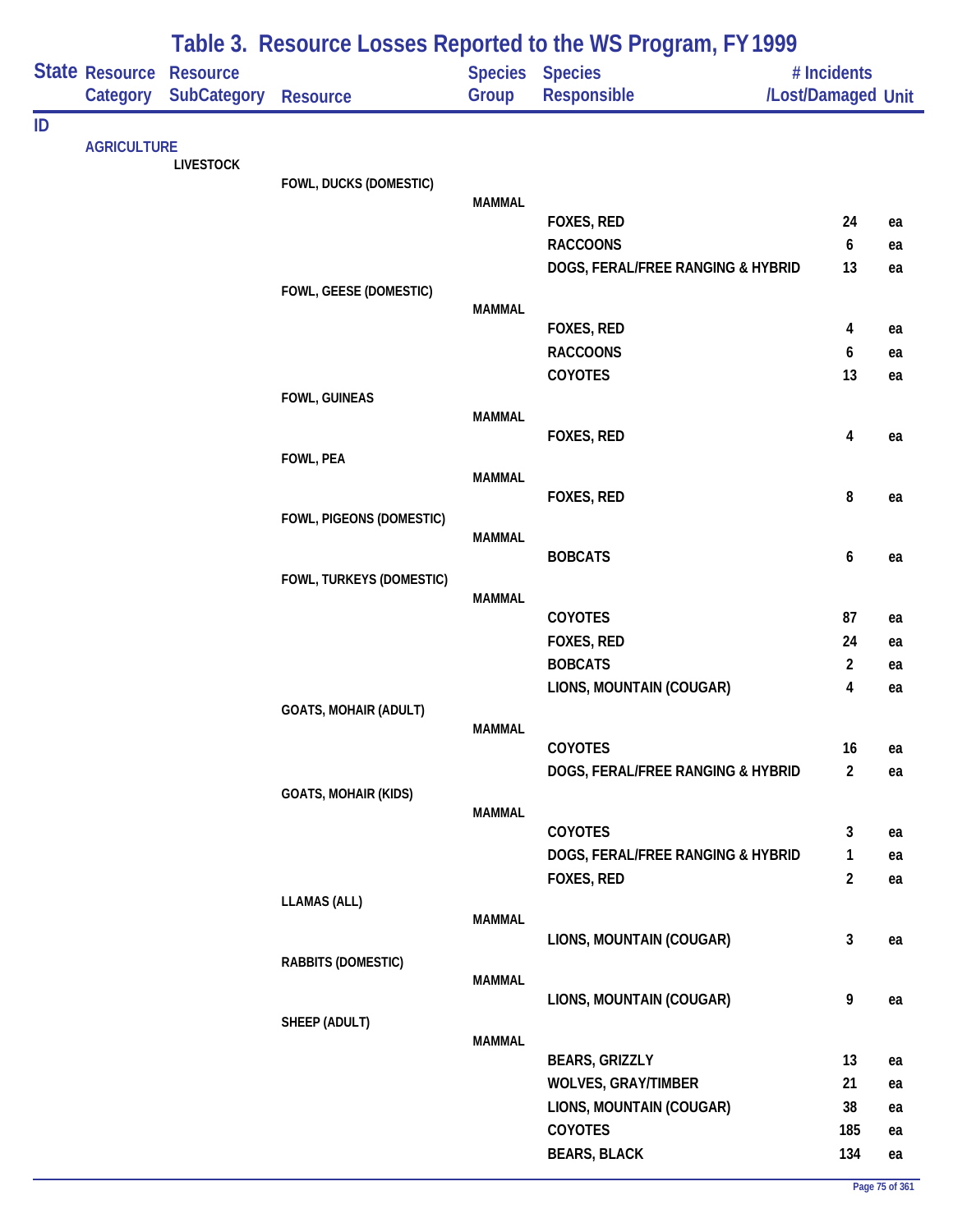# Table 3. Resource Losses Reported to the WS Program, FY 1999

| State | Resource Category | Resource SubCategory | Resource | Species Group | Species Responsible | # Incidents /Lost/Damaged | Unit |
|---|---|---|---|---|---|---|---|
| ID | | | | | | | |
| | AGRICULTURE | | | | | | |
| | | LIVESTOCK | | | | | |
| | | | FOWL, DUCKS (DOMESTIC) | | | | |
| | | | | MAMMAL | | | |
| | | | | | FOXES, RED | 24 | ea |
| | | | | | RACCOONS | 6 | ea |
| | | | | | DOGS, FERAL/FREE RANGING & HYBRID | 13 | ea |
| | | | FOWL, GEESE (DOMESTIC) | | | | |
| | | | | MAMMAL | | | |
| | | | | | FOXES, RED | 4 | ea |
| | | | | | RACCOONS | 6 | ea |
| | | | | | COYOTES | 13 | ea |
| | | | FOWL, GUINEAS | | | | |
| | | | | MAMMAL | | | |
| | | | | | FOXES, RED | 4 | ea |
| | | | FOWL, PEA | | | | |
| | | | | MAMMAL | | | |
| | | | | | FOXES, RED | 8 | ea |
| | | | FOWL, PIGEONS (DOMESTIC) | | | | |
| | | | | MAMMAL | | | |
| | | | | | BOBCATS | 6 | ea |
| | | | FOWL, TURKEYS (DOMESTIC) | | | | |
| | | | | MAMMAL | | | |
| | | | | | COYOTES | 87 | ea |
| | | | | | FOXES, RED | 24 | ea |
| | | | | | BOBCATS | 2 | ea |
| | | | | | LIONS, MOUNTAIN (COUGAR) | 4 | ea |
| | | | GOATS, MOHAIR (ADULT) | | | | |
| | | | | MAMMAL | | | |
| | | | | | COYOTES | 16 | ea |
| | | | | | DOGS, FERAL/FREE RANGING & HYBRID | 2 | ea |
| | | | GOATS, MOHAIR (KIDS) | | | | |
| | | | | MAMMAL | | | |
| | | | | | COYOTES | 3 | ea |
| | | | | | DOGS, FERAL/FREE RANGING & HYBRID | 1 | ea |
| | | | | | FOXES, RED | 2 | ea |
| | | | LLAMAS (ALL) | | | | |
| | | | | MAMMAL | | | |
| | | | | | LIONS, MOUNTAIN (COUGAR) | 3 | ea |
| | | | RABBITS (DOMESTIC) | | | | |
| | | | | MAMMAL | | | |
| | | | | | LIONS, MOUNTAIN (COUGAR) | 9 | ea |
| | | | SHEEP (ADULT) | | | | |
| | | | | MAMMAL | | | |
| | | | | | BEARS, GRIZZLY | 13 | ea |
| | | | | | WOLVES, GRAY/TIMBER | 21 | ea |
| | | | | | LIONS, MOUNTAIN (COUGAR) | 38 | ea |
| | | | | | COYOTES | 185 | ea |
| | | | | | BEARS, BLACK | 134 | ea |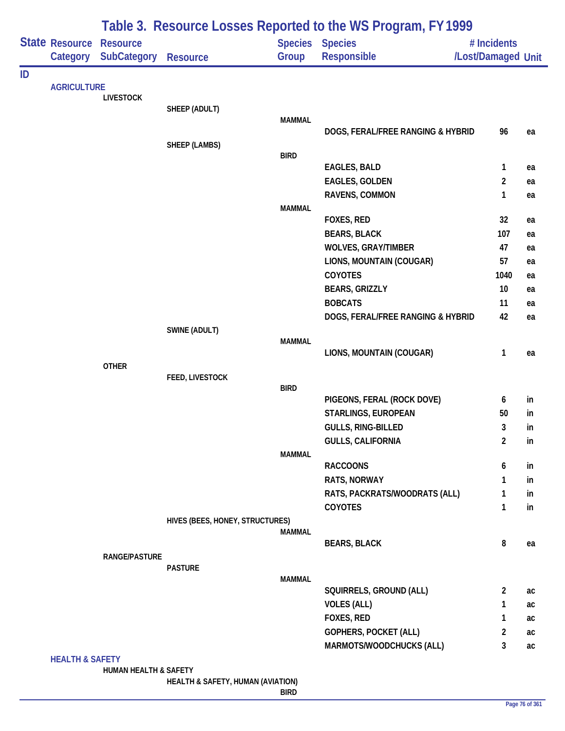# Table 3. Resource Losses Reported to the WS Program, FY 1999

| State | Resource Category | Resource SubCategory | Resource | Species Group | Species Responsible | # Incidents /Lost/Damaged | Unit |
|---|---|---|---|---|---|---|---|
| ID | | | | | | | |
| | AGRICULTURE | | | | | | |
| | | LIVESTOCK | | | | | |
| | | | SHEEP (ADULT) | | | | |
| | | | | MAMMAL | | | |
| | | | | | DOGS, FERAL/FREE RANGING & HYBRID | 96 | ea |
| | | | SHEEP (LAMBS) | | | | |
| | | | | BIRD | | | |
| | | | | | EAGLES, BALD | 1 | ea |
| | | | | | EAGLES, GOLDEN | 2 | ea |
| | | | | | RAVENS, COMMON | 1 | ea |
| | | | | MAMMAL | | | |
| | | | | | FOXES, RED | 32 | ea |
| | | | | | BEARS, BLACK | 107 | ea |
| | | | | | WOLVES, GRAY/TIMBER | 47 | ea |
| | | | | | LIONS, MOUNTAIN (COUGAR) | 57 | ea |
| | | | | | COYOTES | 1040 | ea |
| | | | | | BEARS, GRIZZLY | 10 | ea |
| | | | | | BOBCATS | 11 | ea |
| | | | | | DOGS, FERAL/FREE RANGING & HYBRID | 42 | ea |
| | | | SWINE (ADULT) | | | | |
| | | | | MAMMAL | | | |
| | | | | | LIONS, MOUNTAIN (COUGAR) | 1 | ea |
| | | OTHER | | | | | |
| | | | FEED, LIVESTOCK | | | | |
| | | | | BIRD | | | |
| | | | | | PIGEONS, FERAL (ROCK DOVE) | 6 | in |
| | | | | | STARLINGS, EUROPEAN | 50 | in |
| | | | | | GULLS, RING-BILLED | 3 | in |
| | | | | | GULLS, CALIFORNIA | 2 | in |
| | | | | MAMMAL | | | |
| | | | | | RACCOONS | 6 | in |
| | | | | | RATS, NORWAY | 1 | in |
| | | | | | RATS, PACKRATS/WOODRATS (ALL) | 1 | in |
| | | | | | COYOTES | 1 | in |
| | | | HIVES (BEES, HONEY, STRUCTURES) | | | | |
| | | | | MAMMAL | | | |
| | | | | | BEARS, BLACK | 8 | ea |
| | | RANGE/PASTURE | | | | | |
| | | | PASTURE | | | | |
| | | | | MAMMAL | | | |
| | | | | | SQUIRRELS, GROUND (ALL) | 2 | ac |
| | | | | | VOLES (ALL) | 1 | ac |
| | | | | | FOXES, RED | 1 | ac |
| | | | | | GOPHERS, POCKET (ALL) | 2 | ac |
| | | | | | MARMOTS/WOODCHUCKS (ALL) | 3 | ac |
| | HEALTH & SAFETY | | | | | | |
| | | HUMAN HEALTH & SAFETY | | | | | |
| | | | HEALTH & SAFETY, HUMAN (AVIATION) | | | | |
| | | | | BIRD | | | |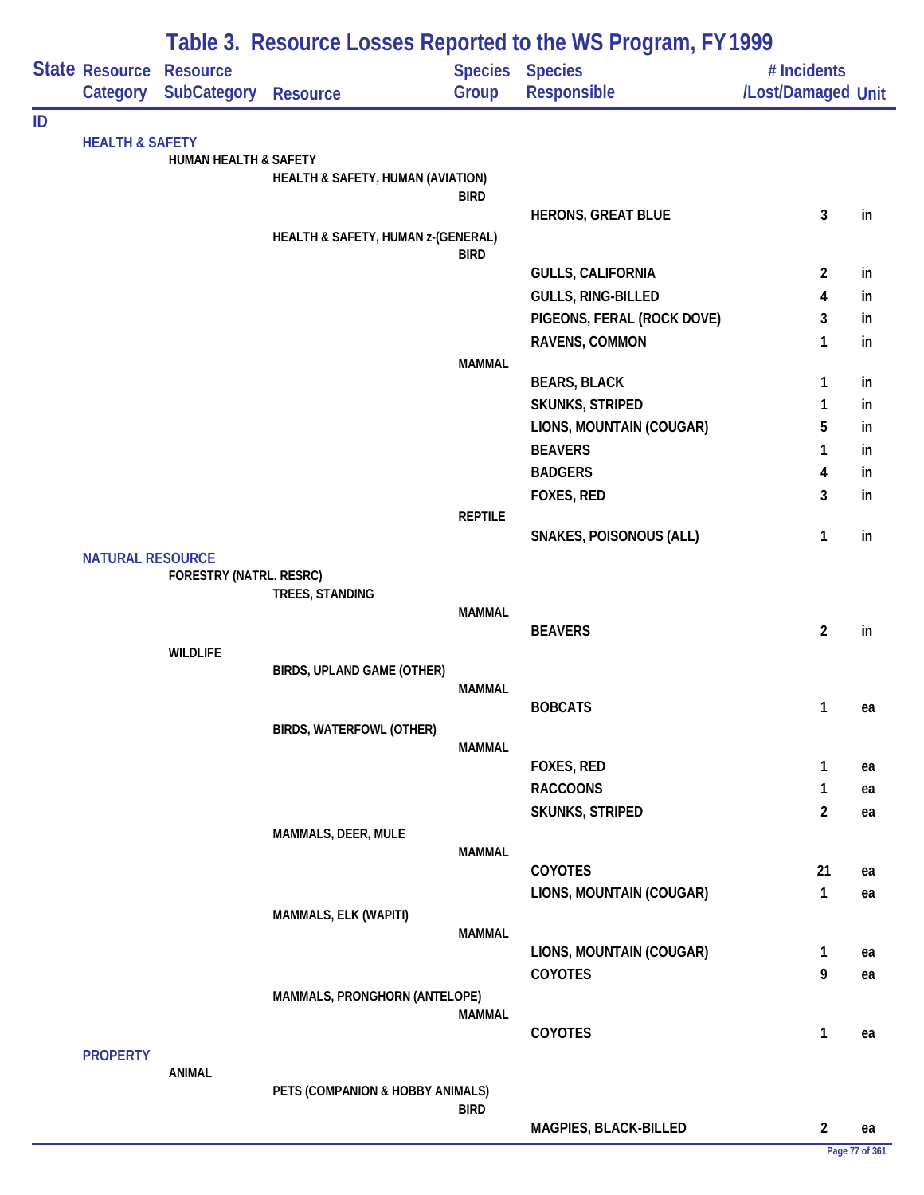# Table 3. Resource Losses Reported to the WS Program, FY 1999

| State | Resource Category | Resource SubCategory | Resource | Species Group | Species Responsible | # Incidents /Lost/Damaged | Unit |
|---|---|---|---|---|---|---|---|
| ID | | | | | | | |
| | HEALTH & SAFETY | | | | | | |
| | | HUMAN HEALTH & SAFETY | | | | | |
| | | | HEALTH & SAFETY, HUMAN (AVIATION) | | | | |
| | | | | BIRD | | | |
| | | | | | HERONS, GREAT BLUE | 3 | in |
| | | | HEALTH & SAFETY, HUMAN z-(GENERAL) | | | | |
| | | | | BIRD | | | |
| | | | | | GULLS, CALIFORNIA | 2 | in |
| | | | | | GULLS, RING-BILLED | 4 | in |
| | | | | | PIGEONS, FERAL (ROCK DOVE) | 3 | in |
| | | | | | RAVENS, COMMON | 1 | in |
| | | | | MAMMAL | | | |
| | | | | | BEARS, BLACK | 1 | in |
| | | | | | SKUNKS, STRIPED | 1 | in |
| | | | | | LIONS, MOUNTAIN (COUGAR) | 5 | in |
| | | | | | BEAVERS | 1 | in |
| | | | | | BADGERS | 4 | in |
| | | | | | FOXES, RED | 3 | in |
| | | | | REPTILE | | | |
| | | | | | SNAKES, POISONOUS (ALL) | 1 | in |
| | NATURAL RESOURCE | | | | | | |
| | | FORESTRY (NATRL. RESRC) | | | | | |
| | | | TREES, STANDING | | | | |
| | | | | MAMMAL | | | |
| | | | | | BEAVERS | 2 | in |
| | | WILDLIFE | | | | | |
| | | | BIRDS, UPLAND GAME (OTHER) | | | | |
| | | | | MAMMAL | | | |
| | | | | | BOBCATS | 1 | ea |
| | | | BIRDS, WATERFOWL (OTHER) | | | | |
| | | | | MAMMAL | | | |
| | | | | | FOXES, RED | 1 | ea |
| | | | | | RACCOONS | 1 | ea |
| | | | | | SKUNKS, STRIPED | 2 | ea |
| | | | MAMMALS, DEER, MULE | | | | |
| | | | | MAMMAL | | | |
| | | | | | COYOTES | 21 | ea |
| | | | | | LIONS, MOUNTAIN (COUGAR) | 1 | ea |
| | | | MAMMALS, ELK (WAPITI) | | | | |
| | | | | MAMMAL | | | |
| | | | | | LIONS, MOUNTAIN (COUGAR) | 1 | ea |
| | | | | | COYOTES | 9 | ea |
| | | | MAMMALS, PRONGHORN (ANTELOPE) | | | | |
| | | | | MAMMAL | | | |
| | | | | | COYOTES | 1 | ea |
| | PROPERTY | | | | | | |
| | | ANIMAL | | | | | |
| | | | PETS (COMPANION & HOBBY ANIMALS) | | | | |
| | | | | BIRD | | | |
| | | | | | MAGPIES, BLACK-BILLED | 2 | ea |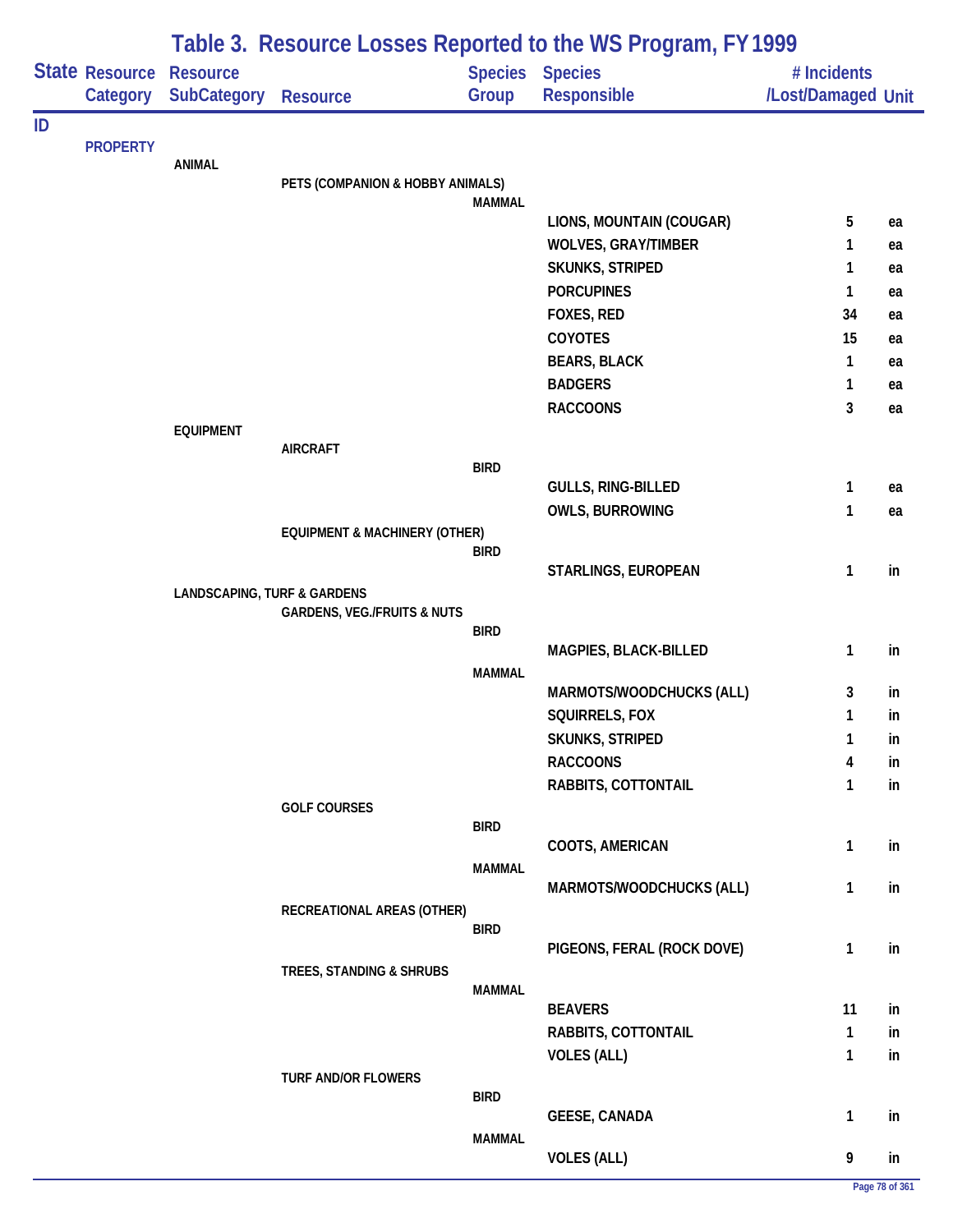# Table 3. Resource Losses Reported to the WS Program, FY 1999

| State | Resource Category | Resource SubCategory | Resource | Species Group | Species Responsible | # Incidents /Lost/Damaged | Unit |
|---|---|---|---|---|---|---|---|
| ID | | | | | | | |
| | PROPERTY | | | | | | |
| | | ANIMAL | | | | | |
| | | | PETS (COMPANION & HOBBY ANIMALS) | | | | |
| | | | | MAMMAL | | | |
| | | | | | LIONS, MOUNTAIN (COUGAR) | 5 | ea |
| | | | | | WOLVES, GRAY/TIMBER | 1 | ea |
| | | | | | SKUNKS, STRIPED | 1 | ea |
| | | | | | PORCUPINES | 1 | ea |
| | | | | | FOXES, RED | 34 | ea |
| | | | | | COYOTES | 15 | ea |
| | | | | | BEARS, BLACK | 1 | ea |
| | | | | | BADGERS | 1 | ea |
| | | | | | RACCOONS | 3 | ea |
| | | EQUIPMENT | | | | | |
| | | | AIRCRAFT | | | | |
| | | | | BIRD | | | |
| | | | | | GULLS, RING-BILLED | 1 | ea |
| | | | | | OWLS, BURROWING | 1 | ea |
| | | | EQUIPMENT & MACHINERY (OTHER) | | | | |
| | | | | BIRD | | | |
| | | | | | STARLINGS, EUROPEAN | 1 | in |
| | | LANDSCAPING, TURF & GARDENS | | | | | |
| | | | GARDENS, VEG./FRUITS & NUTS | | | | |
| | | | | BIRD | | | |
| | | | | | MAGPIES, BLACK-BILLED | 1 | in |
| | | | | MAMMAL | | | |
| | | | | | MARMOTS/WOODCHUCKS (ALL) | 3 | in |
| | | | | | SQUIRRELS, FOX | 1 | in |
| | | | | | SKUNKS, STRIPED | 1 | in |
| | | | | | RACCOONS | 4 | in |
| | | | | | RABBITS, COTTONTAIL | 1 | in |
| | | | GOLF COURSES | | | | |
| | | | | BIRD | | | |
| | | | | | COOTS, AMERICAN | 1 | in |
| | | | | MAMMAL | | | |
| | | | | | MARMOTS/WOODCHUCKS (ALL) | 1 | in |
| | | | RECREATIONAL AREAS (OTHER) | | | | |
| | | | | BIRD | | | |
| | | | | | PIGEONS, FERAL (ROCK DOVE) | 1 | in |
| | | | TREES, STANDING & SHRUBS | | | | |
| | | | | MAMMAL | | | |
| | | | | | BEAVERS | 11 | in |
| | | | | | RABBITS, COTTONTAIL | 1 | in |
| | | | | | VOLES (ALL) | 1 | in |
| | | | TURF AND/OR FLOWERS | | | | |
| | | | | BIRD | | | |
| | | | | | GEESE, CANADA | 1 | in |
| | | | | MAMMAL | | | |
| | | | | | VOLES (ALL) | 9 | in |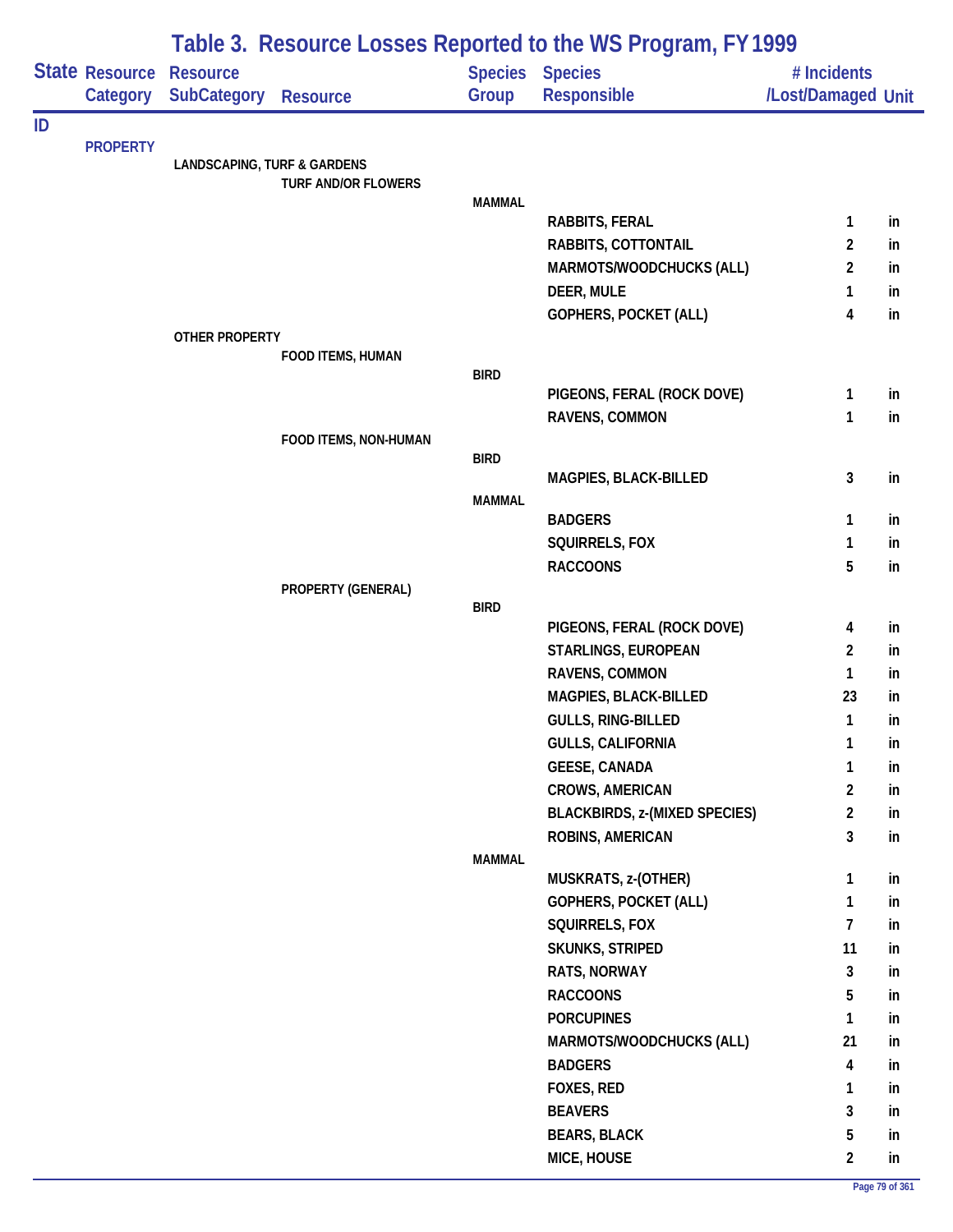# Table 3. Resource Losses Reported to the WS Program, FY 1999

| State | Resource Category | Resource SubCategory | Resource | Species Group | Species Responsible | # Incidents /Lost/Damaged | Unit |
|---|---|---|---|---|---|---|---|
| ID | | | | | | | |
| | PROPERTY | | | | | | |
| | | LANDSCAPING, TURF & GARDENS | | | | | |
| | | | TURF AND/OR FLOWERS | | | | |
| | | | | MAMMAL | | | |
| | | | | | RABBITS, FERAL | 1 | in |
| | | | | | RABBITS, COTTONTAIL | 2 | in |
| | | | | | MARMOTS/WOODCHUCKS (ALL) | 2 | in |
| | | | | | DEER, MULE | 1 | in |
| | | | | | GOPHERS, POCKET (ALL) | 4 | in |
| | | OTHER PROPERTY | | | | | |
| | | | FOOD ITEMS, HUMAN | | | | |
| | | | | BIRD | | | |
| | | | | | PIGEONS, FERAL (ROCK DOVE) | 1 | in |
| | | | | | RAVENS, COMMON | 1 | in |
| | | | FOOD ITEMS, NON-HUMAN | | | | |
| | | | | BIRD | | | |
| | | | | | MAGPIES, BLACK-BILLED | 3 | in |
| | | | | MAMMAL | | | |
| | | | | | BADGERS | 1 | in |
| | | | | | SQUIRRELS, FOX | 1 | in |
| | | | | | RACCOONS | 5 | in |
| | | | PROPERTY (GENERAL) | | | | |
| | | | | BIRD | | | |
| | | | | | PIGEONS, FERAL (ROCK DOVE) | 4 | in |
| | | | | | STARLINGS, EUROPEAN | 2 | in |
| | | | | | RAVENS, COMMON | 1 | in |
| | | | | | MAGPIES, BLACK-BILLED | 23 | in |
| | | | | | GULLS, RING-BILLED | 1 | in |
| | | | | | GULLS, CALIFORNIA | 1 | in |
| | | | | | GEESE, CANADA | 1 | in |
| | | | | | CROWS, AMERICAN | 2 | in |
| | | | | | BLACKBIRDS, z-(MIXED SPECIES) | 2 | in |
| | | | | | ROBINS, AMERICAN | 3 | in |
| | | | | MAMMAL | | | |
| | | | | | MUSKRATS, z-(OTHER) | 1 | in |
| | | | | | GOPHERS, POCKET (ALL) | 1 | in |
| | | | | | SQUIRRELS, FOX | 7 | in |
| | | | | | SKUNKS, STRIPED | 11 | in |
| | | | | | RATS, NORWAY | 3 | in |
| | | | | | RACCOONS | 5 | in |
| | | | | | PORCUPINES | 1 | in |
| | | | | | MARMOTS/WOODCHUCKS (ALL) | 21 | in |
| | | | | | BADGERS | 4 | in |
| | | | | | FOXES, RED | 1 | in |
| | | | | | BEAVERS | 3 | in |
| | | | | | BEARS, BLACK | 5 | in |
| | | | | | MICE, HOUSE | 2 | in |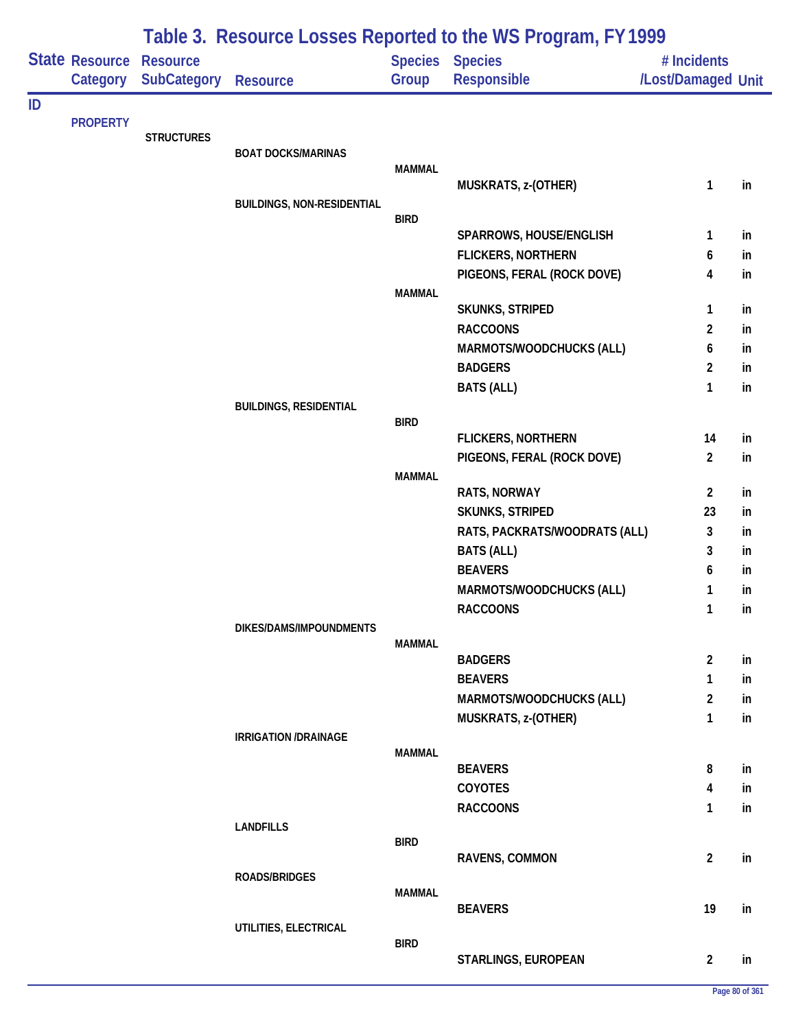# Table 3. Resource Losses Reported to the WS Program, FY 1999

| State | Resource Category | Resource SubCategory | Resource | Species Group | Species Responsible | # Incidents /Lost/Damaged | Unit |
|---|---|---|---|---|---|---|---|
| ID | | | | | | | |
| | PROPERTY | | | | | | |
| | | STRUCTURES | | | | | |
| | | | BOAT DOCKS/MARINAS | | | | |
| | | | | MAMMAL | | | |
| | | | | | MUSKRATS, z-(OTHER) | 1 | in |
| | | | BUILDINGS, NON-RESIDENTIAL | | | | |
| | | | | BIRD | | | |
| | | | | | SPARROWS, HOUSE/ENGLISH | 1 | in |
| | | | | | FLICKERS, NORTHERN | 6 | in |
| | | | | | PIGEONS, FERAL (ROCK DOVE) | 4 | in |
| | | | | MAMMAL | | | |
| | | | | | SKUNKS, STRIPED | 1 | in |
| | | | | | RACCOONS | 2 | in |
| | | | | | MARMOTS/WOODCHUCKS (ALL) | 6 | in |
| | | | | | BADGERS | 2 | in |
| | | | | | BATS (ALL) | 1 | in |
| | | | BUILDINGS, RESIDENTIAL | | | | |
| | | | | BIRD | | | |
| | | | | | FLICKERS, NORTHERN | 14 | in |
| | | | | | PIGEONS, FERAL (ROCK DOVE) | 2 | in |
| | | | | MAMMAL | | | |
| | | | | | RATS, NORWAY | 2 | in |
| | | | | | SKUNKS, STRIPED | 23 | in |
| | | | | | RATS, PACKRATS/WOODRATS (ALL) | 3 | in |
| | | | | | BATS (ALL) | 3 | in |
| | | | | | BEAVERS | 6 | in |
| | | | | | MARMOTS/WOODCHUCKS (ALL) | 1 | in |
| | | | | | RACCOONS | 1 | in |
| | | | DIKES/DAMS/IMPOUNDMENTS | | | | |
| | | | | MAMMAL | | | |
| | | | | | BADGERS | 2 | in |
| | | | | | BEAVERS | 1 | in |
| | | | | | MARMOTS/WOODCHUCKS (ALL) | 2 | in |
| | | | | | MUSKRATS, z-(OTHER) | 1 | in |
| | | | IRRIGATION /DRAINAGE | | | | |
| | | | | MAMMAL | | | |
| | | | | | BEAVERS | 8 | in |
| | | | | | COYOTES | 4 | in |
| | | | | | RACCOONS | 1 | in |
| | | | LANDFILLS | | | | |
| | | | | BIRD | | | |
| | | | | | RAVENS, COMMON | 2 | in |
| | | | ROADS/BRIDGES | | | | |
| | | | | MAMMAL | | | |
| | | | | | BEAVERS | 19 | in |
| | | | UTILITIES, ELECTRICAL | | | | |
| | | | | BIRD | | | |
| | | | | | STARLINGS, EUROPEAN | 2 | in |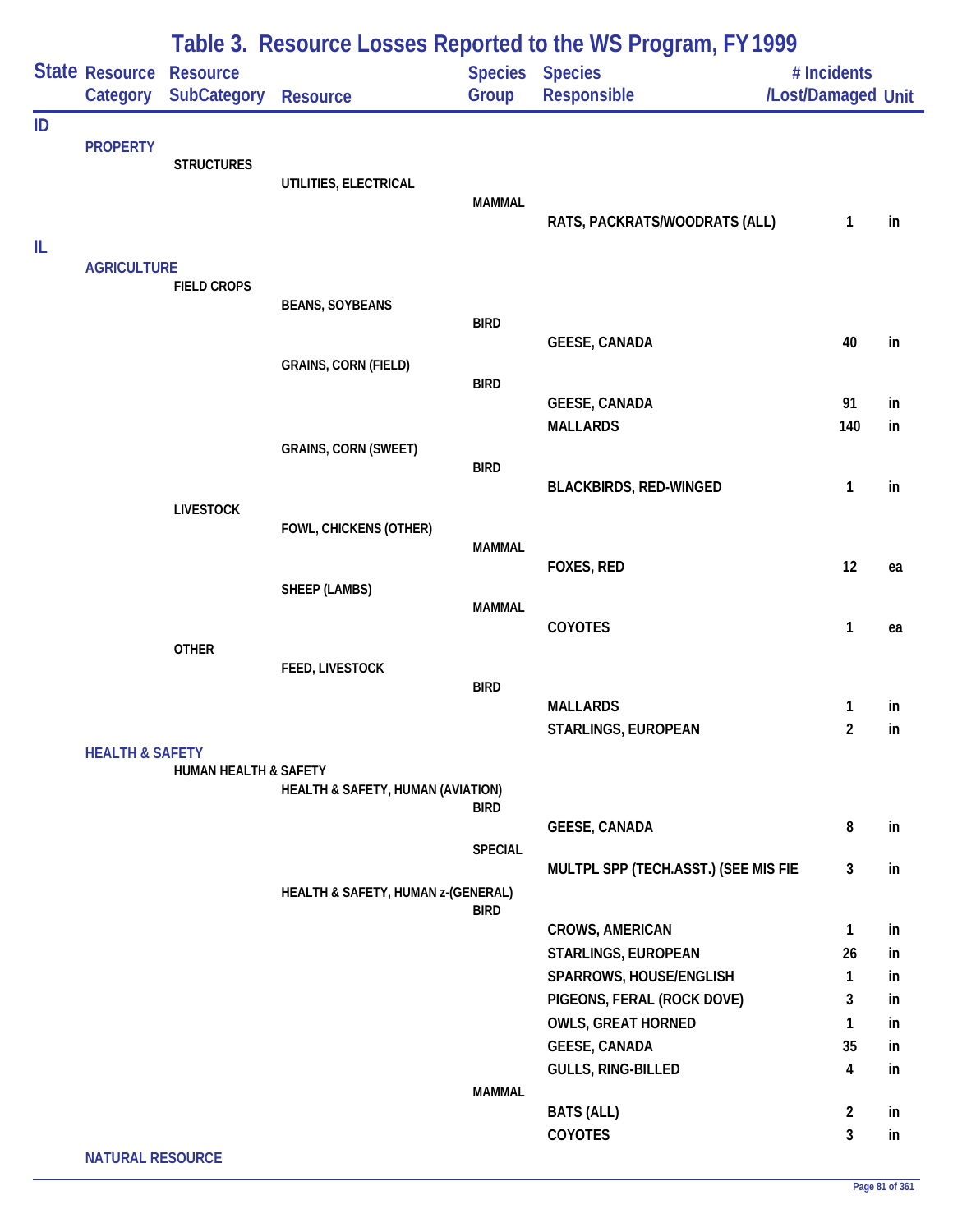# Table 3. Resource Losses Reported to the WS Program, FY 1999

| State | Resource Category | Resource SubCategory | Resource | Species Group | Species Responsible | # Incidents /Lost/Damaged | Unit |
|---|---|---|---|---|---|---|---|
| ID | | | | | | | |
| | PROPERTY | | | | | | |
| | | STRUCTURES | | | | | |
| | | | UTILITIES, ELECTRICAL | | | | |
| | | | | MAMMAL | | | |
| | | | | | RATS, PACKRATS/WOODRATS (ALL) | 1 | in |
| IL | | | | | | | |
| | AGRICULTURE | | | | | | |
| | | FIELD CROPS | | | | | |
| | | | BEANS, SOYBEANS | | | | |
| | | | | BIRD | | | |
| | | | | | GEESE, CANADA | 40 | in |
| | | | GRAINS, CORN (FIELD) | | | | |
| | | | | BIRD | | | |
| | | | | | GEESE, CANADA | 91 | in |
| | | | | | MALLARDS | 140 | in |
| | | | GRAINS, CORN (SWEET) | | | | |
| | | | | BIRD | | | |
| | | | | | BLACKBIRDS, RED-WINGED | 1 | in |
| | | LIVESTOCK | | | | | |
| | | | FOWL, CHICKENS (OTHER) | | | | |
| | | | | MAMMAL | | | |
| | | | | | FOXES, RED | 12 | ea |
| | | | SHEEP (LAMBS) | | | | |
| | | | | MAMMAL | | | |
| | | | | | COYOTES | 1 | ea |
| | | OTHER | | | | | |
| | | | FEED, LIVESTOCK | | | | |
| | | | | BIRD | | | |
| | | | | | MALLARDS | 1 | in |
| | | | | | STARLINGS, EUROPEAN | 2 | in |
| | HEALTH & SAFETY | | | | | | |
| | | HUMAN HEALTH & SAFETY | | | | | |
| | | | HEALTH & SAFETY, HUMAN (AVIATION) | | | | |
| | | | | BIRD | | | |
| | | | | | GEESE, CANADA | 8 | in |
| | | | | SPECIAL | | | |
| | | | | | MULTPL SPP (TECH.ASST.) (SEE MIS FIE | 3 | in |
| | | | HEALTH & SAFETY, HUMAN z-(GENERAL) | | | | |
| | | | | BIRD | | | |
| | | | | | CROWS, AMERICAN | 1 | in |
| | | | | | STARLINGS, EUROPEAN | 26 | in |
| | | | | | SPARROWS, HOUSE/ENGLISH | 1 | in |
| | | | | | PIGEONS, FERAL (ROCK DOVE) | 3 | in |
| | | | | | OWLS, GREAT HORNED | 1 | in |
| | | | | | GEESE, CANADA | 35 | in |
| | | | | | GULLS, RING-BILLED | 4 | in |
| | | | | MAMMAL | | | |
| | | | | | BATS (ALL) | 2 | in |
| | | | | | COYOTES | 3 | in |
| | NATURAL RESOURCE | | | | | | |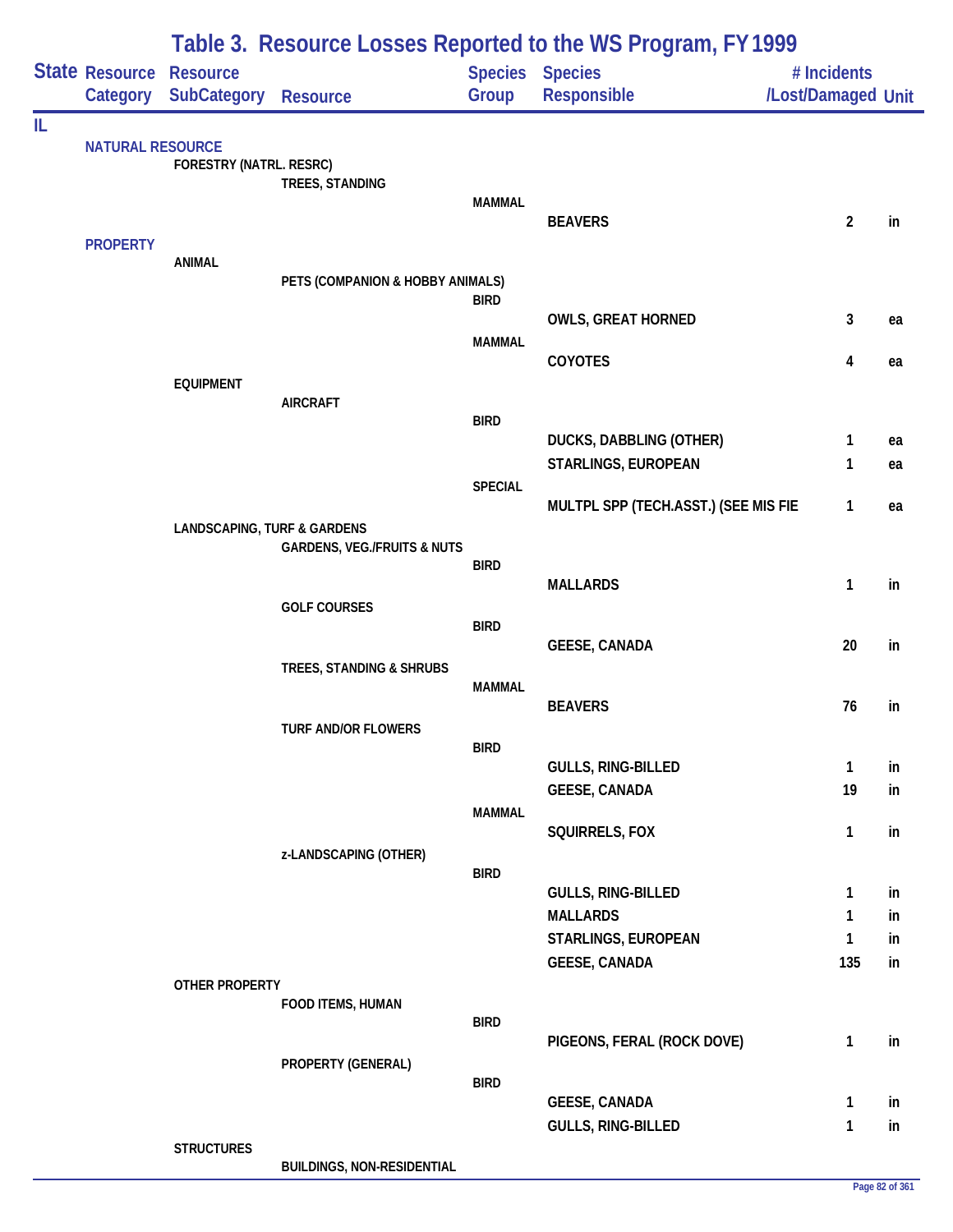## Table 3. Resource Losses Reported to the WS Program, FY 1999

| State | Resource Category | Resource SubCategory | Resource | Species Group | Species Responsible | # Incidents /Lost/Damaged | Unit |
|---|---|---|---|---|---|---|---|
| IL | | | | | | | |
| | NATURAL RESOURCE | | | | | | |
| | | FORESTRY (NATRL. RESRC) | | | | | |
| | | | TREES, STANDING | | | | |
| | | | | MAMMAL | | | |
| | | | | | BEAVERS | 2 | in |
| | PROPERTY | | | | | | |
| | | ANIMAL | | | | | |
| | | | PETS (COMPANION & HOBBY ANIMALS) | | | | |
| | | | | BIRD | | | |
| | | | | | OWLS, GREAT HORNED | 3 | ea |
| | | | | MAMMAL | | | |
| | | | | | COYOTES | 4 | ea |
| | | EQUIPMENT | | | | | |
| | | | AIRCRAFT | | | | |
| | | | | BIRD | | | |
| | | | | | DUCKS, DABBLING (OTHER) | 1 | ea |
| | | | | | STARLINGS, EUROPEAN | 1 | ea |
| | | | | SPECIAL | | | |
| | | | | | MULTPL SPP (TECH.ASST.) (SEE MIS FIE | 1 | ea |
| | | LANDSCAPING, TURF & GARDENS | | | | | |
| | | | GARDENS, VEG./FRUITS & NUTS | | | | |
| | | | | BIRD | | | |
| | | | | | MALLARDS | 1 | in |
| | | | GOLF COURSES | | | | |
| | | | | BIRD | | | |
| | | | | | GEESE, CANADA | 20 | in |
| | | | TREES, STANDING & SHRUBS | | | | |
| | | | | MAMMAL | | | |
| | | | | | BEAVERS | 76 | in |
| | | | TURF AND/OR FLOWERS | | | | |
| | | | | BIRD | | | |
| | | | | | GULLS, RING-BILLED | 1 | in |
| | | | | | GEESE, CANADA | 19 | in |
| | | | | MAMMAL | | | |
| | | | | | SQUIRRELS, FOX | 1 | in |
| | | | z-LANDSCAPING (OTHER) | | | | |
| | | | | BIRD | | | |
| | | | | | GULLS, RING-BILLED | 1 | in |
| | | | | | MALLARDS | 1 | in |
| | | | | | STARLINGS, EUROPEAN | 1 | in |
| | | | | | GEESE, CANADA | 135 | in |
| | | OTHER PROPERTY | | | | | |
| | | | FOOD ITEMS, HUMAN | | | | |
| | | | | BIRD | | | |
| | | | | | PIGEONS, FERAL (ROCK DOVE) | 1 | in |
| | | | PROPERTY (GENERAL) | | | | |
| | | | | BIRD | | | |
| | | | | | GEESE, CANADA | 1 | in |
| | | | | | GULLS, RING-BILLED | 1 | in |
| | | STRUCTURES | | | | | |
| | | | BUILDINGS, NON-RESIDENTIAL | | | | |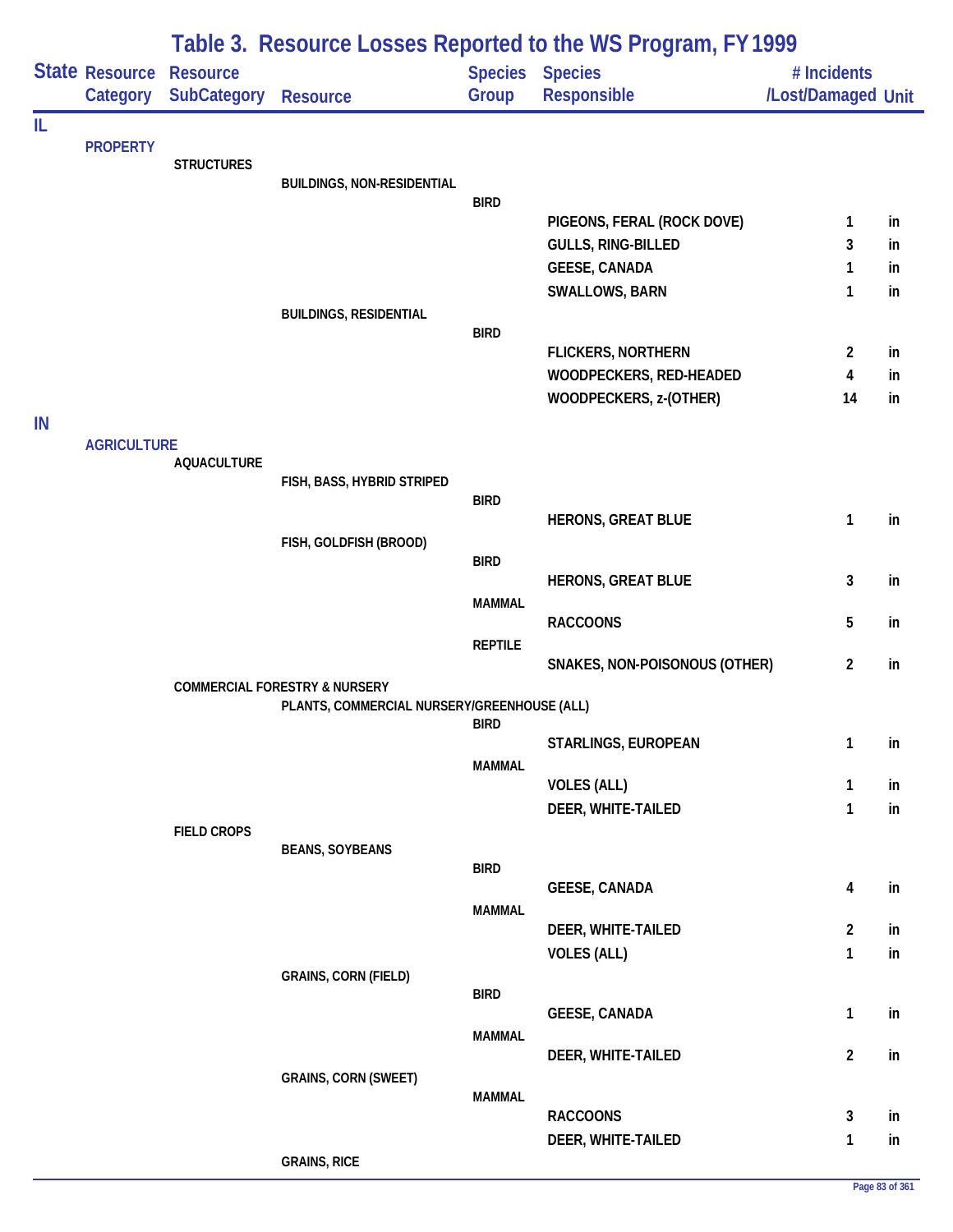# Table 3. Resource Losses Reported to the WS Program, FY 1999

| State | Resource Category | Resource SubCategory | Resource | Species Group | Species Responsible | # Incidents /Lost/Damaged | Unit |
|---|---|---|---|---|---|---|---|
| IL | | | | | | | |
| | PROPERTY | | | | | | |
| | | STRUCTURES | | | | | |
| | | | BUILDINGS, NON-RESIDENTIAL | | | | |
| | | | | BIRD | | | |
| | | | | | PIGEONS, FERAL (ROCK DOVE) | 1 | in |
| | | | | | GULLS, RING-BILLED | 3 | in |
| | | | | | GEESE, CANADA | 1 | in |
| | | | | | SWALLOWS, BARN | 1 | in |
| | | | BUILDINGS, RESIDENTIAL | | | | |
| | | | | BIRD | | | |
| | | | | | FLICKERS, NORTHERN | 2 | in |
| | | | | | WOODPECKERS, RED-HEADED | 4 | in |
| | | | | | WOODPECKERS, z-(OTHER) | 14 | in |
| IN | | | | | | | |
| | AGRICULTURE | | | | | | |
| | | AQUACULTURE | | | | | |
| | | | FISH, BASS, HYBRID STRIPED | | | | |
| | | | | BIRD | | | |
| | | | | | HERONS, GREAT BLUE | 1 | in |
| | | | FISH, GOLDFISH (BROOD) | | | | |
| | | | | BIRD | | | |
| | | | | | HERONS, GREAT BLUE | 3 | in |
| | | | | MAMMAL | | | |
| | | | | | RACCOONS | 5 | in |
| | | | | REPTILE | | | |
| | | | | | SNAKES, NON-POISONOUS (OTHER) | 2 | in |
| | | COMMERCIAL FORESTRY & NURSERY | | | | | |
| | | | PLANTS, COMMERCIAL NURSERY/GREENHOUSE (ALL) | | | | |
| | | | | BIRD | | | |
| | | | | | STARLINGS, EUROPEAN | 1 | in |
| | | | | MAMMAL | | | |
| | | | | | VOLES (ALL) | 1 | in |
| | | | | | DEER, WHITE-TAILED | 1 | in |
| | | FIELD CROPS | | | | | |
| | | | BEANS, SOYBEANS | | | | |
| | | | | BIRD | | | |
| | | | | | GEESE, CANADA | 4 | in |
| | | | | MAMMAL | | | |
| | | | | | DEER, WHITE-TAILED | 2 | in |
| | | | | | VOLES (ALL) | 1 | in |
| | | | GRAINS, CORN (FIELD) | | | | |
| | | | | BIRD | | | |
| | | | | | GEESE, CANADA | 1 | in |
| | | | | MAMMAL | | | |
| | | | | | DEER, WHITE-TAILED | 2 | in |
| | | | GRAINS, CORN (SWEET) | | | | |
| | | | | MAMMAL | | | |
| | | | | | RACCOONS | 3 | in |
| | | | | | DEER, WHITE-TAILED | 1 | in |
| | | | GRAINS, RICE | | | | |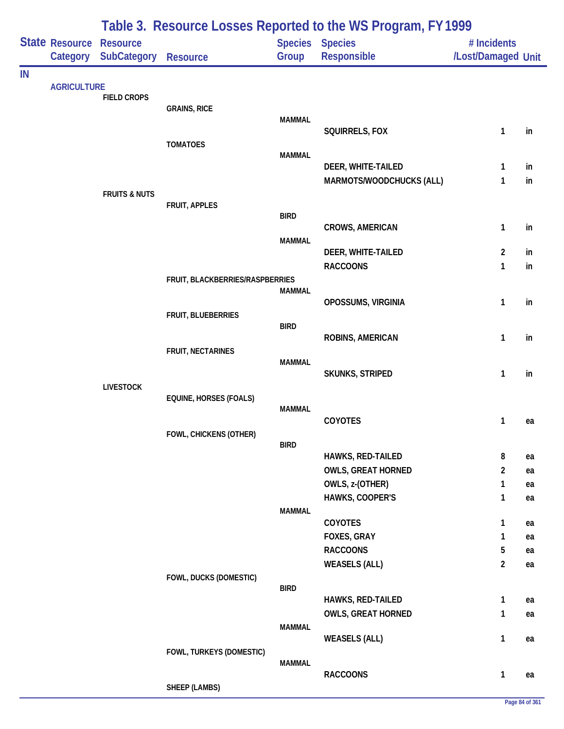# Table 3. Resource Losses Reported to the WS Program, FY 1999

| State | Resource Category | Resource SubCategory | Resource | Species Group | Species Responsible | # Incidents /Lost/Damaged | Unit |
|---|---|---|---|---|---|---|---|
| IN | | | | | | | |
| | AGRICULTURE | | | | | | |
| | | FIELD CROPS | | | | | |
| | | | GRAINS, RICE | | | | |
| | | | | MAMMAL | | | |
| | | | | | SQUIRRELS, FOX | 1 | in |
| | | | TOMATOES | | | | |
| | | | | MAMMAL | | | |
| | | | | | DEER, WHITE-TAILED | 1 | in |
| | | | | | MARMOTS/WOODCHUCKS (ALL) | 1 | in |
| | | FRUITS & NUTS | | | | | |
| | | | FRUIT, APPLES | | | | |
| | | | | BIRD | | | |
| | | | | | CROWS, AMERICAN | 1 | in |
| | | | | MAMMAL | | | |
| | | | | | DEER, WHITE-TAILED | 2 | in |
| | | | | | RACCOONS | 1 | in |
| | | | FRUIT, BLACKBERRIES/RASPBERRIES | | | | |
| | | | | MAMMAL | | | |
| | | | | | OPOSSUMS, VIRGINIA | 1 | in |
| | | | FRUIT, BLUEBERRIES | | | | |
| | | | | BIRD | | | |
| | | | | | ROBINS, AMERICAN | 1 | in |
| | | | FRUIT, NECTARINES | | | | |
| | | | | MAMMAL | | | |
| | | | | | SKUNKS, STRIPED | 1 | in |
| | | LIVESTOCK | | | | | |
| | | | EQUINE, HORSES (FOALS) | | | | |
| | | | | MAMMAL | | | |
| | | | | | COYOTES | 1 | ea |
| | | | FOWL, CHICKENS (OTHER) | | | | |
| | | | | BIRD | | | |
| | | | | | HAWKS, RED-TAILED | 8 | ea |
| | | | | | OWLS, GREAT HORNED | 2 | ea |
| | | | | | OWLS, z-(OTHER) | 1 | ea |
| | | | | | HAWKS, COOPER'S | 1 | ea |
| | | | | MAMMAL | | | |
| | | | | | COYOTES | 1 | ea |
| | | | | | FOXES, GRAY | 1 | ea |
| | | | | | RACCOONS | 5 | ea |
| | | | | | WEASELS (ALL) | 2 | ea |
| | | | FOWL, DUCKS (DOMESTIC) | | | | |
| | | | | BIRD | | | |
| | | | | | HAWKS, RED-TAILED | 1 | ea |
| | | | | | OWLS, GREAT HORNED | 1 | ea |
| | | | | MAMMAL | | | |
| | | | | | WEASELS (ALL) | 1 | ea |
| | | | FOWL, TURKEYS (DOMESTIC) | | | | |
| | | | | MAMMAL | | | |
| | | | | | RACCOONS | 1 | ea |
| | | | SHEEP (LAMBS) | | | | |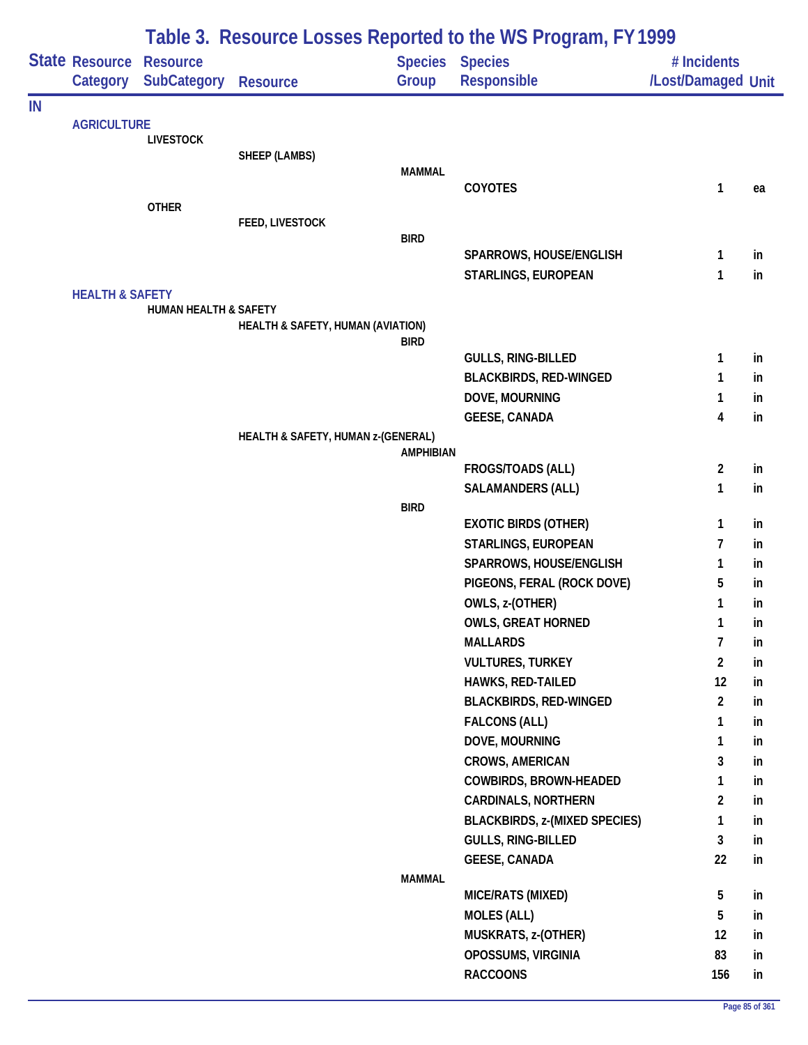# Table 3. Resource Losses Reported to the WS Program, FY 1999

| State | Resource Category | Resource SubCategory | Resource | Species Group | Species Responsible | # Incidents /Lost/Damaged | Unit |
|---|---|---|---|---|---|---|---|
| IN | | | | | | | |
| | AGRICULTURE | | | | | | |
| | | LIVESTOCK | | | | | |
| | | | SHEEP (LAMBS) | | | | |
| | | | | MAMMAL | | | |
| | | | | | COYOTES | 1 | ea |
| | | OTHER | | | | | |
| | | | FEED, LIVESTOCK | | | | |
| | | | | BIRD | | | |
| | | | | | SPARROWS, HOUSE/ENGLISH | 1 | in |
| | | | | | STARLINGS, EUROPEAN | 1 | in |
| | HEALTH & SAFETY | | | | | | |
| | | HUMAN HEALTH & SAFETY | | | | | |
| | | | HEALTH & SAFETY, HUMAN (AVIATION) | | | | |
| | | | | BIRD | | | |
| | | | | | GULLS, RING-BILLED | 1 | in |
| | | | | | BLACKBIRDS, RED-WINGED | 1 | in |
| | | | | | DOVE, MOURNING | 1 | in |
| | | | | | GEESE, CANADA | 4 | in |
| | | | HEALTH & SAFETY, HUMAN z-(GENERAL) | | | | |
| | | | | AMPHIBIAN | | | |
| | | | | | FROGS/TOADS (ALL) | 2 | in |
| | | | | | SALAMANDERS (ALL) | 1 | in |
| | | | | BIRD | | | |
| | | | | | EXOTIC BIRDS (OTHER) | 1 | in |
| | | | | | STARLINGS, EUROPEAN | 7 | in |
| | | | | | SPARROWS, HOUSE/ENGLISH | 1 | in |
| | | | | | PIGEONS, FERAL (ROCK DOVE) | 5 | in |
| | | | | | OWLS, z-(OTHER) | 1 | in |
| | | | | | OWLS, GREAT HORNED | 1 | in |
| | | | | | MALLARDS | 7 | in |
| | | | | | VULTURES, TURKEY | 2 | in |
| | | | | | HAWKS, RED-TAILED | 12 | in |
| | | | | | BLACKBIRDS, RED-WINGED | 2 | in |
| | | | | | FALCONS (ALL) | 1 | in |
| | | | | | DOVE, MOURNING | 1 | in |
| | | | | | CROWS, AMERICAN | 3 | in |
| | | | | | COWBIRDS, BROWN-HEADED | 1 | in |
| | | | | | CARDINALS, NORTHERN | 2 | in |
| | | | | | BLACKBIRDS, z-(MIXED SPECIES) | 1 | in |
| | | | | | GULLS, RING-BILLED | 3 | in |
| | | | | | GEESE, CANADA | 22 | in |
| | | | | MAMMAL | | | |
| | | | | | MICE/RATS (MIXED) | 5 | in |
| | | | | | MOLES (ALL) | 5 | in |
| | | | | | MUSKRATS, z-(OTHER) | 12 | in |
| | | | | | OPOSSUMS, VIRGINIA | 83 | in |
| | | | | | RACCOONS | 156 | in |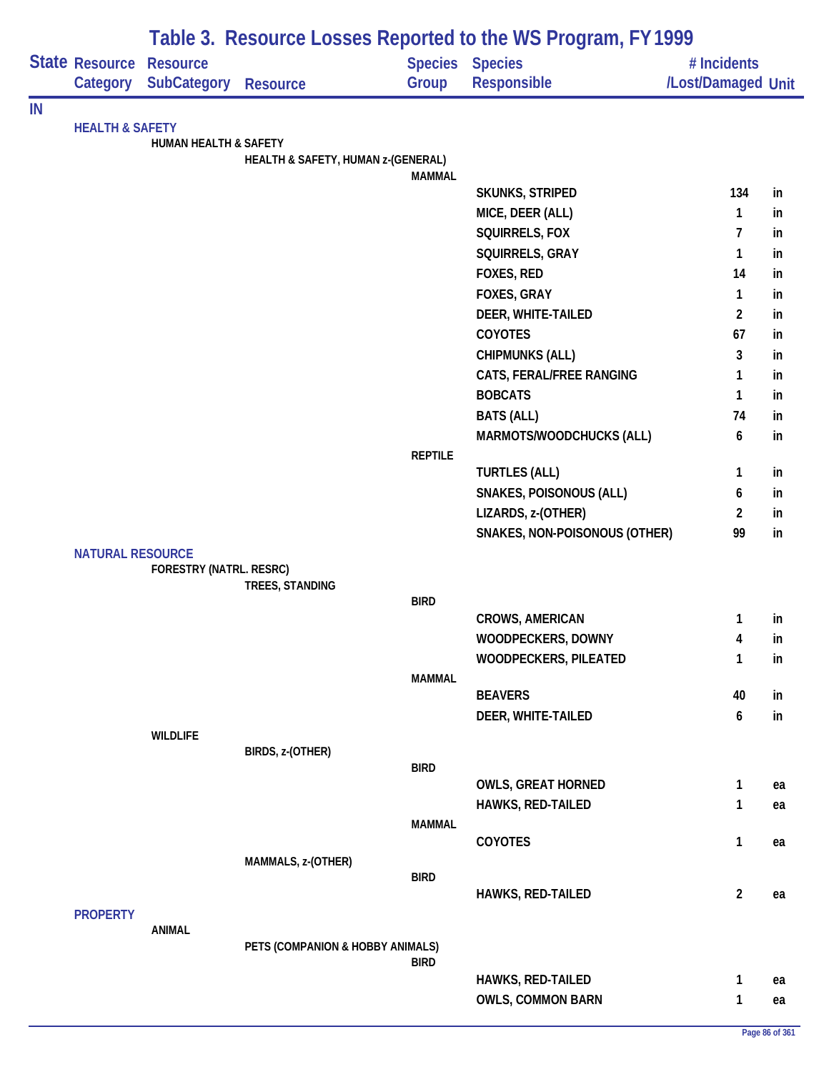# Table 3. Resource Losses Reported to the WS Program, FY 1999

| State | Resource Category | Resource SubCategory | Resource | Species Group | Species Responsible | # Incidents /Lost/Damaged | Unit |
|---|---|---|---|---|---|---|---|
| IN | | | | | | | |
| | HEALTH & SAFETY | | | | | | |
| | | HUMAN HEALTH & SAFETY | | | | | |
| | | | HEALTH & SAFETY, HUMAN z-(GENERAL) | | | | |
| | | | | MAMMAL | | | |
| | | | | | SKUNKS, STRIPED | 134 | in |
| | | | | | MICE, DEER (ALL) | 1 | in |
| | | | | | SQUIRRELS, FOX | 7 | in |
| | | | | | SQUIRRELS, GRAY | 1 | in |
| | | | | | FOXES, RED | 14 | in |
| | | | | | FOXES, GRAY | 1 | in |
| | | | | | DEER, WHITE-TAILED | 2 | in |
| | | | | | COYOTES | 67 | in |
| | | | | | CHIPMUNKS (ALL) | 3 | in |
| | | | | | CATS, FERAL/FREE RANGING | 1 | in |
| | | | | | BOBCATS | 1 | in |
| | | | | | BATS (ALL) | 74 | in |
| | | | | | MARMOTS/WOODCHUCKS (ALL) | 6 | in |
| | | | | REPTILE | | | |
| | | | | | TURTLES (ALL) | 1 | in |
| | | | | | SNAKES, POISONOUS (ALL) | 6 | in |
| | | | | | LIZARDS, z-(OTHER) | 2 | in |
| | | | | | SNAKES, NON-POISONOUS (OTHER) | 99 | in |
| | NATURAL RESOURCE | | | | | | |
| | | FORESTRY (NATRL. RESRC) | | | | | |
| | | | TREES, STANDING | | | | |
| | | | | BIRD | | | |
| | | | | | CROWS, AMERICAN | 1 | in |
| | | | | | WOODPECKERS, DOWNY | 4 | in |
| | | | | | WOODPECKERS, PILEATED | 1 | in |
| | | | | MAMMAL | | | |
| | | | | | BEAVERS | 40 | in |
| | | | | | DEER, WHITE-TAILED | 6 | in |
| | | WILDLIFE | | | | | |
| | | | BIRDS, z-(OTHER) | | | | |
| | | | | BIRD | | | |
| | | | | | OWLS, GREAT HORNED | 1 | ea |
| | | | | | HAWKS, RED-TAILED | 1 | ea |
| | | | | MAMMAL | | | |
| | | | | | COYOTES | 1 | ea |
| | | | MAMMALS, z-(OTHER) | | | | |
| | | | | BIRD | | | |
| | | | | | HAWKS, RED-TAILED | 2 | ea |
| | PROPERTY | | | | | | |
| | | ANIMAL | | | | | |
| | | | PETS (COMPANION & HOBBY ANIMALS) | | | | |
| | | | | BIRD | | | |
| | | | | | HAWKS, RED-TAILED | 1 | ea |
| | | | | | OWLS, COMMON BARN | 1 | ea |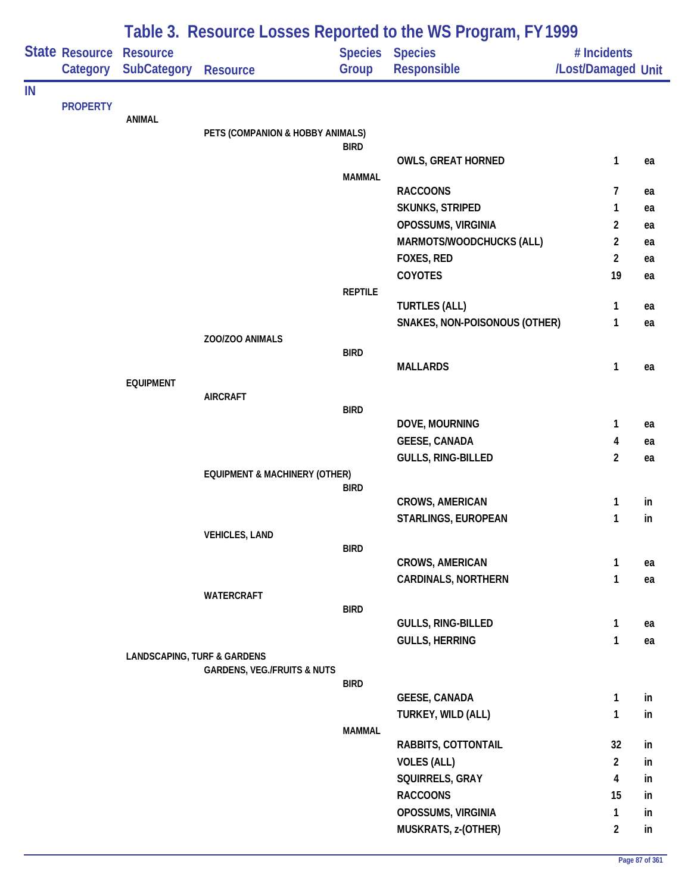# Table 3. Resource Losses Reported to the WS Program, FY 1999

| State | Resource Category | Resource SubCategory | Resource | Species Group | Species Responsible | # Incidents /Lost/Damaged | Unit |
|---|---|---|---|---|---|---|---|
| IN | | | | | | | |
| | PROPERTY | | | | | | |
| | | ANIMAL | | | | | |
| | | | PETS (COMPANION & HOBBY ANIMALS) | | | | |
| | | | | BIRD | | | |
| | | | | | OWLS, GREAT HORNED | 1 | ea |
| | | | | MAMMAL | | | |
| | | | | | RACCOONS | 7 | ea |
| | | | | | SKUNKS, STRIPED | 1 | ea |
| | | | | | OPOSSUMS, VIRGINIA | 2 | ea |
| | | | | | MARMOTS/WOODCHUCKS (ALL) | 2 | ea |
| | | | | | FOXES, RED | 2 | ea |
| | | | | | COYOTES | 19 | ea |
| | | | | REPTILE | | | |
| | | | | | TURTLES (ALL) | 1 | ea |
| | | | | | SNAKES, NON-POISONOUS (OTHER) | 1 | ea |
| | | | ZOO/ZOO ANIMALS | | | | |
| | | | | BIRD | | | |
| | | | | | MALLARDS | 1 | ea |
| | | EQUIPMENT | | | | | |
| | | | AIRCRAFT | | | | |
| | | | | BIRD | | | |
| | | | | | DOVE, MOURNING | 1 | ea |
| | | | | | GEESE, CANADA | 4 | ea |
| | | | | | GULLS, RING-BILLED | 2 | ea |
| | | | EQUIPMENT & MACHINERY (OTHER) | | | | |
| | | | | BIRD | | | |
| | | | | | CROWS, AMERICAN | 1 | in |
| | | | | | STARLINGS, EUROPEAN | 1 | in |
| | | | VEHICLES, LAND | | | | |
| | | | | BIRD | | | |
| | | | | | CROWS, AMERICAN | 1 | ea |
| | | | | | CARDINALS, NORTHERN | 1 | ea |
| | | | WATERCRAFT | | | | |
| | | | | BIRD | | | |
| | | | | | GULLS, RING-BILLED | 1 | ea |
| | | | | | GULLS, HERRING | 1 | ea |
| | | LANDSCAPING, TURF & GARDENS | | | | | |
| | | | GARDENS, VEG./FRUITS & NUTS | | | | |
| | | | | BIRD | | | |
| | | | | | GEESE, CANADA | 1 | in |
| | | | | | TURKEY, WILD (ALL) | 1 | in |
| | | | | MAMMAL | | | |
| | | | | | RABBITS, COTTONTAIL | 32 | in |
| | | | | | VOLES (ALL) | 2 | in |
| | | | | | SQUIRRELS, GRAY | 4 | in |
| | | | | | RACCOONS | 15 | in |
| | | | | | OPOSSUMS, VIRGINIA | 1 | in |
| | | | | | MUSKRATS, z-(OTHER) | 2 | in |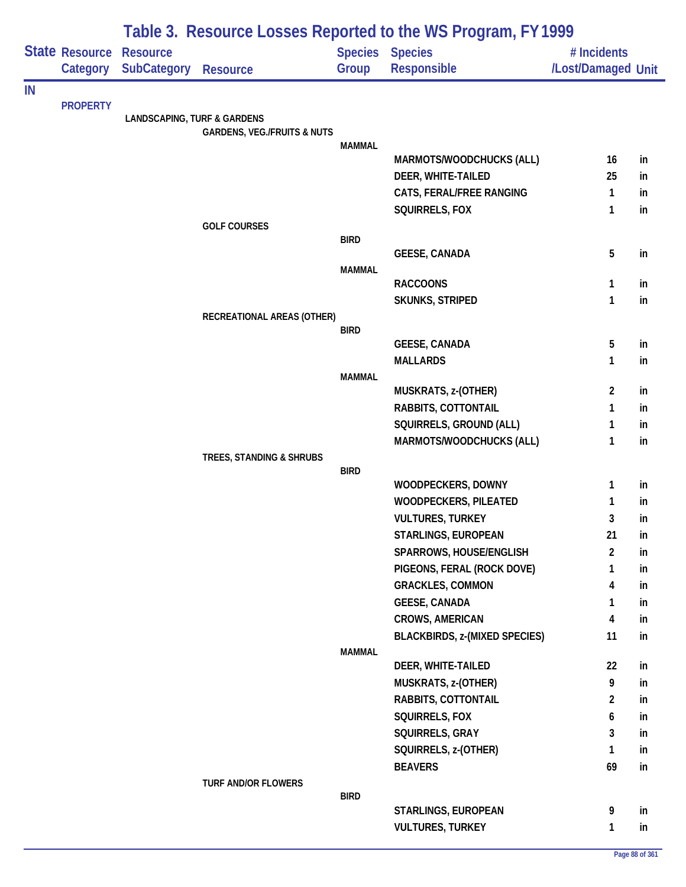# Table 3. Resource Losses Reported to the WS Program, FY 1999

| State | Resource Category | Resource SubCategory | Resource | Species Group | Species Responsible | # Incidents /Lost/Damaged | Unit |
|---|---|---|---|---|---|---|---|
| IN | | | | | | | |
| | PROPERTY | | | | | | |
| | | LANDSCAPING, TURF & GARDENS | | | | | |
| | | | GARDENS, VEG./FRUITS & NUTS | | | | |
| | | | | MAMMAL | | | |
| | | | | | MARMOTS/WOODCHUCKS (ALL) | 16 | in |
| | | | | | DEER, WHITE-TAILED | 25 | in |
| | | | | | CATS, FERAL/FREE RANGING | 1 | in |
| | | | | | SQUIRRELS, FOX | 1 | in |
| | | | GOLF COURSES | | | | |
| | | | | BIRD | | | |
| | | | | | GEESE, CANADA | 5 | in |
| | | | | MAMMAL | | | |
| | | | | | RACCOONS | 1 | in |
| | | | | | SKUNKS, STRIPED | 1 | in |
| | | | RECREATIONAL AREAS (OTHER) | | | | |
| | | | | BIRD | | | |
| | | | | | GEESE, CANADA | 5 | in |
| | | | | | MALLARDS | 1 | in |
| | | | | MAMMAL | | | |
| | | | | | MUSKRATS, z-(OTHER) | 2 | in |
| | | | | | RABBITS, COTTONTAIL | 1 | in |
| | | | | | SQUIRRELS, GROUND (ALL) | 1 | in |
| | | | | | MARMOTS/WOODCHUCKS (ALL) | 1 | in |
| | | | TREES, STANDING & SHRUBS | | | | |
| | | | | BIRD | | | |
| | | | | | WOODPECKERS, DOWNY | 1 | in |
| | | | | | WOODPECKERS, PILEATED | 1 | in |
| | | | | | VULTURES, TURKEY | 3 | in |
| | | | | | STARLINGS, EUROPEAN | 21 | in |
| | | | | | SPARROWS, HOUSE/ENGLISH | 2 | in |
| | | | | | PIGEONS, FERAL (ROCK DOVE) | 1 | in |
| | | | | | GRACKLES, COMMON | 4 | in |
| | | | | | GEESE, CANADA | 1 | in |
| | | | | | CROWS, AMERICAN | 4 | in |
| | | | | | BLACKBIRDS, z-(MIXED SPECIES) | 11 | in |
| | | | | MAMMAL | | | |
| | | | | | DEER, WHITE-TAILED | 22 | in |
| | | | | | MUSKRATS, z-(OTHER) | 9 | in |
| | | | | | RABBITS, COTTONTAIL | 2 | in |
| | | | | | SQUIRRELS, FOX | 6 | in |
| | | | | | SQUIRRELS, GRAY | 3 | in |
| | | | | | SQUIRRELS, z-(OTHER) | 1 | in |
| | | | | | BEAVERS | 69 | in |
| | | | TURF AND/OR FLOWERS | | | | |
| | | | | BIRD | | | |
| | | | | | STARLINGS, EUROPEAN | 9 | in |
| | | | | | VULTURES, TURKEY | 1 | in |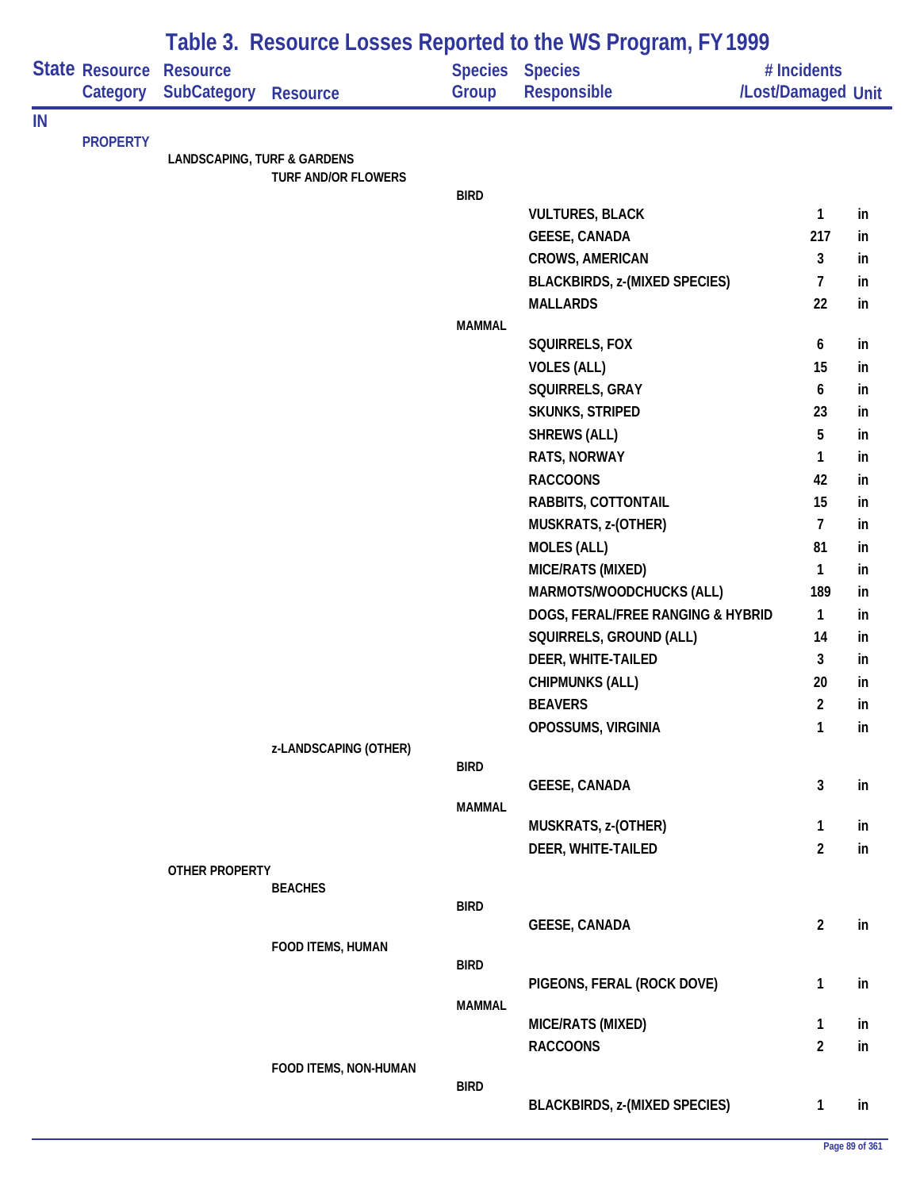# Table 3. Resource Losses Reported to the WS Program, FY 1999

| State | Resource Category | Resource SubCategory | Resource | Species Group | Species Responsible | # Incidents /Lost/Damaged | Unit |
|---|---|---|---|---|---|---|---|
| IN | | | | | | | |
| | PROPERTY | | | | | | |
| | | LANDSCAPING, TURF & GARDENS | | | | | |
| | | | TURF AND/OR FLOWERS | | | | |
| | | | | BIRD | | | |
| | | | | | VULTURES, BLACK | 1 | in |
| | | | | | GEESE, CANADA | 217 | in |
| | | | | | CROWS, AMERICAN | 3 | in |
| | | | | | BLACKBIRDS, z-(MIXED SPECIES) | 7 | in |
| | | | | | MALLARDS | 22 | in |
| | | | | MAMMAL | | | |
| | | | | | SQUIRRELS, FOX | 6 | in |
| | | | | | VOLES (ALL) | 15 | in |
| | | | | | SQUIRRELS, GRAY | 6 | in |
| | | | | | SKUNKS, STRIPED | 23 | in |
| | | | | | SHREWS (ALL) | 5 | in |
| | | | | | RATS, NORWAY | 1 | in |
| | | | | | RACCOONS | 42 | in |
| | | | | | RABBITS, COTTONTAIL | 15 | in |
| | | | | | MUSKRATS, z-(OTHER) | 7 | in |
| | | | | | MOLES (ALL) | 81 | in |
| | | | | | MICE/RATS (MIXED) | 1 | in |
| | | | | | MARMOTS/WOODCHUCKS (ALL) | 189 | in |
| | | | | | DOGS, FERAL/FREE RANGING & HYBRID | 1 | in |
| | | | | | SQUIRRELS, GROUND (ALL) | 14 | in |
| | | | | | DEER, WHITE-TAILED | 3 | in |
| | | | | | CHIPMUNKS (ALL) | 20 | in |
| | | | | | BEAVERS | 2 | in |
| | | | | | OPOSSUMS, VIRGINIA | 1 | in |
| | | | z-LANDSCAPING (OTHER) | | | | |
| | | | | BIRD | | | |
| | | | | | GEESE, CANADA | 3 | in |
| | | | | MAMMAL | | | |
| | | | | | MUSKRATS, z-(OTHER) | 1 | in |
| | | | | | DEER, WHITE-TAILED | 2 | in |
| | | OTHER PROPERTY | | | | | |
| | | | BEACHES | | | | |
| | | | | BIRD | | | |
| | | | | | GEESE, CANADA | 2 | in |
| | | | FOOD ITEMS, HUMAN | | | | |
| | | | | BIRD | | | |
| | | | | | PIGEONS, FERAL (ROCK DOVE) | 1 | in |
| | | | | MAMMAL | | | |
| | | | | | MICE/RATS (MIXED) | 1 | in |
| | | | | | RACCOONS | 2 | in |
| | | | FOOD ITEMS, NON-HUMAN | | | | |
| | | | | BIRD | | | |
| | | | | | BLACKBIRDS, z-(MIXED SPECIES) | 1 | in |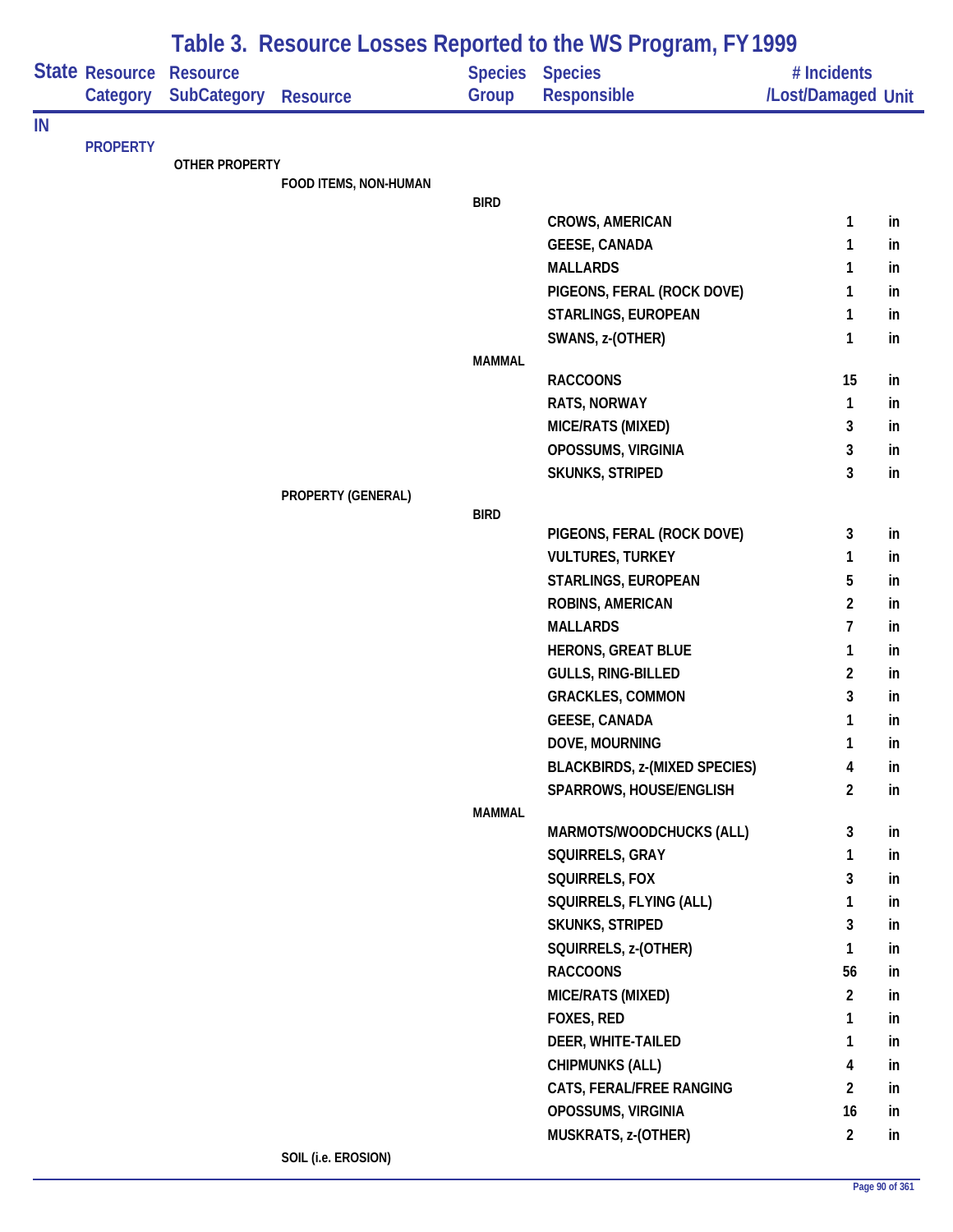## Table 3. Resource Losses Reported to the WS Program, FY 1999

| State | Resource Category | Resource SubCategory | Resource | Species Group | Species Responsible | # Incidents /Lost/Damaged | Unit |
|---|---|---|---|---|---|---|---|
| IN | | | | | | | |
| | PROPERTY | | | | | | |
| | | OTHER PROPERTY | | | | | |
| | | | FOOD ITEMS, NON-HUMAN | | | | |
| | | | | BIRD | | | |
| | | | | | CROWS, AMERICAN | 1 | in |
| | | | | | GEESE, CANADA | 1 | in |
| | | | | | MALLARDS | 1 | in |
| | | | | | PIGEONS, FERAL (ROCK DOVE) | 1 | in |
| | | | | | STARLINGS, EUROPEAN | 1 | in |
| | | | | | SWANS, z-(OTHER) | 1 | in |
| | | | | MAMMAL | | | |
| | | | | | RACCOONS | 15 | in |
| | | | | | RATS, NORWAY | 1 | in |
| | | | | | MICE/RATS (MIXED) | 3 | in |
| | | | | | OPOSSUMS, VIRGINIA | 3 | in |
| | | | | | SKUNKS, STRIPED | 3 | in |
| | | | PROPERTY (GENERAL) | | | | |
| | | | | BIRD | | | |
| | | | | | PIGEONS, FERAL (ROCK DOVE) | 3 | in |
| | | | | | VULTURES, TURKEY | 1 | in |
| | | | | | STARLINGS, EUROPEAN | 5 | in |
| | | | | | ROBINS, AMERICAN | 2 | in |
| | | | | | MALLARDS | 7 | in |
| | | | | | HERONS, GREAT BLUE | 1 | in |
| | | | | | GULLS, RING-BILLED | 2 | in |
| | | | | | GRACKLES, COMMON | 3 | in |
| | | | | | GEESE, CANADA | 1 | in |
| | | | | | DOVE, MOURNING | 1 | in |
| | | | | | BLACKBIRDS, z-(MIXED SPECIES) | 4 | in |
| | | | | | SPARROWS, HOUSE/ENGLISH | 2 | in |
| | | | | MAMMAL | | | |
| | | | | | MARMOTS/WOODCHUCKS (ALL) | 3 | in |
| | | | | | SQUIRRELS, GRAY | 1 | in |
| | | | | | SQUIRRELS, FOX | 3 | in |
| | | | | | SQUIRRELS, FLYING (ALL) | 1 | in |
| | | | | | SKUNKS, STRIPED | 3 | in |
| | | | | | SQUIRRELS, z-(OTHER) | 1 | in |
| | | | | | RACCOONS | 56 | in |
| | | | | | MICE/RATS (MIXED) | 2 | in |
| | | | | | FOXES, RED | 1 | in |
| | | | | | DEER, WHITE-TAILED | 1 | in |
| | | | | | CHIPMUNKS (ALL) | 4 | in |
| | | | | | CATS, FERAL/FREE RANGING | 2 | in |
| | | | | | OPOSSUMS, VIRGINIA | 16 | in |
| | | | | | MUSKRATS, z-(OTHER) | 2 | in |
| | | | SOIL (i.e. EROSION) | | | | |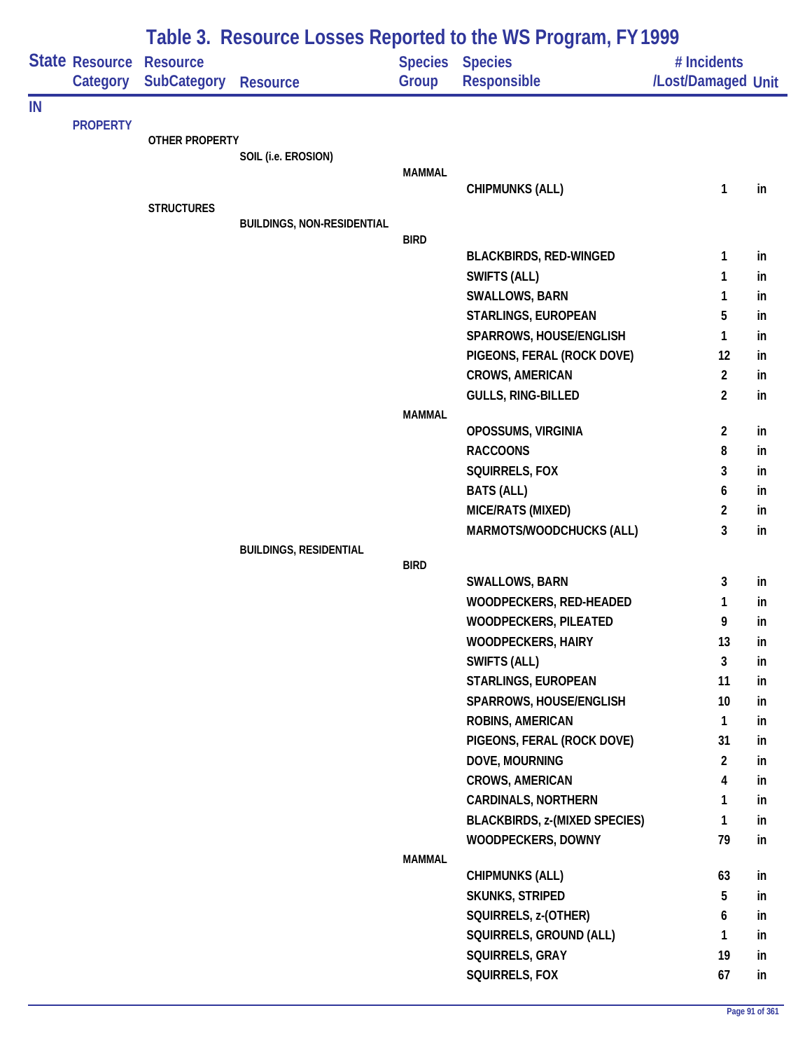# Table 3. Resource Losses Reported to the WS Program, FY 1999

| State | Resource Category | Resource SubCategory | Resource | Species Group | Species Responsible | # Incidents /Lost/Damaged | Unit |
|---|---|---|---|---|---|---|---|
| IN | | | | | | | |
| | PROPERTY | | | | | | |
| | | OTHER PROPERTY | | | | | |
| | | | SOIL (i.e. EROSION) | | | | |
| | | | | MAMMAL | | | |
| | | | | | CHIPMUNKS (ALL) | 1 | in |
| | | STRUCTURES | | | | | |
| | | | BUILDINGS, NON-RESIDENTIAL | | | | |
| | | | | BIRD | | | |
| | | | | | BLACKBIRDS, RED-WINGED | 1 | in |
| | | | | | SWIFTS (ALL) | 1 | in |
| | | | | | SWALLOWS, BARN | 1 | in |
| | | | | | STARLINGS, EUROPEAN | 5 | in |
| | | | | | SPARROWS, HOUSE/ENGLISH | 1 | in |
| | | | | | PIGEONS, FERAL (ROCK DOVE) | 12 | in |
| | | | | | CROWS, AMERICAN | 2 | in |
| | | | | | GULLS, RING-BILLED | 2 | in |
| | | | | MAMMAL | | | |
| | | | | | OPOSSUMS, VIRGINIA | 2 | in |
| | | | | | RACCOONS | 8 | in |
| | | | | | SQUIRRELS, FOX | 3 | in |
| | | | | | BATS (ALL) | 6 | in |
| | | | | | MICE/RATS (MIXED) | 2 | in |
| | | | | | MARMOTS/WOODCHUCKS (ALL) | 3 | in |
| | | | BUILDINGS, RESIDENTIAL | | | | |
| | | | | BIRD | | | |
| | | | | | SWALLOWS, BARN | 3 | in |
| | | | | | WOODPECKERS, RED-HEADED | 1 | in |
| | | | | | WOODPECKERS, PILEATED | 9 | in |
| | | | | | WOODPECKERS, HAIRY | 13 | in |
| | | | | | SWIFTS (ALL) | 3 | in |
| | | | | | STARLINGS, EUROPEAN | 11 | in |
| | | | | | SPARROWS, HOUSE/ENGLISH | 10 | in |
| | | | | | ROBINS, AMERICAN | 1 | in |
| | | | | | PIGEONS, FERAL (ROCK DOVE) | 31 | in |
| | | | | | DOVE, MOURNING | 2 | in |
| | | | | | CROWS, AMERICAN | 4 | in |
| | | | | | CARDINALS, NORTHERN | 1 | in |
| | | | | | BLACKBIRDS, z-(MIXED SPECIES) | 1 | in |
| | | | | | WOODPECKERS, DOWNY | 79 | in |
| | | | | MAMMAL | | | |
| | | | | | CHIPMUNKS (ALL) | 63 | in |
| | | | | | SKUNKS, STRIPED | 5 | in |
| | | | | | SQUIRRELS, z-(OTHER) | 6 | in |
| | | | | | SQUIRRELS, GROUND (ALL) | 1 | in |
| | | | | | SQUIRRELS, GRAY | 19 | in |
| | | | | | SQUIRRELS, FOX | 67 | in |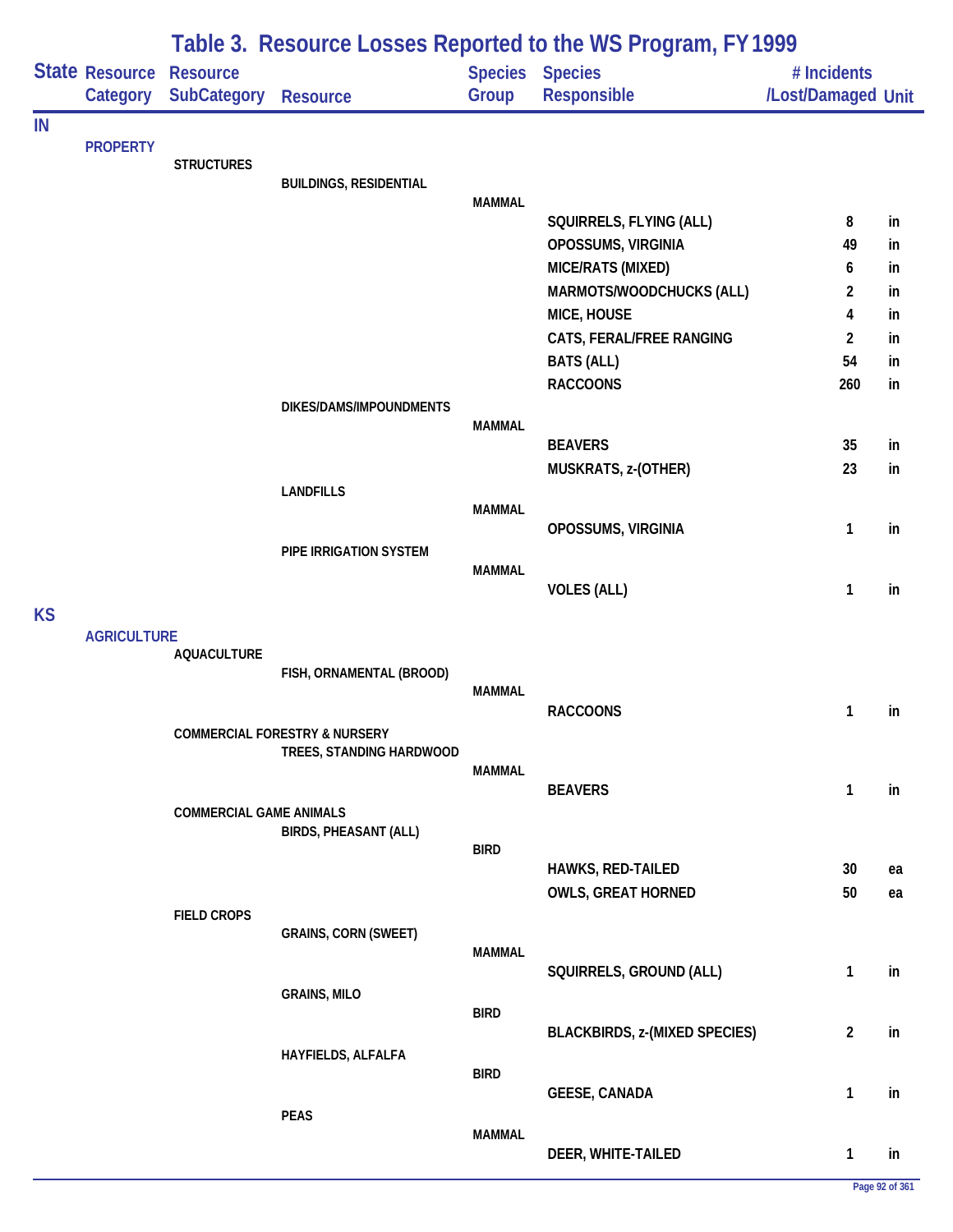## Table 3. Resource Losses Reported to the WS Program, FY 1999

| State | Resource Category | Resource SubCategory | Resource | Species Group | Species Responsible | # Incidents /Lost/Damaged | Unit |
|---|---|---|---|---|---|---|---|
| IN | | | | | | | |
| | PROPERTY | | | | | | |
| | | STRUCTURES | | | | | |
| | | | BUILDINGS, RESIDENTIAL | | | | |
| | | | | MAMMAL | | | |
| | | | | | SQUIRRELS, FLYING (ALL) | 8 | in |
| | | | | | OPOSSUMS, VIRGINIA | 49 | in |
| | | | | | MICE/RATS (MIXED) | 6 | in |
| | | | | | MARMOTS/WOODCHUCKS (ALL) | 2 | in |
| | | | | | MICE, HOUSE | 4 | in |
| | | | | | CATS, FERAL/FREE RANGING | 2 | in |
| | | | | | BATS (ALL) | 54 | in |
| | | | | | RACCOONS | 260 | in |
| | | | DIKES/DAMS/IMPOUNDMENTS | | | | |
| | | | | MAMMAL | | | |
| | | | | | BEAVERS | 35 | in |
| | | | | | MUSKRATS, z-(OTHER) | 23 | in |
| | | | LANDFILLS | | | | |
| | | | | MAMMAL | | | |
| | | | | | OPOSSUMS, VIRGINIA | 1 | in |
| | | | PIPE IRRIGATION SYSTEM | | | | |
| | | | | MAMMAL | | | |
| | | | | | VOLES (ALL) | 1 | in |
| KS | | | | | | | |
| | AGRICULTURE | | | | | | |
| | | AQUACULTURE | | | | | |
| | | | FISH, ORNAMENTAL (BROOD) | | | | |
| | | | | MAMMAL | | | |
| | | | | | RACCOONS | 1 | in |
| | | COMMERCIAL FORESTRY & NURSERY | | | | | |
| | | | TREES, STANDING HARDWOOD | | | | |
| | | | | MAMMAL | | | |
| | | | | | BEAVERS | 1 | in |
| | | COMMERCIAL GAME ANIMALS | | | | | |
| | | | BIRDS, PHEASANT (ALL) | | | | |
| | | | | BIRD | | | |
| | | | | | HAWKS, RED-TAILED | 30 | ea |
| | | | | | OWLS, GREAT HORNED | 50 | ea |
| | | FIELD CROPS | | | | | |
| | | | GRAINS, CORN (SWEET) | | | | |
| | | | | MAMMAL | | | |
| | | | | | SQUIRRELS, GROUND (ALL) | 1 | in |
| | | | GRAINS, MILO | | | | |
| | | | | BIRD | | | |
| | | | | | BLACKBIRDS, z-(MIXED SPECIES) | 2 | in |
| | | | HAYFIELDS, ALFALFA | | | | |
| | | | | BIRD | | | |
| | | | | | GEESE, CANADA | 1 | in |
| | | | PEAS | | | | |
| | | | | MAMMAL | | | |
| | | | | | DEER, WHITE-TAILED | 1 | in |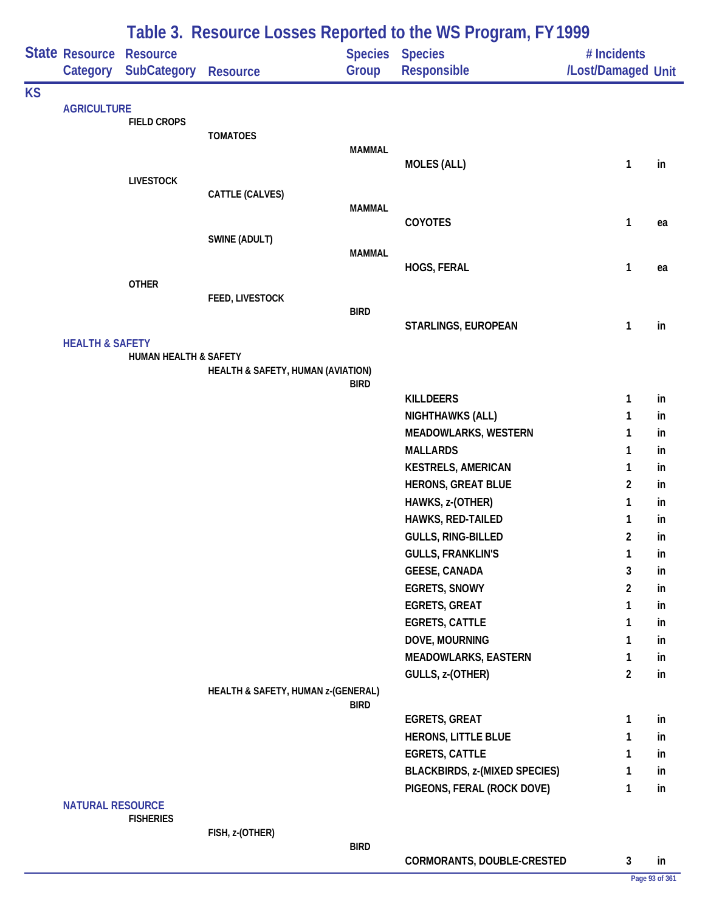# Table 3. Resource Losses Reported to the WS Program, FY 1999

| State | Resource Category | Resource SubCategory | Resource | Species Group | Species Responsible | # Incidents /Lost/Damaged | Unit |
|---|---|---|---|---|---|---|---|
| KS | | | | | | | |
| | AGRICULTURE | | | | | | |
| | | FIELD CROPS | | | | | |
| | | | TOMATOES | | | | |
| | | | | MAMMAL | | | |
| | | | | | MOLES (ALL) | 1 | in |
| | | LIVESTOCK | | | | | |
| | | | CATTLE (CALVES) | | | | |
| | | | | MAMMAL | | | |
| | | | | | COYOTES | 1 | ea |
| | | | SWINE (ADULT) | | | | |
| | | | | MAMMAL | | | |
| | | | | | HOGS, FERAL | 1 | ea |
| | | OTHER | | | | | |
| | | | FEED, LIVESTOCK | | | | |
| | | | | BIRD | | | |
| | | | | | STARLINGS, EUROPEAN | 1 | in |
| | HEALTH & SAFETY | | | | | | |
| | | HUMAN HEALTH & SAFETY | | | | | |
| | | | HEALTH & SAFETY, HUMAN (AVIATION) | | | | |
| | | | | BIRD | | | |
| | | | | | KILLDEERS | 1 | in |
| | | | | | NIGHTHAWKS (ALL) | 1 | in |
| | | | | | MEADOWLARKS, WESTERN | 1 | in |
| | | | | | MALLARDS | 1 | in |
| | | | | | KESTRELS, AMERICAN | 1 | in |
| | | | | | HERONS, GREAT BLUE | 2 | in |
| | | | | | HAWKS, z-(OTHER) | 1 | in |
| | | | | | HAWKS, RED-TAILED | 1 | in |
| | | | | | GULLS, RING-BILLED | 2 | in |
| | | | | | GULLS, FRANKLIN'S | 1 | in |
| | | | | | GEESE, CANADA | 3 | in |
| | | | | | EGRETS, SNOWY | 2 | in |
| | | | | | EGRETS, GREAT | 1 | in |
| | | | | | EGRETS, CATTLE | 1 | in |
| | | | | | DOVE, MOURNING | 1 | in |
| | | | | | MEADOWLARKS, EASTERN | 1 | in |
| | | | | | GULLS, z-(OTHER) | 2 | in |
| | | | HEALTH & SAFETY, HUMAN z-(GENERAL) | | | | |
| | | | | BIRD | | | |
| | | | | | EGRETS, GREAT | 1 | in |
| | | | | | HERONS, LITTLE BLUE | 1 | in |
| | | | | | EGRETS, CATTLE | 1 | in |
| | | | | | BLACKBIRDS, z-(MIXED SPECIES) | 1 | in |
| | | | | | PIGEONS, FERAL (ROCK DOVE) | 1 | in |
| | NATURAL RESOURCE | | | | | | |
| | | FISHERIES | | | | | |
| | | | FISH, z-(OTHER) | | | | |
| | | | | BIRD | | | |
| | | | | | CORMORANTS, DOUBLE-CRESTED | 3 | in |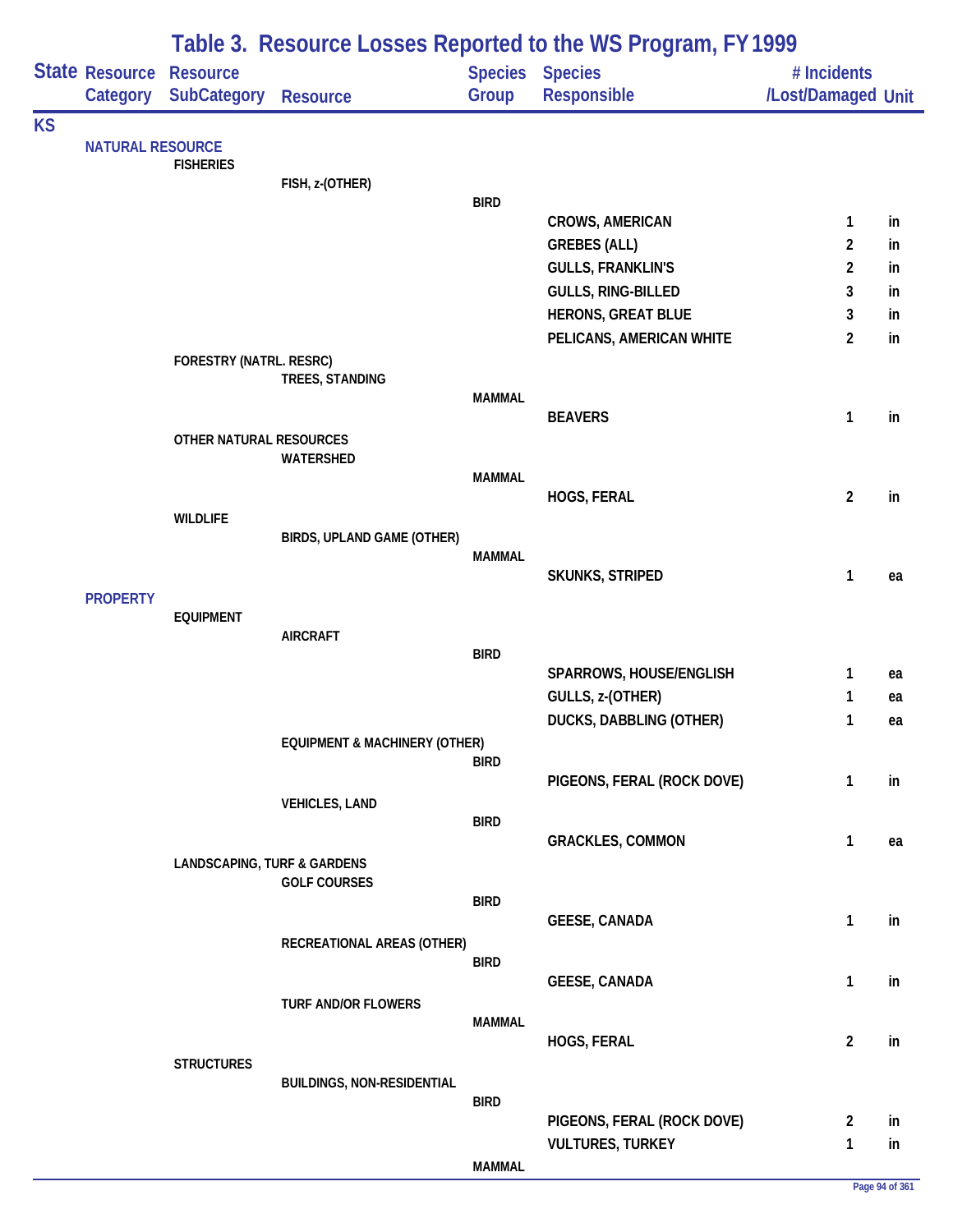# Table 3. Resource Losses Reported to the WS Program, FY 1999

| State | Resource Category | Resource SubCategory | Resource | Species Group | Species Responsible | # Incidents /Lost/Damaged | Unit |
|---|---|---|---|---|---|---|---|
| KS | | | | | | | |
| | NATURAL RESOURCE | | | | | | |
| | | FISHERIES | | | | | |
| | | | FISH, z-(OTHER) | | | | |
| | | | | BIRD | | | |
| | | | | | CROWS, AMERICAN | 1 | in |
| | | | | | GREBES (ALL) | 2 | in |
| | | | | | GULLS, FRANKLIN'S | 2 | in |
| | | | | | GULLS, RING-BILLED | 3 | in |
| | | | | | HERONS, GREAT BLUE | 3 | in |
| | | | | | PELICANS, AMERICAN WHITE | 2 | in |
| | | FORESTRY (NATRL. RESRC) | | | | | |
| | | | TREES, STANDING | | | | |
| | | | | MAMMAL | | | |
| | | | | | BEAVERS | 1 | in |
| | | OTHER NATURAL RESOURCES | | | | | |
| | | | WATERSHED | | | | |
| | | | | MAMMAL | | | |
| | | | | | HOGS, FERAL | 2 | in |
| | | WILDLIFE | | | | | |
| | | | BIRDS, UPLAND GAME (OTHER) | | | | |
| | | | | MAMMAL | | | |
| | | | | | SKUNKS, STRIPED | 1 | ea |
| | PROPERTY | | | | | | |
| | | EQUIPMENT | | | | | |
| | | | AIRCRAFT | | | | |
| | | | | BIRD | | | |
| | | | | | SPARROWS, HOUSE/ENGLISH | 1 | ea |
| | | | | | GULLS, z-(OTHER) | 1 | ea |
| | | | | | DUCKS, DABBLING (OTHER) | 1 | ea |
| | | | EQUIPMENT & MACHINERY (OTHER) | | | | |
| | | | | BIRD | | | |
| | | | | | PIGEONS, FERAL (ROCK DOVE) | 1 | in |
| | | | VEHICLES, LAND | | | | |
| | | | | BIRD | | | |
| | | | | | GRACKLES, COMMON | 1 | ea |
| | | LANDSCAPING, TURF & GARDENS | | | | | |
| | | | GOLF COURSES | | | | |
| | | | | BIRD | | | |
| | | | | | GEESE, CANADA | 1 | in |
| | | | RECREATIONAL AREAS (OTHER) | | | | |
| | | | | BIRD | | | |
| | | | | | GEESE, CANADA | 1 | in |
| | | | TURF AND/OR FLOWERS | | | | |
| | | | | MAMMAL | | | |
| | | | | | HOGS, FERAL | 2 | in |
| | | STRUCTURES | | | | | |
| | | | BUILDINGS, NON-RESIDENTIAL | | | | |
| | | | | BIRD | | | |
| | | | | | PIGEONS, FERAL (ROCK DOVE) | 2 | in |
| | | | | | VULTURES, TURKEY | 1 | in |
| | | | | MAMMAL | | | |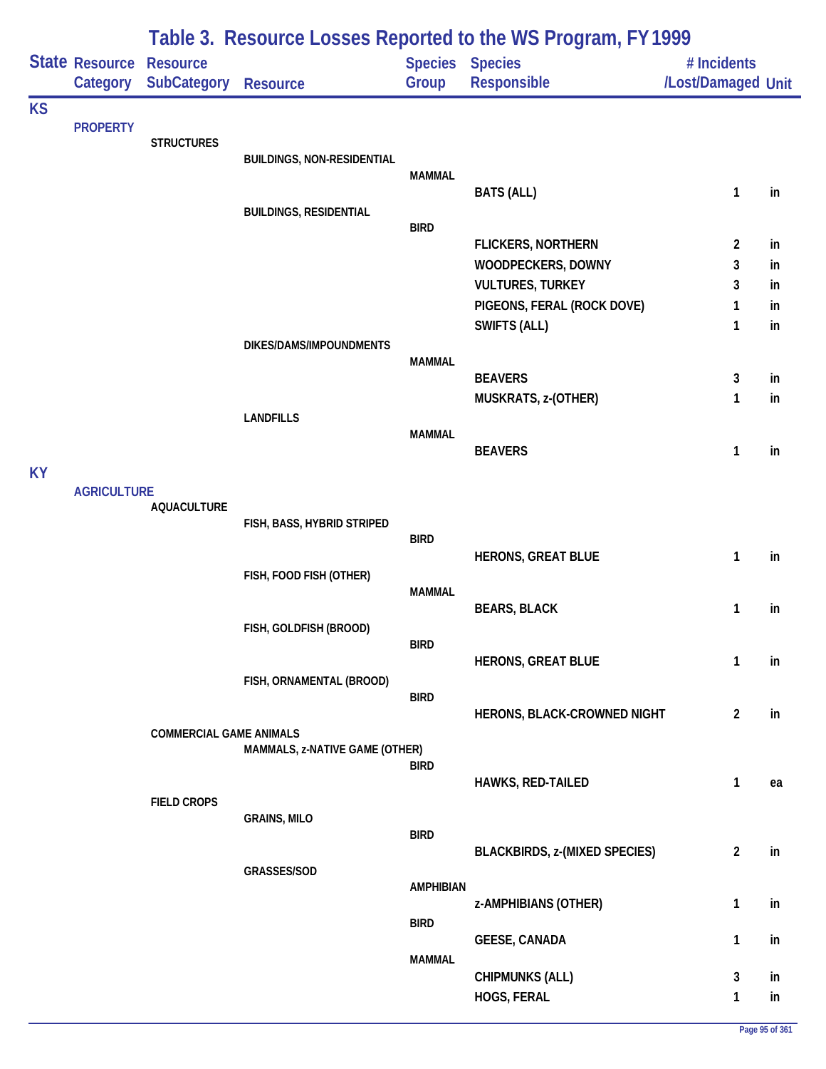# Table 3. Resource Losses Reported to the WS Program, FY 1999

| State | Resource Category | Resource SubCategory | Resource | Species Group | Species Responsible | # Incidents /Lost/Damaged | Unit |
|---|---|---|---|---|---|---|---|
| KS | | | | | | | |
| | PROPERTY | | | | | | |
| | | STRUCTURES | | | | | |
| | | | BUILDINGS, NON-RESIDENTIAL | | | | |
| | | | | MAMMAL | | | |
| | | | | | BATS (ALL) | 1 | in |
| | | | BUILDINGS, RESIDENTIAL | | | | |
| | | | | BIRD | | | |
| | | | | | FLICKERS, NORTHERN | 2 | in |
| | | | | | WOODPECKERS, DOWNY | 3 | in |
| | | | | | VULTURES, TURKEY | 3 | in |
| | | | | | PIGEONS, FERAL (ROCK DOVE) | 1 | in |
| | | | | | SWIFTS (ALL) | 1 | in |
| | | | DIKES/DAMS/IMPOUNDMENTS | | | | |
| | | | | MAMMAL | | | |
| | | | | | BEAVERS | 3 | in |
| | | | | | MUSKRATS, z-(OTHER) | 1 | in |
| | | | LANDFILLS | | | | |
| | | | | MAMMAL | | | |
| | | | | | BEAVERS | 1 | in |
| KY | | | | | | | |
| | AGRICULTURE | | | | | | |
| | | AQUACULTURE | | | | | |
| | | | FISH, BASS, HYBRID STRIPED | | | | |
| | | | | BIRD | | | |
| | | | | | HERONS, GREAT BLUE | 1 | in |
| | | | FISH, FOOD FISH (OTHER) | | | | |
| | | | | MAMMAL | | | |
| | | | | | BEARS, BLACK | 1 | in |
| | | | FISH, GOLDFISH (BROOD) | | | | |
| | | | | BIRD | | | |
| | | | | | HERONS, GREAT BLUE | 1 | in |
| | | | FISH, ORNAMENTAL (BROOD) | | | | |
| | | | | BIRD | | | |
| | | | | | HERONS, BLACK-CROWNED NIGHT | 2 | in |
| | | COMMERCIAL GAME ANIMALS | | | | | |
| | | | MAMMALS, z-NATIVE GAME (OTHER) | | | | |
| | | | | BIRD | | | |
| | | | | | HAWKS, RED-TAILED | 1 | ea |
| | | FIELD CROPS | | | | | |
| | | | GRAINS, MILO | | | | |
| | | | | BIRD | | | |
| | | | | | BLACKBIRDS, z-(MIXED SPECIES) | 2 | in |
| | | | GRASSES/SOD | | | | |
| | | | | AMPHIBIAN | | | |
| | | | | | z-AMPHIBIANS (OTHER) | 1 | in |
| | | | | BIRD | | | |
| | | | | | GEESE, CANADA | 1 | in |
| | | | | MAMMAL | | | |
| | | | | | CHIPMUNKS (ALL) | 3 | in |
| | | | | | HOGS, FERAL | 1 | in |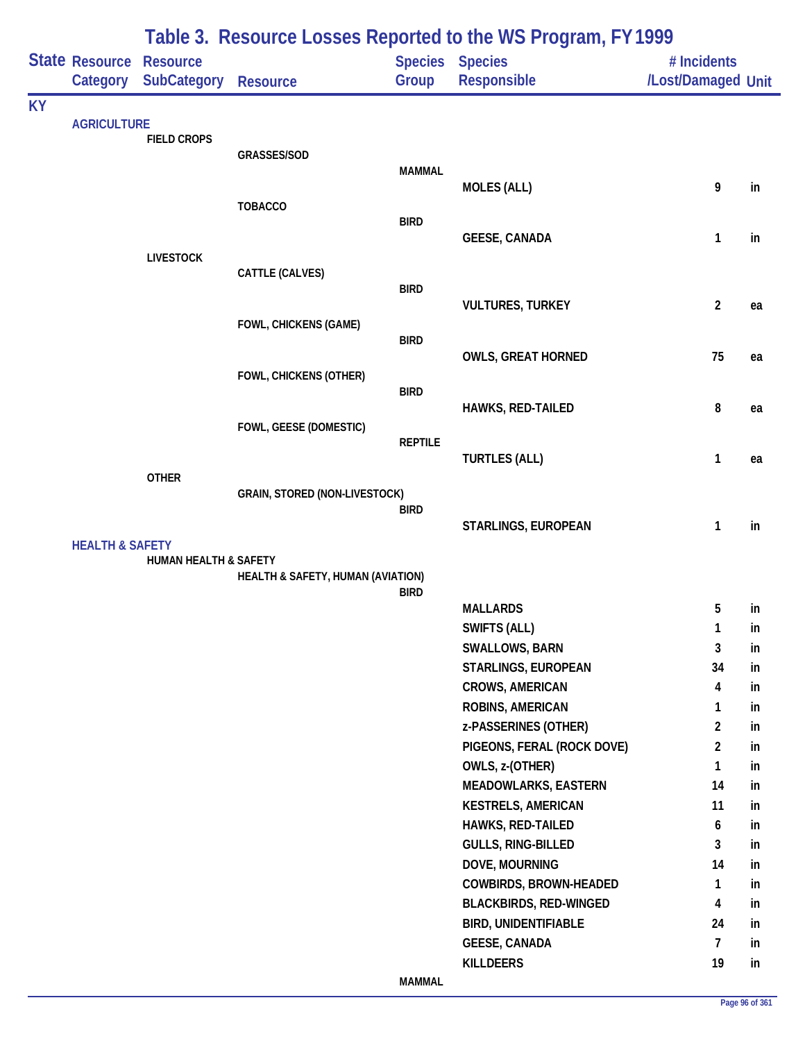# Table 3. Resource Losses Reported to the WS Program, FY 1999

| State | Resource Category | Resource SubCategory | Resource | Species Group | Species Responsible | # Incidents /Lost/Damaged | Unit |
|---|---|---|---|---|---|---|---|
| KY | | | | | | | |
| | AGRICULTURE | | | | | | |
| | | FIELD CROPS | | | | | |
| | | | GRASSES/SOD | | | | |
| | | | | MAMMAL | | | |
| | | | | | MOLES (ALL) | 9 | in |
| | | | TOBACCO | | | | |
| | | | | BIRD | | | |
| | | | | | GEESE, CANADA | 1 | in |
| | | LIVESTOCK | | | | | |
| | | | CATTLE (CALVES) | | | | |
| | | | | BIRD | | | |
| | | | | | VULTURES, TURKEY | 2 | ea |
| | | | FOWL, CHICKENS (GAME) | | | | |
| | | | | BIRD | | | |
| | | | | | OWLS, GREAT HORNED | 75 | ea |
| | | | FOWL, CHICKENS (OTHER) | | | | |
| | | | | BIRD | | | |
| | | | | | HAWKS, RED-TAILED | 8 | ea |
| | | | FOWL, GEESE (DOMESTIC) | | | | |
| | | | | REPTILE | | | |
| | | | | | TURTLES (ALL) | 1 | ea |
| | | OTHER | | | | | |
| | | | GRAIN, STORED (NON-LIVESTOCK) | | | | |
| | | | | BIRD | | | |
| | | | | | STARLINGS, EUROPEAN | 1 | in |
| | HEALTH & SAFETY | | | | | | |
| | | HUMAN HEALTH & SAFETY | | | | | |
| | | | HEALTH & SAFETY, HUMAN (AVIATION) | | | | |
| | | | | BIRD | | | |
| | | | | | MALLARDS | 5 | in |
| | | | | | SWIFTS (ALL) | 1 | in |
| | | | | | SWALLOWS, BARN | 3 | in |
| | | | | | STARLINGS, EUROPEAN | 34 | in |
| | | | | | CROWS, AMERICAN | 4 | in |
| | | | | | ROBINS, AMERICAN | 1 | in |
| | | | | | z-PASSERINES (OTHER) | 2 | in |
| | | | | | PIGEONS, FERAL (ROCK DOVE) | 2 | in |
| | | | | | OWLS, z-(OTHER) | 1 | in |
| | | | | | MEADOWLARKS, EASTERN | 14 | in |
| | | | | | KESTRELS, AMERICAN | 11 | in |
| | | | | | HAWKS, RED-TAILED | 6 | in |
| | | | | | GULLS, RING-BILLED | 3 | in |
| | | | | | DOVE, MOURNING | 14 | in |
| | | | | | COWBIRDS, BROWN-HEADED | 1 | in |
| | | | | | BLACKBIRDS, RED-WINGED | 4 | in |
| | | | | | BIRD, UNIDENTIFIABLE | 24 | in |
| | | | | | GEESE, CANADA | 7 | in |
| | | | | | KILLDEERS | 19 | in |
| | | | | MAMMAL | | | |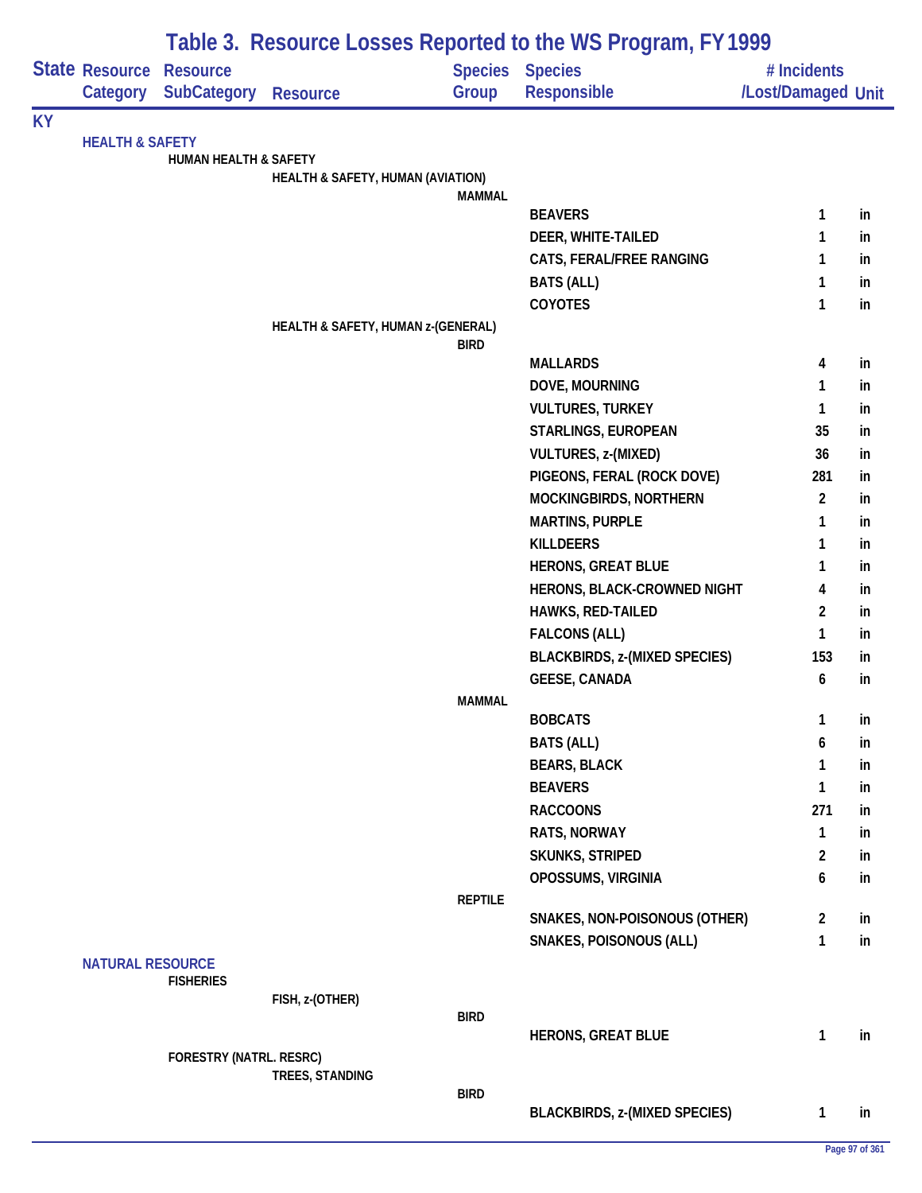## Table 3. Resource Losses Reported to the WS Program, FY 1999

| State | Resource Category | Resource SubCategory | Resource | Species Group | Species Responsible | # Incidents /Lost/Damaged | Unit |
|---|---|---|---|---|---|---|---|
| KY | | | | | | | |
| | HEALTH & SAFETY | | | | | | |
| | | HUMAN HEALTH & SAFETY | | | | | |
| | | | HEALTH & SAFETY, HUMAN (AVIATION) | | | | |
| | | | | MAMMAL | | | |
| | | | | | BEAVERS | 1 | in |
| | | | | | DEER, WHITE-TAILED | 1 | in |
| | | | | | CATS, FERAL/FREE RANGING | 1 | in |
| | | | | | BATS (ALL) | 1 | in |
| | | | | | COYOTES | 1 | in |
| | | | HEALTH & SAFETY, HUMAN z-(GENERAL) | | | | |
| | | | | BIRD | | | |
| | | | | | MALLARDS | 4 | in |
| | | | | | DOVE, MOURNING | 1 | in |
| | | | | | VULTURES, TURKEY | 1 | in |
| | | | | | STARLINGS, EUROPEAN | 35 | in |
| | | | | | VULTURES, z-(MIXED) | 36 | in |
| | | | | | PIGEONS, FERAL (ROCK DOVE) | 281 | in |
| | | | | | MOCKINGBIRDS, NORTHERN | 2 | in |
| | | | | | MARTINS, PURPLE | 1 | in |
| | | | | | KILLDEERS | 1 | in |
| | | | | | HERONS, GREAT BLUE | 1 | in |
| | | | | | HERONS, BLACK-CROWNED NIGHT | 4 | in |
| | | | | | HAWKS, RED-TAILED | 2 | in |
| | | | | | FALCONS (ALL) | 1 | in |
| | | | | | BLACKBIRDS, z-(MIXED SPECIES) | 153 | in |
| | | | | | GEESE, CANADA | 6 | in |
| | | | | MAMMAL | | | |
| | | | | | BOBCATS | 1 | in |
| | | | | | BATS (ALL) | 6 | in |
| | | | | | BEARS, BLACK | 1 | in |
| | | | | | BEAVERS | 1 | in |
| | | | | | RACCOONS | 271 | in |
| | | | | | RATS, NORWAY | 1 | in |
| | | | | | SKUNKS, STRIPED | 2 | in |
| | | | | | OPOSSUMS, VIRGINIA | 6 | in |
| | | | | REPTILE | | | |
| | | | | | SNAKES, NON-POISONOUS (OTHER) | 2 | in |
| | | | | | SNAKES, POISONOUS (ALL) | 1 | in |
| | NATURAL RESOURCE | | | | | | |
| | | FISHERIES | | | | | |
| | | | FISH, z-(OTHER) | | | | |
| | | | | BIRD | | | |
| | | | | | HERONS, GREAT BLUE | 1 | in |
| | | FORESTRY (NATRL. RESRC) | | | | | |
| | | | TREES, STANDING | | | | |
| | | | | BIRD | | | |
| | | | | | BLACKBIRDS, z-(MIXED SPECIES) | 1 | in |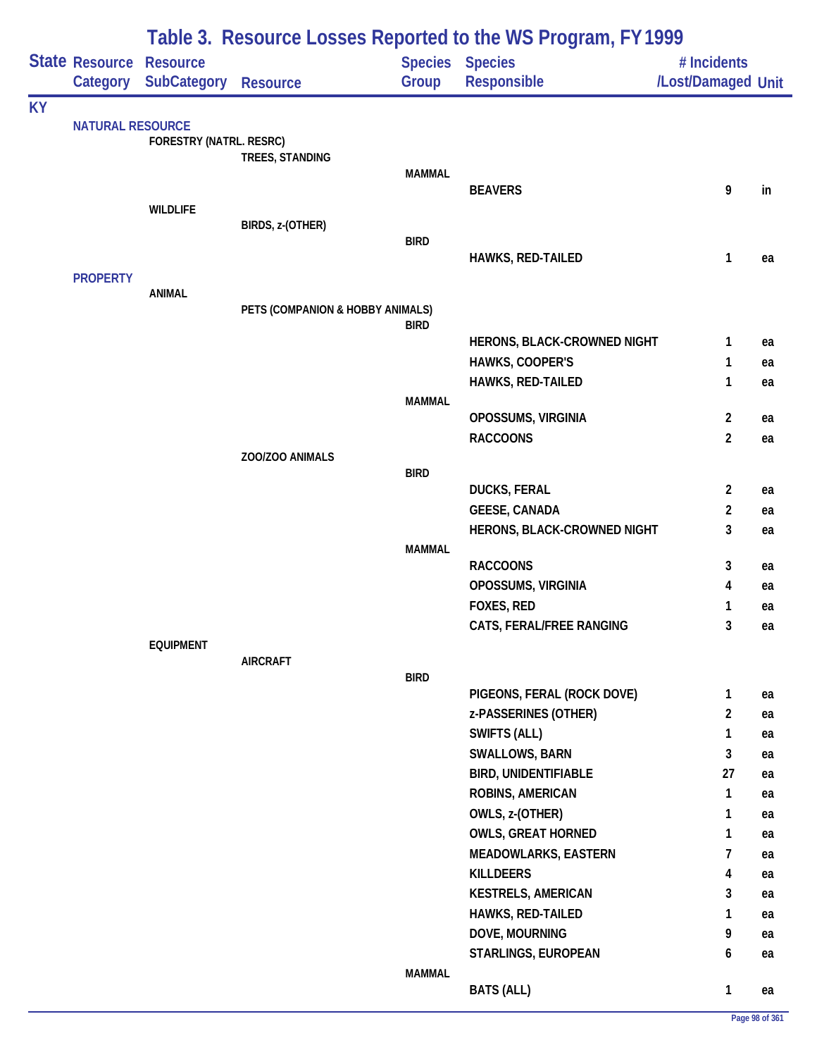# Table 3. Resource Losses Reported to the WS Program, FY 1999

| State | Resource Category | Resource SubCategory | Resource | Species Group | Species Responsible | # Incidents /Lost/Damaged | Unit |
|---|---|---|---|---|---|---|---|
| KY | | | | | | | |
| | NATURAL RESOURCE | | | | | | |
| | | FORESTRY (NATRL. RESRC) | | | | | |
| | | | TREES, STANDING | | | | |
| | | | | MAMMAL | | | |
| | | | | | BEAVERS | 9 | in |
| | | WILDLIFE | | | | | |
| | | | BIRDS, z-(OTHER) | | | | |
| | | | | BIRD | | | |
| | | | | | HAWKS, RED-TAILED | 1 | ea |
| | PROPERTY | | | | | | |
| | | ANIMAL | | | | | |
| | | | PETS (COMPANION & HOBBY ANIMALS) | | | | |
| | | | | BIRD | | | |
| | | | | | HERONS, BLACK-CROWNED NIGHT | 1 | ea |
| | | | | | HAWKS, COOPER'S | 1 | ea |
| | | | | | HAWKS, RED-TAILED | 1 | ea |
| | | | | MAMMAL | | | |
| | | | | | OPOSSUMS, VIRGINIA | 2 | ea |
| | | | | | RACCOONS | 2 | ea |
| | | | ZOO/ZOO ANIMALS | | | | |
| | | | | BIRD | | | |
| | | | | | DUCKS, FERAL | 2 | ea |
| | | | | | GEESE, CANADA | 2 | ea |
| | | | | | HERONS, BLACK-CROWNED NIGHT | 3 | ea |
| | | | | MAMMAL | | | |
| | | | | | RACCOONS | 3 | ea |
| | | | | | OPOSSUMS, VIRGINIA | 4 | ea |
| | | | | | FOXES, RED | 1 | ea |
| | | | | | CATS, FERAL/FREE RANGING | 3 | ea |
| | | EQUIPMENT | | | | | |
| | | | AIRCRAFT | | | | |
| | | | | BIRD | | | |
| | | | | | PIGEONS, FERAL (ROCK DOVE) | 1 | ea |
| | | | | | z-PASSERINES (OTHER) | 2 | ea |
| | | | | | SWIFTS (ALL) | 1 | ea |
| | | | | | SWALLOWS, BARN | 3 | ea |
| | | | | | BIRD, UNIDENTIFIABLE | 27 | ea |
| | | | | | ROBINS, AMERICAN | 1 | ea |
| | | | | | OWLS, z-(OTHER) | 1 | ea |
| | | | | | OWLS, GREAT HORNED | 1 | ea |
| | | | | | MEADOWLARKS, EASTERN | 7 | ea |
| | | | | | KILLDEERS | 4 | ea |
| | | | | | KESTRELS, AMERICAN | 3 | ea |
| | | | | | HAWKS, RED-TAILED | 1 | ea |
| | | | | | DOVE, MOURNING | 9 | ea |
| | | | | | STARLINGS, EUROPEAN | 6 | ea |
| | | | | MAMMAL | | | |
| | | | | | BATS (ALL) | 1 | ea |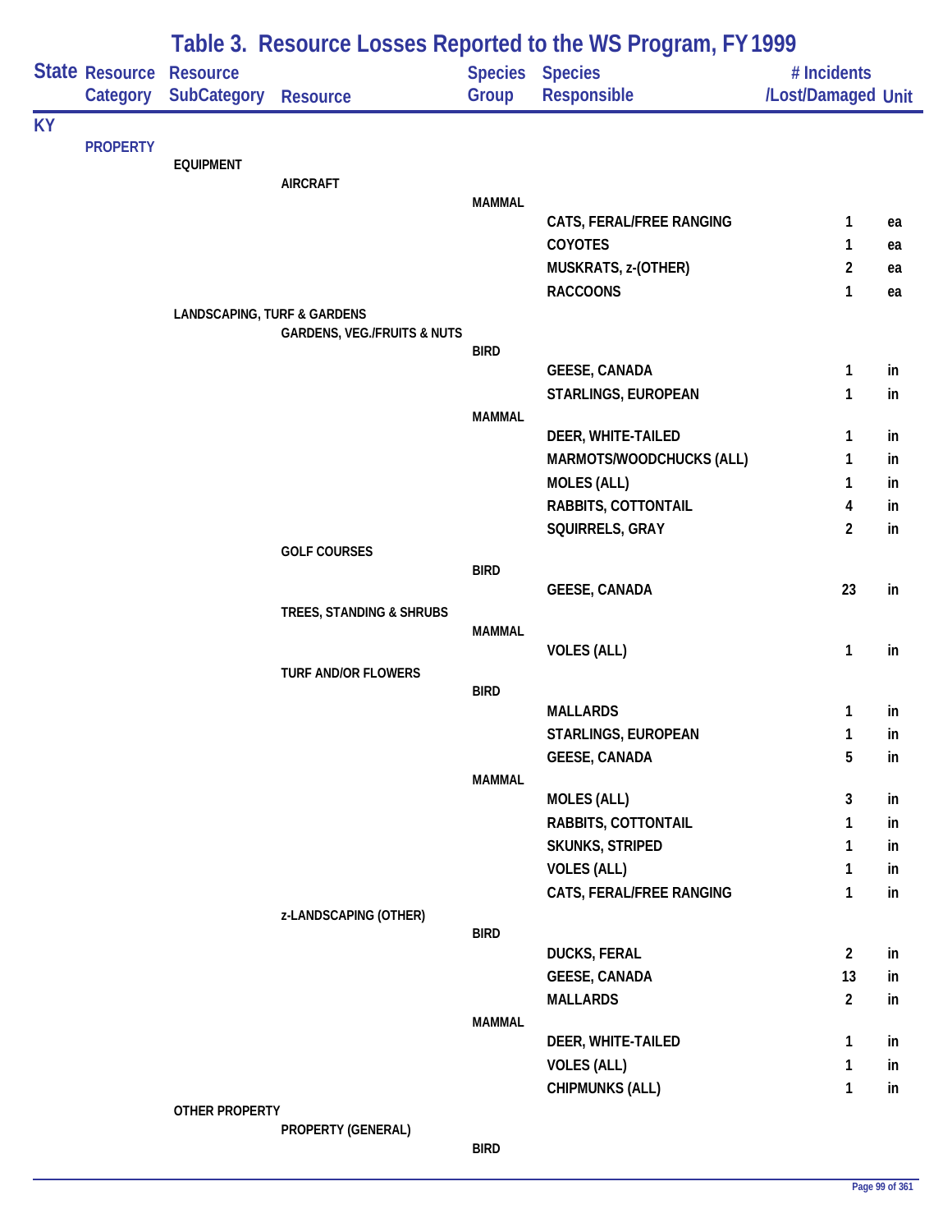# Table 3. Resource Losses Reported to the WS Program, FY 1999

| State | Resource Category | Resource SubCategory | Resource | Species Group | Species Responsible | # Incidents /Lost/Damaged | Unit |
|---|---|---|---|---|---|---|---|
| KY | | | | | | | |
| | PROPERTY | | | | | | |
| | | EQUIPMENT | | | | | |
| | | | AIRCRAFT | | | | |
| | | | | MAMMAL | | | |
| | | | | | CATS, FERAL/FREE RANGING | 1 | ea |
| | | | | | COYOTES | 1 | ea |
| | | | | | MUSKRATS, z-(OTHER) | 2 | ea |
| | | | | | RACCOONS | 1 | ea |
| | | LANDSCAPING, TURF & GARDENS | | | | | |
| | | | GARDENS, VEG./FRUITS & NUTS | | | | |
| | | | | BIRD | | | |
| | | | | | GEESE, CANADA | 1 | in |
| | | | | | STARLINGS, EUROPEAN | 1 | in |
| | | | | MAMMAL | | | |
| | | | | | DEER, WHITE-TAILED | 1 | in |
| | | | | | MARMOTS/WOODCHUCKS (ALL) | 1 | in |
| | | | | | MOLES (ALL) | 1 | in |
| | | | | | RABBITS, COTTONTAIL | 4 | in |
| | | | | | SQUIRRELS, GRAY | 2 | in |
| | | | GOLF COURSES | | | | |
| | | | | BIRD | | | |
| | | | | | GEESE, CANADA | 23 | in |
| | | | TREES, STANDING & SHRUBS | | | | |
| | | | | MAMMAL | | | |
| | | | | | VOLES (ALL) | 1 | in |
| | | | TURF AND/OR FLOWERS | | | | |
| | | | | BIRD | | | |
| | | | | | MALLARDS | 1 | in |
| | | | | | STARLINGS, EUROPEAN | 1 | in |
| | | | | | GEESE, CANADA | 5 | in |
| | | | | MAMMAL | | | |
| | | | | | MOLES (ALL) | 3 | in |
| | | | | | RABBITS, COTTONTAIL | 1 | in |
| | | | | | SKUNKS, STRIPED | 1 | in |
| | | | | | VOLES (ALL) | 1 | in |
| | | | | | CATS, FERAL/FREE RANGING | 1 | in |
| | | | z-LANDSCAPING (OTHER) | | | | |
| | | | | BIRD | | | |
| | | | | | DUCKS, FERAL | 2 | in |
| | | | | | GEESE, CANADA | 13 | in |
| | | | | | MALLARDS | 2 | in |
| | | | | MAMMAL | | | |
| | | | | | DEER, WHITE-TAILED | 1 | in |
| | | | | | VOLES (ALL) | 1 | in |
| | | | | | CHIPMUNKS (ALL) | 1 | in |
| | | OTHER PROPERTY | | | | | |
| | | | PROPERTY (GENERAL) | | | | |
| | | | | BIRD | | | |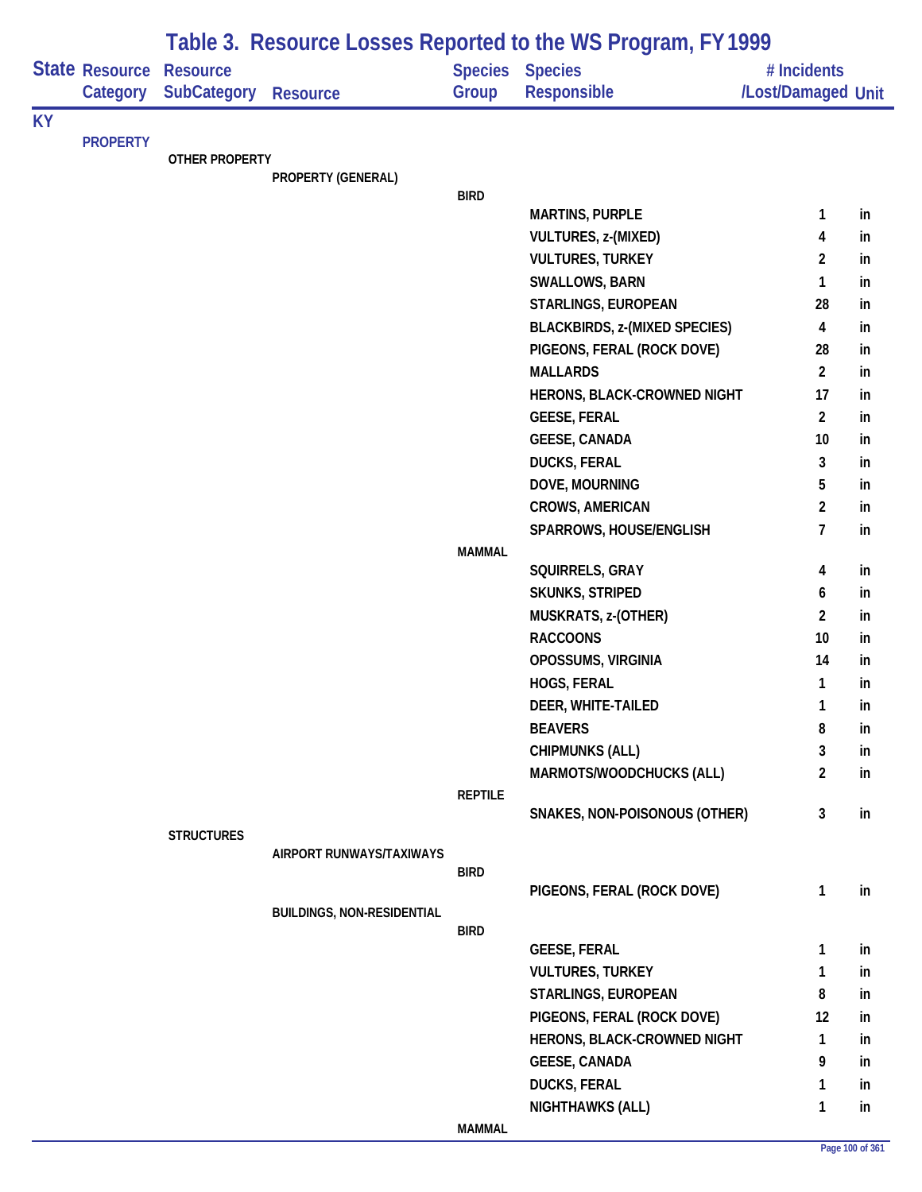# Table 3. Resource Losses Reported to the WS Program, FY 1999

| State | Resource Category | Resource SubCategory | Resource | Species Group | Species Responsible | # Incidents /Lost/Damaged | Unit |
|---|---|---|---|---|---|---|---|
| KY | | | | | | | |
| | PROPERTY | | | | | | |
| | | OTHER PROPERTY | | | | | |
| | | | PROPERTY (GENERAL) | | | | |
| | | | | BIRD | | | |
| | | | | | MARTINS, PURPLE | 1 | in |
| | | | | | VULTURES, z-(MIXED) | 4 | in |
| | | | | | VULTURES, TURKEY | 2 | in |
| | | | | | SWALLOWS, BARN | 1 | in |
| | | | | | STARLINGS, EUROPEAN | 28 | in |
| | | | | | BLACKBIRDS, z-(MIXED SPECIES) | 4 | in |
| | | | | | PIGEONS, FERAL (ROCK DOVE) | 28 | in |
| | | | | | MALLARDS | 2 | in |
| | | | | | HERONS, BLACK-CROWNED NIGHT | 17 | in |
| | | | | | GEESE, FERAL | 2 | in |
| | | | | | GEESE, CANADA | 10 | in |
| | | | | | DUCKS, FERAL | 3 | in |
| | | | | | DOVE, MOURNING | 5 | in |
| | | | | | CROWS, AMERICAN | 2 | in |
| | | | | | SPARROWS, HOUSE/ENGLISH | 7 | in |
| | | | | MAMMAL | | | |
| | | | | | SQUIRRELS, GRAY | 4 | in |
| | | | | | SKUNKS, STRIPED | 6 | in |
| | | | | | MUSKRATS, z-(OTHER) | 2 | in |
| | | | | | RACCOONS | 10 | in |
| | | | | | OPOSSUMS, VIRGINIA | 14 | in |
| | | | | | HOGS, FERAL | 1 | in |
| | | | | | DEER, WHITE-TAILED | 1 | in |
| | | | | | BEAVERS | 8 | in |
| | | | | | CHIPMUNKS (ALL) | 3 | in |
| | | | | | MARMOTS/WOODCHUCKS (ALL) | 2 | in |
| | | | | REPTILE | | | |
| | | | | | SNAKES, NON-POISONOUS (OTHER) | 3 | in |
| | | STRUCTURES | | | | | |
| | | | AIRPORT RUNWAYS/TAXIWAYS | | | | |
| | | | | BIRD | | | |
| | | | | | PIGEONS, FERAL (ROCK DOVE) | 1 | in |
| | | | BUILDINGS, NON-RESIDENTIAL | | | | |
| | | | | BIRD | | | |
| | | | | | GEESE, FERAL | 1 | in |
| | | | | | VULTURES, TURKEY | 1 | in |
| | | | | | STARLINGS, EUROPEAN | 8 | in |
| | | | | | PIGEONS, FERAL (ROCK DOVE) | 12 | in |
| | | | | | HERONS, BLACK-CROWNED NIGHT | 1 | in |
| | | | | | GEESE, CANADA | 9 | in |
| | | | | | DUCKS, FERAL | 1 | in |
| | | | | | NIGHTHAWKS (ALL) | 1 | in |
| | | | | MAMMAL | | | |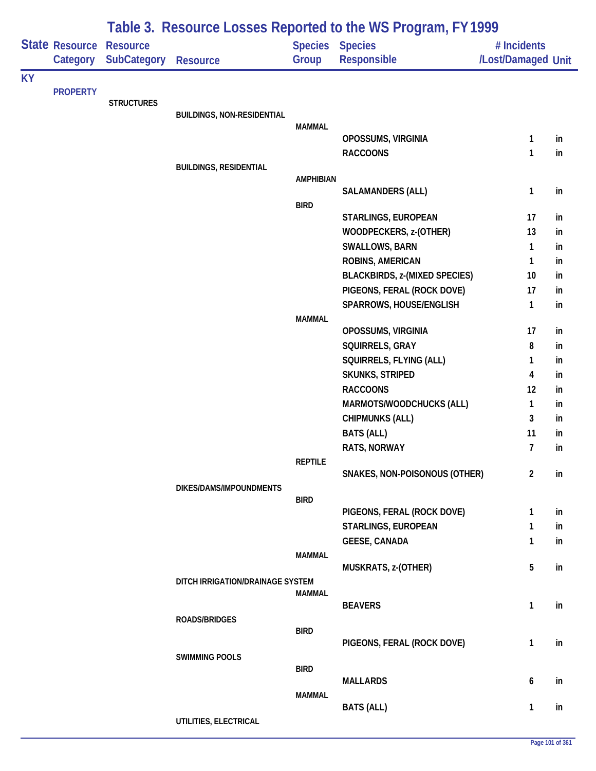## Table 3. Resource Losses Reported to the WS Program, FY 1999

| State | Resource Category | Resource SubCategory | Resource | Species Group | Species Responsible | # Incidents /Lost/Damaged | Unit |
|---|---|---|---|---|---|---|---|
| KY | | | | | | | |
| | PROPERTY | | | | | | |
| | | STRUCTURES | | | | | |
| | | | BUILDINGS, NON-RESIDENTIAL | | | | |
| | | | | MAMMAL | | | |
| | | | | | OPOSSUMS, VIRGINIA | 1 | in |
| | | | | | RACCOONS | 1 | in |
| | | | BUILDINGS, RESIDENTIAL | | | | |
| | | | | AMPHIBIAN | | | |
| | | | | | SALAMANDERS (ALL) | 1 | in |
| | | | | BIRD | | | |
| | | | | | STARLINGS, EUROPEAN | 17 | in |
| | | | | | WOODPECKERS, z-(OTHER) | 13 | in |
| | | | | | SWALLOWS, BARN | 1 | in |
| | | | | | ROBINS, AMERICAN | 1 | in |
| | | | | | BLACKBIRDS, z-(MIXED SPECIES) | 10 | in |
| | | | | | PIGEONS, FERAL (ROCK DOVE) | 17 | in |
| | | | | | SPARROWS, HOUSE/ENGLISH | 1 | in |
| | | | | MAMMAL | | | |
| | | | | | OPOSSUMS, VIRGINIA | 17 | in |
| | | | | | SQUIRRELS, GRAY | 8 | in |
| | | | | | SQUIRRELS, FLYING (ALL) | 1 | in |
| | | | | | SKUNKS, STRIPED | 4 | in |
| | | | | | RACCOONS | 12 | in |
| | | | | | MARMOTS/WOODCHUCKS (ALL) | 1 | in |
| | | | | | CHIPMUNKS (ALL) | 3 | in |
| | | | | | BATS (ALL) | 11 | in |
| | | | | | RATS, NORWAY | 7 | in |
| | | | | REPTILE | | | |
| | | | | | SNAKES, NON-POISONOUS (OTHER) | 2 | in |
| | | | DIKES/DAMS/IMPOUNDMENTS | | | | |
| | | | | BIRD | | | |
| | | | | | PIGEONS, FERAL (ROCK DOVE) | 1 | in |
| | | | | | STARLINGS, EUROPEAN | 1 | in |
| | | | | | GEESE, CANADA | 1 | in |
| | | | | MAMMAL | | | |
| | | | | | MUSKRATS, z-(OTHER) | 5 | in |
| | | | DITCH IRRIGATION/DRAINAGE SYSTEM | | | | |
| | | | | MAMMAL | | | |
| | | | | | BEAVERS | 1 | in |
| | | | ROADS/BRIDGES | | | | |
| | | | | BIRD | | | |
| | | | | | PIGEONS, FERAL (ROCK DOVE) | 1 | in |
| | | | SWIMMING POOLS | | | | |
| | | | | BIRD | | | |
| | | | | | MALLARDS | 6 | in |
| | | | | MAMMAL | | | |
| | | | | | BATS (ALL) | 1 | in |
| | | | UTILITIES, ELECTRICAL | | | | |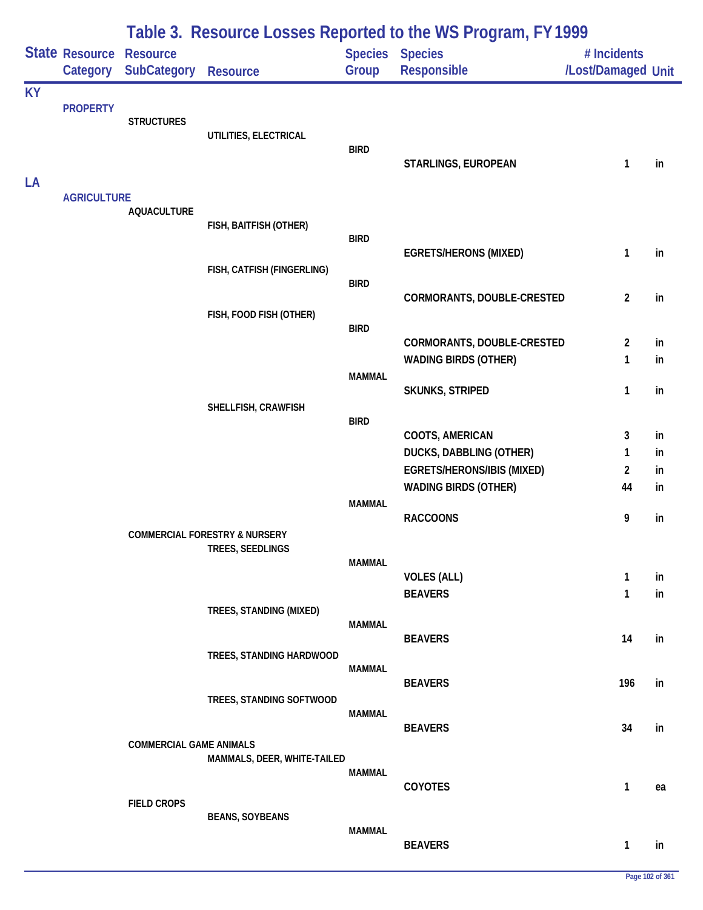# Table 3. Resource Losses Reported to the WS Program, FY 1999

| State | Resource Category | Resource SubCategory | Resource | Species Group | Species Responsible | # Incidents /Lost/Damaged | Unit |
|---|---|---|---|---|---|---|---|
| KY | | | | | | | |
| | PROPERTY | | | | | | |
| | | STRUCTURES | | | | | |
| | | | UTILITIES, ELECTRICAL | | | | |
| | | | | BIRD | | | |
| | | | | | STARLINGS, EUROPEAN | 1 | in |
| LA | | | | | | | |
| | AGRICULTURE | | | | | | |
| | | AQUACULTURE | | | | | |
| | | | FISH, BAITFISH (OTHER) | | | | |
| | | | | BIRD | | | |
| | | | | | EGRETS/HERONS (MIXED) | 1 | in |
| | | | FISH, CATFISH (FINGERLING) | | | | |
| | | | | BIRD | | | |
| | | | | | CORMORANTS, DOUBLE-CRESTED | 2 | in |
| | | | FISH, FOOD FISH (OTHER) | | | | |
| | | | | BIRD | | | |
| | | | | | CORMORANTS, DOUBLE-CRESTED | 2 | in |
| | | | | | WADING BIRDS (OTHER) | 1 | in |
| | | | | MAMMAL | | | |
| | | | | | SKUNKS, STRIPED | 1 | in |
| | | | SHELLFISH, CRAWFISH | | | | |
| | | | | BIRD | | | |
| | | | | | COOTS, AMERICAN | 3 | in |
| | | | | | DUCKS, DABBLING (OTHER) | 1 | in |
| | | | | | EGRETS/HERONS/IBIS (MIXED) | 2 | in |
| | | | | | WADING BIRDS (OTHER) | 44 | in |
| | | | | MAMMAL | | | |
| | | | | | RACCOONS | 9 | in |
| | | COMMERCIAL FORESTRY & NURSERY | | | | | |
| | | | TREES, SEEDLINGS | | | | |
| | | | | MAMMAL | | | |
| | | | | | VOLES (ALL) | 1 | in |
| | | | | | BEAVERS | 1 | in |
| | | | TREES, STANDING (MIXED) | | | | |
| | | | | MAMMAL | | | |
| | | | | | BEAVERS | 14 | in |
| | | | TREES, STANDING HARDWOOD | | | | |
| | | | | MAMMAL | | | |
| | | | | | BEAVERS | 196 | in |
| | | | TREES, STANDING SOFTWOOD | | | | |
| | | | | MAMMAL | | | |
| | | | | | BEAVERS | 34 | in |
| | | COMMERCIAL GAME ANIMALS | | | | | |
| | | | MAMMALS, DEER, WHITE-TAILED | | | | |
| | | | | MAMMAL | | | |
| | | | | | COYOTES | 1 | ea |
| | | FIELD CROPS | | | | | |
| | | | BEANS, SOYBEANS | | | | |
| | | | | MAMMAL | | | |
| | | | | | BEAVERS | 1 | in |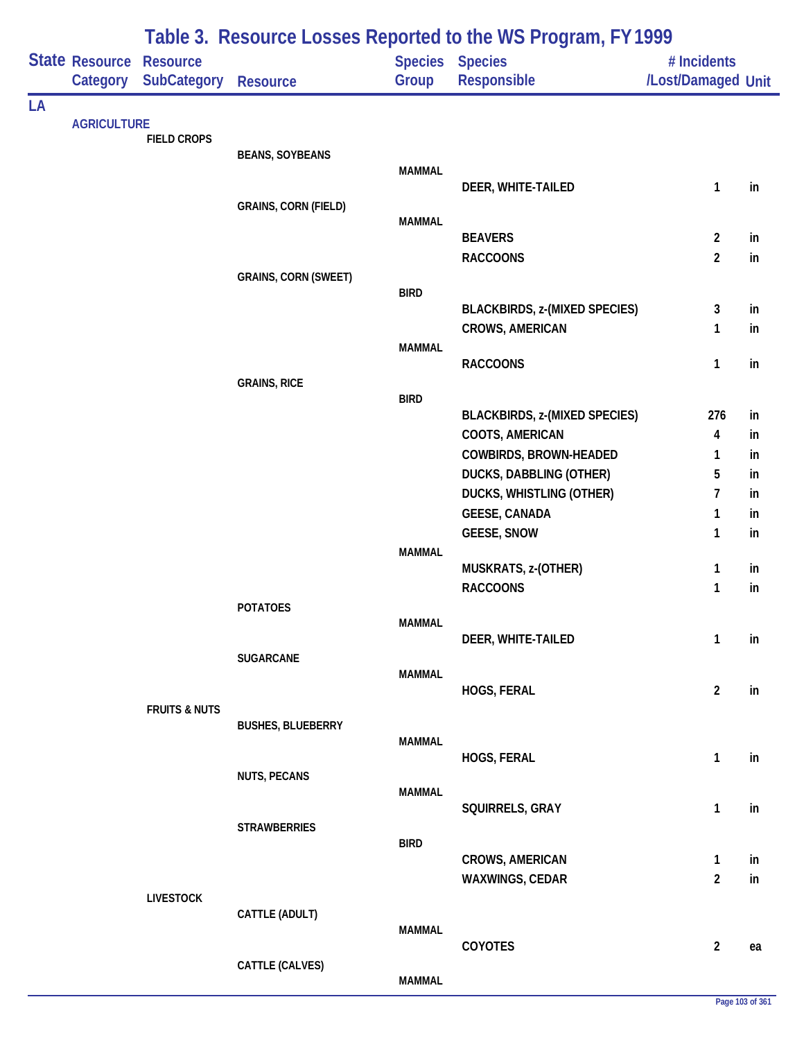# Table 3. Resource Losses Reported to the WS Program, FY 1999

| State | Resource Category | Resource SubCategory | Resource | Species Group | Species Responsible | # Incidents /Lost/Damaged | Unit |
|---|---|---|---|---|---|---|---|
| LA | | | | | | | |
| | AGRICULTURE | | | | | | |
| | | FIELD CROPS | | | | | |
| | | | BEANS, SOYBEANS | | | | |
| | | | | MAMMAL | | | |
| | | | | | DEER, WHITE-TAILED | 1 | in |
| | | | GRAINS, CORN (FIELD) | | | | |
| | | | | MAMMAL | | | |
| | | | | | BEAVERS | 2 | in |
| | | | | | RACCOONS | 2 | in |
| | | | GRAINS, CORN (SWEET) | | | | |
| | | | | BIRD | | | |
| | | | | | BLACKBIRDS, z-(MIXED SPECIES) | 3 | in |
| | | | | | CROWS, AMERICAN | 1 | in |
| | | | | MAMMAL | | | |
| | | | | | RACCOONS | 1 | in |
| | | | GRAINS, RICE | | | | |
| | | | | BIRD | | | |
| | | | | | BLACKBIRDS, z-(MIXED SPECIES) | 276 | in |
| | | | | | COOTS, AMERICAN | 4 | in |
| | | | | | COWBIRDS, BROWN-HEADED | 1 | in |
| | | | | | DUCKS, DABBLING (OTHER) | 5 | in |
| | | | | | DUCKS, WHISTLING (OTHER) | 7 | in |
| | | | | | GEESE, CANADA | 1 | in |
| | | | | | GEESE, SNOW | 1 | in |
| | | | | MAMMAL | | | |
| | | | | | MUSKRATS, z-(OTHER) | 1 | in |
| | | | | | RACCOONS | 1 | in |
| | | | POTATOES | | | | |
| | | | | MAMMAL | | | |
| | | | | | DEER, WHITE-TAILED | 1 | in |
| | | | SUGARCANE | | | | |
| | | | | MAMMAL | | | |
| | | | | | HOGS, FERAL | 2 | in |
| | | FRUITS & NUTS | | | | | |
| | | | BUSHES, BLUEBERRY | | | | |
| | | | | MAMMAL | | | |
| | | | | | HOGS, FERAL | 1 | in |
| | | | NUTS, PECANS | | | | |
| | | | | MAMMAL | | | |
| | | | | | SQUIRRELS, GRAY | 1 | in |
| | | | STRAWBERRIES | | | | |
| | | | | BIRD | | | |
| | | | | | CROWS, AMERICAN | 1 | in |
| | | | | | WAXWINGS, CEDAR | 2 | in |
| | | LIVESTOCK | | | | | |
| | | | CATTLE (ADULT) | | | | |
| | | | | MAMMAL | | | |
| | | | | | COYOTES | 2 | ea |
| | | | CATTLE (CALVES) | | | | |
| | | | | MAMMAL | | | |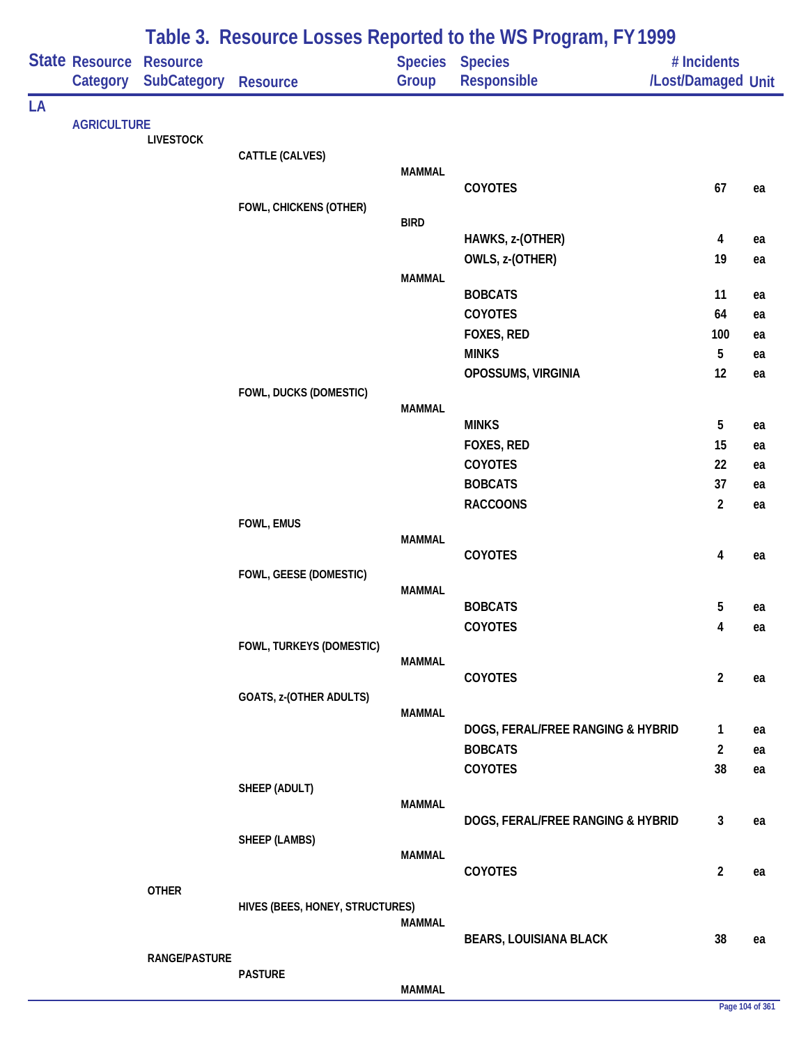# Table 3. Resource Losses Reported to the WS Program, FY 1999

| State | Resource Category | Resource SubCategory | Resource | Species Group | Species Responsible | # Incidents /Lost/Damaged | Unit |
|---|---|---|---|---|---|---|---|
| LA | | | | | | | |
| | AGRICULTURE | | | | | | |
| | | LIVESTOCK | | | | | |
| | | | CATTLE (CALVES) | | | | |
| | | | | MAMMAL | | | |
| | | | | | COYOTES | 67 | ea |
| | | | FOWL, CHICKENS (OTHER) | | | | |
| | | | | BIRD | | | |
| | | | | | HAWKS, z-(OTHER) | 4 | ea |
| | | | | | OWLS, z-(OTHER) | 19 | ea |
| | | | | MAMMAL | | | |
| | | | | | BOBCATS | 11 | ea |
| | | | | | COYOTES | 64 | ea |
| | | | | | FOXES, RED | 100 | ea |
| | | | | | MINKS | 5 | ea |
| | | | | | OPOSSUMS, VIRGINIA | 12 | ea |
| | | | FOWL, DUCKS (DOMESTIC) | | | | |
| | | | | MAMMAL | | | |
| | | | | | MINKS | 5 | ea |
| | | | | | FOXES, RED | 15 | ea |
| | | | | | COYOTES | 22 | ea |
| | | | | | BOBCATS | 37 | ea |
| | | | | | RACCOONS | 2 | ea |
| | | | FOWL, EMUS | | | | |
| | | | | MAMMAL | | | |
| | | | | | COYOTES | 4 | ea |
| | | | FOWL, GEESE (DOMESTIC) | | | | |
| | | | | MAMMAL | | | |
| | | | | | BOBCATS | 5 | ea |
| | | | | | COYOTES | 4 | ea |
| | | | FOWL, TURKEYS (DOMESTIC) | | | | |
| | | | | MAMMAL | | | |
| | | | | | COYOTES | 2 | ea |
| | | | GOATS, z-(OTHER ADULTS) | | | | |
| | | | | MAMMAL | | | |
| | | | | | DOGS, FERAL/FREE RANGING & HYBRID | 1 | ea |
| | | | | | BOBCATS | 2 | ea |
| | | | | | COYOTES | 38 | ea |
| | | | SHEEP (ADULT) | | | | |
| | | | | MAMMAL | | | |
| | | | | | DOGS, FERAL/FREE RANGING & HYBRID | 3 | ea |
| | | | SHEEP (LAMBS) | | | | |
| | | | | MAMMAL | | | |
| | | | | | COYOTES | 2 | ea |
| | | OTHER | | | | | |
| | | | HIVES (BEES, HONEY, STRUCTURES) | | | | |
| | | | | MAMMAL | | | |
| | | | | | BEARS, LOUISIANA BLACK | 38 | ea |
| | | RANGE/PASTURE | | | | | |
| | | | PASTURE | | | | |
| | | | | MAMMAL | | | |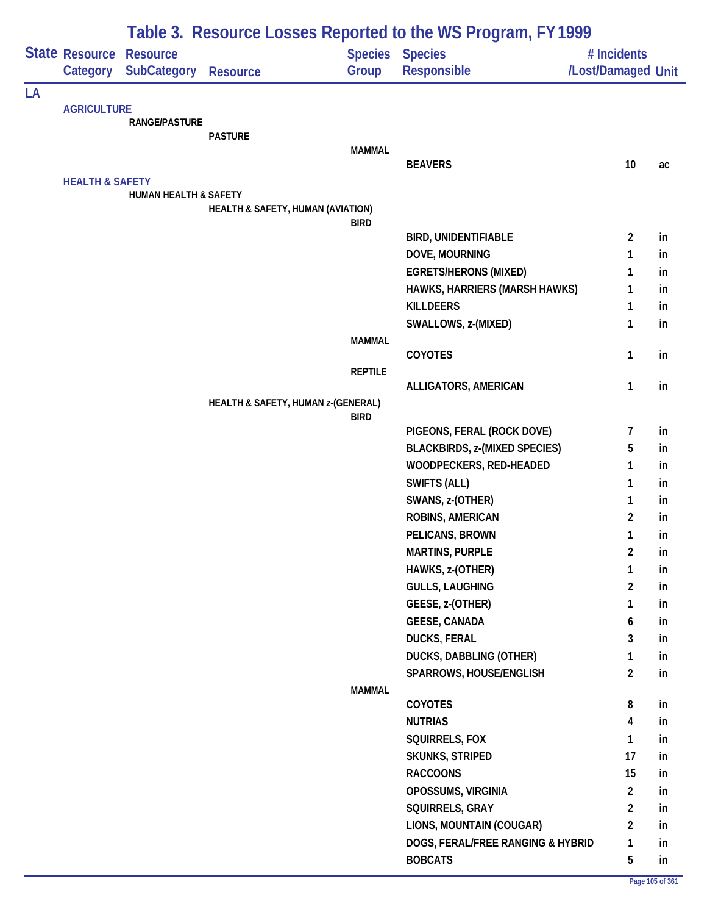# Table 3. Resource Losses Reported to the WS Program, FY 1999

| State | Resource Category | Resource SubCategory | Resource | Species Group | Species Responsible | # Incidents /Lost/Damaged | Unit |
|---|---|---|---|---|---|---|---|
| LA | | | | | | | |
| | AGRICULTURE | | | | | | |
| | | RANGE/PASTURE | | | | | |
| | | | PASTURE | | | | |
| | | | | MAMMAL | | | |
| | | | | | BEAVERS | 10 | ac |
| | HEALTH & SAFETY | | | | | | |
| | | HUMAN HEALTH & SAFETY | | | | | |
| | | | HEALTH & SAFETY, HUMAN (AVIATION) | | | | |
| | | | | BIRD | | | |
| | | | | | BIRD, UNIDENTIFIABLE | 2 | in |
| | | | | | DOVE, MOURNING | 1 | in |
| | | | | | EGRETS/HERONS (MIXED) | 1 | in |
| | | | | | HAWKS, HARRIERS (MARSH HAWKS) | 1 | in |
| | | | | | KILLDEERS | 1 | in |
| | | | | | SWALLOWS, z-(MIXED) | 1 | in |
| | | | | MAMMAL | | | |
| | | | | | COYOTES | 1 | in |
| | | | | REPTILE | | | |
| | | | | | ALLIGATORS, AMERICAN | 1 | in |
| | | | HEALTH & SAFETY, HUMAN z-(GENERAL) | | | | |
| | | | | BIRD | | | |
| | | | | | PIGEONS, FERAL (ROCK DOVE) | 7 | in |
| | | | | | BLACKBIRDS, z-(MIXED SPECIES) | 5 | in |
| | | | | | WOODPECKERS, RED-HEADED | 1 | in |
| | | | | | SWIFTS (ALL) | 1 | in |
| | | | | | SWANS, z-(OTHER) | 1 | in |
| | | | | | ROBINS, AMERICAN | 2 | in |
| | | | | | PELICANS, BROWN | 1 | in |
| | | | | | MARTINS, PURPLE | 2 | in |
| | | | | | HAWKS, z-(OTHER) | 1 | in |
| | | | | | GULLS, LAUGHING | 2 | in |
| | | | | | GEESE, z-(OTHER) | 1 | in |
| | | | | | GEESE, CANADA | 6 | in |
| | | | | | DUCKS, FERAL | 3 | in |
| | | | | | DUCKS, DABBLING (OTHER) | 1 | in |
| | | | | | SPARROWS, HOUSE/ENGLISH | 2 | in |
| | | | | MAMMAL | | | |
| | | | | | COYOTES | 8 | in |
| | | | | | NUTRIAS | 4 | in |
| | | | | | SQUIRRELS, FOX | 1 | in |
| | | | | | SKUNKS, STRIPED | 17 | in |
| | | | | | RACCOONS | 15 | in |
| | | | | | OPOSSUMS, VIRGINIA | 2 | in |
| | | | | | SQUIRRELS, GRAY | 2 | in |
| | | | | | LIONS, MOUNTAIN (COUGAR) | 2 | in |
| | | | | | DOGS, FERAL/FREE RANGING & HYBRID | 1 | in |
| | | | | | BOBCATS | 5 | in |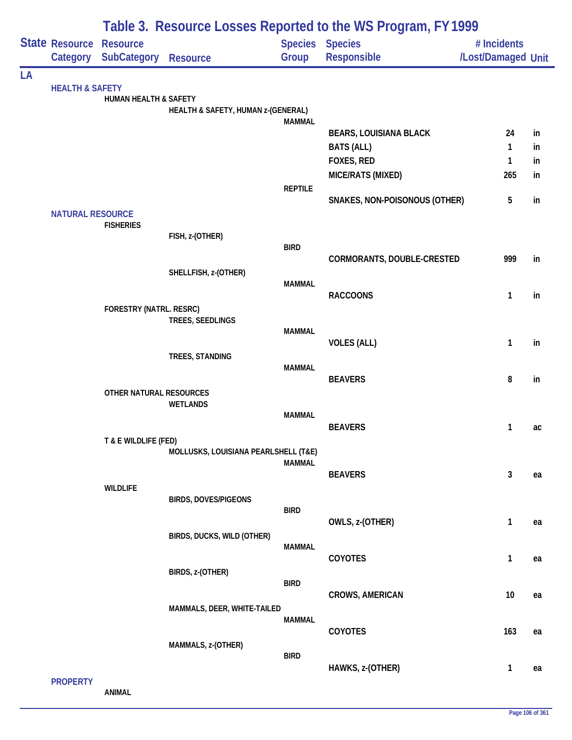# Table 3. Resource Losses Reported to the WS Program, FY 1999

| State | Resource Category | Resource SubCategory | Resource | Species Group | Species Responsible | # Incidents /Lost/Damaged | Unit |
|---|---|---|---|---|---|---|---|
| LA | | | | | | | |
| | HEALTH & SAFETY | | | | | | |
| | | HUMAN HEALTH & SAFETY | | | | | |
| | | | HEALTH & SAFETY, HUMAN z-(GENERAL) | | | | |
| | | | | MAMMAL | | | |
| | | | | | BEARS, LOUISIANA BLACK | 24 | in |
| | | | | | BATS (ALL) | 1 | in |
| | | | | | FOXES, RED | 1 | in |
| | | | | | MICE/RATS (MIXED) | 265 | in |
| | | | | REPTILE | | | |
| | | | | | SNAKES, NON-POISONOUS (OTHER) | 5 | in |
| | NATURAL RESOURCE | | | | | | |
| | | FISHERIES | | | | | |
| | | | FISH, z-(OTHER) | | | | |
| | | | | BIRD | | | |
| | | | | | CORMORANTS, DOUBLE-CRESTED | 999 | in |
| | | | SHELLFISH, z-(OTHER) | | | | |
| | | | | MAMMAL | | | |
| | | | | | RACCOONS | 1 | in |
| | | FORESTRY (NATRL. RESRC) | | | | | |
| | | | TREES, SEEDLINGS | | | | |
| | | | | MAMMAL | | | |
| | | | | | VOLES (ALL) | 1 | in |
| | | | TREES, STANDING | | | | |
| | | | | MAMMAL | | | |
| | | | | | BEAVERS | 8 | in |
| | | OTHER NATURAL RESOURCES | | | | | |
| | | | WETLANDS | | | | |
| | | | | MAMMAL | | | |
| | | | | | BEAVERS | 1 | ac |
| | | T & E WILDLIFE (FED) | | | | | |
| | | | MOLLUSKS, LOUISIANA PEARLSHELL (T&E) | | | | |
| | | | | MAMMAL | | | |
| | | | | | BEAVERS | 3 | ea |
| | | WILDLIFE | | | | | |
| | | | BIRDS, DOVES/PIGEONS | | | | |
| | | | | BIRD | | | |
| | | | | | OWLS, z-(OTHER) | 1 | ea |
| | | | BIRDS, DUCKS, WILD (OTHER) | | | | |
| | | | | MAMMAL | | | |
| | | | | | COYOTES | 1 | ea |
| | | | BIRDS, z-(OTHER) | | | | |
| | | | | BIRD | | | |
| | | | | | CROWS, AMERICAN | 10 | ea |
| | | | MAMMALS, DEER, WHITE-TAILED | | | | |
| | | | | MAMMAL | | | |
| | | | | | COYOTES | 163 | ea |
| | | | MAMMALS, z-(OTHER) | | | | |
| | | | | BIRD | | | |
| | | | | | HAWKS, z-(OTHER) | 1 | ea |
| | PROPERTY | | | | | | |
| | | ANIMAL | | | | | |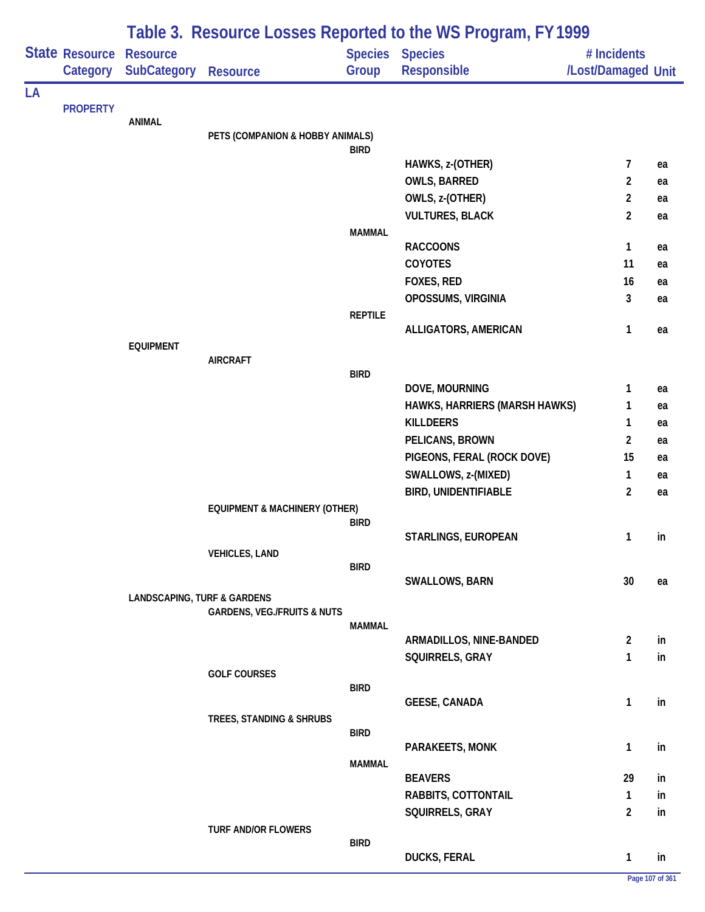# Table 3. Resource Losses Reported to the WS Program, FY 1999

| State | Resource Category | Resource SubCategory | Resource | Species Group | Species Responsible | # Incidents /Lost/Damaged | Unit |
|---|---|---|---|---|---|---|---|
| LA | | | | | | | |
| | PROPERTY | | | | | | |
| | | ANIMAL | | | | | |
| | | | PETS (COMPANION & HOBBY ANIMALS) | | | | |
| | | | | BIRD | | | |
| | | | | | HAWKS, z-(OTHER) | 7 | ea |
| | | | | | OWLS, BARRED | 2 | ea |
| | | | | | OWLS, z-(OTHER) | 2 | ea |
| | | | | | VULTURES, BLACK | 2 | ea |
| | | | | MAMMAL | | | |
| | | | | | RACCOONS | 1 | ea |
| | | | | | COYOTES | 11 | ea |
| | | | | | FOXES, RED | 16 | ea |
| | | | | | OPOSSUMS, VIRGINIA | 3 | ea |
| | | | | REPTILE | | | |
| | | | | | ALLIGATORS, AMERICAN | 1 | ea |
| | | EQUIPMENT | | | | | |
| | | | AIRCRAFT | | | | |
| | | | | BIRD | | | |
| | | | | | DOVE, MOURNING | 1 | ea |
| | | | | | HAWKS, HARRIERS (MARSH HAWKS) | 1 | ea |
| | | | | | KILLDEERS | 1 | ea |
| | | | | | PELICANS, BROWN | 2 | ea |
| | | | | | PIGEONS, FERAL (ROCK DOVE) | 15 | ea |
| | | | | | SWALLOWS, z-(MIXED) | 1 | ea |
| | | | | | BIRD, UNIDENTIFIABLE | 2 | ea |
| | | | EQUIPMENT & MACHINERY (OTHER) | | | | |
| | | | | BIRD | | | |
| | | | | | STARLINGS, EUROPEAN | 1 | in |
| | | | VEHICLES, LAND | | | | |
| | | | | BIRD | | | |
| | | | | | SWALLOWS, BARN | 30 | ea |
| | | LANDSCAPING, TURF & GARDENS | | | | | |
| | | | GARDENS, VEG./FRUITS & NUTS | | | | |
| | | | | MAMMAL | | | |
| | | | | | ARMADILLOS, NINE-BANDED | 2 | in |
| | | | | | SQUIRRELS, GRAY | 1 | in |
| | | | GOLF COURSES | | | | |
| | | | | BIRD | | | |
| | | | | | GEESE, CANADA | 1 | in |
| | | | TREES, STANDING & SHRUBS | | | | |
| | | | | BIRD | | | |
| | | | | | PARAKEETS, MONK | 1 | in |
| | | | | MAMMAL | | | |
| | | | | | BEAVERS | 29 | in |
| | | | | | RABBITS, COTTONTAIL | 1 | in |
| | | | | | SQUIRRELS, GRAY | 2 | in |
| | | | TURF AND/OR FLOWERS | | | | |
| | | | | BIRD | | | |
| | | | | | DUCKS, FERAL | 1 | in |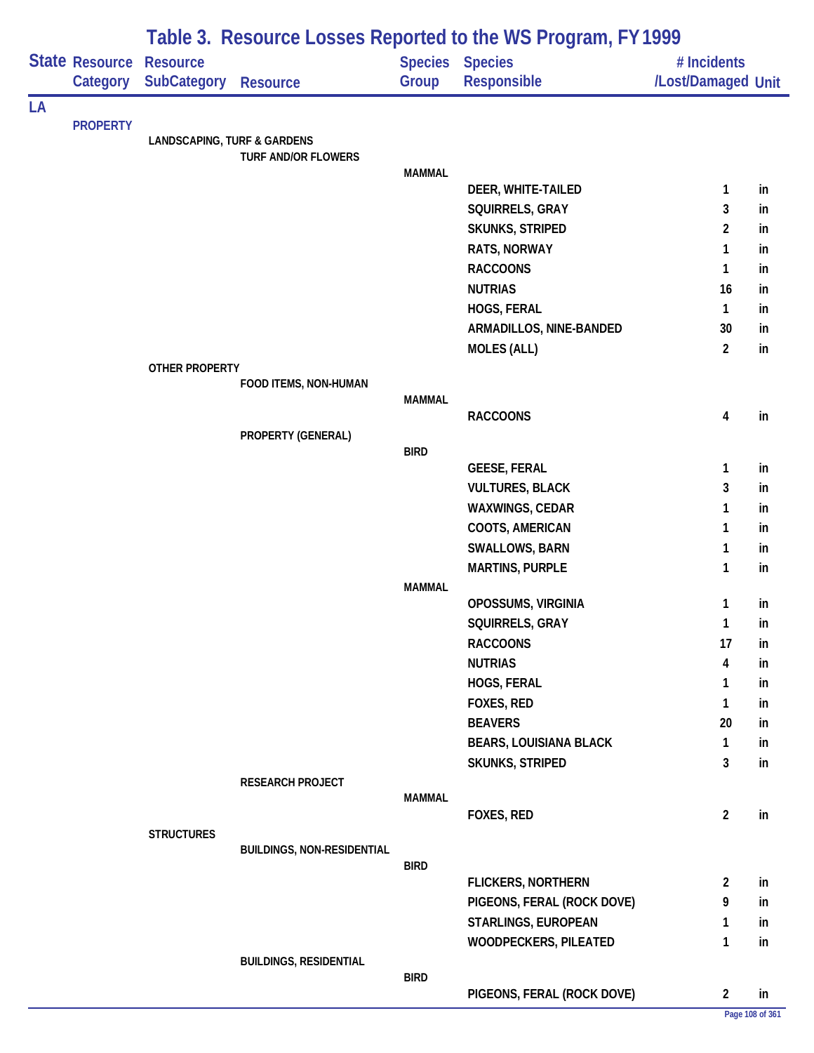# Table 3. Resource Losses Reported to the WS Program, FY 1999

| State | Resource Category | Resource SubCategory | Resource | Species Group | Species Responsible | # Incidents /Lost/Damaged | Unit |
|---|---|---|---|---|---|---|---|
| LA | | | | | | | |
| | PROPERTY | | | | | | |
| | | LANDSCAPING, TURF & GARDENS | | | | | |
| | | | TURF AND/OR FLOWERS | | | | |
| | | | | MAMMAL | | | |
| | | | | | DEER, WHITE-TAILED | 1 | in |
| | | | | | SQUIRRELS, GRAY | 3 | in |
| | | | | | SKUNKS, STRIPED | 2 | in |
| | | | | | RATS, NORWAY | 1 | in |
| | | | | | RACCOONS | 1 | in |
| | | | | | NUTRIAS | 16 | in |
| | | | | | HOGS, FERAL | 1 | in |
| | | | | | ARMADILLOS, NINE-BANDED | 30 | in |
| | | | | | MOLES (ALL) | 2 | in |
| | | OTHER PROPERTY | | | | | |
| | | | FOOD ITEMS, NON-HUMAN | | | | |
| | | | | MAMMAL | | | |
| | | | | | RACCOONS | 4 | in |
| | | | PROPERTY (GENERAL) | | | | |
| | | | | BIRD | | | |
| | | | | | GEESE, FERAL | 1 | in |
| | | | | | VULTURES, BLACK | 3 | in |
| | | | | | WAXWINGS, CEDAR | 1 | in |
| | | | | | COOTS, AMERICAN | 1 | in |
| | | | | | SWALLOWS, BARN | 1 | in |
| | | | | | MARTINS, PURPLE | 1 | in |
| | | | | MAMMAL | | | |
| | | | | | OPOSSUMS, VIRGINIA | 1 | in |
| | | | | | SQUIRRELS, GRAY | 1 | in |
| | | | | | RACCOONS | 17 | in |
| | | | | | NUTRIAS | 4 | in |
| | | | | | HOGS, FERAL | 1 | in |
| | | | | | FOXES, RED | 1 | in |
| | | | | | BEAVERS | 20 | in |
| | | | | | BEARS, LOUISIANA BLACK | 1 | in |
| | | | | | SKUNKS, STRIPED | 3 | in |
| | | | RESEARCH PROJECT | | | | |
| | | | | MAMMAL | | | |
| | | | | | FOXES, RED | 2 | in |
| | | STRUCTURES | | | | | |
| | | | BUILDINGS, NON-RESIDENTIAL | | | | |
| | | | | BIRD | | | |
| | | | | | FLICKERS, NORTHERN | 2 | in |
| | | | | | PIGEONS, FERAL (ROCK DOVE) | 9 | in |
| | | | | | STARLINGS, EUROPEAN | 1 | in |
| | | | | | WOODPECKERS, PILEATED | 1 | in |
| | | | BUILDINGS, RESIDENTIAL | | | | |
| | | | | BIRD | | | |
| | | | | | PIGEONS, FERAL (ROCK DOVE) | 2 | in |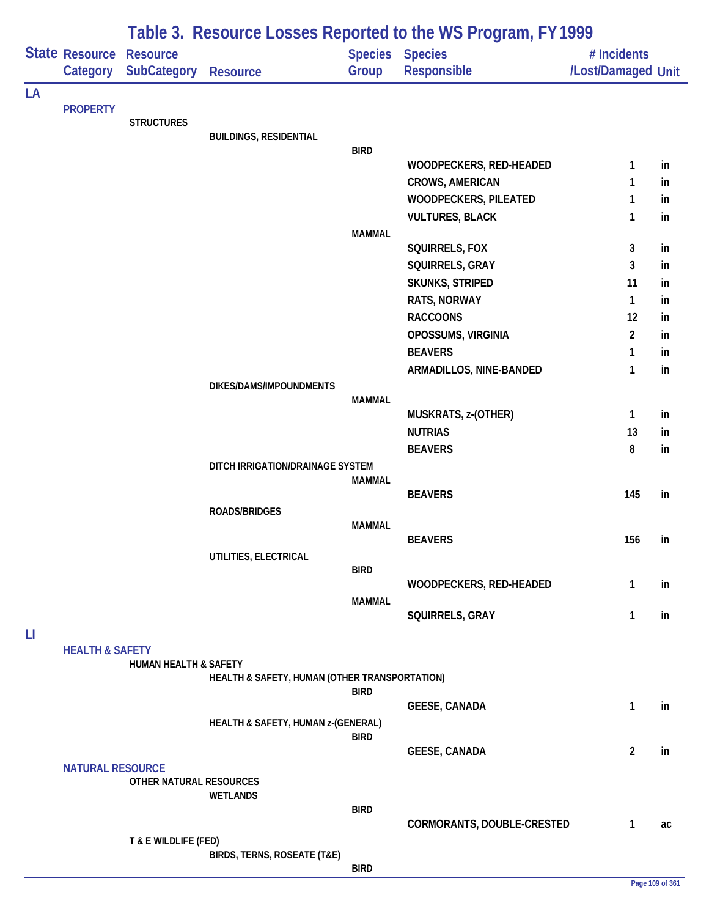# Table 3. Resource Losses Reported to the WS Program, FY 1999

| State | Resource Category | Resource SubCategory | Resource | Species Group | Species Responsible | # Incidents /Lost/Damaged | Unit |
|---|---|---|---|---|---|---|---|
| LA | | | | | | | |
| | PROPERTY | | | | | | |
| | | STRUCTURES | | | | | |
| | | | BUILDINGS, RESIDENTIAL | | | | |
| | | | | BIRD | | | |
| | | | | | WOODPECKERS, RED-HEADED | 1 | in |
| | | | | | CROWS, AMERICAN | 1 | in |
| | | | | | WOODPECKERS, PILEATED | 1 | in |
| | | | | | VULTURES, BLACK | 1 | in |
| | | | | MAMMAL | | | |
| | | | | | SQUIRRELS, FOX | 3 | in |
| | | | | | SQUIRRELS, GRAY | 3 | in |
| | | | | | SKUNKS, STRIPED | 11 | in |
| | | | | | RATS, NORWAY | 1 | in |
| | | | | | RACCOONS | 12 | in |
| | | | | | OPOSSUMS, VIRGINIA | 2 | in |
| | | | | | BEAVERS | 1 | in |
| | | | | | ARMADILLOS, NINE-BANDED | 1 | in |
| | | | DIKES/DAMS/IMPOUNDMENTS | | | | |
| | | | | MAMMAL | | | |
| | | | | | MUSKRATS, z-(OTHER) | 1 | in |
| | | | | | NUTRIAS | 13 | in |
| | | | | | BEAVERS | 8 | in |
| | | | DITCH IRRIGATION/DRAINAGE SYSTEM | | | | |
| | | | | MAMMAL | | | |
| | | | | | BEAVERS | 145 | in |
| | | | ROADS/BRIDGES | | | | |
| | | | | MAMMAL | | | |
| | | | | | BEAVERS | 156 | in |
| | | | UTILITIES, ELECTRICAL | | | | |
| | | | | BIRD | | | |
| | | | | | WOODPECKERS, RED-HEADED | 1 | in |
| | | | | MAMMAL | | | |
| | | | | | SQUIRRELS, GRAY | 1 | in |
| LI | | | | | | | |
| | HEALTH & SAFETY | | | | | | |
| | | HUMAN HEALTH & SAFETY | | | | | |
| | | | HEALTH & SAFETY, HUMAN (OTHER TRANSPORTATION) | | | | |
| | | | | BIRD | | | |
| | | | | | GEESE, CANADA | 1 | in |
| | | | HEALTH & SAFETY, HUMAN z-(GENERAL) | | | | |
| | | | | BIRD | | | |
| | | | | | GEESE, CANADA | 2 | in |
| | NATURAL RESOURCE | | | | | | |
| | | OTHER NATURAL RESOURCES | | | | | |
| | | | WETLANDS | | | | |
| | | | | BIRD | | | |
| | | | | | CORMORANTS, DOUBLE-CRESTED | 1 | ac |
| | | T & E WILDLIFE (FED) | | | | | |
| | | | BIRDS, TERNS, ROSEATE (T&E) | | | | |
| | | | | BIRD | | | |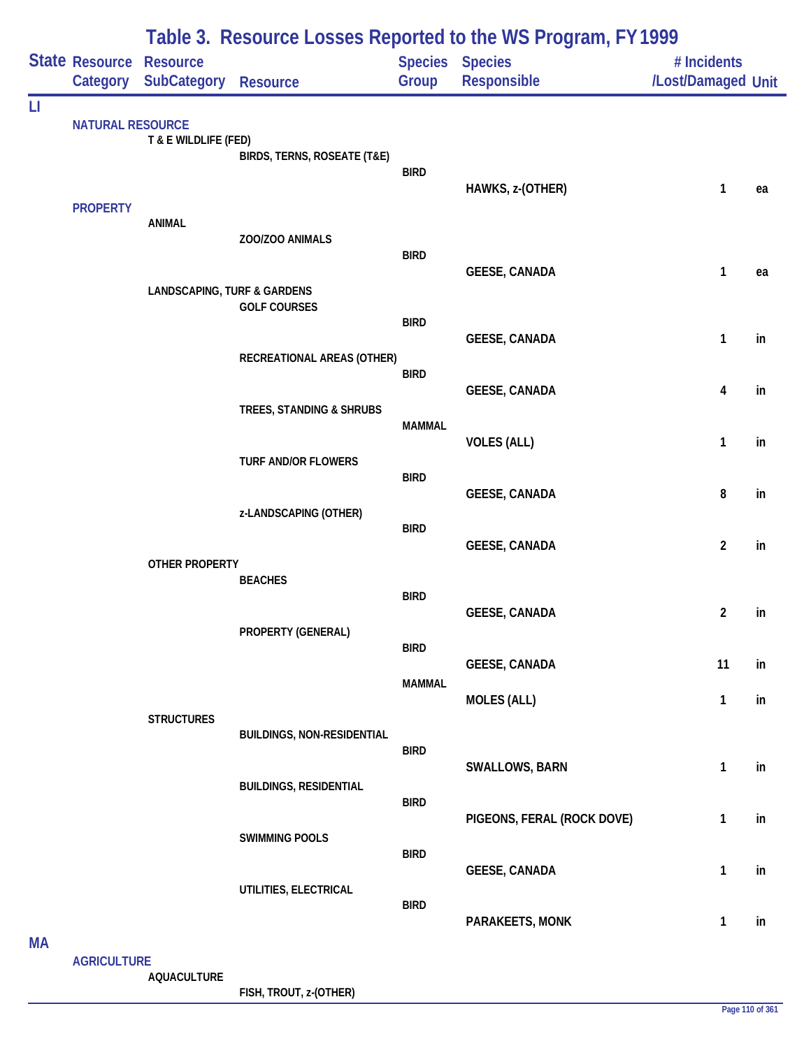# Table 3. Resource Losses Reported to the WS Program, FY 1999

| State | Resource Category | Resource SubCategory | Resource | Species Group | Species Responsible | # Incidents /Lost/Damaged | Unit |
|---|---|---|---|---|---|---|---|
| LI | | | | | | | |
| | NATURAL RESOURCE | | | | | | |
| | | T & E WILDLIFE (FED) | | | | | |
| | | | BIRDS, TERNS, ROSEATE (T&E) | | | | |
| | | | | BIRD | | | |
| | | | | | HAWKS, z-(OTHER) | 1 | ea |
| | PROPERTY | | | | | | |
| | | ANIMAL | | | | | |
| | | | ZOO/ZOO ANIMALS | | | | |
| | | | | BIRD | | | |
| | | | | | GEESE, CANADA | 1 | ea |
| | | LANDSCAPING, TURF & GARDENS | | | | | |
| | | | GOLF COURSES | | | | |
| | | | | BIRD | | | |
| | | | | | GEESE, CANADA | 1 | in |
| | | | RECREATIONAL AREAS (OTHER) | | | | |
| | | | | BIRD | | | |
| | | | | | GEESE, CANADA | 4 | in |
| | | | TREES, STANDING & SHRUBS | | | | |
| | | | | MAMMAL | | | |
| | | | | | VOLES (ALL) | 1 | in |
| | | | TURF AND/OR FLOWERS | | | | |
| | | | | BIRD | | | |
| | | | | | GEESE, CANADA | 8 | in |
| | | | z-LANDSCAPING (OTHER) | | | | |
| | | | | BIRD | | | |
| | | | | | GEESE, CANADA | 2 | in |
| | | OTHER PROPERTY | | | | | |
| | | | BEACHES | | | | |
| | | | | BIRD | | | |
| | | | | | GEESE, CANADA | 2 | in |
| | | | PROPERTY (GENERAL) | | | | |
| | | | | BIRD | | | |
| | | | | | GEESE, CANADA | 11 | in |
| | | | | MAMMAL | | | |
| | | | | | MOLES (ALL) | 1 | in |
| | | STRUCTURES | | | | | |
| | | | BUILDINGS, NON-RESIDENTIAL | | | | |
| | | | | BIRD | | | |
| | | | | | SWALLOWS, BARN | 1 | in |
| | | | BUILDINGS, RESIDENTIAL | | | | |
| | | | | BIRD | | | |
| | | | | | PIGEONS, FERAL (ROCK DOVE) | 1 | in |
| | | | SWIMMING POOLS | | | | |
| | | | | BIRD | | | |
| | | | | | GEESE, CANADA | 1 | in |
| | | | UTILITIES, ELECTRICAL | | | | |
| | | | | BIRD | | | |
| | | | | | PARAKEETS, MONK | 1 | in |
| MA | | | | | | | |
| | AGRICULTURE | | | | | | |
| | | AQUACULTURE | | | | | |
| | | | FISH, TROUT, z-(OTHER) | | | | |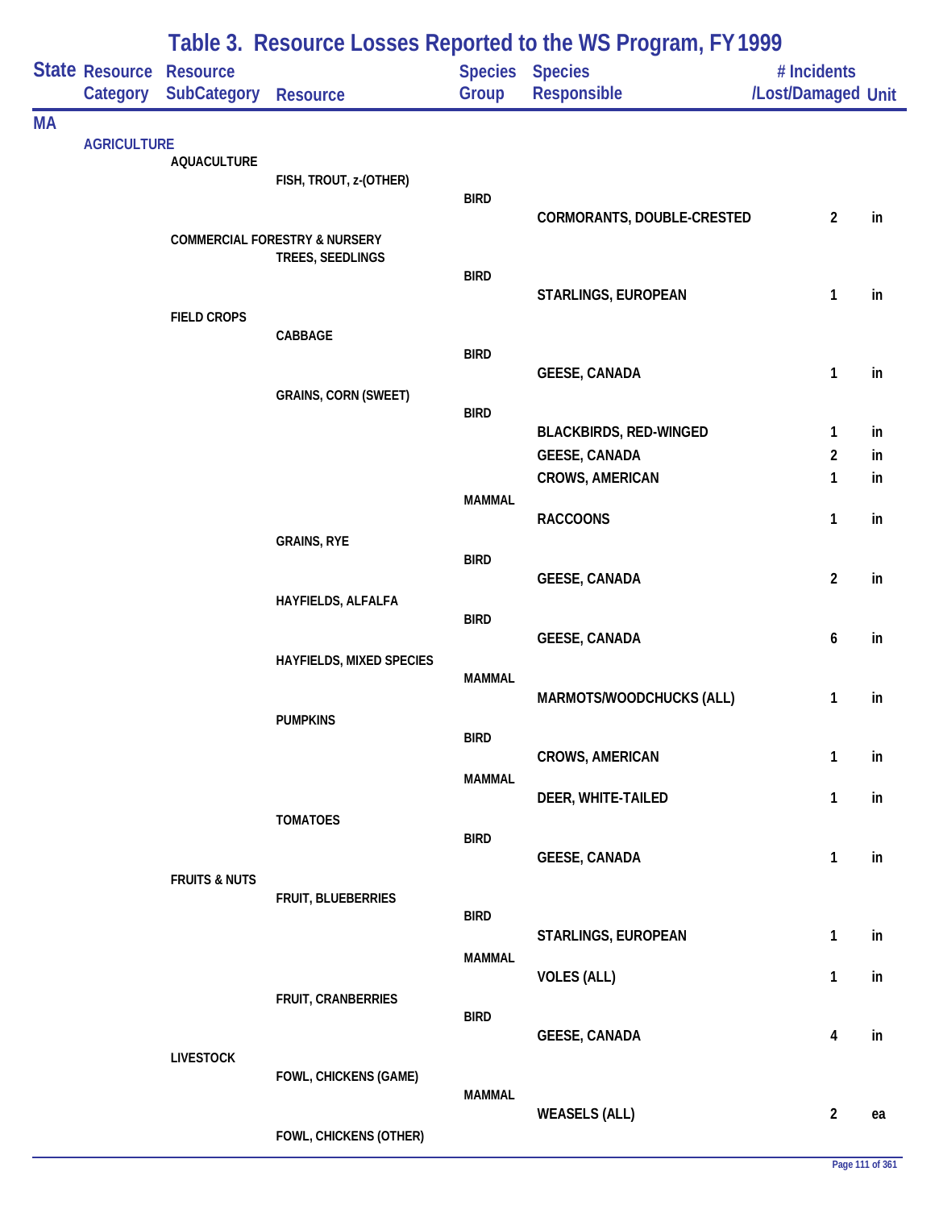# Table 3. Resource Losses Reported to the WS Program, FY 1999

| State | Resource Category | Resource SubCategory | Resource | Species Group | Species Responsible | # Incidents /Lost/Damaged | Unit |
|---|---|---|---|---|---|---|---|
| MA | | | | | | | |
| | AGRICULTURE | | | | | | |
| | | AQUACULTURE | | | | | |
| | | | FISH, TROUT, z-(OTHER) | | | | |
| | | | | BIRD | | | |
| | | | | | CORMORANTS, DOUBLE-CRESTED | 2 | in |
| | | COMMERCIAL FORESTRY & NURSERY | | | | | |
| | | | TREES, SEEDLINGS | | | | |
| | | | | BIRD | | | |
| | | | | | STARLINGS, EUROPEAN | 1 | in |
| | | FIELD CROPS | | | | | |
| | | | CABBAGE | | | | |
| | | | | BIRD | | | |
| | | | | | GEESE, CANADA | 1 | in |
| | | | GRAINS, CORN (SWEET) | | | | |
| | | | | BIRD | | | |
| | | | | | BLACKBIRDS, RED-WINGED | 1 | in |
| | | | | | GEESE, CANADA | 2 | in |
| | | | | | CROWS, AMERICAN | 1 | in |
| | | | | MAMMAL | | | |
| | | | | | RACCOONS | 1 | in |
| | | | GRAINS, RYE | | | | |
| | | | | BIRD | | | |
| | | | | | GEESE, CANADA | 2 | in |
| | | | HAYFIELDS, ALFALFA | | | | |
| | | | | BIRD | | | |
| | | | | | GEESE, CANADA | 6 | in |
| | | | HAYFIELDS, MIXED SPECIES | | | | |
| | | | | MAMMAL | | | |
| | | | | | MARMOTS/WOODCHUCKS (ALL) | 1 | in |
| | | | PUMPKINS | | | | |
| | | | | BIRD | | | |
| | | | | | CROWS, AMERICAN | 1 | in |
| | | | | MAMMAL | | | |
| | | | | | DEER, WHITE-TAILED | 1 | in |
| | | | TOMATOES | | | | |
| | | | | BIRD | | | |
| | | | | | GEESE, CANADA | 1 | in |
| | | FRUITS & NUTS | | | | | |
| | | | FRUIT, BLUEBERRIES | | | | |
| | | | | BIRD | | | |
| | | | | | STARLINGS, EUROPEAN | 1 | in |
| | | | | MAMMAL | | | |
| | | | | | VOLES (ALL) | 1 | in |
| | | | FRUIT, CRANBERRIES | | | | |
| | | | | BIRD | | | |
| | | | | | GEESE, CANADA | 4 | in |
| | | LIVESTOCK | | | | | |
| | | | FOWL, CHICKENS (GAME) | | | | |
| | | | | MAMMAL | | | |
| | | | | | WEASELS (ALL) | 2 | ea |
| | | | FOWL, CHICKENS (OTHER) | | | | |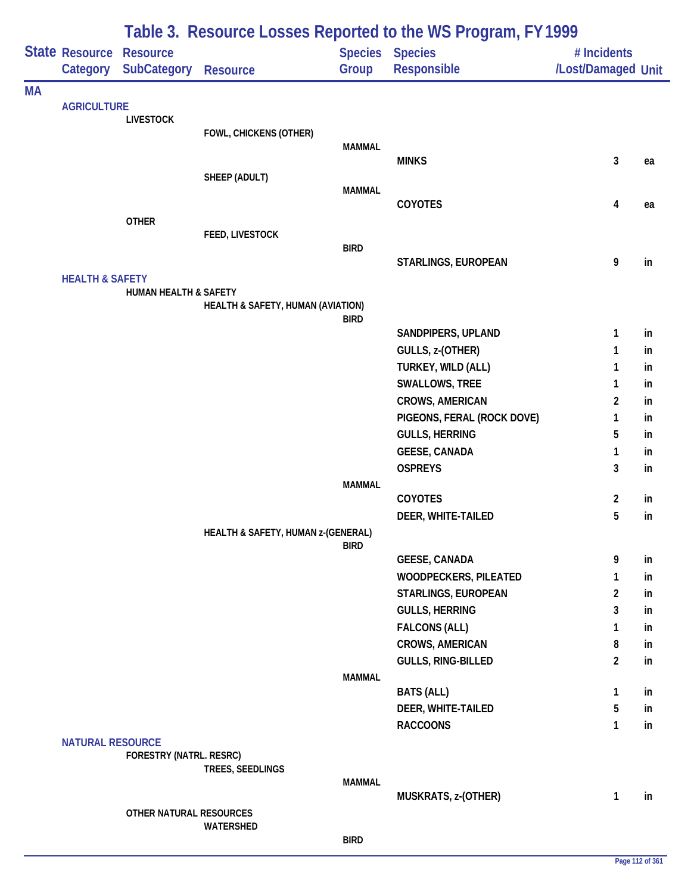# Table 3. Resource Losses Reported to the WS Program, FY 1999

| State | Resource Category | Resource SubCategory | Resource | Species Group | Species Responsible | # Incidents /Lost/Damaged | Unit |
|---|---|---|---|---|---|---|---|
| MA | | | | | | | |
| | AGRICULTURE | | | | | | |
| | | LIVESTOCK | | | | | |
| | | | FOWL, CHICKENS (OTHER) | | | | |
| | | | | MAMMAL | | | |
| | | | | | MINKS | 3 | ea |
| | | | SHEEP (ADULT) | | | | |
| | | | | MAMMAL | | | |
| | | | | | COYOTES | 4 | ea |
| | | OTHER | | | | | |
| | | | FEED, LIVESTOCK | | | | |
| | | | | BIRD | | | |
| | | | | | STARLINGS, EUROPEAN | 9 | in |
| | HEALTH & SAFETY | | | | | | |
| | | HUMAN HEALTH & SAFETY | | | | | |
| | | | HEALTH & SAFETY, HUMAN (AVIATION) | | | | |
| | | | | BIRD | | | |
| | | | | | SANDPIPERS, UPLAND | 1 | in |
| | | | | | GULLS, z-(OTHER) | 1 | in |
| | | | | | TURKEY, WILD (ALL) | 1 | in |
| | | | | | SWALLOWS, TREE | 1 | in |
| | | | | | CROWS, AMERICAN | 2 | in |
| | | | | | PIGEONS, FERAL (ROCK DOVE) | 1 | in |
| | | | | | GULLS, HERRING | 5 | in |
| | | | | | GEESE, CANADA | 1 | in |
| | | | | | OSPREYS | 3 | in |
| | | | | MAMMAL | | | |
| | | | | | COYOTES | 2 | in |
| | | | | | DEER, WHITE-TAILED | 5 | in |
| | | | HEALTH & SAFETY, HUMAN z-(GENERAL) | | | | |
| | | | | BIRD | | | |
| | | | | | GEESE, CANADA | 9 | in |
| | | | | | WOODPECKERS, PILEATED | 1 | in |
| | | | | | STARLINGS, EUROPEAN | 2 | in |
| | | | | | GULLS, HERRING | 3 | in |
| | | | | | FALCONS (ALL) | 1 | in |
| | | | | | CROWS, AMERICAN | 8 | in |
| | | | | | GULLS, RING-BILLED | 2 | in |
| | | | | MAMMAL | | | |
| | | | | | BATS (ALL) | 1 | in |
| | | | | | DEER, WHITE-TAILED | 5 | in |
| | | | | | RACCOONS | 1 | in |
| | NATURAL RESOURCE | | | | | | |
| | | FORESTRY (NATRL. RESRC) | | | | | |
| | | | TREES, SEEDLINGS | | | | |
| | | | | MAMMAL | | | |
| | | | | | MUSKRATS, z-(OTHER) | 1 | in |
| | | OTHER NATURAL RESOURCES | | | | | |
| | | | WATERSHED | | | | |
| | | | | BIRD | | | |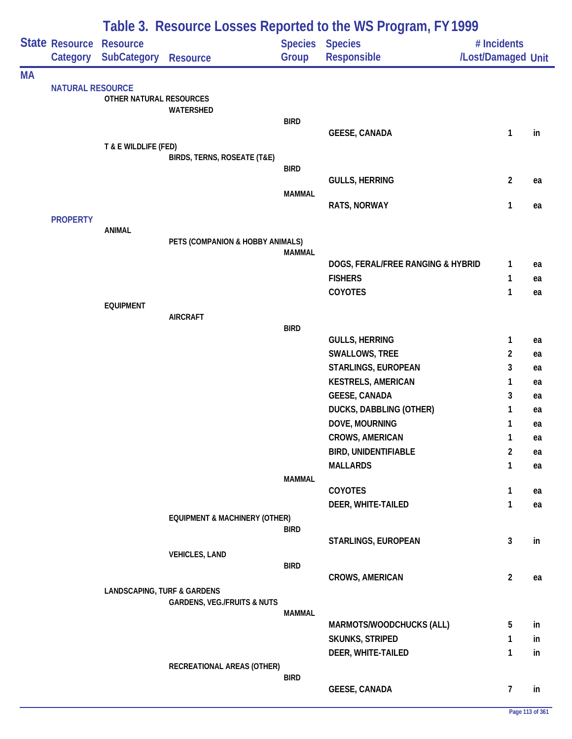# Table 3. Resource Losses Reported to the WS Program, FY 1999

| State | Resource Category | Resource SubCategory | Resource | Species Group | Species Responsible | # Incidents /Lost/Damaged | Unit |
|---|---|---|---|---|---|---|---|
| MA | | | | | | | |
| | NATURAL RESOURCE | | | | | | |
| | | OTHER NATURAL RESOURCES | | | | | |
| | | | WATERSHED | | | | |
| | | | | BIRD | | | |
| | | | | | GEESE, CANADA | 1 | in |
| | | T & E WILDLIFE (FED) | | | | | |
| | | | BIRDS, TERNS, ROSEATE (T&E) | | | | |
| | | | | BIRD | | | |
| | | | | | GULLS, HERRING | 2 | ea |
| | | | | MAMMAL | | | |
| | | | | | RATS, NORWAY | 1 | ea |
| | PROPERTY | | | | | | |
| | | ANIMAL | | | | | |
| | | | PETS (COMPANION & HOBBY ANIMALS) | | | | |
| | | | | MAMMAL | | | |
| | | | | | DOGS, FERAL/FREE RANGING & HYBRID | 1 | ea |
| | | | | | FISHERS | 1 | ea |
| | | | | | COYOTES | 1 | ea |
| | | EQUIPMENT | | | | | |
| | | | AIRCRAFT | | | | |
| | | | | BIRD | | | |
| | | | | | GULLS, HERRING | 1 | ea |
| | | | | | SWALLOWS, TREE | 2 | ea |
| | | | | | STARLINGS, EUROPEAN | 3 | ea |
| | | | | | KESTRELS, AMERICAN | 1 | ea |
| | | | | | GEESE, CANADA | 3 | ea |
| | | | | | DUCKS, DABBLING (OTHER) | 1 | ea |
| | | | | | DOVE, MOURNING | 1 | ea |
| | | | | | CROWS, AMERICAN | 1 | ea |
| | | | | | BIRD, UNIDENTIFIABLE | 2 | ea |
| | | | | | MALLARDS | 1 | ea |
| | | | | MAMMAL | | | |
| | | | | | COYOTES | 1 | ea |
| | | | | | DEER, WHITE-TAILED | 1 | ea |
| | | | EQUIPMENT & MACHINERY (OTHER) | | | | |
| | | | | BIRD | | | |
| | | | | | STARLINGS, EUROPEAN | 3 | in |
| | | | VEHICLES, LAND | | | | |
| | | | | BIRD | | | |
| | | | | | CROWS, AMERICAN | 2 | ea |
| | | LANDSCAPING, TURF & GARDENS | | | | | |
| | | | GARDENS, VEG./FRUITS & NUTS | | | | |
| | | | | MAMMAL | | | |
| | | | | | MARMOTS/WOODCHUCKS (ALL) | 5 | in |
| | | | | | SKUNKS, STRIPED | 1 | in |
| | | | | | DEER, WHITE-TAILED | 1 | in |
| | | | RECREATIONAL AREAS (OTHER) | | | | |
| | | | | BIRD | | | |
| | | | | | GEESE, CANADA | 7 | in |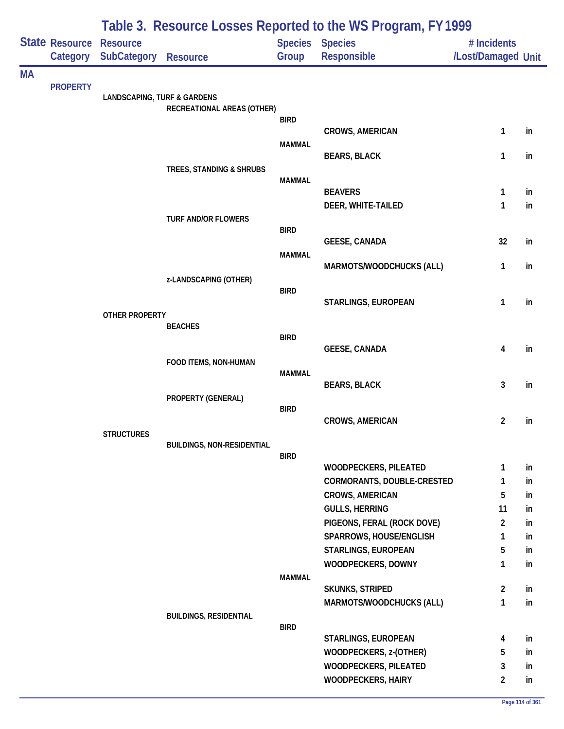# Table 3. Resource Losses Reported to the WS Program, FY 1999

| State | Resource Category | Resource SubCategory | Resource | Species Group | Species Responsible | # Incidents /Lost/Damaged | Unit |
|---|---|---|---|---|---|---|---|
| MA | | | | | | | |
| | PROPERTY | | | | | | |
| | | LANDSCAPING, TURF & GARDENS | | | | | |
| | | | RECREATIONAL AREAS (OTHER) | | | | |
| | | | | BIRD | | | |
| | | | | | CROWS, AMERICAN | 1 | in |
| | | | | MAMMAL | | | |
| | | | | | BEARS, BLACK | 1 | in |
| | | | TREES, STANDING & SHRUBS | | | | |
| | | | | MAMMAL | | | |
| | | | | | BEAVERS | 1 | in |
| | | | | | DEER, WHITE-TAILED | 1 | in |
| | | | TURF AND/OR FLOWERS | | | | |
| | | | | BIRD | | | |
| | | | | | GEESE, CANADA | 32 | in |
| | | | | MAMMAL | | | |
| | | | | | MARMOTS/WOODCHUCKS (ALL) | 1 | in |
| | | | z-LANDSCAPING (OTHER) | | | | |
| | | | | BIRD | | | |
| | | | | | STARLINGS, EUROPEAN | 1 | in |
| | | OTHER PROPERTY | | | | | |
| | | | BEACHES | | | | |
| | | | | BIRD | | | |
| | | | | | GEESE, CANADA | 4 | in |
| | | | FOOD ITEMS, NON-HUMAN | | | | |
| | | | | MAMMAL | | | |
| | | | | | BEARS, BLACK | 3 | in |
| | | | PROPERTY (GENERAL) | | | | |
| | | | | BIRD | | | |
| | | | | | CROWS, AMERICAN | 2 | in |
| | | STRUCTURES | | | | | |
| | | | BUILDINGS, NON-RESIDENTIAL | | | | |
| | | | | BIRD | | | |
| | | | | | WOODPECKERS, PILEATED | 1 | in |
| | | | | | CORMORANTS, DOUBLE-CRESTED | 1 | in |
| | | | | | CROWS, AMERICAN | 5 | in |
| | | | | | GULLS, HERRING | 11 | in |
| | | | | | PIGEONS, FERAL (ROCK DOVE) | 2 | in |
| | | | | | SPARROWS, HOUSE/ENGLISH | 1 | in |
| | | | | | STARLINGS, EUROPEAN | 5 | in |
| | | | | | WOODPECKERS, DOWNY | 1 | in |
| | | | | MAMMAL | | | |
| | | | | | SKUNKS, STRIPED | 2 | in |
| | | | | | MARMOTS/WOODCHUCKS (ALL) | 1 | in |
| | | | BUILDINGS, RESIDENTIAL | | | | |
| | | | | BIRD | | | |
| | | | | | STARLINGS, EUROPEAN | 4 | in |
| | | | | | WOODPECKERS, z-(OTHER) | 5 | in |
| | | | | | WOODPECKERS, PILEATED | 3 | in |
| | | | | | WOODPECKERS, HAIRY | 2 | in |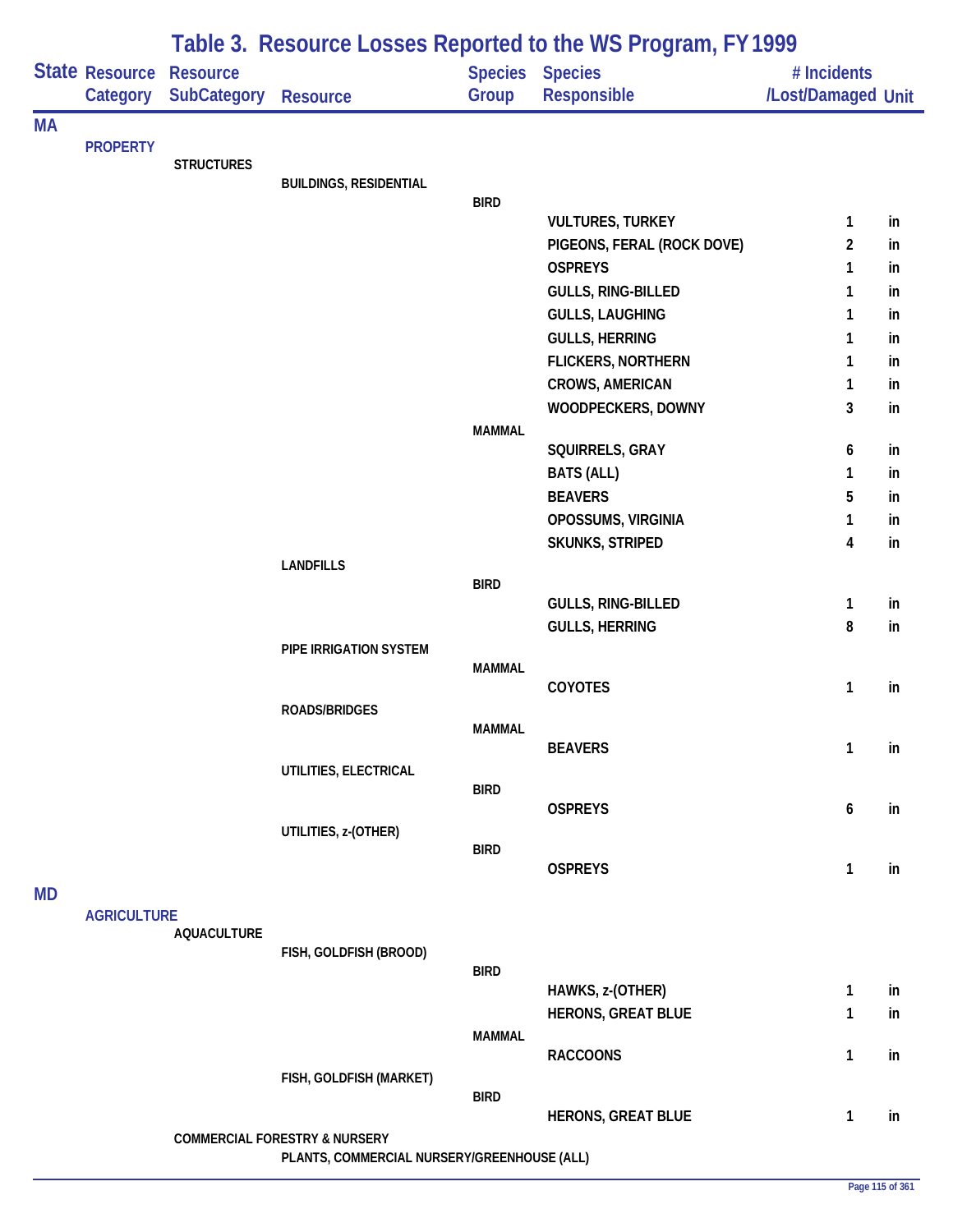# Table 3. Resource Losses Reported to the WS Program, FY 1999

| State | Resource Category | Resource SubCategory | Resource | Species Group | Species Responsible | # Incidents /Lost/Damaged | Unit |
|---|---|---|---|---|---|---|---|
| MA | | | | | | | |
| | PROPERTY | | | | | | |
| | | STRUCTURES | | | | | |
| | | | BUILDINGS, RESIDENTIAL | | | | |
| | | | | BIRD | | | |
| | | | | | VULTURES, TURKEY | 1 | in |
| | | | | | PIGEONS, FERAL (ROCK DOVE) | 2 | in |
| | | | | | OSPREYS | 1 | in |
| | | | | | GULLS, RING-BILLED | 1 | in |
| | | | | | GULLS, LAUGHING | 1 | in |
| | | | | | GULLS, HERRING | 1 | in |
| | | | | | FLICKERS, NORTHERN | 1 | in |
| | | | | | CROWS, AMERICAN | 1 | in |
| | | | | | WOODPECKERS, DOWNY | 3 | in |
| | | | | MAMMAL | | | |
| | | | | | SQUIRRELS, GRAY | 6 | in |
| | | | | | BATS (ALL) | 1 | in |
| | | | | | BEAVERS | 5 | in |
| | | | | | OPOSSUMS, VIRGINIA | 1 | in |
| | | | | | SKUNKS, STRIPED | 4 | in |
| | | | LANDFILLS | | | | |
| | | | | BIRD | | | |
| | | | | | GULLS, RING-BILLED | 1 | in |
| | | | | | GULLS, HERRING | 8 | in |
| | | | PIPE IRRIGATION SYSTEM | | | | |
| | | | | MAMMAL | | | |
| | | | | | COYOTES | 1 | in |
| | | | ROADS/BRIDGES | | | | |
| | | | | MAMMAL | | | |
| | | | | | BEAVERS | 1 | in |
| | | | UTILITIES, ELECTRICAL | | | | |
| | | | | BIRD | | | |
| | | | | | OSPREYS | 6 | in |
| | | | UTILITIES, z-(OTHER) | | | | |
| | | | | BIRD | | | |
| | | | | | OSPREYS | 1 | in |
| MD | | | | | | | |
| | AGRICULTURE | | | | | | |
| | | AQUACULTURE | | | | | |
| | | | FISH, GOLDFISH (BROOD) | | | | |
| | | | | BIRD | | | |
| | | | | | HAWKS, z-(OTHER) | 1 | in |
| | | | | | HERONS, GREAT BLUE | 1 | in |
| | | | | MAMMAL | | | |
| | | | | | RACCOONS | 1 | in |
| | | | FISH, GOLDFISH (MARKET) | | | | |
| | | | | BIRD | | | |
| | | | | | HERONS, GREAT BLUE | 1 | in |
| | | COMMERCIAL FORESTRY & NURSERY | | | | | |
| | | | PLANTS, COMMERCIAL NURSERY/GREENHOUSE (ALL) | | | | |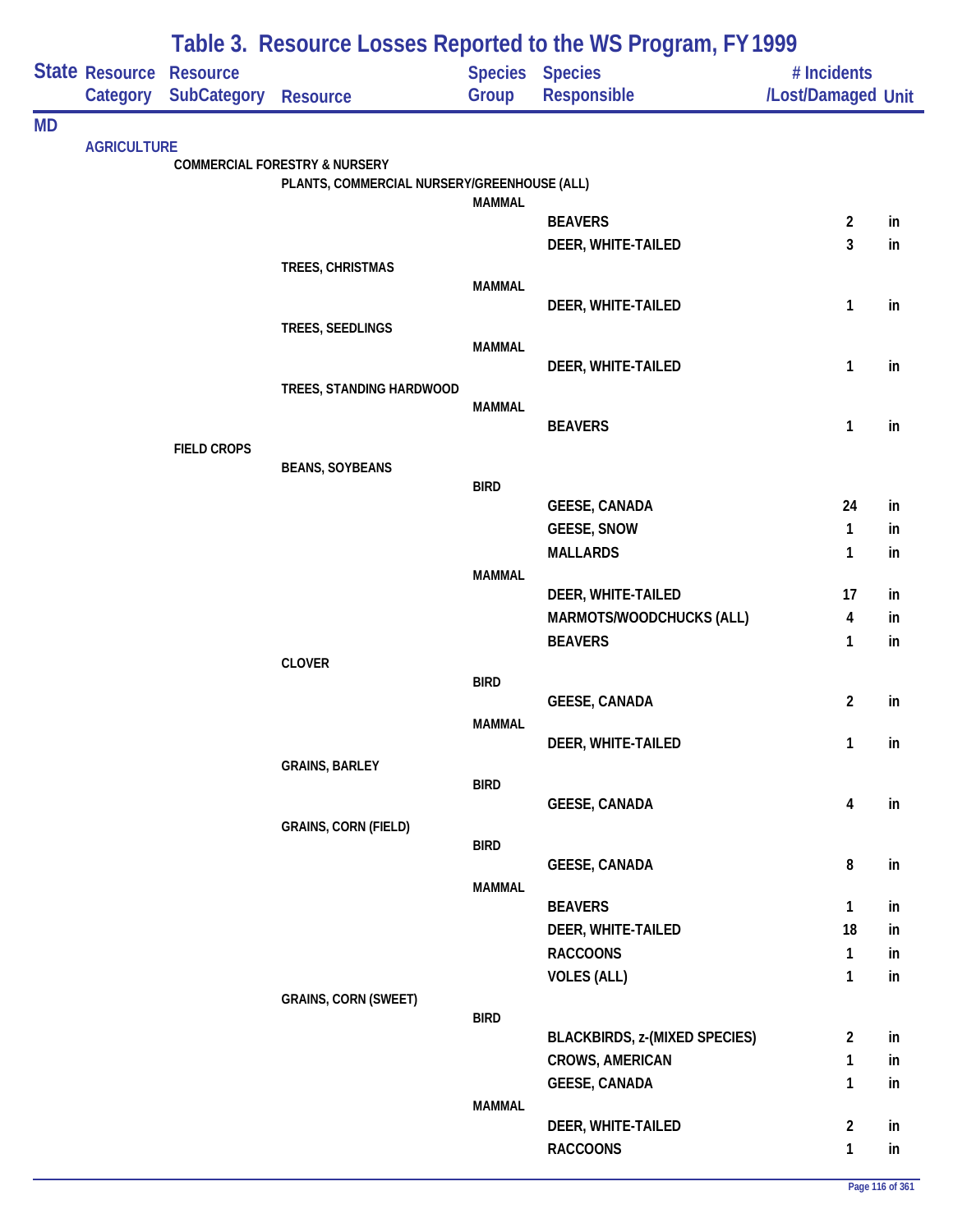# Table 3. Resource Losses Reported to the WS Program, FY 1999

| State | Resource Category | Resource SubCategory | Resource | Species Group | Species Responsible | # Incidents /Lost/Damaged | Unit |
|---|---|---|---|---|---|---|---|
| MD | | | | | | | |
| | AGRICULTURE | | | | | | |
| | | COMMERCIAL FORESTRY & NURSERY | | | | | |
| | | | PLANTS, COMMERCIAL NURSERY/GREENHOUSE (ALL) | | | | |
| | | | | MAMMAL | | | |
| | | | | | BEAVERS | 2 | in |
| | | | | | DEER, WHITE-TAILED | 3 | in |
| | | | TREES, CHRISTMAS | | | | |
| | | | | MAMMAL | | | |
| | | | | | DEER, WHITE-TAILED | 1 | in |
| | | | TREES, SEEDLINGS | | | | |
| | | | | MAMMAL | | | |
| | | | | | DEER, WHITE-TAILED | 1 | in |
| | | | TREES, STANDING HARDWOOD | | | | |
| | | | | MAMMAL | | | |
| | | | | | BEAVERS | 1 | in |
| | | FIELD CROPS | | | | | |
| | | | BEANS, SOYBEANS | | | | |
| | | | | BIRD | | | |
| | | | | | GEESE, CANADA | 24 | in |
| | | | | | GEESE, SNOW | 1 | in |
| | | | | | MALLARDS | 1 | in |
| | | | | MAMMAL | | | |
| | | | | | DEER, WHITE-TAILED | 17 | in |
| | | | | | MARMOTS/WOODCHUCKS (ALL) | 4 | in |
| | | | | | BEAVERS | 1 | in |
| | | | CLOVER | | | | |
| | | | | BIRD | | | |
| | | | | | GEESE, CANADA | 2 | in |
| | | | | MAMMAL | | | |
| | | | | | DEER, WHITE-TAILED | 1 | in |
| | | | GRAINS, BARLEY | | | | |
| | | | | BIRD | | | |
| | | | | | GEESE, CANADA | 4 | in |
| | | | GRAINS, CORN (FIELD) | | | | |
| | | | | BIRD | | | |
| | | | | | GEESE, CANADA | 8 | in |
| | | | | MAMMAL | | | |
| | | | | | BEAVERS | 1 | in |
| | | | | | DEER, WHITE-TAILED | 18 | in |
| | | | | | RACCOONS | 1 | in |
| | | | | | VOLES (ALL) | 1 | in |
| | | | GRAINS, CORN (SWEET) | | | | |
| | | | | BIRD | | | |
| | | | | | BLACKBIRDS, z-(MIXED SPECIES) | 2 | in |
| | | | | | CROWS, AMERICAN | 1 | in |
| | | | | | GEESE, CANADA | 1 | in |
| | | | | MAMMAL | | | |
| | | | | | DEER, WHITE-TAILED | 2 | in |
| | | | | | RACCOONS | 1 | in |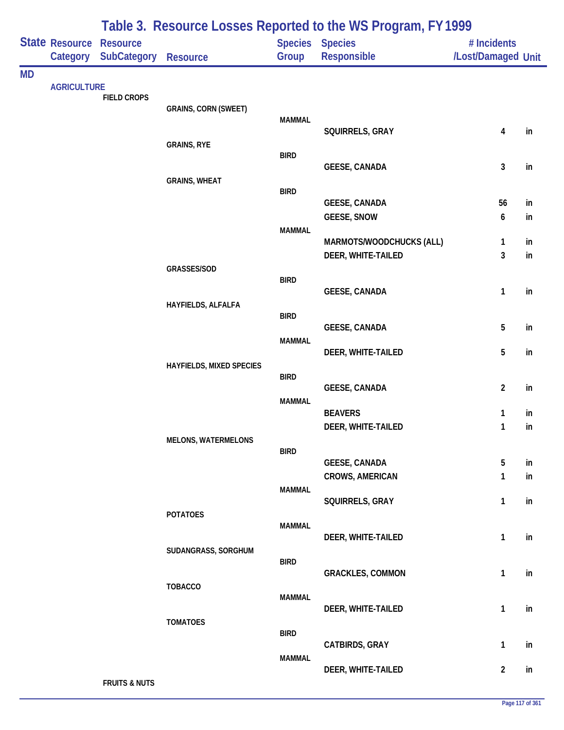# Table 3. Resource Losses Reported to the WS Program, FY 1999

| State | Resource Category | Resource SubCategory | Resource | Species Group | Species Responsible | # Incidents /Lost/Damaged | Unit |
|---|---|---|---|---|---|---|---|
| MD | | | | | | | |
| | AGRICULTURE | | | | | | |
| | | FIELD CROPS | | | | | |
| | | | GRAINS, CORN (SWEET) | | | | |
| | | | | MAMMAL | | | |
| | | | | | SQUIRRELS, GRAY | 4 | in |
| | | | GRAINS, RYE | | | | |
| | | | | BIRD | | | |
| | | | | | GEESE, CANADA | 3 | in |
| | | | GRAINS, WHEAT | | | | |
| | | | | BIRD | | | |
| | | | | | GEESE, CANADA | 56 | in |
| | | | | | GEESE, SNOW | 6 | in |
| | | | | MAMMAL | | | |
| | | | | | MARMOTS/WOODCHUCKS (ALL) | 1 | in |
| | | | | | DEER, WHITE-TAILED | 3 | in |
| | | | GRASSES/SOD | | | | |
| | | | | BIRD | | | |
| | | | | | GEESE, CANADA | 1 | in |
| | | | HAYFIELDS, ALFALFA | | | | |
| | | | | BIRD | | | |
| | | | | | GEESE, CANADA | 5 | in |
| | | | | MAMMAL | | | |
| | | | | | DEER, WHITE-TAILED | 5 | in |
| | | | HAYFIELDS, MIXED SPECIES | | | | |
| | | | | BIRD | | | |
| | | | | | GEESE, CANADA | 2 | in |
| | | | | MAMMAL | | | |
| | | | | | BEAVERS | 1 | in |
| | | | | | DEER, WHITE-TAILED | 1 | in |
| | | | MELONS, WATERMELONS | | | | |
| | | | | BIRD | | | |
| | | | | | GEESE, CANADA | 5 | in |
| | | | | | CROWS, AMERICAN | 1 | in |
| | | | | MAMMAL | | | |
| | | | | | SQUIRRELS, GRAY | 1 | in |
| | | | POTATOES | | | | |
| | | | | MAMMAL | | | |
| | | | | | DEER, WHITE-TAILED | 1 | in |
| | | | SUDANGRASS, SORGHUM | | | | |
| | | | | BIRD | | | |
| | | | | | GRACKLES, COMMON | 1 | in |
| | | | TOBACCO | | | | |
| | | | | MAMMAL | | | |
| | | | | | DEER, WHITE-TAILED | 1 | in |
| | | | TOMATOES | | | | |
| | | | | BIRD | | | |
| | | | | | CATBIRDS, GRAY | 1 | in |
| | | | | MAMMAL | | | |
| | | | | | DEER, WHITE-TAILED | 2 | in |
| | | FRUITS & NUTS | | | | | |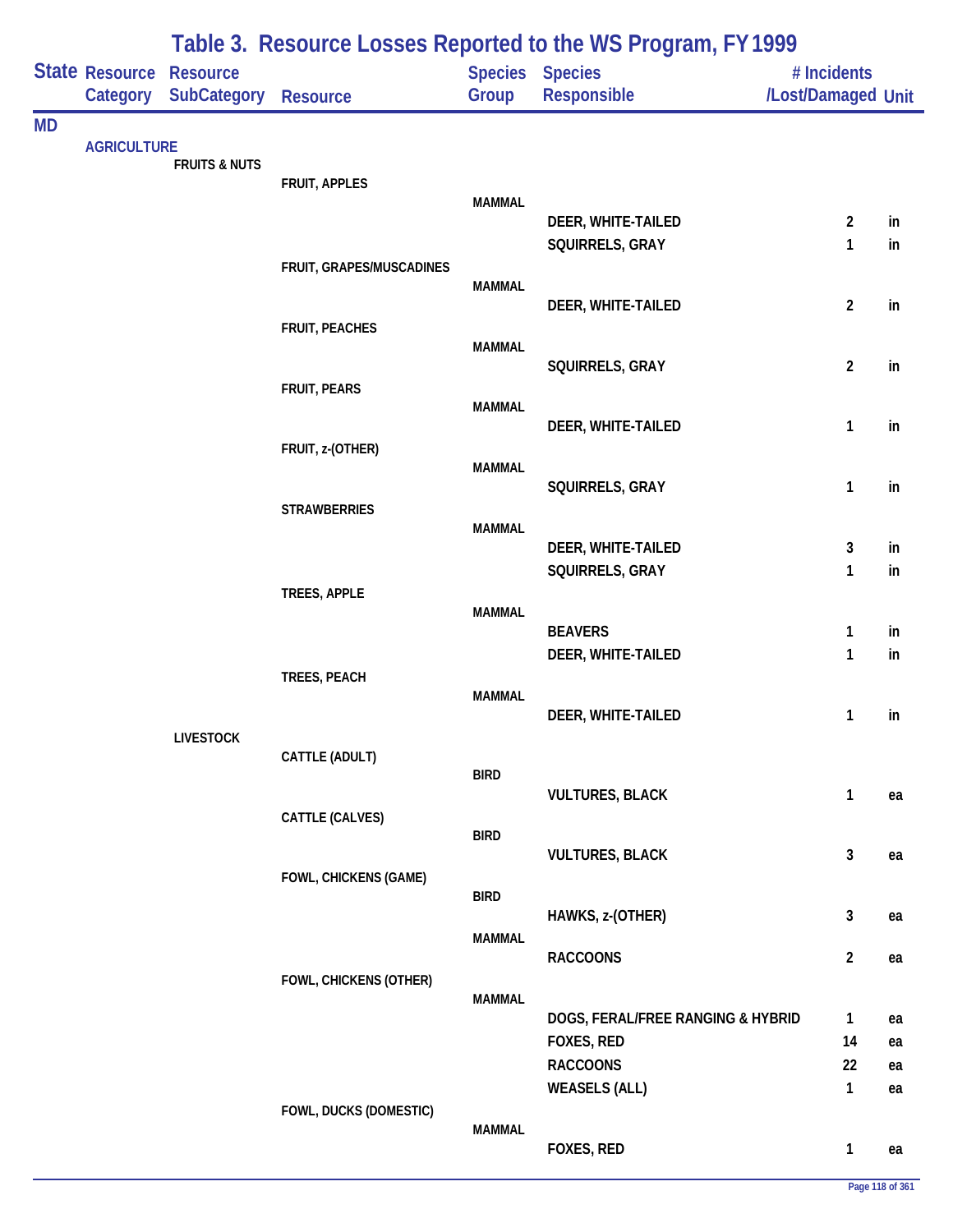# Table 3. Resource Losses Reported to the WS Program, FY 1999

| State | Resource Category | Resource SubCategory | Resource | Species Group | Species Responsible | # Incidents /Lost/Damaged | Unit |
|---|---|---|---|---|---|---|---|
| MD | | | | | | | |
| | AGRICULTURE | | | | | | |
| | | FRUITS & NUTS | | | | | |
| | | | FRUIT, APPLES | | | | |
| | | | | MAMMAL | | | |
| | | | | | DEER, WHITE-TAILED | 2 | in |
| | | | | | SQUIRRELS, GRAY | 1 | in |
| | | | FRUIT, GRAPES/MUSCADINES | | | | |
| | | | | MAMMAL | | | |
| | | | | | DEER, WHITE-TAILED | 2 | in |
| | | | FRUIT, PEACHES | | | | |
| | | | | MAMMAL | | | |
| | | | | | SQUIRRELS, GRAY | 2 | in |
| | | | FRUIT, PEARS | | | | |
| | | | | MAMMAL | | | |
| | | | | | DEER, WHITE-TAILED | 1 | in |
| | | | FRUIT, z-(OTHER) | | | | |
| | | | | MAMMAL | | | |
| | | | | | SQUIRRELS, GRAY | 1 | in |
| | | | STRAWBERRIES | | | | |
| | | | | MAMMAL | | | |
| | | | | | DEER, WHITE-TAILED | 3 | in |
| | | | | | SQUIRRELS, GRAY | 1 | in |
| | | | TREES, APPLE | | | | |
| | | | | MAMMAL | | | |
| | | | | | BEAVERS | 1 | in |
| | | | | | DEER, WHITE-TAILED | 1 | in |
| | | | TREES, PEACH | | | | |
| | | | | MAMMAL | | | |
| | | | | | DEER, WHITE-TAILED | 1 | in |
| | | LIVESTOCK | | | | | |
| | | | CATTLE (ADULT) | | | | |
| | | | | BIRD | | | |
| | | | | | VULTURES, BLACK | 1 | ea |
| | | | CATTLE (CALVES) | | | | |
| | | | | BIRD | | | |
| | | | | | VULTURES, BLACK | 3 | ea |
| | | | FOWL, CHICKENS (GAME) | | | | |
| | | | | BIRD | | | |
| | | | | | HAWKS, z-(OTHER) | 3 | ea |
| | | | | MAMMAL | | | |
| | | | | | RACCOONS | 2 | ea |
| | | | FOWL, CHICKENS (OTHER) | | | | |
| | | | | MAMMAL | | | |
| | | | | | DOGS, FERAL/FREE RANGING & HYBRID | 1 | ea |
| | | | | | FOXES, RED | 14 | ea |
| | | | | | RACCOONS | 22 | ea |
| | | | | | WEASELS (ALL) | 1 | ea |
| | | | FOWL, DUCKS (DOMESTIC) | | | | |
| | | | | MAMMAL | | | |
| | | | | | FOXES, RED | 1 | ea |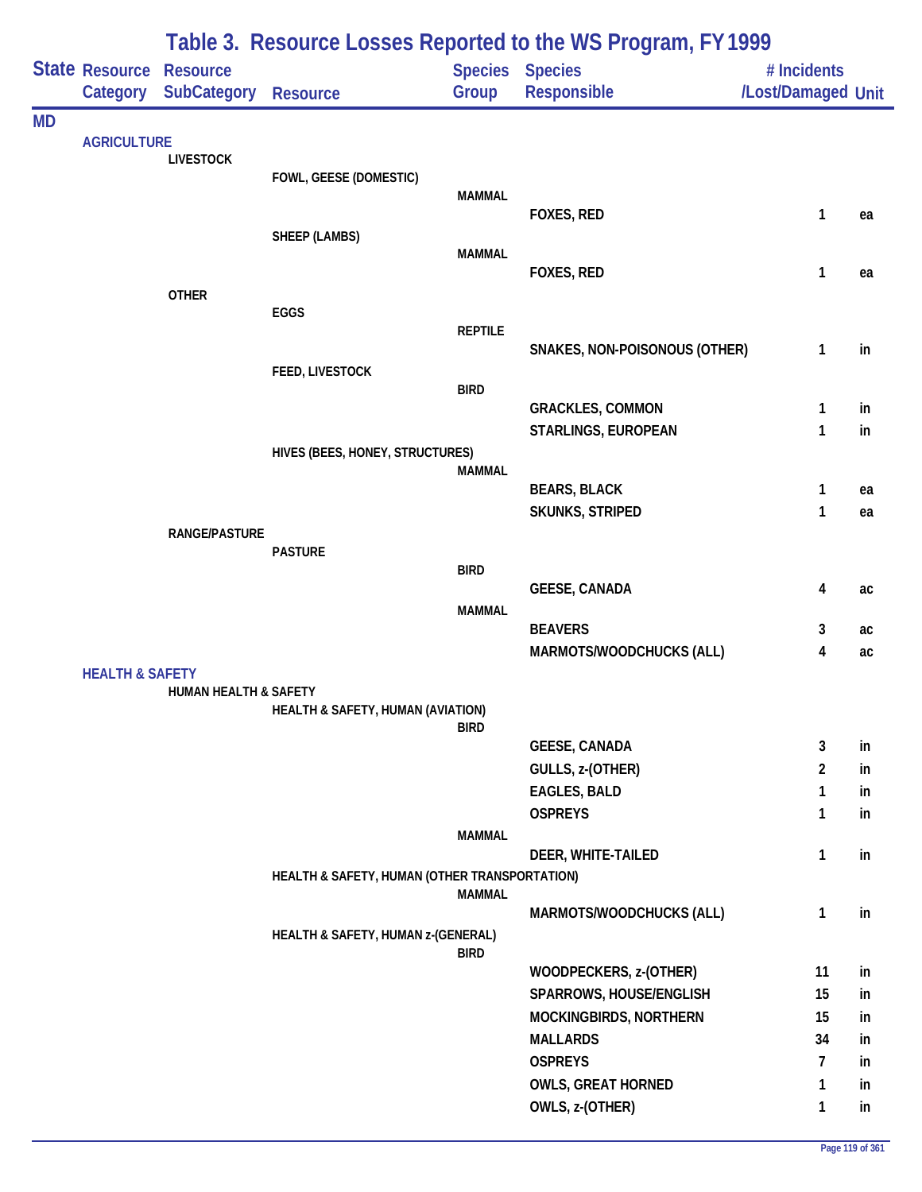# Table 3. Resource Losses Reported to the WS Program, FY 1999

| State | Resource Category | Resource SubCategory | Resource | Species Group | Species Responsible | # Incidents /Lost/Damaged | Unit |
|---|---|---|---|---|---|---|---|
| MD | | | | | | | |
| | AGRICULTURE | | | | | | |
| | | LIVESTOCK | | | | | |
| | | | FOWL, GEESE (DOMESTIC) | | | | |
| | | | | MAMMAL | | | |
| | | | | | FOXES, RED | 1 | ea |
| | | | SHEEP (LAMBS) | | | | |
| | | | | MAMMAL | | | |
| | | | | | FOXES, RED | 1 | ea |
| | | OTHER | | | | | |
| | | | EGGS | | | | |
| | | | | REPTILE | | | |
| | | | | | SNAKES, NON-POISONOUS (OTHER) | 1 | in |
| | | | FEED, LIVESTOCK | | | | |
| | | | | BIRD | | | |
| | | | | | GRACKLES, COMMON | 1 | in |
| | | | | | STARLINGS, EUROPEAN | 1 | in |
| | | | HIVES (BEES, HONEY, STRUCTURES) | | | | |
| | | | | MAMMAL | | | |
| | | | | | BEARS, BLACK | 1 | ea |
| | | | | | SKUNKS, STRIPED | 1 | ea |
| | | RANGE/PASTURE | | | | | |
| | | | PASTURE | | | | |
| | | | | BIRD | | | |
| | | | | | GEESE, CANADA | 4 | ac |
| | | | | MAMMAL | | | |
| | | | | | BEAVERS | 3 | ac |
| | | | | | MARMOTS/WOODCHUCKS (ALL) | 4 | ac |
| | HEALTH & SAFETY | | | | | | |
| | | HUMAN HEALTH & SAFETY | | | | | |
| | | | HEALTH & SAFETY, HUMAN (AVIATION) | | | | |
| | | | | BIRD | | | |
| | | | | | GEESE, CANADA | 3 | in |
| | | | | | GULLS, z-(OTHER) | 2 | in |
| | | | | | EAGLES, BALD | 1 | in |
| | | | | | OSPREYS | 1 | in |
| | | | | MAMMAL | | | |
| | | | | | DEER, WHITE-TAILED | 1 | in |
| | | | HEALTH & SAFETY, HUMAN (OTHER TRANSPORTATION) | | | | |
| | | | | MAMMAL | | | |
| | | | | | MARMOTS/WOODCHUCKS (ALL) | 1 | in |
| | | | HEALTH & SAFETY, HUMAN z-(GENERAL) | | | | |
| | | | | BIRD | | | |
| | | | | | WOODPECKERS, z-(OTHER) | 11 | in |
| | | | | | SPARROWS, HOUSE/ENGLISH | 15 | in |
| | | | | | MOCKINGBIRDS, NORTHERN | 15 | in |
| | | | | | MALLARDS | 34 | in |
| | | | | | OSPREYS | 7 | in |
| | | | | | OWLS, GREAT HORNED | 1 | in |
| | | | | | OWLS, z-(OTHER) | 1 | in |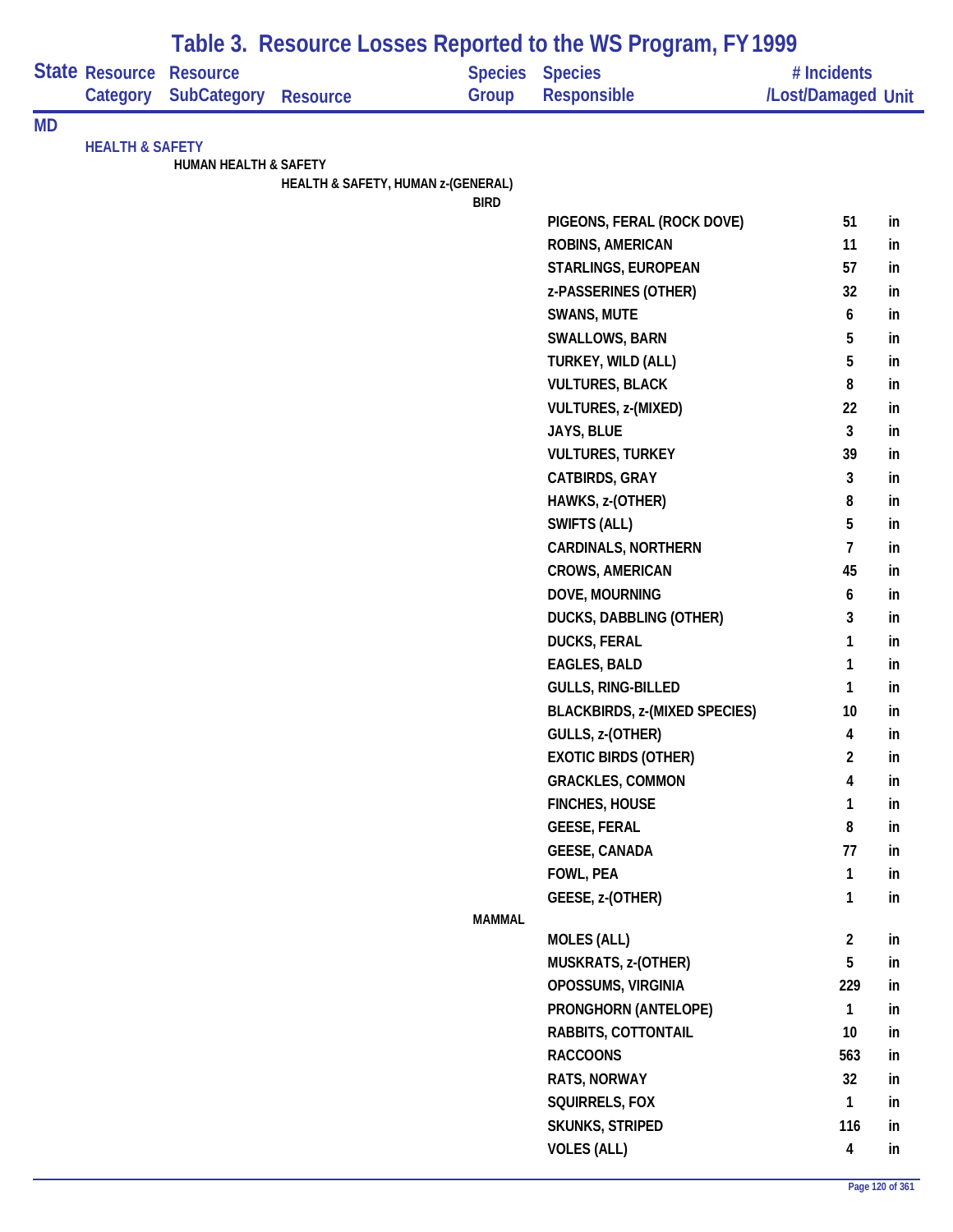# Table 3. Resource Losses Reported to the WS Program, FY 1999

| State | Resource Category | Resource SubCategory | Resource | Species Group | Species Responsible | # Incidents /Lost/Damaged | Unit |
|---|---|---|---|---|---|---|---|
| MD | | | | | | | |
| | HEALTH & SAFETY | | | | | | |
| | | HUMAN HEALTH & SAFETY | | | | | |
| | | | HEALTH & SAFETY, HUMAN z-(GENERAL) | | | | |
| | | | | BIRD | | | |
| | | | | | PIGEONS, FERAL (ROCK DOVE) | 51 | in |
| | | | | | ROBINS, AMERICAN | 11 | in |
| | | | | | STARLINGS, EUROPEAN | 57 | in |
| | | | | | z-PASSERINES (OTHER) | 32 | in |
| | | | | | SWANS, MUTE | 6 | in |
| | | | | | SWALLOWS, BARN | 5 | in |
| | | | | | TURKEY, WILD (ALL) | 5 | in |
| | | | | | VULTURES, BLACK | 8 | in |
| | | | | | VULTURES, z-(MIXED) | 22 | in |
| | | | | | JAYS, BLUE | 3 | in |
| | | | | | VULTURES, TURKEY | 39 | in |
| | | | | | CATBIRDS, GRAY | 3 | in |
| | | | | | HAWKS, z-(OTHER) | 8 | in |
| | | | | | SWIFTS (ALL) | 5 | in |
| | | | | | CARDINALS, NORTHERN | 7 | in |
| | | | | | CROWS, AMERICAN | 45 | in |
| | | | | | DOVE, MOURNING | 6 | in |
| | | | | | DUCKS, DABBLING (OTHER) | 3 | in |
| | | | | | DUCKS, FERAL | 1 | in |
| | | | | | EAGLES, BALD | 1 | in |
| | | | | | GULLS, RING-BILLED | 1 | in |
| | | | | | BLACKBIRDS, z-(MIXED SPECIES) | 10 | in |
| | | | | | GULLS, z-(OTHER) | 4 | in |
| | | | | | EXOTIC BIRDS (OTHER) | 2 | in |
| | | | | | GRACKLES, COMMON | 4 | in |
| | | | | | FINCHES, HOUSE | 1 | in |
| | | | | | GEESE, FERAL | 8 | in |
| | | | | | GEESE, CANADA | 77 | in |
| | | | | | FOWL, PEA | 1 | in |
| | | | | | GEESE, z-(OTHER) | 1 | in |
| | | | | MAMMAL | | | |
| | | | | | MOLES (ALL) | 2 | in |
| | | | | | MUSKRATS, z-(OTHER) | 5 | in |
| | | | | | OPOSSUMS, VIRGINIA | 229 | in |
| | | | | | PRONGHORN (ANTELOPE) | 1 | in |
| | | | | | RABBITS, COTTONTAIL | 10 | in |
| | | | | | RACCOONS | 563 | in |
| | | | | | RATS, NORWAY | 32 | in |
| | | | | | SQUIRRELS, FOX | 1 | in |
| | | | | | SKUNKS, STRIPED | 116 | in |
| | | | | | VOLES (ALL) | 4 | in |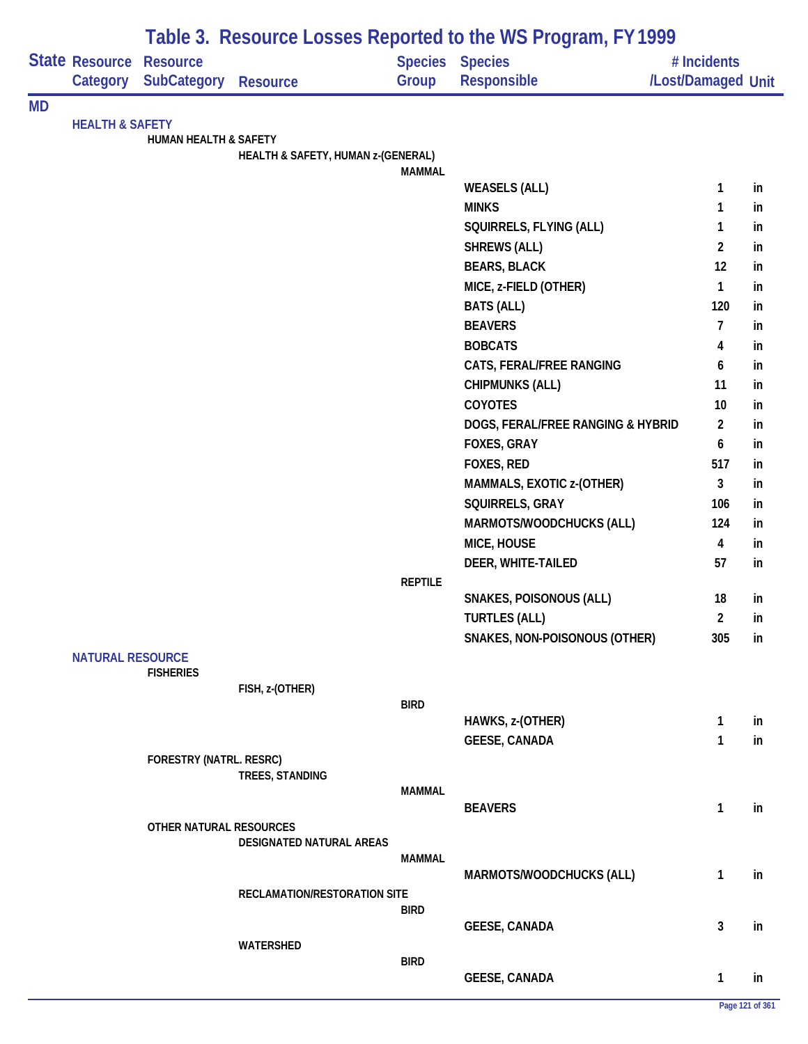# Table 3. Resource Losses Reported to the WS Program, FY 1999

| State | Resource Category | Resource SubCategory | Resource | Species Group | Species Responsible | # Incidents /Lost/Damaged | Unit |
|---|---|---|---|---|---|---|---|
| MD | | | | | | | |
| | HEALTH & SAFETY | | | | | | |
| | | HUMAN HEALTH & SAFETY | | | | | |
| | | | HEALTH & SAFETY, HUMAN z-(GENERAL) | | | | |
| | | | | MAMMAL | | | |
| | | | | | WEASELS (ALL) | 1 | in |
| | | | | | MINKS | 1 | in |
| | | | | | SQUIRRELS, FLYING (ALL) | 1 | in |
| | | | | | SHREWS (ALL) | 2 | in |
| | | | | | BEARS, BLACK | 12 | in |
| | | | | | MICE, z-FIELD (OTHER) | 1 | in |
| | | | | | BATS (ALL) | 120 | in |
| | | | | | BEAVERS | 7 | in |
| | | | | | BOBCATS | 4 | in |
| | | | | | CATS, FERAL/FREE RANGING | 6 | in |
| | | | | | CHIPMUNKS (ALL) | 11 | in |
| | | | | | COYOTES | 10 | in |
| | | | | | DOGS, FERAL/FREE RANGING & HYBRID | 2 | in |
| | | | | | FOXES, GRAY | 6 | in |
| | | | | | FOXES, RED | 517 | in |
| | | | | | MAMMALS, EXOTIC z-(OTHER) | 3 | in |
| | | | | | SQUIRRELS, GRAY | 106 | in |
| | | | | | MARMOTS/WOODCHUCKS (ALL) | 124 | in |
| | | | | | MICE, HOUSE | 4 | in |
| | | | | | DEER, WHITE-TAILED | 57 | in |
| | | | | REPTILE | | | |
| | | | | | SNAKES, POISONOUS (ALL) | 18 | in |
| | | | | | TURTLES (ALL) | 2 | in |
| | | | | | SNAKES, NON-POISONOUS (OTHER) | 305 | in |
| | NATURAL RESOURCE | | | | | | |
| | | FISHERIES | | | | | |
| | | | FISH, z-(OTHER) | | | | |
| | | | | BIRD | | | |
| | | | | | HAWKS, z-(OTHER) | 1 | in |
| | | | | | GEESE, CANADA | 1 | in |
| | | FORESTRY (NATRL. RESRC) | | | | | |
| | | | TREES, STANDING | | | | |
| | | | | MAMMAL | | | |
| | | | | | BEAVERS | 1 | in |
| | | OTHER NATURAL RESOURCES | | | | | |
| | | | DESIGNATED NATURAL AREAS | | | | |
| | | | | MAMMAL | | | |
| | | | | | MARMOTS/WOODCHUCKS (ALL) | 1 | in |
| | | | RECLAMATION/RESTORATION SITE | | | | |
| | | | | BIRD | | | |
| | | | | | GEESE, CANADA | 3 | in |
| | | | WATERSHED | | | | |
| | | | | BIRD | | | |
| | | | | | GEESE, CANADA | 1 | in |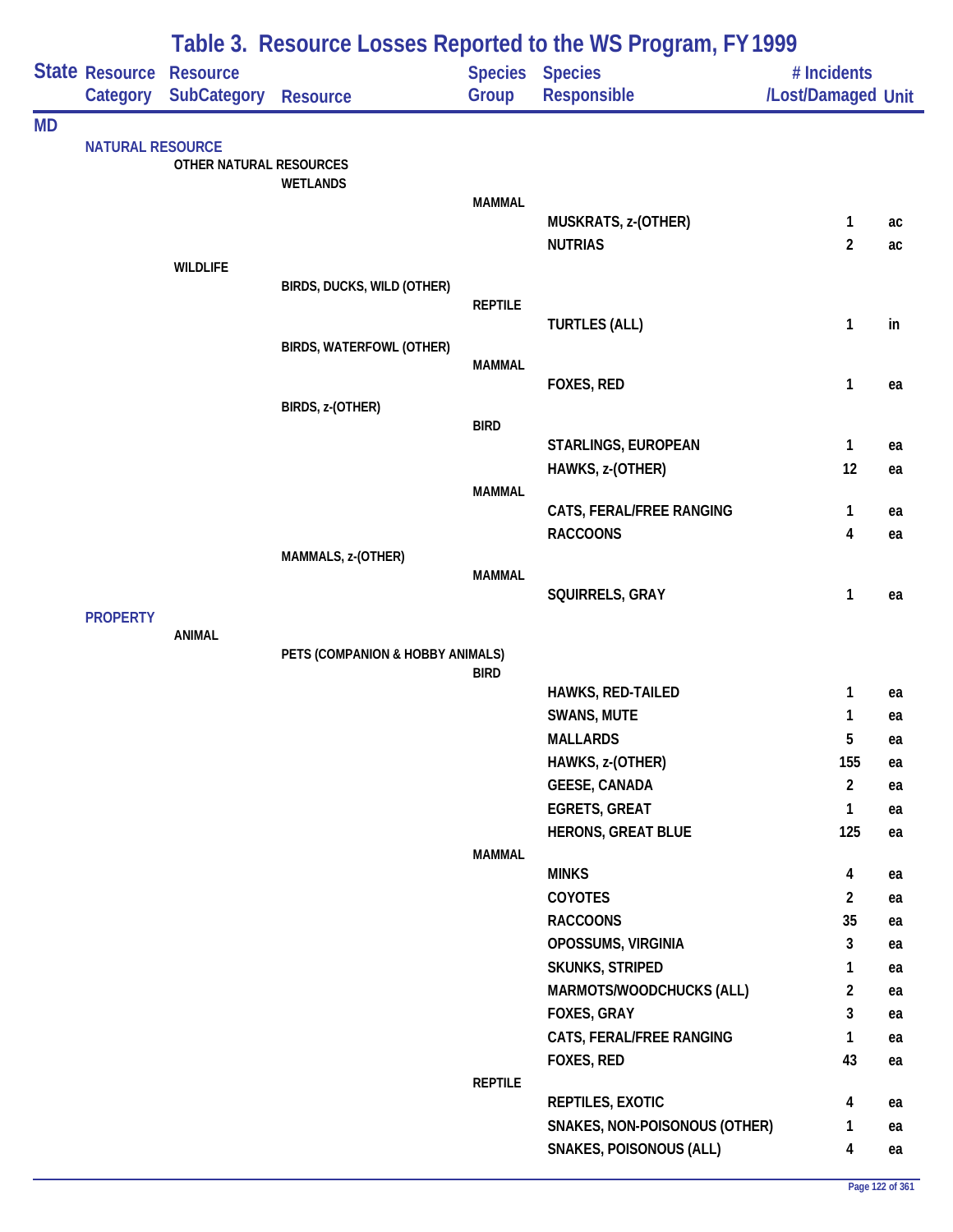# Table 3. Resource Losses Reported to the WS Program, FY 1999

| State | Resource Category | Resource SubCategory | Resource | Species Group | Species Responsible | # Incidents /Lost/Damaged | Unit |
|---|---|---|---|---|---|---|---|
| MD | | | | | | | |
| | NATURAL RESOURCE | | | | | | |
| | | OTHER NATURAL RESOURCES | | | | | |
| | | | WETLANDS | | | | |
| | | | | MAMMAL | | | |
| | | | | | MUSKRATS, z-(OTHER) | 1 | ac |
| | | | | | NUTRIAS | 2 | ac |
| | | WILDLIFE | | | | | |
| | | | BIRDS, DUCKS, WILD (OTHER) | | | | |
| | | | | REPTILE | | | |
| | | | | | TURTLES (ALL) | 1 | in |
| | | | BIRDS, WATERFOWL (OTHER) | | | | |
| | | | | MAMMAL | | | |
| | | | | | FOXES, RED | 1 | ea |
| | | | BIRDS, z-(OTHER) | | | | |
| | | | | BIRD | | | |
| | | | | | STARLINGS, EUROPEAN | 1 | ea |
| | | | | | HAWKS, z-(OTHER) | 12 | ea |
| | | | | MAMMAL | | | |
| | | | | | CATS, FERAL/FREE RANGING | 1 | ea |
| | | | | | RACCOONS | 4 | ea |
| | | | MAMMALS, z-(OTHER) | | | | |
| | | | | MAMMAL | | | |
| | | | | | SQUIRRELS, GRAY | 1 | ea |
| | PROPERTY | | | | | | |
| | | ANIMAL | | | | | |
| | | | PETS (COMPANION & HOBBY ANIMALS) | | | | |
| | | | | BIRD | | | |
| | | | | | HAWKS, RED-TAILED | 1 | ea |
| | | | | | SWANS, MUTE | 1 | ea |
| | | | | | MALLARDS | 5 | ea |
| | | | | | HAWKS, z-(OTHER) | 155 | ea |
| | | | | | GEESE, CANADA | 2 | ea |
| | | | | | EGRETS, GREAT | 1 | ea |
| | | | | | HERONS, GREAT BLUE | 125 | ea |
| | | | | MAMMAL | | | |
| | | | | | MINKS | 4 | ea |
| | | | | | COYOTES | 2 | ea |
| | | | | | RACCOONS | 35 | ea |
| | | | | | OPOSSUMS, VIRGINIA | 3 | ea |
| | | | | | SKUNKS, STRIPED | 1 | ea |
| | | | | | MARMOTS/WOODCHUCKS (ALL) | 2 | ea |
| | | | | | FOXES, GRAY | 3 | ea |
| | | | | | CATS, FERAL/FREE RANGING | 1 | ea |
| | | | | | FOXES, RED | 43 | ea |
| | | | | REPTILE | | | |
| | | | | | REPTILES, EXOTIC | 4 | ea |
| | | | | | SNAKES, NON-POISONOUS (OTHER) | 1 | ea |
| | | | | | SNAKES, POISONOUS (ALL) | 4 | ea |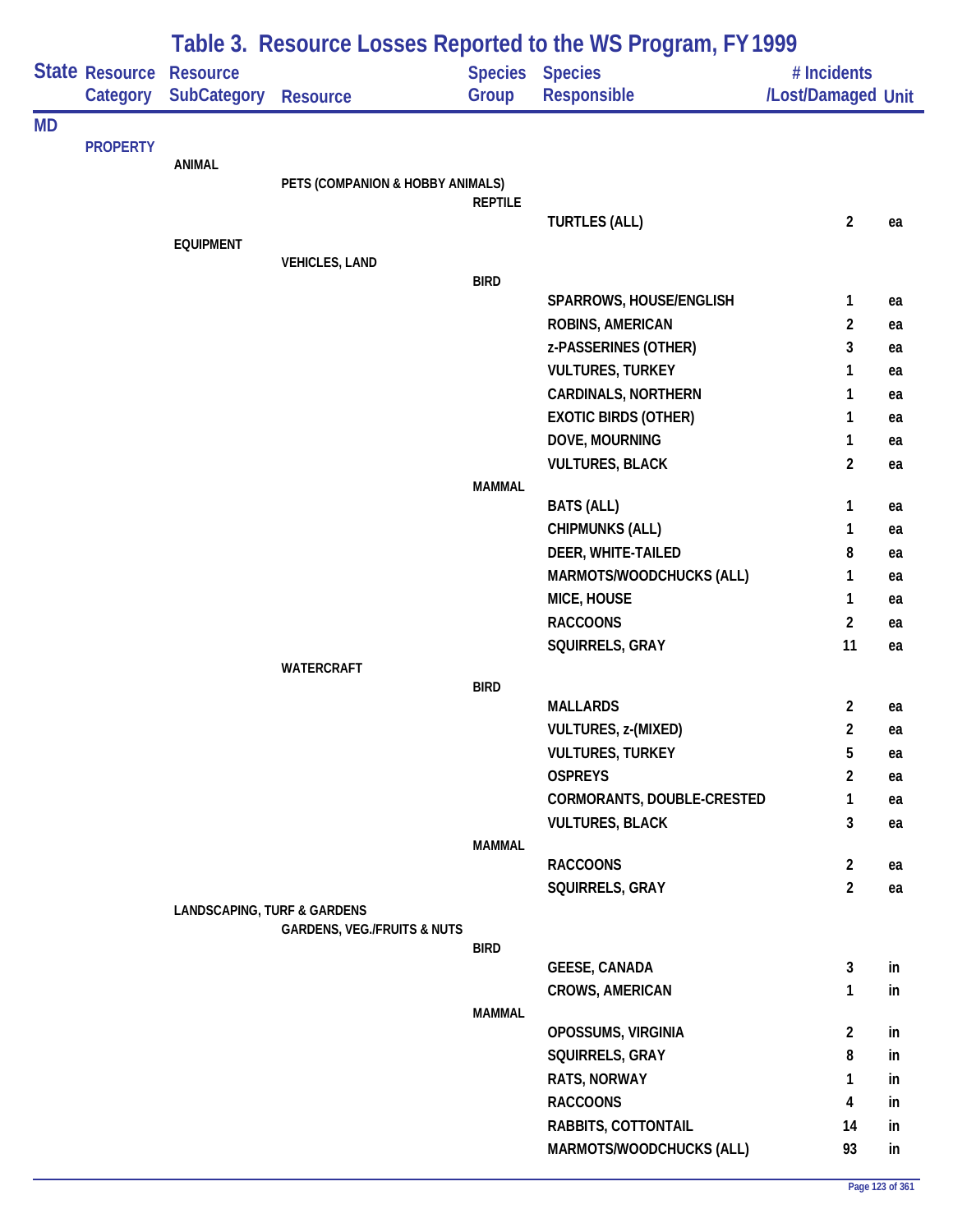# Table 3. Resource Losses Reported to the WS Program, FY 1999

| State | Resource Category | Resource SubCategory | Resource | Species Group | Species Responsible | # Incidents /Lost/Damaged | Unit |
|---|---|---|---|---|---|---|---|
| MD | | | | | | | |
| | PROPERTY | | | | | | |
| | | ANIMAL | | | | | |
| | | | PETS (COMPANION & HOBBY ANIMALS) | | | | |
| | | | | REPTILE | | | |
| | | | | | TURTLES (ALL) | 2 | ea |
| | | EQUIPMENT | | | | | |
| | | | VEHICLES, LAND | | | | |
| | | | | BIRD | | | |
| | | | | | SPARROWS, HOUSE/ENGLISH | 1 | ea |
| | | | | | ROBINS, AMERICAN | 2 | ea |
| | | | | | z-PASSERINES (OTHER) | 3 | ea |
| | | | | | VULTURES, TURKEY | 1 | ea |
| | | | | | CARDINALS, NORTHERN | 1 | ea |
| | | | | | EXOTIC BIRDS (OTHER) | 1 | ea |
| | | | | | DOVE, MOURNING | 1 | ea |
| | | | | | VULTURES, BLACK | 2 | ea |
| | | | | MAMMAL | | | |
| | | | | | BATS (ALL) | 1 | ea |
| | | | | | CHIPMUNKS (ALL) | 1 | ea |
| | | | | | DEER, WHITE-TAILED | 8 | ea |
| | | | | | MARMOTS/WOODCHUCKS (ALL) | 1 | ea |
| | | | | | MICE, HOUSE | 1 | ea |
| | | | | | RACCOONS | 2 | ea |
| | | | | | SQUIRRELS, GRAY | 11 | ea |
| | | | WATERCRAFT | | | | |
| | | | | BIRD | | | |
| | | | | | MALLARDS | 2 | ea |
| | | | | | VULTURES, z-(MIXED) | 2 | ea |
| | | | | | VULTURES, TURKEY | 5 | ea |
| | | | | | OSPREYS | 2 | ea |
| | | | | | CORMORANTS, DOUBLE-CRESTED | 1 | ea |
| | | | | | VULTURES, BLACK | 3 | ea |
| | | | | MAMMAL | | | |
| | | | | | RACCOONS | 2 | ea |
| | | | | | SQUIRRELS, GRAY | 2 | ea |
| | | LANDSCAPING, TURF & GARDENS | | | | | |
| | | | GARDENS, VEG./FRUITS & NUTS | | | | |
| | | | | BIRD | | | |
| | | | | | GEESE, CANADA | 3 | in |
| | | | | | CROWS, AMERICAN | 1 | in |
| | | | | MAMMAL | | | |
| | | | | | OPOSSUMS, VIRGINIA | 2 | in |
| | | | | | SQUIRRELS, GRAY | 8 | in |
| | | | | | RATS, NORWAY | 1 | in |
| | | | | | RACCOONS | 4 | in |
| | | | | | RABBITS, COTTONTAIL | 14 | in |
| | | | | | MARMOTS/WOODCHUCKS (ALL) | 93 | in |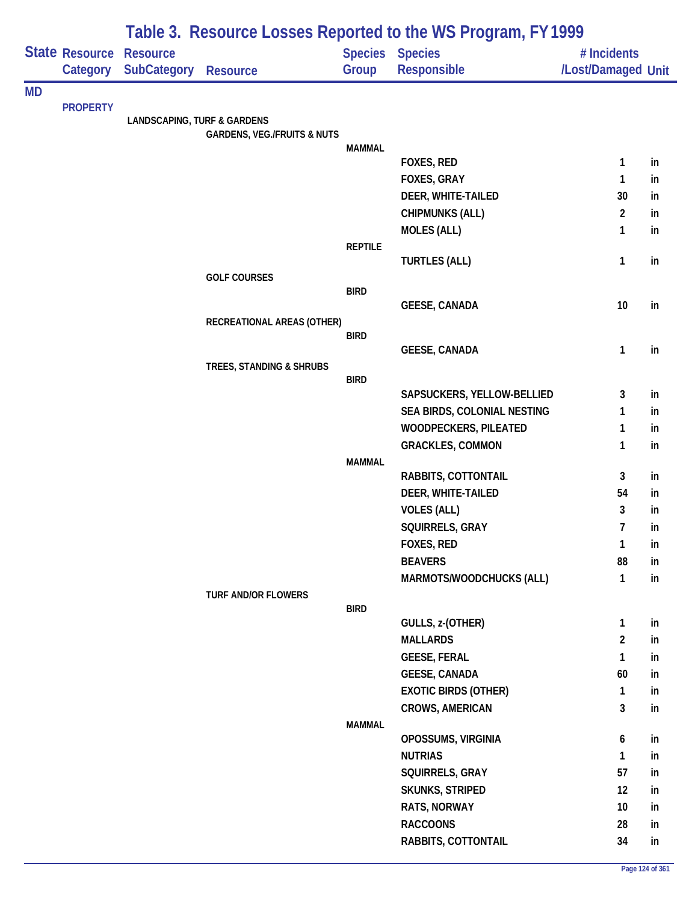# Table 3. Resource Losses Reported to the WS Program, FY 1999

| State | Resource Category | Resource SubCategory | Resource | Species Group | Species Responsible | # Incidents /Lost/Damaged | Unit |
|---|---|---|---|---|---|---|---|
| MD | | | | | | | |
| | PROPERTY | | | | | | |
| | | LANDSCAPING, TURF & GARDENS | | | | | |
| | | | GARDENS, VEG./FRUITS & NUTS | | | | |
| | | | | MAMMAL | | | |
| | | | | | FOXES, RED | 1 | in |
| | | | | | FOXES, GRAY | 1 | in |
| | | | | | DEER, WHITE-TAILED | 30 | in |
| | | | | | CHIPMUNKS (ALL) | 2 | in |
| | | | | | MOLES (ALL) | 1 | in |
| | | | | REPTILE | | | |
| | | | | | TURTLES (ALL) | 1 | in |
| | | | GOLF COURSES | | | | |
| | | | | BIRD | | | |
| | | | | | GEESE, CANADA | 10 | in |
| | | | RECREATIONAL AREAS (OTHER) | | | | |
| | | | | BIRD | | | |
| | | | | | GEESE, CANADA | 1 | in |
| | | | TREES, STANDING & SHRUBS | | | | |
| | | | | BIRD | | | |
| | | | | | SAPSUCKERS, YELLOW-BELLIED | 3 | in |
| | | | | | SEA BIRDS, COLONIAL NESTING | 1 | in |
| | | | | | WOODPECKERS, PILEATED | 1 | in |
| | | | | | GRACKLES, COMMON | 1 | in |
| | | | | MAMMAL | | | |
| | | | | | RABBITS, COTTONTAIL | 3 | in |
| | | | | | DEER, WHITE-TAILED | 54 | in |
| | | | | | VOLES (ALL) | 3 | in |
| | | | | | SQUIRRELS, GRAY | 7 | in |
| | | | | | FOXES, RED | 1 | in |
| | | | | | BEAVERS | 88 | in |
| | | | | | MARMOTS/WOODCHUCKS (ALL) | 1 | in |
| | | | TURF AND/OR FLOWERS | | | | |
| | | | | BIRD | | | |
| | | | | | GULLS, z-(OTHER) | 1 | in |
| | | | | | MALLARDS | 2 | in |
| | | | | | GEESE, FERAL | 1 | in |
| | | | | | GEESE, CANADA | 60 | in |
| | | | | | EXOTIC BIRDS (OTHER) | 1 | in |
| | | | | | CROWS, AMERICAN | 3 | in |
| | | | | MAMMAL | | | |
| | | | | | OPOSSUMS, VIRGINIA | 6 | in |
| | | | | | NUTRIAS | 1 | in |
| | | | | | SQUIRRELS, GRAY | 57 | in |
| | | | | | SKUNKS, STRIPED | 12 | in |
| | | | | | RATS, NORWAY | 10 | in |
| | | | | | RACCOONS | 28 | in |
| | | | | | RABBITS, COTTONTAIL | 34 | in |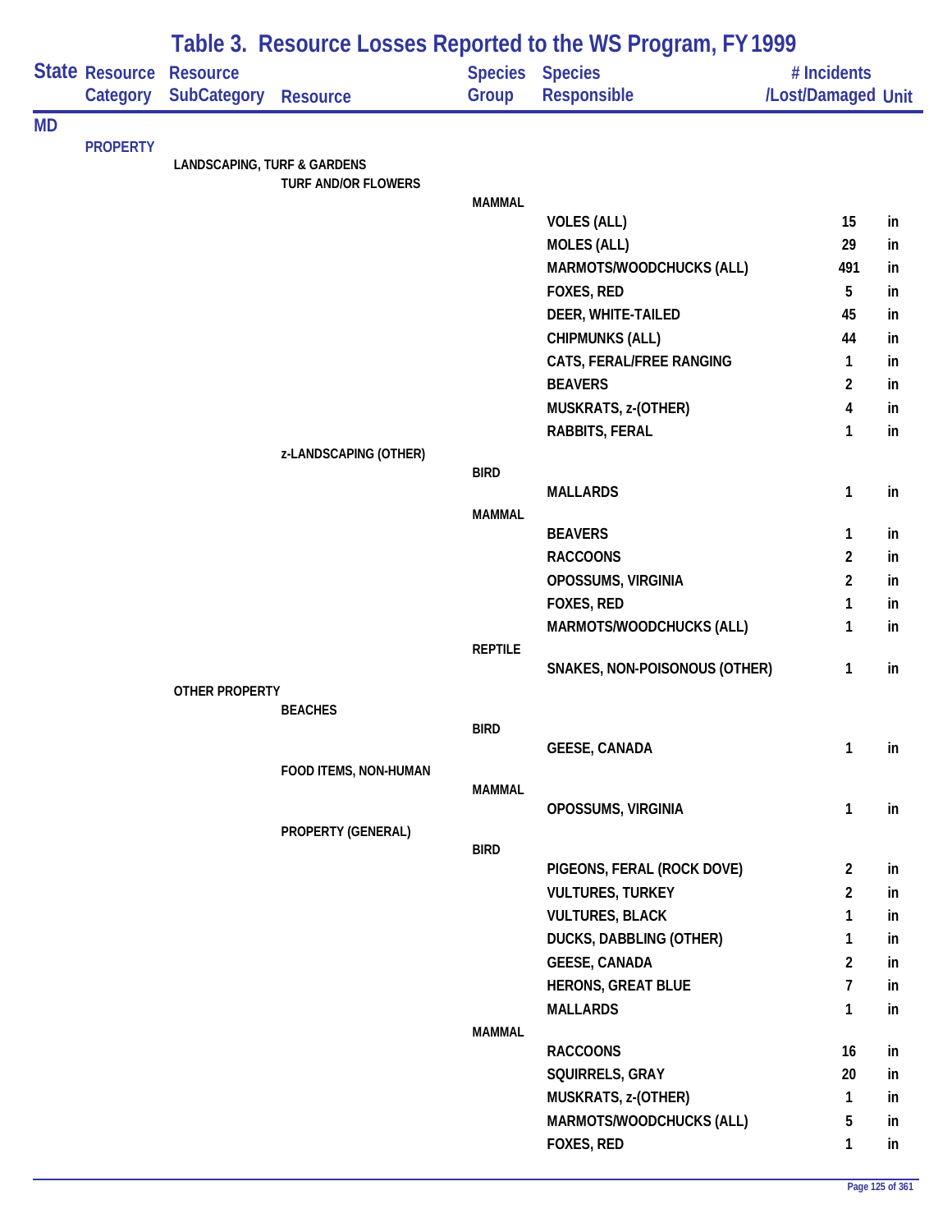# Table 3. Resource Losses Reported to the WS Program, FY 1999

| State | Resource Category | Resource SubCategory | Resource | Species Group | Species Responsible | # Incidents /Lost/Damaged | Unit |
|---|---|---|---|---|---|---|---|
| MD | | | | | | | |
| | PROPERTY | | | | | | |
| | | LANDSCAPING, TURF & GARDENS | | | | | |
| | | | TURF AND/OR FLOWERS | | | | |
| | | | | MAMMAL | | | |
| | | | | | VOLES (ALL) | 15 | in |
| | | | | | MOLES (ALL) | 29 | in |
| | | | | | MARMOTS/WOODCHUCKS (ALL) | 491 | in |
| | | | | | FOXES, RED | 5 | in |
| | | | | | DEER, WHITE-TAILED | 45 | in |
| | | | | | CHIPMUNKS (ALL) | 44 | in |
| | | | | | CATS, FERAL/FREE RANGING | 1 | in |
| | | | | | BEAVERS | 2 | in |
| | | | | | MUSKRATS, z-(OTHER) | 4 | in |
| | | | | | RABBITS, FERAL | 1 | in |
| | | | z-LANDSCAPING (OTHER) | | | | |
| | | | | BIRD | | | |
| | | | | | MALLARDS | 1 | in |
| | | | | MAMMAL | | | |
| | | | | | BEAVERS | 1 | in |
| | | | | | RACCOONS | 2 | in |
| | | | | | OPOSSUMS, VIRGINIA | 2 | in |
| | | | | | FOXES, RED | 1 | in |
| | | | | | MARMOTS/WOODCHUCKS (ALL) | 1 | in |
| | | | | REPTILE | | | |
| | | | | | SNAKES, NON-POISONOUS (OTHER) | 1 | in |
| | | OTHER PROPERTY | | | | | |
| | | | BEACHES | | | | |
| | | | | BIRD | | | |
| | | | | | GEESE, CANADA | 1 | in |
| | | | FOOD ITEMS, NON-HUMAN | | | | |
| | | | | MAMMAL | | | |
| | | | | | OPOSSUMS, VIRGINIA | 1 | in |
| | | | PROPERTY (GENERAL) | | | | |
| | | | | BIRD | | | |
| | | | | | PIGEONS, FERAL (ROCK DOVE) | 2 | in |
| | | | | | VULTURES, TURKEY | 2 | in |
| | | | | | VULTURES, BLACK | 1 | in |
| | | | | | DUCKS, DABBLING (OTHER) | 1 | in |
| | | | | | GEESE, CANADA | 2 | in |
| | | | | | HERONS, GREAT BLUE | 7 | in |
| | | | | | MALLARDS | 1 | in |
| | | | | MAMMAL | | | |
| | | | | | RACCOONS | 16 | in |
| | | | | | SQUIRRELS, GRAY | 20 | in |
| | | | | | MUSKRATS, z-(OTHER) | 1 | in |
| | | | | | MARMOTS/WOODCHUCKS (ALL) | 5 | in |
| | | | | | FOXES, RED | 1 | in |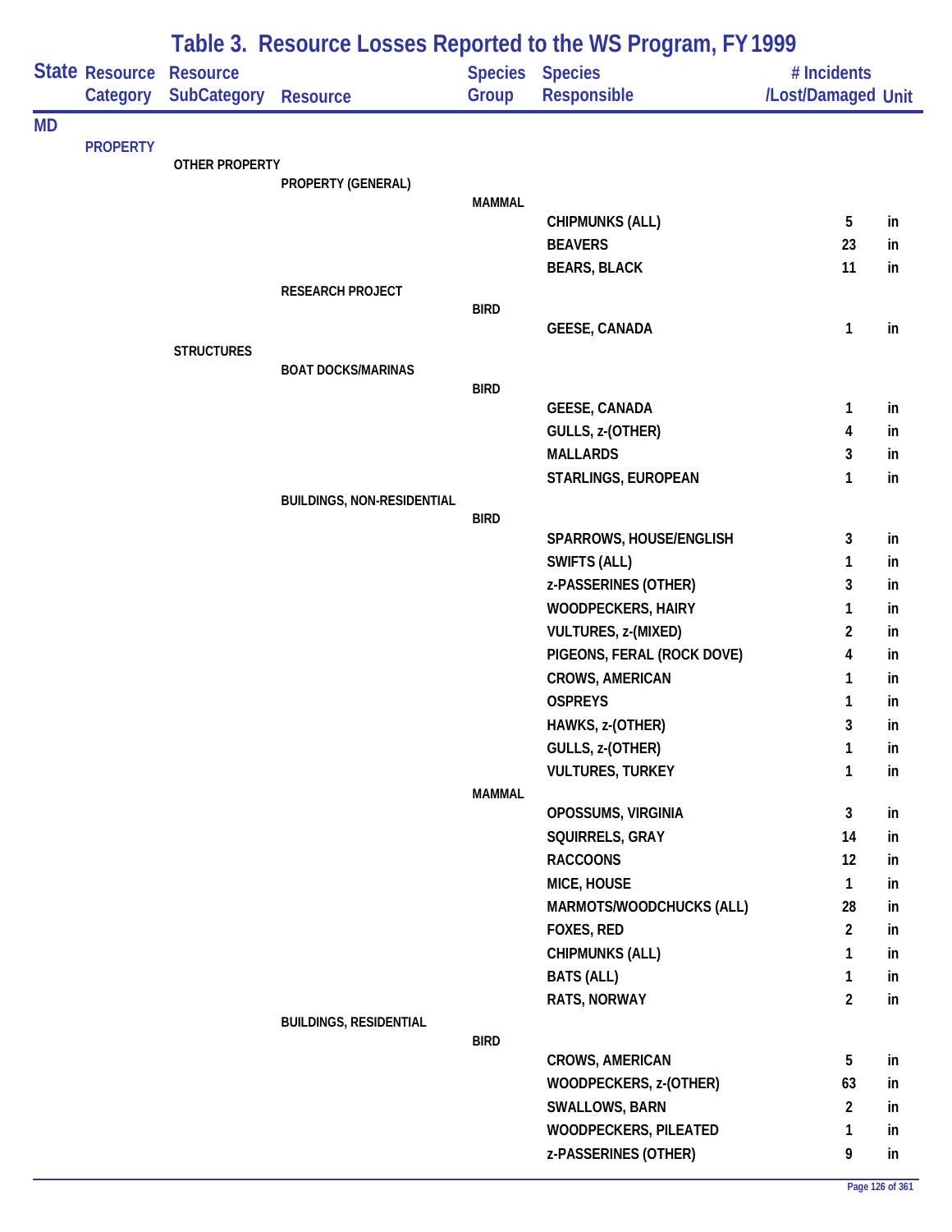# Table 3. Resource Losses Reported to the WS Program, FY 1999

| State | Resource Category | Resource SubCategory | Resource | Species Group | Species Responsible | # Incidents /Lost/Damaged | Unit |
|---|---|---|---|---|---|---|---|
| MD | | | | | | | |
| | PROPERTY | | | | | | |
| | | OTHER PROPERTY | | | | | |
| | | | PROPERTY (GENERAL) | | | | |
| | | | | MAMMAL | | | |
| | | | | | CHIPMUNKS (ALL) | 5 | in |
| | | | | | BEAVERS | 23 | in |
| | | | | | BEARS, BLACK | 11 | in |
| | | | RESEARCH PROJECT | | | | |
| | | | | BIRD | | | |
| | | | | | GEESE, CANADA | 1 | in |
| | | STRUCTURES | | | | | |
| | | | BOAT DOCKS/MARINAS | | | | |
| | | | | BIRD | | | |
| | | | | | GEESE, CANADA | 1 | in |
| | | | | | GULLS, z-(OTHER) | 4 | in |
| | | | | | MALLARDS | 3 | in |
| | | | | | STARLINGS, EUROPEAN | 1 | in |
| | | | BUILDINGS, NON-RESIDENTIAL | | | | |
| | | | | BIRD | | | |
| | | | | | SPARROWS, HOUSE/ENGLISH | 3 | in |
| | | | | | SWIFTS (ALL) | 1 | in |
| | | | | | z-PASSERINES (OTHER) | 3 | in |
| | | | | | WOODPECKERS, HAIRY | 1 | in |
| | | | | | VULTURES, z-(MIXED) | 2 | in |
| | | | | | PIGEONS, FERAL (ROCK DOVE) | 4 | in |
| | | | | | CROWS, AMERICAN | 1 | in |
| | | | | | OSPREYS | 1 | in |
| | | | | | HAWKS, z-(OTHER) | 3 | in |
| | | | | | GULLS, z-(OTHER) | 1 | in |
| | | | | | VULTURES, TURKEY | 1 | in |
| | | | | MAMMAL | | | |
| | | | | | OPOSSUMS, VIRGINIA | 3 | in |
| | | | | | SQUIRRELS, GRAY | 14 | in |
| | | | | | RACCOONS | 12 | in |
| | | | | | MICE, HOUSE | 1 | in |
| | | | | | MARMOTS/WOODCHUCKS (ALL) | 28 | in |
| | | | | | FOXES, RED | 2 | in |
| | | | | | CHIPMUNKS (ALL) | 1 | in |
| | | | | | BATS (ALL) | 1 | in |
| | | | | | RATS, NORWAY | 2 | in |
| | | | BUILDINGS, RESIDENTIAL | | | | |
| | | | | BIRD | | | |
| | | | | | CROWS, AMERICAN | 5 | in |
| | | | | | WOODPECKERS, z-(OTHER) | 63 | in |
| | | | | | SWALLOWS, BARN | 2 | in |
| | | | | | WOODPECKERS, PILEATED | 1 | in |
| | | | | | z-PASSERINES (OTHER) | 9 | in |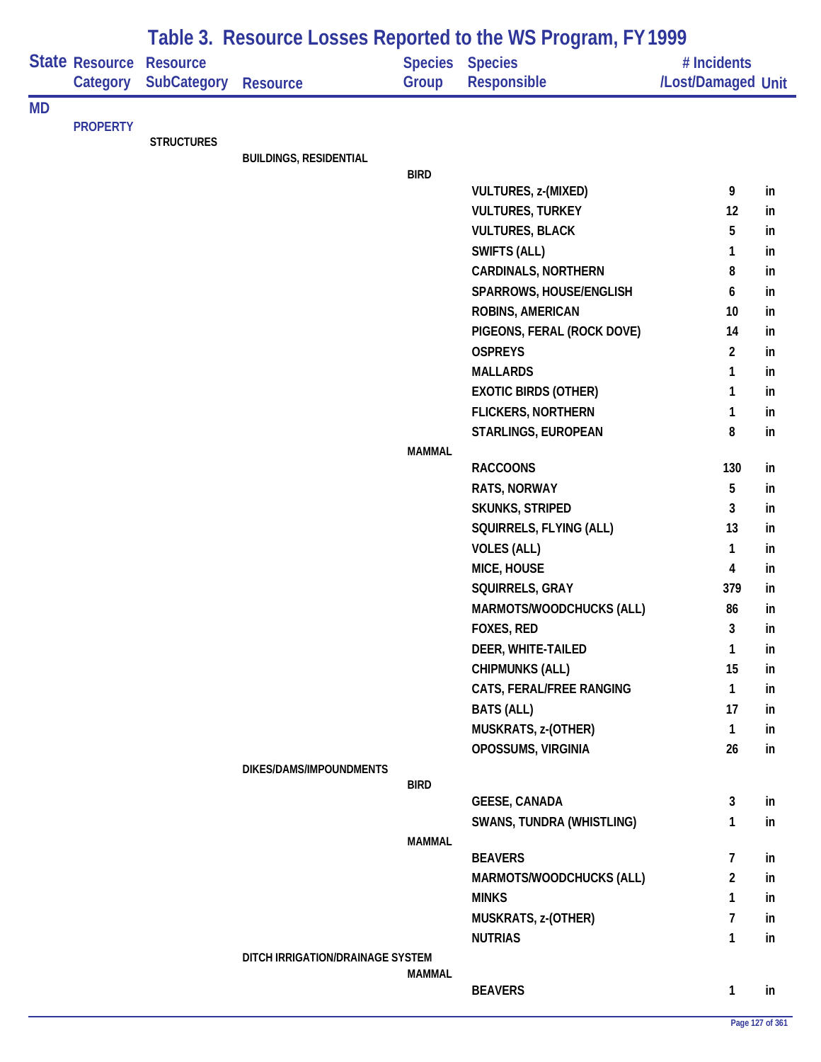# Table 3. Resource Losses Reported to the WS Program, FY 1999

| State | Resource Category | Resource SubCategory | Resource | Species Group | Species Responsible | # Incidents /Lost/Damaged | Unit |
|---|---|---|---|---|---|---|---|
| MD | | | | | | | |
| | PROPERTY | | | | | | |
| | | STRUCTURES | | | | | |
| | | | BUILDINGS, RESIDENTIAL | | | | |
| | | | | BIRD | | | |
| | | | | | VULTURES, z-(MIXED) | 9 | in |
| | | | | | VULTURES, TURKEY | 12 | in |
| | | | | | VULTURES, BLACK | 5 | in |
| | | | | | SWIFTS (ALL) | 1 | in |
| | | | | | CARDINALS, NORTHERN | 8 | in |
| | | | | | SPARROWS, HOUSE/ENGLISH | 6 | in |
| | | | | | ROBINS, AMERICAN | 10 | in |
| | | | | | PIGEONS, FERAL (ROCK DOVE) | 14 | in |
| | | | | | OSPREYS | 2 | in |
| | | | | | MALLARDS | 1 | in |
| | | | | | EXOTIC BIRDS (OTHER) | 1 | in |
| | | | | | FLICKERS, NORTHERN | 1 | in |
| | | | | | STARLINGS, EUROPEAN | 8 | in |
| | | | | MAMMAL | | | |
| | | | | | RACCOONS | 130 | in |
| | | | | | RATS, NORWAY | 5 | in |
| | | | | | SKUNKS, STRIPED | 3 | in |
| | | | | | SQUIRRELS, FLYING (ALL) | 13 | in |
| | | | | | VOLES (ALL) | 1 | in |
| | | | | | MICE, HOUSE | 4 | in |
| | | | | | SQUIRRELS, GRAY | 379 | in |
| | | | | | MARMOTS/WOODCHUCKS (ALL) | 86 | in |
| | | | | | FOXES, RED | 3 | in |
| | | | | | DEER, WHITE-TAILED | 1 | in |
| | | | | | CHIPMUNKS (ALL) | 15 | in |
| | | | | | CATS, FERAL/FREE RANGING | 1 | in |
| | | | | | BATS (ALL) | 17 | in |
| | | | | | MUSKRATS, z-(OTHER) | 1 | in |
| | | | | | OPOSSUMS, VIRGINIA | 26 | in |
| | | | DIKES/DAMS/IMPOUNDMENTS | | | | |
| | | | | BIRD | | | |
| | | | | | GEESE, CANADA | 3 | in |
| | | | | | SWANS, TUNDRA (WHISTLING) | 1 | in |
| | | | | MAMMAL | | | |
| | | | | | BEAVERS | 7 | in |
| | | | | | MARMOTS/WOODCHUCKS (ALL) | 2 | in |
| | | | | | MINKS | 1 | in |
| | | | | | MUSKRATS, z-(OTHER) | 7 | in |
| | | | | | NUTRIAS | 1 | in |
| | | | DITCH IRRIGATION/DRAINAGE SYSTEM | | | | |
| | | | | MAMMAL | | | |
| | | | | | BEAVERS | 1 | in |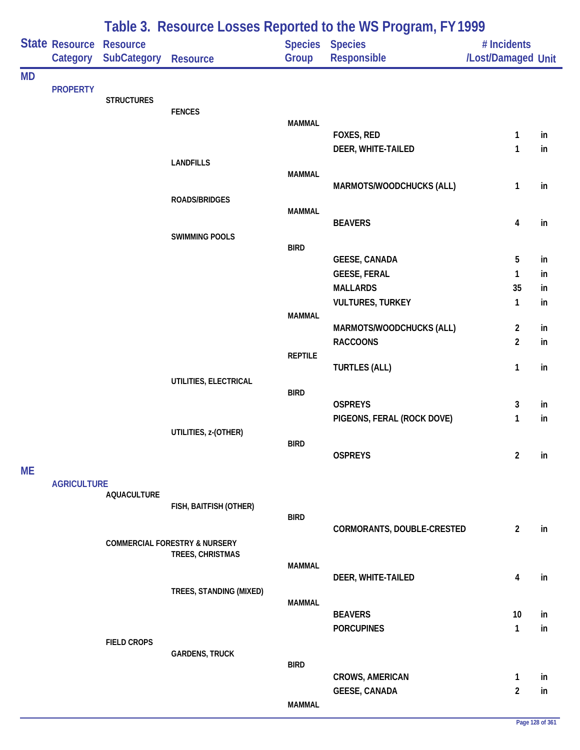# Table 3. Resource Losses Reported to the WS Program, FY 1999

| State | Resource Category | Resource SubCategory | Resource | Species Group | Species Responsible | # Incidents /Lost/Damaged | Unit |
|---|---|---|---|---|---|---|---|
| MD | | | | | | | |
| | PROPERTY | | | | | | |
| | | STRUCTURES | | | | | |
| | | | FENCES | | | | |
| | | | | MAMMAL | | | |
| | | | | | FOXES, RED | 1 | in |
| | | | | | DEER, WHITE-TAILED | 1 | in |
| | | | LANDFILLS | | | | |
| | | | | MAMMAL | | | |
| | | | | | MARMOTS/WOODCHUCKS (ALL) | 1 | in |
| | | | ROADS/BRIDGES | | | | |
| | | | | MAMMAL | | | |
| | | | | | BEAVERS | 4 | in |
| | | | SWIMMING POOLS | | | | |
| | | | | BIRD | | | |
| | | | | | GEESE, CANADA | 5 | in |
| | | | | | GEESE, FERAL | 1 | in |
| | | | | | MALLARDS | 35 | in |
| | | | | | VULTURES, TURKEY | 1 | in |
| | | | | MAMMAL | | | |
| | | | | | MARMOTS/WOODCHUCKS (ALL) | 2 | in |
| | | | | | RACCOONS | 2 | in |
| | | | | REPTILE | | | |
| | | | | | TURTLES (ALL) | 1 | in |
| | | | UTILITIES, ELECTRICAL | | | | |
| | | | | BIRD | | | |
| | | | | | OSPREYS | 3 | in |
| | | | | | PIGEONS, FERAL (ROCK DOVE) | 1 | in |
| | | | UTILITIES, z-(OTHER) | | | | |
| | | | | BIRD | | | |
| | | | | | OSPREYS | 2 | in |
| ME | | | | | | | |
| | AGRICULTURE | | | | | | |
| | | AQUACULTURE | | | | | |
| | | | FISH, BAITFISH (OTHER) | | | | |
| | | | | BIRD | | | |
| | | | | | CORMORANTS, DOUBLE-CRESTED | 2 | in |
| | | COMMERCIAL FORESTRY & NURSERY | | | | | |
| | | | TREES, CHRISTMAS | | | | |
| | | | | MAMMAL | | | |
| | | | | | DEER, WHITE-TAILED | 4 | in |
| | | | TREES, STANDING (MIXED) | | | | |
| | | | | MAMMAL | | | |
| | | | | | BEAVERS | 10 | in |
| | | | | | PORCUPINES | 1 | in |
| | | FIELD CROPS | | | | | |
| | | | GARDENS, TRUCK | | | | |
| | | | | BIRD | | | |
| | | | | | CROWS, AMERICAN | 1 | in |
| | | | | | GEESE, CANADA | 2 | in |
| | | | | MAMMAL | | | |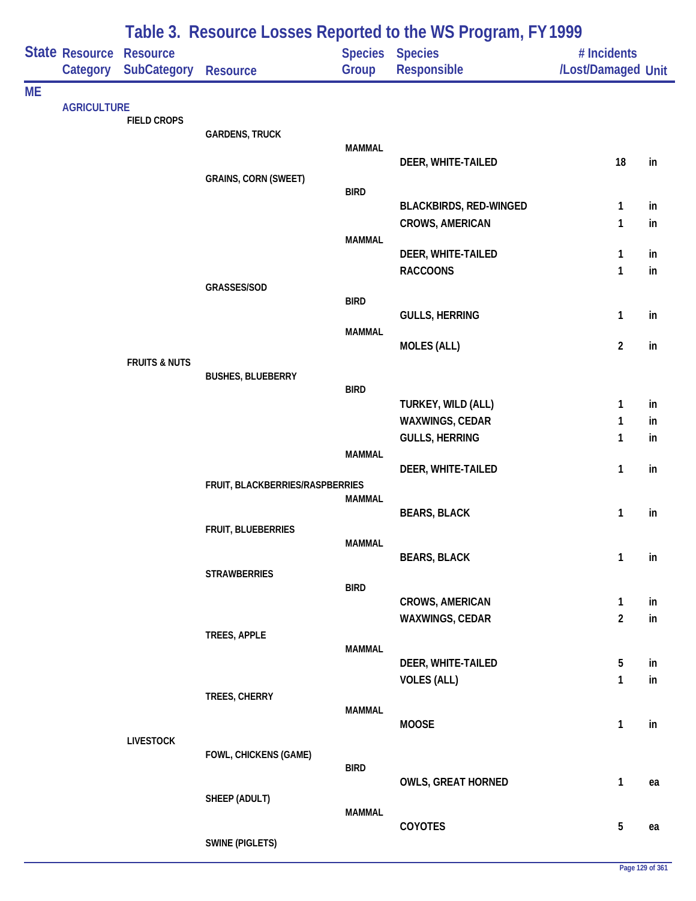# Table 3. Resource Losses Reported to the WS Program, FY 1999

| State | Resource Category | Resource SubCategory | Resource | Species Group | Species Responsible | # Incidents /Lost/Damaged | Unit |
|---|---|---|---|---|---|---|---|
| ME | | | | | | | |
| | AGRICULTURE | | | | | | |
| | | FIELD CROPS | | | | | |
| | | | GARDENS, TRUCK | | | | |
| | | | | MAMMAL | | | |
| | | | | | DEER, WHITE-TAILED | 18 | in |
| | | | GRAINS, CORN (SWEET) | | | | |
| | | | | BIRD | | | |
| | | | | | BLACKBIRDS, RED-WINGED | 1 | in |
| | | | | | CROWS, AMERICAN | 1 | in |
| | | | | MAMMAL | | | |
| | | | | | DEER, WHITE-TAILED | 1 | in |
| | | | | | RACCOONS | 1 | in |
| | | | GRASSES/SOD | | | | |
| | | | | BIRD | | | |
| | | | | | GULLS, HERRING | 1 | in |
| | | | | MAMMAL | | | |
| | | | | | MOLES (ALL) | 2 | in |
| | | FRUITS & NUTS | | | | | |
| | | | BUSHES, BLUEBERRY | | | | |
| | | | | BIRD | | | |
| | | | | | TURKEY, WILD (ALL) | 1 | in |
| | | | | | WAXWINGS, CEDAR | 1 | in |
| | | | | | GULLS, HERRING | 1 | in |
| | | | | MAMMAL | | | |
| | | | | | DEER, WHITE-TAILED | 1 | in |
| | | | FRUIT, BLACKBERRIES/RASPBERRIES | | | | |
| | | | | MAMMAL | | | |
| | | | | | BEARS, BLACK | 1 | in |
| | | | FRUIT, BLUEBERRIES | | | | |
| | | | | MAMMAL | | | |
| | | | | | BEARS, BLACK | 1 | in |
| | | | STRAWBERRIES | | | | |
| | | | | BIRD | | | |
| | | | | | CROWS, AMERICAN | 1 | in |
| | | | | | WAXWINGS, CEDAR | 2 | in |
| | | | TREES, APPLE | | | | |
| | | | | MAMMAL | | | |
| | | | | | DEER, WHITE-TAILED | 5 | in |
| | | | | | VOLES (ALL) | 1 | in |
| | | | TREES, CHERRY | | | | |
| | | | | MAMMAL | | | |
| | | | | | MOOSE | 1 | in |
| | | LIVESTOCK | | | | | |
| | | | FOWL, CHICKENS (GAME) | | | | |
| | | | | BIRD | | | |
| | | | | | OWLS, GREAT HORNED | 1 | ea |
| | | | SHEEP (ADULT) | | | | |
| | | | | MAMMAL | | | |
| | | | | | COYOTES | 5 | ea |
| | | | SWINE (PIGLETS) | | | | |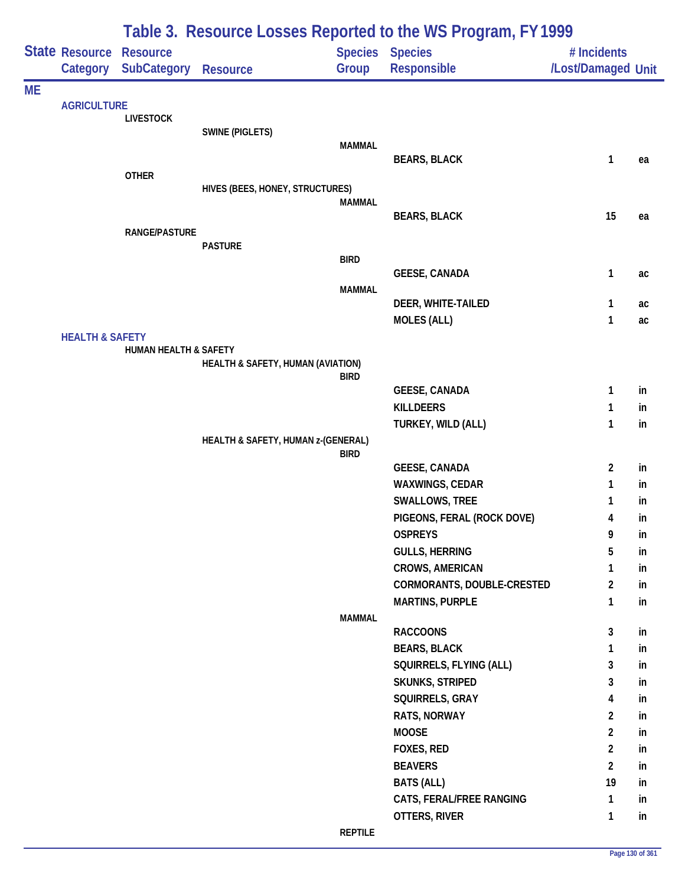# Table 3. Resource Losses Reported to the WS Program, FY 1999

| State | Resource Category | Resource SubCategory | Resource | Species Group | Species Responsible | # Incidents /Lost/Damaged | Unit |
|---|---|---|---|---|---|---|---|
| ME | | | | | | | |
| | AGRICULTURE | | | | | | |
| | | LIVESTOCK | | | | | |
| | | | SWINE (PIGLETS) | | | | |
| | | | | MAMMAL | | | |
| | | | | | BEARS, BLACK | 1 | ea |
| | | OTHER | | | | | |
| | | | HIVES (BEES, HONEY, STRUCTURES) | | | | |
| | | | | MAMMAL | | | |
| | | | | | BEARS, BLACK | 15 | ea |
| | | RANGE/PASTURE | | | | | |
| | | | PASTURE | | | | |
| | | | | BIRD | | | |
| | | | | | GEESE, CANADA | 1 | ac |
| | | | | MAMMAL | | | |
| | | | | | DEER, WHITE-TAILED | 1 | ac |
| | | | | | MOLES (ALL) | 1 | ac |
| | HEALTH & SAFETY | | | | | | |
| | | HUMAN HEALTH & SAFETY | | | | | |
| | | | HEALTH & SAFETY, HUMAN (AVIATION) | | | | |
| | | | | BIRD | | | |
| | | | | | GEESE, CANADA | 1 | in |
| | | | | | KILLDEERS | 1 | in |
| | | | | | TURKEY, WILD (ALL) | 1 | in |
| | | | HEALTH & SAFETY, HUMAN z-(GENERAL) | | | | |
| | | | | BIRD | | | |
| | | | | | GEESE, CANADA | 2 | in |
| | | | | | WAXWINGS, CEDAR | 1 | in |
| | | | | | SWALLOWS, TREE | 1 | in |
| | | | | | PIGEONS, FERAL (ROCK DOVE) | 4 | in |
| | | | | | OSPREYS | 9 | in |
| | | | | | GULLS, HERRING | 5 | in |
| | | | | | CROWS, AMERICAN | 1 | in |
| | | | | | CORMORANTS, DOUBLE-CRESTED | 2 | in |
| | | | | | MARTINS, PURPLE | 1 | in |
| | | | | MAMMAL | | | |
| | | | | | RACCOONS | 3 | in |
| | | | | | BEARS, BLACK | 1 | in |
| | | | | | SQUIRRELS, FLYING (ALL) | 3 | in |
| | | | | | SKUNKS, STRIPED | 3 | in |
| | | | | | SQUIRRELS, GRAY | 4 | in |
| | | | | | RATS, NORWAY | 2 | in |
| | | | | | MOOSE | 2 | in |
| | | | | | FOXES, RED | 2 | in |
| | | | | | BEAVERS | 2 | in |
| | | | | | BATS (ALL) | 19 | in |
| | | | | | CATS, FERAL/FREE RANGING | 1 | in |
| | | | | | OTTERS, RIVER | 1 | in |
| | | | | REPTILE | | | |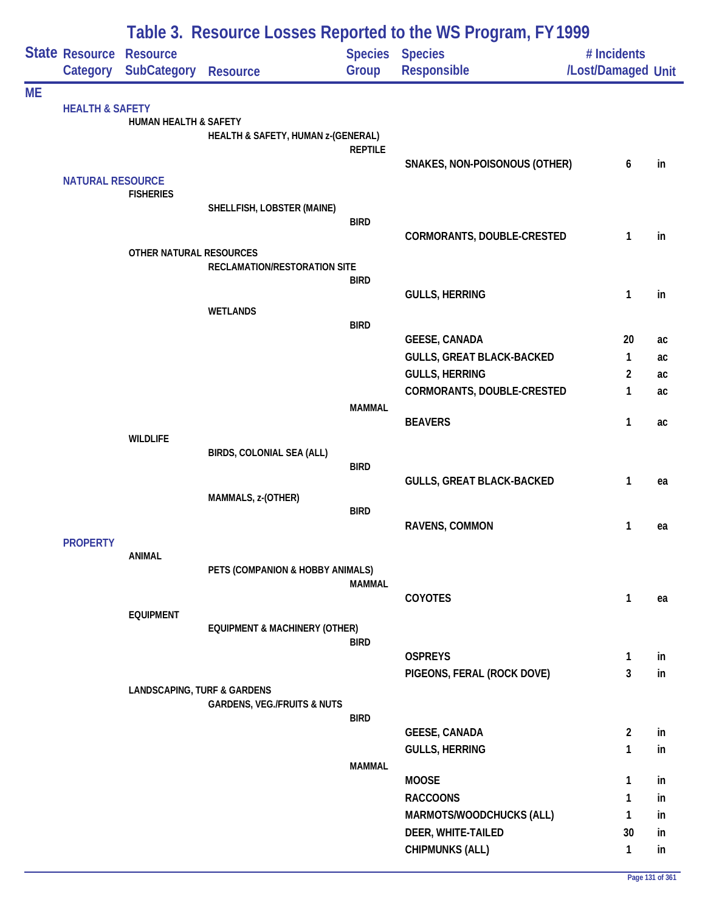# Table 3. Resource Losses Reported to the WS Program, FY 1999

| State | Resource Category | Resource SubCategory | Resource | Species Group | Species Responsible | # Incidents /Lost/Damaged | Unit |
|---|---|---|---|---|---|---|---|
| ME | | | | | | | |
| | HEALTH & SAFETY | | | | | | |
| | | HUMAN HEALTH & SAFETY | | | | | |
| | | | HEALTH & SAFETY, HUMAN z-(GENERAL) | | | | |
| | | | | REPTILE | | | |
| | | | | | SNAKES, NON-POISONOUS (OTHER) | 6 | in |
| | NATURAL RESOURCE | | | | | | |
| | | FISHERIES | | | | | |
| | | | SHELLFISH, LOBSTER (MAINE) | | | | |
| | | | | BIRD | | | |
| | | | | | CORMORANTS, DOUBLE-CRESTED | 1 | in |
| | | OTHER NATURAL RESOURCES | | | | | |
| | | | RECLAMATION/RESTORATION SITE | | | | |
| | | | | BIRD | | | |
| | | | | | GULLS, HERRING | 1 | in |
| | | | WETLANDS | | | | |
| | | | | BIRD | | | |
| | | | | | GEESE, CANADA | 20 | ac |
| | | | | | GULLS, GREAT BLACK-BACKED | 1 | ac |
| | | | | | GULLS, HERRING | 2 | ac |
| | | | | | CORMORANTS, DOUBLE-CRESTED | 1 | ac |
| | | | | MAMMAL | | | |
| | | | | | BEAVERS | 1 | ac |
| | | WILDLIFE | | | | | |
| | | | BIRDS, COLONIAL SEA (ALL) | | | | |
| | | | | BIRD | | | |
| | | | | | GULLS, GREAT BLACK-BACKED | 1 | ea |
| | | | MAMMALS, z-(OTHER) | | | | |
| | | | | BIRD | | | |
| | | | | | RAVENS, COMMON | 1 | ea |
| | PROPERTY | | | | | | |
| | | ANIMAL | | | | | |
| | | | PETS (COMPANION & HOBBY ANIMALS) | | | | |
| | | | | MAMMAL | | | |
| | | | | | COYOTES | 1 | ea |
| | | EQUIPMENT | | | | | |
| | | | EQUIPMENT & MACHINERY (OTHER) | | | | |
| | | | | BIRD | | | |
| | | | | | OSPREYS | 1 | in |
| | | | | | PIGEONS, FERAL (ROCK DOVE) | 3 | in |
| | | LANDSCAPING, TURF & GARDENS | | | | | |
| | | | GARDENS, VEG./FRUITS & NUTS | | | | |
| | | | | BIRD | | | |
| | | | | | GEESE, CANADA | 2 | in |
| | | | | | GULLS, HERRING | 1 | in |
| | | | | MAMMAL | | | |
| | | | | | MOOSE | 1 | in |
| | | | | | RACCOONS | 1 | in |
| | | | | | MARMOTS/WOODCHUCKS (ALL) | 1 | in |
| | | | | | DEER, WHITE-TAILED | 30 | in |
| | | | | | CHIPMUNKS (ALL) | 1 | in |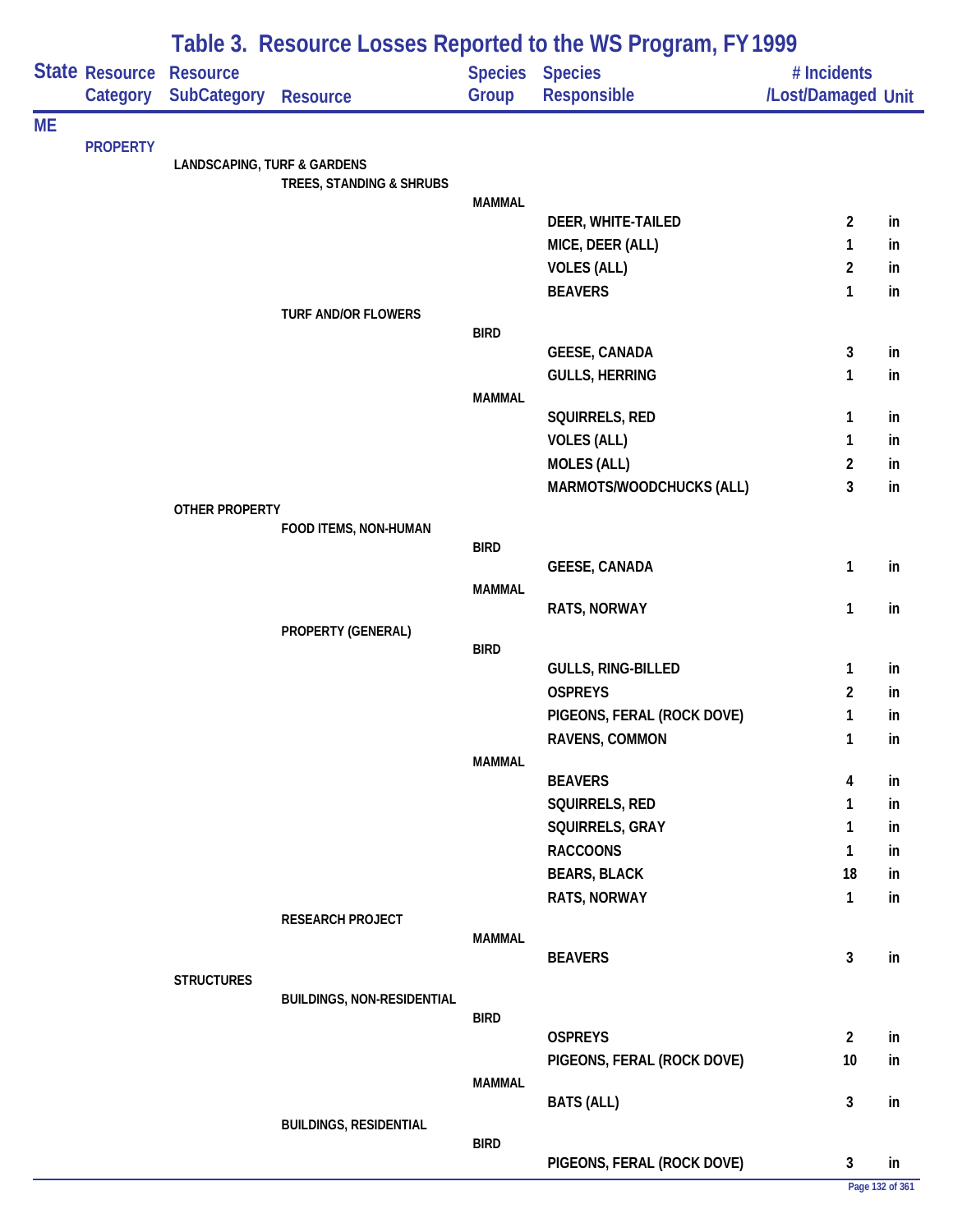# Table 3. Resource Losses Reported to the WS Program, FY 1999

| State | Resource Category | Resource SubCategory | Resource | Species Group | Species Responsible | # Incidents /Lost/Damaged | Unit |
|---|---|---|---|---|---|---|---|
| ME | | | | | | | |
| | PROPERTY | | | | | | |
| | | LANDSCAPING, TURF & GARDENS | | | | | |
| | | | TREES, STANDING & SHRUBS | | | | |
| | | | | MAMMAL | | | |
| | | | | | DEER, WHITE-TAILED | 2 | in |
| | | | | | MICE, DEER (ALL) | 1 | in |
| | | | | | VOLES (ALL) | 2 | in |
| | | | | | BEAVERS | 1 | in |
| | | | TURF AND/OR FLOWERS | | | | |
| | | | | BIRD | | | |
| | | | | | GEESE, CANADA | 3 | in |
| | | | | | GULLS, HERRING | 1 | in |
| | | | | MAMMAL | | | |
| | | | | | SQUIRRELS, RED | 1 | in |
| | | | | | VOLES (ALL) | 1 | in |
| | | | | | MOLES (ALL) | 2 | in |
| | | | | | MARMOTS/WOODCHUCKS (ALL) | 3 | in |
| | | OTHER PROPERTY | | | | | |
| | | | FOOD ITEMS, NON-HUMAN | | | | |
| | | | | BIRD | | | |
| | | | | | GEESE, CANADA | 1 | in |
| | | | | MAMMAL | | | |
| | | | | | RATS, NORWAY | 1 | in |
| | | | PROPERTY (GENERAL) | | | | |
| | | | | BIRD | | | |
| | | | | | GULLS, RING-BILLED | 1 | in |
| | | | | | OSPREYS | 2 | in |
| | | | | | PIGEONS, FERAL (ROCK DOVE) | 1 | in |
| | | | | | RAVENS, COMMON | 1 | in |
| | | | | MAMMAL | | | |
| | | | | | BEAVERS | 4 | in |
| | | | | | SQUIRRELS, RED | 1 | in |
| | | | | | SQUIRRELS, GRAY | 1 | in |
| | | | | | RACCOONS | 1 | in |
| | | | | | BEARS, BLACK | 18 | in |
| | | | | | RATS, NORWAY | 1 | in |
| | | | RESEARCH PROJECT | | | | |
| | | | | MAMMAL | | | |
| | | | | | BEAVERS | 3 | in |
| | | STRUCTURES | | | | | |
| | | | BUILDINGS, NON-RESIDENTIAL | | | | |
| | | | | BIRD | | | |
| | | | | | OSPREYS | 2 | in |
| | | | | | PIGEONS, FERAL (ROCK DOVE) | 10 | in |
| | | | | MAMMAL | | | |
| | | | | | BATS (ALL) | 3 | in |
| | | | BUILDINGS, RESIDENTIAL | | | | |
| | | | | BIRD | | | |
| | | | | | PIGEONS, FERAL (ROCK DOVE) | 3 | in |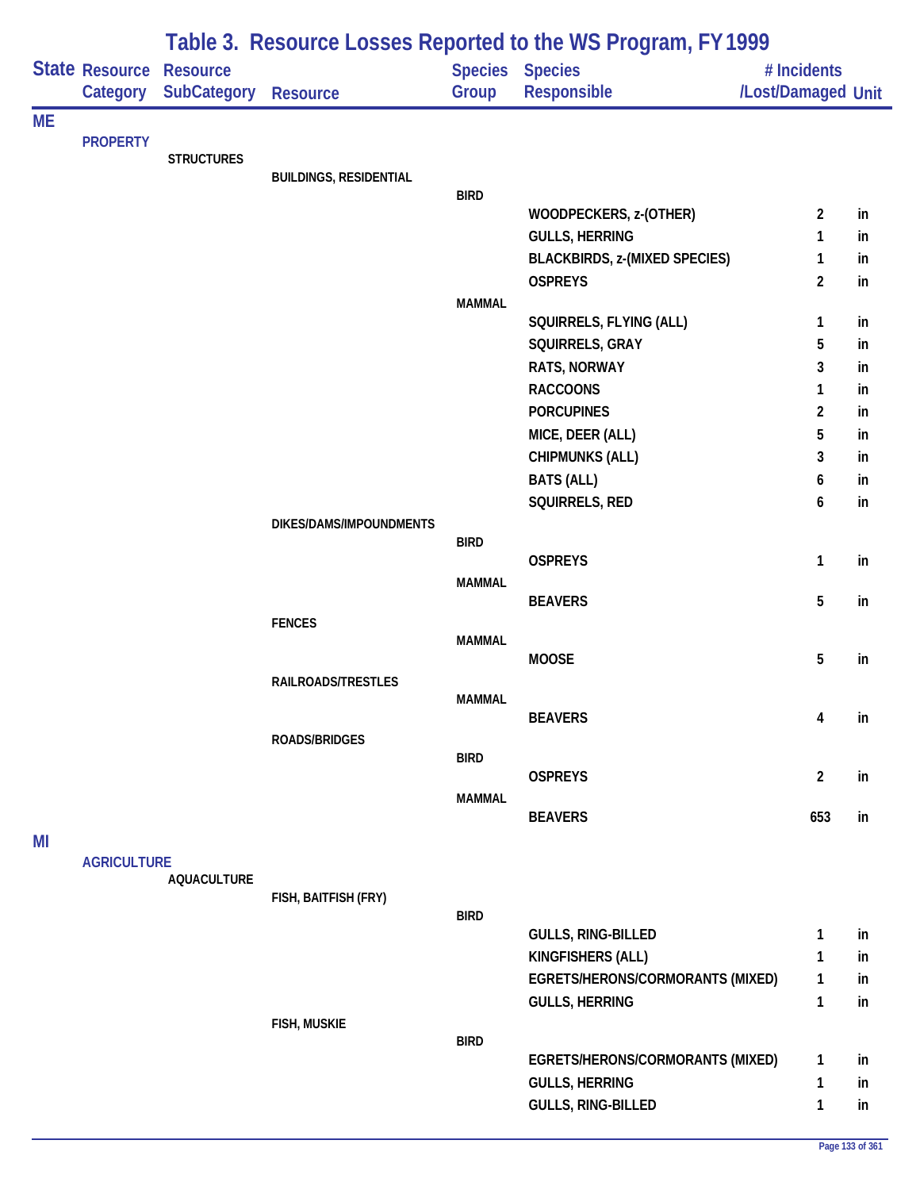# Table 3. Resource Losses Reported to the WS Program, FY 1999

| State | Resource Category | Resource SubCategory | Resource | Species Group | Species Responsible | # Incidents /Lost/Damaged | Unit |
|---|---|---|---|---|---|---|---|
| ME | | | | | | | |
| | PROPERTY | | | | | | |
| | | STRUCTURES | | | | | |
| | | | BUILDINGS, RESIDENTIAL | | | | |
| | | | | BIRD | | | |
| | | | | | WOODPECKERS, z-(OTHER) | 2 | in |
| | | | | | GULLS, HERRING | 1 | in |
| | | | | | BLACKBIRDS, z-(MIXED SPECIES) | 1 | in |
| | | | | | OSPREYS | 2 | in |
| | | | | MAMMAL | | | |
| | | | | | SQUIRRELS, FLYING (ALL) | 1 | in |
| | | | | | SQUIRRELS, GRAY | 5 | in |
| | | | | | RATS, NORWAY | 3 | in |
| | | | | | RACCOONS | 1 | in |
| | | | | | PORCUPINES | 2 | in |
| | | | | | MICE, DEER (ALL) | 5 | in |
| | | | | | CHIPMUNKS (ALL) | 3 | in |
| | | | | | BATS (ALL) | 6 | in |
| | | | | | SQUIRRELS, RED | 6 | in |
| | | | DIKES/DAMS/IMPOUNDMENTS | | | | |
| | | | | BIRD | | | |
| | | | | | OSPREYS | 1 | in |
| | | | | MAMMAL | | | |
| | | | | | BEAVERS | 5 | in |
| | | | FENCES | | | | |
| | | | | MAMMAL | | | |
| | | | | | MOOSE | 5 | in |
| | | | RAILROADS/TRESTLES | | | | |
| | | | | MAMMAL | | | |
| | | | | | BEAVERS | 4 | in |
| | | | ROADS/BRIDGES | | | | |
| | | | | BIRD | | | |
| | | | | | OSPREYS | 2 | in |
| | | | | MAMMAL | | | |
| | | | | | BEAVERS | 653 | in |
| MI | | | | | | | |
| | AGRICULTURE | | | | | | |
| | | AQUACULTURE | | | | | |
| | | | FISH, BAITFISH (FRY) | | | | |
| | | | | BIRD | | | |
| | | | | | GULLS, RING-BILLED | 1 | in |
| | | | | | KINGFISHERS (ALL) | 1 | in |
| | | | | | EGRETS/HERONS/CORMORANTS (MIXED) | 1 | in |
| | | | | | GULLS, HERRING | 1 | in |
| | | | FISH, MUSKIE | | | | |
| | | | | BIRD | | | |
| | | | | | EGRETS/HERONS/CORMORANTS (MIXED) | 1 | in |
| | | | | | GULLS, HERRING | 1 | in |
| | | | | | GULLS, RING-BILLED | 1 | in |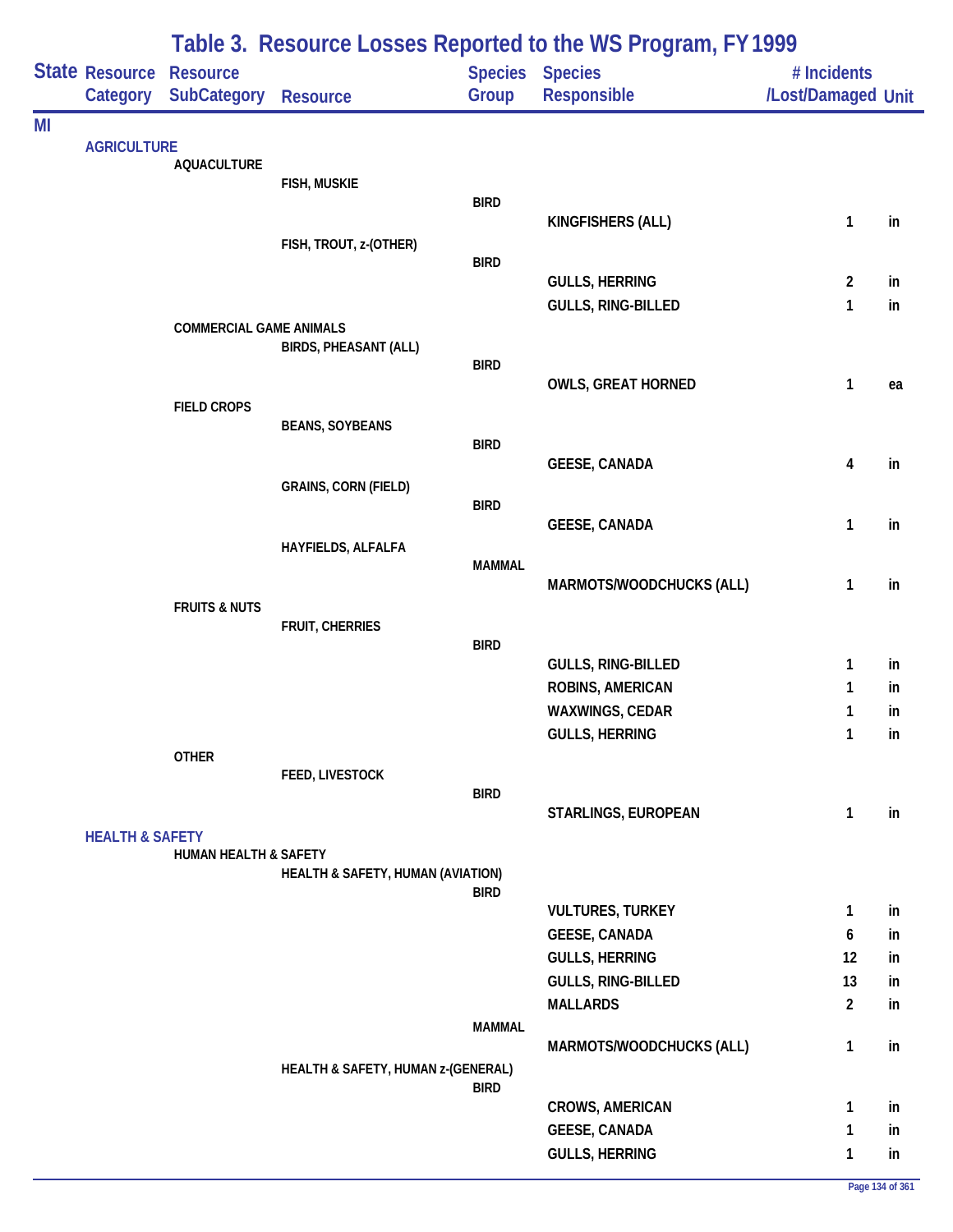# Table 3. Resource Losses Reported to the WS Program, FY 1999

| State | Resource Category | Resource SubCategory | Resource | Species Group | Species Responsible | # Incidents /Lost/Damaged | Unit |
|---|---|---|---|---|---|---|---|
| MI | | | | | | | |
| | AGRICULTURE | | | | | | |
| | | AQUACULTURE | | | | | |
| | | | FISH, MUSKIE | | | | |
| | | | | BIRD | | | |
| | | | | | KINGFISHERS (ALL) | 1 | in |
| | | | FISH, TROUT, z-(OTHER) | | | | |
| | | | | BIRD | | | |
| | | | | | GULLS, HERRING | 2 | in |
| | | | | | GULLS, RING-BILLED | 1 | in |
| | | COMMERCIAL GAME ANIMALS | | | | | |
| | | | BIRDS, PHEASANT (ALL) | | | | |
| | | | | BIRD | | | |
| | | | | | OWLS, GREAT HORNED | 1 | ea |
| | | FIELD CROPS | | | | | |
| | | | BEANS, SOYBEANS | | | | |
| | | | | BIRD | | | |
| | | | | | GEESE, CANADA | 4 | in |
| | | | GRAINS, CORN (FIELD) | | | | |
| | | | | BIRD | | | |
| | | | | | GEESE, CANADA | 1 | in |
| | | | HAYFIELDS, ALFALFA | | | | |
| | | | | MAMMAL | | | |
| | | | | | MARMOTS/WOODCHUCKS (ALL) | 1 | in |
| | | FRUITS & NUTS | | | | | |
| | | | FRUIT, CHERRIES | | | | |
| | | | | BIRD | | | |
| | | | | | GULLS, RING-BILLED | 1 | in |
| | | | | | ROBINS, AMERICAN | 1 | in |
| | | | | | WAXWINGS, CEDAR | 1 | in |
| | | | | | GULLS, HERRING | 1 | in |
| | | OTHER | | | | | |
| | | | FEED, LIVESTOCK | | | | |
| | | | | BIRD | | | |
| | | | | | STARLINGS, EUROPEAN | 1 | in |
| | HEALTH & SAFETY | | | | | | |
| | | HUMAN HEALTH & SAFETY | | | | | |
| | | | HEALTH & SAFETY, HUMAN (AVIATION) | | | | |
| | | | | BIRD | | | |
| | | | | | VULTURES, TURKEY | 1 | in |
| | | | | | GEESE, CANADA | 6 | in |
| | | | | | GULLS, HERRING | 12 | in |
| | | | | | GULLS, RING-BILLED | 13 | in |
| | | | | | MALLARDS | 2 | in |
| | | | | MAMMAL | | | |
| | | | | | MARMOTS/WOODCHUCKS (ALL) | 1 | in |
| | | | HEALTH & SAFETY, HUMAN z-(GENERAL) | | | | |
| | | | | BIRD | | | |
| | | | | | CROWS, AMERICAN | 1 | in |
| | | | | | GEESE, CANADA | 1 | in |
| | | | | | GULLS, HERRING | 1 | in |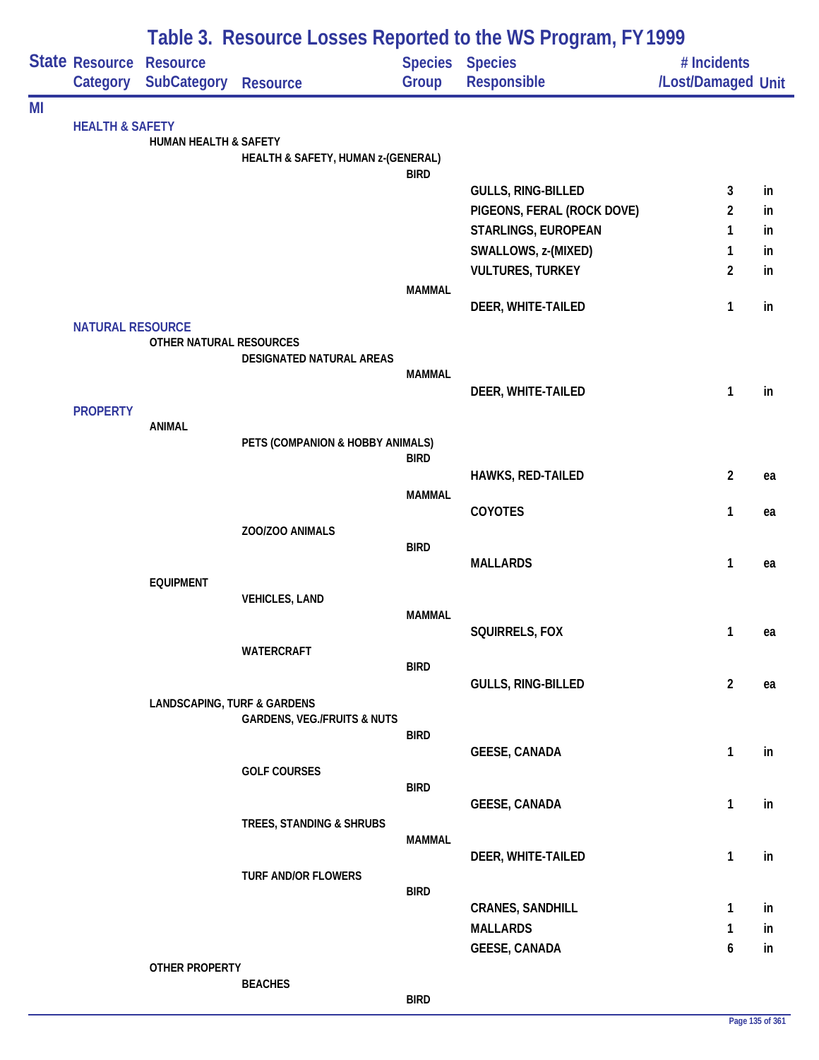# Table 3. Resource Losses Reported to the WS Program, FY 1999

| State | Resource Category | Resource SubCategory | Resource | Species Group | Species Responsible | # Incidents /Lost/Damaged | Unit |
|---|---|---|---|---|---|---|---|
| MI | | | | | | | |
| | HEALTH & SAFETY | | | | | | |
| | | HUMAN HEALTH & SAFETY | | | | | |
| | | | HEALTH & SAFETY, HUMAN z-(GENERAL) | | | | |
| | | | | BIRD | | | |
| | | | | | GULLS, RING-BILLED | 3 | in |
| | | | | | PIGEONS, FERAL (ROCK DOVE) | 2 | in |
| | | | | | STARLINGS, EUROPEAN | 1 | in |
| | | | | | SWALLOWS, z-(MIXED) | 1 | in |
| | | | | | VULTURES, TURKEY | 2 | in |
| | | | | MAMMAL | | | |
| | | | | | DEER, WHITE-TAILED | 1 | in |
| | NATURAL RESOURCE | | | | | | |
| | | OTHER NATURAL RESOURCES | | | | | |
| | | | DESIGNATED NATURAL AREAS | | | | |
| | | | | MAMMAL | | | |
| | | | | | DEER, WHITE-TAILED | 1 | in |
| | PROPERTY | | | | | | |
| | | ANIMAL | | | | | |
| | | | PETS (COMPANION & HOBBY ANIMALS) | | | | |
| | | | | BIRD | | | |
| | | | | | HAWKS, RED-TAILED | 2 | ea |
| | | | | MAMMAL | | | |
| | | | | | COYOTES | 1 | ea |
| | | | ZOO/ZOO ANIMALS | | | | |
| | | | | BIRD | | | |
| | | | | | MALLARDS | 1 | ea |
| | | EQUIPMENT | | | | | |
| | | | VEHICLES, LAND | | | | |
| | | | | MAMMAL | | | |
| | | | | | SQUIRRELS, FOX | 1 | ea |
| | | | WATERCRAFT | | | | |
| | | | | BIRD | | | |
| | | | | | GULLS, RING-BILLED | 2 | ea |
| | | LANDSCAPING, TURF & GARDENS | | | | | |
| | | | GARDENS, VEG./FRUITS & NUTS | | | | |
| | | | | BIRD | | | |
| | | | | | GEESE, CANADA | 1 | in |
| | | | GOLF COURSES | | | | |
| | | | | BIRD | | | |
| | | | | | GEESE, CANADA | 1 | in |
| | | | TREES, STANDING & SHRUBS | | | | |
| | | | | MAMMAL | | | |
| | | | | | DEER, WHITE-TAILED | 1 | in |
| | | | TURF AND/OR FLOWERS | | | | |
| | | | | BIRD | | | |
| | | | | | CRANES, SANDHILL | 1 | in |
| | | | | | MALLARDS | 1 | in |
| | | | | | GEESE, CANADA | 6 | in |
| | | OTHER PROPERTY | | | | | |
| | | | BEACHES | | | | |
| | | | | BIRD | | | |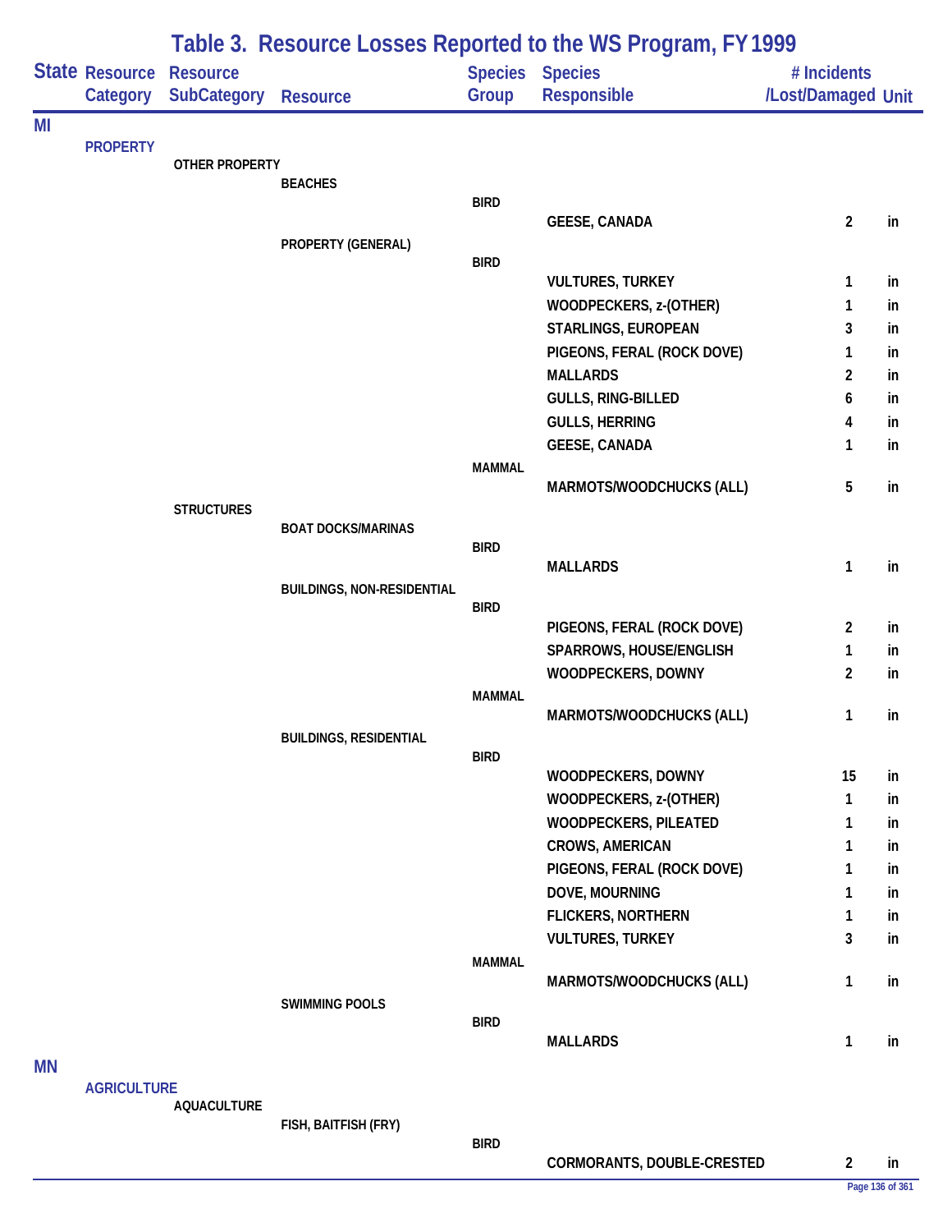# Table 3. Resource Losses Reported to the WS Program, FY 1999

| State | Resource Category | Resource SubCategory | Resource | Species Group | Species Responsible | # Incidents /Lost/Damaged | Unit |
|---|---|---|---|---|---|---|---|
| MI | | | | | | | |
| | PROPERTY | | | | | | |
| | | OTHER PROPERTY | | | | | |
| | | | BEACHES | | | | |
| | | | | BIRD | | | |
| | | | | | GEESE, CANADA | 2 | in |
| | | | PROPERTY (GENERAL) | | | | |
| | | | | BIRD | | | |
| | | | | | VULTURES, TURKEY | 1 | in |
| | | | | | WOODPECKERS, z-(OTHER) | 1 | in |
| | | | | | STARLINGS, EUROPEAN | 3 | in |
| | | | | | PIGEONS, FERAL (ROCK DOVE) | 1 | in |
| | | | | | MALLARDS | 2 | in |
| | | | | | GULLS, RING-BILLED | 6 | in |
| | | | | | GULLS, HERRING | 4 | in |
| | | | | | GEESE, CANADA | 1 | in |
| | | | | MAMMAL | | | |
| | | | | | MARMOTS/WOODCHUCKS (ALL) | 5 | in |
| | | STRUCTURES | | | | | |
| | | | BOAT DOCKS/MARINAS | | | | |
| | | | | BIRD | | | |
| | | | | | MALLARDS | 1 | in |
| | | | BUILDINGS, NON-RESIDENTIAL | | | | |
| | | | | BIRD | | | |
| | | | | | PIGEONS, FERAL (ROCK DOVE) | 2 | in |
| | | | | | SPARROWS, HOUSE/ENGLISH | 1 | in |
| | | | | | WOODPECKERS, DOWNY | 2 | in |
| | | | | MAMMAL | | | |
| | | | | | MARMOTS/WOODCHUCKS (ALL) | 1 | in |
| | | | BUILDINGS, RESIDENTIAL | | | | |
| | | | | BIRD | | | |
| | | | | | WOODPECKERS, DOWNY | 15 | in |
| | | | | | WOODPECKERS, z-(OTHER) | 1 | in |
| | | | | | WOODPECKERS, PILEATED | 1 | in |
| | | | | | CROWS, AMERICAN | 1 | in |
| | | | | | PIGEONS, FERAL (ROCK DOVE) | 1 | in |
| | | | | | DOVE, MOURNING | 1 | in |
| | | | | | FLICKERS, NORTHERN | 1 | in |
| | | | | | VULTURES, TURKEY | 3 | in |
| | | | | MAMMAL | | | |
| | | | | | MARMOTS/WOODCHUCKS (ALL) | 1 | in |
| | | | SWIMMING POOLS | | | | |
| | | | | BIRD | | | |
| | | | | | MALLARDS | 1 | in |
| MN | | | | | | | |
| | AGRICULTURE | | | | | | |
| | | AQUACULTURE | | | | | |
| | | | FISH, BAITFISH (FRY) | | | | |
| | | | | BIRD | | | |
| | | | | | CORMORANTS, DOUBLE-CRESTED | 2 | in |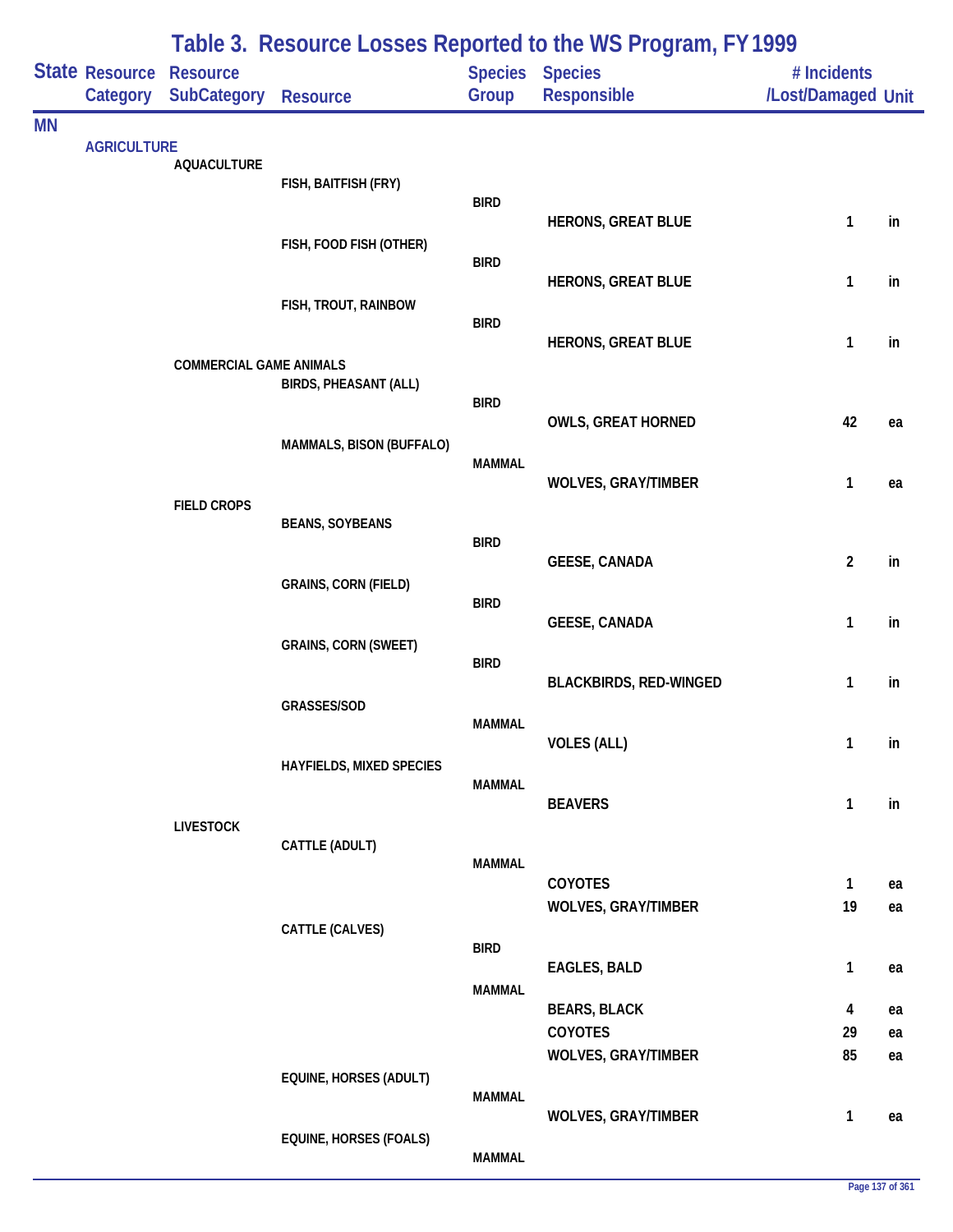# Table 3. Resource Losses Reported to the WS Program, FY 1999

| State | Resource Category | Resource SubCategory | Resource | Species Group | Species Responsible | # Incidents /Lost/Damaged | Unit |
|---|---|---|---|---|---|---|---|
| MN | | | | | | | |
| | AGRICULTURE | | | | | | |
| | | AQUACULTURE | | | | | |
| | | | FISH, BAITFISH (FRY) | | | | |
| | | | | BIRD | | | |
| | | | | | HERONS, GREAT BLUE | 1 | in |
| | | | FISH, FOOD FISH (OTHER) | | | | |
| | | | | BIRD | | | |
| | | | | | HERONS, GREAT BLUE | 1 | in |
| | | | FISH, TROUT, RAINBOW | | | | |
| | | | | BIRD | | | |
| | | | | | HERONS, GREAT BLUE | 1 | in |
| | | COMMERCIAL GAME ANIMALS | | | | | |
| | | | BIRDS, PHEASANT (ALL) | | | | |
| | | | | BIRD | | | |
| | | | | | OWLS, GREAT HORNED | 42 | ea |
| | | | MAMMALS, BISON (BUFFALO) | | | | |
| | | | | MAMMAL | | | |
| | | | | | WOLVES, GRAY/TIMBER | 1 | ea |
| | | FIELD CROPS | | | | | |
| | | | BEANS, SOYBEANS | | | | |
| | | | | BIRD | | | |
| | | | | | GEESE, CANADA | 2 | in |
| | | | GRAINS, CORN (FIELD) | | | | |
| | | | | BIRD | | | |
| | | | | | GEESE, CANADA | 1 | in |
| | | | GRAINS, CORN (SWEET) | | | | |
| | | | | BIRD | | | |
| | | | | | BLACKBIRDS, RED-WINGED | 1 | in |
| | | | GRASSES/SOD | | | | |
| | | | | MAMMAL | | | |
| | | | | | VOLES (ALL) | 1 | in |
| | | | HAYFIELDS, MIXED SPECIES | | | | |
| | | | | MAMMAL | | | |
| | | | | | BEAVERS | 1 | in |
| | | LIVESTOCK | | | | | |
| | | | CATTLE (ADULT) | | | | |
| | | | | MAMMAL | | | |
| | | | | | COYOTES | 1 | ea |
| | | | | | WOLVES, GRAY/TIMBER | 19 | ea |
| | | | CATTLE (CALVES) | | | | |
| | | | | BIRD | | | |
| | | | | | EAGLES, BALD | 1 | ea |
| | | | | MAMMAL | | | |
| | | | | | BEARS, BLACK | 4 | ea |
| | | | | | COYOTES | 29 | ea |
| | | | | | WOLVES, GRAY/TIMBER | 85 | ea |
| | | | EQUINE, HORSES (ADULT) | | | | |
| | | | | MAMMAL | | | |
| | | | | | WOLVES, GRAY/TIMBER | 1 | ea |
| | | | EQUINE, HORSES (FOALS) | | | | |
| | | | | MAMMAL | | | |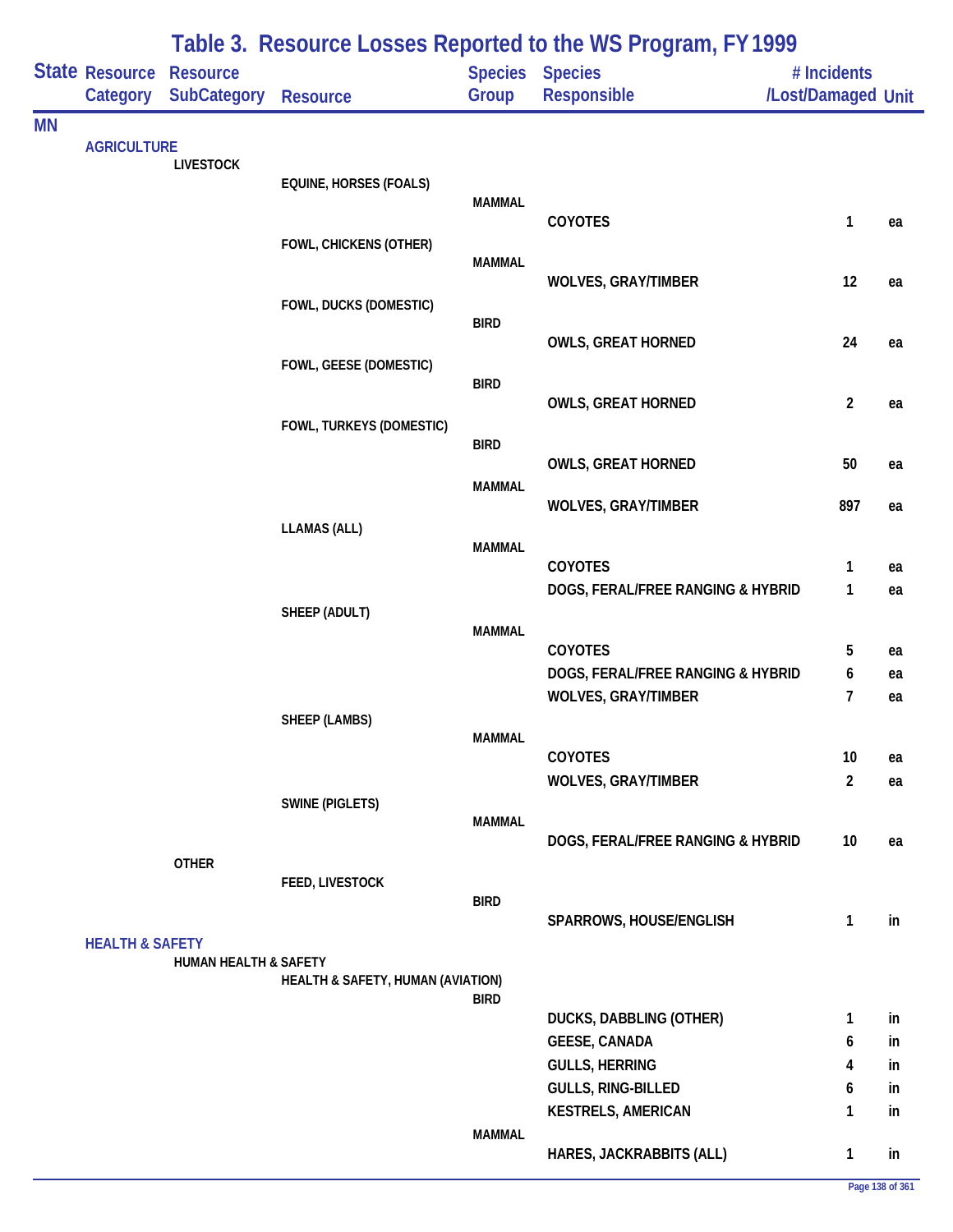# Table 3. Resource Losses Reported to the WS Program, FY 1999

| State | Resource Category | Resource SubCategory | Resource | Species Group | Species Responsible | # Incidents /Lost/Damaged | Unit |
|---|---|---|---|---|---|---|---|
| MN | | | | | | | |
| | AGRICULTURE | | | | | | |
| | | LIVESTOCK | | | | | |
| | | | EQUINE, HORSES (FOALS) | | | | |
| | | | | MAMMAL | | | |
| | | | | | COYOTES | 1 | ea |
| | | | FOWL, CHICKENS (OTHER) | | | | |
| | | | | MAMMAL | | | |
| | | | | | WOLVES, GRAY/TIMBER | 12 | ea |
| | | | FOWL, DUCKS (DOMESTIC) | | | | |
| | | | | BIRD | | | |
| | | | | | OWLS, GREAT HORNED | 24 | ea |
| | | | FOWL, GEESE (DOMESTIC) | | | | |
| | | | | BIRD | | | |
| | | | | | OWLS, GREAT HORNED | 2 | ea |
| | | | FOWL, TURKEYS (DOMESTIC) | | | | |
| | | | | BIRD | | | |
| | | | | | OWLS, GREAT HORNED | 50 | ea |
| | | | | MAMMAL | | | |
| | | | | | WOLVES, GRAY/TIMBER | 897 | ea |
| | | | LLAMAS (ALL) | | | | |
| | | | | MAMMAL | | | |
| | | | | | COYOTES | 1 | ea |
| | | | | | DOGS, FERAL/FREE RANGING & HYBRID | 1 | ea |
| | | | SHEEP (ADULT) | | | | |
| | | | | MAMMAL | | | |
| | | | | | COYOTES | 5 | ea |
| | | | | | DOGS, FERAL/FREE RANGING & HYBRID | 6 | ea |
| | | | | | WOLVES, GRAY/TIMBER | 7 | ea |
| | | | SHEEP (LAMBS) | | | | |
| | | | | MAMMAL | | | |
| | | | | | COYOTES | 10 | ea |
| | | | | | WOLVES, GRAY/TIMBER | 2 | ea |
| | | | SWINE (PIGLETS) | | | | |
| | | | | MAMMAL | | | |
| | | | | | DOGS, FERAL/FREE RANGING & HYBRID | 10 | ea |
| | | OTHER | | | | | |
| | | | FEED, LIVESTOCK | | | | |
| | | | | BIRD | | | |
| | | | | | SPARROWS, HOUSE/ENGLISH | 1 | in |
| | HEALTH & SAFETY | | | | | | |
| | | HUMAN HEALTH & SAFETY | | | | | |
| | | | HEALTH & SAFETY, HUMAN (AVIATION) | | | | |
| | | | | BIRD | | | |
| | | | | | DUCKS, DABBLING (OTHER) | 1 | in |
| | | | | | GEESE, CANADA | 6 | in |
| | | | | | GULLS, HERRING | 4 | in |
| | | | | | GULLS, RING-BILLED | 6 | in |
| | | | | | KESTRELS, AMERICAN | 1 | in |
| | | | | MAMMAL | | | |
| | | | | | HARES, JACKRABBITS (ALL) | 1 | in |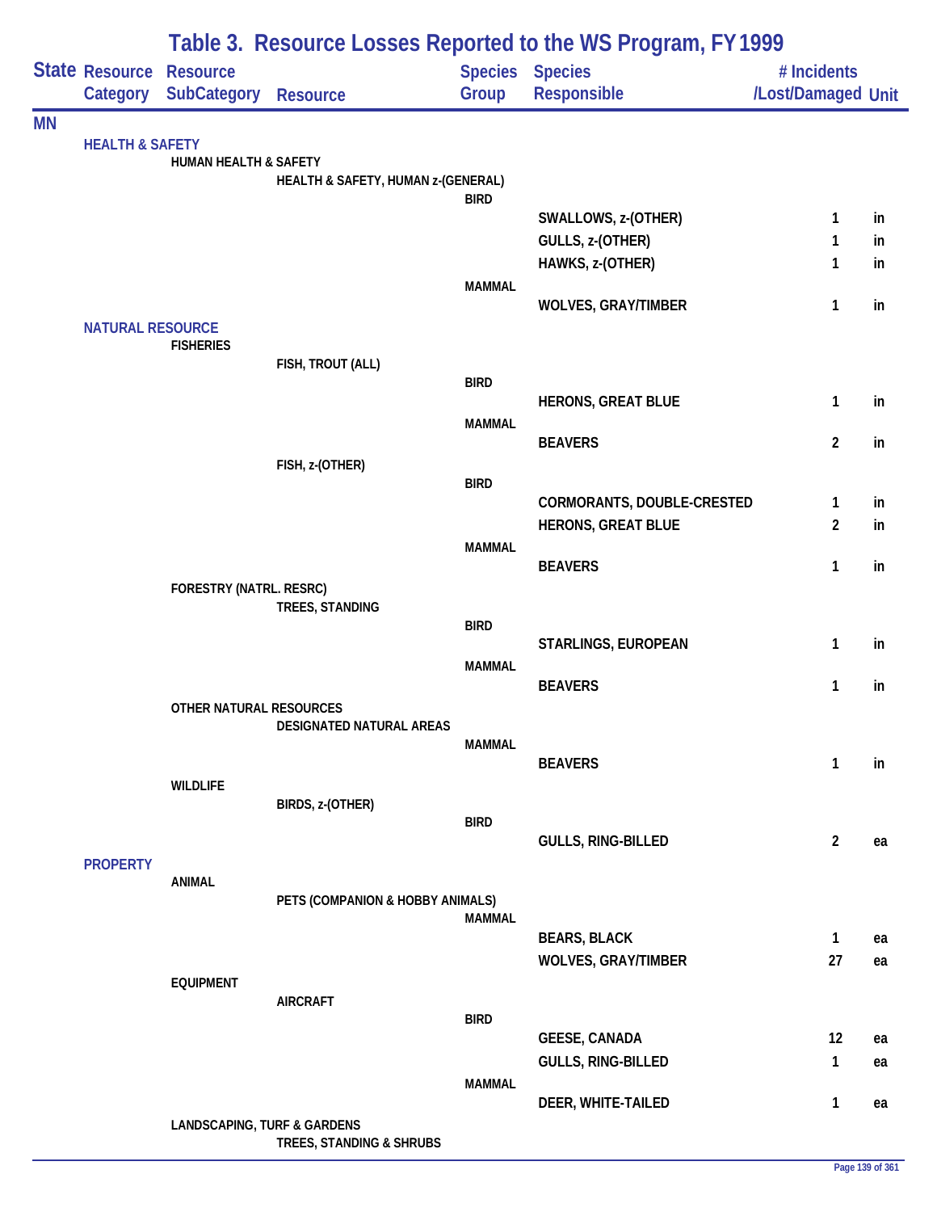# Table 3. Resource Losses Reported to the WS Program, FY 1999

| State | Resource Category | Resource SubCategory | Resource | Species Group | Species Responsible | # Incidents /Lost/Damaged | Unit |
|---|---|---|---|---|---|---|---|
| MN | | | | | | | |
| | HEALTH & SAFETY | | | | | | |
| | | HUMAN HEALTH & SAFETY | | | | | |
| | | | HEALTH & SAFETY, HUMAN z-(GENERAL) | | | | |
| | | | | BIRD | | | |
| | | | | | SWALLOWS, z-(OTHER) | 1 | in |
| | | | | | GULLS, z-(OTHER) | 1 | in |
| | | | | | HAWKS, z-(OTHER) | 1 | in |
| | | | | MAMMAL | | | |
| | | | | | WOLVES, GRAY/TIMBER | 1 | in |
| | NATURAL RESOURCE | | | | | | |
| | | FISHERIES | | | | | |
| | | | FISH, TROUT (ALL) | | | | |
| | | | | BIRD | | | |
| | | | | | HERONS, GREAT BLUE | 1 | in |
| | | | | MAMMAL | | | |
| | | | | | BEAVERS | 2 | in |
| | | | FISH, z-(OTHER) | | | | |
| | | | | BIRD | | | |
| | | | | | CORMORANTS, DOUBLE-CRESTED | 1 | in |
| | | | | | HERONS, GREAT BLUE | 2 | in |
| | | | | MAMMAL | | | |
| | | | | | BEAVERS | 1 | in |
| | | FORESTRY (NATRL. RESRC) | | | | | |
| | | | TREES, STANDING | | | | |
| | | | | BIRD | | | |
| | | | | | STARLINGS, EUROPEAN | 1 | in |
| | | | | MAMMAL | | | |
| | | | | | BEAVERS | 1 | in |
| | | OTHER NATURAL RESOURCES | | | | | |
| | | | DESIGNATED NATURAL AREAS | | | | |
| | | | | MAMMAL | | | |
| | | | | | BEAVERS | 1 | in |
| | | WILDLIFE | | | | | |
| | | | BIRDS, z-(OTHER) | | | | |
| | | | | BIRD | | | |
| | | | | | GULLS, RING-BILLED | 2 | ea |
| | PROPERTY | | | | | | |
| | | ANIMAL | | | | | |
| | | | PETS (COMPANION & HOBBY ANIMALS) | | | | |
| | | | | MAMMAL | | | |
| | | | | | BEARS, BLACK | 1 | ea |
| | | | | | WOLVES, GRAY/TIMBER | 27 | ea |
| | | EQUIPMENT | | | | | |
| | | | AIRCRAFT | | | | |
| | | | | BIRD | | | |
| | | | | | GEESE, CANADA | 12 | ea |
| | | | | | GULLS, RING-BILLED | 1 | ea |
| | | | | MAMMAL | | | |
| | | | | | DEER, WHITE-TAILED | 1 | ea |
| | | LANDSCAPING, TURF & GARDENS | | | | | |
| | | | TREES, STANDING & SHRUBS | | | | |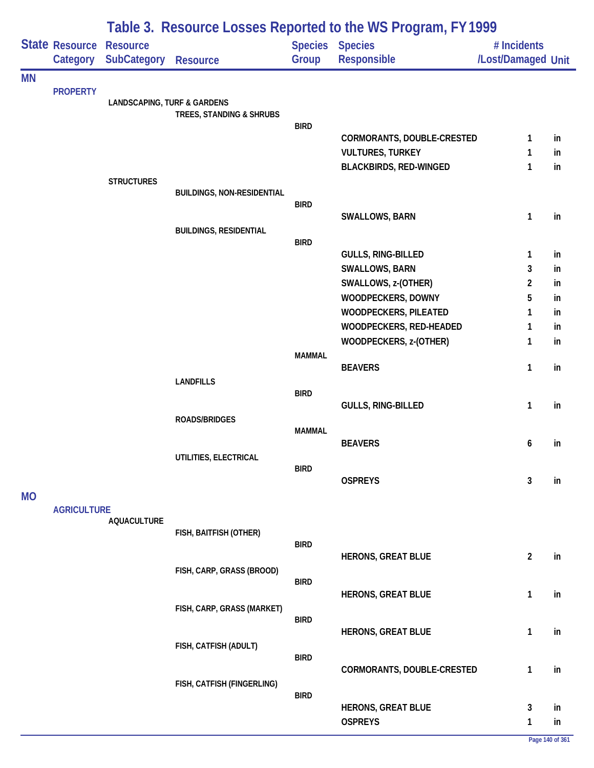# Table 3. Resource Losses Reported to the WS Program, FY 1999

| State | Resource Category | Resource SubCategory | Resource | Species Group | Species Responsible | # Incidents /Lost/Damaged | Unit |
|---|---|---|---|---|---|---|---|
| MN | | | | | | | |
| | PROPERTY | | | | | | |
| | | LANDSCAPING, TURF & GARDENS | | | | | |
| | | | TREES, STANDING & SHRUBS | | | | |
| | | | | BIRD | | | |
| | | | | | CORMORANTS, DOUBLE-CRESTED | 1 | in |
| | | | | | VULTURES, TURKEY | 1 | in |
| | | | | | BLACKBIRDS, RED-WINGED | 1 | in |
| | | STRUCTURES | | | | | |
| | | | BUILDINGS, NON-RESIDENTIAL | | | | |
| | | | | BIRD | | | |
| | | | | | SWALLOWS, BARN | 1 | in |
| | | | BUILDINGS, RESIDENTIAL | | | | |
| | | | | BIRD | | | |
| | | | | | GULLS, RING-BILLED | 1 | in |
| | | | | | SWALLOWS, BARN | 3 | in |
| | | | | | SWALLOWS, z-(OTHER) | 2 | in |
| | | | | | WOODPECKERS, DOWNY | 5 | in |
| | | | | | WOODPECKERS, PILEATED | 1 | in |
| | | | | | WOODPECKERS, RED-HEADED | 1 | in |
| | | | | | WOODPECKERS, z-(OTHER) | 1 | in |
| | | | | MAMMAL | | | |
| | | | | | BEAVERS | 1 | in |
| | | | LANDFILLS | | | | |
| | | | | BIRD | | | |
| | | | | | GULLS, RING-BILLED | 1 | in |
| | | | ROADS/BRIDGES | | | | |
| | | | | MAMMAL | | | |
| | | | | | BEAVERS | 6 | in |
| | | | UTILITIES, ELECTRICAL | | | | |
| | | | | BIRD | | | |
| | | | | | OSPREYS | 3 | in |
| MO | | | | | | | |
| | AGRICULTURE | | | | | | |
| | | AQUACULTURE | | | | | |
| | | | FISH, BAITFISH (OTHER) | | | | |
| | | | | BIRD | | | |
| | | | | | HERONS, GREAT BLUE | 2 | in |
| | | | FISH, CARP, GRASS (BROOD) | | | | |
| | | | | BIRD | | | |
| | | | | | HERONS, GREAT BLUE | 1 | in |
| | | | FISH, CARP, GRASS (MARKET) | | | | |
| | | | | BIRD | | | |
| | | | | | HERONS, GREAT BLUE | 1 | in |
| | | | FISH, CATFISH (ADULT) | | | | |
| | | | | BIRD | | | |
| | | | | | CORMORANTS, DOUBLE-CRESTED | 1 | in |
| | | | FISH, CATFISH (FINGERLING) | | | | |
| | | | | BIRD | | | |
| | | | | | HERONS, GREAT BLUE | 3 | in |
| | | | | | OSPREYS | 1 | in |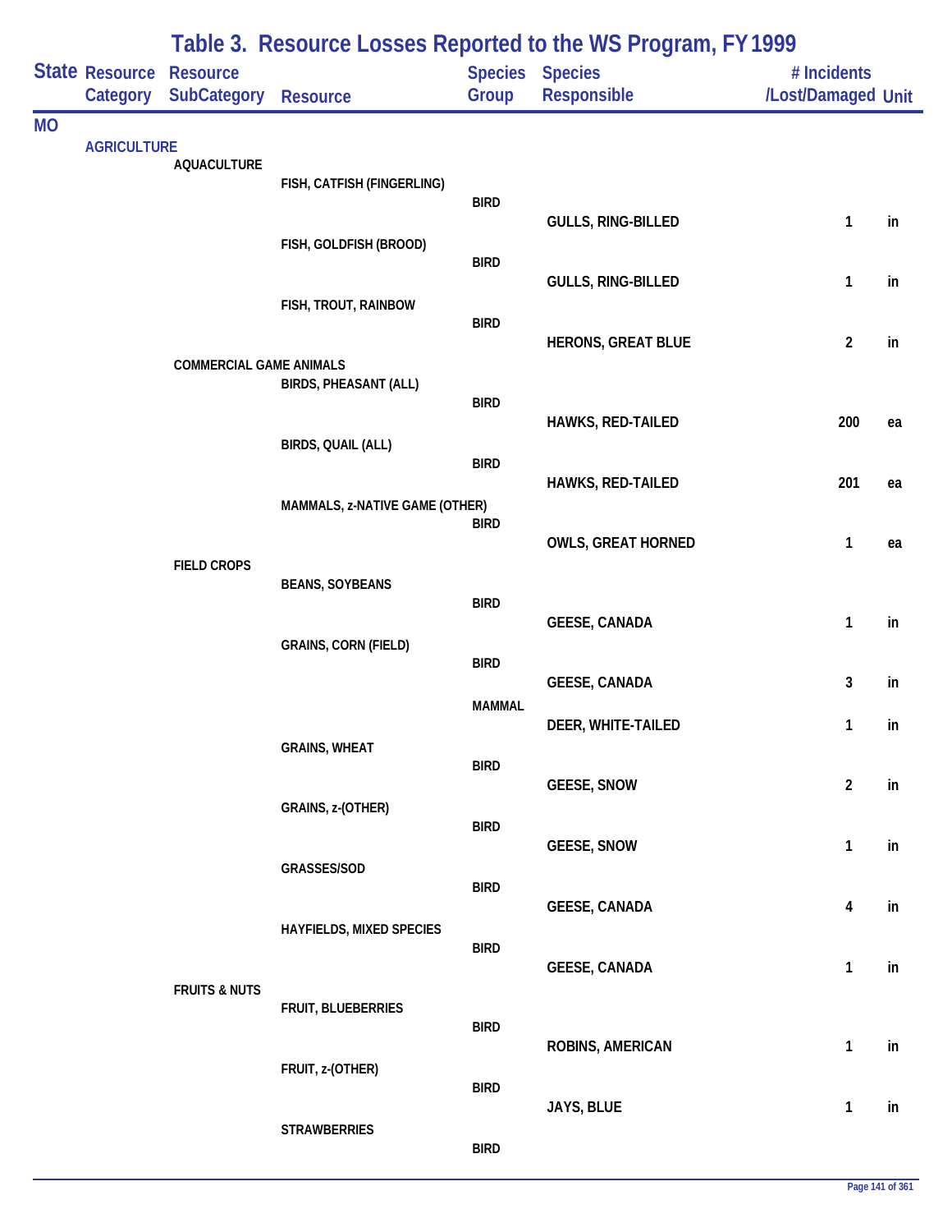# Table 3. Resource Losses Reported to the WS Program, FY 1999

| State | Resource Category | Resource SubCategory | Resource | Species Group | Species Responsible | # Incidents /Lost/Damaged | Unit |
|---|---|---|---|---|---|---|---|
| MO | | | | | | | |
| | AGRICULTURE | | | | | | |
| | | AQUACULTURE | | | | | |
| | | | FISH, CATFISH (FINGERLING) | | | | |
| | | | | BIRD | | | |
| | | | | | GULLS, RING-BILLED | 1 | in |
| | | | FISH, GOLDFISH (BROOD) | | | | |
| | | | | BIRD | | | |
| | | | | | GULLS, RING-BILLED | 1 | in |
| | | | FISH, TROUT, RAINBOW | | | | |
| | | | | BIRD | | | |
| | | | | | HERONS, GREAT BLUE | 2 | in |
| | | COMMERCIAL GAME ANIMALS | | | | | |
| | | | BIRDS, PHEASANT (ALL) | | | | |
| | | | | BIRD | | | |
| | | | | | HAWKS, RED-TAILED | 200 | ea |
| | | | BIRDS, QUAIL (ALL) | | | | |
| | | | | BIRD | | | |
| | | | | | HAWKS, RED-TAILED | 201 | ea |
| | | | MAMMALS, z-NATIVE GAME (OTHER) | | | | |
| | | | | BIRD | | | |
| | | | | | OWLS, GREAT HORNED | 1 | ea |
| | | FIELD CROPS | | | | | |
| | | | BEANS, SOYBEANS | | | | |
| | | | | BIRD | | | |
| | | | | | GEESE, CANADA | 1 | in |
| | | | GRAINS, CORN (FIELD) | | | | |
| | | | | BIRD | | | |
| | | | | | GEESE, CANADA | 3 | in |
| | | | | MAMMAL | | | |
| | | | | | DEER, WHITE-TAILED | 1 | in |
| | | | GRAINS, WHEAT | | | | |
| | | | | BIRD | | | |
| | | | | | GEESE, SNOW | 2 | in |
| | | | GRAINS, z-(OTHER) | | | | |
| | | | | BIRD | | | |
| | | | | | GEESE, SNOW | 1 | in |
| | | | GRASSES/SOD | | | | |
| | | | | BIRD | | | |
| | | | | | GEESE, CANADA | 4 | in |
| | | | HAYFIELDS, MIXED SPECIES | | | | |
| | | | | BIRD | | | |
| | | | | | GEESE, CANADA | 1 | in |
| | | FRUITS & NUTS | | | | | |
| | | | FRUIT, BLUEBERRIES | | | | |
| | | | | BIRD | | | |
| | | | | | ROBINS, AMERICAN | 1 | in |
| | | | FRUIT, z-(OTHER) | | | | |
| | | | | BIRD | | | |
| | | | | | JAYS, BLUE | 1 | in |
| | | | STRAWBERRIES | | | | |
| | | | | BIRD | | | |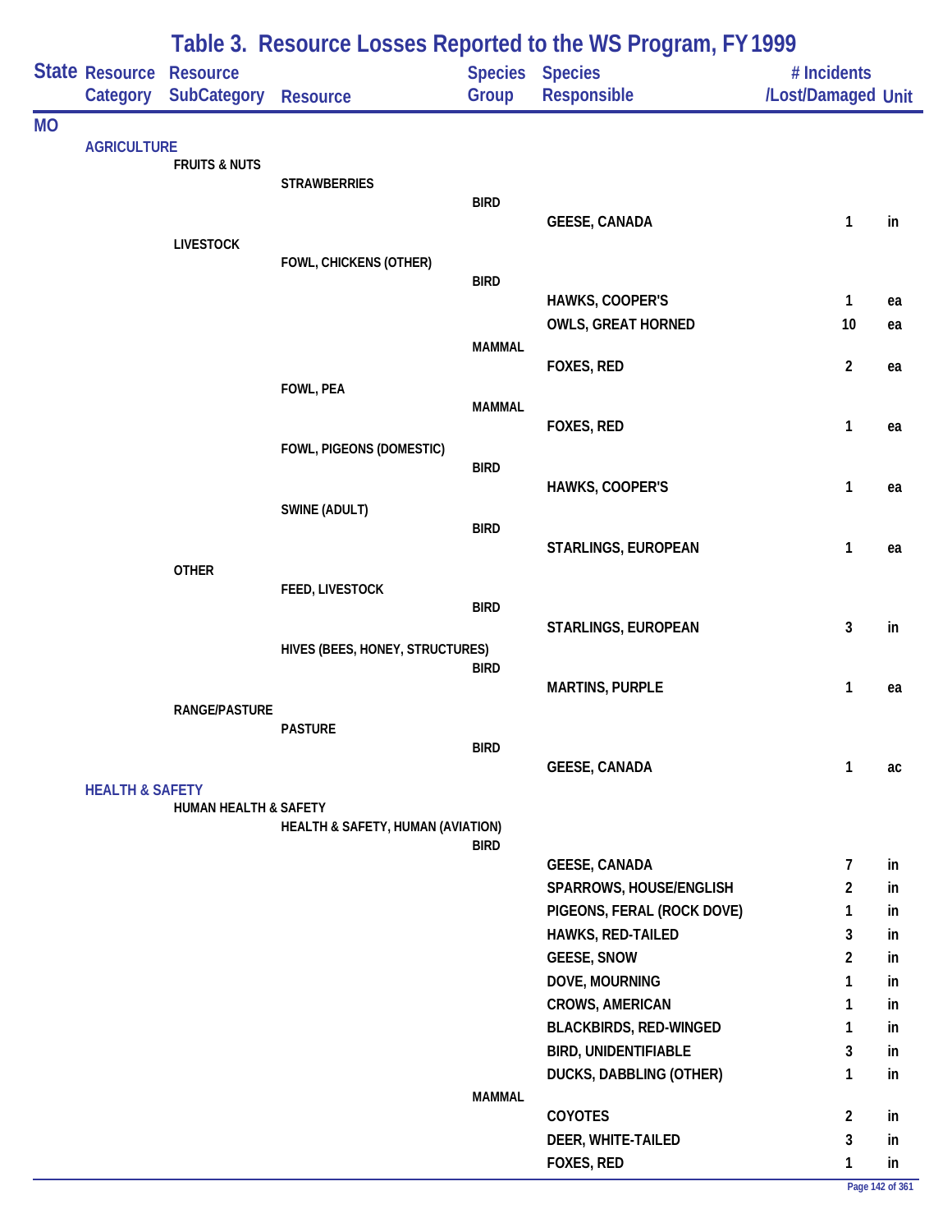# Table 3. Resource Losses Reported to the WS Program, FY 1999

| State | Resource Category | Resource SubCategory | Resource | Species Group | Species Responsible | # Incidents /Lost/Damaged | Unit |
|---|---|---|---|---|---|---|---|
| MO | | | | | | | |
| | AGRICULTURE | | | | | | |
| | | FRUITS & NUTS | | | | | |
| | | | STRAWBERRIES | | | | |
| | | | | BIRD | | | |
| | | | | | GEESE, CANADA | 1 | in |
| | | LIVESTOCK | | | | | |
| | | | FOWL, CHICKENS (OTHER) | | | | |
| | | | | BIRD | | | |
| | | | | | HAWKS, COOPER'S | 1 | ea |
| | | | | | OWLS, GREAT HORNED | 10 | ea |
| | | | | MAMMAL | | | |
| | | | | | FOXES, RED | 2 | ea |
| | | | FOWL, PEA | | | | |
| | | | | MAMMAL | | | |
| | | | | | FOXES, RED | 1 | ea |
| | | | FOWL, PIGEONS (DOMESTIC) | | | | |
| | | | | BIRD | | | |
| | | | | | HAWKS, COOPER'S | 1 | ea |
| | | | SWINE (ADULT) | | | | |
| | | | | BIRD | | | |
| | | | | | STARLINGS, EUROPEAN | 1 | ea |
| | | OTHER | | | | | |
| | | | FEED, LIVESTOCK | | | | |
| | | | | BIRD | | | |
| | | | | | STARLINGS, EUROPEAN | 3 | in |
| | | | HIVES (BEES, HONEY, STRUCTURES) | | | | |
| | | | | BIRD | | | |
| | | | | | MARTINS, PURPLE | 1 | ea |
| | | RANGE/PASTURE | | | | | |
| | | | PASTURE | | | | |
| | | | | BIRD | | | |
| | | | | | GEESE, CANADA | 1 | ac |
| | HEALTH & SAFETY | | | | | | |
| | | HUMAN HEALTH & SAFETY | | | | | |
| | | | HEALTH & SAFETY, HUMAN (AVIATION) | | | | |
| | | | | BIRD | | | |
| | | | | | GEESE, CANADA | 7 | in |
| | | | | | SPARROWS, HOUSE/ENGLISH | 2 | in |
| | | | | | PIGEONS, FERAL (ROCK DOVE) | 1 | in |
| | | | | | HAWKS, RED-TAILED | 3 | in |
| | | | | | GEESE, SNOW | 2 | in |
| | | | | | DOVE, MOURNING | 1 | in |
| | | | | | CROWS, AMERICAN | 1 | in |
| | | | | | BLACKBIRDS, RED-WINGED | 1 | in |
| | | | | | BIRD, UNIDENTIFIABLE | 3 | in |
| | | | | | DUCKS, DABBLING (OTHER) | 1 | in |
| | | | | MAMMAL | | | |
| | | | | | COYOTES | 2 | in |
| | | | | | DEER, WHITE-TAILED | 3 | in |
| | | | | | FOXES, RED | 1 | in |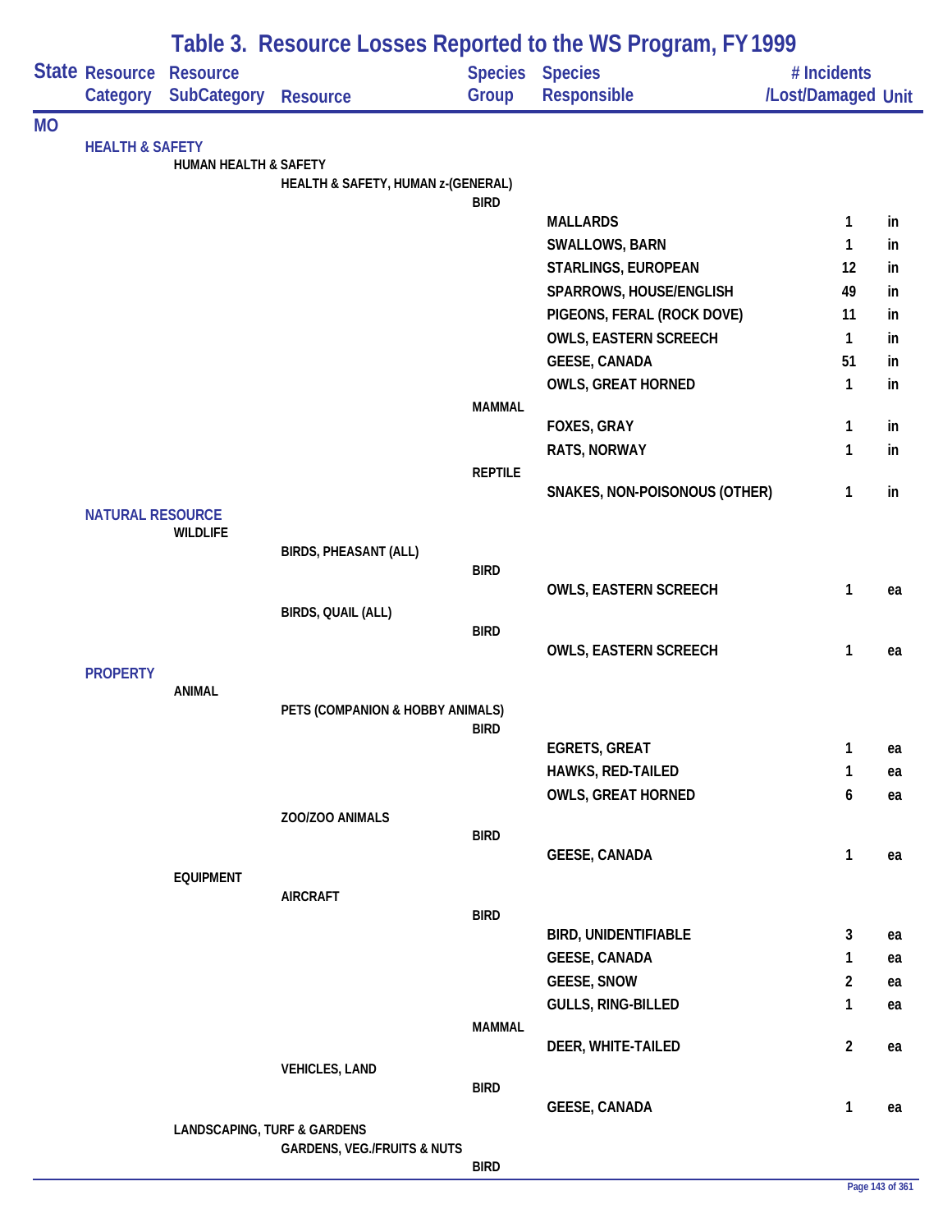# Table 3. Resource Losses Reported to the WS Program, FY 1999

| State | Resource Category | Resource SubCategory | Resource | Species Group | Species Responsible | # Incidents /Lost/Damaged | Unit |
|---|---|---|---|---|---|---|---|
| MO | | | | | | | |
| | HEALTH & SAFETY | | | | | | |
| | | HUMAN HEALTH & SAFETY | | | | | |
| | | | HEALTH & SAFETY, HUMAN z-(GENERAL) | | | | |
| | | | | BIRD | | | |
| | | | | | MALLARDS | 1 | in |
| | | | | | SWALLOWS, BARN | 1 | in |
| | | | | | STARLINGS, EUROPEAN | 12 | in |
| | | | | | SPARROWS, HOUSE/ENGLISH | 49 | in |
| | | | | | PIGEONS, FERAL (ROCK DOVE) | 11 | in |
| | | | | | OWLS, EASTERN SCREECH | 1 | in |
| | | | | | GEESE, CANADA | 51 | in |
| | | | | | OWLS, GREAT HORNED | 1 | in |
| | | | | MAMMAL | | | |
| | | | | | FOXES, GRAY | 1 | in |
| | | | | | RATS, NORWAY | 1 | in |
| | | | | REPTILE | | | |
| | | | | | SNAKES, NON-POISONOUS (OTHER) | 1 | in |
| | NATURAL RESOURCE | | | | | | |
| | | WILDLIFE | | | | | |
| | | | BIRDS, PHEASANT (ALL) | | | | |
| | | | | BIRD | | | |
| | | | | | OWLS, EASTERN SCREECH | 1 | ea |
| | | | BIRDS, QUAIL (ALL) | | | | |
| | | | | BIRD | | | |
| | | | | | OWLS, EASTERN SCREECH | 1 | ea |
| | PROPERTY | | | | | | |
| | | ANIMAL | | | | | |
| | | | PETS (COMPANION & HOBBY ANIMALS) | | | | |
| | | | | BIRD | | | |
| | | | | | EGRETS, GREAT | 1 | ea |
| | | | | | HAWKS, RED-TAILED | 1 | ea |
| | | | | | OWLS, GREAT HORNED | 6 | ea |
| | | | ZOO/ZOO ANIMALS | | | | |
| | | | | BIRD | | | |
| | | | | | GEESE, CANADA | 1 | ea |
| | | EQUIPMENT | | | | | |
| | | | AIRCRAFT | | | | |
| | | | | BIRD | | | |
| | | | | | BIRD, UNIDENTIFIABLE | 3 | ea |
| | | | | | GEESE, CANADA | 1 | ea |
| | | | | | GEESE, SNOW | 2 | ea |
| | | | | | GULLS, RING-BILLED | 1 | ea |
| | | | | MAMMAL | | | |
| | | | | | DEER, WHITE-TAILED | 2 | ea |
| | | | VEHICLES, LAND | | | | |
| | | | | BIRD | | | |
| | | | | | GEESE, CANADA | 1 | ea |
| | | LANDSCAPING, TURF & GARDENS | | | | | |
| | | | GARDENS, VEG./FRUITS & NUTS | | | | |
| | | | | BIRD | | | |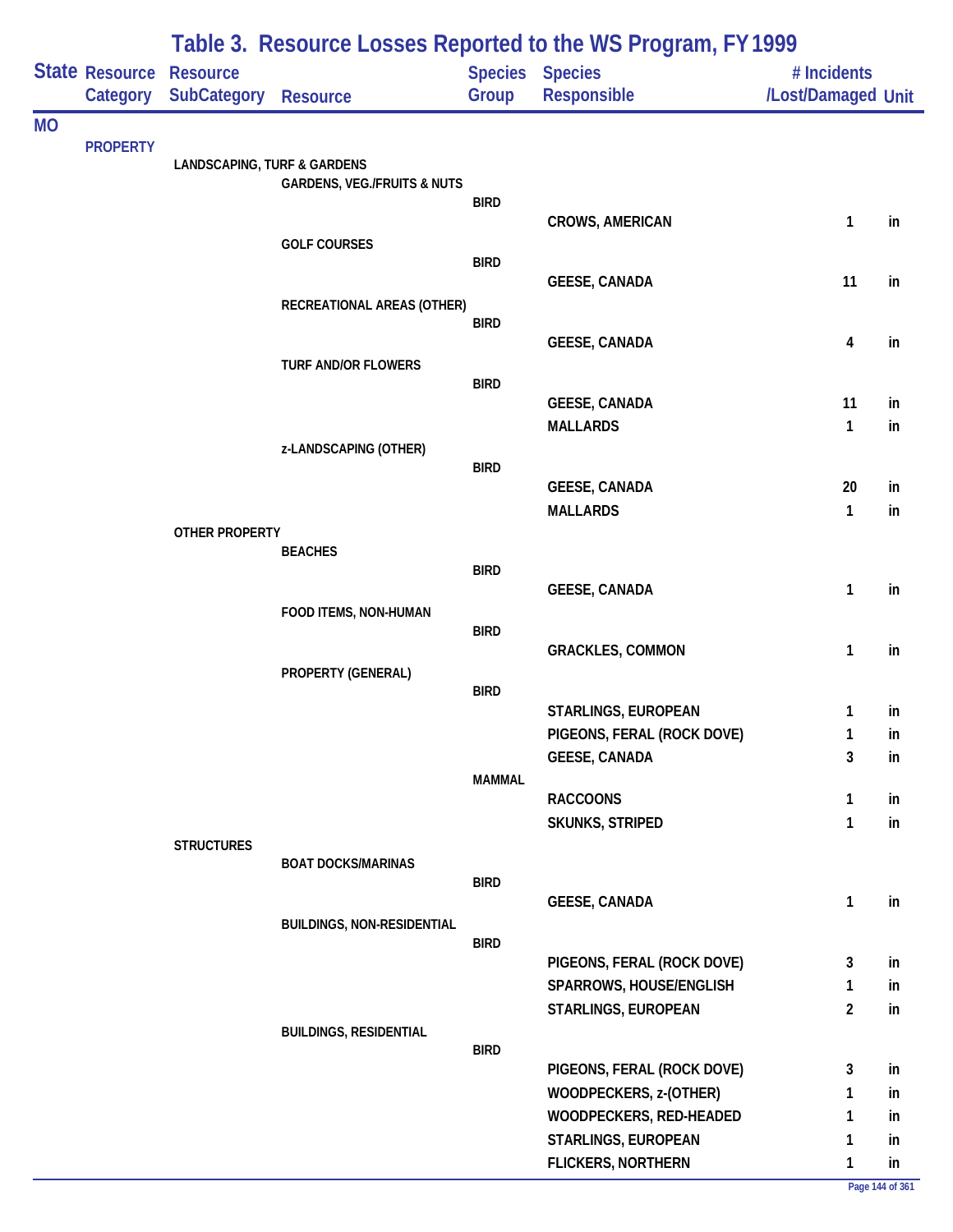# Table 3. Resource Losses Reported to the WS Program, FY 1999

| State | Resource Category | Resource SubCategory | Resource | Species Group | Species Responsible | # Incidents /Lost/Damaged | Unit |
|---|---|---|---|---|---|---|---|
| MO | | | | | | | |
| | PROPERTY | | | | | | |
| | | LANDSCAPING, TURF & GARDENS | | | | | |
| | | | GARDENS, VEG./FRUITS & NUTS | | | | |
| | | | | BIRD | | | |
| | | | | | CROWS, AMERICAN | 1 | in |
| | | | GOLF COURSES | | | | |
| | | | | BIRD | | | |
| | | | | | GEESE, CANADA | 11 | in |
| | | | RECREATIONAL AREAS (OTHER) | | | | |
| | | | | BIRD | | | |
| | | | | | GEESE, CANADA | 4 | in |
| | | | TURF AND/OR FLOWERS | | | | |
| | | | | BIRD | | | |
| | | | | | GEESE, CANADA | 11 | in |
| | | | | | MALLARDS | 1 | in |
| | | | z-LANDSCAPING (OTHER) | | | | |
| | | | | BIRD | | | |
| | | | | | GEESE, CANADA | 20 | in |
| | | | | | MALLARDS | 1 | in |
| | | OTHER PROPERTY | | | | | |
| | | | BEACHES | | | | |
| | | | | BIRD | | | |
| | | | | | GEESE, CANADA | 1 | in |
| | | | FOOD ITEMS, NON-HUMAN | | | | |
| | | | | BIRD | | | |
| | | | | | GRACKLES, COMMON | 1 | in |
| | | | PROPERTY (GENERAL) | | | | |
| | | | | BIRD | | | |
| | | | | | STARLINGS, EUROPEAN | 1 | in |
| | | | | | PIGEONS, FERAL (ROCK DOVE) | 1 | in |
| | | | | | GEESE, CANADA | 3 | in |
| | | | | MAMMAL | | | |
| | | | | | RACCOONS | 1 | in |
| | | | | | SKUNKS, STRIPED | 1 | in |
| | | STRUCTURES | | | | | |
| | | | BOAT DOCKS/MARINAS | | | | |
| | | | | BIRD | | | |
| | | | | | GEESE, CANADA | 1 | in |
| | | | BUILDINGS, NON-RESIDENTIAL | | | | |
| | | | | BIRD | | | |
| | | | | | PIGEONS, FERAL (ROCK DOVE) | 3 | in |
| | | | | | SPARROWS, HOUSE/ENGLISH | 1 | in |
| | | | | | STARLINGS, EUROPEAN | 2 | in |
| | | | BUILDINGS, RESIDENTIAL | | | | |
| | | | | BIRD | | | |
| | | | | | PIGEONS, FERAL (ROCK DOVE) | 3 | in |
| | | | | | WOODPECKERS, z-(OTHER) | 1 | in |
| | | | | | WOODPECKERS, RED-HEADED | 1 | in |
| | | | | | STARLINGS, EUROPEAN | 1 | in |
| | | | | | FLICKERS, NORTHERN | 1 | in |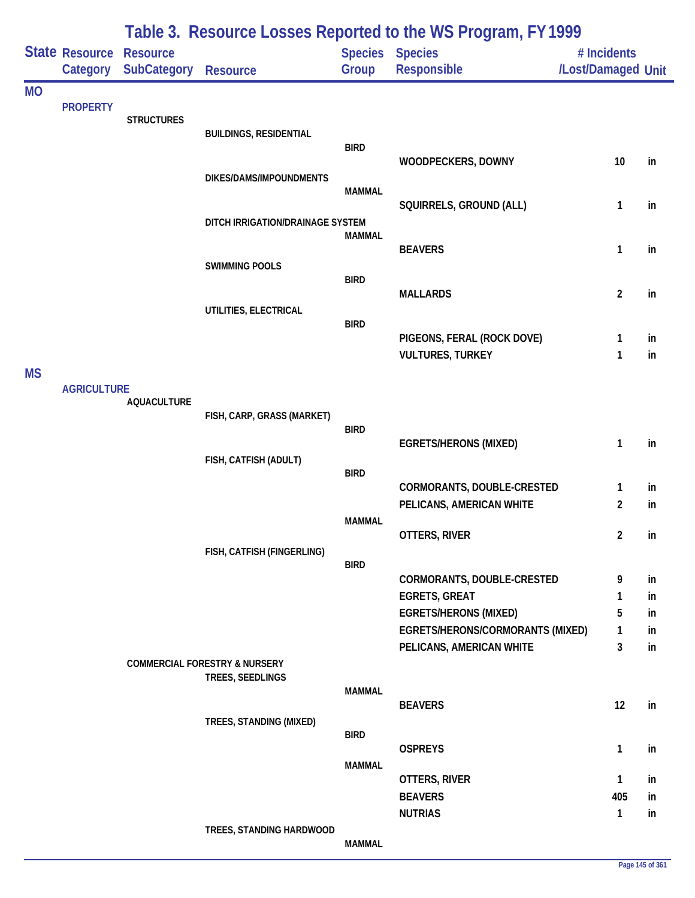# Table 3. Resource Losses Reported to the WS Program, FY 1999

| State | Resource Category | Resource SubCategory | Resource | Species Group | Species Responsible | # Incidents /Lost/Damaged | Unit |
|---|---|---|---|---|---|---|---|
| MO | | | | | | | |
| | PROPERTY | | | | | | |
| | | STRUCTURES | | | | | |
| | | | BUILDINGS, RESIDENTIAL | | | | |
| | | | | BIRD | | | |
| | | | | | WOODPECKERS, DOWNY | 10 | in |
| | | | DIKES/DAMS/IMPOUNDMENTS | | | | |
| | | | | MAMMAL | | | |
| | | | | | SQUIRRELS, GROUND (ALL) | 1 | in |
| | | | DITCH IRRIGATION/DRAINAGE SYSTEM | | | | |
| | | | | MAMMAL | | | |
| | | | | | BEAVERS | 1 | in |
| | | | SWIMMING POOLS | | | | |
| | | | | BIRD | | | |
| | | | | | MALLARDS | 2 | in |
| | | | UTILITIES, ELECTRICAL | | | | |
| | | | | BIRD | | | |
| | | | | | PIGEONS, FERAL (ROCK DOVE) | 1 | in |
| | | | | | VULTURES, TURKEY | 1 | in |
| MS | | | | | | | |
| | AGRICULTURE | | | | | | |
| | | AQUACULTURE | | | | | |
| | | | FISH, CARP, GRASS (MARKET) | | | | |
| | | | | BIRD | | | |
| | | | | | EGRETS/HERONS (MIXED) | 1 | in |
| | | | FISH, CATFISH (ADULT) | | | | |
| | | | | BIRD | | | |
| | | | | | CORMORANTS, DOUBLE-CRESTED | 1 | in |
| | | | | | PELICANS, AMERICAN WHITE | 2 | in |
| | | | | MAMMAL | | | |
| | | | | | OTTERS, RIVER | 2 | in |
| | | | FISH, CATFISH (FINGERLING) | | | | |
| | | | | BIRD | | | |
| | | | | | CORMORANTS, DOUBLE-CRESTED | 9 | in |
| | | | | | EGRETS, GREAT | 1 | in |
| | | | | | EGRETS/HERONS (MIXED) | 5 | in |
| | | | | | EGRETS/HERONS/CORMORANTS (MIXED) | 1 | in |
| | | | | | PELICANS, AMERICAN WHITE | 3 | in |
| | | COMMERCIAL FORESTRY & NURSERY | | | | | |
| | | | TREES, SEEDLINGS | | | | |
| | | | | MAMMAL | | | |
| | | | | | BEAVERS | 12 | in |
| | | | TREES, STANDING (MIXED) | | | | |
| | | | | BIRD | | | |
| | | | | | OSPREYS | 1 | in |
| | | | | MAMMAL | | | |
| | | | | | OTTERS, RIVER | 1 | in |
| | | | | | BEAVERS | 405 | in |
| | | | | | NUTRIAS | 1 | in |
| | | | TREES, STANDING HARDWOOD | | | | |
| | | | | MAMMAL | | | |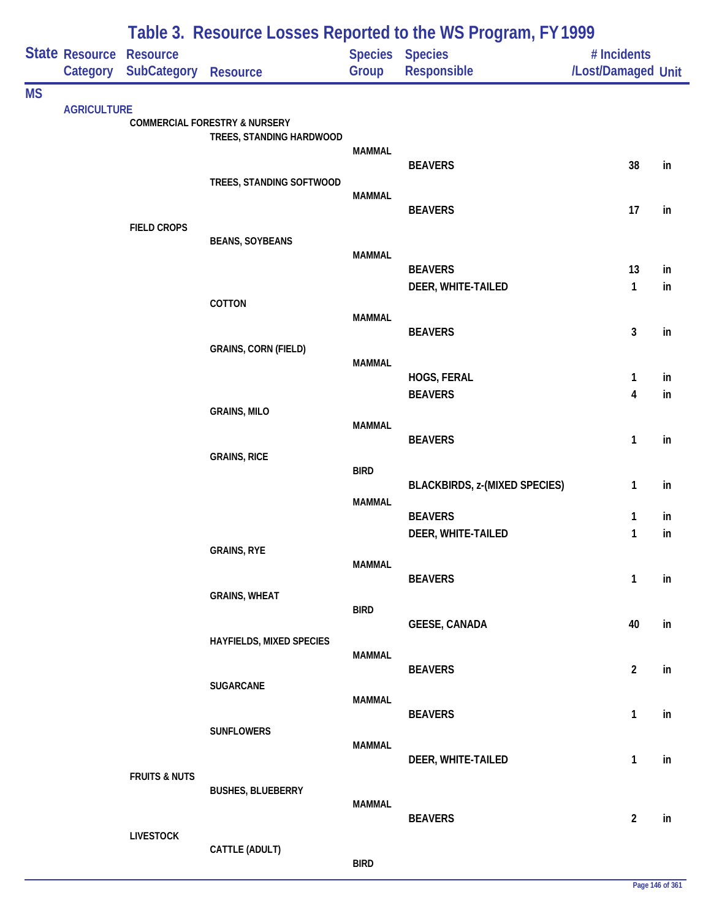# Table 3. Resource Losses Reported to the WS Program, FY 1999

| State | Resource Category | Resource SubCategory | Resource | Species Group | Species Responsible | # Incidents /Lost/Damaged | Unit |
|---|---|---|---|---|---|---|---|
| MS | | | | | | | |
| | AGRICULTURE | | | | | | |
| | | COMMERCIAL FORESTRY & NURSERY | | | | | |
| | | | TREES, STANDING HARDWOOD | | | | |
| | | | | MAMMAL | | | |
| | | | | | BEAVERS | 38 | in |
| | | | TREES, STANDING SOFTWOOD | | | | |
| | | | | MAMMAL | | | |
| | | | | | BEAVERS | 17 | in |
| | | FIELD CROPS | | | | | |
| | | | BEANS, SOYBEANS | | | | |
| | | | | MAMMAL | | | |
| | | | | | BEAVERS | 13 | in |
| | | | | | DEER, WHITE-TAILED | 1 | in |
| | | | COTTON | | | | |
| | | | | MAMMAL | | | |
| | | | | | BEAVERS | 3 | in |
| | | | GRAINS, CORN (FIELD) | | | | |
| | | | | MAMMAL | | | |
| | | | | | HOGS, FERAL | 1 | in |
| | | | | | BEAVERS | 4 | in |
| | | | GRAINS, MILO | | | | |
| | | | | MAMMAL | | | |
| | | | | | BEAVERS | 1 | in |
| | | | GRAINS, RICE | | | | |
| | | | | BIRD | | | |
| | | | | | BLACKBIRDS, z-(MIXED SPECIES) | 1 | in |
| | | | | MAMMAL | | | |
| | | | | | BEAVERS | 1 | in |
| | | | | | DEER, WHITE-TAILED | 1 | in |
| | | | GRAINS, RYE | | | | |
| | | | | MAMMAL | | | |
| | | | | | BEAVERS | 1 | in |
| | | | GRAINS, WHEAT | | | | |
| | | | | BIRD | | | |
| | | | | | GEESE, CANADA | 40 | in |
| | | | HAYFIELDS, MIXED SPECIES | | | | |
| | | | | MAMMAL | | | |
| | | | | | BEAVERS | 2 | in |
| | | | SUGARCANE | | | | |
| | | | | MAMMAL | | | |
| | | | | | BEAVERS | 1 | in |
| | | | SUNFLOWERS | | | | |
| | | | | MAMMAL | | | |
| | | | | | DEER, WHITE-TAILED | 1 | in |
| | | FRUITS & NUTS | | | | | |
| | | | BUSHES, BLUEBERRY | | | | |
| | | | | MAMMAL | | | |
| | | | | | BEAVERS | 2 | in |
| | | LIVESTOCK | | | | | |
| | | | CATTLE (ADULT) | | | | |
| | | | | BIRD | | | |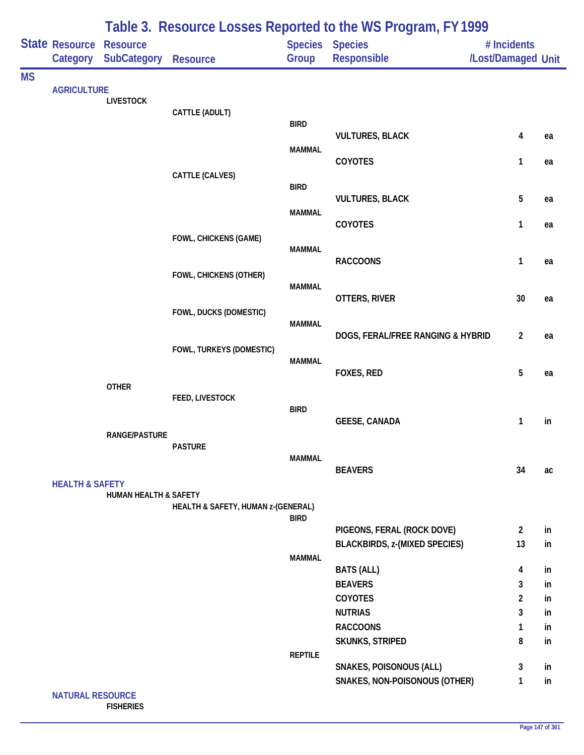# Table 3. Resource Losses Reported to the WS Program, FY 1999

| State | Resource Category | Resource SubCategory | Resource | Species Group | Species Responsible | # Incidents /Lost/Damaged | Unit |
|---|---|---|---|---|---|---|---|
| MS | | | | | | | |
| | AGRICULTURE | | | | | | |
| | | LIVESTOCK | | | | | |
| | | | CATTLE (ADULT) | | | | |
| | | | | BIRD | | | |
| | | | | | VULTURES, BLACK | 4 | ea |
| | | | | MAMMAL | | | |
| | | | | | COYOTES | 1 | ea |
| | | | CATTLE (CALVES) | | | | |
| | | | | BIRD | | | |
| | | | | | VULTURES, BLACK | 5 | ea |
| | | | | MAMMAL | | | |
| | | | | | COYOTES | 1 | ea |
| | | | FOWL, CHICKENS (GAME) | | | | |
| | | | | MAMMAL | | | |
| | | | | | RACCOONS | 1 | ea |
| | | | FOWL, CHICKENS (OTHER) | | | | |
| | | | | MAMMAL | | | |
| | | | | | OTTERS, RIVER | 30 | ea |
| | | | FOWL, DUCKS (DOMESTIC) | | | | |
| | | | | MAMMAL | | | |
| | | | | | DOGS, FERAL/FREE RANGING & HYBRID | 2 | ea |
| | | | FOWL, TURKEYS (DOMESTIC) | | | | |
| | | | | MAMMAL | | | |
| | | | | | FOXES, RED | 5 | ea |
| | | OTHER | | | | | |
| | | | FEED, LIVESTOCK | | | | |
| | | | | BIRD | | | |
| | | | | | GEESE, CANADA | 1 | in |
| | | RANGE/PASTURE | | | | | |
| | | | PASTURE | | | | |
| | | | | MAMMAL | | | |
| | | | | | BEAVERS | 34 | ac |
| | HEALTH & SAFETY | | | | | | |
| | | HUMAN HEALTH & SAFETY | | | | | |
| | | | HEALTH & SAFETY, HUMAN z-(GENERAL) | | | | |
| | | | | BIRD | | | |
| | | | | | PIGEONS, FERAL (ROCK DOVE) | 2 | in |
| | | | | | BLACKBIRDS, z-(MIXED SPECIES) | 13 | in |
| | | | | MAMMAL | | | |
| | | | | | BATS (ALL) | 4 | in |
| | | | | | BEAVERS | 3 | in |
| | | | | | COYOTES | 2 | in |
| | | | | | NUTRIAS | 3 | in |
| | | | | | RACCOONS | 1 | in |
| | | | | | SKUNKS, STRIPED | 8 | in |
| | | | | REPTILE | | | |
| | | | | | SNAKES, POISONOUS (ALL) | 3 | in |
| | | | | | SNAKES, NON-POISONOUS (OTHER) | 1 | in |
| | NATURAL RESOURCE | | | | | | |
| | | FISHERIES | | | | | |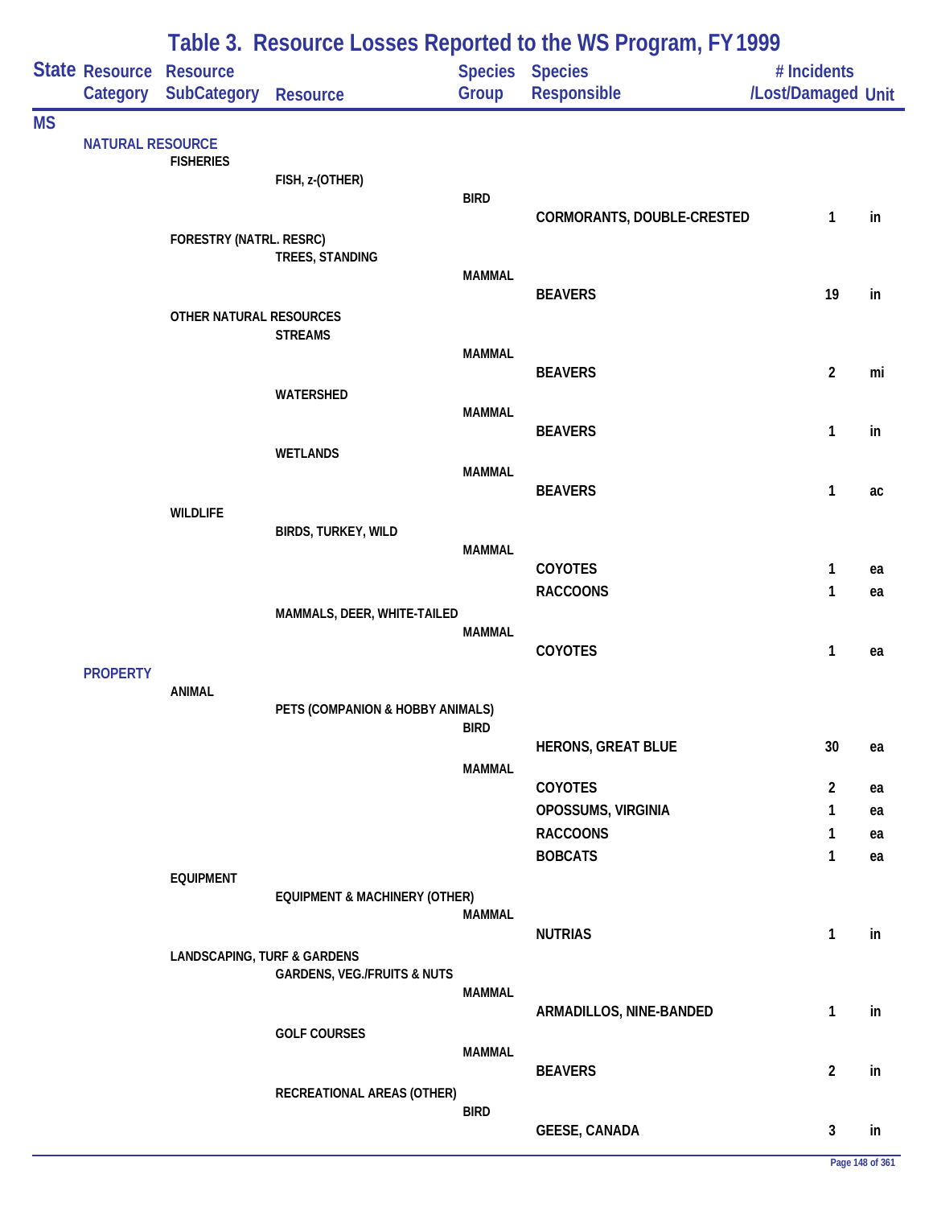# Table 3. Resource Losses Reported to the WS Program, FY 1999

| State | Resource Category | Resource SubCategory | Resource | Species Group | Species Responsible | # Incidents /Lost/Damaged | Unit |
|---|---|---|---|---|---|---|---|
| MS | | | | | | | |
| | NATURAL RESOURCE | | | | | | |
| | | FISHERIES | | | | | |
| | | | FISH, z-(OTHER) | | | | |
| | | | | BIRD | | | |
| | | | | | CORMORANTS, DOUBLE-CRESTED | 1 | in |
| | | FORESTRY (NATRL. RESRC) | | | | | |
| | | | TREES, STANDING | | | | |
| | | | | MAMMAL | | | |
| | | | | | BEAVERS | 19 | in |
| | | OTHER NATURAL RESOURCES | | | | | |
| | | | STREAMS | | | | |
| | | | | MAMMAL | | | |
| | | | | | BEAVERS | 2 | mi |
| | | | WATERSHED | | | | |
| | | | | MAMMAL | | | |
| | | | | | BEAVERS | 1 | in |
| | | | WETLANDS | | | | |
| | | | | MAMMAL | | | |
| | | | | | BEAVERS | 1 | ac |
| | | WILDLIFE | | | | | |
| | | | BIRDS, TURKEY, WILD | | | | |
| | | | | MAMMAL | | | |
| | | | | | COYOTES | 1 | ea |
| | | | | | RACCOONS | 1 | ea |
| | | | MAMMALS, DEER, WHITE-TAILED | | | | |
| | | | | MAMMAL | | | |
| | | | | | COYOTES | 1 | ea |
| | PROPERTY | | | | | | |
| | | ANIMAL | | | | | |
| | | | PETS (COMPANION & HOBBY ANIMALS) | | | | |
| | | | | BIRD | | | |
| | | | | | HERONS, GREAT BLUE | 30 | ea |
| | | | | MAMMAL | | | |
| | | | | | COYOTES | 2 | ea |
| | | | | | OPOSSUMS, VIRGINIA | 1 | ea |
| | | | | | RACCOONS | 1 | ea |
| | | | | | BOBCATS | 1 | ea |
| | | EQUIPMENT | | | | | |
| | | | EQUIPMENT & MACHINERY (OTHER) | | | | |
| | | | | MAMMAL | | | |
| | | | | | NUTRIAS | 1 | in |
| | | LANDSCAPING, TURF & GARDENS | | | | | |
| | | | GARDENS, VEG./FRUITS & NUTS | | | | |
| | | | | MAMMAL | | | |
| | | | | | ARMADILLOS, NINE-BANDED | 1 | in |
| | | | GOLF COURSES | | | | |
| | | | | MAMMAL | | | |
| | | | | | BEAVERS | 2 | in |
| | | | RECREATIONAL AREAS (OTHER) | | | | |
| | | | | BIRD | | | |
| | | | | | GEESE, CANADA | 3 | in |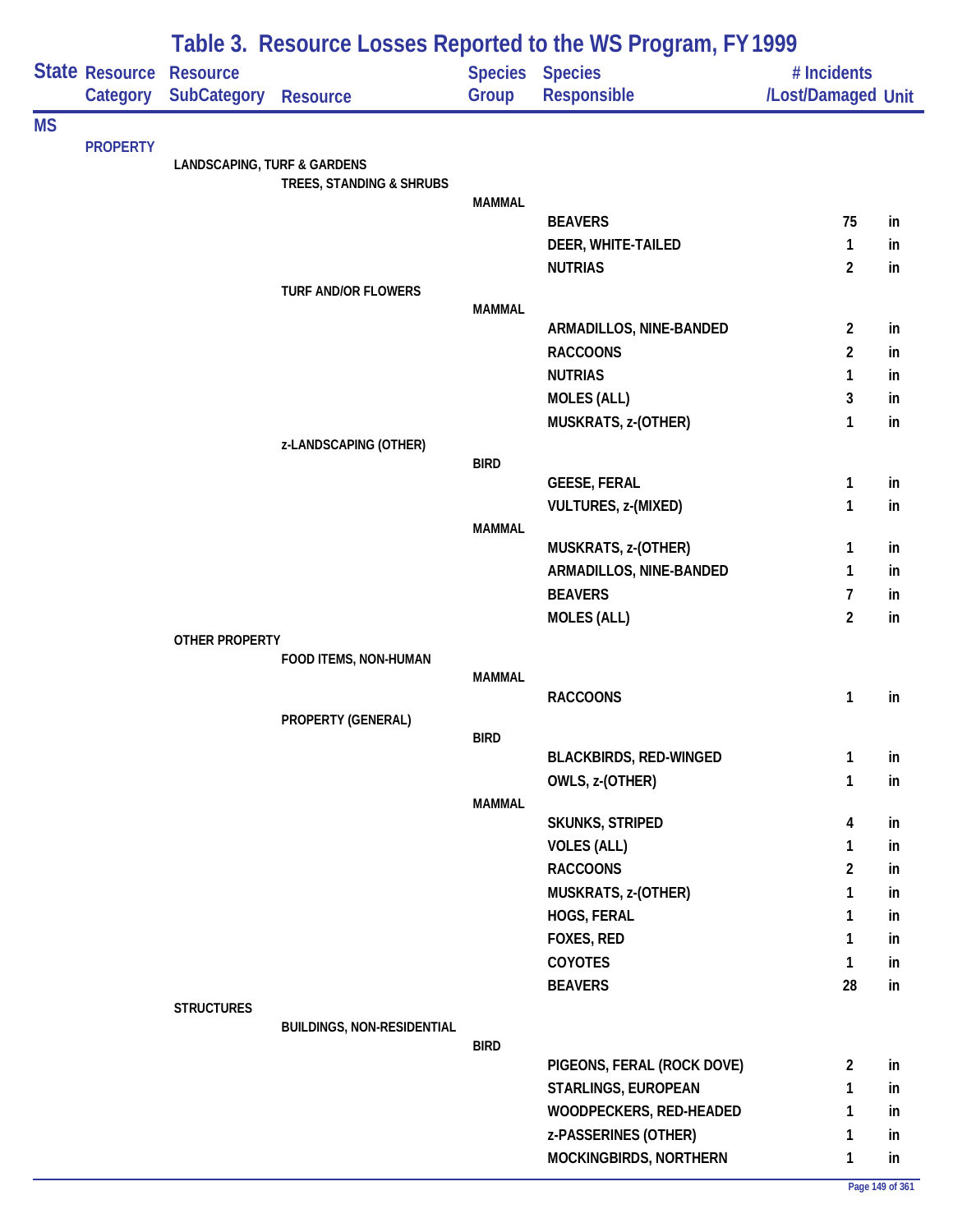# Table 3. Resource Losses Reported to the WS Program, FY 1999

| State | Resource Category | Resource SubCategory | Resource | Species Group | Species Responsible | # Incidents /Lost/Damaged | Unit |
|---|---|---|---|---|---|---|---|
| MS | | | | | | | |
| | PROPERTY | | | | | | |
| | | LANDSCAPING, TURF & GARDENS | | | | | |
| | | | TREES, STANDING & SHRUBS | | | | |
| | | | | MAMMAL | | | |
| | | | | | BEAVERS | 75 | in |
| | | | | | DEER, WHITE-TAILED | 1 | in |
| | | | | | NUTRIAS | 2 | in |
| | | | TURF AND/OR FLOWERS | | | | |
| | | | | MAMMAL | | | |
| | | | | | ARMADILLOS, NINE-BANDED | 2 | in |
| | | | | | RACCOONS | 2 | in |
| | | | | | NUTRIAS | 1 | in |
| | | | | | MOLES (ALL) | 3 | in |
| | | | | | MUSKRATS, z-(OTHER) | 1 | in |
| | | | z-LANDSCAPING (OTHER) | | | | |
| | | | | BIRD | | | |
| | | | | | GEESE, FERAL | 1 | in |
| | | | | | VULTURES, z-(MIXED) | 1 | in |
| | | | | MAMMAL | | | |
| | | | | | MUSKRATS, z-(OTHER) | 1 | in |
| | | | | | ARMADILLOS, NINE-BANDED | 1 | in |
| | | | | | BEAVERS | 7 | in |
| | | | | | MOLES (ALL) | 2 | in |
| | | OTHER PROPERTY | | | | | |
| | | | FOOD ITEMS, NON-HUMAN | | | | |
| | | | | MAMMAL | | | |
| | | | | | RACCOONS | 1 | in |
| | | | PROPERTY (GENERAL) | | | | |
| | | | | BIRD | | | |
| | | | | | BLACKBIRDS, RED-WINGED | 1 | in |
| | | | | | OWLS, z-(OTHER) | 1 | in |
| | | | | MAMMAL | | | |
| | | | | | SKUNKS, STRIPED | 4 | in |
| | | | | | VOLES (ALL) | 1 | in |
| | | | | | RACCOONS | 2 | in |
| | | | | | MUSKRATS, z-(OTHER) | 1 | in |
| | | | | | HOGS, FERAL | 1 | in |
| | | | | | FOXES, RED | 1 | in |
| | | | | | COYOTES | 1 | in |
| | | | | | BEAVERS | 28 | in |
| | | STRUCTURES | | | | | |
| | | | BUILDINGS, NON-RESIDENTIAL | | | | |
| | | | | BIRD | | | |
| | | | | | PIGEONS, FERAL (ROCK DOVE) | 2 | in |
| | | | | | STARLINGS, EUROPEAN | 1 | in |
| | | | | | WOODPECKERS, RED-HEADED | 1 | in |
| | | | | | z-PASSERINES (OTHER) | 1 | in |
| | | | | | MOCKINGBIRDS, NORTHERN | 1 | in |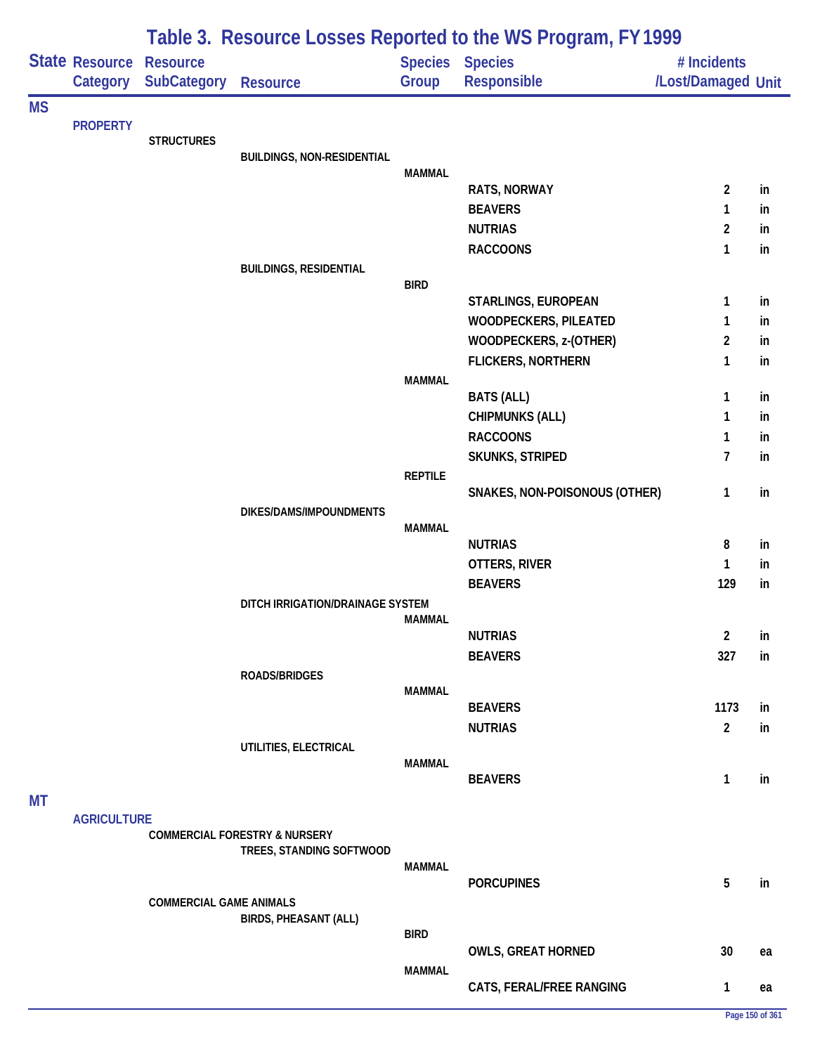# Table 3. Resource Losses Reported to the WS Program, FY 1999

| State | Resource Category | Resource SubCategory | Resource | Species Group | Species Responsible | # Incidents /Lost/Damaged | Unit |
|---|---|---|---|---|---|---|---|
| MS | | | | | | | |
| | PROPERTY | | | | | | |
| | | STRUCTURES | | | | | |
| | | | BUILDINGS, NON-RESIDENTIAL | | | | |
| | | | | MAMMAL | | | |
| | | | | | RATS, NORWAY | 2 | in |
| | | | | | BEAVERS | 1 | in |
| | | | | | NUTRIAS | 2 | in |
| | | | | | RACCOONS | 1 | in |
| | | | BUILDINGS, RESIDENTIAL | | | | |
| | | | | BIRD | | | |
| | | | | | STARLINGS, EUROPEAN | 1 | in |
| | | | | | WOODPECKERS, PILEATED | 1 | in |
| | | | | | WOODPECKERS, z-(OTHER) | 2 | in |
| | | | | | FLICKERS, NORTHERN | 1 | in |
| | | | | MAMMAL | | | |
| | | | | | BATS (ALL) | 1 | in |
| | | | | | CHIPMUNKS (ALL) | 1 | in |
| | | | | | RACCOONS | 1 | in |
| | | | | | SKUNKS, STRIPED | 7 | in |
| | | | | REPTILE | | | |
| | | | | | SNAKES, NON-POISONOUS (OTHER) | 1 | in |
| | | | DIKES/DAMS/IMPOUNDMENTS | | | | |
| | | | | MAMMAL | | | |
| | | | | | NUTRIAS | 8 | in |
| | | | | | OTTERS, RIVER | 1 | in |
| | | | | | BEAVERS | 129 | in |
| | | | DITCH IRRIGATION/DRAINAGE SYSTEM | | | | |
| | | | | MAMMAL | | | |
| | | | | | NUTRIAS | 2 | in |
| | | | | | BEAVERS | 327 | in |
| | | | ROADS/BRIDGES | | | | |
| | | | | MAMMAL | | | |
| | | | | | BEAVERS | 1173 | in |
| | | | | | NUTRIAS | 2 | in |
| | | | UTILITIES, ELECTRICAL | | | | |
| | | | | MAMMAL | | | |
| | | | | | BEAVERS | 1 | in |
| MT | | | | | | | |
| | AGRICULTURE | | | | | | |
| | | COMMERCIAL FORESTRY & NURSERY | | | | | |
| | | | TREES, STANDING SOFTWOOD | | | | |
| | | | | MAMMAL | | | |
| | | | | | PORCUPINES | 5 | in |
| | | COMMERCIAL GAME ANIMALS | | | | | |
| | | | BIRDS, PHEASANT (ALL) | | | | |
| | | | | BIRD | | | |
| | | | | | OWLS, GREAT HORNED | 30 | ea |
| | | | | MAMMAL | | | |
| | | | | | CATS, FERAL/FREE RANGING | 1 | ea |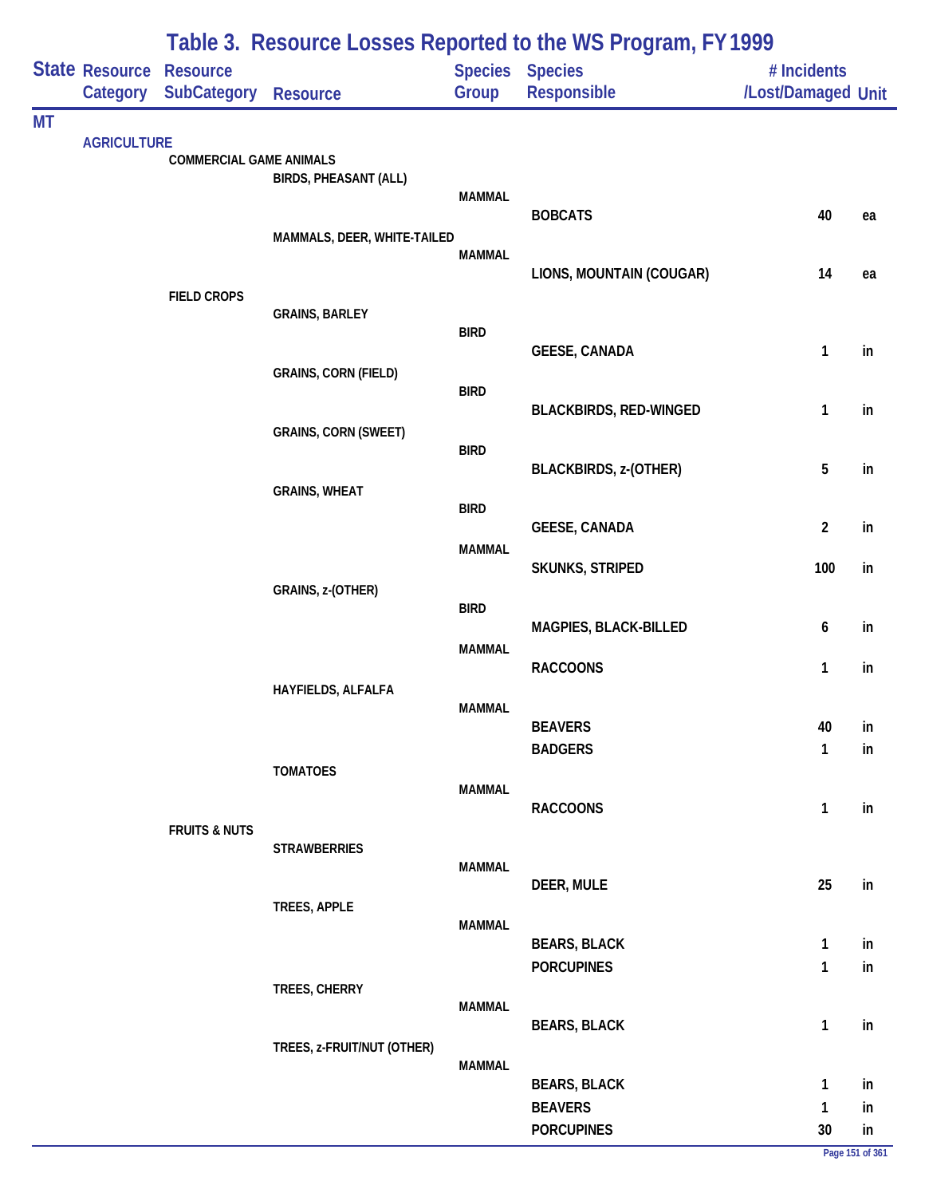# Table 3. Resource Losses Reported to the WS Program, FY 1999

| State | Resource Category | Resource SubCategory | Resource | Species Group | Species Responsible | # Incidents /Lost/Damaged | Unit |
|---|---|---|---|---|---|---|---|
| MT | | | | | | | |
| | AGRICULTURE | | | | | | |
| | | COMMERCIAL GAME ANIMALS | | | | | |
| | | | BIRDS, PHEASANT (ALL) | | | | |
| | | | | MAMMAL | | | |
| | | | | | BOBCATS | 40 | ea |
| | | | MAMMALS, DEER, WHITE-TAILED | | | | |
| | | | | MAMMAL | | | |
| | | | | | LIONS, MOUNTAIN (COUGAR) | 14 | ea |
| | | FIELD CROPS | | | | | |
| | | | GRAINS, BARLEY | | | | |
| | | | | BIRD | | | |
| | | | | | GEESE, CANADA | 1 | in |
| | | | GRAINS, CORN (FIELD) | | | | |
| | | | | BIRD | | | |
| | | | | | BLACKBIRDS, RED-WINGED | 1 | in |
| | | | GRAINS, CORN (SWEET) | | | | |
| | | | | BIRD | | | |
| | | | | | BLACKBIRDS, z-(OTHER) | 5 | in |
| | | | GRAINS, WHEAT | | | | |
| | | | | BIRD | | | |
| | | | | | GEESE, CANADA | 2 | in |
| | | | | MAMMAL | | | |
| | | | | | SKUNKS, STRIPED | 100 | in |
| | | | GRAINS, z-(OTHER) | | | | |
| | | | | BIRD | | | |
| | | | | | MAGPIES, BLACK-BILLED | 6 | in |
| | | | | MAMMAL | | | |
| | | | | | RACCOONS | 1 | in |
| | | | HAYFIELDS, ALFALFA | | | | |
| | | | | MAMMAL | | | |
| | | | | | BEAVERS | 40 | in |
| | | | | | BADGERS | 1 | in |
| | | | TOMATOES | | | | |
| | | | | MAMMAL | | | |
| | | | | | RACCOONS | 1 | in |
| | | FRUITS & NUTS | | | | | |
| | | | STRAWBERRIES | | | | |
| | | | | MAMMAL | | | |
| | | | | | DEER, MULE | 25 | in |
| | | | TREES, APPLE | | | | |
| | | | | MAMMAL | | | |
| | | | | | BEARS, BLACK | 1 | in |
| | | | | | PORCUPINES | 1 | in |
| | | | TREES, CHERRY | | | | |
| | | | | MAMMAL | | | |
| | | | | | BEARS, BLACK | 1 | in |
| | | | TREES, z-FRUIT/NUT (OTHER) | | | | |
| | | | | MAMMAL | | | |
| | | | | | BEARS, BLACK | 1 | in |
| | | | | | BEAVERS | 1 | in |
| | | | | | PORCUPINES | 30 | in |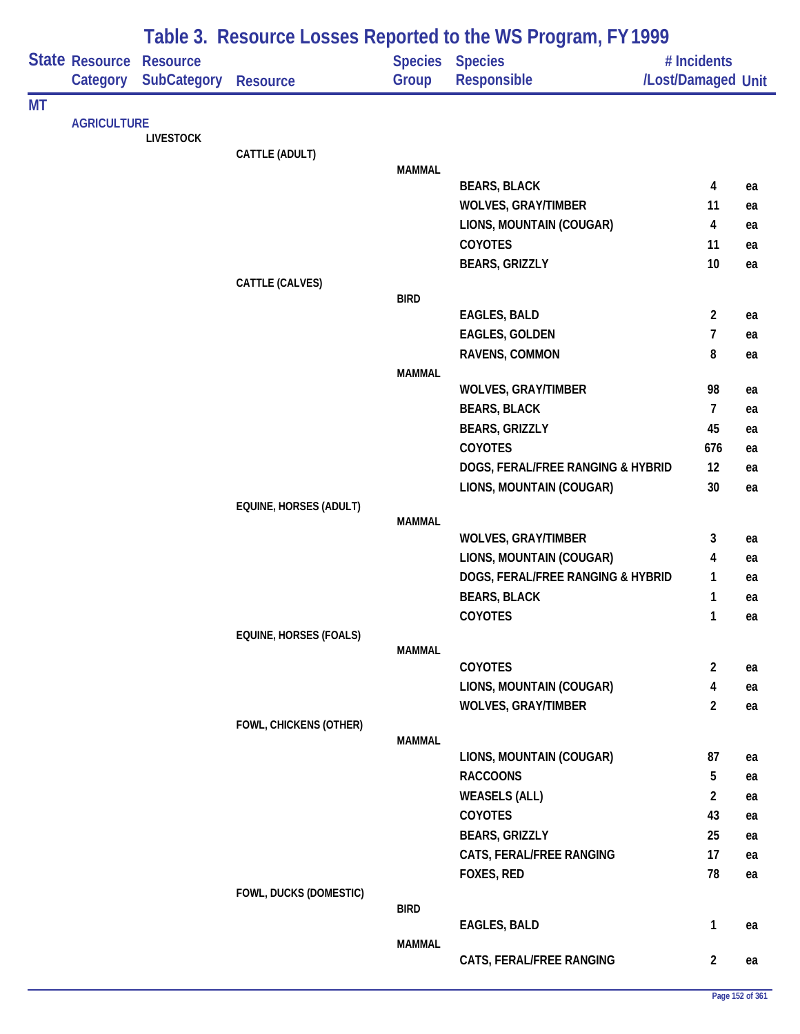# Table 3. Resource Losses Reported to the WS Program, FY 1999

| State | Resource Category | Resource SubCategory | Resource | Species Group | Species Responsible | # Incidents /Lost/Damaged | Unit |
|---|---|---|---|---|---|---|---|
| MT | | | | | | | |
| | AGRICULTURE | | | | | | |
| | | LIVESTOCK | | | | | |
| | | | CATTLE (ADULT) | | | | |
| | | | | MAMMAL | | | |
| | | | | | BEARS, BLACK | 4 | ea |
| | | | | | WOLVES, GRAY/TIMBER | 11 | ea |
| | | | | | LIONS, MOUNTAIN (COUGAR) | 4 | ea |
| | | | | | COYOTES | 11 | ea |
| | | | | | BEARS, GRIZZLY | 10 | ea |
| | | | CATTLE (CALVES) | | | | |
| | | | | BIRD | | | |
| | | | | | EAGLES, BALD | 2 | ea |
| | | | | | EAGLES, GOLDEN | 7 | ea |
| | | | | | RAVENS, COMMON | 8 | ea |
| | | | | MAMMAL | | | |
| | | | | | WOLVES, GRAY/TIMBER | 98 | ea |
| | | | | | BEARS, BLACK | 7 | ea |
| | | | | | BEARS, GRIZZLY | 45 | ea |
| | | | | | COYOTES | 676 | ea |
| | | | | | DOGS, FERAL/FREE RANGING & HYBRID | 12 | ea |
| | | | | | LIONS, MOUNTAIN (COUGAR) | 30 | ea |
| | | | EQUINE, HORSES (ADULT) | | | | |
| | | | | MAMMAL | | | |
| | | | | | WOLVES, GRAY/TIMBER | 3 | ea |
| | | | | | LIONS, MOUNTAIN (COUGAR) | 4 | ea |
| | | | | | DOGS, FERAL/FREE RANGING & HYBRID | 1 | ea |
| | | | | | BEARS, BLACK | 1 | ea |
| | | | | | COYOTES | 1 | ea |
| | | | EQUINE, HORSES (FOALS) | | | | |
| | | | | MAMMAL | | | |
| | | | | | COYOTES | 2 | ea |
| | | | | | LIONS, MOUNTAIN (COUGAR) | 4 | ea |
| | | | | | WOLVES, GRAY/TIMBER | 2 | ea |
| | | | FOWL, CHICKENS (OTHER) | | | | |
| | | | | MAMMAL | | | |
| | | | | | LIONS, MOUNTAIN (COUGAR) | 87 | ea |
| | | | | | RACCOONS | 5 | ea |
| | | | | | WEASELS (ALL) | 2 | ea |
| | | | | | COYOTES | 43 | ea |
| | | | | | BEARS, GRIZZLY | 25 | ea |
| | | | | | CATS, FERAL/FREE RANGING | 17 | ea |
| | | | | | FOXES, RED | 78 | ea |
| | | | FOWL, DUCKS (DOMESTIC) | | | | |
| | | | | BIRD | | | |
| | | | | | EAGLES, BALD | 1 | ea |
| | | | | MAMMAL | | | |
| | | | | | CATS, FERAL/FREE RANGING | 2 | ea |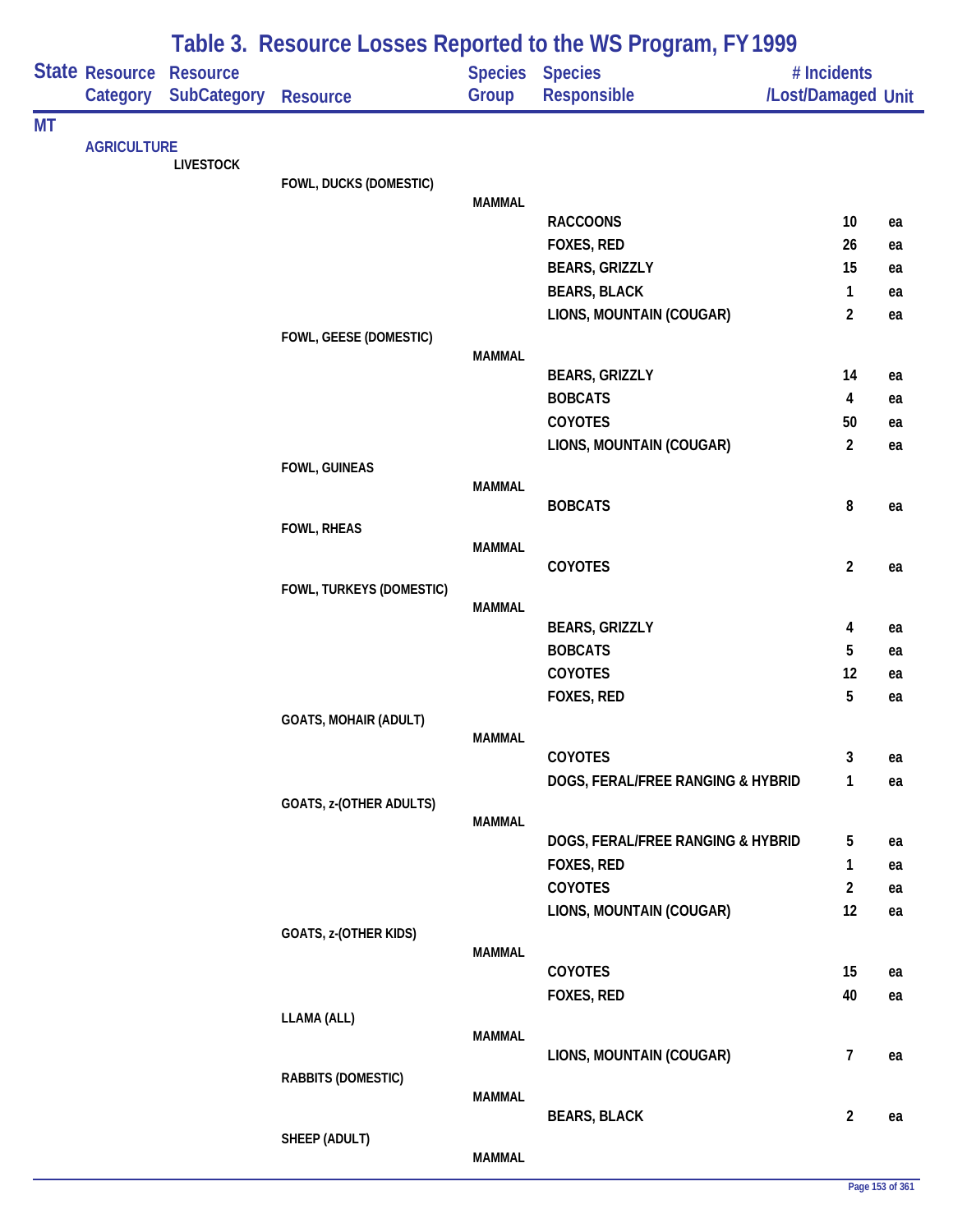# Table 3. Resource Losses Reported to the WS Program, FY 1999

| State | Resource Category | Resource SubCategory | Resource | Species Group | Species Responsible | # Incidents /Lost/Damaged | Unit |
|---|---|---|---|---|---|---|---|
| MT | | | | | | | |
| | AGRICULTURE | | | | | | |
| | | LIVESTOCK | | | | | |
| | | | FOWL, DUCKS (DOMESTIC) | | | | |
| | | | | MAMMAL | | | |
| | | | | | RACCOONS | 10 | ea |
| | | | | | FOXES, RED | 26 | ea |
| | | | | | BEARS, GRIZZLY | 15 | ea |
| | | | | | BEARS, BLACK | 1 | ea |
| | | | | | LIONS, MOUNTAIN (COUGAR) | 2 | ea |
| | | | FOWL, GEESE (DOMESTIC) | | | | |
| | | | | MAMMAL | | | |
| | | | | | BEARS, GRIZZLY | 14 | ea |
| | | | | | BOBCATS | 4 | ea |
| | | | | | COYOTES | 50 | ea |
| | | | | | LIONS, MOUNTAIN (COUGAR) | 2 | ea |
| | | | FOWL, GUINEAS | | | | |
| | | | | MAMMAL | | | |
| | | | | | BOBCATS | 8 | ea |
| | | | FOWL, RHEAS | | | | |
| | | | | MAMMAL | | | |
| | | | | | COYOTES | 2 | ea |
| | | | FOWL, TURKEYS (DOMESTIC) | | | | |
| | | | | MAMMAL | | | |
| | | | | | BEARS, GRIZZLY | 4 | ea |
| | | | | | BOBCATS | 5 | ea |
| | | | | | COYOTES | 12 | ea |
| | | | | | FOXES, RED | 5 | ea |
| | | | GOATS, MOHAIR (ADULT) | | | | |
| | | | | MAMMAL | | | |
| | | | | | COYOTES | 3 | ea |
| | | | | | DOGS, FERAL/FREE RANGING & HYBRID | 1 | ea |
| | | | GOATS, z-(OTHER ADULTS) | | | | |
| | | | | MAMMAL | | | |
| | | | | | DOGS, FERAL/FREE RANGING & HYBRID | 5 | ea |
| | | | | | FOXES, RED | 1 | ea |
| | | | | | COYOTES | 2 | ea |
| | | | | | LIONS, MOUNTAIN (COUGAR) | 12 | ea |
| | | | GOATS, z-(OTHER KIDS) | | | | |
| | | | | MAMMAL | | | |
| | | | | | COYOTES | 15 | ea |
| | | | | | FOXES, RED | 40 | ea |
| | | | LLAMA (ALL) | | | | |
| | | | | MAMMAL | | | |
| | | | | | LIONS, MOUNTAIN (COUGAR) | 7 | ea |
| | | | RABBITS (DOMESTIC) | | | | |
| | | | | MAMMAL | | | |
| | | | | | BEARS, BLACK | 2 | ea |
| | | | SHEEP (ADULT) | | | | |
| | | | | MAMMAL | | | |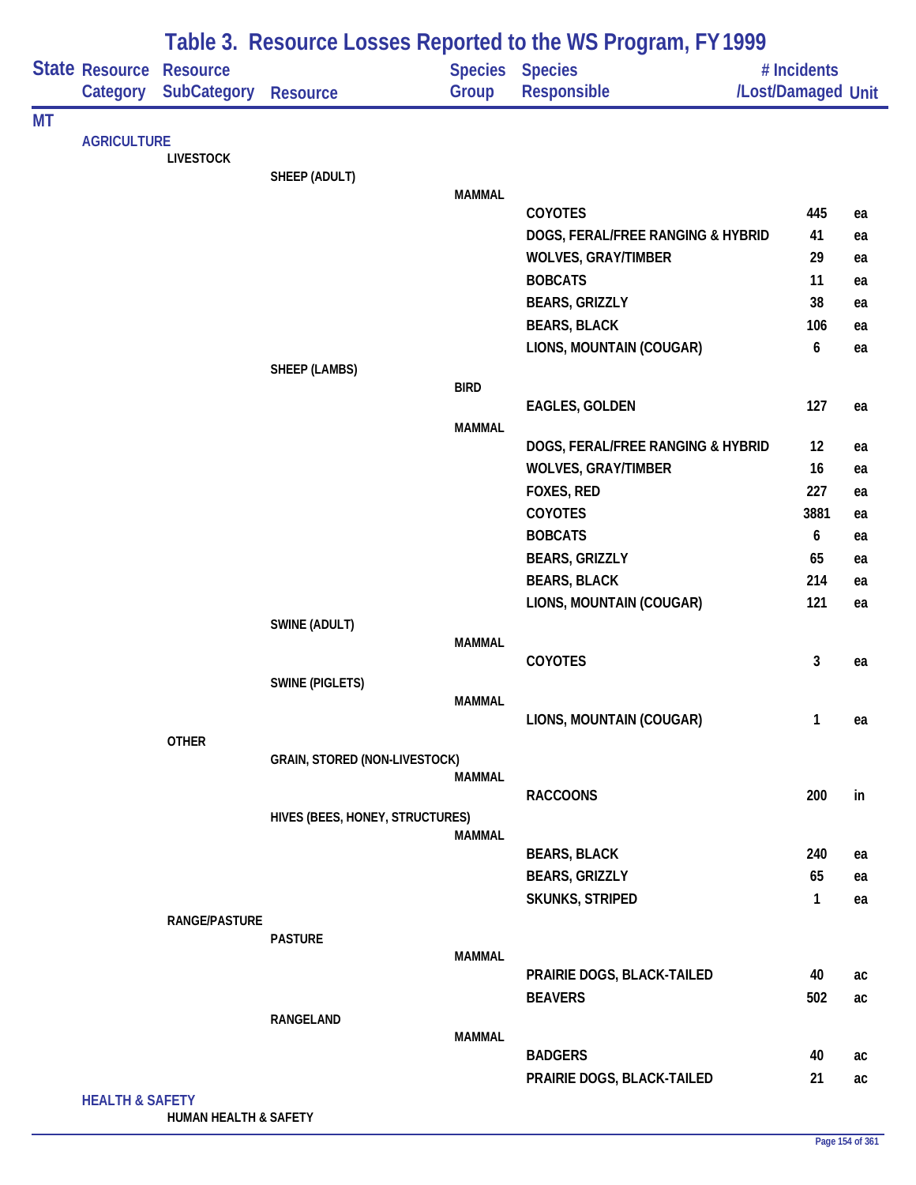# Table 3. Resource Losses Reported to the WS Program, FY 1999

| State | Resource Category | Resource SubCategory | Resource | Species Group | Species Responsible | # Incidents /Lost/Damaged | Unit |
|---|---|---|---|---|---|---|---|
| MT | | | | | | | |
| | AGRICULTURE | | | | | | |
| | | LIVESTOCK | | | | | |
| | | | SHEEP (ADULT) | | | | |
| | | | | MAMMAL | | | |
| | | | | | COYOTES | 445 | ea |
| | | | | | DOGS, FERAL/FREE RANGING & HYBRID | 41 | ea |
| | | | | | WOLVES, GRAY/TIMBER | 29 | ea |
| | | | | | BOBCATS | 11 | ea |
| | | | | | BEARS, GRIZZLY | 38 | ea |
| | | | | | BEARS, BLACK | 106 | ea |
| | | | | | LIONS, MOUNTAIN (COUGAR) | 6 | ea |
| | | | SHEEP (LAMBS) | | | | |
| | | | | BIRD | | | |
| | | | | | EAGLES, GOLDEN | 127 | ea |
| | | | | MAMMAL | | | |
| | | | | | DOGS, FERAL/FREE RANGING & HYBRID | 12 | ea |
| | | | | | WOLVES, GRAY/TIMBER | 16 | ea |
| | | | | | FOXES, RED | 227 | ea |
| | | | | | COYOTES | 3881 | ea |
| | | | | | BOBCATS | 6 | ea |
| | | | | | BEARS, GRIZZLY | 65 | ea |
| | | | | | BEARS, BLACK | 214 | ea |
| | | | | | LIONS, MOUNTAIN (COUGAR) | 121 | ea |
| | | | SWINE (ADULT) | | | | |
| | | | | MAMMAL | | | |
| | | | | | COYOTES | 3 | ea |
| | | | SWINE (PIGLETS) | | | | |
| | | | | MAMMAL | | | |
| | | | | | LIONS, MOUNTAIN (COUGAR) | 1 | ea |
| | | OTHER | | | | | |
| | | | GRAIN, STORED (NON-LIVESTOCK) | | | | |
| | | | | MAMMAL | | | |
| | | | | | RACCOONS | 200 | in |
| | | | HIVES (BEES, HONEY, STRUCTURES) | | | | |
| | | | | MAMMAL | | | |
| | | | | | BEARS, BLACK | 240 | ea |
| | | | | | BEARS, GRIZZLY | 65 | ea |
| | | | | | SKUNKS, STRIPED | 1 | ea |
| | | RANGE/PASTURE | | | | | |
| | | | PASTURE | | | | |
| | | | | MAMMAL | | | |
| | | | | | PRAIRIE DOGS, BLACK-TAILED | 40 | ac |
| | | | | | BEAVERS | 502 | ac |
| | | | RANGELAND | | | | |
| | | | | MAMMAL | | | |
| | | | | | BADGERS | 40 | ac |
| | | | | | PRAIRIE DOGS, BLACK-TAILED | 21 | ac |
| | HEALTH & SAFETY | | | | | | |
| | | HUMAN HEALTH & SAFETY | | | | | |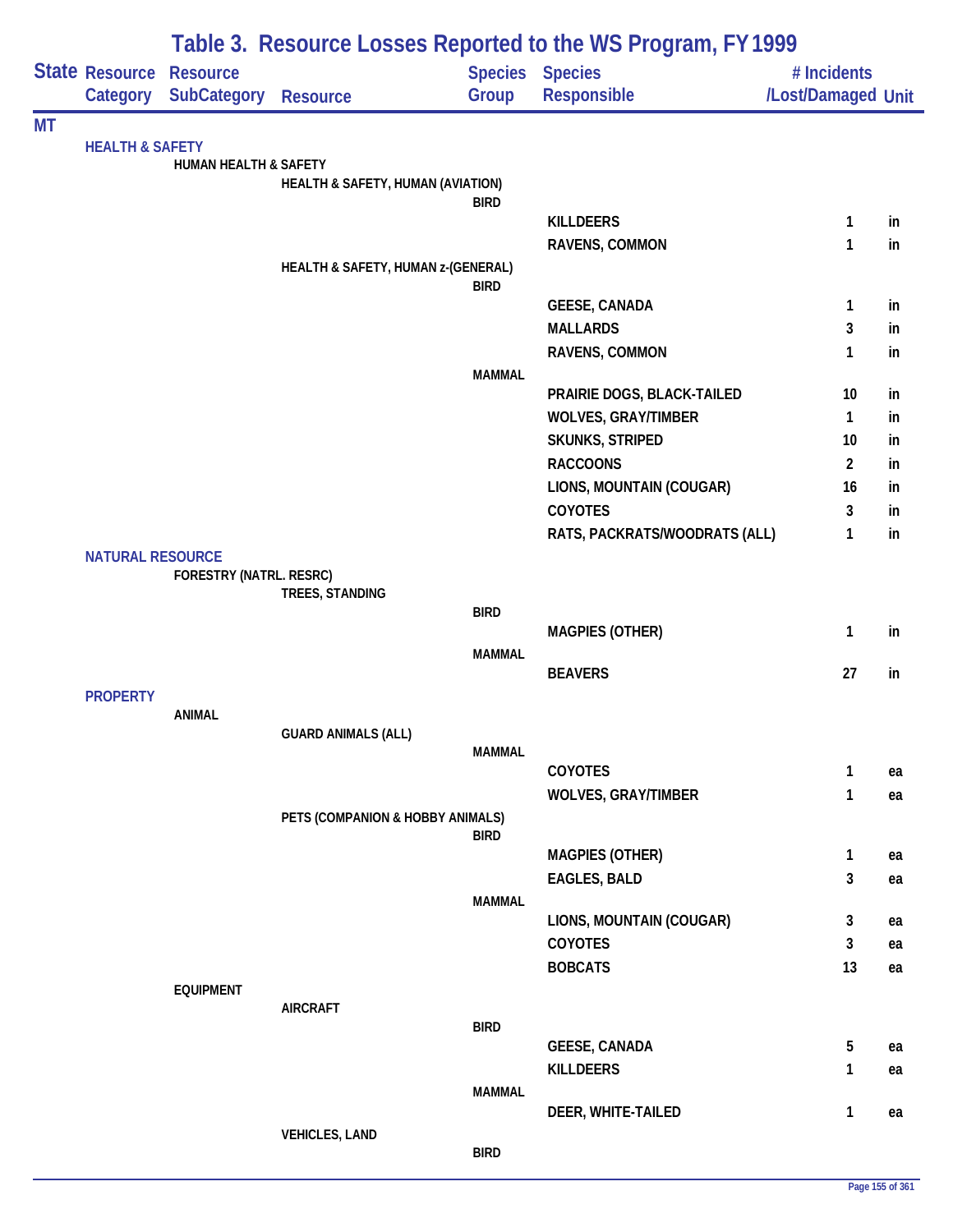# Table 3. Resource Losses Reported to the WS Program, FY 1999

| State | Resource Category | Resource SubCategory | Resource | Species Group | Species Responsible | # Incidents /Lost/Damaged | Unit |
|---|---|---|---|---|---|---|---|
| MT | | | | | | | |
| | HEALTH & SAFETY | | | | | | |
| | | HUMAN HEALTH & SAFETY | | | | | |
| | | | HEALTH & SAFETY, HUMAN (AVIATION) | | | | |
| | | | | BIRD | | | |
| | | | | | KILLDEERS | 1 | in |
| | | | | | RAVENS, COMMON | 1 | in |
| | | | HEALTH & SAFETY, HUMAN z-(GENERAL) | | | | |
| | | | | BIRD | | | |
| | | | | | GEESE, CANADA | 1 | in |
| | | | | | MALLARDS | 3 | in |
| | | | | | RAVENS, COMMON | 1 | in |
| | | | | MAMMAL | | | |
| | | | | | PRAIRIE DOGS, BLACK-TAILED | 10 | in |
| | | | | | WOLVES, GRAY/TIMBER | 1 | in |
| | | | | | SKUNKS, STRIPED | 10 | in |
| | | | | | RACCOONS | 2 | in |
| | | | | | LIONS, MOUNTAIN (COUGAR) | 16 | in |
| | | | | | COYOTES | 3 | in |
| | | | | | RATS, PACKRATS/WOODRATS (ALL) | 1 | in |
| | NATURAL RESOURCE | | | | | | |
| | | FORESTRY (NATRL. RESRC) | | | | | |
| | | | TREES, STANDING | | | | |
| | | | | BIRD | | | |
| | | | | | MAGPIES (OTHER) | 1 | in |
| | | | | MAMMAL | | | |
| | | | | | BEAVERS | 27 | in |
| | PROPERTY | | | | | | |
| | | ANIMAL | | | | | |
| | | | GUARD ANIMALS (ALL) | | | | |
| | | | | MAMMAL | | | |
| | | | | | COYOTES | 1 | ea |
| | | | | | WOLVES, GRAY/TIMBER | 1 | ea |
| | | | PETS (COMPANION & HOBBY ANIMALS) | | | | |
| | | | | BIRD | | | |
| | | | | | MAGPIES (OTHER) | 1 | ea |
| | | | | | EAGLES, BALD | 3 | ea |
| | | | | MAMMAL | | | |
| | | | | | LIONS, MOUNTAIN (COUGAR) | 3 | ea |
| | | | | | COYOTES | 3 | ea |
| | | | | | BOBCATS | 13 | ea |
| | | EQUIPMENT | | | | | |
| | | | AIRCRAFT | | | | |
| | | | | BIRD | | | |
| | | | | | GEESE, CANADA | 5 | ea |
| | | | | | KILLDEERS | 1 | ea |
| | | | | MAMMAL | | | |
| | | | | | DEER, WHITE-TAILED | 1 | ea |
| | | | VEHICLES, LAND | | | | |
| | | | | BIRD | | | |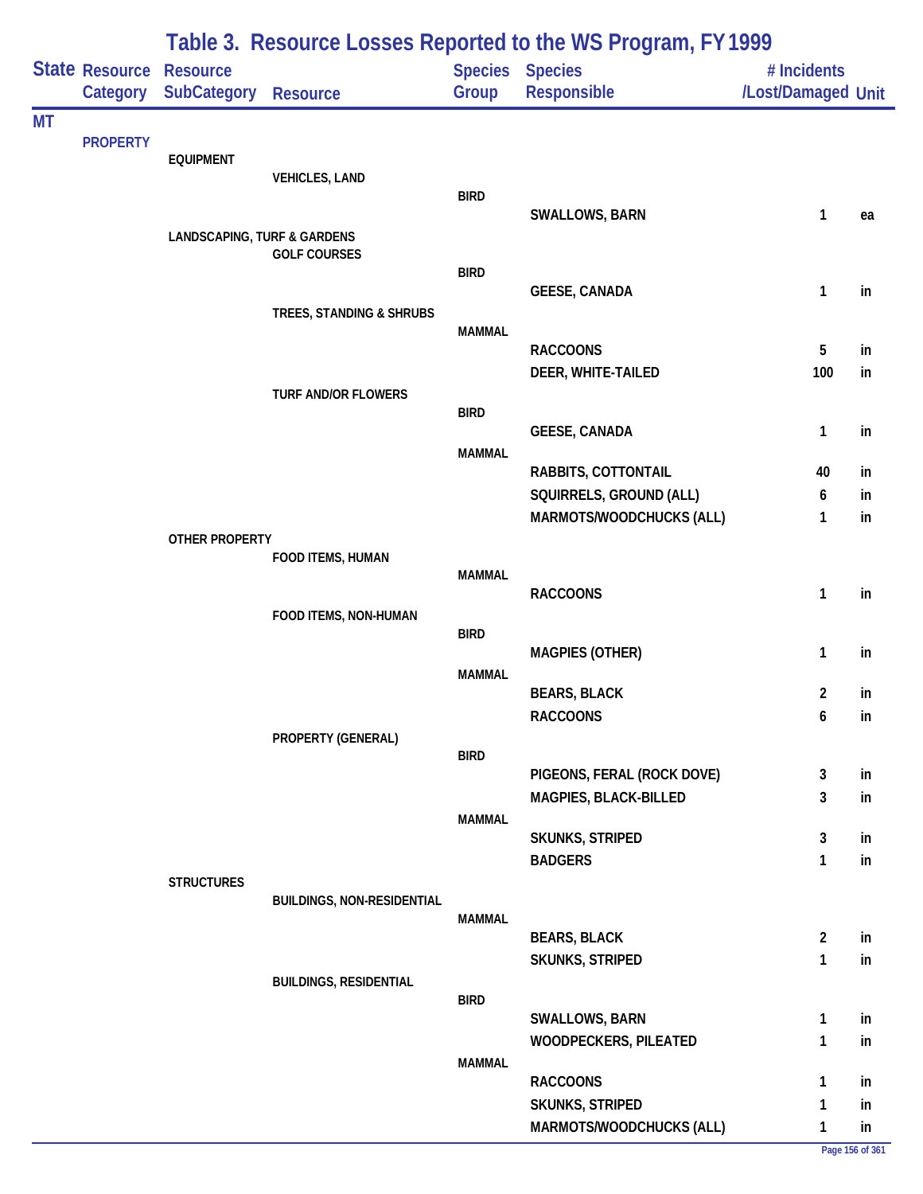# Table 3. Resource Losses Reported to the WS Program, FY 1999

| State | Resource Category | Resource SubCategory | Resource | Species Group | Species Responsible | # Incidents /Lost/Damaged | Unit |
|---|---|---|---|---|---|---|---|
| MT | | | | | | | |
| | PROPERTY | | | | | | |
| | | EQUIPMENT | | | | | |
| | | | VEHICLES, LAND | | | | |
| | | | | BIRD | | | |
| | | | | | SWALLOWS, BARN | 1 | ea |
| | | LANDSCAPING, TURF & GARDENS | | | | | |
| | | | GOLF COURSES | | | | |
| | | | | BIRD | | | |
| | | | | | GEESE, CANADA | 1 | in |
| | | | TREES, STANDING & SHRUBS | | | | |
| | | | | MAMMAL | | | |
| | | | | | RACCOONS | 5 | in |
| | | | | | DEER, WHITE-TAILED | 100 | in |
| | | | TURF AND/OR FLOWERS | | | | |
| | | | | BIRD | | | |
| | | | | | GEESE, CANADA | 1 | in |
| | | | | MAMMAL | | | |
| | | | | | RABBITS, COTTONTAIL | 40 | in |
| | | | | | SQUIRRELS, GROUND (ALL) | 6 | in |
| | | | | | MARMOTS/WOODCHUCKS (ALL) | 1 | in |
| | | OTHER PROPERTY | | | | | |
| | | | FOOD ITEMS, HUMAN | | | | |
| | | | | MAMMAL | | | |
| | | | | | RACCOONS | 1 | in |
| | | | FOOD ITEMS, NON-HUMAN | | | | |
| | | | | BIRD | | | |
| | | | | | MAGPIES (OTHER) | 1 | in |
| | | | | MAMMAL | | | |
| | | | | | BEARS, BLACK | 2 | in |
| | | | | | RACCOONS | 6 | in |
| | | | PROPERTY (GENERAL) | | | | |
| | | | | BIRD | | | |
| | | | | | PIGEONS, FERAL (ROCK DOVE) | 3 | in |
| | | | | | MAGPIES, BLACK-BILLED | 3 | in |
| | | | | MAMMAL | | | |
| | | | | | SKUNKS, STRIPED | 3 | in |
| | | | | | BADGERS | 1 | in |
| | | STRUCTURES | | | | | |
| | | | BUILDINGS, NON-RESIDENTIAL | | | | |
| | | | | MAMMAL | | | |
| | | | | | BEARS, BLACK | 2 | in |
| | | | | | SKUNKS, STRIPED | 1 | in |
| | | | BUILDINGS, RESIDENTIAL | | | | |
| | | | | BIRD | | | |
| | | | | | SWALLOWS, BARN | 1 | in |
| | | | | | WOODPECKERS, PILEATED | 1 | in |
| | | | | MAMMAL | | | |
| | | | | | RACCOONS | 1 | in |
| | | | | | SKUNKS, STRIPED | 1 | in |
| | | | | | MARMOTS/WOODCHUCKS (ALL) | 1 | in |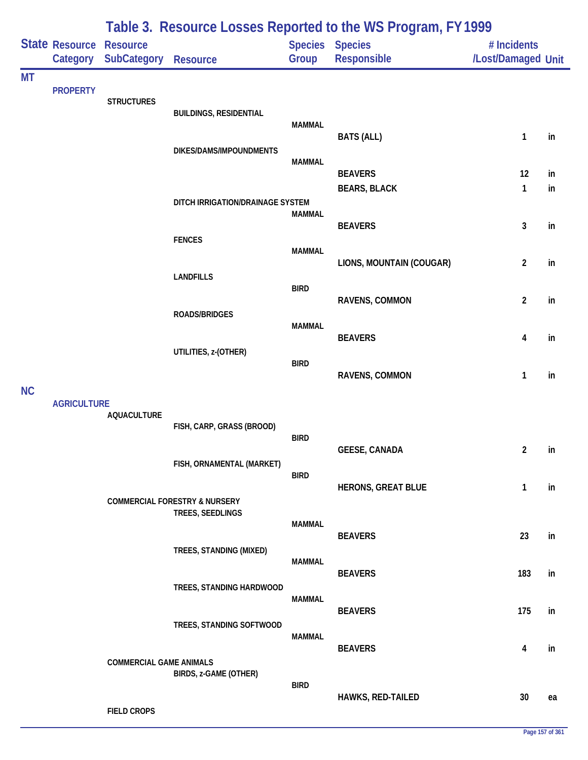# Table 3. Resource Losses Reported to the WS Program, FY 1999

| State | Resource Category | Resource SubCategory | Resource | Species Group | Species Responsible | # Incidents /Lost/Damaged | Unit |
|---|---|---|---|---|---|---|---|
| MT | | | | | | | |
| | PROPERTY | | | | | | |
| | | STRUCTURES | | | | | |
| | | | BUILDINGS, RESIDENTIAL | | | | |
| | | | | MAMMAL | | | |
| | | | | | BATS (ALL) | 1 | in |
| | | | DIKES/DAMS/IMPOUNDMENTS | | | | |
| | | | | MAMMAL | | | |
| | | | | | BEAVERS | 12 | in |
| | | | | | BEARS, BLACK | 1 | in |
| | | | DITCH IRRIGATION/DRAINAGE SYSTEM | | | | |
| | | | | MAMMAL | | | |
| | | | | | BEAVERS | 3 | in |
| | | | FENCES | | | | |
| | | | | MAMMAL | | | |
| | | | | | LIONS, MOUNTAIN (COUGAR) | 2 | in |
| | | | LANDFILLS | | | | |
| | | | | BIRD | | | |
| | | | | | RAVENS, COMMON | 2 | in |
| | | | ROADS/BRIDGES | | | | |
| | | | | MAMMAL | | | |
| | | | | | BEAVERS | 4 | in |
| | | | UTILITIES, z-(OTHER) | | | | |
| | | | | BIRD | | | |
| | | | | | RAVENS, COMMON | 1 | in |
| NC | | | | | | | |
| | AGRICULTURE | | | | | | |
| | | AQUACULTURE | | | | | |
| | | | FISH, CARP, GRASS (BROOD) | | | | |
| | | | | BIRD | | | |
| | | | | | GEESE, CANADA | 2 | in |
| | | | FISH, ORNAMENTAL (MARKET) | | | | |
| | | | | BIRD | | | |
| | | | | | HERONS, GREAT BLUE | 1 | in |
| | | COMMERCIAL FORESTRY & NURSERY | | | | | |
| | | | TREES, SEEDLINGS | | | | |
| | | | | MAMMAL | | | |
| | | | | | BEAVERS | 23 | in |
| | | | TREES, STANDING (MIXED) | | | | |
| | | | | MAMMAL | | | |
| | | | | | BEAVERS | 183 | in |
| | | | TREES, STANDING HARDWOOD | | | | |
| | | | | MAMMAL | | | |
| | | | | | BEAVERS | 175 | in |
| | | | TREES, STANDING SOFTWOOD | | | | |
| | | | | MAMMAL | | | |
| | | | | | BEAVERS | 4 | in |
| | | COMMERCIAL GAME ANIMALS | | | | | |
| | | | BIRDS, z-GAME (OTHER) | | | | |
| | | | | BIRD | | | |
| | | | | | HAWKS, RED-TAILED | 30 | ea |
| | | FIELD CROPS | | | | | |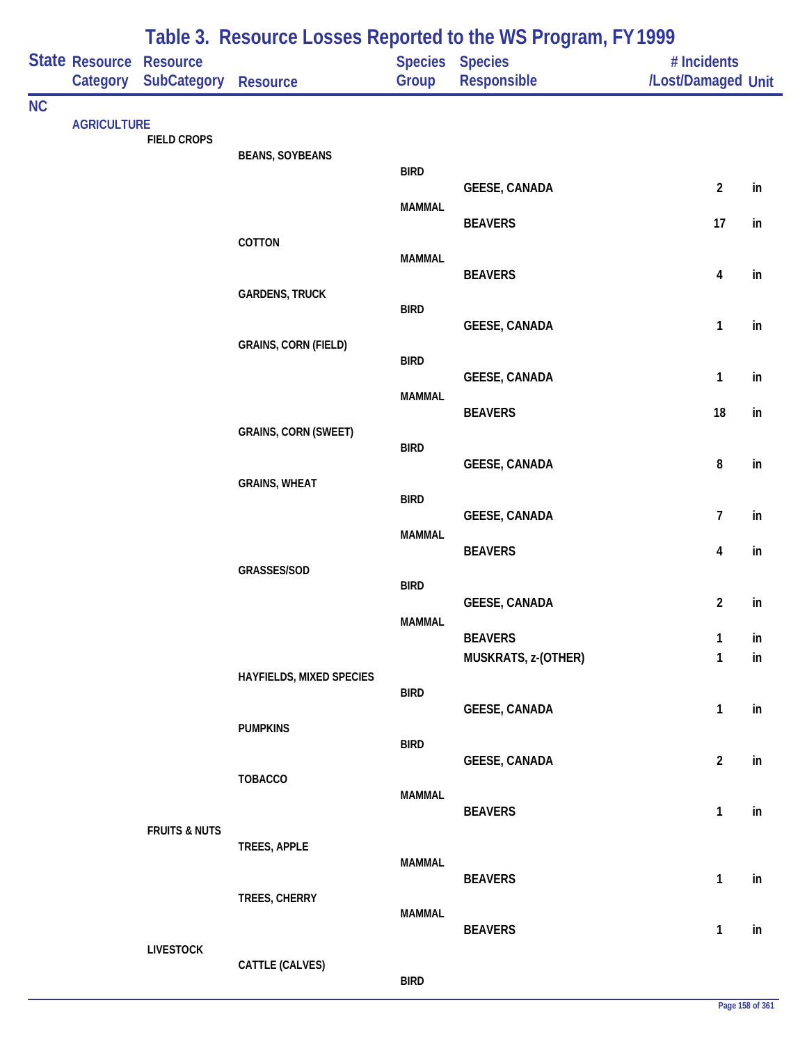# Table 3. Resource Losses Reported to the WS Program, FY 1999

| State | Resource Category | Resource SubCategory | Resource | Species Group | Species Responsible | # Incidents /Lost/Damaged | Unit |
|---|---|---|---|---|---|---|---|
| NC | | | | | | | |
| | AGRICULTURE | | | | | | |
| | | FIELD CROPS | | | | | |
| | | | BEANS, SOYBEANS | | | | |
| | | | | BIRD | | | |
| | | | | | GEESE, CANADA | 2 | in |
| | | | | MAMMAL | | | |
| | | | | | BEAVERS | 17 | in |
| | | | COTTON | | | | |
| | | | | MAMMAL | | | |
| | | | | | BEAVERS | 4 | in |
| | | | GARDENS, TRUCK | | | | |
| | | | | BIRD | | | |
| | | | | | GEESE, CANADA | 1 | in |
| | | | GRAINS, CORN (FIELD) | | | | |
| | | | | BIRD | | | |
| | | | | | GEESE, CANADA | 1 | in |
| | | | | MAMMAL | | | |
| | | | | | BEAVERS | 18 | in |
| | | | GRAINS, CORN (SWEET) | | | | |
| | | | | BIRD | | | |
| | | | | | GEESE, CANADA | 8 | in |
| | | | GRAINS, WHEAT | | | | |
| | | | | BIRD | | | |
| | | | | | GEESE, CANADA | 7 | in |
| | | | | MAMMAL | | | |
| | | | | | BEAVERS | 4 | in |
| | | | GRASSES/SOD | | | | |
| | | | | BIRD | | | |
| | | | | | GEESE, CANADA | 2 | in |
| | | | | MAMMAL | | | |
| | | | | | BEAVERS | 1 | in |
| | | | | | MUSKRATS, z-(OTHER) | 1 | in |
| | | | HAYFIELDS, MIXED SPECIES | | | | |
| | | | | BIRD | | | |
| | | | | | GEESE, CANADA | 1 | in |
| | | | PUMPKINS | | | | |
| | | | | BIRD | | | |
| | | | | | GEESE, CANADA | 2 | in |
| | | | TOBACCO | | | | |
| | | | | MAMMAL | | | |
| | | | | | BEAVERS | 1 | in |
| | | FRUITS & NUTS | | | | | |
| | | | TREES, APPLE | | | | |
| | | | | MAMMAL | | | |
| | | | | | BEAVERS | 1 | in |
| | | | TREES, CHERRY | | | | |
| | | | | MAMMAL | | | |
| | | | | | BEAVERS | 1 | in |
| | | LIVESTOCK | | | | | |
| | | | CATTLE (CALVES) | | | | |
| | | | | BIRD | | | |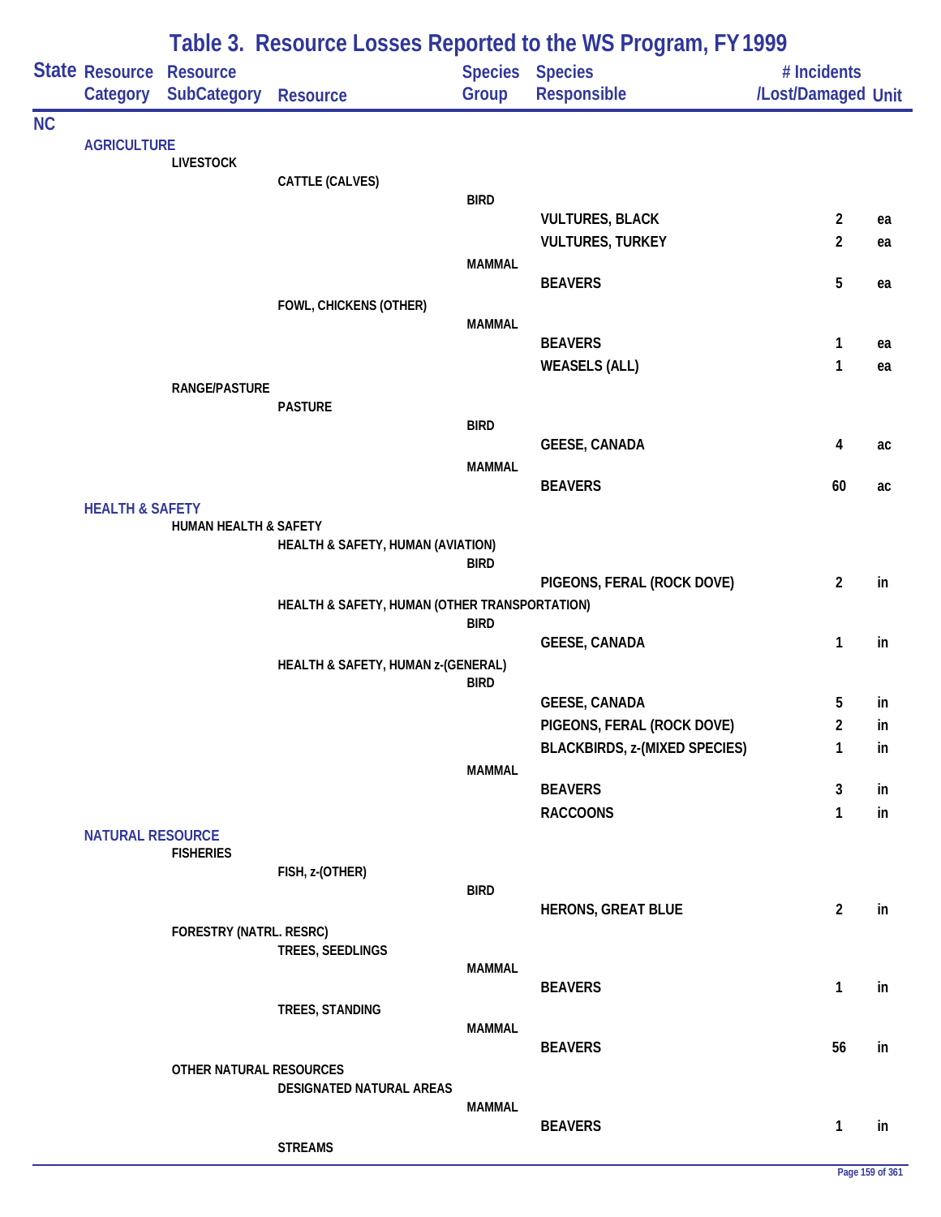# Table 3. Resource Losses Reported to the WS Program, FY 1999

| State | Resource Category | Resource SubCategory | Resource | Species Group | Species Responsible | # Incidents /Lost/Damaged | Unit |
|---|---|---|---|---|---|---|---|
| NC | | | | | | | |
| | AGRICULTURE | | | | | | |
| | | LIVESTOCK | | | | | |
| | | | CATTLE (CALVES) | | | | |
| | | | | BIRD | | | |
| | | | | | VULTURES, BLACK | 2 | ea |
| | | | | | VULTURES, TURKEY | 2 | ea |
| | | | | MAMMAL | | | |
| | | | | | BEAVERS | 5 | ea |
| | | | FOWL, CHICKENS (OTHER) | | | | |
| | | | | MAMMAL | | | |
| | | | | | BEAVERS | 1 | ea |
| | | | | | WEASELS (ALL) | 1 | ea |
| | | RANGE/PASTURE | | | | | |
| | | | PASTURE | | | | |
| | | | | BIRD | | | |
| | | | | | GEESE, CANADA | 4 | ac |
| | | | | MAMMAL | | | |
| | | | | | BEAVERS | 60 | ac |
| | HEALTH & SAFETY | | | | | | |
| | | HUMAN HEALTH & SAFETY | | | | | |
| | | | HEALTH & SAFETY, HUMAN (AVIATION) | | | | |
| | | | | BIRD | | | |
| | | | | | PIGEONS, FERAL (ROCK DOVE) | 2 | in |
| | | | HEALTH & SAFETY, HUMAN (OTHER TRANSPORTATION) | | | | |
| | | | | BIRD | | | |
| | | | | | GEESE, CANADA | 1 | in |
| | | | HEALTH & SAFETY, HUMAN z-(GENERAL) | | | | |
| | | | | BIRD | | | |
| | | | | | GEESE, CANADA | 5 | in |
| | | | | | PIGEONS, FERAL (ROCK DOVE) | 2 | in |
| | | | | | BLACKBIRDS, z-(MIXED SPECIES) | 1 | in |
| | | | | MAMMAL | | | |
| | | | | | BEAVERS | 3 | in |
| | | | | | RACCOONS | 1 | in |
| | NATURAL RESOURCE | | | | | | |
| | | FISHERIES | | | | | |
| | | | FISH, z-(OTHER) | | | | |
| | | | | BIRD | | | |
| | | | | | HERONS, GREAT BLUE | 2 | in |
| | | FORESTRY (NATRL. RESRC) | | | | | |
| | | | TREES, SEEDLINGS | | | | |
| | | | | MAMMAL | | | |
| | | | | | BEAVERS | 1 | in |
| | | | TREES, STANDING | | | | |
| | | | | MAMMAL | | | |
| | | | | | BEAVERS | 56 | in |
| | | OTHER NATURAL RESOURCES | | | | | |
| | | | DESIGNATED NATURAL AREAS | | | | |
| | | | | MAMMAL | | | |
| | | | | | BEAVERS | 1 | in |
| | | | STREAMS | | | | |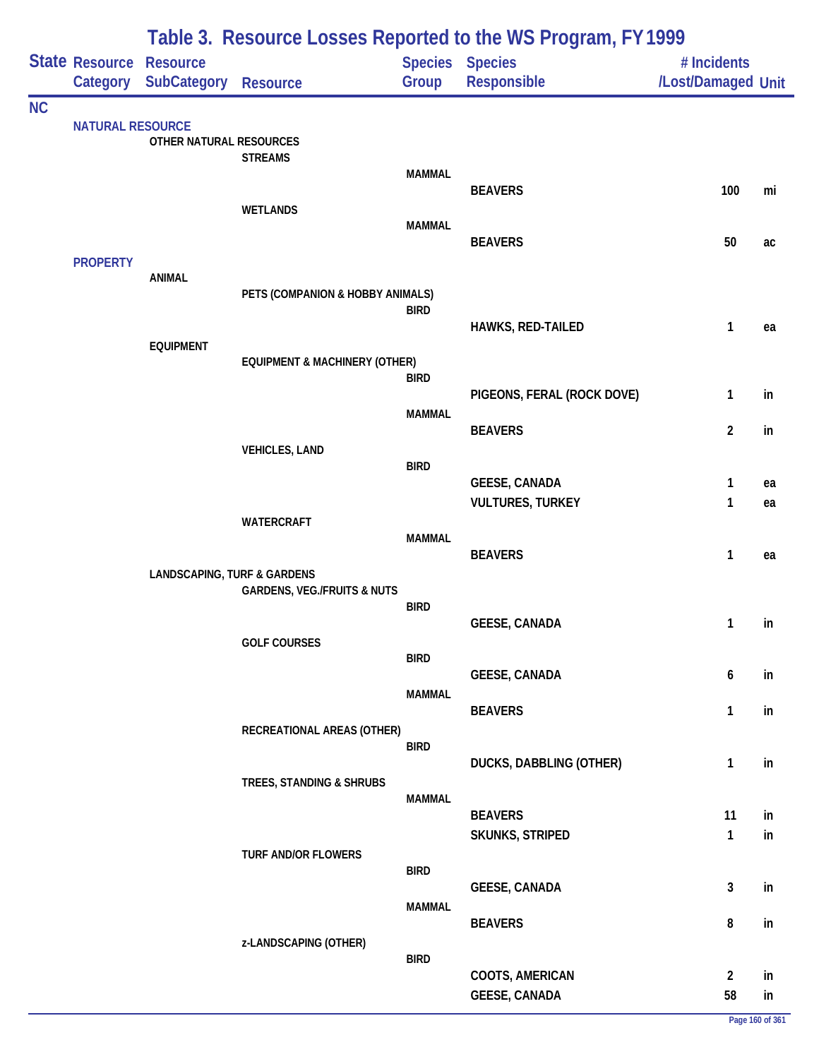# Table 3. Resource Losses Reported to the WS Program, FY 1999

| State | Resource Category | Resource SubCategory | Resource | Species Group | Species Responsible | # Incidents /Lost/Damaged | Unit |
|---|---|---|---|---|---|---|---|
| NC | | | | | | | |
| | NATURAL RESOURCE | | | | | | |
| | | OTHER NATURAL RESOURCES | | | | | |
| | | | STREAMS | | | | |
| | | | | MAMMAL | | | |
| | | | | | BEAVERS | 100 | mi |
| | | | WETLANDS | | | | |
| | | | | MAMMAL | | | |
| | | | | | BEAVERS | 50 | ac |
| | PROPERTY | | | | | | |
| | | ANIMAL | | | | | |
| | | | PETS (COMPANION & HOBBY ANIMALS) | | | | |
| | | | | BIRD | | | |
| | | | | | HAWKS, RED-TAILED | 1 | ea |
| | | EQUIPMENT | | | | | |
| | | | EQUIPMENT & MACHINERY (OTHER) | | | | |
| | | | | BIRD | | | |
| | | | | | PIGEONS, FERAL (ROCK DOVE) | 1 | in |
| | | | | MAMMAL | | | |
| | | | | | BEAVERS | 2 | in |
| | | | VEHICLES, LAND | | | | |
| | | | | BIRD | | | |
| | | | | | GEESE, CANADA | 1 | ea |
| | | | | | VULTURES, TURKEY | 1 | ea |
| | | | WATERCRAFT | | | | |
| | | | | MAMMAL | | | |
| | | | | | BEAVERS | 1 | ea |
| | | LANDSCAPING, TURF & GARDENS | | | | | |
| | | | GARDENS, VEG./FRUITS & NUTS | | | | |
| | | | | BIRD | | | |
| | | | | | GEESE, CANADA | 1 | in |
| | | | GOLF COURSES | | | | |
| | | | | BIRD | | | |
| | | | | | GEESE, CANADA | 6 | in |
| | | | | MAMMAL | | | |
| | | | | | BEAVERS | 1 | in |
| | | | RECREATIONAL AREAS (OTHER) | | | | |
| | | | | BIRD | | | |
| | | | | | DUCKS, DABBLING (OTHER) | 1 | in |
| | | | TREES, STANDING & SHRUBS | | | | |
| | | | | MAMMAL | | | |
| | | | | | BEAVERS | 11 | in |
| | | | | | SKUNKS, STRIPED | 1 | in |
| | | | TURF AND/OR FLOWERS | | | | |
| | | | | BIRD | | | |
| | | | | | GEESE, CANADA | 3 | in |
| | | | | MAMMAL | | | |
| | | | | | BEAVERS | 8 | in |
| | | | z-LANDSCAPING (OTHER) | | | | |
| | | | | BIRD | | | |
| | | | | | COOTS, AMERICAN | 2 | in |
| | | | | | GEESE, CANADA | 58 | in |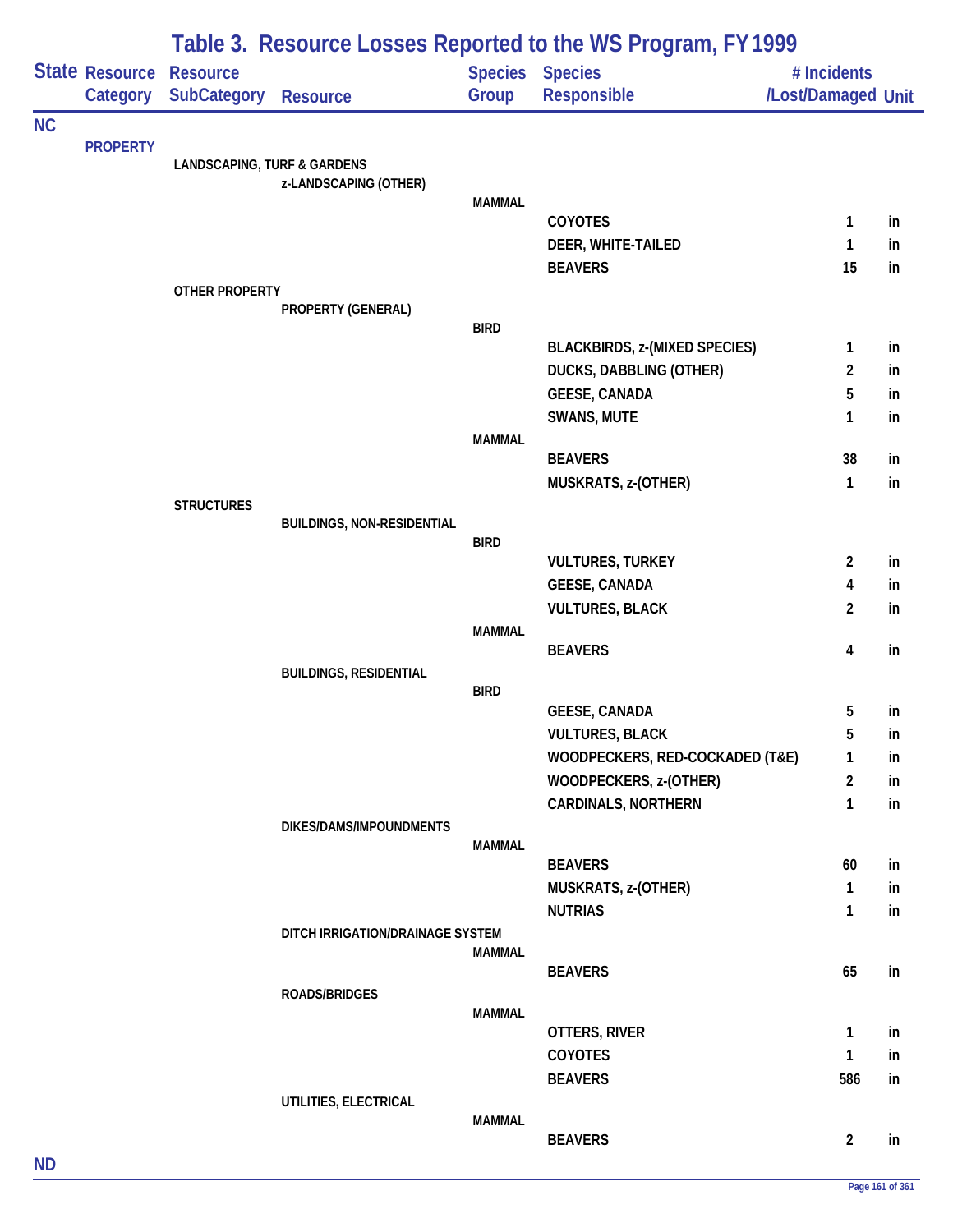## Table 3. Resource Losses Reported to the WS Program, FY 1999

| State | Resource Category | Resource SubCategory | Resource | Species Group | Species Responsible | # Incidents /Lost/Damaged | Unit |
|---|---|---|---|---|---|---|---|
| NC | | | | | | | |
| | PROPERTY | | | | | | |
| | | LANDSCAPING, TURF & GARDENS | | | | | |
| | | | z-LANDSCAPING (OTHER) | | | | |
| | | | | MAMMAL | | | |
| | | | | | COYOTES | 1 | in |
| | | | | | DEER, WHITE-TAILED | 1 | in |
| | | | | | BEAVERS | 15 | in |
| | | OTHER PROPERTY | | | | | |
| | | | PROPERTY (GENERAL) | | | | |
| | | | | BIRD | | | |
| | | | | | BLACKBIRDS, z-(MIXED SPECIES) | 1 | in |
| | | | | | DUCKS, DABBLING (OTHER) | 2 | in |
| | | | | | GEESE, CANADA | 5 | in |
| | | | | | SWANS, MUTE | 1 | in |
| | | | | MAMMAL | | | |
| | | | | | BEAVERS | 38 | in |
| | | | | | MUSKRATS, z-(OTHER) | 1 | in |
| | | STRUCTURES | | | | | |
| | | | BUILDINGS, NON-RESIDENTIAL | | | | |
| | | | | BIRD | | | |
| | | | | | VULTURES, TURKEY | 2 | in |
| | | | | | GEESE, CANADA | 4 | in |
| | | | | | VULTURES, BLACK | 2 | in |
| | | | | MAMMAL | | | |
| | | | | | BEAVERS | 4 | in |
| | | | BUILDINGS, RESIDENTIAL | | | | |
| | | | | BIRD | | | |
| | | | | | GEESE, CANADA | 5 | in |
| | | | | | VULTURES, BLACK | 5 | in |
| | | | | | WOODPECKERS, RED-COCKADED (T&E) | 1 | in |
| | | | | | WOODPECKERS, z-(OTHER) | 2 | in |
| | | | | | CARDINALS, NORTHERN | 1 | in |
| | | | DIKES/DAMS/IMPOUNDMENTS | | | | |
| | | | | MAMMAL | | | |
| | | | | | BEAVERS | 60 | in |
| | | | | | MUSKRATS, z-(OTHER) | 1 | in |
| | | | | | NUTRIAS | 1 | in |
| | | | DITCH IRRIGATION/DRAINAGE SYSTEM | | | | |
| | | | | MAMMAL | | | |
| | | | | | BEAVERS | 65 | in |
| | | | ROADS/BRIDGES | | | | |
| | | | | MAMMAL | | | |
| | | | | | OTTERS, RIVER | 1 | in |
| | | | | | COYOTES | 1 | in |
| | | | | | BEAVERS | 586 | in |
| | | | UTILITIES, ELECTRICAL | | | | |
| | | | | MAMMAL | | | |
| | | | | | BEAVERS | 2 | in |
| ND | | | | | | | |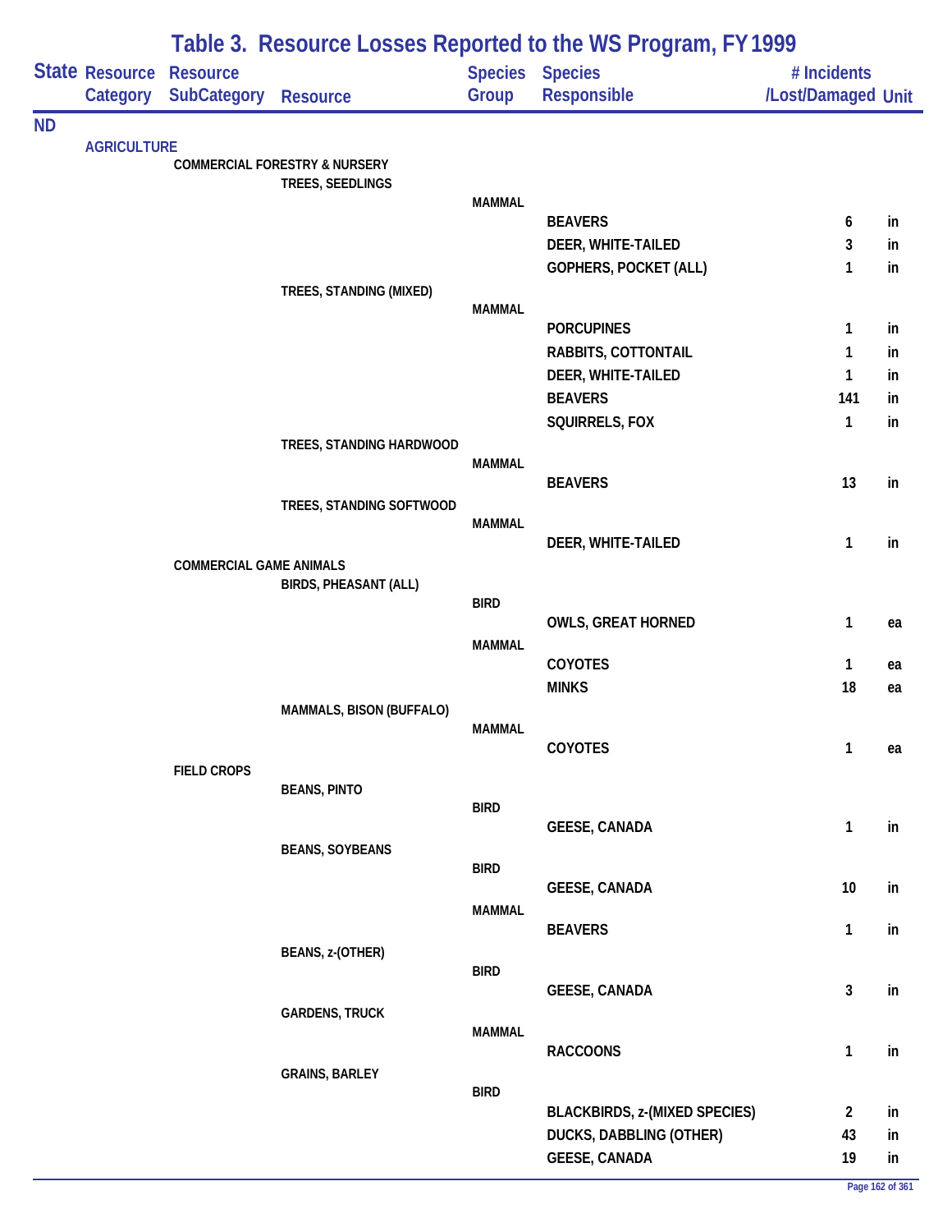# Table 3. Resource Losses Reported to the WS Program, FY 1999

| State | Resource Category | Resource SubCategory | Resource | Species Group | Species Responsible | # Incidents /Lost/Damaged | Unit |
|---|---|---|---|---|---|---|---|
| ND | | | | | | | |
| | AGRICULTURE | | | | | | |
| | | COMMERCIAL FORESTRY & NURSERY | | | | | |
| | | | TREES, SEEDLINGS | | | | |
| | | | | MAMMAL | | | |
| | | | | | BEAVERS | 6 | in |
| | | | | | DEER, WHITE-TAILED | 3 | in |
| | | | | | GOPHERS, POCKET (ALL) | 1 | in |
| | | | TREES, STANDING (MIXED) | | | | |
| | | | | MAMMAL | | | |
| | | | | | PORCUPINES | 1 | in |
| | | | | | RABBITS, COTTONTAIL | 1 | in |
| | | | | | DEER, WHITE-TAILED | 1 | in |
| | | | | | BEAVERS | 141 | in |
| | | | | | SQUIRRELS, FOX | 1 | in |
| | | | TREES, STANDING HARDWOOD | | | | |
| | | | | MAMMAL | | | |
| | | | | | BEAVERS | 13 | in |
| | | | TREES, STANDING SOFTWOOD | | | | |
| | | | | MAMMAL | | | |
| | | | | | DEER, WHITE-TAILED | 1 | in |
| | | COMMERCIAL GAME ANIMALS | | | | | |
| | | | BIRDS, PHEASANT (ALL) | | | | |
| | | | | BIRD | | | |
| | | | | | OWLS, GREAT HORNED | 1 | ea |
| | | | | MAMMAL | | | |
| | | | | | COYOTES | 1 | ea |
| | | | | | MINKS | 18 | ea |
| | | | MAMMALS, BISON (BUFFALO) | | | | |
| | | | | MAMMAL | | | |
| | | | | | COYOTES | 1 | ea |
| | | FIELD CROPS | | | | | |
| | | | BEANS, PINTO | | | | |
| | | | | BIRD | | | |
| | | | | | GEESE, CANADA | 1 | in |
| | | | BEANS, SOYBEANS | | | | |
| | | | | BIRD | | | |
| | | | | | GEESE, CANADA | 10 | in |
| | | | | MAMMAL | | | |
| | | | | | BEAVERS | 1 | in |
| | | | BEANS, z-(OTHER) | | | | |
| | | | | BIRD | | | |
| | | | | | GEESE, CANADA | 3 | in |
| | | | GARDENS, TRUCK | | | | |
| | | | | MAMMAL | | | |
| | | | | | RACCOONS | 1 | in |
| | | | GRAINS, BARLEY | | | | |
| | | | | BIRD | | | |
| | | | | | BLACKBIRDS, z-(MIXED SPECIES) | 2 | in |
| | | | | | DUCKS, DABBLING (OTHER) | 43 | in |
| | | | | | GEESE, CANADA | 19 | in |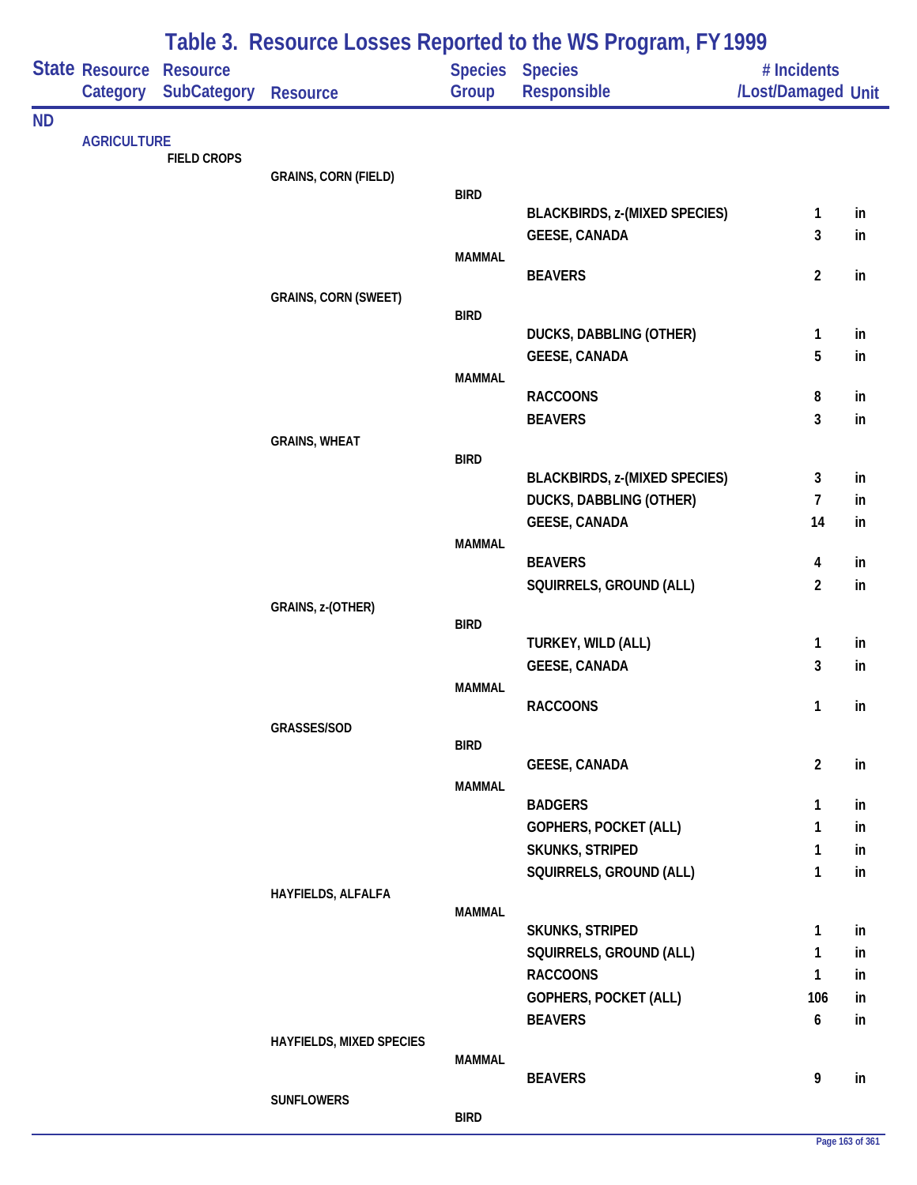# Table 3. Resource Losses Reported to the WS Program, FY 1999

| State | Resource Category | Resource SubCategory | Resource | Species Group | Species Responsible | # Incidents /Lost/Damaged | Unit |
|---|---|---|---|---|---|---|---|
| ND | | | | | | | |
| | AGRICULTURE | | | | | | |
| | | FIELD CROPS | | | | | |
| | | | GRAINS, CORN (FIELD) | | | | |
| | | | | BIRD | | | |
| | | | | | BLACKBIRDS, z-(MIXED SPECIES) | 1 | in |
| | | | | | GEESE, CANADA | 3 | in |
| | | | | MAMMAL | | | |
| | | | | | BEAVERS | 2 | in |
| | | | GRAINS, CORN (SWEET) | | | | |
| | | | | BIRD | | | |
| | | | | | DUCKS, DABBLING (OTHER) | 1 | in |
| | | | | | GEESE, CANADA | 5 | in |
| | | | | MAMMAL | | | |
| | | | | | RACCOONS | 8 | in |
| | | | | | BEAVERS | 3 | in |
| | | | GRAINS, WHEAT | | | | |
| | | | | BIRD | | | |
| | | | | | BLACKBIRDS, z-(MIXED SPECIES) | 3 | in |
| | | | | | DUCKS, DABBLING (OTHER) | 7 | in |
| | | | | | GEESE, CANADA | 14 | in |
| | | | | MAMMAL | | | |
| | | | | | BEAVERS | 4 | in |
| | | | | | SQUIRRELS, GROUND (ALL) | 2 | in |
| | | | GRAINS, z-(OTHER) | | | | |
| | | | | BIRD | | | |
| | | | | | TURKEY, WILD (ALL) | 1 | in |
| | | | | | GEESE, CANADA | 3 | in |
| | | | | MAMMAL | | | |
| | | | | | RACCOONS | 1 | in |
| | | | GRASSES/SOD | | | | |
| | | | | BIRD | | | |
| | | | | | GEESE, CANADA | 2 | in |
| | | | | MAMMAL | | | |
| | | | | | BADGERS | 1 | in |
| | | | | | GOPHERS, POCKET (ALL) | 1 | in |
| | | | | | SKUNKS, STRIPED | 1 | in |
| | | | | | SQUIRRELS, GROUND (ALL) | 1 | in |
| | | | HAYFIELDS, ALFALFA | | | | |
| | | | | MAMMAL | | | |
| | | | | | SKUNKS, STRIPED | 1 | in |
| | | | | | SQUIRRELS, GROUND (ALL) | 1 | in |
| | | | | | RACCOONS | 1 | in |
| | | | | | GOPHERS, POCKET (ALL) | 106 | in |
| | | | | | BEAVERS | 6 | in |
| | | | HAYFIELDS, MIXED SPECIES | | | | |
| | | | | MAMMAL | | | |
| | | | | | BEAVERS | 9 | in |
| | | | SUNFLOWERS | | | | |
| | | | | BIRD | | | |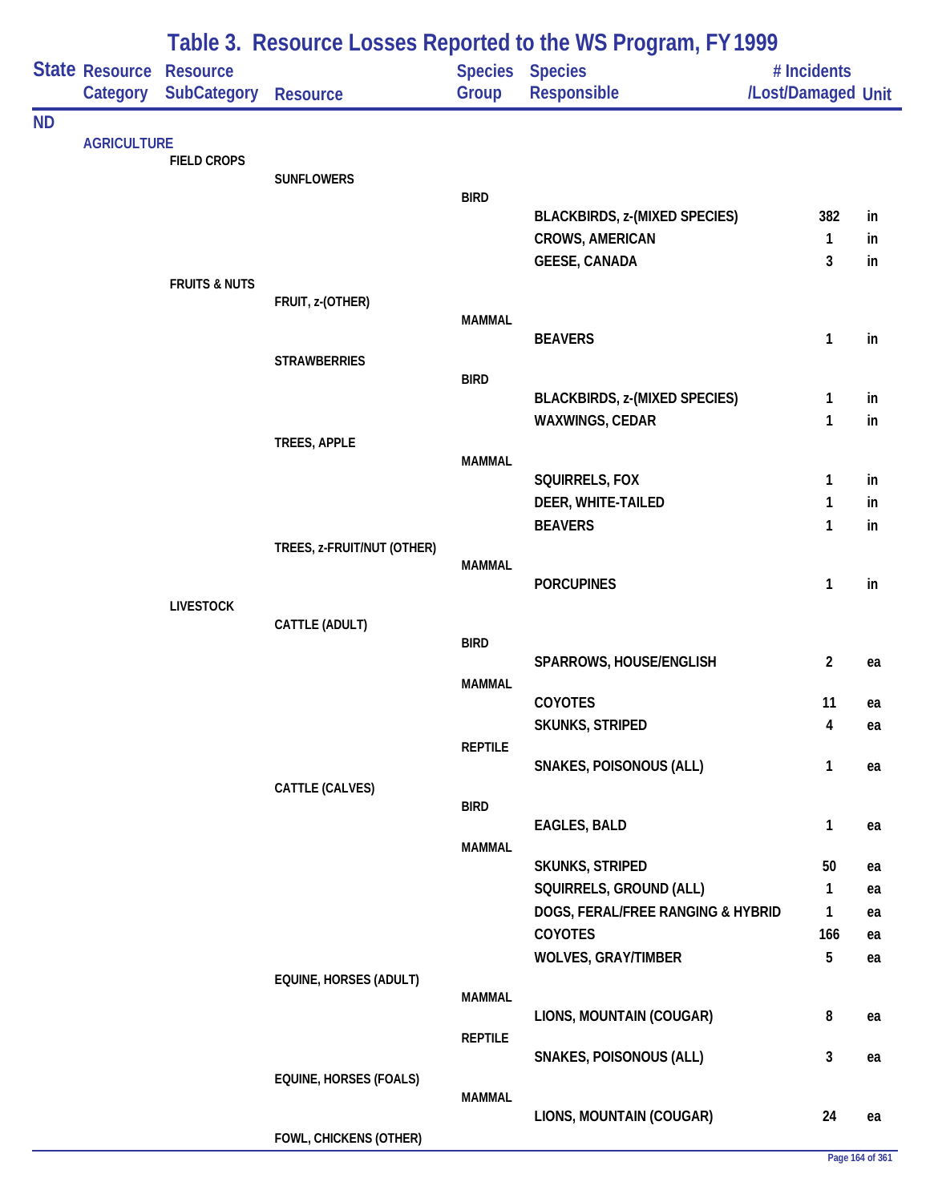# Table 3. Resource Losses Reported to the WS Program, FY 1999

| State | Resource Category | Resource SubCategory | Resource | Species Group | Species Responsible | # Incidents /Lost/Damaged | Unit |
|---|---|---|---|---|---|---|---|
| ND | | | | | | | |
| | AGRICULTURE | | | | | | |
| | | FIELD CROPS | | | | | |
| | | | SUNFLOWERS | | | | |
| | | | | BIRD | | | |
| | | | | | BLACKBIRDS, z-(MIXED SPECIES) | 382 | in |
| | | | | | CROWS, AMERICAN | 1 | in |
| | | | | | GEESE, CANADA | 3 | in |
| | | FRUITS & NUTS | | | | | |
| | | | FRUIT, z-(OTHER) | | | | |
| | | | | MAMMAL | | | |
| | | | | | BEAVERS | 1 | in |
| | | | STRAWBERRIES | | | | |
| | | | | BIRD | | | |
| | | | | | BLACKBIRDS, z-(MIXED SPECIES) | 1 | in |
| | | | | | WAXWINGS, CEDAR | 1 | in |
| | | | TREES, APPLE | | | | |
| | | | | MAMMAL | | | |
| | | | | | SQUIRRELS, FOX | 1 | in |
| | | | | | DEER, WHITE-TAILED | 1 | in |
| | | | | | BEAVERS | 1 | in |
| | | | TREES, z-FRUIT/NUT (OTHER) | | | | |
| | | | | MAMMAL | | | |
| | | | | | PORCUPINES | 1 | in |
| | | LIVESTOCK | | | | | |
| | | | CATTLE (ADULT) | | | | |
| | | | | BIRD | | | |
| | | | | | SPARROWS, HOUSE/ENGLISH | 2 | ea |
| | | | | MAMMAL | | | |
| | | | | | COYOTES | 11 | ea |
| | | | | | SKUNKS, STRIPED | 4 | ea |
| | | | | REPTILE | | | |
| | | | | | SNAKES, POISONOUS (ALL) | 1 | ea |
| | | | CATTLE (CALVES) | | | | |
| | | | | BIRD | | | |
| | | | | | EAGLES, BALD | 1 | ea |
| | | | | MAMMAL | | | |
| | | | | | SKUNKS, STRIPED | 50 | ea |
| | | | | | SQUIRRELS, GROUND (ALL) | 1 | ea |
| | | | | | DOGS, FERAL/FREE RANGING & HYBRID | 1 | ea |
| | | | | | COYOTES | 166 | ea |
| | | | | | WOLVES, GRAY/TIMBER | 5 | ea |
| | | | EQUINE, HORSES (ADULT) | | | | |
| | | | | MAMMAL | | | |
| | | | | | LIONS, MOUNTAIN (COUGAR) | 8 | ea |
| | | | | REPTILE | | | |
| | | | | | SNAKES, POISONOUS (ALL) | 3 | ea |
| | | | EQUINE, HORSES (FOALS) | | | | |
| | | | | MAMMAL | | | |
| | | | | | LIONS, MOUNTAIN (COUGAR) | 24 | ea |
| | | | FOWL, CHICKENS (OTHER) | | | | |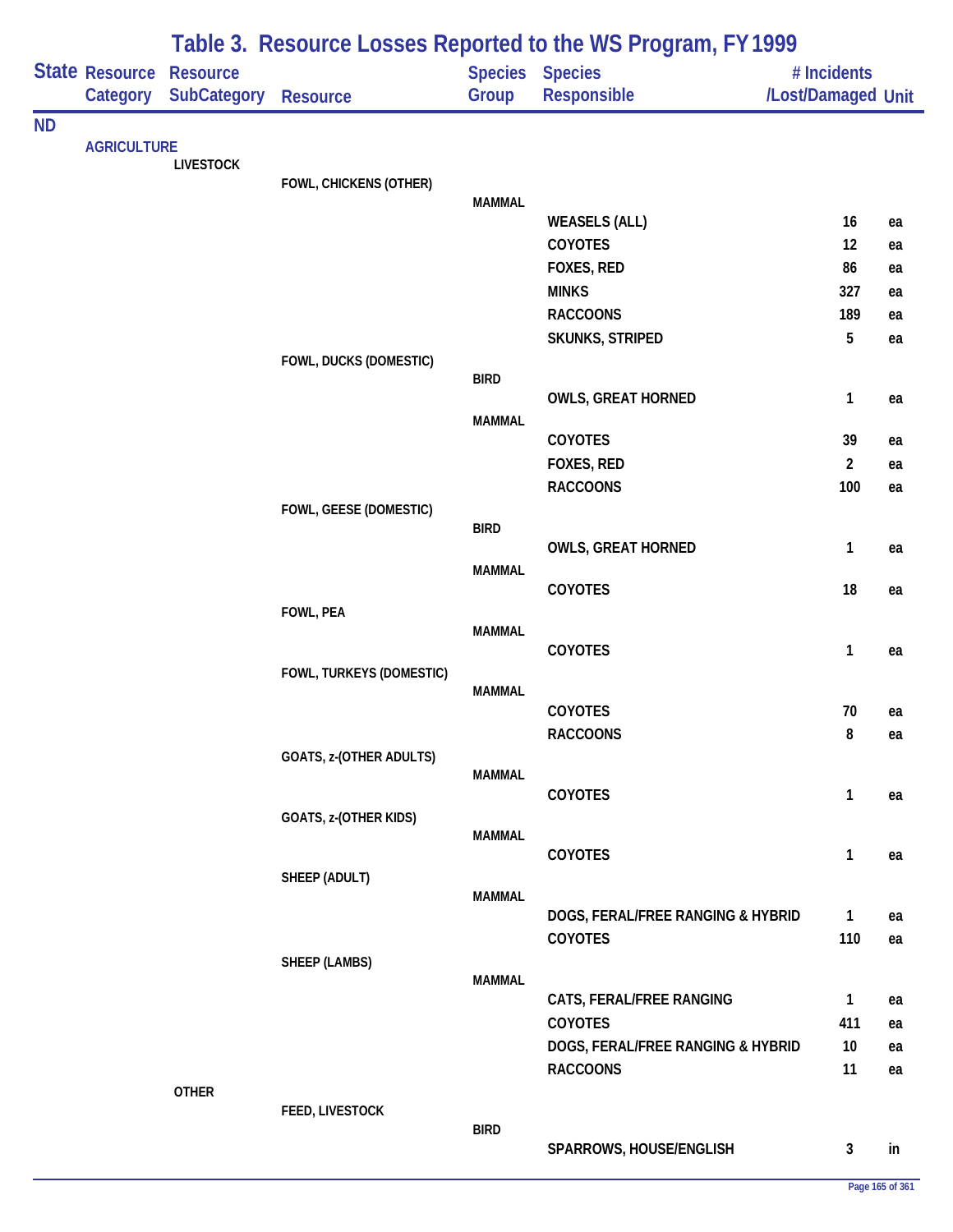# Table 3. Resource Losses Reported to the WS Program, FY 1999

| State | Resource Category | Resource SubCategory | Resource | Species Group | Species Responsible | # Incidents /Lost/Damaged | Unit |
|---|---|---|---|---|---|---|---|
| ND | | | | | | | |
| | AGRICULTURE | | | | | | |
| | | LIVESTOCK | | | | | |
| | | | FOWL, CHICKENS (OTHER) | | | | |
| | | | | MAMMAL | | | |
| | | | | | WEASELS (ALL) | 16 | ea |
| | | | | | COYOTES | 12 | ea |
| | | | | | FOXES, RED | 86 | ea |
| | | | | | MINKS | 327 | ea |
| | | | | | RACCOONS | 189 | ea |
| | | | | | SKUNKS, STRIPED | 5 | ea |
| | | | FOWL, DUCKS (DOMESTIC) | | | | |
| | | | | BIRD | | | |
| | | | | | OWLS, GREAT HORNED | 1 | ea |
| | | | | MAMMAL | | | |
| | | | | | COYOTES | 39 | ea |
| | | | | | FOXES, RED | 2 | ea |
| | | | | | RACCOONS | 100 | ea |
| | | | FOWL, GEESE (DOMESTIC) | | | | |
| | | | | BIRD | | | |
| | | | | | OWLS, GREAT HORNED | 1 | ea |
| | | | | MAMMAL | | | |
| | | | | | COYOTES | 18 | ea |
| | | | FOWL, PEA | | | | |
| | | | | MAMMAL | | | |
| | | | | | COYOTES | 1 | ea |
| | | | FOWL, TURKEYS (DOMESTIC) | | | | |
| | | | | MAMMAL | | | |
| | | | | | COYOTES | 70 | ea |
| | | | | | RACCOONS | 8 | ea |
| | | | GOATS, z-(OTHER ADULTS) | | | | |
| | | | | MAMMAL | | | |
| | | | | | COYOTES | 1 | ea |
| | | | GOATS, z-(OTHER KIDS) | | | | |
| | | | | MAMMAL | | | |
| | | | | | COYOTES | 1 | ea |
| | | | SHEEP (ADULT) | | | | |
| | | | | MAMMAL | | | |
| | | | | | DOGS, FERAL/FREE RANGING & HYBRID | 1 | ea |
| | | | | | COYOTES | 110 | ea |
| | | | SHEEP (LAMBS) | | | | |
| | | | | MAMMAL | | | |
| | | | | | CATS, FERAL/FREE RANGING | 1 | ea |
| | | | | | COYOTES | 411 | ea |
| | | | | | DOGS, FERAL/FREE RANGING & HYBRID | 10 | ea |
| | | | | | RACCOONS | 11 | ea |
| | | OTHER | | | | | |
| | | | FEED, LIVESTOCK | | | | |
| | | | | BIRD | | | |
| | | | | | SPARROWS, HOUSE/ENGLISH | 3 | in |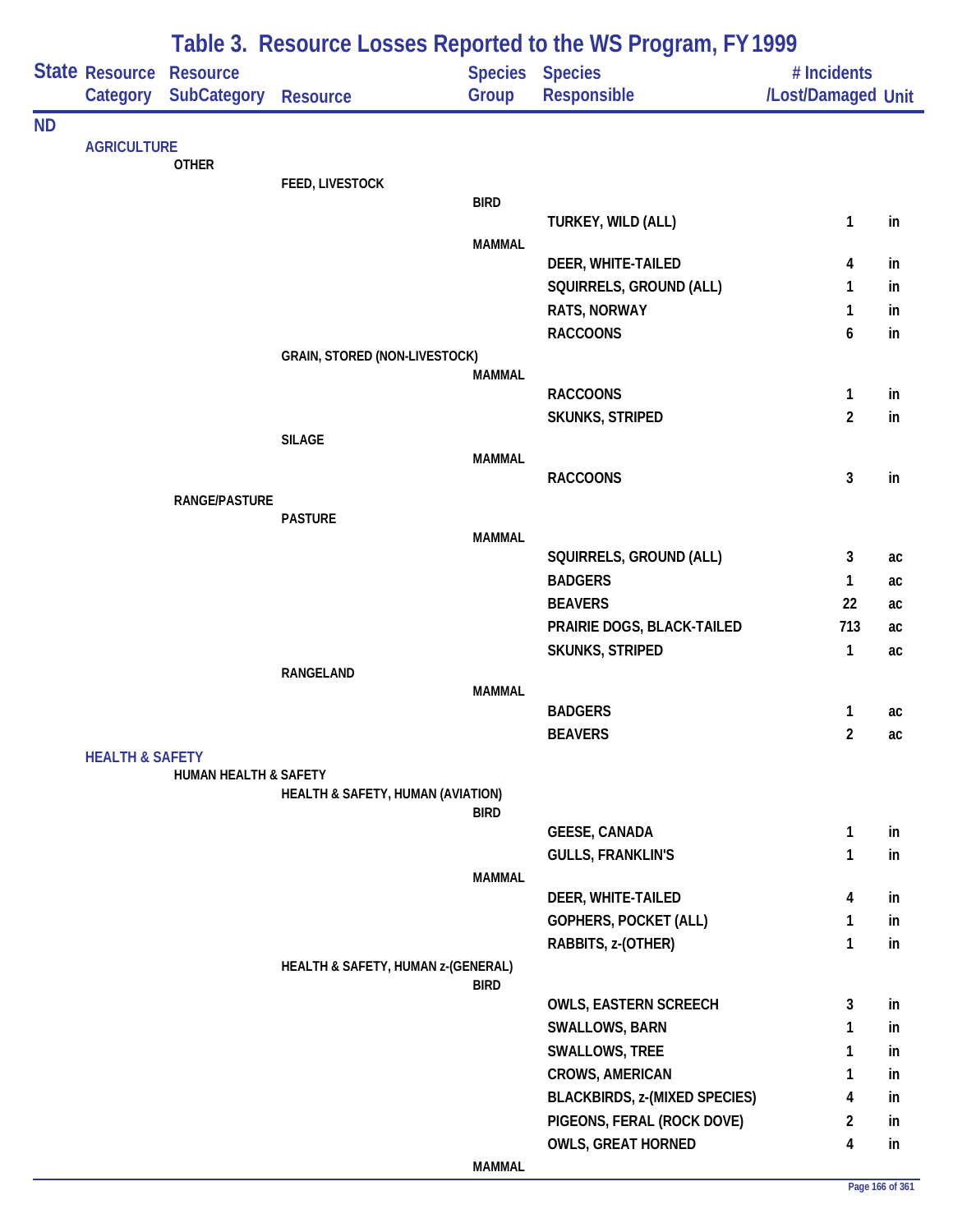# Table 3. Resource Losses Reported to the WS Program, FY 1999

| State | Resource Category | Resource SubCategory | Resource | Species Group | Species Responsible | # Incidents /Lost/Damaged | Unit |
|---|---|---|---|---|---|---|---|
| ND | | | | | | | |
| | AGRICULTURE | | | | | | |
| | | OTHER | | | | | |
| | | | FEED, LIVESTOCK | | | | |
| | | | | BIRD | | | |
| | | | | | TURKEY, WILD (ALL) | 1 | in |
| | | | | MAMMAL | | | |
| | | | | | DEER, WHITE-TAILED | 4 | in |
| | | | | | SQUIRRELS, GROUND (ALL) | 1 | in |
| | | | | | RATS, NORWAY | 1 | in |
| | | | | | RACCOONS | 6 | in |
| | | | GRAIN, STORED (NON-LIVESTOCK) | | | | |
| | | | | MAMMAL | | | |
| | | | | | RACCOONS | 1 | in |
| | | | | | SKUNKS, STRIPED | 2 | in |
| | | | SILAGE | | | | |
| | | | | MAMMAL | | | |
| | | | | | RACCOONS | 3 | in |
| | | RANGE/PASTURE | | | | | |
| | | | PASTURE | | | | |
| | | | | MAMMAL | | | |
| | | | | | SQUIRRELS, GROUND (ALL) | 3 | ac |
| | | | | | BADGERS | 1 | ac |
| | | | | | BEAVERS | 22 | ac |
| | | | | | PRAIRIE DOGS, BLACK-TAILED | 713 | ac |
| | | | | | SKUNKS, STRIPED | 1 | ac |
| | | | RANGELAND | | | | |
| | | | | MAMMAL | | | |
| | | | | | BADGERS | 1 | ac |
| | | | | | BEAVERS | 2 | ac |
| | HEALTH & SAFETY | | | | | | |
| | | HUMAN HEALTH & SAFETY | | | | | |
| | | | HEALTH & SAFETY, HUMAN (AVIATION) | | | | |
| | | | | BIRD | | | |
| | | | | | GEESE, CANADA | 1 | in |
| | | | | | GULLS, FRANKLIN'S | 1 | in |
| | | | | MAMMAL | | | |
| | | | | | DEER, WHITE-TAILED | 4 | in |
| | | | | | GOPHERS, POCKET (ALL) | 1 | in |
| | | | | | RABBITS, z-(OTHER) | 1 | in |
| | | | HEALTH & SAFETY, HUMAN z-(GENERAL) | | | | |
| | | | | BIRD | | | |
| | | | | | OWLS, EASTERN SCREECH | 3 | in |
| | | | | | SWALLOWS, BARN | 1 | in |
| | | | | | SWALLOWS, TREE | 1 | in |
| | | | | | CROWS, AMERICAN | 1 | in |
| | | | | | BLACKBIRDS, z-(MIXED SPECIES) | 4 | in |
| | | | | | PIGEONS, FERAL (ROCK DOVE) | 2 | in |
| | | | | | OWLS, GREAT HORNED | 4 | in |
| | | | | MAMMAL | | | |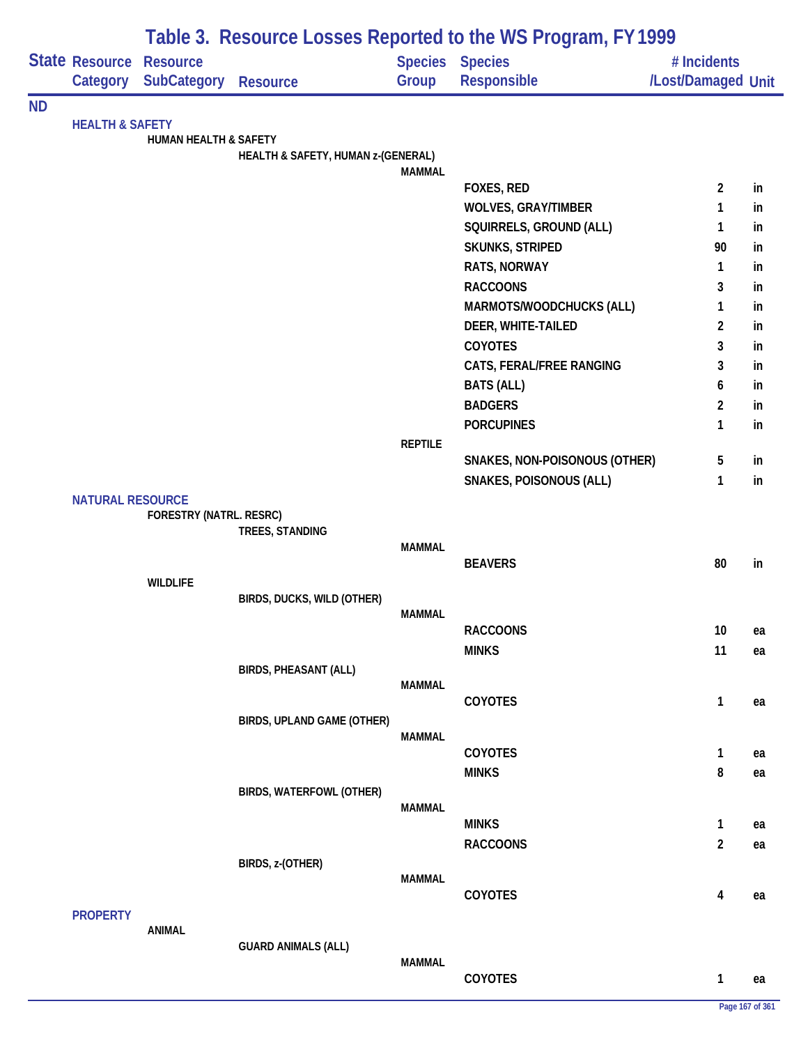# Table 3. Resource Losses Reported to the WS Program, FY 1999

| State | Resource Category | Resource SubCategory | Resource | Species Group | Species Responsible | # Incidents /Lost/Damaged | Unit |
|---|---|---|---|---|---|---|---|
| ND | | | | | | | |
| | HEALTH & SAFETY | | | | | | |
| | | HUMAN HEALTH & SAFETY | | | | | |
| | | | HEALTH & SAFETY, HUMAN z-(GENERAL) | | | | |
| | | | | MAMMAL | | | |
| | | | | | FOXES, RED | 2 | in |
| | | | | | WOLVES, GRAY/TIMBER | 1 | in |
| | | | | | SQUIRRELS, GROUND (ALL) | 1 | in |
| | | | | | SKUNKS, STRIPED | 90 | in |
| | | | | | RATS, NORWAY | 1 | in |
| | | | | | RACCOONS | 3 | in |
| | | | | | MARMOTS/WOODCHUCKS (ALL) | 1 | in |
| | | | | | DEER, WHITE-TAILED | 2 | in |
| | | | | | COYOTES | 3 | in |
| | | | | | CATS, FERAL/FREE RANGING | 3 | in |
| | | | | | BATS (ALL) | 6 | in |
| | | | | | BADGERS | 2 | in |
| | | | | | PORCUPINES | 1 | in |
| | | | | REPTILE | | | |
| | | | | | SNAKES, NON-POISONOUS (OTHER) | 5 | in |
| | | | | | SNAKES, POISONOUS (ALL) | 1 | in |
| | NATURAL RESOURCE | | | | | | |
| | | FORESTRY (NATRL. RESRC) | | | | | |
| | | | TREES, STANDING | | | | |
| | | | | MAMMAL | | | |
| | | | | | BEAVERS | 80 | in |
| | | WILDLIFE | | | | | |
| | | | BIRDS, DUCKS, WILD (OTHER) | | | | |
| | | | | MAMMAL | | | |
| | | | | | RACCOONS | 10 | ea |
| | | | | | MINKS | 11 | ea |
| | | | BIRDS, PHEASANT (ALL) | | | | |
| | | | | MAMMAL | | | |
| | | | | | COYOTES | 1 | ea |
| | | | BIRDS, UPLAND GAME (OTHER) | | | | |
| | | | | MAMMAL | | | |
| | | | | | COYOTES | 1 | ea |
| | | | | | MINKS | 8 | ea |
| | | | BIRDS, WATERFOWL (OTHER) | | | | |
| | | | | MAMMAL | | | |
| | | | | | MINKS | 1 | ea |
| | | | | | RACCOONS | 2 | ea |
| | | | BIRDS, z-(OTHER) | | | | |
| | | | | MAMMAL | | | |
| | | | | | COYOTES | 4 | ea |
| | PROPERTY | | | | | | |
| | | ANIMAL | | | | | |
| | | | GUARD ANIMALS (ALL) | | | | |
| | | | | MAMMAL | | | |
| | | | | | COYOTES | 1 | ea |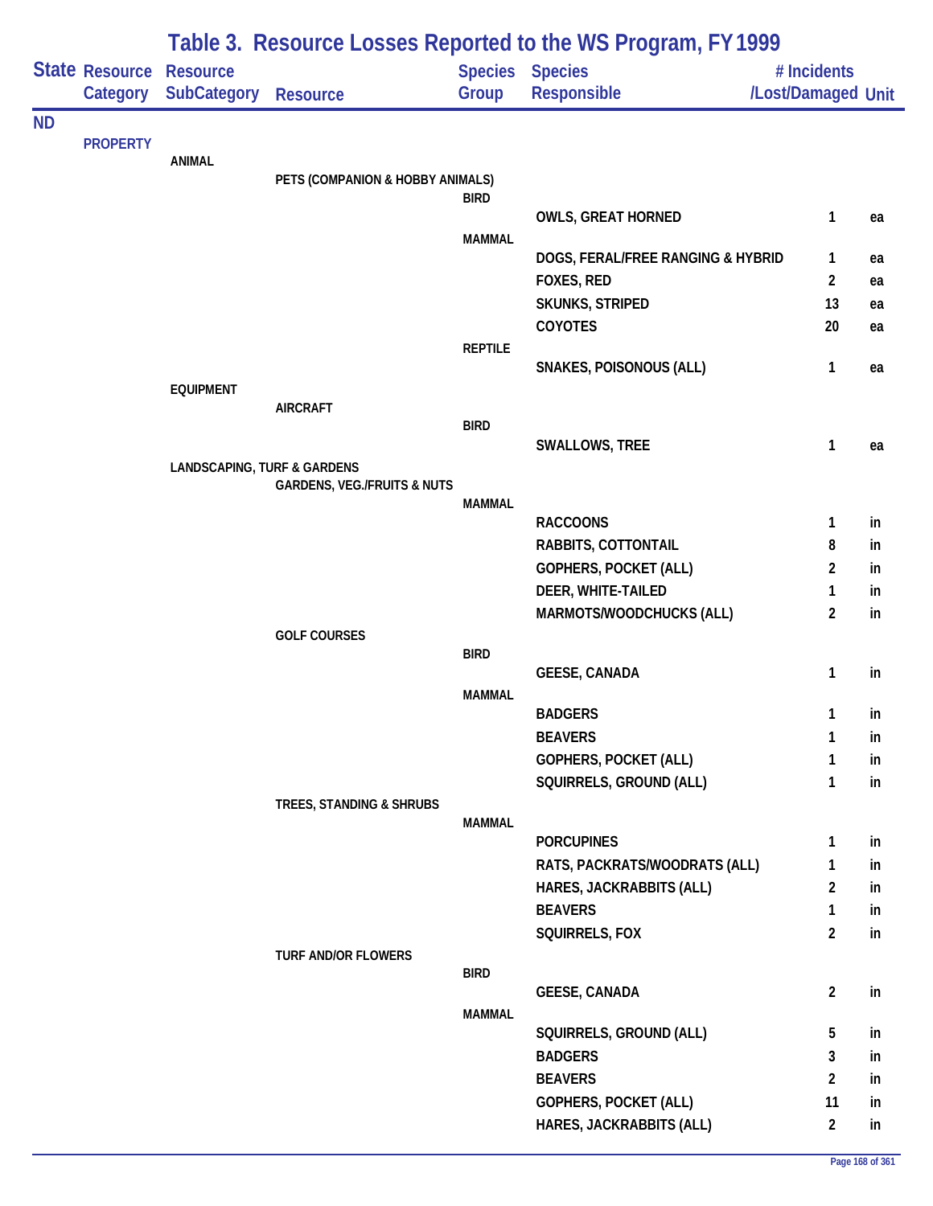# Table 3. Resource Losses Reported to the WS Program, FY 1999

| State | Resource Category | Resource SubCategory | Resource | Species Group | Species Responsible | # Incidents /Lost/Damaged | Unit |
|---|---|---|---|---|---|---|---|
| ND | | | | | | | |
| | PROPERTY | | | | | | |
| | | ANIMAL | | | | | |
| | | | PETS (COMPANION & HOBBY ANIMALS) | | | | |
| | | | | BIRD | | | |
| | | | | | OWLS, GREAT HORNED | 1 | ea |
| | | | | MAMMAL | | | |
| | | | | | DOGS, FERAL/FREE RANGING & HYBRID | 1 | ea |
| | | | | | FOXES, RED | 2 | ea |
| | | | | | SKUNKS, STRIPED | 13 | ea |
| | | | | | COYOTES | 20 | ea |
| | | | | REPTILE | | | |
| | | | | | SNAKES, POISONOUS (ALL) | 1 | ea |
| | | EQUIPMENT | | | | | |
| | | | AIRCRAFT | | | | |
| | | | | BIRD | | | |
| | | | | | SWALLOWS, TREE | 1 | ea |
| | | LANDSCAPING, TURF & GARDENS | | | | | |
| | | | GARDENS, VEG./FRUITS & NUTS | | | | |
| | | | | MAMMAL | | | |
| | | | | | RACCOONS | 1 | in |
| | | | | | RABBITS, COTTONTAIL | 8 | in |
| | | | | | GOPHERS, POCKET (ALL) | 2 | in |
| | | | | | DEER, WHITE-TAILED | 1 | in |
| | | | | | MARMOTS/WOODCHUCKS (ALL) | 2 | in |
| | | | GOLF COURSES | | | | |
| | | | | BIRD | | | |
| | | | | | GEESE, CANADA | 1 | in |
| | | | | MAMMAL | | | |
| | | | | | BADGERS | 1 | in |
| | | | | | BEAVERS | 1 | in |
| | | | | | GOPHERS, POCKET (ALL) | 1 | in |
| | | | | | SQUIRRELS, GROUND (ALL) | 1 | in |
| | | | TREES, STANDING & SHRUBS | | | | |
| | | | | MAMMAL | | | |
| | | | | | PORCUPINES | 1 | in |
| | | | | | RATS, PACKRATS/WOODRATS (ALL) | 1 | in |
| | | | | | HARES, JACKRABBITS (ALL) | 2 | in |
| | | | | | BEAVERS | 1 | in |
| | | | | | SQUIRRELS, FOX | 2 | in |
| | | | TURF AND/OR FLOWERS | | | | |
| | | | | BIRD | | | |
| | | | | | GEESE, CANADA | 2 | in |
| | | | | MAMMAL | | | |
| | | | | | SQUIRRELS, GROUND (ALL) | 5 | in |
| | | | | | BADGERS | 3 | in |
| | | | | | BEAVERS | 2 | in |
| | | | | | GOPHERS, POCKET (ALL) | 11 | in |
| | | | | | HARES, JACKRABBITS (ALL) | 2 | in |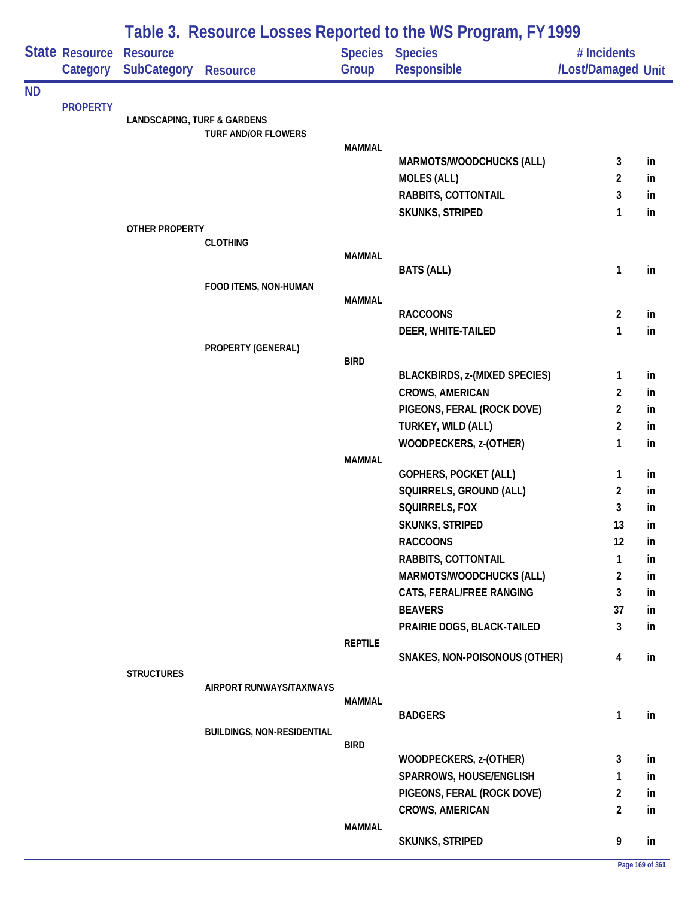# Table 3. Resource Losses Reported to the WS Program, FY 1999

| State | Resource Category | Resource SubCategory | Resource | Species Group | Species Responsible | # Incidents /Lost/Damaged | Unit |
|---|---|---|---|---|---|---|---|
| ND | | | | | | | |
| | PROPERTY | | | | | | |
| | | LANDSCAPING, TURF & GARDENS | | | | | |
| | | | TURF AND/OR FLOWERS | | | | |
| | | | | MAMMAL | | | |
| | | | | | MARMOTS/WOODCHUCKS (ALL) | 3 | in |
| | | | | | MOLES (ALL) | 2 | in |
| | | | | | RABBITS, COTTONTAIL | 3 | in |
| | | | | | SKUNKS, STRIPED | 1 | in |
| | | OTHER PROPERTY | | | | | |
| | | | CLOTHING | | | | |
| | | | | MAMMAL | | | |
| | | | | | BATS (ALL) | 1 | in |
| | | | FOOD ITEMS, NON-HUMAN | | | | |
| | | | | MAMMAL | | | |
| | | | | | RACCOONS | 2 | in |
| | | | | | DEER, WHITE-TAILED | 1 | in |
| | | | PROPERTY (GENERAL) | | | | |
| | | | | BIRD | | | |
| | | | | | BLACKBIRDS, z-(MIXED SPECIES) | 1 | in |
| | | | | | CROWS, AMERICAN | 2 | in |
| | | | | | PIGEONS, FERAL (ROCK DOVE) | 2 | in |
| | | | | | TURKEY, WILD (ALL) | 2 | in |
| | | | | | WOODPECKERS, z-(OTHER) | 1 | in |
| | | | | MAMMAL | | | |
| | | | | | GOPHERS, POCKET (ALL) | 1 | in |
| | | | | | SQUIRRELS, GROUND (ALL) | 2 | in |
| | | | | | SQUIRRELS, FOX | 3 | in |
| | | | | | SKUNKS, STRIPED | 13 | in |
| | | | | | RACCOONS | 12 | in |
| | | | | | RABBITS, COTTONTAIL | 1 | in |
| | | | | | MARMOTS/WOODCHUCKS (ALL) | 2 | in |
| | | | | | CATS, FERAL/FREE RANGING | 3 | in |
| | | | | | BEAVERS | 37 | in |
| | | | | | PRAIRIE DOGS, BLACK-TAILED | 3 | in |
| | | | | REPTILE | | | |
| | | | | | SNAKES, NON-POISONOUS (OTHER) | 4 | in |
| | | STRUCTURES | | | | | |
| | | | AIRPORT RUNWAYS/TAXIWAYS | | | | |
| | | | | MAMMAL | | | |
| | | | | | BADGERS | 1 | in |
| | | | BUILDINGS, NON-RESIDENTIAL | | | | |
| | | | | BIRD | | | |
| | | | | | WOODPECKERS, z-(OTHER) | 3 | in |
| | | | | | SPARROWS, HOUSE/ENGLISH | 1 | in |
| | | | | | PIGEONS, FERAL (ROCK DOVE) | 2 | in |
| | | | | | CROWS, AMERICAN | 2 | in |
| | | | | MAMMAL | | | |
| | | | | | SKUNKS, STRIPED | 9 | in |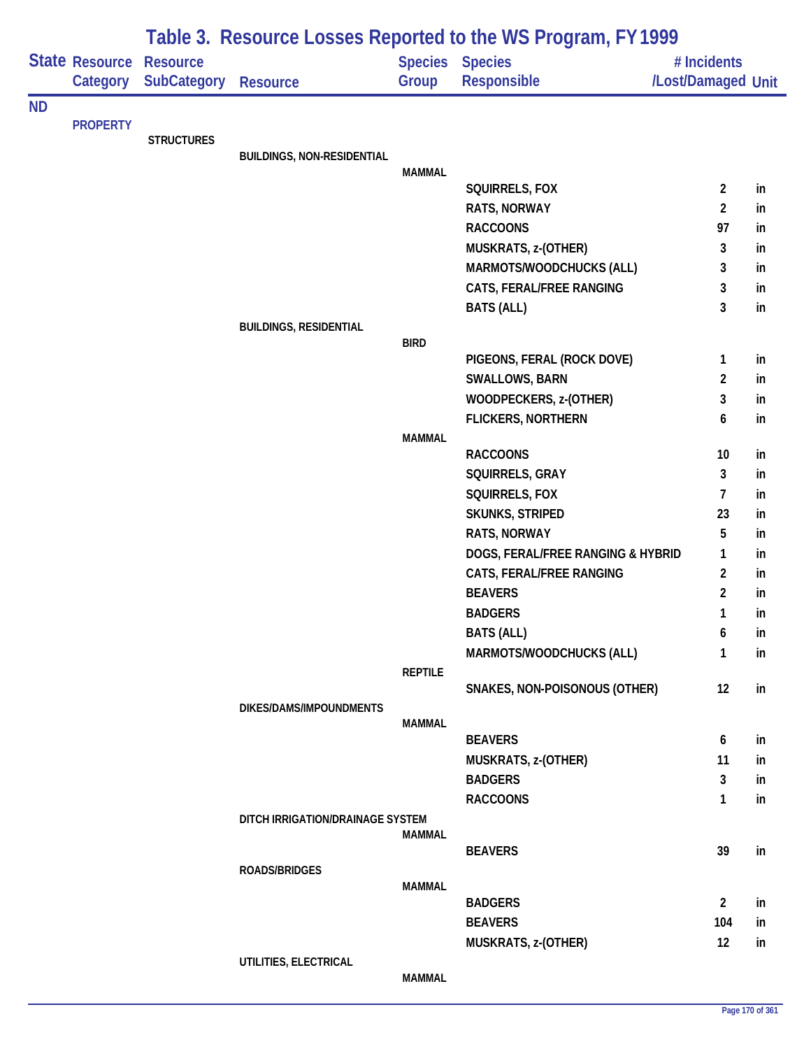## Table 3. Resource Losses Reported to the WS Program, FY 1999

| State | Resource Category | Resource SubCategory | Resource | Species Group | Species Responsible | # Incidents /Lost/Damaged | Unit |
|---|---|---|---|---|---|---|---|
| ND | | | | | | | |
| | PROPERTY | | | | | | |
| | | STRUCTURES | | | | | |
| | | | BUILDINGS, NON-RESIDENTIAL | | | | |
| | | | | MAMMAL | | | |
| | | | | | SQUIRRELS, FOX | 2 | in |
| | | | | | RATS, NORWAY | 2 | in |
| | | | | | RACCOONS | 97 | in |
| | | | | | MUSKRATS, z-(OTHER) | 3 | in |
| | | | | | MARMOTS/WOODCHUCKS (ALL) | 3 | in |
| | | | | | CATS, FERAL/FREE RANGING | 3 | in |
| | | | | | BATS (ALL) | 3 | in |
| | | | BUILDINGS, RESIDENTIAL | | | | |
| | | | | BIRD | | | |
| | | | | | PIGEONS, FERAL (ROCK DOVE) | 1 | in |
| | | | | | SWALLOWS, BARN | 2 | in |
| | | | | | WOODPECKERS, z-(OTHER) | 3 | in |
| | | | | | FLICKERS, NORTHERN | 6 | in |
| | | | | MAMMAL | | | |
| | | | | | RACCOONS | 10 | in |
| | | | | | SQUIRRELS, GRAY | 3 | in |
| | | | | | SQUIRRELS, FOX | 7 | in |
| | | | | | SKUNKS, STRIPED | 23 | in |
| | | | | | RATS, NORWAY | 5 | in |
| | | | | | DOGS, FERAL/FREE RANGING & HYBRID | 1 | in |
| | | | | | CATS, FERAL/FREE RANGING | 2 | in |
| | | | | | BEAVERS | 2 | in |
| | | | | | BADGERS | 1 | in |
| | | | | | BATS (ALL) | 6 | in |
| | | | | | MARMOTS/WOODCHUCKS (ALL) | 1 | in |
| | | | | REPTILE | | | |
| | | | | | SNAKES, NON-POISONOUS (OTHER) | 12 | in |
| | | | DIKES/DAMS/IMPOUNDMENTS | | | | |
| | | | | MAMMAL | | | |
| | | | | | BEAVERS | 6 | in |
| | | | | | MUSKRATS, z-(OTHER) | 11 | in |
| | | | | | BADGERS | 3 | in |
| | | | | | RACCOONS | 1 | in |
| | | | DITCH IRRIGATION/DRAINAGE SYSTEM | | | | |
| | | | | MAMMAL | | | |
| | | | | | BEAVERS | 39 | in |
| | | | ROADS/BRIDGES | | | | |
| | | | | MAMMAL | | | |
| | | | | | BADGERS | 2 | in |
| | | | | | BEAVERS | 104 | in |
| | | | | | MUSKRATS, z-(OTHER) | 12 | in |
| | | | UTILITIES, ELECTRICAL | | | | |
| | | | | MAMMAL | | | |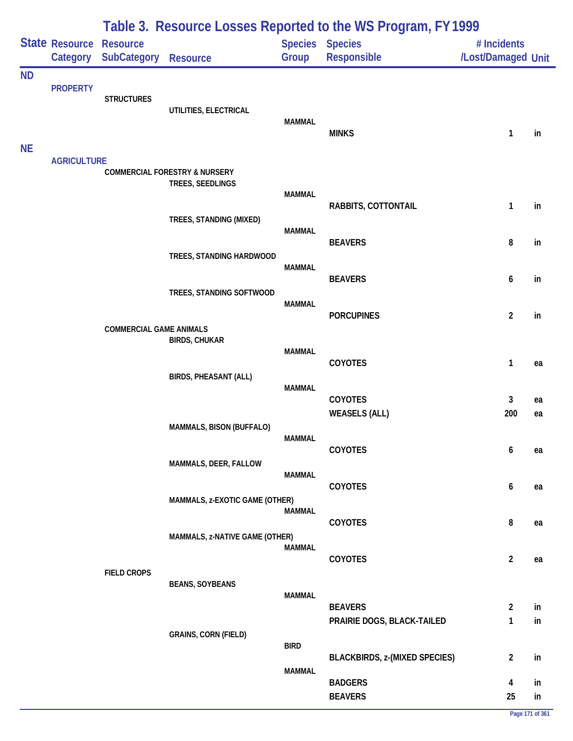# Table 3. Resource Losses Reported to the WS Program, FY 1999

| State | Resource Category | Resource SubCategory | Resource | Species Group | Species Responsible | # Incidents /Lost/Damaged | Unit |
|---|---|---|---|---|---|---|---|
| ND | | | | | | | |
| | PROPERTY | | | | | | |
| | | STRUCTURES | | | | | |
| | | | UTILITIES, ELECTRICAL | | | | |
| | | | | MAMMAL | | | |
| | | | | | MINKS | 1 | in |
| NE | | | | | | | |
| | AGRICULTURE | | | | | | |
| | | COMMERCIAL FORESTRY & NURSERY | | | | | |
| | | | TREES, SEEDLINGS | | | | |
| | | | | MAMMAL | | | |
| | | | | | RABBITS, COTTONTAIL | 1 | in |
| | | | TREES, STANDING (MIXED) | | | | |
| | | | | MAMMAL | | | |
| | | | | | BEAVERS | 8 | in |
| | | | TREES, STANDING HARDWOOD | | | | |
| | | | | MAMMAL | | | |
| | | | | | BEAVERS | 6 | in |
| | | | TREES, STANDING SOFTWOOD | | | | |
| | | | | MAMMAL | | | |
| | | | | | PORCUPINES | 2 | in |
| | | COMMERCIAL GAME ANIMALS | | | | | |
| | | | BIRDS, CHUKAR | | | | |
| | | | | MAMMAL | | | |
| | | | | | COYOTES | 1 | ea |
| | | | BIRDS, PHEASANT (ALL) | | | | |
| | | | | MAMMAL | | | |
| | | | | | COYOTES | 3 | ea |
| | | | | | WEASELS (ALL) | 200 | ea |
| | | | MAMMALS, BISON (BUFFALO) | | | | |
| | | | | MAMMAL | | | |
| | | | | | COYOTES | 6 | ea |
| | | | MAMMALS, DEER, FALLOW | | | | |
| | | | | MAMMAL | | | |
| | | | | | COYOTES | 6 | ea |
| | | | MAMMALS, z-EXOTIC GAME (OTHER) | | | | |
| | | | | MAMMAL | | | |
| | | | | | COYOTES | 8 | ea |
| | | | MAMMALS, z-NATIVE GAME (OTHER) | | | | |
| | | | | MAMMAL | | | |
| | | | | | COYOTES | 2 | ea |
| | | FIELD CROPS | | | | | |
| | | | BEANS, SOYBEANS | | | | |
| | | | | MAMMAL | | | |
| | | | | | BEAVERS | 2 | in |
| | | | | | PRAIRIE DOGS, BLACK-TAILED | 1 | in |
| | | | GRAINS, CORN (FIELD) | | | | |
| | | | | BIRD | | | |
| | | | | | BLACKBIRDS, z-(MIXED SPECIES) | 2 | in |
| | | | | MAMMAL | | | |
| | | | | | BADGERS | 4 | in |
| | | | | | BEAVERS | 25 | in |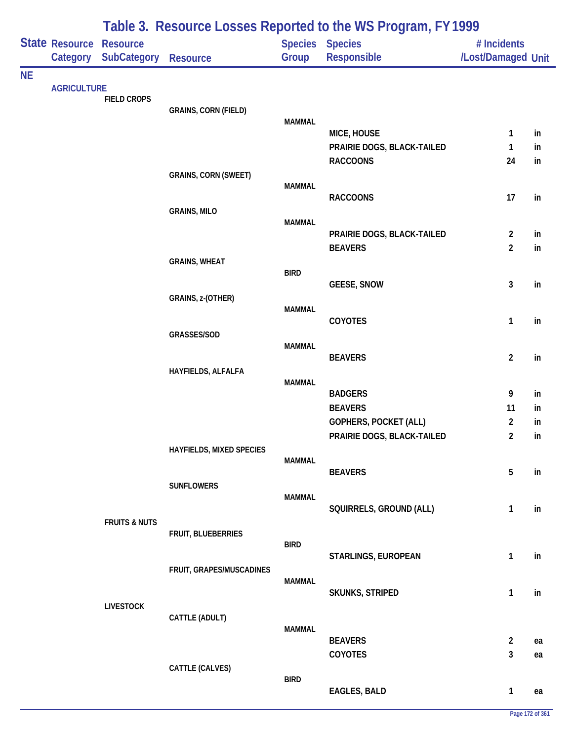# Table 3. Resource Losses Reported to the WS Program, FY 1999

| State | Resource Category | Resource SubCategory | Resource | Species Group | Species Responsible | # Incidents /Lost/Damaged | Unit |
|---|---|---|---|---|---|---|---|
| NE | | | | | | | |
| | AGRICULTURE | | | | | | |
| | | FIELD CROPS | | | | | |
| | | | GRAINS, CORN (FIELD) | | | | |
| | | | | MAMMAL | | | |
| | | | | | MICE, HOUSE | 1 | in |
| | | | | | PRAIRIE DOGS, BLACK-TAILED | 1 | in |
| | | | | | RACCOONS | 24 | in |
| | | | GRAINS, CORN (SWEET) | | | | |
| | | | | MAMMAL | | | |
| | | | | | RACCOONS | 17 | in |
| | | | GRAINS, MILO | | | | |
| | | | | MAMMAL | | | |
| | | | | | PRAIRIE DOGS, BLACK-TAILED | 2 | in |
| | | | | | BEAVERS | 2 | in |
| | | | GRAINS, WHEAT | | | | |
| | | | | BIRD | | | |
| | | | | | GEESE, SNOW | 3 | in |
| | | | GRAINS, z-(OTHER) | | | | |
| | | | | MAMMAL | | | |
| | | | | | COYOTES | 1 | in |
| | | | GRASSES/SOD | | | | |
| | | | | MAMMAL | | | |
| | | | | | BEAVERS | 2 | in |
| | | | HAYFIELDS, ALFALFA | | | | |
| | | | | MAMMAL | | | |
| | | | | | BADGERS | 9 | in |
| | | | | | BEAVERS | 11 | in |
| | | | | | GOPHERS, POCKET (ALL) | 2 | in |
| | | | | | PRAIRIE DOGS, BLACK-TAILED | 2 | in |
| | | | HAYFIELDS, MIXED SPECIES | | | | |
| | | | | MAMMAL | | | |
| | | | | | BEAVERS | 5 | in |
| | | | SUNFLOWERS | | | | |
| | | | | MAMMAL | | | |
| | | | | | SQUIRRELS, GROUND (ALL) | 1 | in |
| | | FRUITS & NUTS | | | | | |
| | | | FRUIT, BLUEBERRIES | | | | |
| | | | | BIRD | | | |
| | | | | | STARLINGS, EUROPEAN | 1 | in |
| | | | FRUIT, GRAPES/MUSCADINES | | | | |
| | | | | MAMMAL | | | |
| | | | | | SKUNKS, STRIPED | 1 | in |
| | | LIVESTOCK | | | | | |
| | | | CATTLE (ADULT) | | | | |
| | | | | MAMMAL | | | |
| | | | | | BEAVERS | 2 | ea |
| | | | | | COYOTES | 3 | ea |
| | | | CATTLE (CALVES) | | | | |
| | | | | BIRD | | | |
| | | | | | EAGLES, BALD | 1 | ea |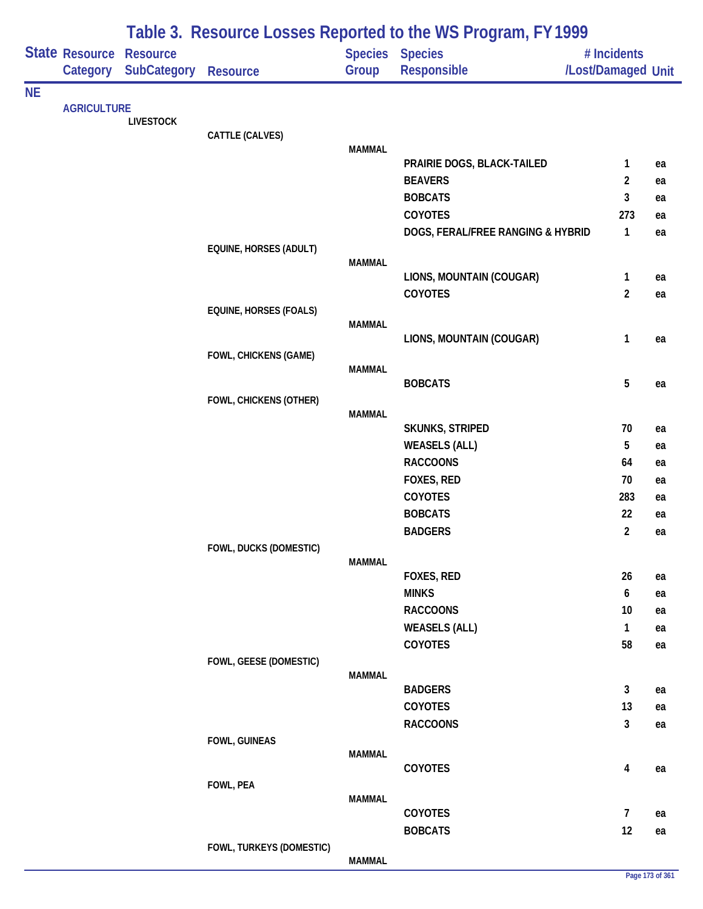# Table 3. Resource Losses Reported to the WS Program, FY 1999

| State | Resource Category | Resource SubCategory | Resource | Species Group | Species Responsible | # Incidents /Lost/Damaged | Unit |
|---|---|---|---|---|---|---|---|
| NE | | | | | | | |
| | AGRICULTURE | | | | | | |
| | | LIVESTOCK | | | | | |
| | | | CATTLE (CALVES) | | | | |
| | | | | MAMMAL | | | |
| | | | | | PRAIRIE DOGS, BLACK-TAILED | 1 | ea |
| | | | | | BEAVERS | 2 | ea |
| | | | | | BOBCATS | 3 | ea |
| | | | | | COYOTES | 273 | ea |
| | | | | | DOGS, FERAL/FREE RANGING & HYBRID | 1 | ea |
| | | | EQUINE, HORSES (ADULT) | | | | |
| | | | | MAMMAL | | | |
| | | | | | LIONS, MOUNTAIN (COUGAR) | 1 | ea |
| | | | | | COYOTES | 2 | ea |
| | | | EQUINE, HORSES (FOALS) | | | | |
| | | | | MAMMAL | | | |
| | | | | | LIONS, MOUNTAIN (COUGAR) | 1 | ea |
| | | | FOWL, CHICKENS (GAME) | | | | |
| | | | | MAMMAL | | | |
| | | | | | BOBCATS | 5 | ea |
| | | | FOWL, CHICKENS (OTHER) | | | | |
| | | | | MAMMAL | | | |
| | | | | | SKUNKS, STRIPED | 70 | ea |
| | | | | | WEASELS (ALL) | 5 | ea |
| | | | | | RACCOONS | 64 | ea |
| | | | | | FOXES, RED | 70 | ea |
| | | | | | COYOTES | 283 | ea |
| | | | | | BOBCATS | 22 | ea |
| | | | | | BADGERS | 2 | ea |
| | | | FOWL, DUCKS (DOMESTIC) | | | | |
| | | | | MAMMAL | | | |
| | | | | | FOXES, RED | 26 | ea |
| | | | | | MINKS | 6 | ea |
| | | | | | RACCOONS | 10 | ea |
| | | | | | WEASELS (ALL) | 1 | ea |
| | | | | | COYOTES | 58 | ea |
| | | | FOWL, GEESE (DOMESTIC) | | | | |
| | | | | MAMMAL | | | |
| | | | | | BADGERS | 3 | ea |
| | | | | | COYOTES | 13 | ea |
| | | | | | RACCOONS | 3 | ea |
| | | | FOWL, GUINEAS | | | | |
| | | | | MAMMAL | | | |
| | | | | | COYOTES | 4 | ea |
| | | | FOWL, PEA | | | | |
| | | | | MAMMAL | | | |
| | | | | | COYOTES | 7 | ea |
| | | | | | BOBCATS | 12 | ea |
| | | | FOWL, TURKEYS (DOMESTIC) | | | | |
| | | | | MAMMAL | | | |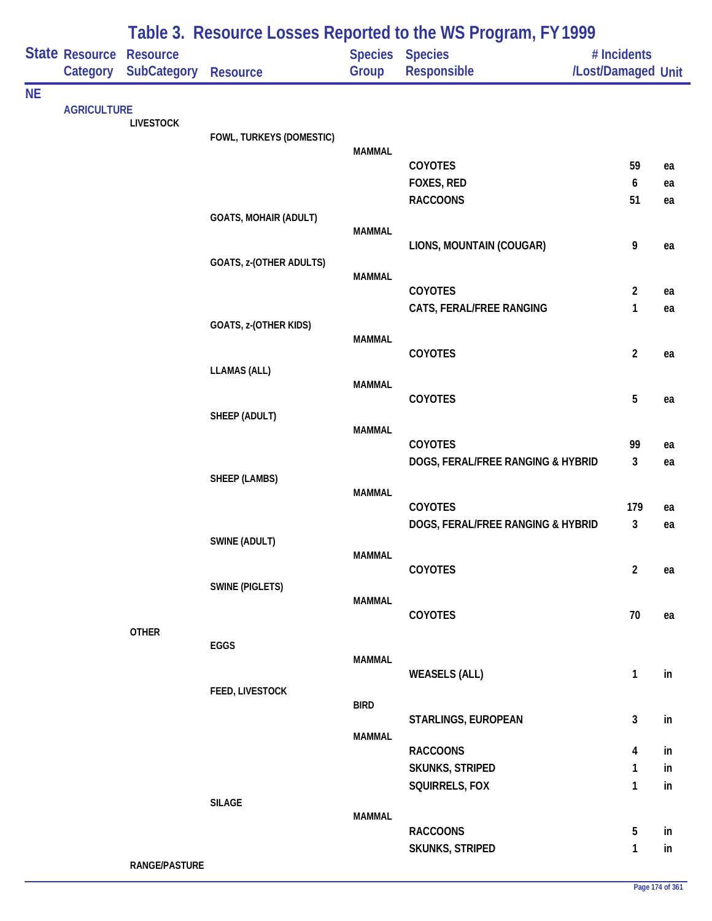# Table 3. Resource Losses Reported to the WS Program, FY 1999

| State | Resource Category | Resource SubCategory | Resource | Species Group | Species Responsible | # Incidents /Lost/Damaged | Unit |
|---|---|---|---|---|---|---|---|
| NE | | | | | | | |
| | AGRICULTURE | | | | | | |
| | | LIVESTOCK | | | | | |
| | | | FOWL, TURKEYS (DOMESTIC) | | | | |
| | | | | MAMMAL | | | |
| | | | | | COYOTES | 59 | ea |
| | | | | | FOXES, RED | 6 | ea |
| | | | | | RACCOONS | 51 | ea |
| | | | GOATS, MOHAIR (ADULT) | | | | |
| | | | | MAMMAL | | | |
| | | | | | LIONS, MOUNTAIN (COUGAR) | 9 | ea |
| | | | GOATS, z-(OTHER ADULTS) | | | | |
| | | | | MAMMAL | | | |
| | | | | | COYOTES | 2 | ea |
| | | | | | CATS, FERAL/FREE RANGING | 1 | ea |
| | | | GOATS, z-(OTHER KIDS) | | | | |
| | | | | MAMMAL | | | |
| | | | | | COYOTES | 2 | ea |
| | | | LLAMAS (ALL) | | | | |
| | | | | MAMMAL | | | |
| | | | | | COYOTES | 5 | ea |
| | | | SHEEP (ADULT) | | | | |
| | | | | MAMMAL | | | |
| | | | | | COYOTES | 99 | ea |
| | | | | | DOGS, FERAL/FREE RANGING & HYBRID | 3 | ea |
| | | | SHEEP (LAMBS) | | | | |
| | | | | MAMMAL | | | |
| | | | | | COYOTES | 179 | ea |
| | | | | | DOGS, FERAL/FREE RANGING & HYBRID | 3 | ea |
| | | | SWINE (ADULT) | | | | |
| | | | | MAMMAL | | | |
| | | | | | COYOTES | 2 | ea |
| | | | SWINE (PIGLETS) | | | | |
| | | | | MAMMAL | | | |
| | | | | | COYOTES | 70 | ea |
| | | OTHER | | | | | |
| | | | EGGS | | | | |
| | | | | MAMMAL | | | |
| | | | | | WEASELS (ALL) | 1 | in |
| | | | FEED, LIVESTOCK | | | | |
| | | | | BIRD | | | |
| | | | | | STARLINGS, EUROPEAN | 3 | in |
| | | | | MAMMAL | | | |
| | | | | | RACCOONS | 4 | in |
| | | | | | SKUNKS, STRIPED | 1 | in |
| | | | | | SQUIRRELS, FOX | 1 | in |
| | | | SILAGE | | | | |
| | | | | MAMMAL | | | |
| | | | | | RACCOONS | 5 | in |
| | | | | | SKUNKS, STRIPED | 1 | in |
| | | RANGE/PASTURE | | | | | |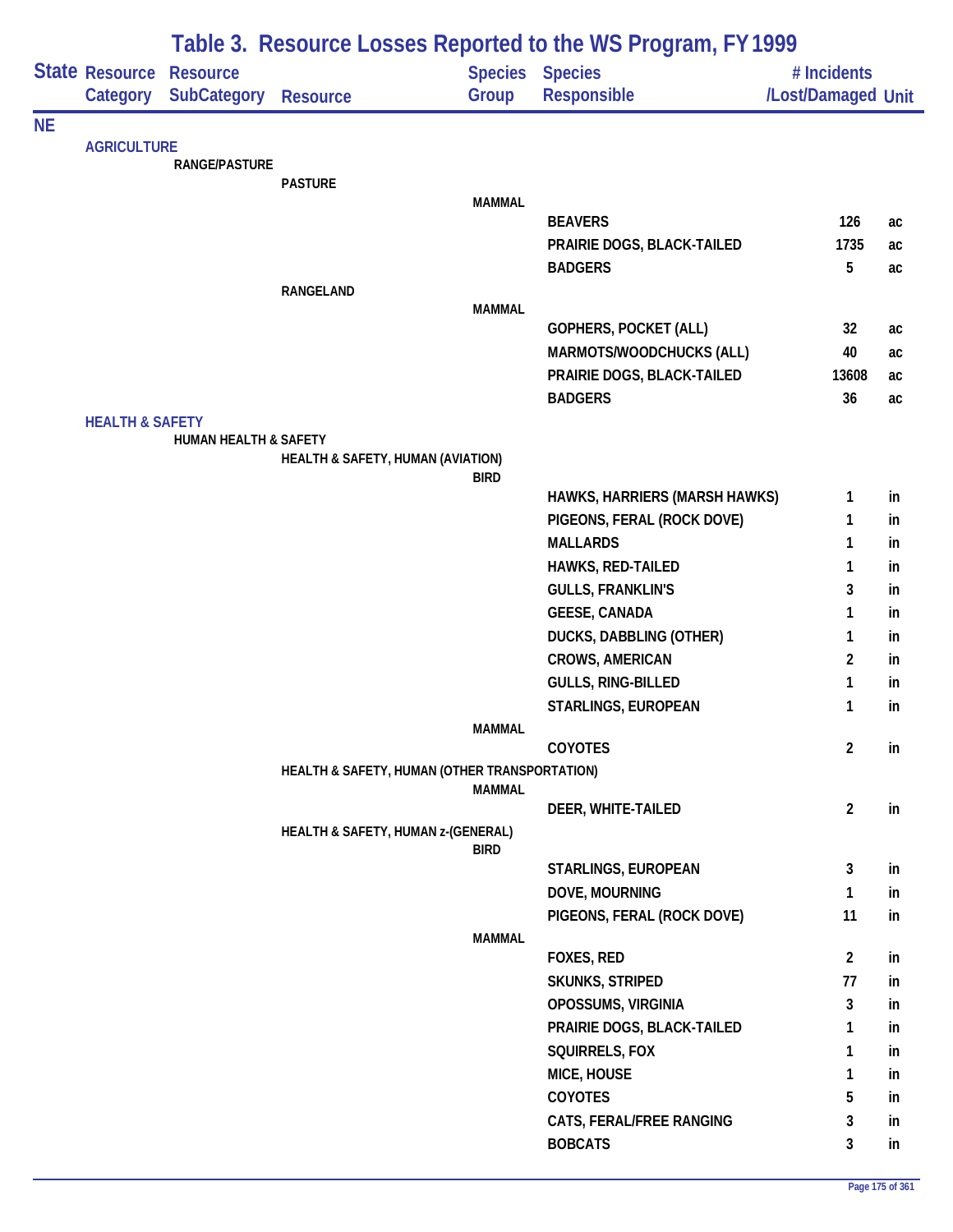# Table 3. Resource Losses Reported to the WS Program, FY 1999

| State | Resource Category | Resource SubCategory | Resource | Species Group | Species Responsible | # Incidents /Lost/Damaged | Unit |
|---|---|---|---|---|---|---|---|
| NE | | | | | | | |
| | AGRICULTURE | | | | | | |
| | | RANGE/PASTURE | | | | | |
| | | | PASTURE | | | | |
| | | | | MAMMAL | | | |
| | | | | | BEAVERS | 126 | ac |
| | | | | | PRAIRIE DOGS, BLACK-TAILED | 1735 | ac |
| | | | | | BADGERS | 5 | ac |
| | | | RANGELAND | | | | |
| | | | | MAMMAL | | | |
| | | | | | GOPHERS, POCKET (ALL) | 32 | ac |
| | | | | | MARMOTS/WOODCHUCKS (ALL) | 40 | ac |
| | | | | | PRAIRIE DOGS, BLACK-TAILED | 13608 | ac |
| | | | | | BADGERS | 36 | ac |
| | HEALTH & SAFETY | | | | | | |
| | | HUMAN HEALTH & SAFETY | | | | | |
| | | | HEALTH & SAFETY, HUMAN (AVIATION) | | | | |
| | | | | BIRD | | | |
| | | | | | HAWKS, HARRIERS (MARSH HAWKS) | 1 | in |
| | | | | | PIGEONS, FERAL (ROCK DOVE) | 1 | in |
| | | | | | MALLARDS | 1 | in |
| | | | | | HAWKS, RED-TAILED | 1 | in |
| | | | | | GULLS, FRANKLIN'S | 3 | in |
| | | | | | GEESE, CANADA | 1 | in |
| | | | | | DUCKS, DABBLING (OTHER) | 1 | in |
| | | | | | CROWS, AMERICAN | 2 | in |
| | | | | | GULLS, RING-BILLED | 1 | in |
| | | | | | STARLINGS, EUROPEAN | 1 | in |
| | | | | MAMMAL | | | |
| | | | | | COYOTES | 2 | in |
| | | | HEALTH & SAFETY, HUMAN (OTHER TRANSPORTATION) | | | | |
| | | | | MAMMAL | | | |
| | | | | | DEER, WHITE-TAILED | 2 | in |
| | | | HEALTH & SAFETY, HUMAN z-(GENERAL) | | | | |
| | | | | BIRD | | | |
| | | | | | STARLINGS, EUROPEAN | 3 | in |
| | | | | | DOVE, MOURNING | 1 | in |
| | | | | | PIGEONS, FERAL (ROCK DOVE) | 11 | in |
| | | | | MAMMAL | | | |
| | | | | | FOXES, RED | 2 | in |
| | | | | | SKUNKS, STRIPED | 77 | in |
| | | | | | OPOSSUMS, VIRGINIA | 3 | in |
| | | | | | PRAIRIE DOGS, BLACK-TAILED | 1 | in |
| | | | | | SQUIRRELS, FOX | 1 | in |
| | | | | | MICE, HOUSE | 1 | in |
| | | | | | COYOTES | 5 | in |
| | | | | | CATS, FERAL/FREE RANGING | 3 | in |
| | | | | | BOBCATS | 3 | in |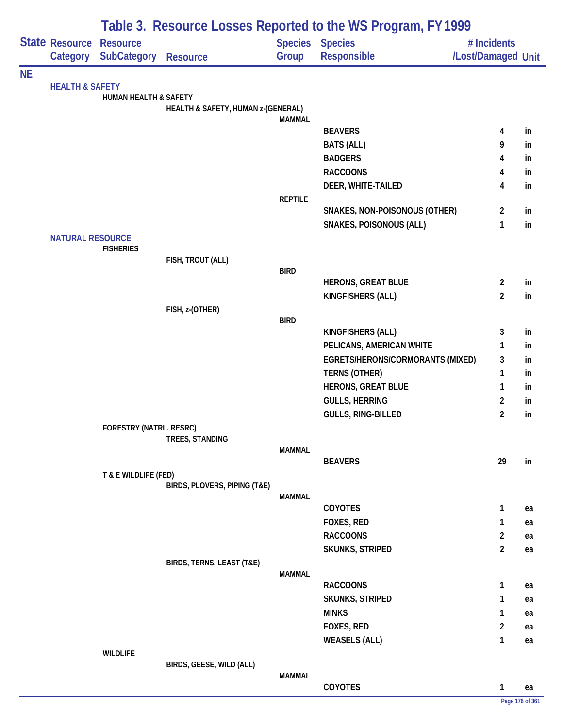# Table 3. Resource Losses Reported to the WS Program, FY 1999

| State | Resource Category | Resource SubCategory | Resource | Species Group | Species Responsible | # Incidents /Lost/Damaged | Unit |
|---|---|---|---|---|---|---|---|
| NE | | | | | | | |
| | HEALTH & SAFETY | | | | | | |
| | | HUMAN HEALTH & SAFETY | | | | | |
| | | | HEALTH & SAFETY, HUMAN z-(GENERAL) | | | | |
| | | | | MAMMAL | | | |
| | | | | | BEAVERS | 4 | in |
| | | | | | BATS (ALL) | 9 | in |
| | | | | | BADGERS | 4 | in |
| | | | | | RACCOONS | 4 | in |
| | | | | | DEER, WHITE-TAILED | 4 | in |
| | | | | REPTILE | | | |
| | | | | | SNAKES, NON-POISONOUS (OTHER) | 2 | in |
| | | | | | SNAKES, POISONOUS (ALL) | 1 | in |
| | NATURAL RESOURCE | | | | | | |
| | | FISHERIES | | | | | |
| | | | FISH, TROUT (ALL) | | | | |
| | | | | BIRD | | | |
| | | | | | HERONS, GREAT BLUE | 2 | in |
| | | | | | KINGFISHERS (ALL) | 2 | in |
| | | | FISH, z-(OTHER) | | | | |
| | | | | BIRD | | | |
| | | | | | KINGFISHERS (ALL) | 3 | in |
| | | | | | PELICANS, AMERICAN WHITE | 1 | in |
| | | | | | EGRETS/HERONS/CORMORANTS (MIXED) | 3 | in |
| | | | | | TERNS (OTHER) | 1 | in |
| | | | | | HERONS, GREAT BLUE | 1 | in |
| | | | | | GULLS, HERRING | 2 | in |
| | | | | | GULLS, RING-BILLED | 2 | in |
| | | FORESTRY (NATRL. RESRC) | | | | | |
| | | | TREES, STANDING | | | | |
| | | | | MAMMAL | | | |
| | | | | | BEAVERS | 29 | in |
| | | T & E WILDLIFE (FED) | | | | | |
| | | | BIRDS, PLOVERS, PIPING (T&E) | | | | |
| | | | | MAMMAL | | | |
| | | | | | COYOTES | 1 | ea |
| | | | | | FOXES, RED | 1 | ea |
| | | | | | RACCOONS | 2 | ea |
| | | | | | SKUNKS, STRIPED | 2 | ea |
| | | | BIRDS, TERNS, LEAST (T&E) | | | | |
| | | | | MAMMAL | | | |
| | | | | | RACCOONS | 1 | ea |
| | | | | | SKUNKS, STRIPED | 1 | ea |
| | | | | | MINKS | 1 | ea |
| | | | | | FOXES, RED | 2 | ea |
| | | | | | WEASELS (ALL) | 1 | ea |
| | | WILDLIFE | | | | | |
| | | | BIRDS, GEESE, WILD (ALL) | | | | |
| | | | | MAMMAL | | | |
| | | | | | COYOTES | 1 | ea |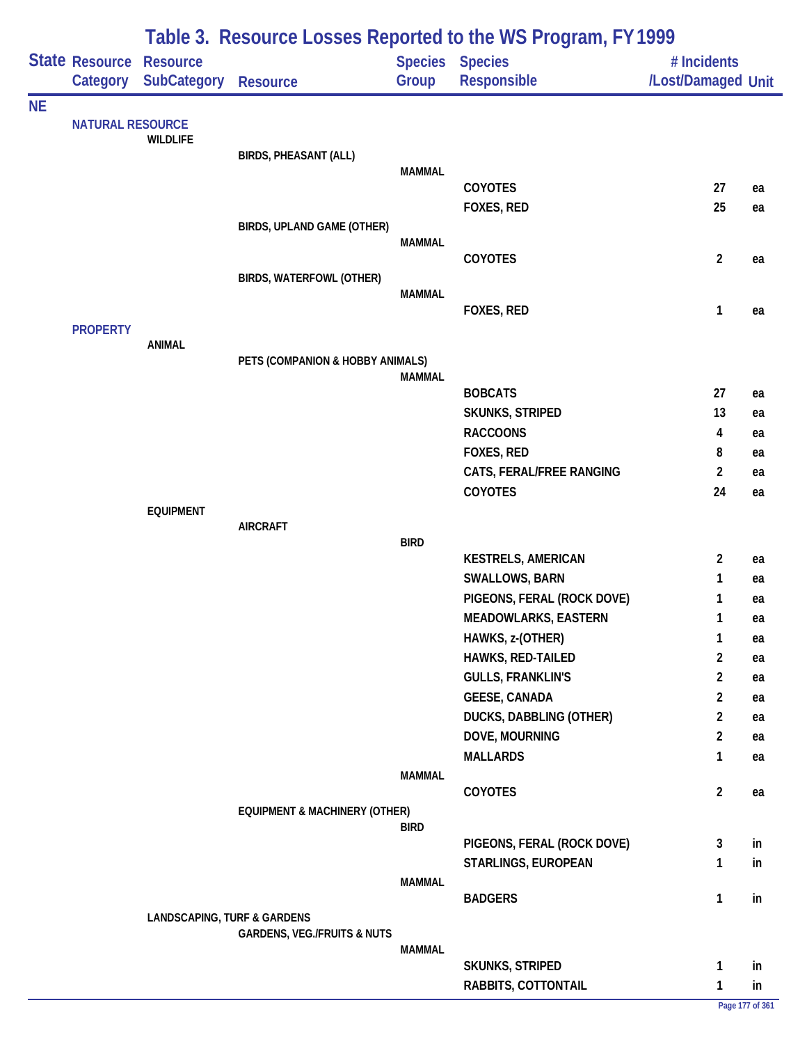# Table 3. Resource Losses Reported to the WS Program, FY 1999

| State | Resource Category | Resource SubCategory | Resource | Species Group | Species Responsible | # Incidents /Lost/Damaged | Unit |
|---|---|---|---|---|---|---|---|
| NE | | | | | | | |
| | NATURAL RESOURCE | | | | | | |
| | | WILDLIFE | | | | | |
| | | | BIRDS, PHEASANT (ALL) | | | | |
| | | | | MAMMAL | | | |
| | | | | | COYOTES | 27 | ea |
| | | | | | FOXES, RED | 25 | ea |
| | | | BIRDS, UPLAND GAME (OTHER) | | | | |
| | | | | MAMMAL | | | |
| | | | | | COYOTES | 2 | ea |
| | | | BIRDS, WATERFOWL (OTHER) | | | | |
| | | | | MAMMAL | | | |
| | | | | | FOXES, RED | 1 | ea |
| | PROPERTY | | | | | | |
| | | ANIMAL | | | | | |
| | | | PETS (COMPANION & HOBBY ANIMALS) | | | | |
| | | | | MAMMAL | | | |
| | | | | | BOBCATS | 27 | ea |
| | | | | | SKUNKS, STRIPED | 13 | ea |
| | | | | | RACCOONS | 4 | ea |
| | | | | | FOXES, RED | 8 | ea |
| | | | | | CATS, FERAL/FREE RANGING | 2 | ea |
| | | | | | COYOTES | 24 | ea |
| | | EQUIPMENT | | | | | |
| | | | AIRCRAFT | | | | |
| | | | | BIRD | | | |
| | | | | | KESTRELS, AMERICAN | 2 | ea |
| | | | | | SWALLOWS, BARN | 1 | ea |
| | | | | | PIGEONS, FERAL (ROCK DOVE) | 1 | ea |
| | | | | | MEADOWLARKS, EASTERN | 1 | ea |
| | | | | | HAWKS, z-(OTHER) | 1 | ea |
| | | | | | HAWKS, RED-TAILED | 2 | ea |
| | | | | | GULLS, FRANKLIN'S | 2 | ea |
| | | | | | GEESE, CANADA | 2 | ea |
| | | | | | DUCKS, DABBLING (OTHER) | 2 | ea |
| | | | | | DOVE, MOURNING | 2 | ea |
| | | | | | MALLARDS | 1 | ea |
| | | | | MAMMAL | | | |
| | | | | | COYOTES | 2 | ea |
| | | | EQUIPMENT & MACHINERY (OTHER) | | | | |
| | | | | BIRD | | | |
| | | | | | PIGEONS, FERAL (ROCK DOVE) | 3 | in |
| | | | | | STARLINGS, EUROPEAN | 1 | in |
| | | | | MAMMAL | | | |
| | | | | | BADGERS | 1 | in |
| | | LANDSCAPING, TURF & GARDENS | | | | | |
| | | | GARDENS, VEG./FRUITS & NUTS | | | | |
| | | | | MAMMAL | | | |
| | | | | | SKUNKS, STRIPED | 1 | in |
| | | | | | RABBITS, COTTONTAIL | 1 | in |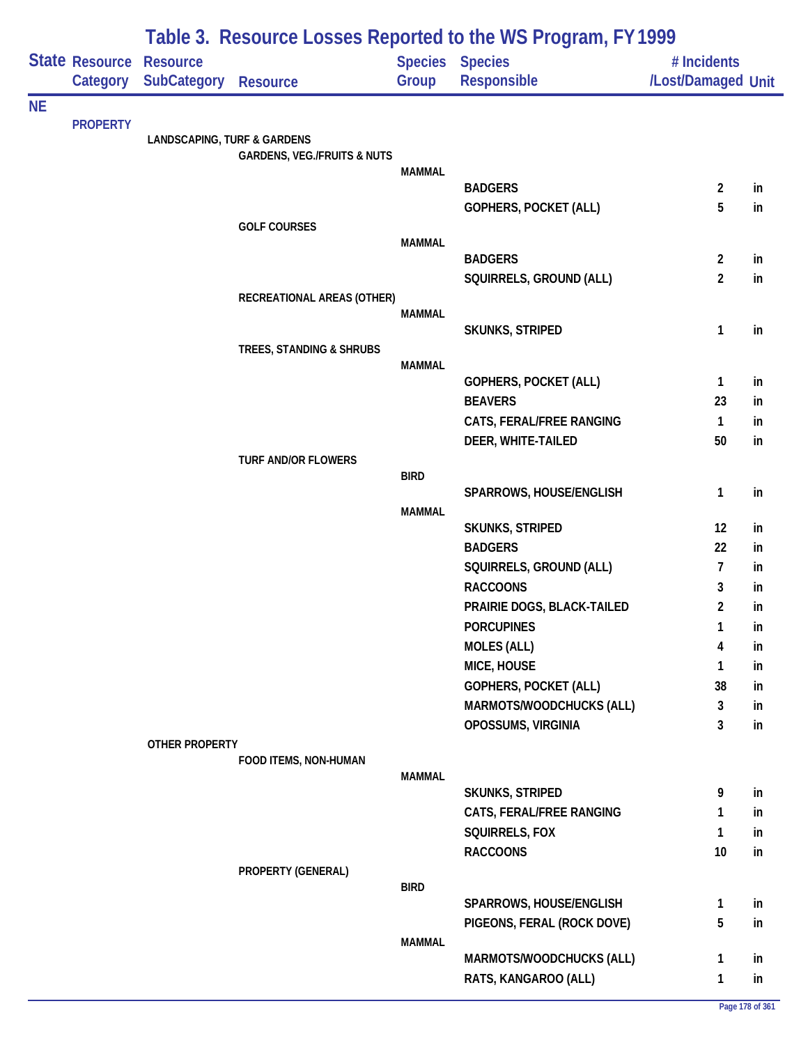# Table 3. Resource Losses Reported to the WS Program, FY 1999

| State | Resource Category | Resource SubCategory | Resource | Species Group | Species Responsible | # Incidents /Lost/Damaged | Unit |
|---|---|---|---|---|---|---|---|
| NE | | | | | | | |
| | PROPERTY | | | | | | |
| | | LANDSCAPING, TURF & GARDENS | | | | | |
| | | | GARDENS, VEG./FRUITS & NUTS | | | | |
| | | | | MAMMAL | | | |
| | | | | | BADGERS | 2 | in |
| | | | | | GOPHERS, POCKET (ALL) | 5 | in |
| | | | GOLF COURSES | | | | |
| | | | | MAMMAL | | | |
| | | | | | BADGERS | 2 | in |
| | | | | | SQUIRRELS, GROUND (ALL) | 2 | in |
| | | | RECREATIONAL AREAS (OTHER) | | | | |
| | | | | MAMMAL | | | |
| | | | | | SKUNKS, STRIPED | 1 | in |
| | | | TREES, STANDING & SHRUBS | | | | |
| | | | | MAMMAL | | | |
| | | | | | GOPHERS, POCKET (ALL) | 1 | in |
| | | | | | BEAVERS | 23 | in |
| | | | | | CATS, FERAL/FREE RANGING | 1 | in |
| | | | | | DEER, WHITE-TAILED | 50 | in |
| | | | TURF AND/OR FLOWERS | | | | |
| | | | | BIRD | | | |
| | | | | | SPARROWS, HOUSE/ENGLISH | 1 | in |
| | | | | MAMMAL | | | |
| | | | | | SKUNKS, STRIPED | 12 | in |
| | | | | | BADGERS | 22 | in |
| | | | | | SQUIRRELS, GROUND (ALL) | 7 | in |
| | | | | | RACCOONS | 3 | in |
| | | | | | PRAIRIE DOGS, BLACK-TAILED | 2 | in |
| | | | | | PORCUPINES | 1 | in |
| | | | | | MOLES (ALL) | 4 | in |
| | | | | | MICE, HOUSE | 1 | in |
| | | | | | GOPHERS, POCKET (ALL) | 38 | in |
| | | | | | MARMOTS/WOODCHUCKS (ALL) | 3 | in |
| | | | | | OPOSSUMS, VIRGINIA | 3 | in |
| | | OTHER PROPERTY | | | | | |
| | | | FOOD ITEMS, NON-HUMAN | | | | |
| | | | | MAMMAL | | | |
| | | | | | SKUNKS, STRIPED | 9 | in |
| | | | | | CATS, FERAL/FREE RANGING | 1 | in |
| | | | | | SQUIRRELS, FOX | 1 | in |
| | | | | | RACCOONS | 10 | in |
| | | | PROPERTY (GENERAL) | | | | |
| | | | | BIRD | | | |
| | | | | | SPARROWS, HOUSE/ENGLISH | 1 | in |
| | | | | | PIGEONS, FERAL (ROCK DOVE) | 5 | in |
| | | | | MAMMAL | | | |
| | | | | | MARMOTS/WOODCHUCKS (ALL) | 1 | in |
| | | | | | RATS, KANGAROO (ALL) | 1 | in |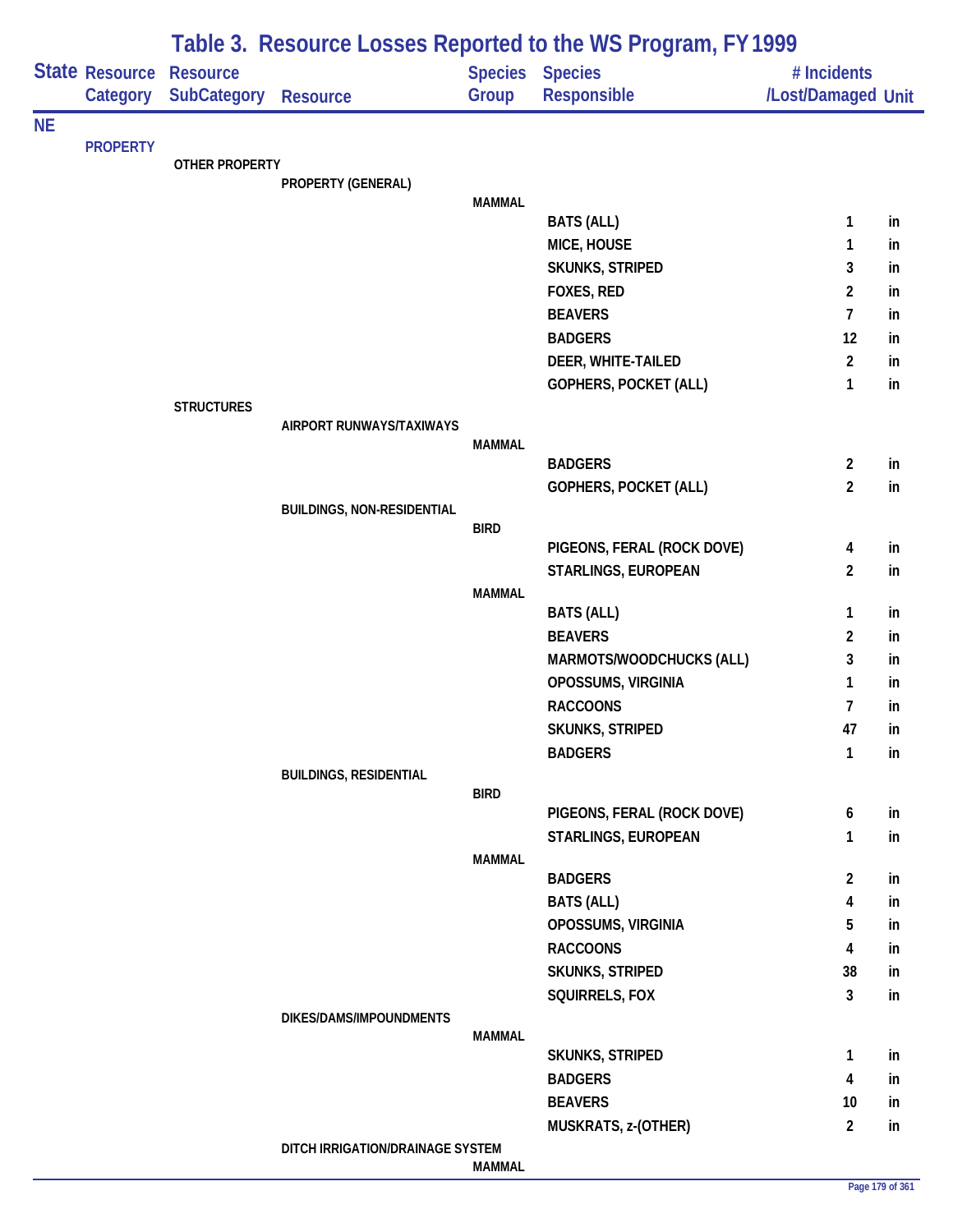# Table 3. Resource Losses Reported to the WS Program, FY 1999

| State | Resource Category | Resource SubCategory | Resource | Species Group | Species Responsible | # Incidents /Lost/Damaged | Unit |
|---|---|---|---|---|---|---|---|
| NE | | | | | | | |
| | PROPERTY | | | | | | |
| | | OTHER PROPERTY | | | | | |
| | | | PROPERTY (GENERAL) | | | | |
| | | | | MAMMAL | | | |
| | | | | | BATS (ALL) | 1 | in |
| | | | | | MICE, HOUSE | 1 | in |
| | | | | | SKUNKS, STRIPED | 3 | in |
| | | | | | FOXES, RED | 2 | in |
| | | | | | BEAVERS | 7 | in |
| | | | | | BADGERS | 12 | in |
| | | | | | DEER, WHITE-TAILED | 2 | in |
| | | | | | GOPHERS, POCKET (ALL) | 1 | in |
| | | STRUCTURES | | | | | |
| | | | AIRPORT RUNWAYS/TAXIWAYS | | | | |
| | | | | MAMMAL | | | |
| | | | | | BADGERS | 2 | in |
| | | | | | GOPHERS, POCKET (ALL) | 2 | in |
| | | | BUILDINGS, NON-RESIDENTIAL | | | | |
| | | | | BIRD | | | |
| | | | | | PIGEONS, FERAL (ROCK DOVE) | 4 | in |
| | | | | | STARLINGS, EUROPEAN | 2 | in |
| | | | | MAMMAL | | | |
| | | | | | BATS (ALL) | 1 | in |
| | | | | | BEAVERS | 2 | in |
| | | | | | MARMOTS/WOODCHUCKS (ALL) | 3 | in |
| | | | | | OPOSSUMS, VIRGINIA | 1 | in |
| | | | | | RACCOONS | 7 | in |
| | | | | | SKUNKS, STRIPED | 47 | in |
| | | | | | BADGERS | 1 | in |
| | | | BUILDINGS, RESIDENTIAL | | | | |
| | | | | BIRD | | | |
| | | | | | PIGEONS, FERAL (ROCK DOVE) | 6 | in |
| | | | | | STARLINGS, EUROPEAN | 1 | in |
| | | | | MAMMAL | | | |
| | | | | | BADGERS | 2 | in |
| | | | | | BATS (ALL) | 4 | in |
| | | | | | OPOSSUMS, VIRGINIA | 5 | in |
| | | | | | RACCOONS | 4 | in |
| | | | | | SKUNKS, STRIPED | 38 | in |
| | | | | | SQUIRRELS, FOX | 3 | in |
| | | | DIKES/DAMS/IMPOUNDMENTS | | | | |
| | | | | MAMMAL | | | |
| | | | | | SKUNKS, STRIPED | 1 | in |
| | | | | | BADGERS | 4 | in |
| | | | | | BEAVERS | 10 | in |
| | | | | | MUSKRATS, z-(OTHER) | 2 | in |
| | | | DITCH IRRIGATION/DRAINAGE SYSTEM | | | | |
| | | | | MAMMAL | | | |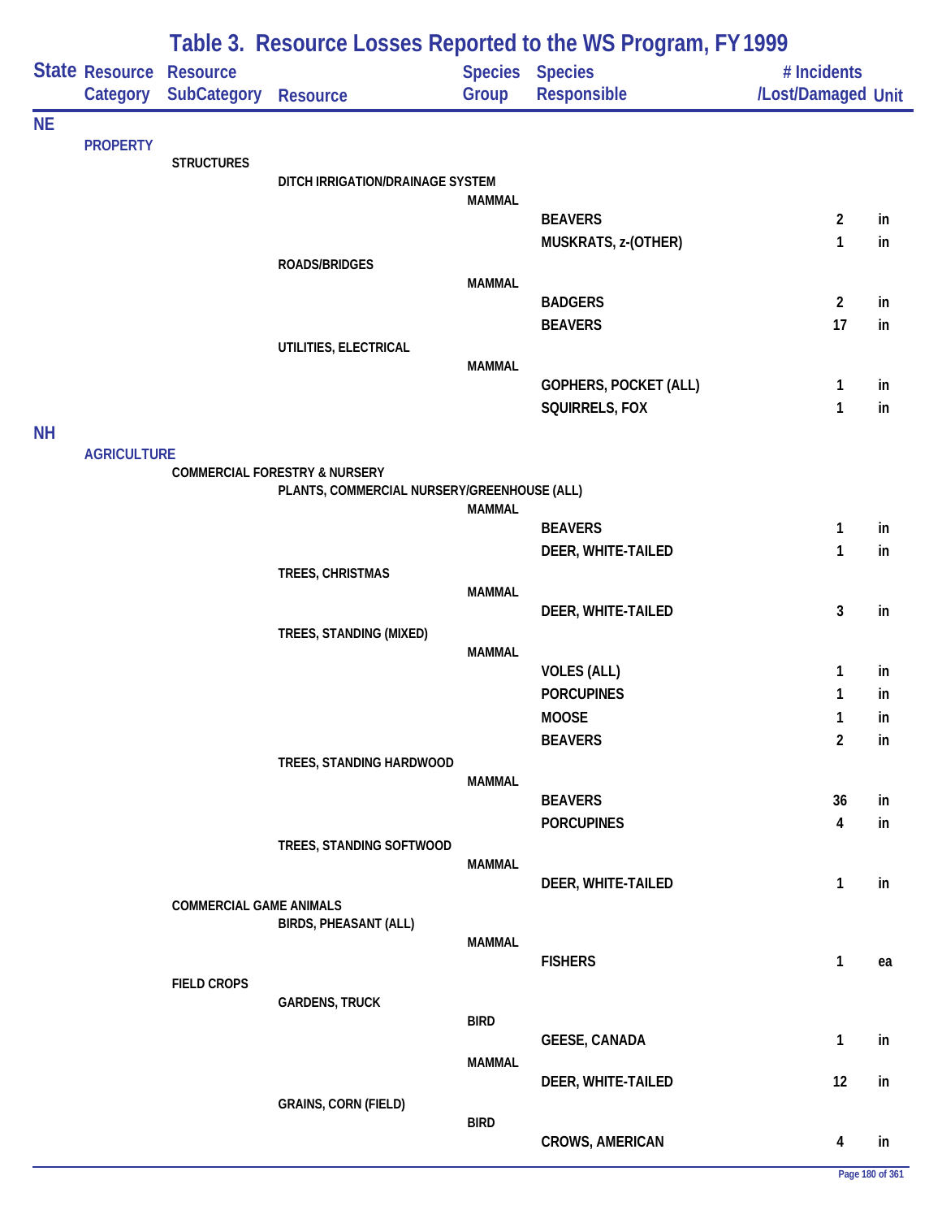# Table 3. Resource Losses Reported to the WS Program, FY 1999

| State | Resource Category | Resource SubCategory | Resource | Species Group | Species Responsible | # Incidents /Lost/Damaged | Unit |
|---|---|---|---|---|---|---|---|
| NE | | | | | | | |
| | PROPERTY | | | | | | |
| | | STRUCTURES | | | | | |
| | | | DITCH IRRIGATION/DRAINAGE SYSTEM | | | | |
| | | | | MAMMAL | | | |
| | | | | | BEAVERS | 2 | in |
| | | | | | MUSKRATS, z-(OTHER) | 1 | in |
| | | | ROADS/BRIDGES | | | | |
| | | | | MAMMAL | | | |
| | | | | | BADGERS | 2 | in |
| | | | | | BEAVERS | 17 | in |
| | | | UTILITIES, ELECTRICAL | | | | |
| | | | | MAMMAL | | | |
| | | | | | GOPHERS, POCKET (ALL) | 1 | in |
| | | | | | SQUIRRELS, FOX | 1 | in |
| NH | | | | | | | |
| | AGRICULTURE | | | | | | |
| | | COMMERCIAL FORESTRY & NURSERY | | | | | |
| | | | PLANTS, COMMERCIAL NURSERY/GREENHOUSE (ALL) | | | | |
| | | | | MAMMAL | | | |
| | | | | | BEAVERS | 1 | in |
| | | | | | DEER, WHITE-TAILED | 1 | in |
| | | | TREES, CHRISTMAS | | | | |
| | | | | MAMMAL | | | |
| | | | | | DEER, WHITE-TAILED | 3 | in |
| | | | TREES, STANDING (MIXED) | | | | |
| | | | | MAMMAL | | | |
| | | | | | VOLES (ALL) | 1 | in |
| | | | | | PORCUPINES | 1 | in |
| | | | | | MOOSE | 1 | in |
| | | | | | BEAVERS | 2 | in |
| | | | TREES, STANDING HARDWOOD | | | | |
| | | | | MAMMAL | | | |
| | | | | | BEAVERS | 36 | in |
| | | | | | PORCUPINES | 4 | in |
| | | | TREES, STANDING SOFTWOOD | | | | |
| | | | | MAMMAL | | | |
| | | | | | DEER, WHITE-TAILED | 1 | in |
| | | COMMERCIAL GAME ANIMALS | | | | | |
| | | | BIRDS, PHEASANT (ALL) | | | | |
| | | | | MAMMAL | | | |
| | | | | | FISHERS | 1 | ea |
| | | FIELD CROPS | | | | | |
| | | | GARDENS, TRUCK | | | | |
| | | | | BIRD | | | |
| | | | | | GEESE, CANADA | 1 | in |
| | | | | MAMMAL | | | |
| | | | | | DEER, WHITE-TAILED | 12 | in |
| | | | GRAINS, CORN (FIELD) | | | | |
| | | | | BIRD | | | |
| | | | | | CROWS, AMERICAN | 4 | in |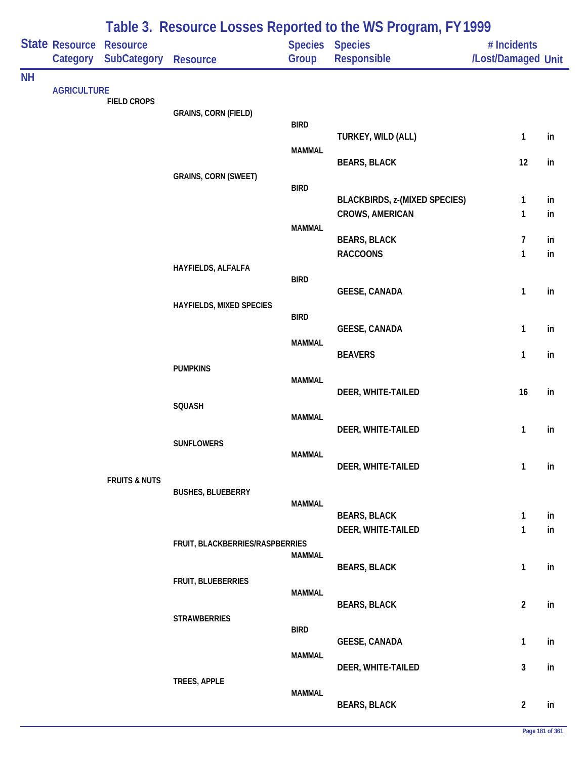# Table 3. Resource Losses Reported to the WS Program, FY 1999

| State | Resource Category | Resource SubCategory | Resource | Species Group | Species Responsible | # Incidents /Lost/Damaged | Unit |
|---|---|---|---|---|---|---|---|
| NH | | | | | | | |
| | AGRICULTURE | | | | | | |
| | | FIELD CROPS | | | | | |
| | | | GRAINS, CORN (FIELD) | | | | |
| | | | | BIRD | | | |
| | | | | | TURKEY, WILD (ALL) | 1 | in |
| | | | | MAMMAL | | | |
| | | | | | BEARS, BLACK | 12 | in |
| | | | GRAINS, CORN (SWEET) | | | | |
| | | | | BIRD | | | |
| | | | | | BLACKBIRDS, z-(MIXED SPECIES) | 1 | in |
| | | | | | CROWS, AMERICAN | 1 | in |
| | | | | MAMMAL | | | |
| | | | | | BEARS, BLACK | 7 | in |
| | | | | | RACCOONS | 1 | in |
| | | | HAYFIELDS, ALFALFA | | | | |
| | | | | BIRD | | | |
| | | | | | GEESE, CANADA | 1 | in |
| | | | HAYFIELDS, MIXED SPECIES | | | | |
| | | | | BIRD | | | |
| | | | | | GEESE, CANADA | 1 | in |
| | | | | MAMMAL | | | |
| | | | | | BEAVERS | 1 | in |
| | | | PUMPKINS | | | | |
| | | | | MAMMAL | | | |
| | | | | | DEER, WHITE-TAILED | 16 | in |
| | | | SQUASH | | | | |
| | | | | MAMMAL | | | |
| | | | | | DEER, WHITE-TAILED | 1 | in |
| | | | SUNFLOWERS | | | | |
| | | | | MAMMAL | | | |
| | | | | | DEER, WHITE-TAILED | 1 | in |
| | | FRUITS & NUTS | | | | | |
| | | | BUSHES, BLUEBERRY | | | | |
| | | | | MAMMAL | | | |
| | | | | | BEARS, BLACK | 1 | in |
| | | | | | DEER, WHITE-TAILED | 1 | in |
| | | | FRUIT, BLACKBERRIES/RASPBERRIES | | | | |
| | | | | MAMMAL | | | |
| | | | | | BEARS, BLACK | 1 | in |
| | | | FRUIT, BLUEBERRIES | | | | |
| | | | | MAMMAL | | | |
| | | | | | BEARS, BLACK | 2 | in |
| | | | STRAWBERRIES | | | | |
| | | | | BIRD | | | |
| | | | | | GEESE, CANADA | 1 | in |
| | | | | MAMMAL | | | |
| | | | | | DEER, WHITE-TAILED | 3 | in |
| | | | TREES, APPLE | | | | |
| | | | | MAMMAL | | | |
| | | | | | BEARS, BLACK | 2 | in |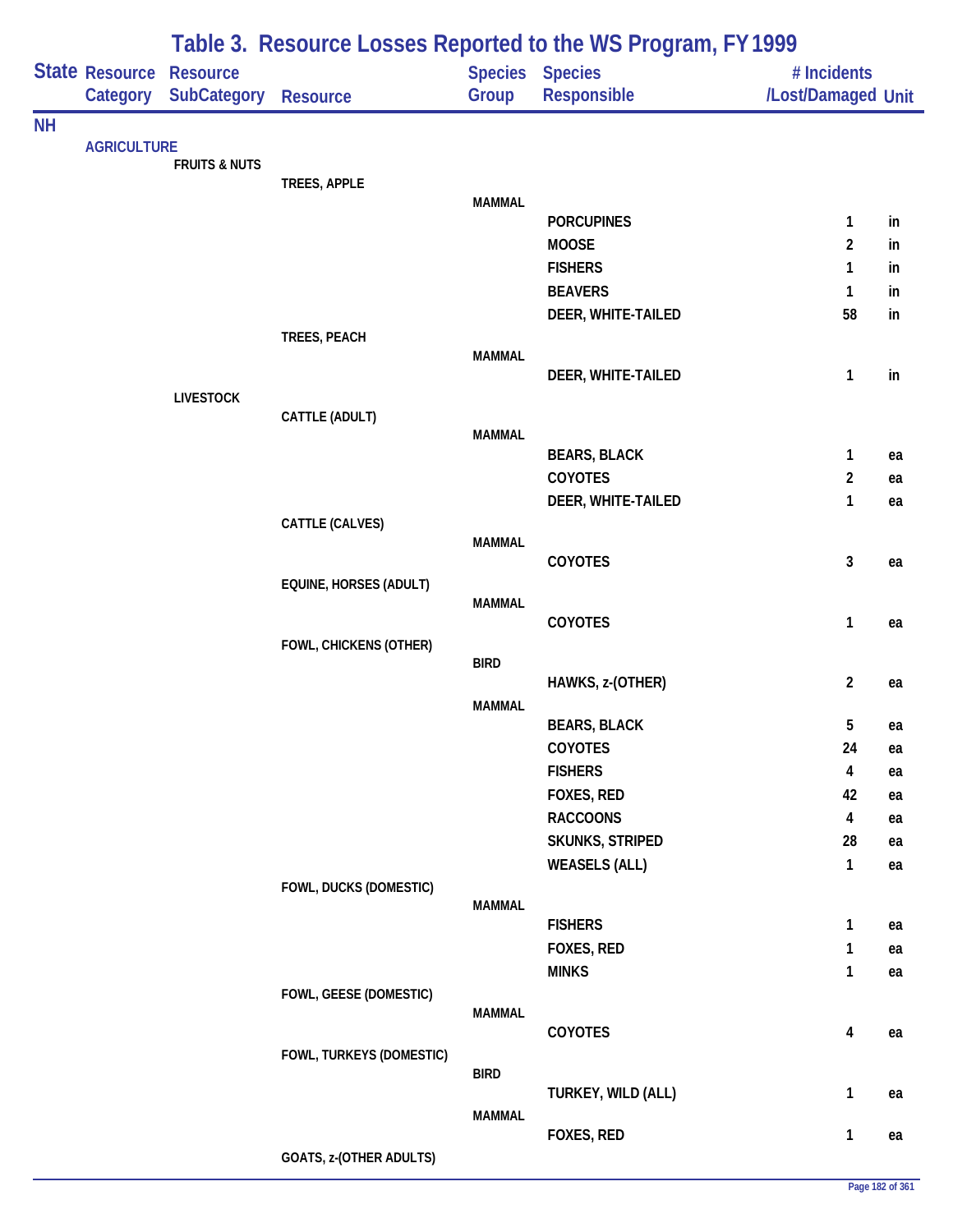# Table 3. Resource Losses Reported to the WS Program, FY 1999

| State | Resource Category | Resource SubCategory | Resource | Species Group | Species Responsible | # Incidents /Lost/Damaged | Unit |
|---|---|---|---|---|---|---|---|
| NH | | | | | | | |
| | AGRICULTURE | | | | | | |
| | | FRUITS & NUTS | | | | | |
| | | | TREES, APPLE | | | | |
| | | | | MAMMAL | | | |
| | | | | | PORCUPINES | 1 | in |
| | | | | | MOOSE | 2 | in |
| | | | | | FISHERS | 1 | in |
| | | | | | BEAVERS | 1 | in |
| | | | | | DEER, WHITE-TAILED | 58 | in |
| | | | TREES, PEACH | | | | |
| | | | | MAMMAL | | | |
| | | | | | DEER, WHITE-TAILED | 1 | in |
| | | LIVESTOCK | | | | | |
| | | | CATTLE (ADULT) | | | | |
| | | | | MAMMAL | | | |
| | | | | | BEARS, BLACK | 1 | ea |
| | | | | | COYOTES | 2 | ea |
| | | | | | DEER, WHITE-TAILED | 1 | ea |
| | | | CATTLE (CALVES) | | | | |
| | | | | MAMMAL | | | |
| | | | | | COYOTES | 3 | ea |
| | | | EQUINE, HORSES (ADULT) | | | | |
| | | | | MAMMAL | | | |
| | | | | | COYOTES | 1 | ea |
| | | | FOWL, CHICKENS (OTHER) | | | | |
| | | | | BIRD | | | |
| | | | | | HAWKS, z-(OTHER) | 2 | ea |
| | | | | MAMMAL | | | |
| | | | | | BEARS, BLACK | 5 | ea |
| | | | | | COYOTES | 24 | ea |
| | | | | | FISHERS | 4 | ea |
| | | | | | FOXES, RED | 42 | ea |
| | | | | | RACCOONS | 4 | ea |
| | | | | | SKUNKS, STRIPED | 28 | ea |
| | | | | | WEASELS (ALL) | 1 | ea |
| | | | FOWL, DUCKS (DOMESTIC) | | | | |
| | | | | MAMMAL | | | |
| | | | | | FISHERS | 1 | ea |
| | | | | | FOXES, RED | 1 | ea |
| | | | | | MINKS | 1 | ea |
| | | | FOWL, GEESE (DOMESTIC) | | | | |
| | | | | MAMMAL | | | |
| | | | | | COYOTES | 4 | ea |
| | | | FOWL, TURKEYS (DOMESTIC) | | | | |
| | | | | BIRD | | | |
| | | | | | TURKEY, WILD (ALL) | 1 | ea |
| | | | | MAMMAL | | | |
| | | | | | FOXES, RED | 1 | ea |
| | | | GOATS, z-(OTHER ADULTS) | | | | |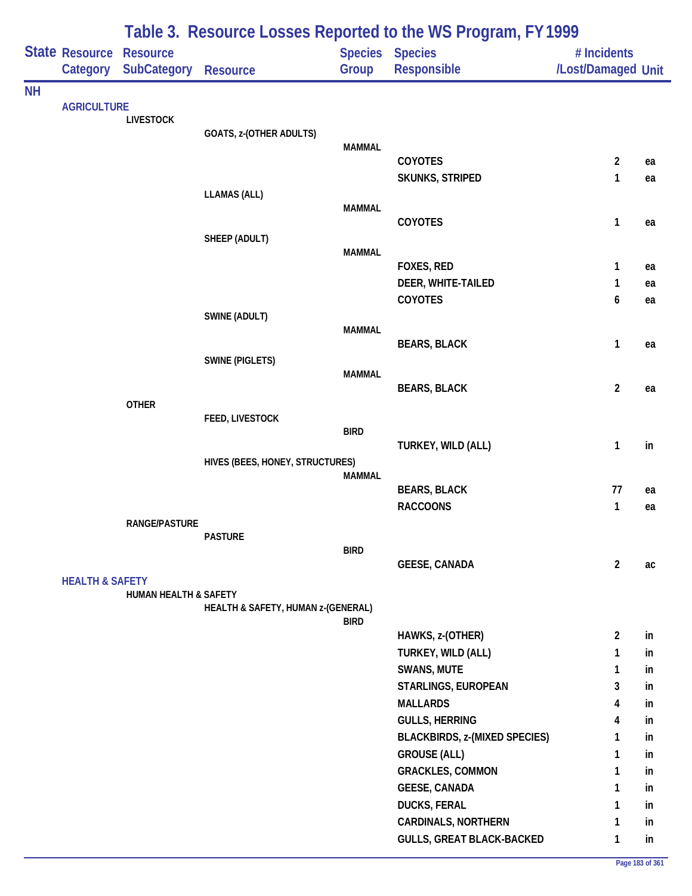# Table 3. Resource Losses Reported to the WS Program, FY 1999

| State | Resource Category | Resource SubCategory | Resource | Species Group | Species Responsible | # Incidents /Lost/Damaged | Unit |
|---|---|---|---|---|---|---|---|
| NH | | | | | | | |
| | AGRICULTURE | | | | | | |
| | | LIVESTOCK | | | | | |
| | | | GOATS, z-(OTHER ADULTS) | | | | |
| | | | | MAMMAL | | | |
| | | | | | COYOTES | 2 | ea |
| | | | | | SKUNKS, STRIPED | 1 | ea |
| | | | LLAMAS (ALL) | | | | |
| | | | | MAMMAL | | | |
| | | | | | COYOTES | 1 | ea |
| | | | SHEEP (ADULT) | | | | |
| | | | | MAMMAL | | | |
| | | | | | FOXES, RED | 1 | ea |
| | | | | | DEER, WHITE-TAILED | 1 | ea |
| | | | | | COYOTES | 6 | ea |
| | | | SWINE (ADULT) | | | | |
| | | | | MAMMAL | | | |
| | | | | | BEARS, BLACK | 1 | ea |
| | | | SWINE (PIGLETS) | | | | |
| | | | | MAMMAL | | | |
| | | | | | BEARS, BLACK | 2 | ea |
| | | OTHER | | | | | |
| | | | FEED, LIVESTOCK | | | | |
| | | | | BIRD | | | |
| | | | | | TURKEY, WILD (ALL) | 1 | in |
| | | | HIVES (BEES, HONEY, STRUCTURES) | | | | |
| | | | | MAMMAL | | | |
| | | | | | BEARS, BLACK | 77 | ea |
| | | | | | RACCOONS | 1 | ea |
| | | RANGE/PASTURE | | | | | |
| | | | PASTURE | | | | |
| | | | | BIRD | | | |
| | | | | | GEESE, CANADA | 2 | ac |
| | HEALTH & SAFETY | | | | | | |
| | | HUMAN HEALTH & SAFETY | | | | | |
| | | | HEALTH & SAFETY, HUMAN z-(GENERAL) | | | | |
| | | | | BIRD | | | |
| | | | | | HAWKS, z-(OTHER) | 2 | in |
| | | | | | TURKEY, WILD (ALL) | 1 | in |
| | | | | | SWANS, MUTE | 1 | in |
| | | | | | STARLINGS, EUROPEAN | 3 | in |
| | | | | | MALLARDS | 4 | in |
| | | | | | GULLS, HERRING | 4 | in |
| | | | | | BLACKBIRDS, z-(MIXED SPECIES) | 1 | in |
| | | | | | GROUSE (ALL) | 1 | in |
| | | | | | GRACKLES, COMMON | 1 | in |
| | | | | | GEESE, CANADA | 1 | in |
| | | | | | DUCKS, FERAL | 1 | in |
| | | | | | CARDINALS, NORTHERN | 1 | in |
| | | | | | GULLS, GREAT BLACK-BACKED | 1 | in |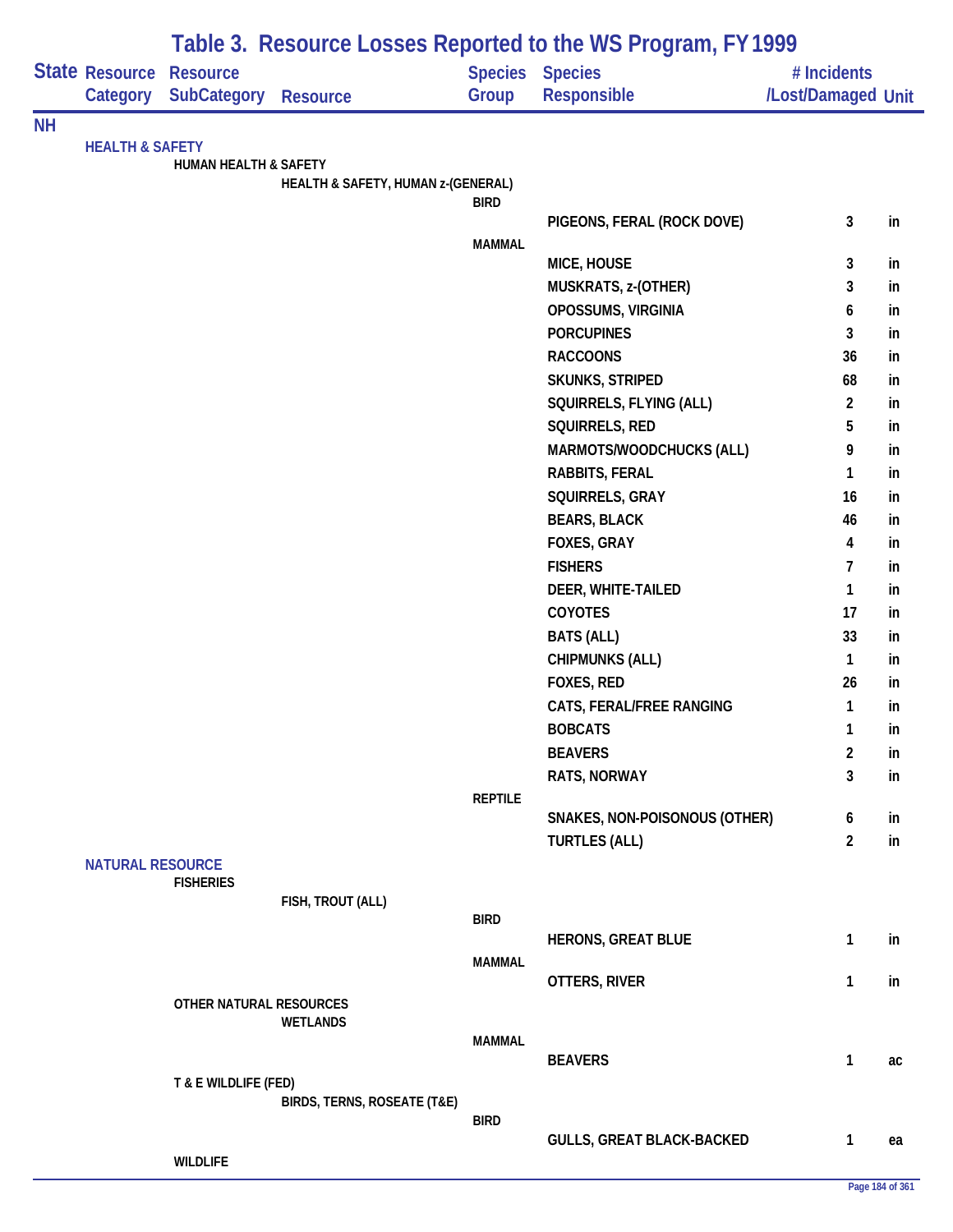## Table 3. Resource Losses Reported to the WS Program, FY 1999

| State | Resource Category | Resource SubCategory | Resource | Species Group | Species Responsible | # Incidents /Lost/Damaged | Unit |
|---|---|---|---|---|---|---|---|
| NH | | | | | | | |
| | HEALTH & SAFETY | | | | | | |
| | | HUMAN HEALTH & SAFETY | | | | | |
| | | | HEALTH & SAFETY, HUMAN z-(GENERAL) | | | | |
| | | | | BIRD | | | |
| | | | | | PIGEONS, FERAL (ROCK DOVE) | 3 | in |
| | | | | MAMMAL | | | |
| | | | | | MICE, HOUSE | 3 | in |
| | | | | | MUSKRATS, z-(OTHER) | 3 | in |
| | | | | | OPOSSUMS, VIRGINIA | 6 | in |
| | | | | | PORCUPINES | 3 | in |
| | | | | | RACCOONS | 36 | in |
| | | | | | SKUNKS, STRIPED | 68 | in |
| | | | | | SQUIRRELS, FLYING (ALL) | 2 | in |
| | | | | | SQUIRRELS, RED | 5 | in |
| | | | | | MARMOTS/WOODCHUCKS (ALL) | 9 | in |
| | | | | | RABBITS, FERAL | 1 | in |
| | | | | | SQUIRRELS, GRAY | 16 | in |
| | | | | | BEARS, BLACK | 46 | in |
| | | | | | FOXES, GRAY | 4 | in |
| | | | | | FISHERS | 7 | in |
| | | | | | DEER, WHITE-TAILED | 1 | in |
| | | | | | COYOTES | 17 | in |
| | | | | | BATS (ALL) | 33 | in |
| | | | | | CHIPMUNKS (ALL) | 1 | in |
| | | | | | FOXES, RED | 26 | in |
| | | | | | CATS, FERAL/FREE RANGING | 1 | in |
| | | | | | BOBCATS | 1 | in |
| | | | | | BEAVERS | 2 | in |
| | | | | | RATS, NORWAY | 3 | in |
| | | | | REPTILE | | | |
| | | | | | SNAKES, NON-POISONOUS (OTHER) | 6 | in |
| | | | | | TURTLES (ALL) | 2 | in |
| | NATURAL RESOURCE | | | | | | |
| | | FISHERIES | | | | | |
| | | | FISH, TROUT (ALL) | | | | |
| | | | | BIRD | | | |
| | | | | | HERONS, GREAT BLUE | 1 | in |
| | | | | MAMMAL | | | |
| | | | | | OTTERS, RIVER | 1 | in |
| | | OTHER NATURAL RESOURCES | | | | | |
| | | | WETLANDS | | | | |
| | | | | MAMMAL | | | |
| | | | | | BEAVERS | 1 | ac |
| | | T & E WILDLIFE (FED) | | | | | |
| | | | BIRDS, TERNS, ROSEATE (T&E) | | | | |
| | | | | BIRD | | | |
| | | | | | GULLS, GREAT BLACK-BACKED | 1 | ea |
| | | WILDLIFE | | | | | |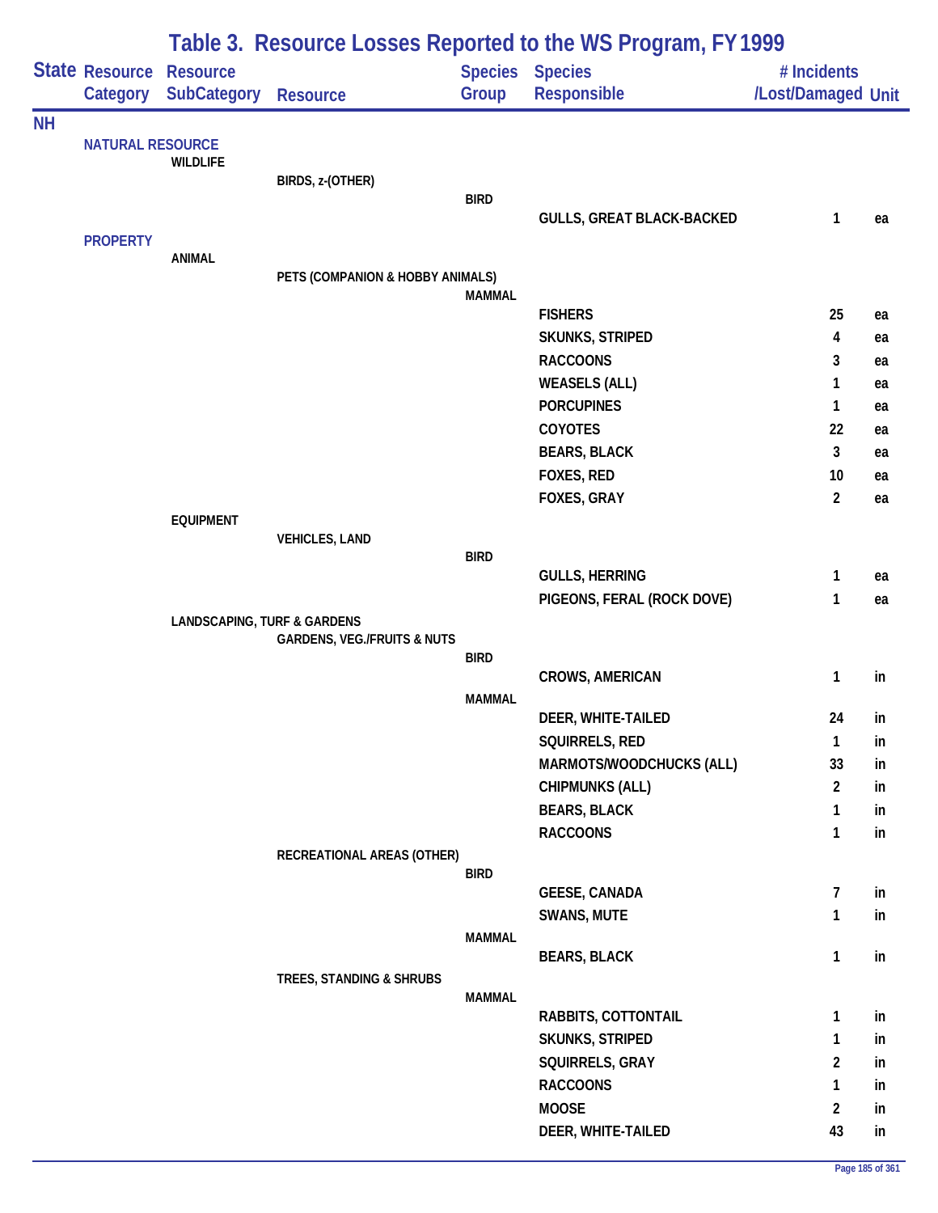# Table 3. Resource Losses Reported to the WS Program, FY 1999

| State | Resource Category | Resource SubCategory | Resource | Species Group | Species Responsible | # Incidents /Lost/Damaged | Unit |
|---|---|---|---|---|---|---|---|
| NH | | | | | | | |
| | NATURAL RESOURCE | | | | | | |
| | | WILDLIFE | | | | | |
| | | | BIRDS, z-(OTHER) | | | | |
| | | | | BIRD | | | |
| | | | | | GULLS, GREAT BLACK-BACKED | 1 | ea |
| | PROPERTY | | | | | | |
| | | ANIMAL | | | | | |
| | | | PETS (COMPANION & HOBBY ANIMALS) | | | | |
| | | | | MAMMAL | | | |
| | | | | | FISHERS | 25 | ea |
| | | | | | SKUNKS, STRIPED | 4 | ea |
| | | | | | RACCOONS | 3 | ea |
| | | | | | WEASELS (ALL) | 1 | ea |
| | | | | | PORCUPINES | 1 | ea |
| | | | | | COYOTES | 22 | ea |
| | | | | | BEARS, BLACK | 3 | ea |
| | | | | | FOXES, RED | 10 | ea |
| | | | | | FOXES, GRAY | 2 | ea |
| | | EQUIPMENT | | | | | |
| | | | VEHICLES, LAND | | | | |
| | | | | BIRD | | | |
| | | | | | GULLS, HERRING | 1 | ea |
| | | | | | PIGEONS, FERAL (ROCK DOVE) | 1 | ea |
| | | LANDSCAPING, TURF & GARDENS | | | | | |
| | | | GARDENS, VEG./FRUITS & NUTS | | | | |
| | | | | BIRD | | | |
| | | | | | CROWS, AMERICAN | 1 | in |
| | | | | MAMMAL | | | |
| | | | | | DEER, WHITE-TAILED | 24 | in |
| | | | | | SQUIRRELS, RED | 1 | in |
| | | | | | MARMOTS/WOODCHUCKS (ALL) | 33 | in |
| | | | | | CHIPMUNKS (ALL) | 2 | in |
| | | | | | BEARS, BLACK | 1 | in |
| | | | | | RACCOONS | 1 | in |
| | | | RECREATIONAL AREAS (OTHER) | | | | |
| | | | | BIRD | | | |
| | | | | | GEESE, CANADA | 7 | in |
| | | | | | SWANS, MUTE | 1 | in |
| | | | | MAMMAL | | | |
| | | | | | BEARS, BLACK | 1 | in |
| | | | TREES, STANDING & SHRUBS | | | | |
| | | | | MAMMAL | | | |
| | | | | | RABBITS, COTTONTAIL | 1 | in |
| | | | | | SKUNKS, STRIPED | 1 | in |
| | | | | | SQUIRRELS, GRAY | 2 | in |
| | | | | | RACCOONS | 1 | in |
| | | | | | MOOSE | 2 | in |
| | | | | | DEER, WHITE-TAILED | 43 | in |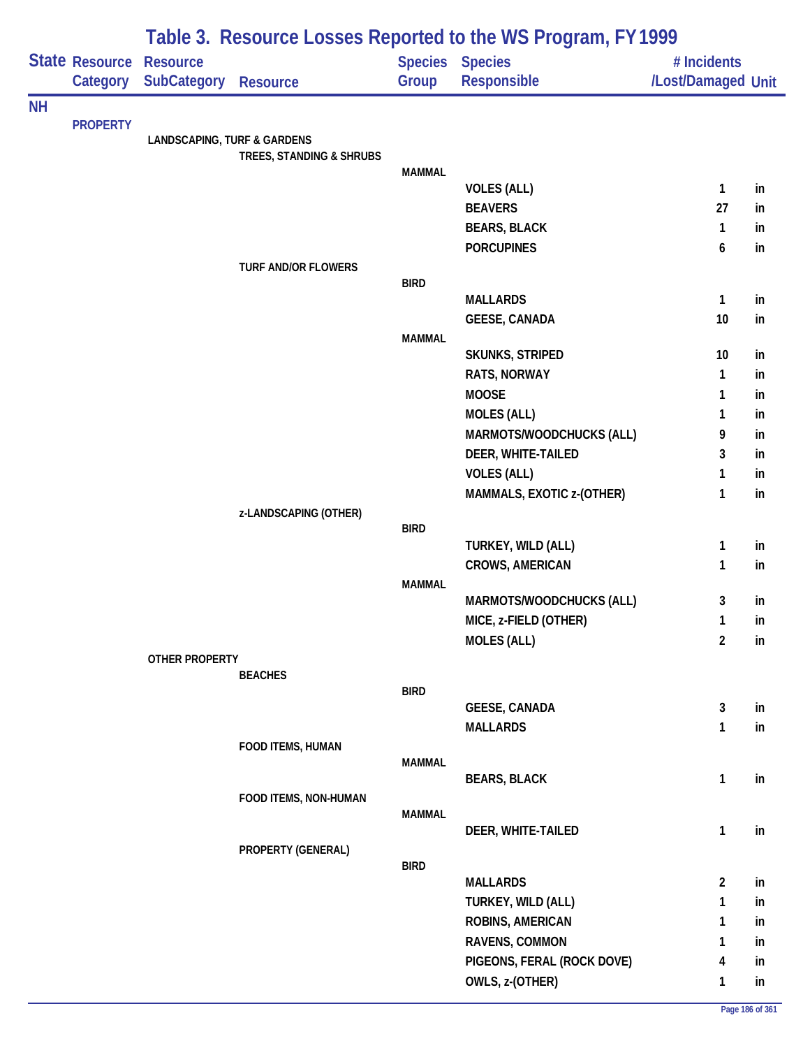# Table 3. Resource Losses Reported to the WS Program, FY 1999

| State | Resource Category | Resource SubCategory | Resource | Species Group | Species Responsible | # Incidents /Lost/Damaged | Unit |
|---|---|---|---|---|---|---|---|
| NH | | | | | | | |
| | PROPERTY | | | | | | |
| | | LANDSCAPING, TURF & GARDENS | | | | | |
| | | | TREES, STANDING & SHRUBS | | | | |
| | | | | MAMMAL | | | |
| | | | | | VOLES (ALL) | 1 | in |
| | | | | | BEAVERS | 27 | in |
| | | | | | BEARS, BLACK | 1 | in |
| | | | | | PORCUPINES | 6 | in |
| | | | TURF AND/OR FLOWERS | | | | |
| | | | | BIRD | | | |
| | | | | | MALLARDS | 1 | in |
| | | | | | GEESE, CANADA | 10 | in |
| | | | | MAMMAL | | | |
| | | | | | SKUNKS, STRIPED | 10 | in |
| | | | | | RATS, NORWAY | 1 | in |
| | | | | | MOOSE | 1 | in |
| | | | | | MOLES (ALL) | 1 | in |
| | | | | | MARMOTS/WOODCHUCKS (ALL) | 9 | in |
| | | | | | DEER, WHITE-TAILED | 3 | in |
| | | | | | VOLES (ALL) | 1 | in |
| | | | | | MAMMALS, EXOTIC z-(OTHER) | 1 | in |
| | | | z-LANDSCAPING (OTHER) | | | | |
| | | | | BIRD | | | |
| | | | | | TURKEY, WILD (ALL) | 1 | in |
| | | | | | CROWS, AMERICAN | 1 | in |
| | | | | MAMMAL | | | |
| | | | | | MARMOTS/WOODCHUCKS (ALL) | 3 | in |
| | | | | | MICE, z-FIELD (OTHER) | 1 | in |
| | | | | | MOLES (ALL) | 2 | in |
| | | OTHER PROPERTY | | | | | |
| | | | BEACHES | | | | |
| | | | | BIRD | | | |
| | | | | | GEESE, CANADA | 3 | in |
| | | | | | MALLARDS | 1 | in |
| | | | FOOD ITEMS, HUMAN | | | | |
| | | | | MAMMAL | | | |
| | | | | | BEARS, BLACK | 1 | in |
| | | | FOOD ITEMS, NON-HUMAN | | | | |
| | | | | MAMMAL | | | |
| | | | | | DEER, WHITE-TAILED | 1 | in |
| | | | PROPERTY (GENERAL) | | | | |
| | | | | BIRD | | | |
| | | | | | MALLARDS | 2 | in |
| | | | | | TURKEY, WILD (ALL) | 1 | in |
| | | | | | ROBINS, AMERICAN | 1 | in |
| | | | | | RAVENS, COMMON | 1 | in |
| | | | | | PIGEONS, FERAL (ROCK DOVE) | 4 | in |
| | | | | | OWLS, z-(OTHER) | 1 | in |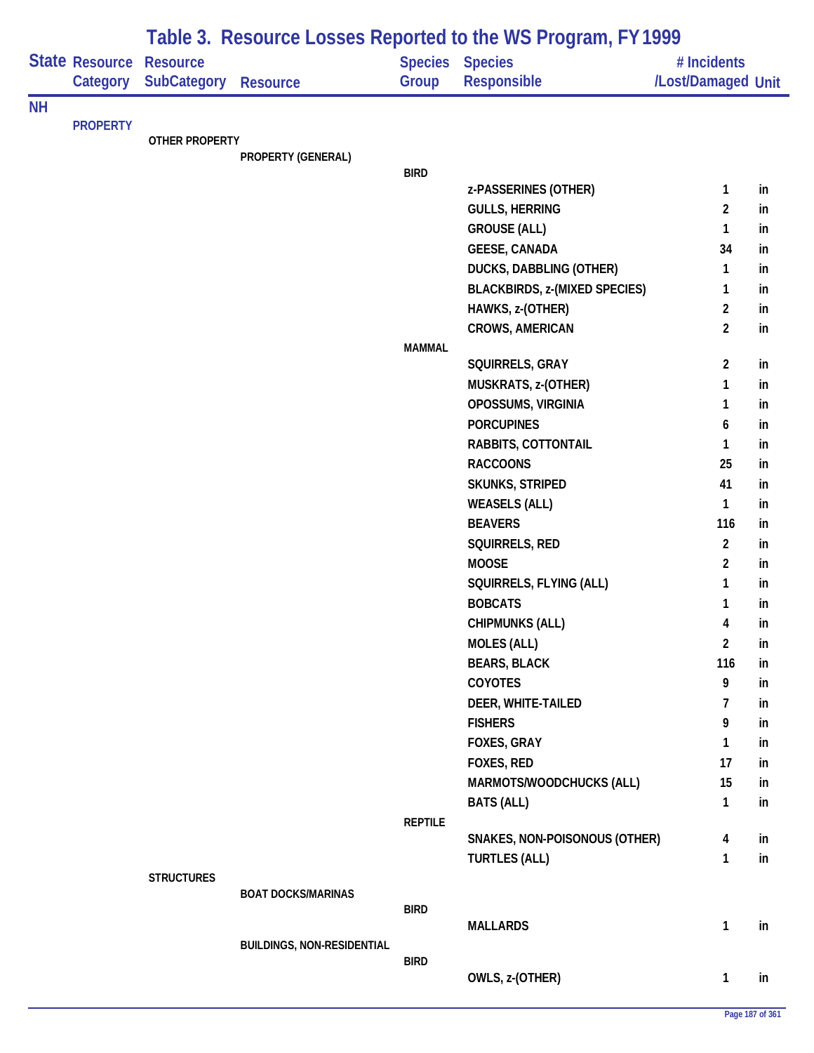# Table 3. Resource Losses Reported to the WS Program, FY 1999

| State | Resource Category | Resource SubCategory | Resource | Species Group | Species Responsible | # Incidents /Lost/Damaged | Unit |
|---|---|---|---|---|---|---|---|
| NH | | | | | | | |
| | PROPERTY | | | | | | |
| | | OTHER PROPERTY | | | | | |
| | | | PROPERTY (GENERAL) | | | | |
| | | | | BIRD | | | |
| | | | | | z-PASSERINES (OTHER) | 1 | in |
| | | | | | GULLS, HERRING | 2 | in |
| | | | | | GROUSE (ALL) | 1 | in |
| | | | | | GEESE, CANADA | 34 | in |
| | | | | | DUCKS, DABBLING (OTHER) | 1 | in |
| | | | | | BLACKBIRDS, z-(MIXED SPECIES) | 1 | in |
| | | | | | HAWKS, z-(OTHER) | 2 | in |
| | | | | | CROWS, AMERICAN | 2 | in |
| | | | | MAMMAL | | | |
| | | | | | SQUIRRELS, GRAY | 2 | in |
| | | | | | MUSKRATS, z-(OTHER) | 1 | in |
| | | | | | OPOSSUMS, VIRGINIA | 1 | in |
| | | | | | PORCUPINES | 6 | in |
| | | | | | RABBITS, COTTONTAIL | 1 | in |
| | | | | | RACCOONS | 25 | in |
| | | | | | SKUNKS, STRIPED | 41 | in |
| | | | | | WEASELS (ALL) | 1 | in |
| | | | | | BEAVERS | 116 | in |
| | | | | | SQUIRRELS, RED | 2 | in |
| | | | | | MOOSE | 2 | in |
| | | | | | SQUIRRELS, FLYING (ALL) | 1 | in |
| | | | | | BOBCATS | 1 | in |
| | | | | | CHIPMUNKS (ALL) | 4 | in |
| | | | | | MOLES (ALL) | 2 | in |
| | | | | | BEARS, BLACK | 116 | in |
| | | | | | COYOTES | 9 | in |
| | | | | | DEER, WHITE-TAILED | 7 | in |
| | | | | | FISHERS | 9 | in |
| | | | | | FOXES, GRAY | 1 | in |
| | | | | | FOXES, RED | 17 | in |
| | | | | | MARMOTS/WOODCHUCKS (ALL) | 15 | in |
| | | | | | BATS (ALL) | 1 | in |
| | | | | REPTILE | | | |
| | | | | | SNAKES, NON-POISONOUS (OTHER) | 4 | in |
| | | | | | TURTLES (ALL) | 1 | in |
| | | STRUCTURES | | | | | |
| | | | BOAT DOCKS/MARINAS | | | | |
| | | | | BIRD | | | |
| | | | | | MALLARDS | 1 | in |
| | | | BUILDINGS, NON-RESIDENTIAL | | | | |
| | | | | BIRD | | | |
| | | | | | OWLS, z-(OTHER) | 1 | in |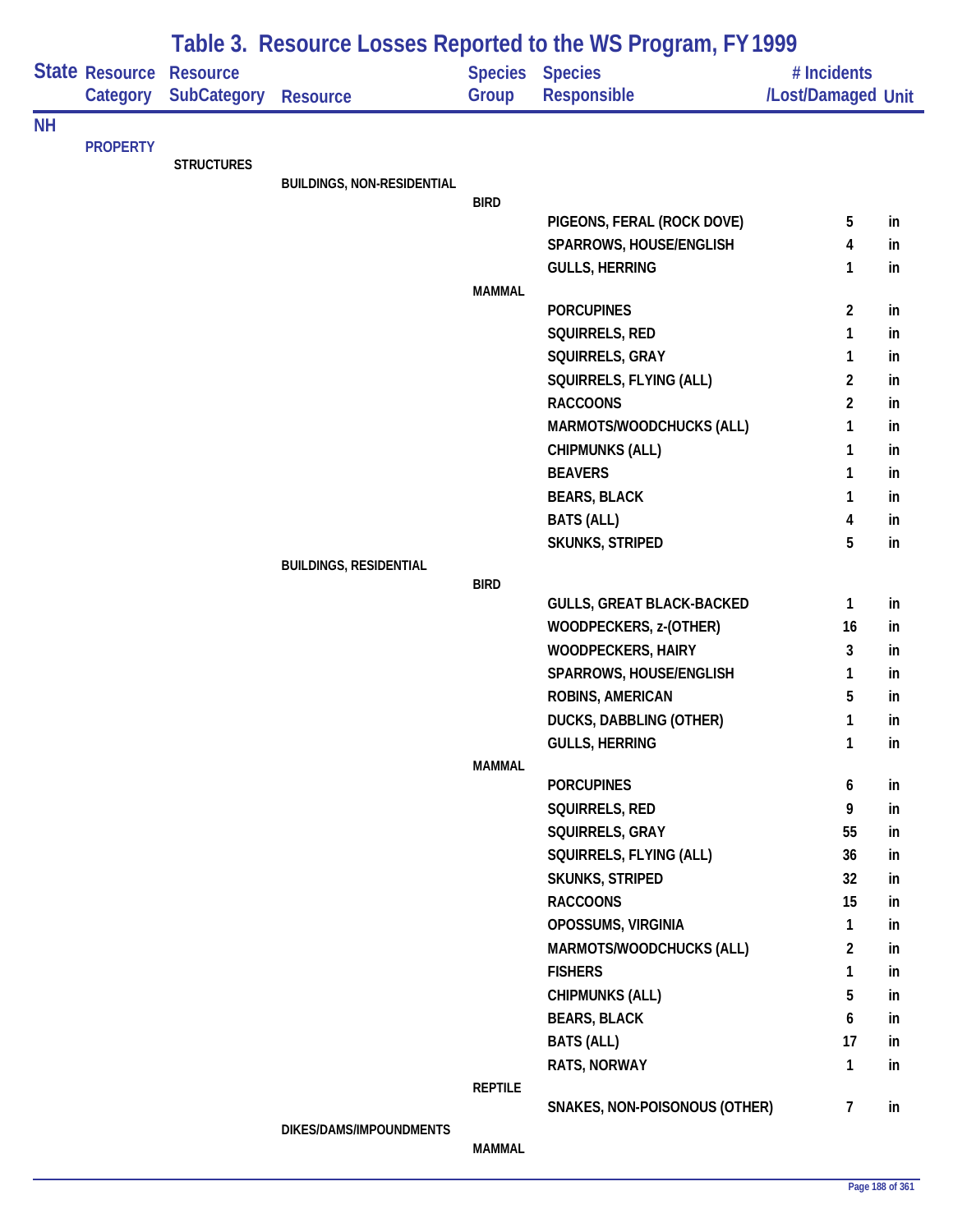# Table 3. Resource Losses Reported to the WS Program, FY 1999

| State | Resource Category | Resource SubCategory | Resource | Species Group | Species Responsible | # Incidents /Lost/Damaged | Unit |
|---|---|---|---|---|---|---|---|
| NH | | | | | | | |
| | PROPERTY | | | | | | |
| | | STRUCTURES | | | | | |
| | | | BUILDINGS, NON-RESIDENTIAL | | | | |
| | | | | BIRD | | | |
| | | | | | PIGEONS, FERAL (ROCK DOVE) | 5 | in |
| | | | | | SPARROWS, HOUSE/ENGLISH | 4 | in |
| | | | | | GULLS, HERRING | 1 | in |
| | | | | MAMMAL | | | |
| | | | | | PORCUPINES | 2 | in |
| | | | | | SQUIRRELS, RED | 1 | in |
| | | | | | SQUIRRELS, GRAY | 1 | in |
| | | | | | SQUIRRELS, FLYING (ALL) | 2 | in |
| | | | | | RACCOONS | 2 | in |
| | | | | | MARMOTS/WOODCHUCKS (ALL) | 1 | in |
| | | | | | CHIPMUNKS (ALL) | 1 | in |
| | | | | | BEAVERS | 1 | in |
| | | | | | BEARS, BLACK | 1 | in |
| | | | | | BATS (ALL) | 4 | in |
| | | | | | SKUNKS, STRIPED | 5 | in |
| | | | BUILDINGS, RESIDENTIAL | | | | |
| | | | | BIRD | | | |
| | | | | | GULLS, GREAT BLACK-BACKED | 1 | in |
| | | | | | WOODPECKERS, z-(OTHER) | 16 | in |
| | | | | | WOODPECKERS, HAIRY | 3 | in |
| | | | | | SPARROWS, HOUSE/ENGLISH | 1 | in |
| | | | | | ROBINS, AMERICAN | 5 | in |
| | | | | | DUCKS, DABBLING (OTHER) | 1 | in |
| | | | | | GULLS, HERRING | 1 | in |
| | | | | MAMMAL | | | |
| | | | | | PORCUPINES | 6 | in |
| | | | | | SQUIRRELS, RED | 9 | in |
| | | | | | SQUIRRELS, GRAY | 55 | in |
| | | | | | SQUIRRELS, FLYING (ALL) | 36 | in |
| | | | | | SKUNKS, STRIPED | 32 | in |
| | | | | | RACCOONS | 15 | in |
| | | | | | OPOSSUMS, VIRGINIA | 1 | in |
| | | | | | MARMOTS/WOODCHUCKS (ALL) | 2 | in |
| | | | | | FISHERS | 1 | in |
| | | | | | CHIPMUNKS (ALL) | 5 | in |
| | | | | | BEARS, BLACK | 6 | in |
| | | | | | BATS (ALL) | 17 | in |
| | | | | | RATS, NORWAY | 1 | in |
| | | | | REPTILE | | | |
| | | | | | SNAKES, NON-POISONOUS (OTHER) | 7 | in |
| | | | DIKES/DAMS/IMPOUNDMENTS | | | | |
| | | | | MAMMAL | | | |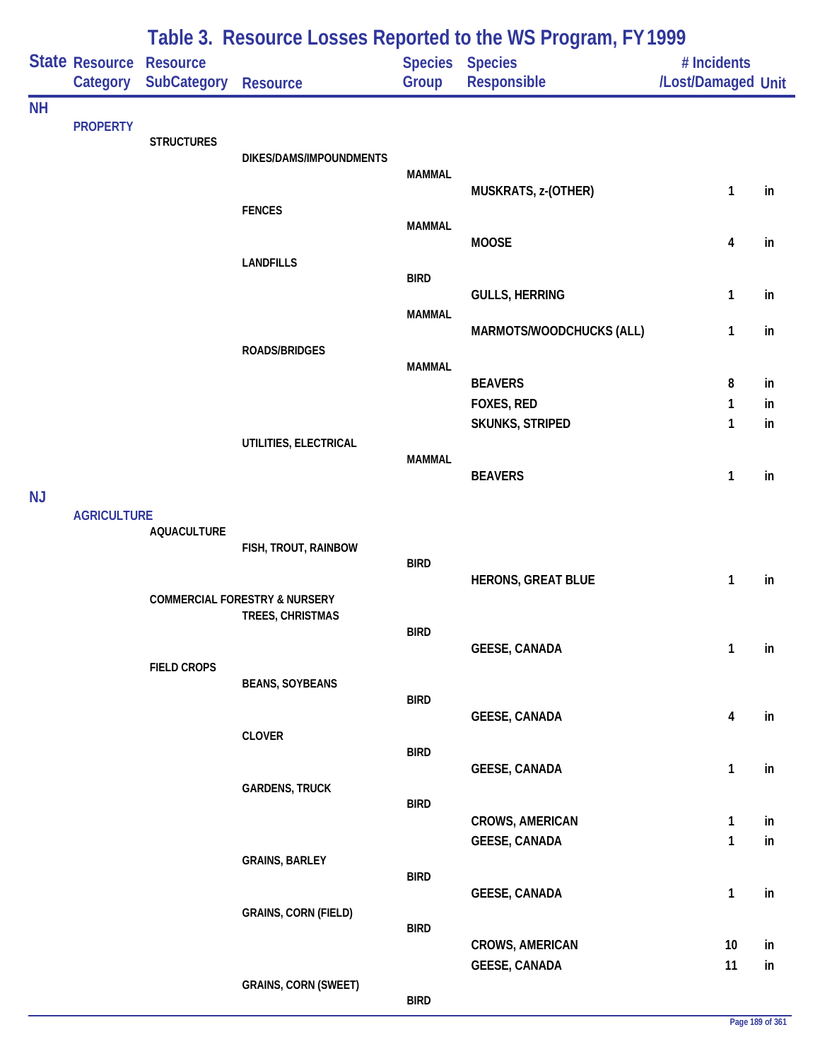# Table 3. Resource Losses Reported to the WS Program, FY 1999

| State | Resource Category | Resource SubCategory | Resource | Species Group | Species Responsible | # Incidents /Lost/Damaged | Unit |
|---|---|---|---|---|---|---|---|
| NH | | | | | | | |
| | PROPERTY | | | | | | |
| | | STRUCTURES | | | | | |
| | | | DIKES/DAMS/IMPOUNDMENTS | | | | |
| | | | | MAMMAL | | | |
| | | | | | MUSKRATS, z-(OTHER) | 1 | in |
| | | | FENCES | | | | |
| | | | | MAMMAL | | | |
| | | | | | MOOSE | 4 | in |
| | | | LANDFILLS | | | | |
| | | | | BIRD | | | |
| | | | | | GULLS, HERRING | 1 | in |
| | | | | MAMMAL | | | |
| | | | | | MARMOTS/WOODCHUCKS (ALL) | 1 | in |
| | | | ROADS/BRIDGES | | | | |
| | | | | MAMMAL | | | |
| | | | | | BEAVERS | 8 | in |
| | | | | | FOXES, RED | 1 | in |
| | | | | | SKUNKS, STRIPED | 1 | in |
| | | | UTILITIES, ELECTRICAL | | | | |
| | | | | MAMMAL | | | |
| | | | | | BEAVERS | 1 | in |
| NJ | | | | | | | |
| | AGRICULTURE | | | | | | |
| | | AQUACULTURE | | | | | |
| | | | FISH, TROUT, RAINBOW | | | | |
| | | | | BIRD | | | |
| | | | | | HERONS, GREAT BLUE | 1 | in |
| | | COMMERCIAL FORESTRY & NURSERY | | | | | |
| | | | TREES, CHRISTMAS | | | | |
| | | | | BIRD | | | |
| | | | | | GEESE, CANADA | 1 | in |
| | | FIELD CROPS | | | | | |
| | | | BEANS, SOYBEANS | | | | |
| | | | | BIRD | | | |
| | | | | | GEESE, CANADA | 4 | in |
| | | | CLOVER | | | | |
| | | | | BIRD | | | |
| | | | | | GEESE, CANADA | 1 | in |
| | | | GARDENS, TRUCK | | | | |
| | | | | BIRD | | | |
| | | | | | CROWS, AMERICAN | 1 | in |
| | | | | | GEESE, CANADA | 1 | in |
| | | | GRAINS, BARLEY | | | | |
| | | | | BIRD | | | |
| | | | | | GEESE, CANADA | 1 | in |
| | | | GRAINS, CORN (FIELD) | | | | |
| | | | | BIRD | | | |
| | | | | | CROWS, AMERICAN | 10 | in |
| | | | | | GEESE, CANADA | 11 | in |
| | | | GRAINS, CORN (SWEET) | | | | |
| | | | | BIRD | | | |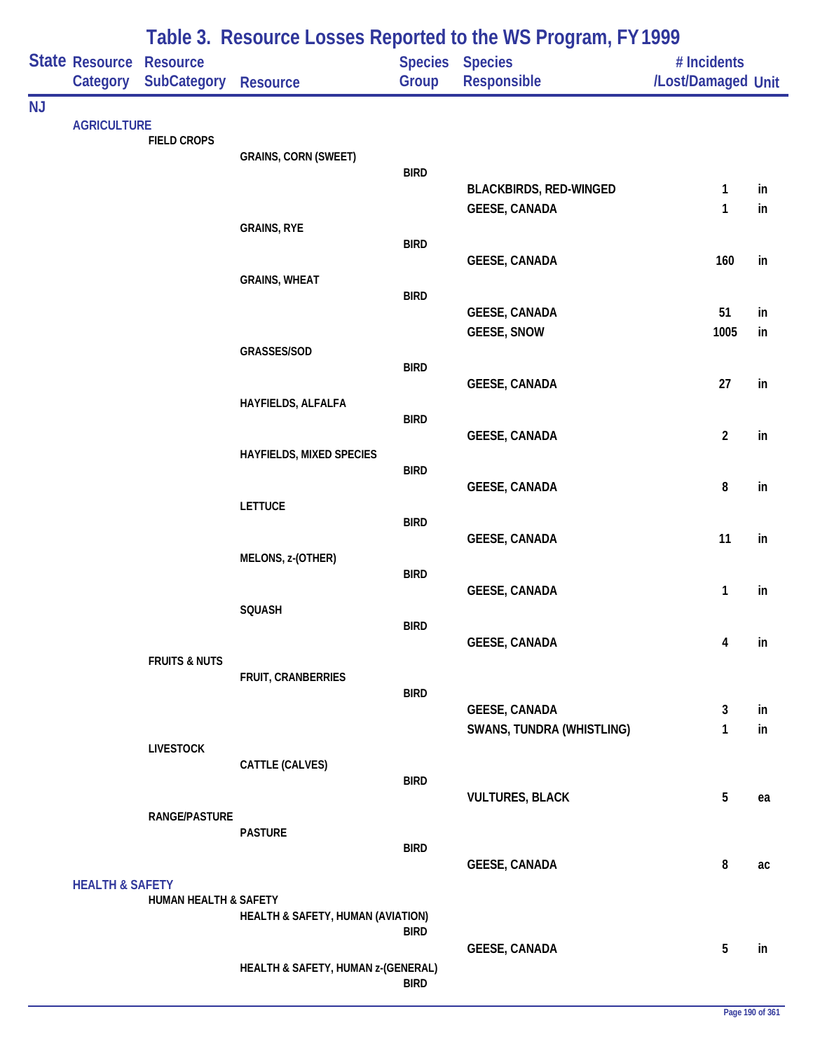# Table 3. Resource Losses Reported to the WS Program, FY 1999

| State | Resource Category | Resource SubCategory | Resource | Species Group | Species Responsible | # Incidents /Lost/Damaged | Unit |
|---|---|---|---|---|---|---|---|
| NJ | | | | | | | |
| | AGRICULTURE | | | | | | |
| | | FIELD CROPS | | | | | |
| | | | GRAINS, CORN (SWEET) | | | | |
| | | | | BIRD | | | |
| | | | | | BLACKBIRDS, RED-WINGED | 1 | in |
| | | | | | GEESE, CANADA | 1 | in |
| | | | GRAINS, RYE | | | | |
| | | | | BIRD | | | |
| | | | | | GEESE, CANADA | 160 | in |
| | | | GRAINS, WHEAT | | | | |
| | | | | BIRD | | | |
| | | | | | GEESE, CANADA | 51 | in |
| | | | | | GEESE, SNOW | 1005 | in |
| | | | GRASSES/SOD | | | | |
| | | | | BIRD | | | |
| | | | | | GEESE, CANADA | 27 | in |
| | | | HAYFIELDS, ALFALFA | | | | |
| | | | | BIRD | | | |
| | | | | | GEESE, CANADA | 2 | in |
| | | | HAYFIELDS, MIXED SPECIES | | | | |
| | | | | BIRD | | | |
| | | | | | GEESE, CANADA | 8 | in |
| | | | LETTUCE | | | | |
| | | | | BIRD | | | |
| | | | | | GEESE, CANADA | 11 | in |
| | | | MELONS, z-(OTHER) | | | | |
| | | | | BIRD | | | |
| | | | | | GEESE, CANADA | 1 | in |
| | | | SQUASH | | | | |
| | | | | BIRD | | | |
| | | | | | GEESE, CANADA | 4 | in |
| | | FRUITS & NUTS | | | | | |
| | | | FRUIT, CRANBERRIES | | | | |
| | | | | BIRD | | | |
| | | | | | GEESE, CANADA | 3 | in |
| | | | | | SWANS, TUNDRA (WHISTLING) | 1 | in |
| | | LIVESTOCK | | | | | |
| | | | CATTLE (CALVES) | | | | |
| | | | | BIRD | | | |
| | | | | | VULTURES, BLACK | 5 | ea |
| | | RANGE/PASTURE | | | | | |
| | | | PASTURE | | | | |
| | | | | BIRD | | | |
| | | | | | GEESE, CANADA | 8 | ac |
| | HEALTH & SAFETY | | | | | | |
| | | HUMAN HEALTH & SAFETY | | | | | |
| | | | HEALTH & SAFETY, HUMAN (AVIATION) | | | | |
| | | | | BIRD | | | |
| | | | | | GEESE, CANADA | 5 | in |
| | | | HEALTH & SAFETY, HUMAN z-(GENERAL) | | | | |
| | | | | BIRD | | | |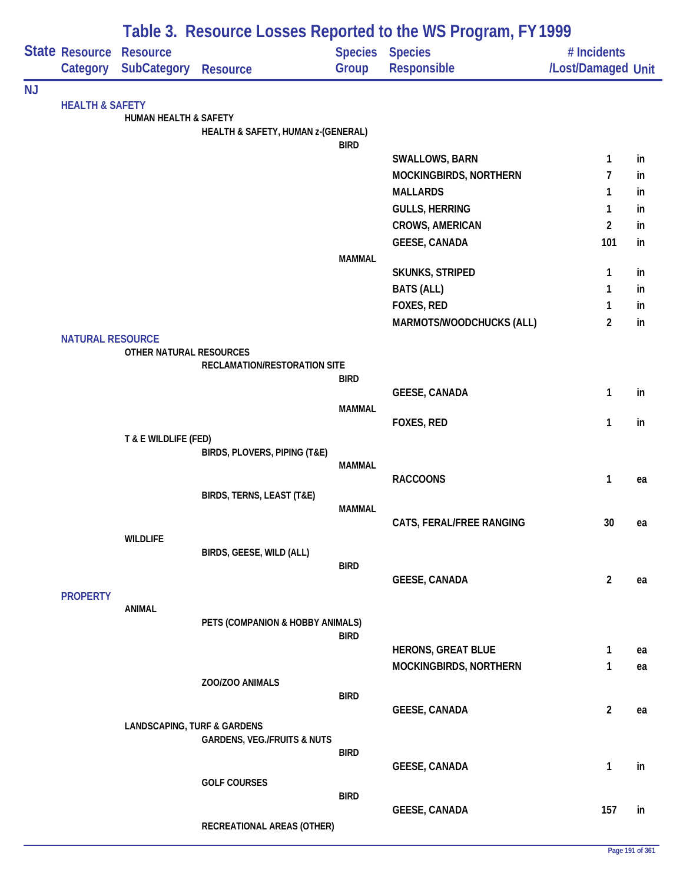# Table 3. Resource Losses Reported to the WS Program, FY 1999

| State | Resource Category | Resource SubCategory | Resource | Species Group | Species Responsible | # Incidents /Lost/Damaged | Unit |
|---|---|---|---|---|---|---|---|
| NJ | | | | | | | |
| | HEALTH & SAFETY | | | | | | |
| | | HUMAN HEALTH & SAFETY | | | | | |
| | | | HEALTH & SAFETY, HUMAN z-(GENERAL) | | | | |
| | | | | BIRD | | | |
| | | | | | SWALLOWS, BARN | 1 | in |
| | | | | | MOCKINGBIRDS, NORTHERN | 7 | in |
| | | | | | MALLARDS | 1 | in |
| | | | | | GULLS, HERRING | 1 | in |
| | | | | | CROWS, AMERICAN | 2 | in |
| | | | | | GEESE, CANADA | 101 | in |
| | | | | MAMMAL | | | |
| | | | | | SKUNKS, STRIPED | 1 | in |
| | | | | | BATS (ALL) | 1 | in |
| | | | | | FOXES, RED | 1 | in |
| | | | | | MARMOTS/WOODCHUCKS (ALL) | 2 | in |
| | NATURAL RESOURCE | | | | | | |
| | | OTHER NATURAL RESOURCES | | | | | |
| | | | RECLAMATION/RESTORATION SITE | | | | |
| | | | | BIRD | | | |
| | | | | | GEESE, CANADA | 1 | in |
| | | | | MAMMAL | | | |
| | | | | | FOXES, RED | 1 | in |
| | | T & E WILDLIFE (FED) | | | | | |
| | | | BIRDS, PLOVERS, PIPING (T&E) | | | | |
| | | | | MAMMAL | | | |
| | | | | | RACCOONS | 1 | ea |
| | | | BIRDS, TERNS, LEAST (T&E) | | | | |
| | | | | MAMMAL | | | |
| | | | | | CATS, FERAL/FREE RANGING | 30 | ea |
| | | WILDLIFE | | | | | |
| | | | BIRDS, GEESE, WILD (ALL) | | | | |
| | | | | BIRD | | | |
| | | | | | GEESE, CANADA | 2 | ea |
| | PROPERTY | | | | | | |
| | | ANIMAL | | | | | |
| | | | PETS (COMPANION & HOBBY ANIMALS) | | | | |
| | | | | BIRD | | | |
| | | | | | HERONS, GREAT BLUE | 1 | ea |
| | | | | | MOCKINGBIRDS, NORTHERN | 1 | ea |
| | | | ZOO/ZOO ANIMALS | | | | |
| | | | | BIRD | | | |
| | | | | | GEESE, CANADA | 2 | ea |
| | | LANDSCAPING, TURF & GARDENS | | | | | |
| | | | GARDENS, VEG./FRUITS & NUTS | | | | |
| | | | | BIRD | | | |
| | | | | | GEESE, CANADA | 1 | in |
| | | | GOLF COURSES | | | | |
| | | | | BIRD | | | |
| | | | | | GEESE, CANADA | 157 | in |
| | | | RECREATIONAL AREAS (OTHER) | | | | |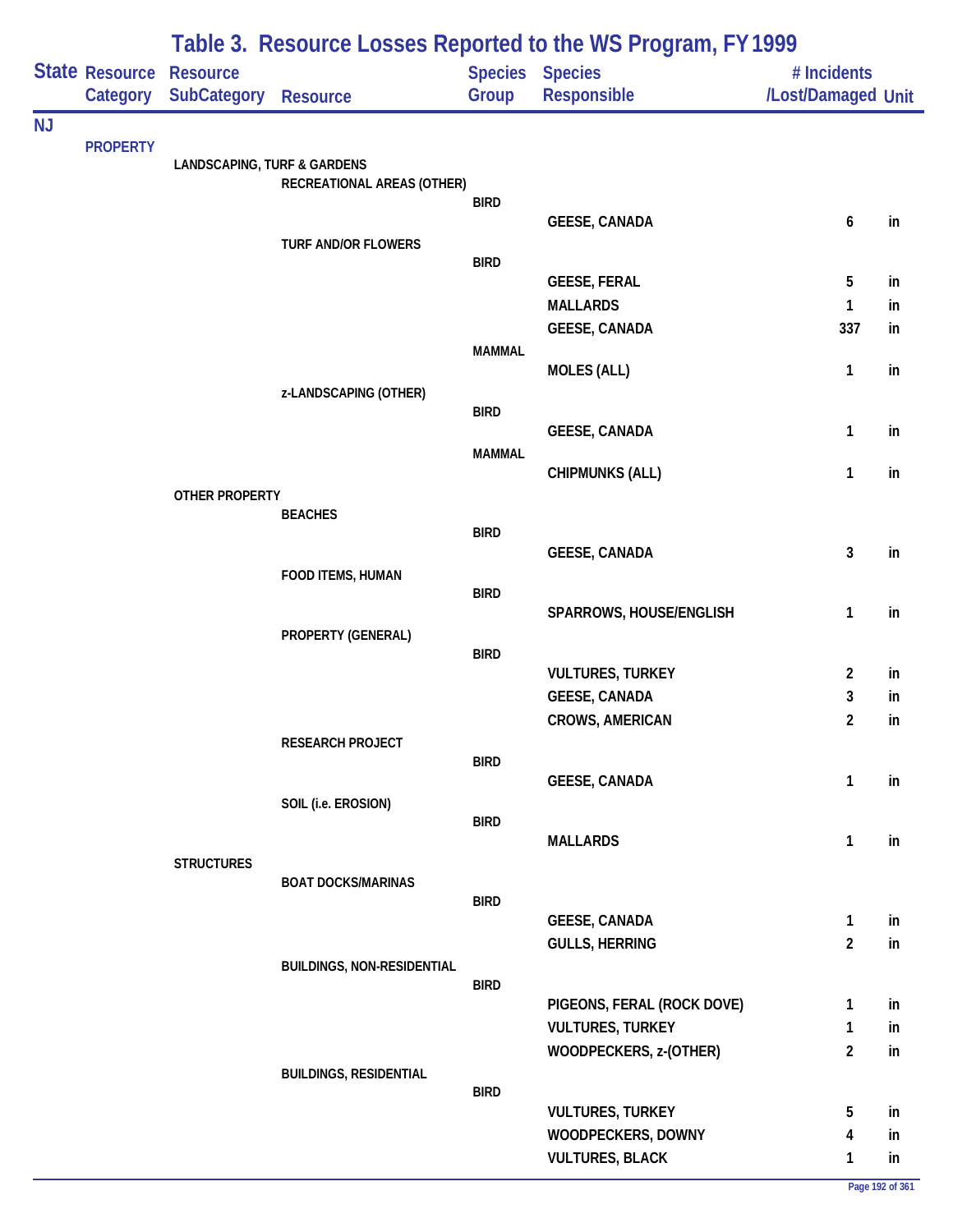# Table 3. Resource Losses Reported to the WS Program, FY 1999

| State | Resource Category | Resource SubCategory | Resource | Species Group | Species Responsible | # Incidents /Lost/Damaged | Unit |
|---|---|---|---|---|---|---|---|
| NJ | | | | | | | |
| | PROPERTY | | | | | | |
| | | LANDSCAPING, TURF & GARDENS | | | | | |
| | | | RECREATIONAL AREAS (OTHER) | | | | |
| | | | | BIRD | | | |
| | | | | | GEESE, CANADA | 6 | in |
| | | | TURF AND/OR FLOWERS | | | | |
| | | | | BIRD | | | |
| | | | | | GEESE, FERAL | 5 | in |
| | | | | | MALLARDS | 1 | in |
| | | | | | GEESE, CANADA | 337 | in |
| | | | | MAMMAL | | | |
| | | | | | MOLES (ALL) | 1 | in |
| | | | z-LANDSCAPING (OTHER) | | | | |
| | | | | BIRD | | | |
| | | | | | GEESE, CANADA | 1 | in |
| | | | | MAMMAL | | | |
| | | | | | CHIPMUNKS (ALL) | 1 | in |
| | | OTHER PROPERTY | | | | | |
| | | | BEACHES | | | | |
| | | | | BIRD | | | |
| | | | | | GEESE, CANADA | 3 | in |
| | | | FOOD ITEMS, HUMAN | | | | |
| | | | | BIRD | | | |
| | | | | | SPARROWS, HOUSE/ENGLISH | 1 | in |
| | | | PROPERTY (GENERAL) | | | | |
| | | | | BIRD | | | |
| | | | | | VULTURES, TURKEY | 2 | in |
| | | | | | GEESE, CANADA | 3 | in |
| | | | | | CROWS, AMERICAN | 2 | in |
| | | | RESEARCH PROJECT | | | | |
| | | | | BIRD | | | |
| | | | | | GEESE, CANADA | 1 | in |
| | | | SOIL (i.e. EROSION) | | | | |
| | | | | BIRD | | | |
| | | | | | MALLARDS | 1 | in |
| | | STRUCTURES | | | | | |
| | | | BOAT DOCKS/MARINAS | | | | |
| | | | | BIRD | | | |
| | | | | | GEESE, CANADA | 1 | in |
| | | | | | GULLS, HERRING | 2 | in |
| | | | BUILDINGS, NON-RESIDENTIAL | | | | |
| | | | | BIRD | | | |
| | | | | | PIGEONS, FERAL (ROCK DOVE) | 1 | in |
| | | | | | VULTURES, TURKEY | 1 | in |
| | | | | | WOODPECKERS, z-(OTHER) | 2 | in |
| | | | BUILDINGS, RESIDENTIAL | | | | |
| | | | | BIRD | | | |
| | | | | | VULTURES, TURKEY | 5 | in |
| | | | | | WOODPECKERS, DOWNY | 4 | in |
| | | | | | VULTURES, BLACK | 1 | in |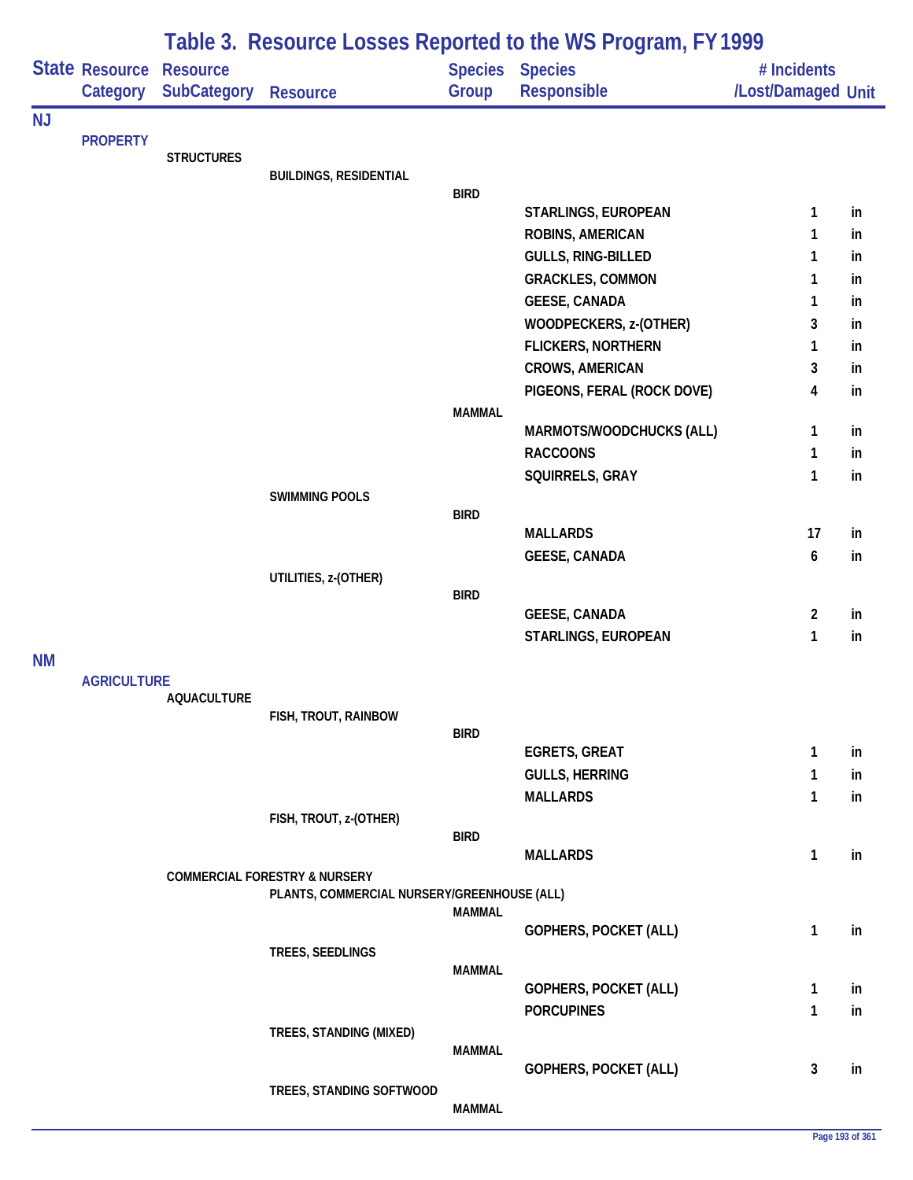# Table 3. Resource Losses Reported to the WS Program, FY 1999

| State | Resource Category | Resource SubCategory | Resource | Species Group | Species Responsible | # Incidents /Lost/Damaged | Unit |
|---|---|---|---|---|---|---|---|
| NJ | | | | | | | |
| | PROPERTY | | | | | | |
| | | STRUCTURES | | | | | |
| | | | BUILDINGS, RESIDENTIAL | | | | |
| | | | | BIRD | | | |
| | | | | | STARLINGS, EUROPEAN | 1 | in |
| | | | | | ROBINS, AMERICAN | 1 | in |
| | | | | | GULLS, RING-BILLED | 1 | in |
| | | | | | GRACKLES, COMMON | 1 | in |
| | | | | | GEESE, CANADA | 1 | in |
| | | | | | WOODPECKERS, z-(OTHER) | 3 | in |
| | | | | | FLICKERS, NORTHERN | 1 | in |
| | | | | | CROWS, AMERICAN | 3 | in |
| | | | | | PIGEONS, FERAL (ROCK DOVE) | 4 | in |
| | | | | MAMMAL | | | |
| | | | | | MARMOTS/WOODCHUCKS (ALL) | 1 | in |
| | | | | | RACCOONS | 1 | in |
| | | | | | SQUIRRELS, GRAY | 1 | in |
| | | | SWIMMING POOLS | | | | |
| | | | | BIRD | | | |
| | | | | | MALLARDS | 17 | in |
| | | | | | GEESE, CANADA | 6 | in |
| | | | UTILITIES, z-(OTHER) | | | | |
| | | | | BIRD | | | |
| | | | | | GEESE, CANADA | 2 | in |
| | | | | | STARLINGS, EUROPEAN | 1 | in |
| NM | | | | | | | |
| | AGRICULTURE | | | | | | |
| | | AQUACULTURE | | | | | |
| | | | FISH, TROUT, RAINBOW | | | | |
| | | | | BIRD | | | |
| | | | | | EGRETS, GREAT | 1 | in |
| | | | | | GULLS, HERRING | 1 | in |
| | | | | | MALLARDS | 1 | in |
| | | | FISH, TROUT, z-(OTHER) | | | | |
| | | | | BIRD | | | |
| | | | | | MALLARDS | 1 | in |
| | | COMMERCIAL FORESTRY & NURSERY | | | | | |
| | | | PLANTS, COMMERCIAL NURSERY/GREENHOUSE (ALL) | | | | |
| | | | | MAMMAL | | | |
| | | | | | GOPHERS, POCKET (ALL) | 1 | in |
| | | | TREES, SEEDLINGS | | | | |
| | | | | MAMMAL | | | |
| | | | | | GOPHERS, POCKET (ALL) | 1 | in |
| | | | | | PORCUPINES | 1 | in |
| | | | TREES, STANDING (MIXED) | | | | |
| | | | | MAMMAL | | | |
| | | | | | GOPHERS, POCKET (ALL) | 3 | in |
| | | | TREES, STANDING SOFTWOOD | | | | |
| | | | | MAMMAL | | | |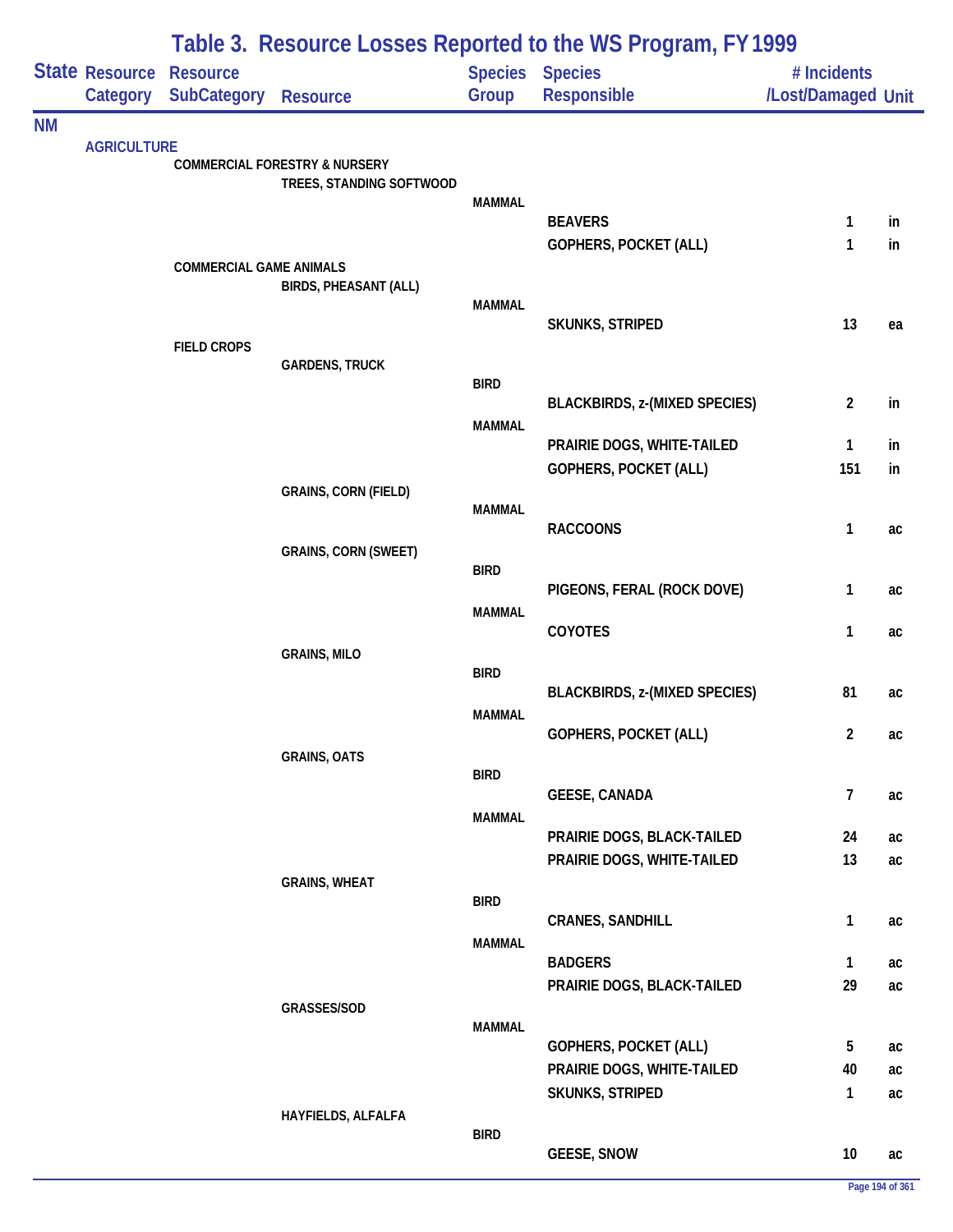# Table 3. Resource Losses Reported to the WS Program, FY 1999

| State | Resource Category | Resource SubCategory | Resource | Species Group | Species Responsible | # Incidents /Lost/Damaged | Unit |
|---|---|---|---|---|---|---|---|
| NM | | | | | | | |
| | AGRICULTURE | | | | | | |
| | | COMMERCIAL FORESTRY & NURSERY | | | | | |
| | | | TREES, STANDING SOFTWOOD | | | | |
| | | | | MAMMAL | | | |
| | | | | | BEAVERS | 1 | in |
| | | | | | GOPHERS, POCKET (ALL) | 1 | in |
| | | COMMERCIAL GAME ANIMALS | | | | | |
| | | | BIRDS, PHEASANT (ALL) | | | | |
| | | | | MAMMAL | | | |
| | | | | | SKUNKS, STRIPED | 13 | ea |
| | | FIELD CROPS | | | | | |
| | | | GARDENS, TRUCK | | | | |
| | | | | BIRD | | | |
| | | | | | BLACKBIRDS, z-(MIXED SPECIES) | 2 | in |
| | | | | MAMMAL | | | |
| | | | | | PRAIRIE DOGS, WHITE-TAILED | 1 | in |
| | | | | | GOPHERS, POCKET (ALL) | 151 | in |
| | | | GRAINS, CORN (FIELD) | | | | |
| | | | | MAMMAL | | | |
| | | | | | RACCOONS | 1 | ac |
| | | | GRAINS, CORN (SWEET) | | | | |
| | | | | BIRD | | | |
| | | | | | PIGEONS, FERAL (ROCK DOVE) | 1 | ac |
| | | | | MAMMAL | | | |
| | | | | | COYOTES | 1 | ac |
| | | | GRAINS, MILO | | | | |
| | | | | BIRD | | | |
| | | | | | BLACKBIRDS, z-(MIXED SPECIES) | 81 | ac |
| | | | | MAMMAL | | | |
| | | | | | GOPHERS, POCKET (ALL) | 2 | ac |
| | | | GRAINS, OATS | | | | |
| | | | | BIRD | | | |
| | | | | | GEESE, CANADA | 7 | ac |
| | | | | MAMMAL | | | |
| | | | | | PRAIRIE DOGS, BLACK-TAILED | 24 | ac |
| | | | | | PRAIRIE DOGS, WHITE-TAILED | 13 | ac |
| | | | GRAINS, WHEAT | | | | |
| | | | | BIRD | | | |
| | | | | | CRANES, SANDHILL | 1 | ac |
| | | | | MAMMAL | | | |
| | | | | | BADGERS | 1 | ac |
| | | | | | PRAIRIE DOGS, BLACK-TAILED | 29 | ac |
| | | | GRASSES/SOD | | | | |
| | | | | MAMMAL | | | |
| | | | | | GOPHERS, POCKET (ALL) | 5 | ac |
| | | | | | PRAIRIE DOGS, WHITE-TAILED | 40 | ac |
| | | | | | SKUNKS, STRIPED | 1 | ac |
| | | | HAYFIELDS, ALFALFA | | | | |
| | | | | BIRD | | | |
| | | | | | GEESE, SNOW | 10 | ac |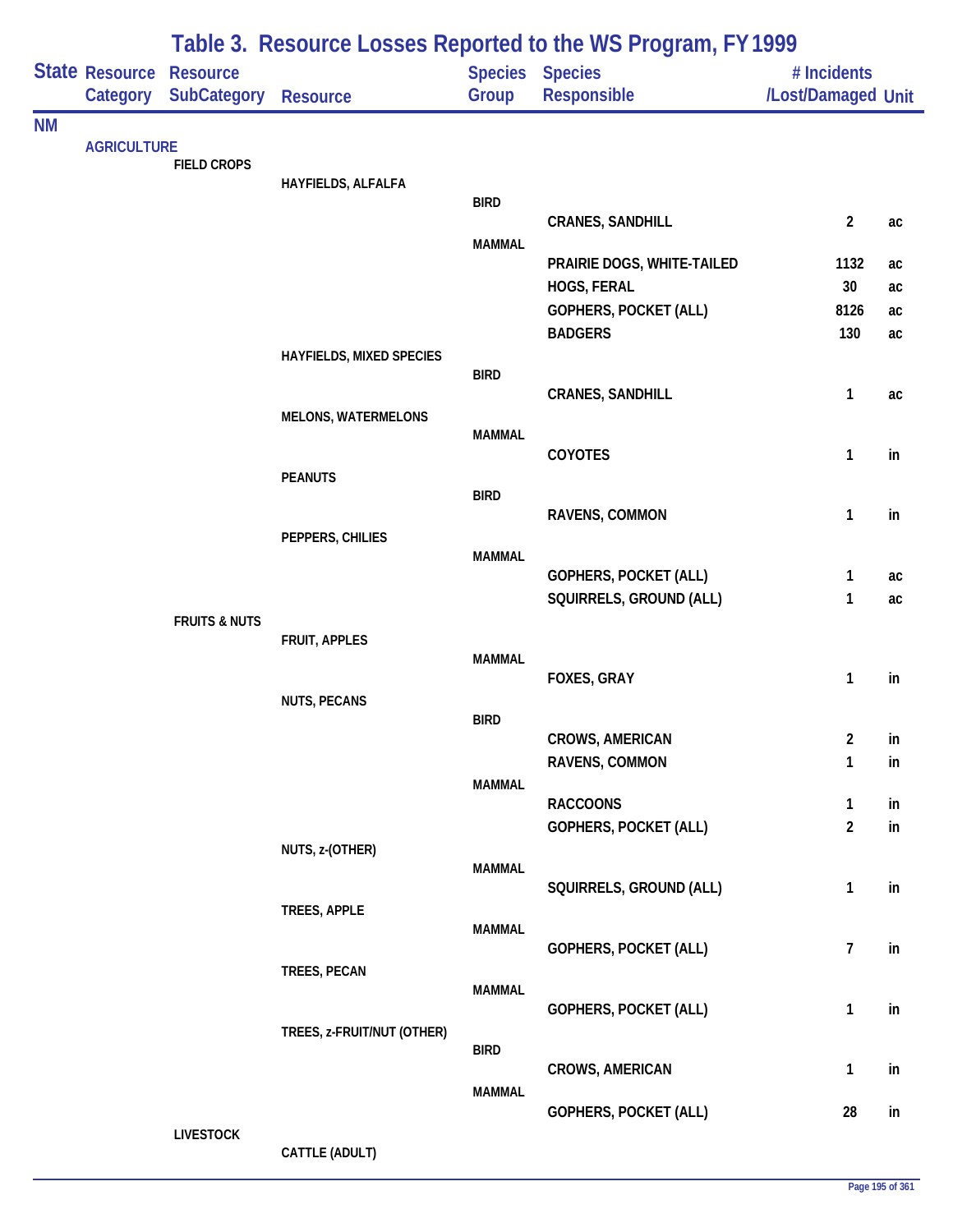# Table 3. Resource Losses Reported to the WS Program, FY 1999

| State | Resource Category | Resource SubCategory | Resource | Species Group | Species Responsible | # Incidents /Lost/Damaged | Unit |
|---|---|---|---|---|---|---|---|
| NM | | | | | | | |
| | AGRICULTURE | | | | | | |
| | | FIELD CROPS | | | | | |
| | | | HAYFIELDS, ALFALFA | | | | |
| | | | | BIRD | | | |
| | | | | | CRANES, SANDHILL | 2 | ac |
| | | | | MAMMAL | | | |
| | | | | | PRAIRIE DOGS, WHITE-TAILED | 1132 | ac |
| | | | | | HOGS, FERAL | 30 | ac |
| | | | | | GOPHERS, POCKET (ALL) | 8126 | ac |
| | | | | | BADGERS | 130 | ac |
| | | | HAYFIELDS, MIXED SPECIES | | | | |
| | | | | BIRD | | | |
| | | | | | CRANES, SANDHILL | 1 | ac |
| | | | MELONS, WATERMELONS | | | | |
| | | | | MAMMAL | | | |
| | | | | | COYOTES | 1 | in |
| | | | PEANUTS | | | | |
| | | | | BIRD | | | |
| | | | | | RAVENS, COMMON | 1 | in |
| | | | PEPPERS, CHILIES | | | | |
| | | | | MAMMAL | | | |
| | | | | | GOPHERS, POCKET (ALL) | 1 | ac |
| | | | | | SQUIRRELS, GROUND (ALL) | 1 | ac |
| | | FRUITS & NUTS | | | | | |
| | | | FRUIT, APPLES | | | | |
| | | | | MAMMAL | | | |
| | | | | | FOXES, GRAY | 1 | in |
| | | | NUTS, PECANS | | | | |
| | | | | BIRD | | | |
| | | | | | CROWS, AMERICAN | 2 | in |
| | | | | | RAVENS, COMMON | 1 | in |
| | | | | MAMMAL | | | |
| | | | | | RACCOONS | 1 | in |
| | | | | | GOPHERS, POCKET (ALL) | 2 | in |
| | | | NUTS, z-(OTHER) | | | | |
| | | | | MAMMAL | | | |
| | | | | | SQUIRRELS, GROUND (ALL) | 1 | in |
| | | | TREES, APPLE | | | | |
| | | | | MAMMAL | | | |
| | | | | | GOPHERS, POCKET (ALL) | 7 | in |
| | | | TREES, PECAN | | | | |
| | | | | MAMMAL | | | |
| | | | | | GOPHERS, POCKET (ALL) | 1 | in |
| | | | TREES, z-FRUIT/NUT (OTHER) | | | | |
| | | | | BIRD | | | |
| | | | | | CROWS, AMERICAN | 1 | in |
| | | | | MAMMAL | | | |
| | | | | | GOPHERS, POCKET (ALL) | 28 | in |
| | | LIVESTOCK | | | | | |
| | | | CATTLE (ADULT) | | | | |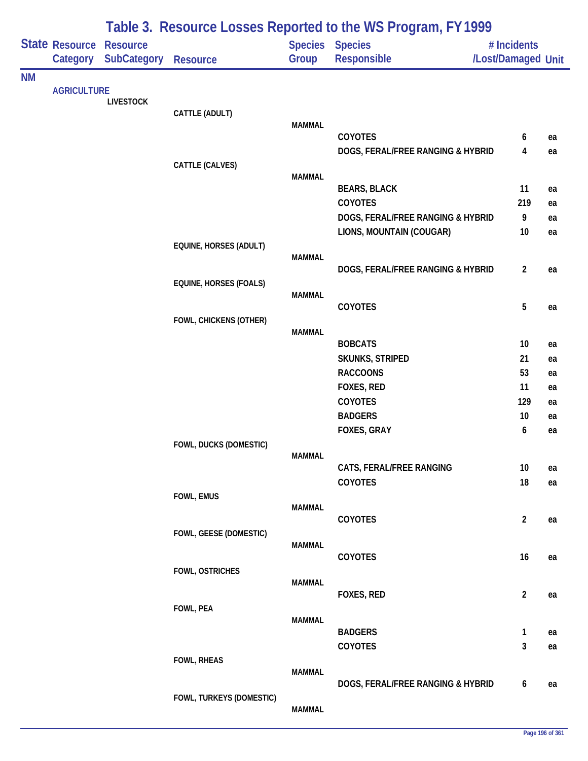# Table 3. Resource Losses Reported to the WS Program, FY 1999

| State | Resource Category | Resource SubCategory | Resource | Species Group | Species Responsible | # Incidents /Lost/Damaged | Unit |
|---|---|---|---|---|---|---|---|
| NM | | | | | | | |
| | AGRICULTURE | | | | | | |
| | | LIVESTOCK | | | | | |
| | | | CATTLE (ADULT) | | | | |
| | | | | MAMMAL | | | |
| | | | | | COYOTES | 6 | ea |
| | | | | | DOGS, FERAL/FREE RANGING & HYBRID | 4 | ea |
| | | | CATTLE (CALVES) | | | | |
| | | | | MAMMAL | | | |
| | | | | | BEARS, BLACK | 11 | ea |
| | | | | | COYOTES | 219 | ea |
| | | | | | DOGS, FERAL/FREE RANGING & HYBRID | 9 | ea |
| | | | | | LIONS, MOUNTAIN (COUGAR) | 10 | ea |
| | | | EQUINE, HORSES (ADULT) | | | | |
| | | | | MAMMAL | | | |
| | | | | | DOGS, FERAL/FREE RANGING & HYBRID | 2 | ea |
| | | | EQUINE, HORSES (FOALS) | | | | |
| | | | | MAMMAL | | | |
| | | | | | COYOTES | 5 | ea |
| | | | FOWL, CHICKENS (OTHER) | | | | |
| | | | | MAMMAL | | | |
| | | | | | BOBCATS | 10 | ea |
| | | | | | SKUNKS, STRIPED | 21 | ea |
| | | | | | RACCOONS | 53 | ea |
| | | | | | FOXES, RED | 11 | ea |
| | | | | | COYOTES | 129 | ea |
| | | | | | BADGERS | 10 | ea |
| | | | | | FOXES, GRAY | 6 | ea |
| | | | FOWL, DUCKS (DOMESTIC) | | | | |
| | | | | MAMMAL | | | |
| | | | | | CATS, FERAL/FREE RANGING | 10 | ea |
| | | | | | COYOTES | 18 | ea |
| | | | FOWL, EMUS | | | | |
| | | | | MAMMAL | | | |
| | | | | | COYOTES | 2 | ea |
| | | | FOWL, GEESE (DOMESTIC) | | | | |
| | | | | MAMMAL | | | |
| | | | | | COYOTES | 16 | ea |
| | | | FOWL, OSTRICHES | | | | |
| | | | | MAMMAL | | | |
| | | | | | FOXES, RED | 2 | ea |
| | | | FOWL, PEA | | | | |
| | | | | MAMMAL | | | |
| | | | | | BADGERS | 1 | ea |
| | | | | | COYOTES | 3 | ea |
| | | | FOWL, RHEAS | | | | |
| | | | | MAMMAL | | | |
| | | | | | DOGS, FERAL/FREE RANGING & HYBRID | 6 | ea |
| | | | FOWL, TURKEYS (DOMESTIC) | | | | |
| | | | | MAMMAL | | | |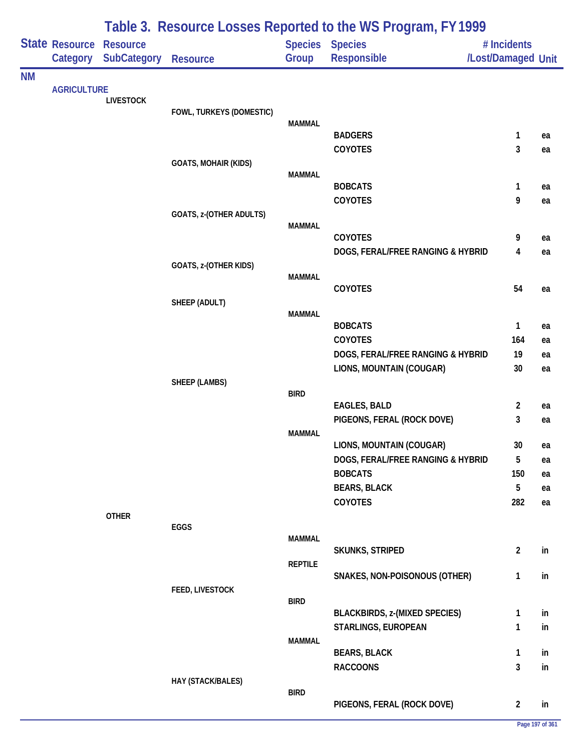# Table 3. Resource Losses Reported to the WS Program, FY 1999

| State | Resource Category | Resource SubCategory | Resource | Species Group | Species Responsible | # Incidents /Lost/Damaged | Unit |
|---|---|---|---|---|---|---|---|
| NM | | | | | | | |
| | AGRICULTURE | | | | | | |
| | | LIVESTOCK | | | | | |
| | | | FOWL, TURKEYS (DOMESTIC) | | | | |
| | | | | MAMMAL | | | |
| | | | | | BADGERS | 1 | ea |
| | | | | | COYOTES | 3 | ea |
| | | | GOATS, MOHAIR (KIDS) | | | | |
| | | | | MAMMAL | | | |
| | | | | | BOBCATS | 1 | ea |
| | | | | | COYOTES | 9 | ea |
| | | | GOATS, z-(OTHER ADULTS) | | | | |
| | | | | MAMMAL | | | |
| | | | | | COYOTES | 9 | ea |
| | | | | | DOGS, FERAL/FREE RANGING & HYBRID | 4 | ea |
| | | | GOATS, z-(OTHER KIDS) | | | | |
| | | | | MAMMAL | | | |
| | | | | | COYOTES | 54 | ea |
| | | | SHEEP (ADULT) | | | | |
| | | | | MAMMAL | | | |
| | | | | | BOBCATS | 1 | ea |
| | | | | | COYOTES | 164 | ea |
| | | | | | DOGS, FERAL/FREE RANGING & HYBRID | 19 | ea |
| | | | | | LIONS, MOUNTAIN (COUGAR) | 30 | ea |
| | | | SHEEP (LAMBS) | | | | |
| | | | | BIRD | | | |
| | | | | | EAGLES, BALD | 2 | ea |
| | | | | | PIGEONS, FERAL (ROCK DOVE) | 3 | ea |
| | | | | MAMMAL | | | |
| | | | | | LIONS, MOUNTAIN (COUGAR) | 30 | ea |
| | | | | | DOGS, FERAL/FREE RANGING & HYBRID | 5 | ea |
| | | | | | BOBCATS | 150 | ea |
| | | | | | BEARS, BLACK | 5 | ea |
| | | | | | COYOTES | 282 | ea |
| | | OTHER | | | | | |
| | | | EGGS | | | | |
| | | | | MAMMAL | | | |
| | | | | | SKUNKS, STRIPED | 2 | in |
| | | | | REPTILE | | | |
| | | | | | SNAKES, NON-POISONOUS (OTHER) | 1 | in |
| | | | FEED, LIVESTOCK | | | | |
| | | | | BIRD | | | |
| | | | | | BLACKBIRDS, z-(MIXED SPECIES) | 1 | in |
| | | | | | STARLINGS, EUROPEAN | 1 | in |
| | | | | MAMMAL | | | |
| | | | | | BEARS, BLACK | 1 | in |
| | | | | | RACCOONS | 3 | in |
| | | | HAY (STACK/BALES) | | | | |
| | | | | BIRD | | | |
| | | | | | PIGEONS, FERAL (ROCK DOVE) | 2 | in |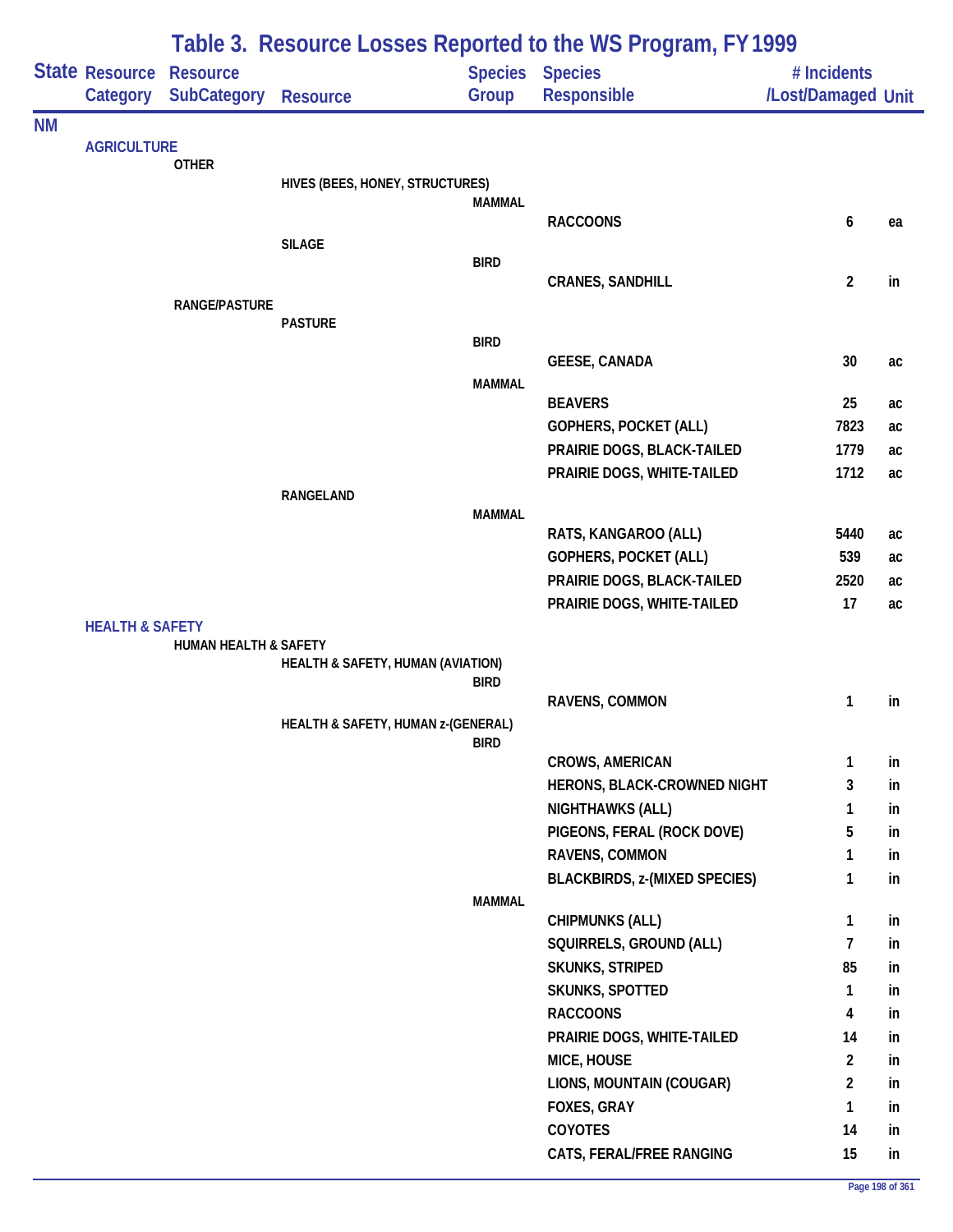# Table 3. Resource Losses Reported to the WS Program, FY 1999

| State | Resource Category | Resource SubCategory | Resource | Species Group | Species Responsible | # Incidents /Lost/Damaged | Unit |
|---|---|---|---|---|---|---|---|
| NM | | | | | | | |
| | AGRICULTURE | | | | | | |
| | | OTHER | | | | | |
| | | | HIVES (BEES, HONEY, STRUCTURES) | | | | |
| | | | | MAMMAL | | | |
| | | | | | RACCOONS | 6 | ea |
| | | | SILAGE | | | | |
| | | | | BIRD | | | |
| | | | | | CRANES, SANDHILL | 2 | in |
| | | RANGE/PASTURE | | | | | |
| | | | PASTURE | | | | |
| | | | | BIRD | | | |
| | | | | | GEESE, CANADA | 30 | ac |
| | | | | MAMMAL | | | |
| | | | | | BEAVERS | 25 | ac |
| | | | | | GOPHERS, POCKET (ALL) | 7823 | ac |
| | | | | | PRAIRIE DOGS, BLACK-TAILED | 1779 | ac |
| | | | | | PRAIRIE DOGS, WHITE-TAILED | 1712 | ac |
| | | | RANGELAND | | | | |
| | | | | MAMMAL | | | |
| | | | | | RATS, KANGAROO (ALL) | 5440 | ac |
| | | | | | GOPHERS, POCKET (ALL) | 539 | ac |
| | | | | | PRAIRIE DOGS, BLACK-TAILED | 2520 | ac |
| | | | | | PRAIRIE DOGS, WHITE-TAILED | 17 | ac |
| | HEALTH & SAFETY | | | | | | |
| | | HUMAN HEALTH & SAFETY | | | | | |
| | | | HEALTH & SAFETY, HUMAN (AVIATION) | | | | |
| | | | | BIRD | | | |
| | | | | | RAVENS, COMMON | 1 | in |
| | | | HEALTH & SAFETY, HUMAN z-(GENERAL) | | | | |
| | | | | BIRD | | | |
| | | | | | CROWS, AMERICAN | 1 | in |
| | | | | | HERONS, BLACK-CROWNED NIGHT | 3 | in |
| | | | | | NIGHTHAWKS (ALL) | 1 | in |
| | | | | | PIGEONS, FERAL (ROCK DOVE) | 5 | in |
| | | | | | RAVENS, COMMON | 1 | in |
| | | | | | BLACKBIRDS, z-(MIXED SPECIES) | 1 | in |
| | | | | MAMMAL | | | |
| | | | | | CHIPMUNKS (ALL) | 1 | in |
| | | | | | SQUIRRELS, GROUND (ALL) | 7 | in |
| | | | | | SKUNKS, STRIPED | 85 | in |
| | | | | | SKUNKS, SPOTTED | 1 | in |
| | | | | | RACCOONS | 4 | in |
| | | | | | PRAIRIE DOGS, WHITE-TAILED | 14 | in |
| | | | | | MICE, HOUSE | 2 | in |
| | | | | | LIONS, MOUNTAIN (COUGAR) | 2 | in |
| | | | | | FOXES, GRAY | 1 | in |
| | | | | | COYOTES | 14 | in |
| | | | | | CATS, FERAL/FREE RANGING | 15 | in |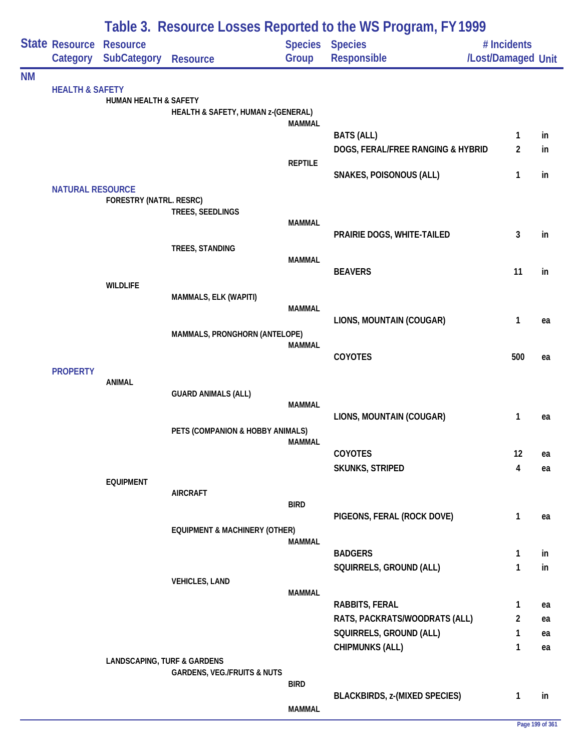# Table 3. Resource Losses Reported to the WS Program, FY 1999

| State | Resource Category | Resource SubCategory | Resource | Species Group | Species Responsible | # Incidents /Lost/Damaged | Unit |
|---|---|---|---|---|---|---|---|
| NM | | | | | | | |
| | HEALTH & SAFETY | | | | | | |
| | | HUMAN HEALTH & SAFETY | | | | | |
| | | | HEALTH & SAFETY, HUMAN z-(GENERAL) | | | | |
| | | | | MAMMAL | | | |
| | | | | | BATS (ALL) | 1 | in |
| | | | | | DOGS, FERAL/FREE RANGING & HYBRID | 2 | in |
| | | | | REPTILE | | | |
| | | | | | SNAKES, POISONOUS (ALL) | 1 | in |
| | NATURAL RESOURCE | | | | | | |
| | | FORESTRY (NATRL. RESRC) | | | | | |
| | | | TREES, SEEDLINGS | | | | |
| | | | | MAMMAL | | | |
| | | | | | PRAIRIE DOGS, WHITE-TAILED | 3 | in |
| | | | TREES, STANDING | | | | |
| | | | | MAMMAL | | | |
| | | | | | BEAVERS | 11 | in |
| | | WILDLIFE | | | | | |
| | | | MAMMALS, ELK (WAPITI) | | | | |
| | | | | MAMMAL | | | |
| | | | | | LIONS, MOUNTAIN (COUGAR) | 1 | ea |
| | | | MAMMALS, PRONGHORN (ANTELOPE) | | | | |
| | | | | MAMMAL | | | |
| | | | | | COYOTES | 500 | ea |
| | PROPERTY | | | | | | |
| | | ANIMAL | | | | | |
| | | | GUARD ANIMALS (ALL) | | | | |
| | | | | MAMMAL | | | |
| | | | | | LIONS, MOUNTAIN (COUGAR) | 1 | ea |
| | | | PETS (COMPANION & HOBBY ANIMALS) | | | | |
| | | | | MAMMAL | | | |
| | | | | | COYOTES | 12 | ea |
| | | | | | SKUNKS, STRIPED | 4 | ea |
| | | EQUIPMENT | | | | | |
| | | | AIRCRAFT | | | | |
| | | | | BIRD | | | |
| | | | | | PIGEONS, FERAL (ROCK DOVE) | 1 | ea |
| | | | EQUIPMENT & MACHINERY (OTHER) | | | | |
| | | | | MAMMAL | | | |
| | | | | | BADGERS | 1 | in |
| | | | | | SQUIRRELS, GROUND (ALL) | 1 | in |
| | | | VEHICLES, LAND | | | | |
| | | | | MAMMAL | | | |
| | | | | | RABBITS, FERAL | 1 | ea |
| | | | | | RATS, PACKRATS/WOODRATS (ALL) | 2 | ea |
| | | | | | SQUIRRELS, GROUND (ALL) | 1 | ea |
| | | | | | CHIPMUNKS (ALL) | 1 | ea |
| | | LANDSCAPING, TURF & GARDENS | | | | | |
| | | | GARDENS, VEG./FRUITS & NUTS | | | | |
| | | | | BIRD | | | |
| | | | | | BLACKBIRDS, z-(MIXED SPECIES) | 1 | in |
| | | | | MAMMAL | | | |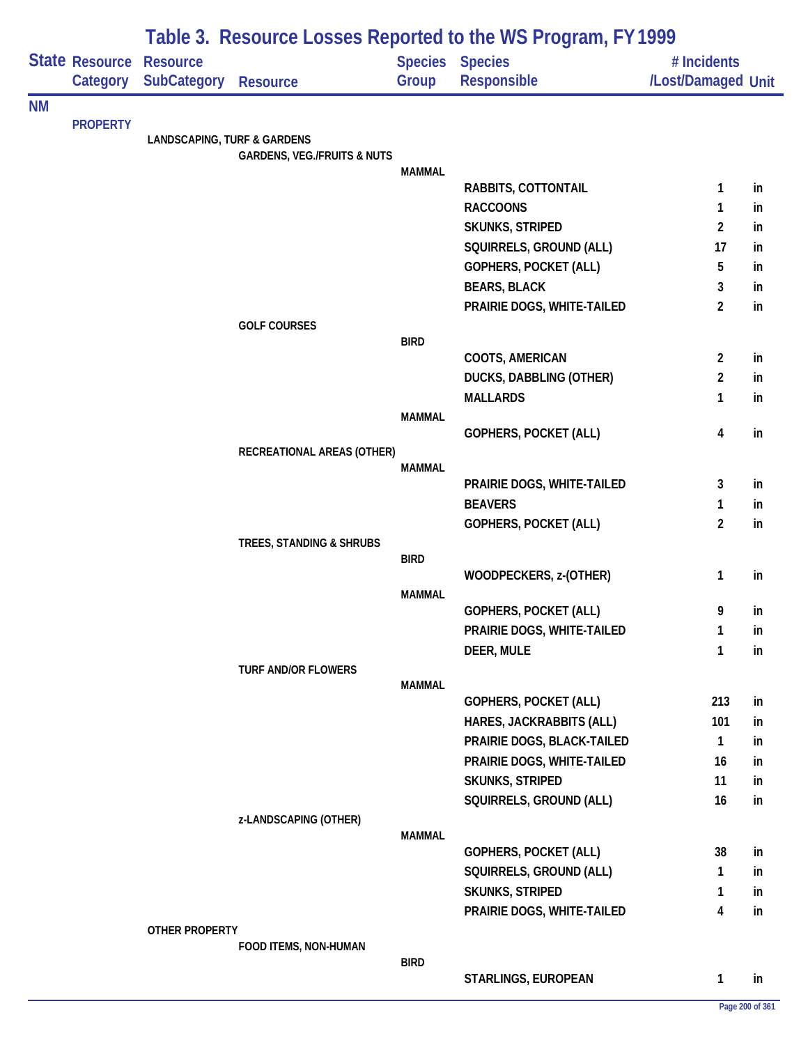# Table 3. Resource Losses Reported to the WS Program, FY 1999

| State | Resource Category | Resource SubCategory | Resource | Species Group | Species Responsible | # Incidents /Lost/Damaged | Unit |
|---|---|---|---|---|---|---|---|
| NM | | | | | | | |
| | PROPERTY | | | | | | |
| | | LANDSCAPING, TURF & GARDENS | | | | | |
| | | | GARDENS, VEG./FRUITS & NUTS | | | | |
| | | | | MAMMAL | | | |
| | | | | | RABBITS, COTTONTAIL | 1 | in |
| | | | | | RACCOONS | 1 | in |
| | | | | | SKUNKS, STRIPED | 2 | in |
| | | | | | SQUIRRELS, GROUND (ALL) | 17 | in |
| | | | | | GOPHERS, POCKET (ALL) | 5 | in |
| | | | | | BEARS, BLACK | 3 | in |
| | | | | | PRAIRIE DOGS, WHITE-TAILED | 2 | in |
| | | | GOLF COURSES | | | | |
| | | | | BIRD | | | |
| | | | | | COOTS, AMERICAN | 2 | in |
| | | | | | DUCKS, DABBLING (OTHER) | 2 | in |
| | | | | | MALLARDS | 1 | in |
| | | | | MAMMAL | | | |
| | | | | | GOPHERS, POCKET (ALL) | 4 | in |
| | | | RECREATIONAL AREAS (OTHER) | | | | |
| | | | | MAMMAL | | | |
| | | | | | PRAIRIE DOGS, WHITE-TAILED | 3 | in |
| | | | | | BEAVERS | 1 | in |
| | | | | | GOPHERS, POCKET (ALL) | 2 | in |
| | | | TREES, STANDING & SHRUBS | | | | |
| | | | | BIRD | | | |
| | | | | | WOODPECKERS, z-(OTHER) | 1 | in |
| | | | | MAMMAL | | | |
| | | | | | GOPHERS, POCKET (ALL) | 9 | in |
| | | | | | PRAIRIE DOGS, WHITE-TAILED | 1 | in |
| | | | | | DEER, MULE | 1 | in |
| | | | TURF AND/OR FLOWERS | | | | |
| | | | | MAMMAL | | | |
| | | | | | GOPHERS, POCKET (ALL) | 213 | in |
| | | | | | HARES, JACKRABBITS (ALL) | 101 | in |
| | | | | | PRAIRIE DOGS, BLACK-TAILED | 1 | in |
| | | | | | PRAIRIE DOGS, WHITE-TAILED | 16 | in |
| | | | | | SKUNKS, STRIPED | 11 | in |
| | | | | | SQUIRRELS, GROUND (ALL) | 16 | in |
| | | | z-LANDSCAPING (OTHER) | | | | |
| | | | | MAMMAL | | | |
| | | | | | GOPHERS, POCKET (ALL) | 38 | in |
| | | | | | SQUIRRELS, GROUND (ALL) | 1 | in |
| | | | | | SKUNKS, STRIPED | 1 | in |
| | | | | | PRAIRIE DOGS, WHITE-TAILED | 4 | in |
| | | OTHER PROPERTY | | | | | |
| | | | FOOD ITEMS, NON-HUMAN | | | | |
| | | | | BIRD | | | |
| | | | | | STARLINGS, EUROPEAN | 1 | in |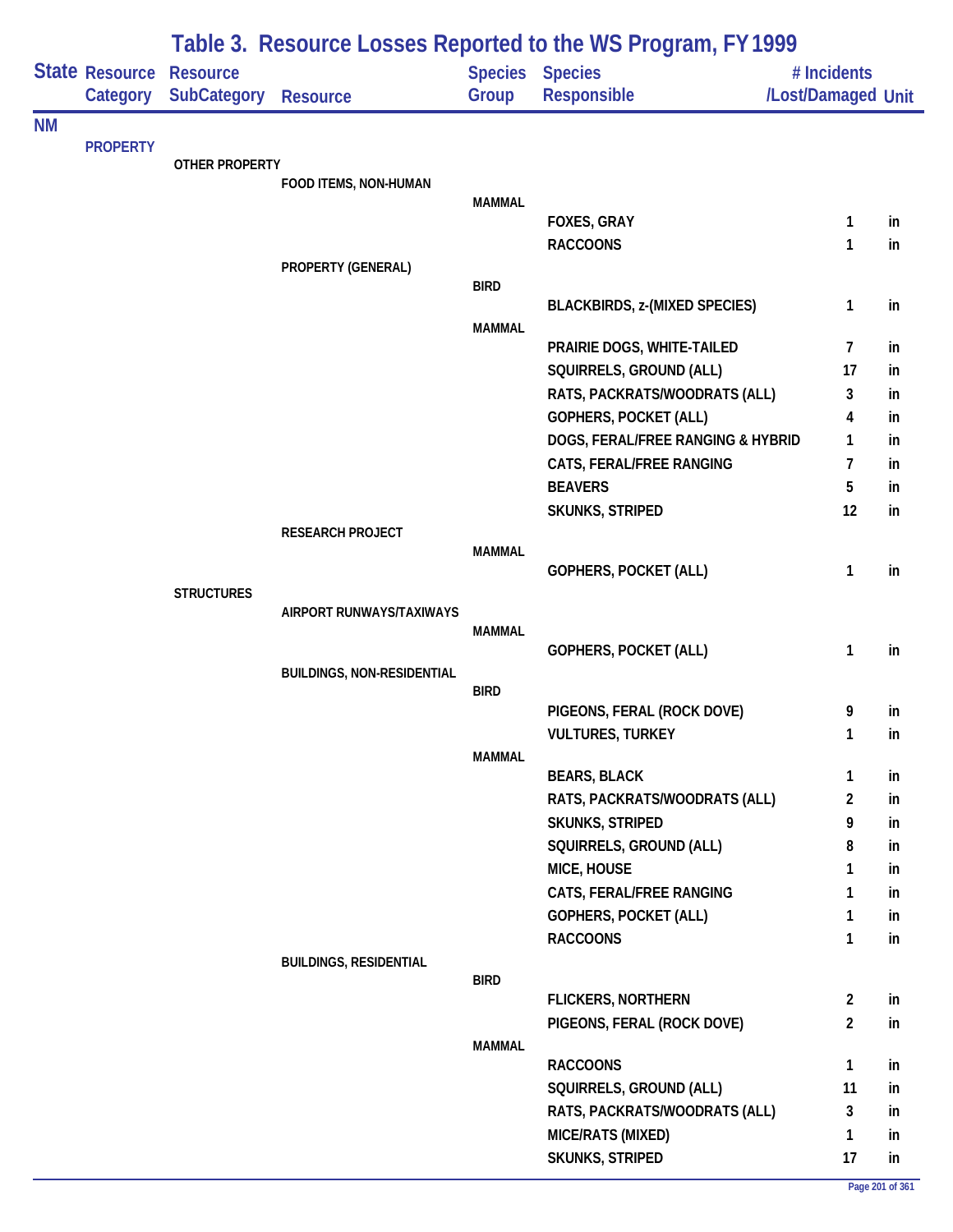# Table 3. Resource Losses Reported to the WS Program, FY 1999

| State | Resource Category | Resource SubCategory | Resource | Species Group | Species Responsible | # Incidents /Lost/Damaged | Unit |
|---|---|---|---|---|---|---|---|
| NM | | | | | | | |
| | PROPERTY | | | | | | |
| | | OTHER PROPERTY | | | | | |
| | | | FOOD ITEMS, NON-HUMAN | | | | |
| | | | | MAMMAL | | | |
| | | | | | FOXES, GRAY | 1 | in |
| | | | | | RACCOONS | 1 | in |
| | | | PROPERTY (GENERAL) | | | | |
| | | | | BIRD | | | |
| | | | | | BLACKBIRDS, z-(MIXED SPECIES) | 1 | in |
| | | | | MAMMAL | | | |
| | | | | | PRAIRIE DOGS, WHITE-TAILED | 7 | in |
| | | | | | SQUIRRELS, GROUND (ALL) | 17 | in |
| | | | | | RATS, PACKRATS/WOODRATS (ALL) | 3 | in |
| | | | | | GOPHERS, POCKET (ALL) | 4 | in |
| | | | | | DOGS, FERAL/FREE RANGING & HYBRID | 1 | in |
| | | | | | CATS, FERAL/FREE RANGING | 7 | in |
| | | | | | BEAVERS | 5 | in |
| | | | | | SKUNKS, STRIPED | 12 | in |
| | | | RESEARCH PROJECT | | | | |
| | | | | MAMMAL | | | |
| | | | | | GOPHERS, POCKET (ALL) | 1 | in |
| | | STRUCTURES | | | | | |
| | | | AIRPORT RUNWAYS/TAXIWAYS | | | | |
| | | | | MAMMAL | | | |
| | | | | | GOPHERS, POCKET (ALL) | 1 | in |
| | | | BUILDINGS, NON-RESIDENTIAL | | | | |
| | | | | BIRD | | | |
| | | | | | PIGEONS, FERAL (ROCK DOVE) | 9 | in |
| | | | | | VULTURES, TURKEY | 1 | in |
| | | | | MAMMAL | | | |
| | | | | | BEARS, BLACK | 1 | in |
| | | | | | RATS, PACKRATS/WOODRATS (ALL) | 2 | in |
| | | | | | SKUNKS, STRIPED | 9 | in |
| | | | | | SQUIRRELS, GROUND (ALL) | 8 | in |
| | | | | | MICE, HOUSE | 1 | in |
| | | | | | CATS, FERAL/FREE RANGING | 1 | in |
| | | | | | GOPHERS, POCKET (ALL) | 1 | in |
| | | | | | RACCOONS | 1 | in |
| | | | BUILDINGS, RESIDENTIAL | | | | |
| | | | | BIRD | | | |
| | | | | | FLICKERS, NORTHERN | 2 | in |
| | | | | | PIGEONS, FERAL (ROCK DOVE) | 2 | in |
| | | | | MAMMAL | | | |
| | | | | | RACCOONS | 1 | in |
| | | | | | SQUIRRELS, GROUND (ALL) | 11 | in |
| | | | | | RATS, PACKRATS/WOODRATS (ALL) | 3 | in |
| | | | | | MICE/RATS (MIXED) | 1 | in |
| | | | | | SKUNKS, STRIPED | 17 | in |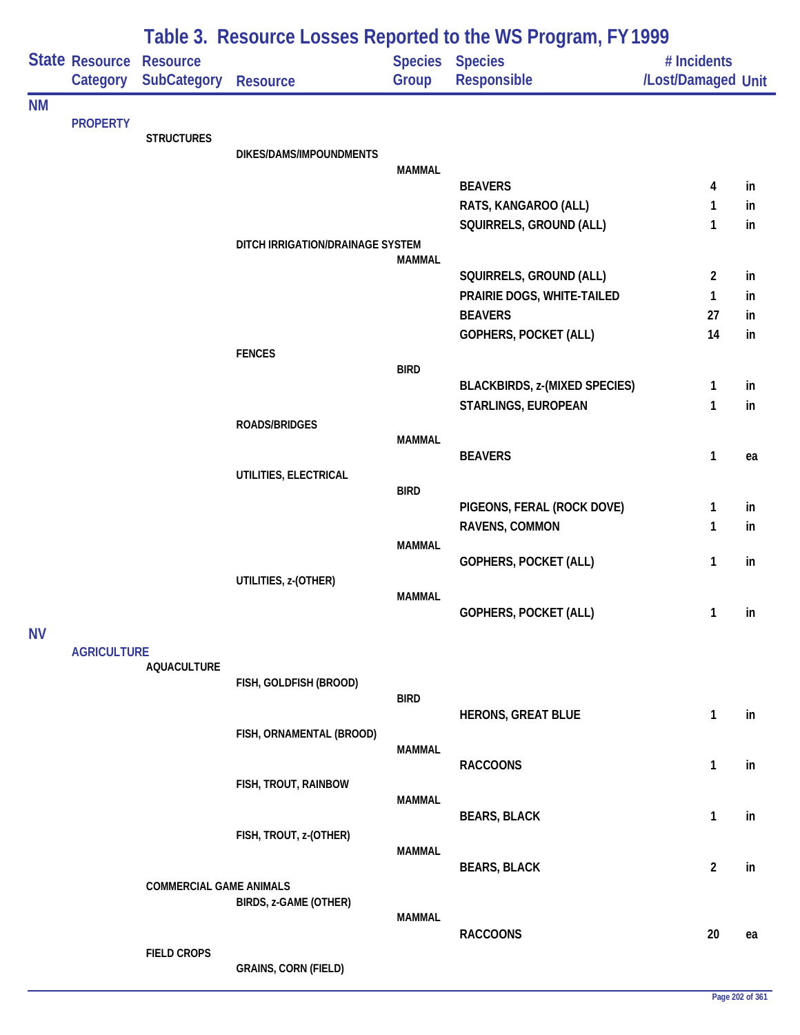# Table 3. Resource Losses Reported to the WS Program, FY 1999

| State | Resource Category | Resource SubCategory | Resource | Species Group | Species Responsible | # Incidents /Lost/Damaged | Unit |
|---|---|---|---|---|---|---|---|
| NM | | | | | | | |
| | PROPERTY | | | | | | |
| | | STRUCTURES | | | | | |
| | | | DIKES/DAMS/IMPOUNDMENTS | | | | |
| | | | | MAMMAL | | | |
| | | | | | BEAVERS | 4 | in |
| | | | | | RATS, KANGAROO (ALL) | 1 | in |
| | | | | | SQUIRRELS, GROUND (ALL) | 1 | in |
| | | | DITCH IRRIGATION/DRAINAGE SYSTEM | | | | |
| | | | | MAMMAL | | | |
| | | | | | SQUIRRELS, GROUND (ALL) | 2 | in |
| | | | | | PRAIRIE DOGS, WHITE-TAILED | 1 | in |
| | | | | | BEAVERS | 27 | in |
| | | | | | GOPHERS, POCKET (ALL) | 14 | in |
| | | | FENCES | | | | |
| | | | | BIRD | | | |
| | | | | | BLACKBIRDS, z-(MIXED SPECIES) | 1 | in |
| | | | | | STARLINGS, EUROPEAN | 1 | in |
| | | | ROADS/BRIDGES | | | | |
| | | | | MAMMAL | | | |
| | | | | | BEAVERS | 1 | ea |
| | | | UTILITIES, ELECTRICAL | | | | |
| | | | | BIRD | | | |
| | | | | | PIGEONS, FERAL (ROCK DOVE) | 1 | in |
| | | | | | RAVENS, COMMON | 1 | in |
| | | | | MAMMAL | | | |
| | | | | | GOPHERS, POCKET (ALL) | 1 | in |
| | | | UTILITIES, z-(OTHER) | | | | |
| | | | | MAMMAL | | | |
| | | | | | GOPHERS, POCKET (ALL) | 1 | in |
| NV | | | | | | | |
| | AGRICULTURE | | | | | | |
| | | AQUACULTURE | | | | | |
| | | | FISH, GOLDFISH (BROOD) | | | | |
| | | | | BIRD | | | |
| | | | | | HERONS, GREAT BLUE | 1 | in |
| | | | FISH, ORNAMENTAL (BROOD) | | | | |
| | | | | MAMMAL | | | |
| | | | | | RACCOONS | 1 | in |
| | | | FISH, TROUT, RAINBOW | | | | |
| | | | | MAMMAL | | | |
| | | | | | BEARS, BLACK | 1 | in |
| | | | FISH, TROUT, z-(OTHER) | | | | |
| | | | | MAMMAL | | | |
| | | | | | BEARS, BLACK | 2 | in |
| | | COMMERCIAL GAME ANIMALS | | | | | |
| | | | BIRDS, z-GAME (OTHER) | | | | |
| | | | | MAMMAL | | | |
| | | | | | RACCOONS | 20 | ea |
| | | FIELD CROPS | | | | | |
| | | | GRAINS, CORN (FIELD) | | | | |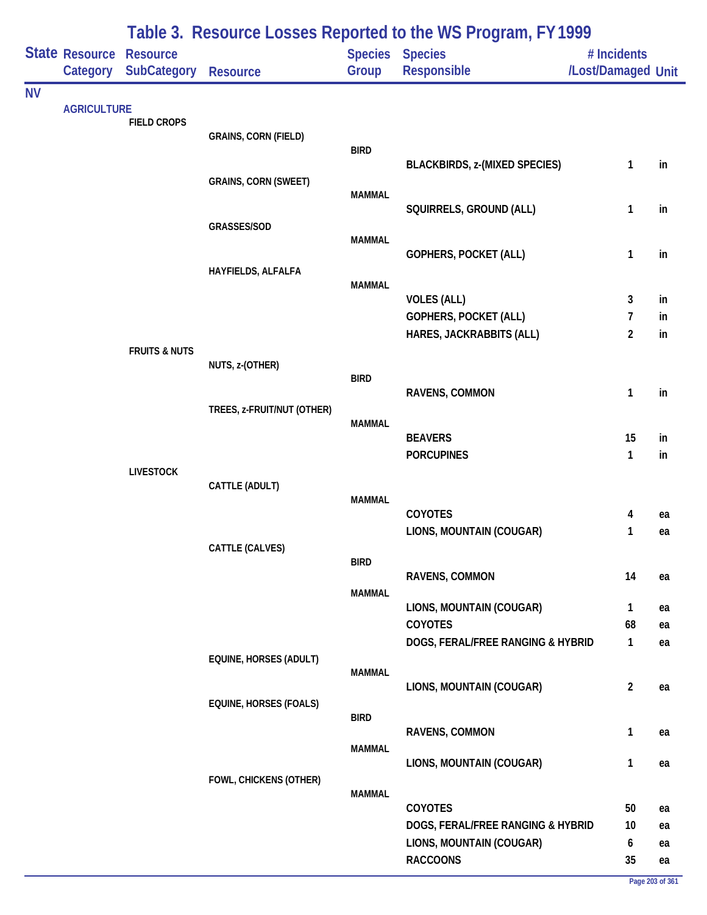# Table 3. Resource Losses Reported to the WS Program, FY 1999

| State | Resource Category | Resource SubCategory | Resource | Species Group | Species Responsible | # Incidents /Lost/Damaged | Unit |
|---|---|---|---|---|---|---|---|
| NV | | | | | | | |
| | AGRICULTURE | | | | | | |
| | | FIELD CROPS | | | | | |
| | | | GRAINS, CORN (FIELD) | | | | |
| | | | | BIRD | | | |
| | | | | | BLACKBIRDS, z-(MIXED SPECIES) | 1 | in |
| | | | GRAINS, CORN (SWEET) | | | | |
| | | | | MAMMAL | | | |
| | | | | | SQUIRRELS, GROUND (ALL) | 1 | in |
| | | | GRASSES/SOD | | | | |
| | | | | MAMMAL | | | |
| | | | | | GOPHERS, POCKET (ALL) | 1 | in |
| | | | HAYFIELDS, ALFALFA | | | | |
| | | | | MAMMAL | | | |
| | | | | | VOLES (ALL) | 3 | in |
| | | | | | GOPHERS, POCKET (ALL) | 7 | in |
| | | | | | HARES, JACKRABBITS (ALL) | 2 | in |
| | | FRUITS & NUTS | | | | | |
| | | | NUTS, z-(OTHER) | | | | |
| | | | | BIRD | | | |
| | | | | | RAVENS, COMMON | 1 | in |
| | | | TREES, z-FRUIT/NUT (OTHER) | | | | |
| | | | | MAMMAL | | | |
| | | | | | BEAVERS | 15 | in |
| | | | | | PORCUPINES | 1 | in |
| | | LIVESTOCK | | | | | |
| | | | CATTLE (ADULT) | | | | |
| | | | | MAMMAL | | | |
| | | | | | COYOTES | 4 | ea |
| | | | | | LIONS, MOUNTAIN (COUGAR) | 1 | ea |
| | | | CATTLE (CALVES) | | | | |
| | | | | BIRD | | | |
| | | | | | RAVENS, COMMON | 14 | ea |
| | | | | MAMMAL | | | |
| | | | | | LIONS, MOUNTAIN (COUGAR) | 1 | ea |
| | | | | | COYOTES | 68 | ea |
| | | | | | DOGS, FERAL/FREE RANGING & HYBRID | 1 | ea |
| | | | EQUINE, HORSES (ADULT) | | | | |
| | | | | MAMMAL | | | |
| | | | | | LIONS, MOUNTAIN (COUGAR) | 2 | ea |
| | | | EQUINE, HORSES (FOALS) | | | | |
| | | | | BIRD | | | |
| | | | | | RAVENS, COMMON | 1 | ea |
| | | | | MAMMAL | | | |
| | | | | | LIONS, MOUNTAIN (COUGAR) | 1 | ea |
| | | | FOWL, CHICKENS (OTHER) | | | | |
| | | | | MAMMAL | | | |
| | | | | | COYOTES | 50 | ea |
| | | | | | DOGS, FERAL/FREE RANGING & HYBRID | 10 | ea |
| | | | | | LIONS, MOUNTAIN (COUGAR) | 6 | ea |
| | | | | | RACCOONS | 35 | ea |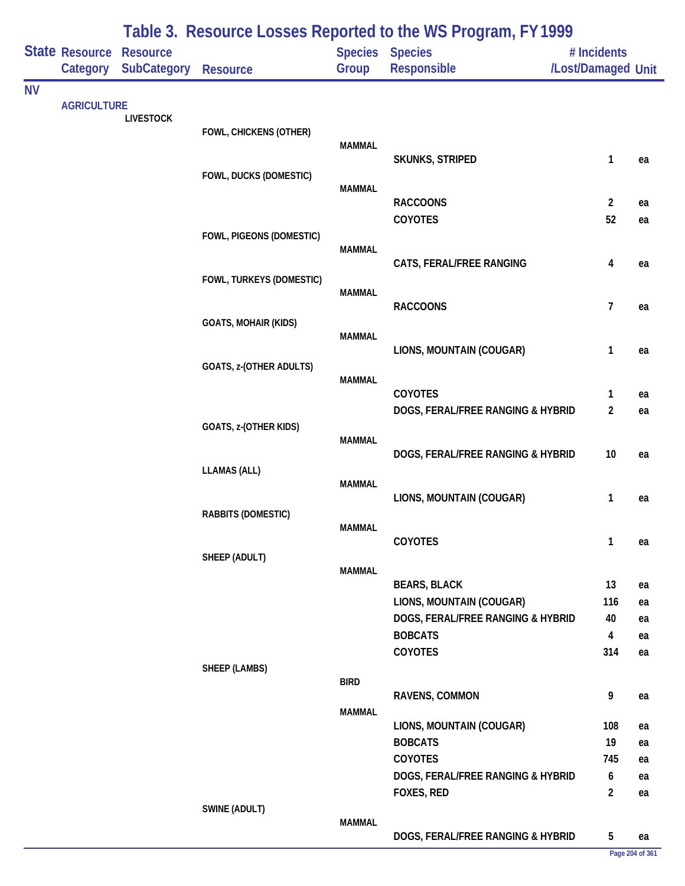# Table 3. Resource Losses Reported to the WS Program, FY 1999

| State | Resource Category | Resource SubCategory | Resource | Species Group | Species Responsible | # Incidents /Lost/Damaged | Unit |
|---|---|---|---|---|---|---|---|
| NV | | | | | | | |
| | AGRICULTURE | | | | | | |
| | | LIVESTOCK | | | | | |
| | | | FOWL, CHICKENS (OTHER) | | | | |
| | | | | MAMMAL | | | |
| | | | | | SKUNKS, STRIPED | 1 | ea |
| | | | FOWL, DUCKS (DOMESTIC) | | | | |
| | | | | MAMMAL | | | |
| | | | | | RACCOONS | 2 | ea |
| | | | | | COYOTES | 52 | ea |
| | | | FOWL, PIGEONS (DOMESTIC) | | | | |
| | | | | MAMMAL | | | |
| | | | | | CATS, FERAL/FREE RANGING | 4 | ea |
| | | | FOWL, TURKEYS (DOMESTIC) | | | | |
| | | | | MAMMAL | | | |
| | | | | | RACCOONS | 7 | ea |
| | | | GOATS, MOHAIR (KIDS) | | | | |
| | | | | MAMMAL | | | |
| | | | | | LIONS, MOUNTAIN (COUGAR) | 1 | ea |
| | | | GOATS, z-(OTHER ADULTS) | | | | |
| | | | | MAMMAL | | | |
| | | | | | COYOTES | 1 | ea |
| | | | | | DOGS, FERAL/FREE RANGING & HYBRID | 2 | ea |
| | | | GOATS, z-(OTHER KIDS) | | | | |
| | | | | MAMMAL | | | |
| | | | | | DOGS, FERAL/FREE RANGING & HYBRID | 10 | ea |
| | | | LLAMAS (ALL) | | | | |
| | | | | MAMMAL | | | |
| | | | | | LIONS, MOUNTAIN (COUGAR) | 1 | ea |
| | | | RABBITS (DOMESTIC) | | | | |
| | | | | MAMMAL | | | |
| | | | | | COYOTES | 1 | ea |
| | | | SHEEP (ADULT) | | | | |
| | | | | MAMMAL | | | |
| | | | | | BEARS, BLACK | 13 | ea |
| | | | | | LIONS, MOUNTAIN (COUGAR) | 116 | ea |
| | | | | | DOGS, FERAL/FREE RANGING & HYBRID | 40 | ea |
| | | | | | BOBCATS | 4 | ea |
| | | | | | COYOTES | 314 | ea |
| | | | SHEEP (LAMBS) | | | | |
| | | | | BIRD | | | |
| | | | | | RAVENS, COMMON | 9 | ea |
| | | | | MAMMAL | | | |
| | | | | | LIONS, MOUNTAIN (COUGAR) | 108 | ea |
| | | | | | BOBCATS | 19 | ea |
| | | | | | COYOTES | 745 | ea |
| | | | | | DOGS, FERAL/FREE RANGING & HYBRID | 6 | ea |
| | | | | | FOXES, RED | 2 | ea |
| | | | SWINE (ADULT) | | | | |
| | | | | MAMMAL | | | |
| | | | | | DOGS, FERAL/FREE RANGING & HYBRID | 5 | ea |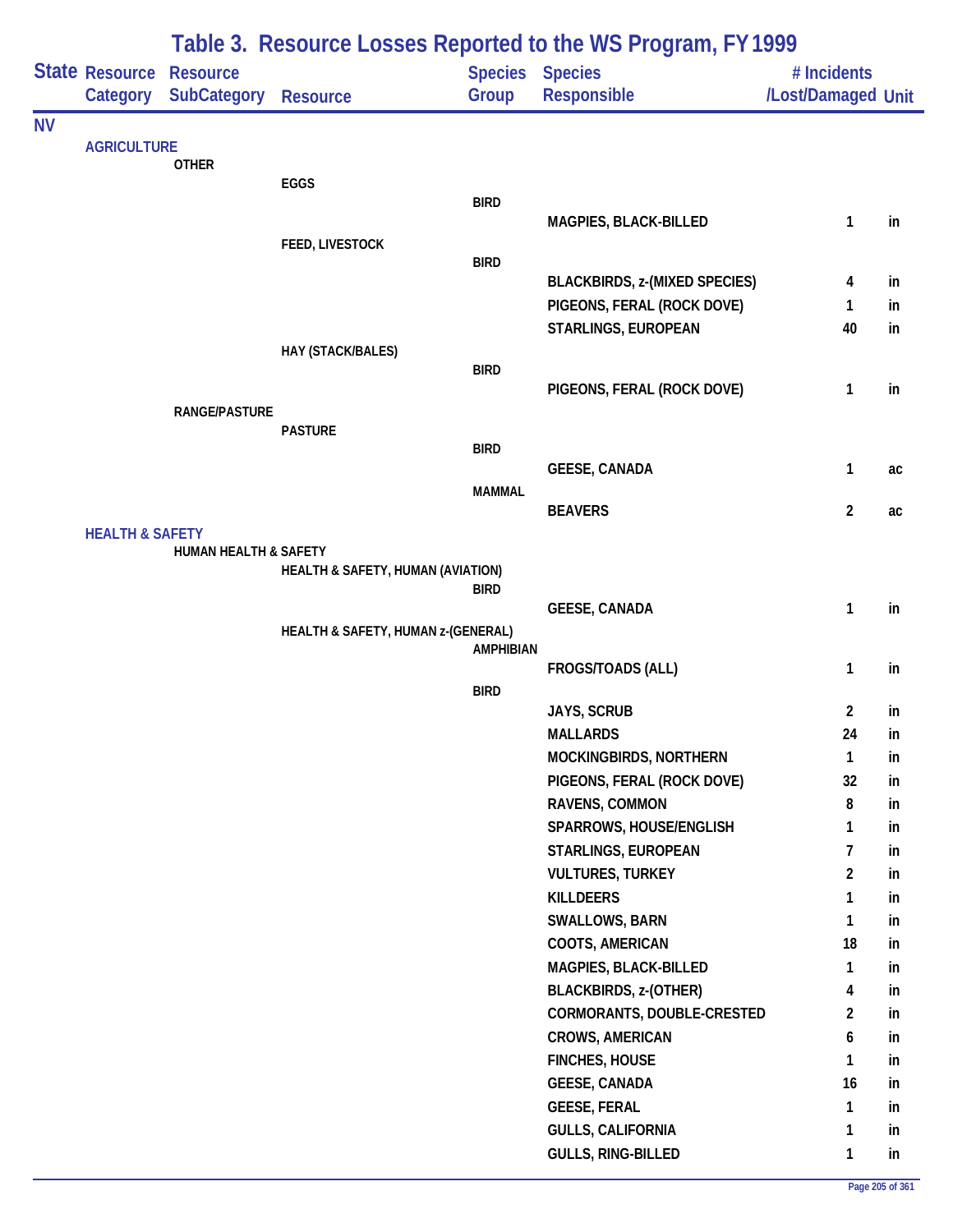# Table 3. Resource Losses Reported to the WS Program, FY 1999

| State | Resource Category | Resource SubCategory | Resource | Species Group | Species Responsible | # Incidents /Lost/Damaged | Unit |
|---|---|---|---|---|---|---|---|
| NV | | | | | | | |
| | AGRICULTURE | | | | | | |
| | | OTHER | | | | | |
| | | | EGGS | | | | |
| | | | | BIRD | | | |
| | | | | | MAGPIES, BLACK-BILLED | 1 | in |
| | | | FEED, LIVESTOCK | | | | |
| | | | | BIRD | | | |
| | | | | | BLACKBIRDS, z-(MIXED SPECIES) | 4 | in |
| | | | | | PIGEONS, FERAL (ROCK DOVE) | 1 | in |
| | | | | | STARLINGS, EUROPEAN | 40 | in |
| | | | HAY (STACK/BALES) | | | | |
| | | | | BIRD | | | |
| | | | | | PIGEONS, FERAL (ROCK DOVE) | 1 | in |
| | | RANGE/PASTURE | | | | | |
| | | | PASTURE | | | | |
| | | | | BIRD | | | |
| | | | | | GEESE, CANADA | 1 | ac |
| | | | | MAMMAL | | | |
| | | | | | BEAVERS | 2 | ac |
| | HEALTH & SAFETY | | | | | | |
| | | HUMAN HEALTH & SAFETY | | | | | |
| | | | HEALTH & SAFETY, HUMAN (AVIATION) | | | | |
| | | | | BIRD | | | |
| | | | | | GEESE, CANADA | 1 | in |
| | | | HEALTH & SAFETY, HUMAN z-(GENERAL) | | | | |
| | | | | AMPHIBIAN | | | |
| | | | | | FROGS/TOADS (ALL) | 1 | in |
| | | | | BIRD | | | |
| | | | | | JAYS, SCRUB | 2 | in |
| | | | | | MALLARDS | 24 | in |
| | | | | | MOCKINGBIRDS, NORTHERN | 1 | in |
| | | | | | PIGEONS, FERAL (ROCK DOVE) | 32 | in |
| | | | | | RAVENS, COMMON | 8 | in |
| | | | | | SPARROWS, HOUSE/ENGLISH | 1 | in |
| | | | | | STARLINGS, EUROPEAN | 7 | in |
| | | | | | VULTURES, TURKEY | 2 | in |
| | | | | | KILLDEERS | 1 | in |
| | | | | | SWALLOWS, BARN | 1 | in |
| | | | | | COOTS, AMERICAN | 18 | in |
| | | | | | MAGPIES, BLACK-BILLED | 1 | in |
| | | | | | BLACKBIRDS, z-(OTHER) | 4 | in |
| | | | | | CORMORANTS, DOUBLE-CRESTED | 2 | in |
| | | | | | CROWS, AMERICAN | 6 | in |
| | | | | | FINCHES, HOUSE | 1 | in |
| | | | | | GEESE, CANADA | 16 | in |
| | | | | | GEESE, FERAL | 1 | in |
| | | | | | GULLS, CALIFORNIA | 1 | in |
| | | | | | GULLS, RING-BILLED | 1 | in |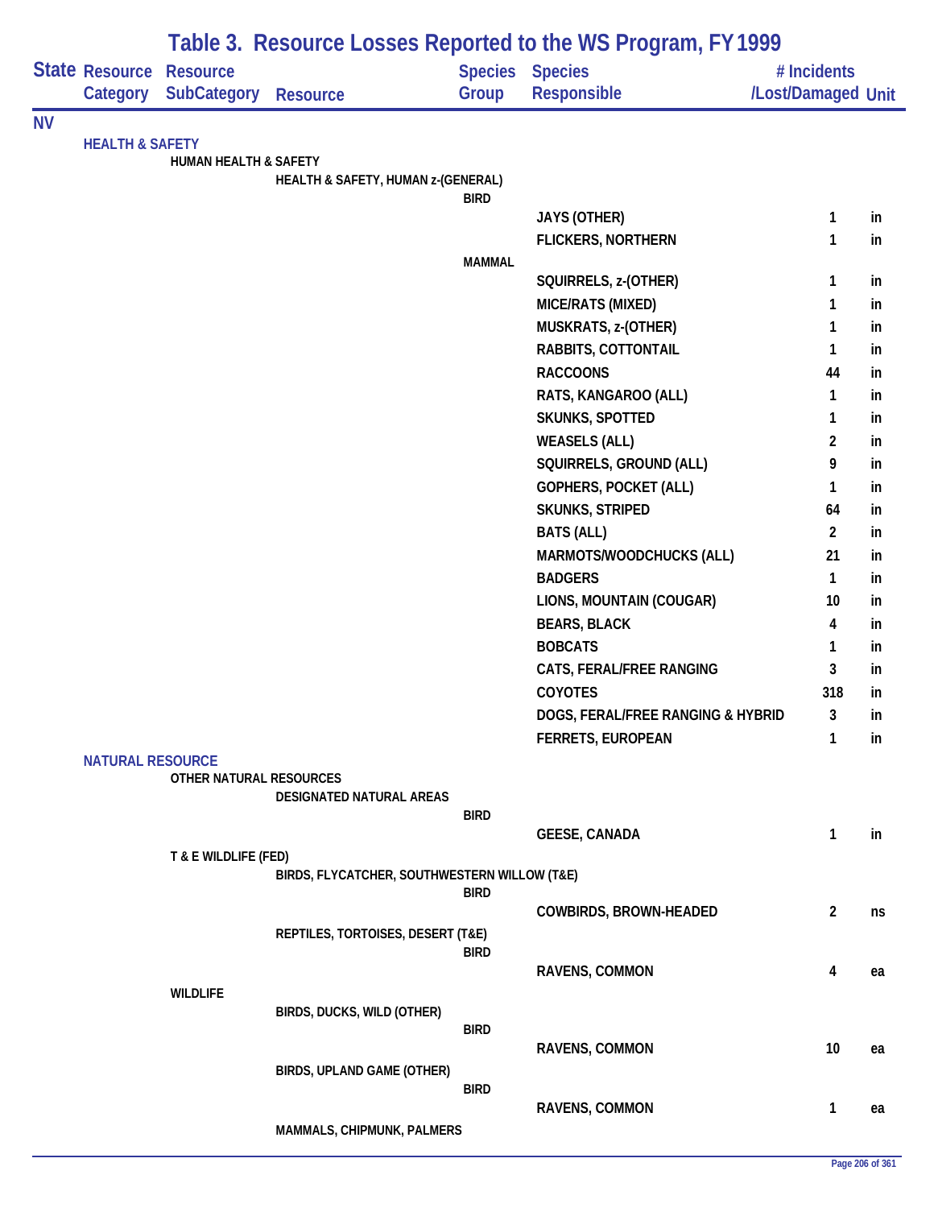# Table 3. Resource Losses Reported to the WS Program, FY 1999

| State | Resource Category | Resource SubCategory | Resource | Species Group | Species Responsible | # Incidents /Lost/Damaged | Unit |
|---|---|---|---|---|---|---|---|
| NV | | | | | | | |
| | HEALTH & SAFETY | | | | | | |
| | | HUMAN HEALTH & SAFETY | | | | | |
| | | | HEALTH & SAFETY, HUMAN z-(GENERAL) | | | | |
| | | | | BIRD | | | |
| | | | | | JAYS (OTHER) | 1 | in |
| | | | | | FLICKERS, NORTHERN | 1 | in |
| | | | | MAMMAL | | | |
| | | | | | SQUIRRELS, z-(OTHER) | 1 | in |
| | | | | | MICE/RATS (MIXED) | 1 | in |
| | | | | | MUSKRATS, z-(OTHER) | 1 | in |
| | | | | | RABBITS, COTTONTAIL | 1 | in |
| | | | | | RACCOONS | 44 | in |
| | | | | | RATS, KANGAROO (ALL) | 1 | in |
| | | | | | SKUNKS, SPOTTED | 1 | in |
| | | | | | WEASELS (ALL) | 2 | in |
| | | | | | SQUIRRELS, GROUND (ALL) | 9 | in |
| | | | | | GOPHERS, POCKET (ALL) | 1 | in |
| | | | | | SKUNKS, STRIPED | 64 | in |
| | | | | | BATS (ALL) | 2 | in |
| | | | | | MARMOTS/WOODCHUCKS (ALL) | 21 | in |
| | | | | | BADGERS | 1 | in |
| | | | | | LIONS, MOUNTAIN (COUGAR) | 10 | in |
| | | | | | BEARS, BLACK | 4 | in |
| | | | | | BOBCATS | 1 | in |
| | | | | | CATS, FERAL/FREE RANGING | 3 | in |
| | | | | | COYOTES | 318 | in |
| | | | | | DOGS, FERAL/FREE RANGING & HYBRID | 3 | in |
| | | | | | FERRETS, EUROPEAN | 1 | in |
| | NATURAL RESOURCE | | | | | | |
| | | OTHER NATURAL RESOURCES | | | | | |
| | | | DESIGNATED NATURAL AREAS | | | | |
| | | | | BIRD | | | |
| | | | | | GEESE, CANADA | 1 | in |
| | | T & E WILDLIFE (FED) | | | | | |
| | | | BIRDS, FLYCATCHER, SOUTHWESTERN WILLOW (T&E) | | | | |
| | | | | BIRD | | | |
| | | | | | COWBIRDS, BROWN-HEADED | 2 | ns |
| | | | REPTILES, TORTOISES, DESERT (T&E) | | | | |
| | | | | BIRD | | | |
| | | | | | RAVENS, COMMON | 4 | ea |
| | | WILDLIFE | | | | | |
| | | | BIRDS, DUCKS, WILD (OTHER) | | | | |
| | | | | BIRD | | | |
| | | | | | RAVENS, COMMON | 10 | ea |
| | | | BIRDS, UPLAND GAME (OTHER) | | | | |
| | | | | BIRD | | | |
| | | | | | RAVENS, COMMON | 1 | ea |
| | | | MAMMALS, CHIPMUNK, PALMERS | | | | |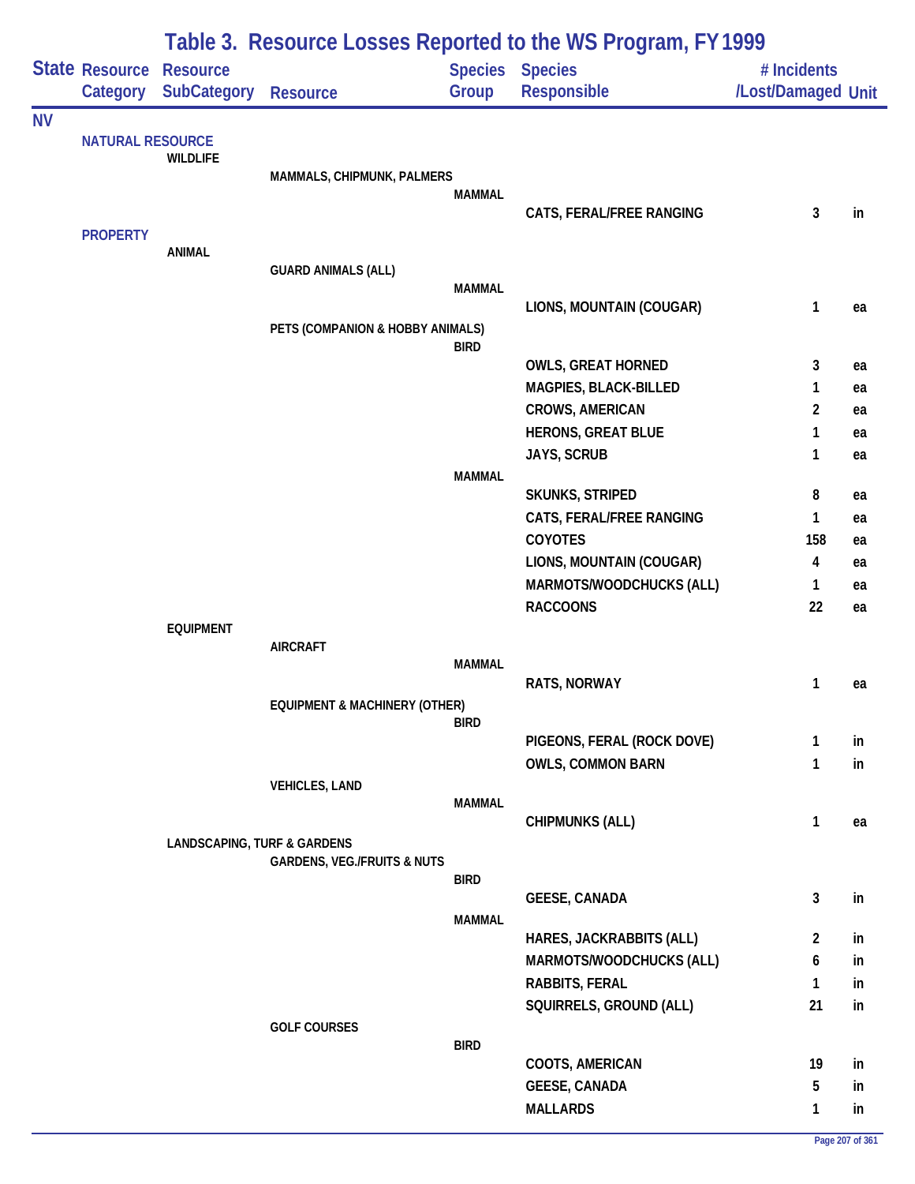# Table 3. Resource Losses Reported to the WS Program, FY 1999

| State | Resource Category | Resource SubCategory | Resource | Species Group | Species Responsible | # Incidents /Lost/Damaged | Unit |
|---|---|---|---|---|---|---|---|
| NV | | | | | | | |
| | NATURAL RESOURCE | | | | | | |
| | | WILDLIFE | | | | | |
| | | | MAMMALS, CHIPMUNK, PALMERS | | | | |
| | | | | MAMMAL | | | |
| | | | | | CATS, FERAL/FREE RANGING | 3 | in |
| | PROPERTY | | | | | | |
| | | ANIMAL | | | | | |
| | | | GUARD ANIMALS (ALL) | | | | |
| | | | | MAMMAL | | | |
| | | | | | LIONS, MOUNTAIN (COUGAR) | 1 | ea |
| | | | PETS (COMPANION & HOBBY ANIMALS) | | | | |
| | | | | BIRD | | | |
| | | | | | OWLS, GREAT HORNED | 3 | ea |
| | | | | | MAGPIES, BLACK-BILLED | 1 | ea |
| | | | | | CROWS, AMERICAN | 2 | ea |
| | | | | | HERONS, GREAT BLUE | 1 | ea |
| | | | | | JAYS, SCRUB | 1 | ea |
| | | | | MAMMAL | | | |
| | | | | | SKUNKS, STRIPED | 8 | ea |
| | | | | | CATS, FERAL/FREE RANGING | 1 | ea |
| | | | | | COYOTES | 158 | ea |
| | | | | | LIONS, MOUNTAIN (COUGAR) | 4 | ea |
| | | | | | MARMOTS/WOODCHUCKS (ALL) | 1 | ea |
| | | | | | RACCOONS | 22 | ea |
| | | EQUIPMENT | | | | | |
| | | | AIRCRAFT | | | | |
| | | | | MAMMAL | | | |
| | | | | | RATS, NORWAY | 1 | ea |
| | | | EQUIPMENT & MACHINERY (OTHER) | | | | |
| | | | | BIRD | | | |
| | | | | | PIGEONS, FERAL (ROCK DOVE) | 1 | in |
| | | | | | OWLS, COMMON BARN | 1 | in |
| | | | VEHICLES, LAND | | | | |
| | | | | MAMMAL | | | |
| | | | | | CHIPMUNKS (ALL) | 1 | ea |
| | | LANDSCAPING, TURF & GARDENS | | | | | |
| | | | GARDENS, VEG./FRUITS & NUTS | | | | |
| | | | | BIRD | | | |
| | | | | | GEESE, CANADA | 3 | in |
| | | | | MAMMAL | | | |
| | | | | | HARES, JACKRABBITS (ALL) | 2 | in |
| | | | | | MARMOTS/WOODCHUCKS (ALL) | 6 | in |
| | | | | | RABBITS, FERAL | 1 | in |
| | | | | | SQUIRRELS, GROUND (ALL) | 21 | in |
| | | | GOLF COURSES | | | | |
| | | | | BIRD | | | |
| | | | | | COOTS, AMERICAN | 19 | in |
| | | | | | GEESE, CANADA | 5 | in |
| | | | | | MALLARDS | 1 | in |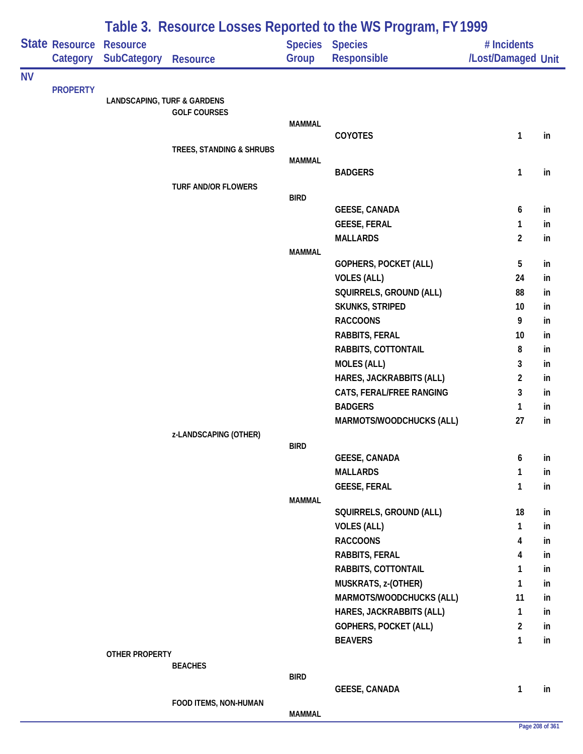# Table 3. Resource Losses Reported to the WS Program, FY 1999

| State | Resource Category | Resource SubCategory | Resource | Species Group | Species Responsible | # Incidents /Lost/Damaged | Unit |
|---|---|---|---|---|---|---|---|
| NV | | | | | | | |
| | PROPERTY | | | | | | |
| | | LANDSCAPING, TURF & GARDENS | | | | | |
| | | | GOLF COURSES | | | | |
| | | | | MAMMAL | | | |
| | | | | | COYOTES | 1 | in |
| | | | TREES, STANDING & SHRUBS | | | | |
| | | | | MAMMAL | | | |
| | | | | | BADGERS | 1 | in |
| | | | TURF AND/OR FLOWERS | | | | |
| | | | | BIRD | | | |
| | | | | | GEESE, CANADA | 6 | in |
| | | | | | GEESE, FERAL | 1 | in |
| | | | | | MALLARDS | 2 | in |
| | | | | MAMMAL | | | |
| | | | | | GOPHERS, POCKET (ALL) | 5 | in |
| | | | | | VOLES (ALL) | 24 | in |
| | | | | | SQUIRRELS, GROUND (ALL) | 88 | in |
| | | | | | SKUNKS, STRIPED | 10 | in |
| | | | | | RACCOONS | 9 | in |
| | | | | | RABBITS, FERAL | 10 | in |
| | | | | | RABBITS, COTTONTAIL | 8 | in |
| | | | | | MOLES (ALL) | 3 | in |
| | | | | | HARES, JACKRABBITS (ALL) | 2 | in |
| | | | | | CATS, FERAL/FREE RANGING | 3 | in |
| | | | | | BADGERS | 1 | in |
| | | | | | MARMOTS/WOODCHUCKS (ALL) | 27 | in |
| | | | z-LANDSCAPING (OTHER) | | | | |
| | | | | BIRD | | | |
| | | | | | GEESE, CANADA | 6 | in |
| | | | | | MALLARDS | 1 | in |
| | | | | | GEESE, FERAL | 1 | in |
| | | | | MAMMAL | | | |
| | | | | | SQUIRRELS, GROUND (ALL) | 18 | in |
| | | | | | VOLES (ALL) | 1 | in |
| | | | | | RACCOONS | 4 | in |
| | | | | | RABBITS, FERAL | 4 | in |
| | | | | | RABBITS, COTTONTAIL | 1 | in |
| | | | | | MUSKRATS, z-(OTHER) | 1 | in |
| | | | | | MARMOTS/WOODCHUCKS (ALL) | 11 | in |
| | | | | | HARES, JACKRABBITS (ALL) | 1 | in |
| | | | | | GOPHERS, POCKET (ALL) | 2 | in |
| | | | | | BEAVERS | 1 | in |
| | | OTHER PROPERTY | | | | | |
| | | | BEACHES | | | | |
| | | | | BIRD | | | |
| | | | | | GEESE, CANADA | 1 | in |
| | | | FOOD ITEMS, NON-HUMAN | | | | |
| | | | | MAMMAL | | | |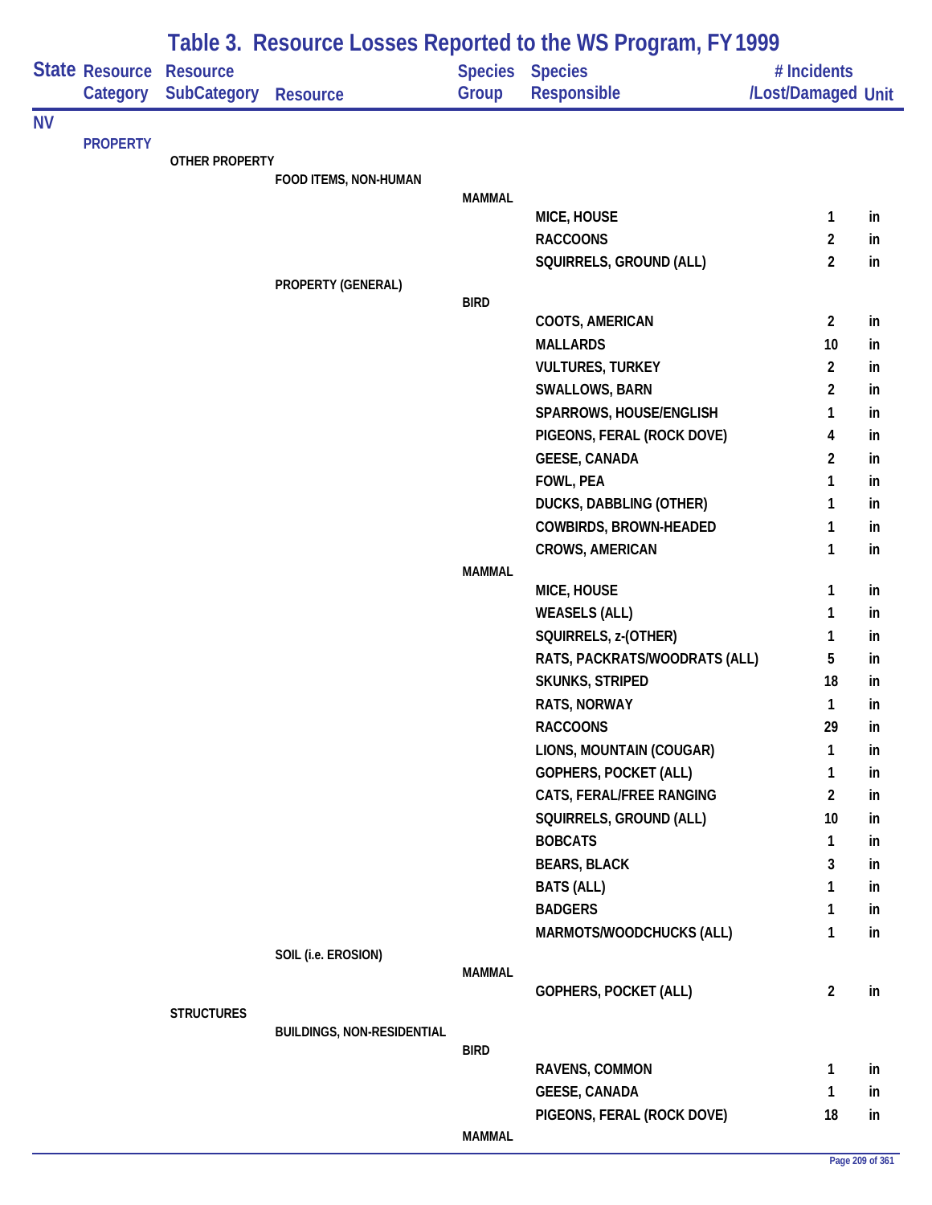# Table 3. Resource Losses Reported to the WS Program, FY 1999

| State | Resource Category | Resource SubCategory | Resource | Species Group | Species Responsible | # Incidents /Lost/Damaged | Unit |
|---|---|---|---|---|---|---|---|
| NV | | | | | | | |
| | PROPERTY | | | | | | |
| | | OTHER PROPERTY | | | | | |
| | | | FOOD ITEMS, NON-HUMAN | | | | |
| | | | | MAMMAL | | | |
| | | | | | MICE, HOUSE | 1 | in |
| | | | | | RACCOONS | 2 | in |
| | | | | | SQUIRRELS, GROUND (ALL) | 2 | in |
| | | | PROPERTY (GENERAL) | | | | |
| | | | | BIRD | | | |
| | | | | | COOTS, AMERICAN | 2 | in |
| | | | | | MALLARDS | 10 | in |
| | | | | | VULTURES, TURKEY | 2 | in |
| | | | | | SWALLOWS, BARN | 2 | in |
| | | | | | SPARROWS, HOUSE/ENGLISH | 1 | in |
| | | | | | PIGEONS, FERAL (ROCK DOVE) | 4 | in |
| | | | | | GEESE, CANADA | 2 | in |
| | | | | | FOWL, PEA | 1 | in |
| | | | | | DUCKS, DABBLING (OTHER) | 1 | in |
| | | | | | COWBIRDS, BROWN-HEADED | 1 | in |
| | | | | | CROWS, AMERICAN | 1 | in |
| | | | | MAMMAL | | | |
| | | | | | MICE, HOUSE | 1 | in |
| | | | | | WEASELS (ALL) | 1 | in |
| | | | | | SQUIRRELS, z-(OTHER) | 1 | in |
| | | | | | RATS, PACKRATS/WOODRATS (ALL) | 5 | in |
| | | | | | SKUNKS, STRIPED | 18 | in |
| | | | | | RATS, NORWAY | 1 | in |
| | | | | | RACCOONS | 29 | in |
| | | | | | LIONS, MOUNTAIN (COUGAR) | 1 | in |
| | | | | | GOPHERS, POCKET (ALL) | 1 | in |
| | | | | | CATS, FERAL/FREE RANGING | 2 | in |
| | | | | | SQUIRRELS, GROUND (ALL) | 10 | in |
| | | | | | BOBCATS | 1 | in |
| | | | | | BEARS, BLACK | 3 | in |
| | | | | | BATS (ALL) | 1 | in |
| | | | | | BADGERS | 1 | in |
| | | | | | MARMOTS/WOODCHUCKS (ALL) | 1 | in |
| | | | SOIL (i.e. EROSION) | | | | |
| | | | | MAMMAL | | | |
| | | | | | GOPHERS, POCKET (ALL) | 2 | in |
| | | STRUCTURES | | | | | |
| | | | BUILDINGS, NON-RESIDENTIAL | | | | |
| | | | | BIRD | | | |
| | | | | | RAVENS, COMMON | 1 | in |
| | | | | | GEESE, CANADA | 1 | in |
| | | | | | PIGEONS, FERAL (ROCK DOVE) | 18 | in |
| | | | | MAMMAL | | | |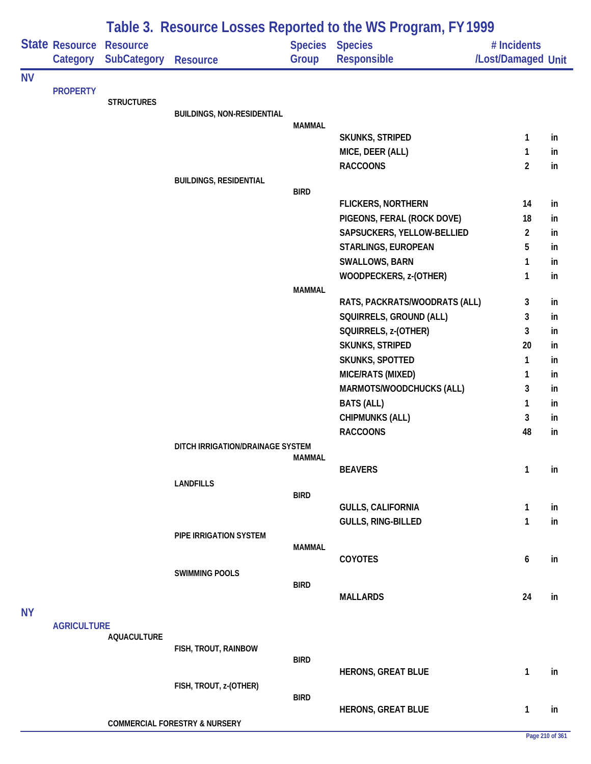## Table 3. Resource Losses Reported to the WS Program, FY 1999

| State | Resource Category | Resource SubCategory | Resource | Species Group | Species Responsible | # Incidents /Lost/Damaged | Unit |
|---|---|---|---|---|---|---|---|
| NV | | | | | | | |
| | PROPERTY | | | | | | |
| | | STRUCTURES | | | | | |
| | | | BUILDINGS, NON-RESIDENTIAL | | | | |
| | | | | MAMMAL | | | |
| | | | | | SKUNKS, STRIPED | 1 | in |
| | | | | | MICE, DEER (ALL) | 1 | in |
| | | | | | RACCOONS | 2 | in |
| | | | BUILDINGS, RESIDENTIAL | | | | |
| | | | | BIRD | | | |
| | | | | | FLICKERS, NORTHERN | 14 | in |
| | | | | | PIGEONS, FERAL (ROCK DOVE) | 18 | in |
| | | | | | SAPSUCKERS, YELLOW-BELLIED | 2 | in |
| | | | | | STARLINGS, EUROPEAN | 5 | in |
| | | | | | SWALLOWS, BARN | 1 | in |
| | | | | | WOODPECKERS, z-(OTHER) | 1 | in |
| | | | | MAMMAL | | | |
| | | | | | RATS, PACKRATS/WOODRATS (ALL) | 3 | in |
| | | | | | SQUIRRELS, GROUND (ALL) | 3 | in |
| | | | | | SQUIRRELS, z-(OTHER) | 3 | in |
| | | | | | SKUNKS, STRIPED | 20 | in |
| | | | | | SKUNKS, SPOTTED | 1 | in |
| | | | | | MICE/RATS (MIXED) | 1 | in |
| | | | | | MARMOTS/WOODCHUCKS (ALL) | 3 | in |
| | | | | | BATS (ALL) | 1 | in |
| | | | | | CHIPMUNKS (ALL) | 3 | in |
| | | | | | RACCOONS | 48 | in |
| | | | DITCH IRRIGATION/DRAINAGE SYSTEM | | | | |
| | | | | MAMMAL | | | |
| | | | | | BEAVERS | 1 | in |
| | | | LANDFILLS | | | | |
| | | | | BIRD | | | |
| | | | | | GULLS, CALIFORNIA | 1 | in |
| | | | | | GULLS, RING-BILLED | 1 | in |
| | | | PIPE IRRIGATION SYSTEM | | | | |
| | | | | MAMMAL | | | |
| | | | | | COYOTES | 6 | in |
| | | | SWIMMING POOLS | | | | |
| | | | | BIRD | | | |
| | | | | | MALLARDS | 24 | in |
| NY | | | | | | | |
| | AGRICULTURE | | | | | | |
| | | AQUACULTURE | | | | | |
| | | | FISH, TROUT, RAINBOW | | | | |
| | | | | BIRD | | | |
| | | | | | HERONS, GREAT BLUE | 1 | in |
| | | | FISH, TROUT, z-(OTHER) | | | | |
| | | | | BIRD | | | |
| | | | | | HERONS, GREAT BLUE | 1 | in |
| | | COMMERCIAL FORESTRY & NURSERY | | | | | |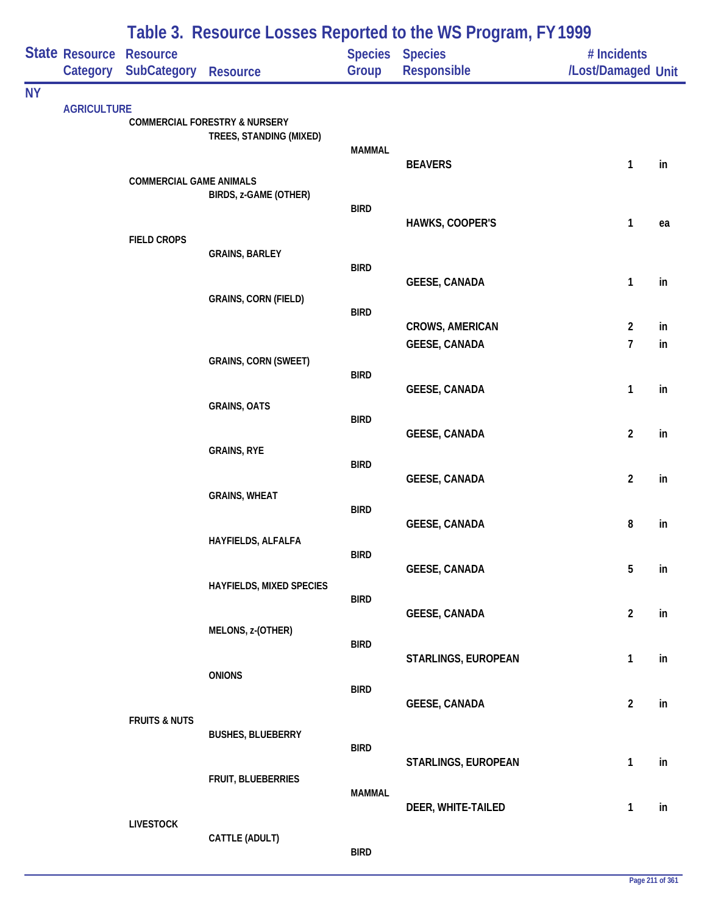# Table 3. Resource Losses Reported to the WS Program, FY 1999

| State | Resource Category | Resource SubCategory | Resource | Species Group | Species Responsible | # Incidents /Lost/Damaged | Unit |
|---|---|---|---|---|---|---|---|
| NY | | | | | | | |
| | AGRICULTURE | | | | | | |
| | | COMMERCIAL FORESTRY & NURSERY | | | | | |
| | | | TREES, STANDING (MIXED) | | | | |
| | | | | MAMMAL | | | |
| | | | | | BEAVERS | 1 | in |
| | | COMMERCIAL GAME ANIMALS | | | | | |
| | | | BIRDS, z-GAME (OTHER) | | | | |
| | | | | BIRD | | | |
| | | | | | HAWKS, COOPER'S | 1 | ea |
| | | FIELD CROPS | | | | | |
| | | | GRAINS, BARLEY | | | | |
| | | | | BIRD | | | |
| | | | | | GEESE, CANADA | 1 | in |
| | | | GRAINS, CORN (FIELD) | | | | |
| | | | | BIRD | | | |
| | | | | | CROWS, AMERICAN | 2 | in |
| | | | | | GEESE, CANADA | 7 | in |
| | | | GRAINS, CORN (SWEET) | | | | |
| | | | | BIRD | | | |
| | | | | | GEESE, CANADA | 1 | in |
| | | | GRAINS, OATS | | | | |
| | | | | BIRD | | | |
| | | | | | GEESE, CANADA | 2 | in |
| | | | GRAINS, RYE | | | | |
| | | | | BIRD | | | |
| | | | | | GEESE, CANADA | 2 | in |
| | | | GRAINS, WHEAT | | | | |
| | | | | BIRD | | | |
| | | | | | GEESE, CANADA | 8 | in |
| | | | HAYFIELDS, ALFALFA | | | | |
| | | | | BIRD | | | |
| | | | | | GEESE, CANADA | 5 | in |
| | | | HAYFIELDS, MIXED SPECIES | | | | |
| | | | | BIRD | | | |
| | | | | | GEESE, CANADA | 2 | in |
| | | | MELONS, z-(OTHER) | | | | |
| | | | | BIRD | | | |
| | | | | | STARLINGS, EUROPEAN | 1 | in |
| | | | ONIONS | | | | |
| | | | | BIRD | | | |
| | | | | | GEESE, CANADA | 2 | in |
| | | FRUITS & NUTS | | | | | |
| | | | BUSHES, BLUEBERRY | | | | |
| | | | | BIRD | | | |
| | | | | | STARLINGS, EUROPEAN | 1 | in |
| | | | FRUIT, BLUEBERRIES | | | | |
| | | | | MAMMAL | | | |
| | | | | | DEER, WHITE-TAILED | 1 | in |
| | | LIVESTOCK | | | | | |
| | | | CATTLE (ADULT) | | | | |
| | | | | BIRD | | | |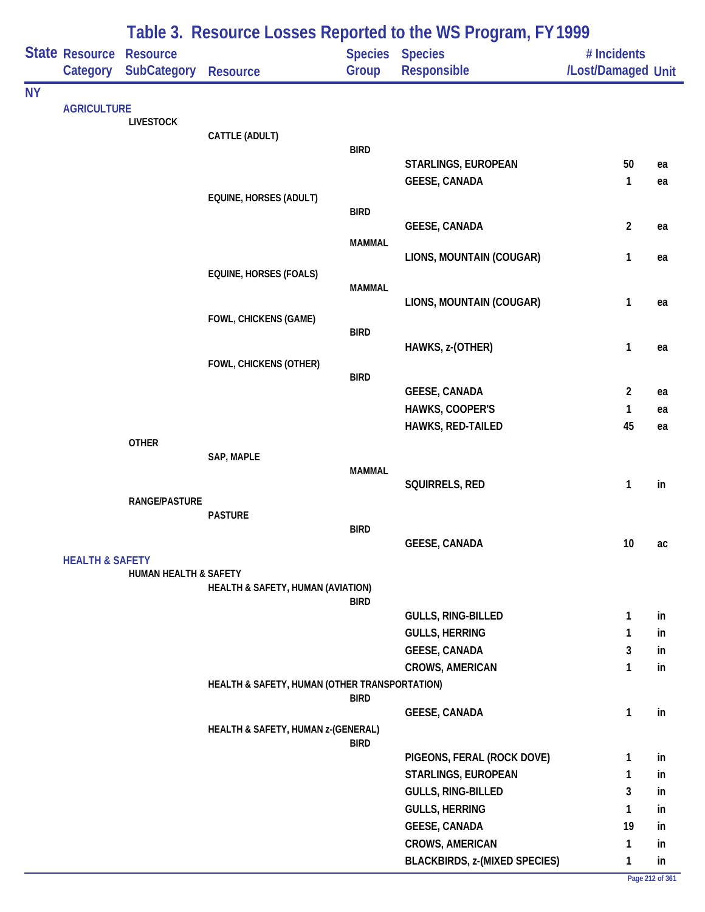# Table 3. Resource Losses Reported to the WS Program, FY 1999

| State | Resource Category | Resource SubCategory | Resource | Species Group | Species Responsible | # Incidents /Lost/Damaged | Unit |
|---|---|---|---|---|---|---|---|
| NY | | | | | | | |
| | AGRICULTURE | | | | | | |
| | | LIVESTOCK | | | | | |
| | | | CATTLE (ADULT) | | | | |
| | | | | BIRD | | | |
| | | | | | STARLINGS, EUROPEAN | 50 | ea |
| | | | | | GEESE, CANADA | 1 | ea |
| | | | EQUINE, HORSES (ADULT) | | | | |
| | | | | BIRD | | | |
| | | | | | GEESE, CANADA | 2 | ea |
| | | | | MAMMAL | | | |
| | | | | | LIONS, MOUNTAIN (COUGAR) | 1 | ea |
| | | | EQUINE, HORSES (FOALS) | | | | |
| | | | | MAMMAL | | | |
| | | | | | LIONS, MOUNTAIN (COUGAR) | 1 | ea |
| | | | FOWL, CHICKENS (GAME) | | | | |
| | | | | BIRD | | | |
| | | | | | HAWKS, z-(OTHER) | 1 | ea |
| | | | FOWL, CHICKENS (OTHER) | | | | |
| | | | | BIRD | | | |
| | | | | | GEESE, CANADA | 2 | ea |
| | | | | | HAWKS, COOPER'S | 1 | ea |
| | | | | | HAWKS, RED-TAILED | 45 | ea |
| | | OTHER | | | | | |
| | | | SAP, MAPLE | | | | |
| | | | | MAMMAL | | | |
| | | | | | SQUIRRELS, RED | 1 | in |
| | | RANGE/PASTURE | | | | | |
| | | | PASTURE | | | | |
| | | | | BIRD | | | |
| | | | | | GEESE, CANADA | 10 | ac |
| | HEALTH & SAFETY | | | | | | |
| | | HUMAN HEALTH & SAFETY | | | | | |
| | | | HEALTH & SAFETY, HUMAN (AVIATION) | | | | |
| | | | | BIRD | | | |
| | | | | | GULLS, RING-BILLED | 1 | in |
| | | | | | GULLS, HERRING | 1 | in |
| | | | | | GEESE, CANADA | 3 | in |
| | | | | | CROWS, AMERICAN | 1 | in |
| | | | HEALTH & SAFETY, HUMAN (OTHER TRANSPORTATION) | | | | |
| | | | | BIRD | | | |
| | | | | | GEESE, CANADA | 1 | in |
| | | | HEALTH & SAFETY, HUMAN z-(GENERAL) | | | | |
| | | | | BIRD | | | |
| | | | | | PIGEONS, FERAL (ROCK DOVE) | 1 | in |
| | | | | | STARLINGS, EUROPEAN | 1 | in |
| | | | | | GULLS, RING-BILLED | 3 | in |
| | | | | | GULLS, HERRING | 1 | in |
| | | | | | GEESE, CANADA | 19 | in |
| | | | | | CROWS, AMERICAN | 1 | in |
| | | | | | BLACKBIRDS, z-(MIXED SPECIES) | 1 | in |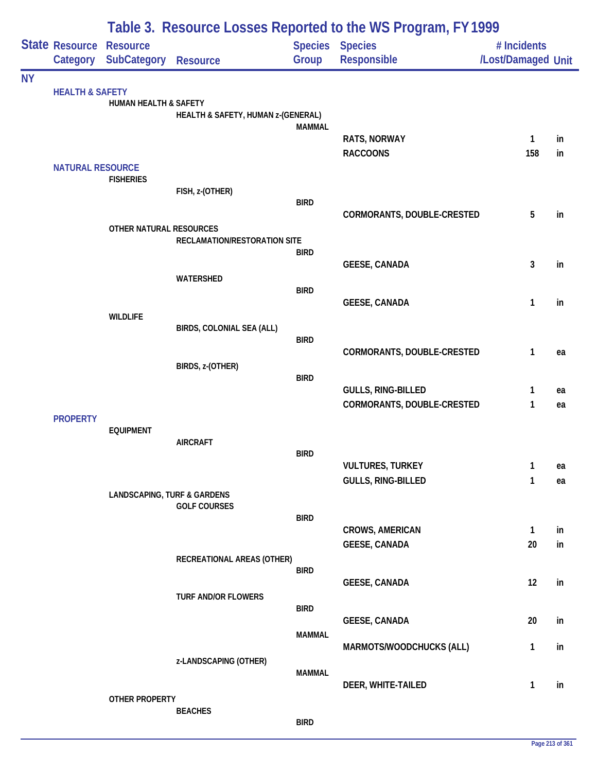## Table 3. Resource Losses Reported to the WS Program, FY 1999

| State | Resource Category | Resource SubCategory | Resource | Species Group | Species Responsible | # Incidents /Lost/Damaged | Unit |
|---|---|---|---|---|---|---|---|
| NY | | | | | | | |
| | HEALTH & SAFETY | | | | | | |
| | | HUMAN HEALTH & SAFETY | | | | | |
| | | | HEALTH & SAFETY, HUMAN z-(GENERAL) | | | | |
| | | | | MAMMAL | | | |
| | | | | | RATS, NORWAY | 1 | in |
| | | | | | RACCOONS | 158 | in |
| | NATURAL RESOURCE | | | | | | |
| | | FISHERIES | | | | | |
| | | | FISH, z-(OTHER) | | | | |
| | | | | BIRD | | | |
| | | | | | CORMORANTS, DOUBLE-CRESTED | 5 | in |
| | | OTHER NATURAL RESOURCES | | | | | |
| | | | RECLAMATION/RESTORATION SITE | | | | |
| | | | | BIRD | | | |
| | | | | | GEESE, CANADA | 3 | in |
| | | | WATERSHED | | | | |
| | | | | BIRD | | | |
| | | | | | GEESE, CANADA | 1 | in |
| | | WILDLIFE | | | | | |
| | | | BIRDS, COLONIAL SEA (ALL) | | | | |
| | | | | BIRD | | | |
| | | | | | CORMORANTS, DOUBLE-CRESTED | 1 | ea |
| | | | BIRDS, z-(OTHER) | | | | |
| | | | | BIRD | | | |
| | | | | | GULLS, RING-BILLED | 1 | ea |
| | | | | | CORMORANTS, DOUBLE-CRESTED | 1 | ea |
| | PROPERTY | | | | | | |
| | | EQUIPMENT | | | | | |
| | | | AIRCRAFT | | | | |
| | | | | BIRD | | | |
| | | | | | VULTURES, TURKEY | 1 | ea |
| | | | | | GULLS, RING-BILLED | 1 | ea |
| | | LANDSCAPING, TURF & GARDENS | | | | | |
| | | | GOLF COURSES | | | | |
| | | | | BIRD | | | |
| | | | | | CROWS, AMERICAN | 1 | in |
| | | | | | GEESE, CANADA | 20 | in |
| | | | RECREATIONAL AREAS (OTHER) | | | | |
| | | | | BIRD | | | |
| | | | | | GEESE, CANADA | 12 | in |
| | | | TURF AND/OR FLOWERS | | | | |
| | | | | BIRD | | | |
| | | | | | GEESE, CANADA | 20 | in |
| | | | | MAMMAL | | | |
| | | | | | MARMOTS/WOODCHUCKS (ALL) | 1 | in |
| | | | z-LANDSCAPING (OTHER) | | | | |
| | | | | MAMMAL | | | |
| | | | | | DEER, WHITE-TAILED | 1 | in |
| | | OTHER PROPERTY | | | | | |
| | | | BEACHES | | | | |
| | | | | BIRD | | | |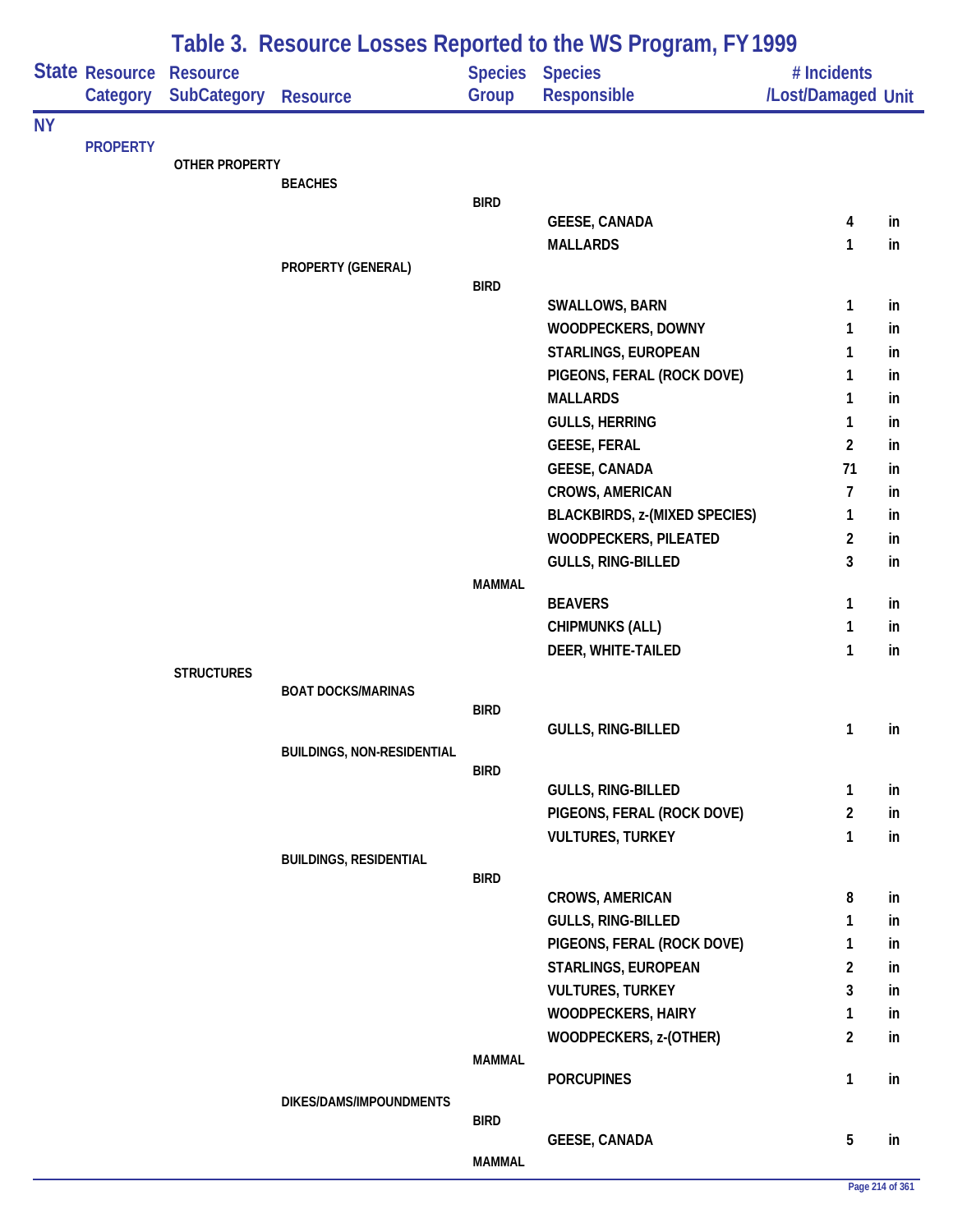# Table 3. Resource Losses Reported to the WS Program, FY 1999

| State | Resource Category | Resource SubCategory | Resource | Species Group | Species Responsible | # Incidents /Lost/Damaged | Unit |
|---|---|---|---|---|---|---|---|
| NY | | | | | | | |
| | PROPERTY | | | | | | |
| | | OTHER PROPERTY | | | | | |
| | | | BEACHES | | | | |
| | | | | BIRD | | | |
| | | | | | GEESE, CANADA | 4 | in |
| | | | | | MALLARDS | 1 | in |
| | | | PROPERTY (GENERAL) | | | | |
| | | | | BIRD | | | |
| | | | | | SWALLOWS, BARN | 1 | in |
| | | | | | WOODPECKERS, DOWNY | 1 | in |
| | | | | | STARLINGS, EUROPEAN | 1 | in |
| | | | | | PIGEONS, FERAL (ROCK DOVE) | 1 | in |
| | | | | | MALLARDS | 1 | in |
| | | | | | GULLS, HERRING | 1 | in |
| | | | | | GEESE, FERAL | 2 | in |
| | | | | | GEESE, CANADA | 71 | in |
| | | | | | CROWS, AMERICAN | 7 | in |
| | | | | | BLACKBIRDS, z-(MIXED SPECIES) | 1 | in |
| | | | | | WOODPECKERS, PILEATED | 2 | in |
| | | | | | GULLS, RING-BILLED | 3 | in |
| | | | | MAMMAL | | | |
| | | | | | BEAVERS | 1 | in |
| | | | | | CHIPMUNKS (ALL) | 1 | in |
| | | | | | DEER, WHITE-TAILED | 1 | in |
| | | STRUCTURES | | | | | |
| | | | BOAT DOCKS/MARINAS | | | | |
| | | | | BIRD | | | |
| | | | | | GULLS, RING-BILLED | 1 | in |
| | | | BUILDINGS, NON-RESIDENTIAL | | | | |
| | | | | BIRD | | | |
| | | | | | GULLS, RING-BILLED | 1 | in |
| | | | | | PIGEONS, FERAL (ROCK DOVE) | 2 | in |
| | | | | | VULTURES, TURKEY | 1 | in |
| | | | BUILDINGS, RESIDENTIAL | | | | |
| | | | | BIRD | | | |
| | | | | | CROWS, AMERICAN | 8 | in |
| | | | | | GULLS, RING-BILLED | 1 | in |
| | | | | | PIGEONS, FERAL (ROCK DOVE) | 1 | in |
| | | | | | STARLINGS, EUROPEAN | 2 | in |
| | | | | | VULTURES, TURKEY | 3 | in |
| | | | | | WOODPECKERS, HAIRY | 1 | in |
| | | | | | WOODPECKERS, z-(OTHER) | 2 | in |
| | | | | MAMMAL | | | |
| | | | | | PORCUPINES | 1 | in |
| | | | DIKES/DAMS/IMPOUNDMENTS | | | | |
| | | | | BIRD | | | |
| | | | | | GEESE, CANADA | 5 | in |
| | | | | MAMMAL | | | |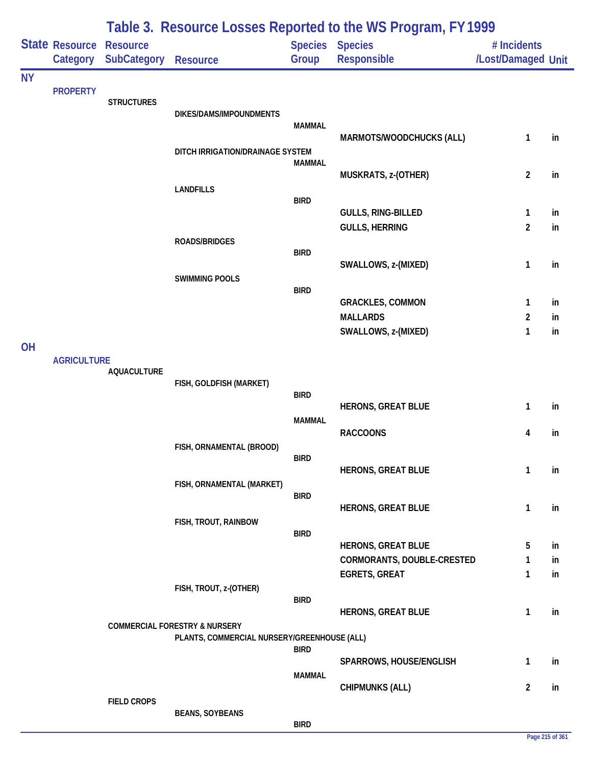# Table 3. Resource Losses Reported to the WS Program, FY 1999

| State | Resource Category | Resource SubCategory | Resource | Species Group | Species Responsible | # Incidents /Lost/Damaged | Unit |
|---|---|---|---|---|---|---|---|
| NY | | | | | | | |
| | PROPERTY | | | | | | |
| | | STRUCTURES | | | | | |
| | | | DIKES/DAMS/IMPOUNDMENTS | | | | |
| | | | | MAMMAL | | | |
| | | | | | MARMOTS/WOODCHUCKS (ALL) | 1 | in |
| | | | DITCH IRRIGATION/DRAINAGE SYSTEM | | | | |
| | | | | MAMMAL | | | |
| | | | | | MUSKRATS, z-(OTHER) | 2 | in |
| | | | LANDFILLS | | | | |
| | | | | BIRD | | | |
| | | | | | GULLS, RING-BILLED | 1 | in |
| | | | | | GULLS, HERRING | 2 | in |
| | | | ROADS/BRIDGES | | | | |
| | | | | BIRD | | | |
| | | | | | SWALLOWS, z-(MIXED) | 1 | in |
| | | | SWIMMING POOLS | | | | |
| | | | | BIRD | | | |
| | | | | | GRACKLES, COMMON | 1 | in |
| | | | | | MALLARDS | 2 | in |
| | | | | | SWALLOWS, z-(MIXED) | 1 | in |
| OH | | | | | | | |
| | AGRICULTURE | | | | | | |
| | | AQUACULTURE | | | | | |
| | | | FISH, GOLDFISH (MARKET) | | | | |
| | | | | BIRD | | | |
| | | | | | HERONS, GREAT BLUE | 1 | in |
| | | | | MAMMAL | | | |
| | | | | | RACCOONS | 4 | in |
| | | | FISH, ORNAMENTAL (BROOD) | | | | |
| | | | | BIRD | | | |
| | | | | | HERONS, GREAT BLUE | 1 | in |
| | | | FISH, ORNAMENTAL (MARKET) | | | | |
| | | | | BIRD | | | |
| | | | | | HERONS, GREAT BLUE | 1 | in |
| | | | FISH, TROUT, RAINBOW | | | | |
| | | | | BIRD | | | |
| | | | | | HERONS, GREAT BLUE | 5 | in |
| | | | | | CORMORANTS, DOUBLE-CRESTED | 1 | in |
| | | | | | EGRETS, GREAT | 1 | in |
| | | | FISH, TROUT, z-(OTHER) | | | | |
| | | | | BIRD | | | |
| | | | | | HERONS, GREAT BLUE | 1 | in |
| | | COMMERCIAL FORESTRY & NURSERY | | | | | |
| | | | PLANTS, COMMERCIAL NURSERY/GREENHOUSE (ALL) | | | | |
| | | | | BIRD | | | |
| | | | | | SPARROWS, HOUSE/ENGLISH | 1 | in |
| | | | | MAMMAL | | | |
| | | | | | CHIPMUNKS (ALL) | 2 | in |
| | | FIELD CROPS | | | | | |
| | | | BEANS, SOYBEANS | | | | |
| | | | | BIRD | | | |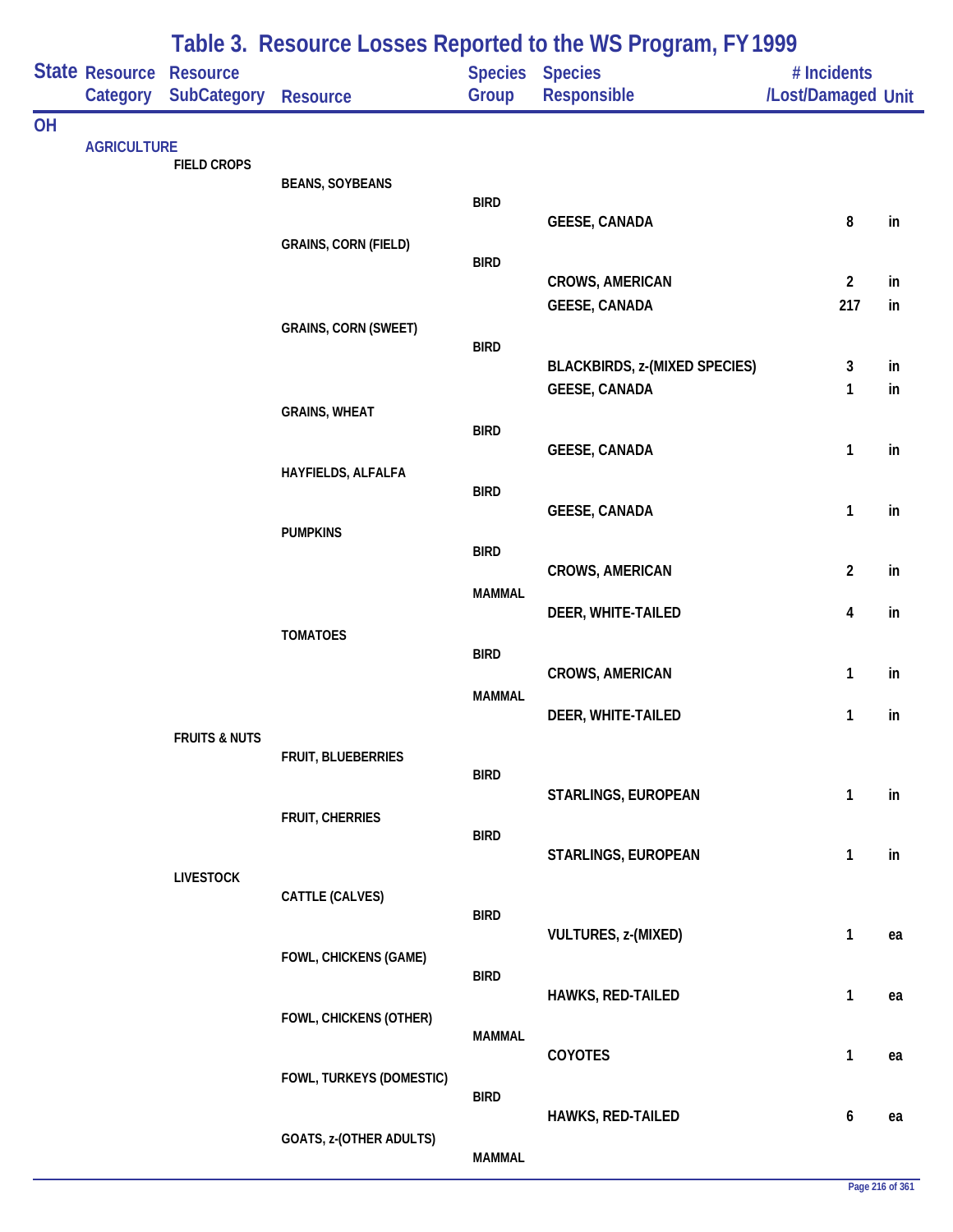# Table 3. Resource Losses Reported to the WS Program, FY 1999

| State | Resource Category | Resource SubCategory | Resource | Species Group | Species Responsible | # Incidents /Lost/Damaged | Unit |
|---|---|---|---|---|---|---|---|
| OH | | | | | | | |
| | AGRICULTURE | | | | | | |
| | | FIELD CROPS | | | | | |
| | | | BEANS, SOYBEANS | | | | |
| | | | | BIRD | | | |
| | | | | | GEESE, CANADA | 8 | in |
| | | | GRAINS, CORN (FIELD) | | | | |
| | | | | BIRD | | | |
| | | | | | CROWS, AMERICAN | 2 | in |
| | | | | | GEESE, CANADA | 217 | in |
| | | | GRAINS, CORN (SWEET) | | | | |
| | | | | BIRD | | | |
| | | | | | BLACKBIRDS, z-(MIXED SPECIES) | 3 | in |
| | | | | | GEESE, CANADA | 1 | in |
| | | | GRAINS, WHEAT | | | | |
| | | | | BIRD | | | |
| | | | | | GEESE, CANADA | 1 | in |
| | | | HAYFIELDS, ALFALFA | | | | |
| | | | | BIRD | | | |
| | | | | | GEESE, CANADA | 1 | in |
| | | | PUMPKINS | | | | |
| | | | | BIRD | | | |
| | | | | | CROWS, AMERICAN | 2 | in |
| | | | | MAMMAL | | | |
| | | | | | DEER, WHITE-TAILED | 4 | in |
| | | | TOMATOES | | | | |
| | | | | BIRD | | | |
| | | | | | CROWS, AMERICAN | 1 | in |
| | | | | MAMMAL | | | |
| | | | | | DEER, WHITE-TAILED | 1 | in |
| | | FRUITS & NUTS | | | | | |
| | | | FRUIT, BLUEBERRIES | | | | |
| | | | | BIRD | | | |
| | | | | | STARLINGS, EUROPEAN | 1 | in |
| | | | FRUIT, CHERRIES | | | | |
| | | | | BIRD | | | |
| | | | | | STARLINGS, EUROPEAN | 1 | in |
| | | LIVESTOCK | | | | | |
| | | | CATTLE (CALVES) | | | | |
| | | | | BIRD | | | |
| | | | | | VULTURES, z-(MIXED) | 1 | ea |
| | | | FOWL, CHICKENS (GAME) | | | | |
| | | | | BIRD | | | |
| | | | | | HAWKS, RED-TAILED | 1 | ea |
| | | | FOWL, CHICKENS (OTHER) | | | | |
| | | | | MAMMAL | | | |
| | | | | | COYOTES | 1 | ea |
| | | | FOWL, TURKEYS (DOMESTIC) | | | | |
| | | | | BIRD | | | |
| | | | | | HAWKS, RED-TAILED | 6 | ea |
| | | | GOATS, z-(OTHER ADULTS) | | | | |
| | | | | MAMMAL | | | |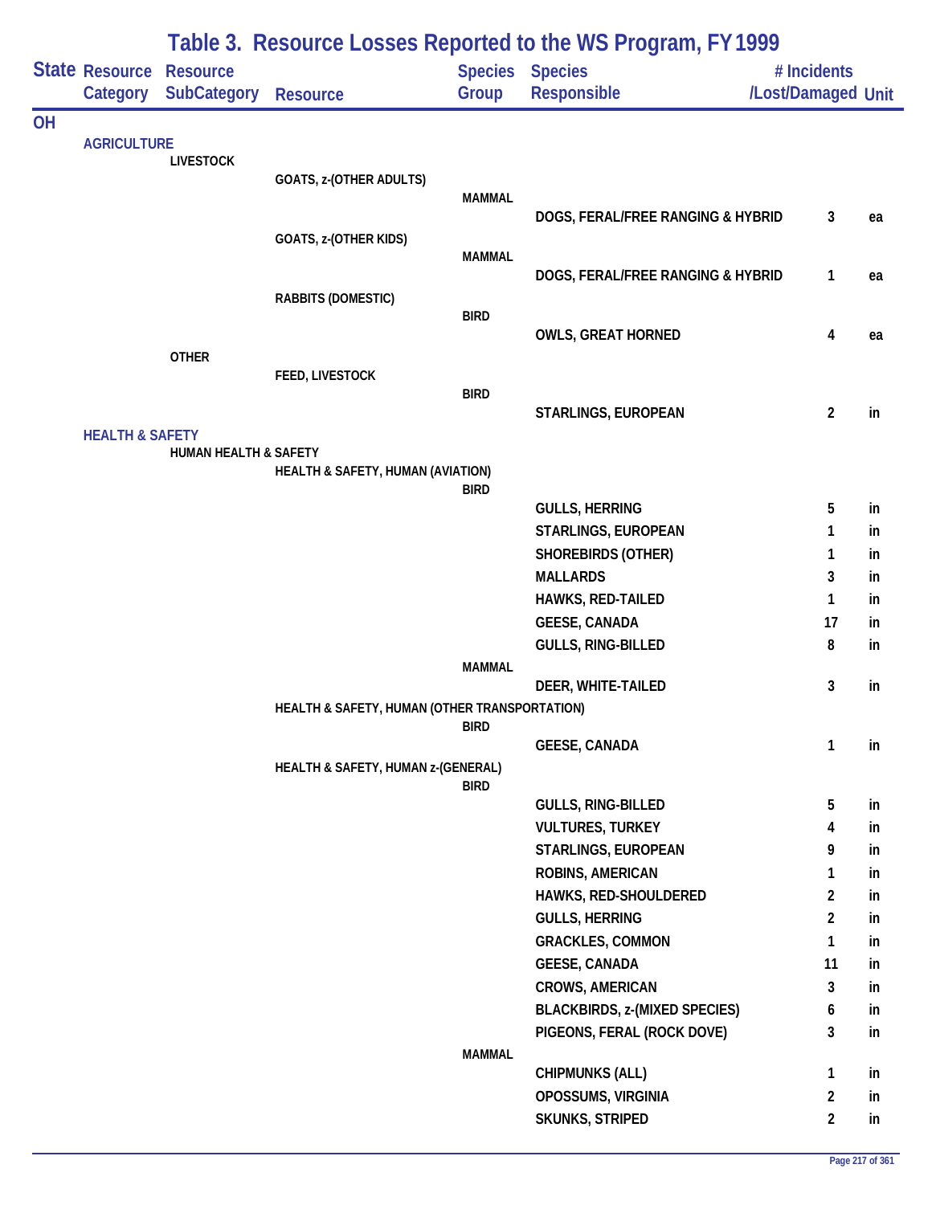# Table 3. Resource Losses Reported to the WS Program, FY 1999

| State | Resource Category | Resource SubCategory | Resource | Species Group | Species Responsible | # Incidents /Lost/Damaged | Unit |
|---|---|---|---|---|---|---|---|
| OH | | | | | | | |
| | AGRICULTURE | | | | | | |
| | | LIVESTOCK | | | | | |
| | | | GOATS, z-(OTHER ADULTS) | | | | |
| | | | | MAMMAL | | | |
| | | | | | DOGS, FERAL/FREE RANGING & HYBRID | 3 | ea |
| | | | GOATS, z-(OTHER KIDS) | | | | |
| | | | | MAMMAL | | | |
| | | | | | DOGS, FERAL/FREE RANGING & HYBRID | 1 | ea |
| | | | RABBITS (DOMESTIC) | | | | |
| | | | | BIRD | | | |
| | | | | | OWLS, GREAT HORNED | 4 | ea |
| | | OTHER | | | | | |
| | | | FEED, LIVESTOCK | | | | |
| | | | | BIRD | | | |
| | | | | | STARLINGS, EUROPEAN | 2 | in |
| | HEALTH & SAFETY | | | | | | |
| | | HUMAN HEALTH & SAFETY | | | | | |
| | | | HEALTH & SAFETY, HUMAN (AVIATION) | | | | |
| | | | | BIRD | | | |
| | | | | | GULLS, HERRING | 5 | in |
| | | | | | STARLINGS, EUROPEAN | 1 | in |
| | | | | | SHOREBIRDS (OTHER) | 1 | in |
| | | | | | MALLARDS | 3 | in |
| | | | | | HAWKS, RED-TAILED | 1 | in |
| | | | | | GEESE, CANADA | 17 | in |
| | | | | | GULLS, RING-BILLED | 8 | in |
| | | | | MAMMAL | | | |
| | | | | | DEER, WHITE-TAILED | 3 | in |
| | | | HEALTH & SAFETY, HUMAN (OTHER TRANSPORTATION) | | | | |
| | | | | BIRD | | | |
| | | | | | GEESE, CANADA | 1 | in |
| | | | HEALTH & SAFETY, HUMAN z-(GENERAL) | | | | |
| | | | | BIRD | | | |
| | | | | | GULLS, RING-BILLED | 5 | in |
| | | | | | VULTURES, TURKEY | 4 | in |
| | | | | | STARLINGS, EUROPEAN | 9 | in |
| | | | | | ROBINS, AMERICAN | 1 | in |
| | | | | | HAWKS, RED-SHOULDERED | 2 | in |
| | | | | | GULLS, HERRING | 2 | in |
| | | | | | GRACKLES, COMMON | 1 | in |
| | | | | | GEESE, CANADA | 11 | in |
| | | | | | CROWS, AMERICAN | 3 | in |
| | | | | | BLACKBIRDS, z-(MIXED SPECIES) | 6 | in |
| | | | | | PIGEONS, FERAL (ROCK DOVE) | 3 | in |
| | | | | MAMMAL | | | |
| | | | | | CHIPMUNKS (ALL) | 1 | in |
| | | | | | OPOSSUMS, VIRGINIA | 2 | in |
| | | | | | SKUNKS, STRIPED | 2 | in |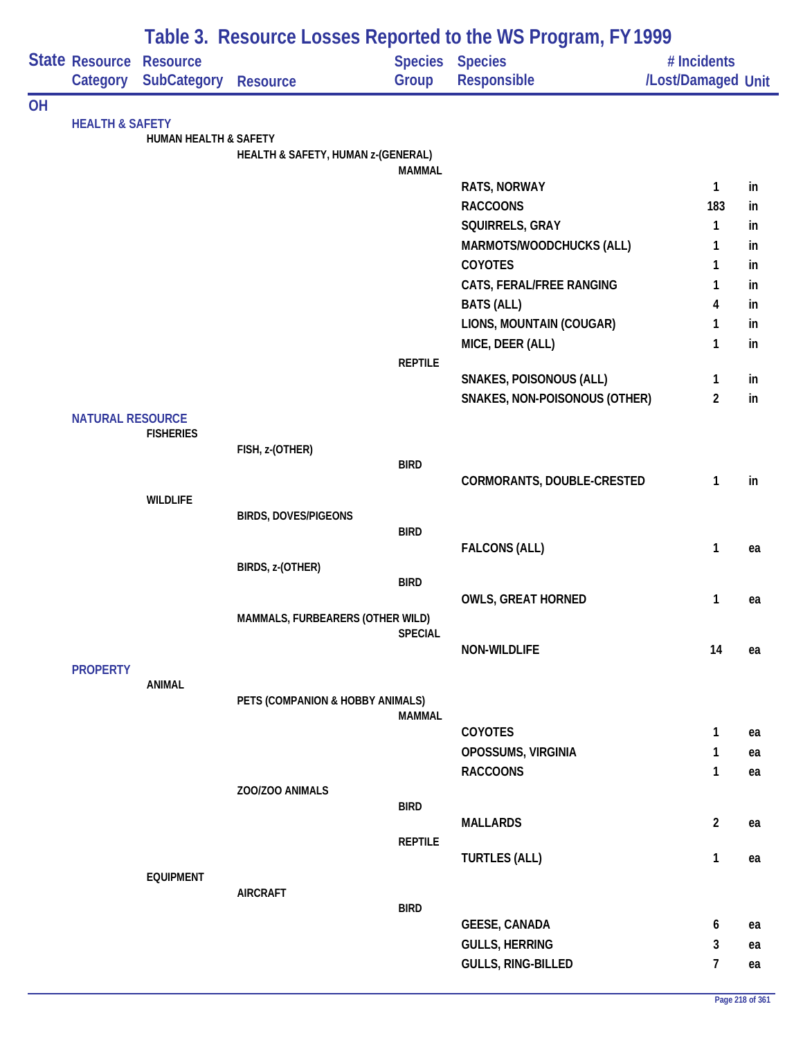# Table 3. Resource Losses Reported to the WS Program, FY 1999

| State | Resource Category | Resource SubCategory | Resource | Species Group | Species Responsible | # Incidents /Lost/Damaged | Unit |
|---|---|---|---|---|---|---|---|
| OH | | | | | | | |
| | HEALTH & SAFETY | | | | | | |
| | | HUMAN HEALTH & SAFETY | | | | | |
| | | | HEALTH & SAFETY, HUMAN z-(GENERAL) | | | | |
| | | | | MAMMAL | | | |
| | | | | | RATS, NORWAY | 1 | in |
| | | | | | RACCOONS | 183 | in |
| | | | | | SQUIRRELS, GRAY | 1 | in |
| | | | | | MARMOTS/WOODCHUCKS (ALL) | 1 | in |
| | | | | | COYOTES | 1 | in |
| | | | | | CATS, FERAL/FREE RANGING | 1 | in |
| | | | | | BATS (ALL) | 4 | in |
| | | | | | LIONS, MOUNTAIN (COUGAR) | 1 | in |
| | | | | | MICE, DEER (ALL) | 1 | in |
| | | | | REPTILE | | | |
| | | | | | SNAKES, POISONOUS (ALL) | 1 | in |
| | | | | | SNAKES, NON-POISONOUS (OTHER) | 2 | in |
| | NATURAL RESOURCE | | | | | | |
| | | FISHERIES | | | | | |
| | | | FISH, z-(OTHER) | | | | |
| | | | | BIRD | | | |
| | | | | | CORMORANTS, DOUBLE-CRESTED | 1 | in |
| | | WILDLIFE | | | | | |
| | | | BIRDS, DOVES/PIGEONS | | | | |
| | | | | BIRD | | | |
| | | | | | FALCONS (ALL) | 1 | ea |
| | | | BIRDS, z-(OTHER) | | | | |
| | | | | BIRD | | | |
| | | | | | OWLS, GREAT HORNED | 1 | ea |
| | | | MAMMALS, FURBEARERS (OTHER WILD) | | | | |
| | | | | SPECIAL | | | |
| | | | | | NON-WILDLIFE | 14 | ea |
| | PROPERTY | | | | | | |
| | | ANIMAL | | | | | |
| | | | PETS (COMPANION & HOBBY ANIMALS) | | | | |
| | | | | MAMMAL | | | |
| | | | | | COYOTES | 1 | ea |
| | | | | | OPOSSUMS, VIRGINIA | 1 | ea |
| | | | | | RACCOONS | 1 | ea |
| | | | ZOO/ZOO ANIMALS | | | | |
| | | | | BIRD | | | |
| | | | | | MALLARDS | 2 | ea |
| | | | | REPTILE | | | |
| | | | | | TURTLES (ALL) | 1 | ea |
| | | EQUIPMENT | | | | | |
| | | | AIRCRAFT | | | | |
| | | | | BIRD | | | |
| | | | | | GEESE, CANADA | 6 | ea |
| | | | | | GULLS, HERRING | 3 | ea |
| | | | | | GULLS, RING-BILLED | 7 | ea |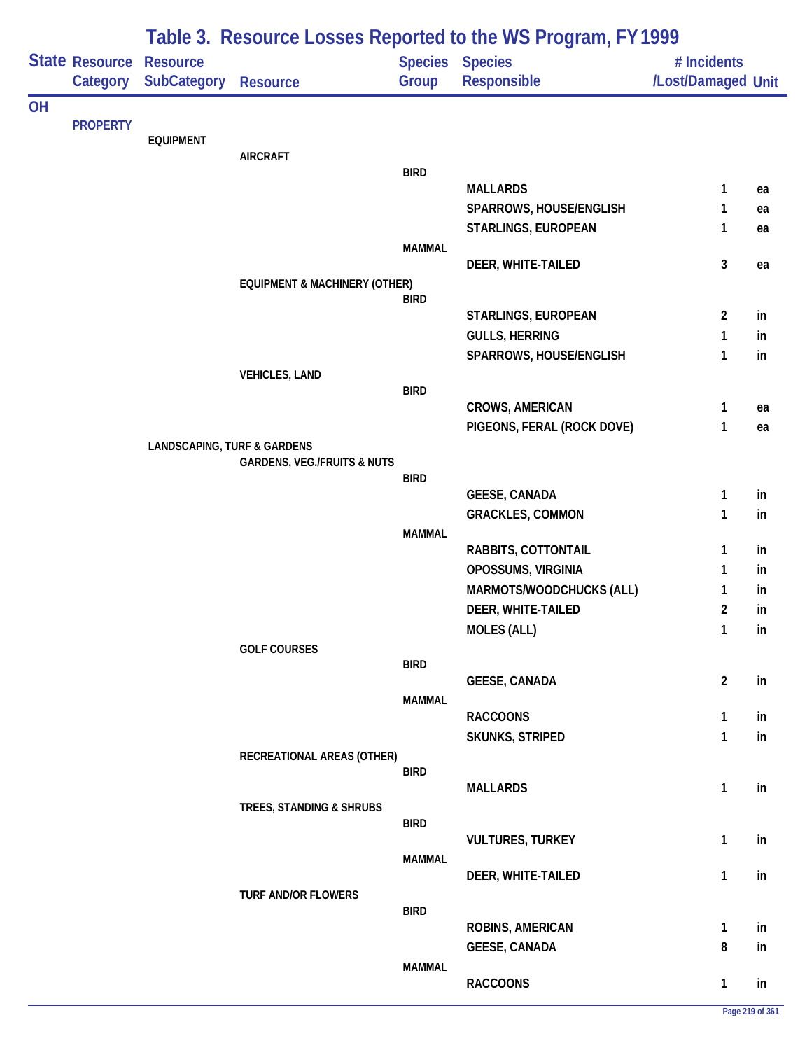# Table 3. Resource Losses Reported to the WS Program, FY 1999

| State | Resource Category | Resource SubCategory | Resource | Species Group | Species Responsible | # Incidents /Lost/Damaged | Unit |
|---|---|---|---|---|---|---|---|
| OH | | | | | | | |
| | PROPERTY | | | | | | |
| | | EQUIPMENT | | | | | |
| | | | AIRCRAFT | | | | |
| | | | | BIRD | | | |
| | | | | | MALLARDS | 1 | ea |
| | | | | | SPARROWS, HOUSE/ENGLISH | 1 | ea |
| | | | | | STARLINGS, EUROPEAN | 1 | ea |
| | | | | MAMMAL | | | |
| | | | | | DEER, WHITE-TAILED | 3 | ea |
| | | | EQUIPMENT & MACHINERY (OTHER) | | | | |
| | | | | BIRD | | | |
| | | | | | STARLINGS, EUROPEAN | 2 | in |
| | | | | | GULLS, HERRING | 1 | in |
| | | | | | SPARROWS, HOUSE/ENGLISH | 1 | in |
| | | | VEHICLES, LAND | | | | |
| | | | | BIRD | | | |
| | | | | | CROWS, AMERICAN | 1 | ea |
| | | | | | PIGEONS, FERAL (ROCK DOVE) | 1 | ea |
| | | LANDSCAPING, TURF & GARDENS | | | | | |
| | | | GARDENS, VEG./FRUITS & NUTS | | | | |
| | | | | BIRD | | | |
| | | | | | GEESE, CANADA | 1 | in |
| | | | | | GRACKLES, COMMON | 1 | in |
| | | | | MAMMAL | | | |
| | | | | | RABBITS, COTTONTAIL | 1 | in |
| | | | | | OPOSSUMS, VIRGINIA | 1 | in |
| | | | | | MARMOTS/WOODCHUCKS (ALL) | 1 | in |
| | | | | | DEER, WHITE-TAILED | 2 | in |
| | | | | | MOLES (ALL) | 1 | in |
| | | | GOLF COURSES | | | | |
| | | | | BIRD | | | |
| | | | | | GEESE, CANADA | 2 | in |
| | | | | MAMMAL | | | |
| | | | | | RACCOONS | 1 | in |
| | | | | | SKUNKS, STRIPED | 1 | in |
| | | | RECREATIONAL AREAS (OTHER) | | | | |
| | | | | BIRD | | | |
| | | | | | MALLARDS | 1 | in |
| | | | TREES, STANDING & SHRUBS | | | | |
| | | | | BIRD | | | |
| | | | | | VULTURES, TURKEY | 1 | in |
| | | | | MAMMAL | | | |
| | | | | | DEER, WHITE-TAILED | 1 | in |
| | | | TURF AND/OR FLOWERS | | | | |
| | | | | BIRD | | | |
| | | | | | ROBINS, AMERICAN | 1 | in |
| | | | | | GEESE, CANADA | 8 | in |
| | | | | MAMMAL | | | |
| | | | | | RACCOONS | 1 | in |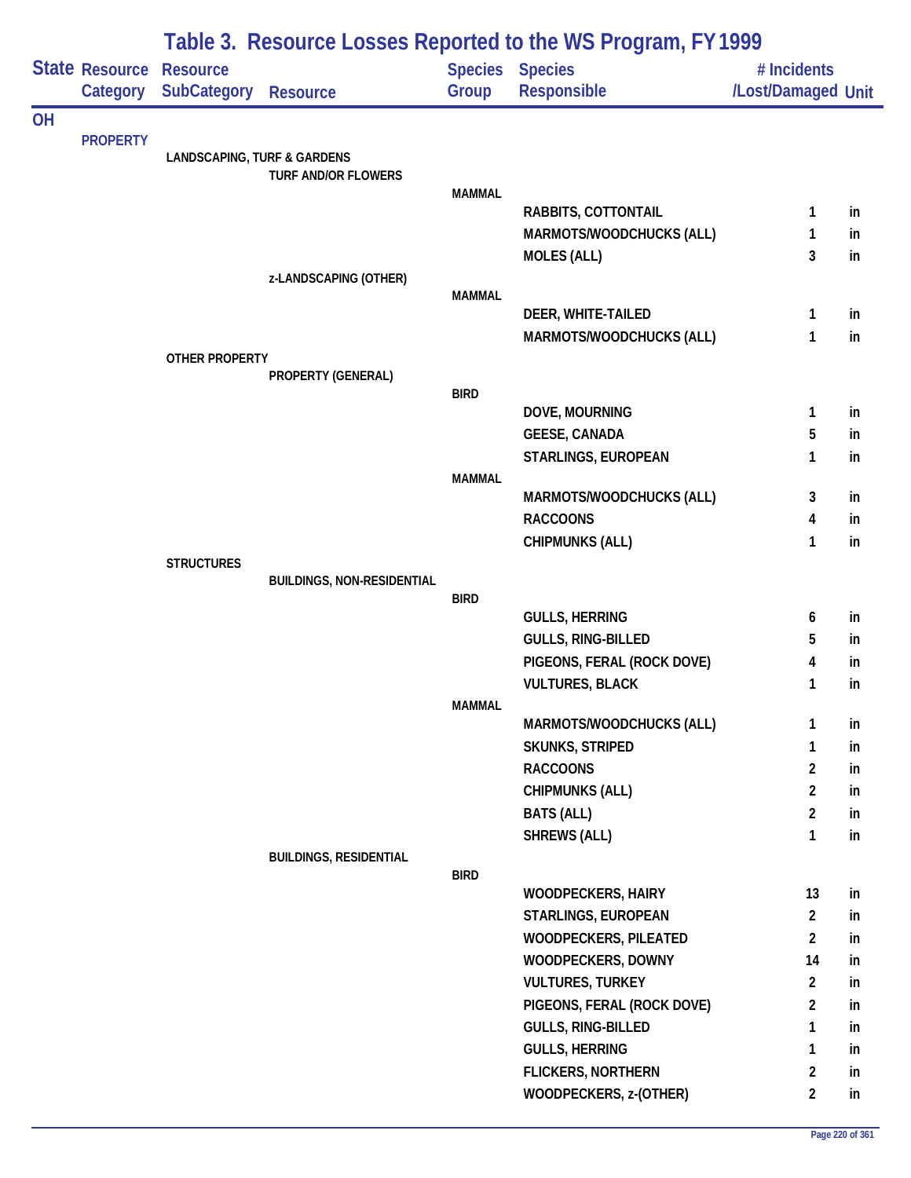# Table 3. Resource Losses Reported to the WS Program, FY 1999

| State | Resource Category | Resource SubCategory | Resource | Species Group | Species Responsible | # Incidents /Lost/Damaged | Unit |
|---|---|---|---|---|---|---|---|
| OH | | | | | | | |
| | PROPERTY | | | | | | |
| | | LANDSCAPING, TURF & GARDENS | | | | | |
| | | | TURF AND/OR FLOWERS | | | | |
| | | | | MAMMAL | | | |
| | | | | | RABBITS, COTTONTAIL | 1 | in |
| | | | | | MARMOTS/WOODCHUCKS (ALL) | 1 | in |
| | | | | | MOLES (ALL) | 3 | in |
| | | | z-LANDSCAPING (OTHER) | | | | |
| | | | | MAMMAL | | | |
| | | | | | DEER, WHITE-TAILED | 1 | in |
| | | | | | MARMOTS/WOODCHUCKS (ALL) | 1 | in |
| | | OTHER PROPERTY | | | | | |
| | | | PROPERTY (GENERAL) | | | | |
| | | | | BIRD | | | |
| | | | | | DOVE, MOURNING | 1 | in |
| | | | | | GEESE, CANADA | 5 | in |
| | | | | | STARLINGS, EUROPEAN | 1 | in |
| | | | | MAMMAL | | | |
| | | | | | MARMOTS/WOODCHUCKS (ALL) | 3 | in |
| | | | | | RACCOONS | 4 | in |
| | | | | | CHIPMUNKS (ALL) | 1 | in |
| | | STRUCTURES | | | | | |
| | | | BUILDINGS, NON-RESIDENTIAL | | | | |
| | | | | BIRD | | | |
| | | | | | GULLS, HERRING | 6 | in |
| | | | | | GULLS, RING-BILLED | 5 | in |
| | | | | | PIGEONS, FERAL (ROCK DOVE) | 4 | in |
| | | | | | VULTURES, BLACK | 1 | in |
| | | | | MAMMAL | | | |
| | | | | | MARMOTS/WOODCHUCKS (ALL) | 1 | in |
| | | | | | SKUNKS, STRIPED | 1 | in |
| | | | | | RACCOONS | 2 | in |
| | | | | | CHIPMUNKS (ALL) | 2 | in |
| | | | | | BATS (ALL) | 2 | in |
| | | | | | SHREWS (ALL) | 1 | in |
| | | | BUILDINGS, RESIDENTIAL | | | | |
| | | | | BIRD | | | |
| | | | | | WOODPECKERS, HAIRY | 13 | in |
| | | | | | STARLINGS, EUROPEAN | 2 | in |
| | | | | | WOODPECKERS, PILEATED | 2 | in |
| | | | | | WOODPECKERS, DOWNY | 14 | in |
| | | | | | VULTURES, TURKEY | 2 | in |
| | | | | | PIGEONS, FERAL (ROCK DOVE) | 2 | in |
| | | | | | GULLS, RING-BILLED | 1 | in |
| | | | | | GULLS, HERRING | 1 | in |
| | | | | | FLICKERS, NORTHERN | 2 | in |
| | | | | | WOODPECKERS, z-(OTHER) | 2 | in |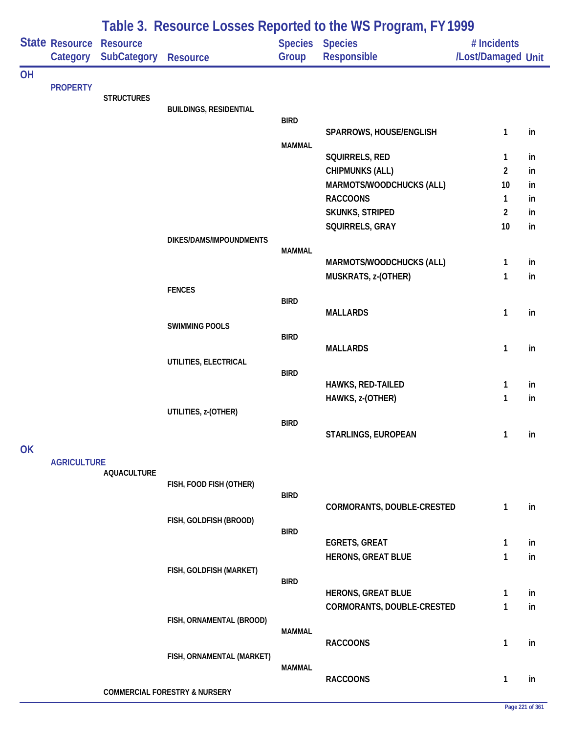# Table 3. Resource Losses Reported to the WS Program, FY 1999

| State | Resource Category | Resource SubCategory | Resource | Species Group | Species Responsible | # Incidents /Lost/Damaged | Unit |
|---|---|---|---|---|---|---|---|
| OH | | | | | | | |
| | PROPERTY | | | | | | |
| | | STRUCTURES | | | | | |
| | | | BUILDINGS, RESIDENTIAL | | | | |
| | | | | BIRD | | | |
| | | | | | SPARROWS, HOUSE/ENGLISH | 1 | in |
| | | | | MAMMAL | | | |
| | | | | | SQUIRRELS, RED | 1 | in |
| | | | | | CHIPMUNKS (ALL) | 2 | in |
| | | | | | MARMOTS/WOODCHUCKS (ALL) | 10 | in |
| | | | | | RACCOONS | 1 | in |
| | | | | | SKUNKS, STRIPED | 2 | in |
| | | | | | SQUIRRELS, GRAY | 10 | in |
| | | | DIKES/DAMS/IMPOUNDMENTS | | | | |
| | | | | MAMMAL | | | |
| | | | | | MARMOTS/WOODCHUCKS (ALL) | 1 | in |
| | | | | | MUSKRATS, z-(OTHER) | 1 | in |
| | | | FENCES | | | | |
| | | | | BIRD | | | |
| | | | | | MALLARDS | 1 | in |
| | | | SWIMMING POOLS | | | | |
| | | | | BIRD | | | |
| | | | | | MALLARDS | 1 | in |
| | | | UTILITIES, ELECTRICAL | | | | |
| | | | | BIRD | | | |
| | | | | | HAWKS, RED-TAILED | 1 | in |
| | | | | | HAWKS, z-(OTHER) | 1 | in |
| | | | UTILITIES, z-(OTHER) | | | | |
| | | | | BIRD | | | |
| | | | | | STARLINGS, EUROPEAN | 1 | in |
| OK | | | | | | | |
| | AGRICULTURE | | | | | | |
| | | AQUACULTURE | | | | | |
| | | | FISH, FOOD FISH (OTHER) | | | | |
| | | | | BIRD | | | |
| | | | | | CORMORANTS, DOUBLE-CRESTED | 1 | in |
| | | | FISH, GOLDFISH (BROOD) | | | | |
| | | | | BIRD | | | |
| | | | | | EGRETS, GREAT | 1 | in |
| | | | | | HERONS, GREAT BLUE | 1 | in |
| | | | FISH, GOLDFISH (MARKET) | | | | |
| | | | | BIRD | | | |
| | | | | | HERONS, GREAT BLUE | 1 | in |
| | | | | | CORMORANTS, DOUBLE-CRESTED | 1 | in |
| | | | FISH, ORNAMENTAL (BROOD) | | | | |
| | | | | MAMMAL | | | |
| | | | | | RACCOONS | 1 | in |
| | | | FISH, ORNAMENTAL (MARKET) | | | | |
| | | | | MAMMAL | | | |
| | | | | | RACCOONS | 1 | in |
| | | COMMERCIAL FORESTRY & NURSERY | | | | | |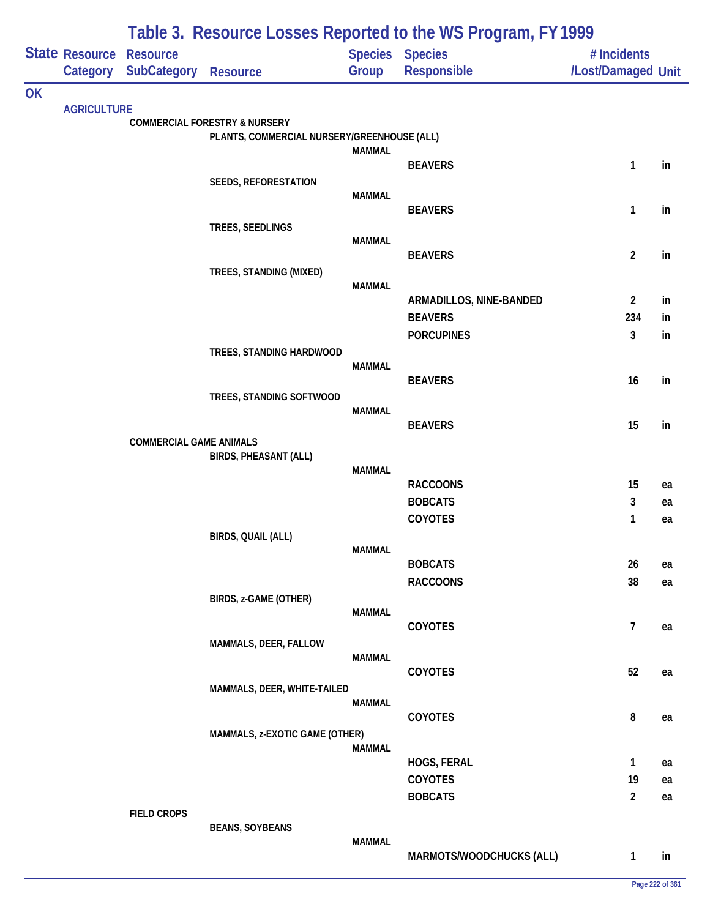# Table 3. Resource Losses Reported to the WS Program, FY 1999

| State | Resource Category | Resource SubCategory | Resource | Species Group | Species Responsible | # Incidents /Lost/Damaged | Unit |
|---|---|---|---|---|---|---|---|
| OK | | | | | | | |
| | AGRICULTURE | | | | | | |
| | | COMMERCIAL FORESTRY & NURSERY | | | | | |
| | | | PLANTS, COMMERCIAL NURSERY/GREENHOUSE (ALL) | | | | |
| | | | | MAMMAL | | | |
| | | | | | BEAVERS | 1 | in |
| | | | SEEDS, REFORESTATION | | | | |
| | | | | MAMMAL | | | |
| | | | | | BEAVERS | 1 | in |
| | | | TREES, SEEDLINGS | | | | |
| | | | | MAMMAL | | | |
| | | | | | BEAVERS | 2 | in |
| | | | TREES, STANDING (MIXED) | | | | |
| | | | | MAMMAL | | | |
| | | | | | ARMADILLOS, NINE-BANDED | 2 | in |
| | | | | | BEAVERS | 234 | in |
| | | | | | PORCUPINES | 3 | in |
| | | | TREES, STANDING HARDWOOD | | | | |
| | | | | MAMMAL | | | |
| | | | | | BEAVERS | 16 | in |
| | | | TREES, STANDING SOFTWOOD | | | | |
| | | | | MAMMAL | | | |
| | | | | | BEAVERS | 15 | in |
| | | COMMERCIAL GAME ANIMALS | | | | | |
| | | | BIRDS, PHEASANT (ALL) | | | | |
| | | | | MAMMAL | | | |
| | | | | | RACCOONS | 15 | ea |
| | | | | | BOBCATS | 3 | ea |
| | | | | | COYOTES | 1 | ea |
| | | | BIRDS, QUAIL (ALL) | | | | |
| | | | | MAMMAL | | | |
| | | | | | BOBCATS | 26 | ea |
| | | | | | RACCOONS | 38 | ea |
| | | | BIRDS, z-GAME (OTHER) | | | | |
| | | | | MAMMAL | | | |
| | | | | | COYOTES | 7 | ea |
| | | | MAMMALS, DEER, FALLOW | | | | |
| | | | | MAMMAL | | | |
| | | | | | COYOTES | 52 | ea |
| | | | MAMMALS, DEER, WHITE-TAILED | | | | |
| | | | | MAMMAL | | | |
| | | | | | COYOTES | 8 | ea |
| | | | MAMMALS, z-EXOTIC GAME (OTHER) | | | | |
| | | | | MAMMAL | | | |
| | | | | | HOGS, FERAL | 1 | ea |
| | | | | | COYOTES | 19 | ea |
| | | | | | BOBCATS | 2 | ea |
| | | FIELD CROPS | | | | | |
| | | | BEANS, SOYBEANS | | | | |
| | | | | MAMMAL | | | |
| | | | | | MARMOTS/WOODCHUCKS (ALL) | 1 | in |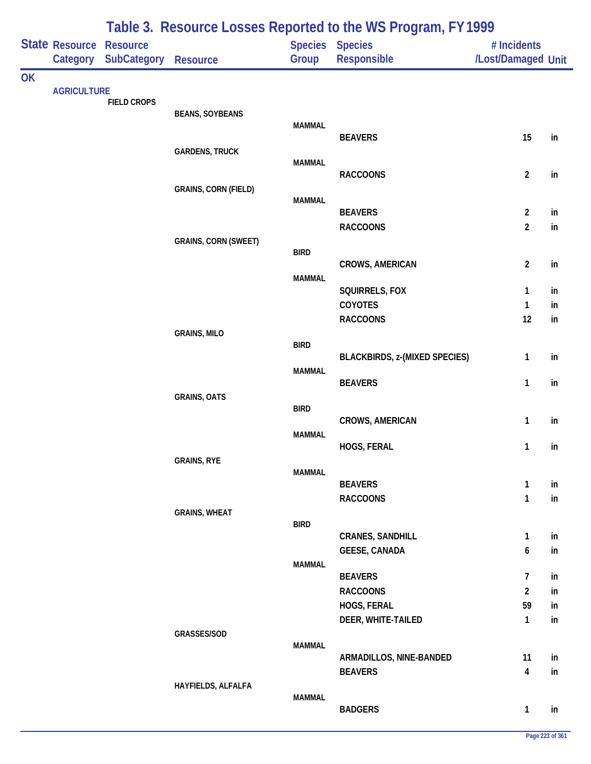# Table 3. Resource Losses Reported to the WS Program, FY 1999

| State | Resource Category | Resource SubCategory | Resource | Species Group | Species Responsible | # Incidents /Lost/Damaged | Unit |
|---|---|---|---|---|---|---|---|
| OK | | | | | | | |
| | AGRICULTURE | | | | | | |
| | | FIELD CROPS | | | | | |
| | | | BEANS, SOYBEANS | | | | |
| | | | | MAMMAL | | | |
| | | | | | BEAVERS | 15 | in |
| | | | GARDENS, TRUCK | | | | |
| | | | | MAMMAL | | | |
| | | | | | RACCOONS | 2 | in |
| | | | GRAINS, CORN (FIELD) | | | | |
| | | | | MAMMAL | | | |
| | | | | | BEAVERS | 2 | in |
| | | | | | RACCOONS | 2 | in |
| | | | GRAINS, CORN (SWEET) | | | | |
| | | | | BIRD | | | |
| | | | | | CROWS, AMERICAN | 2 | in |
| | | | | MAMMAL | | | |
| | | | | | SQUIRRELS, FOX | 1 | in |
| | | | | | COYOTES | 1 | in |
| | | | | | RACCOONS | 12 | in |
| | | | GRAINS, MILO | | | | |
| | | | | BIRD | | | |
| | | | | | BLACKBIRDS, z-(MIXED SPECIES) | 1 | in |
| | | | | MAMMAL | | | |
| | | | | | BEAVERS | 1 | in |
| | | | GRAINS, OATS | | | | |
| | | | | BIRD | | | |
| | | | | | CROWS, AMERICAN | 1 | in |
| | | | | MAMMAL | | | |
| | | | | | HOGS, FERAL | 1 | in |
| | | | GRAINS, RYE | | | | |
| | | | | MAMMAL | | | |
| | | | | | BEAVERS | 1 | in |
| | | | | | RACCOONS | 1 | in |
| | | | GRAINS, WHEAT | | | | |
| | | | | BIRD | | | |
| | | | | | CRANES, SANDHILL | 1 | in |
| | | | | | GEESE, CANADA | 6 | in |
| | | | | MAMMAL | | | |
| | | | | | BEAVERS | 7 | in |
| | | | | | RACCOONS | 2 | in |
| | | | | | HOGS, FERAL | 59 | in |
| | | | | | DEER, WHITE-TAILED | 1 | in |
| | | | GRASSES/SOD | | | | |
| | | | | MAMMAL | | | |
| | | | | | ARMADILLOS, NINE-BANDED | 11 | in |
| | | | | | BEAVERS | 4 | in |
| | | | HAYFIELDS, ALFALFA | | | | |
| | | | | MAMMAL | | | |
| | | | | | BADGERS | 1 | in |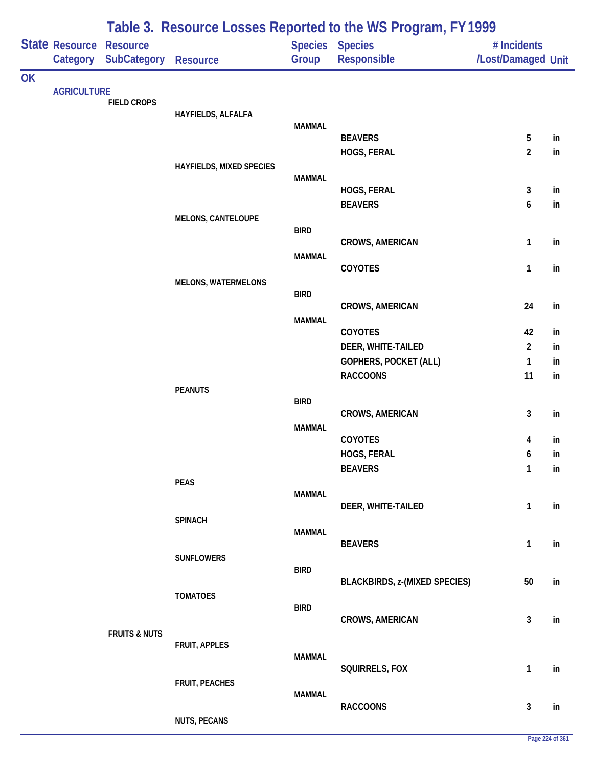# Table 3. Resource Losses Reported to the WS Program, FY 1999

| State | Resource Category | Resource SubCategory | Resource | Species Group | Species Responsible | # Incidents /Lost/Damaged | Unit |
|---|---|---|---|---|---|---|---|
| OK | | | | | | | |
| | AGRICULTURE | | | | | | |
| | | FIELD CROPS | | | | | |
| | | | HAYFIELDS, ALFALFA | | | | |
| | | | | MAMMAL | | | |
| | | | | | BEAVERS | 5 | in |
| | | | | | HOGS, FERAL | 2 | in |
| | | | HAYFIELDS, MIXED SPECIES | | | | |
| | | | | MAMMAL | | | |
| | | | | | HOGS, FERAL | 3 | in |
| | | | | | BEAVERS | 6 | in |
| | | | MELONS, CANTELOUPE | | | | |
| | | | | BIRD | | | |
| | | | | | CROWS, AMERICAN | 1 | in |
| | | | | MAMMAL | | | |
| | | | | | COYOTES | 1 | in |
| | | | MELONS, WATERMELONS | | | | |
| | | | | BIRD | | | |
| | | | | | CROWS, AMERICAN | 24 | in |
| | | | | MAMMAL | | | |
| | | | | | COYOTES | 42 | in |
| | | | | | DEER, WHITE-TAILED | 2 | in |
| | | | | | GOPHERS, POCKET (ALL) | 1 | in |
| | | | | | RACCOONS | 11 | in |
| | | | PEANUTS | | | | |
| | | | | BIRD | | | |
| | | | | | CROWS, AMERICAN | 3 | in |
| | | | | MAMMAL | | | |
| | | | | | COYOTES | 4 | in |
| | | | | | HOGS, FERAL | 6 | in |
| | | | | | BEAVERS | 1 | in |
| | | | PEAS | | | | |
| | | | | MAMMAL | | | |
| | | | | | DEER, WHITE-TAILED | 1 | in |
| | | | SPINACH | | | | |
| | | | | MAMMAL | | | |
| | | | | | BEAVERS | 1 | in |
| | | | SUNFLOWERS | | | | |
| | | | | BIRD | | | |
| | | | | | BLACKBIRDS, z-(MIXED SPECIES) | 50 | in |
| | | | TOMATOES | | | | |
| | | | | BIRD | | | |
| | | | | | CROWS, AMERICAN | 3 | in |
| | | FRUITS & NUTS | | | | | |
| | | | FRUIT, APPLES | | | | |
| | | | | MAMMAL | | | |
| | | | | | SQUIRRELS, FOX | 1 | in |
| | | | FRUIT, PEACHES | | | | |
| | | | | MAMMAL | | | |
| | | | | | RACCOONS | 3 | in |
| | | | NUTS, PECANS | | | | |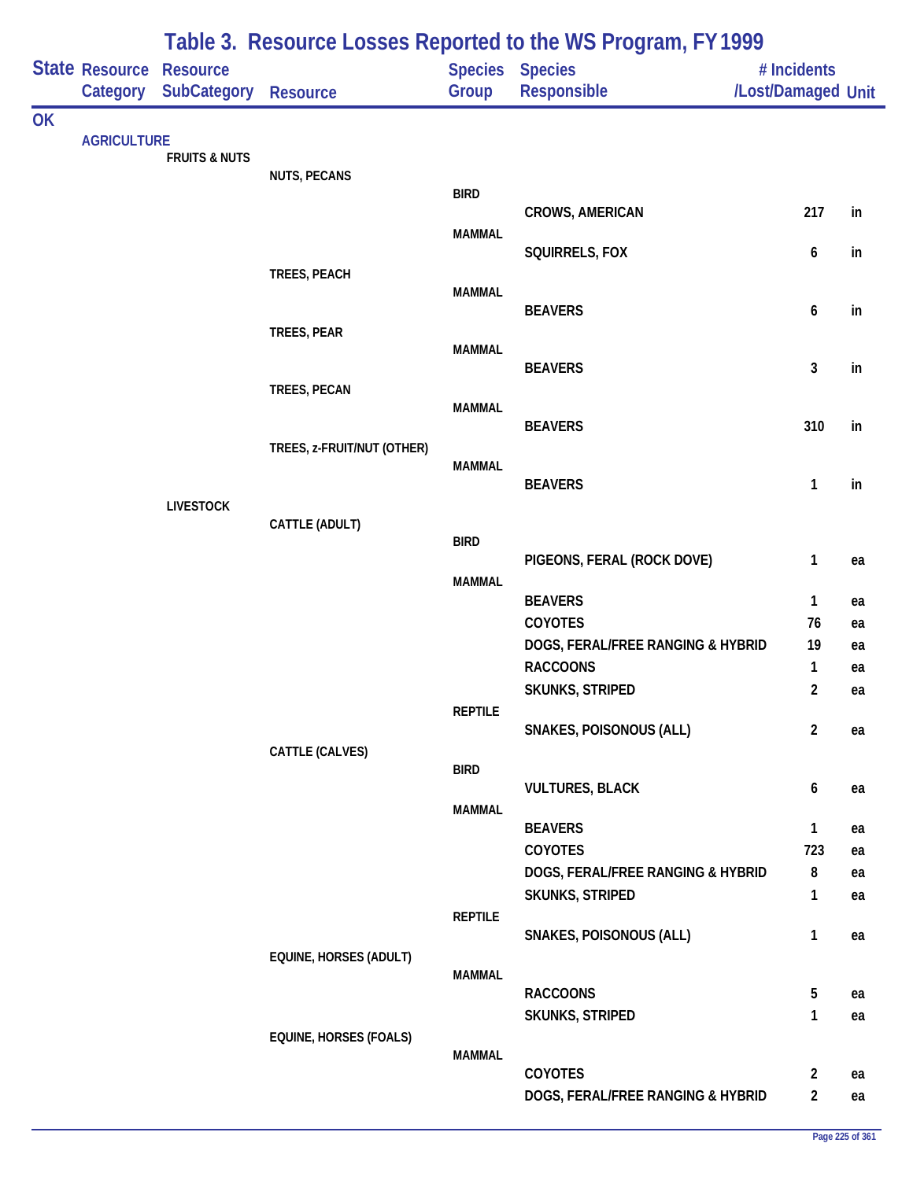# Table 3. Resource Losses Reported to the WS Program, FY 1999

| State | Resource Category | Resource SubCategory | Resource | Species Group | Species Responsible | # Incidents /Lost/Damaged | Unit |
|---|---|---|---|---|---|---|---|
| OK | | | | | | | |
| | AGRICULTURE | | | | | | |
| | | FRUITS & NUTS | | | | | |
| | | | NUTS, PECANS | | | | |
| | | | | BIRD | | | |
| | | | | | CROWS, AMERICAN | 217 | in |
| | | | | MAMMAL | | | |
| | | | | | SQUIRRELS, FOX | 6 | in |
| | | | TREES, PEACH | | | | |
| | | | | MAMMAL | | | |
| | | | | | BEAVERS | 6 | in |
| | | | TREES, PEAR | | | | |
| | | | | MAMMAL | | | |
| | | | | | BEAVERS | 3 | in |
| | | | TREES, PECAN | | | | |
| | | | | MAMMAL | | | |
| | | | | | BEAVERS | 310 | in |
| | | | TREES, z-FRUIT/NUT (OTHER) | | | | |
| | | | | MAMMAL | | | |
| | | | | | BEAVERS | 1 | in |
| | | LIVESTOCK | | | | | |
| | | | CATTLE (ADULT) | | | | |
| | | | | BIRD | | | |
| | | | | | PIGEONS, FERAL (ROCK DOVE) | 1 | ea |
| | | | | MAMMAL | | | |
| | | | | | BEAVERS | 1 | ea |
| | | | | | COYOTES | 76 | ea |
| | | | | | DOGS, FERAL/FREE RANGING & HYBRID | 19 | ea |
| | | | | | RACCOONS | 1 | ea |
| | | | | | SKUNKS, STRIPED | 2 | ea |
| | | | | REPTILE | | | |
| | | | | | SNAKES, POISONOUS (ALL) | 2 | ea |
| | | | CATTLE (CALVES) | | | | |
| | | | | BIRD | | | |
| | | | | | VULTURES, BLACK | 6 | ea |
| | | | | MAMMAL | | | |
| | | | | | BEAVERS | 1 | ea |
| | | | | | COYOTES | 723 | ea |
| | | | | | DOGS, FERAL/FREE RANGING & HYBRID | 8 | ea |
| | | | | | SKUNKS, STRIPED | 1 | ea |
| | | | | REPTILE | | | |
| | | | | | SNAKES, POISONOUS (ALL) | 1 | ea |
| | | | EQUINE, HORSES (ADULT) | | | | |
| | | | | MAMMAL | | | |
| | | | | | RACCOONS | 5 | ea |
| | | | | | SKUNKS, STRIPED | 1 | ea |
| | | | EQUINE, HORSES (FOALS) | | | | |
| | | | | MAMMAL | | | |
| | | | | | COYOTES | 2 | ea |
| | | | | | DOGS, FERAL/FREE RANGING & HYBRID | 2 | ea |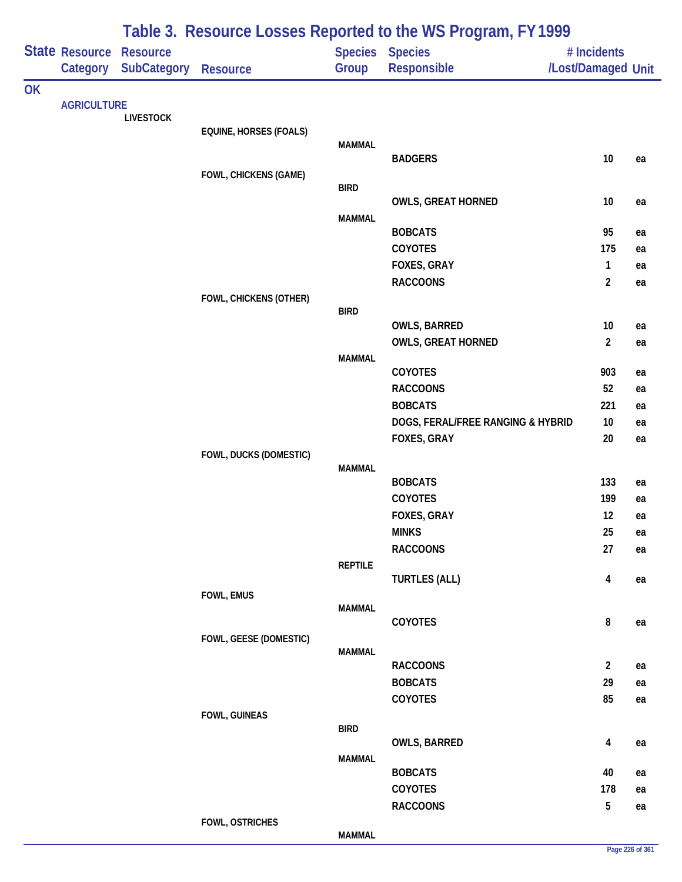# Table 3. Resource Losses Reported to the WS Program, FY 1999

| State | Resource Category | Resource SubCategory | Resource | Species Group | Species Responsible | # Incidents /Lost/Damaged | Unit |
|---|---|---|---|---|---|---|---|
| OK | | | | | | | |
| | AGRICULTURE | | | | | | |
| | | LIVESTOCK | | | | | |
| | | | EQUINE, HORSES (FOALS) | | | | |
| | | | | MAMMAL | | | |
| | | | | | BADGERS | 10 | ea |
| | | | FOWL, CHICKENS (GAME) | | | | |
| | | | | BIRD | | | |
| | | | | | OWLS, GREAT HORNED | 10 | ea |
| | | | | MAMMAL | | | |
| | | | | | BOBCATS | 95 | ea |
| | | | | | COYOTES | 175 | ea |
| | | | | | FOXES, GRAY | 1 | ea |
| | | | | | RACCOONS | 2 | ea |
| | | | FOWL, CHICKENS (OTHER) | | | | |
| | | | | BIRD | | | |
| | | | | | OWLS, BARRED | 10 | ea |
| | | | | | OWLS, GREAT HORNED | 2 | ea |
| | | | | MAMMAL | | | |
| | | | | | COYOTES | 903 | ea |
| | | | | | RACCOONS | 52 | ea |
| | | | | | BOBCATS | 221 | ea |
| | | | | | DOGS, FERAL/FREE RANGING & HYBRID | 10 | ea |
| | | | | | FOXES, GRAY | 20 | ea |
| | | | FOWL, DUCKS (DOMESTIC) | | | | |
| | | | | MAMMAL | | | |
| | | | | | BOBCATS | 133 | ea |
| | | | | | COYOTES | 199 | ea |
| | | | | | FOXES, GRAY | 12 | ea |
| | | | | | MINKS | 25 | ea |
| | | | | | RACCOONS | 27 | ea |
| | | | | REPTILE | | | |
| | | | | | TURTLES (ALL) | 4 | ea |
| | | | FOWL, EMUS | | | | |
| | | | | MAMMAL | | | |
| | | | | | COYOTES | 8 | ea |
| | | | FOWL, GEESE (DOMESTIC) | | | | |
| | | | | MAMMAL | | | |
| | | | | | RACCOONS | 2 | ea |
| | | | | | BOBCATS | 29 | ea |
| | | | | | COYOTES | 85 | ea |
| | | | FOWL, GUINEAS | | | | |
| | | | | BIRD | | | |
| | | | | | OWLS, BARRED | 4 | ea |
| | | | | MAMMAL | | | |
| | | | | | BOBCATS | 40 | ea |
| | | | | | COYOTES | 178 | ea |
| | | | | | RACCOONS | 5 | ea |
| | | | FOWL, OSTRICHES | | | | |
| | | | | MAMMAL | | | |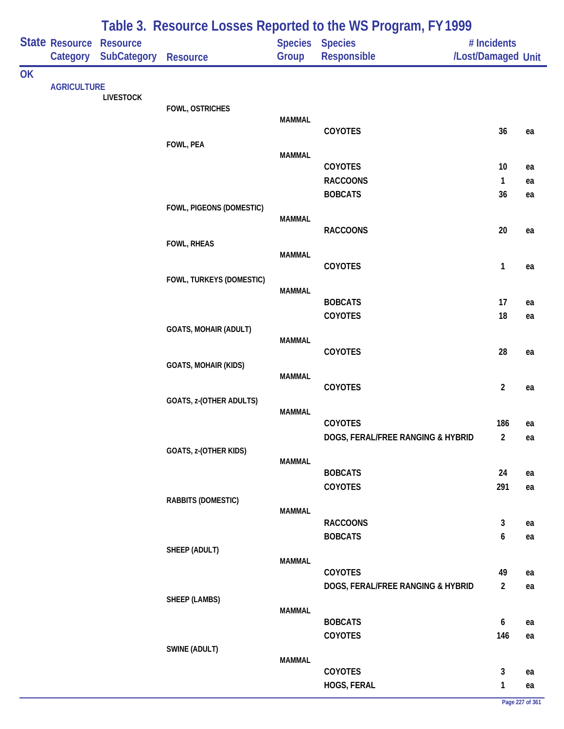# Table 3. Resource Losses Reported to the WS Program, FY 1999

| State | Resource Category | Resource SubCategory | Resource | Species Group | Species Responsible | # Incidents /Lost/Damaged | Unit |
|---|---|---|---|---|---|---|---|
| OK | | | | | | | |
| | AGRICULTURE | | | | | | |
| | | LIVESTOCK | | | | | |
| | | | FOWL, OSTRICHES | | | | |
| | | | | MAMMAL | | | |
| | | | | | COYOTES | 36 | ea |
| | | | FOWL, PEA | | | | |
| | | | | MAMMAL | | | |
| | | | | | COYOTES | 10 | ea |
| | | | | | RACCOONS | 1 | ea |
| | | | | | BOBCATS | 36 | ea |
| | | | FOWL, PIGEONS (DOMESTIC) | | | | |
| | | | | MAMMAL | | | |
| | | | | | RACCOONS | 20 | ea |
| | | | FOWL, RHEAS | | | | |
| | | | | MAMMAL | | | |
| | | | | | COYOTES | 1 | ea |
| | | | FOWL, TURKEYS (DOMESTIC) | | | | |
| | | | | MAMMAL | | | |
| | | | | | BOBCATS | 17 | ea |
| | | | | | COYOTES | 18 | ea |
| | | | GOATS, MOHAIR (ADULT) | | | | |
| | | | | MAMMAL | | | |
| | | | | | COYOTES | 28 | ea |
| | | | GOATS, MOHAIR (KIDS) | | | | |
| | | | | MAMMAL | | | |
| | | | | | COYOTES | 2 | ea |
| | | | GOATS, z-(OTHER ADULTS) | | | | |
| | | | | MAMMAL | | | |
| | | | | | COYOTES | 186 | ea |
| | | | | | DOGS, FERAL/FREE RANGING & HYBRID | 2 | ea |
| | | | GOATS, z-(OTHER KIDS) | | | | |
| | | | | MAMMAL | | | |
| | | | | | BOBCATS | 24 | ea |
| | | | | | COYOTES | 291 | ea |
| | | | RABBITS (DOMESTIC) | | | | |
| | | | | MAMMAL | | | |
| | | | | | RACCOONS | 3 | ea |
| | | | | | BOBCATS | 6 | ea |
| | | | SHEEP (ADULT) | | | | |
| | | | | MAMMAL | | | |
| | | | | | COYOTES | 49 | ea |
| | | | | | DOGS, FERAL/FREE RANGING & HYBRID | 2 | ea |
| | | | SHEEP (LAMBS) | | | | |
| | | | | MAMMAL | | | |
| | | | | | BOBCATS | 6 | ea |
| | | | | | COYOTES | 146 | ea |
| | | | SWINE (ADULT) | | | | |
| | | | | MAMMAL | | | |
| | | | | | COYOTES | 3 | ea |
| | | | | | HOGS, FERAL | 1 | ea |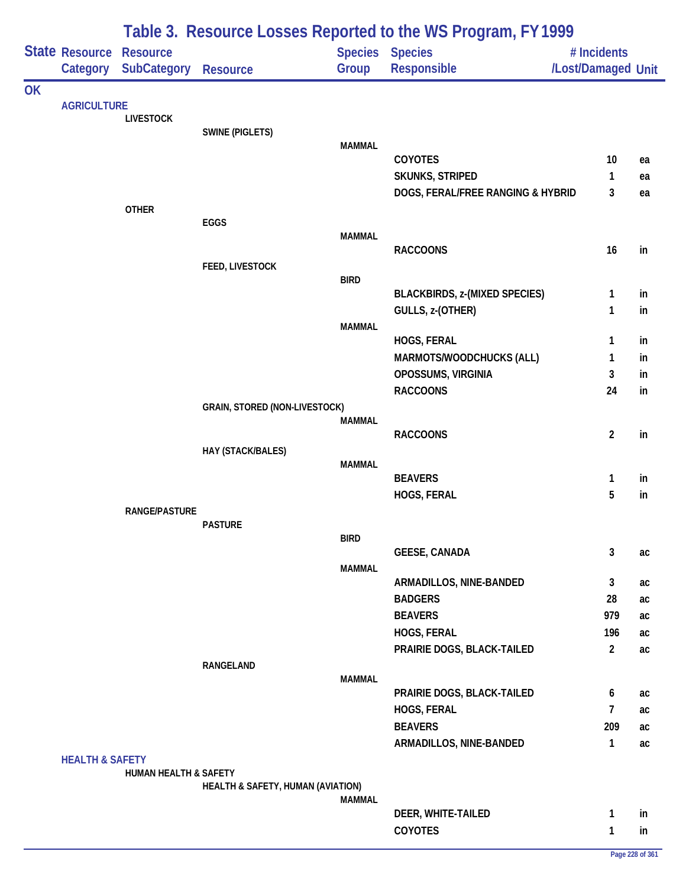# Table 3. Resource Losses Reported to the WS Program, FY 1999

| State | Resource Category | Resource SubCategory | Resource | Species Group | Species Responsible | # Incidents /Lost/Damaged | Unit |
|---|---|---|---|---|---|---|---|
| OK | | | | | | | |
| | AGRICULTURE | | | | | | |
| | | LIVESTOCK | | | | | |
| | | | SWINE (PIGLETS) | | | | |
| | | | | MAMMAL | | | |
| | | | | | COYOTES | 10 | ea |
| | | | | | SKUNKS, STRIPED | 1 | ea |
| | | | | | DOGS, FERAL/FREE RANGING & HYBRID | 3 | ea |
| | | OTHER | | | | | |
| | | | EGGS | | | | |
| | | | | MAMMAL | | | |
| | | | | | RACCOONS | 16 | in |
| | | | FEED, LIVESTOCK | | | | |
| | | | | BIRD | | | |
| | | | | | BLACKBIRDS, z-(MIXED SPECIES) | 1 | in |
| | | | | | GULLS, z-(OTHER) | 1 | in |
| | | | | MAMMAL | | | |
| | | | | | HOGS, FERAL | 1 | in |
| | | | | | MARMOTS/WOODCHUCKS (ALL) | 1 | in |
| | | | | | OPOSSUMS, VIRGINIA | 3 | in |
| | | | | | RACCOONS | 24 | in |
| | | | GRAIN, STORED (NON-LIVESTOCK) | | | | |
| | | | | MAMMAL | | | |
| | | | | | RACCOONS | 2 | in |
| | | | HAY (STACK/BALES) | | | | |
| | | | | MAMMAL | | | |
| | | | | | BEAVERS | 1 | in |
| | | | | | HOGS, FERAL | 5 | in |
| | | RANGE/PASTURE | | | | | |
| | | | PASTURE | | | | |
| | | | | BIRD | | | |
| | | | | | GEESE, CANADA | 3 | ac |
| | | | | MAMMAL | | | |
| | | | | | ARMADILLOS, NINE-BANDED | 3 | ac |
| | | | | | BADGERS | 28 | ac |
| | | | | | BEAVERS | 979 | ac |
| | | | | | HOGS, FERAL | 196 | ac |
| | | | | | PRAIRIE DOGS, BLACK-TAILED | 2 | ac |
| | | | RANGELAND | | | | |
| | | | | MAMMAL | | | |
| | | | | | PRAIRIE DOGS, BLACK-TAILED | 6 | ac |
| | | | | | HOGS, FERAL | 7 | ac |
| | | | | | BEAVERS | 209 | ac |
| | | | | | ARMADILLOS, NINE-BANDED | 1 | ac |
| | HEALTH & SAFETY | | | | | | |
| | | HUMAN HEALTH & SAFETY | | | | | |
| | | | HEALTH & SAFETY, HUMAN (AVIATION) | | | | |
| | | | | MAMMAL | | | |
| | | | | | DEER, WHITE-TAILED | 1 | in |
| | | | | | COYOTES | 1 | in |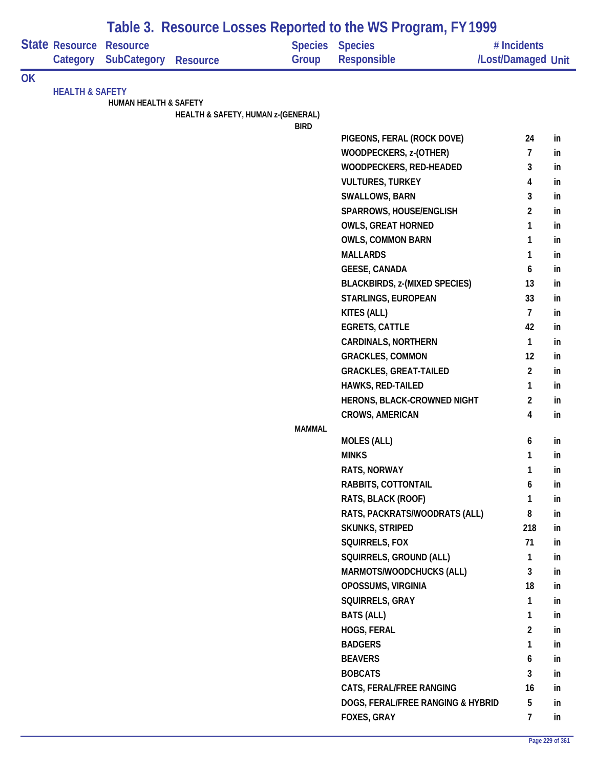# Table 3. Resource Losses Reported to the WS Program, FY 1999

| State | Resource Category | Resource SubCategory | Resource | Species Group | Species Responsible | # Incidents /Lost/Damaged | Unit |
|---|---|---|---|---|---|---|---|
| OK | | | | | | | |
| | HEALTH & SAFETY | | | | | | |
| | | HUMAN HEALTH & SAFETY | | | | | |
| | | | HEALTH & SAFETY, HUMAN z-(GENERAL) | | | | |
| | | | | BIRD | | | |
| | | | | | PIGEONS, FERAL (ROCK DOVE) | 24 | in |
| | | | | | WOODPECKERS, z-(OTHER) | 7 | in |
| | | | | | WOODPECKERS, RED-HEADED | 3 | in |
| | | | | | VULTURES, TURKEY | 4 | in |
| | | | | | SWALLOWS, BARN | 3 | in |
| | | | | | SPARROWS, HOUSE/ENGLISH | 2 | in |
| | | | | | OWLS, GREAT HORNED | 1 | in |
| | | | | | OWLS, COMMON BARN | 1 | in |
| | | | | | MALLARDS | 1 | in |
| | | | | | GEESE, CANADA | 6 | in |
| | | | | | BLACKBIRDS, z-(MIXED SPECIES) | 13 | in |
| | | | | | STARLINGS, EUROPEAN | 33 | in |
| | | | | | KITES (ALL) | 7 | in |
| | | | | | EGRETS, CATTLE | 42 | in |
| | | | | | CARDINALS, NORTHERN | 1 | in |
| | | | | | GRACKLES, COMMON | 12 | in |
| | | | | | GRACKLES, GREAT-TAILED | 2 | in |
| | | | | | HAWKS, RED-TAILED | 1 | in |
| | | | | | HERONS, BLACK-CROWNED NIGHT | 2 | in |
| | | | | | CROWS, AMERICAN | 4 | in |
| | | | | MAMMAL | | | |
| | | | | | MOLES (ALL) | 6 | in |
| | | | | | MINKS | 1 | in |
| | | | | | RATS, NORWAY | 1 | in |
| | | | | | RABBITS, COTTONTAIL | 6 | in |
| | | | | | RATS, BLACK (ROOF) | 1 | in |
| | | | | | RATS, PACKRATS/WOODRATS (ALL) | 8 | in |
| | | | | | SKUNKS, STRIPED | 218 | in |
| | | | | | SQUIRRELS, FOX | 71 | in |
| | | | | | SQUIRRELS, GROUND (ALL) | 1 | in |
| | | | | | MARMOTS/WOODCHUCKS (ALL) | 3 | in |
| | | | | | OPOSSUMS, VIRGINIA | 18 | in |
| | | | | | SQUIRRELS, GRAY | 1 | in |
| | | | | | BATS (ALL) | 1 | in |
| | | | | | HOGS, FERAL | 2 | in |
| | | | | | BADGERS | 1 | in |
| | | | | | BEAVERS | 6 | in |
| | | | | | BOBCATS | 3 | in |
| | | | | | CATS, FERAL/FREE RANGING | 16 | in |
| | | | | | DOGS, FERAL/FREE RANGING & HYBRID | 5 | in |
| | | | | | FOXES, GRAY | 7 | in |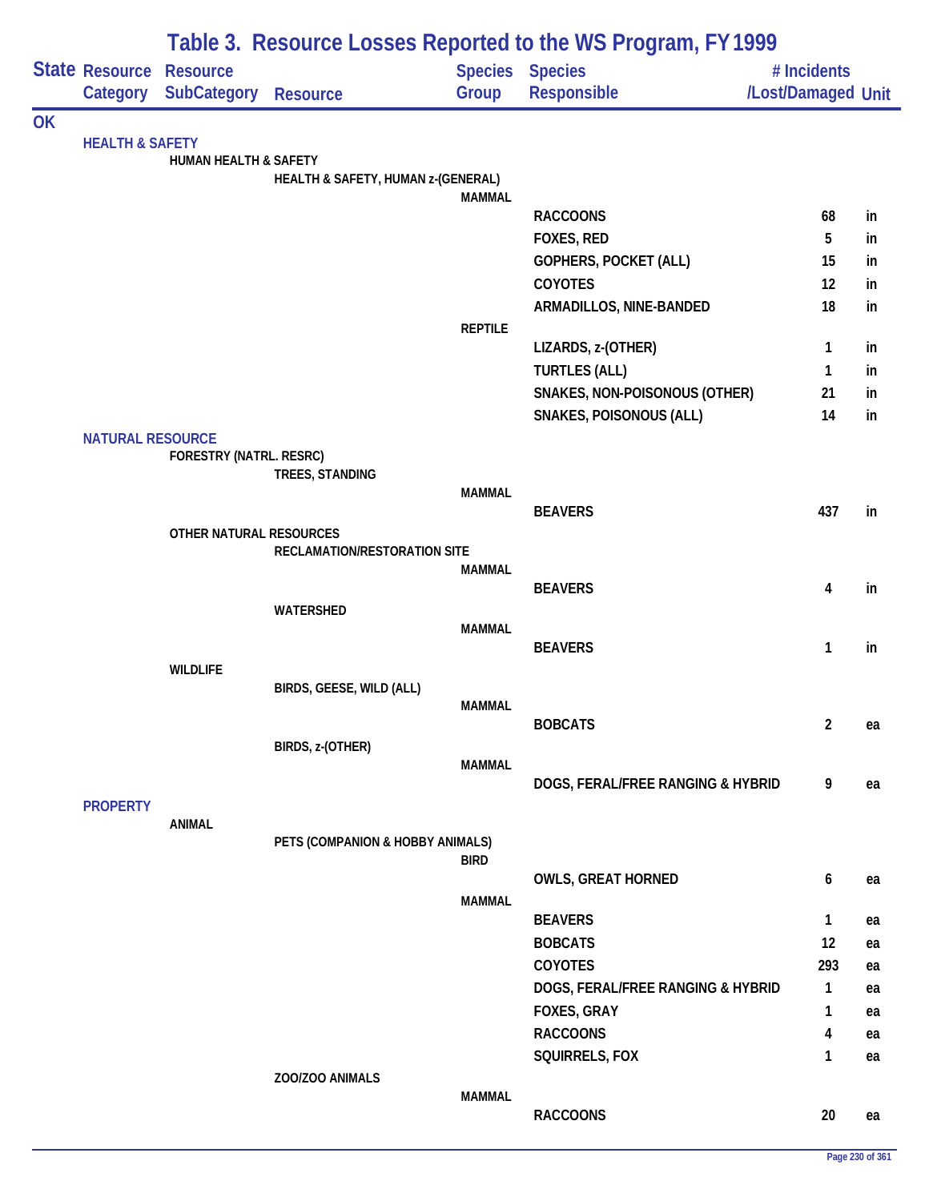# Table 3. Resource Losses Reported to the WS Program, FY 1999

| State | Resource Category | Resource SubCategory | Resource | Species Group | Species Responsible | # Incidents /Lost/Damaged | Unit |
|---|---|---|---|---|---|---|---|
| OK | | | | | | | |
| | HEALTH & SAFETY | | | | | | |
| | | HUMAN HEALTH & SAFETY | | | | | |
| | | | HEALTH & SAFETY, HUMAN z-(GENERAL) | | | | |
| | | | | MAMMAL | | | |
| | | | | | RACCOONS | 68 | in |
| | | | | | FOXES, RED | 5 | in |
| | | | | | GOPHERS, POCKET (ALL) | 15 | in |
| | | | | | COYOTES | 12 | in |
| | | | | | ARMADILLOS, NINE-BANDED | 18 | in |
| | | | | REPTILE | | | |
| | | | | | LIZARDS, z-(OTHER) | 1 | in |
| | | | | | TURTLES (ALL) | 1 | in |
| | | | | | SNAKES, NON-POISONOUS (OTHER) | 21 | in |
| | | | | | SNAKES, POISONOUS (ALL) | 14 | in |
| | NATURAL RESOURCE | | | | | | |
| | | FORESTRY (NATRL. RESRC) | | | | | |
| | | | TREES, STANDING | | | | |
| | | | | MAMMAL | | | |
| | | | | | BEAVERS | 437 | in |
| | | OTHER NATURAL RESOURCES | | | | | |
| | | | RECLAMATION/RESTORATION SITE | | | | |
| | | | | MAMMAL | | | |
| | | | | | BEAVERS | 4 | in |
| | | | WATERSHED | | | | |
| | | | | MAMMAL | | | |
| | | | | | BEAVERS | 1 | in |
| | | WILDLIFE | | | | | |
| | | | BIRDS, GEESE, WILD (ALL) | | | | |
| | | | | MAMMAL | | | |
| | | | | | BOBCATS | 2 | ea |
| | | | BIRDS, z-(OTHER) | | | | |
| | | | | MAMMAL | | | |
| | | | | | DOGS, FERAL/FREE RANGING & HYBRID | 9 | ea |
| | PROPERTY | | | | | | |
| | | ANIMAL | | | | | |
| | | | PETS (COMPANION & HOBBY ANIMALS) | | | | |
| | | | | BIRD | | | |
| | | | | | OWLS, GREAT HORNED | 6 | ea |
| | | | | MAMMAL | | | |
| | | | | | BEAVERS | 1 | ea |
| | | | | | BOBCATS | 12 | ea |
| | | | | | COYOTES | 293 | ea |
| | | | | | DOGS, FERAL/FREE RANGING & HYBRID | 1 | ea |
| | | | | | FOXES, GRAY | 1 | ea |
| | | | | | RACCOONS | 4 | ea |
| | | | | | SQUIRRELS, FOX | 1 | ea |
| | | | ZOO/ZOO ANIMALS | | | | |
| | | | | MAMMAL | | | |
| | | | | | RACCOONS | 20 | ea |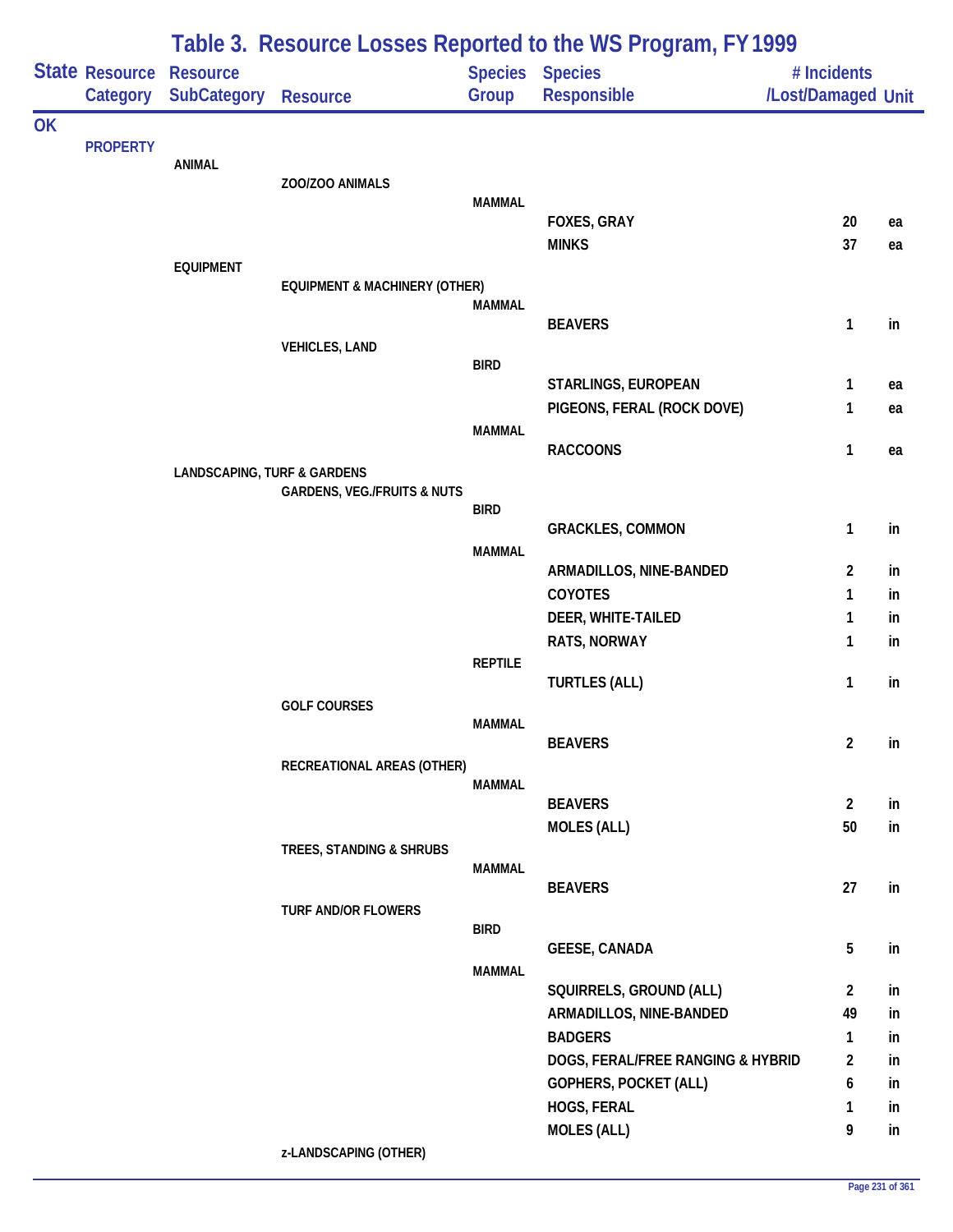# Table 3. Resource Losses Reported to the WS Program, FY 1999

| State | Resource Category | Resource SubCategory | Resource | Species Group | Species Responsible | # Incidents /Lost/Damaged | Unit |
|---|---|---|---|---|---|---|---|
| OK | | | | | | | |
| | PROPERTY | | | | | | |
| | | ANIMAL | | | | | |
| | | | ZOO/ZOO ANIMALS | | | | |
| | | | | MAMMAL | | | |
| | | | | | FOXES, GRAY | 20 | ea |
| | | | | | MINKS | 37 | ea |
| | | EQUIPMENT | | | | | |
| | | | EQUIPMENT & MACHINERY (OTHER) | | | | |
| | | | | MAMMAL | | | |
| | | | | | BEAVERS | 1 | in |
| | | | VEHICLES, LAND | | | | |
| | | | | BIRD | | | |
| | | | | | STARLINGS, EUROPEAN | 1 | ea |
| | | | | | PIGEONS, FERAL (ROCK DOVE) | 1 | ea |
| | | | | MAMMAL | | | |
| | | | | | RACCOONS | 1 | ea |
| | | LANDSCAPING, TURF & GARDENS | | | | | |
| | | | GARDENS, VEG./FRUITS & NUTS | | | | |
| | | | | BIRD | | | |
| | | | | | GRACKLES, COMMON | 1 | in |
| | | | | MAMMAL | | | |
| | | | | | ARMADILLOS, NINE-BANDED | 2 | in |
| | | | | | COYOTES | 1 | in |
| | | | | | DEER, WHITE-TAILED | 1 | in |
| | | | | | RATS, NORWAY | 1 | in |
| | | | | REPTILE | | | |
| | | | | | TURTLES (ALL) | 1 | in |
| | | | GOLF COURSES | | | | |
| | | | | MAMMAL | | | |
| | | | | | BEAVERS | 2 | in |
| | | | RECREATIONAL AREAS (OTHER) | | | | |
| | | | | MAMMAL | | | |
| | | | | | BEAVERS | 2 | in |
| | | | | | MOLES (ALL) | 50 | in |
| | | | TREES, STANDING & SHRUBS | | | | |
| | | | | MAMMAL | | | |
| | | | | | BEAVERS | 27 | in |
| | | | TURF AND/OR FLOWERS | | | | |
| | | | | BIRD | | | |
| | | | | | GEESE, CANADA | 5 | in |
| | | | | MAMMAL | | | |
| | | | | | SQUIRRELS, GROUND (ALL) | 2 | in |
| | | | | | ARMADILLOS, NINE-BANDED | 49 | in |
| | | | | | BADGERS | 1 | in |
| | | | | | DOGS, FERAL/FREE RANGING & HYBRID | 2 | in |
| | | | | | GOPHERS, POCKET (ALL) | 6 | in |
| | | | | | HOGS, FERAL | 1 | in |
| | | | | | MOLES (ALL) | 9 | in |
| | | | z-LANDSCAPING (OTHER) | | | | |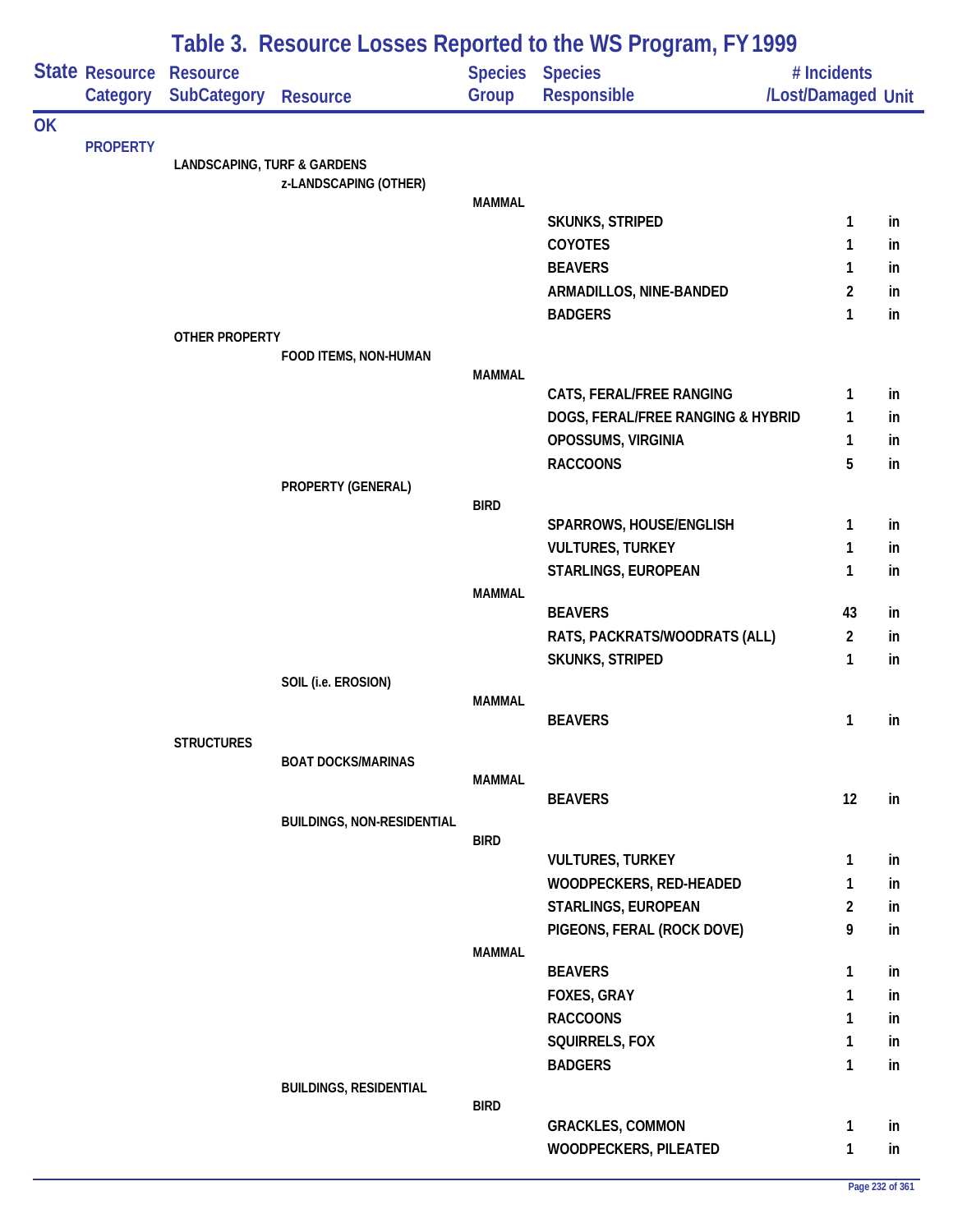## Table 3. Resource Losses Reported to the WS Program, FY 1999

| State | Resource Category | Resource SubCategory | Resource | Species Group | Species Responsible | # Incidents /Lost/Damaged | Unit |
|---|---|---|---|---|---|---|---|
| OK | | | | | | | |
| | PROPERTY | | | | | | |
| | | LANDSCAPING, TURF & GARDENS | | | | | |
| | | | z-LANDSCAPING (OTHER) | | | | |
| | | | | MAMMAL | | | |
| | | | | | SKUNKS, STRIPED | 1 | in |
| | | | | | COYOTES | 1 | in |
| | | | | | BEAVERS | 1 | in |
| | | | | | ARMADILLOS, NINE-BANDED | 2 | in |
| | | | | | BADGERS | 1 | in |
| | | OTHER PROPERTY | | | | | |
| | | | FOOD ITEMS, NON-HUMAN | | | | |
| | | | | MAMMAL | | | |
| | | | | | CATS, FERAL/FREE RANGING | 1 | in |
| | | | | | DOGS, FERAL/FREE RANGING & HYBRID | 1 | in |
| | | | | | OPOSSUMS, VIRGINIA | 1 | in |
| | | | | | RACCOONS | 5 | in |
| | | | PROPERTY (GENERAL) | | | | |
| | | | | BIRD | | | |
| | | | | | SPARROWS, HOUSE/ENGLISH | 1 | in |
| | | | | | VULTURES, TURKEY | 1 | in |
| | | | | | STARLINGS, EUROPEAN | 1 | in |
| | | | | MAMMAL | | | |
| | | | | | BEAVERS | 43 | in |
| | | | | | RATS, PACKRATS/WOODRATS (ALL) | 2 | in |
| | | | | | SKUNKS, STRIPED | 1 | in |
| | | | SOIL (i.e. EROSION) | | | | |
| | | | | MAMMAL | | | |
| | | | | | BEAVERS | 1 | in |
| | | STRUCTURES | | | | | |
| | | | BOAT DOCKS/MARINAS | | | | |
| | | | | MAMMAL | | | |
| | | | | | BEAVERS | 12 | in |
| | | | BUILDINGS, NON-RESIDENTIAL | | | | |
| | | | | BIRD | | | |
| | | | | | VULTURES, TURKEY | 1 | in |
| | | | | | WOODPECKERS, RED-HEADED | 1 | in |
| | | | | | STARLINGS, EUROPEAN | 2 | in |
| | | | | | PIGEONS, FERAL (ROCK DOVE) | 9 | in |
| | | | | MAMMAL | | | |
| | | | | | BEAVERS | 1 | in |
| | | | | | FOXES, GRAY | 1 | in |
| | | | | | RACCOONS | 1 | in |
| | | | | | SQUIRRELS, FOX | 1 | in |
| | | | | | BADGERS | 1 | in |
| | | | BUILDINGS, RESIDENTIAL | | | | |
| | | | | BIRD | | | |
| | | | | | GRACKLES, COMMON | 1 | in |
| | | | | | WOODPECKERS, PILEATED | 1 | in |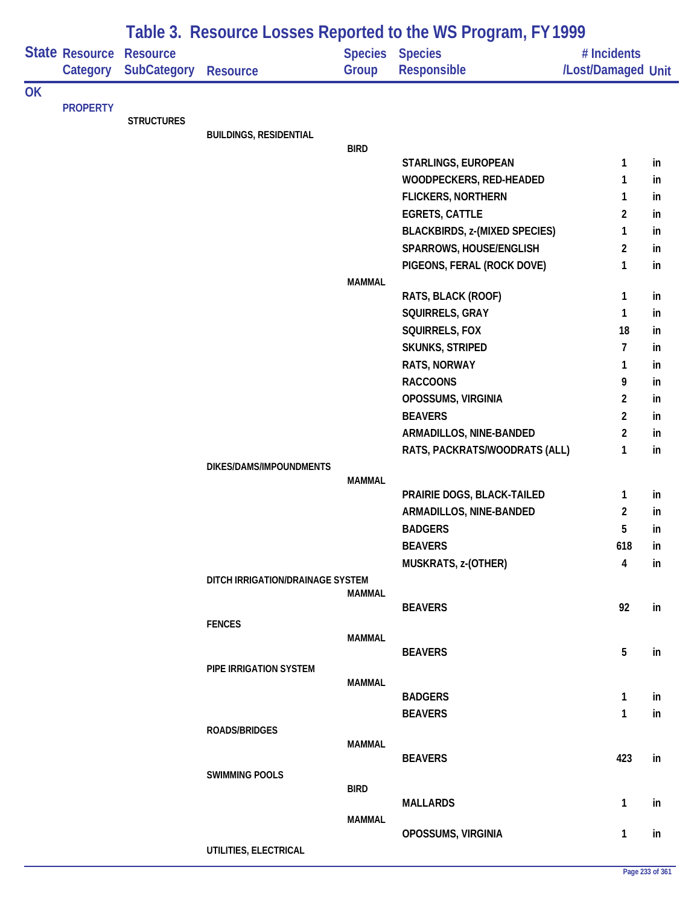# Table 3. Resource Losses Reported to the WS Program, FY 1999

| State | Resource Category | Resource SubCategory | Resource | Species Group | Species Responsible | # Incidents /Lost/Damaged | Unit |
|---|---|---|---|---|---|---|---|
| OK | | | | | | | |
| | PROPERTY | | | | | | |
| | | STRUCTURES | | | | | |
| | | | BUILDINGS, RESIDENTIAL | | | | |
| | | | | BIRD | | | |
| | | | | | STARLINGS, EUROPEAN | 1 | in |
| | | | | | WOODPECKERS, RED-HEADED | 1 | in |
| | | | | | FLICKERS, NORTHERN | 1 | in |
| | | | | | EGRETS, CATTLE | 2 | in |
| | | | | | BLACKBIRDS, z-(MIXED SPECIES) | 1 | in |
| | | | | | SPARROWS, HOUSE/ENGLISH | 2 | in |
| | | | | | PIGEONS, FERAL (ROCK DOVE) | 1 | in |
| | | | | MAMMAL | | | |
| | | | | | RATS, BLACK (ROOF) | 1 | in |
| | | | | | SQUIRRELS, GRAY | 1 | in |
| | | | | | SQUIRRELS, FOX | 18 | in |
| | | | | | SKUNKS, STRIPED | 7 | in |
| | | | | | RATS, NORWAY | 1 | in |
| | | | | | RACCOONS | 9 | in |
| | | | | | OPOSSUMS, VIRGINIA | 2 | in |
| | | | | | BEAVERS | 2 | in |
| | | | | | ARMADILLOS, NINE-BANDED | 2 | in |
| | | | | | RATS, PACKRATS/WOODRATS (ALL) | 1 | in |
| | | | DIKES/DAMS/IMPOUNDMENTS | | | | |
| | | | | MAMMAL | | | |
| | | | | | PRAIRIE DOGS, BLACK-TAILED | 1 | in |
| | | | | | ARMADILLOS, NINE-BANDED | 2 | in |
| | | | | | BADGERS | 5 | in |
| | | | | | BEAVERS | 618 | in |
| | | | | | MUSKRATS, z-(OTHER) | 4 | in |
| | | | DITCH IRRIGATION/DRAINAGE SYSTEM | | | | |
| | | | | MAMMAL | | | |
| | | | | | BEAVERS | 92 | in |
| | | | FENCES | | | | |
| | | | | MAMMAL | | | |
| | | | | | BEAVERS | 5 | in |
| | | | PIPE IRRIGATION SYSTEM | | | | |
| | | | | MAMMAL | | | |
| | | | | | BADGERS | 1 | in |
| | | | | | BEAVERS | 1 | in |
| | | | ROADS/BRIDGES | | | | |
| | | | | MAMMAL | | | |
| | | | | | BEAVERS | 423 | in |
| | | | SWIMMING POOLS | | | | |
| | | | | BIRD | | | |
| | | | | | MALLARDS | 1 | in |
| | | | | MAMMAL | | | |
| | | | | | OPOSSUMS, VIRGINIA | 1 | in |
| | | | UTILITIES, ELECTRICAL | | | | |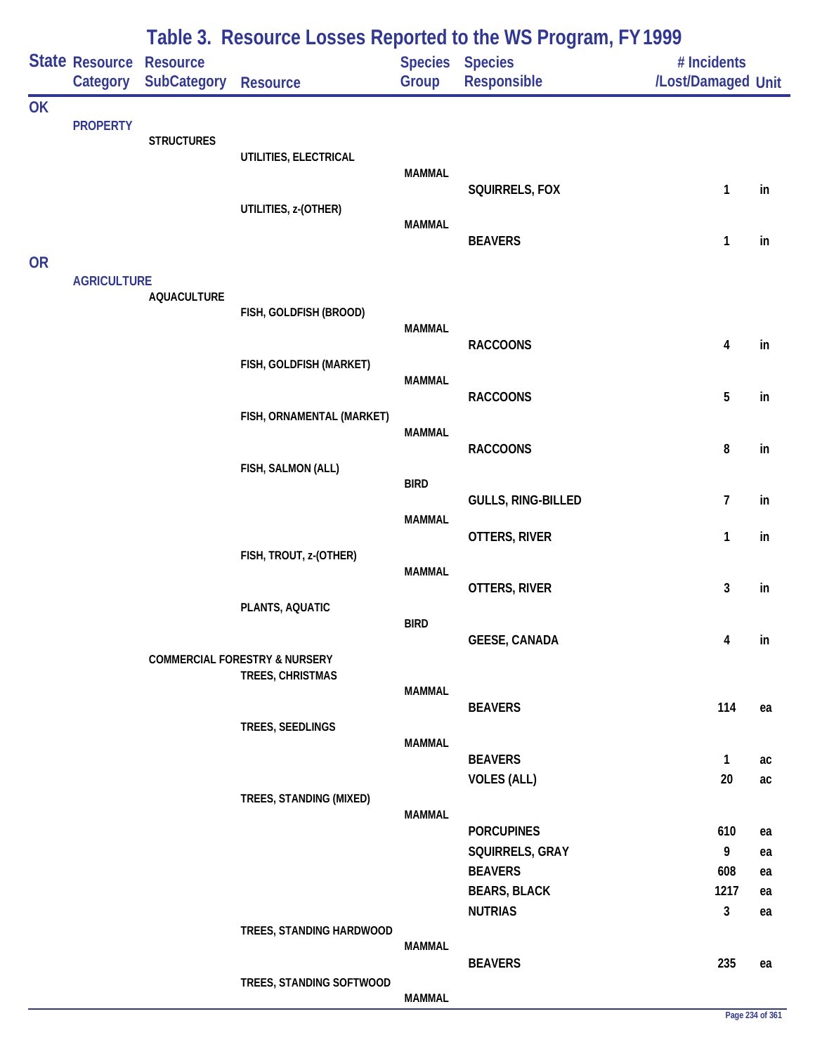# Table 3. Resource Losses Reported to the WS Program, FY 1999

| State | Resource Category | Resource SubCategory | Resource | Species Group | Species Responsible | # Incidents /Lost/Damaged | Unit |
|---|---|---|---|---|---|---|---|
| OK | | | | | | | |
| | PROPERTY | | | | | | |
| | | STRUCTURES | | | | | |
| | | | UTILITIES, ELECTRICAL | | | | |
| | | | | MAMMAL | | | |
| | | | | | SQUIRRELS, FOX | 1 | in |
| | | | UTILITIES, z-(OTHER) | | | | |
| | | | | MAMMAL | | | |
| | | | | | BEAVERS | 1 | in |
| OR | | | | | | | |
| | AGRICULTURE | | | | | | |
| | | AQUACULTURE | | | | | |
| | | | FISH, GOLDFISH (BROOD) | | | | |
| | | | | MAMMAL | | | |
| | | | | | RACCOONS | 4 | in |
| | | | FISH, GOLDFISH (MARKET) | | | | |
| | | | | MAMMAL | | | |
| | | | | | RACCOONS | 5 | in |
| | | | FISH, ORNAMENTAL (MARKET) | | | | |
| | | | | MAMMAL | | | |
| | | | | | RACCOONS | 8 | in |
| | | | FISH, SALMON (ALL) | | | | |
| | | | | BIRD | | | |
| | | | | | GULLS, RING-BILLED | 7 | in |
| | | | | MAMMAL | | | |
| | | | | | OTTERS, RIVER | 1 | in |
| | | | FISH, TROUT, z-(OTHER) | | | | |
| | | | | MAMMAL | | | |
| | | | | | OTTERS, RIVER | 3 | in |
| | | | PLANTS, AQUATIC | | | | |
| | | | | BIRD | | | |
| | | | | | GEESE, CANADA | 4 | in |
| | | COMMERCIAL FORESTRY & NURSERY | | | | | |
| | | | TREES, CHRISTMAS | | | | |
| | | | | MAMMAL | | | |
| | | | | | BEAVERS | 114 | ea |
| | | | TREES, SEEDLINGS | | | | |
| | | | | MAMMAL | | | |
| | | | | | BEAVERS | 1 | ac |
| | | | | | VOLES (ALL) | 20 | ac |
| | | | TREES, STANDING (MIXED) | | | | |
| | | | | MAMMAL | | | |
| | | | | | PORCUPINES | 610 | ea |
| | | | | | SQUIRRELS, GRAY | 9 | ea |
| | | | | | BEAVERS | 608 | ea |
| | | | | | BEARS, BLACK | 1217 | ea |
| | | | | | NUTRIAS | 3 | ea |
| | | | TREES, STANDING HARDWOOD | | | | |
| | | | | MAMMAL | | | |
| | | | | | BEAVERS | 235 | ea |
| | | | TREES, STANDING SOFTWOOD | | | | |
| | | | | MAMMAL | | | |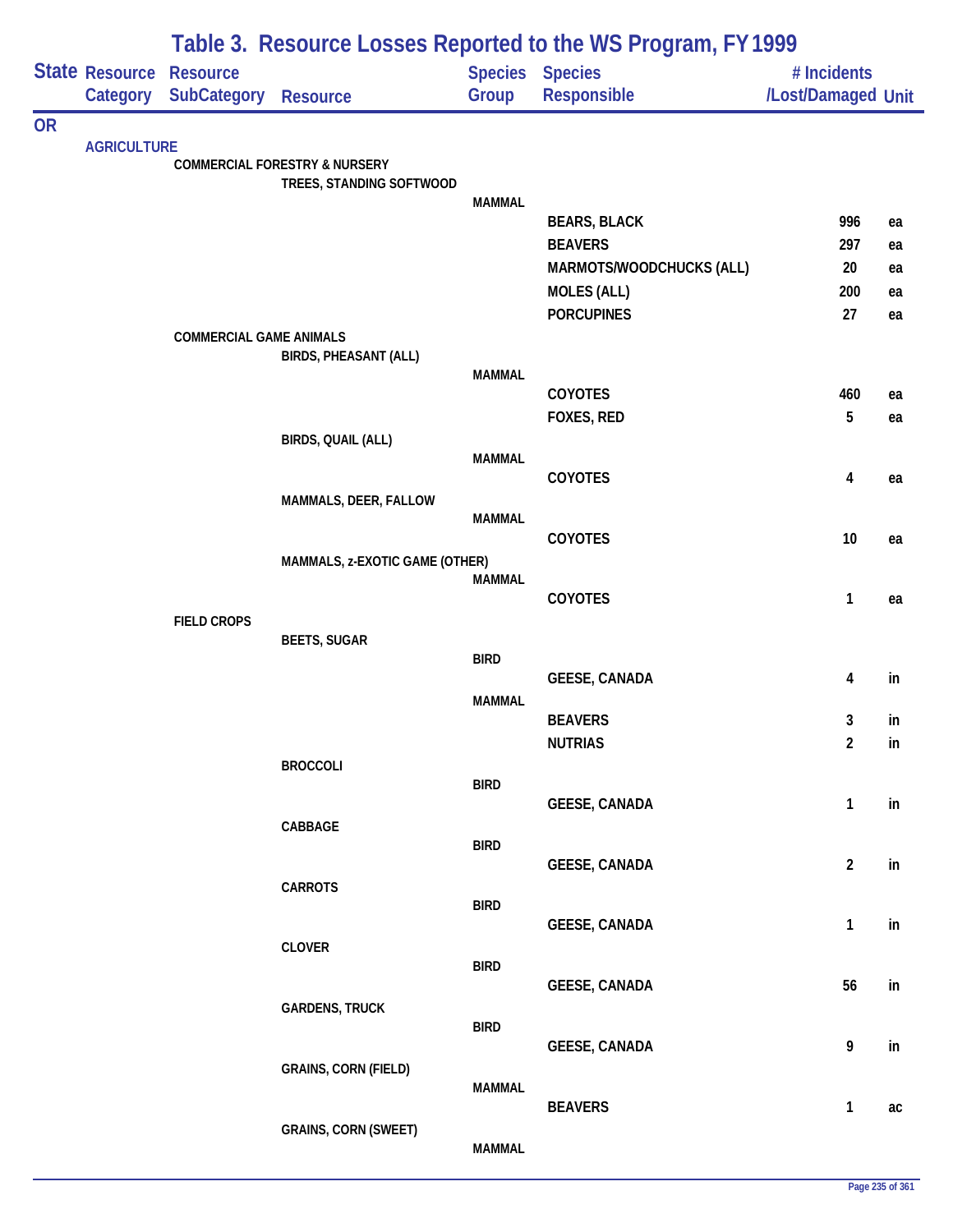# Table 3. Resource Losses Reported to the WS Program, FY 1999

| State | Resource Category | Resource SubCategory | Resource | Species Group | Species Responsible | # Incidents /Lost/Damaged | Unit |
|---|---|---|---|---|---|---|---|
| OR | | | | | | | |
| | AGRICULTURE | | | | | | |
| | | COMMERCIAL FORESTRY & NURSERY | | | | | |
| | | | TREES, STANDING SOFTWOOD | | | | |
| | | | | MAMMAL | | | |
| | | | | | BEARS, BLACK | 996 | ea |
| | | | | | BEAVERS | 297 | ea |
| | | | | | MARMOTS/WOODCHUCKS (ALL) | 20 | ea |
| | | | | | MOLES (ALL) | 200 | ea |
| | | | | | PORCUPINES | 27 | ea |
| | | COMMERCIAL GAME ANIMALS | | | | | |
| | | | BIRDS, PHEASANT (ALL) | | | | |
| | | | | MAMMAL | | | |
| | | | | | COYOTES | 460 | ea |
| | | | | | FOXES, RED | 5 | ea |
| | | | BIRDS, QUAIL (ALL) | | | | |
| | | | | MAMMAL | | | |
| | | | | | COYOTES | 4 | ea |
| | | | MAMMALS, DEER, FALLOW | | | | |
| | | | | MAMMAL | | | |
| | | | | | COYOTES | 10 | ea |
| | | | MAMMALS, z-EXOTIC GAME (OTHER) | | | | |
| | | | | MAMMAL | | | |
| | | | | | COYOTES | 1 | ea |
| | | FIELD CROPS | | | | | |
| | | | BEETS, SUGAR | | | | |
| | | | | BIRD | | | |
| | | | | | GEESE, CANADA | 4 | in |
| | | | | MAMMAL | | | |
| | | | | | BEAVERS | 3 | in |
| | | | | | NUTRIAS | 2 | in |
| | | | BROCCOLI | | | | |
| | | | | BIRD | | | |
| | | | | | GEESE, CANADA | 1 | in |
| | | | CABBAGE | | | | |
| | | | | BIRD | | | |
| | | | | | GEESE, CANADA | 2 | in |
| | | | CARROTS | | | | |
| | | | | BIRD | | | |
| | | | | | GEESE, CANADA | 1 | in |
| | | | CLOVER | | | | |
| | | | | BIRD | | | |
| | | | | | GEESE, CANADA | 56 | in |
| | | | GARDENS, TRUCK | | | | |
| | | | | BIRD | | | |
| | | | | | GEESE, CANADA | 9 | in |
| | | | GRAINS, CORN (FIELD) | | | | |
| | | | | MAMMAL | | | |
| | | | | | BEAVERS | 1 | ac |
| | | | GRAINS, CORN (SWEET) | | | | |
| | | | | MAMMAL | | | |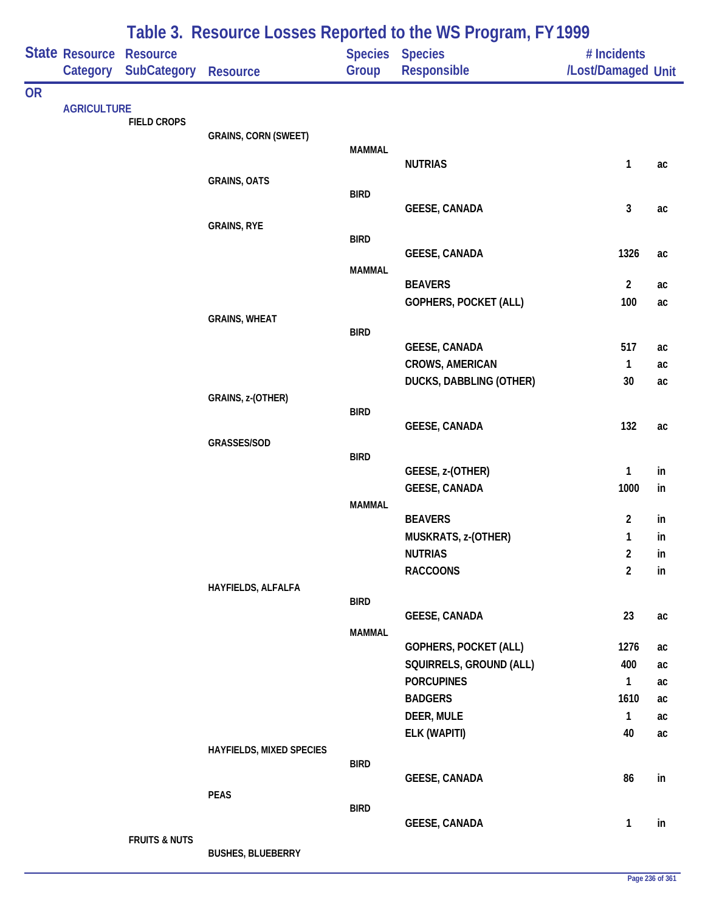# Table 3. Resource Losses Reported to the WS Program, FY 1999

| State | Resource Category | Resource SubCategory | Resource | Species Group | Species Responsible | # Incidents /Lost/Damaged | Unit |
|---|---|---|---|---|---|---|---|
| OR | | | | | | | |
| | AGRICULTURE | | | | | | |
| | | FIELD CROPS | | | | | |
| | | | GRAINS, CORN (SWEET) | | | | |
| | | | | MAMMAL | | | |
| | | | | | NUTRIAS | 1 | ac |
| | | | GRAINS, OATS | | | | |
| | | | | BIRD | | | |
| | | | | | GEESE, CANADA | 3 | ac |
| | | | GRAINS, RYE | | | | |
| | | | | BIRD | | | |
| | | | | | GEESE, CANADA | 1326 | ac |
| | | | | MAMMAL | | | |
| | | | | | BEAVERS | 2 | ac |
| | | | | | GOPHERS, POCKET (ALL) | 100 | ac |
| | | | GRAINS, WHEAT | | | | |
| | | | | BIRD | | | |
| | | | | | GEESE, CANADA | 517 | ac |
| | | | | | CROWS, AMERICAN | 1 | ac |
| | | | | | DUCKS, DABBLING (OTHER) | 30 | ac |
| | | | GRAINS, z-(OTHER) | | | | |
| | | | | BIRD | | | |
| | | | | | GEESE, CANADA | 132 | ac |
| | | | GRASSES/SOD | | | | |
| | | | | BIRD | | | |
| | | | | | GEESE, z-(OTHER) | 1 | in |
| | | | | | GEESE, CANADA | 1000 | in |
| | | | | MAMMAL | | | |
| | | | | | BEAVERS | 2 | in |
| | | | | | MUSKRATS, z-(OTHER) | 1 | in |
| | | | | | NUTRIAS | 2 | in |
| | | | | | RACCOONS | 2 | in |
| | | | HAYFIELDS, ALFALFA | | | | |
| | | | | BIRD | | | |
| | | | | | GEESE, CANADA | 23 | ac |
| | | | | MAMMAL | | | |
| | | | | | GOPHERS, POCKET (ALL) | 1276 | ac |
| | | | | | SQUIRRELS, GROUND (ALL) | 400 | ac |
| | | | | | PORCUPINES | 1 | ac |
| | | | | | BADGERS | 1610 | ac |
| | | | | | DEER, MULE | 1 | ac |
| | | | | | ELK (WAPITI) | 40 | ac |
| | | | HAYFIELDS, MIXED SPECIES | | | | |
| | | | | BIRD | | | |
| | | | | | GEESE, CANADA | 86 | in |
| | | | PEAS | | | | |
| | | | | BIRD | | | |
| | | | | | GEESE, CANADA | 1 | in |
| | | FRUITS & NUTS | | | | | |
| | | | BUSHES, BLUEBERRY | | | | |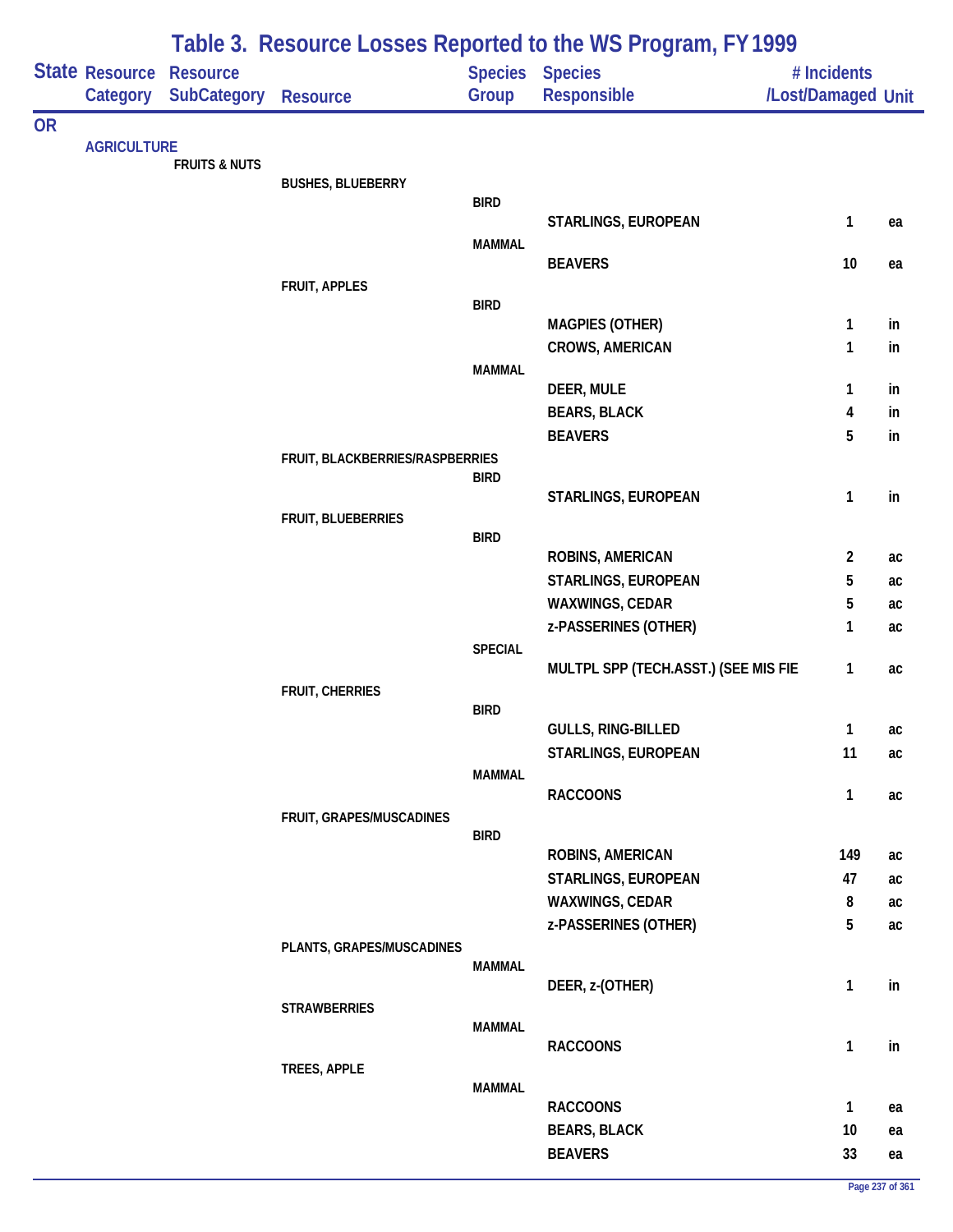# Table 3. Resource Losses Reported to the WS Program, FY 1999

| State | Resource Category | Resource SubCategory | Resource | Species Group | Species Responsible | # Incidents /Lost/Damaged | Unit |
|---|---|---|---|---|---|---|---|
| OR | | | | | | | |
| | AGRICULTURE | | | | | | |
| | | FRUITS & NUTS | | | | | |
| | | | BUSHES, BLUEBERRY | | | | |
| | | | | BIRD | | | |
| | | | | | STARLINGS, EUROPEAN | 1 | ea |
| | | | | MAMMAL | | | |
| | | | | | BEAVERS | 10 | ea |
| | | | FRUIT, APPLES | | | | |
| | | | | BIRD | | | |
| | | | | | MAGPIES (OTHER) | 1 | in |
| | | | | | CROWS, AMERICAN | 1 | in |
| | | | | MAMMAL | | | |
| | | | | | DEER, MULE | 1 | in |
| | | | | | BEARS, BLACK | 4 | in |
| | | | | | BEAVERS | 5 | in |
| | | | FRUIT, BLACKBERRIES/RASPBERRIES | | | | |
| | | | | BIRD | | | |
| | | | | | STARLINGS, EUROPEAN | 1 | in |
| | | | FRUIT, BLUEBERRIES | | | | |
| | | | | BIRD | | | |
| | | | | | ROBINS, AMERICAN | 2 | ac |
| | | | | | STARLINGS, EUROPEAN | 5 | ac |
| | | | | | WAXWINGS, CEDAR | 5 | ac |
| | | | | | z-PASSERINES (OTHER) | 1 | ac |
| | | | | SPECIAL | | | |
| | | | | | MULTPL SPP (TECH.ASST.) (SEE MIS FIE | 1 | ac |
| | | | FRUIT, CHERRIES | | | | |
| | | | | BIRD | | | |
| | | | | | GULLS, RING-BILLED | 1 | ac |
| | | | | | STARLINGS, EUROPEAN | 11 | ac |
| | | | | MAMMAL | | | |
| | | | | | RACCOONS | 1 | ac |
| | | | FRUIT, GRAPES/MUSCADINES | | | | |
| | | | | BIRD | | | |
| | | | | | ROBINS, AMERICAN | 149 | ac |
| | | | | | STARLINGS, EUROPEAN | 47 | ac |
| | | | | | WAXWINGS, CEDAR | 8 | ac |
| | | | | | z-PASSERINES (OTHER) | 5 | ac |
| | | | PLANTS, GRAPES/MUSCADINES | | | | |
| | | | | MAMMAL | | | |
| | | | | | DEER, z-(OTHER) | 1 | in |
| | | | STRAWBERRIES | | | | |
| | | | | MAMMAL | | | |
| | | | | | RACCOONS | 1 | in |
| | | | TREES, APPLE | | | | |
| | | | | MAMMAL | | | |
| | | | | | RACCOONS | 1 | ea |
| | | | | | BEARS, BLACK | 10 | ea |
| | | | | | BEAVERS | 33 | ea |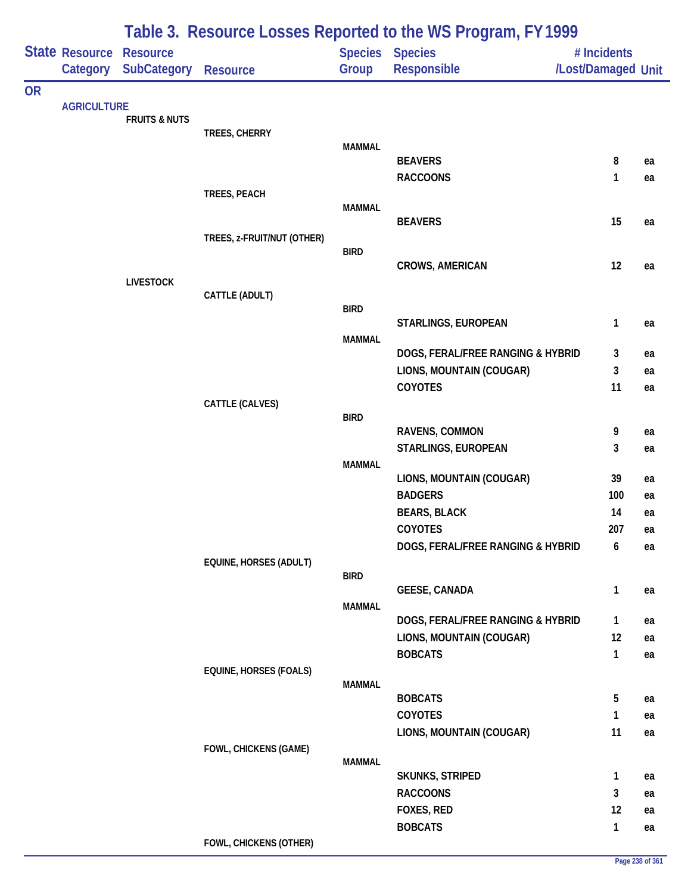# Table 3. Resource Losses Reported to the WS Program, FY 1999

| State | Resource Category | Resource SubCategory | Resource | Species Group | Species Responsible | # Incidents /Lost/Damaged | Unit |
|---|---|---|---|---|---|---|---|
| OR | | | | | | | |
| | AGRICULTURE | | | | | | |
| | | FRUITS & NUTS | | | | | |
| | | | TREES, CHERRY | | | | |
| | | | | MAMMAL | | | |
| | | | | | BEAVERS | 8 | ea |
| | | | | | RACCOONS | 1 | ea |
| | | | TREES, PEACH | | | | |
| | | | | MAMMAL | | | |
| | | | | | BEAVERS | 15 | ea |
| | | | TREES, z-FRUIT/NUT (OTHER) | | | | |
| | | | | BIRD | | | |
| | | | | | CROWS, AMERICAN | 12 | ea |
| | | LIVESTOCK | | | | | |
| | | | CATTLE (ADULT) | | | | |
| | | | | BIRD | | | |
| | | | | | STARLINGS, EUROPEAN | 1 | ea |
| | | | | MAMMAL | | | |
| | | | | | DOGS, FERAL/FREE RANGING & HYBRID | 3 | ea |
| | | | | | LIONS, MOUNTAIN (COUGAR) | 3 | ea |
| | | | | | COYOTES | 11 | ea |
| | | | CATTLE (CALVES) | | | | |
| | | | | BIRD | | | |
| | | | | | RAVENS, COMMON | 9 | ea |
| | | | | | STARLINGS, EUROPEAN | 3 | ea |
| | | | | MAMMAL | | | |
| | | | | | LIONS, MOUNTAIN (COUGAR) | 39 | ea |
| | | | | | BADGERS | 100 | ea |
| | | | | | BEARS, BLACK | 14 | ea |
| | | | | | COYOTES | 207 | ea |
| | | | | | DOGS, FERAL/FREE RANGING & HYBRID | 6 | ea |
| | | | EQUINE, HORSES (ADULT) | | | | |
| | | | | BIRD | | | |
| | | | | | GEESE, CANADA | 1 | ea |
| | | | | MAMMAL | | | |
| | | | | | DOGS, FERAL/FREE RANGING & HYBRID | 1 | ea |
| | | | | | LIONS, MOUNTAIN (COUGAR) | 12 | ea |
| | | | | | BOBCATS | 1 | ea |
| | | | EQUINE, HORSES (FOALS) | | | | |
| | | | | MAMMAL | | | |
| | | | | | BOBCATS | 5 | ea |
| | | | | | COYOTES | 1 | ea |
| | | | | | LIONS, MOUNTAIN (COUGAR) | 11 | ea |
| | | | FOWL, CHICKENS (GAME) | | | | |
| | | | | MAMMAL | | | |
| | | | | | SKUNKS, STRIPED | 1 | ea |
| | | | | | RACCOONS | 3 | ea |
| | | | | | FOXES, RED | 12 | ea |
| | | | | | BOBCATS | 1 | ea |
| | | | FOWL, CHICKENS (OTHER) | | | | |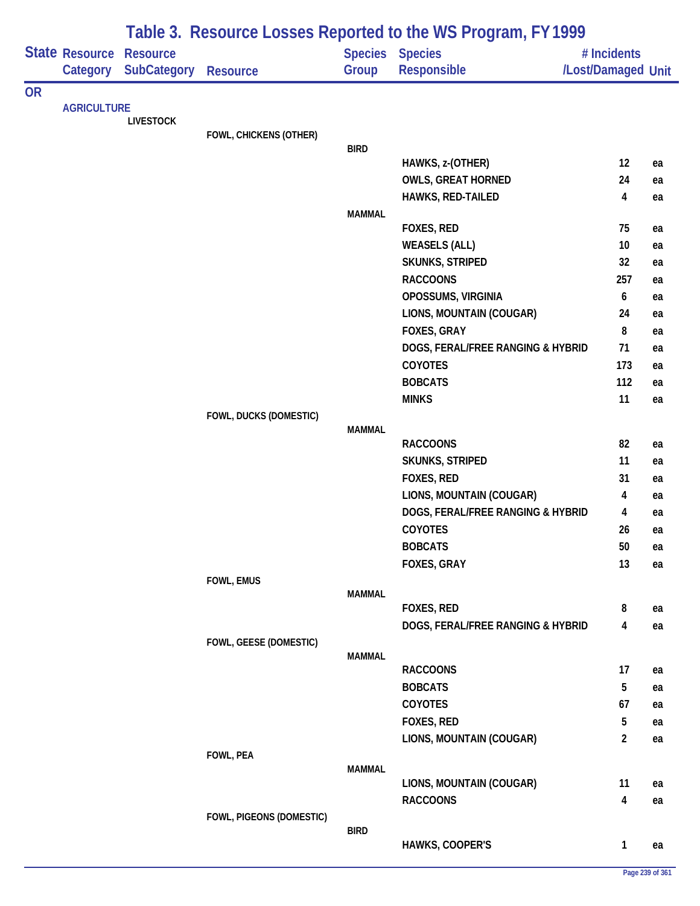# Table 3. Resource Losses Reported to the WS Program, FY 1999

| State | Resource Category | Resource SubCategory | Resource | Species Group | Species Responsible | # Incidents /Lost/Damaged | Unit |
|---|---|---|---|---|---|---|---|
| OR | | | | | | | |
| | AGRICULTURE | | | | | | |
| | | LIVESTOCK | | | | | |
| | | | FOWL, CHICKENS (OTHER) | | | | |
| | | | | BIRD | | | |
| | | | | | HAWKS, z-(OTHER) | 12 | ea |
| | | | | | OWLS, GREAT HORNED | 24 | ea |
| | | | | | HAWKS, RED-TAILED | 4 | ea |
| | | | | MAMMAL | | | |
| | | | | | FOXES, RED | 75 | ea |
| | | | | | WEASELS (ALL) | 10 | ea |
| | | | | | SKUNKS, STRIPED | 32 | ea |
| | | | | | RACCOONS | 257 | ea |
| | | | | | OPOSSUMS, VIRGINIA | 6 | ea |
| | | | | | LIONS, MOUNTAIN (COUGAR) | 24 | ea |
| | | | | | FOXES, GRAY | 8 | ea |
| | | | | | DOGS, FERAL/FREE RANGING & HYBRID | 71 | ea |
| | | | | | COYOTES | 173 | ea |
| | | | | | BOBCATS | 112 | ea |
| | | | | | MINKS | 11 | ea |
| | | | FOWL, DUCKS (DOMESTIC) | | | | |
| | | | | MAMMAL | | | |
| | | | | | RACCOONS | 82 | ea |
| | | | | | SKUNKS, STRIPED | 11 | ea |
| | | | | | FOXES, RED | 31 | ea |
| | | | | | LIONS, MOUNTAIN (COUGAR) | 4 | ea |
| | | | | | DOGS, FERAL/FREE RANGING & HYBRID | 4 | ea |
| | | | | | COYOTES | 26 | ea |
| | | | | | BOBCATS | 50 | ea |
| | | | | | FOXES, GRAY | 13 | ea |
| | | | FOWL, EMUS | | | | |
| | | | | MAMMAL | | | |
| | | | | | FOXES, RED | 8 | ea |
| | | | | | DOGS, FERAL/FREE RANGING & HYBRID | 4 | ea |
| | | | FOWL, GEESE (DOMESTIC) | | | | |
| | | | | MAMMAL | | | |
| | | | | | RACCOONS | 17 | ea |
| | | | | | BOBCATS | 5 | ea |
| | | | | | COYOTES | 67 | ea |
| | | | | | FOXES, RED | 5 | ea |
| | | | | | LIONS, MOUNTAIN (COUGAR) | 2 | ea |
| | | | FOWL, PEA | | | | |
| | | | | MAMMAL | | | |
| | | | | | LIONS, MOUNTAIN (COUGAR) | 11 | ea |
| | | | | | RACCOONS | 4 | ea |
| | | | FOWL, PIGEONS (DOMESTIC) | | | | |
| | | | | BIRD | | | |
| | | | | | HAWKS, COOPER'S | 1 | ea |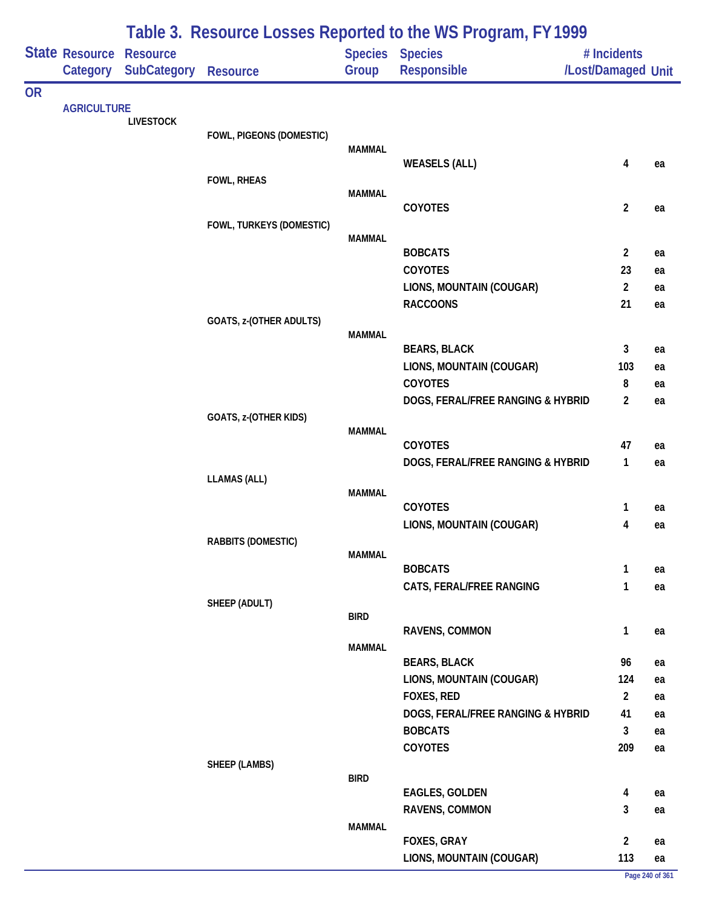# Table 3. Resource Losses Reported to the WS Program, FY 1999

| State | Resource Category | Resource SubCategory | Resource | Species Group | Species Responsible | # Incidents /Lost/Damaged | Unit |
|---|---|---|---|---|---|---|---|
| OR | | | | | | | |
| | AGRICULTURE | | | | | | |
| | | LIVESTOCK | | | | | |
| | | | FOWL, PIGEONS (DOMESTIC) | | | | |
| | | | | MAMMAL | | | |
| | | | | | WEASELS (ALL) | 4 | ea |
| | | | FOWL, RHEAS | | | | |
| | | | | MAMMAL | | | |
| | | | | | COYOTES | 2 | ea |
| | | | FOWL, TURKEYS (DOMESTIC) | | | | |
| | | | | MAMMAL | | | |
| | | | | | BOBCATS | 2 | ea |
| | | | | | COYOTES | 23 | ea |
| | | | | | LIONS, MOUNTAIN (COUGAR) | 2 | ea |
| | | | | | RACCOONS | 21 | ea |
| | | | GOATS, z-(OTHER ADULTS) | | | | |
| | | | | MAMMAL | | | |
| | | | | | BEARS, BLACK | 3 | ea |
| | | | | | LIONS, MOUNTAIN (COUGAR) | 103 | ea |
| | | | | | COYOTES | 8 | ea |
| | | | | | DOGS, FERAL/FREE RANGING & HYBRID | 2 | ea |
| | | | GOATS, z-(OTHER KIDS) | | | | |
| | | | | MAMMAL | | | |
| | | | | | COYOTES | 47 | ea |
| | | | | | DOGS, FERAL/FREE RANGING & HYBRID | 1 | ea |
| | | | LLAMAS (ALL) | | | | |
| | | | | MAMMAL | | | |
| | | | | | COYOTES | 1 | ea |
| | | | | | LIONS, MOUNTAIN (COUGAR) | 4 | ea |
| | | | RABBITS (DOMESTIC) | | | | |
| | | | | MAMMAL | | | |
| | | | | | BOBCATS | 1 | ea |
| | | | | | CATS, FERAL/FREE RANGING | 1 | ea |
| | | | SHEEP (ADULT) | | | | |
| | | | | BIRD | | | |
| | | | | | RAVENS, COMMON | 1 | ea |
| | | | | MAMMAL | | | |
| | | | | | BEARS, BLACK | 96 | ea |
| | | | | | LIONS, MOUNTAIN (COUGAR) | 124 | ea |
| | | | | | FOXES, RED | 2 | ea |
| | | | | | DOGS, FERAL/FREE RANGING & HYBRID | 41 | ea |
| | | | | | BOBCATS | 3 | ea |
| | | | | | COYOTES | 209 | ea |
| | | | SHEEP (LAMBS) | | | | |
| | | | | BIRD | | | |
| | | | | | EAGLES, GOLDEN | 4 | ea |
| | | | | | RAVENS, COMMON | 3 | ea |
| | | | | MAMMAL | | | |
| | | | | | FOXES, GRAY | 2 | ea |
| | | | | | LIONS, MOUNTAIN (COUGAR) | 113 | ea |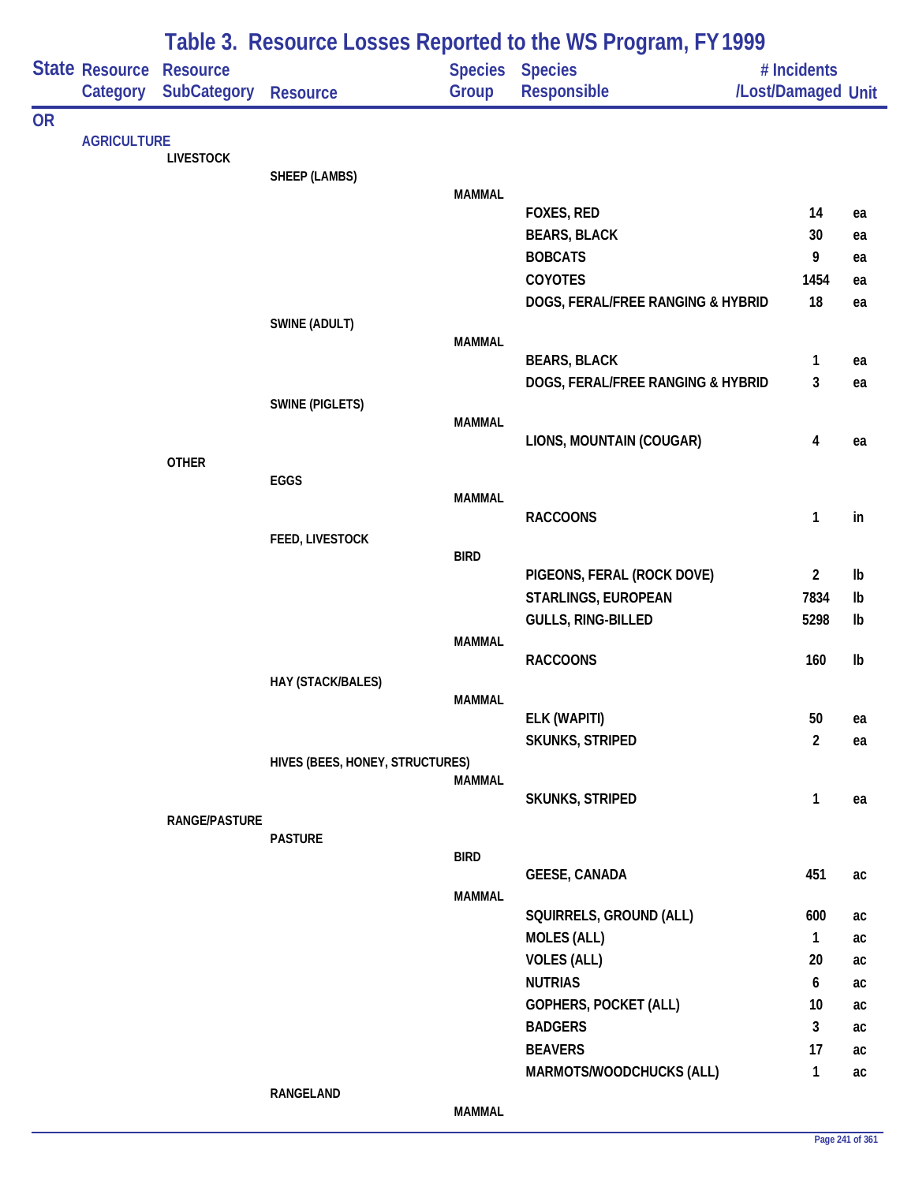# Table 3. Resource Losses Reported to the WS Program, FY 1999

| State | Resource Category | Resource SubCategory | Resource | Species Group | Species Responsible | # Incidents /Lost/Damaged | Unit |
|---|---|---|---|---|---|---|---|
| OR | | | | | | | |
| | AGRICULTURE | | | | | | |
| | | LIVESTOCK | | | | | |
| | | | SHEEP (LAMBS) | | | | |
| | | | | MAMMAL | | | |
| | | | | | FOXES, RED | 14 | ea |
| | | | | | BEARS, BLACK | 30 | ea |
| | | | | | BOBCATS | 9 | ea |
| | | | | | COYOTES | 1454 | ea |
| | | | | | DOGS, FERAL/FREE RANGING & HYBRID | 18 | ea |
| | | | SWINE (ADULT) | | | | |
| | | | | MAMMAL | | | |
| | | | | | BEARS, BLACK | 1 | ea |
| | | | | | DOGS, FERAL/FREE RANGING & HYBRID | 3 | ea |
| | | | SWINE (PIGLETS) | | | | |
| | | | | MAMMAL | | | |
| | | | | | LIONS, MOUNTAIN (COUGAR) | 4 | ea |
| | | OTHER | | | | | |
| | | | EGGS | | | | |
| | | | | MAMMAL | | | |
| | | | | | RACCOONS | 1 | in |
| | | | FEED, LIVESTOCK | | | | |
| | | | | BIRD | | | |
| | | | | | PIGEONS, FERAL (ROCK DOVE) | 2 | lb |
| | | | | | STARLINGS, EUROPEAN | 7834 | lb |
| | | | | | GULLS, RING-BILLED | 5298 | lb |
| | | | | MAMMAL | | | |
| | | | | | RACCOONS | 160 | lb |
| | | | HAY (STACK/BALES) | | | | |
| | | | | MAMMAL | | | |
| | | | | | ELK (WAPITI) | 50 | ea |
| | | | | | SKUNKS, STRIPED | 2 | ea |
| | | | HIVES (BEES, HONEY, STRUCTURES) | | | | |
| | | | | MAMMAL | | | |
| | | | | | SKUNKS, STRIPED | 1 | ea |
| | | RANGE/PASTURE | | | | | |
| | | | PASTURE | | | | |
| | | | | BIRD | | | |
| | | | | | GEESE, CANADA | 451 | ac |
| | | | | MAMMAL | | | |
| | | | | | SQUIRRELS, GROUND (ALL) | 600 | ac |
| | | | | | MOLES (ALL) | 1 | ac |
| | | | | | VOLES (ALL) | 20 | ac |
| | | | | | NUTRIAS | 6 | ac |
| | | | | | GOPHERS, POCKET (ALL) | 10 | ac |
| | | | | | BADGERS | 3 | ac |
| | | | | | BEAVERS | 17 | ac |
| | | | | | MARMOTS/WOODCHUCKS (ALL) | 1 | ac |
| | | | RANGELAND | | | | |
| | | | | MAMMAL | | | |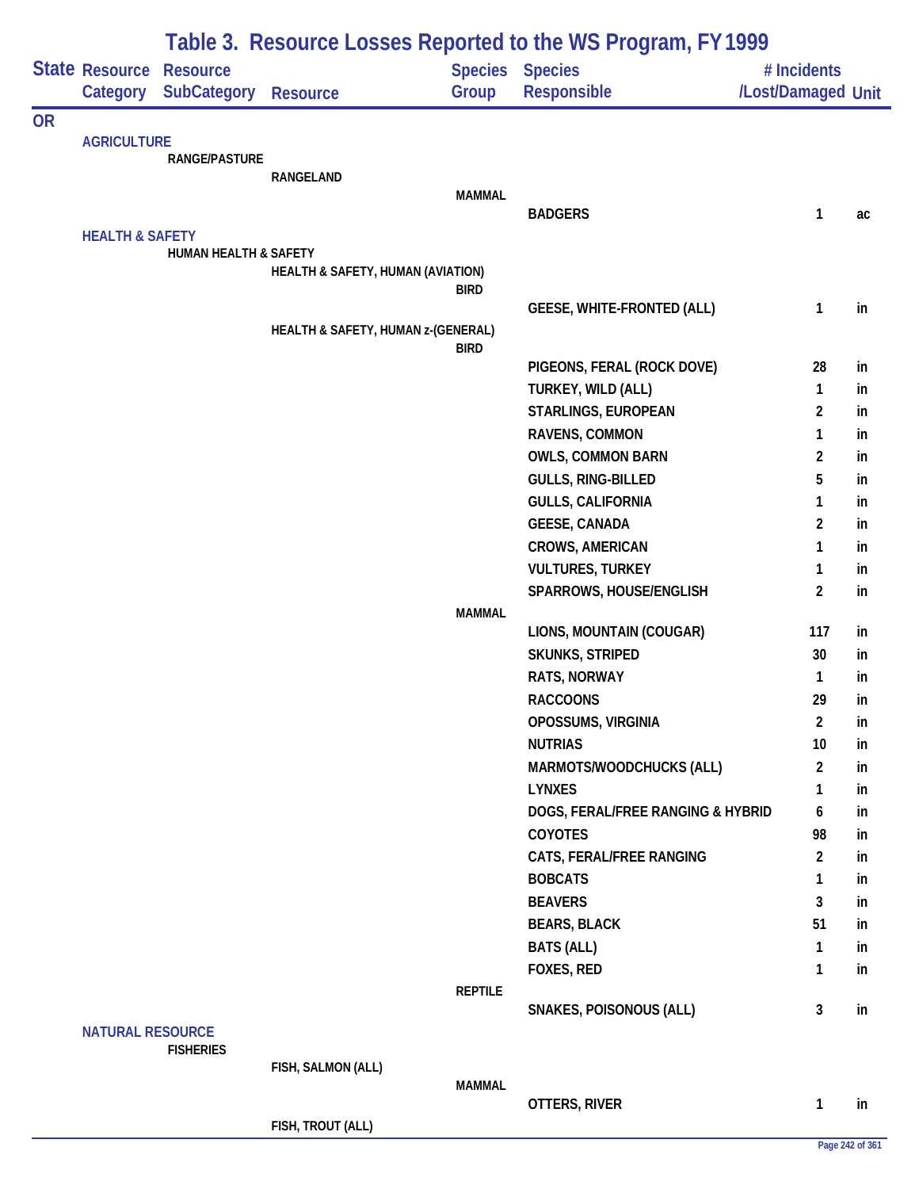# Table 3. Resource Losses Reported to the WS Program, FY 1999

| State | Resource Category | Resource SubCategory | Resource | Species Group | Species Responsible | # Incidents /Lost/Damaged | Unit |
|---|---|---|---|---|---|---|---|
| OR | | | | | | | |
| | AGRICULTURE | | | | | | |
| | | RANGE/PASTURE | | | | | |
| | | | RANGELAND | | | | |
| | | | | MAMMAL | | | |
| | | | | | BADGERS | 1 | ac |
| | HEALTH & SAFETY | | | | | | |
| | | HUMAN HEALTH & SAFETY | | | | | |
| | | | HEALTH & SAFETY, HUMAN (AVIATION) | | | | |
| | | | | BIRD | | | |
| | | | | | GEESE, WHITE-FRONTED (ALL) | 1 | in |
| | | | HEALTH & SAFETY, HUMAN z-(GENERAL) | | | | |
| | | | | BIRD | | | |
| | | | | | PIGEONS, FERAL (ROCK DOVE) | 28 | in |
| | | | | | TURKEY, WILD (ALL) | 1 | in |
| | | | | | STARLINGS, EUROPEAN | 2 | in |
| | | | | | RAVENS, COMMON | 1 | in |
| | | | | | OWLS, COMMON BARN | 2 | in |
| | | | | | GULLS, RING-BILLED | 5 | in |
| | | | | | GULLS, CALIFORNIA | 1 | in |
| | | | | | GEESE, CANADA | 2 | in |
| | | | | | CROWS, AMERICAN | 1 | in |
| | | | | | VULTURES, TURKEY | 1 | in |
| | | | | | SPARROWS, HOUSE/ENGLISH | 2 | in |
| | | | | MAMMAL | | | |
| | | | | | LIONS, MOUNTAIN (COUGAR) | 117 | in |
| | | | | | SKUNKS, STRIPED | 30 | in |
| | | | | | RATS, NORWAY | 1 | in |
| | | | | | RACCOONS | 29 | in |
| | | | | | OPOSSUMS, VIRGINIA | 2 | in |
| | | | | | NUTRIAS | 10 | in |
| | | | | | MARMOTS/WOODCHUCKS (ALL) | 2 | in |
| | | | | | LYNXES | 1 | in |
| | | | | | DOGS, FERAL/FREE RANGING & HYBRID | 6 | in |
| | | | | | COYOTES | 98 | in |
| | | | | | CATS, FERAL/FREE RANGING | 2 | in |
| | | | | | BOBCATS | 1 | in |
| | | | | | BEAVERS | 3 | in |
| | | | | | BEARS, BLACK | 51 | in |
| | | | | | BATS (ALL) | 1 | in |
| | | | | | FOXES, RED | 1 | in |
| | | | | REPTILE | | | |
| | | | | | SNAKES, POISONOUS (ALL) | 3 | in |
| | NATURAL RESOURCE | | | | | | |
| | | FISHERIES | | | | | |
| | | | FISH, SALMON (ALL) | | | | |
| | | | | MAMMAL | | | |
| | | | | | OTTERS, RIVER | 1 | in |
| | | | FISH, TROUT (ALL) | | | | |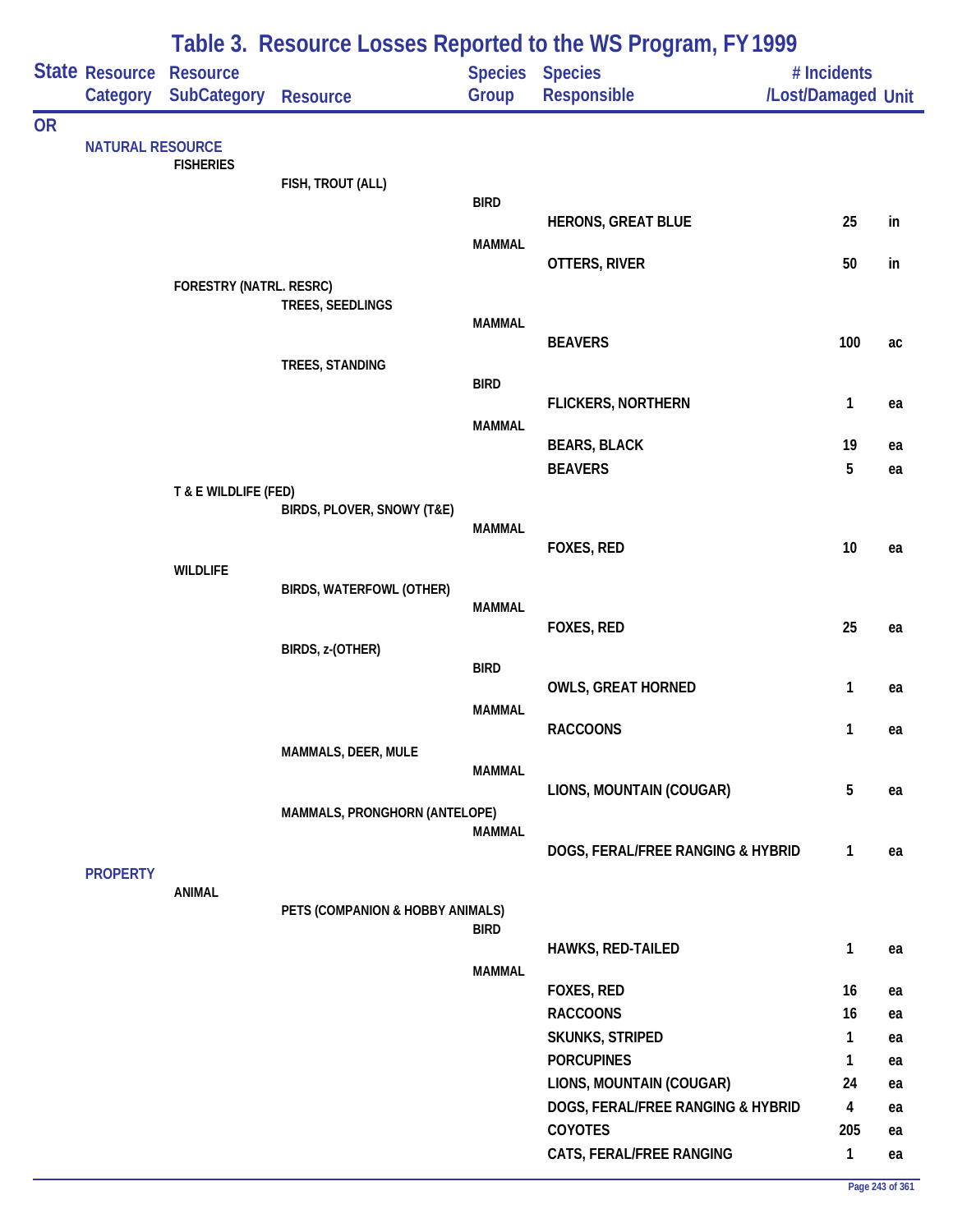# Table 3. Resource Losses Reported to the WS Program, FY 1999

| State | Resource Category | Resource SubCategory | Resource | Species Group | Species Responsible | # Incidents /Lost/Damaged | Unit |
|---|---|---|---|---|---|---|---|
| OR | | | | | | | |
| | NATURAL RESOURCE | | | | | | |
| | | FISHERIES | | | | | |
| | | | FISH, TROUT (ALL) | | | | |
| | | | | BIRD | | | |
| | | | | | HERONS, GREAT BLUE | 25 | in |
| | | | | MAMMAL | | | |
| | | | | | OTTERS, RIVER | 50 | in |
| | | FORESTRY (NATRL. RESRC) | | | | | |
| | | | TREES, SEEDLINGS | | | | |
| | | | | MAMMAL | | | |
| | | | | | BEAVERS | 100 | ac |
| | | | TREES, STANDING | | | | |
| | | | | BIRD | | | |
| | | | | | FLICKERS, NORTHERN | 1 | ea |
| | | | | MAMMAL | | | |
| | | | | | BEARS, BLACK | 19 | ea |
| | | | | | BEAVERS | 5 | ea |
| | | T & E WILDLIFE (FED) | | | | | |
| | | | BIRDS, PLOVER, SNOWY (T&E) | | | | |
| | | | | MAMMAL | | | |
| | | | | | FOXES, RED | 10 | ea |
| | | WILDLIFE | | | | | |
| | | | BIRDS, WATERFOWL (OTHER) | | | | |
| | | | | MAMMAL | | | |
| | | | | | FOXES, RED | 25 | ea |
| | | | BIRDS, z-(OTHER) | | | | |
| | | | | BIRD | | | |
| | | | | | OWLS, GREAT HORNED | 1 | ea |
| | | | | MAMMAL | | | |
| | | | | | RACCOONS | 1 | ea |
| | | | MAMMALS, DEER, MULE | | | | |
| | | | | MAMMAL | | | |
| | | | | | LIONS, MOUNTAIN (COUGAR) | 5 | ea |
| | | | MAMMALS, PRONGHORN (ANTELOPE) | | | | |
| | | | | MAMMAL | | | |
| | | | | | DOGS, FERAL/FREE RANGING & HYBRID | 1 | ea |
| | PROPERTY | | | | | | |
| | | ANIMAL | | | | | |
| | | | PETS (COMPANION & HOBBY ANIMALS) | | | | |
| | | | | BIRD | | | |
| | | | | | HAWKS, RED-TAILED | 1 | ea |
| | | | | MAMMAL | | | |
| | | | | | FOXES, RED | 16 | ea |
| | | | | | RACCOONS | 16 | ea |
| | | | | | SKUNKS, STRIPED | 1 | ea |
| | | | | | PORCUPINES | 1 | ea |
| | | | | | LIONS, MOUNTAIN (COUGAR) | 24 | ea |
| | | | | | DOGS, FERAL/FREE RANGING & HYBRID | 4 | ea |
| | | | | | COYOTES | 205 | ea |
| | | | | | CATS, FERAL/FREE RANGING | 1 | ea |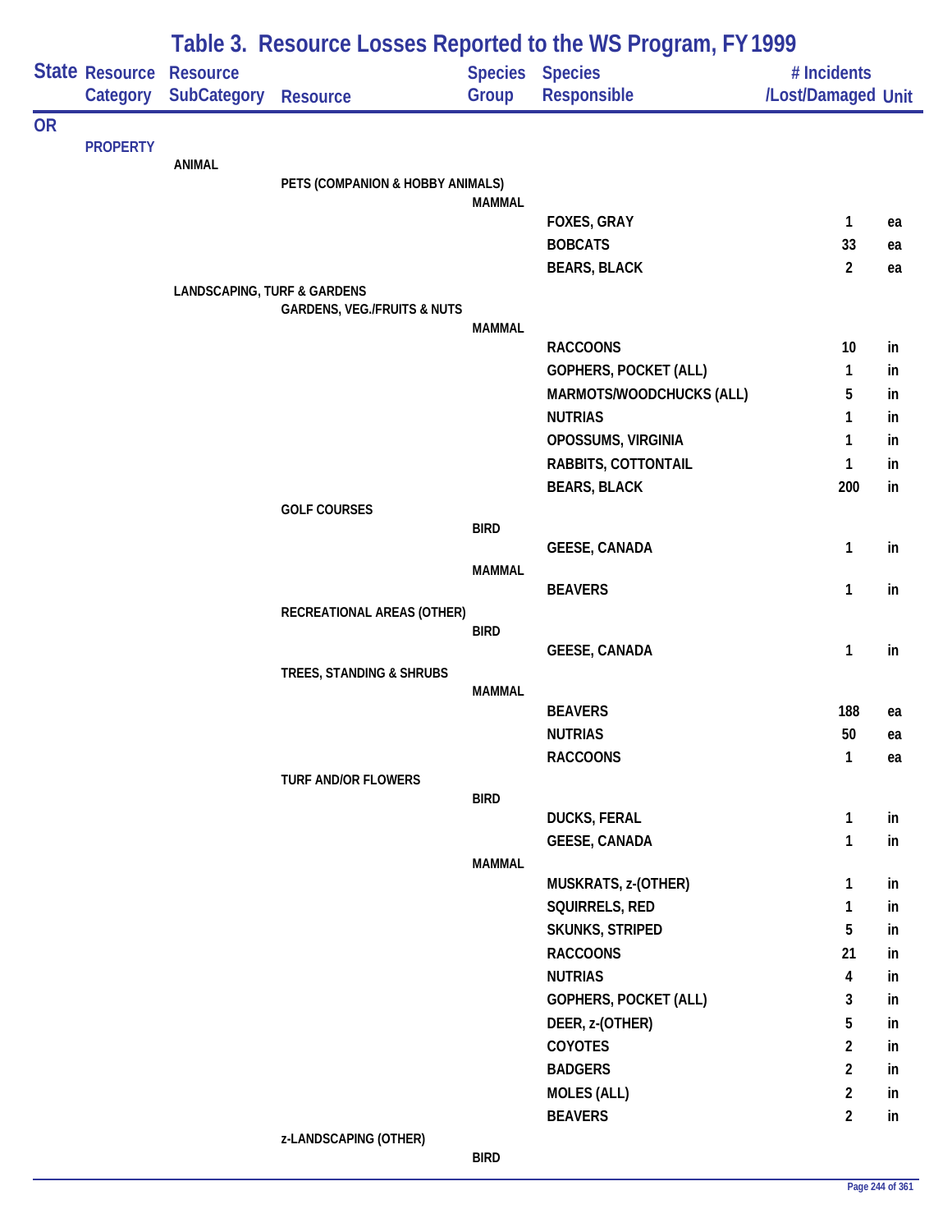# Table 3. Resource Losses Reported to the WS Program, FY 1999

| State | Resource Category | Resource SubCategory | Resource | Species Group | Species Responsible | # Incidents /Lost/Damaged | Unit |
|---|---|---|---|---|---|---|---|
| OR | | | | | | | |
| | PROPERTY | | | | | | |
| | | ANIMAL | | | | | |
| | | | PETS (COMPANION & HOBBY ANIMALS) | | | | |
| | | | | MAMMAL | | | |
| | | | | | FOXES, GRAY | 1 | ea |
| | | | | | BOBCATS | 33 | ea |
| | | | | | BEARS, BLACK | 2 | ea |
| | | LANDSCAPING, TURF & GARDENS | | | | | |
| | | | GARDENS, VEG./FRUITS & NUTS | | | | |
| | | | | MAMMAL | | | |
| | | | | | RACCOONS | 10 | in |
| | | | | | GOPHERS, POCKET (ALL) | 1 | in |
| | | | | | MARMOTS/WOODCHUCKS (ALL) | 5 | in |
| | | | | | NUTRIAS | 1 | in |
| | | | | | OPOSSUMS, VIRGINIA | 1 | in |
| | | | | | RABBITS, COTTONTAIL | 1 | in |
| | | | | | BEARS, BLACK | 200 | in |
| | | | GOLF COURSES | | | | |
| | | | | BIRD | | | |
| | | | | | GEESE, CANADA | 1 | in |
| | | | | MAMMAL | | | |
| | | | | | BEAVERS | 1 | in |
| | | | RECREATIONAL AREAS (OTHER) | | | | |
| | | | | BIRD | | | |
| | | | | | GEESE, CANADA | 1 | in |
| | | | TREES, STANDING & SHRUBS | | | | |
| | | | | MAMMAL | | | |
| | | | | | BEAVERS | 188 | ea |
| | | | | | NUTRIAS | 50 | ea |
| | | | | | RACCOONS | 1 | ea |
| | | | TURF AND/OR FLOWERS | | | | |
| | | | | BIRD | | | |
| | | | | | DUCKS, FERAL | 1 | in |
| | | | | | GEESE, CANADA | 1 | in |
| | | | | MAMMAL | | | |
| | | | | | MUSKRATS, z-(OTHER) | 1 | in |
| | | | | | SQUIRRELS, RED | 1 | in |
| | | | | | SKUNKS, STRIPED | 5 | in |
| | | | | | RACCOONS | 21 | in |
| | | | | | NUTRIAS | 4 | in |
| | | | | | GOPHERS, POCKET (ALL) | 3 | in |
| | | | | | DEER, z-(OTHER) | 5 | in |
| | | | | | COYOTES | 2 | in |
| | | | | | BADGERS | 2 | in |
| | | | | | MOLES (ALL) | 2 | in |
| | | | | | BEAVERS | 2 | in |
| | | | z-LANDSCAPING (OTHER) | | | | |
| | | | | BIRD | | | |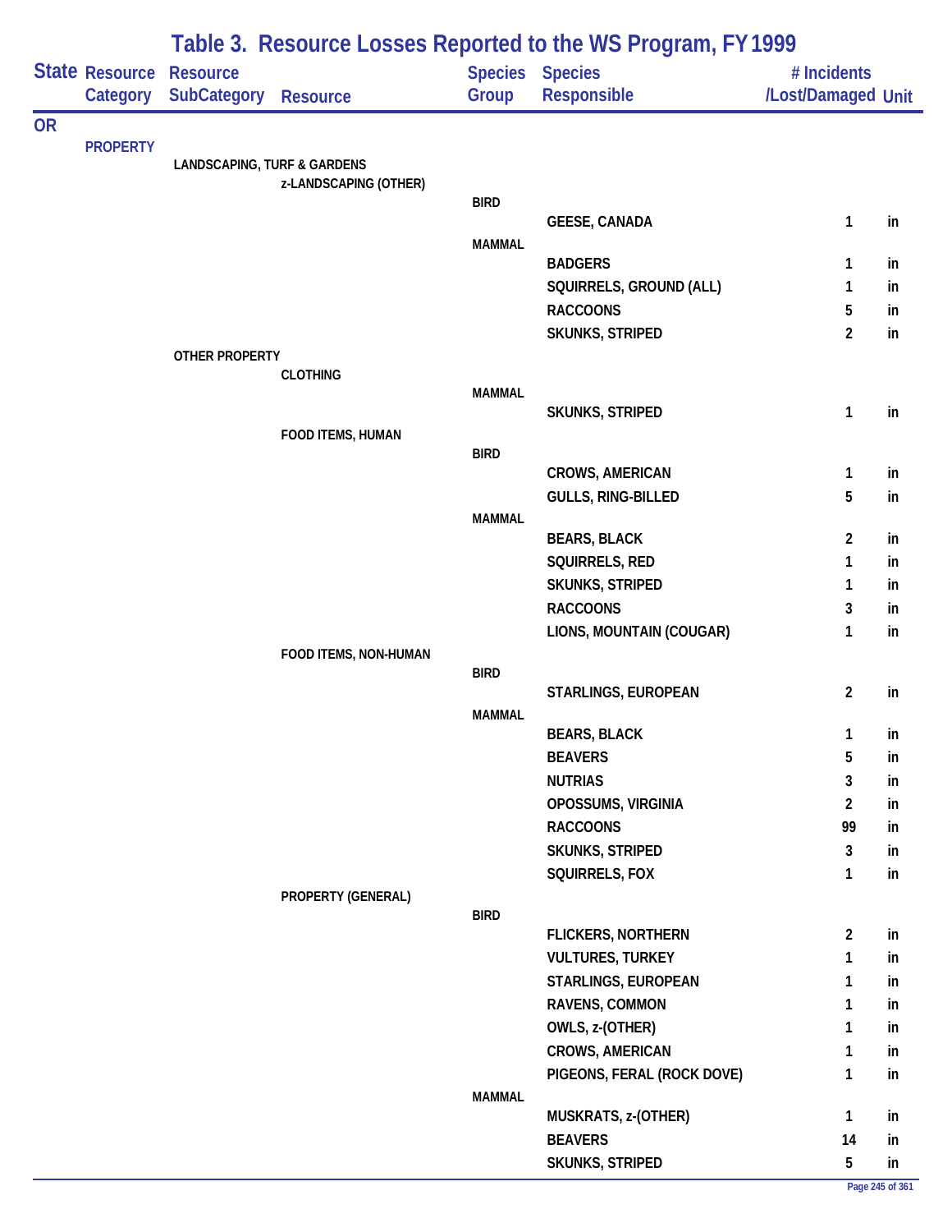# Table 3. Resource Losses Reported to the WS Program, FY 1999

| State | Resource Category | Resource SubCategory | Resource | Species Group | Species Responsible | # Incidents /Lost/Damaged | Unit |
|---|---|---|---|---|---|---|---|
| OR | | | | | | | |
| | PROPERTY | | | | | | |
| | | LANDSCAPING, TURF & GARDENS | | | | | |
| | | | z-LANDSCAPING (OTHER) | | | | |
| | | | | BIRD | | | |
| | | | | | GEESE, CANADA | 1 | in |
| | | | | MAMMAL | | | |
| | | | | | BADGERS | 1 | in |
| | | | | | SQUIRRELS, GROUND (ALL) | 1 | in |
| | | | | | RACCOONS | 5 | in |
| | | | | | SKUNKS, STRIPED | 2 | in |
| | | OTHER PROPERTY | | | | | |
| | | | CLOTHING | | | | |
| | | | | MAMMAL | | | |
| | | | | | SKUNKS, STRIPED | 1 | in |
| | | | FOOD ITEMS, HUMAN | | | | |
| | | | | BIRD | | | |
| | | | | | CROWS, AMERICAN | 1 | in |
| | | | | | GULLS, RING-BILLED | 5 | in |
| | | | | MAMMAL | | | |
| | | | | | BEARS, BLACK | 2 | in |
| | | | | | SQUIRRELS, RED | 1 | in |
| | | | | | SKUNKS, STRIPED | 1 | in |
| | | | | | RACCOONS | 3 | in |
| | | | | | LIONS, MOUNTAIN (COUGAR) | 1 | in |
| | | | FOOD ITEMS, NON-HUMAN | | | | |
| | | | | BIRD | | | |
| | | | | | STARLINGS, EUROPEAN | 2 | in |
| | | | | MAMMAL | | | |
| | | | | | BEARS, BLACK | 1 | in |
| | | | | | BEAVERS | 5 | in |
| | | | | | NUTRIAS | 3 | in |
| | | | | | OPOSSUMS, VIRGINIA | 2 | in |
| | | | | | RACCOONS | 99 | in |
| | | | | | SKUNKS, STRIPED | 3 | in |
| | | | | | SQUIRRELS, FOX | 1 | in |
| | | | PROPERTY (GENERAL) | | | | |
| | | | | BIRD | | | |
| | | | | | FLICKERS, NORTHERN | 2 | in |
| | | | | | VULTURES, TURKEY | 1 | in |
| | | | | | STARLINGS, EUROPEAN | 1 | in |
| | | | | | RAVENS, COMMON | 1 | in |
| | | | | | OWLS, z-(OTHER) | 1 | in |
| | | | | | CROWS, AMERICAN | 1 | in |
| | | | | | PIGEONS, FERAL (ROCK DOVE) | 1 | in |
| | | | | MAMMAL | | | |
| | | | | | MUSKRATS, z-(OTHER) | 1 | in |
| | | | | | BEAVERS | 14 | in |
| | | | | | SKUNKS, STRIPED | 5 | in |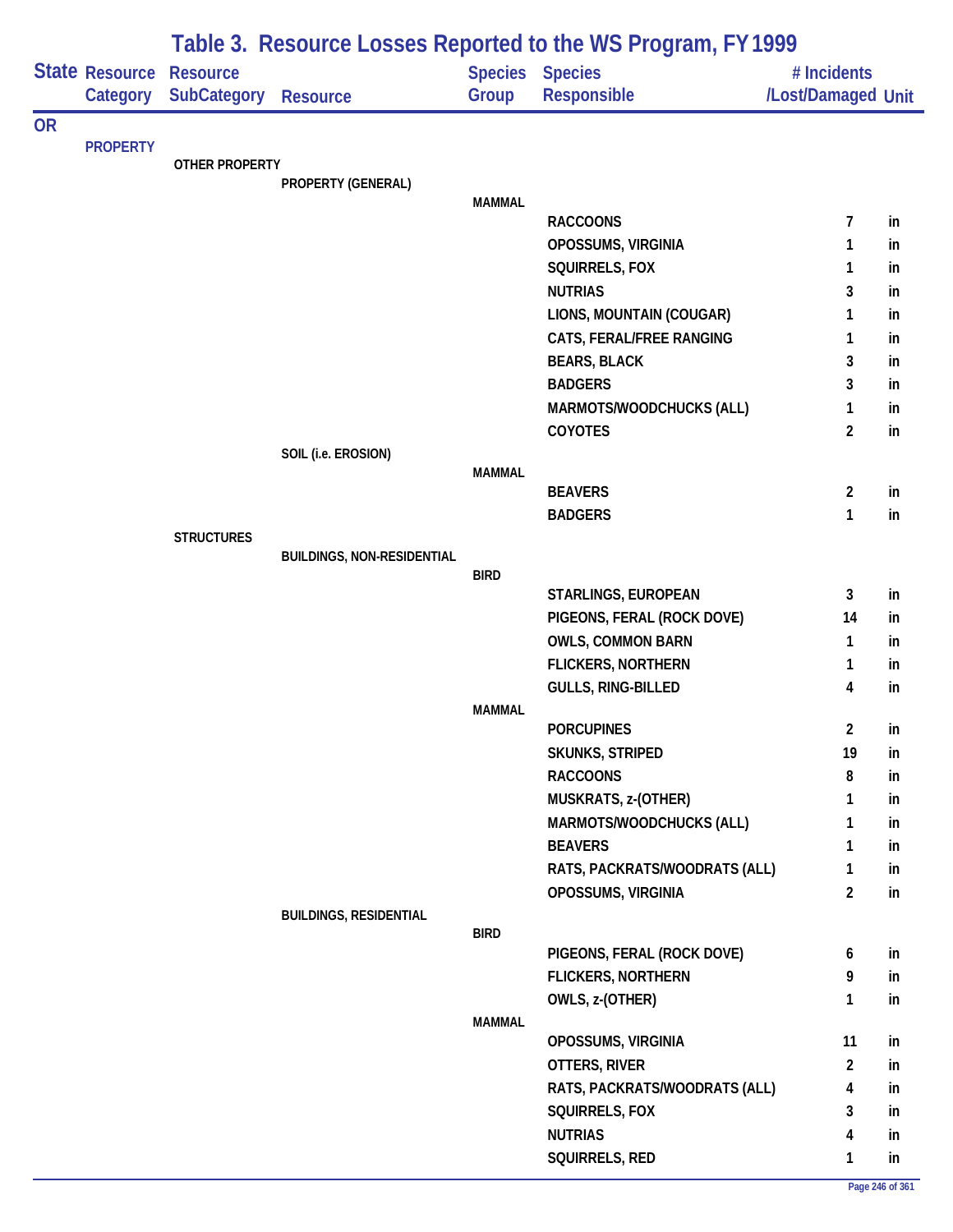# Table 3. Resource Losses Reported to the WS Program, FY 1999

| State | Resource Category | Resource SubCategory | Resource | Species Group | Species Responsible | # Incidents /Lost/Damaged | Unit |
|---|---|---|---|---|---|---|---|
| OR | | | | | | | |
| | PROPERTY | | | | | | |
| | | OTHER PROPERTY | | | | | |
| | | | PROPERTY (GENERAL) | | | | |
| | | | | MAMMAL | | | |
| | | | | | RACCOONS | 7 | in |
| | | | | | OPOSSUMS, VIRGINIA | 1 | in |
| | | | | | SQUIRRELS, FOX | 1 | in |
| | | | | | NUTRIAS | 3 | in |
| | | | | | LIONS, MOUNTAIN (COUGAR) | 1 | in |
| | | | | | CATS, FERAL/FREE RANGING | 1 | in |
| | | | | | BEARS, BLACK | 3 | in |
| | | | | | BADGERS | 3 | in |
| | | | | | MARMOTS/WOODCHUCKS (ALL) | 1 | in |
| | | | | | COYOTES | 2 | in |
| | | | SOIL (i.e. EROSION) | | | | |
| | | | | MAMMAL | | | |
| | | | | | BEAVERS | 2 | in |
| | | | | | BADGERS | 1 | in |
| | | STRUCTURES | | | | | |
| | | | BUILDINGS, NON-RESIDENTIAL | | | | |
| | | | | BIRD | | | |
| | | | | | STARLINGS, EUROPEAN | 3 | in |
| | | | | | PIGEONS, FERAL (ROCK DOVE) | 14 | in |
| | | | | | OWLS, COMMON BARN | 1 | in |
| | | | | | FLICKERS, NORTHERN | 1 | in |
| | | | | | GULLS, RING-BILLED | 4 | in |
| | | | | MAMMAL | | | |
| | | | | | PORCUPINES | 2 | in |
| | | | | | SKUNKS, STRIPED | 19 | in |
| | | | | | RACCOONS | 8 | in |
| | | | | | MUSKRATS, z-(OTHER) | 1 | in |
| | | | | | MARMOTS/WOODCHUCKS (ALL) | 1 | in |
| | | | | | BEAVERS | 1 | in |
| | | | | | RATS, PACKRATS/WOODRATS (ALL) | 1 | in |
| | | | | | OPOSSUMS, VIRGINIA | 2 | in |
| | | | BUILDINGS, RESIDENTIAL | | | | |
| | | | | BIRD | | | |
| | | | | | PIGEONS, FERAL (ROCK DOVE) | 6 | in |
| | | | | | FLICKERS, NORTHERN | 9 | in |
| | | | | | OWLS, z-(OTHER) | 1 | in |
| | | | | MAMMAL | | | |
| | | | | | OPOSSUMS, VIRGINIA | 11 | in |
| | | | | | OTTERS, RIVER | 2 | in |
| | | | | | RATS, PACKRATS/WOODRATS (ALL) | 4 | in |
| | | | | | SQUIRRELS, FOX | 3 | in |
| | | | | | NUTRIAS | 4 | in |
| | | | | | SQUIRRELS, RED | 1 | in |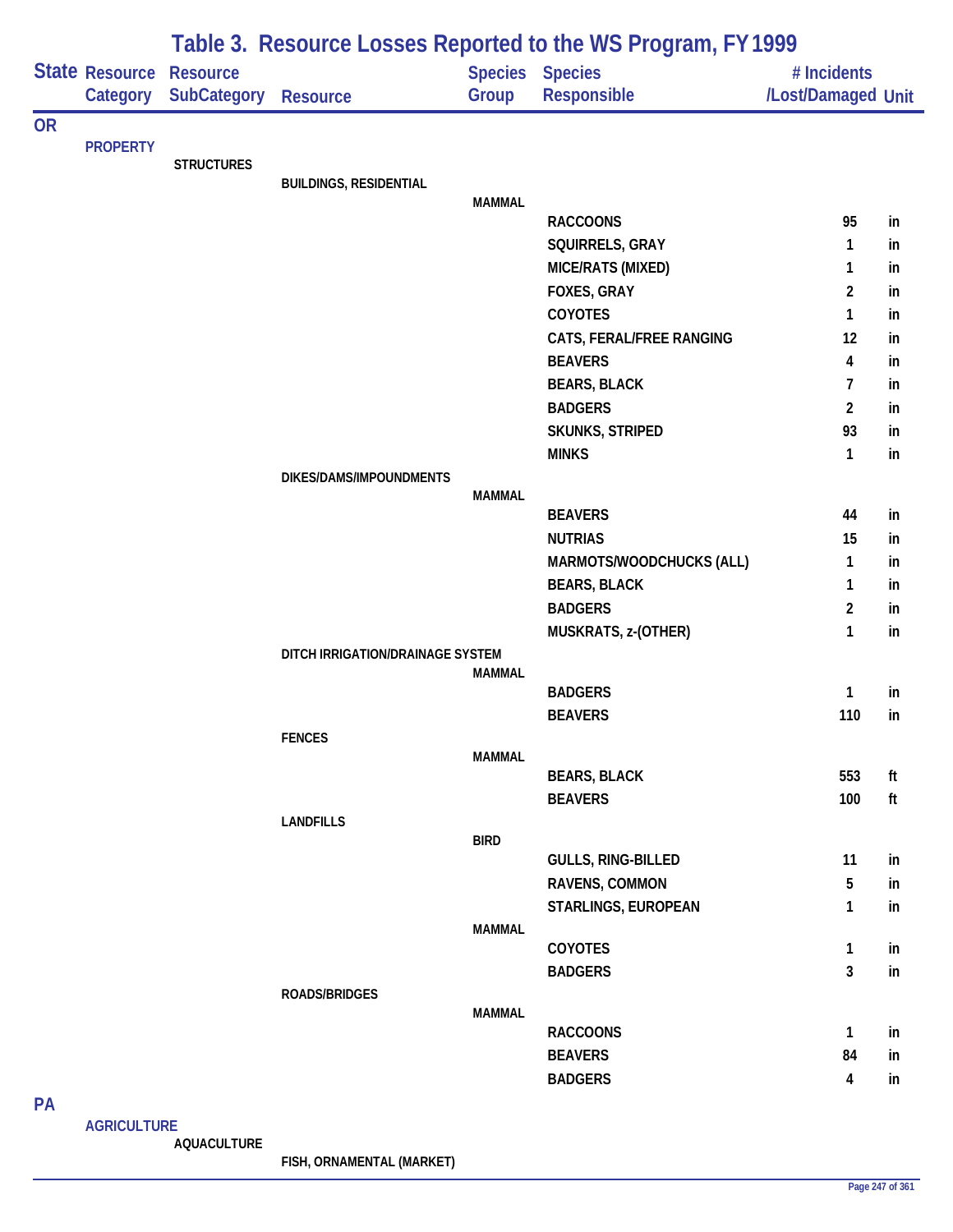## Table 3. Resource Losses Reported to the WS Program, FY 1999

| State | Resource Category | Resource SubCategory | Resource | Species Group | Species Responsible | # Incidents /Lost/Damaged | Unit |
|---|---|---|---|---|---|---|---|
| OR | | | | | | | |
| | PROPERTY | | | | | | |
| | | STRUCTURES | | | | | |
| | | | BUILDINGS, RESIDENTIAL | | | | |
| | | | | MAMMAL | | | |
| | | | | | RACCOONS | 95 | in |
| | | | | | SQUIRRELS, GRAY | 1 | in |
| | | | | | MICE/RATS (MIXED) | 1 | in |
| | | | | | FOXES, GRAY | 2 | in |
| | | | | | COYOTES | 1 | in |
| | | | | | CATS, FERAL/FREE RANGING | 12 | in |
| | | | | | BEAVERS | 4 | in |
| | | | | | BEARS, BLACK | 7 | in |
| | | | | | BADGERS | 2 | in |
| | | | | | SKUNKS, STRIPED | 93 | in |
| | | | | | MINKS | 1 | in |
| | | | DIKES/DAMS/IMPOUNDMENTS | | | | |
| | | | | MAMMAL | | | |
| | | | | | BEAVERS | 44 | in |
| | | | | | NUTRIAS | 15 | in |
| | | | | | MARMOTS/WOODCHUCKS (ALL) | 1 | in |
| | | | | | BEARS, BLACK | 1 | in |
| | | | | | BADGERS | 2 | in |
| | | | | | MUSKRATS, z-(OTHER) | 1 | in |
| | | | DITCH IRRIGATION/DRAINAGE SYSTEM | | | | |
| | | | | MAMMAL | | | |
| | | | | | BADGERS | 1 | in |
| | | | | | BEAVERS | 110 | in |
| | | | FENCES | | | | |
| | | | | MAMMAL | | | |
| | | | | | BEARS, BLACK | 553 | ft |
| | | | | | BEAVERS | 100 | ft |
| | | | LANDFILLS | | | | |
| | | | | BIRD | | | |
| | | | | | GULLS, RING-BILLED | 11 | in |
| | | | | | RAVENS, COMMON | 5 | in |
| | | | | | STARLINGS, EUROPEAN | 1 | in |
| | | | | MAMMAL | | | |
| | | | | | COYOTES | 1 | in |
| | | | | | BADGERS | 3 | in |
| | | | ROADS/BRIDGES | | | | |
| | | | | MAMMAL | | | |
| | | | | | RACCOONS | 1 | in |
| | | | | | BEAVERS | 84 | in |
| | | | | | BADGERS | 4 | in |
| PA | | | | | | | |
| | AGRICULTURE | | | | | | |
| | | AQUACULTURE | | | | | |
| | | | FISH, ORNAMENTAL (MARKET) | | | | |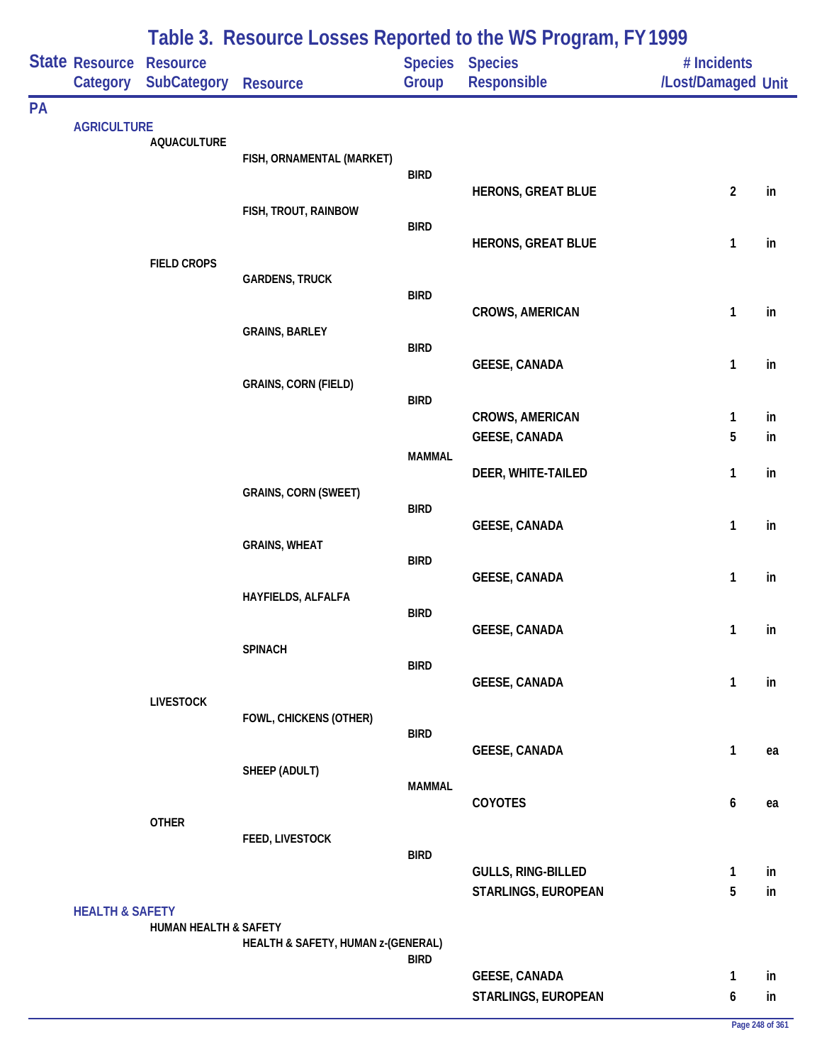## Table 3. Resource Losses Reported to the WS Program, FY 1999

| State | Resource Category | Resource SubCategory | Resource | Species Group | Species Responsible | # Incidents /Lost/Damaged | Unit |
|---|---|---|---|---|---|---|---|
| PA | | | | | | | |
| | AGRICULTURE | | | | | | |
| | | AQUACULTURE | | | | | |
| | | | FISH, ORNAMENTAL (MARKET) | | | | |
| | | | | BIRD | | | |
| | | | | | HERONS, GREAT BLUE | 2 | in |
| | | | FISH, TROUT, RAINBOW | | | | |
| | | | | BIRD | | | |
| | | | | | HERONS, GREAT BLUE | 1 | in |
| | | FIELD CROPS | | | | | |
| | | | GARDENS, TRUCK | | | | |
| | | | | BIRD | | | |
| | | | | | CROWS, AMERICAN | 1 | in |
| | | | GRAINS, BARLEY | | | | |
| | | | | BIRD | | | |
| | | | | | GEESE, CANADA | 1 | in |
| | | | GRAINS, CORN (FIELD) | | | | |
| | | | | BIRD | | | |
| | | | | | CROWS, AMERICAN | 1 | in |
| | | | | | GEESE, CANADA | 5 | in |
| | | | | MAMMAL | | | |
| | | | | | DEER, WHITE-TAILED | 1 | in |
| | | | GRAINS, CORN (SWEET) | | | | |
| | | | | BIRD | | | |
| | | | | | GEESE, CANADA | 1 | in |
| | | | GRAINS, WHEAT | | | | |
| | | | | BIRD | | | |
| | | | | | GEESE, CANADA | 1 | in |
| | | | HAYFIELDS, ALFALFA | | | | |
| | | | | BIRD | | | |
| | | | | | GEESE, CANADA | 1 | in |
| | | | SPINACH | | | | |
| | | | | BIRD | | | |
| | | | | | GEESE, CANADA | 1 | in |
| | | LIVESTOCK | | | | | |
| | | | FOWL, CHICKENS (OTHER) | | | | |
| | | | | BIRD | | | |
| | | | | | GEESE, CANADA | 1 | ea |
| | | | SHEEP (ADULT) | | | | |
| | | | | MAMMAL | | | |
| | | | | | COYOTES | 6 | ea |
| | | OTHER | | | | | |
| | | | FEED, LIVESTOCK | | | | |
| | | | | BIRD | | | |
| | | | | | GULLS, RING-BILLED | 1 | in |
| | | | | | STARLINGS, EUROPEAN | 5 | in |
| | HEALTH & SAFETY | | | | | | |
| | | HUMAN HEALTH & SAFETY | | | | | |
| | | | HEALTH & SAFETY, HUMAN z-(GENERAL) | | | | |
| | | | | BIRD | | | |
| | | | | | GEESE, CANADA | 1 | in |
| | | | | | STARLINGS, EUROPEAN | 6 | in |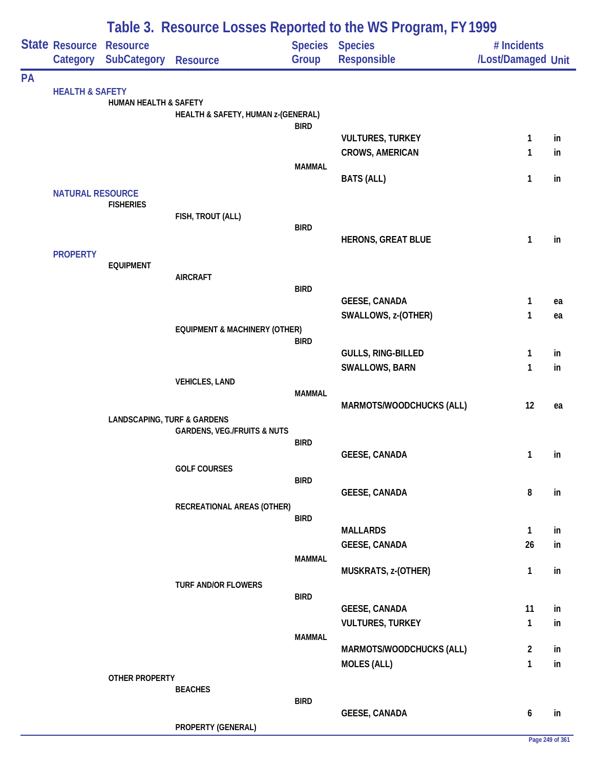# Table 3. Resource Losses Reported to the WS Program, FY 1999

| State | Resource Category | Resource SubCategory | Resource | Species Group | Species Responsible | # Incidents /Lost/Damaged | Unit |
|---|---|---|---|---|---|---|---|
| PA | | | | | | | |
| | HEALTH & SAFETY | | | | | | |
| | | HUMAN HEALTH & SAFETY | | | | | |
| | | | HEALTH & SAFETY, HUMAN z-(GENERAL) | | | | |
| | | | | BIRD | | | |
| | | | | | VULTURES, TURKEY | 1 | in |
| | | | | | CROWS, AMERICAN | 1 | in |
| | | | | MAMMAL | | | |
| | | | | | BATS (ALL) | 1 | in |
| | NATURAL RESOURCE | | | | | | |
| | | FISHERIES | | | | | |
| | | | FISH, TROUT (ALL) | | | | |
| | | | | BIRD | | | |
| | | | | | HERONS, GREAT BLUE | 1 | in |
| | PROPERTY | | | | | | |
| | | EQUIPMENT | | | | | |
| | | | AIRCRAFT | | | | |
| | | | | BIRD | | | |
| | | | | | GEESE, CANADA | 1 | ea |
| | | | | | SWALLOWS, z-(OTHER) | 1 | ea |
| | | | EQUIPMENT & MACHINERY (OTHER) | | | | |
| | | | | BIRD | | | |
| | | | | | GULLS, RING-BILLED | 1 | in |
| | | | | | SWALLOWS, BARN | 1 | in |
| | | | VEHICLES, LAND | | | | |
| | | | | MAMMAL | | | |
| | | | | | MARMOTS/WOODCHUCKS (ALL) | 12 | ea |
| | | LANDSCAPING, TURF & GARDENS | | | | | |
| | | | GARDENS, VEG./FRUITS & NUTS | | | | |
| | | | | BIRD | | | |
| | | | | | GEESE, CANADA | 1 | in |
| | | | GOLF COURSES | | | | |
| | | | | BIRD | | | |
| | | | | | GEESE, CANADA | 8 | in |
| | | | RECREATIONAL AREAS (OTHER) | | | | |
| | | | | BIRD | | | |
| | | | | | MALLARDS | 1 | in |
| | | | | | GEESE, CANADA | 26 | in |
| | | | | MAMMAL | | | |
| | | | | | MUSKRATS, z-(OTHER) | 1 | in |
| | | | TURF AND/OR FLOWERS | | | | |
| | | | | BIRD | | | |
| | | | | | GEESE, CANADA | 11 | in |
| | | | | | VULTURES, TURKEY | 1 | in |
| | | | | MAMMAL | | | |
| | | | | | MARMOTS/WOODCHUCKS (ALL) | 2 | in |
| | | | | | MOLES (ALL) | 1 | in |
| | | OTHER PROPERTY | | | | | |
| | | | BEACHES | | | | |
| | | | | BIRD | | | |
| | | | | | GEESE, CANADA | 6 | in |
| | | | PROPERTY (GENERAL) | | | | |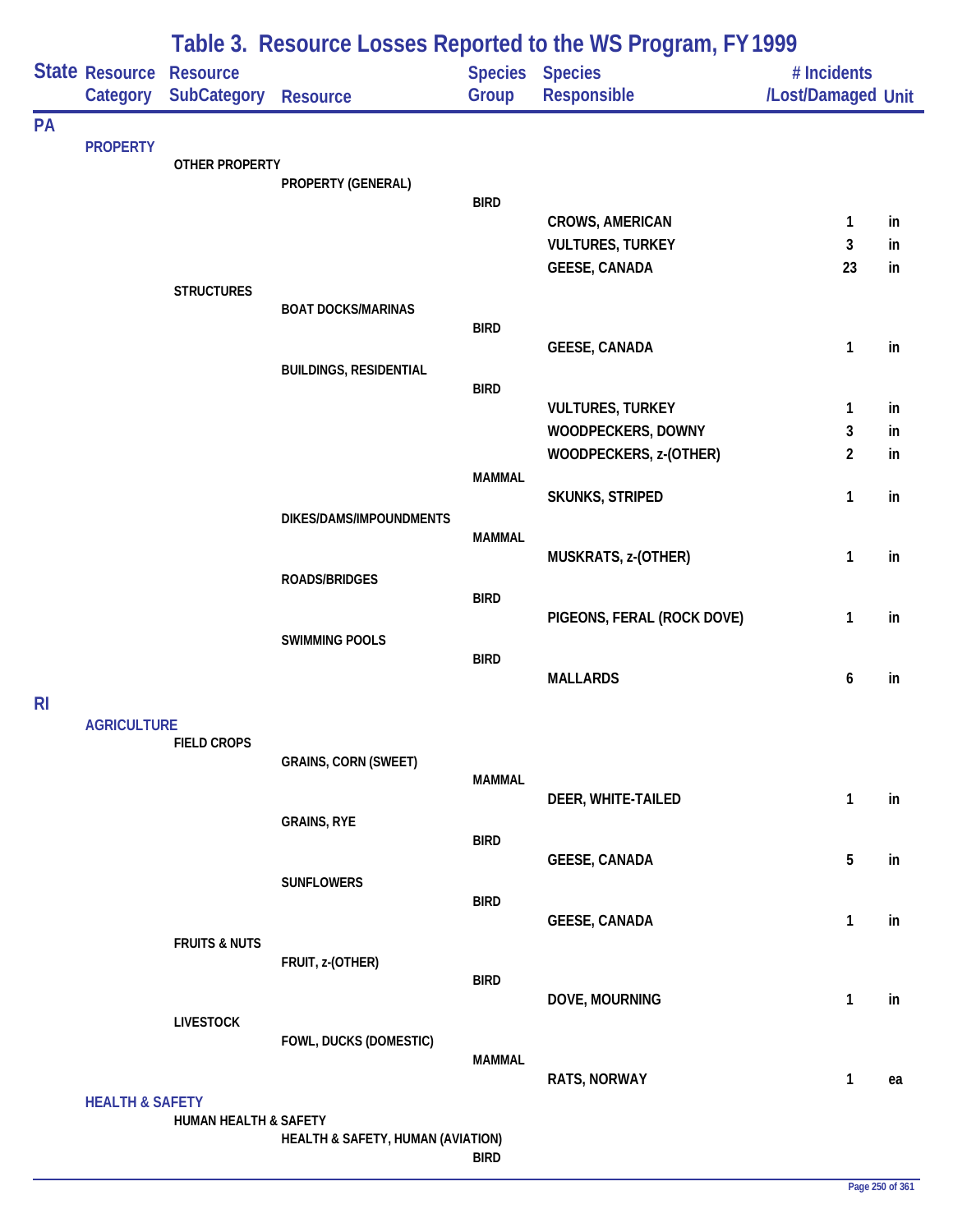# Table 3. Resource Losses Reported to the WS Program, FY 1999

| State | Resource Category | Resource SubCategory | Resource | Species Group | Species Responsible | # Incidents /Lost/Damaged | Unit |
|---|---|---|---|---|---|---|---|
| PA | | | | | | | |
| | PROPERTY | | | | | | |
| | | OTHER PROPERTY | | | | | |
| | | | PROPERTY (GENERAL) | | | | |
| | | | | BIRD | | | |
| | | | | | CROWS, AMERICAN | 1 | in |
| | | | | | VULTURES, TURKEY | 3 | in |
| | | | | | GEESE, CANADA | 23 | in |
| | | STRUCTURES | | | | | |
| | | | BOAT DOCKS/MARINAS | | | | |
| | | | | BIRD | | | |
| | | | | | GEESE, CANADA | 1 | in |
| | | | BUILDINGS, RESIDENTIAL | | | | |
| | | | | BIRD | | | |
| | | | | | VULTURES, TURKEY | 1 | in |
| | | | | | WOODPECKERS, DOWNY | 3 | in |
| | | | | | WOODPECKERS, z-(OTHER) | 2 | in |
| | | | | MAMMAL | | | |
| | | | | | SKUNKS, STRIPED | 1 | in |
| | | | DIKES/DAMS/IMPOUNDMENTS | | | | |
| | | | | MAMMAL | | | |
| | | | | | MUSKRATS, z-(OTHER) | 1 | in |
| | | | ROADS/BRIDGES | | | | |
| | | | | BIRD | | | |
| | | | | | PIGEONS, FERAL (ROCK DOVE) | 1 | in |
| | | | SWIMMING POOLS | | | | |
| | | | | BIRD | | | |
| | | | | | MALLARDS | 6 | in |
| RI | | | | | | | |
| | AGRICULTURE | | | | | | |
| | | FIELD CROPS | | | | | |
| | | | GRAINS, CORN (SWEET) | | | | |
| | | | | MAMMAL | | | |
| | | | | | DEER, WHITE-TAILED | 1 | in |
| | | | GRAINS, RYE | | | | |
| | | | | BIRD | | | |
| | | | | | GEESE, CANADA | 5 | in |
| | | | SUNFLOWERS | | | | |
| | | | | BIRD | | | |
| | | | | | GEESE, CANADA | 1 | in |
| | | FRUITS & NUTS | | | | | |
| | | | FRUIT, z-(OTHER) | | | | |
| | | | | BIRD | | | |
| | | | | | DOVE, MOURNING | 1 | in |
| | | LIVESTOCK | | | | | |
| | | | FOWL, DUCKS (DOMESTIC) | | | | |
| | | | | MAMMAL | | | |
| | | | | | RATS, NORWAY | 1 | ea |
| | HEALTH & SAFETY | | | | | | |
| | | HUMAN HEALTH & SAFETY | | | | | |
| | | | HEALTH & SAFETY, HUMAN (AVIATION) | | | | |
| | | | | BIRD | | | |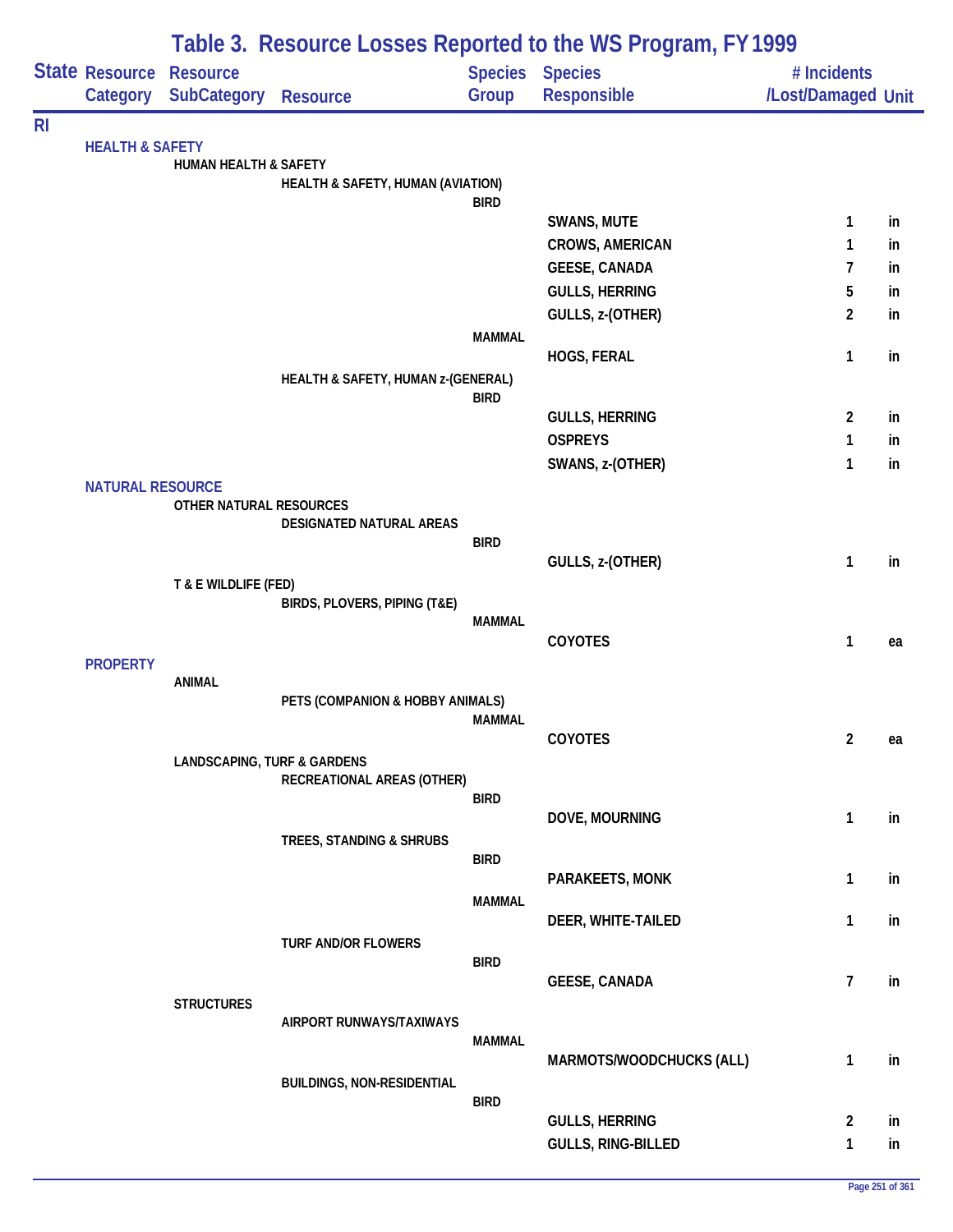# Table 3. Resource Losses Reported to the WS Program, FY 1999

| State | Resource Category | Resource SubCategory | Resource | Species Group | Species Responsible | # Incidents /Lost/Damaged | Unit |
|---|---|---|---|---|---|---|---|
| RI | | | | | | | |
| | HEALTH & SAFETY | | | | | | |
| | | HUMAN HEALTH & SAFETY | | | | | |
| | | | HEALTH & SAFETY, HUMAN (AVIATION) | | | | |
| | | | | BIRD | | | |
| | | | | | SWANS, MUTE | 1 | in |
| | | | | | CROWS, AMERICAN | 1 | in |
| | | | | | GEESE, CANADA | 7 | in |
| | | | | | GULLS, HERRING | 5 | in |
| | | | | | GULLS, z-(OTHER) | 2 | in |
| | | | | MAMMAL | | | |
| | | | | | HOGS, FERAL | 1 | in |
| | | | HEALTH & SAFETY, HUMAN z-(GENERAL) | | | | |
| | | | | BIRD | | | |
| | | | | | GULLS, HERRING | 2 | in |
| | | | | | OSPREYS | 1 | in |
| | | | | | SWANS, z-(OTHER) | 1 | in |
| | NATURAL RESOURCE | | | | | | |
| | | OTHER NATURAL RESOURCES | | | | | |
| | | | DESIGNATED NATURAL AREAS | | | | |
| | | | | BIRD | | | |
| | | | | | GULLS, z-(OTHER) | 1 | in |
| | | T & E WILDLIFE (FED) | | | | | |
| | | | BIRDS, PLOVERS, PIPING (T&E) | | | | |
| | | | | MAMMAL | | | |
| | | | | | COYOTES | 1 | ea |
| | PROPERTY | | | | | | |
| | | ANIMAL | | | | | |
| | | | PETS (COMPANION & HOBBY ANIMALS) | | | | |
| | | | | MAMMAL | | | |
| | | | | | COYOTES | 2 | ea |
| | | LANDSCAPING, TURF & GARDENS | | | | | |
| | | | RECREATIONAL AREAS (OTHER) | | | | |
| | | | | BIRD | | | |
| | | | | | DOVE, MOURNING | 1 | in |
| | | | TREES, STANDING & SHRUBS | | | | |
| | | | | BIRD | | | |
| | | | | | PARAKEETS, MONK | 1 | in |
| | | | | MAMMAL | | | |
| | | | | | DEER, WHITE-TAILED | 1 | in |
| | | | TURF AND/OR FLOWERS | | | | |
| | | | | BIRD | | | |
| | | | | | GEESE, CANADA | 7 | in |
| | | STRUCTURES | | | | | |
| | | | AIRPORT RUNWAYS/TAXIWAYS | | | | |
| | | | | MAMMAL | | | |
| | | | | | MARMOTS/WOODCHUCKS (ALL) | 1 | in |
| | | | BUILDINGS, NON-RESIDENTIAL | | | | |
| | | | | BIRD | | | |
| | | | | | GULLS, HERRING | 2 | in |
| | | | | | GULLS, RING-BILLED | 1 | in |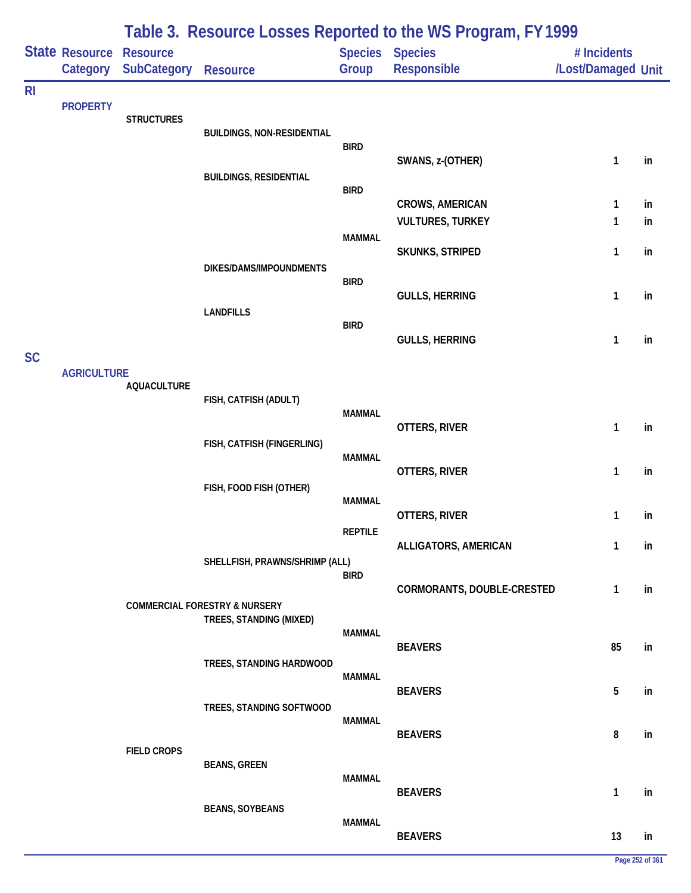## Table 3. Resource Losses Reported to the WS Program, FY 1999

| State | Resource Category | Resource SubCategory | Resource | Species Group | Species Responsible | # Incidents /Lost/Damaged | Unit |
|---|---|---|---|---|---|---|---|
| RI | | | | | | | |
| | PROPERTY | | | | | | |
| | | STRUCTURES | | | | | |
| | | | BUILDINGS, NON-RESIDENTIAL | | | | |
| | | | | BIRD | | | |
| | | | | | SWANS, z-(OTHER) | 1 | in |
| | | | BUILDINGS, RESIDENTIAL | | | | |
| | | | | BIRD | | | |
| | | | | | CROWS, AMERICAN | 1 | in |
| | | | | | VULTURES, TURKEY | 1 | in |
| | | | | MAMMAL | | | |
| | | | | | SKUNKS, STRIPED | 1 | in |
| | | | DIKES/DAMS/IMPOUNDMENTS | | | | |
| | | | | BIRD | | | |
| | | | | | GULLS, HERRING | 1 | in |
| | | | LANDFILLS | | | | |
| | | | | BIRD | | | |
| | | | | | GULLS, HERRING | 1 | in |
| SC | | | | | | | |
| | AGRICULTURE | | | | | | |
| | | AQUACULTURE | | | | | |
| | | | FISH, CATFISH (ADULT) | | | | |
| | | | | MAMMAL | | | |
| | | | | | OTTERS, RIVER | 1 | in |
| | | | FISH, CATFISH (FINGERLING) | | | | |
| | | | | MAMMAL | | | |
| | | | | | OTTERS, RIVER | 1 | in |
| | | | FISH, FOOD FISH (OTHER) | | | | |
| | | | | MAMMAL | | | |
| | | | | | OTTERS, RIVER | 1 | in |
| | | | | REPTILE | | | |
| | | | | | ALLIGATORS, AMERICAN | 1 | in |
| | | | SHELLFISH, PRAWNS/SHRIMP (ALL) | | | | |
| | | | | BIRD | | | |
| | | | | | CORMORANTS, DOUBLE-CRESTED | 1 | in |
| | | COMMERCIAL FORESTRY & NURSERY | | | | | |
| | | | TREES, STANDING (MIXED) | | | | |
| | | | | MAMMAL | | | |
| | | | | | BEAVERS | 85 | in |
| | | | TREES, STANDING HARDWOOD | | | | |
| | | | | MAMMAL | | | |
| | | | | | BEAVERS | 5 | in |
| | | | TREES, STANDING SOFTWOOD | | | | |
| | | | | MAMMAL | | | |
| | | | | | BEAVERS | 8 | in |
| | | FIELD CROPS | | | | | |
| | | | BEANS, GREEN | | | | |
| | | | | MAMMAL | | | |
| | | | | | BEAVERS | 1 | in |
| | | | BEANS, SOYBEANS | | | | |
| | | | | MAMMAL | | | |
| | | | | | BEAVERS | 13 | in |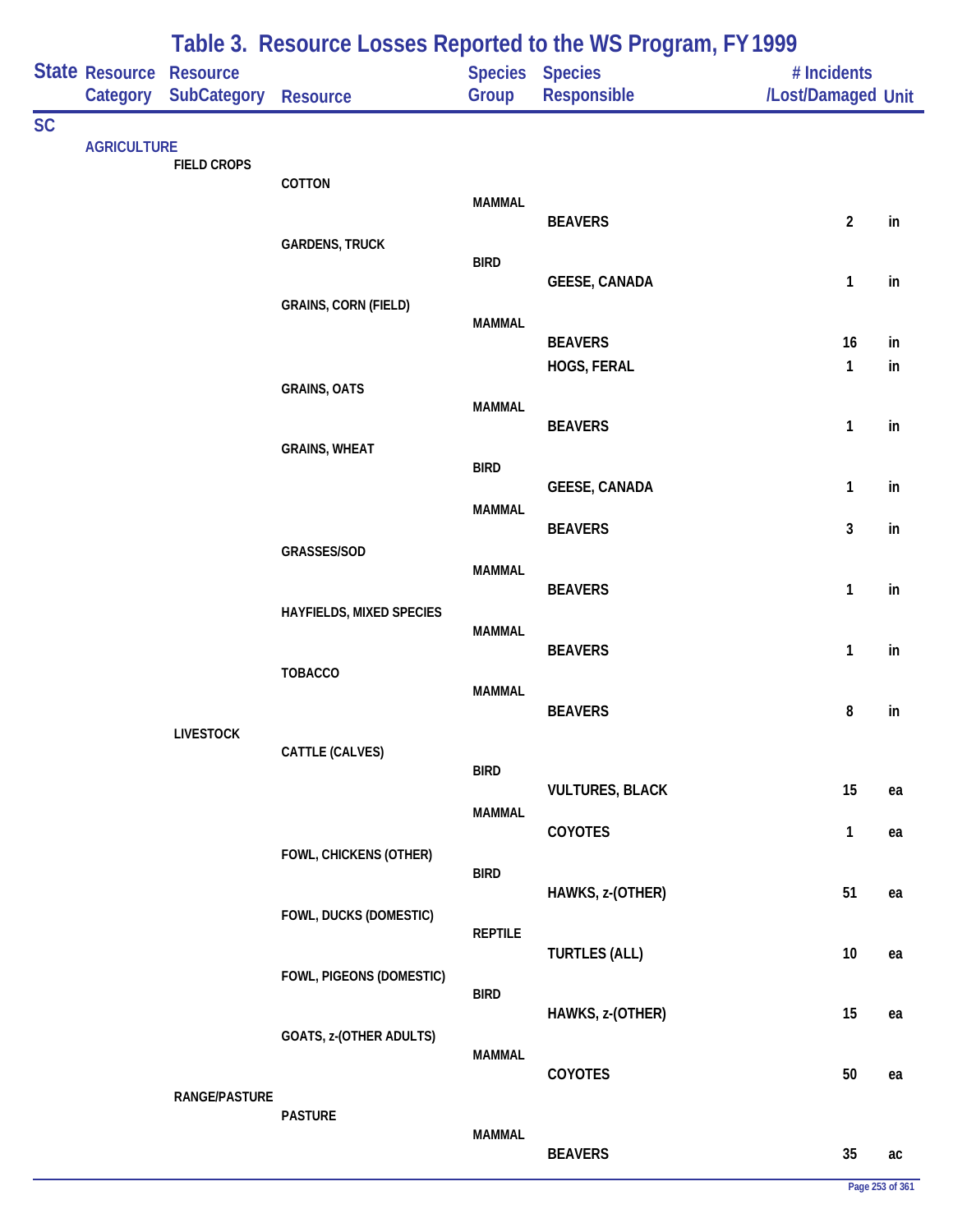## Table 3. Resource Losses Reported to the WS Program, FY 1999

| State | Resource Category | Resource SubCategory | Resource | Species Group | Species Responsible | # Incidents /Lost/Damaged | Unit |
|---|---|---|---|---|---|---|---|
| SC | | | | | | | |
| | AGRICULTURE | | | | | | |
| | | FIELD CROPS | | | | | |
| | | | COTTON | | | | |
| | | | | MAMMAL | | | |
| | | | | | BEAVERS | 2 | in |
| | | | GARDENS, TRUCK | | | | |
| | | | | BIRD | | | |
| | | | | | GEESE, CANADA | 1 | in |
| | | | GRAINS, CORN (FIELD) | | | | |
| | | | | MAMMAL | | | |
| | | | | | BEAVERS | 16 | in |
| | | | | | HOGS, FERAL | 1 | in |
| | | | GRAINS, OATS | | | | |
| | | | | MAMMAL | | | |
| | | | | | BEAVERS | 1 | in |
| | | | GRAINS, WHEAT | | | | |
| | | | | BIRD | | | |
| | | | | | GEESE, CANADA | 1 | in |
| | | | | MAMMAL | | | |
| | | | | | BEAVERS | 3 | in |
| | | | GRASSES/SOD | | | | |
| | | | | MAMMAL | | | |
| | | | | | BEAVERS | 1 | in |
| | | | HAYFIELDS, MIXED SPECIES | | | | |
| | | | | MAMMAL | | | |
| | | | | | BEAVERS | 1 | in |
| | | | TOBACCO | | | | |
| | | | | MAMMAL | | | |
| | | | | | BEAVERS | 8 | in |
| | | LIVESTOCK | | | | | |
| | | | CATTLE (CALVES) | | | | |
| | | | | BIRD | | | |
| | | | | | VULTURES, BLACK | 15 | ea |
| | | | | MAMMAL | | | |
| | | | | | COYOTES | 1 | ea |
| | | | FOWL, CHICKENS (OTHER) | | | | |
| | | | | BIRD | | | |
| | | | | | HAWKS, z-(OTHER) | 51 | ea |
| | | | FOWL, DUCKS (DOMESTIC) | | | | |
| | | | | REPTILE | | | |
| | | | | | TURTLES (ALL) | 10 | ea |
| | | | FOWL, PIGEONS (DOMESTIC) | | | | |
| | | | | BIRD | | | |
| | | | | | HAWKS, z-(OTHER) | 15 | ea |
| | | | GOATS, z-(OTHER ADULTS) | | | | |
| | | | | MAMMAL | | | |
| | | | | | COYOTES | 50 | ea |
| | | RANGE/PASTURE | | | | | |
| | | | PASTURE | | | | |
| | | | | MAMMAL | | | |
| | | | | | BEAVERS | 35 | ac |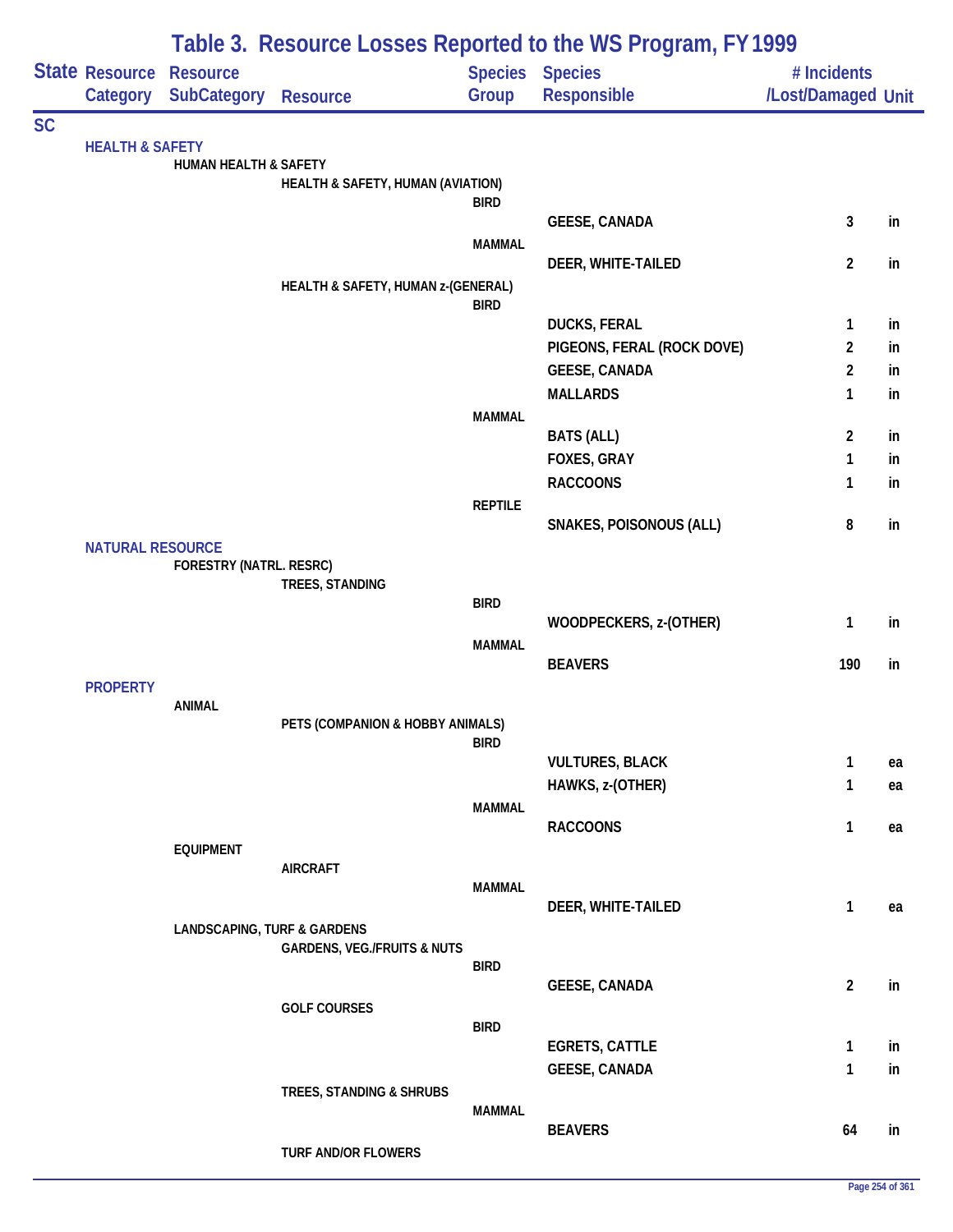# Table 3. Resource Losses Reported to the WS Program, FY 1999

| State | Resource Category | Resource SubCategory | Resource | Species Group | Species Responsible | # Incidents /Lost/Damaged | Unit |
|---|---|---|---|---|---|---|---|
| SC | | | | | | | |
| | HEALTH & SAFETY | | | | | | |
| | | HUMAN HEALTH & SAFETY | | | | | |
| | | | HEALTH & SAFETY, HUMAN (AVIATION) | | | | |
| | | | | BIRD | | | |
| | | | | | GEESE, CANADA | 3 | in |
| | | | | MAMMAL | | | |
| | | | | | DEER, WHITE-TAILED | 2 | in |
| | | | HEALTH & SAFETY, HUMAN z-(GENERAL) | | | | |
| | | | | BIRD | | | |
| | | | | | DUCKS, FERAL | 1 | in |
| | | | | | PIGEONS, FERAL (ROCK DOVE) | 2 | in |
| | | | | | GEESE, CANADA | 2 | in |
| | | | | | MALLARDS | 1 | in |
| | | | | MAMMAL | | | |
| | | | | | BATS (ALL) | 2 | in |
| | | | | | FOXES, GRAY | 1 | in |
| | | | | | RACCOONS | 1 | in |
| | | | | REPTILE | | | |
| | | | | | SNAKES, POISONOUS (ALL) | 8 | in |
| | NATURAL RESOURCE | | | | | | |
| | | FORESTRY (NATRL. RESRC) | | | | | |
| | | | TREES, STANDING | | | | |
| | | | | BIRD | | | |
| | | | | | WOODPECKERS, z-(OTHER) | 1 | in |
| | | | | MAMMAL | | | |
| | | | | | BEAVERS | 190 | in |
| | PROPERTY | | | | | | |
| | | ANIMAL | | | | | |
| | | | PETS (COMPANION & HOBBY ANIMALS) | | | | |
| | | | | BIRD | | | |
| | | | | | VULTURES, BLACK | 1 | ea |
| | | | | | HAWKS, z-(OTHER) | 1 | ea |
| | | | | MAMMAL | | | |
| | | | | | RACCOONS | 1 | ea |
| | | EQUIPMENT | | | | | |
| | | | AIRCRAFT | | | | |
| | | | | MAMMAL | | | |
| | | | | | DEER, WHITE-TAILED | 1 | ea |
| | | LANDSCAPING, TURF & GARDENS | | | | | |
| | | | GARDENS, VEG./FRUITS & NUTS | | | | |
| | | | | BIRD | | | |
| | | | | | GEESE, CANADA | 2 | in |
| | | | GOLF COURSES | | | | |
| | | | | BIRD | | | |
| | | | | | EGRETS, CATTLE | 1 | in |
| | | | | | GEESE, CANADA | 1 | in |
| | | | TREES, STANDING & SHRUBS | | | | |
| | | | | MAMMAL | | | |
| | | | | | BEAVERS | 64 | in |
| | | | TURF AND/OR FLOWERS | | | | |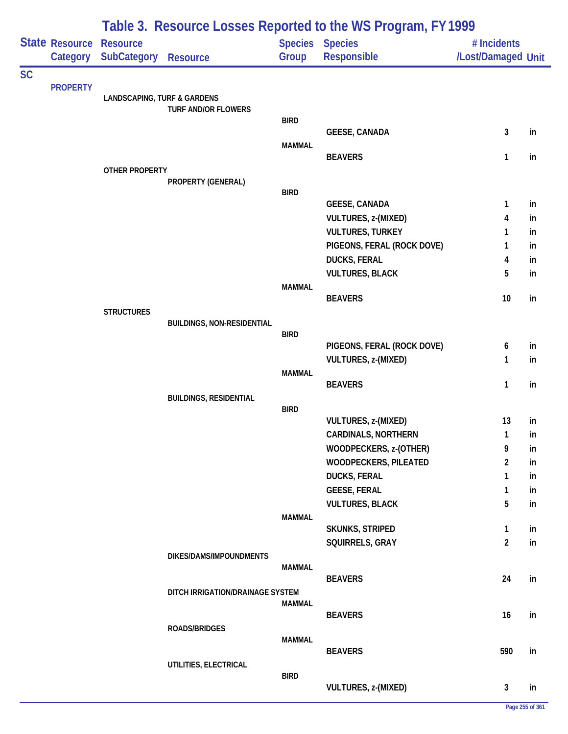# Table 3. Resource Losses Reported to the WS Program, FY 1999

| State | Resource Category | Resource SubCategory | Resource | Species Group | Species Responsible | # Incidents /Lost/Damaged | Unit |
|---|---|---|---|---|---|---|---|
| SC | | | | | | | |
| | PROPERTY | | | | | | |
| | | LANDSCAPING, TURF & GARDENS | | | | | |
| | | | TURF AND/OR FLOWERS | | | | |
| | | | | BIRD | | | |
| | | | | | GEESE, CANADA | 3 | in |
| | | | | MAMMAL | | | |
| | | | | | BEAVERS | 1 | in |
| | | OTHER PROPERTY | | | | | |
| | | | PROPERTY (GENERAL) | | | | |
| | | | | BIRD | | | |
| | | | | | GEESE, CANADA | 1 | in |
| | | | | | VULTURES, z-(MIXED) | 4 | in |
| | | | | | VULTURES, TURKEY | 1 | in |
| | | | | | PIGEONS, FERAL (ROCK DOVE) | 1 | in |
| | | | | | DUCKS, FERAL | 4 | in |
| | | | | | VULTURES, BLACK | 5 | in |
| | | | | MAMMAL | | | |
| | | | | | BEAVERS | 10 | in |
| | | STRUCTURES | | | | | |
| | | | BUILDINGS, NON-RESIDENTIAL | | | | |
| | | | | BIRD | | | |
| | | | | | PIGEONS, FERAL (ROCK DOVE) | 6 | in |
| | | | | | VULTURES, z-(MIXED) | 1 | in |
| | | | | MAMMAL | | | |
| | | | | | BEAVERS | 1 | in |
| | | | BUILDINGS, RESIDENTIAL | | | | |
| | | | | BIRD | | | |
| | | | | | VULTURES, z-(MIXED) | 13 | in |
| | | | | | CARDINALS, NORTHERN | 1 | in |
| | | | | | WOODPECKERS, z-(OTHER) | 9 | in |
| | | | | | WOODPECKERS, PILEATED | 2 | in |
| | | | | | DUCKS, FERAL | 1 | in |
| | | | | | GEESE, FERAL | 1 | in |
| | | | | | VULTURES, BLACK | 5 | in |
| | | | | MAMMAL | | | |
| | | | | | SKUNKS, STRIPED | 1 | in |
| | | | | | SQUIRRELS, GRAY | 2 | in |
| | | | DIKES/DAMS/IMPOUNDMENTS | | | | |
| | | | | MAMMAL | | | |
| | | | | | BEAVERS | 24 | in |
| | | | DITCH IRRIGATION/DRAINAGE SYSTEM | | | | |
| | | | | MAMMAL | | | |
| | | | | | BEAVERS | 16 | in |
| | | | ROADS/BRIDGES | | | | |
| | | | | MAMMAL | | | |
| | | | | | BEAVERS | 590 | in |
| | | | UTILITIES, ELECTRICAL | | | | |
| | | | | BIRD | | | |
| | | | | | VULTURES, z-(MIXED) | 3 | in |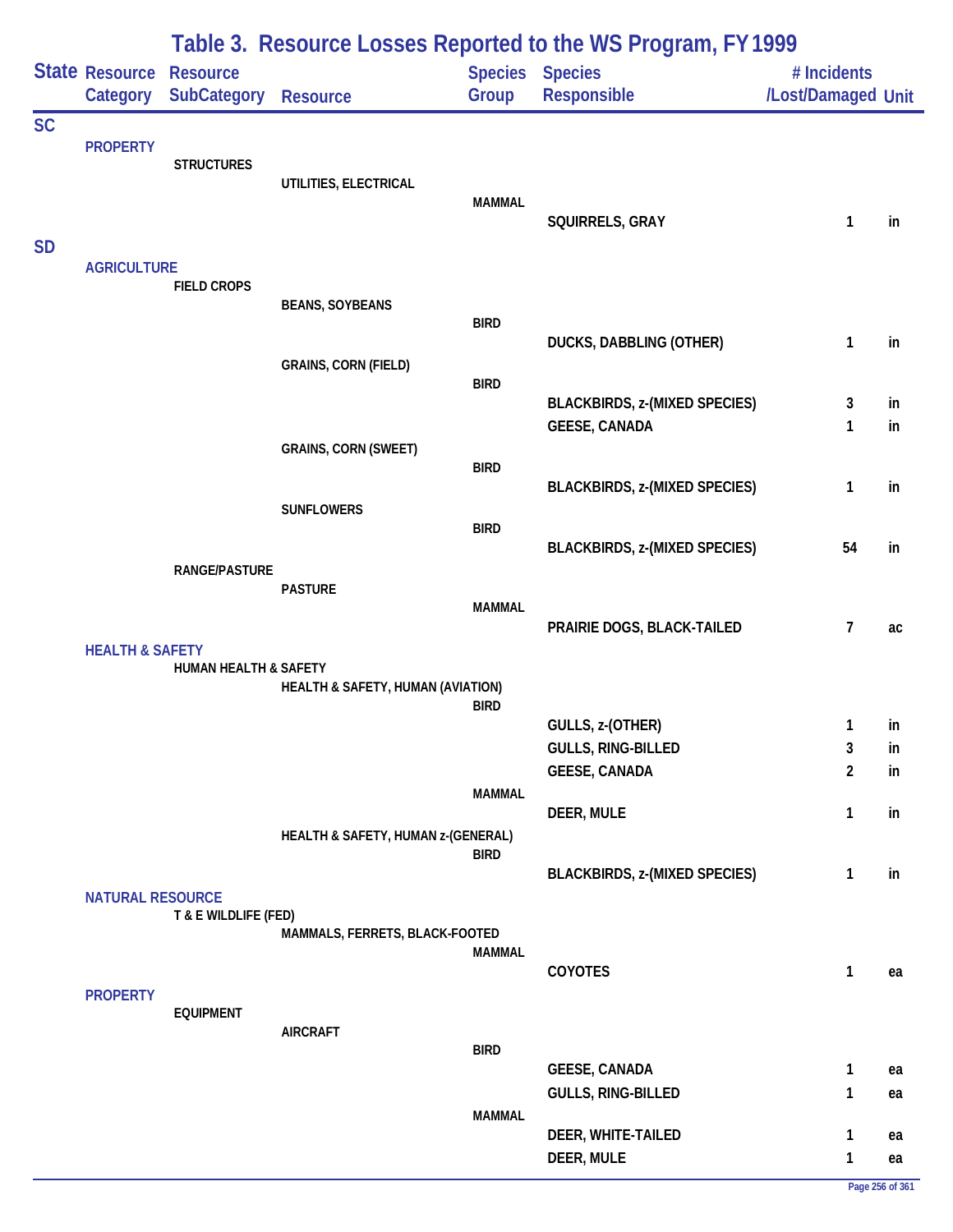# Table 3. Resource Losses Reported to the WS Program, FY 1999

| State | Resource Category | Resource SubCategory | Resource | Species Group | Species Responsible | # Incidents /Lost/Damaged | Unit |
|---|---|---|---|---|---|---|---|
| SC | | | | | | | |
| | PROPERTY | | | | | | |
| | | STRUCTURES | | | | | |
| | | | UTILITIES, ELECTRICAL | | | | |
| | | | | MAMMAL | | | |
| | | | | | SQUIRRELS, GRAY | 1 | in |
| SD | | | | | | | |
| | AGRICULTURE | | | | | | |
| | | FIELD CROPS | | | | | |
| | | | BEANS, SOYBEANS | | | | |
| | | | | BIRD | | | |
| | | | | | DUCKS, DABBLING (OTHER) | 1 | in |
| | | | GRAINS, CORN (FIELD) | | | | |
| | | | | BIRD | | | |
| | | | | | BLACKBIRDS, z-(MIXED SPECIES) | 3 | in |
| | | | | | GEESE, CANADA | 1 | in |
| | | | GRAINS, CORN (SWEET) | | | | |
| | | | | BIRD | | | |
| | | | | | BLACKBIRDS, z-(MIXED SPECIES) | 1 | in |
| | | | SUNFLOWERS | | | | |
| | | | | BIRD | | | |
| | | | | | BLACKBIRDS, z-(MIXED SPECIES) | 54 | in |
| | | RANGE/PASTURE | | | | | |
| | | | PASTURE | | | | |
| | | | | MAMMAL | | | |
| | | | | | PRAIRIE DOGS, BLACK-TAILED | 7 | ac |
| | HEALTH & SAFETY | | | | | | |
| | | HUMAN HEALTH & SAFETY | | | | | |
| | | | HEALTH & SAFETY, HUMAN (AVIATION) | | | | |
| | | | | BIRD | | | |
| | | | | | GULLS, z-(OTHER) | 1 | in |
| | | | | | GULLS, RING-BILLED | 3 | in |
| | | | | | GEESE, CANADA | 2 | in |
| | | | | MAMMAL | | | |
| | | | | | DEER, MULE | 1 | in |
| | | | HEALTH & SAFETY, HUMAN z-(GENERAL) | | | | |
| | | | | BIRD | | | |
| | | | | | BLACKBIRDS, z-(MIXED SPECIES) | 1 | in |
| | NATURAL RESOURCE | | | | | | |
| | | T & E WILDLIFE (FED) | | | | | |
| | | | MAMMALS, FERRETS, BLACK-FOOTED | | | | |
| | | | | MAMMAL | | | |
| | | | | | COYOTES | 1 | ea |
| | PROPERTY | | | | | | |
| | | EQUIPMENT | | | | | |
| | | | AIRCRAFT | | | | |
| | | | | BIRD | | | |
| | | | | | GEESE, CANADA | 1 | ea |
| | | | | | GULLS, RING-BILLED | 1 | ea |
| | | | | MAMMAL | | | |
| | | | | | DEER, WHITE-TAILED | 1 | ea |
| | | | | | DEER, MULE | 1 | ea |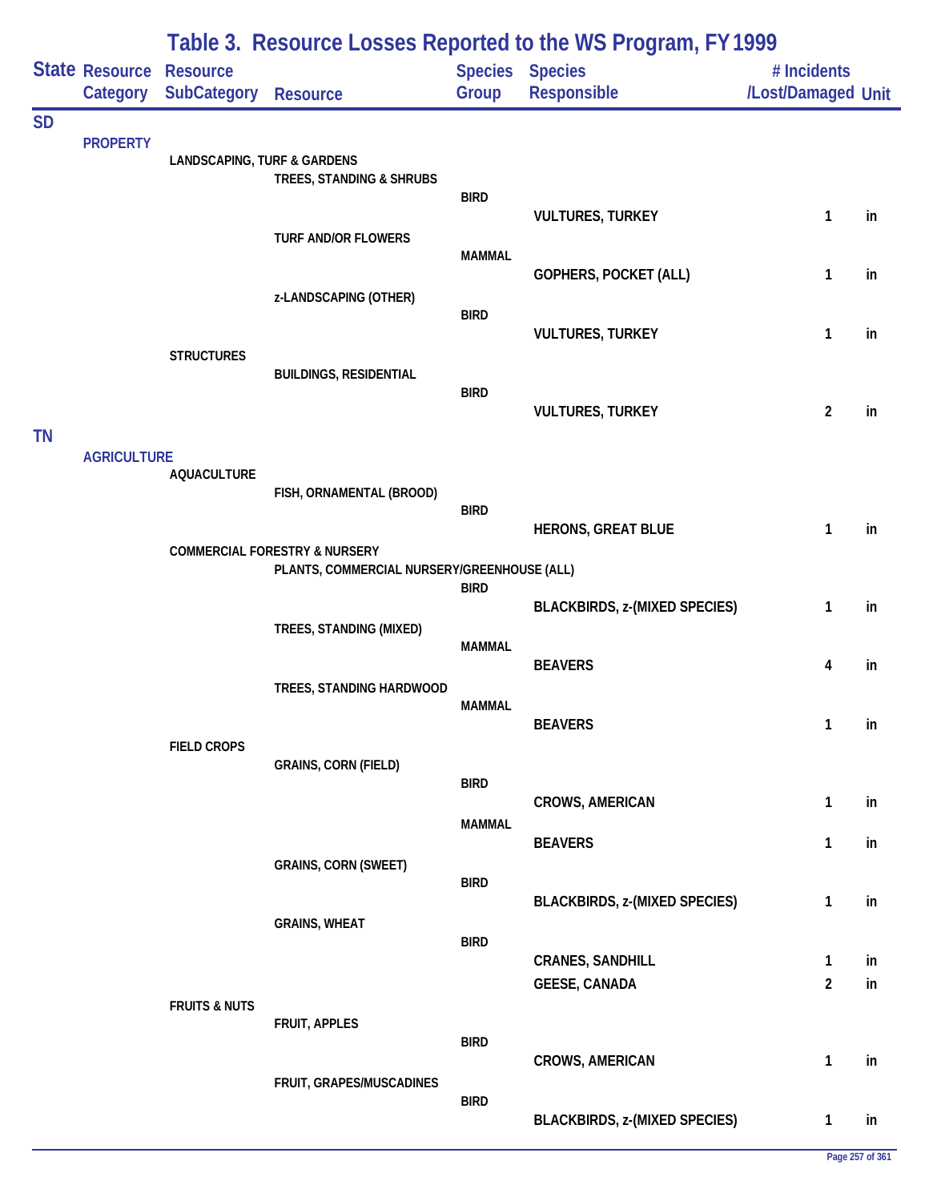# Table 3. Resource Losses Reported to the WS Program, FY 1999

| State | Resource Category | Resource SubCategory | Resource | Species Group | Species Responsible | # Incidents /Lost/Damaged | Unit |
|---|---|---|---|---|---|---|---|
| SD | | | | | | | |
| | PROPERTY | | | | | | |
| | | LANDSCAPING, TURF & GARDENS | | | | | |
| | | | TREES, STANDING & SHRUBS | | | | |
| | | | | BIRD | | | |
| | | | | | VULTURES, TURKEY | 1 | in |
| | | | TURF AND/OR FLOWERS | | | | |
| | | | | MAMMAL | | | |
| | | | | | GOPHERS, POCKET (ALL) | 1 | in |
| | | | z-LANDSCAPING (OTHER) | | | | |
| | | | | BIRD | | | |
| | | | | | VULTURES, TURKEY | 1 | in |
| | | STRUCTURES | | | | | |
| | | | BUILDINGS, RESIDENTIAL | | | | |
| | | | | BIRD | | | |
| | | | | | VULTURES, TURKEY | 2 | in |
| TN | | | | | | | |
| | AGRICULTURE | | | | | | |
| | | AQUACULTURE | | | | | |
| | | | FISH, ORNAMENTAL (BROOD) | | | | |
| | | | | BIRD | | | |
| | | | | | HERONS, GREAT BLUE | 1 | in |
| | | COMMERCIAL FORESTRY & NURSERY | | | | | |
| | | | PLANTS, COMMERCIAL NURSERY/GREENHOUSE (ALL) | | | | |
| | | | | BIRD | | | |
| | | | | | BLACKBIRDS, z-(MIXED SPECIES) | 1 | in |
| | | | TREES, STANDING (MIXED) | | | | |
| | | | | MAMMAL | | | |
| | | | | | BEAVERS | 4 | in |
| | | | TREES, STANDING HARDWOOD | | | | |
| | | | | MAMMAL | | | |
| | | | | | BEAVERS | 1 | in |
| | | FIELD CROPS | | | | | |
| | | | GRAINS, CORN (FIELD) | | | | |
| | | | | BIRD | | | |
| | | | | | CROWS, AMERICAN | 1 | in |
| | | | | MAMMAL | | | |
| | | | | | BEAVERS | 1 | in |
| | | | GRAINS, CORN (SWEET) | | | | |
| | | | | BIRD | | | |
| | | | | | BLACKBIRDS, z-(MIXED SPECIES) | 1 | in |
| | | | GRAINS, WHEAT | | | | |
| | | | | BIRD | | | |
| | | | | | CRANES, SANDHILL | 1 | in |
| | | | | | GEESE, CANADA | 2 | in |
| | | FRUITS & NUTS | | | | | |
| | | | FRUIT, APPLES | | | | |
| | | | | BIRD | | | |
| | | | | | CROWS, AMERICAN | 1 | in |
| | | | FRUIT, GRAPES/MUSCADINES | | | | |
| | | | | BIRD | | | |
| | | | | | BLACKBIRDS, z-(MIXED SPECIES) | 1 | in |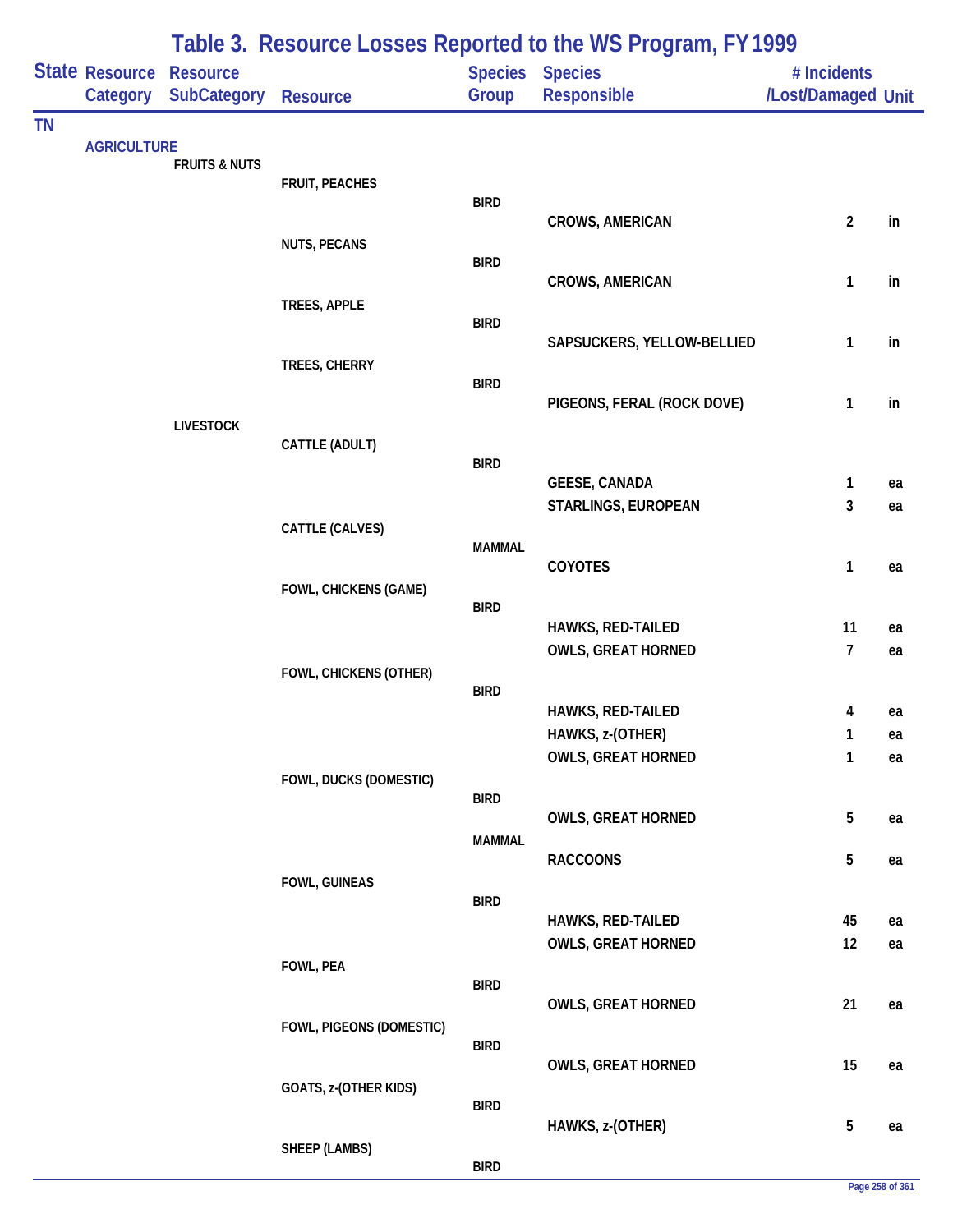# Table 3. Resource Losses Reported to the WS Program, FY 1999

| State | Resource Category | Resource SubCategory | Resource | Species Group | Species Responsible | # Incidents /Lost/Damaged | Unit |
|---|---|---|---|---|---|---|---|
| TN | | | | | | | |
| | AGRICULTURE | | | | | | |
| | | FRUITS & NUTS | | | | | |
| | | | FRUIT, PEACHES | | | | |
| | | | | BIRD | | | |
| | | | | | CROWS, AMERICAN | 2 | in |
| | | | NUTS, PECANS | | | | |
| | | | | BIRD | | | |
| | | | | | CROWS, AMERICAN | 1 | in |
| | | | TREES, APPLE | | | | |
| | | | | BIRD | | | |
| | | | | | SAPSUCKERS, YELLOW-BELLIED | 1 | in |
| | | | TREES, CHERRY | | | | |
| | | | | BIRD | | | |
| | | | | | PIGEONS, FERAL (ROCK DOVE) | 1 | in |
| | | LIVESTOCK | | | | | |
| | | | CATTLE (ADULT) | | | | |
| | | | | BIRD | | | |
| | | | | | GEESE, CANADA | 1 | ea |
| | | | | | STARLINGS, EUROPEAN | 3 | ea |
| | | | CATTLE (CALVES) | | | | |
| | | | | MAMMAL | | | |
| | | | | | COYOTES | 1 | ea |
| | | | FOWL, CHICKENS (GAME) | | | | |
| | | | | BIRD | | | |
| | | | | | HAWKS, RED-TAILED | 11 | ea |
| | | | | | OWLS, GREAT HORNED | 7 | ea |
| | | | FOWL, CHICKENS (OTHER) | | | | |
| | | | | BIRD | | | |
| | | | | | HAWKS, RED-TAILED | 4 | ea |
| | | | | | HAWKS, z-(OTHER) | 1 | ea |
| | | | | | OWLS, GREAT HORNED | 1 | ea |
| | | | FOWL, DUCKS (DOMESTIC) | | | | |
| | | | | BIRD | | | |
| | | | | | OWLS, GREAT HORNED | 5 | ea |
| | | | | MAMMAL | | | |
| | | | | | RACCOONS | 5 | ea |
| | | | FOWL, GUINEAS | | | | |
| | | | | BIRD | | | |
| | | | | | HAWKS, RED-TAILED | 45 | ea |
| | | | | | OWLS, GREAT HORNED | 12 | ea |
| | | | FOWL, PEA | | | | |
| | | | | BIRD | | | |
| | | | | | OWLS, GREAT HORNED | 21 | ea |
| | | | FOWL, PIGEONS (DOMESTIC) | | | | |
| | | | | BIRD | | | |
| | | | | | OWLS, GREAT HORNED | 15 | ea |
| | | | GOATS, z-(OTHER KIDS) | | | | |
| | | | | BIRD | | | |
| | | | | | HAWKS, z-(OTHER) | 5 | ea |
| | | | SHEEP (LAMBS) | | | | |
| | | | | BIRD | | | |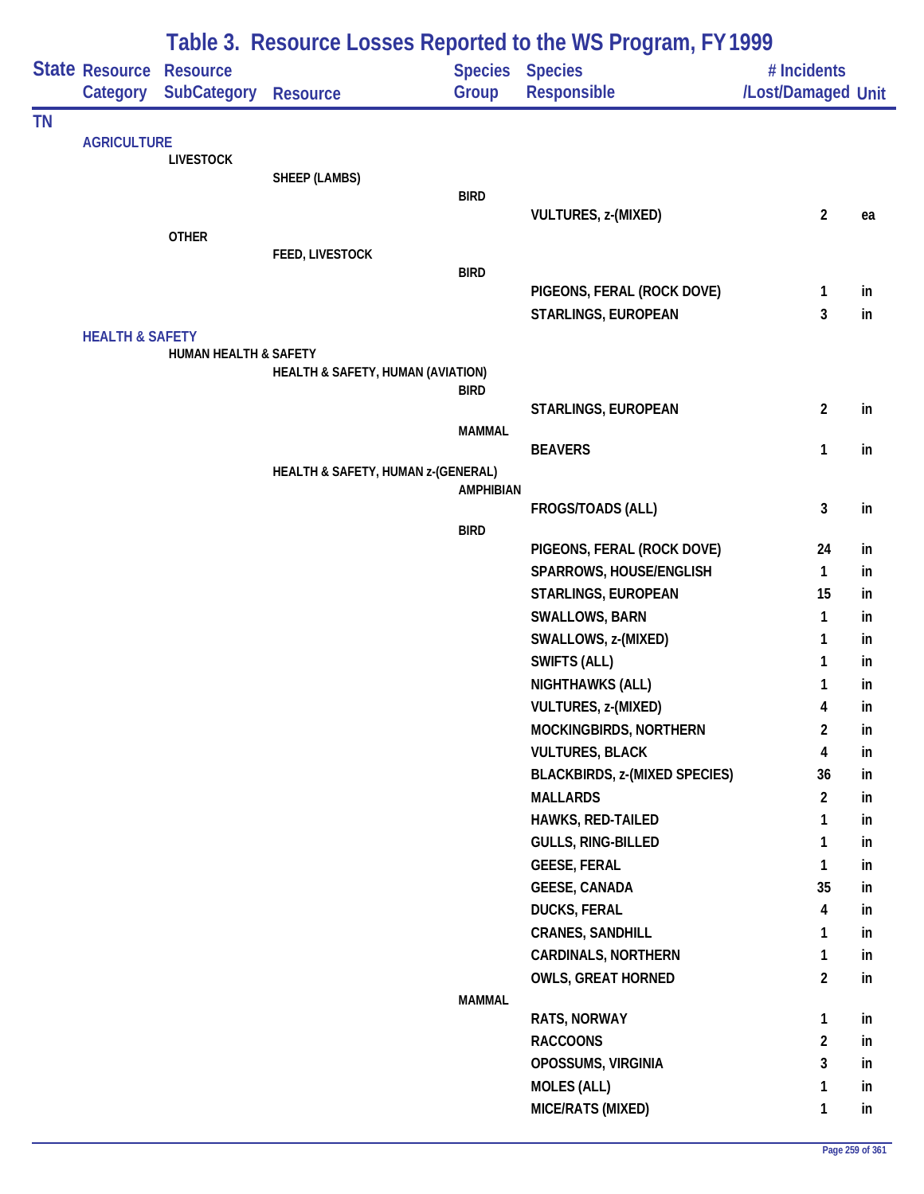# Table 3. Resource Losses Reported to the WS Program, FY 1999

| State | Resource Category | Resource SubCategory | Resource | Species Group | Species Responsible | # Incidents /Lost/Damaged | Unit |
|---|---|---|---|---|---|---|---|
| TN | | | | | | | |
| | AGRICULTURE | | | | | | |
| | | LIVESTOCK | | | | | |
| | | | SHEEP (LAMBS) | | | | |
| | | | | BIRD | | | |
| | | | | | VULTURES, z-(MIXED) | 2 | ea |
| | | OTHER | | | | | |
| | | | FEED, LIVESTOCK | | | | |
| | | | | BIRD | | | |
| | | | | | PIGEONS, FERAL (ROCK DOVE) | 1 | in |
| | | | | | STARLINGS, EUROPEAN | 3 | in |
| | HEALTH & SAFETY | | | | | | |
| | | HUMAN HEALTH & SAFETY | | | | | |
| | | | HEALTH & SAFETY, HUMAN (AVIATION) | | | | |
| | | | | BIRD | | | |
| | | | | | STARLINGS, EUROPEAN | 2 | in |
| | | | | MAMMAL | | | |
| | | | | | BEAVERS | 1 | in |
| | | | HEALTH & SAFETY, HUMAN z-(GENERAL) | | | | |
| | | | | AMPHIBIAN | | | |
| | | | | | FROGS/TOADS (ALL) | 3 | in |
| | | | | BIRD | | | |
| | | | | | PIGEONS, FERAL (ROCK DOVE) | 24 | in |
| | | | | | SPARROWS, HOUSE/ENGLISH | 1 | in |
| | | | | | STARLINGS, EUROPEAN | 15 | in |
| | | | | | SWALLOWS, BARN | 1 | in |
| | | | | | SWALLOWS, z-(MIXED) | 1 | in |
| | | | | | SWIFTS (ALL) | 1 | in |
| | | | | | NIGHTHAWKS (ALL) | 1 | in |
| | | | | | VULTURES, z-(MIXED) | 4 | in |
| | | | | | MOCKINGBIRDS, NORTHERN | 2 | in |
| | | | | | VULTURES, BLACK | 4 | in |
| | | | | | BLACKBIRDS, z-(MIXED SPECIES) | 36 | in |
| | | | | | MALLARDS | 2 | in |
| | | | | | HAWKS, RED-TAILED | 1 | in |
| | | | | | GULLS, RING-BILLED | 1 | in |
| | | | | | GEESE, FERAL | 1 | in |
| | | | | | GEESE, CANADA | 35 | in |
| | | | | | DUCKS, FERAL | 4 | in |
| | | | | | CRANES, SANDHILL | 1 | in |
| | | | | | CARDINALS, NORTHERN | 1 | in |
| | | | | | OWLS, GREAT HORNED | 2 | in |
| | | | | MAMMAL | | | |
| | | | | | RATS, NORWAY | 1 | in |
| | | | | | RACCOONS | 2 | in |
| | | | | | OPOSSUMS, VIRGINIA | 3 | in |
| | | | | | MOLES (ALL) | 1 | in |
| | | | | | MICE/RATS (MIXED) | 1 | in |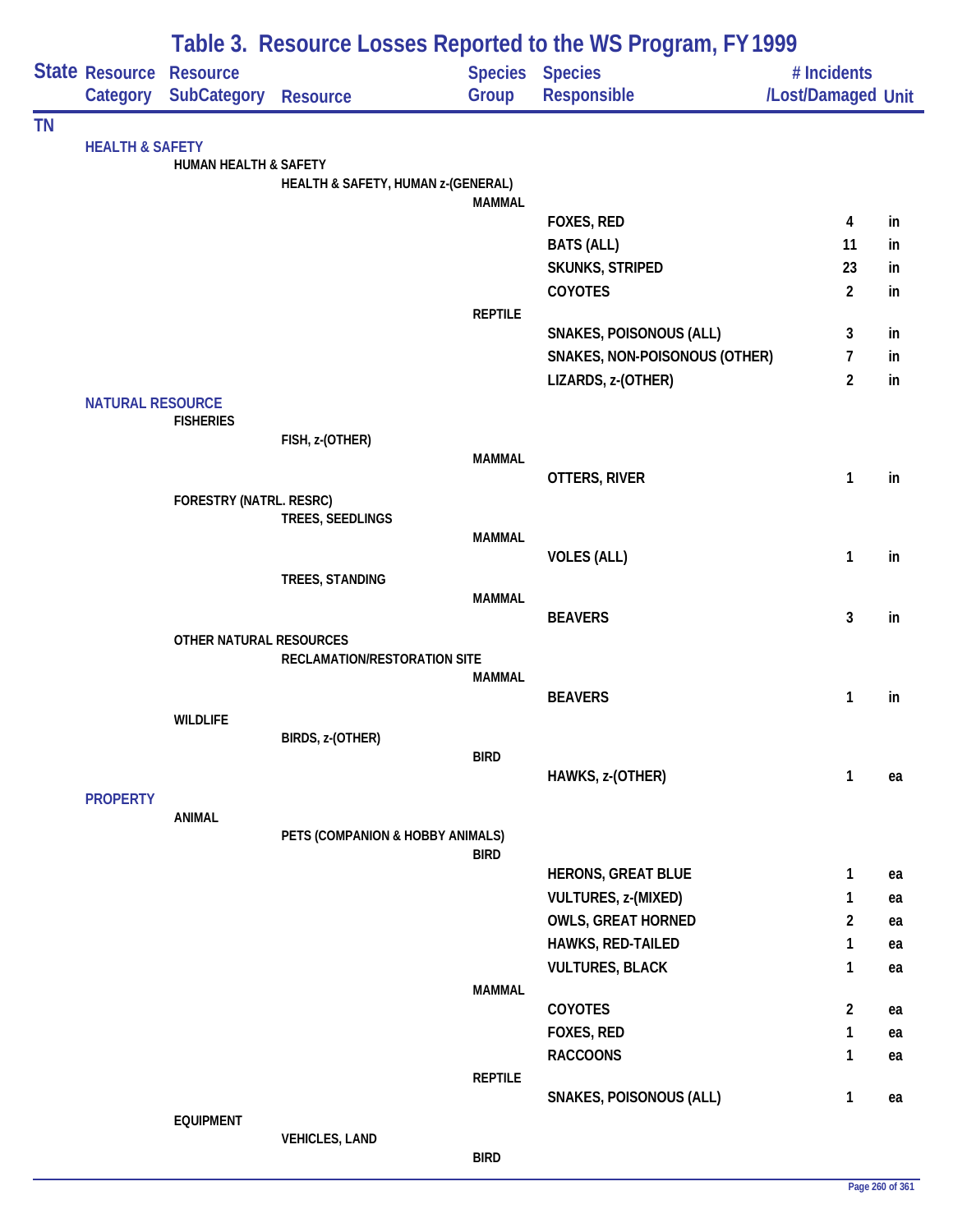# Table 3. Resource Losses Reported to the WS Program, FY 1999

| State | Resource Category | Resource SubCategory | Resource | Species Group | Species Responsible | # Incidents /Lost/Damaged | Unit |
|---|---|---|---|---|---|---|---|
| TN | | | | | | | |
| | HEALTH & SAFETY | | | | | | |
| | | HUMAN HEALTH & SAFETY | | | | | |
| | | | HEALTH & SAFETY, HUMAN z-(GENERAL) | | | | |
| | | | | MAMMAL | | | |
| | | | | | FOXES, RED | 4 | in |
| | | | | | BATS (ALL) | 11 | in |
| | | | | | SKUNKS, STRIPED | 23 | in |
| | | | | | COYOTES | 2 | in |
| | | | | REPTILE | | | |
| | | | | | SNAKES, POISONOUS (ALL) | 3 | in |
| | | | | | SNAKES, NON-POISONOUS (OTHER) | 7 | in |
| | | | | | LIZARDS, z-(OTHER) | 2 | in |
| | NATURAL RESOURCE | | | | | | |
| | | FISHERIES | | | | | |
| | | | FISH, z-(OTHER) | | | | |
| | | | | MAMMAL | | | |
| | | | | | OTTERS, RIVER | 1 | in |
| | | FORESTRY (NATRL. RESRC) | | | | | |
| | | | TREES, SEEDLINGS | | | | |
| | | | | MAMMAL | | | |
| | | | | | VOLES (ALL) | 1 | in |
| | | | TREES, STANDING | | | | |
| | | | | MAMMAL | | | |
| | | | | | BEAVERS | 3 | in |
| | | OTHER NATURAL RESOURCES | | | | | |
| | | | RECLAMATION/RESTORATION SITE | | | | |
| | | | | MAMMAL | | | |
| | | | | | BEAVERS | 1 | in |
| | | WILDLIFE | | | | | |
| | | | BIRDS, z-(OTHER) | | | | |
| | | | | BIRD | | | |
| | | | | | HAWKS, z-(OTHER) | 1 | ea |
| | PROPERTY | | | | | | |
| | | ANIMAL | | | | | |
| | | | PETS (COMPANION & HOBBY ANIMALS) | | | | |
| | | | | BIRD | | | |
| | | | | | HERONS, GREAT BLUE | 1 | ea |
| | | | | | VULTURES, z-(MIXED) | 1 | ea |
| | | | | | OWLS, GREAT HORNED | 2 | ea |
| | | | | | HAWKS, RED-TAILED | 1 | ea |
| | | | | | VULTURES, BLACK | 1 | ea |
| | | | | MAMMAL | | | |
| | | | | | COYOTES | 2 | ea |
| | | | | | FOXES, RED | 1 | ea |
| | | | | | RACCOONS | 1 | ea |
| | | | | REPTILE | | | |
| | | | | | SNAKES, POISONOUS (ALL) | 1 | ea |
| | | EQUIPMENT | | | | | |
| | | | VEHICLES, LAND | | | | |
| | | | | BIRD | | | |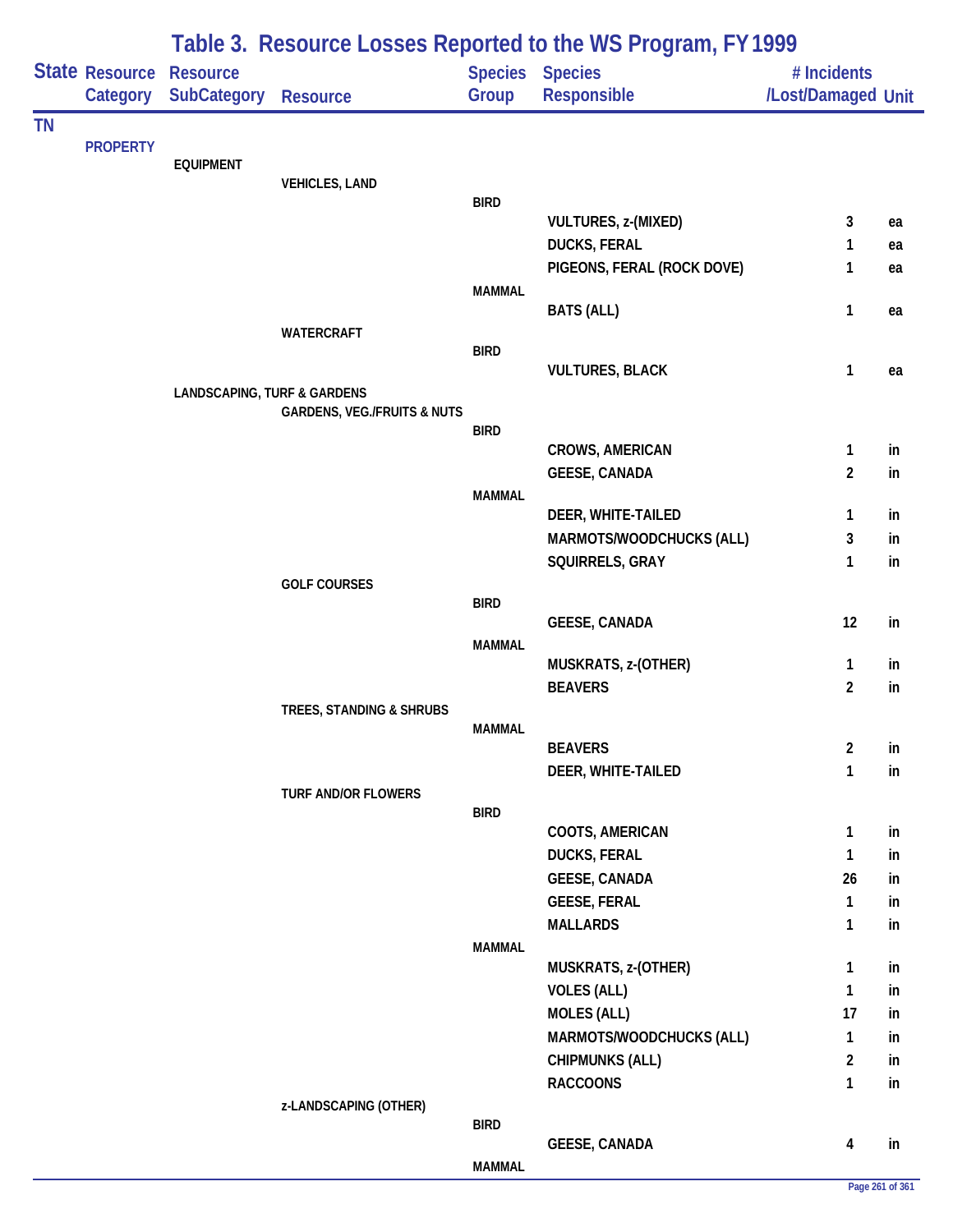# Table 3. Resource Losses Reported to the WS Program, FY 1999

| State | Resource Category | Resource SubCategory | Resource | Species Group | Species Responsible | # Incidents /Lost/Damaged | Unit |
|---|---|---|---|---|---|---|---|
| TN | | | | | | | |
| | PROPERTY | | | | | | |
| | | EQUIPMENT | | | | | |
| | | | VEHICLES, LAND | | | | |
| | | | | BIRD | | | |
| | | | | | VULTURES, z-(MIXED) | 3 | ea |
| | | | | | DUCKS, FERAL | 1 | ea |
| | | | | | PIGEONS, FERAL (ROCK DOVE) | 1 | ea |
| | | | | MAMMAL | | | |
| | | | | | BATS (ALL) | 1 | ea |
| | | | WATERCRAFT | | | | |
| | | | | BIRD | | | |
| | | | | | VULTURES, BLACK | 1 | ea |
| | | LANDSCAPING, TURF & GARDENS | | | | | |
| | | | GARDENS, VEG./FRUITS & NUTS | | | | |
| | | | | BIRD | | | |
| | | | | | CROWS, AMERICAN | 1 | in |
| | | | | | GEESE, CANADA | 2 | in |
| | | | | MAMMAL | | | |
| | | | | | DEER, WHITE-TAILED | 1 | in |
| | | | | | MARMOTS/WOODCHUCKS (ALL) | 3 | in |
| | | | | | SQUIRRELS, GRAY | 1 | in |
| | | | GOLF COURSES | | | | |
| | | | | BIRD | | | |
| | | | | | GEESE, CANADA | 12 | in |
| | | | | MAMMAL | | | |
| | | | | | MUSKRATS, z-(OTHER) | 1 | in |
| | | | | | BEAVERS | 2 | in |
| | | | TREES, STANDING & SHRUBS | | | | |
| | | | | MAMMAL | | | |
| | | | | | BEAVERS | 2 | in |
| | | | | | DEER, WHITE-TAILED | 1 | in |
| | | | TURF AND/OR FLOWERS | | | | |
| | | | | BIRD | | | |
| | | | | | COOTS, AMERICAN | 1 | in |
| | | | | | DUCKS, FERAL | 1 | in |
| | | | | | GEESE, CANADA | 26 | in |
| | | | | | GEESE, FERAL | 1 | in |
| | | | | | MALLARDS | 1 | in |
| | | | | MAMMAL | | | |
| | | | | | MUSKRATS, z-(OTHER) | 1 | in |
| | | | | | VOLES (ALL) | 1 | in |
| | | | | | MOLES (ALL) | 17 | in |
| | | | | | MARMOTS/WOODCHUCKS (ALL) | 1 | in |
| | | | | | CHIPMUNKS (ALL) | 2 | in |
| | | | | | RACCOONS | 1 | in |
| | | | z-LANDSCAPING (OTHER) | | | | |
| | | | | BIRD | | | |
| | | | | | GEESE, CANADA | 4 | in |
| | | | | MAMMAL | | | |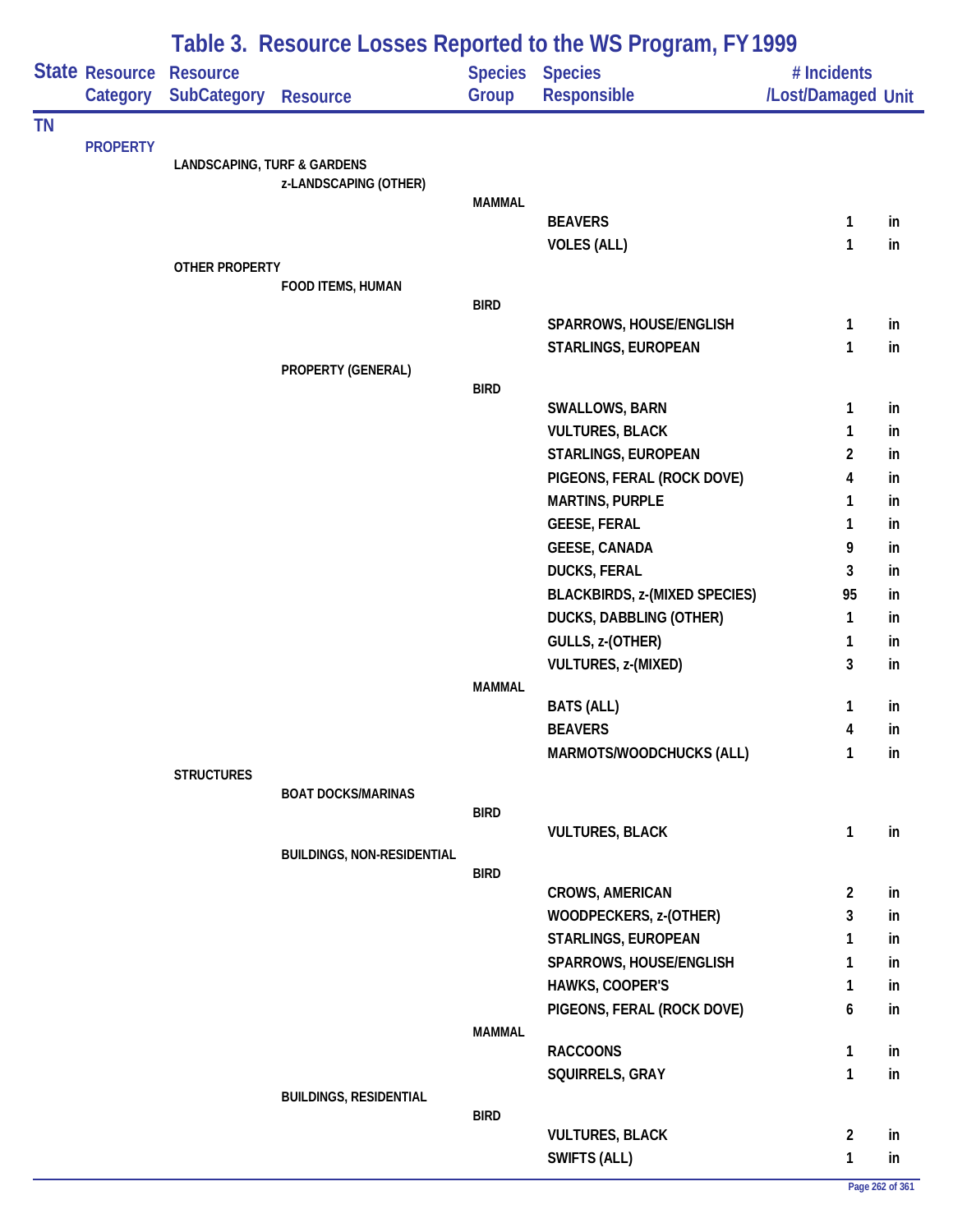# Table 3. Resource Losses Reported to the WS Program, FY 1999

| State | Resource Category | Resource SubCategory | Resource | Species Group | Species Responsible | # Incidents /Lost/Damaged | Unit |
|---|---|---|---|---|---|---|---|
| TN | | | | | | | |
| | PROPERTY | | | | | | |
| | | LANDSCAPING, TURF & GARDENS | | | | | |
| | | | z-LANDSCAPING (OTHER) | | | | |
| | | | | MAMMAL | | | |
| | | | | | BEAVERS | 1 | in |
| | | | | | VOLES (ALL) | 1 | in |
| | | OTHER PROPERTY | | | | | |
| | | | FOOD ITEMS, HUMAN | | | | |
| | | | | BIRD | | | |
| | | | | | SPARROWS, HOUSE/ENGLISH | 1 | in |
| | | | | | STARLINGS, EUROPEAN | 1 | in |
| | | | PROPERTY (GENERAL) | | | | |
| | | | | BIRD | | | |
| | | | | | SWALLOWS, BARN | 1 | in |
| | | | | | VULTURES, BLACK | 1 | in |
| | | | | | STARLINGS, EUROPEAN | 2 | in |
| | | | | | PIGEONS, FERAL (ROCK DOVE) | 4 | in |
| | | | | | MARTINS, PURPLE | 1 | in |
| | | | | | GEESE, FERAL | 1 | in |
| | | | | | GEESE, CANADA | 9 | in |
| | | | | | DUCKS, FERAL | 3 | in |
| | | | | | BLACKBIRDS, z-(MIXED SPECIES) | 95 | in |
| | | | | | DUCKS, DABBLING (OTHER) | 1 | in |
| | | | | | GULLS, z-(OTHER) | 1 | in |
| | | | | | VULTURES, z-(MIXED) | 3 | in |
| | | | | MAMMAL | | | |
| | | | | | BATS (ALL) | 1 | in |
| | | | | | BEAVERS | 4 | in |
| | | | | | MARMOTS/WOODCHUCKS (ALL) | 1 | in |
| | | STRUCTURES | | | | | |
| | | | BOAT DOCKS/MARINAS | | | | |
| | | | | BIRD | | | |
| | | | | | VULTURES, BLACK | 1 | in |
| | | | BUILDINGS, NON-RESIDENTIAL | | | | |
| | | | | BIRD | | | |
| | | | | | CROWS, AMERICAN | 2 | in |
| | | | | | WOODPECKERS, z-(OTHER) | 3 | in |
| | | | | | STARLINGS, EUROPEAN | 1 | in |
| | | | | | SPARROWS, HOUSE/ENGLISH | 1 | in |
| | | | | | HAWKS, COOPER'S | 1 | in |
| | | | | | PIGEONS, FERAL (ROCK DOVE) | 6 | in |
| | | | | MAMMAL | | | |
| | | | | | RACCOONS | 1 | in |
| | | | | | SQUIRRELS, GRAY | 1 | in |
| | | | BUILDINGS, RESIDENTIAL | | | | |
| | | | | BIRD | | | |
| | | | | | VULTURES, BLACK | 2 | in |
| | | | | | SWIFTS (ALL) | 1 | in |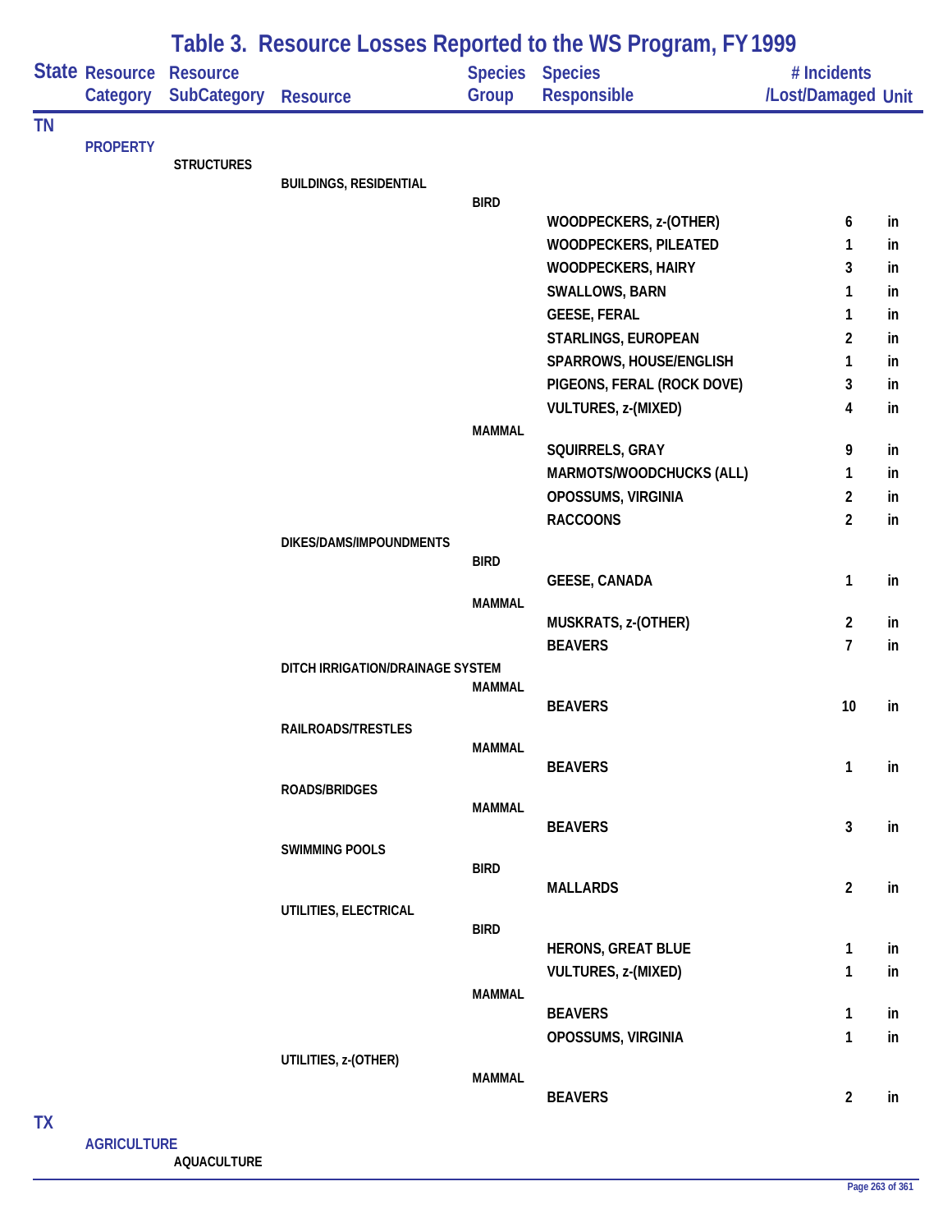# Table 3. Resource Losses Reported to the WS Program, FY 1999

| State | Resource Category | Resource SubCategory | Resource | Species Group | Species Responsible | # Incidents /Lost/Damaged | Unit |
|---|---|---|---|---|---|---|---|
| TN | | | | | | | |
| | PROPERTY | | | | | | |
| | | STRUCTURES | | | | | |
| | | | BUILDINGS, RESIDENTIAL | | | | |
| | | | | BIRD | | | |
| | | | | | WOODPECKERS, z-(OTHER) | 6 | in |
| | | | | | WOODPECKERS, PILEATED | 1 | in |
| | | | | | WOODPECKERS, HAIRY | 3 | in |
| | | | | | SWALLOWS, BARN | 1 | in |
| | | | | | GEESE, FERAL | 1 | in |
| | | | | | STARLINGS, EUROPEAN | 2 | in |
| | | | | | SPARROWS, HOUSE/ENGLISH | 1 | in |
| | | | | | PIGEONS, FERAL (ROCK DOVE) | 3 | in |
| | | | | | VULTURES, z-(MIXED) | 4 | in |
| | | | | MAMMAL | | | |
| | | | | | SQUIRRELS, GRAY | 9 | in |
| | | | | | MARMOTS/WOODCHUCKS (ALL) | 1 | in |
| | | | | | OPOSSUMS, VIRGINIA | 2 | in |
| | | | | | RACCOONS | 2 | in |
| | | | DIKES/DAMS/IMPOUNDMENTS | | | | |
| | | | | BIRD | | | |
| | | | | | GEESE, CANADA | 1 | in |
| | | | | MAMMAL | | | |
| | | | | | MUSKRATS, z-(OTHER) | 2 | in |
| | | | | | BEAVERS | 7 | in |
| | | | DITCH IRRIGATION/DRAINAGE SYSTEM | | | | |
| | | | | MAMMAL | | | |
| | | | | | BEAVERS | 10 | in |
| | | | RAILROADS/TRESTLES | | | | |
| | | | | MAMMAL | | | |
| | | | | | BEAVERS | 1 | in |
| | | | ROADS/BRIDGES | | | | |
| | | | | MAMMAL | | | |
| | | | | | BEAVERS | 3 | in |
| | | | SWIMMING POOLS | | | | |
| | | | | BIRD | | | |
| | | | | | MALLARDS | 2 | in |
| | | | UTILITIES, ELECTRICAL | | | | |
| | | | | BIRD | | | |
| | | | | | HERONS, GREAT BLUE | 1 | in |
| | | | | | VULTURES, z-(MIXED) | 1 | in |
| | | | | MAMMAL | | | |
| | | | | | BEAVERS | 1 | in |
| | | | | | OPOSSUMS, VIRGINIA | 1 | in |
| | | | UTILITIES, z-(OTHER) | | | | |
| | | | | MAMMAL | | | |
| | | | | | BEAVERS | 2 | in |
| TX | | | | | | | |
| | AGRICULTURE | | | | | | |
| | | AQUACULTURE | | | | | |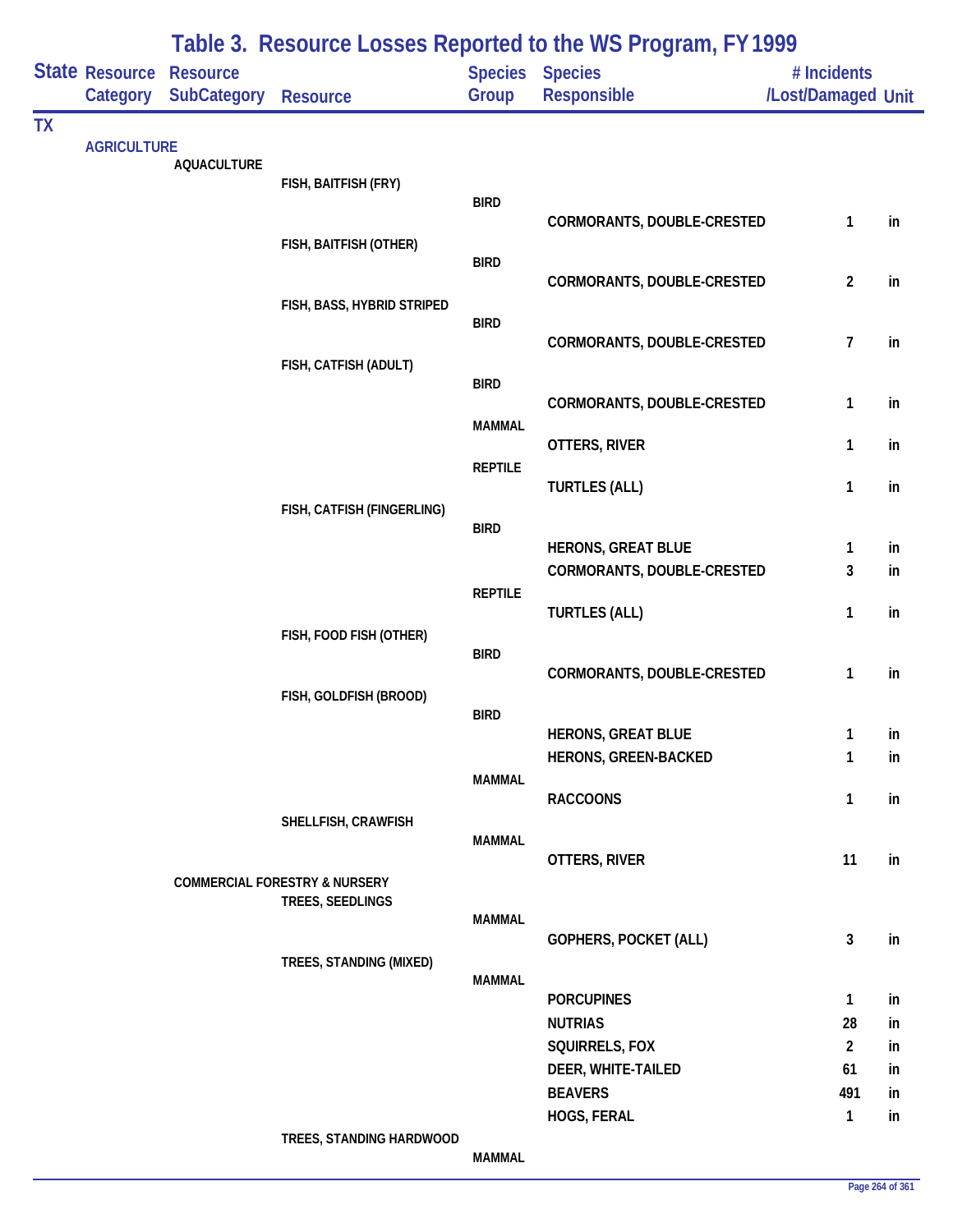# Table 3. Resource Losses Reported to the WS Program, FY 1999

| State | Resource Category | Resource SubCategory | Resource | Species Group | Species Responsible | # Incidents /Lost/Damaged | Unit |
|---|---|---|---|---|---|---|---|
| TX | | | | | | | |
| | AGRICULTURE | | | | | | |
| | | AQUACULTURE | | | | | |
| | | | FISH, BAITFISH (FRY) | | | | |
| | | | | BIRD | | | |
| | | | | | CORMORANTS, DOUBLE-CRESTED | 1 | in |
| | | | FISH, BAITFISH (OTHER) | | | | |
| | | | | BIRD | | | |
| | | | | | CORMORANTS, DOUBLE-CRESTED | 2 | in |
| | | | FISH, BASS, HYBRID STRIPED | | | | |
| | | | | BIRD | | | |
| | | | | | CORMORANTS, DOUBLE-CRESTED | 7 | in |
| | | | FISH, CATFISH (ADULT) | | | | |
| | | | | BIRD | | | |
| | | | | | CORMORANTS, DOUBLE-CRESTED | 1 | in |
| | | | | MAMMAL | | | |
| | | | | | OTTERS, RIVER | 1 | in |
| | | | | REPTILE | | | |
| | | | | | TURTLES (ALL) | 1 | in |
| | | | FISH, CATFISH (FINGERLING) | | | | |
| | | | | BIRD | | | |
| | | | | | HERONS, GREAT BLUE | 1 | in |
| | | | | | CORMORANTS, DOUBLE-CRESTED | 3 | in |
| | | | | REPTILE | | | |
| | | | | | TURTLES (ALL) | 1 | in |
| | | | FISH, FOOD FISH (OTHER) | | | | |
| | | | | BIRD | | | |
| | | | | | CORMORANTS, DOUBLE-CRESTED | 1 | in |
| | | | FISH, GOLDFISH (BROOD) | | | | |
| | | | | BIRD | | | |
| | | | | | HERONS, GREAT BLUE | 1 | in |
| | | | | | HERONS, GREEN-BACKED | 1 | in |
| | | | | MAMMAL | | | |
| | | | | | RACCOONS | 1 | in |
| | | | SHELLFISH, CRAWFISH | | | | |
| | | | | MAMMAL | | | |
| | | | | | OTTERS, RIVER | 11 | in |
| | | COMMERCIAL FORESTRY & NURSERY | | | | | |
| | | | TREES, SEEDLINGS | | | | |
| | | | | MAMMAL | | | |
| | | | | | GOPHERS, POCKET (ALL) | 3 | in |
| | | | TREES, STANDING (MIXED) | | | | |
| | | | | MAMMAL | | | |
| | | | | | PORCUPINES | 1 | in |
| | | | | | NUTRIAS | 28 | in |
| | | | | | SQUIRRELS, FOX | 2 | in |
| | | | | | DEER, WHITE-TAILED | 61 | in |
| | | | | | BEAVERS | 491 | in |
| | | | | | HOGS, FERAL | 1 | in |
| | | | TREES, STANDING HARDWOOD | | | | |
| | | | | MAMMAL | | | |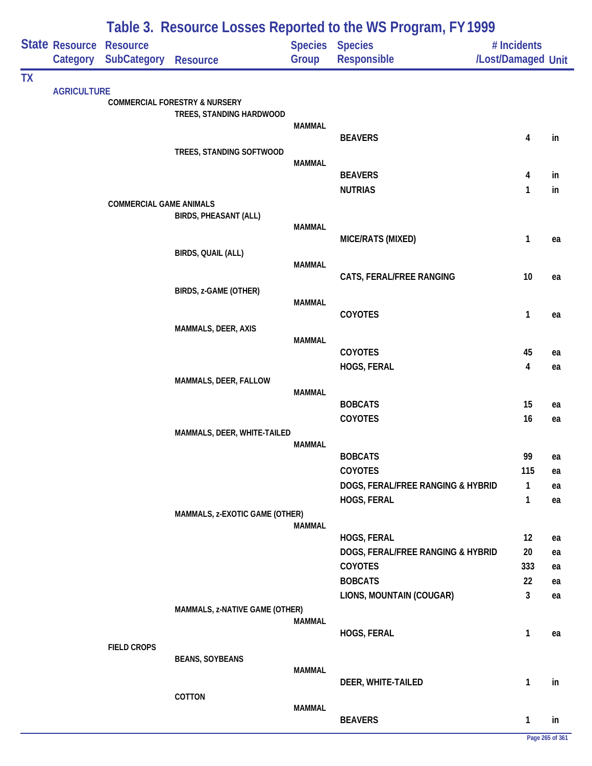# Table 3. Resource Losses Reported to the WS Program, FY 1999

| State | Resource Category | Resource SubCategory | Resource | Species Group | Species Responsible | # Incidents /Lost/Damaged | Unit |
|---|---|---|---|---|---|---|---|
| TX | | | | | | | |
| | AGRICULTURE | | | | | | |
| | | COMMERCIAL FORESTRY & NURSERY | | | | | |
| | | | TREES, STANDING HARDWOOD | | | | |
| | | | | MAMMAL | | | |
| | | | | | BEAVERS | 4 | in |
| | | | TREES, STANDING SOFTWOOD | | | | |
| | | | | MAMMAL | | | |
| | | | | | BEAVERS | 4 | in |
| | | | | | NUTRIAS | 1 | in |
| | | COMMERCIAL GAME ANIMALS | | | | | |
| | | | BIRDS, PHEASANT (ALL) | | | | |
| | | | | MAMMAL | | | |
| | | | | | MICE/RATS (MIXED) | 1 | ea |
| | | | BIRDS, QUAIL (ALL) | | | | |
| | | | | MAMMAL | | | |
| | | | | | CATS, FERAL/FREE RANGING | 10 | ea |
| | | | BIRDS, z-GAME (OTHER) | | | | |
| | | | | MAMMAL | | | |
| | | | | | COYOTES | 1 | ea |
| | | | MAMMALS, DEER, AXIS | | | | |
| | | | | MAMMAL | | | |
| | | | | | COYOTES | 45 | ea |
| | | | | | HOGS, FERAL | 4 | ea |
| | | | MAMMALS, DEER, FALLOW | | | | |
| | | | | MAMMAL | | | |
| | | | | | BOBCATS | 15 | ea |
| | | | | | COYOTES | 16 | ea |
| | | | MAMMALS, DEER, WHITE-TAILED | | | | |
| | | | | MAMMAL | | | |
| | | | | | BOBCATS | 99 | ea |
| | | | | | COYOTES | 115 | ea |
| | | | | | DOGS, FERAL/FREE RANGING & HYBRID | 1 | ea |
| | | | | | HOGS, FERAL | 1 | ea |
| | | | MAMMALS, z-EXOTIC GAME (OTHER) | | | | |
| | | | | MAMMAL | | | |
| | | | | | HOGS, FERAL | 12 | ea |
| | | | | | DOGS, FERAL/FREE RANGING & HYBRID | 20 | ea |
| | | | | | COYOTES | 333 | ea |
| | | | | | BOBCATS | 22 | ea |
| | | | | | LIONS, MOUNTAIN (COUGAR) | 3 | ea |
| | | | MAMMALS, z-NATIVE GAME (OTHER) | | | | |
| | | | | MAMMAL | | | |
| | | | | | HOGS, FERAL | 1 | ea |
| | | FIELD CROPS | | | | | |
| | | | BEANS, SOYBEANS | | | | |
| | | | | MAMMAL | | | |
| | | | | | DEER, WHITE-TAILED | 1 | in |
| | | | COTTON | | | | |
| | | | | MAMMAL | | | |
| | | | | | BEAVERS | 1 | in |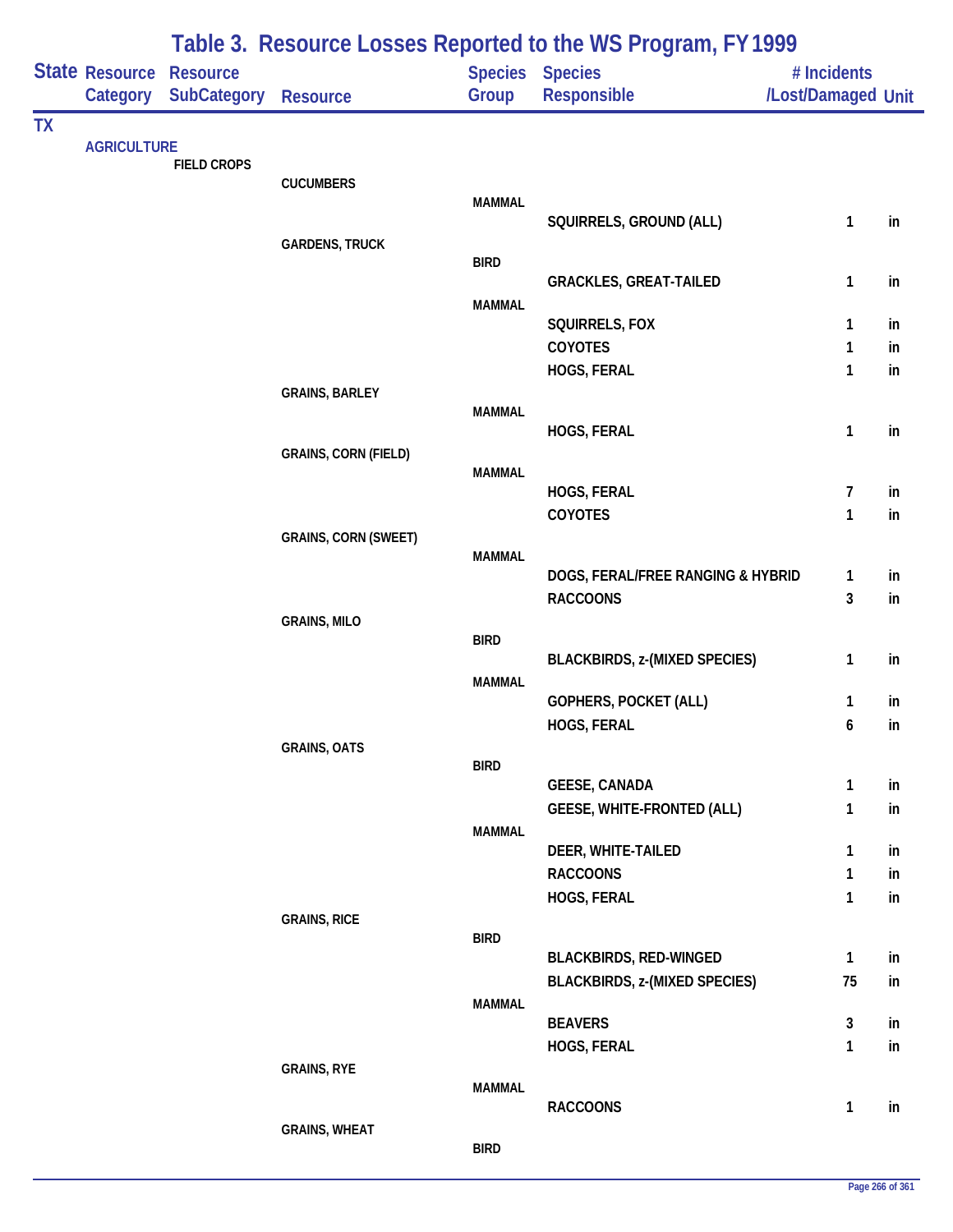# Table 3. Resource Losses Reported to the WS Program, FY 1999

| State | Resource Category | Resource SubCategory | Resource | Species Group | Species Responsible | # Incidents /Lost/Damaged | Unit |
|---|---|---|---|---|---|---|---|
| TX | | | | | | | |
| | AGRICULTURE | | | | | | |
| | | FIELD CROPS | | | | | |
| | | | CUCUMBERS | | | | |
| | | | | MAMMAL | | | |
| | | | | | SQUIRRELS, GROUND (ALL) | 1 | in |
| | | | GARDENS, TRUCK | | | | |
| | | | | BIRD | | | |
| | | | | | GRACKLES, GREAT-TAILED | 1 | in |
| | | | | MAMMAL | | | |
| | | | | | SQUIRRELS, FOX | 1 | in |
| | | | | | COYOTES | 1 | in |
| | | | | | HOGS, FERAL | 1 | in |
| | | | GRAINS, BARLEY | | | | |
| | | | | MAMMAL | | | |
| | | | | | HOGS, FERAL | 1 | in |
| | | | GRAINS, CORN (FIELD) | | | | |
| | | | | MAMMAL | | | |
| | | | | | HOGS, FERAL | 7 | in |
| | | | | | COYOTES | 1 | in |
| | | | GRAINS, CORN (SWEET) | | | | |
| | | | | MAMMAL | | | |
| | | | | | DOGS, FERAL/FREE RANGING & HYBRID | 1 | in |
| | | | | | RACCOONS | 3 | in |
| | | | GRAINS, MILO | | | | |
| | | | | BIRD | | | |
| | | | | | BLACKBIRDS, z-(MIXED SPECIES) | 1 | in |
| | | | | MAMMAL | | | |
| | | | | | GOPHERS, POCKET (ALL) | 1 | in |
| | | | | | HOGS, FERAL | 6 | in |
| | | | GRAINS, OATS | | | | |
| | | | | BIRD | | | |
| | | | | | GEESE, CANADA | 1 | in |
| | | | | | GEESE, WHITE-FRONTED (ALL) | 1 | in |
| | | | | MAMMAL | | | |
| | | | | | DEER, WHITE-TAILED | 1 | in |
| | | | | | RACCOONS | 1 | in |
| | | | | | HOGS, FERAL | 1 | in |
| | | | GRAINS, RICE | | | | |
| | | | | BIRD | | | |
| | | | | | BLACKBIRDS, RED-WINGED | 1 | in |
| | | | | | BLACKBIRDS, z-(MIXED SPECIES) | 75 | in |
| | | | | MAMMAL | | | |
| | | | | | BEAVERS | 3 | in |
| | | | | | HOGS, FERAL | 1 | in |
| | | | GRAINS, RYE | | | | |
| | | | | MAMMAL | | | |
| | | | | | RACCOONS | 1 | in |
| | | | GRAINS, WHEAT | | | | |
| | | | | BIRD | | | |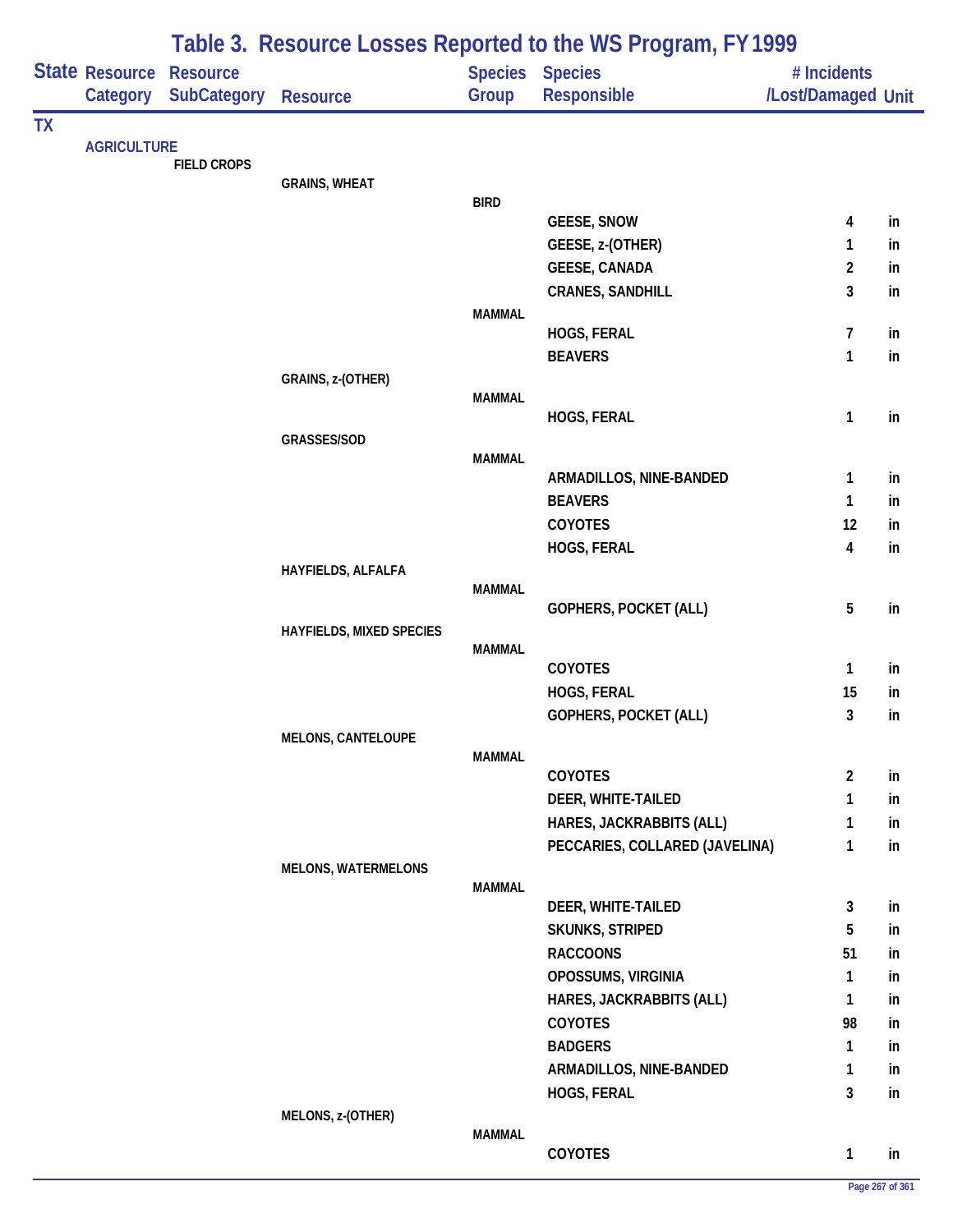# Table 3. Resource Losses Reported to the WS Program, FY 1999

| State | Resource Category | Resource SubCategory | Resource | Species Group | Species Responsible | # Incidents /Lost/Damaged | Unit |
|---|---|---|---|---|---|---|---|
| TX | | | | | | | |
| | AGRICULTURE | | | | | | |
| | | FIELD CROPS | | | | | |
| | | | GRAINS, WHEAT | | | | |
| | | | | BIRD | | | |
| | | | | | GEESE, SNOW | 4 | in |
| | | | | | GEESE, z-(OTHER) | 1 | in |
| | | | | | GEESE, CANADA | 2 | in |
| | | | | | CRANES, SANDHILL | 3 | in |
| | | | | MAMMAL | | | |
| | | | | | HOGS, FERAL | 7 | in |
| | | | | | BEAVERS | 1 | in |
| | | | GRAINS, z-(OTHER) | | | | |
| | | | | MAMMAL | | | |
| | | | | | HOGS, FERAL | 1 | in |
| | | | GRASSES/SOD | | | | |
| | | | | MAMMAL | | | |
| | | | | | ARMADILLOS, NINE-BANDED | 1 | in |
| | | | | | BEAVERS | 1 | in |
| | | | | | COYOTES | 12 | in |
| | | | | | HOGS, FERAL | 4 | in |
| | | | HAYFIELDS, ALFALFA | | | | |
| | | | | MAMMAL | | | |
| | | | | | GOPHERS, POCKET (ALL) | 5 | in |
| | | | HAYFIELDS, MIXED SPECIES | | | | |
| | | | | MAMMAL | | | |
| | | | | | COYOTES | 1 | in |
| | | | | | HOGS, FERAL | 15 | in |
| | | | | | GOPHERS, POCKET (ALL) | 3 | in |
| | | | MELONS, CANTELOUPE | | | | |
| | | | | MAMMAL | | | |
| | | | | | COYOTES | 2 | in |
| | | | | | DEER, WHITE-TAILED | 1 | in |
| | | | | | HARES, JACKRABBITS (ALL) | 1 | in |
| | | | | | PECCARIES, COLLARED (JAVELINA) | 1 | in |
| | | | MELONS, WATERMELONS | | | | |
| | | | | MAMMAL | | | |
| | | | | | DEER, WHITE-TAILED | 3 | in |
| | | | | | SKUNKS, STRIPED | 5 | in |
| | | | | | RACCOONS | 51 | in |
| | | | | | OPOSSUMS, VIRGINIA | 1 | in |
| | | | | | HARES, JACKRABBITS (ALL) | 1 | in |
| | | | | | COYOTES | 98 | in |
| | | | | | BADGERS | 1 | in |
| | | | | | ARMADILLOS, NINE-BANDED | 1 | in |
| | | | | | HOGS, FERAL | 3 | in |
| | | | MELONS, z-(OTHER) | | | | |
| | | | | MAMMAL | | | |
| | | | | | COYOTES | 1 | in |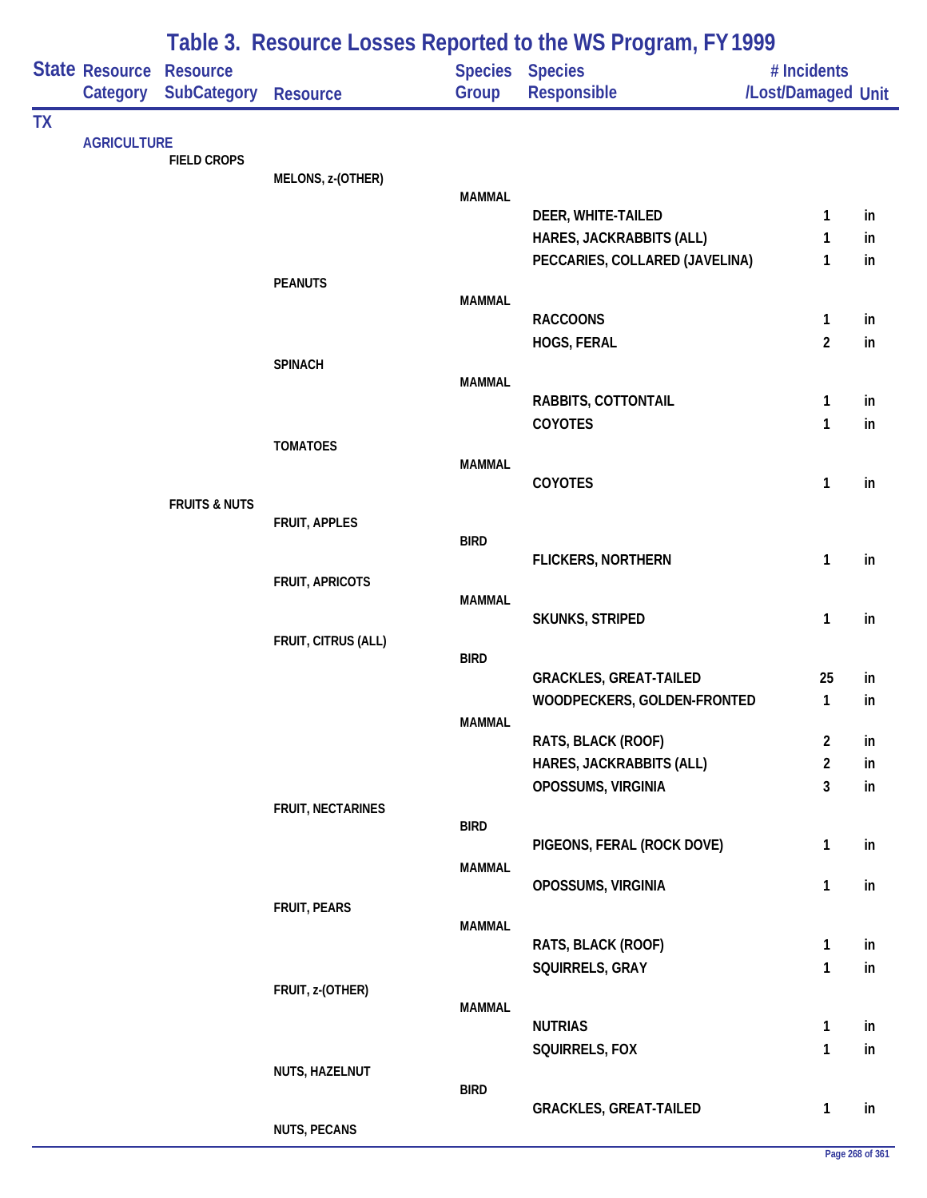# Table 3. Resource Losses Reported to the WS Program, FY 1999

| State | Resource Category | Resource SubCategory | Resource | Species Group | Species Responsible | # Incidents /Lost/Damaged | Unit |
|---|---|---|---|---|---|---|---|
| TX | | | | | | | |
| | AGRICULTURE | | | | | | |
| | | FIELD CROPS | | | | | |
| | | | MELONS, z-(OTHER) | | | | |
| | | | | MAMMAL | | | |
| | | | | | DEER, WHITE-TAILED | 1 | in |
| | | | | | HARES, JACKRABBITS (ALL) | 1 | in |
| | | | | | PECCARIES, COLLARED (JAVELINA) | 1 | in |
| | | | PEANUTS | | | | |
| | | | | MAMMAL | | | |
| | | | | | RACCOONS | 1 | in |
| | | | | | HOGS, FERAL | 2 | in |
| | | | SPINACH | | | | |
| | | | | MAMMAL | | | |
| | | | | | RABBITS, COTTONTAIL | 1 | in |
| | | | | | COYOTES | 1 | in |
| | | | TOMATOES | | | | |
| | | | | MAMMAL | | | |
| | | | | | COYOTES | 1 | in |
| | | FRUITS & NUTS | | | | | |
| | | | FRUIT, APPLES | | | | |
| | | | | BIRD | | | |
| | | | | | FLICKERS, NORTHERN | 1 | in |
| | | | FRUIT, APRICOTS | | | | |
| | | | | MAMMAL | | | |
| | | | | | SKUNKS, STRIPED | 1 | in |
| | | | FRUIT, CITRUS (ALL) | | | | |
| | | | | BIRD | | | |
| | | | | | GRACKLES, GREAT-TAILED | 25 | in |
| | | | | | WOODPECKERS, GOLDEN-FRONTED | 1 | in |
| | | | | MAMMAL | | | |
| | | | | | RATS, BLACK (ROOF) | 2 | in |
| | | | | | HARES, JACKRABBITS (ALL) | 2 | in |
| | | | | | OPOSSUMS, VIRGINIA | 3 | in |
| | | | FRUIT, NECTARINES | | | | |
| | | | | BIRD | | | |
| | | | | | PIGEONS, FERAL (ROCK DOVE) | 1 | in |
| | | | | MAMMAL | | | |
| | | | | | OPOSSUMS, VIRGINIA | 1 | in |
| | | | FRUIT, PEARS | | | | |
| | | | | MAMMAL | | | |
| | | | | | RATS, BLACK (ROOF) | 1 | in |
| | | | | | SQUIRRELS, GRAY | 1 | in |
| | | | FRUIT, z-(OTHER) | | | | |
| | | | | MAMMAL | | | |
| | | | | | NUTRIAS | 1 | in |
| | | | | | SQUIRRELS, FOX | 1 | in |
| | | | NUTS, HAZELNUT | | | | |
| | | | | BIRD | | | |
| | | | | | GRACKLES, GREAT-TAILED | 1 | in |
| | | | NUTS, PECANS | | | | |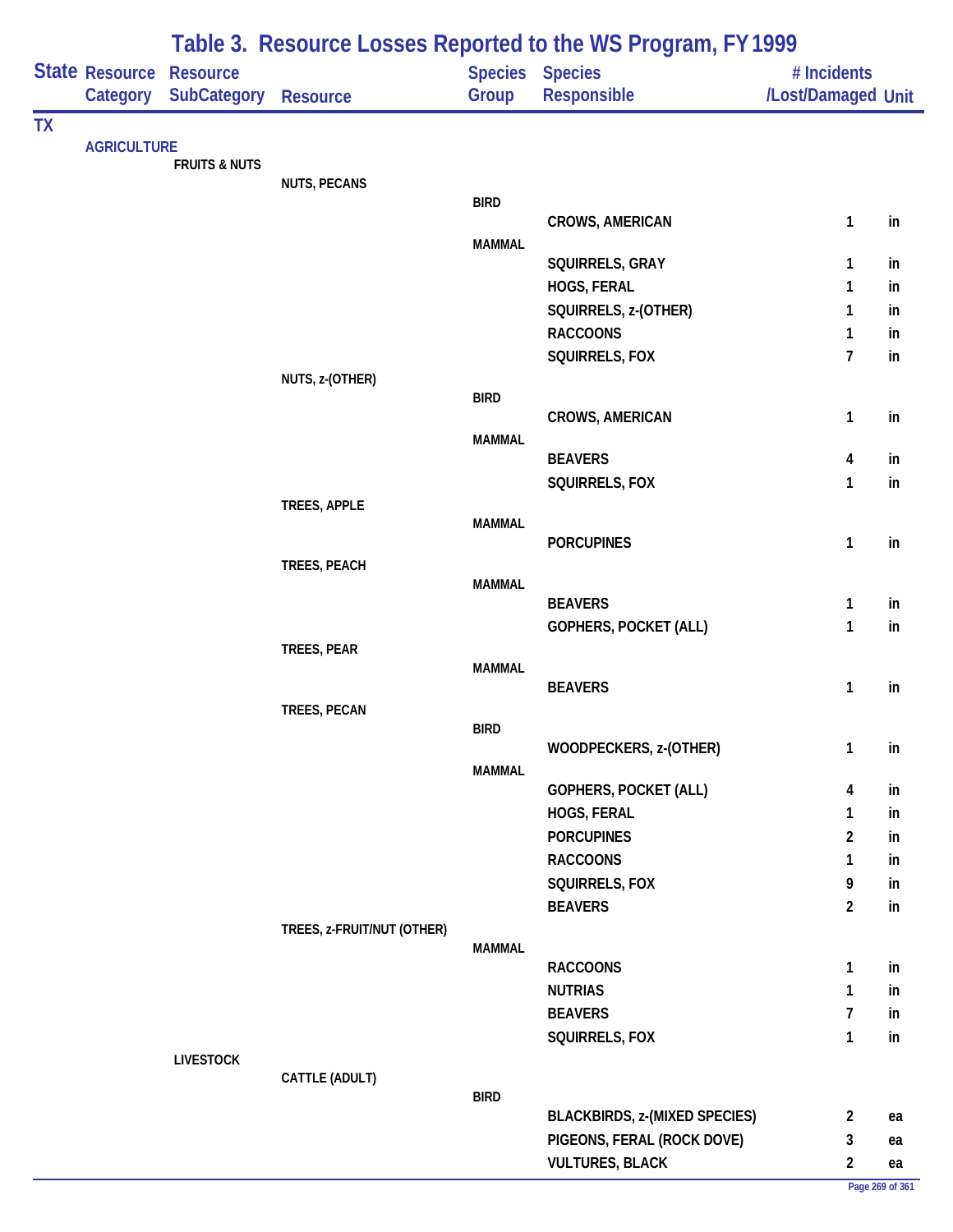# Table 3. Resource Losses Reported to the WS Program, FY 1999

| State | Resource Category | Resource SubCategory | Resource | Species Group | Species Responsible | # Incidents /Lost/Damaged | Unit |
|---|---|---|---|---|---|---|---|
| TX | | | | | | | |
| | AGRICULTURE | | | | | | |
| | | FRUITS & NUTS | | | | | |
| | | | NUTS, PECANS | | | | |
| | | | | BIRD | | | |
| | | | | | CROWS, AMERICAN | 1 | in |
| | | | | MAMMAL | | | |
| | | | | | SQUIRRELS, GRAY | 1 | in |
| | | | | | HOGS, FERAL | 1 | in |
| | | | | | SQUIRRELS, z-(OTHER) | 1 | in |
| | | | | | RACCOONS | 1 | in |
| | | | | | SQUIRRELS, FOX | 7 | in |
| | | | NUTS, z-(OTHER) | | | | |
| | | | | BIRD | | | |
| | | | | | CROWS, AMERICAN | 1 | in |
| | | | | MAMMAL | | | |
| | | | | | BEAVERS | 4 | in |
| | | | | | SQUIRRELS, FOX | 1 | in |
| | | | TREES, APPLE | | | | |
| | | | | MAMMAL | | | |
| | | | | | PORCUPINES | 1 | in |
| | | | TREES, PEACH | | | | |
| | | | | MAMMAL | | | |
| | | | | | BEAVERS | 1 | in |
| | | | | | GOPHERS, POCKET (ALL) | 1 | in |
| | | | TREES, PEAR | | | | |
| | | | | MAMMAL | | | |
| | | | | | BEAVERS | 1 | in |
| | | | TREES, PECAN | | | | |
| | | | | BIRD | | | |
| | | | | | WOODPECKERS, z-(OTHER) | 1 | in |
| | | | | MAMMAL | | | |
| | | | | | GOPHERS, POCKET (ALL) | 4 | in |
| | | | | | HOGS, FERAL | 1 | in |
| | | | | | PORCUPINES | 2 | in |
| | | | | | RACCOONS | 1 | in |
| | | | | | SQUIRRELS, FOX | 9 | in |
| | | | | | BEAVERS | 2 | in |
| | | | TREES, z-FRUIT/NUT (OTHER) | | | | |
| | | | | MAMMAL | | | |
| | | | | | RACCOONS | 1 | in |
| | | | | | NUTRIAS | 1 | in |
| | | | | | BEAVERS | 7 | in |
| | | | | | SQUIRRELS, FOX | 1 | in |
| | | LIVESTOCK | | | | | |
| | | | CATTLE (ADULT) | | | | |
| | | | | BIRD | | | |
| | | | | | BLACKBIRDS, z-(MIXED SPECIES) | 2 | ea |
| | | | | | PIGEONS, FERAL (ROCK DOVE) | 3 | ea |
| | | | | | VULTURES, BLACK | 2 | ea |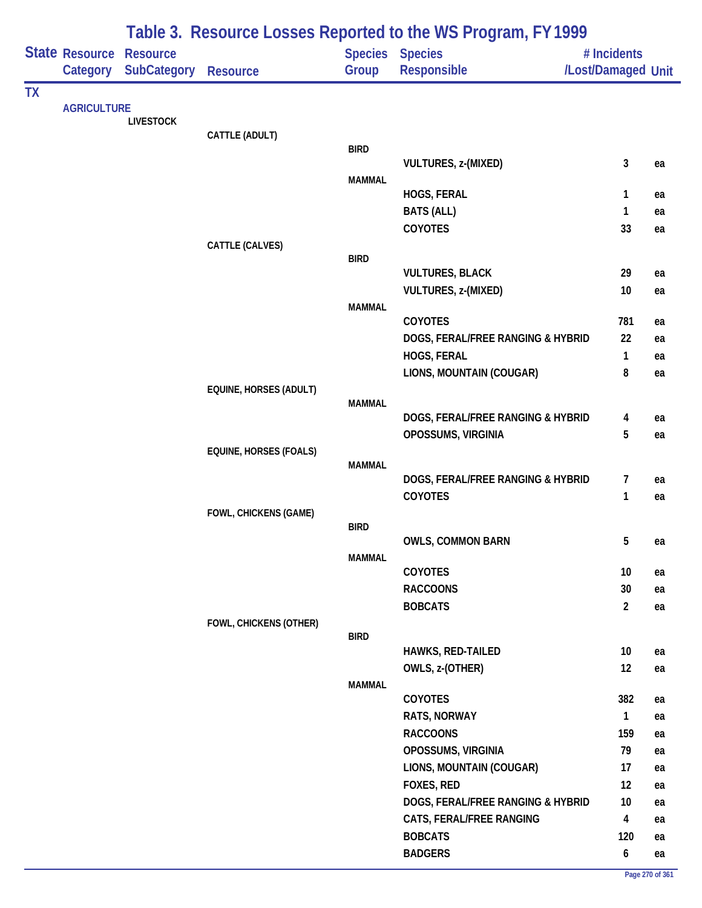# Table 3. Resource Losses Reported to the WS Program, FY 1999

| State | Resource Category | Resource SubCategory | Resource | Species Group | Species Responsible | # Incidents /Lost/Damaged | Unit |
|---|---|---|---|---|---|---|---|
| TX | | | | | | | |
| | AGRICULTURE | | | | | | |
| | | LIVESTOCK | | | | | |
| | | | CATTLE (ADULT) | | | | |
| | | | | BIRD | | | |
| | | | | | VULTURES, z-(MIXED) | 3 | ea |
| | | | | MAMMAL | | | |
| | | | | | HOGS, FERAL | 1 | ea |
| | | | | | BATS (ALL) | 1 | ea |
| | | | | | COYOTES | 33 | ea |
| | | | CATTLE (CALVES) | | | | |
| | | | | BIRD | | | |
| | | | | | VULTURES, BLACK | 29 | ea |
| | | | | | VULTURES, z-(MIXED) | 10 | ea |
| | | | | MAMMAL | | | |
| | | | | | COYOTES | 781 | ea |
| | | | | | DOGS, FERAL/FREE RANGING & HYBRID | 22 | ea |
| | | | | | HOGS, FERAL | 1 | ea |
| | | | | | LIONS, MOUNTAIN (COUGAR) | 8 | ea |
| | | | EQUINE, HORSES (ADULT) | | | | |
| | | | | MAMMAL | | | |
| | | | | | DOGS, FERAL/FREE RANGING & HYBRID | 4 | ea |
| | | | | | OPOSSUMS, VIRGINIA | 5 | ea |
| | | | EQUINE, HORSES (FOALS) | | | | |
| | | | | MAMMAL | | | |
| | | | | | DOGS, FERAL/FREE RANGING & HYBRID | 7 | ea |
| | | | | | COYOTES | 1 | ea |
| | | | FOWL, CHICKENS (GAME) | | | | |
| | | | | BIRD | | | |
| | | | | | OWLS, COMMON BARN | 5 | ea |
| | | | | MAMMAL | | | |
| | | | | | COYOTES | 10 | ea |
| | | | | | RACCOONS | 30 | ea |
| | | | | | BOBCATS | 2 | ea |
| | | | FOWL, CHICKENS (OTHER) | | | | |
| | | | | BIRD | | | |
| | | | | | HAWKS, RED-TAILED | 10 | ea |
| | | | | | OWLS, z-(OTHER) | 12 | ea |
| | | | | MAMMAL | | | |
| | | | | | COYOTES | 382 | ea |
| | | | | | RATS, NORWAY | 1 | ea |
| | | | | | RACCOONS | 159 | ea |
| | | | | | OPOSSUMS, VIRGINIA | 79 | ea |
| | | | | | LIONS, MOUNTAIN (COUGAR) | 17 | ea |
| | | | | | FOXES, RED | 12 | ea |
| | | | | | DOGS, FERAL/FREE RANGING & HYBRID | 10 | ea |
| | | | | | CATS, FERAL/FREE RANGING | 4 | ea |
| | | | | | BOBCATS | 120 | ea |
| | | | | | BADGERS | 6 | ea |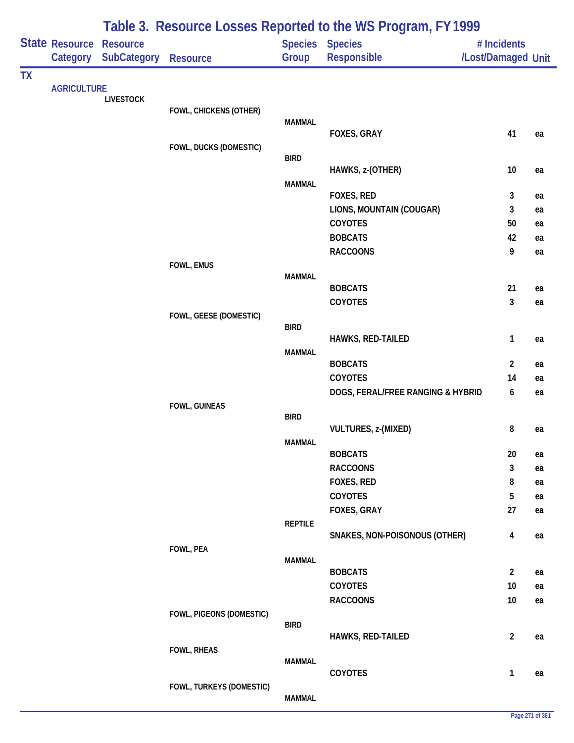# Table 3. Resource Losses Reported to the WS Program, FY 1999

| State | Resource Category | Resource SubCategory | Resource | Species Group | Species Responsible | # Incidents /Lost/Damaged | Unit |
|---|---|---|---|---|---|---|---|
| TX | | | | | | | |
| | AGRICULTURE | | | | | | |
| | | LIVESTOCK | | | | | |
| | | | FOWL, CHICKENS (OTHER) | | | | |
| | | | | MAMMAL | | | |
| | | | | | FOXES, GRAY | 41 | ea |
| | | | FOWL, DUCKS (DOMESTIC) | | | | |
| | | | | BIRD | | | |
| | | | | | HAWKS, z-(OTHER) | 10 | ea |
| | | | | MAMMAL | | | |
| | | | | | FOXES, RED | 3 | ea |
| | | | | | LIONS, MOUNTAIN (COUGAR) | 3 | ea |
| | | | | | COYOTES | 50 | ea |
| | | | | | BOBCATS | 42 | ea |
| | | | | | RACCOONS | 9 | ea |
| | | | FOWL, EMUS | | | | |
| | | | | MAMMAL | | | |
| | | | | | BOBCATS | 21 | ea |
| | | | | | COYOTES | 3 | ea |
| | | | FOWL, GEESE (DOMESTIC) | | | | |
| | | | | BIRD | | | |
| | | | | | HAWKS, RED-TAILED | 1 | ea |
| | | | | MAMMAL | | | |
| | | | | | BOBCATS | 2 | ea |
| | | | | | COYOTES | 14 | ea |
| | | | | | DOGS, FERAL/FREE RANGING & HYBRID | 6 | ea |
| | | | FOWL, GUINEAS | | | | |
| | | | | BIRD | | | |
| | | | | | VULTURES, z-(MIXED) | 8 | ea |
| | | | | MAMMAL | | | |
| | | | | | BOBCATS | 20 | ea |
| | | | | | RACCOONS | 3 | ea |
| | | | | | FOXES, RED | 8 | ea |
| | | | | | COYOTES | 5 | ea |
| | | | | | FOXES, GRAY | 27 | ea |
| | | | | REPTILE | | | |
| | | | | | SNAKES, NON-POISONOUS (OTHER) | 4 | ea |
| | | | FOWL, PEA | | | | |
| | | | | MAMMAL | | | |
| | | | | | BOBCATS | 2 | ea |
| | | | | | COYOTES | 10 | ea |
| | | | | | RACCOONS | 10 | ea |
| | | | FOWL, PIGEONS (DOMESTIC) | | | | |
| | | | | BIRD | | | |
| | | | | | HAWKS, RED-TAILED | 2 | ea |
| | | | FOWL, RHEAS | | | | |
| | | | | MAMMAL | | | |
| | | | | | COYOTES | 1 | ea |
| | | | FOWL, TURKEYS (DOMESTIC) | | | | |
| | | | | MAMMAL | | | |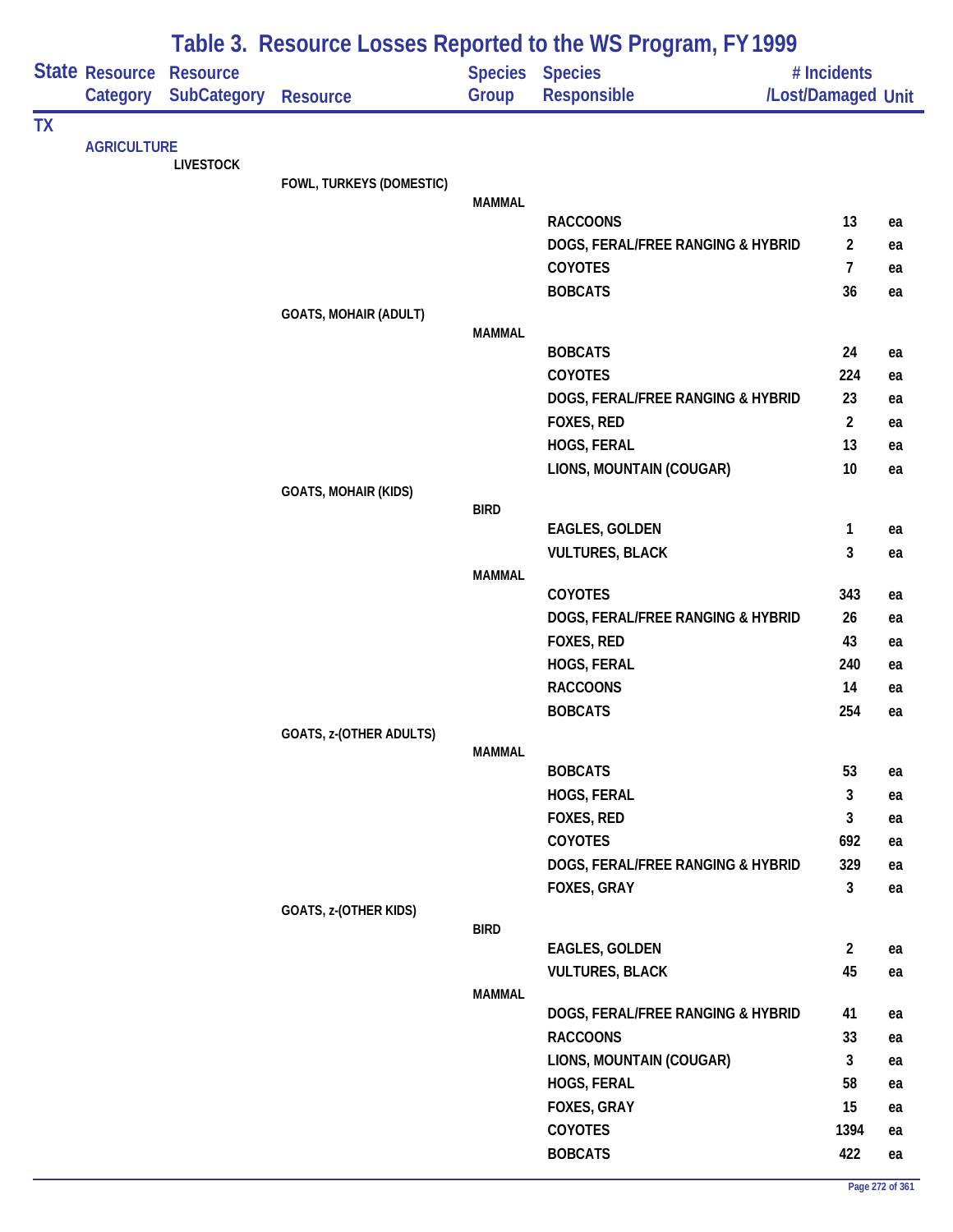# Table 3. Resource Losses Reported to the WS Program, FY 1999

| State | Resource Category | Resource SubCategory | Resource | Species Group | Species Responsible | # Incidents /Lost/Damaged | Unit |
|---|---|---|---|---|---|---|---|
| TX | | | | | | | |
| | AGRICULTURE | | | | | | |
| | | LIVESTOCK | | | | | |
| | | | FOWL, TURKEYS (DOMESTIC) | | | | |
| | | | | MAMMAL | | | |
| | | | | | RACCOONS | 13 | ea |
| | | | | | DOGS, FERAL/FREE RANGING & HYBRID | 2 | ea |
| | | | | | COYOTES | 7 | ea |
| | | | | | BOBCATS | 36 | ea |
| | | | GOATS, MOHAIR (ADULT) | | | | |
| | | | | MAMMAL | | | |
| | | | | | BOBCATS | 24 | ea |
| | | | | | COYOTES | 224 | ea |
| | | | | | DOGS, FERAL/FREE RANGING & HYBRID | 23 | ea |
| | | | | | FOXES, RED | 2 | ea |
| | | | | | HOGS, FERAL | 13 | ea |
| | | | | | LIONS, MOUNTAIN (COUGAR) | 10 | ea |
| | | | GOATS, MOHAIR (KIDS) | | | | |
| | | | | BIRD | | | |
| | | | | | EAGLES, GOLDEN | 1 | ea |
| | | | | | VULTURES, BLACK | 3 | ea |
| | | | | MAMMAL | | | |
| | | | | | COYOTES | 343 | ea |
| | | | | | DOGS, FERAL/FREE RANGING & HYBRID | 26 | ea |
| | | | | | FOXES, RED | 43 | ea |
| | | | | | HOGS, FERAL | 240 | ea |
| | | | | | RACCOONS | 14 | ea |
| | | | | | BOBCATS | 254 | ea |
| | | | GOATS, z-(OTHER ADULTS) | | | | |
| | | | | MAMMAL | | | |
| | | | | | BOBCATS | 53 | ea |
| | | | | | HOGS, FERAL | 3 | ea |
| | | | | | FOXES, RED | 3 | ea |
| | | | | | COYOTES | 692 | ea |
| | | | | | DOGS, FERAL/FREE RANGING & HYBRID | 329 | ea |
| | | | | | FOXES, GRAY | 3 | ea |
| | | | GOATS, z-(OTHER KIDS) | | | | |
| | | | | BIRD | | | |
| | | | | | EAGLES, GOLDEN | 2 | ea |
| | | | | | VULTURES, BLACK | 45 | ea |
| | | | | MAMMAL | | | |
| | | | | | DOGS, FERAL/FREE RANGING & HYBRID | 41 | ea |
| | | | | | RACCOONS | 33 | ea |
| | | | | | LIONS, MOUNTAIN (COUGAR) | 3 | ea |
| | | | | | HOGS, FERAL | 58 | ea |
| | | | | | FOXES, GRAY | 15 | ea |
| | | | | | COYOTES | 1394 | ea |
| | | | | | BOBCATS | 422 | ea |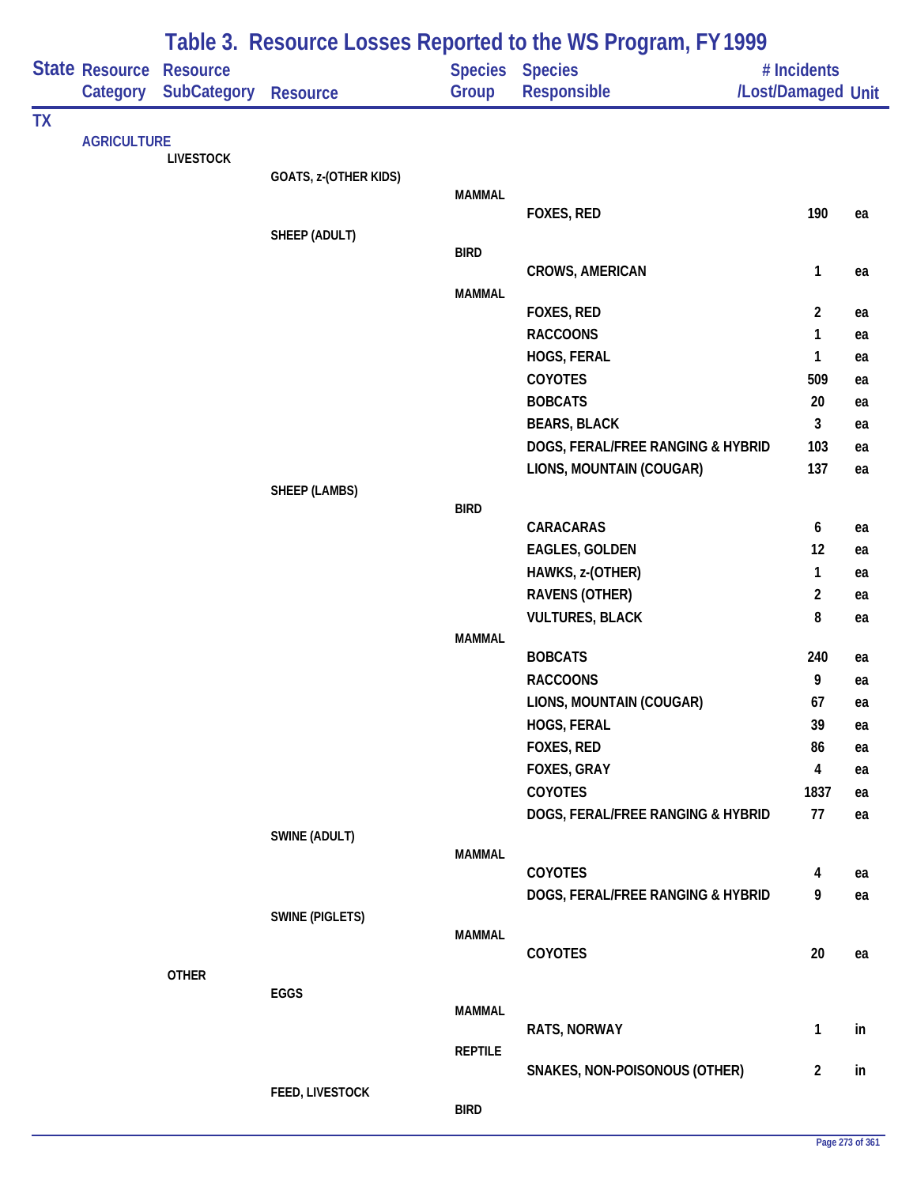# Table 3. Resource Losses Reported to the WS Program, FY 1999

| State | Resource Category | Resource SubCategory | Resource | Species Group | Species Responsible | # Incidents /Lost/Damaged | Unit |
|---|---|---|---|---|---|---|---|
| TX | | | | | | | |
| | AGRICULTURE | | | | | | |
| | | LIVESTOCK | | | | | |
| | | | GOATS, z-(OTHER KIDS) | | | | |
| | | | | MAMMAL | | | |
| | | | | | FOXES, RED | 190 | ea |
| | | | SHEEP (ADULT) | | | | |
| | | | | BIRD | | | |
| | | | | | CROWS, AMERICAN | 1 | ea |
| | | | | MAMMAL | | | |
| | | | | | FOXES, RED | 2 | ea |
| | | | | | RACCOONS | 1 | ea |
| | | | | | HOGS, FERAL | 1 | ea |
| | | | | | COYOTES | 509 | ea |
| | | | | | BOBCATS | 20 | ea |
| | | | | | BEARS, BLACK | 3 | ea |
| | | | | | DOGS, FERAL/FREE RANGING & HYBRID | 103 | ea |
| | | | | | LIONS, MOUNTAIN (COUGAR) | 137 | ea |
| | | | SHEEP (LAMBS) | | | | |
| | | | | BIRD | | | |
| | | | | | CARACARAS | 6 | ea |
| | | | | | EAGLES, GOLDEN | 12 | ea |
| | | | | | HAWKS, z-(OTHER) | 1 | ea |
| | | | | | RAVENS (OTHER) | 2 | ea |
| | | | | | VULTURES, BLACK | 8 | ea |
| | | | | MAMMAL | | | |
| | | | | | BOBCATS | 240 | ea |
| | | | | | RACCOONS | 9 | ea |
| | | | | | LIONS, MOUNTAIN (COUGAR) | 67 | ea |
| | | | | | HOGS, FERAL | 39 | ea |
| | | | | | FOXES, RED | 86 | ea |
| | | | | | FOXES, GRAY | 4 | ea |
| | | | | | COYOTES | 1837 | ea |
| | | | | | DOGS, FERAL/FREE RANGING & HYBRID | 77 | ea |
| | | | SWINE (ADULT) | | | | |
| | | | | MAMMAL | | | |
| | | | | | COYOTES | 4 | ea |
| | | | | | DOGS, FERAL/FREE RANGING & HYBRID | 9 | ea |
| | | | SWINE (PIGLETS) | | | | |
| | | | | MAMMAL | | | |
| | | | | | COYOTES | 20 | ea |
| | | OTHER | | | | | |
| | | | EGGS | | | | |
| | | | | MAMMAL | | | |
| | | | | | RATS, NORWAY | 1 | in |
| | | | | REPTILE | | | |
| | | | | | SNAKES, NON-POISONOUS (OTHER) | 2 | in |
| | | | FEED, LIVESTOCK | | | | |
| | | | | BIRD | | | |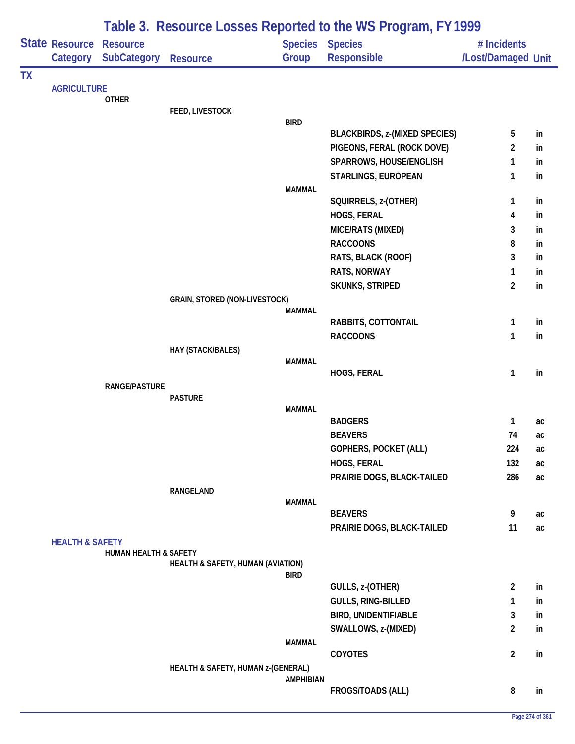# Table 3. Resource Losses Reported to the WS Program, FY 1999

| State | Resource Category | Resource SubCategory | Resource | Species Group | Species Responsible | # Incidents /Lost/Damaged | Unit |
|---|---|---|---|---|---|---|---|
| TX | | | | | | | |
| | AGRICULTURE | | | | | | |
| | | OTHER | | | | | |
| | | | FEED, LIVESTOCK | | | | |
| | | | | BIRD | | | |
| | | | | | BLACKBIRDS, z-(MIXED SPECIES) | 5 | in |
| | | | | | PIGEONS, FERAL (ROCK DOVE) | 2 | in |
| | | | | | SPARROWS, HOUSE/ENGLISH | 1 | in |
| | | | | | STARLINGS, EUROPEAN | 1 | in |
| | | | | MAMMAL | | | |
| | | | | | SQUIRRELS, z-(OTHER) | 1 | in |
| | | | | | HOGS, FERAL | 4 | in |
| | | | | | MICE/RATS (MIXED) | 3 | in |
| | | | | | RACCOONS | 8 | in |
| | | | | | RATS, BLACK (ROOF) | 3 | in |
| | | | | | RATS, NORWAY | 1 | in |
| | | | | | SKUNKS, STRIPED | 2 | in |
| | | | GRAIN, STORED (NON-LIVESTOCK) | | | | |
| | | | | MAMMAL | | | |
| | | | | | RABBITS, COTTONTAIL | 1 | in |
| | | | | | RACCOONS | 1 | in |
| | | | HAY (STACK/BALES) | | | | |
| | | | | MAMMAL | | | |
| | | | | | HOGS, FERAL | 1 | in |
| | | RANGE/PASTURE | | | | | |
| | | | PASTURE | | | | |
| | | | | MAMMAL | | | |
| | | | | | BADGERS | 1 | ac |
| | | | | | BEAVERS | 74 | ac |
| | | | | | GOPHERS, POCKET (ALL) | 224 | ac |
| | | | | | HOGS, FERAL | 132 | ac |
| | | | | | PRAIRIE DOGS, BLACK-TAILED | 286 | ac |
| | | | RANGELAND | | | | |
| | | | | MAMMAL | | | |
| | | | | | BEAVERS | 9 | ac |
| | | | | | PRAIRIE DOGS, BLACK-TAILED | 11 | ac |
| | HEALTH & SAFETY | | | | | | |
| | | HUMAN HEALTH & SAFETY | | | | | |
| | | | HEALTH & SAFETY, HUMAN (AVIATION) | | | | |
| | | | | BIRD | | | |
| | | | | | GULLS, z-(OTHER) | 2 | in |
| | | | | | GULLS, RING-BILLED | 1 | in |
| | | | | | BIRD, UNIDENTIFIABLE | 3 | in |
| | | | | | SWALLOWS, z-(MIXED) | 2 | in |
| | | | | MAMMAL | | | |
| | | | | | COYOTES | 2 | in |
| | | | HEALTH & SAFETY, HUMAN z-(GENERAL) | | | | |
| | | | | AMPHIBIAN | | | |
| | | | | | FROGS/TOADS (ALL) | 8 | in |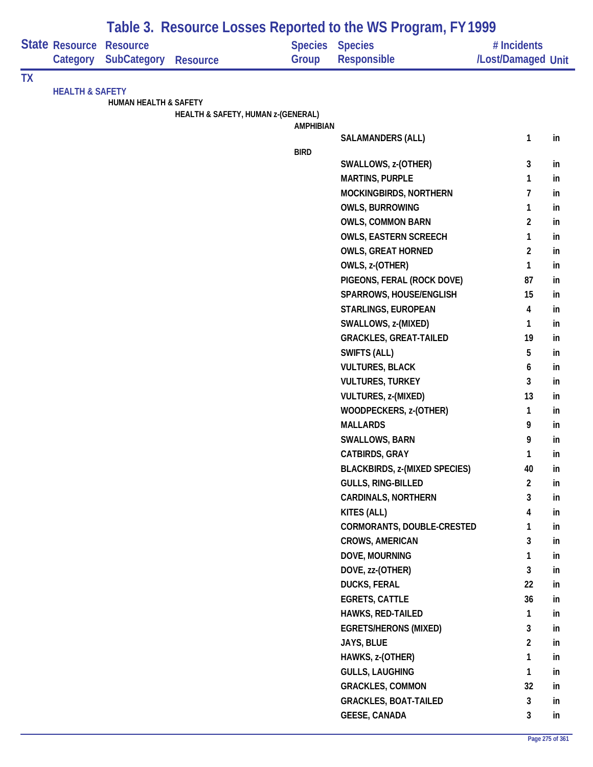# Table 3. Resource Losses Reported to the WS Program, FY 1999

| State | Resource Category | Resource SubCategory | Resource | Species Group | Species Responsible | # Incidents /Lost/Damaged | Unit |
|---|---|---|---|---|---|---|---|
| TX | | | | | | | |
| | HEALTH & SAFETY | | | | | | |
| | | HUMAN HEALTH & SAFETY | | | | | |
| | | | HEALTH & SAFETY, HUMAN z-(GENERAL) | | | | |
| | | | | AMPHIBIAN | | | |
| | | | | | SALAMANDERS (ALL) | 1 | in |
| | | | | BIRD | | | |
| | | | | | SWALLOWS, z-(OTHER) | 3 | in |
| | | | | | MARTINS, PURPLE | 1 | in |
| | | | | | MOCKINGBIRDS, NORTHERN | 7 | in |
| | | | | | OWLS, BURROWING | 1 | in |
| | | | | | OWLS, COMMON BARN | 2 | in |
| | | | | | OWLS, EASTERN SCREECH | 1 | in |
| | | | | | OWLS, GREAT HORNED | 2 | in |
| | | | | | OWLS, z-(OTHER) | 1 | in |
| | | | | | PIGEONS, FERAL (ROCK DOVE) | 87 | in |
| | | | | | SPARROWS, HOUSE/ENGLISH | 15 | in |
| | | | | | STARLINGS, EUROPEAN | 4 | in |
| | | | | | SWALLOWS, z-(MIXED) | 1 | in |
| | | | | | GRACKLES, GREAT-TAILED | 19 | in |
| | | | | | SWIFTS (ALL) | 5 | in |
| | | | | | VULTURES, BLACK | 6 | in |
| | | | | | VULTURES, TURKEY | 3 | in |
| | | | | | VULTURES, z-(MIXED) | 13 | in |
| | | | | | WOODPECKERS, z-(OTHER) | 1 | in |
| | | | | | MALLARDS | 9 | in |
| | | | | | SWALLOWS, BARN | 9 | in |
| | | | | | CATBIRDS, GRAY | 1 | in |
| | | | | | BLACKBIRDS, z-(MIXED SPECIES) | 40 | in |
| | | | | | GULLS, RING-BILLED | 2 | in |
| | | | | | CARDINALS, NORTHERN | 3 | in |
| | | | | | KITES (ALL) | 4 | in |
| | | | | | CORMORANTS, DOUBLE-CRESTED | 1 | in |
| | | | | | CROWS, AMERICAN | 3 | in |
| | | | | | DOVE, MOURNING | 1 | in |
| | | | | | DOVE, zz-(OTHER) | 3 | in |
| | | | | | DUCKS, FERAL | 22 | in |
| | | | | | EGRETS, CATTLE | 36 | in |
| | | | | | HAWKS, RED-TAILED | 1 | in |
| | | | | | EGRETS/HERONS (MIXED) | 3 | in |
| | | | | | JAYS, BLUE | 2 | in |
| | | | | | HAWKS, z-(OTHER) | 1 | in |
| | | | | | GULLS, LAUGHING | 1 | in |
| | | | | | GRACKLES, COMMON | 32 | in |
| | | | | | GRACKLES, BOAT-TAILED | 3 | in |
| | | | | | GEESE, CANADA | 3 | in |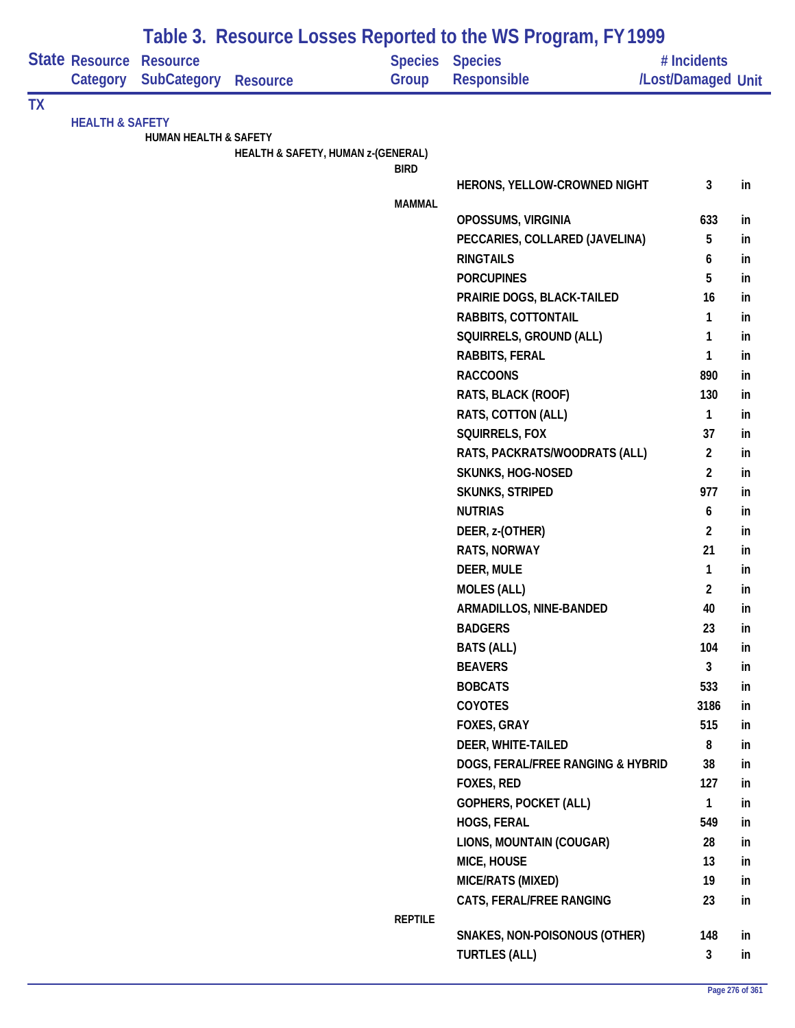# Table 3. Resource Losses Reported to the WS Program, FY 1999

| State | Resource Category | Resource SubCategory | Resource | Species Group | Species Responsible | # Incidents /Lost/Damaged | Unit |
|---|---|---|---|---|---|---|---|
| TX | | | | | | | |
| | HEALTH & SAFETY | | | | | | |
| | | HUMAN HEALTH & SAFETY | | | | | |
| | | | HEALTH & SAFETY, HUMAN z-(GENERAL) | | | | |
| | | | | BIRD | | | |
| | | | | | HERONS, YELLOW-CROWNED NIGHT | 3 | in |
| | | | | MAMMAL | | | |
| | | | | | OPOSSUMS, VIRGINIA | 633 | in |
| | | | | | PECCARIES, COLLARED (JAVELINA) | 5 | in |
| | | | | | RINGTAILS | 6 | in |
| | | | | | PORCUPINES | 5 | in |
| | | | | | PRAIRIE DOGS, BLACK-TAILED | 16 | in |
| | | | | | RABBITS, COTTONTAIL | 1 | in |
| | | | | | SQUIRRELS, GROUND (ALL) | 1 | in |
| | | | | | RABBITS, FERAL | 1 | in |
| | | | | | RACCOONS | 890 | in |
| | | | | | RATS, BLACK (ROOF) | 130 | in |
| | | | | | RATS, COTTON (ALL) | 1 | in |
| | | | | | SQUIRRELS, FOX | 37 | in |
| | | | | | RATS, PACKRATS/WOODRATS (ALL) | 2 | in |
| | | | | | SKUNKS, HOG-NOSED | 2 | in |
| | | | | | SKUNKS, STRIPED | 977 | in |
| | | | | | NUTRIAS | 6 | in |
| | | | | | DEER, z-(OTHER) | 2 | in |
| | | | | | RATS, NORWAY | 21 | in |
| | | | | | DEER, MULE | 1 | in |
| | | | | | MOLES (ALL) | 2 | in |
| | | | | | ARMADILLOS, NINE-BANDED | 40 | in |
| | | | | | BADGERS | 23 | in |
| | | | | | BATS (ALL) | 104 | in |
| | | | | | BEAVERS | 3 | in |
| | | | | | BOBCATS | 533 | in |
| | | | | | COYOTES | 3186 | in |
| | | | | | FOXES, GRAY | 515 | in |
| | | | | | DEER, WHITE-TAILED | 8 | in |
| | | | | | DOGS, FERAL/FREE RANGING & HYBRID | 38 | in |
| | | | | | FOXES, RED | 127 | in |
| | | | | | GOPHERS, POCKET (ALL) | 1 | in |
| | | | | | HOGS, FERAL | 549 | in |
| | | | | | LIONS, MOUNTAIN (COUGAR) | 28 | in |
| | | | | | MICE, HOUSE | 13 | in |
| | | | | | MICE/RATS (MIXED) | 19 | in |
| | | | | | CATS, FERAL/FREE RANGING | 23 | in |
| | | | | REPTILE | | | |
| | | | | | SNAKES, NON-POISONOUS (OTHER) | 148 | in |
| | | | | | TURTLES (ALL) | 3 | in |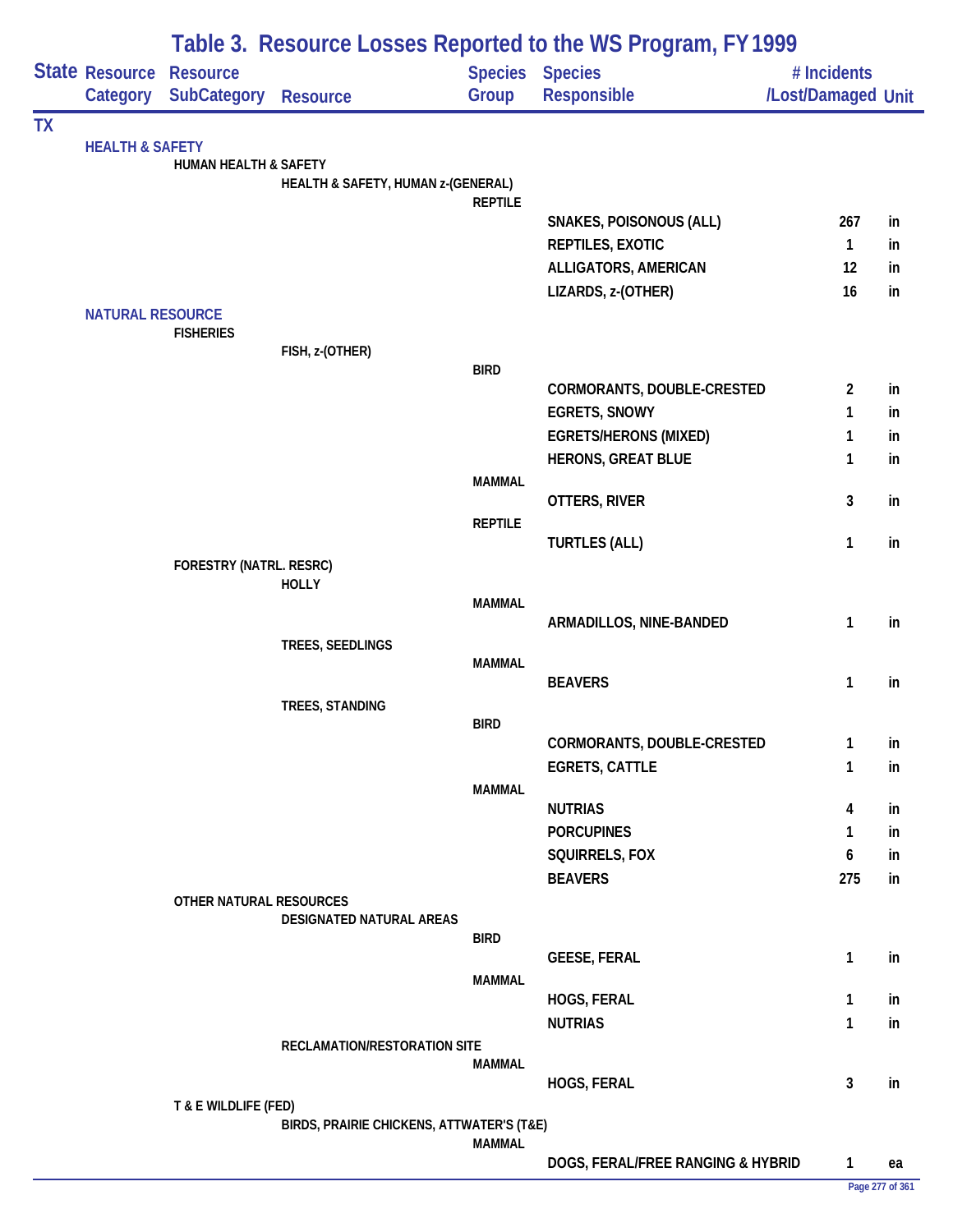## Table 3. Resource Losses Reported to the WS Program, FY 1999

| State | Resource Category | Resource SubCategory | Resource | Species Group | Species Responsible | # Incidents /Lost/Damaged | Unit |
|---|---|---|---|---|---|---|---|
| TX | | | | | | | |
| | HEALTH & SAFETY | | | | | | |
| | | HUMAN HEALTH & SAFETY | | | | | |
| | | | HEALTH & SAFETY, HUMAN z-(GENERAL) | | | | |
| | | | | REPTILE | | | |
| | | | | | SNAKES, POISONOUS (ALL) | 267 | in |
| | | | | | REPTILES, EXOTIC | 1 | in |
| | | | | | ALLIGATORS, AMERICAN | 12 | in |
| | | | | | LIZARDS, z-(OTHER) | 16 | in |
| | NATURAL RESOURCE | | | | | | |
| | | FISHERIES | | | | | |
| | | | FISH, z-(OTHER) | | | | |
| | | | | BIRD | | | |
| | | | | | CORMORANTS, DOUBLE-CRESTED | 2 | in |
| | | | | | EGRETS, SNOWY | 1 | in |
| | | | | | EGRETS/HERONS (MIXED) | 1 | in |
| | | | | | HERONS, GREAT BLUE | 1 | in |
| | | | | MAMMAL | | | |
| | | | | | OTTERS, RIVER | 3 | in |
| | | | | REPTILE | | | |
| | | | | | TURTLES (ALL) | 1 | in |
| | | FORESTRY (NATRL. RESRC) | | | | | |
| | | | HOLLY | | | | |
| | | | | MAMMAL | | | |
| | | | | | ARMADILLOS, NINE-BANDED | 1 | in |
| | | | TREES, SEEDLINGS | | | | |
| | | | | MAMMAL | | | |
| | | | | | BEAVERS | 1 | in |
| | | | TREES, STANDING | | | | |
| | | | | BIRD | | | |
| | | | | | CORMORANTS, DOUBLE-CRESTED | 1 | in |
| | | | | | EGRETS, CATTLE | 1 | in |
| | | | | MAMMAL | | | |
| | | | | | NUTRIAS | 4 | in |
| | | | | | PORCUPINES | 1 | in |
| | | | | | SQUIRRELS, FOX | 6 | in |
| | | | | | BEAVERS | 275 | in |
| | | OTHER NATURAL RESOURCES | | | | | |
| | | | DESIGNATED NATURAL AREAS | | | | |
| | | | | BIRD | | | |
| | | | | | GEESE, FERAL | 1 | in |
| | | | | MAMMAL | | | |
| | | | | | HOGS, FERAL | 1 | in |
| | | | | | NUTRIAS | 1 | in |
| | | | RECLAMATION/RESTORATION SITE | | | | |
| | | | | MAMMAL | | | |
| | | | | | HOGS, FERAL | 3 | in |
| | | T & E WILDLIFE (FED) | | | | | |
| | | | BIRDS, PRAIRIE CHICKENS, ATTWATER'S (T&E) | | | | |
| | | | | MAMMAL | | | |
| | | | | | DOGS, FERAL/FREE RANGING & HYBRID | 1 | ea |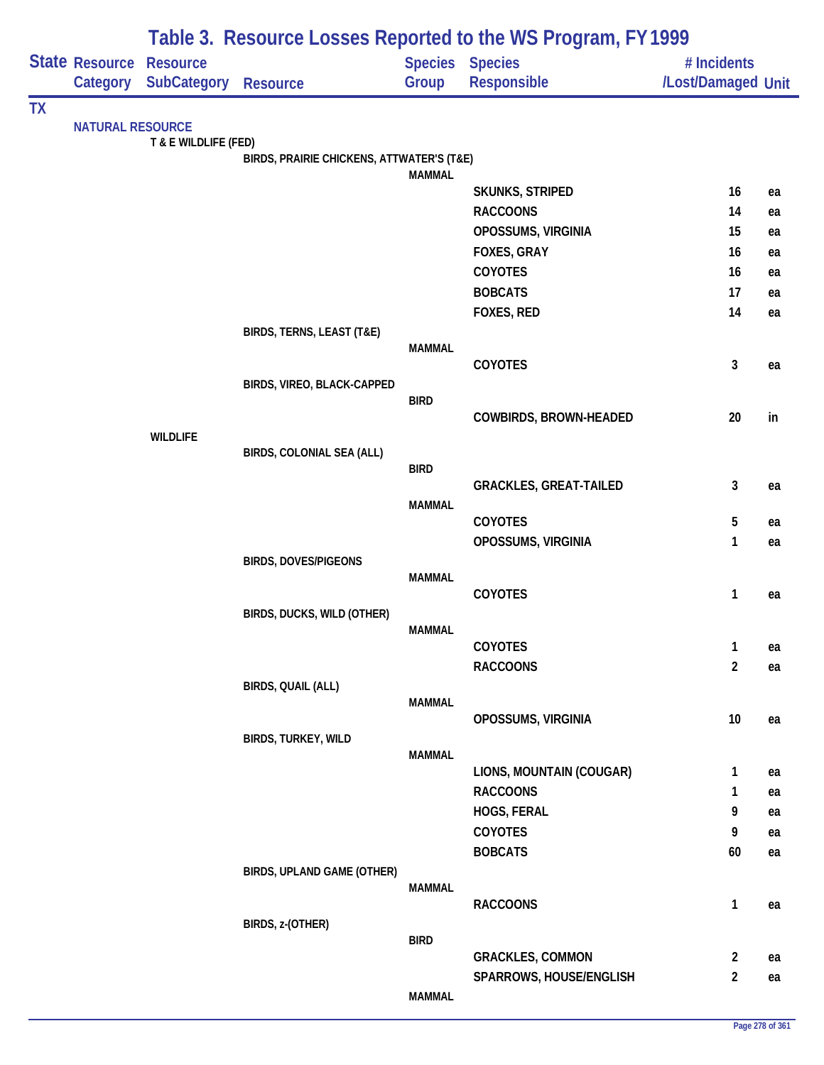# Table 3. Resource Losses Reported to the WS Program, FY 1999

| State | Resource Category | Resource SubCategory | Resource | Species Group | Species Responsible | # Incidents /Lost/Damaged | Unit |
|---|---|---|---|---|---|---|---|
| TX | | | | | | | |
| | NATURAL RESOURCE | | | | | | |
| | | T & E WILDLIFE (FED) | | | | | |
| | | | BIRDS, PRAIRIE CHICKENS, ATTWATER'S (T&E) | | | | |
| | | | | MAMMAL | | | |
| | | | | | SKUNKS, STRIPED | 16 | ea |
| | | | | | RACCOONS | 14 | ea |
| | | | | | OPOSSUMS, VIRGINIA | 15 | ea |
| | | | | | FOXES, GRAY | 16 | ea |
| | | | | | COYOTES | 16 | ea |
| | | | | | BOBCATS | 17 | ea |
| | | | | | FOXES, RED | 14 | ea |
| | | | BIRDS, TERNS, LEAST (T&E) | | | | |
| | | | | MAMMAL | | | |
| | | | | | COYOTES | 3 | ea |
| | | | BIRDS, VIREO, BLACK-CAPPED | | | | |
| | | | | BIRD | | | |
| | | | | | COWBIRDS, BROWN-HEADED | 20 | in |
| | | WILDLIFE | | | | | |
| | | | BIRDS, COLONIAL SEA (ALL) | | | | |
| | | | | BIRD | | | |
| | | | | | GRACKLES, GREAT-TAILED | 3 | ea |
| | | | | MAMMAL | | | |
| | | | | | COYOTES | 5 | ea |
| | | | | | OPOSSUMS, VIRGINIA | 1 | ea |
| | | | BIRDS, DOVES/PIGEONS | | | | |
| | | | | MAMMAL | | | |
| | | | | | COYOTES | 1 | ea |
| | | | BIRDS, DUCKS, WILD (OTHER) | | | | |
| | | | | MAMMAL | | | |
| | | | | | COYOTES | 1 | ea |
| | | | | | RACCOONS | 2 | ea |
| | | | BIRDS, QUAIL (ALL) | | | | |
| | | | | MAMMAL | | | |
| | | | | | OPOSSUMS, VIRGINIA | 10 | ea |
| | | | BIRDS, TURKEY, WILD | | | | |
| | | | | MAMMAL | | | |
| | | | | | LIONS, MOUNTAIN (COUGAR) | 1 | ea |
| | | | | | RACCOONS | 1 | ea |
| | | | | | HOGS, FERAL | 9 | ea |
| | | | | | COYOTES | 9 | ea |
| | | | | | BOBCATS | 60 | ea |
| | | | BIRDS, UPLAND GAME (OTHER) | | | | |
| | | | | MAMMAL | | | |
| | | | | | RACCOONS | 1 | ea |
| | | | BIRDS, z-(OTHER) | | | | |
| | | | | BIRD | | | |
| | | | | | GRACKLES, COMMON | 2 | ea |
| | | | | | SPARROWS, HOUSE/ENGLISH | 2 | ea |
| | | | | MAMMAL | | | |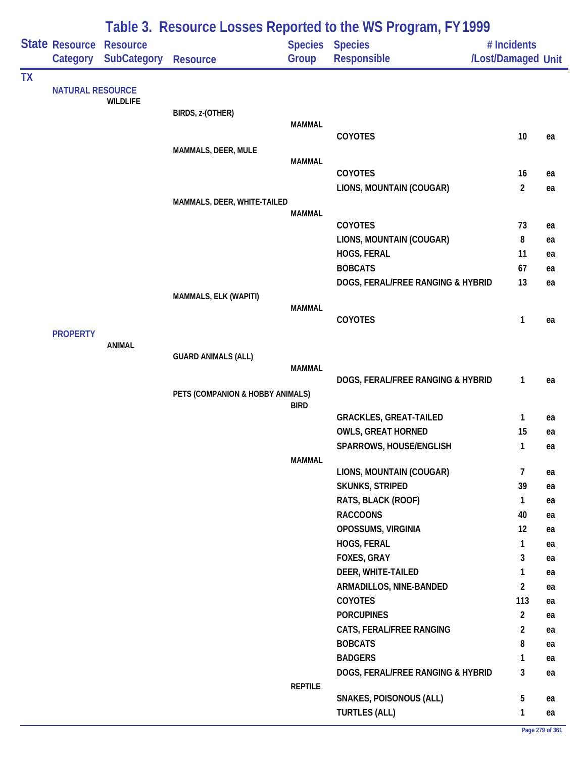# Table 3. Resource Losses Reported to the WS Program, FY 1999

| State | Resource Category | Resource SubCategory | Resource | Species Group | Species Responsible | # Incidents /Lost/Damaged | Unit |
|---|---|---|---|---|---|---|---|
| TX | | | | | | | |
| | NATURAL RESOURCE | | | | | | |
| | | WILDLIFE | | | | | |
| | | | BIRDS, z-(OTHER) | | | | |
| | | | | MAMMAL | | | |
| | | | | | COYOTES | 10 | ea |
| | | | MAMMALS, DEER, MULE | | | | |
| | | | | MAMMAL | | | |
| | | | | | COYOTES | 16 | ea |
| | | | | | LIONS, MOUNTAIN (COUGAR) | 2 | ea |
| | | | MAMMALS, DEER, WHITE-TAILED | | | | |
| | | | | MAMMAL | | | |
| | | | | | COYOTES | 73 | ea |
| | | | | | LIONS, MOUNTAIN (COUGAR) | 8 | ea |
| | | | | | HOGS, FERAL | 11 | ea |
| | | | | | BOBCATS | 67 | ea |
| | | | | | DOGS, FERAL/FREE RANGING & HYBRID | 13 | ea |
| | | | MAMMALS, ELK (WAPITI) | | | | |
| | | | | MAMMAL | | | |
| | | | | | COYOTES | 1 | ea |
| | PROPERTY | | | | | | |
| | | ANIMAL | | | | | |
| | | | GUARD ANIMALS (ALL) | | | | |
| | | | | MAMMAL | | | |
| | | | | | DOGS, FERAL/FREE RANGING & HYBRID | 1 | ea |
| | | | PETS (COMPANION & HOBBY ANIMALS) | | | | |
| | | | | BIRD | | | |
| | | | | | GRACKLES, GREAT-TAILED | 1 | ea |
| | | | | | OWLS, GREAT HORNED | 15 | ea |
| | | | | | SPARROWS, HOUSE/ENGLISH | 1 | ea |
| | | | | MAMMAL | | | |
| | | | | | LIONS, MOUNTAIN (COUGAR) | 7 | ea |
| | | | | | SKUNKS, STRIPED | 39 | ea |
| | | | | | RATS, BLACK (ROOF) | 1 | ea |
| | | | | | RACCOONS | 40 | ea |
| | | | | | OPOSSUMS, VIRGINIA | 12 | ea |
| | | | | | HOGS, FERAL | 1 | ea |
| | | | | | FOXES, GRAY | 3 | ea |
| | | | | | DEER, WHITE-TAILED | 1 | ea |
| | | | | | ARMADILLOS, NINE-BANDED | 2 | ea |
| | | | | | COYOTES | 113 | ea |
| | | | | | PORCUPINES | 2 | ea |
| | | | | | CATS, FERAL/FREE RANGING | 2 | ea |
| | | | | | BOBCATS | 8 | ea |
| | | | | | BADGERS | 1 | ea |
| | | | | | DOGS, FERAL/FREE RANGING & HYBRID | 3 | ea |
| | | | | REPTILE | | | |
| | | | | | SNAKES, POISONOUS (ALL) | 5 | ea |
| | | | | | TURTLES (ALL) | 1 | ea |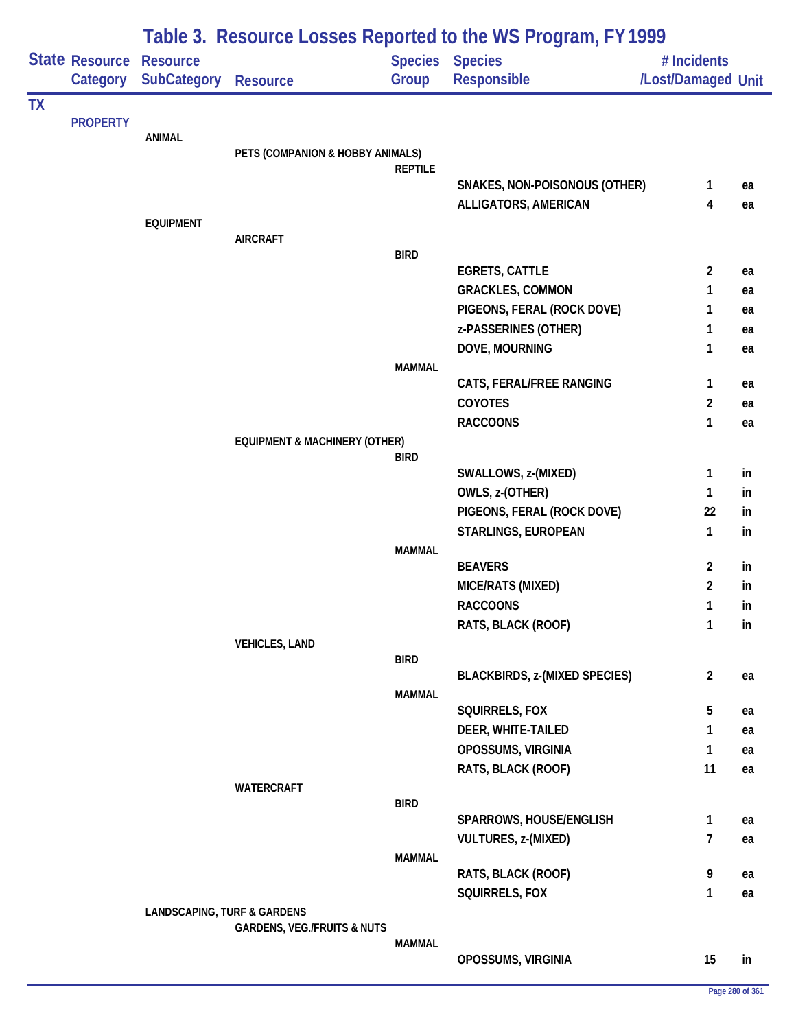# Table 3. Resource Losses Reported to the WS Program, FY 1999

| State | Resource Category | Resource SubCategory | Resource | Species Group | Species Responsible | # Incidents /Lost/Damaged | Unit |
|---|---|---|---|---|---|---|---|
| TX | | | | | | | |
| | PROPERTY | | | | | | |
| | | ANIMAL | | | | | |
| | | | PETS (COMPANION & HOBBY ANIMALS) | | | | |
| | | | | REPTILE | | | |
| | | | | | SNAKES, NON-POISONOUS (OTHER) | 1 | ea |
| | | | | | ALLIGATORS, AMERICAN | 4 | ea |
| | | EQUIPMENT | | | | | |
| | | | AIRCRAFT | | | | |
| | | | | BIRD | | | |
| | | | | | EGRETS, CATTLE | 2 | ea |
| | | | | | GRACKLES, COMMON | 1 | ea |
| | | | | | PIGEONS, FERAL (ROCK DOVE) | 1 | ea |
| | | | | | z-PASSERINES (OTHER) | 1 | ea |
| | | | | | DOVE, MOURNING | 1 | ea |
| | | | | MAMMAL | | | |
| | | | | | CATS, FERAL/FREE RANGING | 1 | ea |
| | | | | | COYOTES | 2 | ea |
| | | | | | RACCOONS | 1 | ea |
| | | | EQUIPMENT & MACHINERY (OTHER) | | | | |
| | | | | BIRD | | | |
| | | | | | SWALLOWS, z-(MIXED) | 1 | in |
| | | | | | OWLS, z-(OTHER) | 1 | in |
| | | | | | PIGEONS, FERAL (ROCK DOVE) | 22 | in |
| | | | | | STARLINGS, EUROPEAN | 1 | in |
| | | | | MAMMAL | | | |
| | | | | | BEAVERS | 2 | in |
| | | | | | MICE/RATS (MIXED) | 2 | in |
| | | | | | RACCOONS | 1 | in |
| | | | | | RATS, BLACK (ROOF) | 1 | in |
| | | | VEHICLES, LAND | | | | |
| | | | | BIRD | | | |
| | | | | | BLACKBIRDS, z-(MIXED SPECIES) | 2 | ea |
| | | | | MAMMAL | | | |
| | | | | | SQUIRRELS, FOX | 5 | ea |
| | | | | | DEER, WHITE-TAILED | 1 | ea |
| | | | | | OPOSSUMS, VIRGINIA | 1 | ea |
| | | | | | RATS, BLACK (ROOF) | 11 | ea |
| | | | WATERCRAFT | | | | |
| | | | | BIRD | | | |
| | | | | | SPARROWS, HOUSE/ENGLISH | 1 | ea |
| | | | | | VULTURES, z-(MIXED) | 7 | ea |
| | | | | MAMMAL | | | |
| | | | | | RATS, BLACK (ROOF) | 9 | ea |
| | | | | | SQUIRRELS, FOX | 1 | ea |
| | | LANDSCAPING, TURF & GARDENS | | | | | |
| | | | GARDENS, VEG./FRUITS & NUTS | | | | |
| | | | | MAMMAL | | | |
| | | | | | OPOSSUMS, VIRGINIA | 15 | in |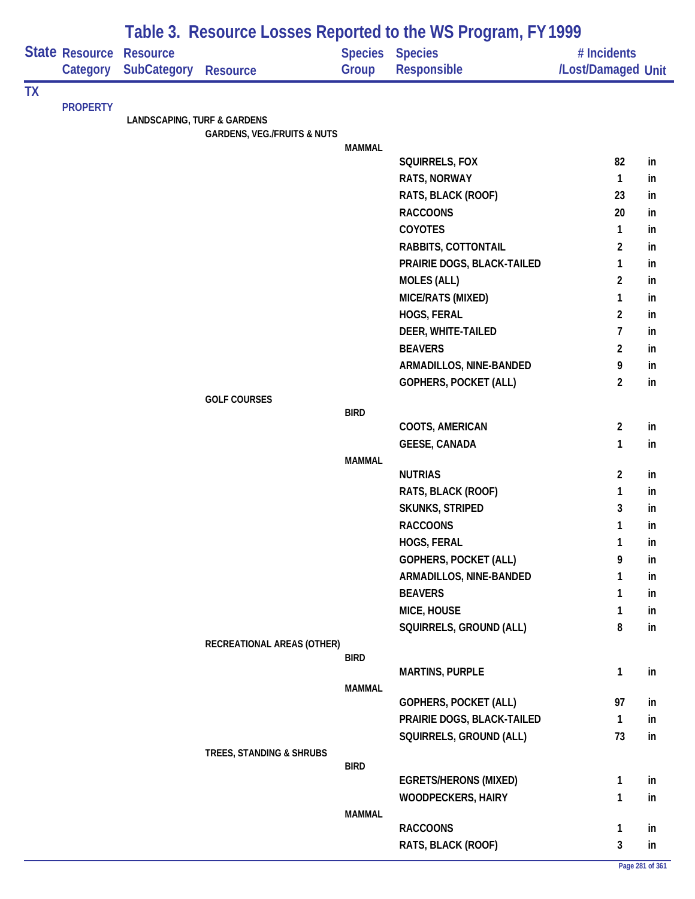## Table 3. Resource Losses Reported to the WS Program, FY 1999

| State | Resource Category | Resource SubCategory | Resource | Species Group | Species Responsible | # Incidents /Lost/Damaged | Unit |
|---|---|---|---|---|---|---|---|
| TX | | | | | | | |
| | PROPERTY | | | | | | |
| | | LANDSCAPING, TURF & GARDENS | | | | | |
| | | | GARDENS, VEG./FRUITS & NUTS | | | | |
| | | | | MAMMAL | | | |
| | | | | | SQUIRRELS, FOX | 82 | in |
| | | | | | RATS, NORWAY | 1 | in |
| | | | | | RATS, BLACK (ROOF) | 23 | in |
| | | | | | RACCOONS | 20 | in |
| | | | | | COYOTES | 1 | in |
| | | | | | RABBITS, COTTONTAIL | 2 | in |
| | | | | | PRAIRIE DOGS, BLACK-TAILED | 1 | in |
| | | | | | MOLES (ALL) | 2 | in |
| | | | | | MICE/RATS (MIXED) | 1 | in |
| | | | | | HOGS, FERAL | 2 | in |
| | | | | | DEER, WHITE-TAILED | 7 | in |
| | | | | | BEAVERS | 2 | in |
| | | | | | ARMADILLOS, NINE-BANDED | 9 | in |
| | | | | | GOPHERS, POCKET (ALL) | 2 | in |
| | | | GOLF COURSES | | | | |
| | | | | BIRD | | | |
| | | | | | COOTS, AMERICAN | 2 | in |
| | | | | | GEESE, CANADA | 1 | in |
| | | | | MAMMAL | | | |
| | | | | | NUTRIAS | 2 | in |
| | | | | | RATS, BLACK (ROOF) | 1 | in |
| | | | | | SKUNKS, STRIPED | 3 | in |
| | | | | | RACCOONS | 1 | in |
| | | | | | HOGS, FERAL | 1 | in |
| | | | | | GOPHERS, POCKET (ALL) | 9 | in |
| | | | | | ARMADILLOS, NINE-BANDED | 1 | in |
| | | | | | BEAVERS | 1 | in |
| | | | | | MICE, HOUSE | 1 | in |
| | | | | | SQUIRRELS, GROUND (ALL) | 8 | in |
| | | | RECREATIONAL AREAS (OTHER) | | | | |
| | | | | BIRD | | | |
| | | | | | MARTINS, PURPLE | 1 | in |
| | | | | MAMMAL | | | |
| | | | | | GOPHERS, POCKET (ALL) | 97 | in |
| | | | | | PRAIRIE DOGS, BLACK-TAILED | 1 | in |
| | | | | | SQUIRRELS, GROUND (ALL) | 73 | in |
| | | | TREES, STANDING & SHRUBS | | | | |
| | | | | BIRD | | | |
| | | | | | EGRETS/HERONS (MIXED) | 1 | in |
| | | | | | WOODPECKERS, HAIRY | 1 | in |
| | | | | MAMMAL | | | |
| | | | | | RACCOONS | 1 | in |
| | | | | | RATS, BLACK (ROOF) | 3 | in |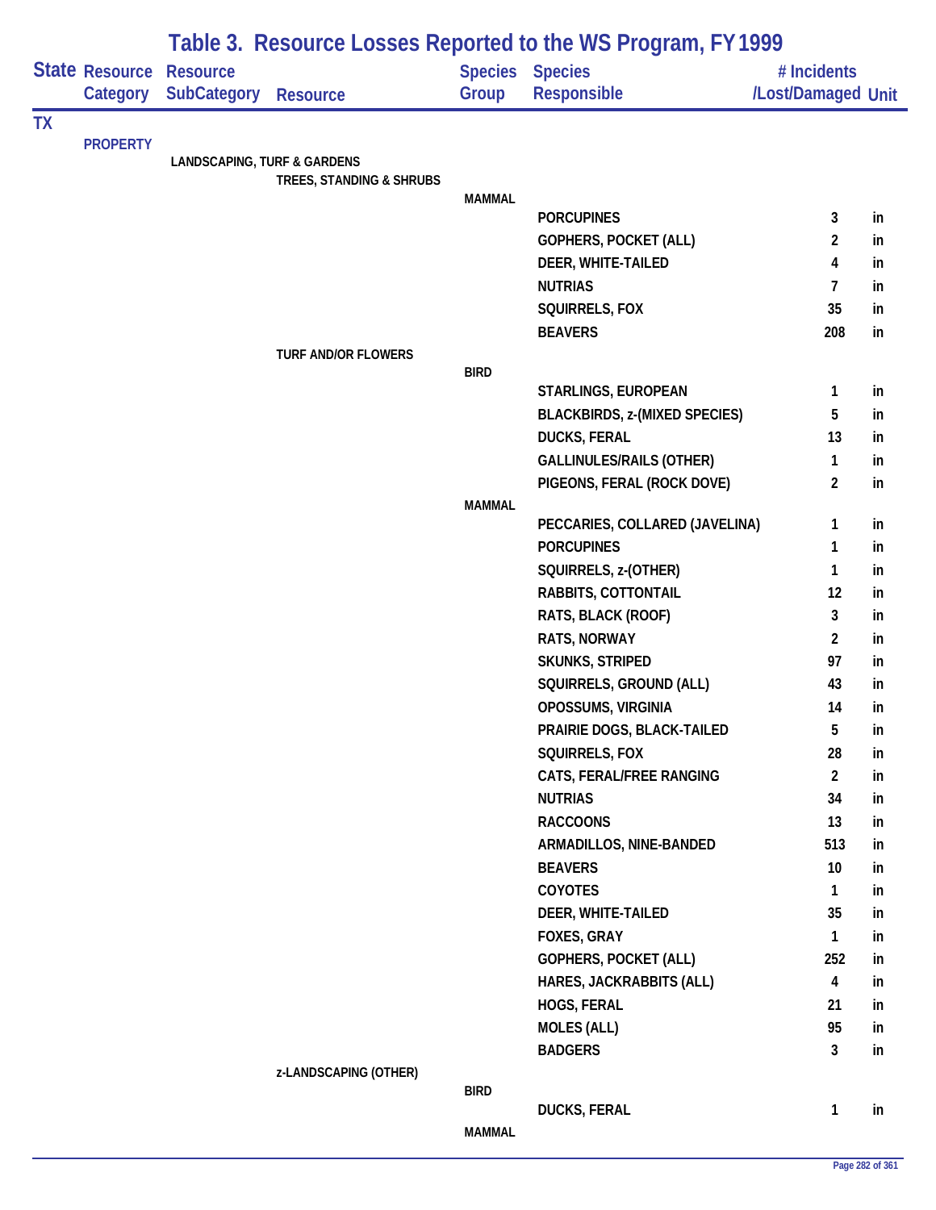# Table 3. Resource Losses Reported to the WS Program, FY 1999

| State | Resource Category | Resource SubCategory | Resource | Species Group | Species Responsible | # Incidents /Lost/Damaged | Unit |
|---|---|---|---|---|---|---|---|
| TX | | | | | | | |
| | PROPERTY | | | | | | |
| | | LANDSCAPING, TURF & GARDENS | | | | | |
| | | | TREES, STANDING & SHRUBS | | | | |
| | | | | MAMMAL | | | |
| | | | | | PORCUPINES | 3 | in |
| | | | | | GOPHERS, POCKET (ALL) | 2 | in |
| | | | | | DEER, WHITE-TAILED | 4 | in |
| | | | | | NUTRIAS | 7 | in |
| | | | | | SQUIRRELS, FOX | 35 | in |
| | | | | | BEAVERS | 208 | in |
| | | | TURF AND/OR FLOWERS | | | | |
| | | | | BIRD | | | |
| | | | | | STARLINGS, EUROPEAN | 1 | in |
| | | | | | BLACKBIRDS, z-(MIXED SPECIES) | 5 | in |
| | | | | | DUCKS, FERAL | 13 | in |
| | | | | | GALLINULES/RAILS (OTHER) | 1 | in |
| | | | | | PIGEONS, FERAL (ROCK DOVE) | 2 | in |
| | | | | MAMMAL | | | |
| | | | | | PECCARIES, COLLARED (JAVELINA) | 1 | in |
| | | | | | PORCUPINES | 1 | in |
| | | | | | SQUIRRELS, z-(OTHER) | 1 | in |
| | | | | | RABBITS, COTTONTAIL | 12 | in |
| | | | | | RATS, BLACK (ROOF) | 3 | in |
| | | | | | RATS, NORWAY | 2 | in |
| | | | | | SKUNKS, STRIPED | 97 | in |
| | | | | | SQUIRRELS, GROUND (ALL) | 43 | in |
| | | | | | OPOSSUMS, VIRGINIA | 14 | in |
| | | | | | PRAIRIE DOGS, BLACK-TAILED | 5 | in |
| | | | | | SQUIRRELS, FOX | 28 | in |
| | | | | | CATS, FERAL/FREE RANGING | 2 | in |
| | | | | | NUTRIAS | 34 | in |
| | | | | | RACCOONS | 13 | in |
| | | | | | ARMADILLOS, NINE-BANDED | 513 | in |
| | | | | | BEAVERS | 10 | in |
| | | | | | COYOTES | 1 | in |
| | | | | | DEER, WHITE-TAILED | 35 | in |
| | | | | | FOXES, GRAY | 1 | in |
| | | | | | GOPHERS, POCKET (ALL) | 252 | in |
| | | | | | HARES, JACKRABBITS (ALL) | 4 | in |
| | | | | | HOGS, FERAL | 21 | in |
| | | | | | MOLES (ALL) | 95 | in |
| | | | | | BADGERS | 3 | in |
| | | | z-LANDSCAPING (OTHER) | | | | |
| | | | | BIRD | | | |
| | | | | | DUCKS, FERAL | 1 | in |
| | | | | MAMMAL | | | |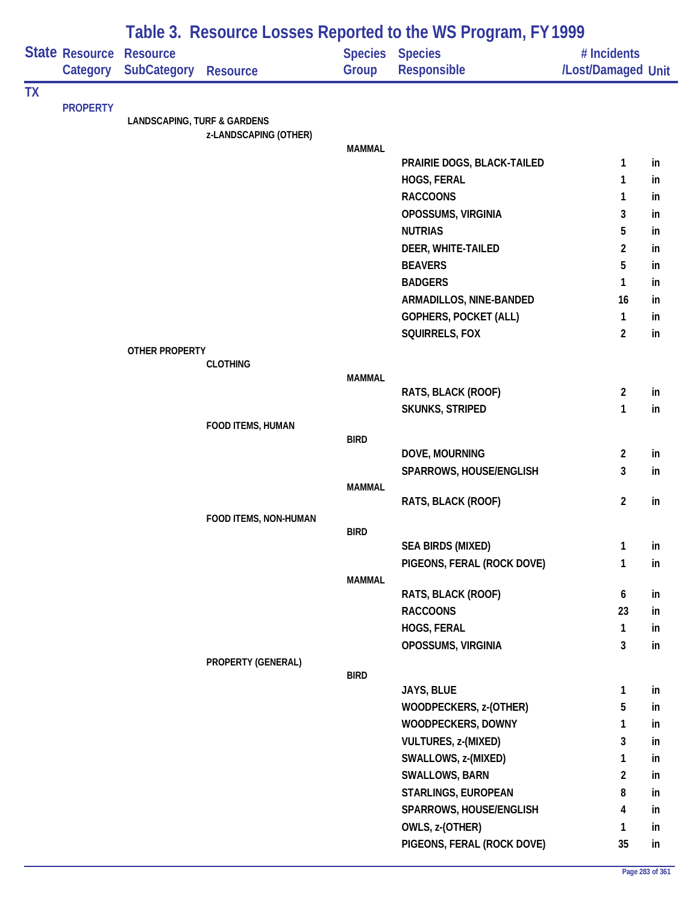# Table 3. Resource Losses Reported to the WS Program, FY 1999

| State | Resource Category | Resource SubCategory | Resource | Species Group | Species Responsible | # Incidents /Lost/Damaged | Unit |
|---|---|---|---|---|---|---|---|
| TX | | | | | | | |
| | PROPERTY | | | | | | |
| | | LANDSCAPING, TURF & GARDENS | | | | | |
| | | | z-LANDSCAPING (OTHER) | | | | |
| | | | | MAMMAL | | | |
| | | | | | PRAIRIE DOGS, BLACK-TAILED | 1 | in |
| | | | | | HOGS, FERAL | 1 | in |
| | | | | | RACCOONS | 1 | in |
| | | | | | OPOSSUMS, VIRGINIA | 3 | in |
| | | | | | NUTRIAS | 5 | in |
| | | | | | DEER, WHITE-TAILED | 2 | in |
| | | | | | BEAVERS | 5 | in |
| | | | | | BADGERS | 1 | in |
| | | | | | ARMADILLOS, NINE-BANDED | 16 | in |
| | | | | | GOPHERS, POCKET (ALL) | 1 | in |
| | | | | | SQUIRRELS, FOX | 2 | in |
| | | OTHER PROPERTY | | | | | |
| | | | CLOTHING | | | | |
| | | | | MAMMAL | | | |
| | | | | | RATS, BLACK (ROOF) | 2 | in |
| | | | | | SKUNKS, STRIPED | 1 | in |
| | | | FOOD ITEMS, HUMAN | | | | |
| | | | | BIRD | | | |
| | | | | | DOVE, MOURNING | 2 | in |
| | | | | | SPARROWS, HOUSE/ENGLISH | 3 | in |
| | | | | MAMMAL | | | |
| | | | | | RATS, BLACK (ROOF) | 2 | in |
| | | | FOOD ITEMS, NON-HUMAN | | | | |
| | | | | BIRD | | | |
| | | | | | SEA BIRDS (MIXED) | 1 | in |
| | | | | | PIGEONS, FERAL (ROCK DOVE) | 1 | in |
| | | | | MAMMAL | | | |
| | | | | | RATS, BLACK (ROOF) | 6 | in |
| | | | | | RACCOONS | 23 | in |
| | | | | | HOGS, FERAL | 1 | in |
| | | | | | OPOSSUMS, VIRGINIA | 3 | in |
| | | | PROPERTY (GENERAL) | | | | |
| | | | | BIRD | | | |
| | | | | | JAYS, BLUE | 1 | in |
| | | | | | WOODPECKERS, z-(OTHER) | 5 | in |
| | | | | | WOODPECKERS, DOWNY | 1 | in |
| | | | | | VULTURES, z-(MIXED) | 3 | in |
| | | | | | SWALLOWS, z-(MIXED) | 1 | in |
| | | | | | SWALLOWS, BARN | 2 | in |
| | | | | | STARLINGS, EUROPEAN | 8 | in |
| | | | | | SPARROWS, HOUSE/ENGLISH | 4 | in |
| | | | | | OWLS, z-(OTHER) | 1 | in |
| | | | | | PIGEONS, FERAL (ROCK DOVE) | 35 | in |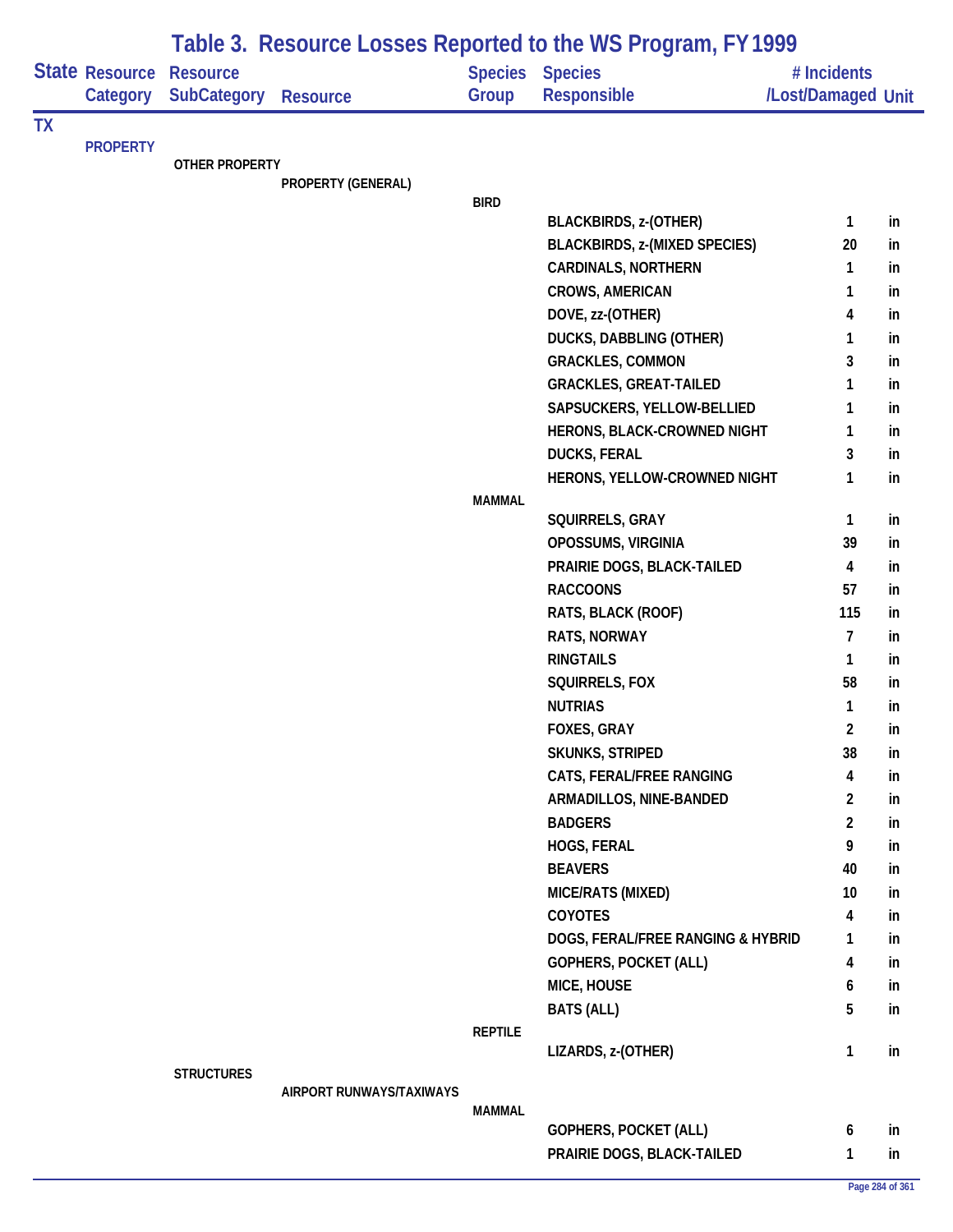# Table 3. Resource Losses Reported to the WS Program, FY 1999

| State | Resource Category | Resource SubCategory | Resource | Species Group | Species Responsible | # Incidents /Lost/Damaged | Unit |
|---|---|---|---|---|---|---|---|
| TX | | | | | | | |
| | PROPERTY | | | | | | |
| | | OTHER PROPERTY | | | | | |
| | | | PROPERTY (GENERAL) | | | | |
| | | | | BIRD | | | |
| | | | | | BLACKBIRDS, z-(OTHER) | 1 | in |
| | | | | | BLACKBIRDS, z-(MIXED SPECIES) | 20 | in |
| | | | | | CARDINALS, NORTHERN | 1 | in |
| | | | | | CROWS, AMERICAN | 1 | in |
| | | | | | DOVE, zz-(OTHER) | 4 | in |
| | | | | | DUCKS, DABBLING (OTHER) | 1 | in |
| | | | | | GRACKLES, COMMON | 3 | in |
| | | | | | GRACKLES, GREAT-TAILED | 1 | in |
| | | | | | SAPSUCKERS, YELLOW-BELLIED | 1 | in |
| | | | | | HERONS, BLACK-CROWNED NIGHT | 1 | in |
| | | | | | DUCKS, FERAL | 3 | in |
| | | | | | HERONS, YELLOW-CROWNED NIGHT | 1 | in |
| | | | | MAMMAL | | | |
| | | | | | SQUIRRELS, GRAY | 1 | in |
| | | | | | OPOSSUMS, VIRGINIA | 39 | in |
| | | | | | PRAIRIE DOGS, BLACK-TAILED | 4 | in |
| | | | | | RACCOONS | 57 | in |
| | | | | | RATS, BLACK (ROOF) | 115 | in |
| | | | | | RATS, NORWAY | 7 | in |
| | | | | | RINGTAILS | 1 | in |
| | | | | | SQUIRRELS, FOX | 58 | in |
| | | | | | NUTRIAS | 1 | in |
| | | | | | FOXES, GRAY | 2 | in |
| | | | | | SKUNKS, STRIPED | 38 | in |
| | | | | | CATS, FERAL/FREE RANGING | 4 | in |
| | | | | | ARMADILLOS, NINE-BANDED | 2 | in |
| | | | | | BADGERS | 2 | in |
| | | | | | HOGS, FERAL | 9 | in |
| | | | | | BEAVERS | 40 | in |
| | | | | | MICE/RATS (MIXED) | 10 | in |
| | | | | | COYOTES | 4 | in |
| | | | | | DOGS, FERAL/FREE RANGING & HYBRID | 1 | in |
| | | | | | GOPHERS, POCKET (ALL) | 4 | in |
| | | | | | MICE, HOUSE | 6 | in |
| | | | | | BATS (ALL) | 5 | in |
| | | | | REPTILE | | | |
| | | | | | LIZARDS, z-(OTHER) | 1 | in |
| | | STRUCTURES | | | | | |
| | | | AIRPORT RUNWAYS/TAXIWAYS | | | | |
| | | | | MAMMAL | | | |
| | | | | | GOPHERS, POCKET (ALL) | 6 | in |
| | | | | | PRAIRIE DOGS, BLACK-TAILED | 1 | in |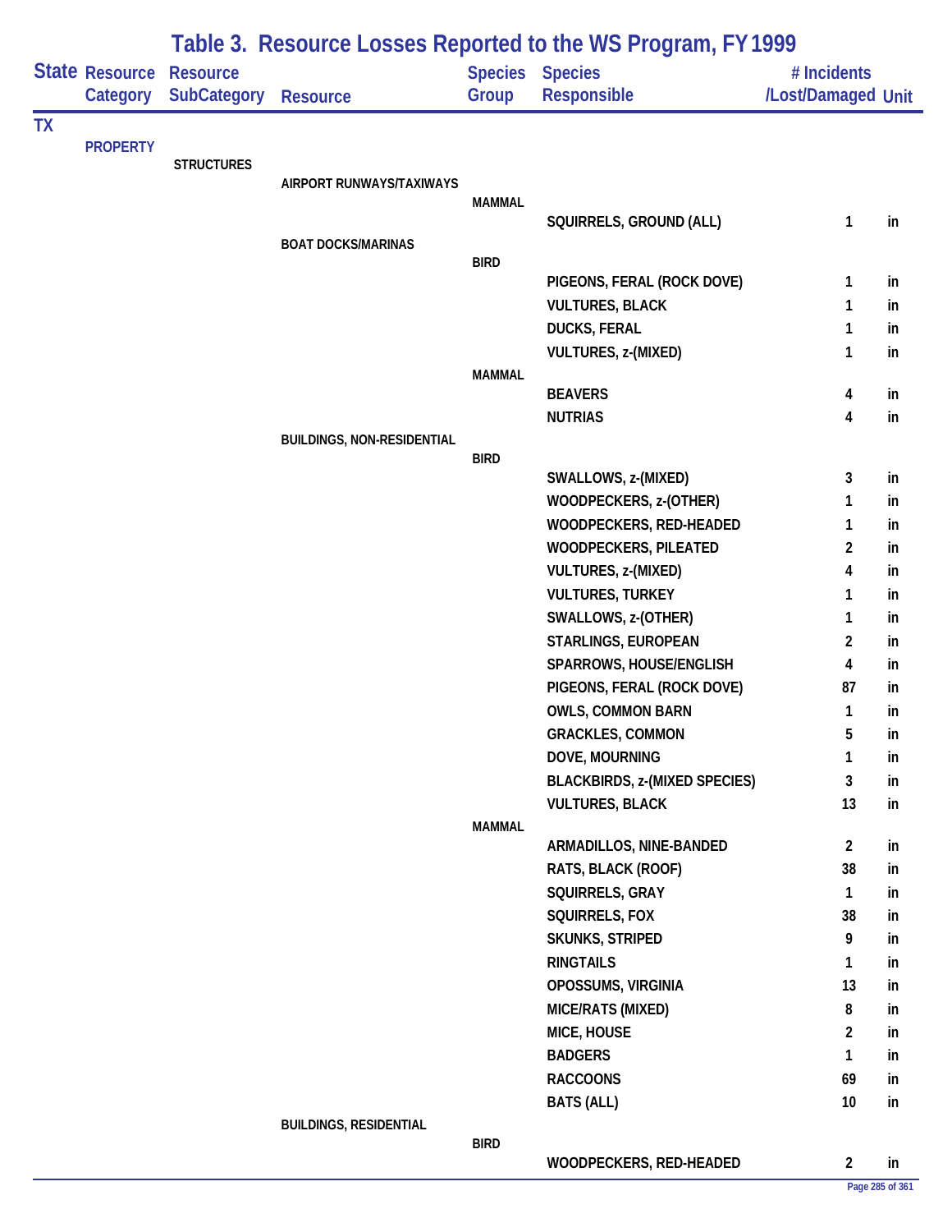# Table 3. Resource Losses Reported to the WS Program, FY 1999

| State | Resource Category | Resource SubCategory | Resource | Species Group | Species Responsible | # Incidents /Lost/Damaged | Unit |
|---|---|---|---|---|---|---|---|
| TX | | | | | | | |
| | PROPERTY | | | | | | |
| | | STRUCTURES | | | | | |
| | | | AIRPORT RUNWAYS/TAXIWAYS | | | | |
| | | | | MAMMAL | | | |
| | | | | | SQUIRRELS, GROUND (ALL) | 1 | in |
| | | | BOAT DOCKS/MARINAS | | | | |
| | | | | BIRD | | | |
| | | | | | PIGEONS, FERAL (ROCK DOVE) | 1 | in |
| | | | | | VULTURES, BLACK | 1 | in |
| | | | | | DUCKS, FERAL | 1 | in |
| | | | | | VULTURES, z-(MIXED) | 1 | in |
| | | | | MAMMAL | | | |
| | | | | | BEAVERS | 4 | in |
| | | | | | NUTRIAS | 4 | in |
| | | | BUILDINGS, NON-RESIDENTIAL | | | | |
| | | | | BIRD | | | |
| | | | | | SWALLOWS, z-(MIXED) | 3 | in |
| | | | | | WOODPECKERS, z-(OTHER) | 1 | in |
| | | | | | WOODPECKERS, RED-HEADED | 1 | in |
| | | | | | WOODPECKERS, PILEATED | 2 | in |
| | | | | | VULTURES, z-(MIXED) | 4 | in |
| | | | | | VULTURES, TURKEY | 1 | in |
| | | | | | SWALLOWS, z-(OTHER) | 1 | in |
| | | | | | STARLINGS, EUROPEAN | 2 | in |
| | | | | | SPARROWS, HOUSE/ENGLISH | 4 | in |
| | | | | | PIGEONS, FERAL (ROCK DOVE) | 87 | in |
| | | | | | OWLS, COMMON BARN | 1 | in |
| | | | | | GRACKLES, COMMON | 5 | in |
| | | | | | DOVE, MOURNING | 1 | in |
| | | | | | BLACKBIRDS, z-(MIXED SPECIES) | 3 | in |
| | | | | | VULTURES, BLACK | 13 | in |
| | | | | MAMMAL | | | |
| | | | | | ARMADILLOS, NINE-BANDED | 2 | in |
| | | | | | RATS, BLACK (ROOF) | 38 | in |
| | | | | | SQUIRRELS, GRAY | 1 | in |
| | | | | | SQUIRRELS, FOX | 38 | in |
| | | | | | SKUNKS, STRIPED | 9 | in |
| | | | | | RINGTAILS | 1 | in |
| | | | | | OPOSSUMS, VIRGINIA | 13 | in |
| | | | | | MICE/RATS (MIXED) | 8 | in |
| | | | | | MICE, HOUSE | 2 | in |
| | | | | | BADGERS | 1 | in |
| | | | | | RACCOONS | 69 | in |
| | | | | | BATS (ALL) | 10 | in |
| | | | BUILDINGS, RESIDENTIAL | | | | |
| | | | | BIRD | | | |
| | | | | | WOODPECKERS, RED-HEADED | 2 | in |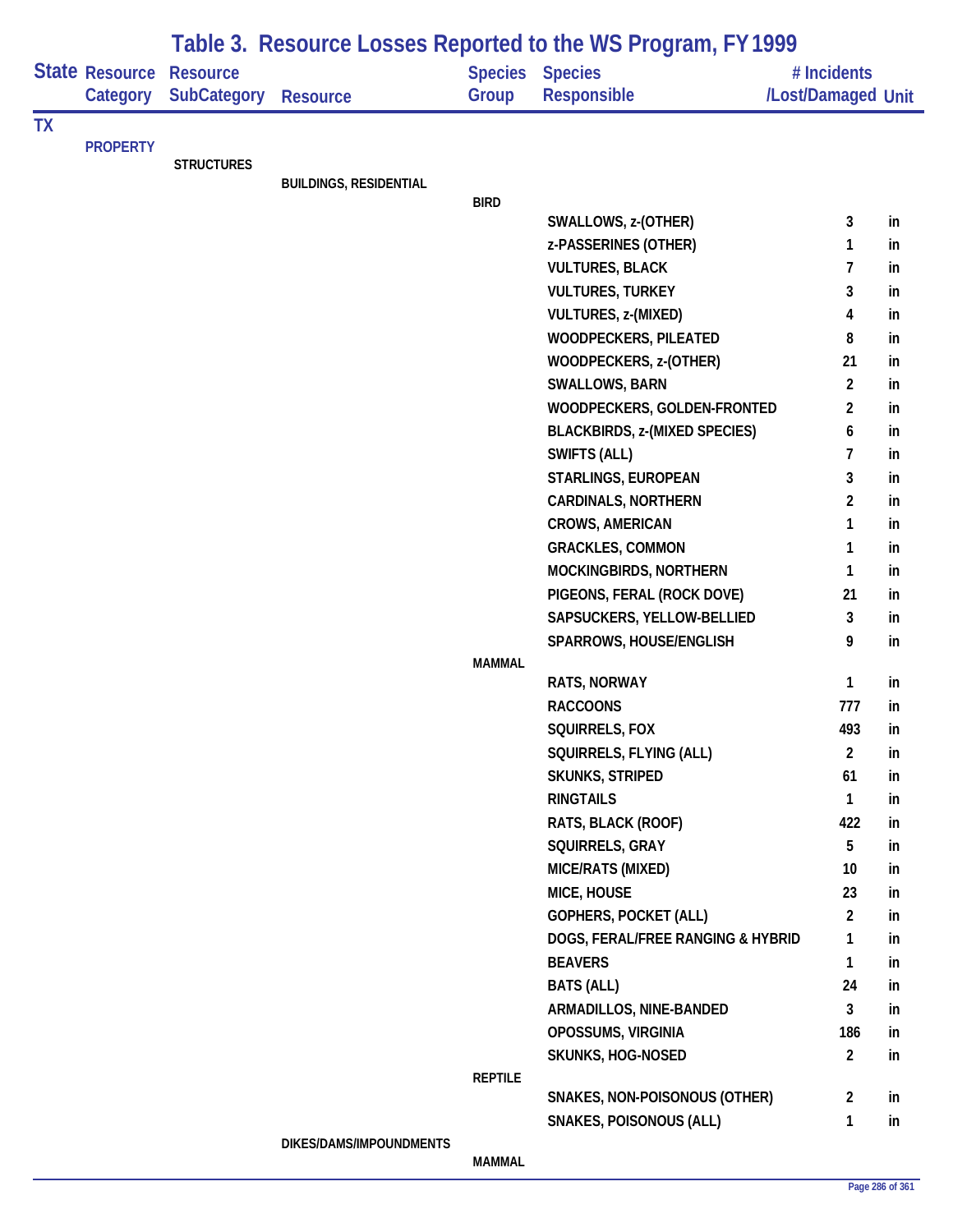# Table 3. Resource Losses Reported to the WS Program, FY 1999

| State | Resource Category | Resource SubCategory | Resource | Species Group | Species Responsible | # Incidents /Lost/Damaged | Unit |
|---|---|---|---|---|---|---|---|
| TX | | | | | | | |
| | PROPERTY | | | | | | |
| | | STRUCTURES | | | | | |
| | | | BUILDINGS, RESIDENTIAL | | | | |
| | | | | BIRD | | | |
| | | | | | SWALLOWS, z-(OTHER) | 3 | in |
| | | | | | z-PASSERINES (OTHER) | 1 | in |
| | | | | | VULTURES, BLACK | 7 | in |
| | | | | | VULTURES, TURKEY | 3 | in |
| | | | | | VULTURES, z-(MIXED) | 4 | in |
| | | | | | WOODPECKERS, PILEATED | 8 | in |
| | | | | | WOODPECKERS, z-(OTHER) | 21 | in |
| | | | | | SWALLOWS, BARN | 2 | in |
| | | | | | WOODPECKERS, GOLDEN-FRONTED | 2 | in |
| | | | | | BLACKBIRDS, z-(MIXED SPECIES) | 6 | in |
| | | | | | SWIFTS (ALL) | 7 | in |
| | | | | | STARLINGS, EUROPEAN | 3 | in |
| | | | | | CARDINALS, NORTHERN | 2 | in |
| | | | | | CROWS, AMERICAN | 1 | in |
| | | | | | GRACKLES, COMMON | 1 | in |
| | | | | | MOCKINGBIRDS, NORTHERN | 1 | in |
| | | | | | PIGEONS, FERAL (ROCK DOVE) | 21 | in |
| | | | | | SAPSUCKERS, YELLOW-BELLIED | 3 | in |
| | | | | | SPARROWS, HOUSE/ENGLISH | 9 | in |
| | | | | MAMMAL | | | |
| | | | | | RATS, NORWAY | 1 | in |
| | | | | | RACCOONS | 777 | in |
| | | | | | SQUIRRELS, FOX | 493 | in |
| | | | | | SQUIRRELS, FLYING (ALL) | 2 | in |
| | | | | | SKUNKS, STRIPED | 61 | in |
| | | | | | RINGTAILS | 1 | in |
| | | | | | RATS, BLACK (ROOF) | 422 | in |
| | | | | | SQUIRRELS, GRAY | 5 | in |
| | | | | | MICE/RATS (MIXED) | 10 | in |
| | | | | | MICE, HOUSE | 23 | in |
| | | | | | GOPHERS, POCKET (ALL) | 2 | in |
| | | | | | DOGS, FERAL/FREE RANGING & HYBRID | 1 | in |
| | | | | | BEAVERS | 1 | in |
| | | | | | BATS (ALL) | 24 | in |
| | | | | | ARMADILLOS, NINE-BANDED | 3 | in |
| | | | | | OPOSSUMS, VIRGINIA | 186 | in |
| | | | | | SKUNKS, HOG-NOSED | 2 | in |
| | | | | REPTILE | | | |
| | | | | | SNAKES, NON-POISONOUS (OTHER) | 2 | in |
| | | | | | SNAKES, POISONOUS (ALL) | 1 | in |
| | | | DIKES/DAMS/IMPOUNDMENTS | | | | |
| | | | | MAMMAL | | | |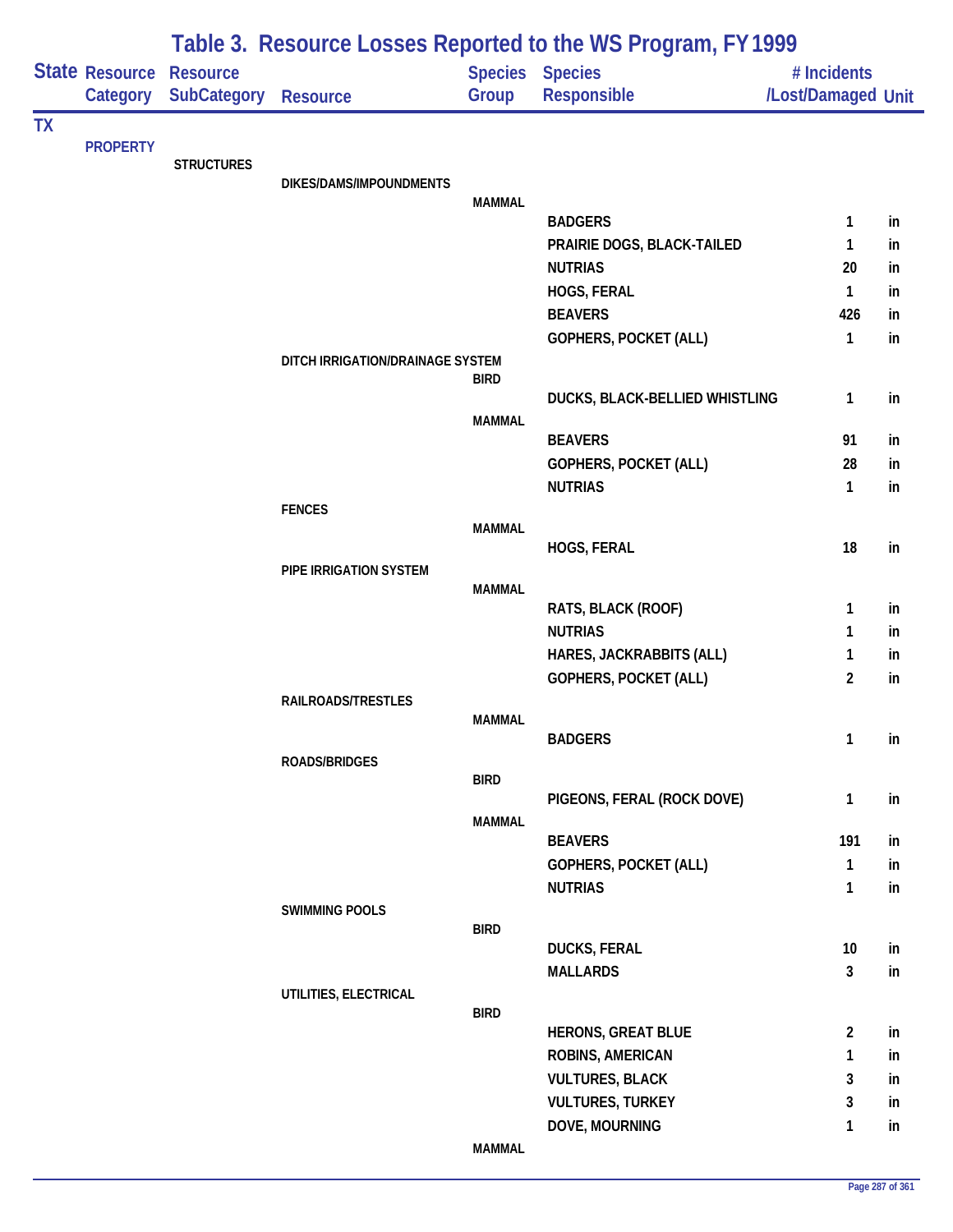# Table 3. Resource Losses Reported to the WS Program, FY 1999

| State | Resource Category | Resource SubCategory | Resource | Species Group | Species Responsible | # Incidents /Lost/Damaged | Unit |
|---|---|---|---|---|---|---|---|
| TX | | | | | | | |
| | PROPERTY | | | | | | |
| | | STRUCTURES | | | | | |
| | | | DIKES/DAMS/IMPOUNDMENTS | | | | |
| | | | | MAMMAL | | | |
| | | | | | BADGERS | 1 | in |
| | | | | | PRAIRIE DOGS, BLACK-TAILED | 1 | in |
| | | | | | NUTRIAS | 20 | in |
| | | | | | HOGS, FERAL | 1 | in |
| | | | | | BEAVERS | 426 | in |
| | | | | | GOPHERS, POCKET (ALL) | 1 | in |
| | | | DITCH IRRIGATION/DRAINAGE SYSTEM | | | | |
| | | | | BIRD | | | |
| | | | | | DUCKS, BLACK-BELLIED WHISTLING | 1 | in |
| | | | | MAMMAL | | | |
| | | | | | BEAVERS | 91 | in |
| | | | | | GOPHERS, POCKET (ALL) | 28 | in |
| | | | | | NUTRIAS | 1 | in |
| | | | FENCES | | | | |
| | | | | MAMMAL | | | |
| | | | | | HOGS, FERAL | 18 | in |
| | | | PIPE IRRIGATION SYSTEM | | | | |
| | | | | MAMMAL | | | |
| | | | | | RATS, BLACK (ROOF) | 1 | in |
| | | | | | NUTRIAS | 1 | in |
| | | | | | HARES, JACKRABBITS (ALL) | 1 | in |
| | | | | | GOPHERS, POCKET (ALL) | 2 | in |
| | | | RAILROADS/TRESTLES | | | | |
| | | | | MAMMAL | | | |
| | | | | | BADGERS | 1 | in |
| | | | ROADS/BRIDGES | | | | |
| | | | | BIRD | | | |
| | | | | | PIGEONS, FERAL (ROCK DOVE) | 1 | in |
| | | | | MAMMAL | | | |
| | | | | | BEAVERS | 191 | in |
| | | | | | GOPHERS, POCKET (ALL) | 1 | in |
| | | | | | NUTRIAS | 1 | in |
| | | | SWIMMING POOLS | | | | |
| | | | | BIRD | | | |
| | | | | | DUCKS, FERAL | 10 | in |
| | | | | | MALLARDS | 3 | in |
| | | | UTILITIES, ELECTRICAL | | | | |
| | | | | BIRD | | | |
| | | | | | HERONS, GREAT BLUE | 2 | in |
| | | | | | ROBINS, AMERICAN | 1 | in |
| | | | | | VULTURES, BLACK | 3 | in |
| | | | | | VULTURES, TURKEY | 3 | in |
| | | | | | DOVE, MOURNING | 1 | in |
| | | | | MAMMAL | | | |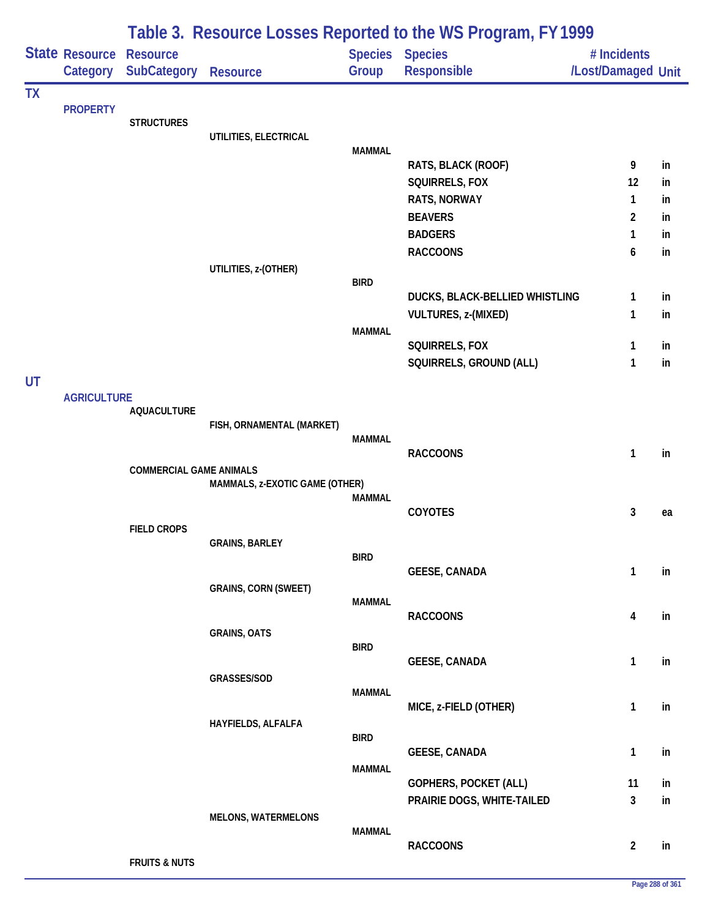# Table 3. Resource Losses Reported to the WS Program, FY 1999

| State | Resource Category | Resource SubCategory | Resource | Species Group | Species Responsible | # Incidents /Lost/Damaged | Unit |
|---|---|---|---|---|---|---|---|
| TX | | | | | | | |
| | PROPERTY | | | | | | |
| | | STRUCTURES | | | | | |
| | | | UTILITIES, ELECTRICAL | | | | |
| | | | | MAMMAL | | | |
| | | | | | RATS, BLACK (ROOF) | 9 | in |
| | | | | | SQUIRRELS, FOX | 12 | in |
| | | | | | RATS, NORWAY | 1 | in |
| | | | | | BEAVERS | 2 | in |
| | | | | | BADGERS | 1 | in |
| | | | | | RACCOONS | 6 | in |
| | | | UTILITIES, z-(OTHER) | | | | |
| | | | | BIRD | | | |
| | | | | | DUCKS, BLACK-BELLIED WHISTLING | 1 | in |
| | | | | | VULTURES, z-(MIXED) | 1 | in |
| | | | | MAMMAL | | | |
| | | | | | SQUIRRELS, FOX | 1 | in |
| | | | | | SQUIRRELS, GROUND (ALL) | 1 | in |
| UT | | | | | | | |
| | AGRICULTURE | | | | | | |
| | | AQUACULTURE | | | | | |
| | | | FISH, ORNAMENTAL (MARKET) | | | | |
| | | | | MAMMAL | | | |
| | | | | | RACCOONS | 1 | in |
| | | COMMERCIAL GAME ANIMALS | | | | | |
| | | | MAMMALS, z-EXOTIC GAME (OTHER) | | | | |
| | | | | MAMMAL | | | |
| | | | | | COYOTES | 3 | ea |
| | | FIELD CROPS | | | | | |
| | | | GRAINS, BARLEY | | | | |
| | | | | BIRD | | | |
| | | | | | GEESE, CANADA | 1 | in |
| | | | GRAINS, CORN (SWEET) | | | | |
| | | | | MAMMAL | | | |
| | | | | | RACCOONS | 4 | in |
| | | | GRAINS, OATS | | | | |
| | | | | BIRD | | | |
| | | | | | GEESE, CANADA | 1 | in |
| | | | GRASSES/SOD | | | | |
| | | | | MAMMAL | | | |
| | | | | | MICE, z-FIELD (OTHER) | 1 | in |
| | | | HAYFIELDS, ALFALFA | | | | |
| | | | | BIRD | | | |
| | | | | | GEESE, CANADA | 1 | in |
| | | | | MAMMAL | | | |
| | | | | | GOPHERS, POCKET (ALL) | 11 | in |
| | | | | | PRAIRIE DOGS, WHITE-TAILED | 3 | in |
| | | | MELONS, WATERMELONS | | | | |
| | | | | MAMMAL | | | |
| | | | | | RACCOONS | 2 | in |
| | | FRUITS & NUTS | | | | | |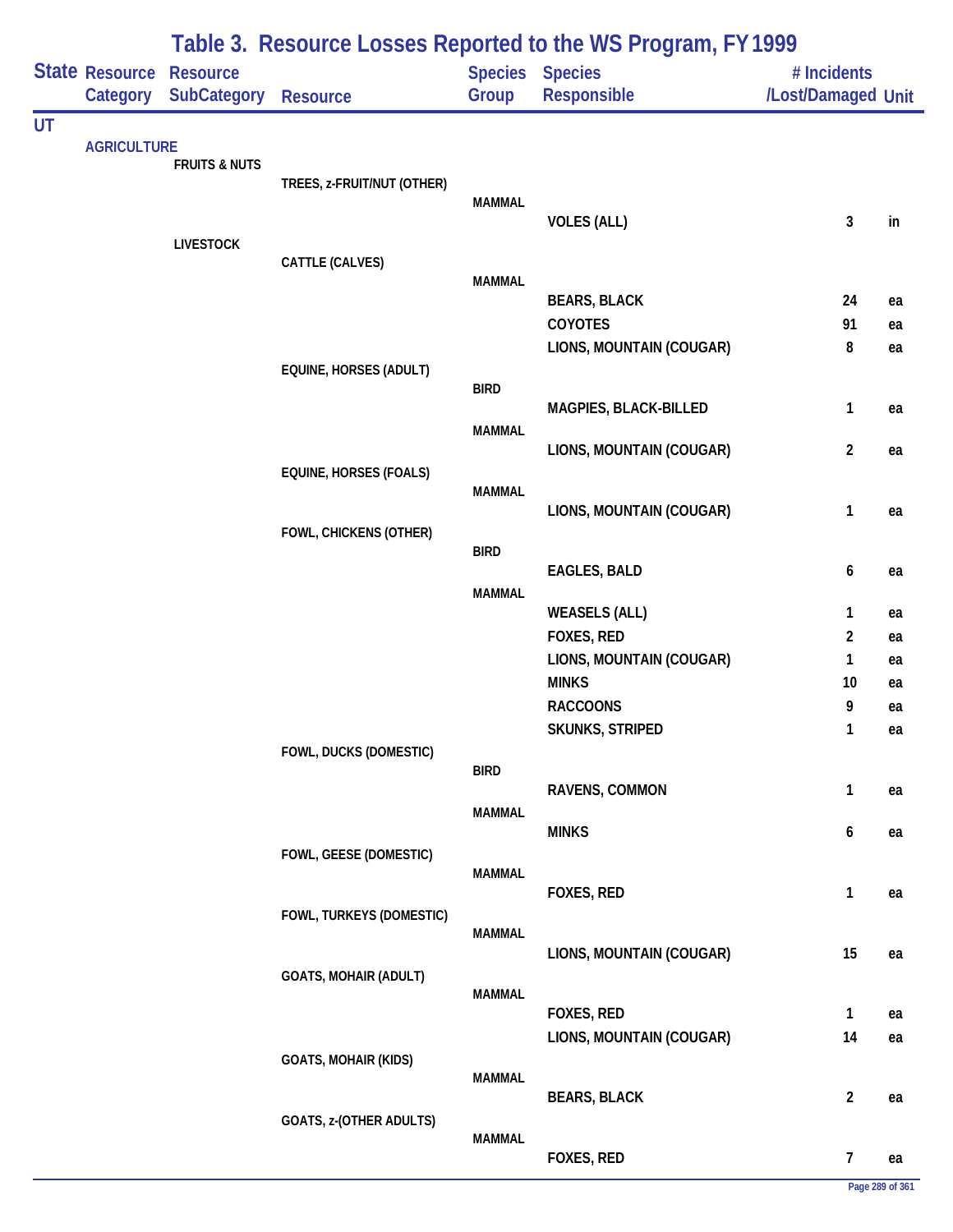# Table 3. Resource Losses Reported to the WS Program, FY 1999

| State | Resource Category | Resource SubCategory | Resource | Species Group | Species Responsible | # Incidents /Lost/Damaged | Unit |
|---|---|---|---|---|---|---|---|
| UT | | | | | | | |
| | AGRICULTURE | | | | | | |
| | | FRUITS & NUTS | | | | | |
| | | | TREES, z-FRUIT/NUT (OTHER) | | | | |
| | | | | MAMMAL | | | |
| | | | | | VOLES (ALL) | 3 | in |
| | | LIVESTOCK | | | | | |
| | | | CATTLE (CALVES) | | | | |
| | | | | MAMMAL | | | |
| | | | | | BEARS, BLACK | 24 | ea |
| | | | | | COYOTES | 91 | ea |
| | | | | | LIONS, MOUNTAIN (COUGAR) | 8 | ea |
| | | | EQUINE, HORSES (ADULT) | | | | |
| | | | | BIRD | | | |
| | | | | | MAGPIES, BLACK-BILLED | 1 | ea |
| | | | | MAMMAL | | | |
| | | | | | LIONS, MOUNTAIN (COUGAR) | 2 | ea |
| | | | EQUINE, HORSES (FOALS) | | | | |
| | | | | MAMMAL | | | |
| | | | | | LIONS, MOUNTAIN (COUGAR) | 1 | ea |
| | | | FOWL, CHICKENS (OTHER) | | | | |
| | | | | BIRD | | | |
| | | | | | EAGLES, BALD | 6 | ea |
| | | | | MAMMAL | | | |
| | | | | | WEASELS (ALL) | 1 | ea |
| | | | | | FOXES, RED | 2 | ea |
| | | | | | LIONS, MOUNTAIN (COUGAR) | 1 | ea |
| | | | | | MINKS | 10 | ea |
| | | | | | RACCOONS | 9 | ea |
| | | | | | SKUNKS, STRIPED | 1 | ea |
| | | | FOWL, DUCKS (DOMESTIC) | | | | |
| | | | | BIRD | | | |
| | | | | | RAVENS, COMMON | 1 | ea |
| | | | | MAMMAL | | | |
| | | | | | MINKS | 6 | ea |
| | | | FOWL, GEESE (DOMESTIC) | | | | |
| | | | | MAMMAL | | | |
| | | | | | FOXES, RED | 1 | ea |
| | | | FOWL, TURKEYS (DOMESTIC) | | | | |
| | | | | MAMMAL | | | |
| | | | | | LIONS, MOUNTAIN (COUGAR) | 15 | ea |
| | | | GOATS, MOHAIR (ADULT) | | | | |
| | | | | MAMMAL | | | |
| | | | | | FOXES, RED | 1 | ea |
| | | | | | LIONS, MOUNTAIN (COUGAR) | 14 | ea |
| | | | GOATS, MOHAIR (KIDS) | | | | |
| | | | | MAMMAL | | | |
| | | | | | BEARS, BLACK | 2 | ea |
| | | | GOATS, z-(OTHER ADULTS) | | | | |
| | | | | MAMMAL | | | |
| | | | | | FOXES, RED | 7 | ea |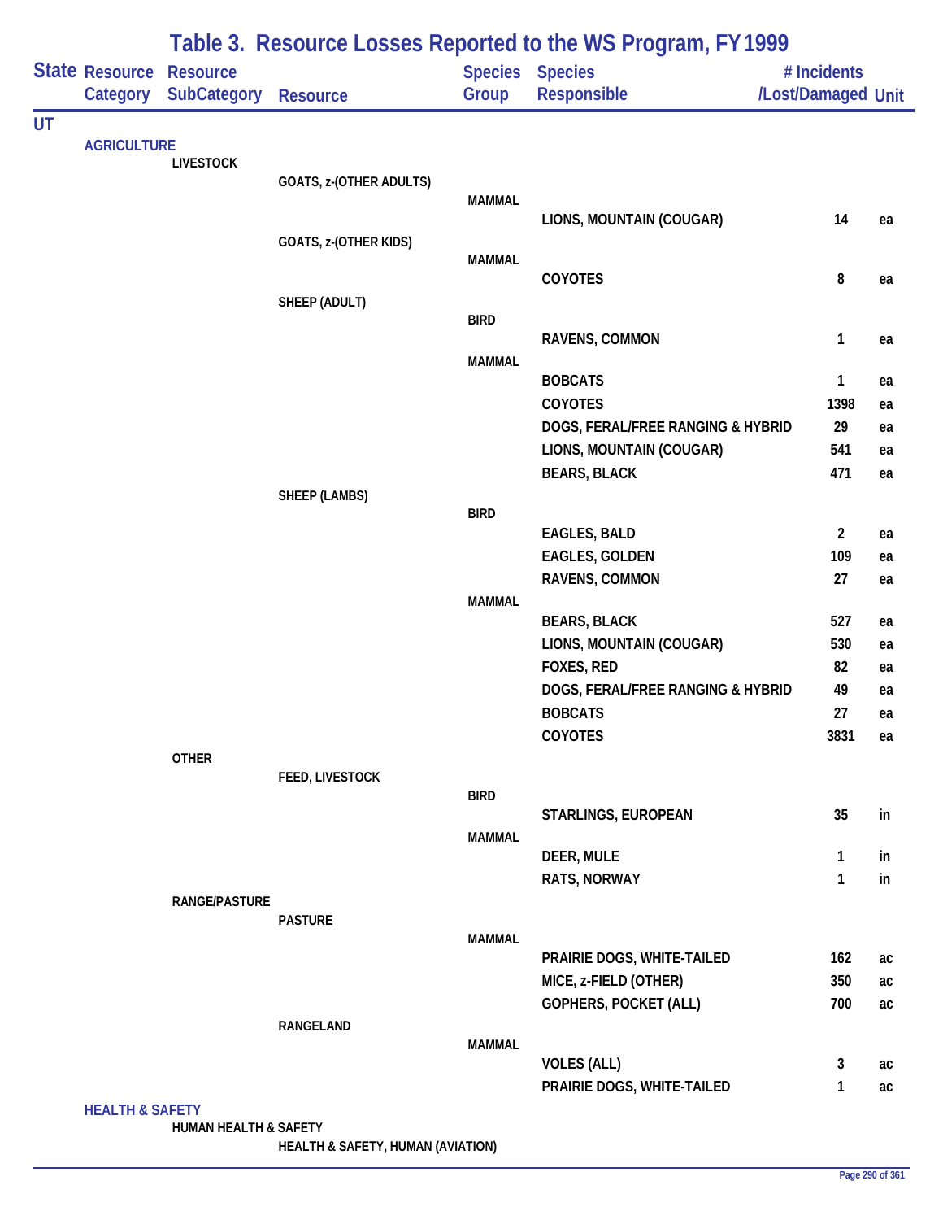# Table 3. Resource Losses Reported to the WS Program, FY 1999

| State | Resource Category | Resource SubCategory | Resource | Species Group | Species Responsible | # Incidents /Lost/Damaged | Unit |
|---|---|---|---|---|---|---|---|
| UT | | | | | | | |
| | AGRICULTURE | | | | | | |
| | | LIVESTOCK | | | | | |
| | | | GOATS, z-(OTHER ADULTS) | | | | |
| | | | | MAMMAL | | | |
| | | | | | LIONS, MOUNTAIN (COUGAR) | 14 | ea |
| | | | GOATS, z-(OTHER KIDS) | | | | |
| | | | | MAMMAL | | | |
| | | | | | COYOTES | 8 | ea |
| | | | SHEEP (ADULT) | | | | |
| | | | | BIRD | | | |
| | | | | | RAVENS, COMMON | 1 | ea |
| | | | | MAMMAL | | | |
| | | | | | BOBCATS | 1 | ea |
| | | | | | COYOTES | 1398 | ea |
| | | | | | DOGS, FERAL/FREE RANGING & HYBRID | 29 | ea |
| | | | | | LIONS, MOUNTAIN (COUGAR) | 541 | ea |
| | | | | | BEARS, BLACK | 471 | ea |
| | | | SHEEP (LAMBS) | | | | |
| | | | | BIRD | | | |
| | | | | | EAGLES, BALD | 2 | ea |
| | | | | | EAGLES, GOLDEN | 109 | ea |
| | | | | | RAVENS, COMMON | 27 | ea |
| | | | | MAMMAL | | | |
| | | | | | BEARS, BLACK | 527 | ea |
| | | | | | LIONS, MOUNTAIN (COUGAR) | 530 | ea |
| | | | | | FOXES, RED | 82 | ea |
| | | | | | DOGS, FERAL/FREE RANGING & HYBRID | 49 | ea |
| | | | | | BOBCATS | 27 | ea |
| | | | | | COYOTES | 3831 | ea |
| | | OTHER | | | | | |
| | | | FEED, LIVESTOCK | | | | |
| | | | | BIRD | | | |
| | | | | | STARLINGS, EUROPEAN | 35 | in |
| | | | | MAMMAL | | | |
| | | | | | DEER, MULE | 1 | in |
| | | | | | RATS, NORWAY | 1 | in |
| | | RANGE/PASTURE | | | | | |
| | | | PASTURE | | | | |
| | | | | MAMMAL | | | |
| | | | | | PRAIRIE DOGS, WHITE-TAILED | 162 | ac |
| | | | | | MICE, z-FIELD (OTHER) | 350 | ac |
| | | | | | GOPHERS, POCKET (ALL) | 700 | ac |
| | | | RANGELAND | | | | |
| | | | | MAMMAL | | | |
| | | | | | VOLES (ALL) | 3 | ac |
| | | | | | PRAIRIE DOGS, WHITE-TAILED | 1 | ac |
| | HEALTH & SAFETY | | | | | | |
| | | HUMAN HEALTH & SAFETY | | | | | |
| | | | HEALTH & SAFETY, HUMAN (AVIATION) | | | | |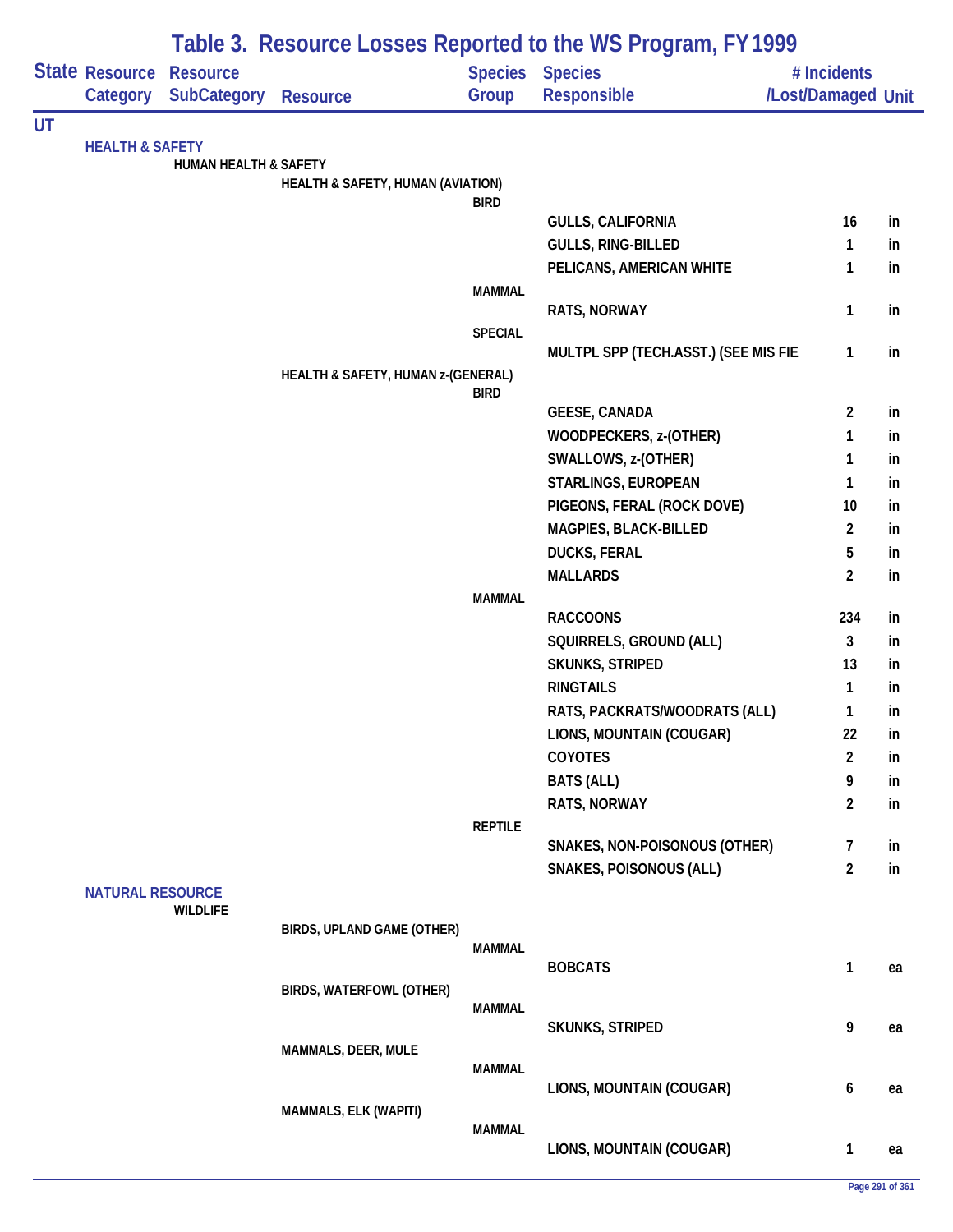# Table 3. Resource Losses Reported to the WS Program, FY 1999

| State | Resource Category | Resource SubCategory | Resource | Species Group | Species Responsible | # Incidents /Lost/Damaged | Unit |
|---|---|---|---|---|---|---|---|
| UT | | | | | | | |
| | HEALTH & SAFETY | | | | | | |
| | | HUMAN HEALTH & SAFETY | | | | | |
| | | | HEALTH & SAFETY, HUMAN (AVIATION) | | | | |
| | | | | BIRD | | | |
| | | | | | GULLS, CALIFORNIA | 16 | in |
| | | | | | GULLS, RING-BILLED | 1 | in |
| | | | | | PELICANS, AMERICAN WHITE | 1 | in |
| | | | | MAMMAL | | | |
| | | | | | RATS, NORWAY | 1 | in |
| | | | | SPECIAL | | | |
| | | | | | MULTPL SPP (TECH.ASST.) (SEE MIS FIE | 1 | in |
| | | | HEALTH & SAFETY, HUMAN z-(GENERAL) | | | | |
| | | | | BIRD | | | |
| | | | | | GEESE, CANADA | 2 | in |
| | | | | | WOODPECKERS, z-(OTHER) | 1 | in |
| | | | | | SWALLOWS, z-(OTHER) | 1 | in |
| | | | | | STARLINGS, EUROPEAN | 1 | in |
| | | | | | PIGEONS, FERAL (ROCK DOVE) | 10 | in |
| | | | | | MAGPIES, BLACK-BILLED | 2 | in |
| | | | | | DUCKS, FERAL | 5 | in |
| | | | | | MALLARDS | 2 | in |
| | | | | MAMMAL | | | |
| | | | | | RACCOONS | 234 | in |
| | | | | | SQUIRRELS, GROUND (ALL) | 3 | in |
| | | | | | SKUNKS, STRIPED | 13 | in |
| | | | | | RINGTAILS | 1 | in |
| | | | | | RATS, PACKRATS/WOODRATS (ALL) | 1 | in |
| | | | | | LIONS, MOUNTAIN (COUGAR) | 22 | in |
| | | | | | COYOTES | 2 | in |
| | | | | | BATS (ALL) | 9 | in |
| | | | | | RATS, NORWAY | 2 | in |
| | | | | REPTILE | | | |
| | | | | | SNAKES, NON-POISONOUS (OTHER) | 7 | in |
| | | | | | SNAKES, POISONOUS (ALL) | 2 | in |
| | NATURAL RESOURCE | | | | | | |
| | | WILDLIFE | | | | | |
| | | | BIRDS, UPLAND GAME (OTHER) | | | | |
| | | | | MAMMAL | | | |
| | | | | | BOBCATS | 1 | ea |
| | | | BIRDS, WATERFOWL (OTHER) | | | | |
| | | | | MAMMAL | | | |
| | | | | | SKUNKS, STRIPED | 9 | ea |
| | | | MAMMALS, DEER, MULE | | | | |
| | | | | MAMMAL | | | |
| | | | | | LIONS, MOUNTAIN (COUGAR) | 6 | ea |
| | | | MAMMALS, ELK (WAPITI) | | | | |
| | | | | MAMMAL | | | |
| | | | | | LIONS, MOUNTAIN (COUGAR) | 1 | ea |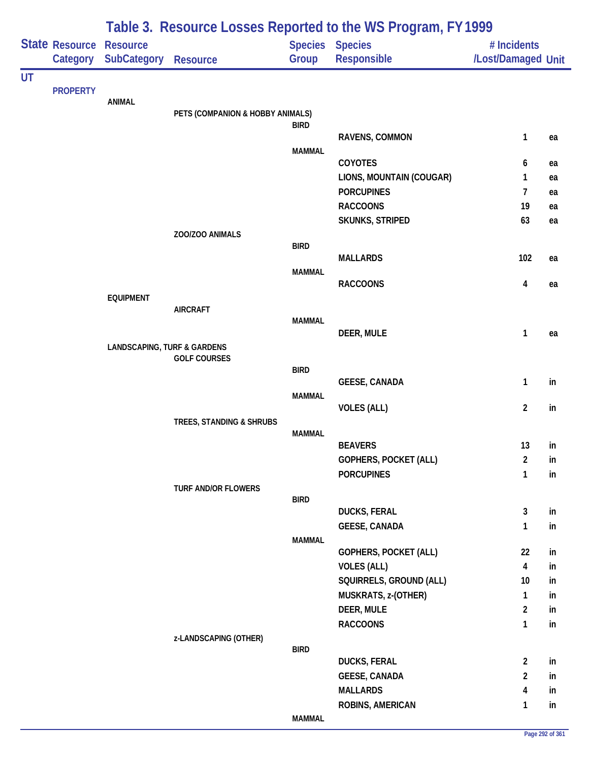# Table 3. Resource Losses Reported to the WS Program, FY 1999

| State | Resource Category | Resource SubCategory | Resource | Species Group | Species Responsible | # Incidents /Lost/Damaged | Unit |
|---|---|---|---|---|---|---|---|
| UT | | | | | | | |
| | PROPERTY | | | | | | |
| | | ANIMAL | | | | | |
| | | | PETS (COMPANION & HOBBY ANIMALS) | | | | |
| | | | | BIRD | | | |
| | | | | | RAVENS, COMMON | 1 | ea |
| | | | | MAMMAL | | | |
| | | | | | COYOTES | 6 | ea |
| | | | | | LIONS, MOUNTAIN (COUGAR) | 1 | ea |
| | | | | | PORCUPINES | 7 | ea |
| | | | | | RACCOONS | 19 | ea |
| | | | | | SKUNKS, STRIPED | 63 | ea |
| | | | ZOO/ZOO ANIMALS | | | | |
| | | | | BIRD | | | |
| | | | | | MALLARDS | 102 | ea |
| | | | | MAMMAL | | | |
| | | | | | RACCOONS | 4 | ea |
| | | EQUIPMENT | | | | | |
| | | | AIRCRAFT | | | | |
| | | | | MAMMAL | | | |
| | | | | | DEER, MULE | 1 | ea |
| | | LANDSCAPING, TURF & GARDENS | | | | | |
| | | | GOLF COURSES | | | | |
| | | | | BIRD | | | |
| | | | | | GEESE, CANADA | 1 | in |
| | | | | MAMMAL | | | |
| | | | | | VOLES (ALL) | 2 | in |
| | | | TREES, STANDING & SHRUBS | | | | |
| | | | | MAMMAL | | | |
| | | | | | BEAVERS | 13 | in |
| | | | | | GOPHERS, POCKET (ALL) | 2 | in |
| | | | | | PORCUPINES | 1 | in |
| | | | TURF AND/OR FLOWERS | | | | |
| | | | | BIRD | | | |
| | | | | | DUCKS, FERAL | 3 | in |
| | | | | | GEESE, CANADA | 1 | in |
| | | | | MAMMAL | | | |
| | | | | | GOPHERS, POCKET (ALL) | 22 | in |
| | | | | | VOLES (ALL) | 4 | in |
| | | | | | SQUIRRELS, GROUND (ALL) | 10 | in |
| | | | | | MUSKRATS, z-(OTHER) | 1 | in |
| | | | | | DEER, MULE | 2 | in |
| | | | | | RACCOONS | 1 | in |
| | | | z-LANDSCAPING (OTHER) | | | | |
| | | | | BIRD | | | |
| | | | | | DUCKS, FERAL | 2 | in |
| | | | | | GEESE, CANADA | 2 | in |
| | | | | | MALLARDS | 4 | in |
| | | | | | ROBINS, AMERICAN | 1 | in |
| | | | | MAMMAL | | | |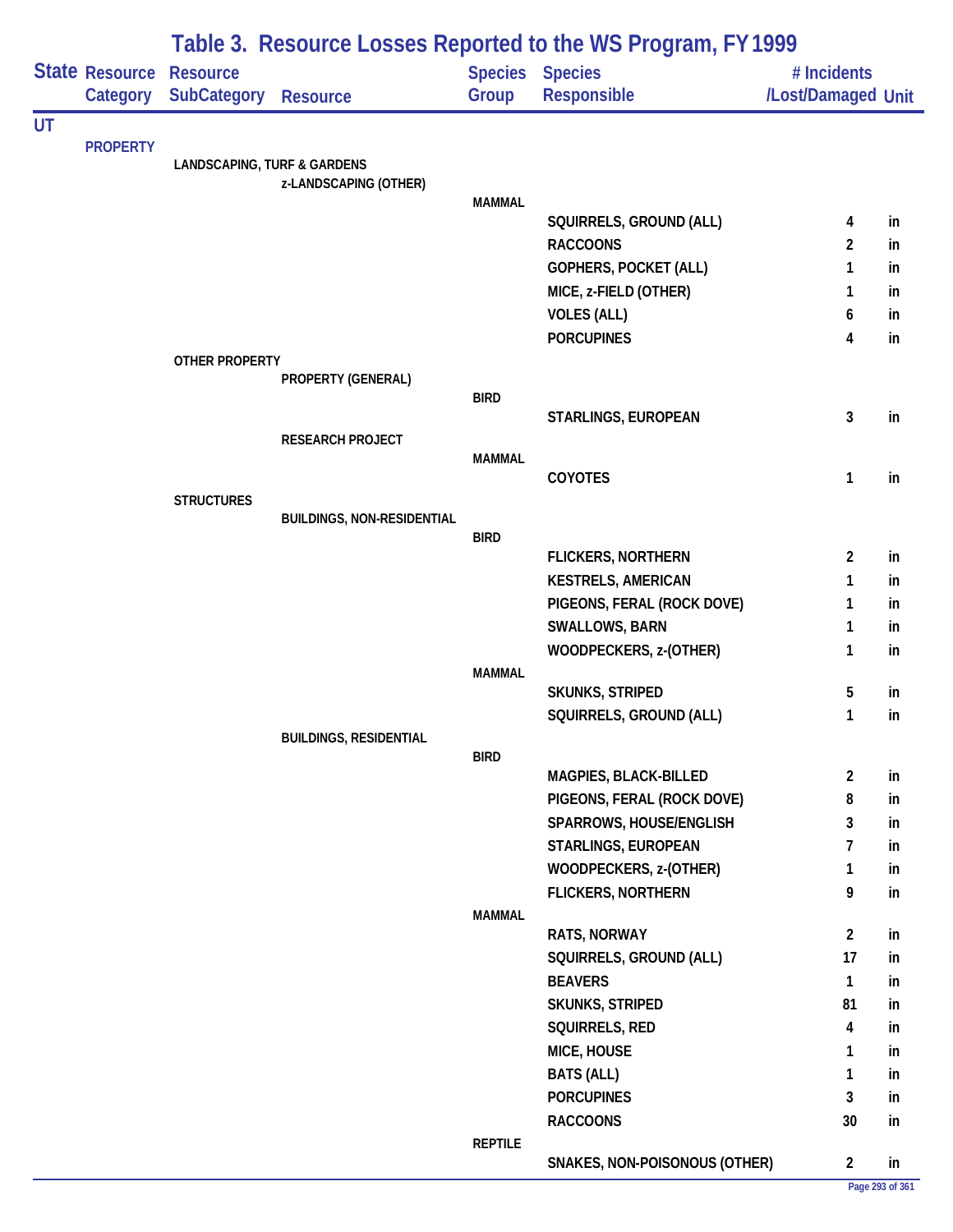# Table 3. Resource Losses Reported to the WS Program, FY 1999

| State | Resource Category | Resource SubCategory | Resource | Species Group | Species Responsible | # Incidents /Lost/Damaged | Unit |
|---|---|---|---|---|---|---|---|
| UT | | | | | | | |
| | PROPERTY | | | | | | |
| | | LANDSCAPING, TURF & GARDENS | | | | | |
| | | | z-LANDSCAPING (OTHER) | | | | |
| | | | | MAMMAL | | | |
| | | | | | SQUIRRELS, GROUND (ALL) | 4 | in |
| | | | | | RACCOONS | 2 | in |
| | | | | | GOPHERS, POCKET (ALL) | 1 | in |
| | | | | | MICE, z-FIELD (OTHER) | 1 | in |
| | | | | | VOLES (ALL) | 6 | in |
| | | | | | PORCUPINES | 4 | in |
| | | OTHER PROPERTY | | | | | |
| | | | PROPERTY (GENERAL) | | | | |
| | | | | BIRD | | | |
| | | | | | STARLINGS, EUROPEAN | 3 | in |
| | | | RESEARCH PROJECT | | | | |
| | | | | MAMMAL | | | |
| | | | | | COYOTES | 1 | in |
| | | STRUCTURES | | | | | |
| | | | BUILDINGS, NON-RESIDENTIAL | | | | |
| | | | | BIRD | | | |
| | | | | | FLICKERS, NORTHERN | 2 | in |
| | | | | | KESTRELS, AMERICAN | 1 | in |
| | | | | | PIGEONS, FERAL (ROCK DOVE) | 1 | in |
| | | | | | SWALLOWS, BARN | 1 | in |
| | | | | | WOODPECKERS, z-(OTHER) | 1 | in |
| | | | | MAMMAL | | | |
| | | | | | SKUNKS, STRIPED | 5 | in |
| | | | | | SQUIRRELS, GROUND (ALL) | 1 | in |
| | | | BUILDINGS, RESIDENTIAL | | | | |
| | | | | BIRD | | | |
| | | | | | MAGPIES, BLACK-BILLED | 2 | in |
| | | | | | PIGEONS, FERAL (ROCK DOVE) | 8 | in |
| | | | | | SPARROWS, HOUSE/ENGLISH | 3 | in |
| | | | | | STARLINGS, EUROPEAN | 7 | in |
| | | | | | WOODPECKERS, z-(OTHER) | 1 | in |
| | | | | | FLICKERS, NORTHERN | 9 | in |
| | | | | MAMMAL | | | |
| | | | | | RATS, NORWAY | 2 | in |
| | | | | | SQUIRRELS, GROUND (ALL) | 17 | in |
| | | | | | BEAVERS | 1 | in |
| | | | | | SKUNKS, STRIPED | 81 | in |
| | | | | | SQUIRRELS, RED | 4 | in |
| | | | | | MICE, HOUSE | 1 | in |
| | | | | | BATS (ALL) | 1 | in |
| | | | | | PORCUPINES | 3 | in |
| | | | | | RACCOONS | 30 | in |
| | | | | REPTILE | | | |
| | | | | | SNAKES, NON-POISONOUS (OTHER) | 2 | in |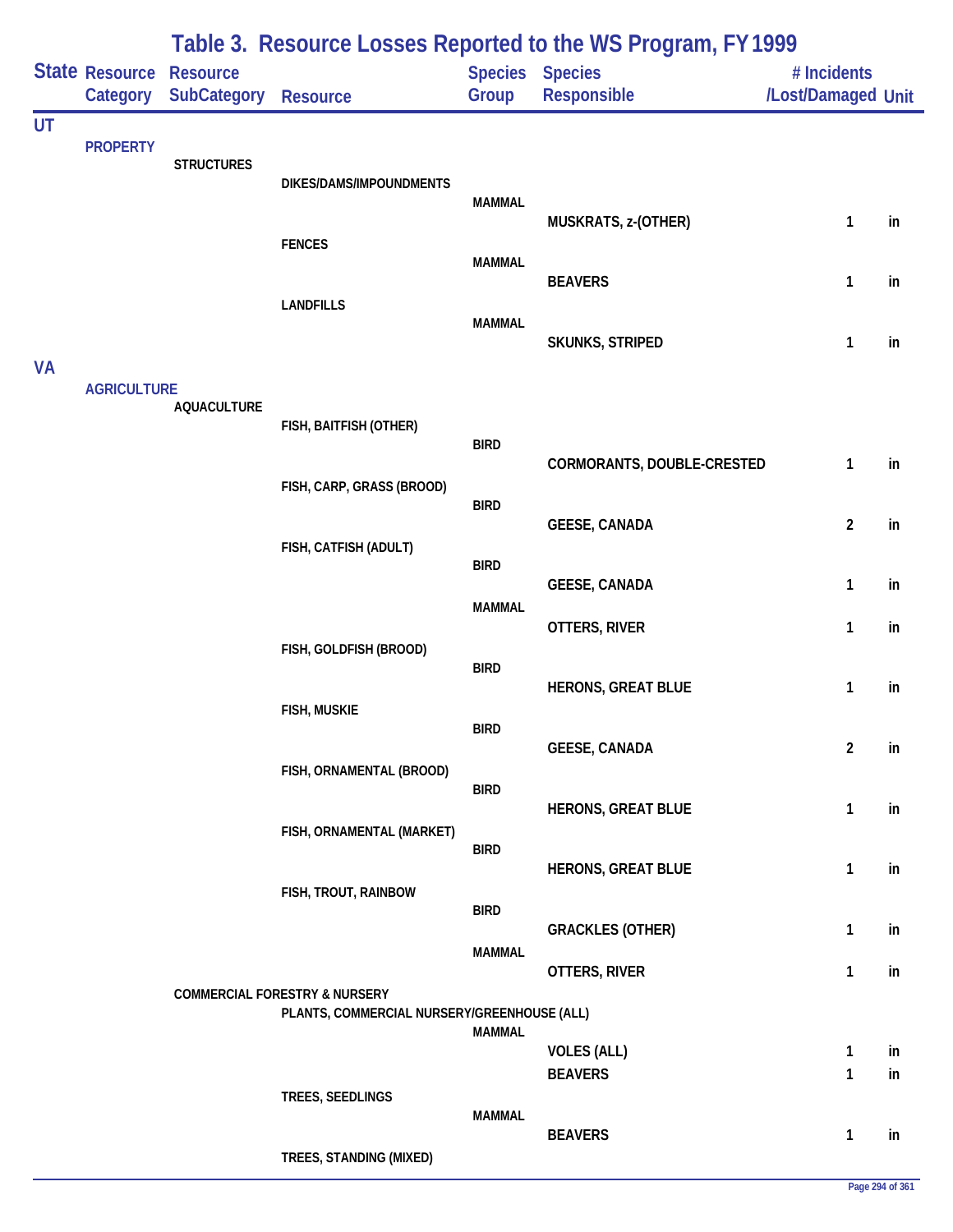# Table 3. Resource Losses Reported to the WS Program, FY 1999

| State | Resource Category | Resource SubCategory | Resource | Species Group | Species Responsible | # Incidents /Lost/Damaged | Unit |
|---|---|---|---|---|---|---|---|
| UT | | | | | | | |
| | PROPERTY | | | | | | |
| | | STRUCTURES | | | | | |
| | | | DIKES/DAMS/IMPOUNDMENTS | | | | |
| | | | | MAMMAL | | | |
| | | | | | MUSKRATS, z-(OTHER) | 1 | in |
| | | | FENCES | | | | |
| | | | | MAMMAL | | | |
| | | | | | BEAVERS | 1 | in |
| | | | LANDFILLS | | | | |
| | | | | MAMMAL | | | |
| | | | | | SKUNKS, STRIPED | 1 | in |
| VA | | | | | | | |
| | AGRICULTURE | | | | | | |
| | | AQUACULTURE | | | | | |
| | | | FISH, BAITFISH (OTHER) | | | | |
| | | | | BIRD | | | |
| | | | | | CORMORANTS, DOUBLE-CRESTED | 1 | in |
| | | | FISH, CARP, GRASS (BROOD) | | | | |
| | | | | BIRD | | | |
| | | | | | GEESE, CANADA | 2 | in |
| | | | FISH, CATFISH (ADULT) | | | | |
| | | | | BIRD | | | |
| | | | | | GEESE, CANADA | 1 | in |
| | | | | MAMMAL | | | |
| | | | | | OTTERS, RIVER | 1 | in |
| | | | FISH, GOLDFISH (BROOD) | | | | |
| | | | | BIRD | | | |
| | | | | | HERONS, GREAT BLUE | 1 | in |
| | | | FISH, MUSKIE | | | | |
| | | | | BIRD | | | |
| | | | | | GEESE, CANADA | 2 | in |
| | | | FISH, ORNAMENTAL (BROOD) | | | | |
| | | | | BIRD | | | |
| | | | | | HERONS, GREAT BLUE | 1 | in |
| | | | FISH, ORNAMENTAL (MARKET) | | | | |
| | | | | BIRD | | | |
| | | | | | HERONS, GREAT BLUE | 1 | in |
| | | | FISH, TROUT, RAINBOW | | | | |
| | | | | BIRD | | | |
| | | | | | GRACKLES (OTHER) | 1 | in |
| | | | | MAMMAL | | | |
| | | | | | OTTERS, RIVER | 1 | in |
| | | COMMERCIAL FORESTRY & NURSERY | | | | | |
| | | | PLANTS, COMMERCIAL NURSERY/GREENHOUSE (ALL) | | | | |
| | | | | MAMMAL | | | |
| | | | | | VOLES (ALL) | 1 | in |
| | | | | | BEAVERS | 1 | in |
| | | | TREES, SEEDLINGS | | | | |
| | | | | MAMMAL | | | |
| | | | | | BEAVERS | 1 | in |
| | | | TREES, STANDING (MIXED) | | | | |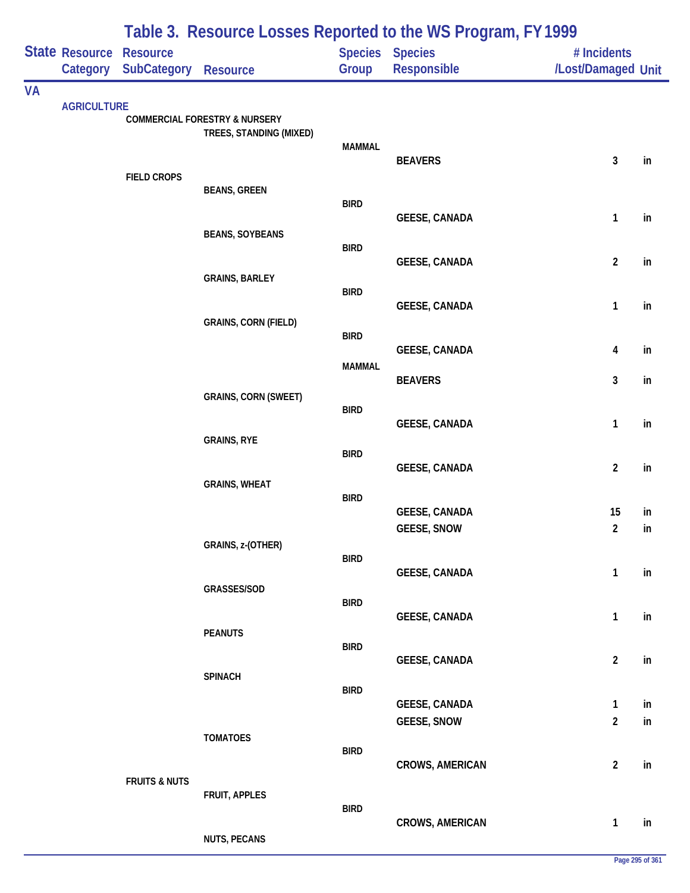# Table 3. Resource Losses Reported to the WS Program, FY 1999

| State | Resource Category | Resource SubCategory | Resource | Species Group | Species Responsible | # Incidents /Lost/Damaged | Unit |
|---|---|---|---|---|---|---|---|
| VA | | | | | | | |
| | AGRICULTURE | | | | | | |
| | | COMMERCIAL FORESTRY & NURSERY | | | | | |
| | | | TREES, STANDING (MIXED) | | | | |
| | | | | MAMMAL | | | |
| | | | | | BEAVERS | 3 | in |
| | | FIELD CROPS | | | | | |
| | | | BEANS, GREEN | | | | |
| | | | | BIRD | | | |
| | | | | | GEESE, CANADA | 1 | in |
| | | | BEANS, SOYBEANS | | | | |
| | | | | BIRD | | | |
| | | | | | GEESE, CANADA | 2 | in |
| | | | GRAINS, BARLEY | | | | |
| | | | | BIRD | | | |
| | | | | | GEESE, CANADA | 1 | in |
| | | | GRAINS, CORN (FIELD) | | | | |
| | | | | BIRD | | | |
| | | | | | GEESE, CANADA | 4 | in |
| | | | | MAMMAL | | | |
| | | | | | BEAVERS | 3 | in |
| | | | GRAINS, CORN (SWEET) | | | | |
| | | | | BIRD | | | |
| | | | | | GEESE, CANADA | 1 | in |
| | | | GRAINS, RYE | | | | |
| | | | | BIRD | | | |
| | | | | | GEESE, CANADA | 2 | in |
| | | | GRAINS, WHEAT | | | | |
| | | | | BIRD | | | |
| | | | | | GEESE, CANADA | 15 | in |
| | | | | | GEESE, SNOW | 2 | in |
| | | | GRAINS, z-(OTHER) | | | | |
| | | | | BIRD | | | |
| | | | | | GEESE, CANADA | 1 | in |
| | | | GRASSES/SOD | | | | |
| | | | | BIRD | | | |
| | | | | | GEESE, CANADA | 1 | in |
| | | | PEANUTS | | | | |
| | | | | BIRD | | | |
| | | | | | GEESE, CANADA | 2 | in |
| | | | SPINACH | | | | |
| | | | | BIRD | | | |
| | | | | | GEESE, CANADA | 1 | in |
| | | | | | GEESE, SNOW | 2 | in |
| | | | TOMATOES | | | | |
| | | | | BIRD | | | |
| | | | | | CROWS, AMERICAN | 2 | in |
| | | FRUITS & NUTS | | | | | |
| | | | FRUIT, APPLES | | | | |
| | | | | BIRD | | | |
| | | | | | CROWS, AMERICAN | 1 | in |
| | | | NUTS, PECANS | | | | |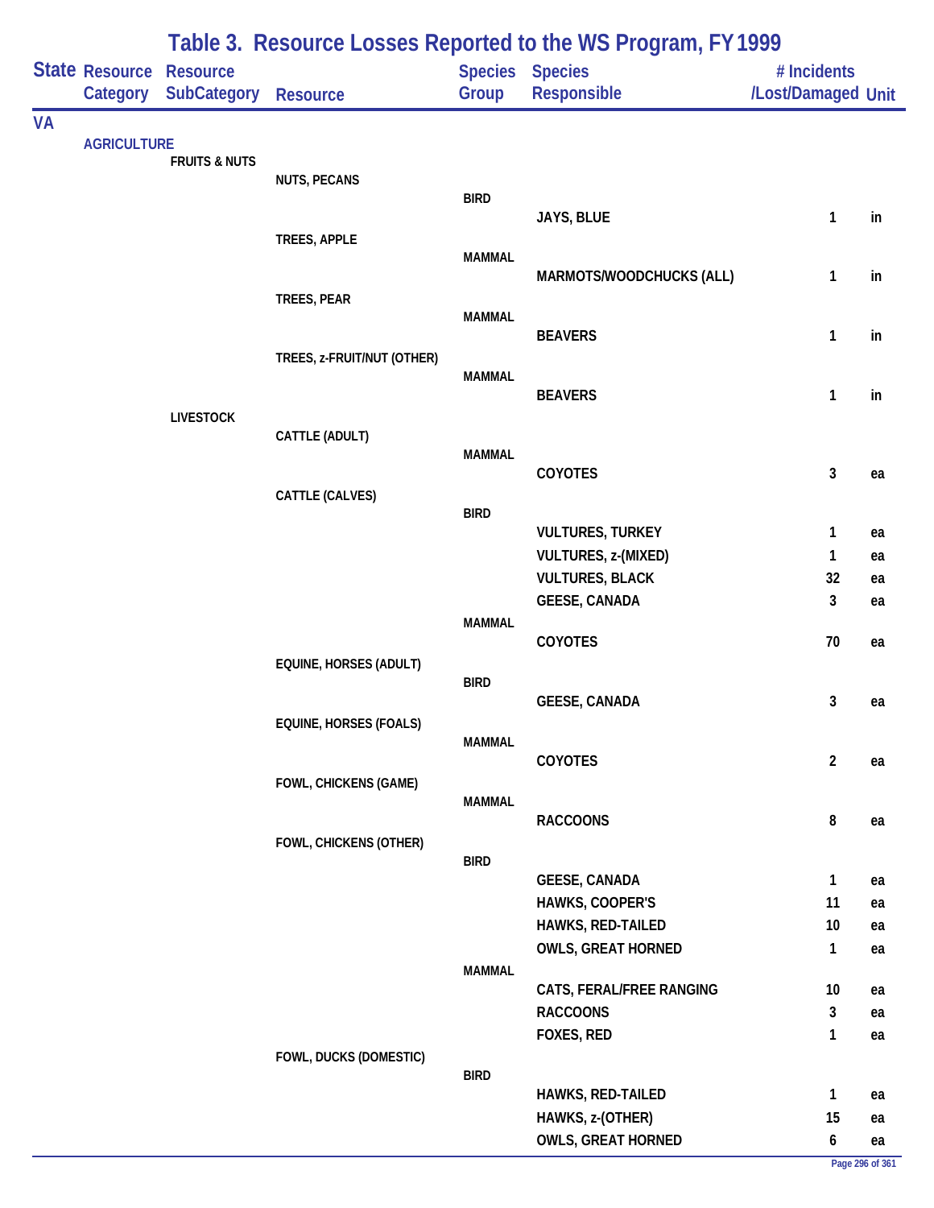# Table 3. Resource Losses Reported to the WS Program, FY 1999

| State | Resource Category | Resource SubCategory | Resource | Species Group | Species Responsible | # Incidents /Lost/Damaged | Unit |
|---|---|---|---|---|---|---|---|
| VA | | | | | | | |
| | AGRICULTURE | | | | | | |
| | | FRUITS & NUTS | | | | | |
| | | | NUTS, PECANS | | | | |
| | | | | BIRD | | | |
| | | | | | JAYS, BLUE | 1 | in |
| | | | TREES, APPLE | | | | |
| | | | | MAMMAL | | | |
| | | | | | MARMOTS/WOODCHUCKS (ALL) | 1 | in |
| | | | TREES, PEAR | | | | |
| | | | | MAMMAL | | | |
| | | | | | BEAVERS | 1 | in |
| | | | TREES, z-FRUIT/NUT (OTHER) | | | | |
| | | | | MAMMAL | | | |
| | | | | | BEAVERS | 1 | in |
| | | LIVESTOCK | | | | | |
| | | | CATTLE (ADULT) | | | | |
| | | | | MAMMAL | | | |
| | | | | | COYOTES | 3 | ea |
| | | | CATTLE (CALVES) | | | | |
| | | | | BIRD | | | |
| | | | | | VULTURES, TURKEY | 1 | ea |
| | | | | | VULTURES, z-(MIXED) | 1 | ea |
| | | | | | VULTURES, BLACK | 32 | ea |
| | | | | | GEESE, CANADA | 3 | ea |
| | | | | MAMMAL | | | |
| | | | | | COYOTES | 70 | ea |
| | | | EQUINE, HORSES (ADULT) | | | | |
| | | | | BIRD | | | |
| | | | | | GEESE, CANADA | 3 | ea |
| | | | EQUINE, HORSES (FOALS) | | | | |
| | | | | MAMMAL | | | |
| | | | | | COYOTES | 2 | ea |
| | | | FOWL, CHICKENS (GAME) | | | | |
| | | | | MAMMAL | | | |
| | | | | | RACCOONS | 8 | ea |
| | | | FOWL, CHICKENS (OTHER) | | | | |
| | | | | BIRD | | | |
| | | | | | GEESE, CANADA | 1 | ea |
| | | | | | HAWKS, COOPER'S | 11 | ea |
| | | | | | HAWKS, RED-TAILED | 10 | ea |
| | | | | | OWLS, GREAT HORNED | 1 | ea |
| | | | | MAMMAL | | | |
| | | | | | CATS, FERAL/FREE RANGING | 10 | ea |
| | | | | | RACCOONS | 3 | ea |
| | | | | | FOXES, RED | 1 | ea |
| | | | FOWL, DUCKS (DOMESTIC) | | | | |
| | | | | BIRD | | | |
| | | | | | HAWKS, RED-TAILED | 1 | ea |
| | | | | | HAWKS, z-(OTHER) | 15 | ea |
| | | | | | OWLS, GREAT HORNED | 6 | ea |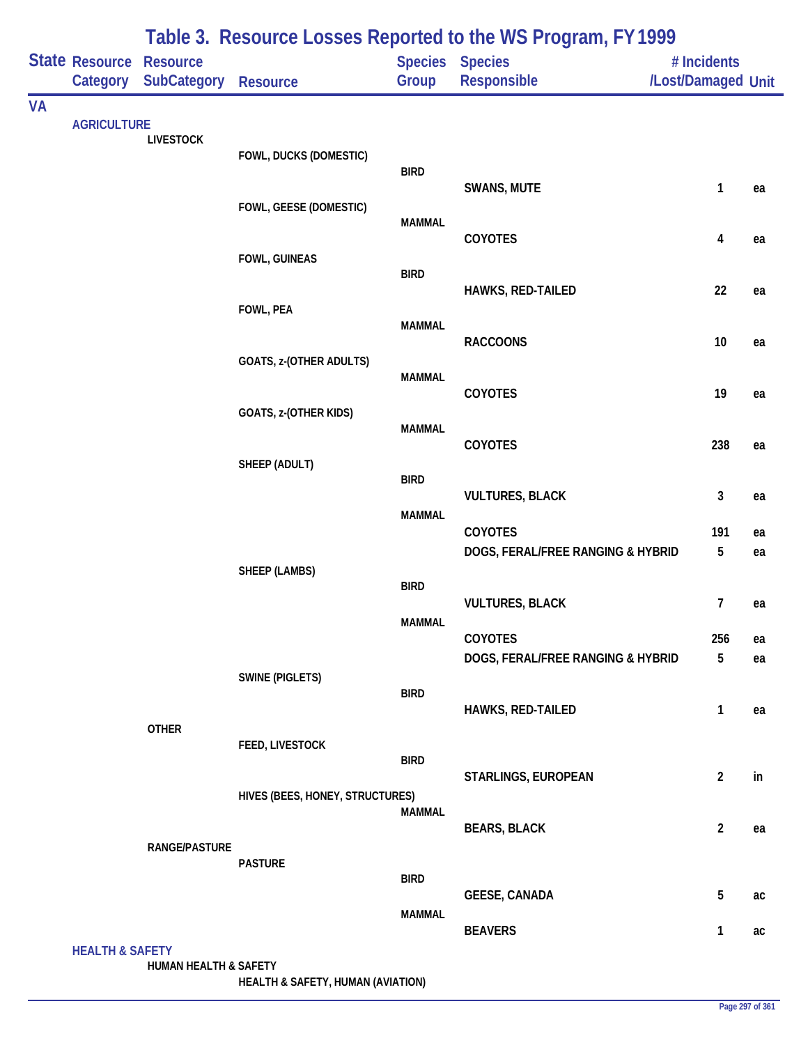# Table 3. Resource Losses Reported to the WS Program, FY 1999

| State | Resource Category | Resource SubCategory | Resource | Species Group | Species Responsible | # Incidents /Lost/Damaged | Unit |
|---|---|---|---|---|---|---|---|
| VA | | | | | | | |
| | AGRICULTURE | | | | | | |
| | | LIVESTOCK | | | | | |
| | | | FOWL, DUCKS (DOMESTIC) | | | | |
| | | | | BIRD | | | |
| | | | | | SWANS, MUTE | 1 | ea |
| | | | FOWL, GEESE (DOMESTIC) | | | | |
| | | | | MAMMAL | | | |
| | | | | | COYOTES | 4 | ea |
| | | | FOWL, GUINEAS | | | | |
| | | | | BIRD | | | |
| | | | | | HAWKS, RED-TAILED | 22 | ea |
| | | | FOWL, PEA | | | | |
| | | | | MAMMAL | | | |
| | | | | | RACCOONS | 10 | ea |
| | | | GOATS, z-(OTHER ADULTS) | | | | |
| | | | | MAMMAL | | | |
| | | | | | COYOTES | 19 | ea |
| | | | GOATS, z-(OTHER KIDS) | | | | |
| | | | | MAMMAL | | | |
| | | | | | COYOTES | 238 | ea |
| | | | SHEEP (ADULT) | | | | |
| | | | | BIRD | | | |
| | | | | | VULTURES, BLACK | 3 | ea |
| | | | | MAMMAL | | | |
| | | | | | COYOTES | 191 | ea |
| | | | | | DOGS, FERAL/FREE RANGING & HYBRID | 5 | ea |
| | | | SHEEP (LAMBS) | | | | |
| | | | | BIRD | | | |
| | | | | | VULTURES, BLACK | 7 | ea |
| | | | | MAMMAL | | | |
| | | | | | COYOTES | 256 | ea |
| | | | | | DOGS, FERAL/FREE RANGING & HYBRID | 5 | ea |
| | | | SWINE (PIGLETS) | | | | |
| | | | | BIRD | | | |
| | | | | | HAWKS, RED-TAILED | 1 | ea |
| | | OTHER | | | | | |
| | | | FEED, LIVESTOCK | | | | |
| | | | | BIRD | | | |
| | | | | | STARLINGS, EUROPEAN | 2 | in |
| | | | HIVES (BEES, HONEY, STRUCTURES) | | | | |
| | | | | MAMMAL | | | |
| | | | | | BEARS, BLACK | 2 | ea |
| | | RANGE/PASTURE | | | | | |
| | | | PASTURE | | | | |
| | | | | BIRD | | | |
| | | | | | GEESE, CANADA | 5 | ac |
| | | | | MAMMAL | | | |
| | | | | | BEAVERS | 1 | ac |
| | HEALTH & SAFETY | | | | | | |
| | | HUMAN HEALTH & SAFETY | | | | | |
| | | | HEALTH & SAFETY, HUMAN (AVIATION) | | | | |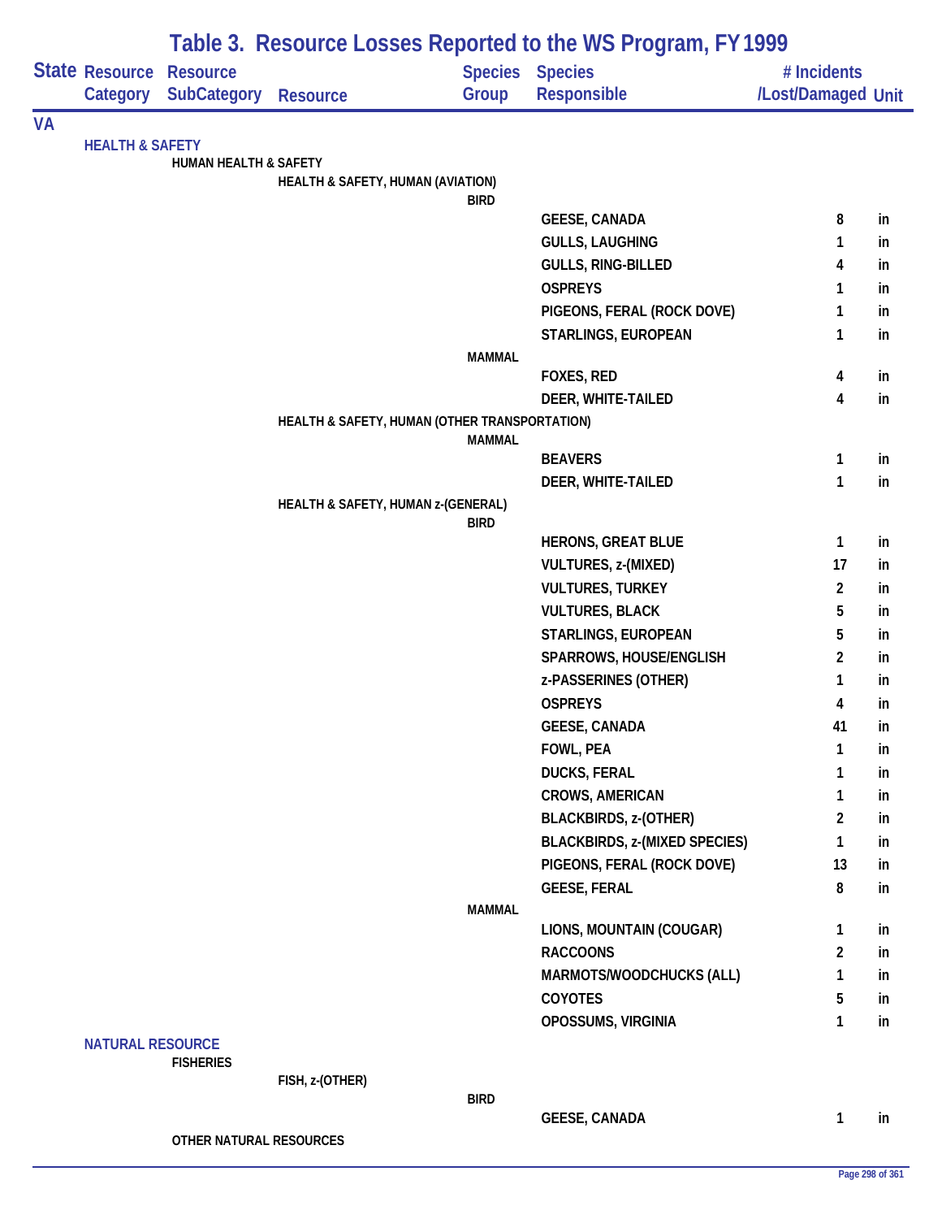# Table 3. Resource Losses Reported to the WS Program, FY 1999

| State | Resource Category | Resource SubCategory | Resource | Species Group | Species Responsible | # Incidents /Lost/Damaged | Unit |
|---|---|---|---|---|---|---|---|
| VA | | | | | | | |
| | HEALTH & SAFETY | | | | | | |
| | | HUMAN HEALTH & SAFETY | | | | | |
| | | | HEALTH & SAFETY, HUMAN (AVIATION) | | | | |
| | | | | BIRD | | | |
| | | | | | GEESE, CANADA | 8 | in |
| | | | | | GULLS, LAUGHING | 1 | in |
| | | | | | GULLS, RING-BILLED | 4 | in |
| | | | | | OSPREYS | 1 | in |
| | | | | | PIGEONS, FERAL (ROCK DOVE) | 1 | in |
| | | | | | STARLINGS, EUROPEAN | 1 | in |
| | | | | MAMMAL | | | |
| | | | | | FOXES, RED | 4 | in |
| | | | | | DEER, WHITE-TAILED | 4 | in |
| | | | HEALTH & SAFETY, HUMAN (OTHER TRANSPORTATION) | | | | |
| | | | | MAMMAL | | | |
| | | | | | BEAVERS | 1 | in |
| | | | | | DEER, WHITE-TAILED | 1 | in |
| | | | HEALTH & SAFETY, HUMAN z-(GENERAL) | | | | |
| | | | | BIRD | | | |
| | | | | | HERONS, GREAT BLUE | 1 | in |
| | | | | | VULTURES, z-(MIXED) | 17 | in |
| | | | | | VULTURES, TURKEY | 2 | in |
| | | | | | VULTURES, BLACK | 5 | in |
| | | | | | STARLINGS, EUROPEAN | 5 | in |
| | | | | | SPARROWS, HOUSE/ENGLISH | 2 | in |
| | | | | | z-PASSERINES (OTHER) | 1 | in |
| | | | | | OSPREYS | 4 | in |
| | | | | | GEESE, CANADA | 41 | in |
| | | | | | FOWL, PEA | 1 | in |
| | | | | | DUCKS, FERAL | 1 | in |
| | | | | | CROWS, AMERICAN | 1 | in |
| | | | | | BLACKBIRDS, z-(OTHER) | 2 | in |
| | | | | | BLACKBIRDS, z-(MIXED SPECIES) | 1 | in |
| | | | | | PIGEONS, FERAL (ROCK DOVE) | 13 | in |
| | | | | | GEESE, FERAL | 8 | in |
| | | | | MAMMAL | | | |
| | | | | | LIONS, MOUNTAIN (COUGAR) | 1 | in |
| | | | | | RACCOONS | 2 | in |
| | | | | | MARMOTS/WOODCHUCKS (ALL) | 1 | in |
| | | | | | COYOTES | 5 | in |
| | | | | | OPOSSUMS, VIRGINIA | 1 | in |
| | NATURAL RESOURCE | | | | | | |
| | | FISHERIES | | | | | |
| | | | FISH, z-(OTHER) | | | | |
| | | | | BIRD | | | |
| | | | | | GEESE, CANADA | 1 | in |
| | | OTHER NATURAL RESOURCES | | | | | |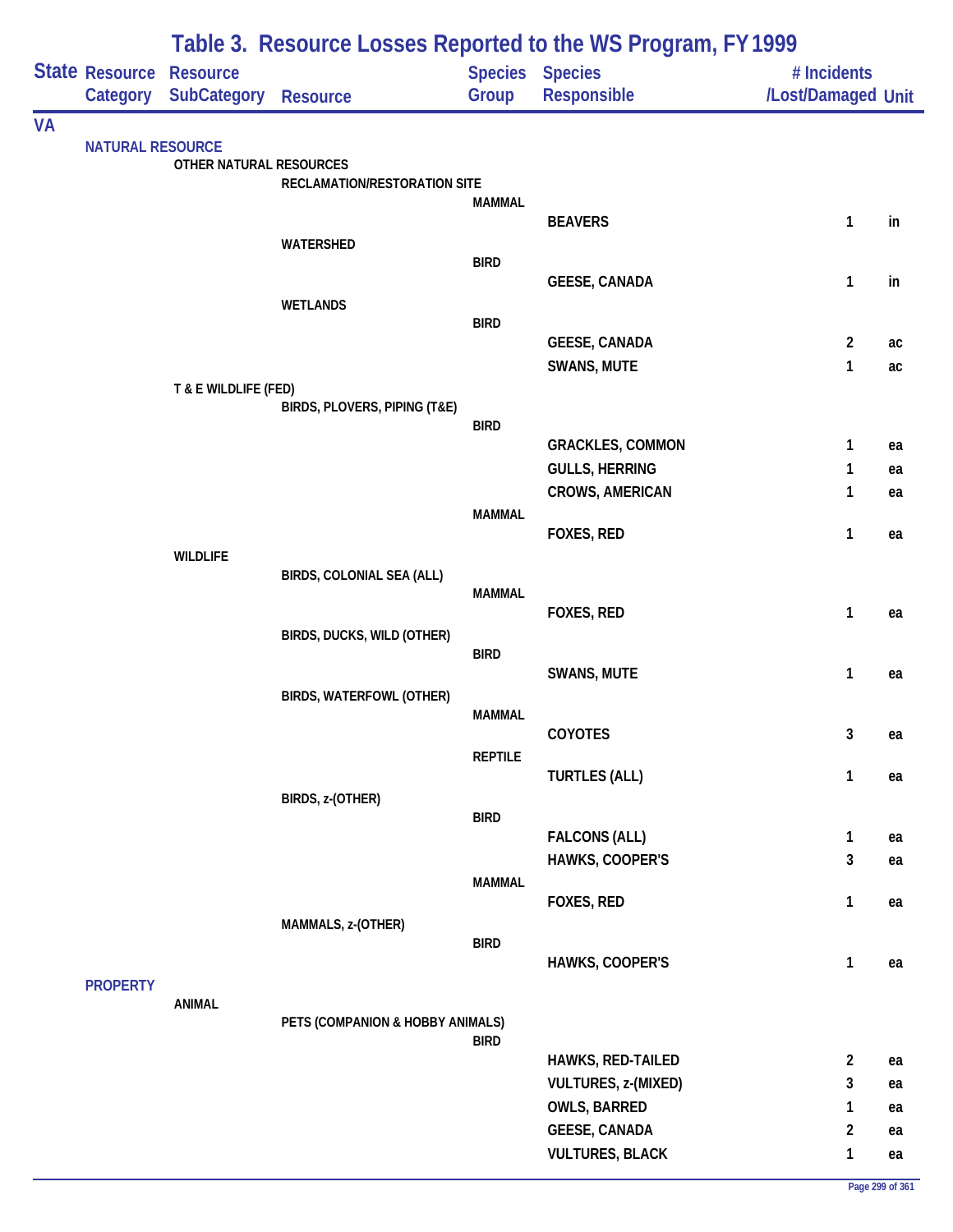# Table 3. Resource Losses Reported to the WS Program, FY 1999

| State | Resource Category | Resource SubCategory | Resource | Species Group | Species Responsible | # Incidents /Lost/Damaged | Unit |
|---|---|---|---|---|---|---|---|
| VA | | | | | | | |
| | NATURAL RESOURCE | | | | | | |
| | | OTHER NATURAL RESOURCES | | | | | |
| | | | RECLAMATION/RESTORATION SITE | | | | |
| | | | | MAMMAL | | | |
| | | | | | BEAVERS | 1 | in |
| | | | WATERSHED | | | | |
| | | | | BIRD | | | |
| | | | | | GEESE, CANADA | 1 | in |
| | | | WETLANDS | | | | |
| | | | | BIRD | | | |
| | | | | | GEESE, CANADA | 2 | ac |
| | | | | | SWANS, MUTE | 1 | ac |
| | | T & E WILDLIFE (FED) | | | | | |
| | | | BIRDS, PLOVERS, PIPING (T&E) | | | | |
| | | | | BIRD | | | |
| | | | | | GRACKLES, COMMON | 1 | ea |
| | | | | | GULLS, HERRING | 1 | ea |
| | | | | | CROWS, AMERICAN | 1 | ea |
| | | | | MAMMAL | | | |
| | | | | | FOXES, RED | 1 | ea |
| | | WILDLIFE | | | | | |
| | | | BIRDS, COLONIAL SEA (ALL) | | | | |
| | | | | MAMMAL | | | |
| | | | | | FOXES, RED | 1 | ea |
| | | | BIRDS, DUCKS, WILD (OTHER) | | | | |
| | | | | BIRD | | | |
| | | | | | SWANS, MUTE | 1 | ea |
| | | | BIRDS, WATERFOWL (OTHER) | | | | |
| | | | | MAMMAL | | | |
| | | | | | COYOTES | 3 | ea |
| | | | | REPTILE | | | |
| | | | | | TURTLES (ALL) | 1 | ea |
| | | | BIRDS, z-(OTHER) | | | | |
| | | | | BIRD | | | |
| | | | | | FALCONS (ALL) | 1 | ea |
| | | | | | HAWKS, COOPER'S | 3 | ea |
| | | | | MAMMAL | | | |
| | | | | | FOXES, RED | 1 | ea |
| | | | MAMMALS, z-(OTHER) | | | | |
| | | | | BIRD | | | |
| | | | | | HAWKS, COOPER'S | 1 | ea |
| | PROPERTY | | | | | | |
| | | ANIMAL | | | | | |
| | | | PETS (COMPANION & HOBBY ANIMALS) | | | | |
| | | | | BIRD | | | |
| | | | | | HAWKS, RED-TAILED | 2 | ea |
| | | | | | VULTURES, z-(MIXED) | 3 | ea |
| | | | | | OWLS, BARRED | 1 | ea |
| | | | | | GEESE, CANADA | 2 | ea |
| | | | | | VULTURES, BLACK | 1 | ea |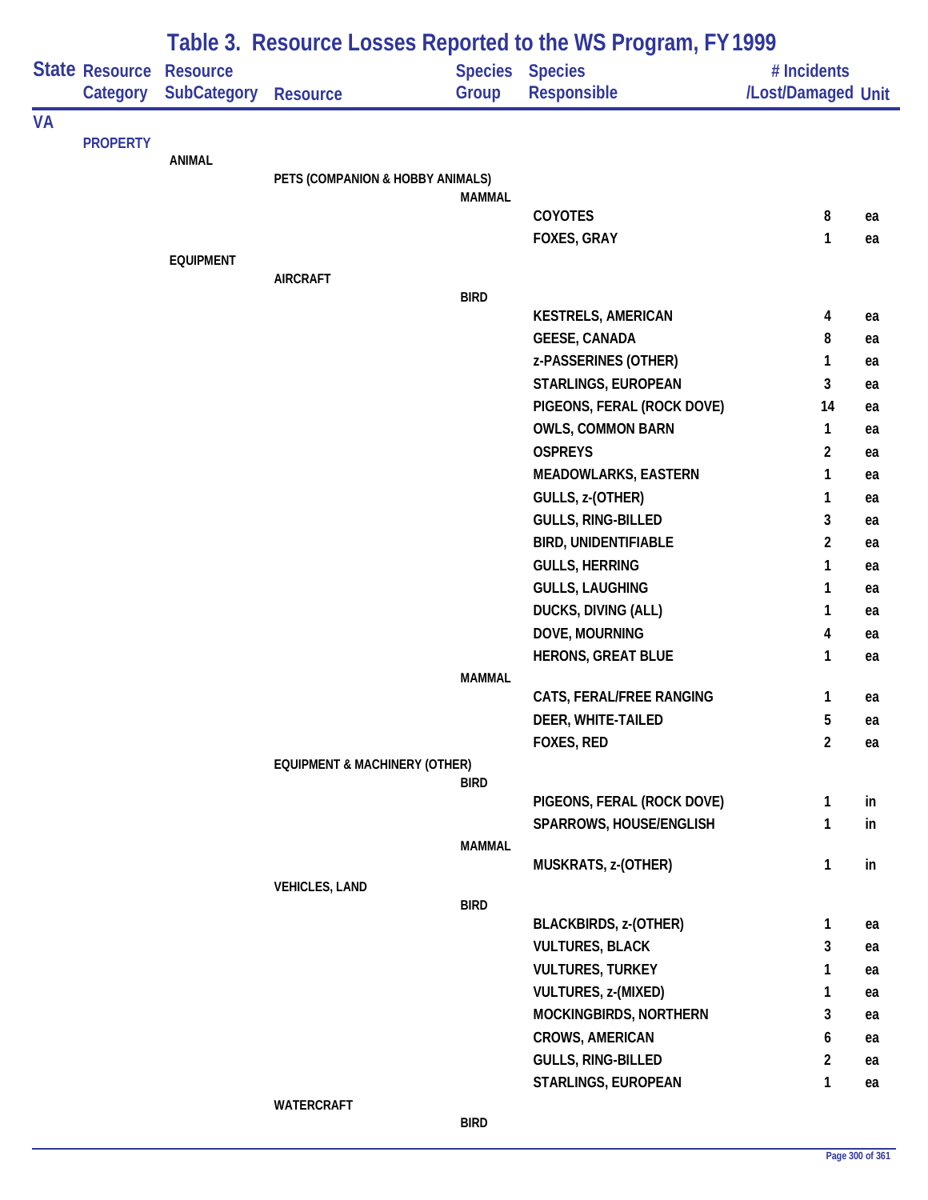# Table 3. Resource Losses Reported to the WS Program, FY 1999

| State | Resource Category | Resource SubCategory | Resource | Species Group | Species Responsible | # Incidents /Lost/Damaged | Unit |
|---|---|---|---|---|---|---|---|
| VA | | | | | | | |
| | PROPERTY | | | | | | |
| | | ANIMAL | | | | | |
| | | | PETS (COMPANION & HOBBY ANIMALS) | | | | |
| | | | | MAMMAL | | | |
| | | | | | COYOTES | 8 | ea |
| | | | | | FOXES, GRAY | 1 | ea |
| | | EQUIPMENT | | | | | |
| | | | AIRCRAFT | | | | |
| | | | | BIRD | | | |
| | | | | | KESTRELS, AMERICAN | 4 | ea |
| | | | | | GEESE, CANADA | 8 | ea |
| | | | | | z-PASSERINES (OTHER) | 1 | ea |
| | | | | | STARLINGS, EUROPEAN | 3 | ea |
| | | | | | PIGEONS, FERAL (ROCK DOVE) | 14 | ea |
| | | | | | OWLS, COMMON BARN | 1 | ea |
| | | | | | OSPREYS | 2 | ea |
| | | | | | MEADOWLARKS, EASTERN | 1 | ea |
| | | | | | GULLS, z-(OTHER) | 1 | ea |
| | | | | | GULLS, RING-BILLED | 3 | ea |
| | | | | | BIRD, UNIDENTIFIABLE | 2 | ea |
| | | | | | GULLS, HERRING | 1 | ea |
| | | | | | GULLS, LAUGHING | 1 | ea |
| | | | | | DUCKS, DIVING (ALL) | 1 | ea |
| | | | | | DOVE, MOURNING | 4 | ea |
| | | | | | HERONS, GREAT BLUE | 1 | ea |
| | | | | MAMMAL | | | |
| | | | | | CATS, FERAL/FREE RANGING | 1 | ea |
| | | | | | DEER, WHITE-TAILED | 5 | ea |
| | | | | | FOXES, RED | 2 | ea |
| | | | EQUIPMENT & MACHINERY (OTHER) | | | | |
| | | | | BIRD | | | |
| | | | | | PIGEONS, FERAL (ROCK DOVE) | 1 | in |
| | | | | | SPARROWS, HOUSE/ENGLISH | 1 | in |
| | | | | MAMMAL | | | |
| | | | | | MUSKRATS, z-(OTHER) | 1 | in |
| | | | VEHICLES, LAND | | | | |
| | | | | BIRD | | | |
| | | | | | BLACKBIRDS, z-(OTHER) | 1 | ea |
| | | | | | VULTURES, BLACK | 3 | ea |
| | | | | | VULTURES, TURKEY | 1 | ea |
| | | | | | VULTURES, z-(MIXED) | 1 | ea |
| | | | | | MOCKINGBIRDS, NORTHERN | 3 | ea |
| | | | | | CROWS, AMERICAN | 6 | ea |
| | | | | | GULLS, RING-BILLED | 2 | ea |
| | | | | | STARLINGS, EUROPEAN | 1 | ea |
| | | | WATERCRAFT | | | | |
| | | | | BIRD | | | |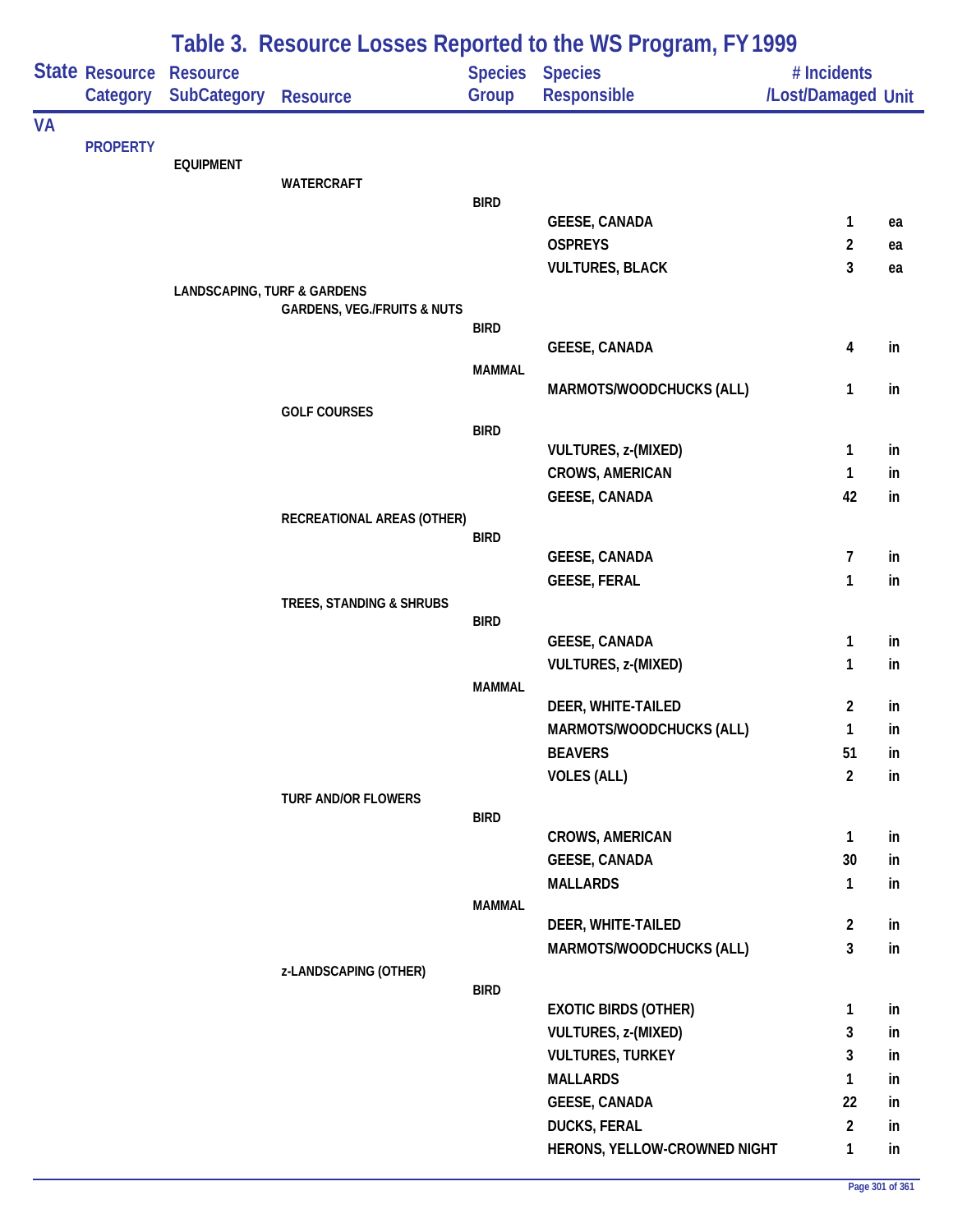# Table 3. Resource Losses Reported to the WS Program, FY 1999

| State | Resource Category | Resource SubCategory | Resource | Species Group | Species Responsible | # Incidents /Lost/Damaged | Unit |
|---|---|---|---|---|---|---|---|
| VA | | | | | | | |
| | PROPERTY | | | | | | |
| | | EQUIPMENT | | | | | |
| | | | WATERCRAFT | | | | |
| | | | | BIRD | | | |
| | | | | | GEESE, CANADA | 1 | ea |
| | | | | | OSPREYS | 2 | ea |
| | | | | | VULTURES, BLACK | 3 | ea |
| | | LANDSCAPING, TURF & GARDENS | | | | | |
| | | | GARDENS, VEG./FRUITS & NUTS | | | | |
| | | | | BIRD | | | |
| | | | | | GEESE, CANADA | 4 | in |
| | | | | MAMMAL | | | |
| | | | | | MARMOTS/WOODCHUCKS (ALL) | 1 | in |
| | | | GOLF COURSES | | | | |
| | | | | BIRD | | | |
| | | | | | VULTURES, z-(MIXED) | 1 | in |
| | | | | | CROWS, AMERICAN | 1 | in |
| | | | | | GEESE, CANADA | 42 | in |
| | | | RECREATIONAL AREAS (OTHER) | | | | |
| | | | | BIRD | | | |
| | | | | | GEESE, CANADA | 7 | in |
| | | | | | GEESE, FERAL | 1 | in |
| | | | TREES, STANDING & SHRUBS | | | | |
| | | | | BIRD | | | |
| | | | | | GEESE, CANADA | 1 | in |
| | | | | | VULTURES, z-(MIXED) | 1 | in |
| | | | | MAMMAL | | | |
| | | | | | DEER, WHITE-TAILED | 2 | in |
| | | | | | MARMOTS/WOODCHUCKS (ALL) | 1 | in |
| | | | | | BEAVERS | 51 | in |
| | | | | | VOLES (ALL) | 2 | in |
| | | | TURF AND/OR FLOWERS | | | | |
| | | | | BIRD | | | |
| | | | | | CROWS, AMERICAN | 1 | in |
| | | | | | GEESE, CANADA | 30 | in |
| | | | | | MALLARDS | 1 | in |
| | | | | MAMMAL | | | |
| | | | | | DEER, WHITE-TAILED | 2 | in |
| | | | | | MARMOTS/WOODCHUCKS (ALL) | 3 | in |
| | | | z-LANDSCAPING (OTHER) | | | | |
| | | | | BIRD | | | |
| | | | | | EXOTIC BIRDS (OTHER) | 1 | in |
| | | | | | VULTURES, z-(MIXED) | 3 | in |
| | | | | | VULTURES, TURKEY | 3 | in |
| | | | | | MALLARDS | 1 | in |
| | | | | | GEESE, CANADA | 22 | in |
| | | | | | DUCKS, FERAL | 2 | in |
| | | | | | HERONS, YELLOW-CROWNED NIGHT | 1 | in |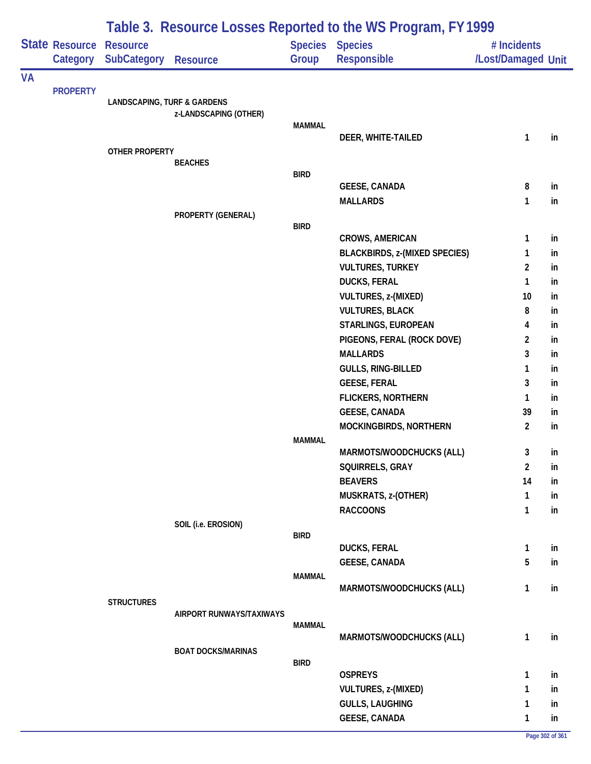# Table 3. Resource Losses Reported to the WS Program, FY 1999

| State | Resource Category | Resource SubCategory | Resource | Species Group | Species Responsible | # Incidents /Lost/Damaged | Unit |
|---|---|---|---|---|---|---|---|
| VA | | | | | | | |
| | PROPERTY | | | | | | |
| | | LANDSCAPING, TURF & GARDENS | | | | | |
| | | | z-LANDSCAPING (OTHER) | | | | |
| | | | | MAMMAL | | | |
| | | | | | DEER, WHITE-TAILED | 1 | in |
| | | OTHER PROPERTY | | | | | |
| | | | BEACHES | | | | |
| | | | | BIRD | | | |
| | | | | | GEESE, CANADA | 8 | in |
| | | | | | MALLARDS | 1 | in |
| | | | PROPERTY (GENERAL) | | | | |
| | | | | BIRD | | | |
| | | | | | CROWS, AMERICAN | 1 | in |
| | | | | | BLACKBIRDS, z-(MIXED SPECIES) | 1 | in |
| | | | | | VULTURES, TURKEY | 2 | in |
| | | | | | DUCKS, FERAL | 1 | in |
| | | | | | VULTURES, z-(MIXED) | 10 | in |
| | | | | | VULTURES, BLACK | 8 | in |
| | | | | | STARLINGS, EUROPEAN | 4 | in |
| | | | | | PIGEONS, FERAL (ROCK DOVE) | 2 | in |
| | | | | | MALLARDS | 3 | in |
| | | | | | GULLS, RING-BILLED | 1 | in |
| | | | | | GEESE, FERAL | 3 | in |
| | | | | | FLICKERS, NORTHERN | 1 | in |
| | | | | | GEESE, CANADA | 39 | in |
| | | | | | MOCKINGBIRDS, NORTHERN | 2 | in |
| | | | | MAMMAL | | | |
| | | | | | MARMOTS/WOODCHUCKS (ALL) | 3 | in |
| | | | | | SQUIRRELS, GRAY | 2 | in |
| | | | | | BEAVERS | 14 | in |
| | | | | | MUSKRATS, z-(OTHER) | 1 | in |
| | | | | | RACCOONS | 1 | in |
| | | | SOIL (i.e. EROSION) | | | | |
| | | | | BIRD | | | |
| | | | | | DUCKS, FERAL | 1 | in |
| | | | | | GEESE, CANADA | 5 | in |
| | | | | MAMMAL | | | |
| | | | | | MARMOTS/WOODCHUCKS (ALL) | 1 | in |
| | | STRUCTURES | | | | | |
| | | | AIRPORT RUNWAYS/TAXIWAYS | | | | |
| | | | | MAMMAL | | | |
| | | | | | MARMOTS/WOODCHUCKS (ALL) | 1 | in |
| | | | BOAT DOCKS/MARINAS | | | | |
| | | | | BIRD | | | |
| | | | | | OSPREYS | 1 | in |
| | | | | | VULTURES, z-(MIXED) | 1 | in |
| | | | | | GULLS, LAUGHING | 1 | in |
| | | | | | GEESE, CANADA | 1 | in |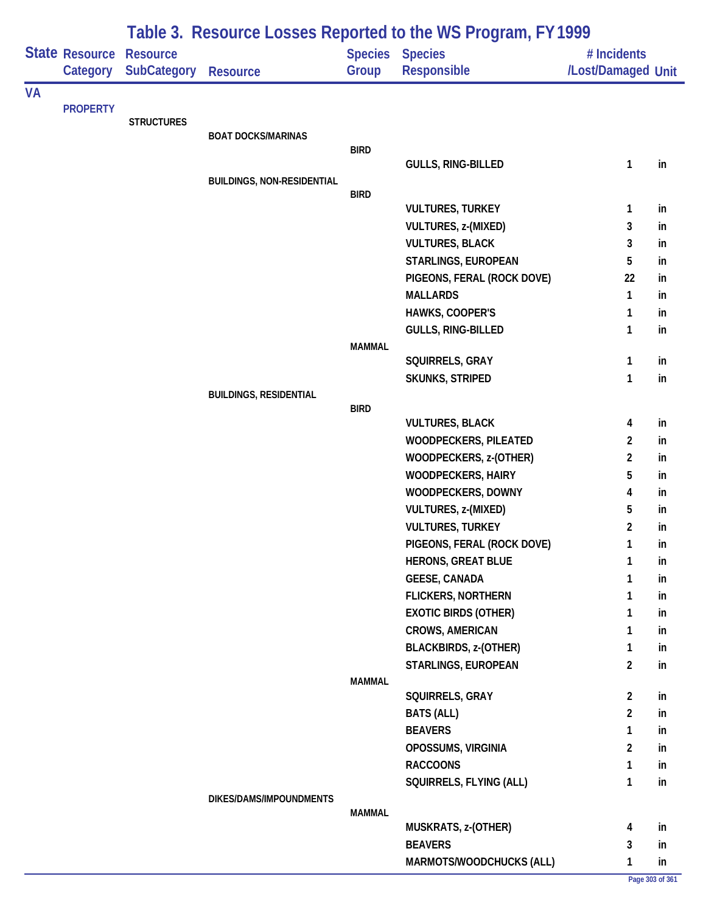# Table 3. Resource Losses Reported to the WS Program, FY 1999

| State | Resource Category | Resource SubCategory | Resource | Species Group | Species Responsible | # Incidents /Lost/Damaged | Unit |
|---|---|---|---|---|---|---|---|
| VA | | | | | | | |
| | PROPERTY | | | | | | |
| | | STRUCTURES | | | | | |
| | | | BOAT DOCKS/MARINAS | | | | |
| | | | | BIRD | | | |
| | | | | | GULLS, RING-BILLED | 1 | in |
| | | | BUILDINGS, NON-RESIDENTIAL | | | | |
| | | | | BIRD | | | |
| | | | | | VULTURES, TURKEY | 1 | in |
| | | | | | VULTURES, z-(MIXED) | 3 | in |
| | | | | | VULTURES, BLACK | 3 | in |
| | | | | | STARLINGS, EUROPEAN | 5 | in |
| | | | | | PIGEONS, FERAL (ROCK DOVE) | 22 | in |
| | | | | | MALLARDS | 1 | in |
| | | | | | HAWKS, COOPER'S | 1 | in |
| | | | | | GULLS, RING-BILLED | 1 | in |
| | | | | MAMMAL | | | |
| | | | | | SQUIRRELS, GRAY | 1 | in |
| | | | | | SKUNKS, STRIPED | 1 | in |
| | | | BUILDINGS, RESIDENTIAL | | | | |
| | | | | BIRD | | | |
| | | | | | VULTURES, BLACK | 4 | in |
| | | | | | WOODPECKERS, PILEATED | 2 | in |
| | | | | | WOODPECKERS, z-(OTHER) | 2 | in |
| | | | | | WOODPECKERS, HAIRY | 5 | in |
| | | | | | WOODPECKERS, DOWNY | 4 | in |
| | | | | | VULTURES, z-(MIXED) | 5 | in |
| | | | | | VULTURES, TURKEY | 2 | in |
| | | | | | PIGEONS, FERAL (ROCK DOVE) | 1 | in |
| | | | | | HERONS, GREAT BLUE | 1 | in |
| | | | | | GEESE, CANADA | 1 | in |
| | | | | | FLICKERS, NORTHERN | 1 | in |
| | | | | | EXOTIC BIRDS (OTHER) | 1 | in |
| | | | | | CROWS, AMERICAN | 1 | in |
| | | | | | BLACKBIRDS, z-(OTHER) | 1 | in |
| | | | | | STARLINGS, EUROPEAN | 2 | in |
| | | | | MAMMAL | | | |
| | | | | | SQUIRRELS, GRAY | 2 | in |
| | | | | | BATS (ALL) | 2 | in |
| | | | | | BEAVERS | 1 | in |
| | | | | | OPOSSUMS, VIRGINIA | 2 | in |
| | | | | | RACCOONS | 1 | in |
| | | | | | SQUIRRELS, FLYING (ALL) | 1 | in |
| | | | DIKES/DAMS/IMPOUNDMENTS | | | | |
| | | | | MAMMAL | | | |
| | | | | | MUSKRATS, z-(OTHER) | 4 | in |
| | | | | | BEAVERS | 3 | in |
| | | | | | MARMOTS/WOODCHUCKS (ALL) | 1 | in |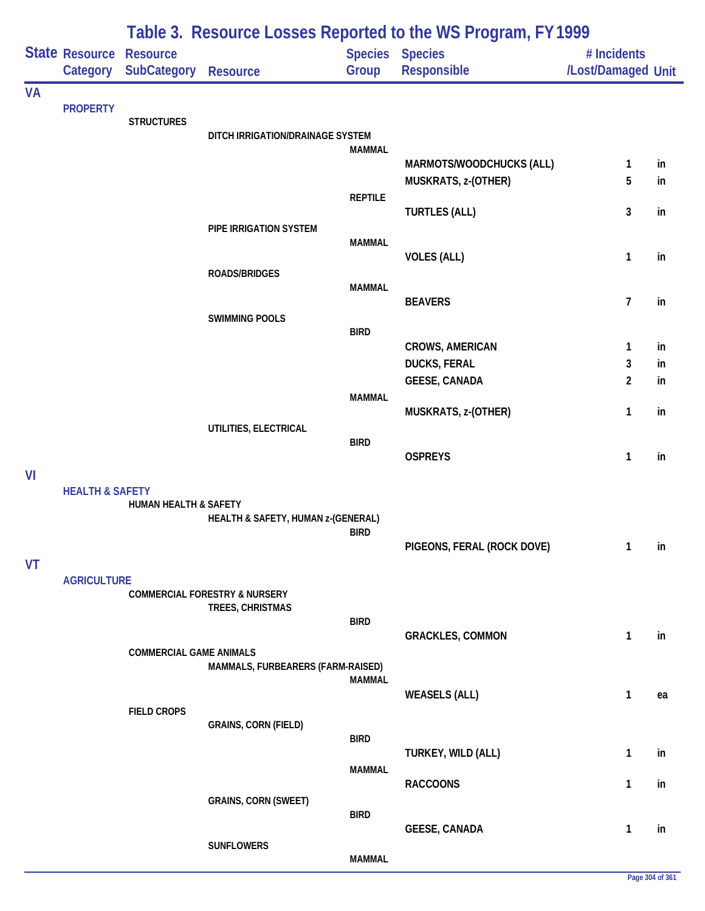## Table 3. Resource Losses Reported to the WS Program, FY 1999

| State | Resource Category | Resource SubCategory | Resource | Species Group | Species Responsible | # Incidents /Lost/Damaged | Unit |
|---|---|---|---|---|---|---|---|
| VA | | | | | | | |
| | PROPERTY | | | | | | |
| | | STRUCTURES | | | | | |
| | | | DITCH IRRIGATION/DRAINAGE SYSTEM | | | | |
| | | | | MAMMAL | | | |
| | | | | | MARMOTS/WOODCHUCKS (ALL) | 1 | in |
| | | | | | MUSKRATS, z-(OTHER) | 5 | in |
| | | | | REPTILE | | | |
| | | | | | TURTLES (ALL) | 3 | in |
| | | | PIPE IRRIGATION SYSTEM | | | | |
| | | | | MAMMAL | | | |
| | | | | | VOLES (ALL) | 1 | in |
| | | | ROADS/BRIDGES | | | | |
| | | | | MAMMAL | | | |
| | | | | | BEAVERS | 7 | in |
| | | | SWIMMING POOLS | | | | |
| | | | | BIRD | | | |
| | | | | | CROWS, AMERICAN | 1 | in |
| | | | | | DUCKS, FERAL | 3 | in |
| | | | | | GEESE, CANADA | 2 | in |
| | | | | MAMMAL | | | |
| | | | | | MUSKRATS, z-(OTHER) | 1 | in |
| | | | UTILITIES, ELECTRICAL | | | | |
| | | | | BIRD | | | |
| | | | | | OSPREYS | 1 | in |
| VI | | | | | | | |
| | HEALTH & SAFETY | | | | | | |
| | | HUMAN HEALTH & SAFETY | | | | | |
| | | | HEALTH & SAFETY, HUMAN z-(GENERAL) | | | | |
| | | | | BIRD | | | |
| | | | | | PIGEONS, FERAL (ROCK DOVE) | 1 | in |
| VT | | | | | | | |
| | AGRICULTURE | | | | | | |
| | | COMMERCIAL FORESTRY & NURSERY | | | | | |
| | | | TREES, CHRISTMAS | | | | |
| | | | | BIRD | | | |
| | | | | | GRACKLES, COMMON | 1 | in |
| | | COMMERCIAL GAME ANIMALS | | | | | |
| | | | MAMMALS, FURBEARERS (FARM-RAISED) | | | | |
| | | | | MAMMAL | | | |
| | | | | | WEASELS (ALL) | 1 | ea |
| | | FIELD CROPS | | | | | |
| | | | GRAINS, CORN (FIELD) | | | | |
| | | | | BIRD | | | |
| | | | | | TURKEY, WILD (ALL) | 1 | in |
| | | | | MAMMAL | | | |
| | | | | | RACCOONS | 1 | in |
| | | | GRAINS, CORN (SWEET) | | | | |
| | | | | BIRD | | | |
| | | | | | GEESE, CANADA | 1 | in |
| | | | SUNFLOWERS | | | | |
| | | | | MAMMAL | | | |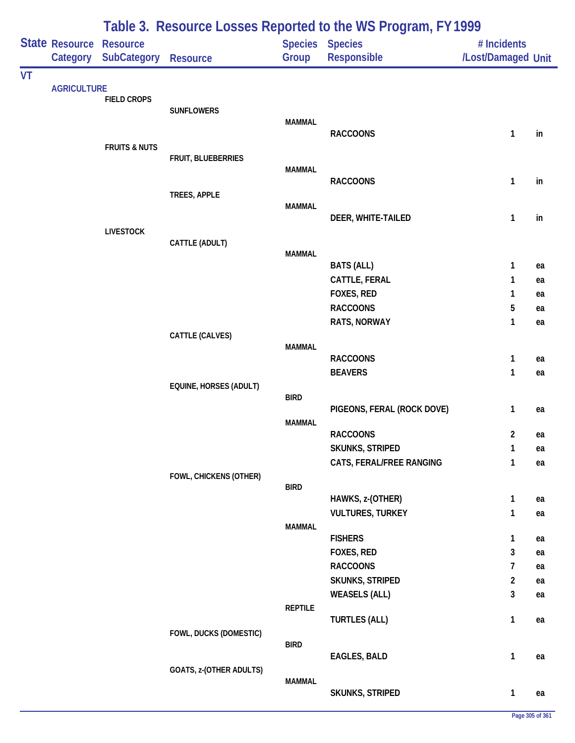# Table 3. Resource Losses Reported to the WS Program, FY 1999

| State | Resource Category | Resource SubCategory | Resource | Species Group | Species Responsible | # Incidents /Lost/Damaged | Unit |
|---|---|---|---|---|---|---|---|
| VT | | | | | | | |
| | AGRICULTURE | | | | | | |
| | | FIELD CROPS | | | | | |
| | | | SUNFLOWERS | | | | |
| | | | | MAMMAL | | | |
| | | | | | RACCOONS | 1 | in |
| | | FRUITS & NUTS | | | | | |
| | | | FRUIT, BLUEBERRIES | | | | |
| | | | | MAMMAL | | | |
| | | | | | RACCOONS | 1 | in |
| | | | TREES, APPLE | | | | |
| | | | | MAMMAL | | | |
| | | | | | DEER, WHITE-TAILED | 1 | in |
| | | LIVESTOCK | | | | | |
| | | | CATTLE (ADULT) | | | | |
| | | | | MAMMAL | | | |
| | | | | | BATS (ALL) | 1 | ea |
| | | | | | CATTLE, FERAL | 1 | ea |
| | | | | | FOXES, RED | 1 | ea |
| | | | | | RACCOONS | 5 | ea |
| | | | | | RATS, NORWAY | 1 | ea |
| | | | CATTLE (CALVES) | | | | |
| | | | | MAMMAL | | | |
| | | | | | RACCOONS | 1 | ea |
| | | | | | BEAVERS | 1 | ea |
| | | | EQUINE, HORSES (ADULT) | | | | |
| | | | | BIRD | | | |
| | | | | | PIGEONS, FERAL (ROCK DOVE) | 1 | ea |
| | | | | MAMMAL | | | |
| | | | | | RACCOONS | 2 | ea |
| | | | | | SKUNKS, STRIPED | 1 | ea |
| | | | | | CATS, FERAL/FREE RANGING | 1 | ea |
| | | | FOWL, CHICKENS (OTHER) | | | | |
| | | | | BIRD | | | |
| | | | | | HAWKS, z-(OTHER) | 1 | ea |
| | | | | | VULTURES, TURKEY | 1 | ea |
| | | | | MAMMAL | | | |
| | | | | | FISHERS | 1 | ea |
| | | | | | FOXES, RED | 3 | ea |
| | | | | | RACCOONS | 7 | ea |
| | | | | | SKUNKS, STRIPED | 2 | ea |
| | | | | | WEASELS (ALL) | 3 | ea |
| | | | | REPTILE | | | |
| | | | | | TURTLES (ALL) | 1 | ea |
| | | | FOWL, DUCKS (DOMESTIC) | | | | |
| | | | | BIRD | | | |
| | | | | | EAGLES, BALD | 1 | ea |
| | | | GOATS, z-(OTHER ADULTS) | | | | |
| | | | | MAMMAL | | | |
| | | | | | SKUNKS, STRIPED | 1 | ea |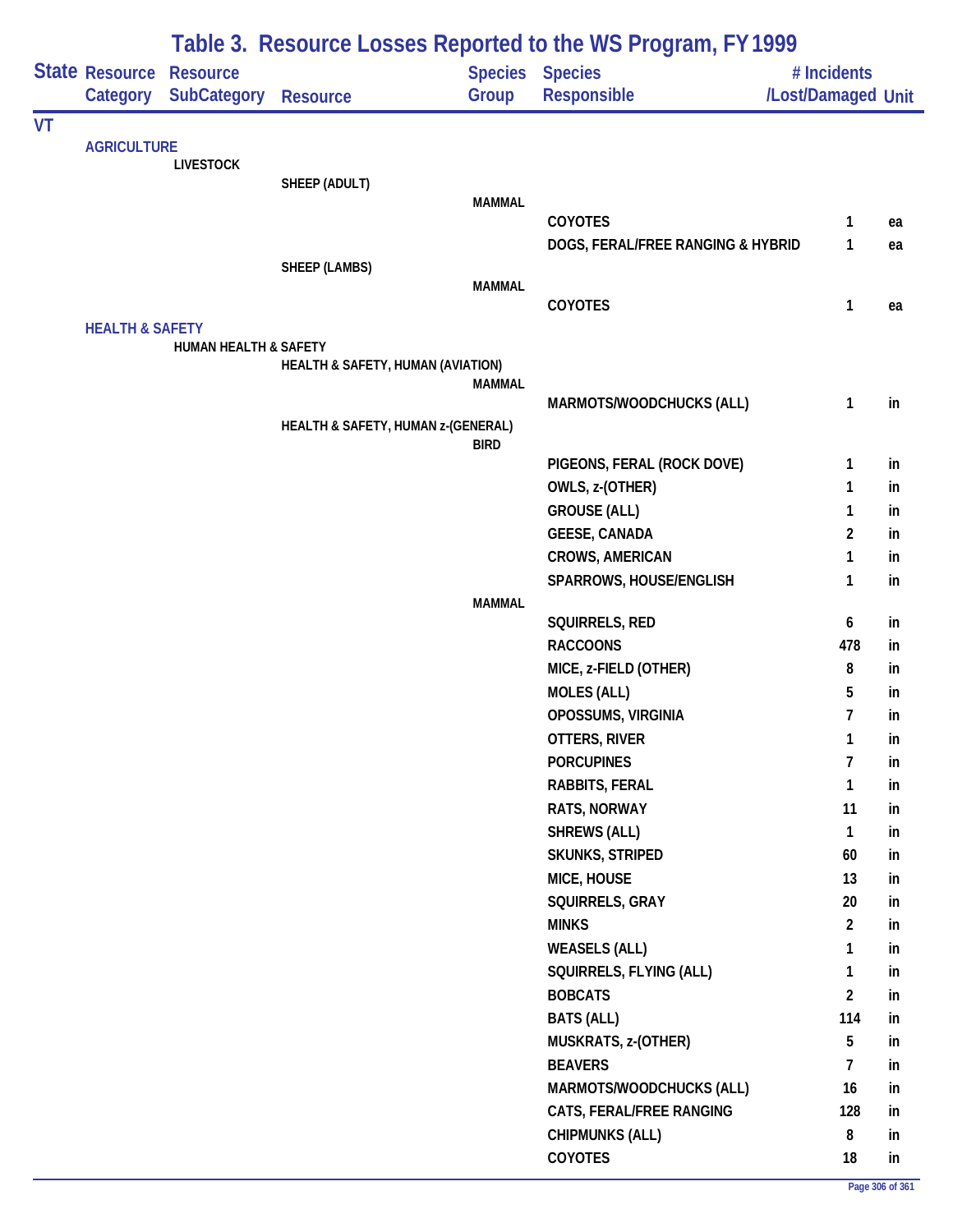# Table 3. Resource Losses Reported to the WS Program, FY 1999

| State | Resource Category | Resource SubCategory | Resource | Species Group | Species Responsible | # Incidents /Lost/Damaged | Unit |
|---|---|---|---|---|---|---|---|
| VT | | | | | | | |
| | AGRICULTURE | | | | | | |
| | | LIVESTOCK | | | | | |
| | | | SHEEP (ADULT) | | | | |
| | | | | MAMMAL | | | |
| | | | | | COYOTES | 1 | ea |
| | | | | | DOGS, FERAL/FREE RANGING & HYBRID | 1 | ea |
| | | | SHEEP (LAMBS) | | | | |
| | | | | MAMMAL | | | |
| | | | | | COYOTES | 1 | ea |
| | HEALTH & SAFETY | | | | | | |
| | | HUMAN HEALTH & SAFETY | | | | | |
| | | | HEALTH & SAFETY, HUMAN (AVIATION) | | | | |
| | | | | MAMMAL | | | |
| | | | | | MARMOTS/WOODCHUCKS (ALL) | 1 | in |
| | | | HEALTH & SAFETY, HUMAN z-(GENERAL) | | | | |
| | | | | BIRD | | | |
| | | | | | PIGEONS, FERAL (ROCK DOVE) | 1 | in |
| | | | | | OWLS, z-(OTHER) | 1 | in |
| | | | | | GROUSE (ALL) | 1 | in |
| | | | | | GEESE, CANADA | 2 | in |
| | | | | | CROWS, AMERICAN | 1 | in |
| | | | | | SPARROWS, HOUSE/ENGLISH | 1 | in |
| | | | | MAMMAL | | | |
| | | | | | SQUIRRELS, RED | 6 | in |
| | | | | | RACCOONS | 478 | in |
| | | | | | MICE, z-FIELD (OTHER) | 8 | in |
| | | | | | MOLES (ALL) | 5 | in |
| | | | | | OPOSSUMS, VIRGINIA | 7 | in |
| | | | | | OTTERS, RIVER | 1 | in |
| | | | | | PORCUPINES | 7 | in |
| | | | | | RABBITS, FERAL | 1 | in |
| | | | | | RATS, NORWAY | 11 | in |
| | | | | | SHREWS (ALL) | 1 | in |
| | | | | | SKUNKS, STRIPED | 60 | in |
| | | | | | MICE, HOUSE | 13 | in |
| | | | | | SQUIRRELS, GRAY | 20 | in |
| | | | | | MINKS | 2 | in |
| | | | | | WEASELS (ALL) | 1 | in |
| | | | | | SQUIRRELS, FLYING (ALL) | 1 | in |
| | | | | | BOBCATS | 2 | in |
| | | | | | BATS (ALL) | 114 | in |
| | | | | | MUSKRATS, z-(OTHER) | 5 | in |
| | | | | | BEAVERS | 7 | in |
| | | | | | MARMOTS/WOODCHUCKS (ALL) | 16 | in |
| | | | | | CATS, FERAL/FREE RANGING | 128 | in |
| | | | | | CHIPMUNKS (ALL) | 8 | in |
| | | | | | COYOTES | 18 | in |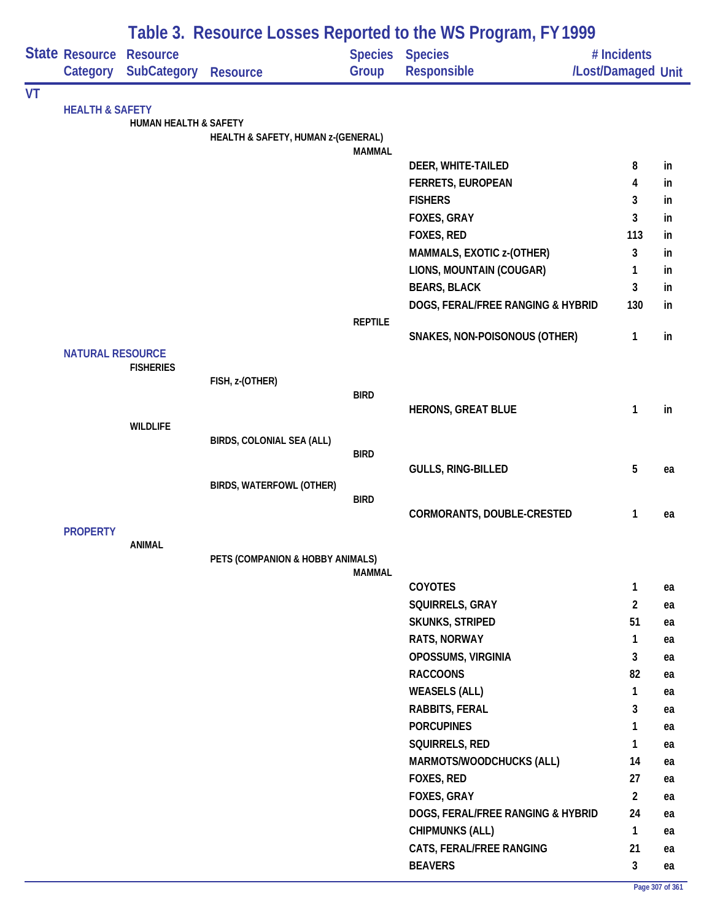# Table 3. Resource Losses Reported to the WS Program, FY 1999

| State | Resource Category | Resource SubCategory | Resource | Species Group | Species Responsible | # Incidents /Lost/Damaged | Unit |
|---|---|---|---|---|---|---|---|
| VT | | | | | | | |
| | HEALTH & SAFETY | | | | | | |
| | | HUMAN HEALTH & SAFETY | | | | | |
| | | | HEALTH & SAFETY, HUMAN z-(GENERAL) | | | | |
| | | | | MAMMAL | | | |
| | | | | | DEER, WHITE-TAILED | 8 | in |
| | | | | | FERRETS, EUROPEAN | 4 | in |
| | | | | | FISHERS | 3 | in |
| | | | | | FOXES, GRAY | 3 | in |
| | | | | | FOXES, RED | 113 | in |
| | | | | | MAMMALS, EXOTIC z-(OTHER) | 3 | in |
| | | | | | LIONS, MOUNTAIN (COUGAR) | 1 | in |
| | | | | | BEARS, BLACK | 3 | in |
| | | | | | DOGS, FERAL/FREE RANGING & HYBRID | 130 | in |
| | | | | REPTILE | | | |
| | | | | | SNAKES, NON-POISONOUS (OTHER) | 1 | in |
| | NATURAL RESOURCE | | | | | | |
| | | FISHERIES | | | | | |
| | | | FISH, z-(OTHER) | | | | |
| | | | | BIRD | | | |
| | | | | | HERONS, GREAT BLUE | 1 | in |
| | | WILDLIFE | | | | | |
| | | | BIRDS, COLONIAL SEA (ALL) | | | | |
| | | | | BIRD | | | |
| | | | | | GULLS, RING-BILLED | 5 | ea |
| | | | BIRDS, WATERFOWL (OTHER) | | | | |
| | | | | BIRD | | | |
| | | | | | CORMORANTS, DOUBLE-CRESTED | 1 | ea |
| | PROPERTY | | | | | | |
| | | ANIMAL | | | | | |
| | | | PETS (COMPANION & HOBBY ANIMALS) | | | | |
| | | | | MAMMAL | | | |
| | | | | | COYOTES | 1 | ea |
| | | | | | SQUIRRELS, GRAY | 2 | ea |
| | | | | | SKUNKS, STRIPED | 51 | ea |
| | | | | | RATS, NORWAY | 1 | ea |
| | | | | | OPOSSUMS, VIRGINIA | 3 | ea |
| | | | | | RACCOONS | 82 | ea |
| | | | | | WEASELS (ALL) | 1 | ea |
| | | | | | RABBITS, FERAL | 3 | ea |
| | | | | | PORCUPINES | 1 | ea |
| | | | | | SQUIRRELS, RED | 1 | ea |
| | | | | | MARMOTS/WOODCHUCKS (ALL) | 14 | ea |
| | | | | | FOXES, RED | 27 | ea |
| | | | | | FOXES, GRAY | 2 | ea |
| | | | | | DOGS, FERAL/FREE RANGING & HYBRID | 24 | ea |
| | | | | | CHIPMUNKS (ALL) | 1 | ea |
| | | | | | CATS, FERAL/FREE RANGING | 21 | ea |
| | | | | | BEAVERS | 3 | ea |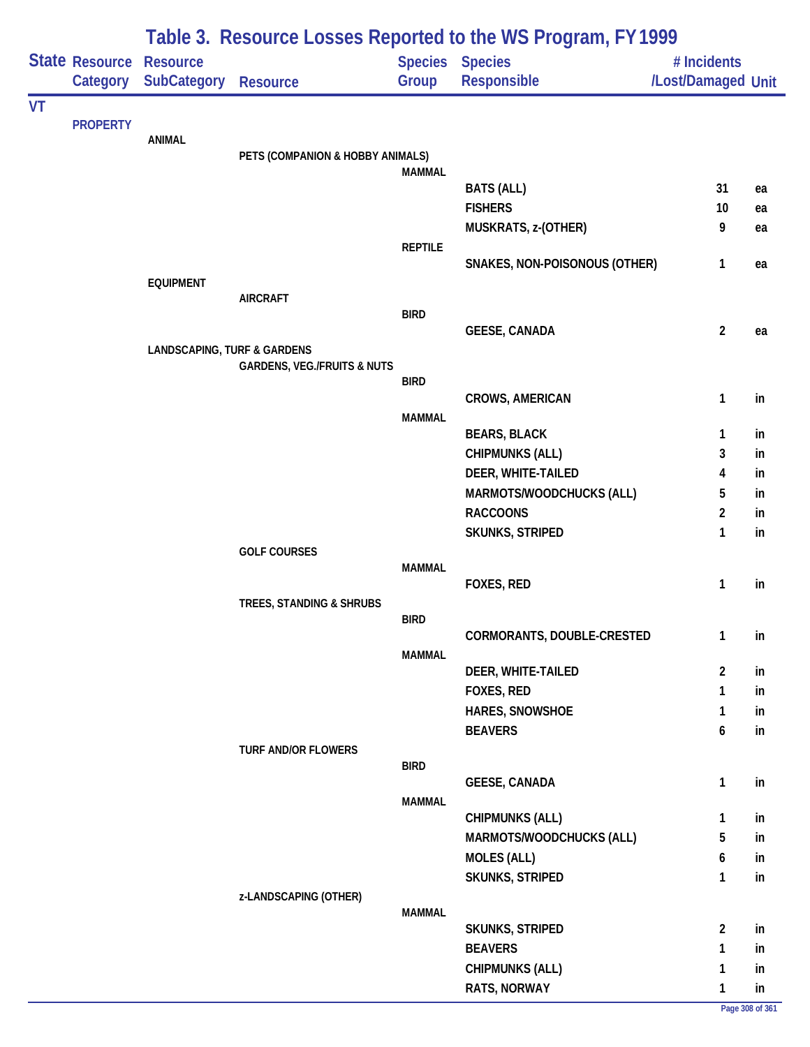# Table 3. Resource Losses Reported to the WS Program, FY 1999

| State | Resource Category | Resource SubCategory | Resource | Species Group | Species Responsible | # Incidents /Lost/Damaged | Unit |
|---|---|---|---|---|---|---|---|
| VT | | | | | | | |
| | PROPERTY | | | | | | |
| | | ANIMAL | | | | | |
| | | | PETS (COMPANION & HOBBY ANIMALS) | | | | |
| | | | | MAMMAL | | | |
| | | | | | BATS (ALL) | 31 | ea |
| | | | | | FISHERS | 10 | ea |
| | | | | | MUSKRATS, z-(OTHER) | 9 | ea |
| | | | | REPTILE | | | |
| | | | | | SNAKES, NON-POISONOUS (OTHER) | 1 | ea |
| | | EQUIPMENT | | | | | |
| | | | AIRCRAFT | | | | |
| | | | | BIRD | | | |
| | | | | | GEESE, CANADA | 2 | ea |
| | | LANDSCAPING, TURF & GARDENS | | | | | |
| | | | GARDENS, VEG./FRUITS & NUTS | | | | |
| | | | | BIRD | | | |
| | | | | | CROWS, AMERICAN | 1 | in |
| | | | | MAMMAL | | | |
| | | | | | BEARS, BLACK | 1 | in |
| | | | | | CHIPMUNKS (ALL) | 3 | in |
| | | | | | DEER, WHITE-TAILED | 4 | in |
| | | | | | MARMOTS/WOODCHUCKS (ALL) | 5 | in |
| | | | | | RACCOONS | 2 | in |
| | | | | | SKUNKS, STRIPED | 1 | in |
| | | | GOLF COURSES | | | | |
| | | | | MAMMAL | | | |
| | | | | | FOXES, RED | 1 | in |
| | | | TREES, STANDING & SHRUBS | | | | |
| | | | | BIRD | | | |
| | | | | | CORMORANTS, DOUBLE-CRESTED | 1 | in |
| | | | | MAMMAL | | | |
| | | | | | DEER, WHITE-TAILED | 2 | in |
| | | | | | FOXES, RED | 1 | in |
| | | | | | HARES, SNOWSHOE | 1 | in |
| | | | | | BEAVERS | 6 | in |
| | | | TURF AND/OR FLOWERS | | | | |
| | | | | BIRD | | | |
| | | | | | GEESE, CANADA | 1 | in |
| | | | | MAMMAL | | | |
| | | | | | CHIPMUNKS (ALL) | 1 | in |
| | | | | | MARMOTS/WOODCHUCKS (ALL) | 5 | in |
| | | | | | MOLES (ALL) | 6 | in |
| | | | | | SKUNKS, STRIPED | 1 | in |
| | | | z-LANDSCAPING (OTHER) | | | | |
| | | | | MAMMAL | | | |
| | | | | | SKUNKS, STRIPED | 2 | in |
| | | | | | BEAVERS | 1 | in |
| | | | | | CHIPMUNKS (ALL) | 1 | in |
| | | | | | RATS, NORWAY | 1 | in |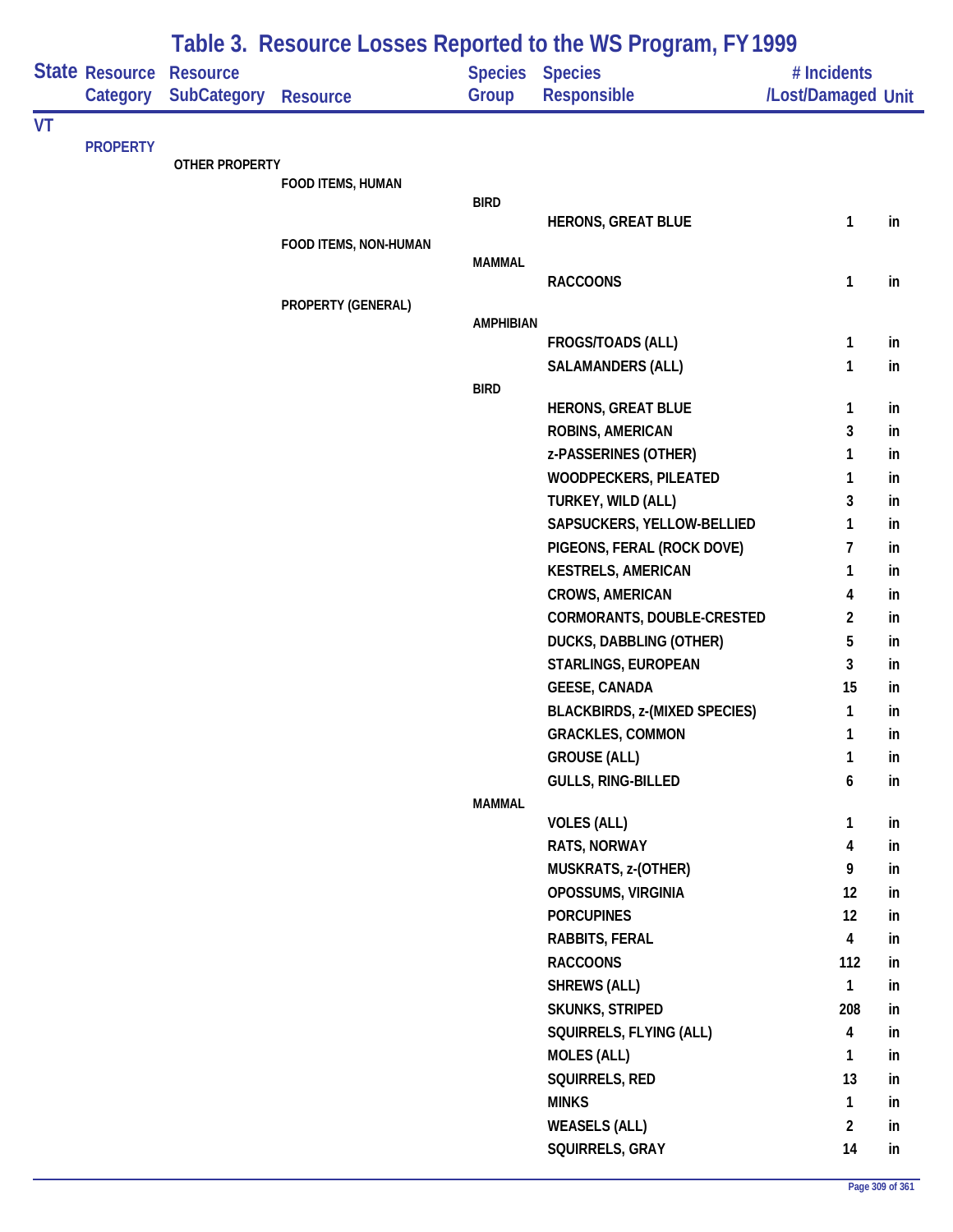# Table 3. Resource Losses Reported to the WS Program, FY 1999

| State | Resource Category | Resource SubCategory | Resource | Species Group | Species Responsible | # Incidents /Lost/Damaged | Unit |
|---|---|---|---|---|---|---|---|
| VT | | | | | | | |
| | PROPERTY | | | | | | |
| | | OTHER PROPERTY | | | | | |
| | | | FOOD ITEMS, HUMAN | | | | |
| | | | | BIRD | | | |
| | | | | | HERONS, GREAT BLUE | 1 | in |
| | | | FOOD ITEMS, NON-HUMAN | | | | |
| | | | | MAMMAL | | | |
| | | | | | RACCOONS | 1 | in |
| | | | PROPERTY (GENERAL) | | | | |
| | | | | AMPHIBIAN | | | |
| | | | | | FROGS/TOADS (ALL) | 1 | in |
| | | | | | SALAMANDERS (ALL) | 1 | in |
| | | | | BIRD | | | |
| | | | | | HERONS, GREAT BLUE | 1 | in |
| | | | | | ROBINS, AMERICAN | 3 | in |
| | | | | | z-PASSERINES (OTHER) | 1 | in |
| | | | | | WOODPECKERS, PILEATED | 1 | in |
| | | | | | TURKEY, WILD (ALL) | 3 | in |
| | | | | | SAPSUCKERS, YELLOW-BELLIED | 1 | in |
| | | | | | PIGEONS, FERAL (ROCK DOVE) | 7 | in |
| | | | | | KESTRELS, AMERICAN | 1 | in |
| | | | | | CROWS, AMERICAN | 4 | in |
| | | | | | CORMORANTS, DOUBLE-CRESTED | 2 | in |
| | | | | | DUCKS, DABBLING (OTHER) | 5 | in |
| | | | | | STARLINGS, EUROPEAN | 3 | in |
| | | | | | GEESE, CANADA | 15 | in |
| | | | | | BLACKBIRDS, z-(MIXED SPECIES) | 1 | in |
| | | | | | GRACKLES, COMMON | 1 | in |
| | | | | | GROUSE (ALL) | 1 | in |
| | | | | | GULLS, RING-BILLED | 6 | in |
| | | | | MAMMAL | | | |
| | | | | | VOLES (ALL) | 1 | in |
| | | | | | RATS, NORWAY | 4 | in |
| | | | | | MUSKRATS, z-(OTHER) | 9 | in |
| | | | | | OPOSSUMS, VIRGINIA | 12 | in |
| | | | | | PORCUPINES | 12 | in |
| | | | | | RABBITS, FERAL | 4 | in |
| | | | | | RACCOONS | 112 | in |
| | | | | | SHREWS (ALL) | 1 | in |
| | | | | | SKUNKS, STRIPED | 208 | in |
| | | | | | SQUIRRELS, FLYING (ALL) | 4 | in |
| | | | | | MOLES (ALL) | 1 | in |
| | | | | | SQUIRRELS, RED | 13 | in |
| | | | | | MINKS | 1 | in |
| | | | | | WEASELS (ALL) | 2 | in |
| | | | | | SQUIRRELS, GRAY | 14 | in |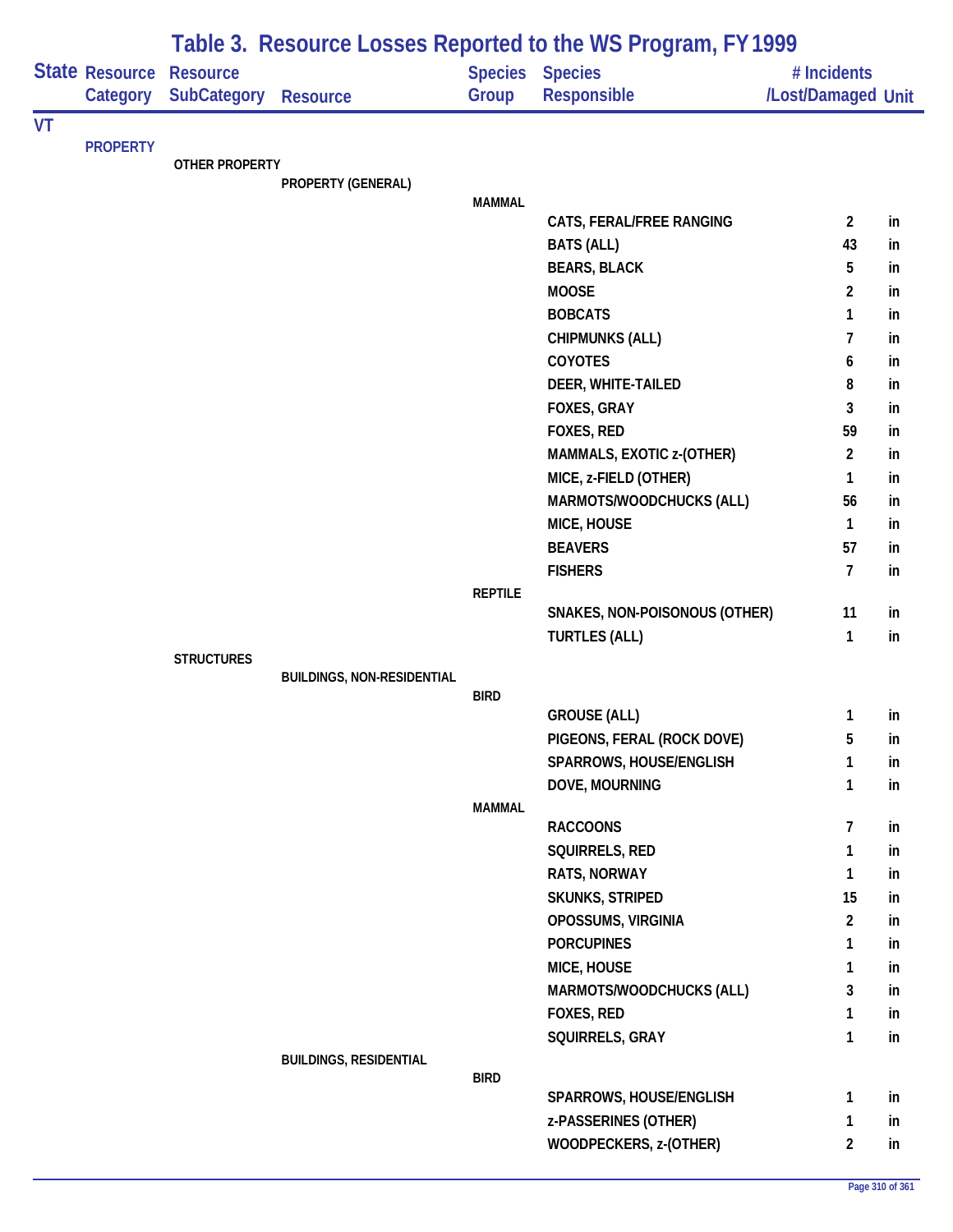# Table 3. Resource Losses Reported to the WS Program, FY 1999

| State | Resource Category | Resource SubCategory | Resource | Species Group | Species Responsible | # Incidents /Lost/Damaged | Unit |
|---|---|---|---|---|---|---|---|
| VT | | | | | | | |
| | PROPERTY | | | | | | |
| | | OTHER PROPERTY | | | | | |
| | | | PROPERTY (GENERAL) | | | | |
| | | | | MAMMAL | | | |
| | | | | | CATS, FERAL/FREE RANGING | 2 | in |
| | | | | | BATS (ALL) | 43 | in |
| | | | | | BEARS, BLACK | 5 | in |
| | | | | | MOOSE | 2 | in |
| | | | | | BOBCATS | 1 | in |
| | | | | | CHIPMUNKS (ALL) | 7 | in |
| | | | | | COYOTES | 6 | in |
| | | | | | DEER, WHITE-TAILED | 8 | in |
| | | | | | FOXES, GRAY | 3 | in |
| | | | | | FOXES, RED | 59 | in |
| | | | | | MAMMALS, EXOTIC z-(OTHER) | 2 | in |
| | | | | | MICE, z-FIELD (OTHER) | 1 | in |
| | | | | | MARMOTS/WOODCHUCKS (ALL) | 56 | in |
| | | | | | MICE, HOUSE | 1 | in |
| | | | | | BEAVERS | 57 | in |
| | | | | | FISHERS | 7 | in |
| | | | | REPTILE | | | |
| | | | | | SNAKES, NON-POISONOUS (OTHER) | 11 | in |
| | | | | | TURTLES (ALL) | 1 | in |
| | | STRUCTURES | | | | | |
| | | | BUILDINGS, NON-RESIDENTIAL | | | | |
| | | | | BIRD | | | |
| | | | | | GROUSE (ALL) | 1 | in |
| | | | | | PIGEONS, FERAL (ROCK DOVE) | 5 | in |
| | | | | | SPARROWS, HOUSE/ENGLISH | 1 | in |
| | | | | | DOVE, MOURNING | 1 | in |
| | | | | MAMMAL | | | |
| | | | | | RACCOONS | 7 | in |
| | | | | | SQUIRRELS, RED | 1 | in |
| | | | | | RATS, NORWAY | 1 | in |
| | | | | | SKUNKS, STRIPED | 15 | in |
| | | | | | OPOSSUMS, VIRGINIA | 2 | in |
| | | | | | PORCUPINES | 1 | in |
| | | | | | MICE, HOUSE | 1 | in |
| | | | | | MARMOTS/WOODCHUCKS (ALL) | 3 | in |
| | | | | | FOXES, RED | 1 | in |
| | | | | | SQUIRRELS, GRAY | 1 | in |
| | | | BUILDINGS, RESIDENTIAL | | | | |
| | | | | BIRD | | | |
| | | | | | SPARROWS, HOUSE/ENGLISH | 1 | in |
| | | | | | z-PASSERINES (OTHER) | 1 | in |
| | | | | | WOODPECKERS, z-(OTHER) | 2 | in |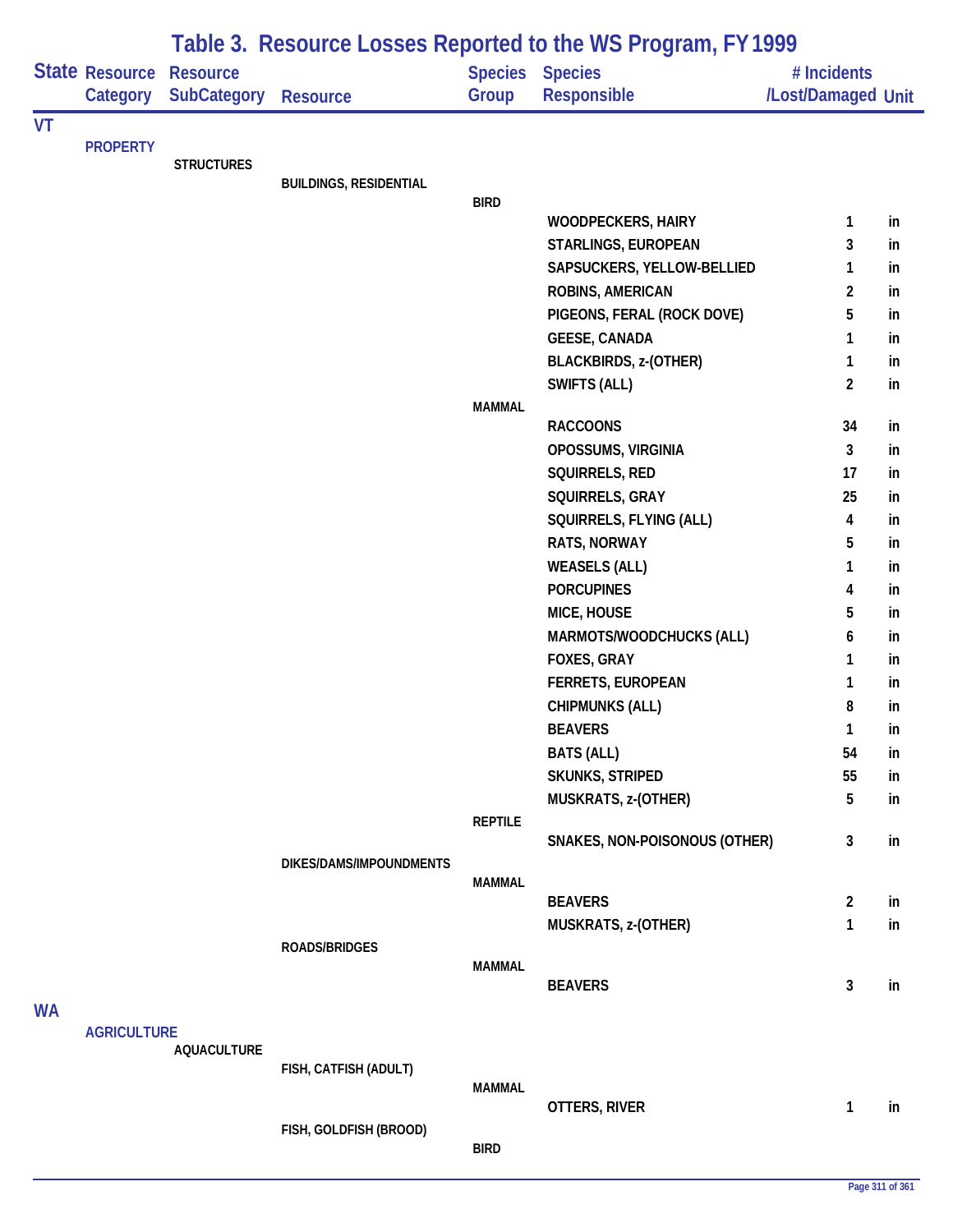# Table 3. Resource Losses Reported to the WS Program, FY 1999

| State | Resource Category | Resource SubCategory | Resource | Species Group | Species Responsible | # Incidents /Lost/Damaged | Unit |
|---|---|---|---|---|---|---|---|
| VT | | | | | | | |
| | PROPERTY | | | | | | |
| | | STRUCTURES | | | | | |
| | | | BUILDINGS, RESIDENTIAL | | | | |
| | | | | BIRD | | | |
| | | | | | WOODPECKERS, HAIRY | 1 | in |
| | | | | | STARLINGS, EUROPEAN | 3 | in |
| | | | | | SAPSUCKERS, YELLOW-BELLIED | 1 | in |
| | | | | | ROBINS, AMERICAN | 2 | in |
| | | | | | PIGEONS, FERAL (ROCK DOVE) | 5 | in |
| | | | | | GEESE, CANADA | 1 | in |
| | | | | | BLACKBIRDS, z-(OTHER) | 1 | in |
| | | | | | SWIFTS (ALL) | 2 | in |
| | | | | MAMMAL | | | |
| | | | | | RACCOONS | 34 | in |
| | | | | | OPOSSUMS, VIRGINIA | 3 | in |
| | | | | | SQUIRRELS, RED | 17 | in |
| | | | | | SQUIRRELS, GRAY | 25 | in |
| | | | | | SQUIRRELS, FLYING (ALL) | 4 | in |
| | | | | | RATS, NORWAY | 5 | in |
| | | | | | WEASELS (ALL) | 1 | in |
| | | | | | PORCUPINES | 4 | in |
| | | | | | MICE, HOUSE | 5 | in |
| | | | | | MARMOTS/WOODCHUCKS (ALL) | 6 | in |
| | | | | | FOXES, GRAY | 1 | in |
| | | | | | FERRETS, EUROPEAN | 1 | in |
| | | | | | CHIPMUNKS (ALL) | 8 | in |
| | | | | | BEAVERS | 1 | in |
| | | | | | BATS (ALL) | 54 | in |
| | | | | | SKUNKS, STRIPED | 55 | in |
| | | | | | MUSKRATS, z-(OTHER) | 5 | in |
| | | | | REPTILE | | | |
| | | | | | SNAKES, NON-POISONOUS (OTHER) | 3 | in |
| | | | DIKES/DAMS/IMPOUNDMENTS | | | | |
| | | | | MAMMAL | | | |
| | | | | | BEAVERS | 2 | in |
| | | | | | MUSKRATS, z-(OTHER) | 1 | in |
| | | | ROADS/BRIDGES | | | | |
| | | | | MAMMAL | | | |
| | | | | | BEAVERS | 3 | in |
| WA | | | | | | | |
| | AGRICULTURE | | | | | | |
| | | AQUACULTURE | | | | | |
| | | | FISH, CATFISH (ADULT) | | | | |
| | | | | MAMMAL | | | |
| | | | | | OTTERS, RIVER | 1 | in |
| | | | FISH, GOLDFISH (BROOD) | | | | |
| | | | | BIRD | | | |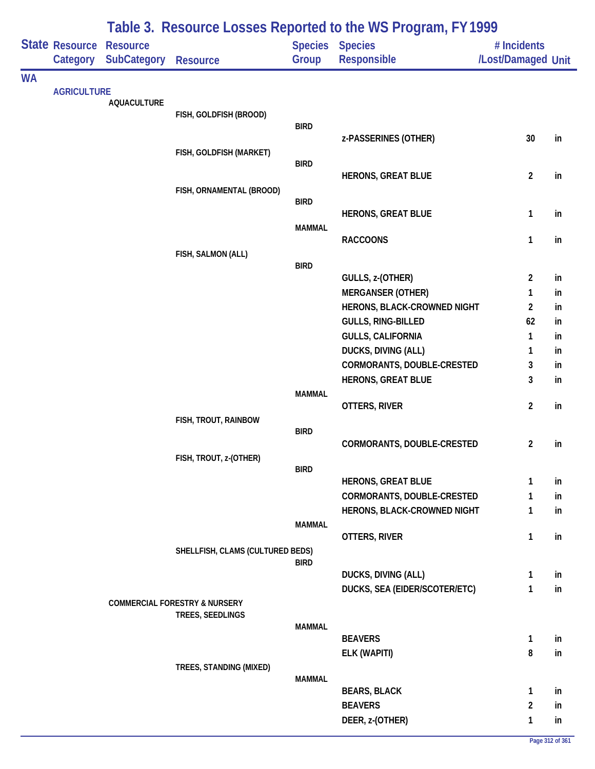# Table 3. Resource Losses Reported to the WS Program, FY 1999

| State | Resource Category | Resource SubCategory | Resource | Species Group | Species Responsible | # Incidents /Lost/Damaged | Unit |
|---|---|---|---|---|---|---|---|
| WA | | | | | | | |
| | AGRICULTURE | | | | | | |
| | | AQUACULTURE | | | | | |
| | | | FISH, GOLDFISH (BROOD) | | | | |
| | | | | BIRD | | | |
| | | | | | z-PASSERINES (OTHER) | 30 | in |
| | | | FISH, GOLDFISH (MARKET) | | | | |
| | | | | BIRD | | | |
| | | | | | HERONS, GREAT BLUE | 2 | in |
| | | | FISH, ORNAMENTAL (BROOD) | | | | |
| | | | | BIRD | | | |
| | | | | | HERONS, GREAT BLUE | 1 | in |
| | | | | MAMMAL | | | |
| | | | | | RACCOONS | 1 | in |
| | | | FISH, SALMON (ALL) | | | | |
| | | | | BIRD | | | |
| | | | | | GULLS, z-(OTHER) | 2 | in |
| | | | | | MERGANSER (OTHER) | 1 | in |
| | | | | | HERONS, BLACK-CROWNED NIGHT | 2 | in |
| | | | | | GULLS, RING-BILLED | 62 | in |
| | | | | | GULLS, CALIFORNIA | 1 | in |
| | | | | | DUCKS, DIVING (ALL) | 1 | in |
| | | | | | CORMORANTS, DOUBLE-CRESTED | 3 | in |
| | | | | | HERONS, GREAT BLUE | 3 | in |
| | | | | MAMMAL | | | |
| | | | | | OTTERS, RIVER | 2 | in |
| | | | FISH, TROUT, RAINBOW | | | | |
| | | | | BIRD | | | |
| | | | | | CORMORANTS, DOUBLE-CRESTED | 2 | in |
| | | | FISH, TROUT, z-(OTHER) | | | | |
| | | | | BIRD | | | |
| | | | | | HERONS, GREAT BLUE | 1 | in |
| | | | | | CORMORANTS, DOUBLE-CRESTED | 1 | in |
| | | | | | HERONS, BLACK-CROWNED NIGHT | 1 | in |
| | | | | MAMMAL | | | |
| | | | | | OTTERS, RIVER | 1 | in |
| | | | SHELLFISH, CLAMS (CULTURED BEDS) | | | | |
| | | | | BIRD | | | |
| | | | | | DUCKS, DIVING (ALL) | 1 | in |
| | | | | | DUCKS, SEA (EIDER/SCOTER/ETC) | 1 | in |
| | | COMMERCIAL FORESTRY & NURSERY | | | | | |
| | | | TREES, SEEDLINGS | | | | |
| | | | | MAMMAL | | | |
| | | | | | BEAVERS | 1 | in |
| | | | | | ELK (WAPITI) | 8 | in |
| | | | TREES, STANDING (MIXED) | | | | |
| | | | | MAMMAL | | | |
| | | | | | BEARS, BLACK | 1 | in |
| | | | | | BEAVERS | 2 | in |
| | | | | | DEER, z-(OTHER) | 1 | in |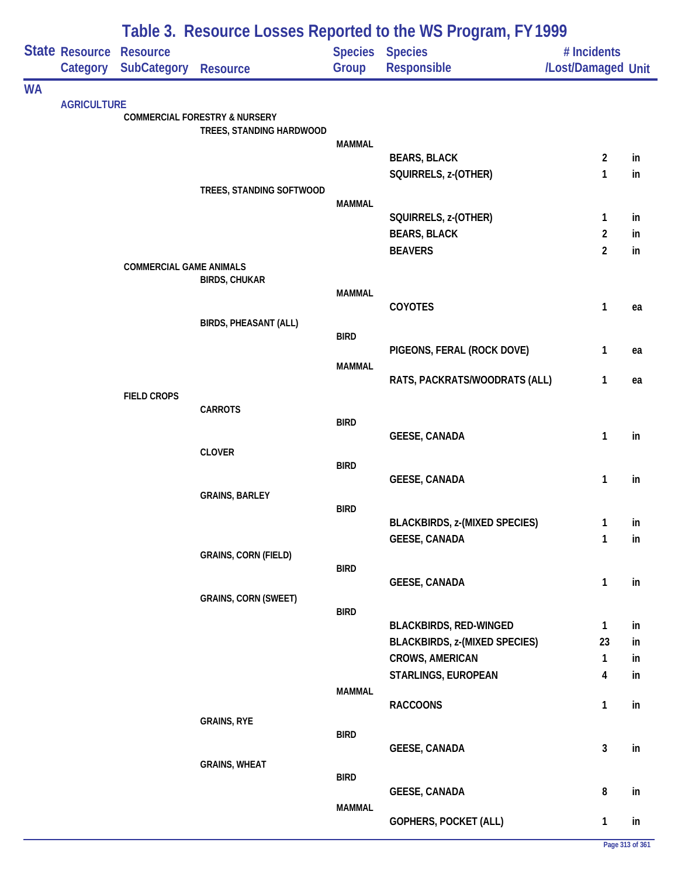# Table 3. Resource Losses Reported to the WS Program, FY 1999

| State | Resource Category | Resource SubCategory | Resource | Species Group | Species Responsible | # Incidents /Lost/Damaged | Unit |
|---|---|---|---|---|---|---|---|
| WA | | | | | | | |
| | AGRICULTURE | | | | | | |
| | | COMMERCIAL FORESTRY & NURSERY | | | | | |
| | | | TREES, STANDING HARDWOOD | | | | |
| | | | | MAMMAL | | | |
| | | | | | BEARS, BLACK | 2 | in |
| | | | | | SQUIRRELS, z-(OTHER) | 1 | in |
| | | | TREES, STANDING SOFTWOOD | | | | |
| | | | | MAMMAL | | | |
| | | | | | SQUIRRELS, z-(OTHER) | 1 | in |
| | | | | | BEARS, BLACK | 2 | in |
| | | | | | BEAVERS | 2 | in |
| | | COMMERCIAL GAME ANIMALS | | | | | |
| | | | BIRDS, CHUKAR | | | | |
| | | | | MAMMAL | | | |
| | | | | | COYOTES | 1 | ea |
| | | | BIRDS, PHEASANT (ALL) | | | | |
| | | | | BIRD | | | |
| | | | | | PIGEONS, FERAL (ROCK DOVE) | 1 | ea |
| | | | | MAMMAL | | | |
| | | | | | RATS, PACKRATS/WOODRATS (ALL) | 1 | ea |
| | | FIELD CROPS | | | | | |
| | | | CARROTS | | | | |
| | | | | BIRD | | | |
| | | | | | GEESE, CANADA | 1 | in |
| | | | CLOVER | | | | |
| | | | | BIRD | | | |
| | | | | | GEESE, CANADA | 1 | in |
| | | | GRAINS, BARLEY | | | | |
| | | | | BIRD | | | |
| | | | | | BLACKBIRDS, z-(MIXED SPECIES) | 1 | in |
| | | | | | GEESE, CANADA | 1 | in |
| | | | GRAINS, CORN (FIELD) | | | | |
| | | | | BIRD | | | |
| | | | | | GEESE, CANADA | 1 | in |
| | | | GRAINS, CORN (SWEET) | | | | |
| | | | | BIRD | | | |
| | | | | | BLACKBIRDS, RED-WINGED | 1 | in |
| | | | | | BLACKBIRDS, z-(MIXED SPECIES) | 23 | in |
| | | | | | CROWS, AMERICAN | 1 | in |
| | | | | | STARLINGS, EUROPEAN | 4 | in |
| | | | | MAMMAL | | | |
| | | | | | RACCOONS | 1 | in |
| | | | GRAINS, RYE | | | | |
| | | | | BIRD | | | |
| | | | | | GEESE, CANADA | 3 | in |
| | | | GRAINS, WHEAT | | | | |
| | | | | BIRD | | | |
| | | | | | GEESE, CANADA | 8 | in |
| | | | | MAMMAL | | | |
| | | | | | GOPHERS, POCKET (ALL) | 1 | in |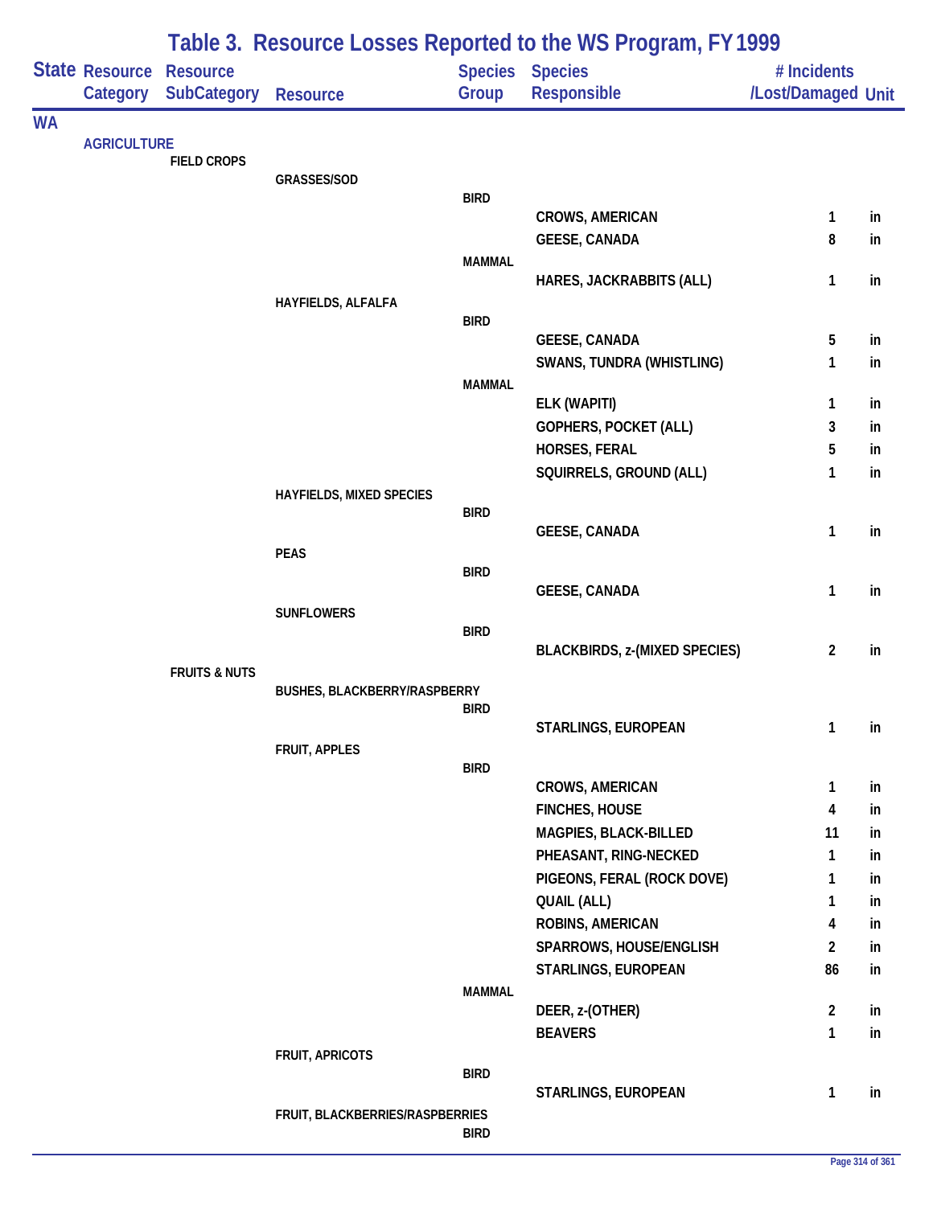# Table 3. Resource Losses Reported to the WS Program, FY 1999

| State | Resource Category | Resource SubCategory | Resource | Species Group | Species Responsible | # Incidents /Lost/Damaged | Unit |
|---|---|---|---|---|---|---|---|
| WA | | | | | | | |
| | AGRICULTURE | | | | | | |
| | | FIELD CROPS | | | | | |
| | | | GRASSES/SOD | | | | |
| | | | | BIRD | | | |
| | | | | | CROWS, AMERICAN | 1 | in |
| | | | | | GEESE, CANADA | 8 | in |
| | | | | MAMMAL | | | |
| | | | | | HARES, JACKRABBITS (ALL) | 1 | in |
| | | | HAYFIELDS, ALFALFA | | | | |
| | | | | BIRD | | | |
| | | | | | GEESE, CANADA | 5 | in |
| | | | | | SWANS, TUNDRA (WHISTLING) | 1 | in |
| | | | | MAMMAL | | | |
| | | | | | ELK (WAPITI) | 1 | in |
| | | | | | GOPHERS, POCKET (ALL) | 3 | in |
| | | | | | HORSES, FERAL | 5 | in |
| | | | | | SQUIRRELS, GROUND (ALL) | 1 | in |
| | | | HAYFIELDS, MIXED SPECIES | | | | |
| | | | | BIRD | | | |
| | | | | | GEESE, CANADA | 1 | in |
| | | | PEAS | | | | |
| | | | | BIRD | | | |
| | | | | | GEESE, CANADA | 1 | in |
| | | | SUNFLOWERS | | | | |
| | | | | BIRD | | | |
| | | | | | BLACKBIRDS, z-(MIXED SPECIES) | 2 | in |
| | | FRUITS & NUTS | | | | | |
| | | | BUSHES, BLACKBERRY/RASPBERRY | | | | |
| | | | | BIRD | | | |
| | | | | | STARLINGS, EUROPEAN | 1 | in |
| | | | FRUIT, APPLES | | | | |
| | | | | BIRD | | | |
| | | | | | CROWS, AMERICAN | 1 | in |
| | | | | | FINCHES, HOUSE | 4 | in |
| | | | | | MAGPIES, BLACK-BILLED | 11 | in |
| | | | | | PHEASANT, RING-NECKED | 1 | in |
| | | | | | PIGEONS, FERAL (ROCK DOVE) | 1 | in |
| | | | | | QUAIL (ALL) | 1 | in |
| | | | | | ROBINS, AMERICAN | 4 | in |
| | | | | | SPARROWS, HOUSE/ENGLISH | 2 | in |
| | | | | | STARLINGS, EUROPEAN | 86 | in |
| | | | | MAMMAL | | | |
| | | | | | DEER, z-(OTHER) | 2 | in |
| | | | | | BEAVERS | 1 | in |
| | | | FRUIT, APRICOTS | | | | |
| | | | | BIRD | | | |
| | | | | | STARLINGS, EUROPEAN | 1 | in |
| | | | FRUIT, BLACKBERRIES/RASPBERRIES | | | | |
| | | | | BIRD | | | |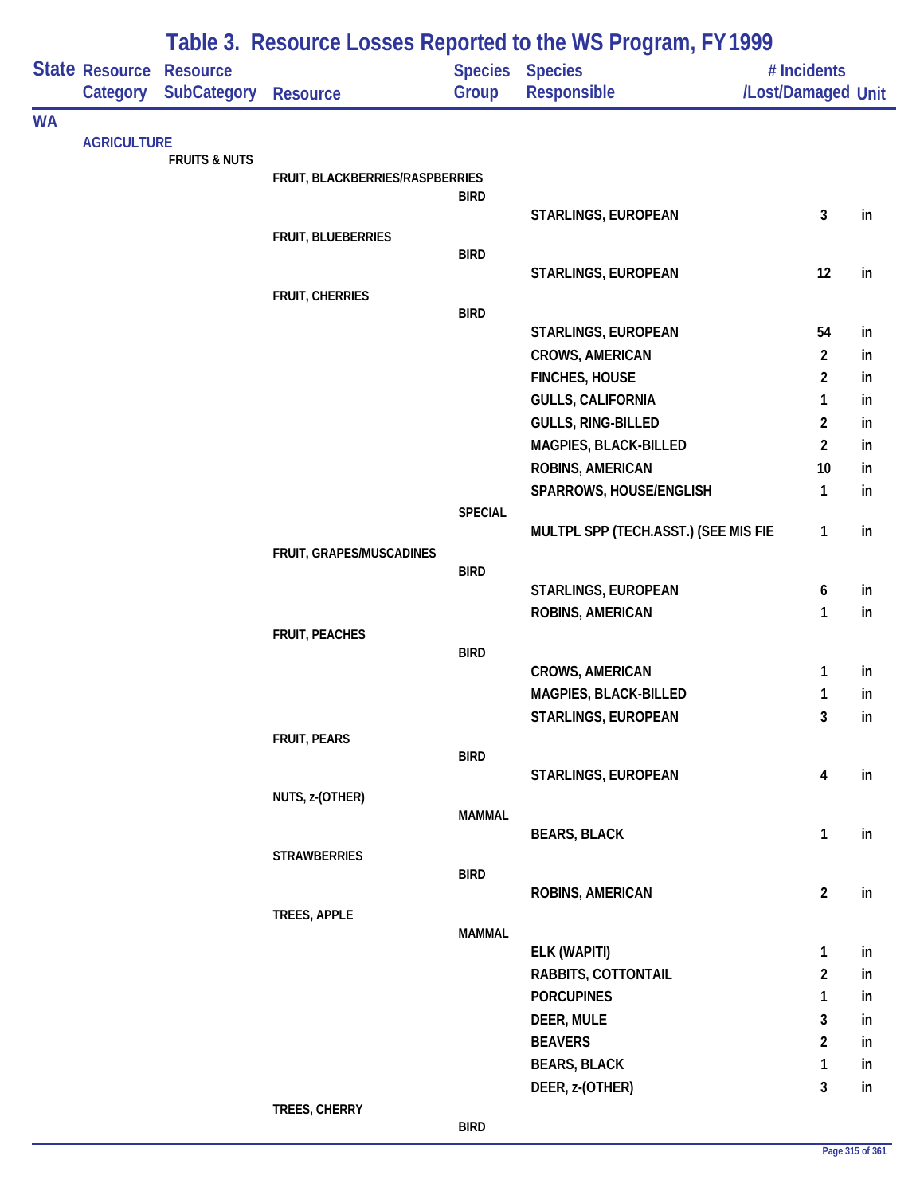# Table 3. Resource Losses Reported to the WS Program, FY 1999

| State | Resource Category | Resource SubCategory | Resource | Species Group | Species Responsible | # Incidents /Lost/Damaged | Unit |
|---|---|---|---|---|---|---|---|
| WA | | | | | | | |
| | AGRICULTURE | | | | | | |
| | | FRUITS & NUTS | | | | | |
| | | | FRUIT, BLACKBERRIES/RASPBERRIES | | | | |
| | | | | BIRD | | | |
| | | | | | STARLINGS, EUROPEAN | 3 | in |
| | | | FRUIT, BLUEBERRIES | | | | |
| | | | | BIRD | | | |
| | | | | | STARLINGS, EUROPEAN | 12 | in |
| | | | FRUIT, CHERRIES | | | | |
| | | | | BIRD | | | |
| | | | | | STARLINGS, EUROPEAN | 54 | in |
| | | | | | CROWS, AMERICAN | 2 | in |
| | | | | | FINCHES, HOUSE | 2 | in |
| | | | | | GULLS, CALIFORNIA | 1 | in |
| | | | | | GULLS, RING-BILLED | 2 | in |
| | | | | | MAGPIES, BLACK-BILLED | 2 | in |
| | | | | | ROBINS, AMERICAN | 10 | in |
| | | | | | SPARROWS, HOUSE/ENGLISH | 1 | in |
| | | | | SPECIAL | | | |
| | | | | | MULTPL SPP (TECH.ASST.) (SEE MIS FIE | 1 | in |
| | | | FRUIT, GRAPES/MUSCADINES | | | | |
| | | | | BIRD | | | |
| | | | | | STARLINGS, EUROPEAN | 6 | in |
| | | | | | ROBINS, AMERICAN | 1 | in |
| | | | FRUIT, PEACHES | | | | |
| | | | | BIRD | | | |
| | | | | | CROWS, AMERICAN | 1 | in |
| | | | | | MAGPIES, BLACK-BILLED | 1 | in |
| | | | | | STARLINGS, EUROPEAN | 3 | in |
| | | | FRUIT, PEARS | | | | |
| | | | | BIRD | | | |
| | | | | | STARLINGS, EUROPEAN | 4 | in |
| | | | NUTS, z-(OTHER) | | | | |
| | | | | MAMMAL | | | |
| | | | | | BEARS, BLACK | 1 | in |
| | | | STRAWBERRIES | | | | |
| | | | | BIRD | | | |
| | | | | | ROBINS, AMERICAN | 2 | in |
| | | | TREES, APPLE | | | | |
| | | | | MAMMAL | | | |
| | | | | | ELK (WAPITI) | 1 | in |
| | | | | | RABBITS, COTTONTAIL | 2 | in |
| | | | | | PORCUPINES | 1 | in |
| | | | | | DEER, MULE | 3 | in |
| | | | | | BEAVERS | 2 | in |
| | | | | | BEARS, BLACK | 1 | in |
| | | | | | DEER, z-(OTHER) | 3 | in |
| | | | TREES, CHERRY | | | | |
| | | | | BIRD | | | |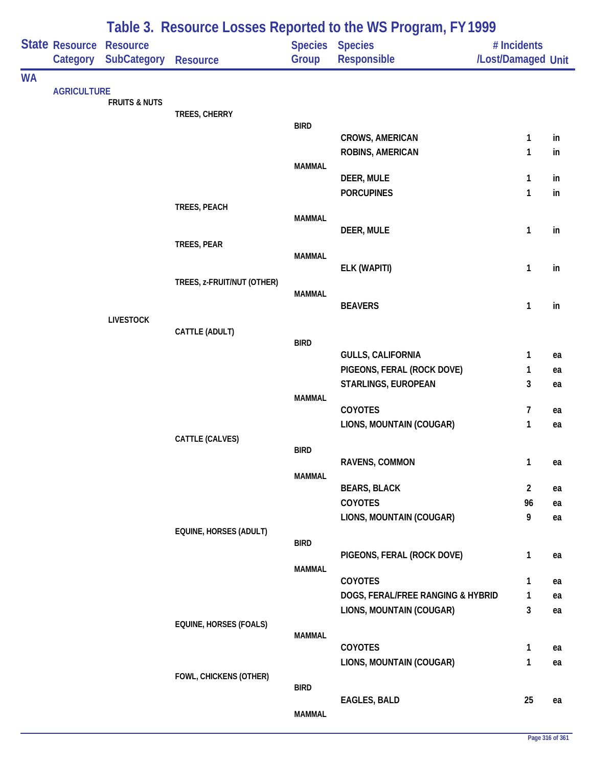# Table 3. Resource Losses Reported to the WS Program, FY 1999

| State | Resource Category | Resource SubCategory | Resource | Species Group | Species Responsible | # Incidents /Lost/Damaged | Unit |
|---|---|---|---|---|---|---|---|
| WA | | | | | | | |
| | AGRICULTURE | | | | | | |
| | | FRUITS & NUTS | | | | | |
| | | | TREES, CHERRY | | | | |
| | | | | BIRD | | | |
| | | | | | CROWS, AMERICAN | 1 | in |
| | | | | | ROBINS, AMERICAN | 1 | in |
| | | | | MAMMAL | | | |
| | | | | | DEER, MULE | 1 | in |
| | | | | | PORCUPINES | 1 | in |
| | | | TREES, PEACH | | | | |
| | | | | MAMMAL | | | |
| | | | | | DEER, MULE | 1 | in |
| | | | TREES, PEAR | | | | |
| | | | | MAMMAL | | | |
| | | | | | ELK (WAPITI) | 1 | in |
| | | | TREES, z-FRUIT/NUT (OTHER) | | | | |
| | | | | MAMMAL | | | |
| | | | | | BEAVERS | 1 | in |
| | | LIVESTOCK | | | | | |
| | | | CATTLE (ADULT) | | | | |
| | | | | BIRD | | | |
| | | | | | GULLS, CALIFORNIA | 1 | ea |
| | | | | | PIGEONS, FERAL (ROCK DOVE) | 1 | ea |
| | | | | | STARLINGS, EUROPEAN | 3 | ea |
| | | | | MAMMAL | | | |
| | | | | | COYOTES | 7 | ea |
| | | | | | LIONS, MOUNTAIN (COUGAR) | 1 | ea |
| | | | CATTLE (CALVES) | | | | |
| | | | | BIRD | | | |
| | | | | | RAVENS, COMMON | 1 | ea |
| | | | | MAMMAL | | | |
| | | | | | BEARS, BLACK | 2 | ea |
| | | | | | COYOTES | 96 | ea |
| | | | | | LIONS, MOUNTAIN (COUGAR) | 9 | ea |
| | | | EQUINE, HORSES (ADULT) | | | | |
| | | | | BIRD | | | |
| | | | | | PIGEONS, FERAL (ROCK DOVE) | 1 | ea |
| | | | | MAMMAL | | | |
| | | | | | COYOTES | 1 | ea |
| | | | | | DOGS, FERAL/FREE RANGING & HYBRID | 1 | ea |
| | | | | | LIONS, MOUNTAIN (COUGAR) | 3 | ea |
| | | | EQUINE, HORSES (FOALS) | | | | |
| | | | | MAMMAL | | | |
| | | | | | COYOTES | 1 | ea |
| | | | | | LIONS, MOUNTAIN (COUGAR) | 1 | ea |
| | | | FOWL, CHICKENS (OTHER) | | | | |
| | | | | BIRD | | | |
| | | | | | EAGLES, BALD | 25 | ea |
| | | | | MAMMAL | | | |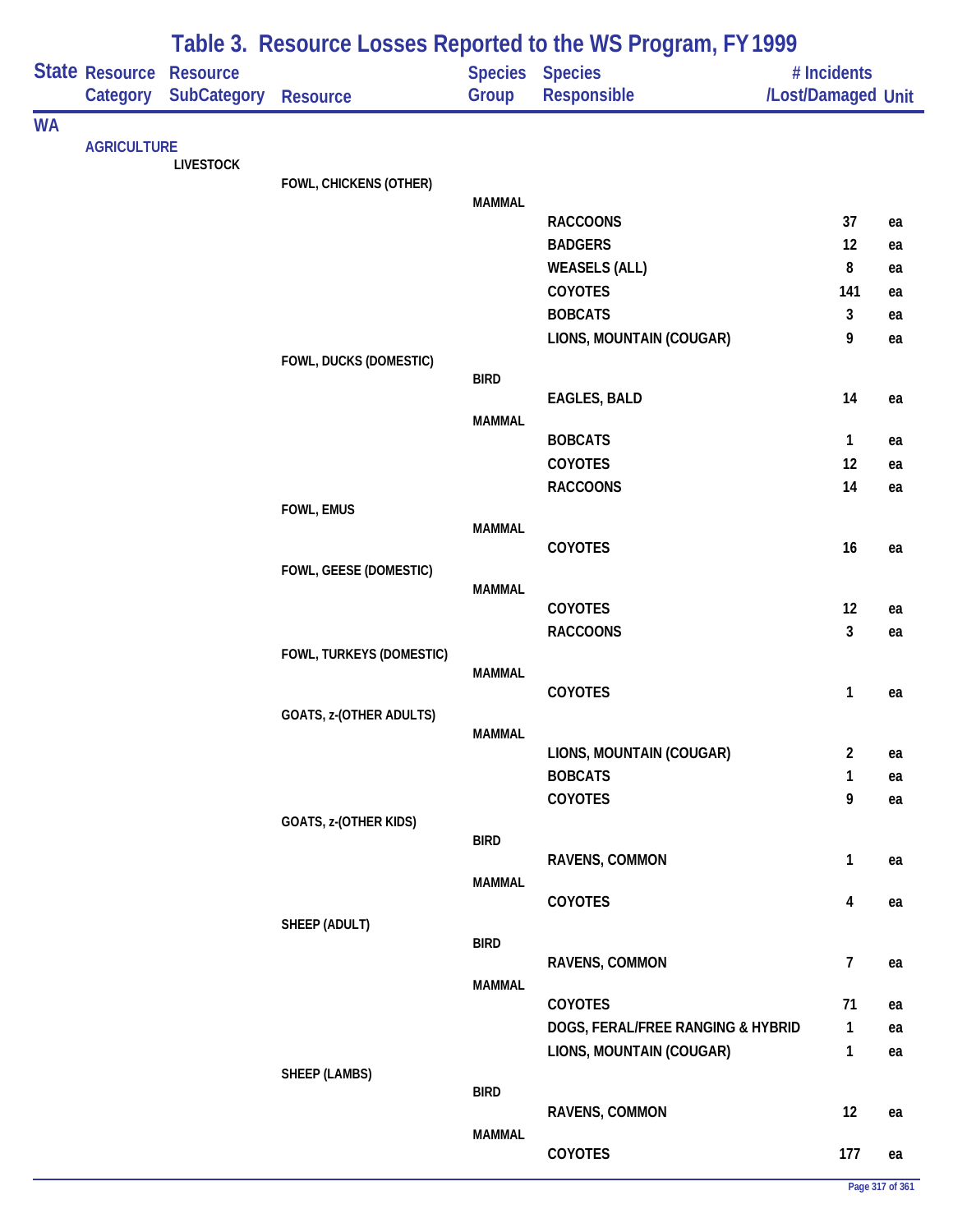# Table 3. Resource Losses Reported to the WS Program, FY 1999

| State | Resource Category | Resource SubCategory | Resource | Species Group | Species Responsible | # Incidents /Lost/Damaged | Unit |
|---|---|---|---|---|---|---|---|
| WA | | | | | | | |
| | AGRICULTURE | | | | | | |
| | | LIVESTOCK | | | | | |
| | | | FOWL, CHICKENS (OTHER) | | | | |
| | | | | MAMMAL | | | |
| | | | | | RACCOONS | 37 | ea |
| | | | | | BADGERS | 12 | ea |
| | | | | | WEASELS (ALL) | 8 | ea |
| | | | | | COYOTES | 141 | ea |
| | | | | | BOBCATS | 3 | ea |
| | | | | | LIONS, MOUNTAIN (COUGAR) | 9 | ea |
| | | | FOWL, DUCKS (DOMESTIC) | | | | |
| | | | | BIRD | | | |
| | | | | | EAGLES, BALD | 14 | ea |
| | | | | MAMMAL | | | |
| | | | | | BOBCATS | 1 | ea |
| | | | | | COYOTES | 12 | ea |
| | | | | | RACCOONS | 14 | ea |
| | | | FOWL, EMUS | | | | |
| | | | | MAMMAL | | | |
| | | | | | COYOTES | 16 | ea |
| | | | FOWL, GEESE (DOMESTIC) | | | | |
| | | | | MAMMAL | | | |
| | | | | | COYOTES | 12 | ea |
| | | | | | RACCOONS | 3 | ea |
| | | | FOWL, TURKEYS (DOMESTIC) | | | | |
| | | | | MAMMAL | | | |
| | | | | | COYOTES | 1 | ea |
| | | | GOATS, z-(OTHER ADULTS) | | | | |
| | | | | MAMMAL | | | |
| | | | | | LIONS, MOUNTAIN (COUGAR) | 2 | ea |
| | | | | | BOBCATS | 1 | ea |
| | | | | | COYOTES | 9 | ea |
| | | | GOATS, z-(OTHER KIDS) | | | | |
| | | | | BIRD | | | |
| | | | | | RAVENS, COMMON | 1 | ea |
| | | | | MAMMAL | | | |
| | | | | | COYOTES | 4 | ea |
| | | | SHEEP (ADULT) | | | | |
| | | | | BIRD | | | |
| | | | | | RAVENS, COMMON | 7 | ea |
| | | | | MAMMAL | | | |
| | | | | | COYOTES | 71 | ea |
| | | | | | DOGS, FERAL/FREE RANGING & HYBRID | 1 | ea |
| | | | | | LIONS, MOUNTAIN (COUGAR) | 1 | ea |
| | | | SHEEP (LAMBS) | | | | |
| | | | | BIRD | | | |
| | | | | | RAVENS, COMMON | 12 | ea |
| | | | | MAMMAL | | | |
| | | | | | COYOTES | 177 | ea |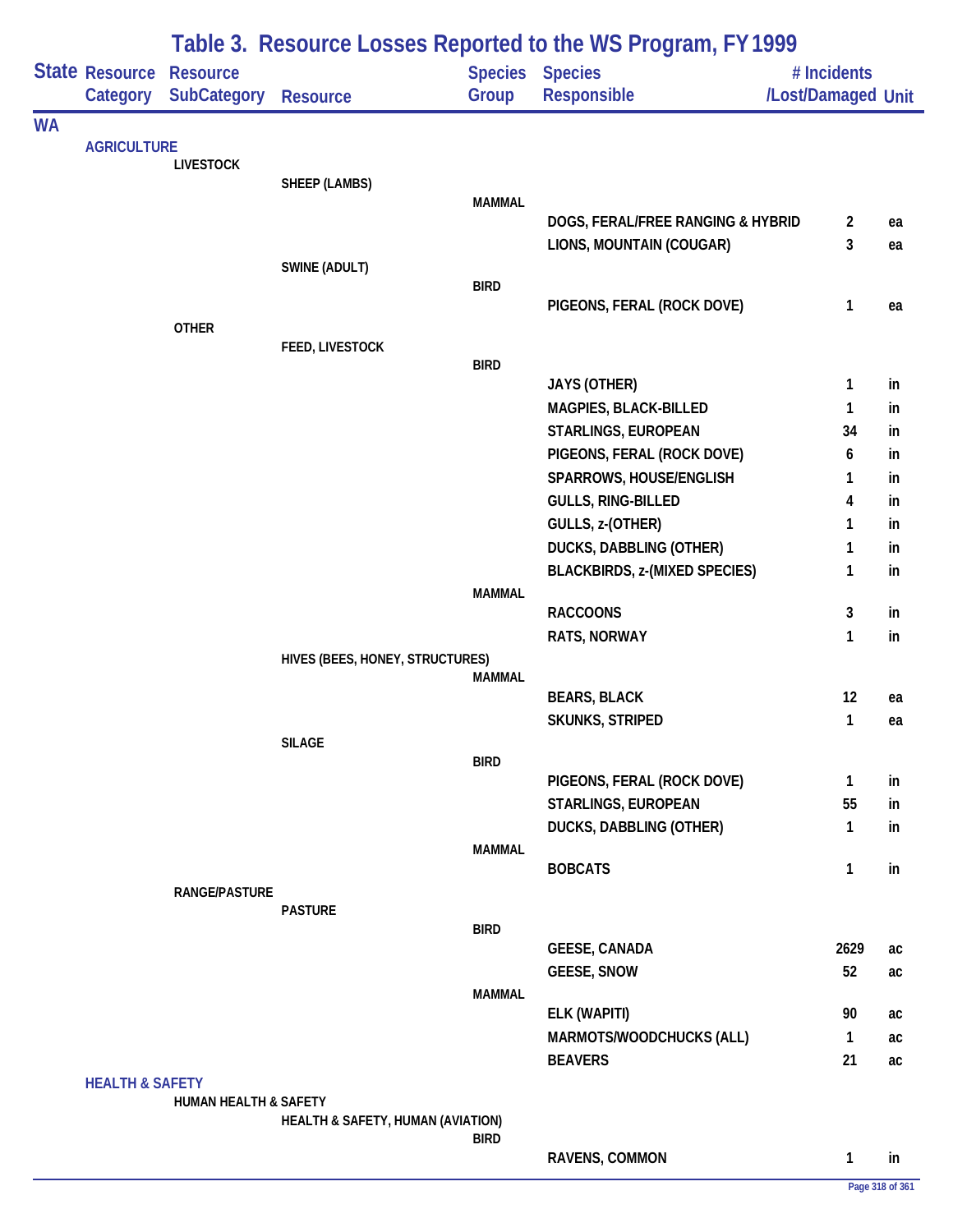# Table 3. Resource Losses Reported to the WS Program, FY 1999

| State | Resource Category | Resource SubCategory | Resource | Species Group | Species Responsible | # Incidents /Lost/Damaged | Unit |
|---|---|---|---|---|---|---|---|
| WA | | | | | | | |
| | AGRICULTURE | | | | | | |
| | | LIVESTOCK | | | | | |
| | | | SHEEP (LAMBS) | | | | |
| | | | | MAMMAL | | | |
| | | | | | DOGS, FERAL/FREE RANGING & HYBRID | 2 | ea |
| | | | | | LIONS, MOUNTAIN (COUGAR) | 3 | ea |
| | | | SWINE (ADULT) | | | | |
| | | | | BIRD | | | |
| | | | | | PIGEONS, FERAL (ROCK DOVE) | 1 | ea |
| | | OTHER | | | | | |
| | | | FEED, LIVESTOCK | | | | |
| | | | | BIRD | | | |
| | | | | | JAYS (OTHER) | 1 | in |
| | | | | | MAGPIES, BLACK-BILLED | 1 | in |
| | | | | | STARLINGS, EUROPEAN | 34 | in |
| | | | | | PIGEONS, FERAL (ROCK DOVE) | 6 | in |
| | | | | | SPARROWS, HOUSE/ENGLISH | 1 | in |
| | | | | | GULLS, RING-BILLED | 4 | in |
| | | | | | GULLS, z-(OTHER) | 1 | in |
| | | | | | DUCKS, DABBLING (OTHER) | 1 | in |
| | | | | | BLACKBIRDS, z-(MIXED SPECIES) | 1 | in |
| | | | | MAMMAL | | | |
| | | | | | RACCOONS | 3 | in |
| | | | | | RATS, NORWAY | 1 | in |
| | | | HIVES (BEES, HONEY, STRUCTURES) | | | | |
| | | | | MAMMAL | | | |
| | | | | | BEARS, BLACK | 12 | ea |
| | | | | | SKUNKS, STRIPED | 1 | ea |
| | | | SILAGE | | | | |
| | | | | BIRD | | | |
| | | | | | PIGEONS, FERAL (ROCK DOVE) | 1 | in |
| | | | | | STARLINGS, EUROPEAN | 55 | in |
| | | | | | DUCKS, DABBLING (OTHER) | 1 | in |
| | | | | MAMMAL | | | |
| | | | | | BOBCATS | 1 | in |
| | | RANGE/PASTURE | | | | | |
| | | | PASTURE | | | | |
| | | | | BIRD | | | |
| | | | | | GEESE, CANADA | 2629 | ac |
| | | | | | GEESE, SNOW | 52 | ac |
| | | | | MAMMAL | | | |
| | | | | | ELK (WAPITI) | 90 | ac |
| | | | | | MARMOTS/WOODCHUCKS (ALL) | 1 | ac |
| | | | | | BEAVERS | 21 | ac |
| | HEALTH & SAFETY | | | | | | |
| | | HUMAN HEALTH & SAFETY | | | | | |
| | | | HEALTH & SAFETY, HUMAN (AVIATION) | | | | |
| | | | | BIRD | | | |
| | | | | | RAVENS, COMMON | 1 | in |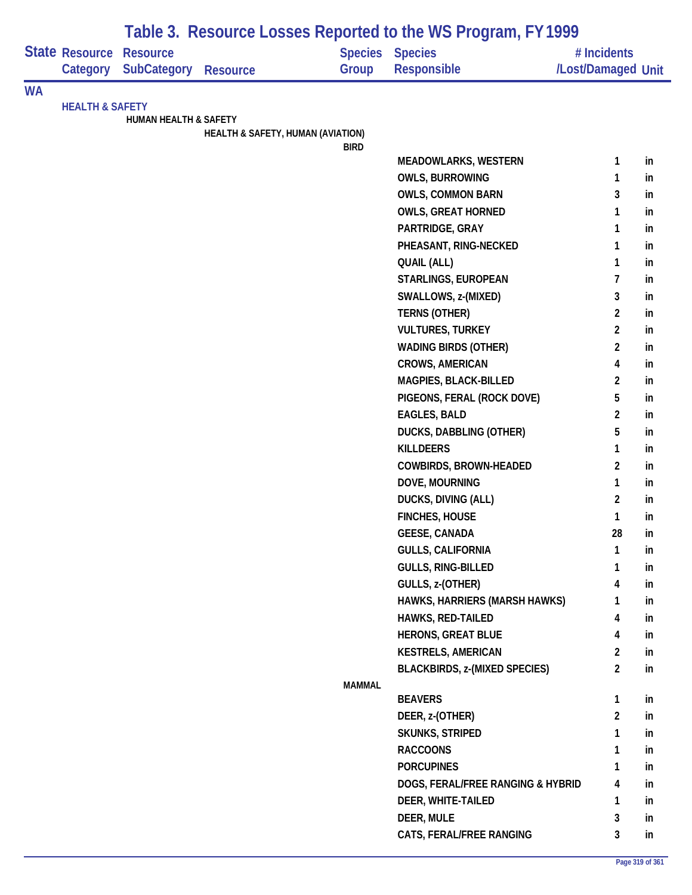# Table 3. Resource Losses Reported to the WS Program, FY 1999

| State | Resource Category | Resource SubCategory | Resource | Species Group | Species Responsible | # Incidents /Lost/Damaged | Unit |
|---|---|---|---|---|---|---|---|
| WA | | | | | | | |
| | HEALTH & SAFETY | | | | | | |
| | | HUMAN HEALTH & SAFETY | | | | | |
| | | | HEALTH & SAFETY, HUMAN (AVIATION) | | | | |
| | | | | BIRD | | | |
| | | | | | MEADOWLARKS, WESTERN | 1 | in |
| | | | | | OWLS, BURROWING | 1 | in |
| | | | | | OWLS, COMMON BARN | 3 | in |
| | | | | | OWLS, GREAT HORNED | 1 | in |
| | | | | | PARTRIDGE, GRAY | 1 | in |
| | | | | | PHEASANT, RING-NECKED | 1 | in |
| | | | | | QUAIL (ALL) | 1 | in |
| | | | | | STARLINGS, EUROPEAN | 7 | in |
| | | | | | SWALLOWS, z-(MIXED) | 3 | in |
| | | | | | TERNS (OTHER) | 2 | in |
| | | | | | VULTURES, TURKEY | 2 | in |
| | | | | | WADING BIRDS (OTHER) | 2 | in |
| | | | | | CROWS, AMERICAN | 4 | in |
| | | | | | MAGPIES, BLACK-BILLED | 2 | in |
| | | | | | PIGEONS, FERAL (ROCK DOVE) | 5 | in |
| | | | | | EAGLES, BALD | 2 | in |
| | | | | | DUCKS, DABBLING (OTHER) | 5 | in |
| | | | | | KILLDEERS | 1 | in |
| | | | | | COWBIRDS, BROWN-HEADED | 2 | in |
| | | | | | DOVE, MOURNING | 1 | in |
| | | | | | DUCKS, DIVING (ALL) | 2 | in |
| | | | | | FINCHES, HOUSE | 1 | in |
| | | | | | GEESE, CANADA | 28 | in |
| | | | | | GULLS, CALIFORNIA | 1 | in |
| | | | | | GULLS, RING-BILLED | 1 | in |
| | | | | | GULLS, z-(OTHER) | 4 | in |
| | | | | | HAWKS, HARRIERS (MARSH HAWKS) | 1 | in |
| | | | | | HAWKS, RED-TAILED | 4 | in |
| | | | | | HERONS, GREAT BLUE | 4 | in |
| | | | | | KESTRELS, AMERICAN | 2 | in |
| | | | | | BLACKBIRDS, z-(MIXED SPECIES) | 2 | in |
| | | | | MAMMAL | | | |
| | | | | | BEAVERS | 1 | in |
| | | | | | DEER, z-(OTHER) | 2 | in |
| | | | | | SKUNKS, STRIPED | 1 | in |
| | | | | | RACCOONS | 1 | in |
| | | | | | PORCUPINES | 1 | in |
| | | | | | DOGS, FERAL/FREE RANGING & HYBRID | 4 | in |
| | | | | | DEER, WHITE-TAILED | 1 | in |
| | | | | | DEER, MULE | 3 | in |
| | | | | | CATS, FERAL/FREE RANGING | 3 | in |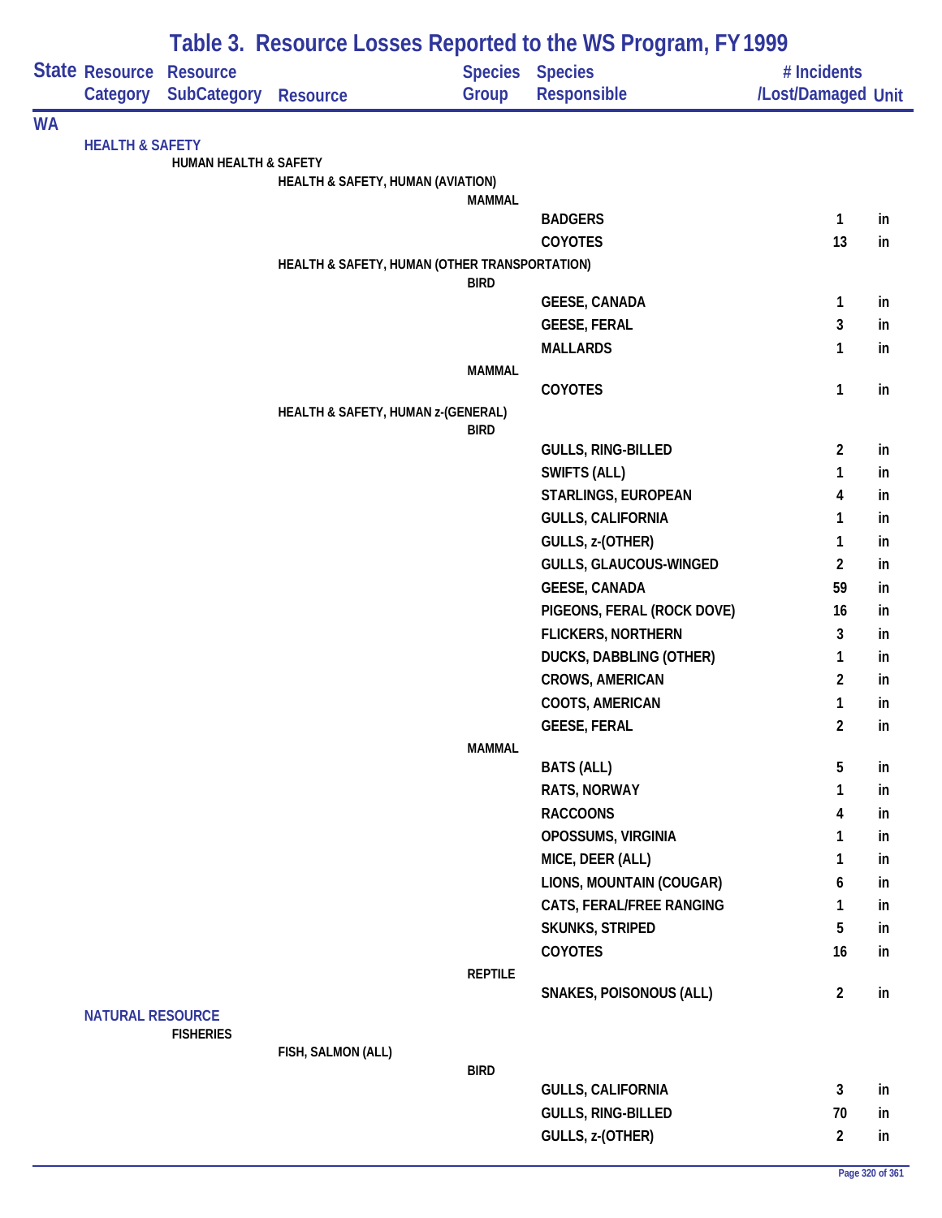# Table 3. Resource Losses Reported to the WS Program, FY 1999

| State | Resource Category | Resource SubCategory | Resource | Species Group | Species Responsible | # Incidents /Lost/Damaged | Unit |
|---|---|---|---|---|---|---|---|
| WA | | | | | | | |
| | HEALTH & SAFETY | | | | | | |
| | | HUMAN HEALTH & SAFETY | | | | | |
| | | | HEALTH & SAFETY, HUMAN (AVIATION) | | | | |
| | | | | MAMMAL | | | |
| | | | | | BADGERS | 1 | in |
| | | | | | COYOTES | 13 | in |
| | | | HEALTH & SAFETY, HUMAN (OTHER TRANSPORTATION) | | | | |
| | | | | BIRD | | | |
| | | | | | GEESE, CANADA | 1 | in |
| | | | | | GEESE, FERAL | 3 | in |
| | | | | | MALLARDS | 1 | in |
| | | | | MAMMAL | | | |
| | | | | | COYOTES | 1 | in |
| | | | HEALTH & SAFETY, HUMAN z-(GENERAL) | | | | |
| | | | | BIRD | | | |
| | | | | | GULLS, RING-BILLED | 2 | in |
| | | | | | SWIFTS (ALL) | 1 | in |
| | | | | | STARLINGS, EUROPEAN | 4 | in |
| | | | | | GULLS, CALIFORNIA | 1 | in |
| | | | | | GULLS, z-(OTHER) | 1 | in |
| | | | | | GULLS, GLAUCOUS-WINGED | 2 | in |
| | | | | | GEESE, CANADA | 59 | in |
| | | | | | PIGEONS, FERAL (ROCK DOVE) | 16 | in |
| | | | | | FLICKERS, NORTHERN | 3 | in |
| | | | | | DUCKS, DABBLING (OTHER) | 1 | in |
| | | | | | CROWS, AMERICAN | 2 | in |
| | | | | | COOTS, AMERICAN | 1 | in |
| | | | | | GEESE, FERAL | 2 | in |
| | | | | MAMMAL | | | |
| | | | | | BATS (ALL) | 5 | in |
| | | | | | RATS, NORWAY | 1 | in |
| | | | | | RACCOONS | 4 | in |
| | | | | | OPOSSUMS, VIRGINIA | 1 | in |
| | | | | | MICE, DEER (ALL) | 1 | in |
| | | | | | LIONS, MOUNTAIN (COUGAR) | 6 | in |
| | | | | | CATS, FERAL/FREE RANGING | 1 | in |
| | | | | | SKUNKS, STRIPED | 5 | in |
| | | | | | COYOTES | 16 | in |
| | | | | REPTILE | | | |
| | | | | | SNAKES, POISONOUS (ALL) | 2 | in |
| | NATURAL RESOURCE | | | | | | |
| | | FISHERIES | | | | | |
| | | | FISH, SALMON (ALL) | | | | |
| | | | | BIRD | | | |
| | | | | | GULLS, CALIFORNIA | 3 | in |
| | | | | | GULLS, RING-BILLED | 70 | in |
| | | | | | GULLS, z-(OTHER) | 2 | in |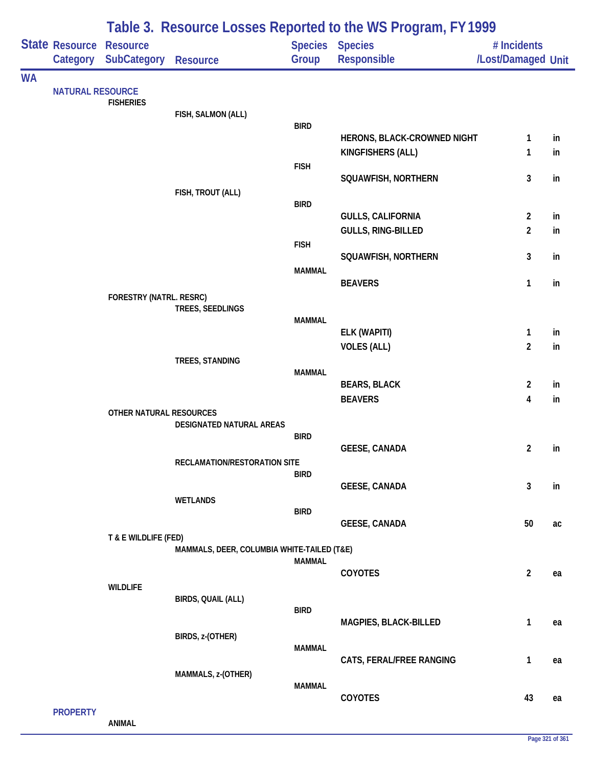# Table 3. Resource Losses Reported to the WS Program, FY 1999

| State | Resource Category | Resource SubCategory | Resource | Species Group | Species Responsible | # Incidents /Lost/Damaged | Unit |
|---|---|---|---|---|---|---|---|
| WA | | | | | | | |
| | NATURAL RESOURCE | | | | | | |
| | | FISHERIES | | | | | |
| | | | FISH, SALMON (ALL) | | | | |
| | | | | BIRD | | | |
| | | | | | HERONS, BLACK-CROWNED NIGHT | 1 | in |
| | | | | | KINGFISHERS (ALL) | 1 | in |
| | | | | FISH | | | |
| | | | | | SQUAWFISH, NORTHERN | 3 | in |
| | | | FISH, TROUT (ALL) | | | | |
| | | | | BIRD | | | |
| | | | | | GULLS, CALIFORNIA | 2 | in |
| | | | | | GULLS, RING-BILLED | 2 | in |
| | | | | FISH | | | |
| | | | | | SQUAWFISH, NORTHERN | 3 | in |
| | | | | MAMMAL | | | |
| | | | | | BEAVERS | 1 | in |
| | | FORESTRY (NATRL. RESRC) | | | | | |
| | | | TREES, SEEDLINGS | | | | |
| | | | | MAMMAL | | | |
| | | | | | ELK (WAPITI) | 1 | in |
| | | | | | VOLES (ALL) | 2 | in |
| | | | TREES, STANDING | | | | |
| | | | | MAMMAL | | | |
| | | | | | BEARS, BLACK | 2 | in |
| | | | | | BEAVERS | 4 | in |
| | | OTHER NATURAL RESOURCES | | | | | |
| | | | DESIGNATED NATURAL AREAS | | | | |
| | | | | BIRD | | | |
| | | | | | GEESE, CANADA | 2 | in |
| | | | RECLAMATION/RESTORATION SITE | | | | |
| | | | | BIRD | | | |
| | | | | | GEESE, CANADA | 3 | in |
| | | | WETLANDS | | | | |
| | | | | BIRD | | | |
| | | | | | GEESE, CANADA | 50 | ac |
| | | T & E WILDLIFE (FED) | | | | | |
| | | | MAMMALS, DEER, COLUMBIA WHITE-TAILED (T&E) | | | | |
| | | | | MAMMAL | | | |
| | | | | | COYOTES | 2 | ea |
| | | WILDLIFE | | | | | |
| | | | BIRDS, QUAIL (ALL) | | | | |
| | | | | BIRD | | | |
| | | | | | MAGPIES, BLACK-BILLED | 1 | ea |
| | | | BIRDS, z-(OTHER) | | | | |
| | | | | MAMMAL | | | |
| | | | | | CATS, FERAL/FREE RANGING | 1 | ea |
| | | | MAMMALS, z-(OTHER) | | | | |
| | | | | MAMMAL | | | |
| | | | | | COYOTES | 43 | ea |
| | PROPERTY | | | | | | |
| | | ANIMAL | | | | | |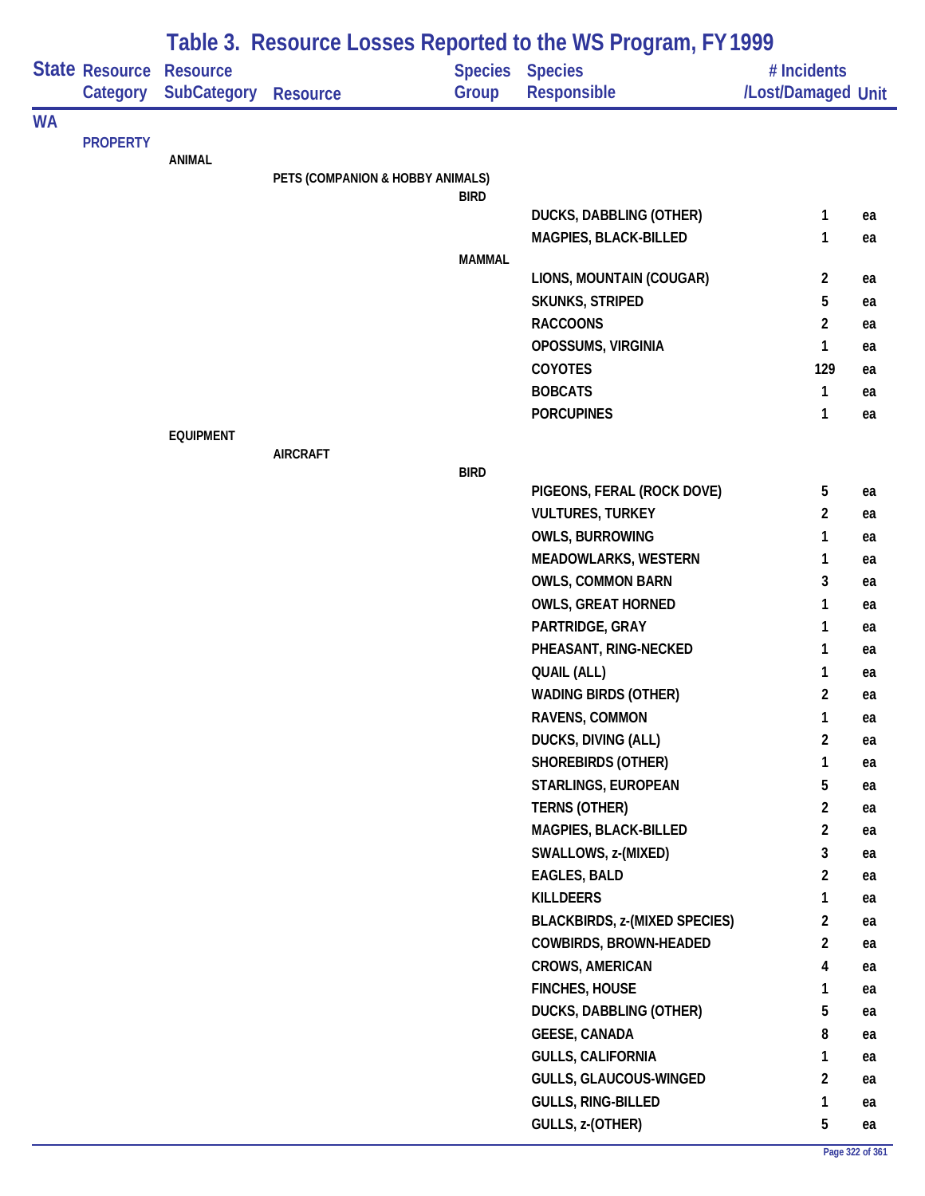# Table 3. Resource Losses Reported to the WS Program, FY 1999

| State | Resource Category | Resource SubCategory | Resource | Species Group | Species Responsible | # Incidents /Lost/Damaged | Unit |
|---|---|---|---|---|---|---|---|
| WA | | | | | | | |
| | PROPERTY | | | | | | |
| | | ANIMAL | | | | | |
| | | | PETS (COMPANION & HOBBY ANIMALS) | | | | |
| | | | | BIRD | | | |
| | | | | | DUCKS, DABBLING (OTHER) | 1 | ea |
| | | | | | MAGPIES, BLACK-BILLED | 1 | ea |
| | | | | MAMMAL | | | |
| | | | | | LIONS, MOUNTAIN (COUGAR) | 2 | ea |
| | | | | | SKUNKS, STRIPED | 5 | ea |
| | | | | | RACCOONS | 2 | ea |
| | | | | | OPOSSUMS, VIRGINIA | 1 | ea |
| | | | | | COYOTES | 129 | ea |
| | | | | | BOBCATS | 1 | ea |
| | | | | | PORCUPINES | 1 | ea |
| | | EQUIPMENT | | | | | |
| | | | AIRCRAFT | | | | |
| | | | | BIRD | | | |
| | | | | | PIGEONS, FERAL (ROCK DOVE) | 5 | ea |
| | | | | | VULTURES, TURKEY | 2 | ea |
| | | | | | OWLS, BURROWING | 1 | ea |
| | | | | | MEADOWLARKS, WESTERN | 1 | ea |
| | | | | | OWLS, COMMON BARN | 3 | ea |
| | | | | | OWLS, GREAT HORNED | 1 | ea |
| | | | | | PARTRIDGE, GRAY | 1 | ea |
| | | | | | PHEASANT, RING-NECKED | 1 | ea |
| | | | | | QUAIL (ALL) | 1 | ea |
| | | | | | WADING BIRDS (OTHER) | 2 | ea |
| | | | | | RAVENS, COMMON | 1 | ea |
| | | | | | DUCKS, DIVING (ALL) | 2 | ea |
| | | | | | SHOREBIRDS (OTHER) | 1 | ea |
| | | | | | STARLINGS, EUROPEAN | 5 | ea |
| | | | | | TERNS (OTHER) | 2 | ea |
| | | | | | MAGPIES, BLACK-BILLED | 2 | ea |
| | | | | | SWALLOWS, z-(MIXED) | 3 | ea |
| | | | | | EAGLES, BALD | 2 | ea |
| | | | | | KILLDEERS | 1 | ea |
| | | | | | BLACKBIRDS, z-(MIXED SPECIES) | 2 | ea |
| | | | | | COWBIRDS, BROWN-HEADED | 2 | ea |
| | | | | | CROWS, AMERICAN | 4 | ea |
| | | | | | FINCHES, HOUSE | 1 | ea |
| | | | | | DUCKS, DABBLING (OTHER) | 5 | ea |
| | | | | | GEESE, CANADA | 8 | ea |
| | | | | | GULLS, CALIFORNIA | 1 | ea |
| | | | | | GULLS, GLAUCOUS-WINGED | 2 | ea |
| | | | | | GULLS, RING-BILLED | 1 | ea |
| | | | | | GULLS, z-(OTHER) | 5 | ea |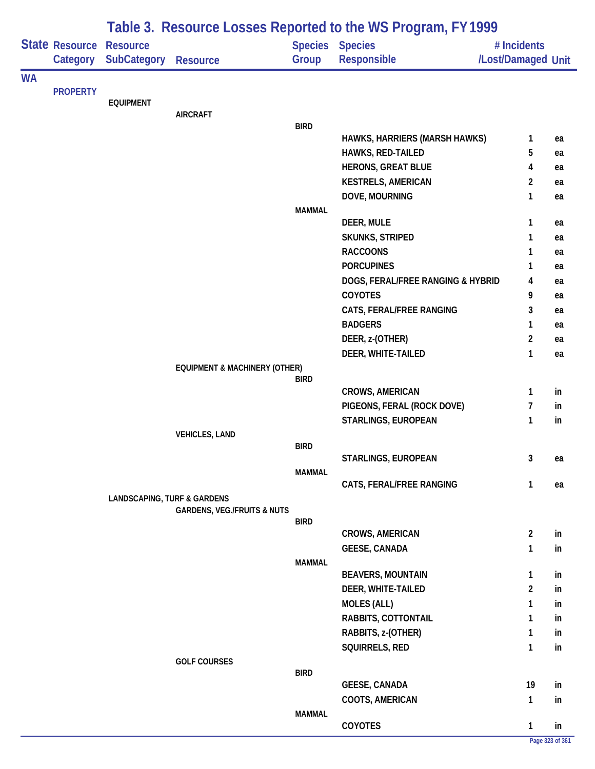# Table 3. Resource Losses Reported to the WS Program, FY 1999

| State | Resource Category | Resource SubCategory | Resource | Species Group | Species Responsible | # Incidents /Lost/Damaged | Unit |
|---|---|---|---|---|---|---|---|
| WA | | | | | | | |
| | PROPERTY | | | | | | |
| | | EQUIPMENT | | | | | |
| | | | AIRCRAFT | | | | |
| | | | | BIRD | | | |
| | | | | | HAWKS, HARRIERS (MARSH HAWKS) | 1 | ea |
| | | | | | HAWKS, RED-TAILED | 5 | ea |
| | | | | | HERONS, GREAT BLUE | 4 | ea |
| | | | | | KESTRELS, AMERICAN | 2 | ea |
| | | | | | DOVE, MOURNING | 1 | ea |
| | | | | MAMMAL | | | |
| | | | | | DEER, MULE | 1 | ea |
| | | | | | SKUNKS, STRIPED | 1 | ea |
| | | | | | RACCOONS | 1 | ea |
| | | | | | PORCUPINES | 1 | ea |
| | | | | | DOGS, FERAL/FREE RANGING & HYBRID | 4 | ea |
| | | | | | COYOTES | 9 | ea |
| | | | | | CATS, FERAL/FREE RANGING | 3 | ea |
| | | | | | BADGERS | 1 | ea |
| | | | | | DEER, z-(OTHER) | 2 | ea |
| | | | | | DEER, WHITE-TAILED | 1 | ea |
| | | | EQUIPMENT & MACHINERY (OTHER) | | | | |
| | | | | BIRD | | | |
| | | | | | CROWS, AMERICAN | 1 | in |
| | | | | | PIGEONS, FERAL (ROCK DOVE) | 7 | in |
| | | | | | STARLINGS, EUROPEAN | 1 | in |
| | | | VEHICLES, LAND | | | | |
| | | | | BIRD | | | |
| | | | | | STARLINGS, EUROPEAN | 3 | ea |
| | | | | MAMMAL | | | |
| | | | | | CATS, FERAL/FREE RANGING | 1 | ea |
| | | LANDSCAPING, TURF & GARDENS | | | | | |
| | | | GARDENS, VEG./FRUITS & NUTS | | | | |
| | | | | BIRD | | | |
| | | | | | CROWS, AMERICAN | 2 | in |
| | | | | | GEESE, CANADA | 1 | in |
| | | | | MAMMAL | | | |
| | | | | | BEAVERS, MOUNTAIN | 1 | in |
| | | | | | DEER, WHITE-TAILED | 2 | in |
| | | | | | MOLES (ALL) | 1 | in |
| | | | | | RABBITS, COTTONTAIL | 1 | in |
| | | | | | RABBITS, z-(OTHER) | 1 | in |
| | | | | | SQUIRRELS, RED | 1 | in |
| | | | GOLF COURSES | | | | |
| | | | | BIRD | | | |
| | | | | | GEESE, CANADA | 19 | in |
| | | | | | COOTS, AMERICAN | 1 | in |
| | | | | MAMMAL | | | |
| | | | | | COYOTES | 1 | in |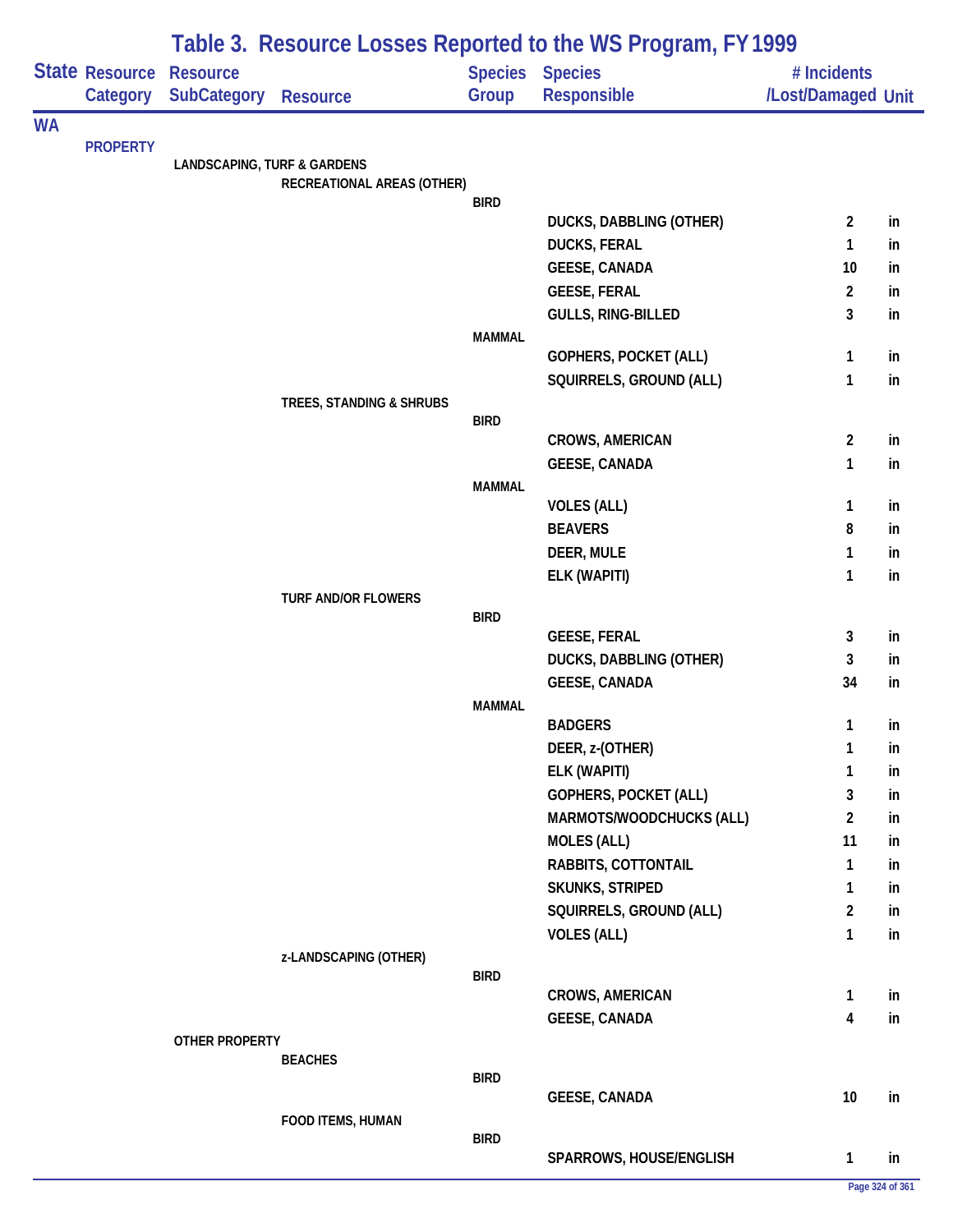# Table 3. Resource Losses Reported to the WS Program, FY 1999

| State | Resource Category | Resource SubCategory | Resource | Species Group | Species Responsible | # Incidents /Lost/Damaged | Unit |
|---|---|---|---|---|---|---|---|
| WA | | | | | | | |
| | PROPERTY | | | | | | |
| | | LANDSCAPING, TURF & GARDENS | | | | | |
| | | | RECREATIONAL AREAS (OTHER) | | | | |
| | | | | BIRD | | | |
| | | | | | DUCKS, DABBLING (OTHER) | 2 | in |
| | | | | | DUCKS, FERAL | 1 | in |
| | | | | | GEESE, CANADA | 10 | in |
| | | | | | GEESE, FERAL | 2 | in |
| | | | | | GULLS, RING-BILLED | 3 | in |
| | | | | MAMMAL | | | |
| | | | | | GOPHERS, POCKET (ALL) | 1 | in |
| | | | | | SQUIRRELS, GROUND (ALL) | 1 | in |
| | | | TREES, STANDING & SHRUBS | | | | |
| | | | | BIRD | | | |
| | | | | | CROWS, AMERICAN | 2 | in |
| | | | | | GEESE, CANADA | 1 | in |
| | | | | MAMMAL | | | |
| | | | | | VOLES (ALL) | 1 | in |
| | | | | | BEAVERS | 8 | in |
| | | | | | DEER, MULE | 1 | in |
| | | | | | ELK (WAPITI) | 1 | in |
| | | | TURF AND/OR FLOWERS | | | | |
| | | | | BIRD | | | |
| | | | | | GEESE, FERAL | 3 | in |
| | | | | | DUCKS, DABBLING (OTHER) | 3 | in |
| | | | | | GEESE, CANADA | 34 | in |
| | | | | MAMMAL | | | |
| | | | | | BADGERS | 1 | in |
| | | | | | DEER, z-(OTHER) | 1 | in |
| | | | | | ELK (WAPITI) | 1 | in |
| | | | | | GOPHERS, POCKET (ALL) | 3 | in |
| | | | | | MARMOTS/WOODCHUCKS (ALL) | 2 | in |
| | | | | | MOLES (ALL) | 11 | in |
| | | | | | RABBITS, COTTONTAIL | 1 | in |
| | | | | | SKUNKS, STRIPED | 1 | in |
| | | | | | SQUIRRELS, GROUND (ALL) | 2 | in |
| | | | | | VOLES (ALL) | 1 | in |
| | | | z-LANDSCAPING (OTHER) | | | | |
| | | | | BIRD | | | |
| | | | | | CROWS, AMERICAN | 1 | in |
| | | | | | GEESE, CANADA | 4 | in |
| | | OTHER PROPERTY | | | | | |
| | | | BEACHES | | | | |
| | | | | BIRD | | | |
| | | | | | GEESE, CANADA | 10 | in |
| | | | FOOD ITEMS, HUMAN | | | | |
| | | | | BIRD | | | |
| | | | | | SPARROWS, HOUSE/ENGLISH | 1 | in |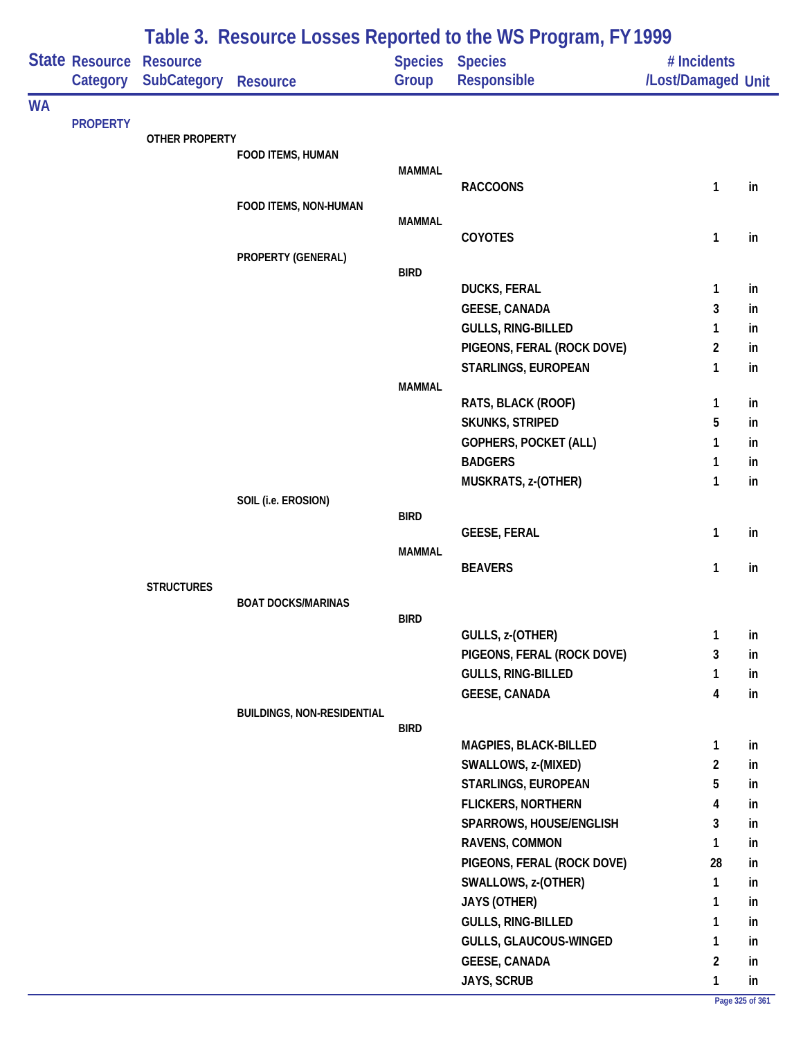# Table 3. Resource Losses Reported to the WS Program, FY 1999

| State | Resource Category | Resource SubCategory | Resource | Species Group | Species Responsible | # Incidents /Lost/Damaged | Unit |
|---|---|---|---|---|---|---|---|
| WA | | | | | | | |
| | PROPERTY | | | | | | |
| | | OTHER PROPERTY | | | | | |
| | | | FOOD ITEMS, HUMAN | | | | |
| | | | | MAMMAL | | | |
| | | | | | RACCOONS | 1 | in |
| | | | FOOD ITEMS, NON-HUMAN | | | | |
| | | | | MAMMAL | | | |
| | | | | | COYOTES | 1 | in |
| | | | PROPERTY (GENERAL) | | | | |
| | | | | BIRD | | | |
| | | | | | DUCKS, FERAL | 1 | in |
| | | | | | GEESE, CANADA | 3 | in |
| | | | | | GULLS, RING-BILLED | 1 | in |
| | | | | | PIGEONS, FERAL (ROCK DOVE) | 2 | in |
| | | | | | STARLINGS, EUROPEAN | 1 | in |
| | | | | MAMMAL | | | |
| | | | | | RATS, BLACK (ROOF) | 1 | in |
| | | | | | SKUNKS, STRIPED | 5 | in |
| | | | | | GOPHERS, POCKET (ALL) | 1 | in |
| | | | | | BADGERS | 1 | in |
| | | | | | MUSKRATS, z-(OTHER) | 1 | in |
| | | | SOIL (i.e. EROSION) | | | | |
| | | | | BIRD | | | |
| | | | | | GEESE, FERAL | 1 | in |
| | | | | MAMMAL | | | |
| | | | | | BEAVERS | 1 | in |
| | | STRUCTURES | | | | | |
| | | | BOAT DOCKS/MARINAS | | | | |
| | | | | BIRD | | | |
| | | | | | GULLS, z-(OTHER) | 1 | in |
| | | | | | PIGEONS, FERAL (ROCK DOVE) | 3 | in |
| | | | | | GULLS, RING-BILLED | 1 | in |
| | | | | | GEESE, CANADA | 4 | in |
| | | | BUILDINGS, NON-RESIDENTIAL | | | | |
| | | | | BIRD | | | |
| | | | | | MAGPIES, BLACK-BILLED | 1 | in |
| | | | | | SWALLOWS, z-(MIXED) | 2 | in |
| | | | | | STARLINGS, EUROPEAN | 5 | in |
| | | | | | FLICKERS, NORTHERN | 4 | in |
| | | | | | SPARROWS, HOUSE/ENGLISH | 3 | in |
| | | | | | RAVENS, COMMON | 1 | in |
| | | | | | PIGEONS, FERAL (ROCK DOVE) | 28 | in |
| | | | | | SWALLOWS, z-(OTHER) | 1 | in |
| | | | | | JAYS (OTHER) | 1 | in |
| | | | | | GULLS, RING-BILLED | 1 | in |
| | | | | | GULLS, GLAUCOUS-WINGED | 1 | in |
| | | | | | GEESE, CANADA | 2 | in |
| | | | | | JAYS, SCRUB | 1 | in |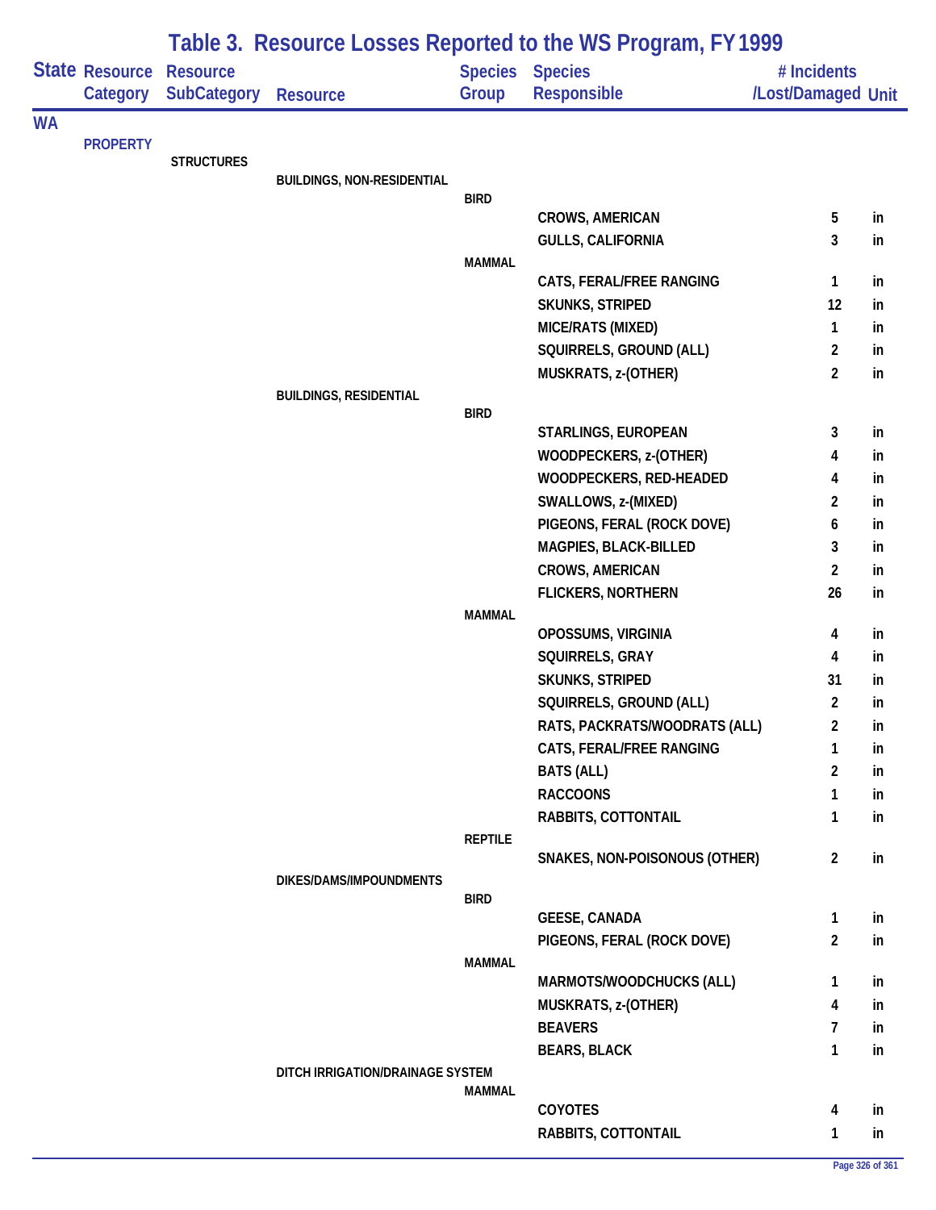# Table 3. Resource Losses Reported to the WS Program, FY 1999

| State | Resource Category | Resource SubCategory | Resource | Species Group | Species Responsible | # Incidents /Lost/Damaged | Unit |
|---|---|---|---|---|---|---|---|
| WA | | | | | | | |
| | PROPERTY | | | | | | |
| | | STRUCTURES | | | | | |
| | | | BUILDINGS, NON-RESIDENTIAL | | | | |
| | | | | BIRD | | | |
| | | | | | CROWS, AMERICAN | 5 | in |
| | | | | | GULLS, CALIFORNIA | 3 | in |
| | | | | MAMMAL | | | |
| | | | | | CATS, FERAL/FREE RANGING | 1 | in |
| | | | | | SKUNKS, STRIPED | 12 | in |
| | | | | | MICE/RATS (MIXED) | 1 | in |
| | | | | | SQUIRRELS, GROUND (ALL) | 2 | in |
| | | | | | MUSKRATS, z-(OTHER) | 2 | in |
| | | | BUILDINGS, RESIDENTIAL | | | | |
| | | | | BIRD | | | |
| | | | | | STARLINGS, EUROPEAN | 3 | in |
| | | | | | WOODPECKERS, z-(OTHER) | 4 | in |
| | | | | | WOODPECKERS, RED-HEADED | 4 | in |
| | | | | | SWALLOWS, z-(MIXED) | 2 | in |
| | | | | | PIGEONS, FERAL (ROCK DOVE) | 6 | in |
| | | | | | MAGPIES, BLACK-BILLED | 3 | in |
| | | | | | CROWS, AMERICAN | 2 | in |
| | | | | | FLICKERS, NORTHERN | 26 | in |
| | | | | MAMMAL | | | |
| | | | | | OPOSSUMS, VIRGINIA | 4 | in |
| | | | | | SQUIRRELS, GRAY | 4 | in |
| | | | | | SKUNKS, STRIPED | 31 | in |
| | | | | | SQUIRRELS, GROUND (ALL) | 2 | in |
| | | | | | RATS, PACKRATS/WOODRATS (ALL) | 2 | in |
| | | | | | CATS, FERAL/FREE RANGING | 1 | in |
| | | | | | BATS (ALL) | 2 | in |
| | | | | | RACCOONS | 1 | in |
| | | | | | RABBITS, COTTONTAIL | 1 | in |
| | | | | REPTILE | | | |
| | | | | | SNAKES, NON-POISONOUS (OTHER) | 2 | in |
| | | | DIKES/DAMS/IMPOUNDMENTS | | | | |
| | | | | BIRD | | | |
| | | | | | GEESE, CANADA | 1 | in |
| | | | | | PIGEONS, FERAL (ROCK DOVE) | 2 | in |
| | | | | MAMMAL | | | |
| | | | | | MARMOTS/WOODCHUCKS (ALL) | 1 | in |
| | | | | | MUSKRATS, z-(OTHER) | 4 | in |
| | | | | | BEAVERS | 7 | in |
| | | | | | BEARS, BLACK | 1 | in |
| | | | DITCH IRRIGATION/DRAINAGE SYSTEM | | | | |
| | | | | MAMMAL | | | |
| | | | | | COYOTES | 4 | in |
| | | | | | RABBITS, COTTONTAIL | 1 | in |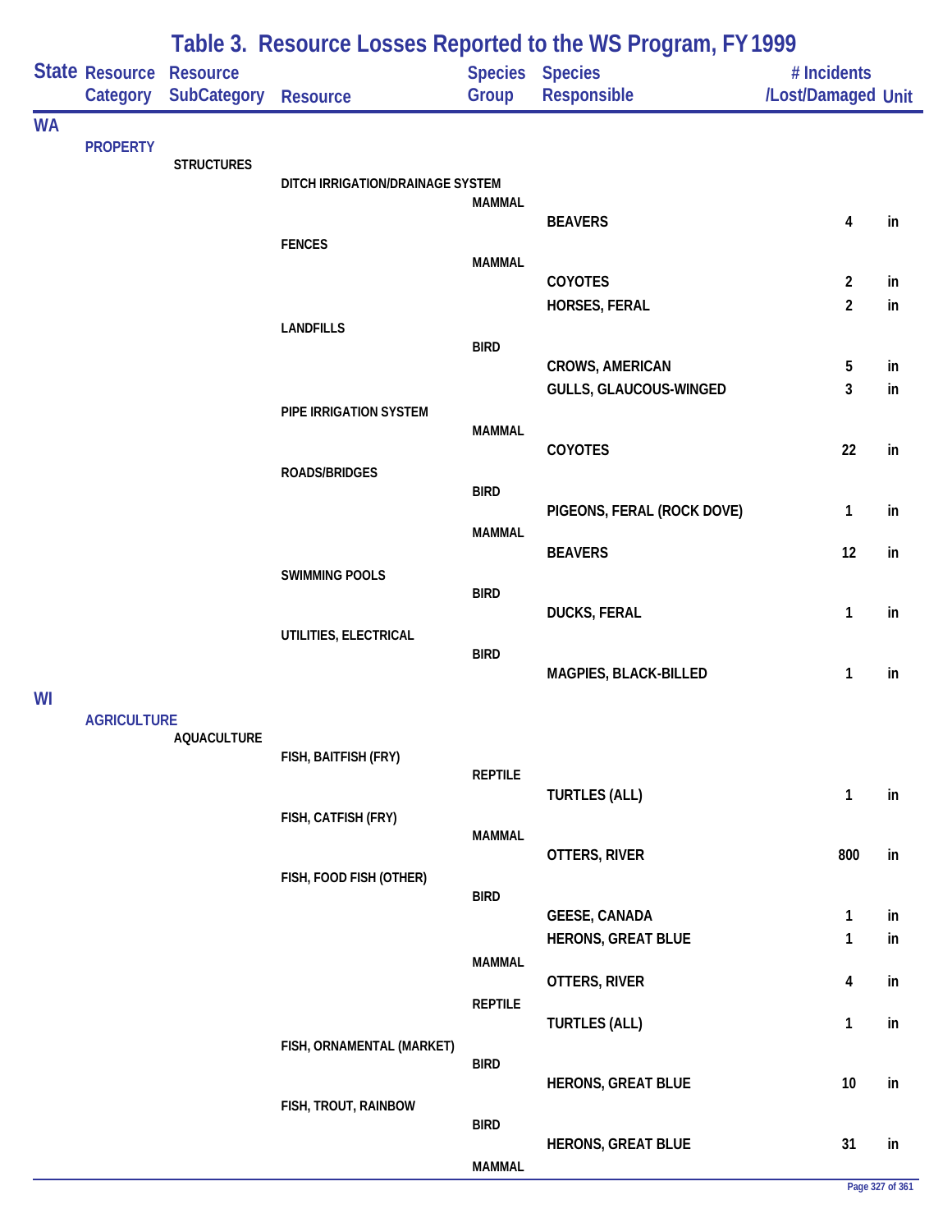# Table 3. Resource Losses Reported to the WS Program, FY 1999

| State | Resource Category | Resource SubCategory | Resource | Species Group | Species Responsible | # Incidents /Lost/Damaged | Unit |
|---|---|---|---|---|---|---|---|
| WA | | | | | | | |
| | PROPERTY | | | | | | |
| | | STRUCTURES | | | | | |
| | | | DITCH IRRIGATION/DRAINAGE SYSTEM | | | | |
| | | | | MAMMAL | | | |
| | | | | | BEAVERS | 4 | in |
| | | | FENCES | | | | |
| | | | | MAMMAL | | | |
| | | | | | COYOTES | 2 | in |
| | | | | | HORSES, FERAL | 2 | in |
| | | | LANDFILLS | | | | |
| | | | | BIRD | | | |
| | | | | | CROWS, AMERICAN | 5 | in |
| | | | | | GULLS, GLAUCOUS-WINGED | 3 | in |
| | | | PIPE IRRIGATION SYSTEM | | | | |
| | | | | MAMMAL | | | |
| | | | | | COYOTES | 22 | in |
| | | | ROADS/BRIDGES | | | | |
| | | | | BIRD | | | |
| | | | | | PIGEONS, FERAL (ROCK DOVE) | 1 | in |
| | | | | MAMMAL | | | |
| | | | | | BEAVERS | 12 | in |
| | | | SWIMMING POOLS | | | | |
| | | | | BIRD | | | |
| | | | | | DUCKS, FERAL | 1 | in |
| | | | UTILITIES, ELECTRICAL | | | | |
| | | | | BIRD | | | |
| | | | | | MAGPIES, BLACK-BILLED | 1 | in |
| WI | | | | | | | |
| | AGRICULTURE | | | | | | |
| | | AQUACULTURE | | | | | |
| | | | FISH, BAITFISH (FRY) | | | | |
| | | | | REPTILE | | | |
| | | | | | TURTLES (ALL) | 1 | in |
| | | | FISH, CATFISH (FRY) | | | | |
| | | | | MAMMAL | | | |
| | | | | | OTTERS, RIVER | 800 | in |
| | | | FISH, FOOD FISH (OTHER) | | | | |
| | | | | BIRD | | | |
| | | | | | GEESE, CANADA | 1 | in |
| | | | | | HERONS, GREAT BLUE | 1 | in |
| | | | | MAMMAL | | | |
| | | | | | OTTERS, RIVER | 4 | in |
| | | | | REPTILE | | | |
| | | | | | TURTLES (ALL) | 1 | in |
| | | | FISH, ORNAMENTAL (MARKET) | | | | |
| | | | | BIRD | | | |
| | | | | | HERONS, GREAT BLUE | 10 | in |
| | | | FISH, TROUT, RAINBOW | | | | |
| | | | | BIRD | | | |
| | | | | | HERONS, GREAT BLUE | 31 | in |
| | | | | MAMMAL | | | |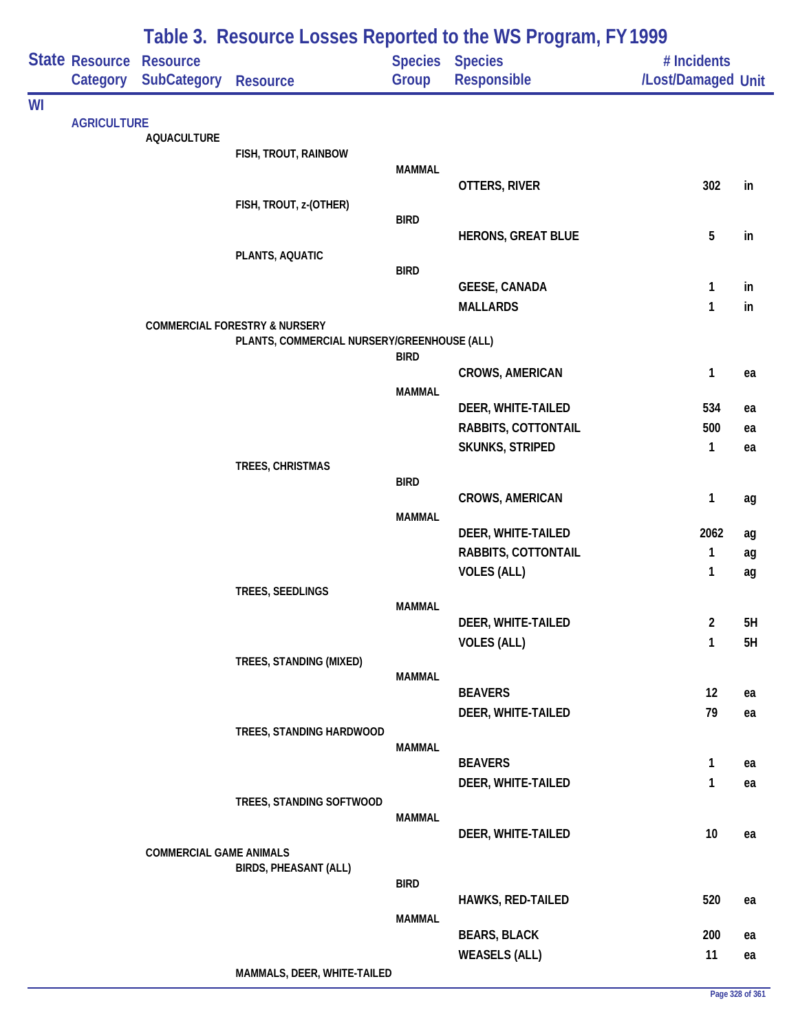# Table 3. Resource Losses Reported to the WS Program, FY 1999

| State | Resource Category | Resource SubCategory | Resource | Species Group | Species Responsible | # Incidents /Lost/Damaged | Unit |
|---|---|---|---|---|---|---|---|
| WI | | | | | | | |
| | AGRICULTURE | | | | | | |
| | | AQUACULTURE | | | | | |
| | | | FISH, TROUT, RAINBOW | | | | |
| | | | | MAMMAL | | | |
| | | | | | OTTERS, RIVER | 302 | in |
| | | | FISH, TROUT, z-(OTHER) | | | | |
| | | | | BIRD | | | |
| | | | | | HERONS, GREAT BLUE | 5 | in |
| | | | PLANTS, AQUATIC | | | | |
| | | | | BIRD | | | |
| | | | | | GEESE, CANADA | 1 | in |
| | | | | | MALLARDS | 1 | in |
| | | COMMERCIAL FORESTRY & NURSERY | | | | | |
| | | | PLANTS, COMMERCIAL NURSERY/GREENHOUSE (ALL) | | | | |
| | | | | BIRD | | | |
| | | | | | CROWS, AMERICAN | 1 | ea |
| | | | | MAMMAL | | | |
| | | | | | DEER, WHITE-TAILED | 534 | ea |
| | | | | | RABBITS, COTTONTAIL | 500 | ea |
| | | | | | SKUNKS, STRIPED | 1 | ea |
| | | | TREES, CHRISTMAS | | | | |
| | | | | BIRD | | | |
| | | | | | CROWS, AMERICAN | 1 | ag |
| | | | | MAMMAL | | | |
| | | | | | DEER, WHITE-TAILED | 2062 | ag |
| | | | | | RABBITS, COTTONTAIL | 1 | ag |
| | | | | | VOLES (ALL) | 1 | ag |
| | | | TREES, SEEDLINGS | | | | |
| | | | | MAMMAL | | | |
| | | | | | DEER, WHITE-TAILED | 2 | 5H |
| | | | | | VOLES (ALL) | 1 | 5H |
| | | | TREES, STANDING (MIXED) | | | | |
| | | | | MAMMAL | | | |
| | | | | | BEAVERS | 12 | ea |
| | | | | | DEER, WHITE-TAILED | 79 | ea |
| | | | TREES, STANDING HARDWOOD | | | | |
| | | | | MAMMAL | | | |
| | | | | | BEAVERS | 1 | ea |
| | | | | | DEER, WHITE-TAILED | 1 | ea |
| | | | TREES, STANDING SOFTWOOD | | | | |
| | | | | MAMMAL | | | |
| | | | | | DEER, WHITE-TAILED | 10 | ea |
| | | COMMERCIAL GAME ANIMALS | | | | | |
| | | | BIRDS, PHEASANT (ALL) | | | | |
| | | | | BIRD | | | |
| | | | | | HAWKS, RED-TAILED | 520 | ea |
| | | | | MAMMAL | | | |
| | | | | | BEARS, BLACK | 200 | ea |
| | | | | | WEASELS (ALL) | 11 | ea |
| | | | MAMMALS, DEER, WHITE-TAILED | | | | |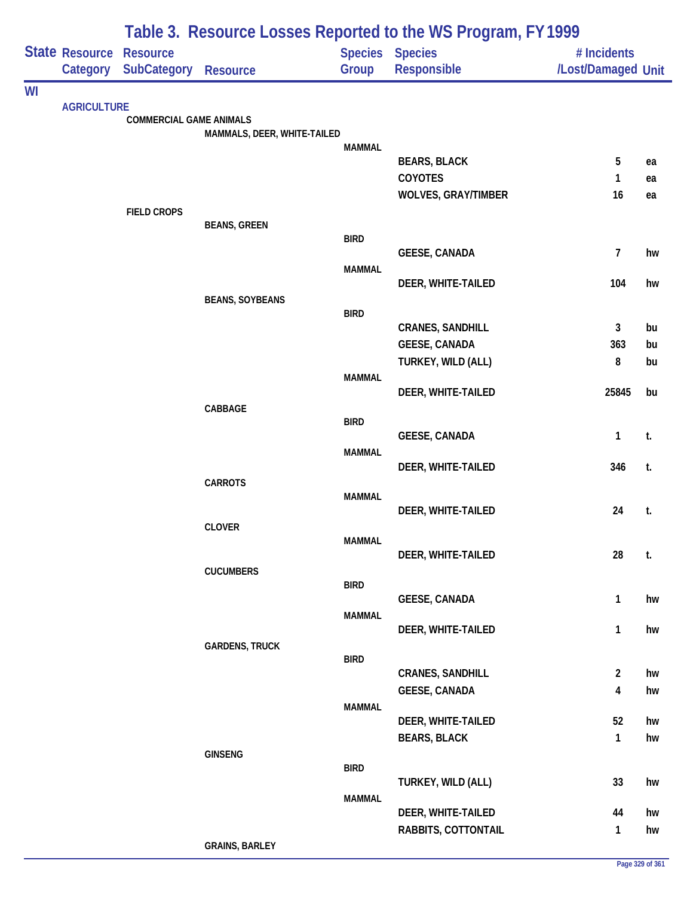# Table 3. Resource Losses Reported to the WS Program, FY 1999

| State | Resource Category | Resource SubCategory | Resource | Species Group | Species Responsible | # Incidents /Lost/Damaged | Unit |
|---|---|---|---|---|---|---|---|
| WI | | | | | | | |
| | AGRICULTURE | | | | | | |
| | | COMMERCIAL GAME ANIMALS | | | | | |
| | | | MAMMALS, DEER, WHITE-TAILED | | | | |
| | | | | MAMMAL | | | |
| | | | | | BEARS, BLACK | 5 | ea |
| | | | | | COYOTES | 1 | ea |
| | | | | | WOLVES, GRAY/TIMBER | 16 | ea |
| | | FIELD CROPS | | | | | |
| | | | BEANS, GREEN | | | | |
| | | | | BIRD | | | |
| | | | | | GEESE, CANADA | 7 | hw |
| | | | | MAMMAL | | | |
| | | | | | DEER, WHITE-TAILED | 104 | hw |
| | | | BEANS, SOYBEANS | | | | |
| | | | | BIRD | | | |
| | | | | | CRANES, SANDHILL | 3 | bu |
| | | | | | GEESE, CANADA | 363 | bu |
| | | | | | TURKEY, WILD (ALL) | 8 | bu |
| | | | | MAMMAL | | | |
| | | | | | DEER, WHITE-TAILED | 25845 | bu |
| | | | CABBAGE | | | | |
| | | | | BIRD | | | |
| | | | | | GEESE, CANADA | 1 | t. |
| | | | | MAMMAL | | | |
| | | | | | DEER, WHITE-TAILED | 346 | t. |
| | | | CARROTS | | | | |
| | | | | MAMMAL | | | |
| | | | | | DEER, WHITE-TAILED | 24 | t. |
| | | | CLOVER | | | | |
| | | | | MAMMAL | | | |
| | | | | | DEER, WHITE-TAILED | 28 | t. |
| | | | CUCUMBERS | | | | |
| | | | | BIRD | | | |
| | | | | | GEESE, CANADA | 1 | hw |
| | | | | MAMMAL | | | |
| | | | | | DEER, WHITE-TAILED | 1 | hw |
| | | | GARDENS, TRUCK | | | | |
| | | | | BIRD | | | |
| | | | | | CRANES, SANDHILL | 2 | hw |
| | | | | | GEESE, CANADA | 4 | hw |
| | | | | MAMMAL | | | |
| | | | | | DEER, WHITE-TAILED | 52 | hw |
| | | | | | BEARS, BLACK | 1 | hw |
| | | | GINSENG | | | | |
| | | | | BIRD | | | |
| | | | | | TURKEY, WILD (ALL) | 33 | hw |
| | | | | MAMMAL | | | |
| | | | | | DEER, WHITE-TAILED | 44 | hw |
| | | | | | RABBITS, COTTONTAIL | 1 | hw |
| | | | GRAINS, BARLEY | | | | |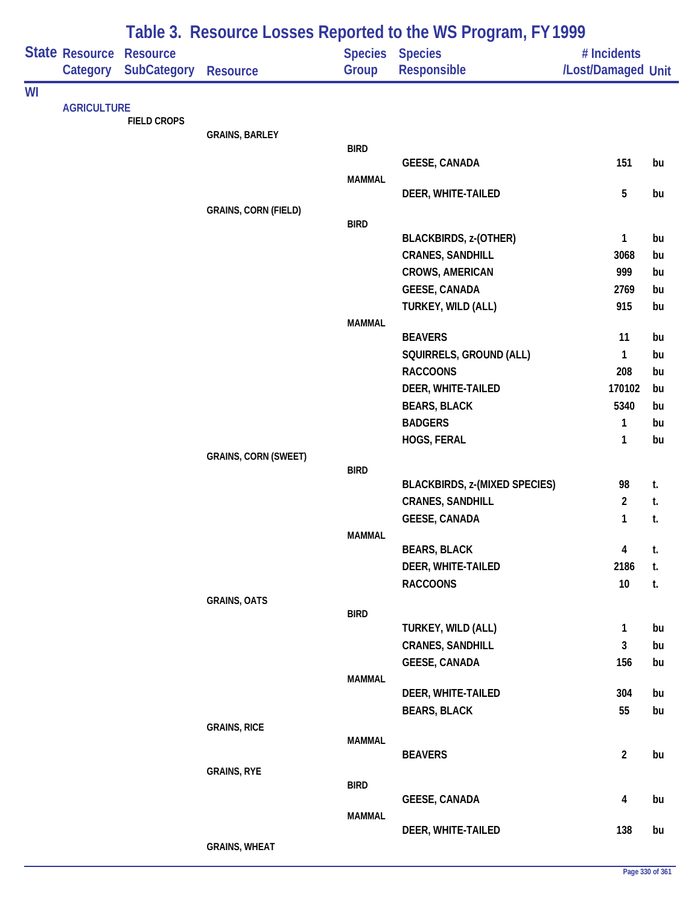# Table 3. Resource Losses Reported to the WS Program, FY 1999

| State | Resource Category | Resource SubCategory | Resource | Species Group | Species Responsible | # Incidents /Lost/Damaged | Unit |
|---|---|---|---|---|---|---|---|
| WI | | | | | | | |
| | AGRICULTURE | | | | | | |
| | | FIELD CROPS | | | | | |
| | | | GRAINS, BARLEY | | | | |
| | | | | BIRD | | | |
| | | | | | GEESE, CANADA | 151 | bu |
| | | | | MAMMAL | | | |
| | | | | | DEER, WHITE-TAILED | 5 | bu |
| | | | GRAINS, CORN (FIELD) | | | | |
| | | | | BIRD | | | |
| | | | | | BLACKBIRDS, z-(OTHER) | 1 | bu |
| | | | | | CRANES, SANDHILL | 3068 | bu |
| | | | | | CROWS, AMERICAN | 999 | bu |
| | | | | | GEESE, CANADA | 2769 | bu |
| | | | | | TURKEY, WILD (ALL) | 915 | bu |
| | | | | MAMMAL | | | |
| | | | | | BEAVERS | 11 | bu |
| | | | | | SQUIRRELS, GROUND (ALL) | 1 | bu |
| | | | | | RACCOONS | 208 | bu |
| | | | | | DEER, WHITE-TAILED | 170102 | bu |
| | | | | | BEARS, BLACK | 5340 | bu |
| | | | | | BADGERS | 1 | bu |
| | | | | | HOGS, FERAL | 1 | bu |
| | | | GRAINS, CORN (SWEET) | | | | |
| | | | | BIRD | | | |
| | | | | | BLACKBIRDS, z-(MIXED SPECIES) | 98 | t. |
| | | | | | CRANES, SANDHILL | 2 | t. |
| | | | | | GEESE, CANADA | 1 | t. |
| | | | | MAMMAL | | | |
| | | | | | BEARS, BLACK | 4 | t. |
| | | | | | DEER, WHITE-TAILED | 2186 | t. |
| | | | | | RACCOONS | 10 | t. |
| | | | GRAINS, OATS | | | | |
| | | | | BIRD | | | |
| | | | | | TURKEY, WILD (ALL) | 1 | bu |
| | | | | | CRANES, SANDHILL | 3 | bu |
| | | | | | GEESE, CANADA | 156 | bu |
| | | | | MAMMAL | | | |
| | | | | | DEER, WHITE-TAILED | 304 | bu |
| | | | | | BEARS, BLACK | 55 | bu |
| | | | GRAINS, RICE | | | | |
| | | | | MAMMAL | | | |
| | | | | | BEAVERS | 2 | bu |
| | | | GRAINS, RYE | | | | |
| | | | | BIRD | | | |
| | | | | | GEESE, CANADA | 4 | bu |
| | | | | MAMMAL | | | |
| | | | | | DEER, WHITE-TAILED | 138 | bu |
| | | | GRAINS, WHEAT | | | | |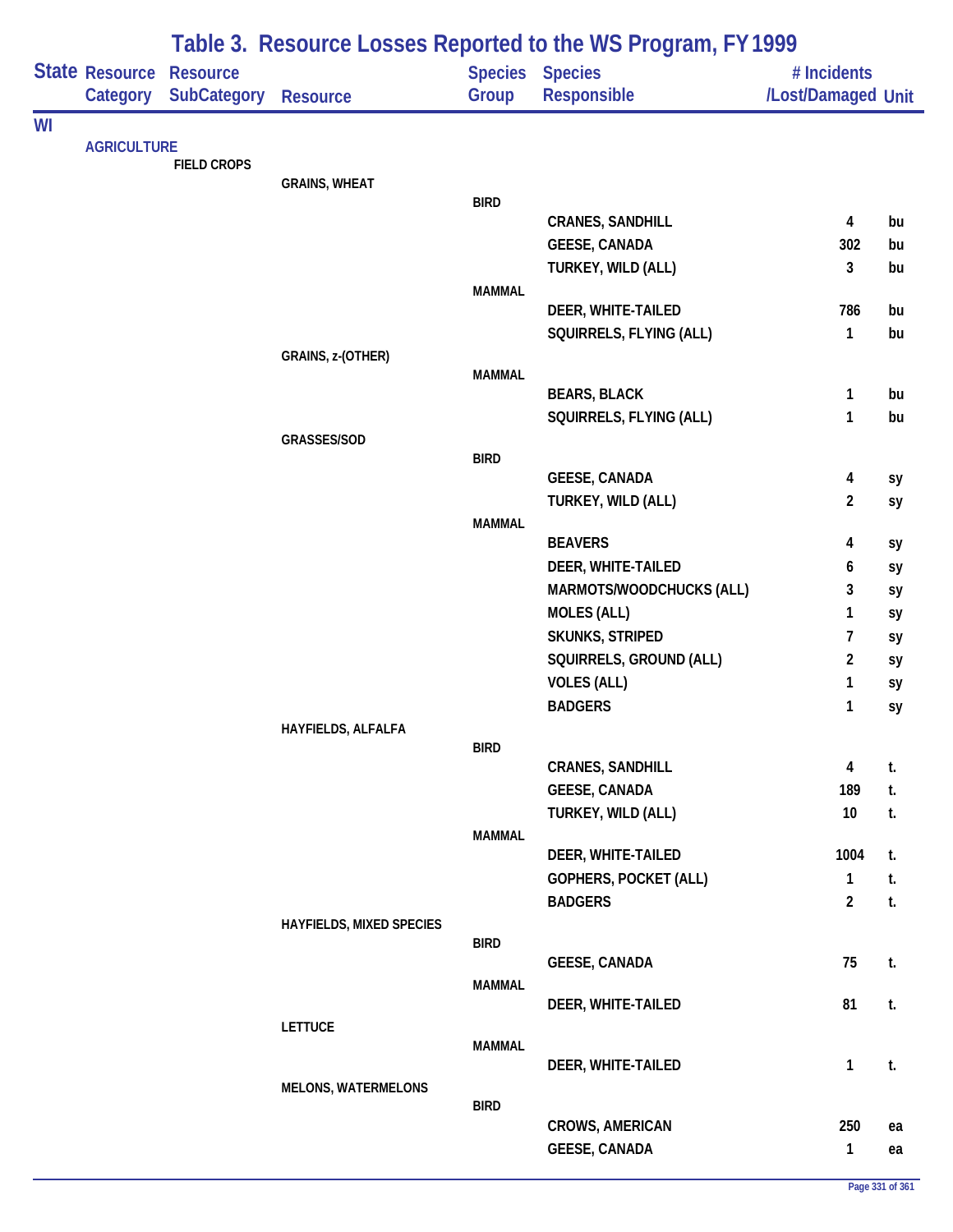# Table 3. Resource Losses Reported to the WS Program, FY 1999

| State | Resource Category | Resource SubCategory | Resource | Species Group | Species Responsible | # Incidents /Lost/Damaged | Unit |
|---|---|---|---|---|---|---|---|
| WI | | | | | | | |
| | AGRICULTURE | | | | | | |
| | | FIELD CROPS | | | | | |
| | | | GRAINS, WHEAT | | | | |
| | | | | BIRD | | | |
| | | | | | CRANES, SANDHILL | 4 | bu |
| | | | | | GEESE, CANADA | 302 | bu |
| | | | | | TURKEY, WILD (ALL) | 3 | bu |
| | | | | MAMMAL | | | |
| | | | | | DEER, WHITE-TAILED | 786 | bu |
| | | | | | SQUIRRELS, FLYING (ALL) | 1 | bu |
| | | | GRAINS, z-(OTHER) | | | | |
| | | | | MAMMAL | | | |
| | | | | | BEARS, BLACK | 1 | bu |
| | | | | | SQUIRRELS, FLYING (ALL) | 1 | bu |
| | | | GRASSES/SOD | | | | |
| | | | | BIRD | | | |
| | | | | | GEESE, CANADA | 4 | sy |
| | | | | | TURKEY, WILD (ALL) | 2 | sy |
| | | | | MAMMAL | | | |
| | | | | | BEAVERS | 4 | sy |
| | | | | | DEER, WHITE-TAILED | 6 | sy |
| | | | | | MARMOTS/WOODCHUCKS (ALL) | 3 | sy |
| | | | | | MOLES (ALL) | 1 | sy |
| | | | | | SKUNKS, STRIPED | 7 | sy |
| | | | | | SQUIRRELS, GROUND (ALL) | 2 | sy |
| | | | | | VOLES (ALL) | 1 | sy |
| | | | | | BADGERS | 1 | sy |
| | | | HAYFIELDS, ALFALFA | | | | |
| | | | | BIRD | | | |
| | | | | | CRANES, SANDHILL | 4 | t. |
| | | | | | GEESE, CANADA | 189 | t. |
| | | | | | TURKEY, WILD (ALL) | 10 | t. |
| | | | | MAMMAL | | | |
| | | | | | DEER, WHITE-TAILED | 1004 | t. |
| | | | | | GOPHERS, POCKET (ALL) | 1 | t. |
| | | | | | BADGERS | 2 | t. |
| | | | HAYFIELDS, MIXED SPECIES | | | | |
| | | | | BIRD | | | |
| | | | | | GEESE, CANADA | 75 | t. |
| | | | | MAMMAL | | | |
| | | | | | DEER, WHITE-TAILED | 81 | t. |
| | | | LETTUCE | | | | |
| | | | | MAMMAL | | | |
| | | | | | DEER, WHITE-TAILED | 1 | t. |
| | | | MELONS, WATERMELONS | | | | |
| | | | | BIRD | | | |
| | | | | | CROWS, AMERICAN | 250 | ea |
| | | | | | GEESE, CANADA | 1 | ea |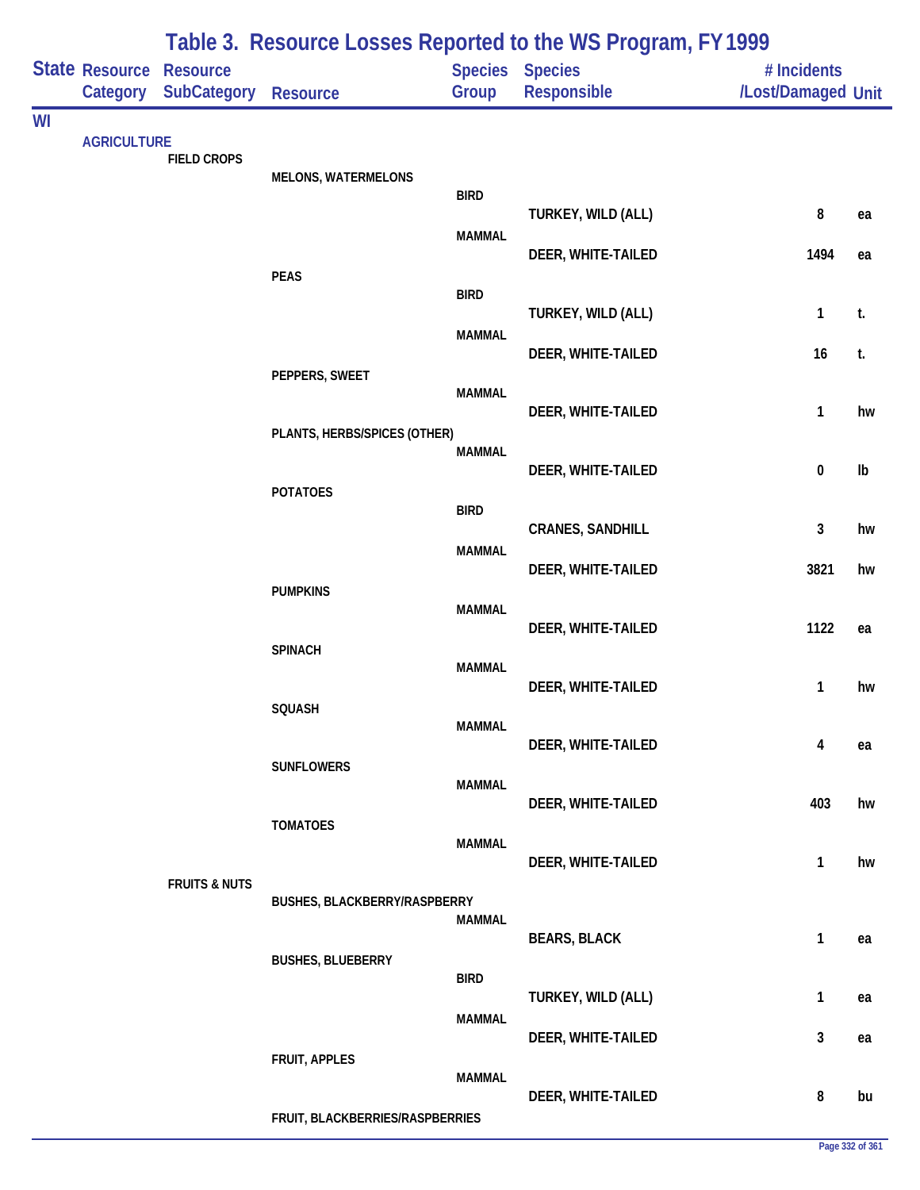# Table 3. Resource Losses Reported to the WS Program, FY 1999

| State | Resource Category | Resource SubCategory | Resource | Species Group | Species Responsible | # Incidents /Lost/Damaged | Unit |
|---|---|---|---|---|---|---|---|
| WI | | | | | | | |
| | AGRICULTURE | | | | | | |
| | | FIELD CROPS | | | | | |
| | | | MELONS, WATERMELONS | | | | |
| | | | | BIRD | | | |
| | | | | | TURKEY, WILD (ALL) | 8 | ea |
| | | | | MAMMAL | | | |
| | | | | | DEER, WHITE-TAILED | 1494 | ea |
| | | | PEAS | | | | |
| | | | | BIRD | | | |
| | | | | | TURKEY, WILD (ALL) | 1 | t. |
| | | | | MAMMAL | | | |
| | | | | | DEER, WHITE-TAILED | 16 | t. |
| | | | PEPPERS, SWEET | | | | |
| | | | | MAMMAL | | | |
| | | | | | DEER, WHITE-TAILED | 1 | hw |
| | | | PLANTS, HERBS/SPICES (OTHER) | | | | |
| | | | | MAMMAL | | | |
| | | | | | DEER, WHITE-TAILED | 0 | lb |
| | | | POTATOES | | | | |
| | | | | BIRD | | | |
| | | | | | CRANES, SANDHILL | 3 | hw |
| | | | | MAMMAL | | | |
| | | | | | DEER, WHITE-TAILED | 3821 | hw |
| | | | PUMPKINS | | | | |
| | | | | MAMMAL | | | |
| | | | | | DEER, WHITE-TAILED | 1122 | ea |
| | | | SPINACH | | | | |
| | | | | MAMMAL | | | |
| | | | | | DEER, WHITE-TAILED | 1 | hw |
| | | | SQUASH | | | | |
| | | | | MAMMAL | | | |
| | | | | | DEER, WHITE-TAILED | 4 | ea |
| | | | SUNFLOWERS | | | | |
| | | | | MAMMAL | | | |
| | | | | | DEER, WHITE-TAILED | 403 | hw |
| | | | TOMATOES | | | | |
| | | | | MAMMAL | | | |
| | | | | | DEER, WHITE-TAILED | 1 | hw |
| | | FRUITS & NUTS | | | | | |
| | | | BUSHES, BLACKBERRY/RASPBERRY | | | | |
| | | | | MAMMAL | | | |
| | | | | | BEARS, BLACK | 1 | ea |
| | | | BUSHES, BLUEBERRY | | | | |
| | | | | BIRD | | | |
| | | | | | TURKEY, WILD (ALL) | 1 | ea |
| | | | | MAMMAL | | | |
| | | | | | DEER, WHITE-TAILED | 3 | ea |
| | | | FRUIT, APPLES | | | | |
| | | | | MAMMAL | | | |
| | | | | | DEER, WHITE-TAILED | 8 | bu |
| | | | FRUIT, BLACKBERRIES/RASPBERRIES | | | | |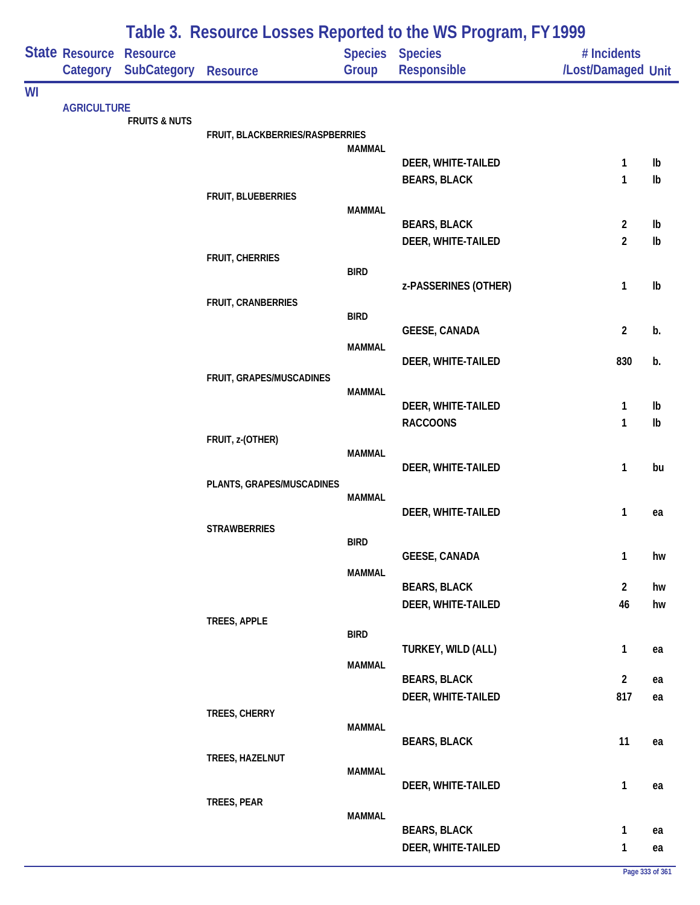# Table 3. Resource Losses Reported to the WS Program, FY 1999

| State | Resource Category | Resource SubCategory | Resource | Species Group | Species Responsible | # Incidents /Lost/Damaged | Unit |
|---|---|---|---|---|---|---|---|
| WI | | | | | | | |
| | AGRICULTURE | | | | | | |
| | | FRUITS & NUTS | | | | | |
| | | | FRUIT, BLACKBERRIES/RASPBERRIES | | | | |
| | | | | MAMMAL | | | |
| | | | | | DEER, WHITE-TAILED | 1 | lb |
| | | | | | BEARS, BLACK | 1 | lb |
| | | | FRUIT, BLUEBERRIES | | | | |
| | | | | MAMMAL | | | |
| | | | | | BEARS, BLACK | 2 | lb |
| | | | | | DEER, WHITE-TAILED | 2 | lb |
| | | | FRUIT, CHERRIES | | | | |
| | | | | BIRD | | | |
| | | | | | z-PASSERINES (OTHER) | 1 | lb |
| | | | FRUIT, CRANBERRIES | | | | |
| | | | | BIRD | | | |
| | | | | | GEESE, CANADA | 2 | b. |
| | | | | MAMMAL | | | |
| | | | | | DEER, WHITE-TAILED | 830 | b. |
| | | | FRUIT, GRAPES/MUSCADINES | | | | |
| | | | | MAMMAL | | | |
| | | | | | DEER, WHITE-TAILED | 1 | lb |
| | | | | | RACCOONS | 1 | lb |
| | | | FRUIT, z-(OTHER) | | | | |
| | | | | MAMMAL | | | |
| | | | | | DEER, WHITE-TAILED | 1 | bu |
| | | | PLANTS, GRAPES/MUSCADINES | | | | |
| | | | | MAMMAL | | | |
| | | | | | DEER, WHITE-TAILED | 1 | ea |
| | | | STRAWBERRIES | | | | |
| | | | | BIRD | | | |
| | | | | | GEESE, CANADA | 1 | hw |
| | | | | MAMMAL | | | |
| | | | | | BEARS, BLACK | 2 | hw |
| | | | | | DEER, WHITE-TAILED | 46 | hw |
| | | | TREES, APPLE | | | | |
| | | | | BIRD | | | |
| | | | | | TURKEY, WILD (ALL) | 1 | ea |
| | | | | MAMMAL | | | |
| | | | | | BEARS, BLACK | 2 | ea |
| | | | | | DEER, WHITE-TAILED | 817 | ea |
| | | | TREES, CHERRY | | | | |
| | | | | MAMMAL | | | |
| | | | | | BEARS, BLACK | 11 | ea |
| | | | TREES, HAZELNUT | | | | |
| | | | | MAMMAL | | | |
| | | | | | DEER, WHITE-TAILED | 1 | ea |
| | | | TREES, PEAR | | | | |
| | | | | MAMMAL | | | |
| | | | | | BEARS, BLACK | 1 | ea |
| | | | | | DEER, WHITE-TAILED | 1 | ea |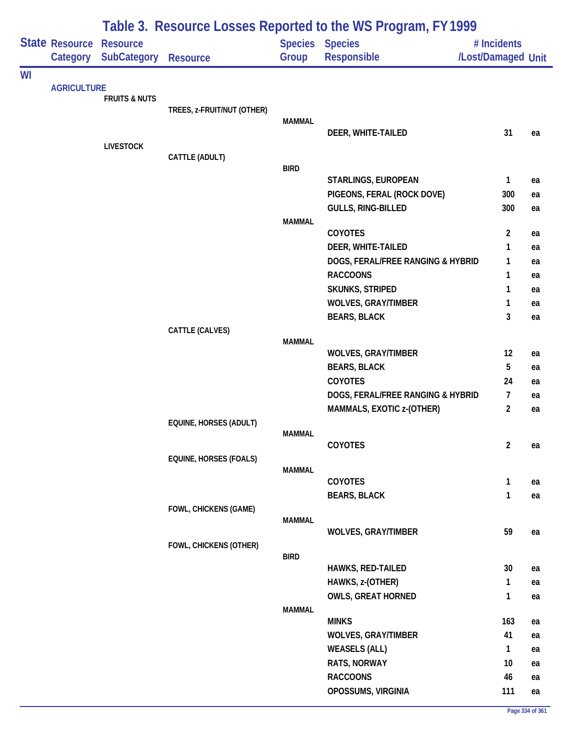# Table 3. Resource Losses Reported to the WS Program, FY 1999

| State | Resource Category | Resource SubCategory | Resource | Species Group | Species Responsible | # Incidents /Lost/Damaged | Unit |
|---|---|---|---|---|---|---|---|
| WI | | | | | | | |
| | AGRICULTURE | | | | | | |
| | | FRUITS & NUTS | | | | | |
| | | | TREES, z-FRUIT/NUT (OTHER) | | | | |
| | | | | MAMMAL | | | |
| | | | | | DEER, WHITE-TAILED | 31 | ea |
| | | LIVESTOCK | | | | | |
| | | | CATTLE (ADULT) | | | | |
| | | | | BIRD | | | |
| | | | | | STARLINGS, EUROPEAN | 1 | ea |
| | | | | | PIGEONS, FERAL (ROCK DOVE) | 300 | ea |
| | | | | | GULLS, RING-BILLED | 300 | ea |
| | | | | MAMMAL | | | |
| | | | | | COYOTES | 2 | ea |
| | | | | | DEER, WHITE-TAILED | 1 | ea |
| | | | | | DOGS, FERAL/FREE RANGING & HYBRID | 1 | ea |
| | | | | | RACCOONS | 1 | ea |
| | | | | | SKUNKS, STRIPED | 1 | ea |
| | | | | | WOLVES, GRAY/TIMBER | 1 | ea |
| | | | | | BEARS, BLACK | 3 | ea |
| | | | CATTLE (CALVES) | | | | |
| | | | | MAMMAL | | | |
| | | | | | WOLVES, GRAY/TIMBER | 12 | ea |
| | | | | | BEARS, BLACK | 5 | ea |
| | | | | | COYOTES | 24 | ea |
| | | | | | DOGS, FERAL/FREE RANGING & HYBRID | 7 | ea |
| | | | | | MAMMALS, EXOTIC z-(OTHER) | 2 | ea |
| | | | EQUINE, HORSES (ADULT) | | | | |
| | | | | MAMMAL | | | |
| | | | | | COYOTES | 2 | ea |
| | | | EQUINE, HORSES (FOALS) | | | | |
| | | | | MAMMAL | | | |
| | | | | | COYOTES | 1 | ea |
| | | | | | BEARS, BLACK | 1 | ea |
| | | | FOWL, CHICKENS (GAME) | | | | |
| | | | | MAMMAL | | | |
| | | | | | WOLVES, GRAY/TIMBER | 59 | ea |
| | | | FOWL, CHICKENS (OTHER) | | | | |
| | | | | BIRD | | | |
| | | | | | HAWKS, RED-TAILED | 30 | ea |
| | | | | | HAWKS, z-(OTHER) | 1 | ea |
| | | | | | OWLS, GREAT HORNED | 1 | ea |
| | | | | MAMMAL | | | |
| | | | | | MINKS | 163 | ea |
| | | | | | WOLVES, GRAY/TIMBER | 41 | ea |
| | | | | | WEASELS (ALL) | 1 | ea |
| | | | | | RATS, NORWAY | 10 | ea |
| | | | | | RACCOONS | 46 | ea |
| | | | | | OPOSSUMS, VIRGINIA | 111 | ea |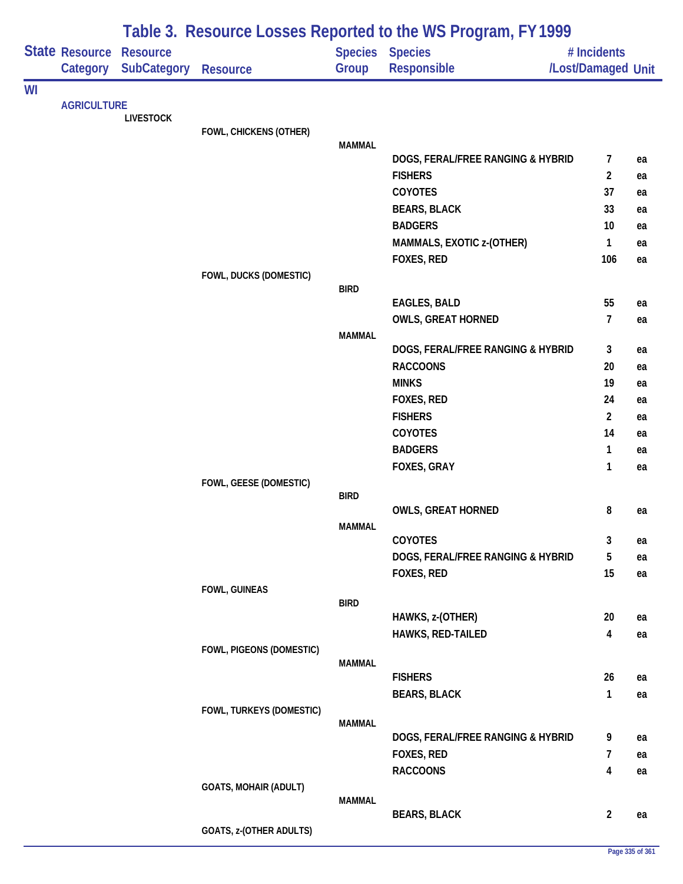# Table 3. Resource Losses Reported to the WS Program, FY 1999

| State | Resource Category | Resource SubCategory | Resource | Species Group | Species Responsible | # Incidents /Lost/Damaged | Unit |
|---|---|---|---|---|---|---|---|
| WI | | | | | | | |
| | AGRICULTURE | | | | | | |
| | | LIVESTOCK | | | | | |
| | | | FOWL, CHICKENS (OTHER) | | | | |
| | | | | MAMMAL | | | |
| | | | | | DOGS, FERAL/FREE RANGING & HYBRID | 7 | ea |
| | | | | | FISHERS | 2 | ea |
| | | | | | COYOTES | 37 | ea |
| | | | | | BEARS, BLACK | 33 | ea |
| | | | | | BADGERS | 10 | ea |
| | | | | | MAMMALS, EXOTIC z-(OTHER) | 1 | ea |
| | | | | | FOXES, RED | 106 | ea |
| | | | FOWL, DUCKS (DOMESTIC) | | | | |
| | | | | BIRD | | | |
| | | | | | EAGLES, BALD | 55 | ea |
| | | | | | OWLS, GREAT HORNED | 7 | ea |
| | | | | MAMMAL | | | |
| | | | | | DOGS, FERAL/FREE RANGING & HYBRID | 3 | ea |
| | | | | | RACCOONS | 20 | ea |
| | | | | | MINKS | 19 | ea |
| | | | | | FOXES, RED | 24 | ea |
| | | | | | FISHERS | 2 | ea |
| | | | | | COYOTES | 14 | ea |
| | | | | | BADGERS | 1 | ea |
| | | | | | FOXES, GRAY | 1 | ea |
| | | | FOWL, GEESE (DOMESTIC) | | | | |
| | | | | BIRD | | | |
| | | | | | OWLS, GREAT HORNED | 8 | ea |
| | | | | MAMMAL | | | |
| | | | | | COYOTES | 3 | ea |
| | | | | | DOGS, FERAL/FREE RANGING & HYBRID | 5 | ea |
| | | | | | FOXES, RED | 15 | ea |
| | | | FOWL, GUINEAS | | | | |
| | | | | BIRD | | | |
| | | | | | HAWKS, z-(OTHER) | 20 | ea |
| | | | | | HAWKS, RED-TAILED | 4 | ea |
| | | | FOWL, PIGEONS (DOMESTIC) | | | | |
| | | | | MAMMAL | | | |
| | | | | | FISHERS | 26 | ea |
| | | | | | BEARS, BLACK | 1 | ea |
| | | | FOWL, TURKEYS (DOMESTIC) | | | | |
| | | | | MAMMAL | | | |
| | | | | | DOGS, FERAL/FREE RANGING & HYBRID | 9 | ea |
| | | | | | FOXES, RED | 7 | ea |
| | | | | | RACCOONS | 4 | ea |
| | | | GOATS, MOHAIR (ADULT) | | | | |
| | | | | MAMMAL | | | |
| | | | | | BEARS, BLACK | 2 | ea |
| | | | GOATS, z-(OTHER ADULTS) | | | | |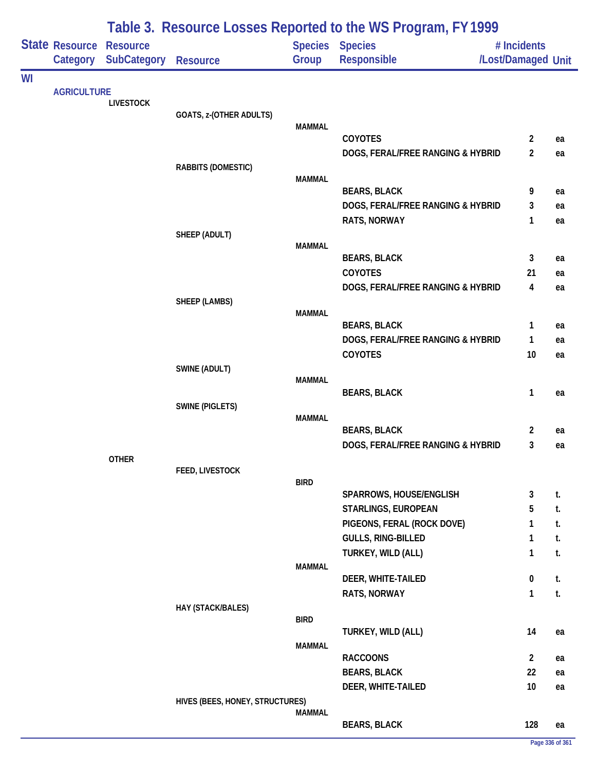# Table 3. Resource Losses Reported to the WS Program, FY 1999

| State | Resource Category | Resource SubCategory | Resource | Species Group | Species Responsible | # Incidents /Lost/Damaged | Unit |
|---|---|---|---|---|---|---|---|
| WI | | | | | | | |
| | AGRICULTURE | | | | | | |
| | | LIVESTOCK | | | | | |
| | | | GOATS, z-(OTHER ADULTS) | | | | |
| | | | | MAMMAL | | | |
| | | | | | COYOTES | 2 | ea |
| | | | | | DOGS, FERAL/FREE RANGING & HYBRID | 2 | ea |
| | | | RABBITS (DOMESTIC) | | | | |
| | | | | MAMMAL | | | |
| | | | | | BEARS, BLACK | 9 | ea |
| | | | | | DOGS, FERAL/FREE RANGING & HYBRID | 3 | ea |
| | | | | | RATS, NORWAY | 1 | ea |
| | | | SHEEP (ADULT) | | | | |
| | | | | MAMMAL | | | |
| | | | | | BEARS, BLACK | 3 | ea |
| | | | | | COYOTES | 21 | ea |
| | | | | | DOGS, FERAL/FREE RANGING & HYBRID | 4 | ea |
| | | | SHEEP (LAMBS) | | | | |
| | | | | MAMMAL | | | |
| | | | | | BEARS, BLACK | 1 | ea |
| | | | | | DOGS, FERAL/FREE RANGING & HYBRID | 1 | ea |
| | | | | | COYOTES | 10 | ea |
| | | | SWINE (ADULT) | | | | |
| | | | | MAMMAL | | | |
| | | | | | BEARS, BLACK | 1 | ea |
| | | | SWINE (PIGLETS) | | | | |
| | | | | MAMMAL | | | |
| | | | | | BEARS, BLACK | 2 | ea |
| | | | | | DOGS, FERAL/FREE RANGING & HYBRID | 3 | ea |
| | | OTHER | | | | | |
| | | | FEED, LIVESTOCK | | | | |
| | | | | BIRD | | | |
| | | | | | SPARROWS, HOUSE/ENGLISH | 3 | t. |
| | | | | | STARLINGS, EUROPEAN | 5 | t. |
| | | | | | PIGEONS, FERAL (ROCK DOVE) | 1 | t. |
| | | | | | GULLS, RING-BILLED | 1 | t. |
| | | | | | TURKEY, WILD (ALL) | 1 | t. |
| | | | | MAMMAL | | | |
| | | | | | DEER, WHITE-TAILED | 0 | t. |
| | | | | | RATS, NORWAY | 1 | t. |
| | | | HAY (STACK/BALES) | | | | |
| | | | | BIRD | | | |
| | | | | | TURKEY, WILD (ALL) | 14 | ea |
| | | | | MAMMAL | | | |
| | | | | | RACCOONS | 2 | ea |
| | | | | | BEARS, BLACK | 22 | ea |
| | | | | | DEER, WHITE-TAILED | 10 | ea |
| | | | HIVES (BEES, HONEY, STRUCTURES) | | | | |
| | | | | MAMMAL | | | |
| | | | | | BEARS, BLACK | 128 | ea |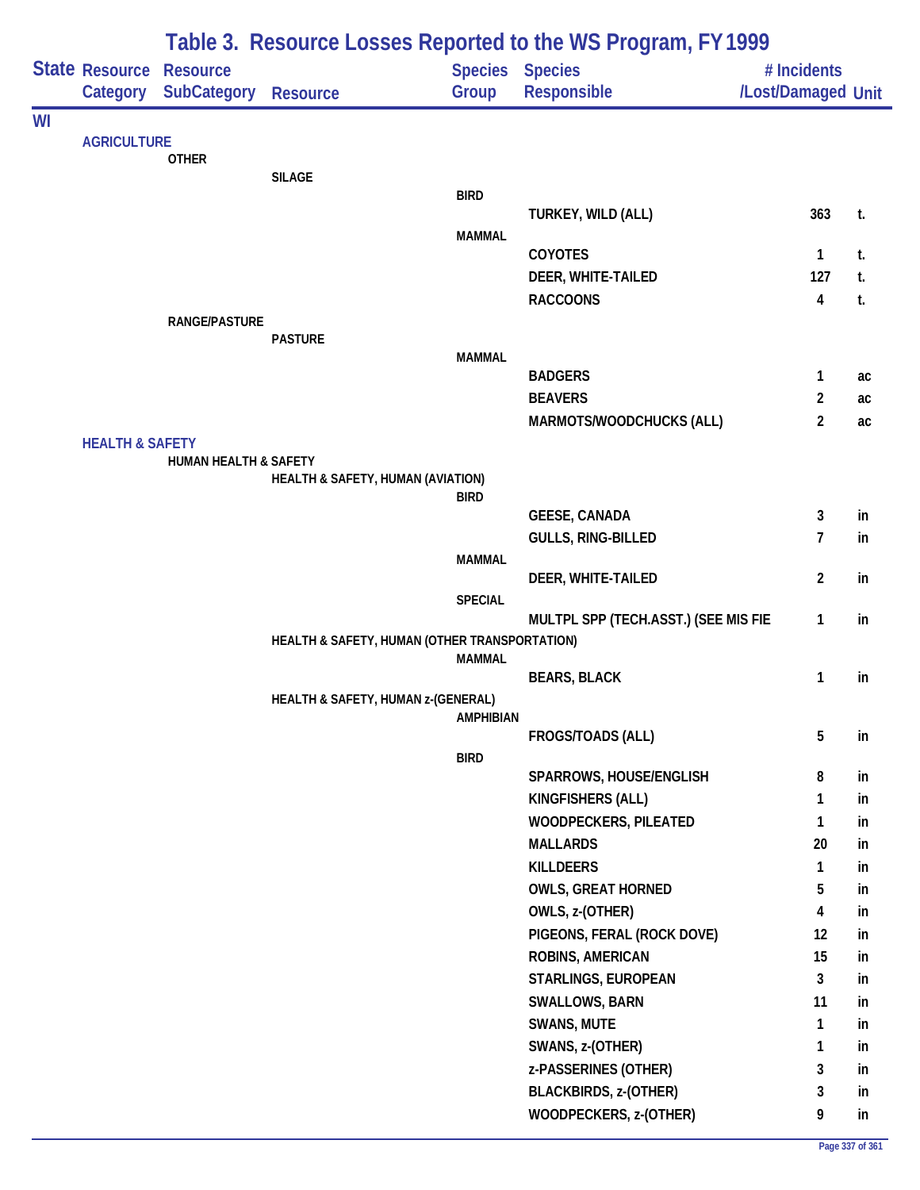# Table 3. Resource Losses Reported to the WS Program, FY 1999

| State | Resource Category | Resource SubCategory | Resource | Species Group | Species Responsible | # Incidents /Lost/Damaged | Unit |
|---|---|---|---|---|---|---|---|
| WI | | | | | | | |
| | AGRICULTURE | | | | | | |
| | | OTHER | | | | | |
| | | | SILAGE | | | | |
| | | | | BIRD | | | |
| | | | | | TURKEY, WILD (ALL) | 363 | t. |
| | | | | MAMMAL | | | |
| | | | | | COYOTES | 1 | t. |
| | | | | | DEER, WHITE-TAILED | 127 | t. |
| | | | | | RACCOONS | 4 | t. |
| | | RANGE/PASTURE | | | | | |
| | | | PASTURE | | | | |
| | | | | MAMMAL | | | |
| | | | | | BADGERS | 1 | ac |
| | | | | | BEAVERS | 2 | ac |
| | | | | | MARMOTS/WOODCHUCKS (ALL) | 2 | ac |
| | HEALTH & SAFETY | | | | | | |
| | | HUMAN HEALTH & SAFETY | | | | | |
| | | | HEALTH & SAFETY, HUMAN (AVIATION) | | | | |
| | | | | BIRD | | | |
| | | | | | GEESE, CANADA | 3 | in |
| | | | | | GULLS, RING-BILLED | 7 | in |
| | | | | MAMMAL | | | |
| | | | | | DEER, WHITE-TAILED | 2 | in |
| | | | | SPECIAL | | | |
| | | | | | MULTPL SPP (TECH.ASST.) (SEE MIS FIE | 1 | in |
| | | | HEALTH & SAFETY, HUMAN (OTHER TRANSPORTATION) | | | | |
| | | | | MAMMAL | | | |
| | | | | | BEARS, BLACK | 1 | in |
| | | | HEALTH & SAFETY, HUMAN z-(GENERAL) | | | | |
| | | | | AMPHIBIAN | | | |
| | | | | | FROGS/TOADS (ALL) | 5 | in |
| | | | | BIRD | | | |
| | | | | | SPARROWS, HOUSE/ENGLISH | 8 | in |
| | | | | | KINGFISHERS (ALL) | 1 | in |
| | | | | | WOODPECKERS, PILEATED | 1 | in |
| | | | | | MALLARDS | 20 | in |
| | | | | | KILLDEERS | 1 | in |
| | | | | | OWLS, GREAT HORNED | 5 | in |
| | | | | | OWLS, z-(OTHER) | 4 | in |
| | | | | | PIGEONS, FERAL (ROCK DOVE) | 12 | in |
| | | | | | ROBINS, AMERICAN | 15 | in |
| | | | | | STARLINGS, EUROPEAN | 3 | in |
| | | | | | SWALLOWS, BARN | 11 | in |
| | | | | | SWANS, MUTE | 1 | in |
| | | | | | SWANS, z-(OTHER) | 1 | in |
| | | | | | z-PASSERINES (OTHER) | 3 | in |
| | | | | | BLACKBIRDS, z-(OTHER) | 3 | in |
| | | | | | WOODPECKERS, z-(OTHER) | 9 | in |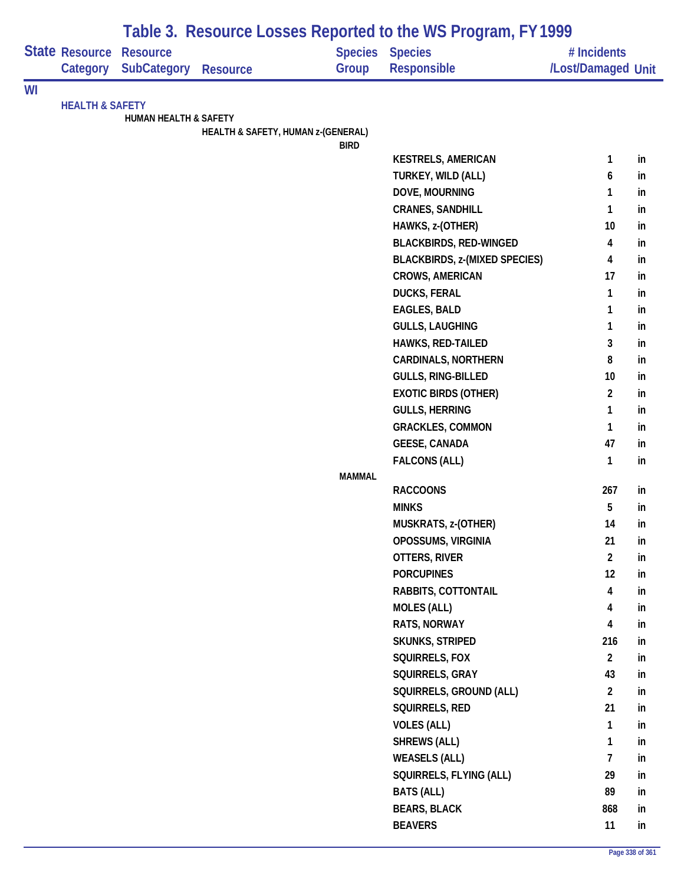# Table 3. Resource Losses Reported to the WS Program, FY 1999

| State | Resource Category | Resource SubCategory | Resource | Species Group | Species Responsible | # Incidents /Lost/Damaged | Unit |
|---|---|---|---|---|---|---|---|
| WI | | | | | | | |
| | HEALTH & SAFETY | | | | | | |
| | | HUMAN HEALTH & SAFETY | | | | | |
| | | | HEALTH & SAFETY, HUMAN z-(GENERAL) | | | | |
| | | | | BIRD | | | |
| | | | | | KESTRELS, AMERICAN | 1 | in |
| | | | | | TURKEY, WILD (ALL) | 6 | in |
| | | | | | DOVE, MOURNING | 1 | in |
| | | | | | CRANES, SANDHILL | 1 | in |
| | | | | | HAWKS, z-(OTHER) | 10 | in |
| | | | | | BLACKBIRDS, RED-WINGED | 4 | in |
| | | | | | BLACKBIRDS, z-(MIXED SPECIES) | 4 | in |
| | | | | | CROWS, AMERICAN | 17 | in |
| | | | | | DUCKS, FERAL | 1 | in |
| | | | | | EAGLES, BALD | 1 | in |
| | | | | | GULLS, LAUGHING | 1 | in |
| | | | | | HAWKS, RED-TAILED | 3 | in |
| | | | | | CARDINALS, NORTHERN | 8 | in |
| | | | | | GULLS, RING-BILLED | 10 | in |
| | | | | | EXOTIC BIRDS (OTHER) | 2 | in |
| | | | | | GULLS, HERRING | 1 | in |
| | | | | | GRACKLES, COMMON | 1 | in |
| | | | | | GEESE, CANADA | 47 | in |
| | | | | | FALCONS (ALL) | 1 | in |
| | | | | MAMMAL | | | |
| | | | | | RACCOONS | 267 | in |
| | | | | | MINKS | 5 | in |
| | | | | | MUSKRATS, z-(OTHER) | 14 | in |
| | | | | | OPOSSUMS, VIRGINIA | 21 | in |
| | | | | | OTTERS, RIVER | 2 | in |
| | | | | | PORCUPINES | 12 | in |
| | | | | | RABBITS, COTTONTAIL | 4 | in |
| | | | | | MOLES (ALL) | 4 | in |
| | | | | | RATS, NORWAY | 4 | in |
| | | | | | SKUNKS, STRIPED | 216 | in |
| | | | | | SQUIRRELS, FOX | 2 | in |
| | | | | | SQUIRRELS, GRAY | 43 | in |
| | | | | | SQUIRRELS, GROUND (ALL) | 2 | in |
| | | | | | SQUIRRELS, RED | 21 | in |
| | | | | | VOLES (ALL) | 1 | in |
| | | | | | SHREWS (ALL) | 1 | in |
| | | | | | WEASELS (ALL) | 7 | in |
| | | | | | SQUIRRELS, FLYING (ALL) | 29 | in |
| | | | | | BATS (ALL) | 89 | in |
| | | | | | BEARS, BLACK | 868 | in |
| | | | | | BEAVERS | 11 | in |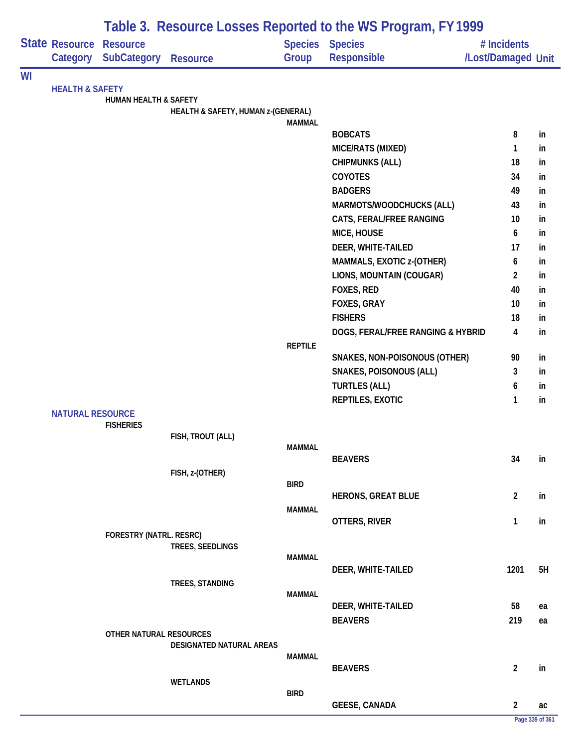# Table 3. Resource Losses Reported to the WS Program, FY 1999

| State | Resource Category | Resource SubCategory | Resource | Species Group | Species Responsible | # Incidents /Lost/Damaged | Unit |
|---|---|---|---|---|---|---|---|
| WI | | | | | | | |
| | HEALTH & SAFETY | | | | | | |
| | | HUMAN HEALTH & SAFETY | | | | | |
| | | | HEALTH & SAFETY, HUMAN z-(GENERAL) | | | | |
| | | | | MAMMAL | | | |
| | | | | | BOBCATS | 8 | in |
| | | | | | MICE/RATS (MIXED) | 1 | in |
| | | | | | CHIPMUNKS (ALL) | 18 | in |
| | | | | | COYOTES | 34 | in |
| | | | | | BADGERS | 49 | in |
| | | | | | MARMOTS/WOODCHUCKS (ALL) | 43 | in |
| | | | | | CATS, FERAL/FREE RANGING | 10 | in |
| | | | | | MICE, HOUSE | 6 | in |
| | | | | | DEER, WHITE-TAILED | 17 | in |
| | | | | | MAMMALS, EXOTIC z-(OTHER) | 6 | in |
| | | | | | LIONS, MOUNTAIN (COUGAR) | 2 | in |
| | | | | | FOXES, RED | 40 | in |
| | | | | | FOXES, GRAY | 10 | in |
| | | | | | FISHERS | 18 | in |
| | | | | | DOGS, FERAL/FREE RANGING & HYBRID | 4 | in |
| | | | | REPTILE | | | |
| | | | | | SNAKES, NON-POISONOUS (OTHER) | 90 | in |
| | | | | | SNAKES, POISONOUS (ALL) | 3 | in |
| | | | | | TURTLES (ALL) | 6 | in |
| | | | | | REPTILES, EXOTIC | 1 | in |
| | NATURAL RESOURCE | | | | | | |
| | | FISHERIES | | | | | |
| | | | FISH, TROUT (ALL) | | | | |
| | | | | MAMMAL | | | |
| | | | | | BEAVERS | 34 | in |
| | | | FISH, z-(OTHER) | | | | |
| | | | | BIRD | | | |
| | | | | | HERONS, GREAT BLUE | 2 | in |
| | | | | MAMMAL | | | |
| | | | | | OTTERS, RIVER | 1 | in |
| | | FORESTRY (NATRL. RESRC) | | | | | |
| | | | TREES, SEEDLINGS | | | | |
| | | | | MAMMAL | | | |
| | | | | | DEER, WHITE-TAILED | 1201 | 5H |
| | | | TREES, STANDING | | | | |
| | | | | MAMMAL | | | |
| | | | | | DEER, WHITE-TAILED | 58 | ea |
| | | | | | BEAVERS | 219 | ea |
| | | OTHER NATURAL RESOURCES | | | | | |
| | | | DESIGNATED NATURAL AREAS | | | | |
| | | | | MAMMAL | | | |
| | | | | | BEAVERS | 2 | in |
| | | | WETLANDS | | | | |
| | | | | BIRD | | | |
| | | | | | GEESE, CANADA | 2 | ac |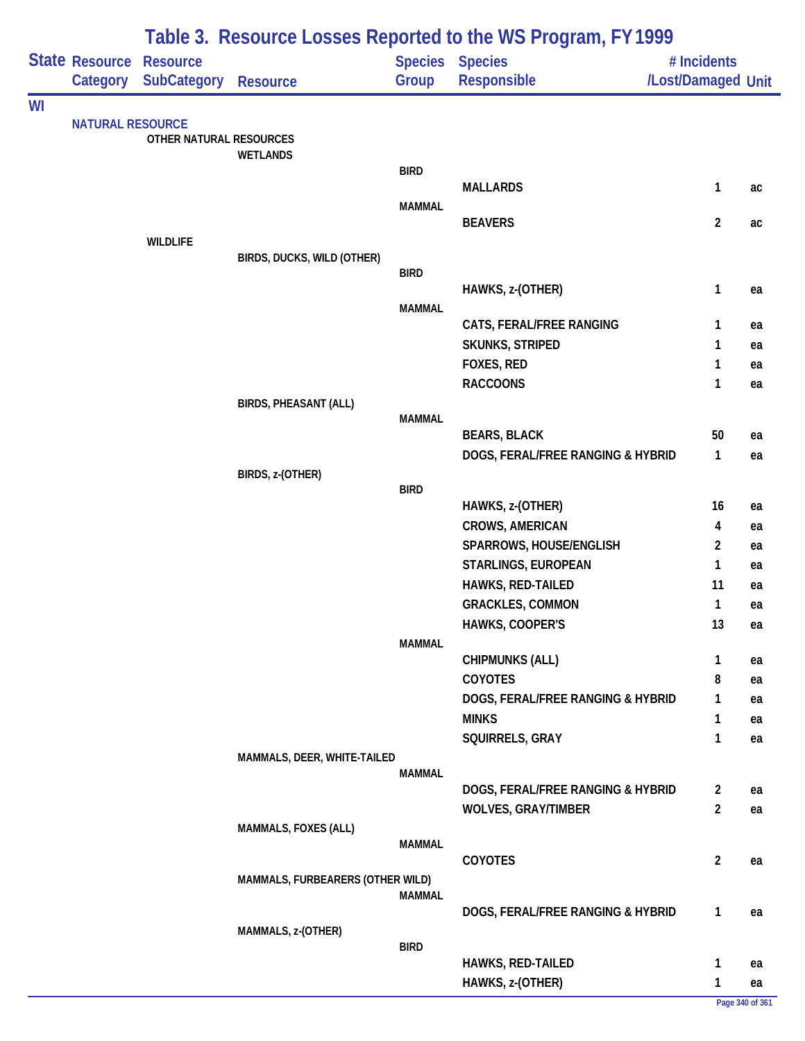# Table 3. Resource Losses Reported to the WS Program, FY 1999

| State | Resource Category | Resource SubCategory | Resource | Species Group | Species Responsible | # Incidents /Lost/Damaged | Unit |
|---|---|---|---|---|---|---|---|
| WI | | | | | | | |
| | NATURAL RESOURCE | | | | | | |
| | | OTHER NATURAL RESOURCES | | | | | |
| | | | WETLANDS | | | | |
| | | | | BIRD | | | |
| | | | | | MALLARDS | 1 | ac |
| | | | | MAMMAL | | | |
| | | | | | BEAVERS | 2 | ac |
| | | WILDLIFE | | | | | |
| | | | BIRDS, DUCKS, WILD (OTHER) | | | | |
| | | | | BIRD | | | |
| | | | | | HAWKS, z-(OTHER) | 1 | ea |
| | | | | MAMMAL | | | |
| | | | | | CATS, FERAL/FREE RANGING | 1 | ea |
| | | | | | SKUNKS, STRIPED | 1 | ea |
| | | | | | FOXES, RED | 1 | ea |
| | | | | | RACCOONS | 1 | ea |
| | | | BIRDS, PHEASANT (ALL) | | | | |
| | | | | MAMMAL | | | |
| | | | | | BEARS, BLACK | 50 | ea |
| | | | | | DOGS, FERAL/FREE RANGING & HYBRID | 1 | ea |
| | | | BIRDS, z-(OTHER) | | | | |
| | | | | BIRD | | | |
| | | | | | HAWKS, z-(OTHER) | 16 | ea |
| | | | | | CROWS, AMERICAN | 4 | ea |
| | | | | | SPARROWS, HOUSE/ENGLISH | 2 | ea |
| | | | | | STARLINGS, EUROPEAN | 1 | ea |
| | | | | | HAWKS, RED-TAILED | 11 | ea |
| | | | | | GRACKLES, COMMON | 1 | ea |
| | | | | | HAWKS, COOPER'S | 13 | ea |
| | | | | MAMMAL | | | |
| | | | | | CHIPMUNKS (ALL) | 1 | ea |
| | | | | | COYOTES | 8 | ea |
| | | | | | DOGS, FERAL/FREE RANGING & HYBRID | 1 | ea |
| | | | | | MINKS | 1 | ea |
| | | | | | SQUIRRELS, GRAY | 1 | ea |
| | | | MAMMALS, DEER, WHITE-TAILED | | | | |
| | | | | MAMMAL | | | |
| | | | | | DOGS, FERAL/FREE RANGING & HYBRID | 2 | ea |
| | | | | | WOLVES, GRAY/TIMBER | 2 | ea |
| | | | MAMMALS, FOXES (ALL) | | | | |
| | | | | MAMMAL | | | |
| | | | | | COYOTES | 2 | ea |
| | | | MAMMALS, FURBEARERS (OTHER WILD) | | | | |
| | | | | MAMMAL | | | |
| | | | | | DOGS, FERAL/FREE RANGING & HYBRID | 1 | ea |
| | | | MAMMALS, z-(OTHER) | | | | |
| | | | | BIRD | | | |
| | | | | | HAWKS, RED-TAILED | 1 | ea |
| | | | | | HAWKS, z-(OTHER) | 1 | ea |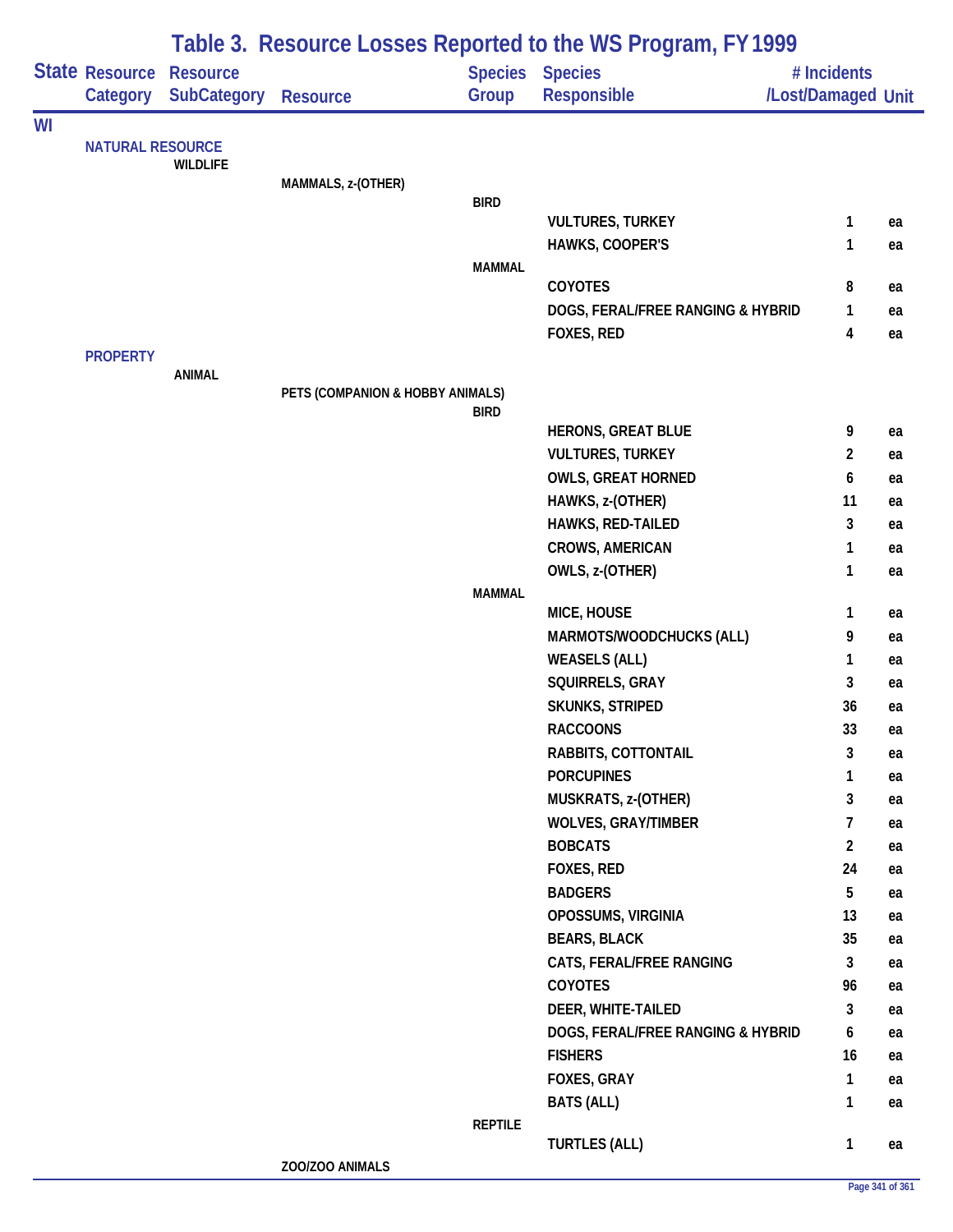# Table 3. Resource Losses Reported to the WS Program, FY 1999

| State | Resource Category | Resource SubCategory | Resource | Species Group | Species Responsible | # Incidents /Lost/Damaged | Unit |
|---|---|---|---|---|---|---|---|
| WI | | | | | | | |
| | NATURAL RESOURCE | | | | | | |
| | | WILDLIFE | | | | | |
| | | | MAMMALS, z-(OTHER) | | | | |
| | | | | BIRD | | | |
| | | | | | VULTURES, TURKEY | 1 | ea |
| | | | | | HAWKS, COOPER'S | 1 | ea |
| | | | | MAMMAL | | | |
| | | | | | COYOTES | 8 | ea |
| | | | | | DOGS, FERAL/FREE RANGING & HYBRID | 1 | ea |
| | | | | | FOXES, RED | 4 | ea |
| | PROPERTY | | | | | | |
| | | ANIMAL | | | | | |
| | | | PETS (COMPANION & HOBBY ANIMALS) | | | | |
| | | | | BIRD | | | |
| | | | | | HERONS, GREAT BLUE | 9 | ea |
| | | | | | VULTURES, TURKEY | 2 | ea |
| | | | | | OWLS, GREAT HORNED | 6 | ea |
| | | | | | HAWKS, z-(OTHER) | 11 | ea |
| | | | | | HAWKS, RED-TAILED | 3 | ea |
| | | | | | CROWS, AMERICAN | 1 | ea |
| | | | | | OWLS, z-(OTHER) | 1 | ea |
| | | | | MAMMAL | | | |
| | | | | | MICE, HOUSE | 1 | ea |
| | | | | | MARMOTS/WOODCHUCKS (ALL) | 9 | ea |
| | | | | | WEASELS (ALL) | 1 | ea |
| | | | | | SQUIRRELS, GRAY | 3 | ea |
| | | | | | SKUNKS, STRIPED | 36 | ea |
| | | | | | RACCOONS | 33 | ea |
| | | | | | RABBITS, COTTONTAIL | 3 | ea |
| | | | | | PORCUPINES | 1 | ea |
| | | | | | MUSKRATS, z-(OTHER) | 3 | ea |
| | | | | | WOLVES, GRAY/TIMBER | 7 | ea |
| | | | | | BOBCATS | 2 | ea |
| | | | | | FOXES, RED | 24 | ea |
| | | | | | BADGERS | 5 | ea |
| | | | | | OPOSSUMS, VIRGINIA | 13 | ea |
| | | | | | BEARS, BLACK | 35 | ea |
| | | | | | CATS, FERAL/FREE RANGING | 3 | ea |
| | | | | | COYOTES | 96 | ea |
| | | | | | DEER, WHITE-TAILED | 3 | ea |
| | | | | | DOGS, FERAL/FREE RANGING & HYBRID | 6 | ea |
| | | | | | FISHERS | 16 | ea |
| | | | | | FOXES, GRAY | 1 | ea |
| | | | | | BATS (ALL) | 1 | ea |
| | | | | REPTILE | | | |
| | | | | | TURTLES (ALL) | 1 | ea |
| | | | ZOO/ZOO ANIMALS | | | | |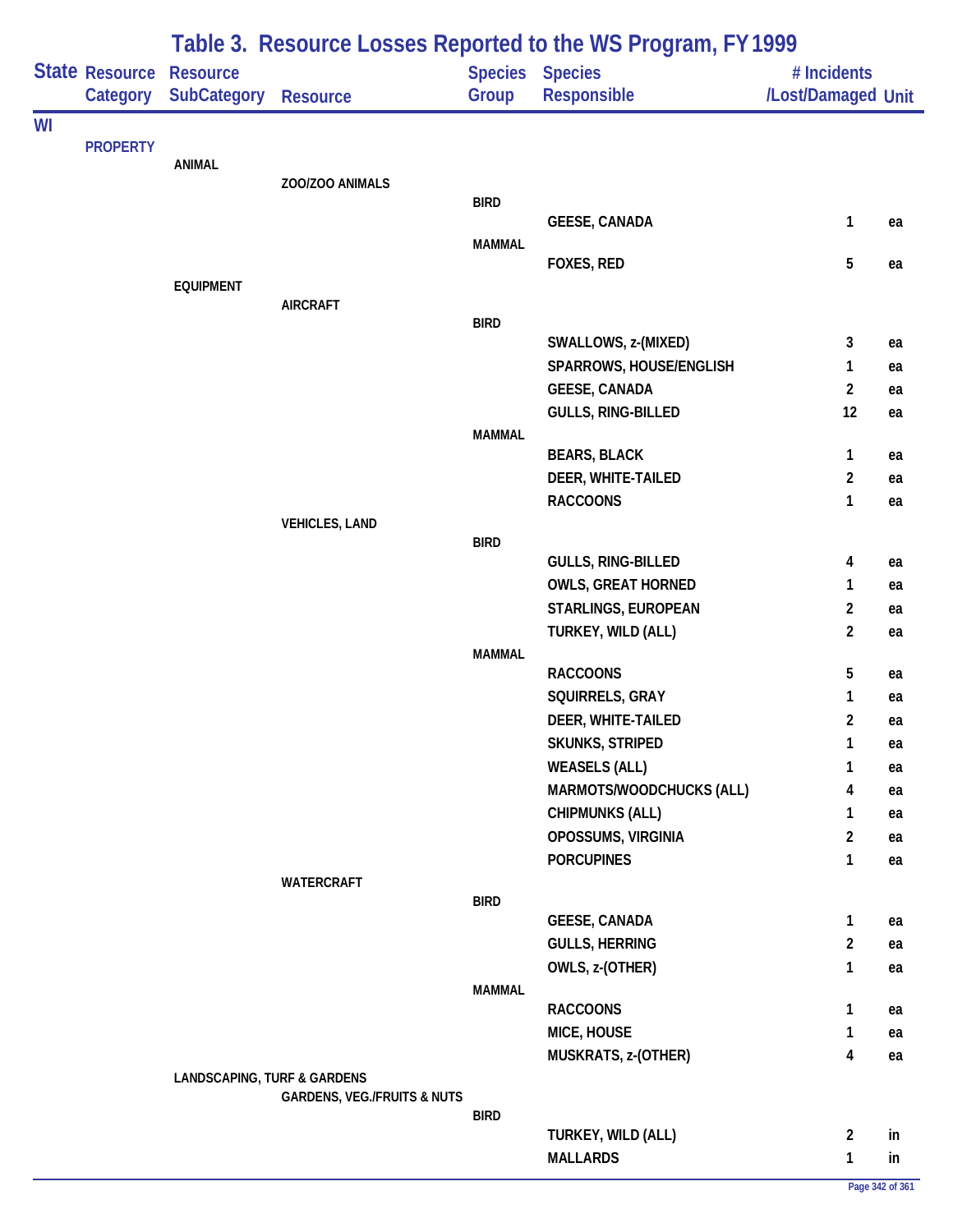# Table 3. Resource Losses Reported to the WS Program, FY 1999

| State | Resource Category | Resource SubCategory | Resource | Species Group | Species Responsible | # Incidents /Lost/Damaged | Unit |
|---|---|---|---|---|---|---|---|
| WI | | | | | | | |
| | PROPERTY | | | | | | |
| | | ANIMAL | | | | | |
| | | | ZOO/ZOO ANIMALS | | | | |
| | | | | BIRD | | | |
| | | | | | GEESE, CANADA | 1 | ea |
| | | | | MAMMAL | | | |
| | | | | | FOXES, RED | 5 | ea |
| | | EQUIPMENT | | | | | |
| | | | AIRCRAFT | | | | |
| | | | | BIRD | | | |
| | | | | | SWALLOWS, z-(MIXED) | 3 | ea |
| | | | | | SPARROWS, HOUSE/ENGLISH | 1 | ea |
| | | | | | GEESE, CANADA | 2 | ea |
| | | | | | GULLS, RING-BILLED | 12 | ea |
| | | | | MAMMAL | | | |
| | | | | | BEARS, BLACK | 1 | ea |
| | | | | | DEER, WHITE-TAILED | 2 | ea |
| | | | | | RACCOONS | 1 | ea |
| | | | VEHICLES, LAND | | | | |
| | | | | BIRD | | | |
| | | | | | GULLS, RING-BILLED | 4 | ea |
| | | | | | OWLS, GREAT HORNED | 1 | ea |
| | | | | | STARLINGS, EUROPEAN | 2 | ea |
| | | | | | TURKEY, WILD (ALL) | 2 | ea |
| | | | | MAMMAL | | | |
| | | | | | RACCOONS | 5 | ea |
| | | | | | SQUIRRELS, GRAY | 1 | ea |
| | | | | | DEER, WHITE-TAILED | 2 | ea |
| | | | | | SKUNKS, STRIPED | 1 | ea |
| | | | | | WEASELS (ALL) | 1 | ea |
| | | | | | MARMOTS/WOODCHUCKS (ALL) | 4 | ea |
| | | | | | CHIPMUNKS (ALL) | 1 | ea |
| | | | | | OPOSSUMS, VIRGINIA | 2 | ea |
| | | | | | PORCUPINES | 1 | ea |
| | | | WATERCRAFT | | | | |
| | | | | BIRD | | | |
| | | | | | GEESE, CANADA | 1 | ea |
| | | | | | GULLS, HERRING | 2 | ea |
| | | | | | OWLS, z-(OTHER) | 1 | ea |
| | | | | MAMMAL | | | |
| | | | | | RACCOONS | 1 | ea |
| | | | | | MICE, HOUSE | 1 | ea |
| | | | | | MUSKRATS, z-(OTHER) | 4 | ea |
| | | LANDSCAPING, TURF & GARDENS | | | | | |
| | | | GARDENS, VEG./FRUITS & NUTS | | | | |
| | | | | BIRD | | | |
| | | | | | TURKEY, WILD (ALL) | 2 | in |
| | | | | | MALLARDS | 1 | in |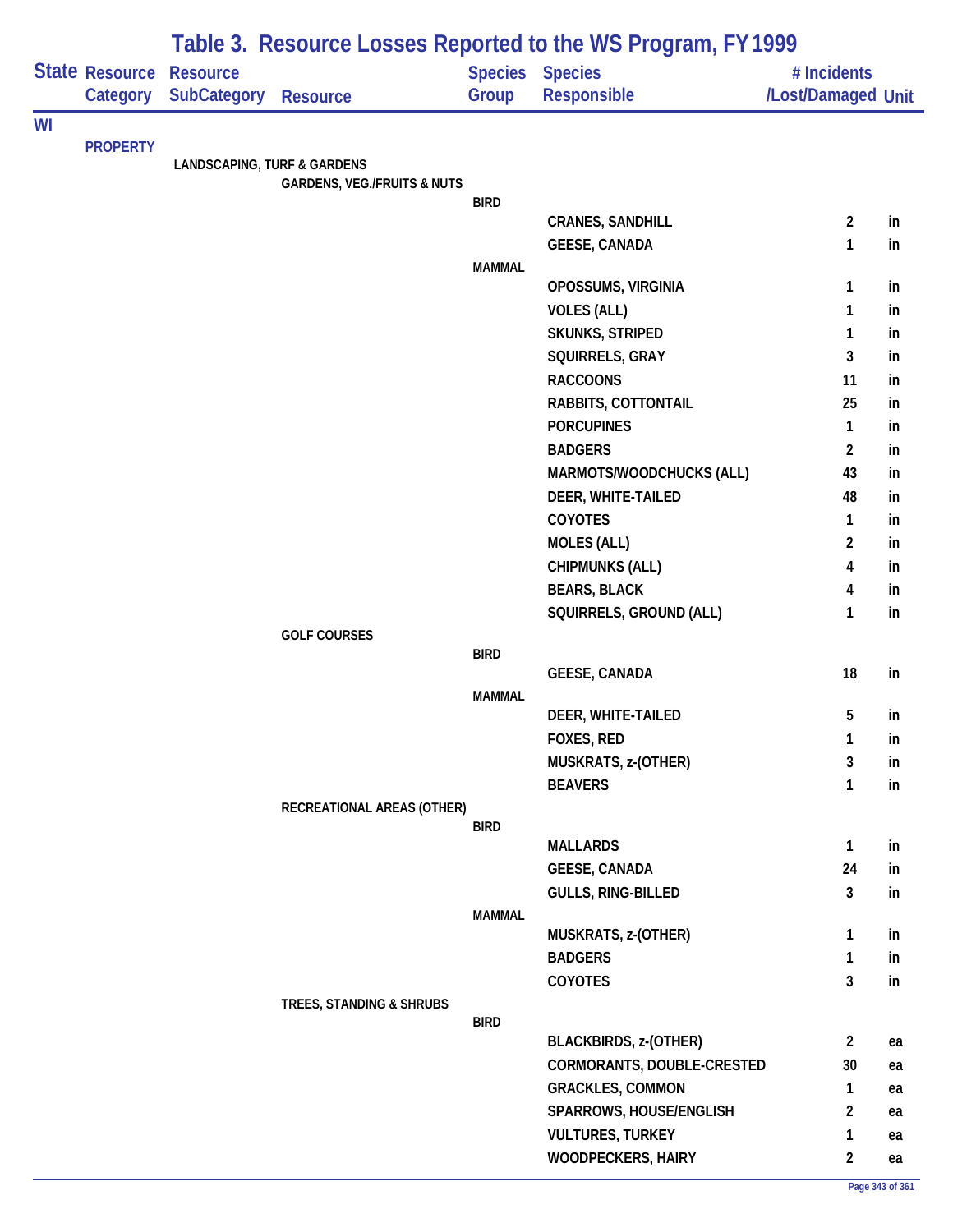# Table 3. Resource Losses Reported to the WS Program, FY 1999

| State | Resource Category | Resource SubCategory | Resource | Species Group | Species Responsible | # Incidents /Lost/Damaged | Unit |
|---|---|---|---|---|---|---|---|
| WI | | | | | | | |
| | PROPERTY | | | | | | |
| | | LANDSCAPING, TURF & GARDENS | | | | | |
| | | | GARDENS, VEG./FRUITS & NUTS | | | | |
| | | | | BIRD | | | |
| | | | | | CRANES, SANDHILL | 2 | in |
| | | | | | GEESE, CANADA | 1 | in |
| | | | | MAMMAL | | | |
| | | | | | OPOSSUMS, VIRGINIA | 1 | in |
| | | | | | VOLES (ALL) | 1 | in |
| | | | | | SKUNKS, STRIPED | 1 | in |
| | | | | | SQUIRRELS, GRAY | 3 | in |
| | | | | | RACCOONS | 11 | in |
| | | | | | RABBITS, COTTONTAIL | 25 | in |
| | | | | | PORCUPINES | 1 | in |
| | | | | | BADGERS | 2 | in |
| | | | | | MARMOTS/WOODCHUCKS (ALL) | 43 | in |
| | | | | | DEER, WHITE-TAILED | 48 | in |
| | | | | | COYOTES | 1 | in |
| | | | | | MOLES (ALL) | 2 | in |
| | | | | | CHIPMUNKS (ALL) | 4 | in |
| | | | | | BEARS, BLACK | 4 | in |
| | | | | | SQUIRRELS, GROUND (ALL) | 1 | in |
| | | | GOLF COURSES | | | | |
| | | | | BIRD | | | |
| | | | | | GEESE, CANADA | 18 | in |
| | | | | MAMMAL | | | |
| | | | | | DEER, WHITE-TAILED | 5 | in |
| | | | | | FOXES, RED | 1 | in |
| | | | | | MUSKRATS, z-(OTHER) | 3 | in |
| | | | | | BEAVERS | 1 | in |
| | | | RECREATIONAL AREAS (OTHER) | | | | |
| | | | | BIRD | | | |
| | | | | | MALLARDS | 1 | in |
| | | | | | GEESE, CANADA | 24 | in |
| | | | | | GULLS, RING-BILLED | 3 | in |
| | | | | MAMMAL | | | |
| | | | | | MUSKRATS, z-(OTHER) | 1 | in |
| | | | | | BADGERS | 1 | in |
| | | | | | COYOTES | 3 | in |
| | | | TREES, STANDING & SHRUBS | | | | |
| | | | | BIRD | | | |
| | | | | | BLACKBIRDS, z-(OTHER) | 2 | ea |
| | | | | | CORMORANTS, DOUBLE-CRESTED | 30 | ea |
| | | | | | GRACKLES, COMMON | 1 | ea |
| | | | | | SPARROWS, HOUSE/ENGLISH | 2 | ea |
| | | | | | VULTURES, TURKEY | 1 | ea |
| | | | | | WOODPECKERS, HAIRY | 2 | ea |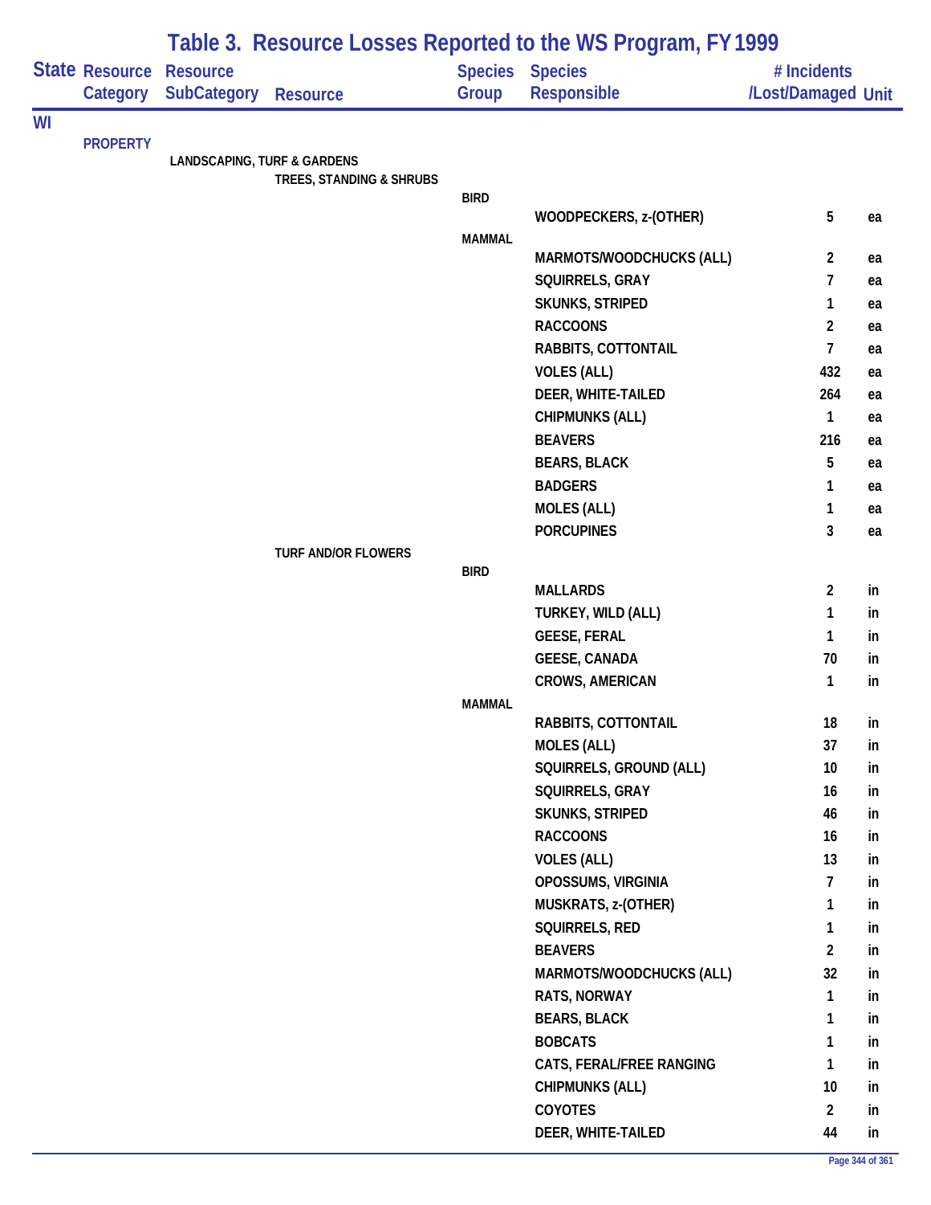# Table 3. Resource Losses Reported to the WS Program, FY 1999

| State | Resource Category | Resource SubCategory | Resource | Species Group | Species Responsible | # Incidents /Lost/Damaged | Unit |
|---|---|---|---|---|---|---|---|
| WI | | | | | | | |
| | PROPERTY | | | | | | |
| | | LANDSCAPING, TURF & GARDENS | | | | | |
| | | | TREES, STANDING & SHRUBS | | | | |
| | | | | BIRD | | | |
| | | | | | WOODPECKERS, z-(OTHER) | 5 | ea |
| | | | | MAMMAL | | | |
| | | | | | MARMOTS/WOODCHUCKS (ALL) | 2 | ea |
| | | | | | SQUIRRELS, GRAY | 7 | ea |
| | | | | | SKUNKS, STRIPED | 1 | ea |
| | | | | | RACCOONS | 2 | ea |
| | | | | | RABBITS, COTTONTAIL | 7 | ea |
| | | | | | VOLES (ALL) | 432 | ea |
| | | | | | DEER, WHITE-TAILED | 264 | ea |
| | | | | | CHIPMUNKS (ALL) | 1 | ea |
| | | | | | BEAVERS | 216 | ea |
| | | | | | BEARS, BLACK | 5 | ea |
| | | | | | BADGERS | 1 | ea |
| | | | | | MOLES (ALL) | 1 | ea |
| | | | | | PORCUPINES | 3 | ea |
| | | | TURF AND/OR FLOWERS | | | | |
| | | | | BIRD | | | |
| | | | | | MALLARDS | 2 | in |
| | | | | | TURKEY, WILD (ALL) | 1 | in |
| | | | | | GEESE, FERAL | 1 | in |
| | | | | | GEESE, CANADA | 70 | in |
| | | | | | CROWS, AMERICAN | 1 | in |
| | | | | MAMMAL | | | |
| | | | | | RABBITS, COTTONTAIL | 18 | in |
| | | | | | MOLES (ALL) | 37 | in |
| | | | | | SQUIRRELS, GROUND (ALL) | 10 | in |
| | | | | | SQUIRRELS, GRAY | 16 | in |
| | | | | | SKUNKS, STRIPED | 46 | in |
| | | | | | RACCOONS | 16 | in |
| | | | | | VOLES (ALL) | 13 | in |
| | | | | | OPOSSUMS, VIRGINIA | 7 | in |
| | | | | | MUSKRATS, z-(OTHER) | 1 | in |
| | | | | | SQUIRRELS, RED | 1 | in |
| | | | | | BEAVERS | 2 | in |
| | | | | | MARMOTS/WOODCHUCKS (ALL) | 32 | in |
| | | | | | RATS, NORWAY | 1 | in |
| | | | | | BEARS, BLACK | 1 | in |
| | | | | | BOBCATS | 1 | in |
| | | | | | CATS, FERAL/FREE RANGING | 1 | in |
| | | | | | CHIPMUNKS (ALL) | 10 | in |
| | | | | | COYOTES | 2 | in |
| | | | | | DEER, WHITE-TAILED | 44 | in |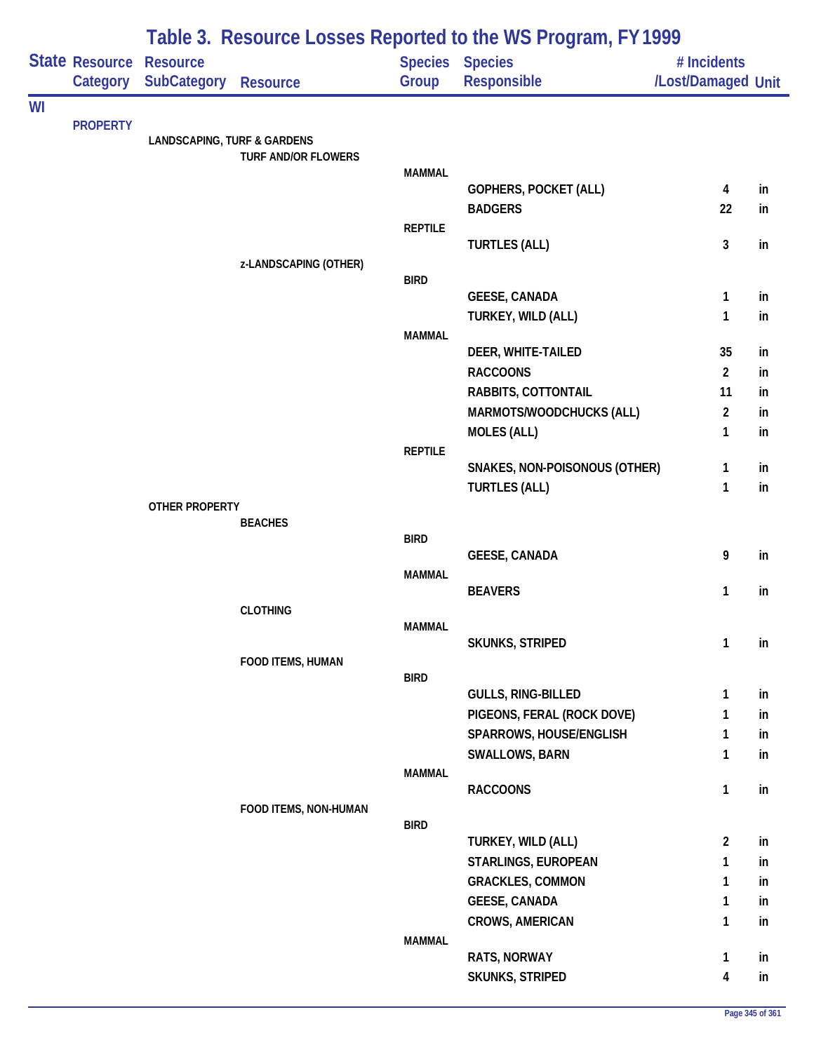# Table 3. Resource Losses Reported to the WS Program, FY 1999

| State | Resource Category | Resource SubCategory | Resource | Species Group | Species Responsible | # Incidents /Lost/Damaged | Unit |
|---|---|---|---|---|---|---|---|
| WI | | | | | | | |
| | PROPERTY | | | | | | |
| | | LANDSCAPING, TURF & GARDENS | | | | | |
| | | | TURF AND/OR FLOWERS | | | | |
| | | | | MAMMAL | | | |
| | | | | | GOPHERS, POCKET (ALL) | 4 | in |
| | | | | | BADGERS | 22 | in |
| | | | | REPTILE | | | |
| | | | | | TURTLES (ALL) | 3 | in |
| | | | z-LANDSCAPING (OTHER) | | | | |
| | | | | BIRD | | | |
| | | | | | GEESE, CANADA | 1 | in |
| | | | | | TURKEY, WILD (ALL) | 1 | in |
| | | | | MAMMAL | | | |
| | | | | | DEER, WHITE-TAILED | 35 | in |
| | | | | | RACCOONS | 2 | in |
| | | | | | RABBITS, COTTONTAIL | 11 | in |
| | | | | | MARMOTS/WOODCHUCKS (ALL) | 2 | in |
| | | | | | MOLES (ALL) | 1 | in |
| | | | | REPTILE | | | |
| | | | | | SNAKES, NON-POISONOUS (OTHER) | 1 | in |
| | | | | | TURTLES (ALL) | 1 | in |
| | | OTHER PROPERTY | | | | | |
| | | | BEACHES | | | | |
| | | | | BIRD | | | |
| | | | | | GEESE, CANADA | 9 | in |
| | | | | MAMMAL | | | |
| | | | | | BEAVERS | 1 | in |
| | | | CLOTHING | | | | |
| | | | | MAMMAL | | | |
| | | | | | SKUNKS, STRIPED | 1 | in |
| | | | FOOD ITEMS, HUMAN | | | | |
| | | | | BIRD | | | |
| | | | | | GULLS, RING-BILLED | 1 | in |
| | | | | | PIGEONS, FERAL (ROCK DOVE) | 1 | in |
| | | | | | SPARROWS, HOUSE/ENGLISH | 1 | in |
| | | | | | SWALLOWS, BARN | 1 | in |
| | | | | MAMMAL | | | |
| | | | | | RACCOONS | 1 | in |
| | | | FOOD ITEMS, NON-HUMAN | | | | |
| | | | | BIRD | | | |
| | | | | | TURKEY, WILD (ALL) | 2 | in |
| | | | | | STARLINGS, EUROPEAN | 1 | in |
| | | | | | GRACKLES, COMMON | 1 | in |
| | | | | | GEESE, CANADA | 1 | in |
| | | | | | CROWS, AMERICAN | 1 | in |
| | | | | MAMMAL | | | |
| | | | | | RATS, NORWAY | 1 | in |
| | | | | | SKUNKS, STRIPED | 4 | in |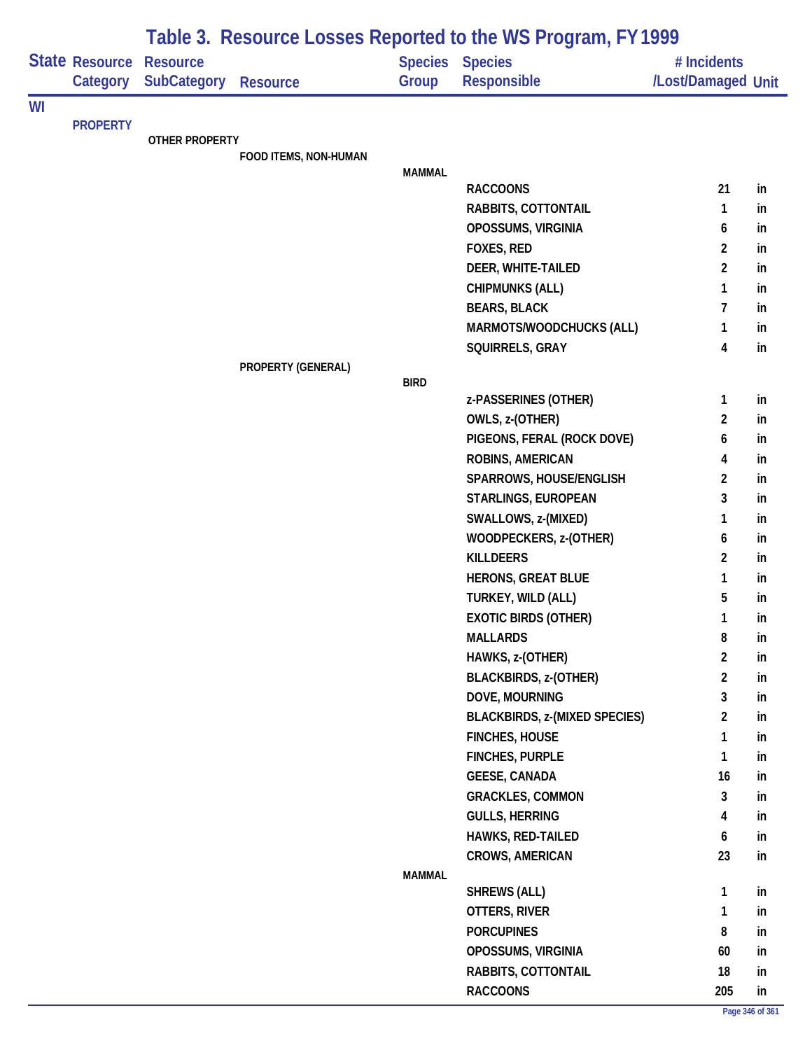# Table 3. Resource Losses Reported to the WS Program, FY 1999

| State | Resource Category | Resource SubCategory | Resource | Species Group | Species Responsible | # Incidents /Lost/Damaged | Unit |
|---|---|---|---|---|---|---|---|
| WI | | | | | | | |
| | PROPERTY | | | | | | |
| | | OTHER PROPERTY | | | | | |
| | | | FOOD ITEMS, NON-HUMAN | | | | |
| | | | | MAMMAL | | | |
| | | | | | RACCOONS | 21 | in |
| | | | | | RABBITS, COTTONTAIL | 1 | in |
| | | | | | OPOSSUMS, VIRGINIA | 6 | in |
| | | | | | FOXES, RED | 2 | in |
| | | | | | DEER, WHITE-TAILED | 2 | in |
| | | | | | CHIPMUNKS (ALL) | 1 | in |
| | | | | | BEARS, BLACK | 7 | in |
| | | | | | MARMOTS/WOODCHUCKS (ALL) | 1 | in |
| | | | | | SQUIRRELS, GRAY | 4 | in |
| | | | PROPERTY (GENERAL) | | | | |
| | | | | BIRD | | | |
| | | | | | z-PASSERINES (OTHER) | 1 | in |
| | | | | | OWLS, z-(OTHER) | 2 | in |
| | | | | | PIGEONS, FERAL (ROCK DOVE) | 6 | in |
| | | | | | ROBINS, AMERICAN | 4 | in |
| | | | | | SPARROWS, HOUSE/ENGLISH | 2 | in |
| | | | | | STARLINGS, EUROPEAN | 3 | in |
| | | | | | SWALLOWS, z-(MIXED) | 1 | in |
| | | | | | WOODPECKERS, z-(OTHER) | 6 | in |
| | | | | | KILLDEERS | 2 | in |
| | | | | | HERONS, GREAT BLUE | 1 | in |
| | | | | | TURKEY, WILD (ALL) | 5 | in |
| | | | | | EXOTIC BIRDS (OTHER) | 1 | in |
| | | | | | MALLARDS | 8 | in |
| | | | | | HAWKS, z-(OTHER) | 2 | in |
| | | | | | BLACKBIRDS, z-(OTHER) | 2 | in |
| | | | | | DOVE, MOURNING | 3 | in |
| | | | | | BLACKBIRDS, z-(MIXED SPECIES) | 2 | in |
| | | | | | FINCHES, HOUSE | 1 | in |
| | | | | | FINCHES, PURPLE | 1 | in |
| | | | | | GEESE, CANADA | 16 | in |
| | | | | | GRACKLES, COMMON | 3 | in |
| | | | | | GULLS, HERRING | 4 | in |
| | | | | | HAWKS, RED-TAILED | 6 | in |
| | | | | | CROWS, AMERICAN | 23 | in |
| | | | | MAMMAL | | | |
| | | | | | SHREWS (ALL) | 1 | in |
| | | | | | OTTERS, RIVER | 1 | in |
| | | | | | PORCUPINES | 8 | in |
| | | | | | OPOSSUMS, VIRGINIA | 60 | in |
| | | | | | RABBITS, COTTONTAIL | 18 | in |
| | | | | | RACCOONS | 205 | in |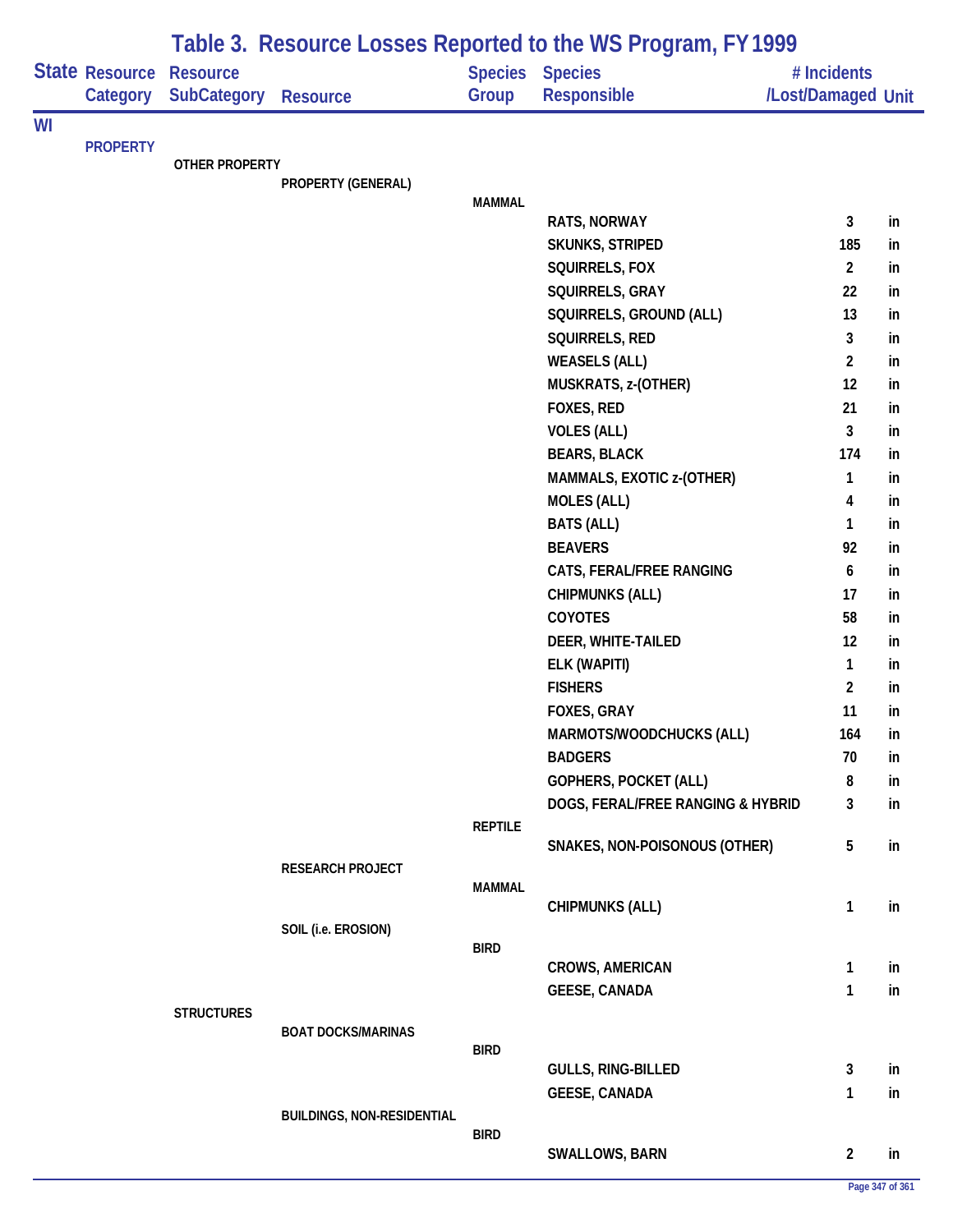# Table 3. Resource Losses Reported to the WS Program, FY 1999

| State | Resource Category | Resource SubCategory | Resource | Species Group | Species Responsible | # Incidents /Lost/Damaged | Unit |
|---|---|---|---|---|---|---|---|
| WI | | | | | | | |
| | PROPERTY | | | | | | |
| | | OTHER PROPERTY | | | | | |
| | | | PROPERTY (GENERAL) | | | | |
| | | | | MAMMAL | | | |
| | | | | | RATS, NORWAY | 3 | in |
| | | | | | SKUNKS, STRIPED | 185 | in |
| | | | | | SQUIRRELS, FOX | 2 | in |
| | | | | | SQUIRRELS, GRAY | 22 | in |
| | | | | | SQUIRRELS, GROUND (ALL) | 13 | in |
| | | | | | SQUIRRELS, RED | 3 | in |
| | | | | | WEASELS (ALL) | 2 | in |
| | | | | | MUSKRATS, z-(OTHER) | 12 | in |
| | | | | | FOXES, RED | 21 | in |
| | | | | | VOLES (ALL) | 3 | in |
| | | | | | BEARS, BLACK | 174 | in |
| | | | | | MAMMALS, EXOTIC z-(OTHER) | 1 | in |
| | | | | | MOLES (ALL) | 4 | in |
| | | | | | BATS (ALL) | 1 | in |
| | | | | | BEAVERS | 92 | in |
| | | | | | CATS, FERAL/FREE RANGING | 6 | in |
| | | | | | CHIPMUNKS (ALL) | 17 | in |
| | | | | | COYOTES | 58 | in |
| | | | | | DEER, WHITE-TAILED | 12 | in |
| | | | | | ELK (WAPITI) | 1 | in |
| | | | | | FISHERS | 2 | in |
| | | | | | FOXES, GRAY | 11 | in |
| | | | | | MARMOTS/WOODCHUCKS (ALL) | 164 | in |
| | | | | | BADGERS | 70 | in |
| | | | | | GOPHERS, POCKET (ALL) | 8 | in |
| | | | | | DOGS, FERAL/FREE RANGING & HYBRID | 3 | in |
| | | | | REPTILE | | | |
| | | | | | SNAKES, NON-POISONOUS (OTHER) | 5 | in |
| | | | RESEARCH PROJECT | | | | |
| | | | | MAMMAL | | | |
| | | | | | CHIPMUNKS (ALL) | 1 | in |
| | | | SOIL (i.e. EROSION) | | | | |
| | | | | BIRD | | | |
| | | | | | CROWS, AMERICAN | 1 | in |
| | | | | | GEESE, CANADA | 1 | in |
| | | STRUCTURES | | | | | |
| | | | BOAT DOCKS/MARINAS | | | | |
| | | | | BIRD | | | |
| | | | | | GULLS, RING-BILLED | 3 | in |
| | | | | | GEESE, CANADA | 1 | in |
| | | | BUILDINGS, NON-RESIDENTIAL | | | | |
| | | | | BIRD | | | |
| | | | | | SWALLOWS, BARN | 2 | in |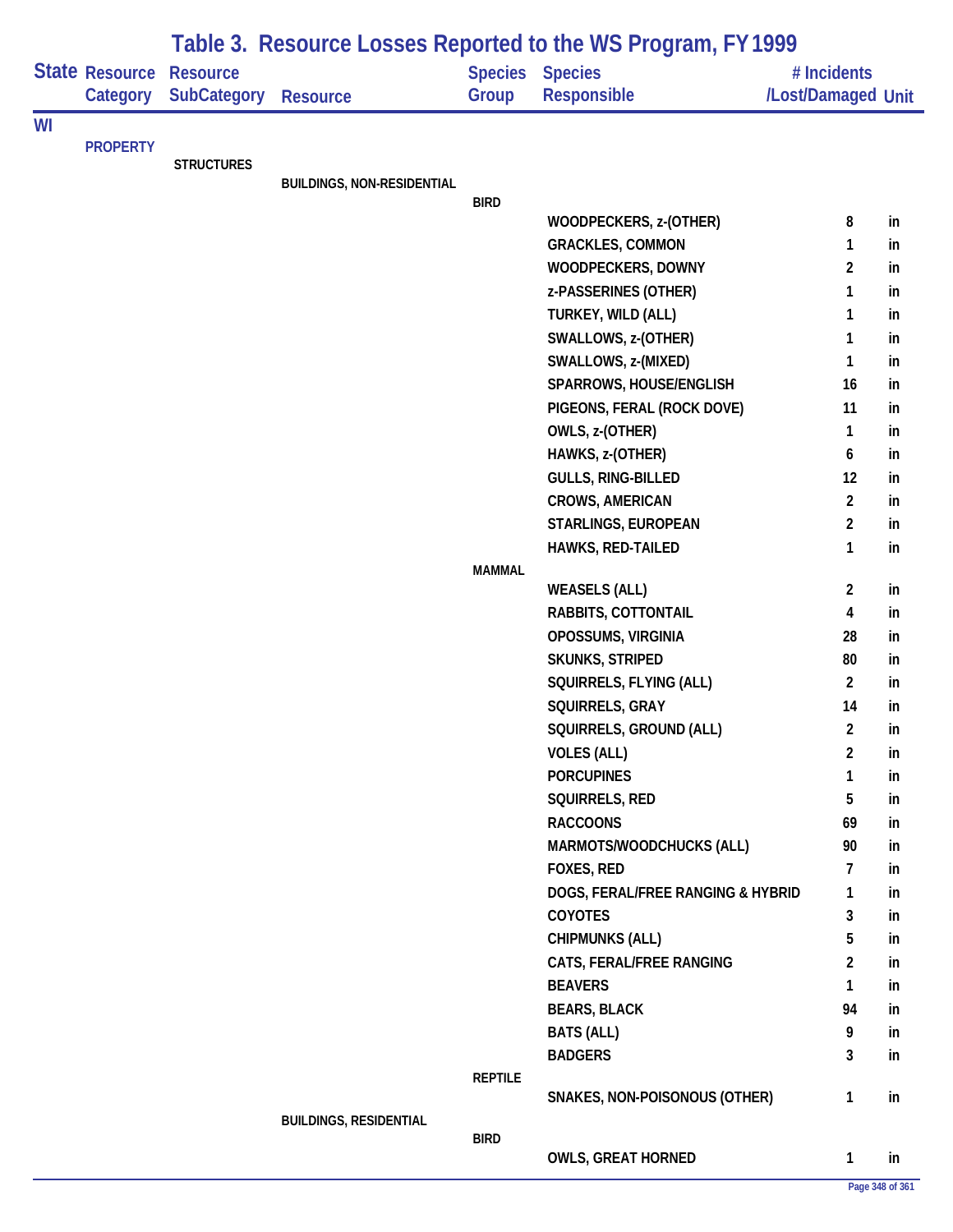# Table 3. Resource Losses Reported to the WS Program, FY 1999

| State | Resource Category | Resource SubCategory | Resource | Species Group | Species Responsible | # Incidents /Lost/Damaged | Unit |
|---|---|---|---|---|---|---|---|
| WI | | | | | | | |
| | PROPERTY | | | | | | |
| | | STRUCTURES | | | | | |
| | | | BUILDINGS, NON-RESIDENTIAL | | | | |
| | | | | BIRD | | | |
| | | | | | WOODPECKERS, z-(OTHER) | 8 | in |
| | | | | | GRACKLES, COMMON | 1 | in |
| | | | | | WOODPECKERS, DOWNY | 2 | in |
| | | | | | z-PASSERINES (OTHER) | 1 | in |
| | | | | | TURKEY, WILD (ALL) | 1 | in |
| | | | | | SWALLOWS, z-(OTHER) | 1 | in |
| | | | | | SWALLOWS, z-(MIXED) | 1 | in |
| | | | | | SPARROWS, HOUSE/ENGLISH | 16 | in |
| | | | | | PIGEONS, FERAL (ROCK DOVE) | 11 | in |
| | | | | | OWLS, z-(OTHER) | 1 | in |
| | | | | | HAWKS, z-(OTHER) | 6 | in |
| | | | | | GULLS, RING-BILLED | 12 | in |
| | | | | | CROWS, AMERICAN | 2 | in |
| | | | | | STARLINGS, EUROPEAN | 2 | in |
| | | | | | HAWKS, RED-TAILED | 1 | in |
| | | | | MAMMAL | | | |
| | | | | | WEASELS (ALL) | 2 | in |
| | | | | | RABBITS, COTTONTAIL | 4 | in |
| | | | | | OPOSSUMS, VIRGINIA | 28 | in |
| | | | | | SKUNKS, STRIPED | 80 | in |
| | | | | | SQUIRRELS, FLYING (ALL) | 2 | in |
| | | | | | SQUIRRELS, GRAY | 14 | in |
| | | | | | SQUIRRELS, GROUND (ALL) | 2 | in |
| | | | | | VOLES (ALL) | 2 | in |
| | | | | | PORCUPINES | 1 | in |
| | | | | | SQUIRRELS, RED | 5 | in |
| | | | | | RACCOONS | 69 | in |
| | | | | | MARMOTS/WOODCHUCKS (ALL) | 90 | in |
| | | | | | FOXES, RED | 7 | in |
| | | | | | DOGS, FERAL/FREE RANGING & HYBRID | 1 | in |
| | | | | | COYOTES | 3 | in |
| | | | | | CHIPMUNKS (ALL) | 5 | in |
| | | | | | CATS, FERAL/FREE RANGING | 2 | in |
| | | | | | BEAVERS | 1 | in |
| | | | | | BEARS, BLACK | 94 | in |
| | | | | | BATS (ALL) | 9 | in |
| | | | | | BADGERS | 3 | in |
| | | | | REPTILE | | | |
| | | | | | SNAKES, NON-POISONOUS (OTHER) | 1 | in |
| | | | BUILDINGS, RESIDENTIAL | | | | |
| | | | | BIRD | | | |
| | | | | | OWLS, GREAT HORNED | 1 | in |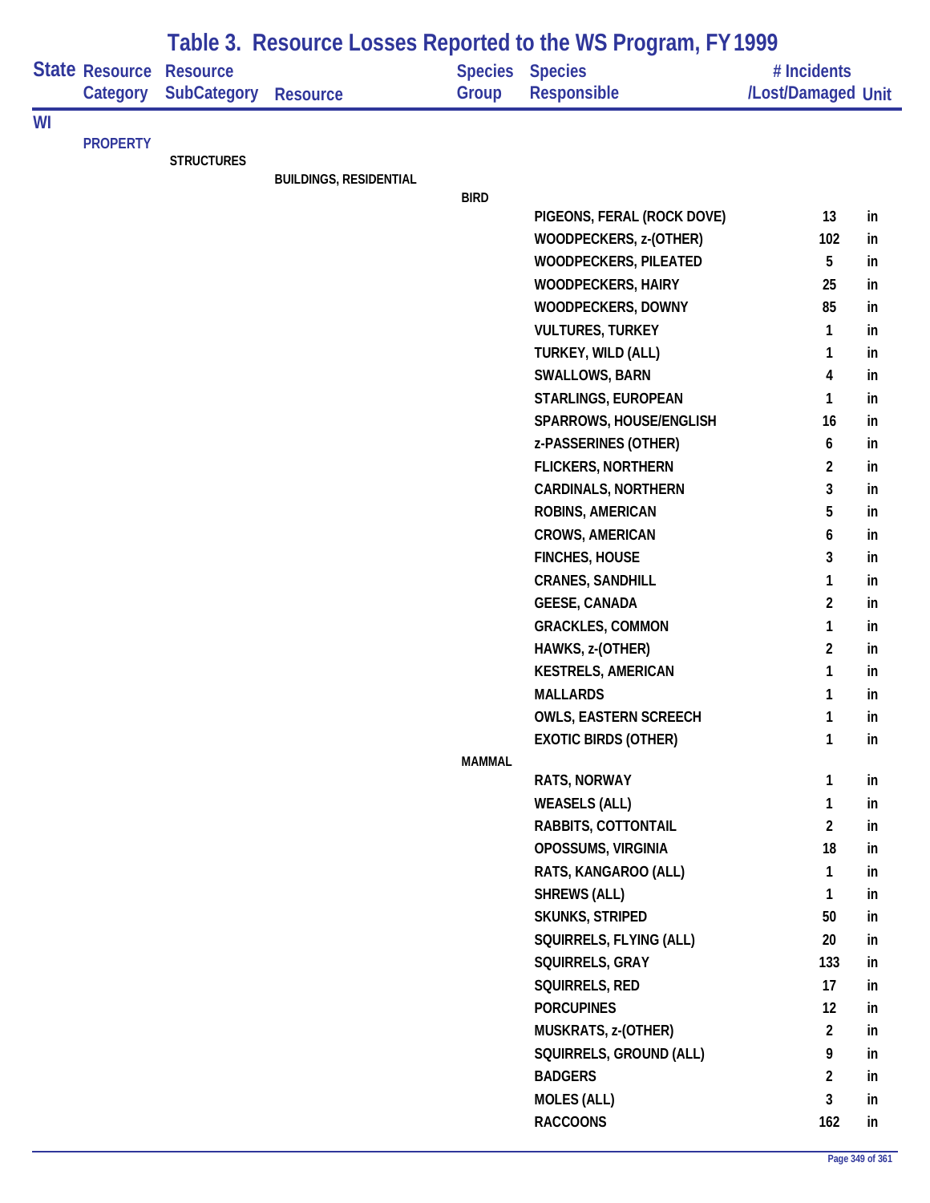# Table 3. Resource Losses Reported to the WS Program, FY 1999

| State | Resource Category | Resource SubCategory | Resource | Species Group | Species Responsible | # Incidents /Lost/Damaged | Unit |
|---|---|---|---|---|---|---|---|
| WI | | | | | | | |
| | PROPERTY | | | | | | |
| | | STRUCTURES | | | | | |
| | | | BUILDINGS, RESIDENTIAL | | | | |
| | | | | BIRD | | | |
| | | | | | PIGEONS, FERAL (ROCK DOVE) | 13 | in |
| | | | | | WOODPECKERS, z-(OTHER) | 102 | in |
| | | | | | WOODPECKERS, PILEATED | 5 | in |
| | | | | | WOODPECKERS, HAIRY | 25 | in |
| | | | | | WOODPECKERS, DOWNY | 85 | in |
| | | | | | VULTURES, TURKEY | 1 | in |
| | | | | | TURKEY, WILD (ALL) | 1 | in |
| | | | | | SWALLOWS, BARN | 4 | in |
| | | | | | STARLINGS, EUROPEAN | 1 | in |
| | | | | | SPARROWS, HOUSE/ENGLISH | 16 | in |
| | | | | | z-PASSERINES (OTHER) | 6 | in |
| | | | | | FLICKERS, NORTHERN | 2 | in |
| | | | | | CARDINALS, NORTHERN | 3 | in |
| | | | | | ROBINS, AMERICAN | 5 | in |
| | | | | | CROWS, AMERICAN | 6 | in |
| | | | | | FINCHES, HOUSE | 3 | in |
| | | | | | CRANES, SANDHILL | 1 | in |
| | | | | | GEESE, CANADA | 2 | in |
| | | | | | GRACKLES, COMMON | 1 | in |
| | | | | | HAWKS, z-(OTHER) | 2 | in |
| | | | | | KESTRELS, AMERICAN | 1 | in |
| | | | | | MALLARDS | 1 | in |
| | | | | | OWLS, EASTERN SCREECH | 1 | in |
| | | | | | EXOTIC BIRDS (OTHER) | 1 | in |
| | | | | MAMMAL | | | |
| | | | | | RATS, NORWAY | 1 | in |
| | | | | | WEASELS (ALL) | 1 | in |
| | | | | | RABBITS, COTTONTAIL | 2 | in |
| | | | | | OPOSSUMS, VIRGINIA | 18 | in |
| | | | | | RATS, KANGAROO (ALL) | 1 | in |
| | | | | | SHREWS (ALL) | 1 | in |
| | | | | | SKUNKS, STRIPED | 50 | in |
| | | | | | SQUIRRELS, FLYING (ALL) | 20 | in |
| | | | | | SQUIRRELS, GRAY | 133 | in |
| | | | | | SQUIRRELS, RED | 17 | in |
| | | | | | PORCUPINES | 12 | in |
| | | | | | MUSKRATS, z-(OTHER) | 2 | in |
| | | | | | SQUIRRELS, GROUND (ALL) | 9 | in |
| | | | | | BADGERS | 2 | in |
| | | | | | MOLES (ALL) | 3 | in |
| | | | | | RACCOONS | 162 | in |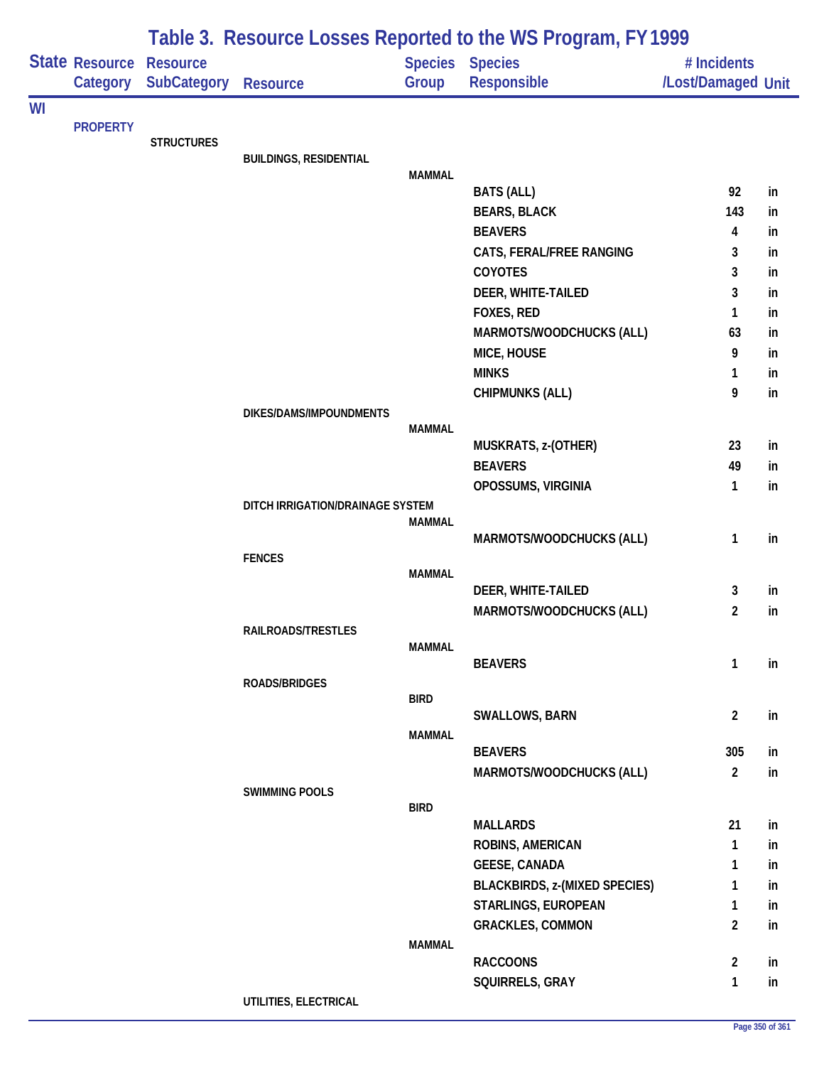# Table 3. Resource Losses Reported to the WS Program, FY 1999

| State | Resource Category | Resource SubCategory | Resource | Species Group | Species Responsible | # Incidents /Lost/Damaged | Unit |
|---|---|---|---|---|---|---|---|
| WI | | | | | | | |
| | PROPERTY | | | | | | |
| | | STRUCTURES | | | | | |
| | | | BUILDINGS, RESIDENTIAL | | | | |
| | | | | MAMMAL | | | |
| | | | | | BATS (ALL) | 92 | in |
| | | | | | BEARS, BLACK | 143 | in |
| | | | | | BEAVERS | 4 | in |
| | | | | | CATS, FERAL/FREE RANGING | 3 | in |
| | | | | | COYOTES | 3 | in |
| | | | | | DEER, WHITE-TAILED | 3 | in |
| | | | | | FOXES, RED | 1 | in |
| | | | | | MARMOTS/WOODCHUCKS (ALL) | 63 | in |
| | | | | | MICE, HOUSE | 9 | in |
| | | | | | MINKS | 1 | in |
| | | | | | CHIPMUNKS (ALL) | 9 | in |
| | | | DIKES/DAMS/IMPOUNDMENTS | | | | |
| | | | | MAMMAL | | | |
| | | | | | MUSKRATS, z-(OTHER) | 23 | in |
| | | | | | BEAVERS | 49 | in |
| | | | | | OPOSSUMS, VIRGINIA | 1 | in |
| | | | DITCH IRRIGATION/DRAINAGE SYSTEM | | | | |
| | | | | MAMMAL | | | |
| | | | | | MARMOTS/WOODCHUCKS (ALL) | 1 | in |
| | | | FENCES | | | | |
| | | | | MAMMAL | | | |
| | | | | | DEER, WHITE-TAILED | 3 | in |
| | | | | | MARMOTS/WOODCHUCKS (ALL) | 2 | in |
| | | | RAILROADS/TRESTLES | | | | |
| | | | | MAMMAL | | | |
| | | | | | BEAVERS | 1 | in |
| | | | ROADS/BRIDGES | | | | |
| | | | | BIRD | | | |
| | | | | | SWALLOWS, BARN | 2 | in |
| | | | | MAMMAL | | | |
| | | | | | BEAVERS | 305 | in |
| | | | | | MARMOTS/WOODCHUCKS (ALL) | 2 | in |
| | | | SWIMMING POOLS | | | | |
| | | | | BIRD | | | |
| | | | | | MALLARDS | 21 | in |
| | | | | | ROBINS, AMERICAN | 1 | in |
| | | | | | GEESE, CANADA | 1 | in |
| | | | | | BLACKBIRDS, z-(MIXED SPECIES) | 1 | in |
| | | | | | STARLINGS, EUROPEAN | 1 | in |
| | | | | | GRACKLES, COMMON | 2 | in |
| | | | | MAMMAL | | | |
| | | | | | RACCOONS | 2 | in |
| | | | | | SQUIRRELS, GRAY | 1 | in |
| | | | UTILITIES, ELECTRICAL | | | | |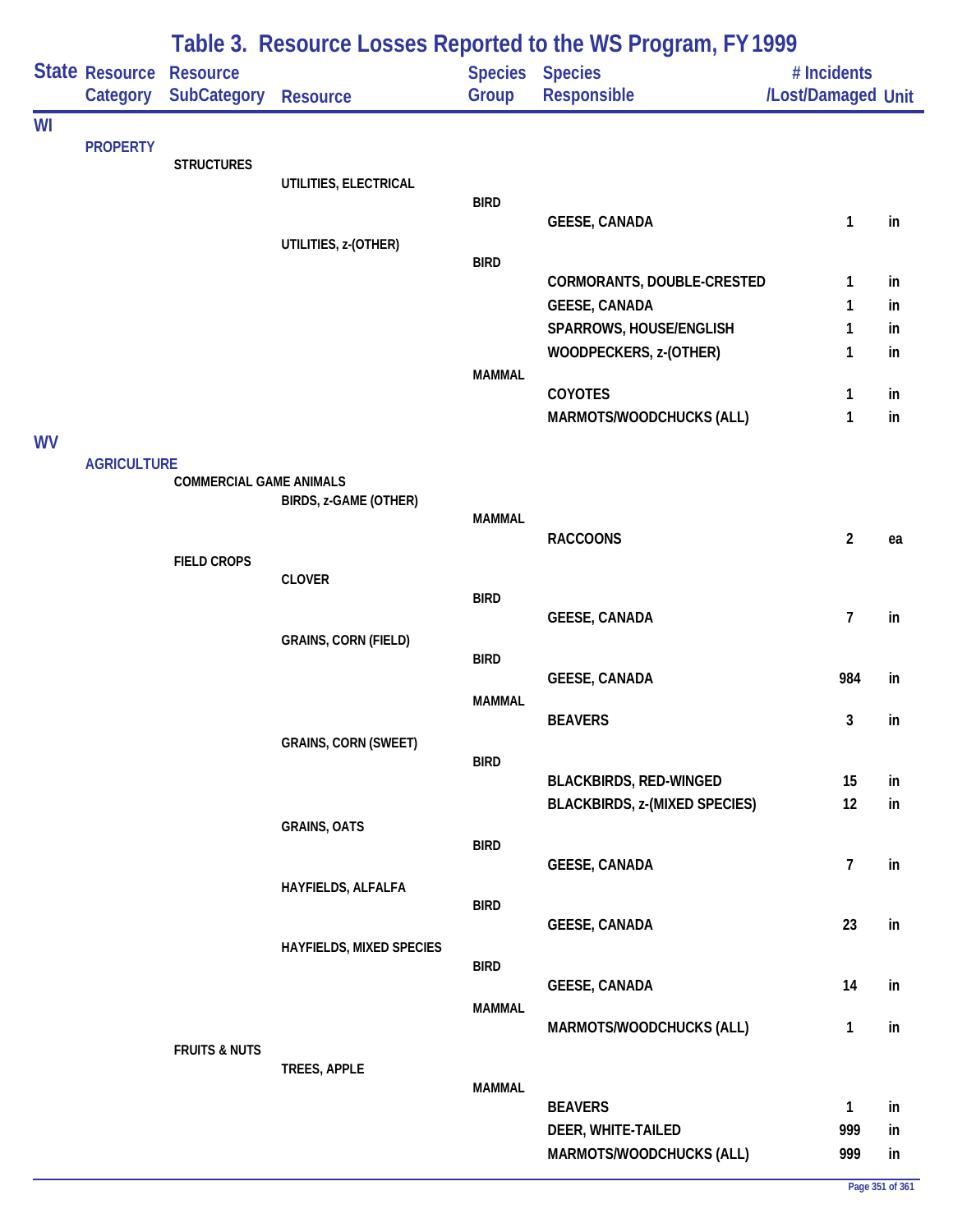# Table 3. Resource Losses Reported to the WS Program, FY 1999

| State | Resource Category | Resource SubCategory | Resource | Species Group | Species Responsible | # Incidents /Lost/Damaged | Unit |
|---|---|---|---|---|---|---|---|
| WI | | | | | | | |
| | PROPERTY | | | | | | |
| | | STRUCTURES | | | | | |
| | | | UTILITIES, ELECTRICAL | | | | |
| | | | | BIRD | | | |
| | | | | | GEESE, CANADA | 1 | in |
| | | | UTILITIES, z-(OTHER) | | | | |
| | | | | BIRD | | | |
| | | | | | CORMORANTS, DOUBLE-CRESTED | 1 | in |
| | | | | | GEESE, CANADA | 1 | in |
| | | | | | SPARROWS, HOUSE/ENGLISH | 1 | in |
| | | | | | WOODPECKERS, z-(OTHER) | 1 | in |
| | | | | MAMMAL | | | |
| | | | | | COYOTES | 1 | in |
| | | | | | MARMOTS/WOODCHUCKS (ALL) | 1 | in |
| WV | | | | | | | |
| | AGRICULTURE | | | | | | |
| | | COMMERCIAL GAME ANIMALS | | | | | |
| | | | BIRDS, z-GAME (OTHER) | | | | |
| | | | | MAMMAL | | | |
| | | | | | RACCOONS | 2 | ea |
| | | FIELD CROPS | | | | | |
| | | | CLOVER | | | | |
| | | | | BIRD | | | |
| | | | | | GEESE, CANADA | 7 | in |
| | | | GRAINS, CORN (FIELD) | | | | |
| | | | | BIRD | | | |
| | | | | | GEESE, CANADA | 984 | in |
| | | | | MAMMAL | | | |
| | | | | | BEAVERS | 3 | in |
| | | | GRAINS, CORN (SWEET) | | | | |
| | | | | BIRD | | | |
| | | | | | BLACKBIRDS, RED-WINGED | 15 | in |
| | | | | | BLACKBIRDS, z-(MIXED SPECIES) | 12 | in |
| | | | GRAINS, OATS | | | | |
| | | | | BIRD | | | |
| | | | | | GEESE, CANADA | 7 | in |
| | | | HAYFIELDS, ALFALFA | | | | |
| | | | | BIRD | | | |
| | | | | | GEESE, CANADA | 23 | in |
| | | | HAYFIELDS, MIXED SPECIES | | | | |
| | | | | BIRD | | | |
| | | | | | GEESE, CANADA | 14 | in |
| | | | | MAMMAL | | | |
| | | | | | MARMOTS/WOODCHUCKS (ALL) | 1 | in |
| | | FRUITS & NUTS | | | | | |
| | | | TREES, APPLE | | | | |
| | | | | MAMMAL | | | |
| | | | | | BEAVERS | 1 | in |
| | | | | | DEER, WHITE-TAILED | 999 | in |
| | | | | | MARMOTS/WOODCHUCKS (ALL) | 999 | in |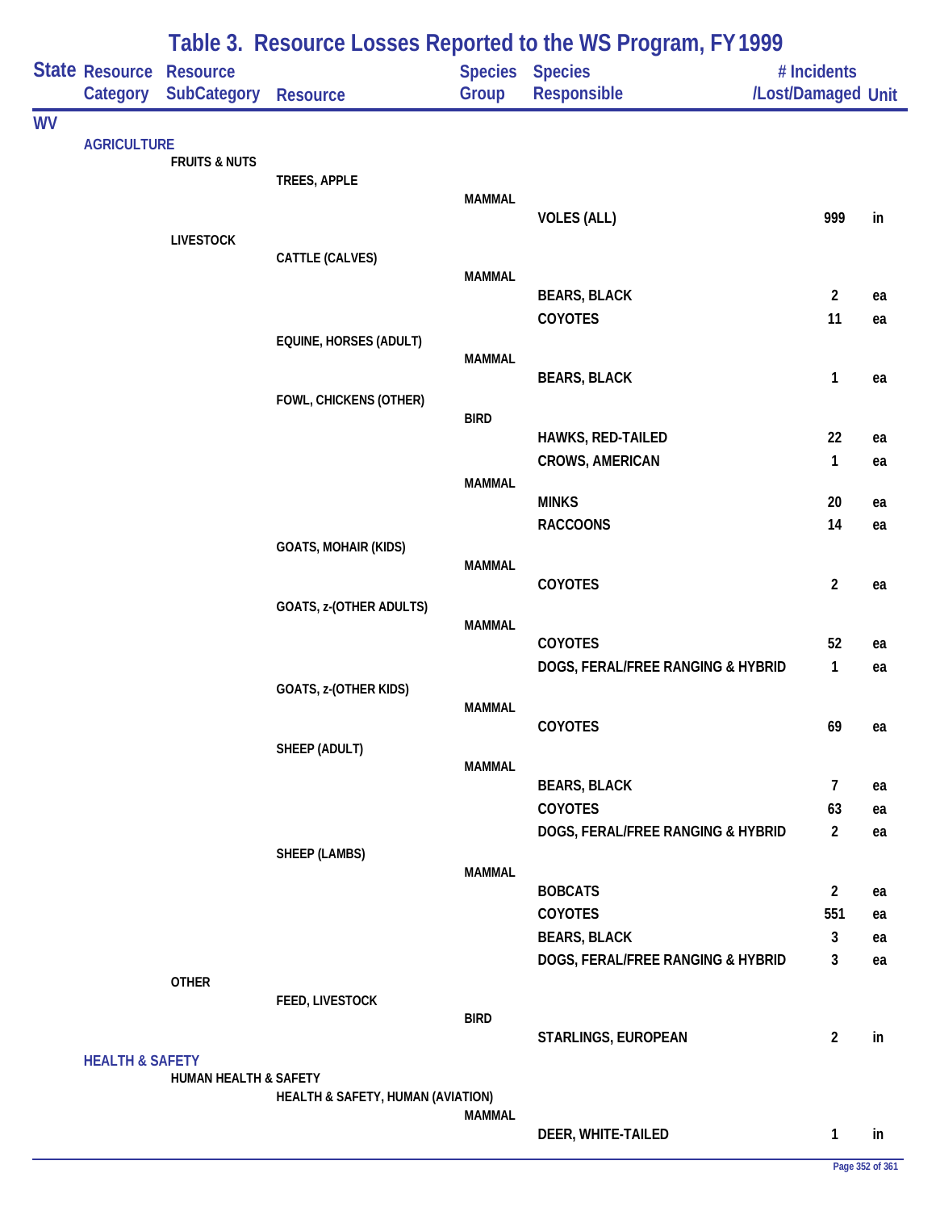# Table 3. Resource Losses Reported to the WS Program, FY 1999

| State | Resource Category | Resource SubCategory | Resource | Species Group | Species Responsible | # Incidents /Lost/Damaged | Unit |
|---|---|---|---|---|---|---|---|
| WV | | | | | | | |
| | AGRICULTURE | | | | | | |
| | | FRUITS & NUTS | | | | | |
| | | | TREES, APPLE | | | | |
| | | | | MAMMAL | | | |
| | | | | | VOLES (ALL) | 999 | in |
| | | LIVESTOCK | | | | | |
| | | | CATTLE (CALVES) | | | | |
| | | | | MAMMAL | | | |
| | | | | | BEARS, BLACK | 2 | ea |
| | | | | | COYOTES | 11 | ea |
| | | | EQUINE, HORSES (ADULT) | | | | |
| | | | | MAMMAL | | | |
| | | | | | BEARS, BLACK | 1 | ea |
| | | | FOWL, CHICKENS (OTHER) | | | | |
| | | | | BIRD | | | |
| | | | | | HAWKS, RED-TAILED | 22 | ea |
| | | | | | CROWS, AMERICAN | 1 | ea |
| | | | | MAMMAL | | | |
| | | | | | MINKS | 20 | ea |
| | | | | | RACCOONS | 14 | ea |
| | | | GOATS, MOHAIR (KIDS) | | | | |
| | | | | MAMMAL | | | |
| | | | | | COYOTES | 2 | ea |
| | | | GOATS, z-(OTHER ADULTS) | | | | |
| | | | | MAMMAL | | | |
| | | | | | COYOTES | 52 | ea |
| | | | | | DOGS, FERAL/FREE RANGING & HYBRID | 1 | ea |
| | | | GOATS, z-(OTHER KIDS) | | | | |
| | | | | MAMMAL | | | |
| | | | | | COYOTES | 69 | ea |
| | | | SHEEP (ADULT) | | | | |
| | | | | MAMMAL | | | |
| | | | | | BEARS, BLACK | 7 | ea |
| | | | | | COYOTES | 63 | ea |
| | | | | | DOGS, FERAL/FREE RANGING & HYBRID | 2 | ea |
| | | | SHEEP (LAMBS) | | | | |
| | | | | MAMMAL | | | |
| | | | | | BOBCATS | 2 | ea |
| | | | | | COYOTES | 551 | ea |
| | | | | | BEARS, BLACK | 3 | ea |
| | | | | | DOGS, FERAL/FREE RANGING & HYBRID | 3 | ea |
| | | OTHER | | | | | |
| | | | FEED, LIVESTOCK | | | | |
| | | | | BIRD | | | |
| | | | | | STARLINGS, EUROPEAN | 2 | in |
| | HEALTH & SAFETY | | | | | | |
| | | HUMAN HEALTH & SAFETY | | | | | |
| | | | HEALTH & SAFETY, HUMAN (AVIATION) | | | | |
| | | | | MAMMAL | | | |
| | | | | | DEER, WHITE-TAILED | 1 | in |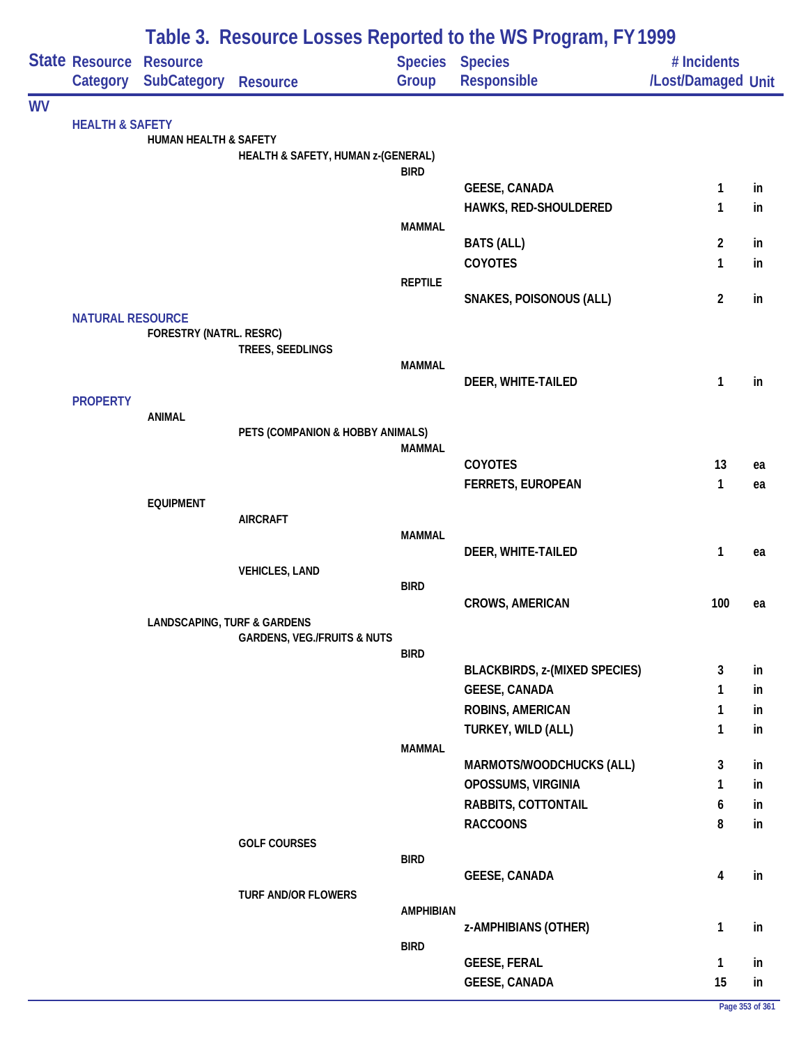# Table 3. Resource Losses Reported to the WS Program, FY 1999

| State | Resource Category | Resource SubCategory | Resource | Species Group | Species Responsible | # Incidents /Lost/Damaged | Unit |
|---|---|---|---|---|---|---|---|
| WV | | | | | | | |
| | HEALTH & SAFETY | | | | | | |
| | | HUMAN HEALTH & SAFETY | | | | | |
| | | | HEALTH & SAFETY, HUMAN z-(GENERAL) | | | | |
| | | | | BIRD | | | |
| | | | | | GEESE, CANADA | 1 | in |
| | | | | | HAWKS, RED-SHOULDERED | 1 | in |
| | | | | MAMMAL | | | |
| | | | | | BATS (ALL) | 2 | in |
| | | | | | COYOTES | 1 | in |
| | | | | REPTILE | | | |
| | | | | | SNAKES, POISONOUS (ALL) | 2 | in |
| | NATURAL RESOURCE | | | | | | |
| | | FORESTRY (NATRL. RESRC) | | | | | |
| | | | TREES, SEEDLINGS | | | | |
| | | | | MAMMAL | | | |
| | | | | | DEER, WHITE-TAILED | 1 | in |
| | PROPERTY | | | | | | |
| | | ANIMAL | | | | | |
| | | | PETS (COMPANION & HOBBY ANIMALS) | | | | |
| | | | | MAMMAL | | | |
| | | | | | COYOTES | 13 | ea |
| | | | | | FERRETS, EUROPEAN | 1 | ea |
| | | EQUIPMENT | | | | | |
| | | | AIRCRAFT | | | | |
| | | | | MAMMAL | | | |
| | | | | | DEER, WHITE-TAILED | 1 | ea |
| | | | VEHICLES, LAND | | | | |
| | | | | BIRD | | | |
| | | | | | CROWS, AMERICAN | 100 | ea |
| | | LANDSCAPING, TURF & GARDENS | | | | | |
| | | | GARDENS, VEG./FRUITS & NUTS | | | | |
| | | | | BIRD | | | |
| | | | | | BLACKBIRDS, z-(MIXED SPECIES) | 3 | in |
| | | | | | GEESE, CANADA | 1 | in |
| | | | | | ROBINS, AMERICAN | 1 | in |
| | | | | | TURKEY, WILD (ALL) | 1 | in |
| | | | | MAMMAL | | | |
| | | | | | MARMOTS/WOODCHUCKS (ALL) | 3 | in |
| | | | | | OPOSSUMS, VIRGINIA | 1 | in |
| | | | | | RABBITS, COTTONTAIL | 6 | in |
| | | | | | RACCOONS | 8 | in |
| | | | GOLF COURSES | | | | |
| | | | | BIRD | | | |
| | | | | | GEESE, CANADA | 4 | in |
| | | | TURF AND/OR FLOWERS | | | | |
| | | | | AMPHIBIAN | | | |
| | | | | | z-AMPHIBIANS (OTHER) | 1 | in |
| | | | | BIRD | | | |
| | | | | | GEESE, FERAL | 1 | in |
| | | | | | GEESE, CANADA | 15 | in |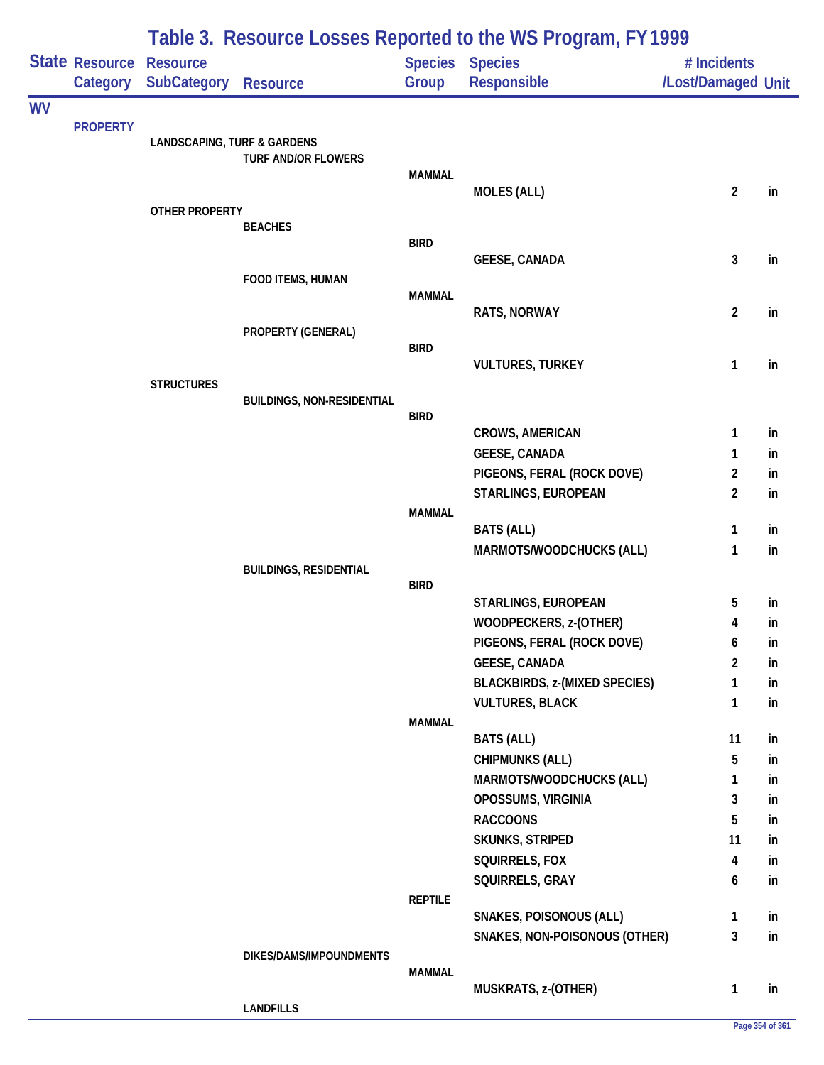# Table 3. Resource Losses Reported to the WS Program, FY 1999

| State | Resource Category | Resource SubCategory | Resource | Species Group | Species Responsible | # Incidents /Lost/Damaged | Unit |
|---|---|---|---|---|---|---|---|
| WV | | | | | | | |
| | PROPERTY | | | | | | |
| | | LANDSCAPING, TURF & GARDENS | | | | | |
| | | | TURF AND/OR FLOWERS | | | | |
| | | | | MAMMAL | | | |
| | | | | | MOLES (ALL) | 2 | in |
| | | OTHER PROPERTY | | | | | |
| | | | BEACHES | | | | |
| | | | | BIRD | | | |
| | | | | | GEESE, CANADA | 3 | in |
| | | | FOOD ITEMS, HUMAN | | | | |
| | | | | MAMMAL | | | |
| | | | | | RATS, NORWAY | 2 | in |
| | | | PROPERTY (GENERAL) | | | | |
| | | | | BIRD | | | |
| | | | | | VULTURES, TURKEY | 1 | in |
| | | STRUCTURES | | | | | |
| | | | BUILDINGS, NON-RESIDENTIAL | | | | |
| | | | | BIRD | | | |
| | | | | | CROWS, AMERICAN | 1 | in |
| | | | | | GEESE, CANADA | 1 | in |
| | | | | | PIGEONS, FERAL (ROCK DOVE) | 2 | in |
| | | | | | STARLINGS, EUROPEAN | 2 | in |
| | | | | MAMMAL | | | |
| | | | | | BATS (ALL) | 1 | in |
| | | | | | MARMOTS/WOODCHUCKS (ALL) | 1 | in |
| | | | BUILDINGS, RESIDENTIAL | | | | |
| | | | | BIRD | | | |
| | | | | | STARLINGS, EUROPEAN | 5 | in |
| | | | | | WOODPECKERS, z-(OTHER) | 4 | in |
| | | | | | PIGEONS, FERAL (ROCK DOVE) | 6 | in |
| | | | | | GEESE, CANADA | 2 | in |
| | | | | | BLACKBIRDS, z-(MIXED SPECIES) | 1 | in |
| | | | | | VULTURES, BLACK | 1 | in |
| | | | | MAMMAL | | | |
| | | | | | BATS (ALL) | 11 | in |
| | | | | | CHIPMUNKS (ALL) | 5 | in |
| | | | | | MARMOTS/WOODCHUCKS (ALL) | 1 | in |
| | | | | | OPOSSUMS, VIRGINIA | 3 | in |
| | | | | | RACCOONS | 5 | in |
| | | | | | SKUNKS, STRIPED | 11 | in |
| | | | | | SQUIRRELS, FOX | 4 | in |
| | | | | | SQUIRRELS, GRAY | 6 | in |
| | | | | REPTILE | | | |
| | | | | | SNAKES, POISONOUS (ALL) | 1 | in |
| | | | | | SNAKES, NON-POISONOUS (OTHER) | 3 | in |
| | | | DIKES/DAMS/IMPOUNDMENTS | | | | |
| | | | | MAMMAL | | | |
| | | | | | MUSKRATS, z-(OTHER) | 1 | in |
| | | | LANDFILLS | | | | |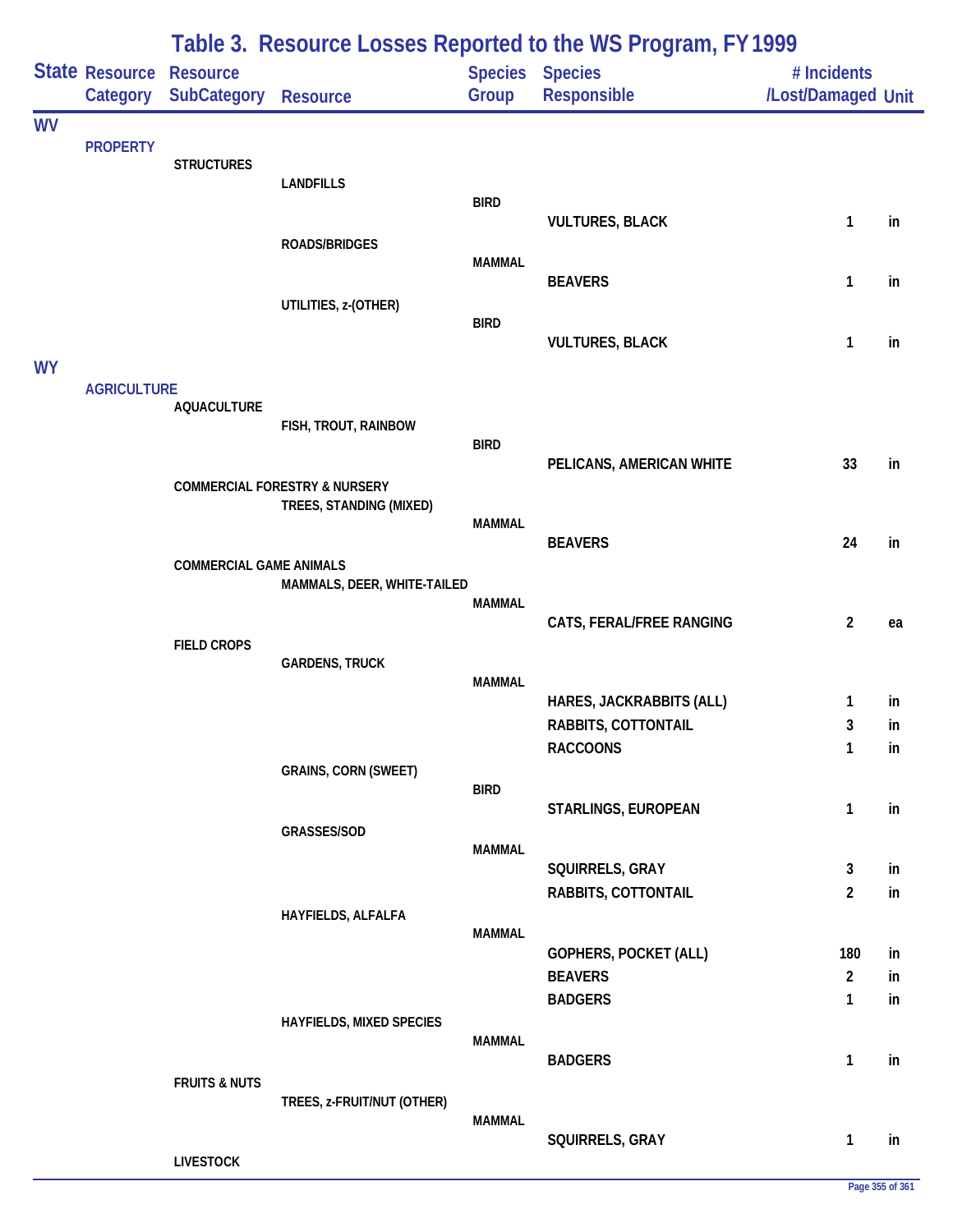# Table 3. Resource Losses Reported to the WS Program, FY 1999

| State | Resource Category | Resource SubCategory | Resource | Species Group | Species Responsible | # Incidents /Lost/Damaged | Unit |
|---|---|---|---|---|---|---|---|
| WV | | | | | | | |
| | PROPERTY | | | | | | |
| | | STRUCTURES | | | | | |
| | | | LANDFILLS | | | | |
| | | | | BIRD | | | |
| | | | | | VULTURES, BLACK | 1 | in |
| | | | ROADS/BRIDGES | | | | |
| | | | | MAMMAL | | | |
| | | | | | BEAVERS | 1 | in |
| | | | UTILITIES, z-(OTHER) | | | | |
| | | | | BIRD | | | |
| | | | | | VULTURES, BLACK | 1 | in |
| WY | | | | | | | |
| | AGRICULTURE | | | | | | |
| | | AQUACULTURE | | | | | |
| | | | FISH, TROUT, RAINBOW | | | | |
| | | | | BIRD | | | |
| | | | | | PELICANS, AMERICAN WHITE | 33 | in |
| | | COMMERCIAL FORESTRY & NURSERY | | | | | |
| | | | TREES, STANDING (MIXED) | | | | |
| | | | | MAMMAL | | | |
| | | | | | BEAVERS | 24 | in |
| | | COMMERCIAL GAME ANIMALS | | | | | |
| | | | MAMMALS, DEER, WHITE-TAILED | | | | |
| | | | | MAMMAL | | | |
| | | | | | CATS, FERAL/FREE RANGING | 2 | ea |
| | | FIELD CROPS | | | | | |
| | | | GARDENS, TRUCK | | | | |
| | | | | MAMMAL | | | |
| | | | | | HARES, JACKRABBITS (ALL) | 1 | in |
| | | | | | RABBITS, COTTONTAIL | 3 | in |
| | | | | | RACCOONS | 1 | in |
| | | | GRAINS, CORN (SWEET) | | | | |
| | | | | BIRD | | | |
| | | | | | STARLINGS, EUROPEAN | 1 | in |
| | | | GRASSES/SOD | | | | |
| | | | | MAMMAL | | | |
| | | | | | SQUIRRELS, GRAY | 3 | in |
| | | | | | RABBITS, COTTONTAIL | 2 | in |
| | | | HAYFIELDS, ALFALFA | | | | |
| | | | | MAMMAL | | | |
| | | | | | GOPHERS, POCKET (ALL) | 180 | in |
| | | | | | BEAVERS | 2 | in |
| | | | | | BADGERS | 1 | in |
| | | | HAYFIELDS, MIXED SPECIES | | | | |
| | | | | MAMMAL | | | |
| | | | | | BADGERS | 1 | in |
| | | FRUITS & NUTS | | | | | |
| | | | TREES, z-FRUIT/NUT (OTHER) | | | | |
| | | | | MAMMAL | | | |
| | | | | | SQUIRRELS, GRAY | 1 | in |
| | | LIVESTOCK | | | | | |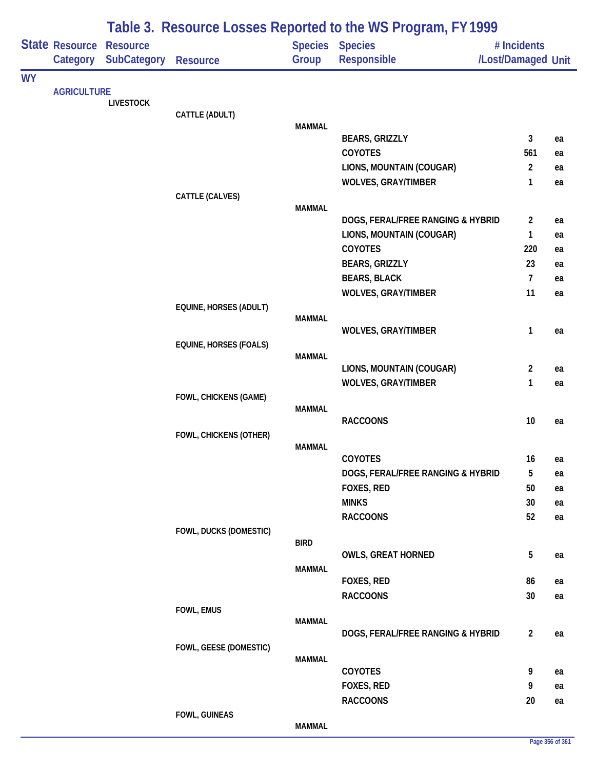# Table 3. Resource Losses Reported to the WS Program, FY 1999

| State | Resource Category | Resource SubCategory | Resource | Species Group | Species Responsible | # Incidents /Lost/Damaged | Unit |
|---|---|---|---|---|---|---|---|
| WY | | | | | | | |
| | AGRICULTURE | | | | | | |
| | | LIVESTOCK | | | | | |
| | | | CATTLE (ADULT) | | | | |
| | | | | MAMMAL | | | |
| | | | | | BEARS, GRIZZLY | 3 | ea |
| | | | | | COYOTES | 561 | ea |
| | | | | | LIONS, MOUNTAIN (COUGAR) | 2 | ea |
| | | | | | WOLVES, GRAY/TIMBER | 1 | ea |
| | | | CATTLE (CALVES) | | | | |
| | | | | MAMMAL | | | |
| | | | | | DOGS, FERAL/FREE RANGING & HYBRID | 2 | ea |
| | | | | | LIONS, MOUNTAIN (COUGAR) | 1 | ea |
| | | | | | COYOTES | 220 | ea |
| | | | | | BEARS, GRIZZLY | 23 | ea |
| | | | | | BEARS, BLACK | 7 | ea |
| | | | | | WOLVES, GRAY/TIMBER | 11 | ea |
| | | | EQUINE, HORSES (ADULT) | | | | |
| | | | | MAMMAL | | | |
| | | | | | WOLVES, GRAY/TIMBER | 1 | ea |
| | | | EQUINE, HORSES (FOALS) | | | | |
| | | | | MAMMAL | | | |
| | | | | | LIONS, MOUNTAIN (COUGAR) | 2 | ea |
| | | | | | WOLVES, GRAY/TIMBER | 1 | ea |
| | | | FOWL, CHICKENS (GAME) | | | | |
| | | | | MAMMAL | | | |
| | | | | | RACCOONS | 10 | ea |
| | | | FOWL, CHICKENS (OTHER) | | | | |
| | | | | MAMMAL | | | |
| | | | | | COYOTES | 16 | ea |
| | | | | | DOGS, FERAL/FREE RANGING & HYBRID | 5 | ea |
| | | | | | FOXES, RED | 50 | ea |
| | | | | | MINKS | 30 | ea |
| | | | | | RACCOONS | 52 | ea |
| | | | FOWL, DUCKS (DOMESTIC) | | | | |
| | | | | BIRD | | | |
| | | | | | OWLS, GREAT HORNED | 5 | ea |
| | | | | MAMMAL | | | |
| | | | | | FOXES, RED | 86 | ea |
| | | | | | RACCOONS | 30 | ea |
| | | | FOWL, EMUS | | | | |
| | | | | MAMMAL | | | |
| | | | | | DOGS, FERAL/FREE RANGING & HYBRID | 2 | ea |
| | | | FOWL, GEESE (DOMESTIC) | | | | |
| | | | | MAMMAL | | | |
| | | | | | COYOTES | 9 | ea |
| | | | | | FOXES, RED | 9 | ea |
| | | | | | RACCOONS | 20 | ea |
| | | | FOWL, GUINEAS | | | | |
| | | | | MAMMAL | | | |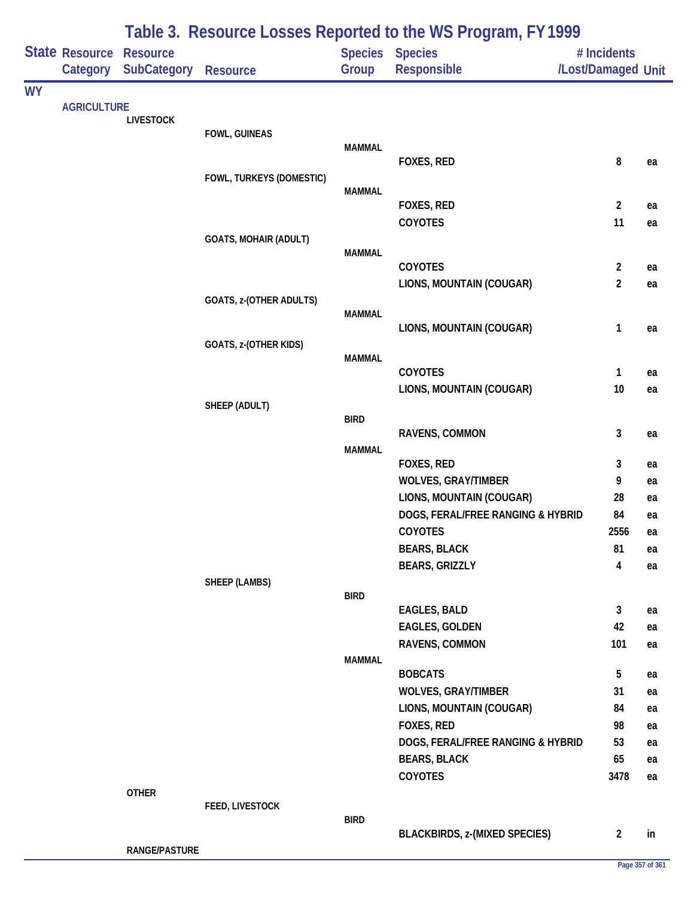# Table 3. Resource Losses Reported to the WS Program, FY 1999

| State | Resource Category | Resource SubCategory | Resource | Species Group | Species Responsible | # Incidents /Lost/Damaged | Unit |
|---|---|---|---|---|---|---|---|
| WY | | | | | | | |
| | AGRICULTURE | | | | | | |
| | | LIVESTOCK | | | | | |
| | | | FOWL, GUINEAS | | | | |
| | | | | MAMMAL | | | |
| | | | | | FOXES, RED | 8 | ea |
| | | | FOWL, TURKEYS (DOMESTIC) | | | | |
| | | | | MAMMAL | | | |
| | | | | | FOXES, RED | 2 | ea |
| | | | | | COYOTES | 11 | ea |
| | | | GOATS, MOHAIR (ADULT) | | | | |
| | | | | MAMMAL | | | |
| | | | | | COYOTES | 2 | ea |
| | | | | | LIONS, MOUNTAIN (COUGAR) | 2 | ea |
| | | | GOATS, z-(OTHER ADULTS) | | | | |
| | | | | MAMMAL | | | |
| | | | | | LIONS, MOUNTAIN (COUGAR) | 1 | ea |
| | | | GOATS, z-(OTHER KIDS) | | | | |
| | | | | MAMMAL | | | |
| | | | | | COYOTES | 1 | ea |
| | | | | | LIONS, MOUNTAIN (COUGAR) | 10 | ea |
| | | | SHEEP (ADULT) | | | | |
| | | | | BIRD | | | |
| | | | | | RAVENS, COMMON | 3 | ea |
| | | | | MAMMAL | | | |
| | | | | | FOXES, RED | 3 | ea |
| | | | | | WOLVES, GRAY/TIMBER | 9 | ea |
| | | | | | LIONS, MOUNTAIN (COUGAR) | 28 | ea |
| | | | | | DOGS, FERAL/FREE RANGING & HYBRID | 84 | ea |
| | | | | | COYOTES | 2556 | ea |
| | | | | | BEARS, BLACK | 81 | ea |
| | | | | | BEARS, GRIZZLY | 4 | ea |
| | | | SHEEP (LAMBS) | | | | |
| | | | | BIRD | | | |
| | | | | | EAGLES, BALD | 3 | ea |
| | | | | | EAGLES, GOLDEN | 42 | ea |
| | | | | | RAVENS, COMMON | 101 | ea |
| | | | | MAMMAL | | | |
| | | | | | BOBCATS | 5 | ea |
| | | | | | WOLVES, GRAY/TIMBER | 31 | ea |
| | | | | | LIONS, MOUNTAIN (COUGAR) | 84 | ea |
| | | | | | FOXES, RED | 98 | ea |
| | | | | | DOGS, FERAL/FREE RANGING & HYBRID | 53 | ea |
| | | | | | BEARS, BLACK | 65 | ea |
| | | | | | COYOTES | 3478 | ea |
| | | OTHER | | | | | |
| | | | FEED, LIVESTOCK | | | | |
| | | | | BIRD | | | |
| | | | | | BLACKBIRDS, z-(MIXED SPECIES) | 2 | in |
| | | RANGE/PASTURE | | | | | |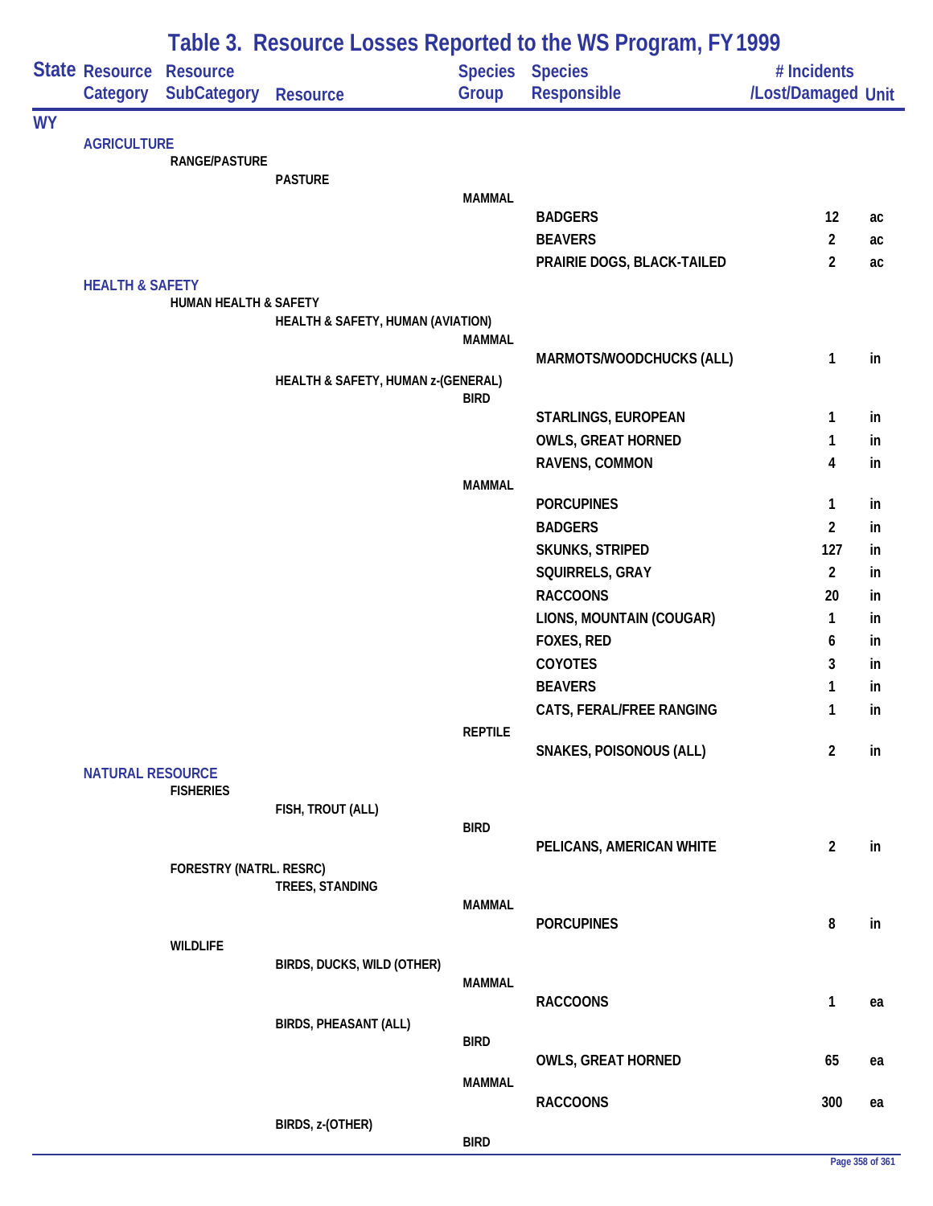# Table 3. Resource Losses Reported to the WS Program, FY 1999

| State | Resource Category | Resource SubCategory | Resource | Species Group | Species Responsible | # Incidents /Lost/Damaged | Unit |
|---|---|---|---|---|---|---|---|
| WY | | | | | | | |
| | AGRICULTURE | | | | | | |
| | | RANGE/PASTURE | | | | | |
| | | | PASTURE | | | | |
| | | | | MAMMAL | | | |
| | | | | | BADGERS | 12 | ac |
| | | | | | BEAVERS | 2 | ac |
| | | | | | PRAIRIE DOGS, BLACK-TAILED | 2 | ac |
| | HEALTH & SAFETY | | | | | | |
| | | HUMAN HEALTH & SAFETY | | | | | |
| | | | HEALTH & SAFETY, HUMAN (AVIATION) | | | | |
| | | | | MAMMAL | | | |
| | | | | | MARMOTS/WOODCHUCKS (ALL) | 1 | in |
| | | | HEALTH & SAFETY, HUMAN z-(GENERAL) | | | | |
| | | | | BIRD | | | |
| | | | | | STARLINGS, EUROPEAN | 1 | in |
| | | | | | OWLS, GREAT HORNED | 1 | in |
| | | | | | RAVENS, COMMON | 4 | in |
| | | | | MAMMAL | | | |
| | | | | | PORCUPINES | 1 | in |
| | | | | | BADGERS | 2 | in |
| | | | | | SKUNKS, STRIPED | 127 | in |
| | | | | | SQUIRRELS, GRAY | 2 | in |
| | | | | | RACCOONS | 20 | in |
| | | | | | LIONS, MOUNTAIN (COUGAR) | 1 | in |
| | | | | | FOXES, RED | 6 | in |
| | | | | | COYOTES | 3 | in |
| | | | | | BEAVERS | 1 | in |
| | | | | | CATS, FERAL/FREE RANGING | 1 | in |
| | | | | REPTILE | | | |
| | | | | | SNAKES, POISONOUS (ALL) | 2 | in |
| | NATURAL RESOURCE | | | | | | |
| | | FISHERIES | | | | | |
| | | | FISH, TROUT (ALL) | | | | |
| | | | | BIRD | | | |
| | | | | | PELICANS, AMERICAN WHITE | 2 | in |
| | | FORESTRY (NATRL. RESRC) | | | | | |
| | | | TREES, STANDING | | | | |
| | | | | MAMMAL | | | |
| | | | | | PORCUPINES | 8 | in |
| | | WILDLIFE | | | | | |
| | | | BIRDS, DUCKS, WILD (OTHER) | | | | |
| | | | | MAMMAL | | | |
| | | | | | RACCOONS | 1 | ea |
| | | | BIRDS, PHEASANT (ALL) | | | | |
| | | | | BIRD | | | |
| | | | | | OWLS, GREAT HORNED | 65 | ea |
| | | | | MAMMAL | | | |
| | | | | | RACCOONS | 300 | ea |
| | | | BIRDS, z-(OTHER) | | | | |
| | | | | BIRD | | | |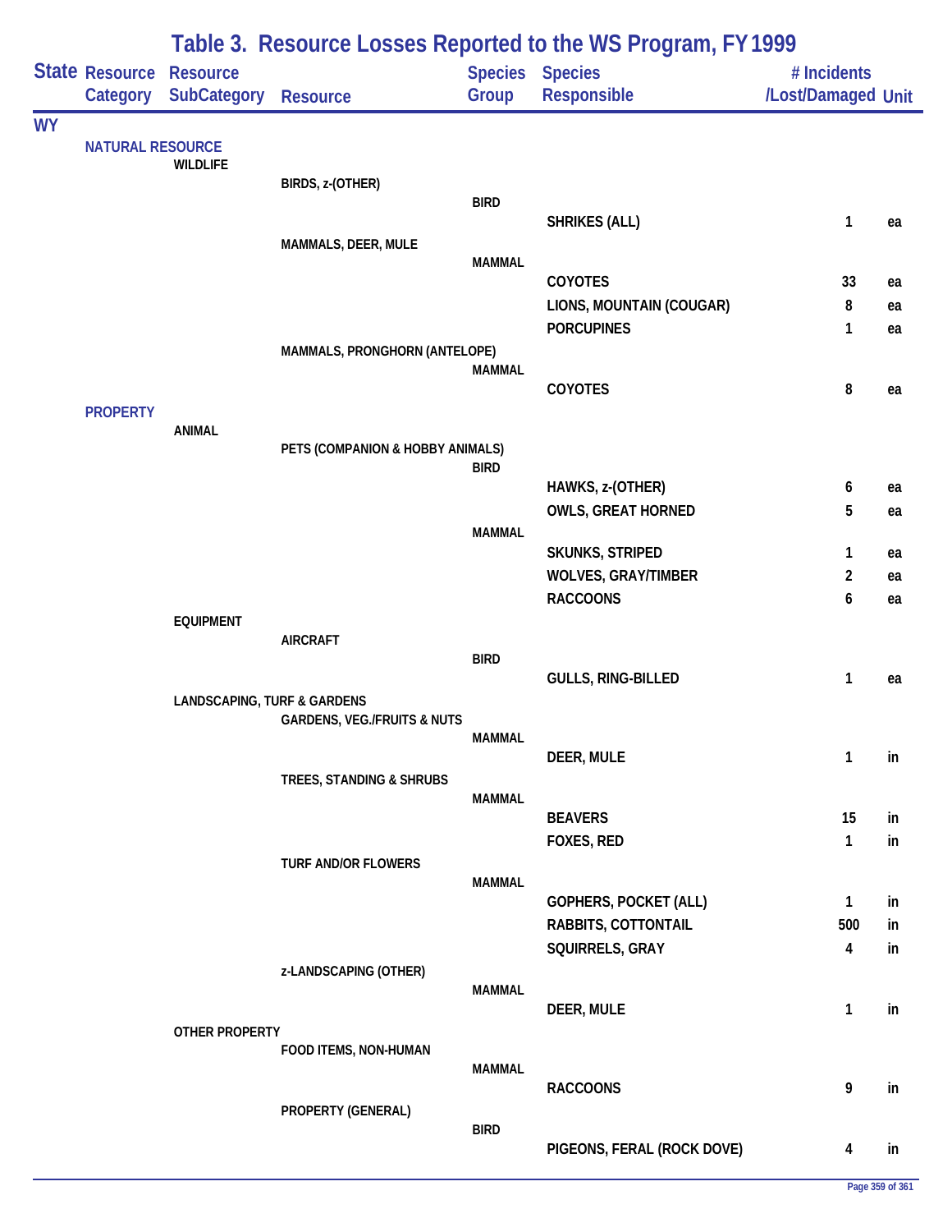# Table 3. Resource Losses Reported to the WS Program, FY 1999

| State | Resource Category | Resource SubCategory | Resource | Species Group | Species Responsible | # Incidents /Lost/Damaged | Unit |
|---|---|---|---|---|---|---|---|
| WY | | | | | | | |
| | NATURAL RESOURCE | | | | | | |
| | | WILDLIFE | | | | | |
| | | | BIRDS, z-(OTHER) | | | | |
| | | | | BIRD | | | |
| | | | | | SHRIKES (ALL) | 1 | ea |
| | | | MAMMALS, DEER, MULE | | | | |
| | | | | MAMMAL | | | |
| | | | | | COYOTES | 33 | ea |
| | | | | | LIONS, MOUNTAIN (COUGAR) | 8 | ea |
| | | | | | PORCUPINES | 1 | ea |
| | | | MAMMALS, PRONGHORN (ANTELOPE) | | | | |
| | | | | MAMMAL | | | |
| | | | | | COYOTES | 8 | ea |
| | PROPERTY | | | | | | |
| | | ANIMAL | | | | | |
| | | | PETS (COMPANION & HOBBY ANIMALS) | | | | |
| | | | | BIRD | | | |
| | | | | | HAWKS, z-(OTHER) | 6 | ea |
| | | | | | OWLS, GREAT HORNED | 5 | ea |
| | | | | MAMMAL | | | |
| | | | | | SKUNKS, STRIPED | 1 | ea |
| | | | | | WOLVES, GRAY/TIMBER | 2 | ea |
| | | | | | RACCOONS | 6 | ea |
| | | EQUIPMENT | | | | | |
| | | | AIRCRAFT | | | | |
| | | | | BIRD | | | |
| | | | | | GULLS, RING-BILLED | 1 | ea |
| | | LANDSCAPING, TURF & GARDENS | | | | | |
| | | | GARDENS, VEG./FRUITS & NUTS | | | | |
| | | | | MAMMAL | | | |
| | | | | | DEER, MULE | 1 | in |
| | | | TREES, STANDING & SHRUBS | | | | |
| | | | | MAMMAL | | | |
| | | | | | BEAVERS | 15 | in |
| | | | | | FOXES, RED | 1 | in |
| | | | TURF AND/OR FLOWERS | | | | |
| | | | | MAMMAL | | | |
| | | | | | GOPHERS, POCKET (ALL) | 1 | in |
| | | | | | RABBITS, COTTONTAIL | 500 | in |
| | | | | | SQUIRRELS, GRAY | 4 | in |
| | | | z-LANDSCAPING (OTHER) | | | | |
| | | | | MAMMAL | | | |
| | | | | | DEER, MULE | 1 | in |
| | | OTHER PROPERTY | | | | | |
| | | | FOOD ITEMS, NON-HUMAN | | | | |
| | | | | MAMMAL | | | |
| | | | | | RACCOONS | 9 | in |
| | | | PROPERTY (GENERAL) | | | | |
| | | | | BIRD | | | |
| | | | | | PIGEONS, FERAL (ROCK DOVE) | 4 | in |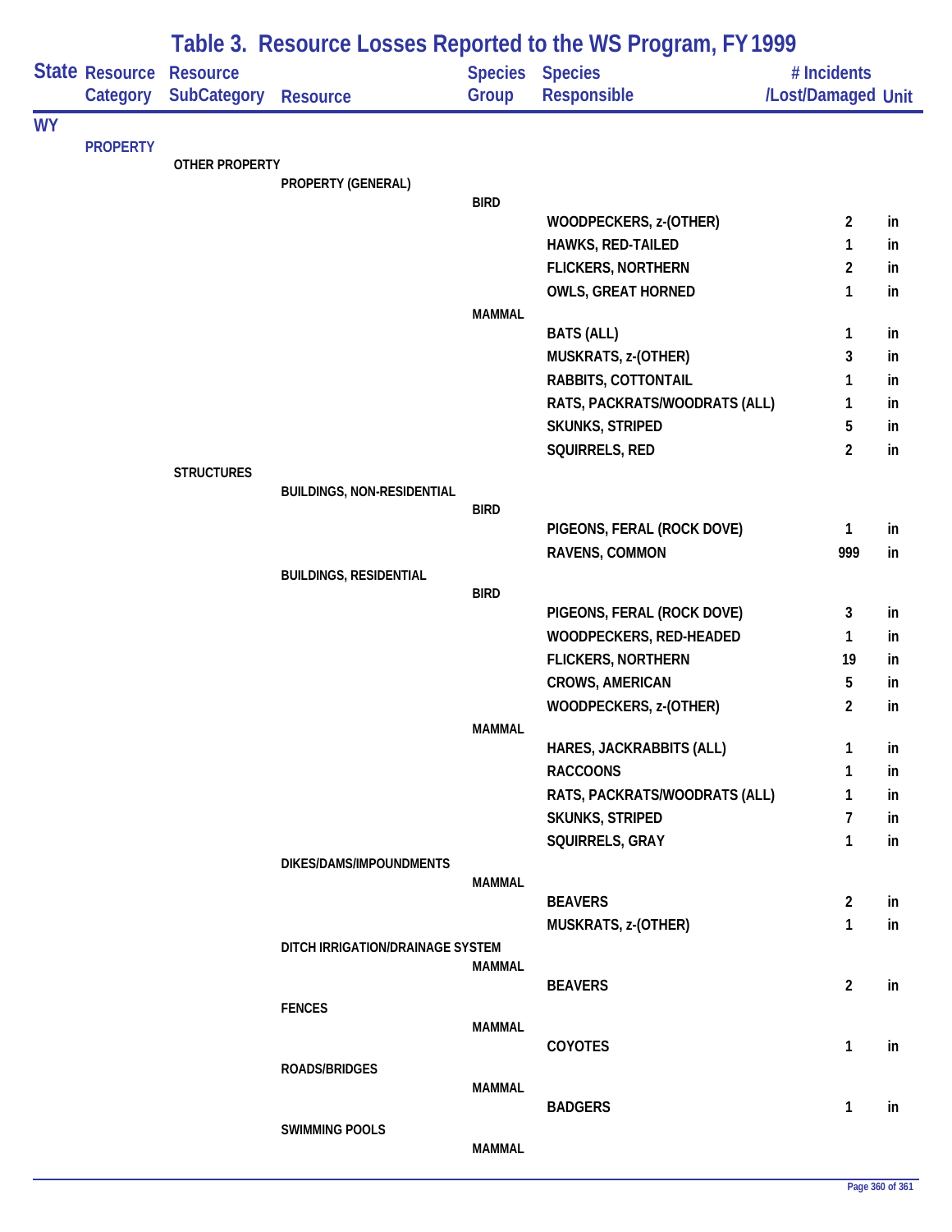# Table 3. Resource Losses Reported to the WS Program, FY 1999

| State | Resource Category | Resource SubCategory | Resource | Species Group | Species Responsible | # Incidents /Lost/Damaged | Unit |
|---|---|---|---|---|---|---|---|
| WY | | | | | | | |
| | PROPERTY | | | | | | |
| | | OTHER PROPERTY | | | | | |
| | | | PROPERTY (GENERAL) | | | | |
| | | | | BIRD | | | |
| | | | | | WOODPECKERS, z-(OTHER) | 2 | in |
| | | | | | HAWKS, RED-TAILED | 1 | in |
| | | | | | FLICKERS, NORTHERN | 2 | in |
| | | | | | OWLS, GREAT HORNED | 1 | in |
| | | | | MAMMAL | | | |
| | | | | | BATS (ALL) | 1 | in |
| | | | | | MUSKRATS, z-(OTHER) | 3 | in |
| | | | | | RABBITS, COTTONTAIL | 1 | in |
| | | | | | RATS, PACKRATS/WOODRATS (ALL) | 1 | in |
| | | | | | SKUNKS, STRIPED | 5 | in |
| | | | | | SQUIRRELS, RED | 2 | in |
| | | STRUCTURES | | | | | |
| | | | BUILDINGS, NON-RESIDENTIAL | | | | |
| | | | | BIRD | | | |
| | | | | | PIGEONS, FERAL (ROCK DOVE) | 1 | in |
| | | | | | RAVENS, COMMON | 999 | in |
| | | | BUILDINGS, RESIDENTIAL | | | | |
| | | | | BIRD | | | |
| | | | | | PIGEONS, FERAL (ROCK DOVE) | 3 | in |
| | | | | | WOODPECKERS, RED-HEADED | 1 | in |
| | | | | | FLICKERS, NORTHERN | 19 | in |
| | | | | | CROWS, AMERICAN | 5 | in |
| | | | | | WOODPECKERS, z-(OTHER) | 2 | in |
| | | | | MAMMAL | | | |
| | | | | | HARES, JACKRABBITS (ALL) | 1 | in |
| | | | | | RACCOONS | 1 | in |
| | | | | | RATS, PACKRATS/WOODRATS (ALL) | 1 | in |
| | | | | | SKUNKS, STRIPED | 7 | in |
| | | | | | SQUIRRELS, GRAY | 1 | in |
| | | | DIKES/DAMS/IMPOUNDMENTS | | | | |
| | | | | MAMMAL | | | |
| | | | | | BEAVERS | 2 | in |
| | | | | | MUSKRATS, z-(OTHER) | 1 | in |
| | | | DITCH IRRIGATION/DRAINAGE SYSTEM | | | | |
| | | | | MAMMAL | | | |
| | | | | | BEAVERS | 2 | in |
| | | | FENCES | | | | |
| | | | | MAMMAL | | | |
| | | | | | COYOTES | 1 | in |
| | | | ROADS/BRIDGES | | | | |
| | | | | MAMMAL | | | |
| | | | | | BADGERS | 1 | in |
| | | | SWIMMING POOLS | | | | |
| | | | | MAMMAL | | | |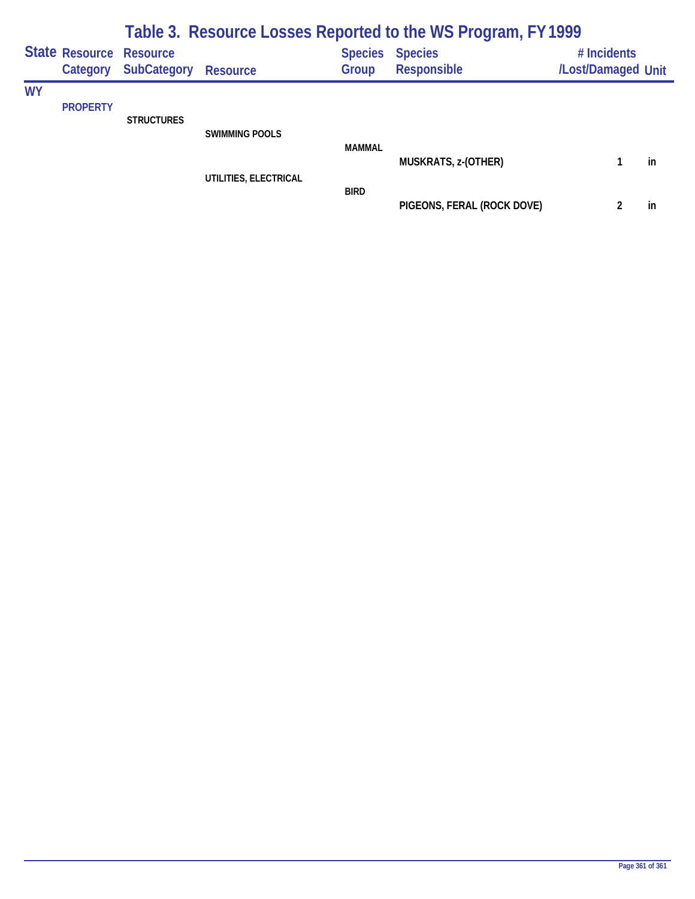# Table 3. Resource Losses Reported to the WS Program, FY 1999

| State | Resource Category | Resource SubCategory | Resource | Species Group | Species Responsible | # Incidents /Lost/Damaged | Unit |
|---|---|---|---|---|---|---|---|
| WY | | | | | | | |
| | PROPERTY | | | | | | |
| | | STRUCTURES | | | | | |
| | | | SWIMMING POOLS | | | | |
| | | | | MAMMAL | | | |
| | | | | | MUSKRATS, z-(OTHER) | 1 | in |
| | | | UTILITIES, ELECTRICAL | | | | |
| | | | | BIRD | | | |
| | | | | | PIGEONS, FERAL (ROCK DOVE) | 2 | in |